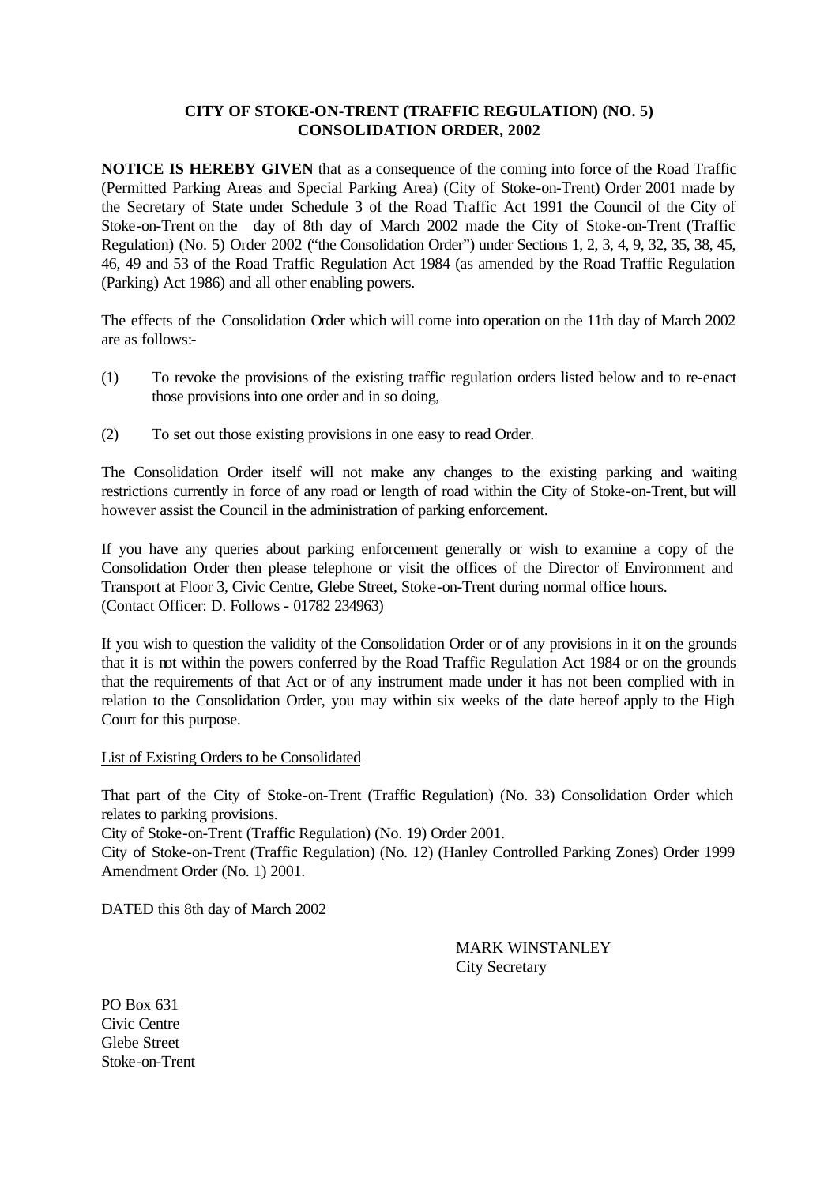**CITY OF STOKE-ON-TRENT (TRAFFIC REGULATION) (NO. 5) CONSOLIDATION ORDER, 2002**

**NOTICE IS HEREBY GIVEN** that as a consequence of the coming into force of the Road Traffic (Permitted Parking Areas and Special Parking Area) (City of Stoke-on-Trent) Order 2001 made by the Secretary of State under Schedule 3 of the Road Traffic Act 1991 the Council of the City of Stoke-on-Trent on the day of 8th day of March 2002 made the City of Stoke-on-Trent (Traffic Regulation) (No. 5) Order 2002 ("the Consolidation Order") under Sections 1, 2, 3, 4, 9, 32, 35, 38, 45, 46, 49 and 53 of the Road Traffic Regulation Act 1984 (as amended by the Road Traffic Regulation (Parking) Act 1986) and all other enabling powers.

The effects of the Consolidation Order which will come into operation on the 11th day of March 2002 are as follows:-

(1) To revoke the provisions of the existing traffic regulation orders listed below and to re-enact those provisions into one order and in so doing,

(2) To set out those existing provisions in one easy to read Order.

The Consolidation Order itself will not make any changes to the existing parking and waiting restrictions currently in force of any road or length of road within the City of Stoke-on-Trent, but will however assist the Council in the administration of parking enforcement.

If you have any queries about parking enforcement generally or wish to examine a copy of the Consolidation Order then please telephone or visit the offices of the Director of Environment and Transport at Floor 3, Civic Centre, Glebe Street, Stoke-on-Trent during normal office hours. (Contact Officer: D. Follows - 01782 234963)

If you wish to question the validity of the Consolidation Order or of any provisions in it on the grounds that it is not within the powers conferred by the Road Traffic Regulation Act 1984 or on the grounds that the requirements of that Act or of any instrument made under it has not been complied with in relation to the Consolidation Order, you may within six weeks of the date hereof apply to the High Court for this purpose.

List of Existing Orders to be Consolidated

That part of the City of Stoke-on-Trent (Traffic Regulation) (No. 33) Consolidation Order which relates to parking provisions.
City of Stoke-on-Trent (Traffic Regulation) (No. 19) Order 2001.
City of Stoke-on-Trent (Traffic Regulation) (No. 12) (Hanley Controlled Parking Zones) Order 1999 Amendment Order (No. 1) 2001.

DATED this 8th day of March 2002

MARK WINSTANLEY
City Secretary

PO Box 631
Civic Centre
Glebe Street
Stoke-on-Trent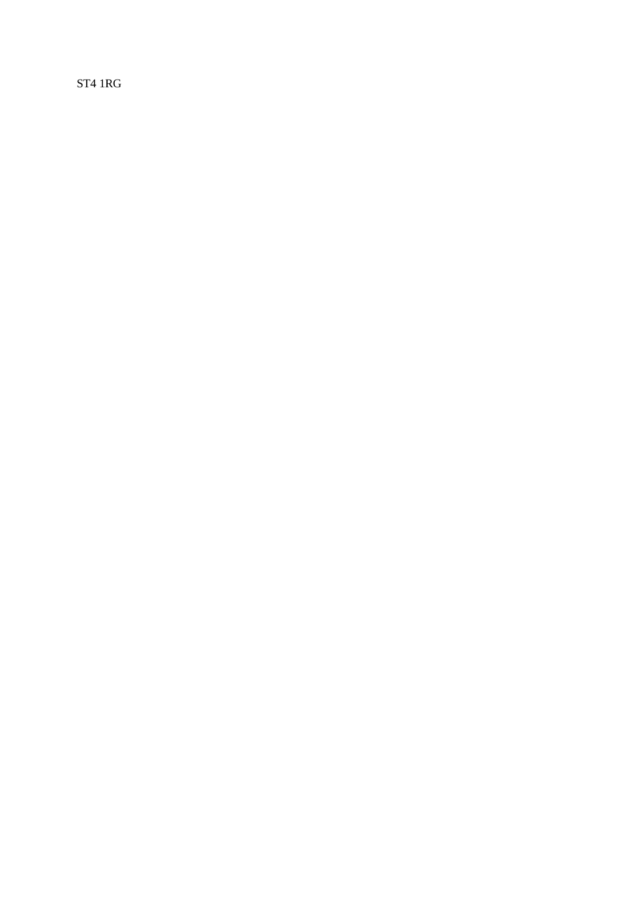ST4 1RG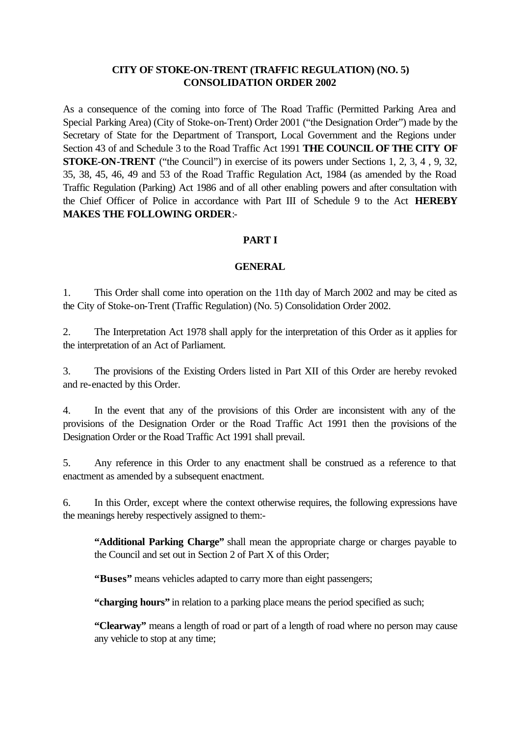**CITY OF STOKE-ON-TRENT (TRAFFIC REGULATION) (NO. 5) CONSOLIDATION ORDER 2002**

As a consequence of the coming into force of The Road Traffic (Permitted Parking Area and Special Parking Area) (City of Stoke-on-Trent) Order 2001 ("the Designation Order") made by the Secretary of State for the Department of Transport, Local Government and the Regions under Section 43 of and Schedule 3 to the Road Traffic Act 1991 **THE COUNCIL OF THE CITY OF STOKE-ON-TRENT** ("the Council") in exercise of its powers under Sections 1, 2, 3, 4 , 9, 32, 35, 38, 45, 46, 49 and 53 of the Road Traffic Regulation Act, 1984 (as amended by the Road Traffic Regulation (Parking) Act 1986 and of all other enabling powers and after consultation with the Chief Officer of Police in accordance with Part III of Schedule 9 to the Act **HEREBY MAKES THE FOLLOWING ORDER**:-

## PART I

## GENERAL

1. This Order shall come into operation on the 11th day of March 2002 and may be cited as the City of Stoke-on-Trent (Traffic Regulation) (No. 5) Consolidation Order 2002.

2. The Interpretation Act 1978 shall apply for the interpretation of this Order as it applies for the interpretation of an Act of Parliament.

3. The provisions of the Existing Orders listed in Part XII of this Order are hereby revoked and re-enacted by this Order.

4. In the event that any of the provisions of this Order are inconsistent with any of the provisions of the Designation Order or the Road Traffic Act 1991 then the provisions of the Designation Order or the Road Traffic Act 1991 shall prevail.

5. Any reference in this Order to any enactment shall be construed as a reference to that enactment as amended by a subsequent enactment.

6. In this Order, except where the context otherwise requires, the following expressions have the meanings hereby respectively assigned to them:-

   **"Additional Parking Charge"** shall mean the appropriate charge or charges payable to the Council and set out in Section 2 of Part X of this Order;

   **"Buses"** means vehicles adapted to carry more than eight passengers;

   **"charging hours"** in relation to a parking place means the period specified as such;

   **"Clearway"** means a length of road or part of a length of road where no person may cause any vehicle to stop at any time;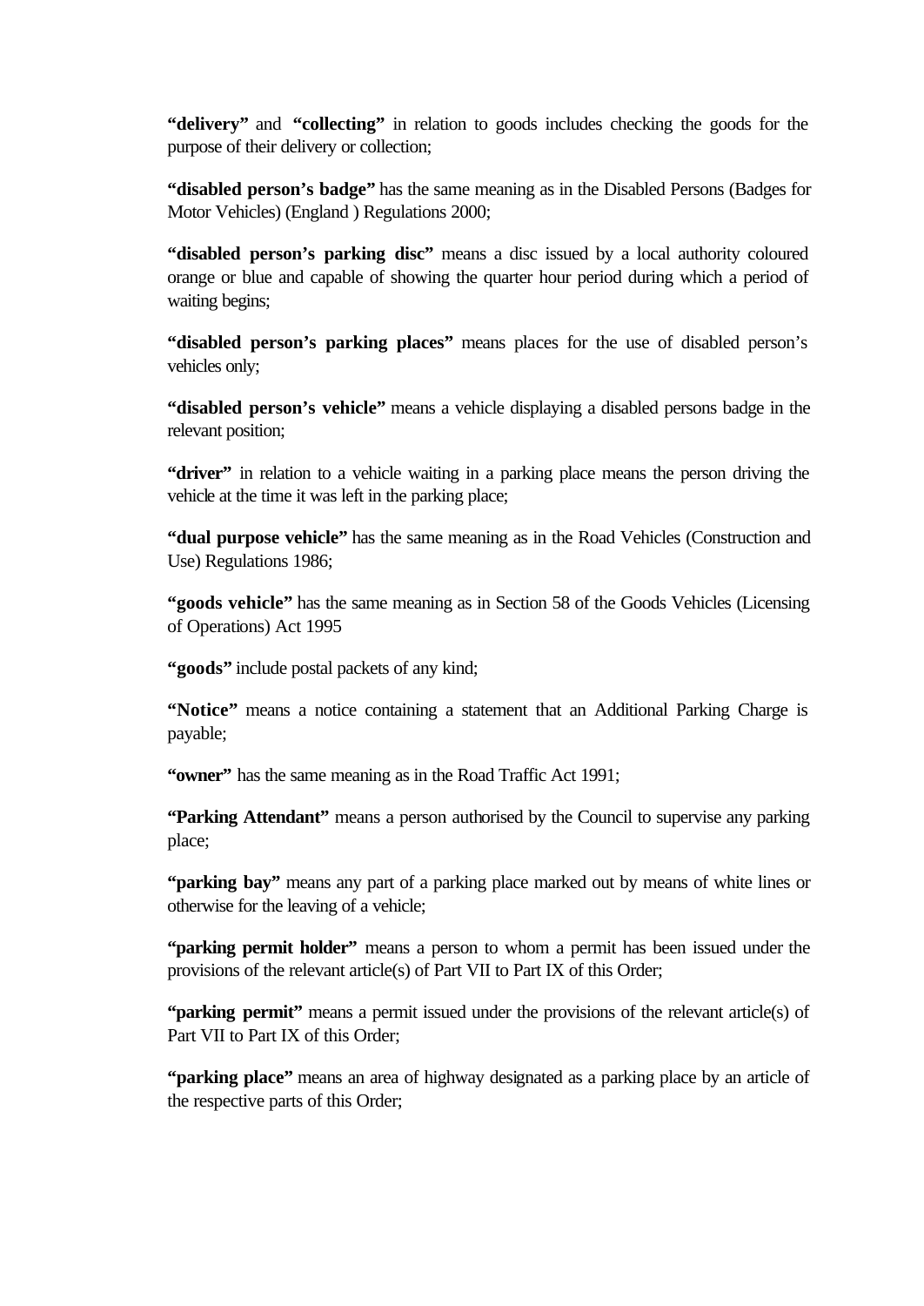**"delivery"** and **"collecting"** in relation to goods includes checking the goods for the purpose of their delivery or collection;

**"disabled person's badge"** has the same meaning as in the Disabled Persons (Badges for Motor Vehicles) (England ) Regulations 2000;

**"disabled person's parking disc"** means a disc issued by a local authority coloured orange or blue and capable of showing the quarter hour period during which a period of waiting begins;

**"disabled person's parking places"** means places for the use of disabled person's vehicles only;

**"disabled person's vehicle"** means a vehicle displaying a disabled persons badge in the relevant position;

**"driver"** in relation to a vehicle waiting in a parking place means the person driving the vehicle at the time it was left in the parking place;

**"dual purpose vehicle"** has the same meaning as in the Road Vehicles (Construction and Use) Regulations 1986;

**"goods vehicle"** has the same meaning as in Section 58 of the Goods Vehicles (Licensing of Operations) Act 1995

**"goods"** include postal packets of any kind;

**"Notice"** means a notice containing a statement that an Additional Parking Charge is payable;

**"owner"** has the same meaning as in the Road Traffic Act 1991;

**"Parking Attendant"** means a person authorised by the Council to supervise any parking place;

**"parking bay"** means any part of a parking place marked out by means of white lines or otherwise for the leaving of a vehicle;

**"parking permit holder"** means a person to whom a permit has been issued under the provisions of the relevant article(s) of Part VII to Part IX of this Order;

**"parking permit"** means a permit issued under the provisions of the relevant article(s) of Part VII to Part IX of this Order;

**"parking place"** means an area of highway designated as a parking place by an article of the respective parts of this Order;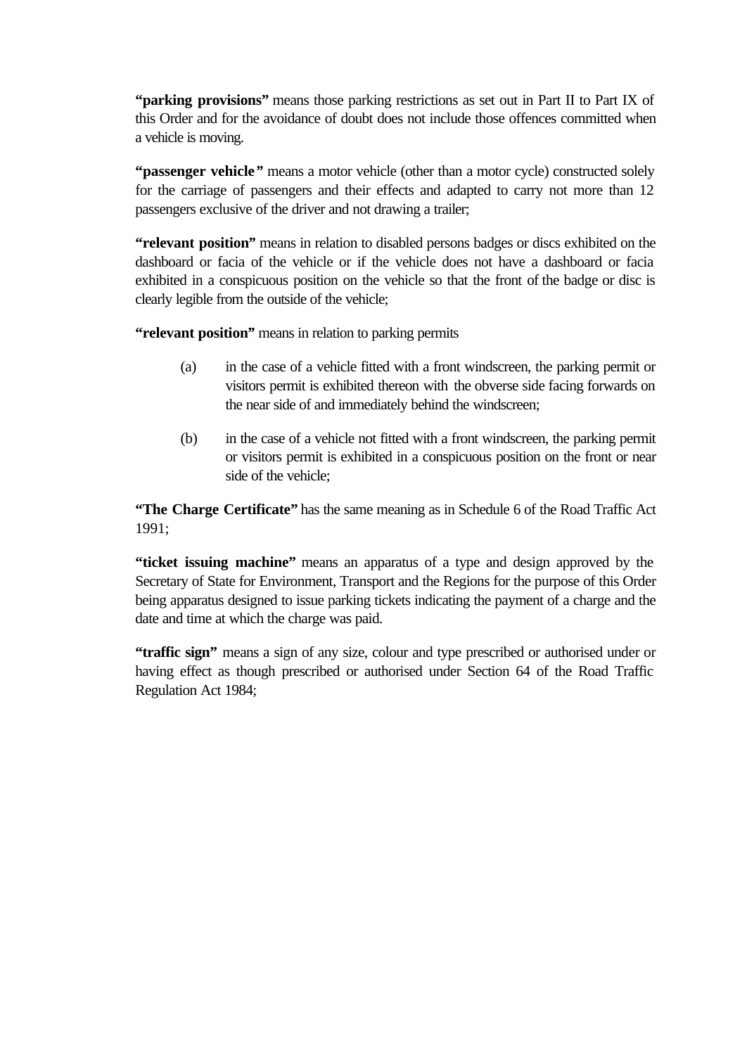**"parking provisions"** means those parking restrictions as set out in Part II to Part IX of this Order and for the avoidance of doubt does not include those offences committed when a vehicle is moving.

**"passenger vehicle"** means a motor vehicle (other than a motor cycle) constructed solely for the carriage of passengers and their effects and adapted to carry not more than 12 passengers exclusive of the driver and not drawing a trailer;

**"relevant position"** means in relation to disabled persons badges or discs exhibited on the dashboard or facia of the vehicle or if the vehicle does not have a dashboard or facia exhibited in a conspicuous position on the vehicle so that the front of the badge or disc is clearly legible from the outside of the vehicle;

**"relevant position"** means in relation to parking permits

(a) in the case of a vehicle fitted with a front windscreen, the parking permit or visitors permit is exhibited thereon with the obverse side facing forwards on the near side of and immediately behind the windscreen;

(b) in the case of a vehicle not fitted with a front windscreen, the parking permit or visitors permit is exhibited in a conspicuous position on the front or near side of the vehicle;

**"The Charge Certificate"** has the same meaning as in Schedule 6 of the Road Traffic Act 1991;

**"ticket issuing machine"** means an apparatus of a type and design approved by the Secretary of State for Environment, Transport and the Regions for the purpose of this Order being apparatus designed to issue parking tickets indicating the payment of a charge and the date and time at which the charge was paid.

**"traffic sign"** means a sign of any size, colour and type prescribed or authorised under or having effect as though prescribed or authorised under Section 64 of the Road Traffic Regulation Act 1984;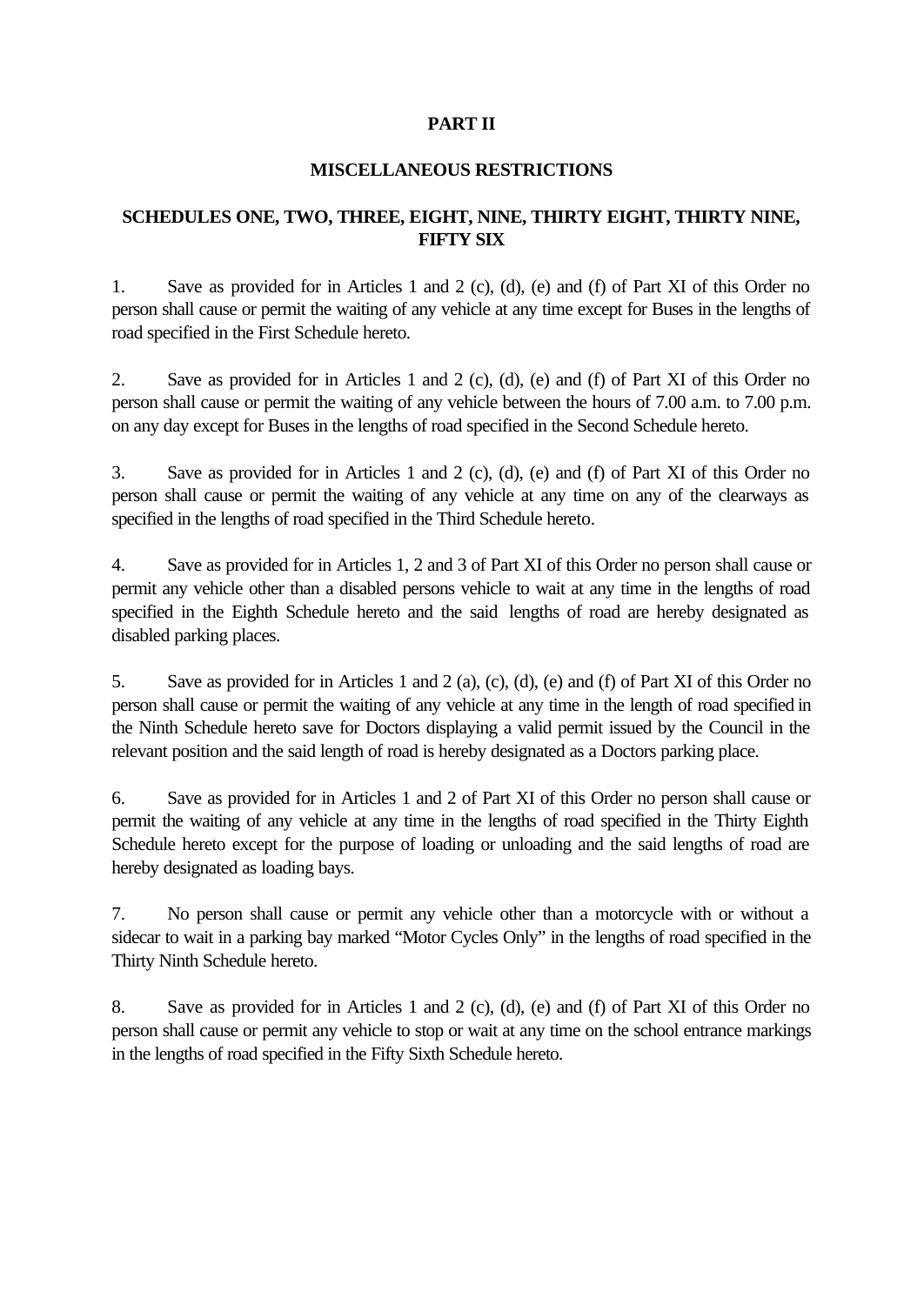## PART II

## MISCELLANEOUS RESTRICTIONS

### SCHEDULES ONE, TWO, THREE, EIGHT, NINE, THIRTY EIGHT, THIRTY NINE, FIFTY SIX

1. Save as provided for in Articles 1 and 2 (c), (d), (e) and (f) of Part XI of this Order no person shall cause or permit the waiting of any vehicle at any time except for Buses in the lengths of road specified in the First Schedule hereto.

2. Save as provided for in Articles 1 and 2 (c), (d), (e) and (f) of Part XI of this Order no person shall cause or permit the waiting of any vehicle between the hours of 7.00 a.m. to 7.00 p.m. on any day except for Buses in the lengths of road specified in the Second Schedule hereto.

3. Save as provided for in Articles 1 and 2 (c), (d), (e) and (f) of Part XI of this Order no person shall cause or permit the waiting of any vehicle at any time on any of the clearways as specified in the lengths of road specified in the Third Schedule hereto.

4. Save as provided for in Articles 1, 2 and 3 of Part XI of this Order no person shall cause or permit any vehicle other than a disabled persons vehicle to wait at any time in the lengths of road specified in the Eighth Schedule hereto and the said lengths of road are hereby designated as disabled parking places.

5. Save as provided for in Articles 1 and 2 (a), (c), (d), (e) and (f) of Part XI of this Order no person shall cause or permit the waiting of any vehicle at any time in the length of road specified in the Ninth Schedule hereto save for Doctors displaying a valid permit issued by the Council in the relevant position and the said length of road is hereby designated as a Doctors parking place.

6. Save as provided for in Articles 1 and 2 of Part XI of this Order no person shall cause or permit the waiting of any vehicle at any time in the lengths of road specified in the Thirty Eighth Schedule hereto except for the purpose of loading or unloading and the said lengths of road are hereby designated as loading bays.

7. No person shall cause or permit any vehicle other than a motorcycle with or without a sidecar to wait in a parking bay marked "Motor Cycles Only" in the lengths of road specified in the Thirty Ninth Schedule hereto.

8. Save as provided for in Articles 1 and 2 (c), (d), (e) and (f) of Part XI of this Order no person shall cause or permit any vehicle to stop or wait at any time on the school entrance markings in the lengths of road specified in the Fifty Sixth Schedule hereto.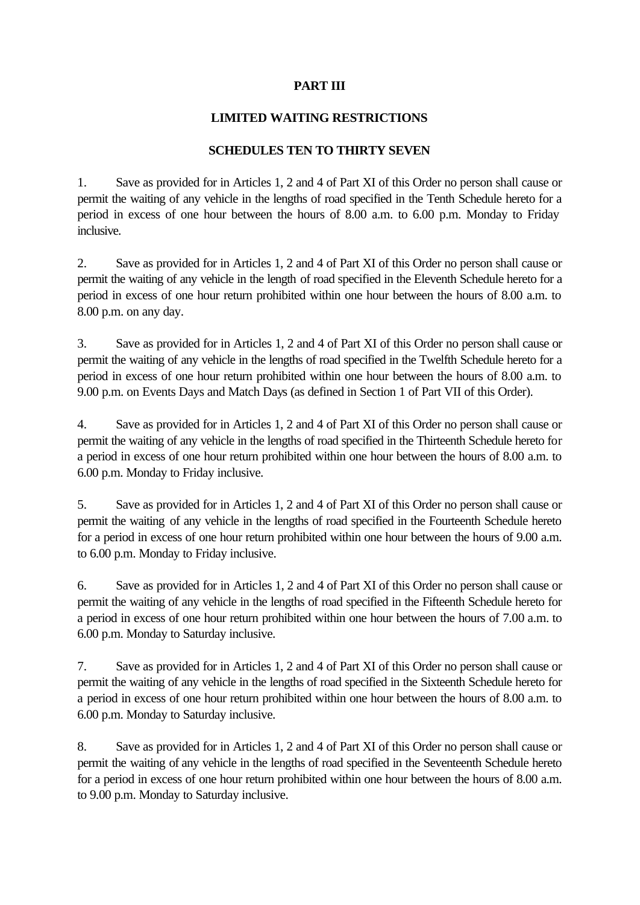**PART III**

**LIMITED WAITING RESTRICTIONS**

**SCHEDULES TEN TO THIRTY SEVEN**

1. Save as provided for in Articles 1, 2 and 4 of Part XI of this Order no person shall cause or permit the waiting of any vehicle in the lengths of road specified in the Tenth Schedule hereto for a period in excess of one hour between the hours of 8.00 a.m. to 6.00 p.m. Monday to Friday inclusive.

2. Save as provided for in Articles 1, 2 and 4 of Part XI of this Order no person shall cause or permit the waiting of any vehicle in the length of road specified in the Eleventh Schedule hereto for a period in excess of one hour return prohibited within one hour between the hours of 8.00 a.m. to 8.00 p.m. on any day.

3. Save as provided for in Articles 1, 2 and 4 of Part XI of this Order no person shall cause or permit the waiting of any vehicle in the lengths of road specified in the Twelfth Schedule hereto for a period in excess of one hour return prohibited within one hour between the hours of 8.00 a.m. to 9.00 p.m. on Events Days and Match Days (as defined in Section 1 of Part VII of this Order).

4. Save as provided for in Articles 1, 2 and 4 of Part XI of this Order no person shall cause or permit the waiting of any vehicle in the lengths of road specified in the Thirteenth Schedule hereto for a period in excess of one hour return prohibited within one hour between the hours of 8.00 a.m. to 6.00 p.m. Monday to Friday inclusive.

5. Save as provided for in Articles 1, 2 and 4 of Part XI of this Order no person shall cause or permit the waiting of any vehicle in the lengths of road specified in the Fourteenth Schedule hereto for a period in excess of one hour return prohibited within one hour between the hours of 9.00 a.m. to 6.00 p.m. Monday to Friday inclusive.

6. Save as provided for in Articles 1, 2 and 4 of Part XI of this Order no person shall cause or permit the waiting of any vehicle in the lengths of road specified in the Fifteenth Schedule hereto for a period in excess of one hour return prohibited within one hour between the hours of 7.00 a.m. to 6.00 p.m. Monday to Saturday inclusive.

7. Save as provided for in Articles 1, 2 and 4 of Part XI of this Order no person shall cause or permit the waiting of any vehicle in the lengths of road specified in the Sixteenth Schedule hereto for a period in excess of one hour return prohibited within one hour between the hours of 8.00 a.m. to 6.00 p.m. Monday to Saturday inclusive.

8. Save as provided for in Articles 1, 2 and 4 of Part XI of this Order no person shall cause or permit the waiting of any vehicle in the lengths of road specified in the Seventeenth Schedule hereto for a period in excess of one hour return prohibited within one hour between the hours of 8.00 a.m. to 9.00 p.m. Monday to Saturday inclusive.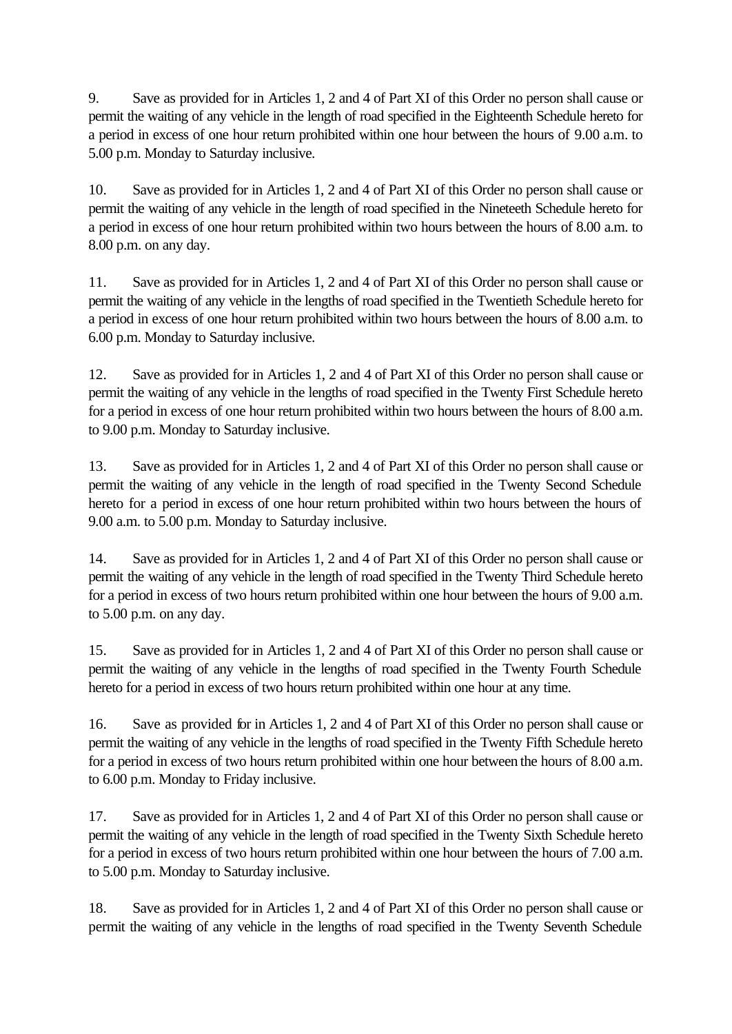9. Save as provided for in Articles 1, 2 and 4 of Part XI of this Order no person shall cause or permit the waiting of any vehicle in the length of road specified in the Eighteenth Schedule hereto for a period in excess of one hour return prohibited within one hour between the hours of 9.00 a.m. to 5.00 p.m. Monday to Saturday inclusive.

10. Save as provided for in Articles 1, 2 and 4 of Part XI of this Order no person shall cause or permit the waiting of any vehicle in the length of road specified in the Nineteeth Schedule hereto for a period in excess of one hour return prohibited within two hours between the hours of 8.00 a.m. to 8.00 p.m. on any day.

11. Save as provided for in Articles 1, 2 and 4 of Part XI of this Order no person shall cause or permit the waiting of any vehicle in the lengths of road specified in the Twentieth Schedule hereto for a period in excess of one hour return prohibited within two hours between the hours of 8.00 a.m. to 6.00 p.m. Monday to Saturday inclusive.

12. Save as provided for in Articles 1, 2 and 4 of Part XI of this Order no person shall cause or permit the waiting of any vehicle in the lengths of road specified in the Twenty First Schedule hereto for a period in excess of one hour return prohibited within two hours between the hours of 8.00 a.m. to 9.00 p.m. Monday to Saturday inclusive.

13. Save as provided for in Articles 1, 2 and 4 of Part XI of this Order no person shall cause or permit the waiting of any vehicle in the length of road specified in the Twenty Second Schedule hereto for a period in excess of one hour return prohibited within two hours between the hours of 9.00 a.m. to 5.00 p.m. Monday to Saturday inclusive.

14. Save as provided for in Articles 1, 2 and 4 of Part XI of this Order no person shall cause or permit the waiting of any vehicle in the length of road specified in the Twenty Third Schedule hereto for a period in excess of two hours return prohibited within one hour between the hours of 9.00 a.m. to 5.00 p.m. on any day.

15. Save as provided for in Articles 1, 2 and 4 of Part XI of this Order no person shall cause or permit the waiting of any vehicle in the lengths of road specified in the Twenty Fourth Schedule hereto for a period in excess of two hours return prohibited within one hour at any time.

16. Save as provided for in Articles 1, 2 and 4 of Part XI of this Order no person shall cause or permit the waiting of any vehicle in the lengths of road specified in the Twenty Fifth Schedule hereto for a period in excess of two hours return prohibited within one hour between the hours of 8.00 a.m. to 6.00 p.m. Monday to Friday inclusive.

17. Save as provided for in Articles 1, 2 and 4 of Part XI of this Order no person shall cause or permit the waiting of any vehicle in the length of road specified in the Twenty Sixth Schedule hereto for a period in excess of two hours return prohibited within one hour between the hours of 7.00 a.m. to 5.00 p.m. Monday to Saturday inclusive.

18. Save as provided for in Articles 1, 2 and 4 of Part XI of this Order no person shall cause or permit the waiting of any vehicle in the lengths of road specified in the Twenty Seventh Schedule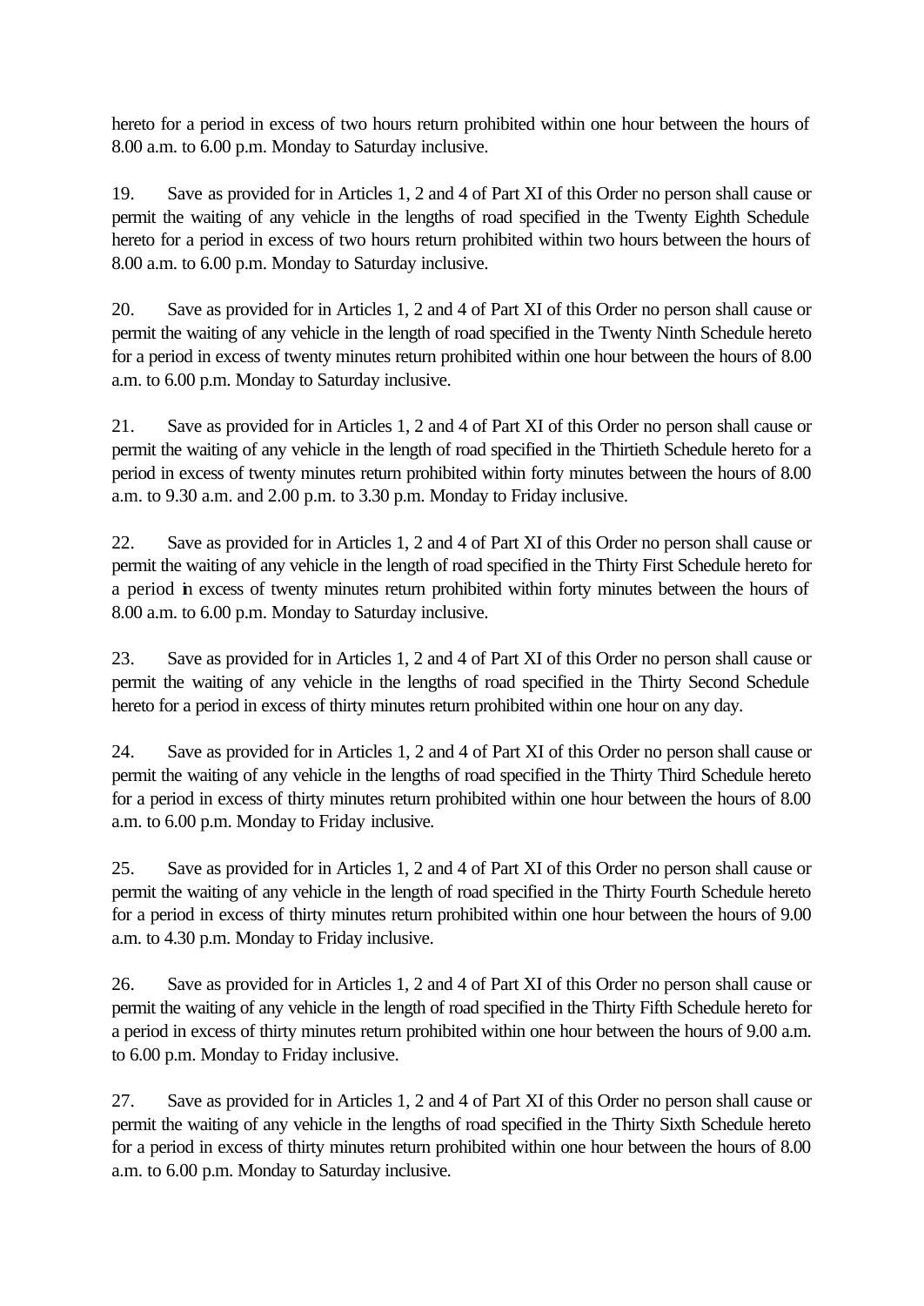hereto for a period in excess of two hours return prohibited within one hour between the hours of 8.00 a.m. to 6.00 p.m. Monday to Saturday inclusive.

19. Save as provided for in Articles 1, 2 and 4 of Part XI of this Order no person shall cause or permit the waiting of any vehicle in the lengths of road specified in the Twenty Eighth Schedule hereto for a period in excess of two hours return prohibited within two hours between the hours of 8.00 a.m. to 6.00 p.m. Monday to Saturday inclusive.

20. Save as provided for in Articles 1, 2 and 4 of Part XI of this Order no person shall cause or permit the waiting of any vehicle in the length of road specified in the Twenty Ninth Schedule hereto for a period in excess of twenty minutes return prohibited within one hour between the hours of 8.00 a.m. to 6.00 p.m. Monday to Saturday inclusive.

21. Save as provided for in Articles 1, 2 and 4 of Part XI of this Order no person shall cause or permit the waiting of any vehicle in the length of road specified in the Thirtieth Schedule hereto for a period in excess of twenty minutes return prohibited within forty minutes between the hours of 8.00 a.m. to 9.30 a.m. and 2.00 p.m. to 3.30 p.m. Monday to Friday inclusive.

22. Save as provided for in Articles 1, 2 and 4 of Part XI of this Order no person shall cause or permit the waiting of any vehicle in the length of road specified in the Thirty First Schedule hereto for a period in excess of twenty minutes return prohibited within forty minutes between the hours of 8.00 a.m. to 6.00 p.m. Monday to Saturday inclusive.

23. Save as provided for in Articles 1, 2 and 4 of Part XI of this Order no person shall cause or permit the waiting of any vehicle in the lengths of road specified in the Thirty Second Schedule hereto for a period in excess of thirty minutes return prohibited within one hour on any day.

24. Save as provided for in Articles 1, 2 and 4 of Part XI of this Order no person shall cause or permit the waiting of any vehicle in the lengths of road specified in the Thirty Third Schedule hereto for a period in excess of thirty minutes return prohibited within one hour between the hours of 8.00 a.m. to 6.00 p.m. Monday to Friday inclusive.

25. Save as provided for in Articles 1, 2 and 4 of Part XI of this Order no person shall cause or permit the waiting of any vehicle in the length of road specified in the Thirty Fourth Schedule hereto for a period in excess of thirty minutes return prohibited within one hour between the hours of 9.00 a.m. to 4.30 p.m. Monday to Friday inclusive.

26. Save as provided for in Articles 1, 2 and 4 of Part XI of this Order no person shall cause or permit the waiting of any vehicle in the length of road specified in the Thirty Fifth Schedule hereto for a period in excess of thirty minutes return prohibited within one hour between the hours of 9.00 a.m. to 6.00 p.m. Monday to Friday inclusive.

27. Save as provided for in Articles 1, 2 and 4 of Part XI of this Order no person shall cause or permit the waiting of any vehicle in the lengths of road specified in the Thirty Sixth Schedule hereto for a period in excess of thirty minutes return prohibited within one hour between the hours of 8.00 a.m. to 6.00 p.m. Monday to Saturday inclusive.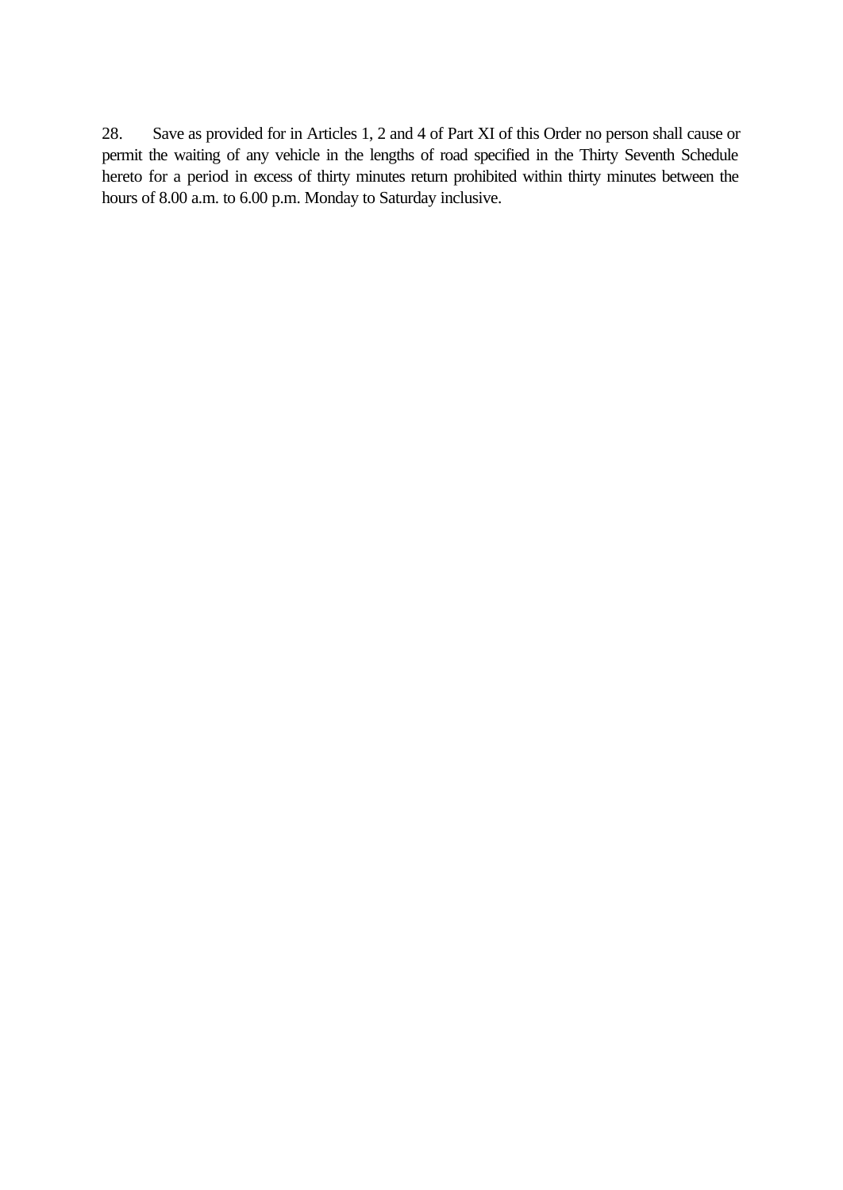28. Save as provided for in Articles 1, 2 and 4 of Part XI of this Order no person shall cause or permit the waiting of any vehicle in the lengths of road specified in the Thirty Seventh Schedule hereto for a period in excess of thirty minutes return prohibited within thirty minutes between the hours of 8.00 a.m. to 6.00 p.m. Monday to Saturday inclusive.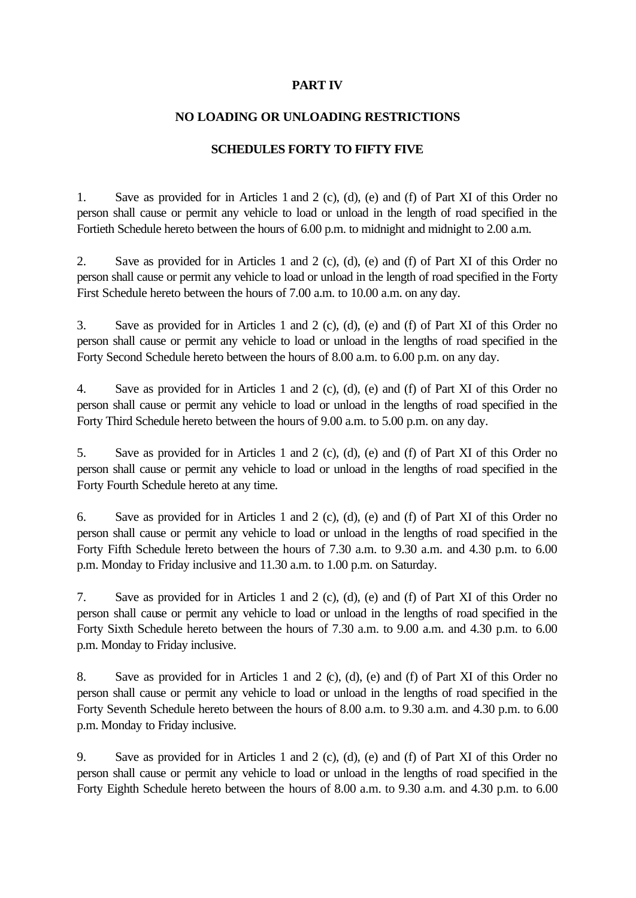# PART IV

## NO LOADING OR UNLOADING RESTRICTIONS

### SCHEDULES FORTY TO FIFTY FIVE

1. Save as provided for in Articles 1 and 2 (c), (d), (e) and (f) of Part XI of this Order no person shall cause or permit any vehicle to load or unload in the length of road specified in the Fortieth Schedule hereto between the hours of 6.00 p.m. to midnight and midnight to 2.00 a.m.

2. Save as provided for in Articles 1 and 2 (c), (d), (e) and (f) of Part XI of this Order no person shall cause or permit any vehicle to load or unload in the length of road specified in the Forty First Schedule hereto between the hours of 7.00 a.m. to 10.00 a.m. on any day.

3. Save as provided for in Articles 1 and 2 (c), (d), (e) and (f) of Part XI of this Order no person shall cause or permit any vehicle to load or unload in the lengths of road specified in the Forty Second Schedule hereto between the hours of 8.00 a.m. to 6.00 p.m. on any day.

4. Save as provided for in Articles 1 and 2 (c), (d), (e) and (f) of Part XI of this Order no person shall cause or permit any vehicle to load or unload in the lengths of road specified in the Forty Third Schedule hereto between the hours of 9.00 a.m. to 5.00 p.m. on any day.

5. Save as provided for in Articles 1 and 2 (c), (d), (e) and (f) of Part XI of this Order no person shall cause or permit any vehicle to load or unload in the lengths of road specified in the Forty Fourth Schedule hereto at any time.

6. Save as provided for in Articles 1 and 2 (c), (d), (e) and (f) of Part XI of this Order no person shall cause or permit any vehicle to load or unload in the lengths of road specified in the Forty Fifth Schedule hereto between the hours of 7.30 a.m. to 9.30 a.m. and 4.30 p.m. to 6.00 p.m. Monday to Friday inclusive and 11.30 a.m. to 1.00 p.m. on Saturday.

7. Save as provided for in Articles 1 and 2 (c), (d), (e) and (f) of Part XI of this Order no person shall cause or permit any vehicle to load or unload in the lengths of road specified in the Forty Sixth Schedule hereto between the hours of 7.30 a.m. to 9.00 a.m. and 4.30 p.m. to 6.00 p.m. Monday to Friday inclusive.

8. Save as provided for in Articles 1 and 2 (c), (d), (e) and (f) of Part XI of this Order no person shall cause or permit any vehicle to load or unload in the lengths of road specified in the Forty Seventh Schedule hereto between the hours of 8.00 a.m. to 9.30 a.m. and 4.30 p.m. to 6.00 p.m. Monday to Friday inclusive.

9. Save as provided for in Articles 1 and 2 (c), (d), (e) and (f) of Part XI of this Order no person shall cause or permit any vehicle to load or unload in the lengths of road specified in the Forty Eighth Schedule hereto between the hours of 8.00 a.m. to 9.30 a.m. and 4.30 p.m. to 6.00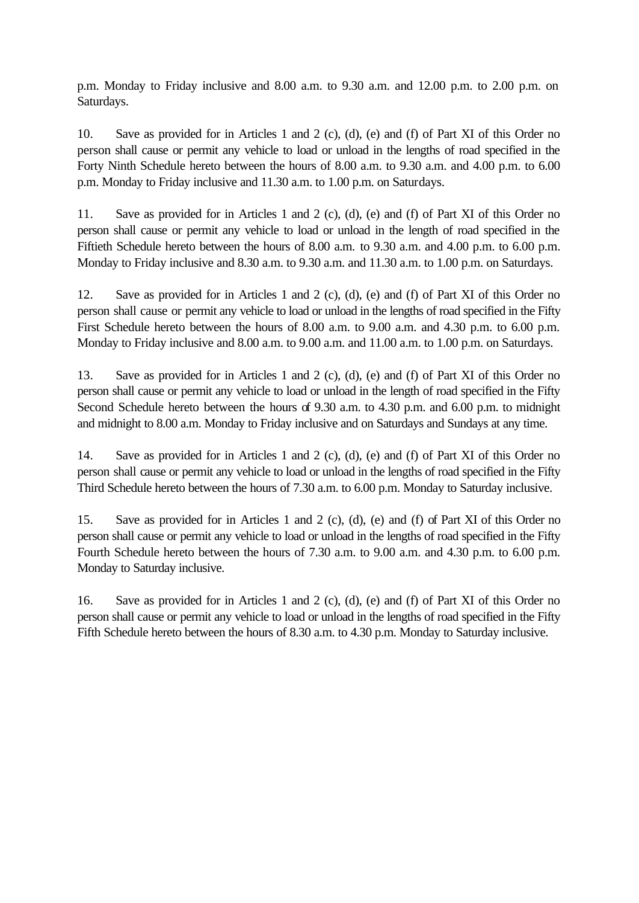p.m. Monday to Friday inclusive and 8.00 a.m. to 9.30 a.m. and 12.00 p.m. to 2.00 p.m. on Saturdays.

10. Save as provided for in Articles 1 and 2 (c), (d), (e) and (f) of Part XI of this Order no person shall cause or permit any vehicle to load or unload in the lengths of road specified in the Forty Ninth Schedule hereto between the hours of 8.00 a.m. to 9.30 a.m. and 4.00 p.m. to 6.00 p.m. Monday to Friday inclusive and 11.30 a.m. to 1.00 p.m. on Saturdays.

11. Save as provided for in Articles 1 and 2 (c), (d), (e) and (f) of Part XI of this Order no person shall cause or permit any vehicle to load or unload in the length of road specified in the Fiftieth Schedule hereto between the hours of 8.00 a.m. to 9.30 a.m. and 4.00 p.m. to 6.00 p.m. Monday to Friday inclusive and 8.30 a.m. to 9.30 a.m. and 11.30 a.m. to 1.00 p.m. on Saturdays.

12. Save as provided for in Articles 1 and 2 (c), (d), (e) and (f) of Part XI of this Order no person shall cause or permit any vehicle to load or unload in the lengths of road specified in the Fifty First Schedule hereto between the hours of 8.00 a.m. to 9.00 a.m. and 4.30 p.m. to 6.00 p.m. Monday to Friday inclusive and 8.00 a.m. to 9.00 a.m. and 11.00 a.m. to 1.00 p.m. on Saturdays.

13. Save as provided for in Articles 1 and 2 (c), (d), (e) and (f) of Part XI of this Order no person shall cause or permit any vehicle to load or unload in the length of road specified in the Fifty Second Schedule hereto between the hours of 9.30 a.m. to 4.30 p.m. and 6.00 p.m. to midnight and midnight to 8.00 a.m. Monday to Friday inclusive and on Saturdays and Sundays at any time.

14. Save as provided for in Articles 1 and 2 (c), (d), (e) and (f) of Part XI of this Order no person shall cause or permit any vehicle to load or unload in the lengths of road specified in the Fifty Third Schedule hereto between the hours of 7.30 a.m. to 6.00 p.m. Monday to Saturday inclusive.

15. Save as provided for in Articles 1 and 2 (c), (d), (e) and (f) of Part XI of this Order no person shall cause or permit any vehicle to load or unload in the lengths of road specified in the Fifty Fourth Schedule hereto between the hours of 7.30 a.m. to 9.00 a.m. and 4.30 p.m. to 6.00 p.m. Monday to Saturday inclusive.

16. Save as provided for in Articles 1 and 2 (c), (d), (e) and (f) of Part XI of this Order no person shall cause or permit any vehicle to load or unload in the lengths of road specified in the Fifty Fifth Schedule hereto between the hours of 8.30 a.m. to 4.30 p.m. Monday to Saturday inclusive.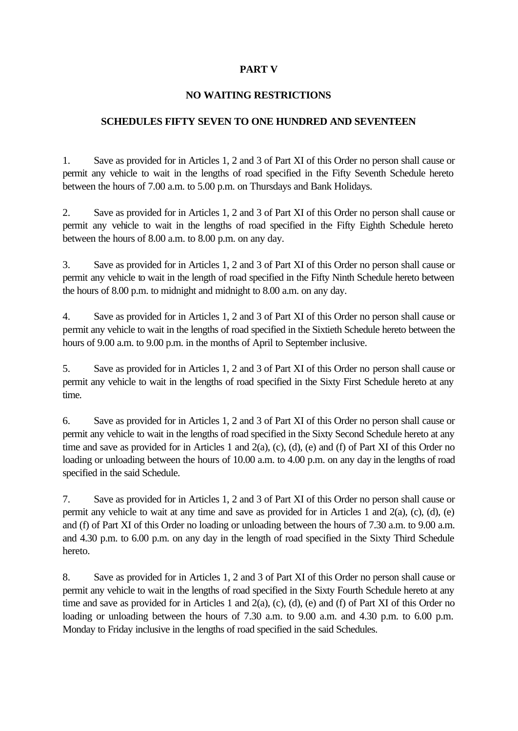# PART V

## NO WAITING RESTRICTIONS

### SCHEDULES FIFTY SEVEN TO ONE HUNDRED AND SEVENTEEN

1. Save as provided for in Articles 1, 2 and 3 of Part XI of this Order no person shall cause or permit any vehicle to wait in the lengths of road specified in the Fifty Seventh Schedule hereto between the hours of 7.00 a.m. to 5.00 p.m. on Thursdays and Bank Holidays.

2. Save as provided for in Articles 1, 2 and 3 of Part XI of this Order no person shall cause or permit any vehicle to wait in the lengths of road specified in the Fifty Eighth Schedule hereto between the hours of 8.00 a.m. to 8.00 p.m. on any day.

3. Save as provided for in Articles 1, 2 and 3 of Part XI of this Order no person shall cause or permit any vehicle to wait in the length of road specified in the Fifty Ninth Schedule hereto between the hours of 8.00 p.m. to midnight and midnight to 8.00 a.m. on any day.

4. Save as provided for in Articles 1, 2 and 3 of Part XI of this Order no person shall cause or permit any vehicle to wait in the lengths of road specified in the Sixtieth Schedule hereto between the hours of 9.00 a.m. to 9.00 p.m. in the months of April to September inclusive.

5. Save as provided for in Articles 1, 2 and 3 of Part XI of this Order no person shall cause or permit any vehicle to wait in the lengths of road specified in the Sixty First Schedule hereto at any time.

6. Save as provided for in Articles 1, 2 and 3 of Part XI of this Order no person shall cause or permit any vehicle to wait in the lengths of road specified in the Sixty Second Schedule hereto at any time and save as provided for in Articles 1 and 2(a), (c), (d), (e) and (f) of Part XI of this Order no loading or unloading between the hours of 10.00 a.m. to 4.00 p.m. on any day in the lengths of road specified in the said Schedule.

7. Save as provided for in Articles 1, 2 and 3 of Part XI of this Order no person shall cause or permit any vehicle to wait at any time and save as provided for in Articles 1 and 2(a), (c), (d), (e) and (f) of Part XI of this Order no loading or unloading between the hours of 7.30 a.m. to 9.00 a.m. and 4.30 p.m. to 6.00 p.m. on any day in the length of road specified in the Sixty Third Schedule hereto.

8. Save as provided for in Articles 1, 2 and 3 of Part XI of this Order no person shall cause or permit any vehicle to wait in the lengths of road specified in the Sixty Fourth Schedule hereto at any time and save as provided for in Articles 1 and 2(a), (c), (d), (e) and (f) of Part XI of this Order no loading or unloading between the hours of 7.30 a.m. to 9.00 a.m. and 4.30 p.m. to 6.00 p.m. Monday to Friday inclusive in the lengths of road specified in the said Schedules.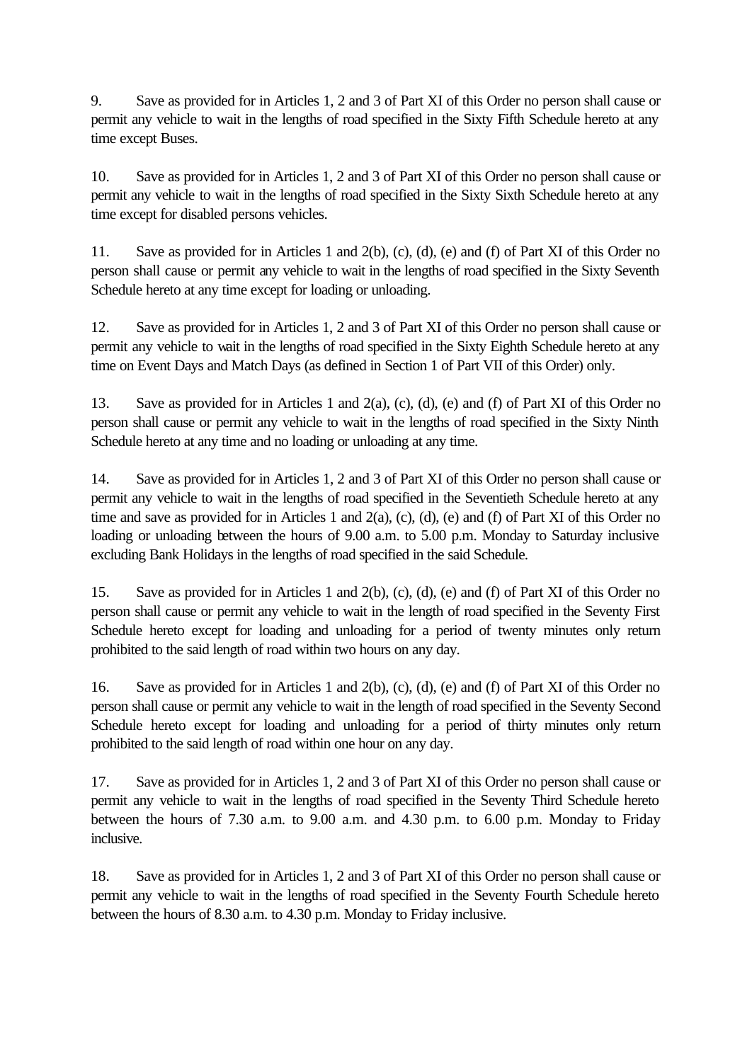9. Save as provided for in Articles 1, 2 and 3 of Part XI of this Order no person shall cause or permit any vehicle to wait in the lengths of road specified in the Sixty Fifth Schedule hereto at any time except Buses.

10. Save as provided for in Articles 1, 2 and 3 of Part XI of this Order no person shall cause or permit any vehicle to wait in the lengths of road specified in the Sixty Sixth Schedule hereto at any time except for disabled persons vehicles.

11. Save as provided for in Articles 1 and 2(b), (c), (d), (e) and (f) of Part XI of this Order no person shall cause or permit any vehicle to wait in the lengths of road specified in the Sixty Seventh Schedule hereto at any time except for loading or unloading.

12. Save as provided for in Articles 1, 2 and 3 of Part XI of this Order no person shall cause or permit any vehicle to wait in the lengths of road specified in the Sixty Eighth Schedule hereto at any time on Event Days and Match Days (as defined in Section 1 of Part VII of this Order) only.

13. Save as provided for in Articles 1 and 2(a), (c), (d), (e) and (f) of Part XI of this Order no person shall cause or permit any vehicle to wait in the lengths of road specified in the Sixty Ninth Schedule hereto at any time and no loading or unloading at any time.

14. Save as provided for in Articles 1, 2 and 3 of Part XI of this Order no person shall cause or permit any vehicle to wait in the lengths of road specified in the Seventieth Schedule hereto at any time and save as provided for in Articles 1 and 2(a), (c), (d), (e) and (f) of Part XI of this Order no loading or unloading between the hours of 9.00 a.m. to 5.00 p.m. Monday to Saturday inclusive excluding Bank Holidays in the lengths of road specified in the said Schedule.

15. Save as provided for in Articles 1 and 2(b), (c), (d), (e) and (f) of Part XI of this Order no person shall cause or permit any vehicle to wait in the length of road specified in the Seventy First Schedule hereto except for loading and unloading for a period of twenty minutes only return prohibited to the said length of road within two hours on any day.

16. Save as provided for in Articles 1 and 2(b), (c), (d), (e) and (f) of Part XI of this Order no person shall cause or permit any vehicle to wait in the length of road specified in the Seventy Second Schedule hereto except for loading and unloading for a period of thirty minutes only return prohibited to the said length of road within one hour on any day.

17. Save as provided for in Articles 1, 2 and 3 of Part XI of this Order no person shall cause or permit any vehicle to wait in the lengths of road specified in the Seventy Third Schedule hereto between the hours of 7.30 a.m. to 9.00 a.m. and 4.30 p.m. to 6.00 p.m. Monday to Friday inclusive.

18. Save as provided for in Articles 1, 2 and 3 of Part XI of this Order no person shall cause or permit any vehicle to wait in the lengths of road specified in the Seventy Fourth Schedule hereto between the hours of 8.30 a.m. to 4.30 p.m. Monday to Friday inclusive.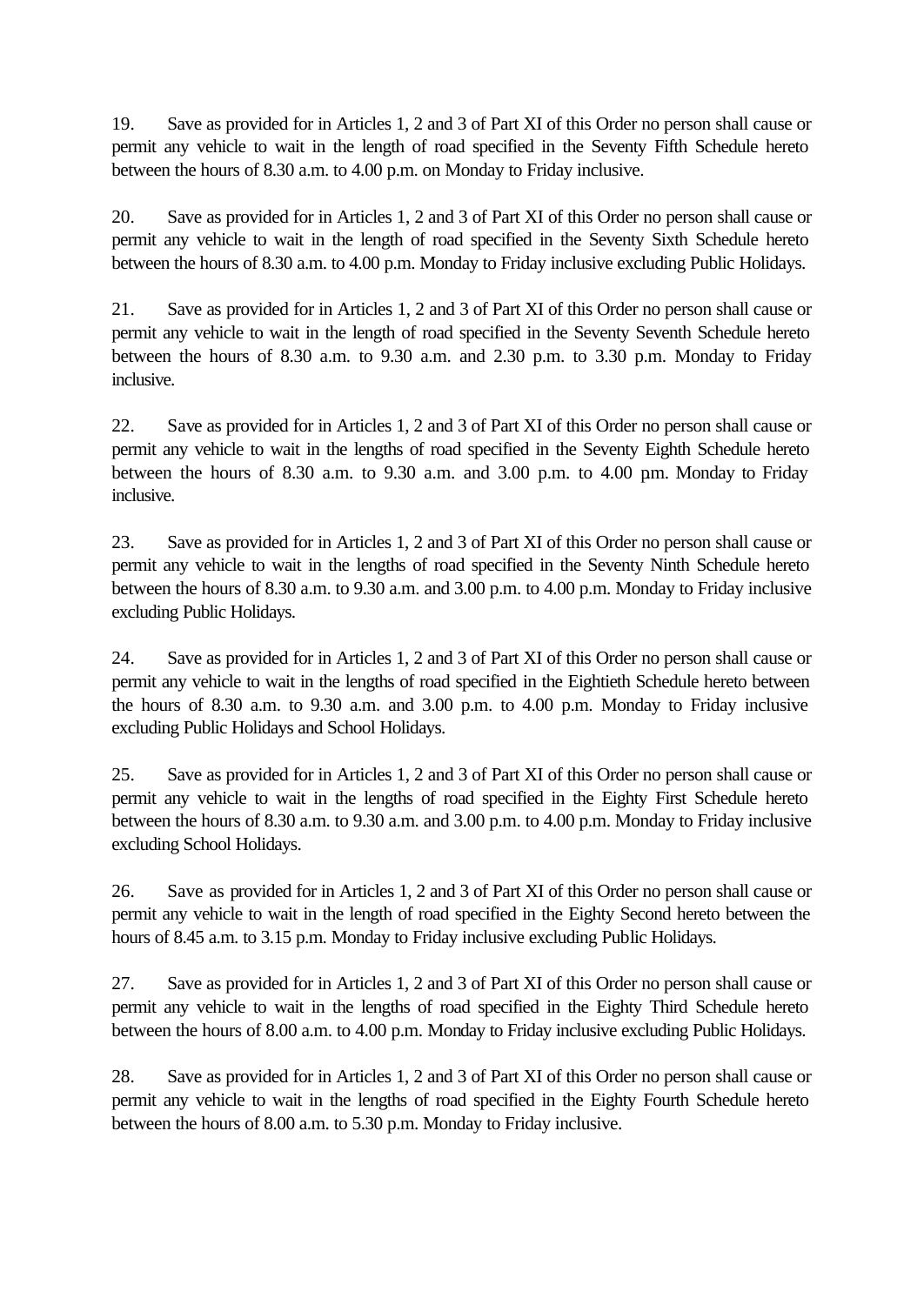19. Save as provided for in Articles 1, 2 and 3 of Part XI of this Order no person shall cause or permit any vehicle to wait in the length of road specified in the Seventy Fifth Schedule hereto between the hours of 8.30 a.m. to 4.00 p.m. on Monday to Friday inclusive.

20. Save as provided for in Articles 1, 2 and 3 of Part XI of this Order no person shall cause or permit any vehicle to wait in the length of road specified in the Seventy Sixth Schedule hereto between the hours of 8.30 a.m. to 4.00 p.m. Monday to Friday inclusive excluding Public Holidays.

21. Save as provided for in Articles 1, 2 and 3 of Part XI of this Order no person shall cause or permit any vehicle to wait in the length of road specified in the Seventy Seventh Schedule hereto between the hours of 8.30 a.m. to 9.30 a.m. and 2.30 p.m. to 3.30 p.m. Monday to Friday inclusive.

22. Save as provided for in Articles 1, 2 and 3 of Part XI of this Order no person shall cause or permit any vehicle to wait in the lengths of road specified in the Seventy Eighth Schedule hereto between the hours of 8.30 a.m. to 9.30 a.m. and 3.00 p.m. to 4.00 pm. Monday to Friday inclusive.

23. Save as provided for in Articles 1, 2 and 3 of Part XI of this Order no person shall cause or permit any vehicle to wait in the lengths of road specified in the Seventy Ninth Schedule hereto between the hours of 8.30 a.m. to 9.30 a.m. and 3.00 p.m. to 4.00 p.m. Monday to Friday inclusive excluding Public Holidays.

24. Save as provided for in Articles 1, 2 and 3 of Part XI of this Order no person shall cause or permit any vehicle to wait in the lengths of road specified in the Eightieth Schedule hereto between the hours of 8.30 a.m. to 9.30 a.m. and 3.00 p.m. to 4.00 p.m. Monday to Friday inclusive excluding Public Holidays and School Holidays.

25. Save as provided for in Articles 1, 2 and 3 of Part XI of this Order no person shall cause or permit any vehicle to wait in the lengths of road specified in the Eighty First Schedule hereto between the hours of 8.30 a.m. to 9.30 a.m. and 3.00 p.m. to 4.00 p.m. Monday to Friday inclusive excluding School Holidays.

26. Save as provided for in Articles 1, 2 and 3 of Part XI of this Order no person shall cause or permit any vehicle to wait in the length of road specified in the Eighty Second hereto between the hours of 8.45 a.m. to 3.15 p.m. Monday to Friday inclusive excluding Public Holidays.

27. Save as provided for in Articles 1, 2 and 3 of Part XI of this Order no person shall cause or permit any vehicle to wait in the lengths of road specified in the Eighty Third Schedule hereto between the hours of 8.00 a.m. to 4.00 p.m. Monday to Friday inclusive excluding Public Holidays.

28. Save as provided for in Articles 1, 2 and 3 of Part XI of this Order no person shall cause or permit any vehicle to wait in the lengths of road specified in the Eighty Fourth Schedule hereto between the hours of 8.00 a.m. to 5.30 p.m. Monday to Friday inclusive.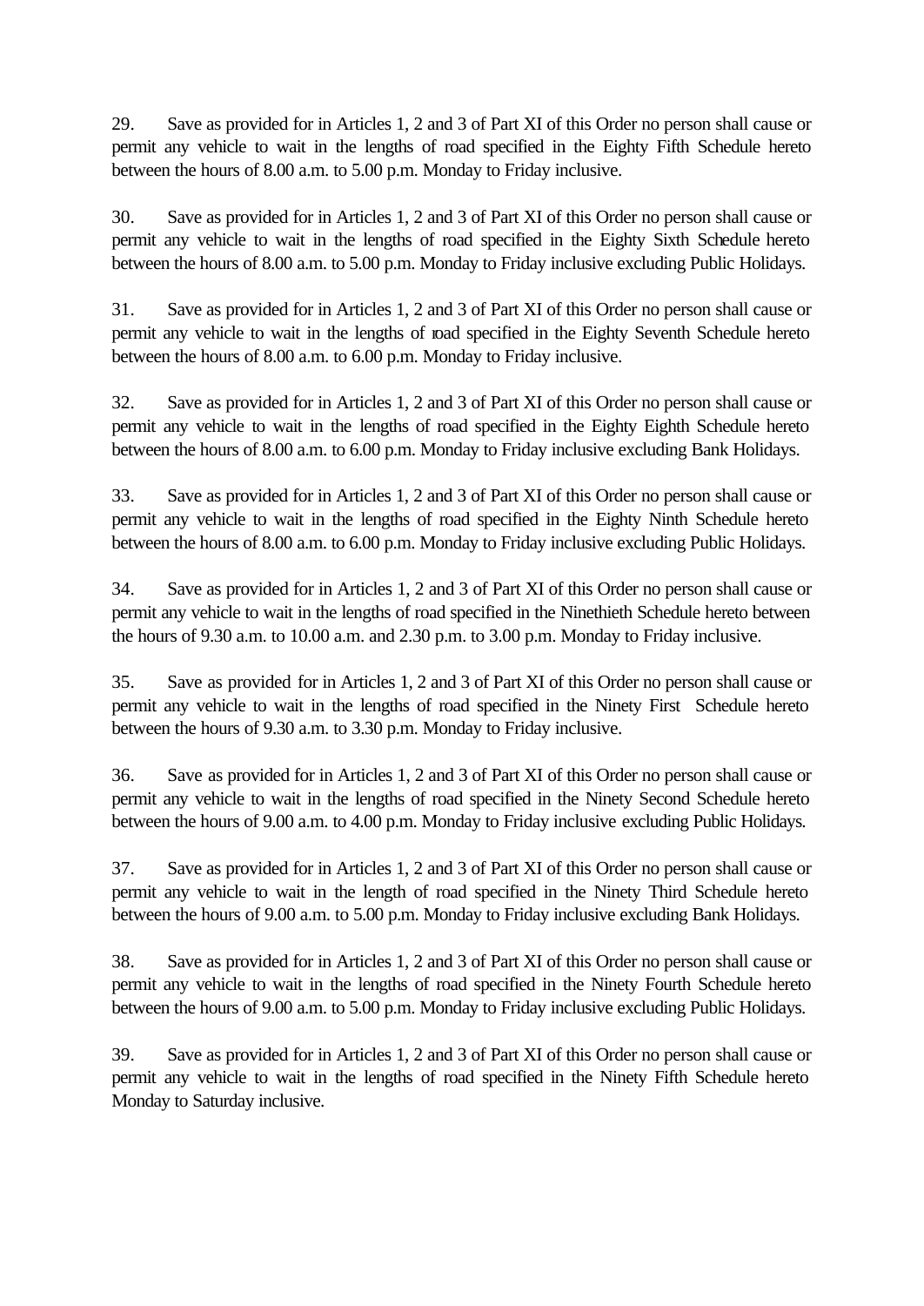29. Save as provided for in Articles 1, 2 and 3 of Part XI of this Order no person shall cause or permit any vehicle to wait in the lengths of road specified in the Eighty Fifth Schedule hereto between the hours of 8.00 a.m. to 5.00 p.m. Monday to Friday inclusive.

30. Save as provided for in Articles 1, 2 and 3 of Part XI of this Order no person shall cause or permit any vehicle to wait in the lengths of road specified in the Eighty Sixth Schedule hereto between the hours of 8.00 a.m. to 5.00 p.m. Monday to Friday inclusive excluding Public Holidays.

31. Save as provided for in Articles 1, 2 and 3 of Part XI of this Order no person shall cause or permit any vehicle to wait in the lengths of road specified in the Eighty Seventh Schedule hereto between the hours of 8.00 a.m. to 6.00 p.m. Monday to Friday inclusive.

32. Save as provided for in Articles 1, 2 and 3 of Part XI of this Order no person shall cause or permit any vehicle to wait in the lengths of road specified in the Eighty Eighth Schedule hereto between the hours of 8.00 a.m. to 6.00 p.m. Monday to Friday inclusive excluding Bank Holidays.

33. Save as provided for in Articles 1, 2 and 3 of Part XI of this Order no person shall cause or permit any vehicle to wait in the lengths of road specified in the Eighty Ninth Schedule hereto between the hours of 8.00 a.m. to 6.00 p.m. Monday to Friday inclusive excluding Public Holidays.

34. Save as provided for in Articles 1, 2 and 3 of Part XI of this Order no person shall cause or permit any vehicle to wait in the lengths of road specified in the Ninethieth Schedule hereto between the hours of 9.30 a.m. to 10.00 a.m. and 2.30 p.m. to 3.00 p.m. Monday to Friday inclusive.

35. Save as provided for in Articles 1, 2 and 3 of Part XI of this Order no person shall cause or permit any vehicle to wait in the lengths of road specified in the Ninety First Schedule hereto between the hours of 9.30 a.m. to 3.30 p.m. Monday to Friday inclusive.

36. Save as provided for in Articles 1, 2 and 3 of Part XI of this Order no person shall cause or permit any vehicle to wait in the lengths of road specified in the Ninety Second Schedule hereto between the hours of 9.00 a.m. to 4.00 p.m. Monday to Friday inclusive excluding Public Holidays.

37. Save as provided for in Articles 1, 2 and 3 of Part XI of this Order no person shall cause or permit any vehicle to wait in the length of road specified in the Ninety Third Schedule hereto between the hours of 9.00 a.m. to 5.00 p.m. Monday to Friday inclusive excluding Bank Holidays.

38. Save as provided for in Articles 1, 2 and 3 of Part XI of this Order no person shall cause or permit any vehicle to wait in the lengths of road specified in the Ninety Fourth Schedule hereto between the hours of 9.00 a.m. to 5.00 p.m. Monday to Friday inclusive excluding Public Holidays.

39. Save as provided for in Articles 1, 2 and 3 of Part XI of this Order no person shall cause or permit any vehicle to wait in the lengths of road specified in the Ninety Fifth Schedule hereto Monday to Saturday inclusive.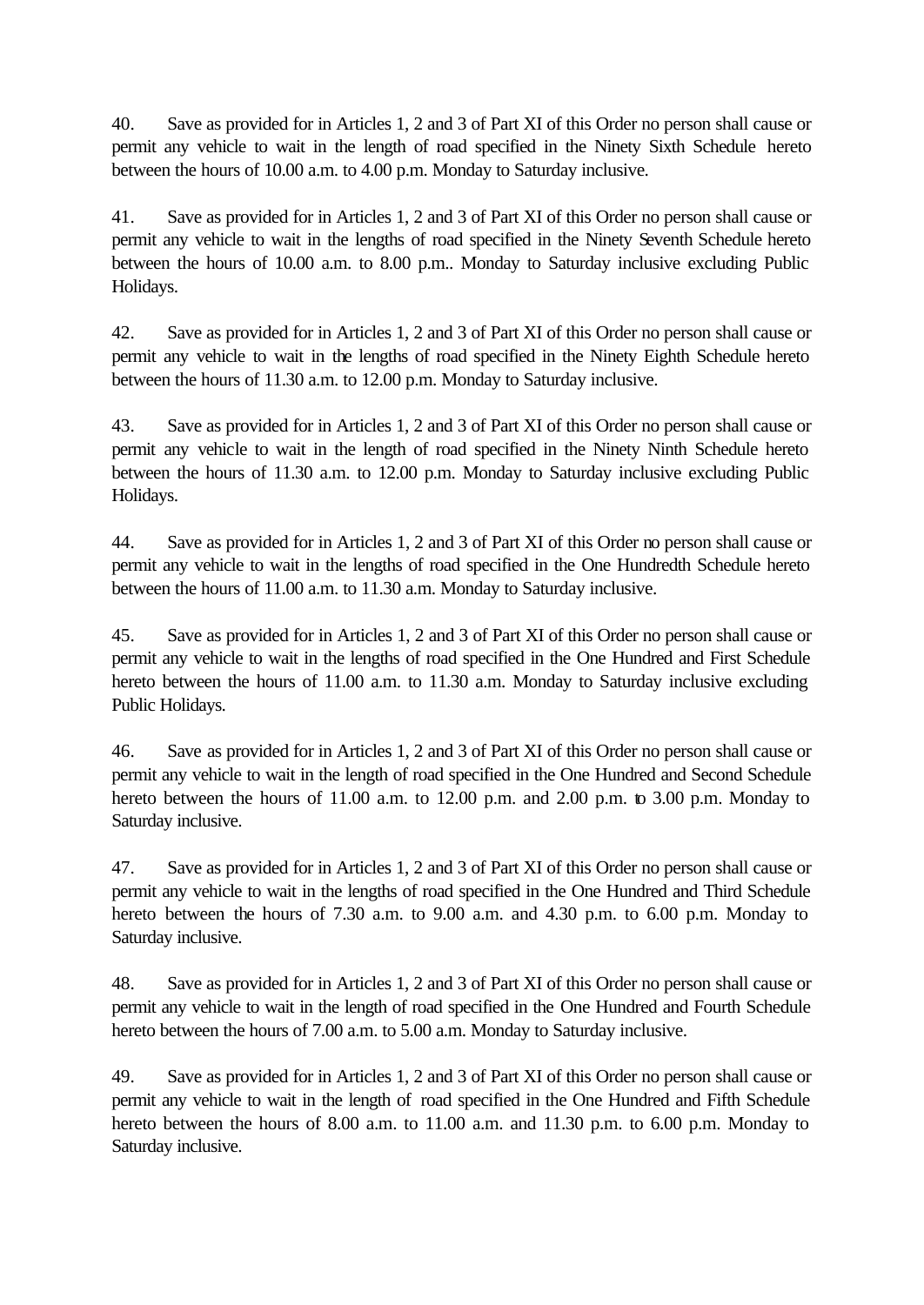40. Save as provided for in Articles 1, 2 and 3 of Part XI of this Order no person shall cause or permit any vehicle to wait in the length of road specified in the Ninety Sixth Schedule hereto between the hours of 10.00 a.m. to 4.00 p.m. Monday to Saturday inclusive.

41. Save as provided for in Articles 1, 2 and 3 of Part XI of this Order no person shall cause or permit any vehicle to wait in the lengths of road specified in the Ninety Seventh Schedule hereto between the hours of 10.00 a.m. to 8.00 p.m.. Monday to Saturday inclusive excluding Public Holidays.

42. Save as provided for in Articles 1, 2 and 3 of Part XI of this Order no person shall cause or permit any vehicle to wait in the lengths of road specified in the Ninety Eighth Schedule hereto between the hours of 11.30 a.m. to 12.00 p.m. Monday to Saturday inclusive.

43. Save as provided for in Articles 1, 2 and 3 of Part XI of this Order no person shall cause or permit any vehicle to wait in the length of road specified in the Ninety Ninth Schedule hereto between the hours of 11.30 a.m. to 12.00 p.m. Monday to Saturday inclusive excluding Public Holidays.

44. Save as provided for in Articles 1, 2 and 3 of Part XI of this Order no person shall cause or permit any vehicle to wait in the lengths of road specified in the One Hundredth Schedule hereto between the hours of 11.00 a.m. to 11.30 a.m. Monday to Saturday inclusive.

45. Save as provided for in Articles 1, 2 and 3 of Part XI of this Order no person shall cause or permit any vehicle to wait in the lengths of road specified in the One Hundred and First Schedule hereto between the hours of 11.00 a.m. to 11.30 a.m. Monday to Saturday inclusive excluding Public Holidays.

46. Save as provided for in Articles 1, 2 and 3 of Part XI of this Order no person shall cause or permit any vehicle to wait in the length of road specified in the One Hundred and Second Schedule hereto between the hours of 11.00 a.m. to 12.00 p.m. and 2.00 p.m. to 3.00 p.m. Monday to Saturday inclusive.

47. Save as provided for in Articles 1, 2 and 3 of Part XI of this Order no person shall cause or permit any vehicle to wait in the lengths of road specified in the One Hundred and Third Schedule hereto between the hours of 7.30 a.m. to 9.00 a.m. and 4.30 p.m. to 6.00 p.m. Monday to Saturday inclusive.

48. Save as provided for in Articles 1, 2 and 3 of Part XI of this Order no person shall cause or permit any vehicle to wait in the length of road specified in the One Hundred and Fourth Schedule hereto between the hours of 7.00 a.m. to 5.00 a.m. Monday to Saturday inclusive.

49. Save as provided for in Articles 1, 2 and 3 of Part XI of this Order no person shall cause or permit any vehicle to wait in the length of road specified in the One Hundred and Fifth Schedule hereto between the hours of 8.00 a.m. to 11.00 a.m. and 11.30 p.m. to 6.00 p.m. Monday to Saturday inclusive.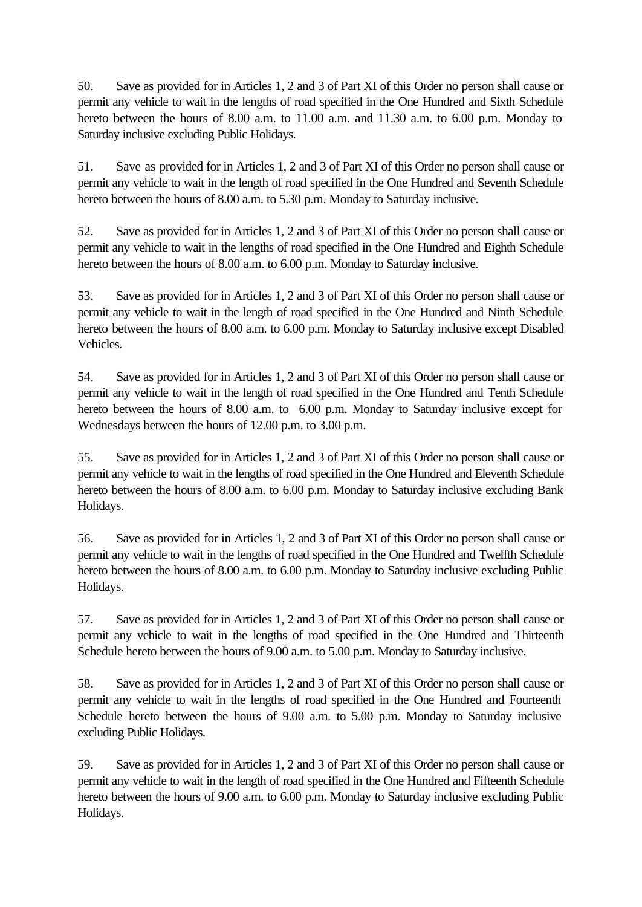50. Save as provided for in Articles 1, 2 and 3 of Part XI of this Order no person shall cause or permit any vehicle to wait in the lengths of road specified in the One Hundred and Sixth Schedule hereto between the hours of 8.00 a.m. to 11.00 a.m. and 11.30 a.m. to 6.00 p.m. Monday to Saturday inclusive excluding Public Holidays.

51. Save as provided for in Articles 1, 2 and 3 of Part XI of this Order no person shall cause or permit any vehicle to wait in the length of road specified in the One Hundred and Seventh Schedule hereto between the hours of 8.00 a.m. to 5.30 p.m. Monday to Saturday inclusive.

52. Save as provided for in Articles 1, 2 and 3 of Part XI of this Order no person shall cause or permit any vehicle to wait in the lengths of road specified in the One Hundred and Eighth Schedule hereto between the hours of 8.00 a.m. to 6.00 p.m. Monday to Saturday inclusive.

53. Save as provided for in Articles 1, 2 and 3 of Part XI of this Order no person shall cause or permit any vehicle to wait in the length of road specified in the One Hundred and Ninth Schedule hereto between the hours of 8.00 a.m. to 6.00 p.m. Monday to Saturday inclusive except Disabled Vehicles.

54. Save as provided for in Articles 1, 2 and 3 of Part XI of this Order no person shall cause or permit any vehicle to wait in the length of road specified in the One Hundred and Tenth Schedule hereto between the hours of 8.00 a.m. to 6.00 p.m. Monday to Saturday inclusive except for Wednesdays between the hours of 12.00 p.m. to 3.00 p.m.

55. Save as provided for in Articles 1, 2 and 3 of Part XI of this Order no person shall cause or permit any vehicle to wait in the lengths of road specified in the One Hundred and Eleventh Schedule hereto between the hours of 8.00 a.m. to 6.00 p.m. Monday to Saturday inclusive excluding Bank Holidays.

56. Save as provided for in Articles 1, 2 and 3 of Part XI of this Order no person shall cause or permit any vehicle to wait in the lengths of road specified in the One Hundred and Twelfth Schedule hereto between the hours of 8.00 a.m. to 6.00 p.m. Monday to Saturday inclusive excluding Public Holidays.

57. Save as provided for in Articles 1, 2 and 3 of Part XI of this Order no person shall cause or permit any vehicle to wait in the lengths of road specified in the One Hundred and Thirteenth Schedule hereto between the hours of 9.00 a.m. to 5.00 p.m. Monday to Saturday inclusive.

58. Save as provided for in Articles 1, 2 and 3 of Part XI of this Order no person shall cause or permit any vehicle to wait in the lengths of road specified in the One Hundred and Fourteenth Schedule hereto between the hours of 9.00 a.m. to 5.00 p.m. Monday to Saturday inclusive excluding Public Holidays.

59. Save as provided for in Articles 1, 2 and 3 of Part XI of this Order no person shall cause or permit any vehicle to wait in the length of road specified in the One Hundred and Fifteenth Schedule hereto between the hours of 9.00 a.m. to 6.00 p.m. Monday to Saturday inclusive excluding Public Holidays.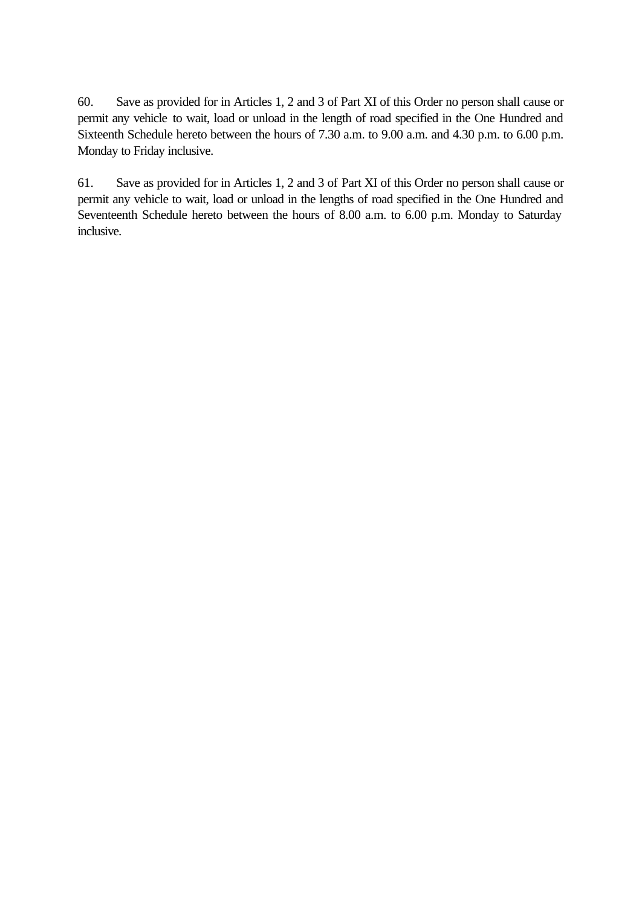60. Save as provided for in Articles 1, 2 and 3 of Part XI of this Order no person shall cause or permit any vehicle to wait, load or unload in the length of road specified in the One Hundred and Sixteenth Schedule hereto between the hours of 7.30 a.m. to 9.00 a.m. and 4.30 p.m. to 6.00 p.m. Monday to Friday inclusive.

61. Save as provided for in Articles 1, 2 and 3 of Part XI of this Order no person shall cause or permit any vehicle to wait, load or unload in the lengths of road specified in the One Hundred and Seventeenth Schedule hereto between the hours of 8.00 a.m. to 6.00 p.m. Monday to Saturday inclusive.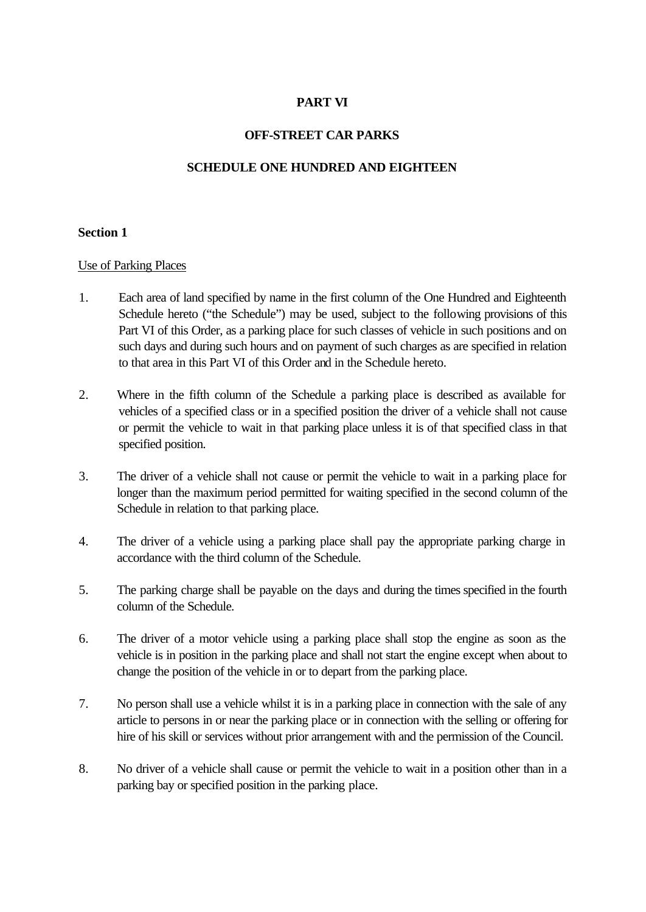# PART VI

## OFF-STREET CAR PARKS

## SCHEDULE ONE HUNDRED AND EIGHTEEN

### Section 1

<u>Use of Parking Places</u>

1. Each area of land specified by name in the first column of the One Hundred and Eighteenth Schedule hereto ("the Schedule") may be used, subject to the following provisions of this Part VI of this Order, as a parking place for such classes of vehicle in such positions and on such days and during such hours and on payment of such charges as are specified in relation to that area in this Part VI of this Order and in the Schedule hereto.

2. Where in the fifth column of the Schedule a parking place is described as available for vehicles of a specified class or in a specified position the driver of a vehicle shall not cause or permit the vehicle to wait in that parking place unless it is of that specified class in that specified position.

3. The driver of a vehicle shall not cause or permit the vehicle to wait in a parking place for longer than the maximum period permitted for waiting specified in the second column of the Schedule in relation to that parking place.

4. The driver of a vehicle using a parking place shall pay the appropriate parking charge in accordance with the third column of the Schedule.

5. The parking charge shall be payable on the days and during the times specified in the fourth column of the Schedule.

6. The driver of a motor vehicle using a parking place shall stop the engine as soon as the vehicle is in position in the parking place and shall not start the engine except when about to change the position of the vehicle in or to depart from the parking place.

7. No person shall use a vehicle whilst it is in a parking place in connection with the sale of any article to persons in or near the parking place or in connection with the selling or offering for hire of his skill or services without prior arrangement with and the permission of the Council.

8. No driver of a vehicle shall cause or permit the vehicle to wait in a position other than in a parking bay or specified position in the parking place.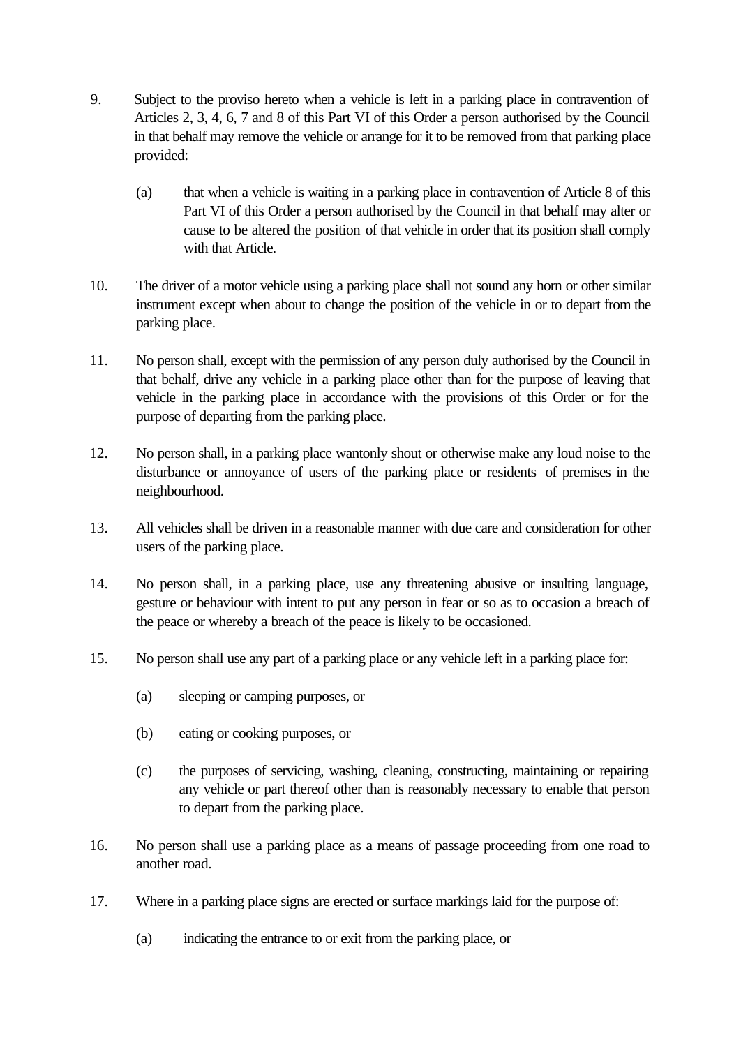9. Subject to the proviso hereto when a vehicle is left in a parking place in contravention of Articles 2, 3, 4, 6, 7 and 8 of this Part VI of this Order a person authorised by the Council in that behalf may remove the vehicle or arrange for it to be removed from that parking place provided:

   (a) that when a vehicle is waiting in a parking place in contravention of Article 8 of this Part VI of this Order a person authorised by the Council in that behalf may alter or cause to be altered the position of that vehicle in order that its position shall comply with that Article.

10. The driver of a motor vehicle using a parking place shall not sound any horn or other similar instrument except when about to change the position of the vehicle in or to depart from the parking place.

11. No person shall, except with the permission of any person duly authorised by the Council in that behalf, drive any vehicle in a parking place other than for the purpose of leaving that vehicle in the parking place in accordance with the provisions of this Order or for the purpose of departing from the parking place.

12. No person shall, in a parking place wantonly shout or otherwise make any loud noise to the disturbance or annoyance of users of the parking place or residents of premises in the neighbourhood.

13. All vehicles shall be driven in a reasonable manner with due care and consideration for other users of the parking place.

14. No person shall, in a parking place, use any threatening abusive or insulting language, gesture or behaviour with intent to put any person in fear or so as to occasion a breach of the peace or whereby a breach of the peace is likely to be occasioned.

15. No person shall use any part of a parking place or any vehicle left in a parking place for:

   (a) sleeping or camping purposes, or

   (b) eating or cooking purposes, or

   (c) the purposes of servicing, washing, cleaning, constructing, maintaining or repairing any vehicle or part thereof other than is reasonably necessary to enable that person to depart from the parking place.

16. No person shall use a parking place as a means of passage proceeding from one road to another road.

17. Where in a parking place signs are erected or surface markings laid for the purpose of:

   (a) indicating the entrance to or exit from the parking place, or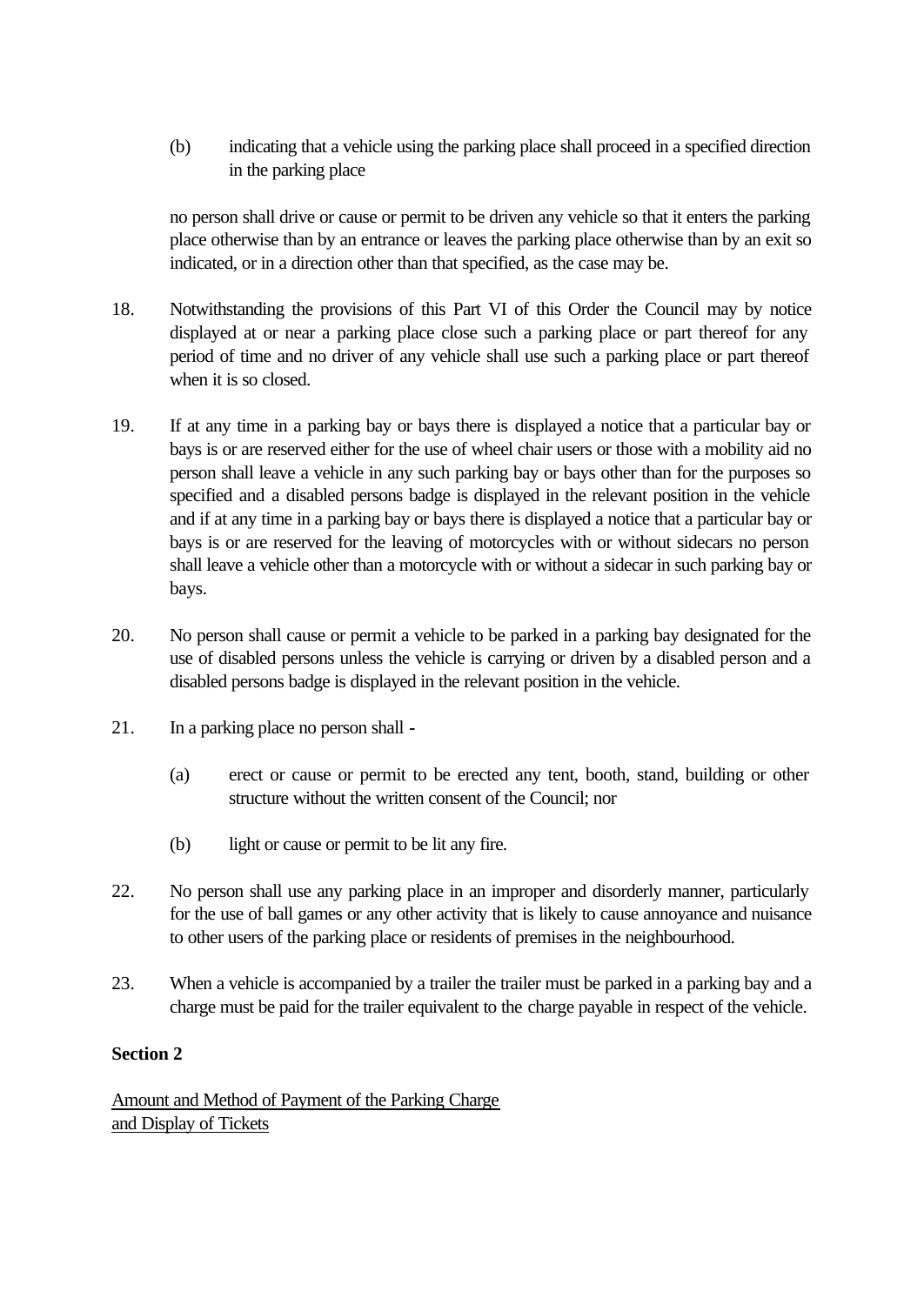(b) indicating that a vehicle using the parking place shall proceed in a specified direction in the parking place

no person shall drive or cause or permit to be driven any vehicle so that it enters the parking place otherwise than by an entrance or leaves the parking place otherwise than by an exit so indicated, or in a direction other than that specified, as the case may be.

18. Notwithstanding the provisions of this Part VI of this Order the Council may by notice displayed at or near a parking place close such a parking place or part thereof for any period of time and no driver of any vehicle shall use such a parking place or part thereof when it is so closed.

19. If at any time in a parking bay or bays there is displayed a notice that a particular bay or bays is or are reserved either for the use of wheel chair users or those with a mobility aid no person shall leave a vehicle in any such parking bay or bays other than for the purposes so specified and a disabled persons badge is displayed in the relevant position in the vehicle and if at any time in a parking bay or bays there is displayed a notice that a particular bay or bays is or are reserved for the leaving of motorcycles with or without sidecars no person shall leave a vehicle other than a motorcycle with or without a sidecar in such parking bay or bays.

20. No person shall cause or permit a vehicle to be parked in a parking bay designated for the use of disabled persons unless the vehicle is carrying or driven by a disabled person and a disabled persons badge is displayed in the relevant position in the vehicle.

21. In a parking place no person shall -

    (a) erect or cause or permit to be erected any tent, booth, stand, building or other structure without the written consent of the Council; nor

    (b) light or cause or permit to be lit any fire.

22. No person shall use any parking place in an improper and disorderly manner, particularly for the use of ball games or any other activity that is likely to cause annoyance and nuisance to other users of the parking place or residents of premises in the neighbourhood.

23. When a vehicle is accompanied by a trailer the trailer must be parked in a parking bay and a charge must be paid for the trailer equivalent to the charge payable in respect of the vehicle.

**Section 2**

Amount and Method of Payment of the Parking Charge and Display of Tickets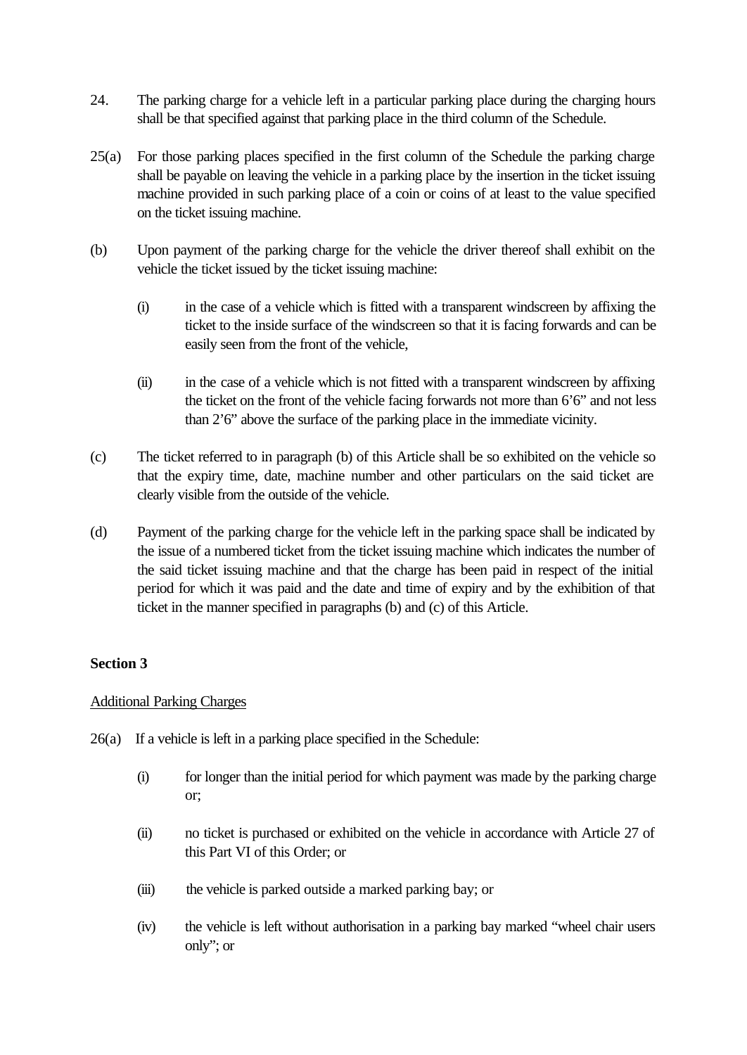24. The parking charge for a vehicle left in a particular parking place during the charging hours shall be that specified against that parking place in the third column of the Schedule.

25(a) For those parking places specified in the first column of the Schedule the parking charge shall be payable on leaving the vehicle in a parking place by the insertion in the ticket issuing machine provided in such parking place of a coin or coins of at least to the value specified on the ticket issuing machine.

(b) Upon payment of the parking charge for the vehicle the driver thereof shall exhibit on the vehicle the ticket issued by the ticket issuing machine:

   (i) in the case of a vehicle which is fitted with a transparent windscreen by affixing the ticket to the inside surface of the windscreen so that it is facing forwards and can be easily seen from the front of the vehicle,

   (ii) in the case of a vehicle which is not fitted with a transparent windscreen by affixing the ticket on the front of the vehicle facing forwards not more than 6'6" and not less than 2'6" above the surface of the parking place in the immediate vicinity.

(c) The ticket referred to in paragraph (b) of this Article shall be so exhibited on the vehicle so that the expiry time, date, machine number and other particulars on the said ticket are clearly visible from the outside of the vehicle.

(d) Payment of the parking charge for the vehicle left in the parking space shall be indicated by the issue of a numbered ticket from the ticket issuing machine which indicates the number of the said ticket issuing machine and that the charge has been paid in respect of the initial period for which it was paid and the date and time of expiry and by the exhibition of that ticket in the manner specified in paragraphs (b) and (c) of this Article.

**Section 3**

Additional Parking Charges

26(a) If a vehicle is left in a parking place specified in the Schedule:

   (i) for longer than the initial period for which payment was made by the parking charge or;

   (ii) no ticket is purchased or exhibited on the vehicle in accordance with Article 27 of this Part VI of this Order; or

   (iii) the vehicle is parked outside a marked parking bay; or

   (iv) the vehicle is left without authorisation in a parking bay marked "wheel chair users only"; or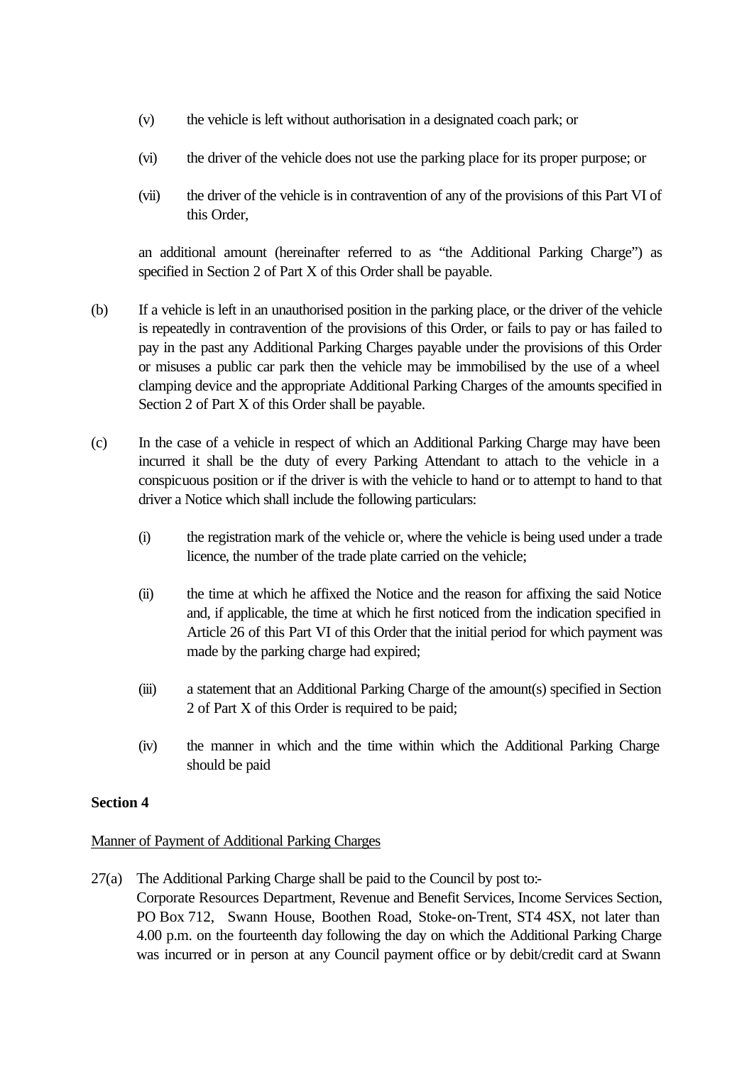(v) the vehicle is left without authorisation in a designated coach park; or

(vi) the driver of the vehicle does not use the parking place for its proper purpose; or

(vii) the driver of the vehicle is in contravention of any of the provisions of this Part VI of this Order,

an additional amount (hereinafter referred to as "the Additional Parking Charge") as specified in Section 2 of Part X of this Order shall be payable.

(b) If a vehicle is left in an unauthorised position in the parking place, or the driver of the vehicle is repeatedly in contravention of the provisions of this Order, or fails to pay or has failed to pay in the past any Additional Parking Charges payable under the provisions of this Order or misuses a public car park then the vehicle may be immobilised by the use of a wheel clamping device and the appropriate Additional Parking Charges of the amounts specified in Section 2 of Part X of this Order shall be payable.

(c) In the case of a vehicle in respect of which an Additional Parking Charge may have been incurred it shall be the duty of every Parking Attendant to attach to the vehicle in a conspicuous position or if the driver is with the vehicle to hand or to attempt to hand to that driver a Notice which shall include the following particulars:

(i) the registration mark of the vehicle or, where the vehicle is being used under a trade licence, the number of the trade plate carried on the vehicle;

(ii) the time at which he affixed the Notice and the reason for affixing the said Notice and, if applicable, the time at which he first noticed from the indication specified in Article 26 of this Part VI of this Order that the initial period for which payment was made by the parking charge had expired;

(iii) a statement that an Additional Parking Charge of the amount(s) specified in Section 2 of Part X of this Order is required to be paid;

(iv) the manner in which and the time within which the Additional Parking Charge should be paid

**Section 4**

Manner of Payment of Additional Parking Charges

27(a) The Additional Parking Charge shall be paid to the Council by post to:-
Corporate Resources Department, Revenue and Benefit Services, Income Services Section, PO Box 712, Swann House, Boothen Road, Stoke-on-Trent, ST4 4SX, not later than 4.00 p.m. on the fourteenth day following the day on which the Additional Parking Charge was incurred or in person at any Council payment office or by debit/credit card at Swann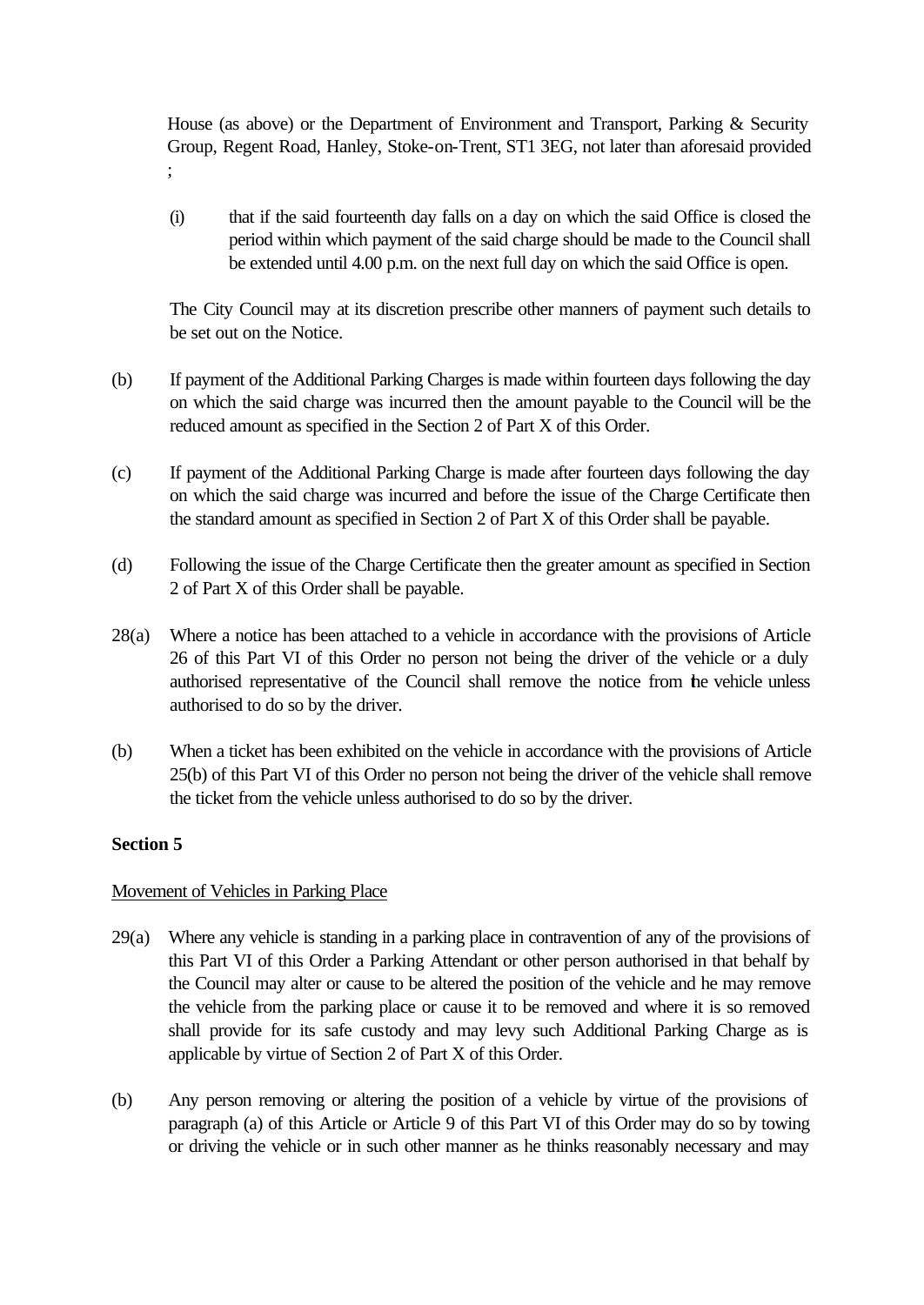House (as above) or the Department of Environment and Transport, Parking & Security Group, Regent Road, Hanley, Stoke-on-Trent, ST1 3EG, not later than aforesaid provided ;

(i) that if the said fourteenth day falls on a day on which the said Office is closed the period within which payment of the said charge should be made to the Council shall be extended until 4.00 p.m. on the next full day on which the said Office is open.

The City Council may at its discretion prescribe other manners of payment such details to be set out on the Notice.

(b) If payment of the Additional Parking Charges is made within fourteen days following the day on which the said charge was incurred then the amount payable to the Council will be the reduced amount as specified in the Section 2 of Part X of this Order.

(c) If payment of the Additional Parking Charge is made after fourteen days following the day on which the said charge was incurred and before the issue of the Charge Certificate then the standard amount as specified in Section 2 of Part X of this Order shall be payable.

(d) Following the issue of the Charge Certificate then the greater amount as specified in Section 2 of Part X of this Order shall be payable.

28(a) Where a notice has been attached to a vehicle in accordance with the provisions of Article 26 of this Part VI of this Order no person not being the driver of the vehicle or a duly authorised representative of the Council shall remove the notice from the vehicle unless authorised to do so by the driver.

(b) When a ticket has been exhibited on the vehicle in accordance with the provisions of Article 25(b) of this Part VI of this Order no person not being the driver of the vehicle shall remove the ticket from the vehicle unless authorised to do so by the driver.

**Section 5**

Movement of Vehicles in Parking Place

29(a) Where any vehicle is standing in a parking place in contravention of any of the provisions of this Part VI of this Order a Parking Attendant or other person authorised in that behalf by the Council may alter or cause to be altered the position of the vehicle and he may remove the vehicle from the parking place or cause it to be removed and where it is so removed shall provide for its safe custody and may levy such Additional Parking Charge as is applicable by virtue of Section 2 of Part X of this Order.

(b) Any person removing or altering the position of a vehicle by virtue of the provisions of paragraph (a) of this Article or Article 9 of this Part VI of this Order may do so by towing or driving the vehicle or in such other manner as he thinks reasonably necessary and may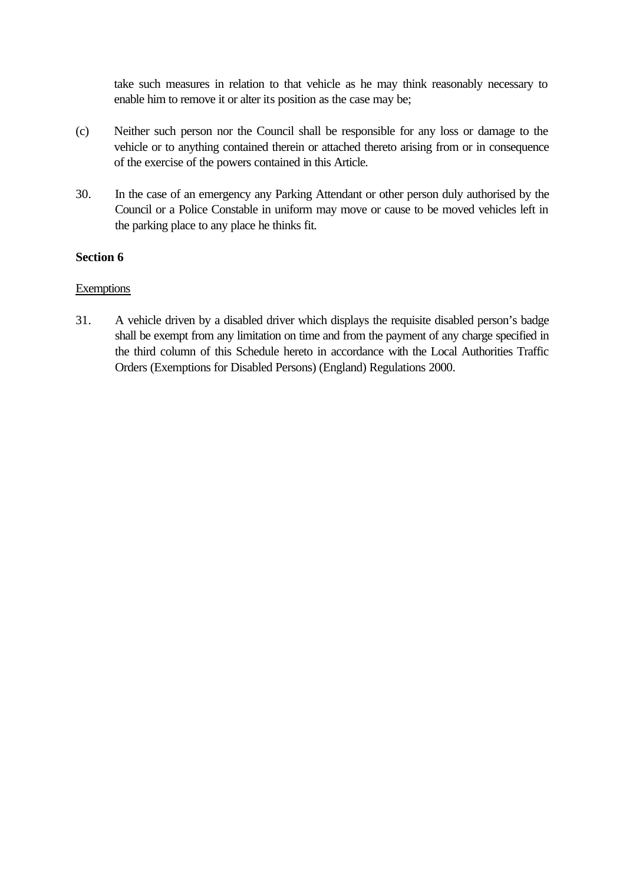take such measures in relation to that vehicle as he may think reasonably necessary to enable him to remove it or alter its position as the case may be;

(c) Neither such person nor the Council shall be responsible for any loss or damage to the vehicle or to anything contained therein or attached thereto arising from or in consequence of the exercise of the powers contained in this Article.

30. In the case of an emergency any Parking Attendant or other person duly authorised by the Council or a Police Constable in uniform may move or cause to be moved vehicles left in the parking place to any place he thinks fit.

**Section 6**

Exemptions

31. A vehicle driven by a disabled driver which displays the requisite disabled person's badge shall be exempt from any limitation on time and from the payment of any charge specified in the third column of this Schedule hereto in accordance with the Local Authorities Traffic Orders (Exemptions for Disabled Persons) (England) Regulations 2000.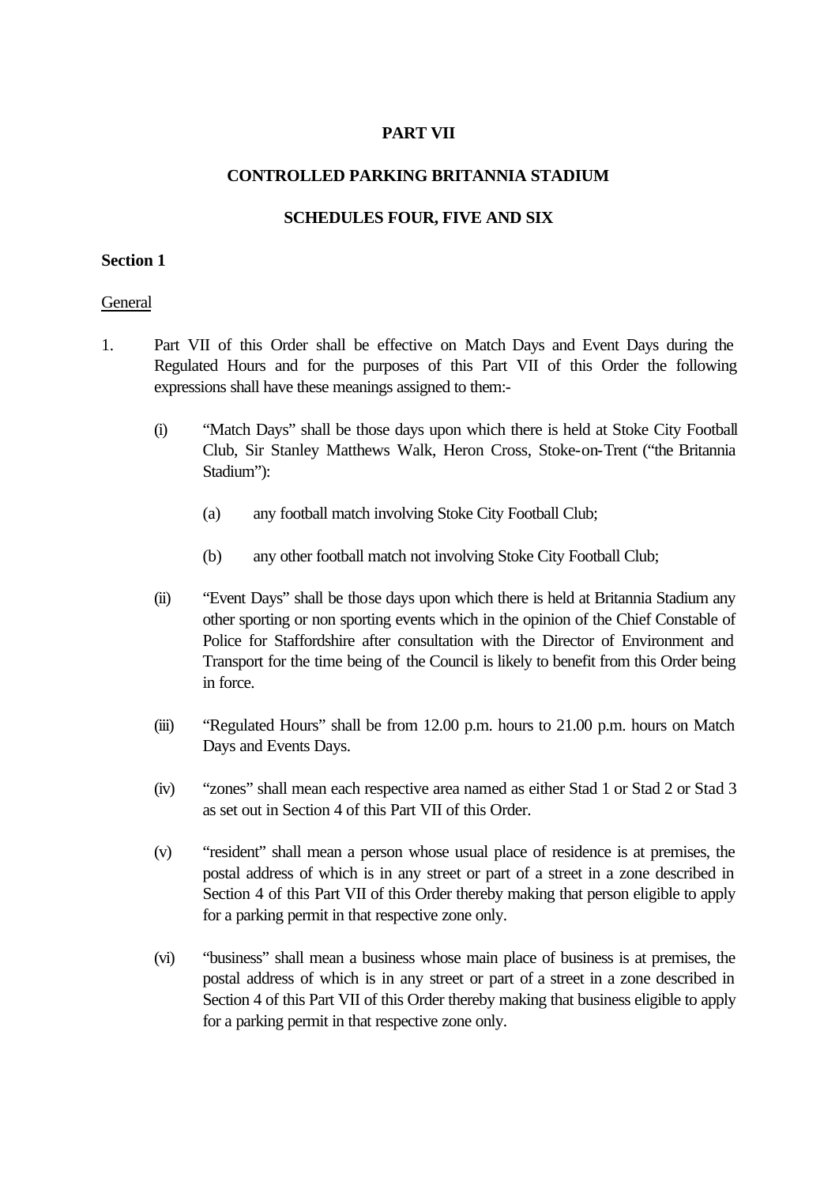**PART VII**

**CONTROLLED PARKING BRITANNIA STADIUM**

**SCHEDULES FOUR, FIVE AND SIX**

**Section 1**

General

1. Part VII of this Order shall be effective on Match Days and Event Days during the Regulated Hours and for the purposes of this Part VII of this Order the following expressions shall have these meanings assigned to them:-

   (i) "Match Days" shall be those days upon which there is held at Stoke City Football Club, Sir Stanley Matthews Walk, Heron Cross, Stoke-on-Trent ("the Britannia Stadium"):

      (a) any football match involving Stoke City Football Club;

      (b) any other football match not involving Stoke City Football Club;

   (ii) "Event Days" shall be those days upon which there is held at Britannia Stadium any other sporting or non sporting events which in the opinion of the Chief Constable of Police for Staffordshire after consultation with the Director of Environment and Transport for the time being of the Council is likely to benefit from this Order being in force.

   (iii) "Regulated Hours" shall be from 12.00 p.m. hours to 21.00 p.m. hours on Match Days and Events Days.

   (iv) "zones" shall mean each respective area named as either Stad 1 or Stad 2 or Stad 3 as set out in Section 4 of this Part VII of this Order.

   (v) "resident" shall mean a person whose usual place of residence is at premises, the postal address of which is in any street or part of a street in a zone described in Section 4 of this Part VII of this Order thereby making that person eligible to apply for a parking permit in that respective zone only.

   (vi) "business" shall mean a business whose main place of business is at premises, the postal address of which is in any street or part of a street in a zone described in Section 4 of this Part VII of this Order thereby making that business eligible to apply for a parking permit in that respective zone only.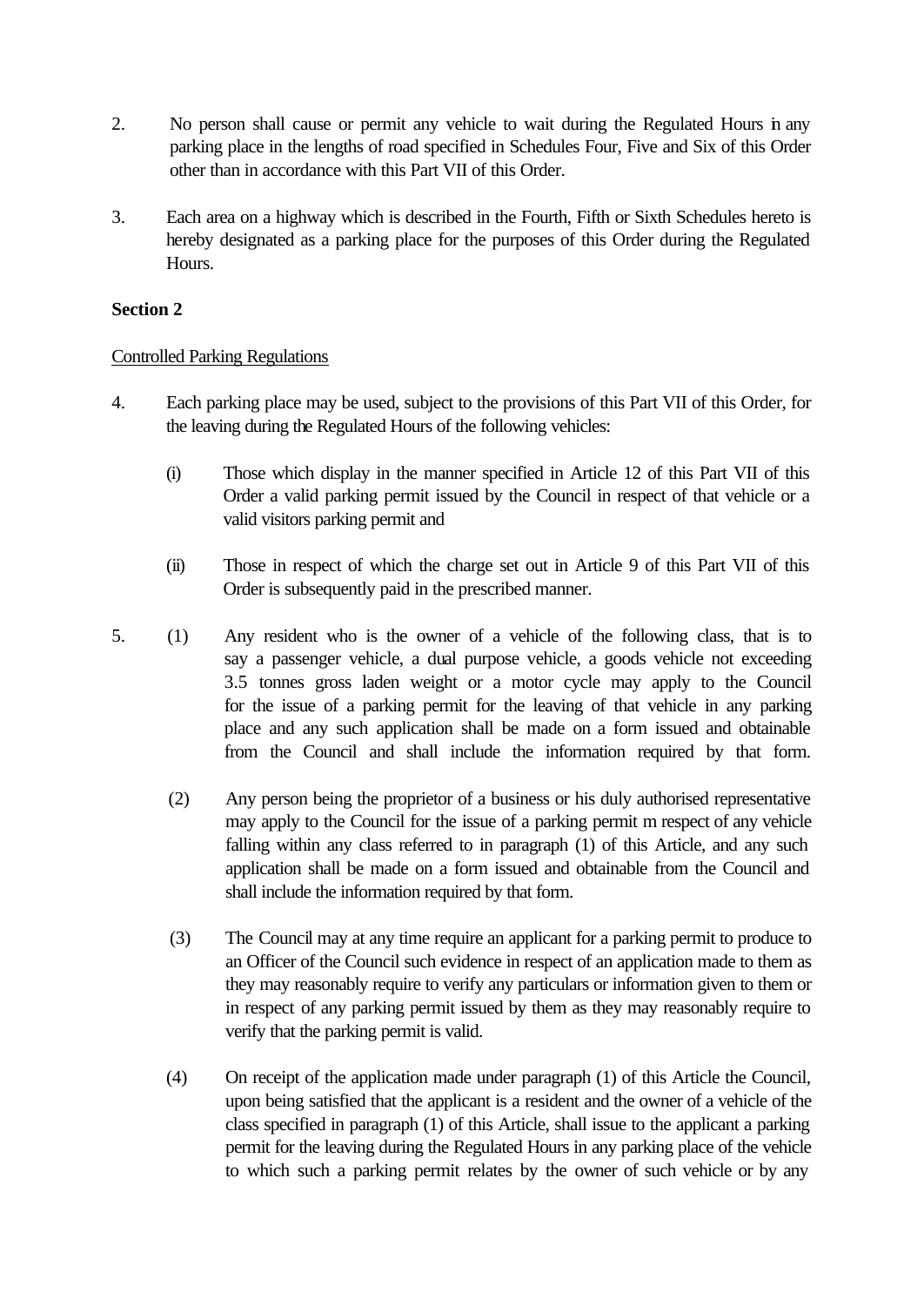2. No person shall cause or permit any vehicle to wait during the Regulated Hours in any parking place in the lengths of road specified in Schedules Four, Five and Six of this Order other than in accordance with this Part VII of this Order.

3. Each area on a highway which is described in the Fourth, Fifth or Sixth Schedules hereto is hereby designated as a parking place for the purposes of this Order during the Regulated Hours.

**Section 2**

Controlled Parking Regulations

4. Each parking place may be used, subject to the provisions of this Part VII of this Order, for the leaving during the Regulated Hours of the following vehicles:

   (i) Those which display in the manner specified in Article 12 of this Part VII of this Order a valid parking permit issued by the Council in respect of that vehicle or a valid visitors parking permit and

   (ii) Those in respect of which the charge set out in Article 9 of this Part VII of this Order is subsequently paid in the prescribed manner.

5. (1) Any resident who is the owner of a vehicle of the following class, that is to say a passenger vehicle, a dual purpose vehicle, a goods vehicle not exceeding 3.5 tonnes gross laden weight or a motor cycle may apply to the Council for the issue of a parking permit for the leaving of that vehicle in any parking place and any such application shall be made on a form issued and obtainable from the Council and shall include the information required by that form.

   (2) Any person being the proprietor of a business or his duly authorised representative may apply to the Council for the issue of a parking permit in respect of any vehicle falling within any class referred to in paragraph (1) of this Article, and any such application shall be made on a form issued and obtainable from the Council and shall include the information required by that form.

   (3) The Council may at any time require an applicant for a parking permit to produce to an Officer of the Council such evidence in respect of an application made to them as they may reasonably require to verify any particulars or information given to them or in respect of any parking permit issued by them as they may reasonably require to verify that the parking permit is valid.

   (4) On receipt of the application made under paragraph (1) of this Article the Council, upon being satisfied that the applicant is a resident and the owner of a vehicle of the class specified in paragraph (1) of this Article, shall issue to the applicant a parking permit for the leaving during the Regulated Hours in any parking place of the vehicle to which such a parking permit relates by the owner of such vehicle or by any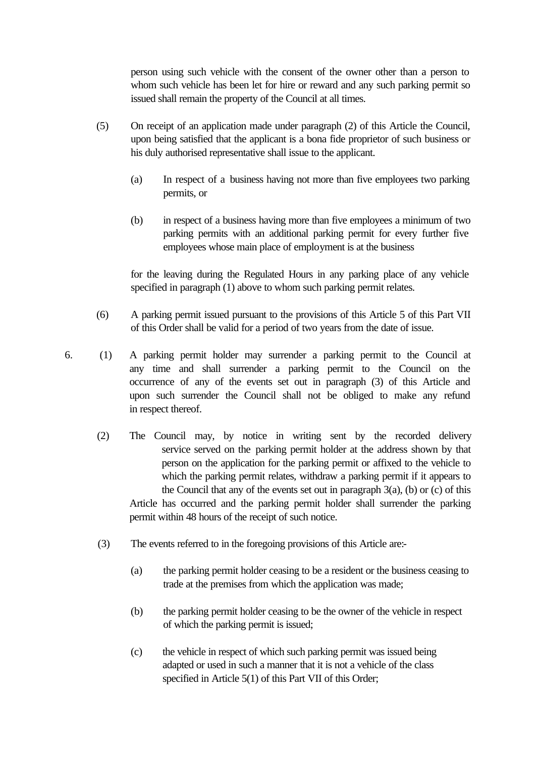person using such vehicle with the consent of the owner other than a person to whom such vehicle has been let for hire or reward and any such parking permit so issued shall remain the property of the Council at all times.

(5) On receipt of an application made under paragraph (2) of this Article the Council, upon being satisfied that the applicant is a bona fide proprietor of such business or his duly authorised representative shall issue to the applicant.

(a) In respect of a business having not more than five employees two parking permits, or

(b) in respect of a business having more than five employees a minimum of two parking permits with an additional parking permit for every further five employees whose main place of employment is at the business

for the leaving during the Regulated Hours in any parking place of any vehicle specified in paragraph (1) above to whom such parking permit relates.

(6) A parking permit issued pursuant to the provisions of this Article 5 of this Part VII of this Order shall be valid for a period of two years from the date of issue.

6. (1) A parking permit holder may surrender a parking permit to the Council at any time and shall surrender a parking permit to the Council on the occurrence of any of the events set out in paragraph (3) of this Article and upon such surrender the Council shall not be obliged to make any refund in respect thereof.

(2) The Council may, by notice in writing sent by the recorded delivery service served on the parking permit holder at the address shown by that person on the application for the parking permit or affixed to the vehicle to which the parking permit relates, withdraw a parking permit if it appears to the Council that any of the events set out in paragraph 3(a), (b) or (c) of this Article has occurred and the parking permit holder shall surrender the parking permit within 48 hours of the receipt of such notice.

(3) The events referred to in the foregoing provisions of this Article are:-

(a) the parking permit holder ceasing to be a resident or the business ceasing to trade at the premises from which the application was made;

(b) the parking permit holder ceasing to be the owner of the vehicle in respect of which the parking permit is issued;

(c) the vehicle in respect of which such parking permit was issued being adapted or used in such a manner that it is not a vehicle of the class specified in Article 5(1) of this Part VII of this Order;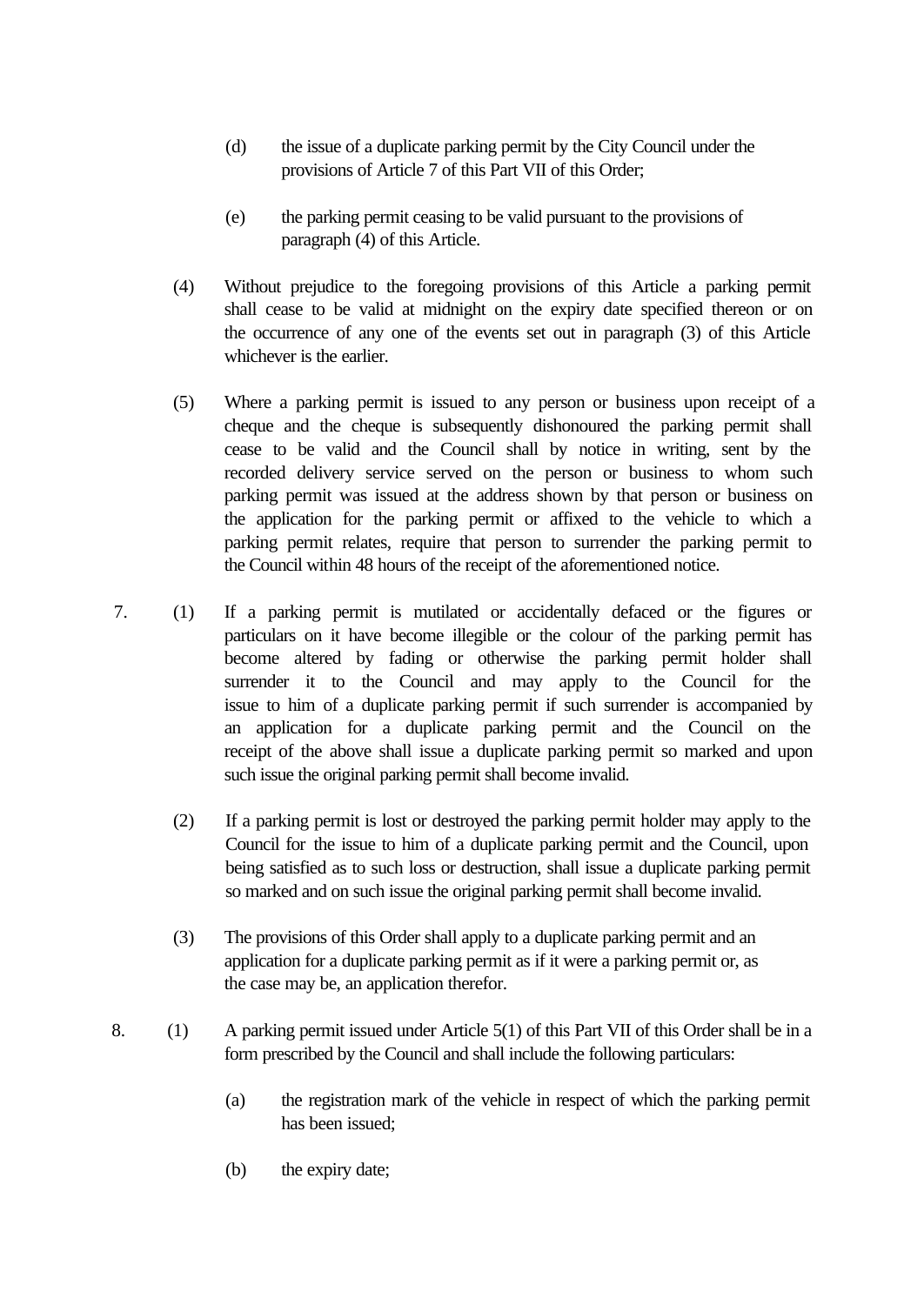(d) the issue of a duplicate parking permit by the City Council under the provisions of Article 7 of this Part VII of this Order;

(e) the parking permit ceasing to be valid pursuant to the provisions of paragraph (4) of this Article.

(4) Without prejudice to the foregoing provisions of this Article a parking permit shall cease to be valid at midnight on the expiry date specified thereon or on the occurrence of any one of the events set out in paragraph (3) of this Article whichever is the earlier.

(5) Where a parking permit is issued to any person or business upon receipt of a cheque and the cheque is subsequently dishonoured the parking permit shall cease to be valid and the Council shall by notice in writing, sent by the recorded delivery service served on the person or business to whom such parking permit was issued at the address shown by that person or business on the application for the parking permit or affixed to the vehicle to which a parking permit relates, require that person to surrender the parking permit to the Council within 48 hours of the receipt of the aforementioned notice.

7\. (1) If a parking permit is mutilated or accidentally defaced or the figures or particulars on it have become illegible or the colour of the parking permit has become altered by fading or otherwise the parking permit holder shall surrender it to the Council and may apply to the Council for the issue to him of a duplicate parking permit if such surrender is accompanied by an application for a duplicate parking permit and the Council on the receipt of the above shall issue a duplicate parking permit so marked and upon such issue the original parking permit shall become invalid.

(2) If a parking permit is lost or destroyed the parking permit holder may apply to the Council for the issue to him of a duplicate parking permit and the Council, upon being satisfied as to such loss or destruction, shall issue a duplicate parking permit so marked and on such issue the original parking permit shall become invalid.

(3) The provisions of this Order shall apply to a duplicate parking permit and an application for a duplicate parking permit as if it were a parking permit or, as the case may be, an application therefor.

8\. (1) A parking permit issued under Article 5(1) of this Part VII of this Order shall be in a form prescribed by the Council and shall include the following particulars:

(a) the registration mark of the vehicle in respect of which the parking permit has been issued;

(b) the expiry date;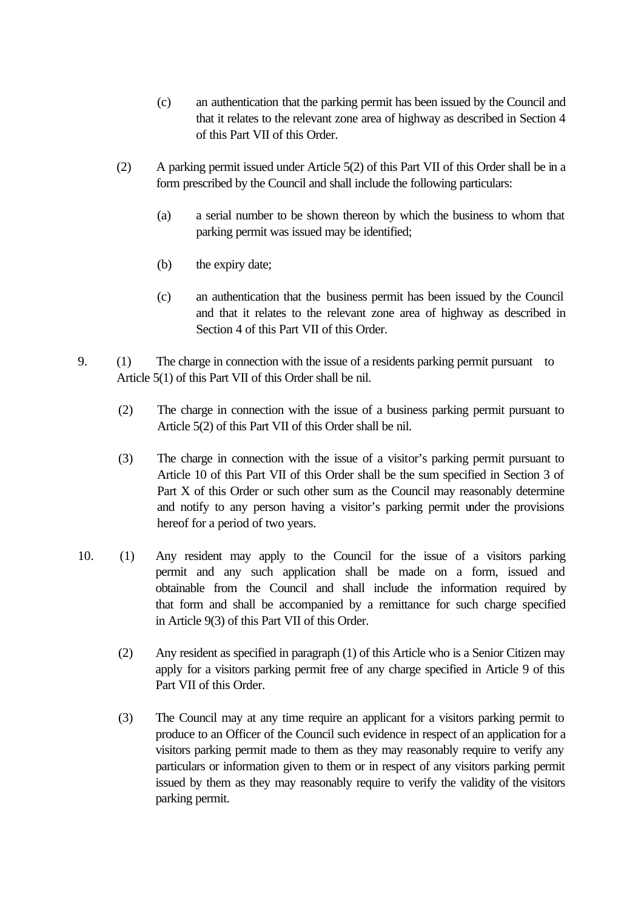(c) an authentication that the parking permit has been issued by the Council and that it relates to the relevant zone area of highway as described in Section 4 of this Part VII of this Order.

(2) A parking permit issued under Article 5(2) of this Part VII of this Order shall be in a form prescribed by the Council and shall include the following particulars:

(a) a serial number to be shown thereon by which the business to whom that parking permit was issued may be identified;

(b) the expiry date;

(c) an authentication that the business permit has been issued by the Council and that it relates to the relevant zone area of highway as described in Section 4 of this Part VII of this Order.

9. (1) The charge in connection with the issue of a residents parking permit pursuant to Article 5(1) of this Part VII of this Order shall be nil.

(2) The charge in connection with the issue of a business parking permit pursuant to Article 5(2) of this Part VII of this Order shall be nil.

(3) The charge in connection with the issue of a visitor's parking permit pursuant to Article 10 of this Part VII of this Order shall be the sum specified in Section 3 of Part X of this Order or such other sum as the Council may reasonably determine and notify to any person having a visitor's parking permit under the provisions hereof for a period of two years.

10. (1) Any resident may apply to the Council for the issue of a visitors parking permit and any such application shall be made on a form, issued and obtainable from the Council and shall include the information required by that form and shall be accompanied by a remittance for such charge specified in Article 9(3) of this Part VII of this Order.

(2) Any resident as specified in paragraph (1) of this Article who is a Senior Citizen may apply for a visitors parking permit free of any charge specified in Article 9 of this Part VII of this Order.

(3) The Council may at any time require an applicant for a visitors parking permit to produce to an Officer of the Council such evidence in respect of an application for a visitors parking permit made to them as they may reasonably require to verify any particulars or information given to them or in respect of any visitors parking permit issued by them as they may reasonably require to verify the validity of the visitors parking permit.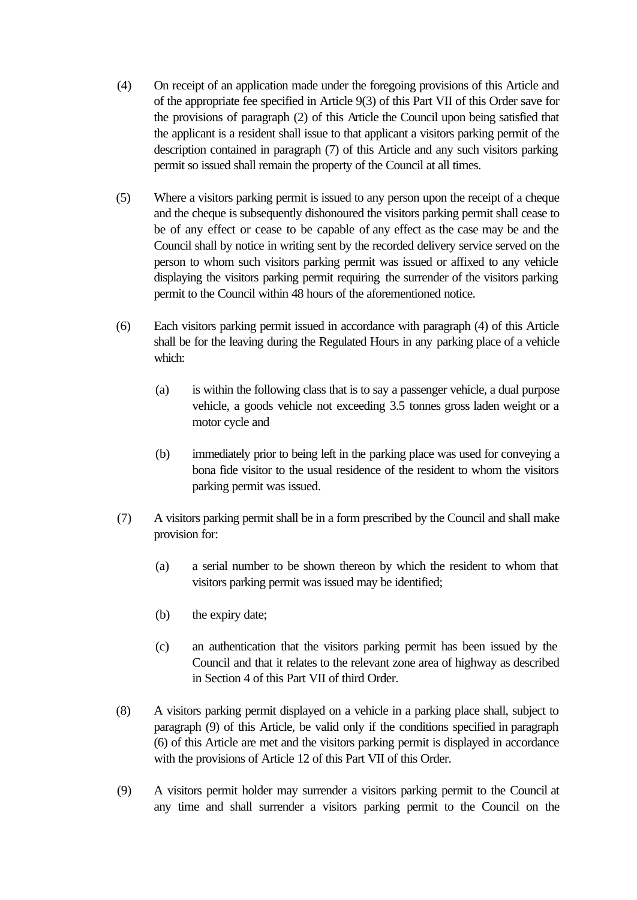(4) On receipt of an application made under the foregoing provisions of this Article and of the appropriate fee specified in Article 9(3) of this Part VII of this Order save for the provisions of paragraph (2) of this Article the Council upon being satisfied that the applicant is a resident shall issue to that applicant a visitors parking permit of the description contained in paragraph (7) of this Article and any such visitors parking permit so issued shall remain the property of the Council at all times.

(5) Where a visitors parking permit is issued to any person upon the receipt of a cheque and the cheque is subsequently dishonoured the visitors parking permit shall cease to be of any effect or cease to be capable of any effect as the case may be and the Council shall by notice in writing sent by the recorded delivery service served on the person to whom such visitors parking permit was issued or affixed to any vehicle displaying the visitors parking permit requiring the surrender of the visitors parking permit to the Council within 48 hours of the aforementioned notice.

(6) Each visitors parking permit issued in accordance with paragraph (4) of this Article shall be for the leaving during the Regulated Hours in any parking place of a vehicle which:

(a) is within the following class that is to say a passenger vehicle, a dual purpose vehicle, a goods vehicle not exceeding 3.5 tonnes gross laden weight or a motor cycle and

(b) immediately prior to being left in the parking place was used for conveying a bona fide visitor to the usual residence of the resident to whom the visitors parking permit was issued.

(7) A visitors parking permit shall be in a form prescribed by the Council and shall make provision for:

(a) a serial number to be shown thereon by which the resident to whom that visitors parking permit was issued may be identified;

(b) the expiry date;

(c) an authentication that the visitors parking permit has been issued by the Council and that it relates to the relevant zone area of highway as described in Section 4 of this Part VII of third Order.

(8) A visitors parking permit displayed on a vehicle in a parking place shall, subject to paragraph (9) of this Article, be valid only if the conditions specified in paragraph (6) of this Article are met and the visitors parking permit is displayed in accordance with the provisions of Article 12 of this Part VII of this Order.

(9) A visitors permit holder may surrender a visitors parking permit to the Council at any time and shall surrender a visitors parking permit to the Council on the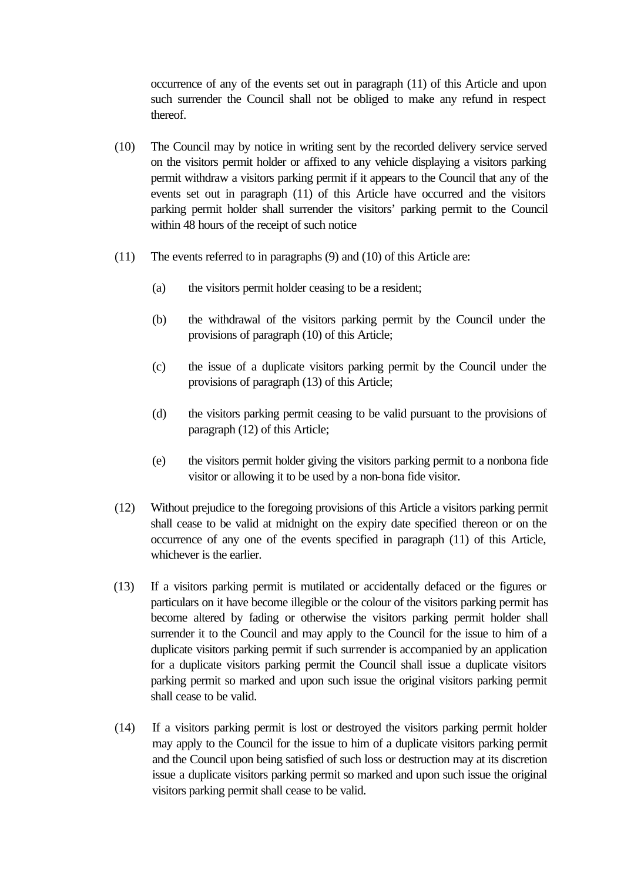occurrence of any of the events set out in paragraph (11) of this Article and upon such surrender the Council shall not be obliged to make any refund in respect thereof.

(10) The Council may by notice in writing sent by the recorded delivery service served on the visitors permit holder or affixed to any vehicle displaying a visitors parking permit withdraw a visitors parking permit if it appears to the Council that any of the events set out in paragraph (11) of this Article have occurred and the visitors parking permit holder shall surrender the visitors' parking permit to the Council within 48 hours of the receipt of such notice

(11) The events referred to in paragraphs (9) and (10) of this Article are:

(a) the visitors permit holder ceasing to be a resident;

(b) the withdrawal of the visitors parking permit by the Council under the provisions of paragraph (10) of this Article;

(c) the issue of a duplicate visitors parking permit by the Council under the provisions of paragraph (13) of this Article;

(d) the visitors parking permit ceasing to be valid pursuant to the provisions of paragraph (12) of this Article;

(e) the visitors permit holder giving the visitors parking permit to a nonbona fide visitor or allowing it to be used by a non-bona fide visitor.

(12) Without prejudice to the foregoing provisions of this Article a visitors parking permit shall cease to be valid at midnight on the expiry date specified thereon or on the occurrence of any one of the events specified in paragraph (11) of this Article, whichever is the earlier.

(13) If a visitors parking permit is mutilated or accidentally defaced or the figures or particulars on it have become illegible or the colour of the visitors parking permit has become altered by fading or otherwise the visitors parking permit holder shall surrender it to the Council and may apply to the Council for the issue to him of a duplicate visitors parking permit if such surrender is accompanied by an application for a duplicate visitors parking permit the Council shall issue a duplicate visitors parking permit so marked and upon such issue the original visitors parking permit shall cease to be valid.

(14) If a visitors parking permit is lost or destroyed the visitors parking permit holder may apply to the Council for the issue to him of a duplicate visitors parking permit and the Council upon being satisfied of such loss or destruction may at its discretion issue a duplicate visitors parking permit so marked and upon such issue the original visitors parking permit shall cease to be valid.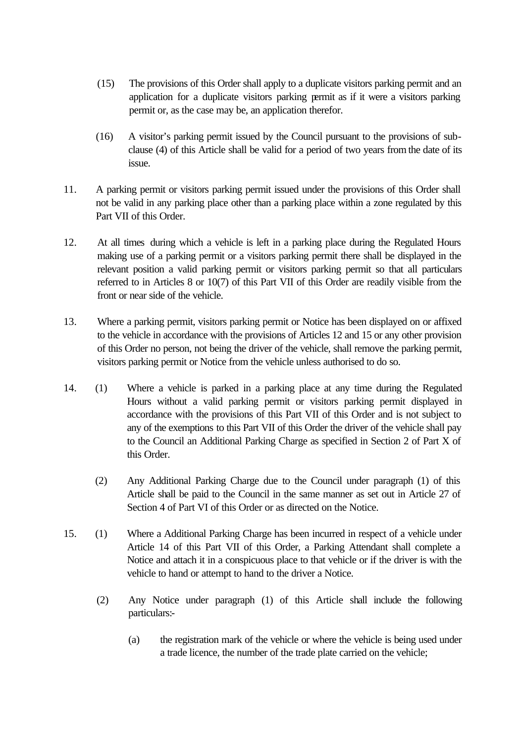(15) The provisions of this Order shall apply to a duplicate visitors parking permit and an application for a duplicate visitors parking permit as if it were a visitors parking permit or, as the case may be, an application therefor.

(16) A visitor's parking permit issued by the Council pursuant to the provisions of sub-clause (4) of this Article shall be valid for a period of two years from the date of its issue.

11. A parking permit or visitors parking permit issued under the provisions of this Order shall not be valid in any parking place other than a parking place within a zone regulated by this Part VII of this Order.

12. At all times during which a vehicle is left in a parking place during the Regulated Hours making use of a parking permit or a visitors parking permit there shall be displayed in the relevant position a valid parking permit or visitors parking permit so that all particulars referred to in Articles 8 or 10(7) of this Part VII of this Order are readily visible from the front or near side of the vehicle.

13. Where a parking permit, visitors parking permit or Notice has been displayed on or affixed to the vehicle in accordance with the provisions of Articles 12 and 15 or any other provision of this Order no person, not being the driver of the vehicle, shall remove the parking permit, visitors parking permit or Notice from the vehicle unless authorised to do so.

14. (1) Where a vehicle is parked in a parking place at any time during the Regulated Hours without a valid parking permit or visitors parking permit displayed in accordance with the provisions of this Part VII of this Order and is not subject to any of the exemptions to this Part VII of this Order the driver of the vehicle shall pay to the Council an Additional Parking Charge as specified in Section 2 of Part X of this Order.

(2) Any Additional Parking Charge due to the Council under paragraph (1) of this Article shall be paid to the Council in the same manner as set out in Article 27 of Section 4 of Part VI of this Order or as directed on the Notice.

15. (1) Where a Additional Parking Charge has been incurred in respect of a vehicle under Article 14 of this Part VII of this Order, a Parking Attendant shall complete a Notice and attach it in a conspicuous place to that vehicle or if the driver is with the vehicle to hand or attempt to hand to the driver a Notice.

(2) Any Notice under paragraph (1) of this Article shall include the following particulars:-

(a) the registration mark of the vehicle or where the vehicle is being used under a trade licence, the number of the trade plate carried on the vehicle;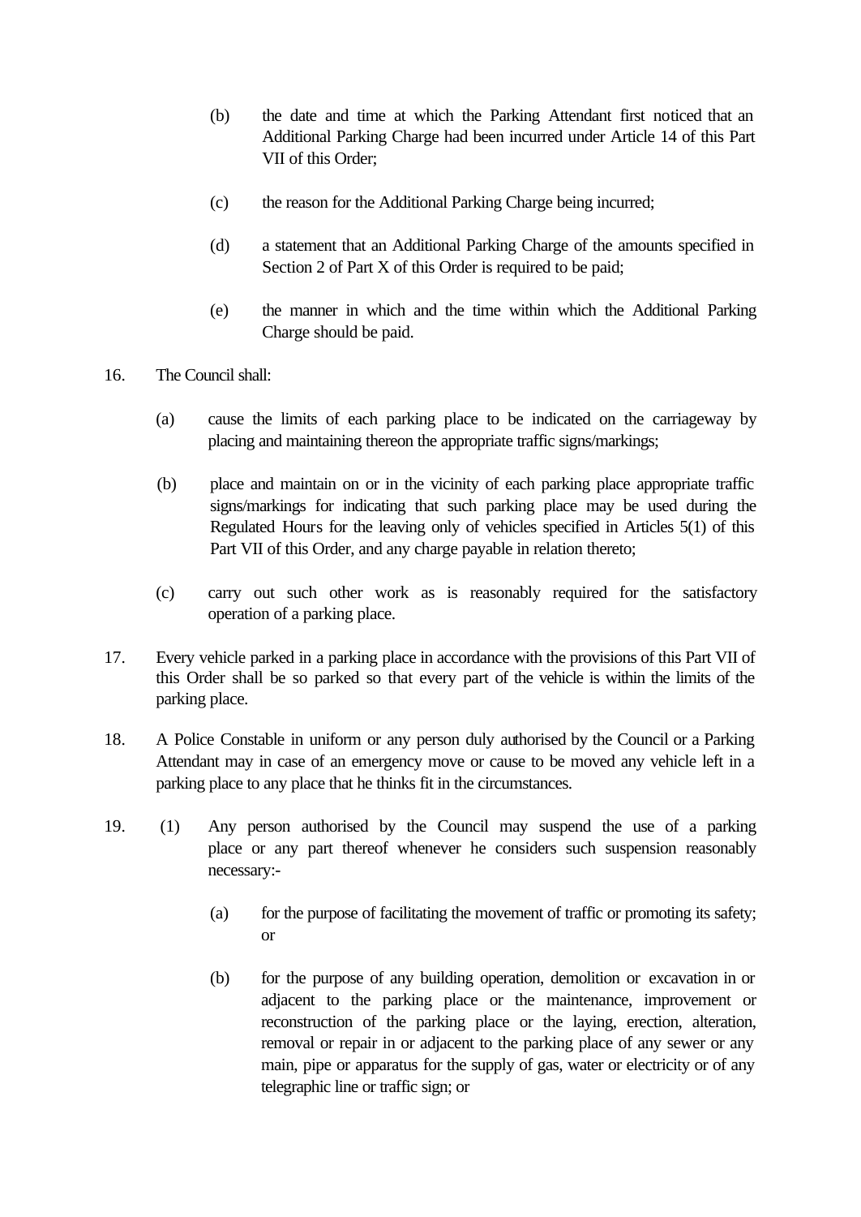(b) the date and time at which the Parking Attendant first noticed that an Additional Parking Charge had been incurred under Article 14 of this Part VII of this Order;

(c) the reason for the Additional Parking Charge being incurred;

(d) a statement that an Additional Parking Charge of the amounts specified in Section 2 of Part X of this Order is required to be paid;

(e) the manner in which and the time within which the Additional Parking Charge should be paid.

16. The Council shall:

(a) cause the limits of each parking place to be indicated on the carriageway by placing and maintaining thereon the appropriate traffic signs/markings;

(b) place and maintain on or in the vicinity of each parking place appropriate traffic signs/markings for indicating that such parking place may be used during the Regulated Hours for the leaving only of vehicles specified in Articles 5(1) of this Part VII of this Order, and any charge payable in relation thereto;

(c) carry out such other work as is reasonably required for the satisfactory operation of a parking place.

17. Every vehicle parked in a parking place in accordance with the provisions of this Part VII of this Order shall be so parked so that every part of the vehicle is within the limits of the parking place.

18. A Police Constable in uniform or any person duly authorised by the Council or a Parking Attendant may in case of an emergency move or cause to be moved any vehicle left in a parking place to any place that he thinks fit in the circumstances.

19. (1) Any person authorised by the Council may suspend the use of a parking place or any part thereof whenever he considers such suspension reasonably necessary:-

(a) for the purpose of facilitating the movement of traffic or promoting its safety; or

(b) for the purpose of any building operation, demolition or excavation in or adjacent to the parking place or the maintenance, improvement or reconstruction of the parking place or the laying, erection, alteration, removal or repair in or adjacent to the parking place of any sewer or any main, pipe or apparatus for the supply of gas, water or electricity or of any telegraphic line or traffic sign; or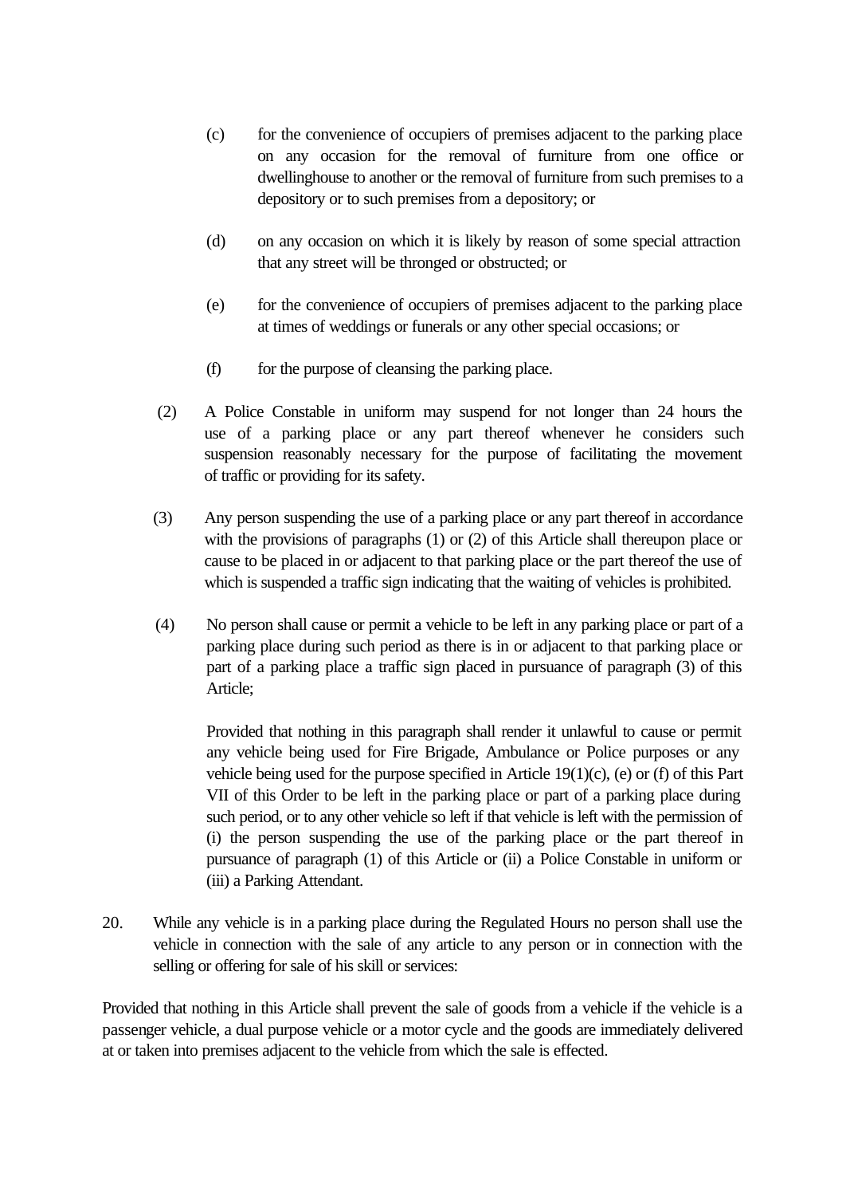(c) for the convenience of occupiers of premises adjacent to the parking place on any occasion for the removal of furniture from one office or dwellinghouse to another or the removal of furniture from such premises to a depository or to such premises from a depository; or

(d) on any occasion on which it is likely by reason of some special attraction that any street will be thronged or obstructed; or

(e) for the convenience of occupiers of premises adjacent to the parking place at times of weddings or funerals or any other special occasions; or

(f) for the purpose of cleansing the parking place.

(2) A Police Constable in uniform may suspend for not longer than 24 hours the use of a parking place or any part thereof whenever he considers such suspension reasonably necessary for the purpose of facilitating the movement of traffic or providing for its safety.

(3) Any person suspending the use of a parking place or any part thereof in accordance with the provisions of paragraphs (1) or (2) of this Article shall thereupon place or cause to be placed in or adjacent to that parking place or the part thereof the use of which is suspended a traffic sign indicating that the waiting of vehicles is prohibited.

(4) No person shall cause or permit a vehicle to be left in any parking place or part of a parking place during such period as there is in or adjacent to that parking place or part of a parking place a traffic sign placed in pursuance of paragraph (3) of this Article;

Provided that nothing in this paragraph shall render it unlawful to cause or permit any vehicle being used for Fire Brigade, Ambulance or Police purposes or any vehicle being used for the purpose specified in Article 19(1)(c), (e) or (f) of this Part VII of this Order to be left in the parking place or part of a parking place during such period, or to any other vehicle so left if that vehicle is left with the permission of (i) the person suspending the use of the parking place or the part thereof in pursuance of paragraph (1) of this Article or (ii) a Police Constable in uniform or (iii) a Parking Attendant.

20. While any vehicle is in a parking place during the Regulated Hours no person shall use the vehicle in connection with the sale of any article to any person or in connection with the selling or offering for sale of his skill or services:

Provided that nothing in this Article shall prevent the sale of goods from a vehicle if the vehicle is a passenger vehicle, a dual purpose vehicle or a motor cycle and the goods are immediately delivered at or taken into premises adjacent to the vehicle from which the sale is effected.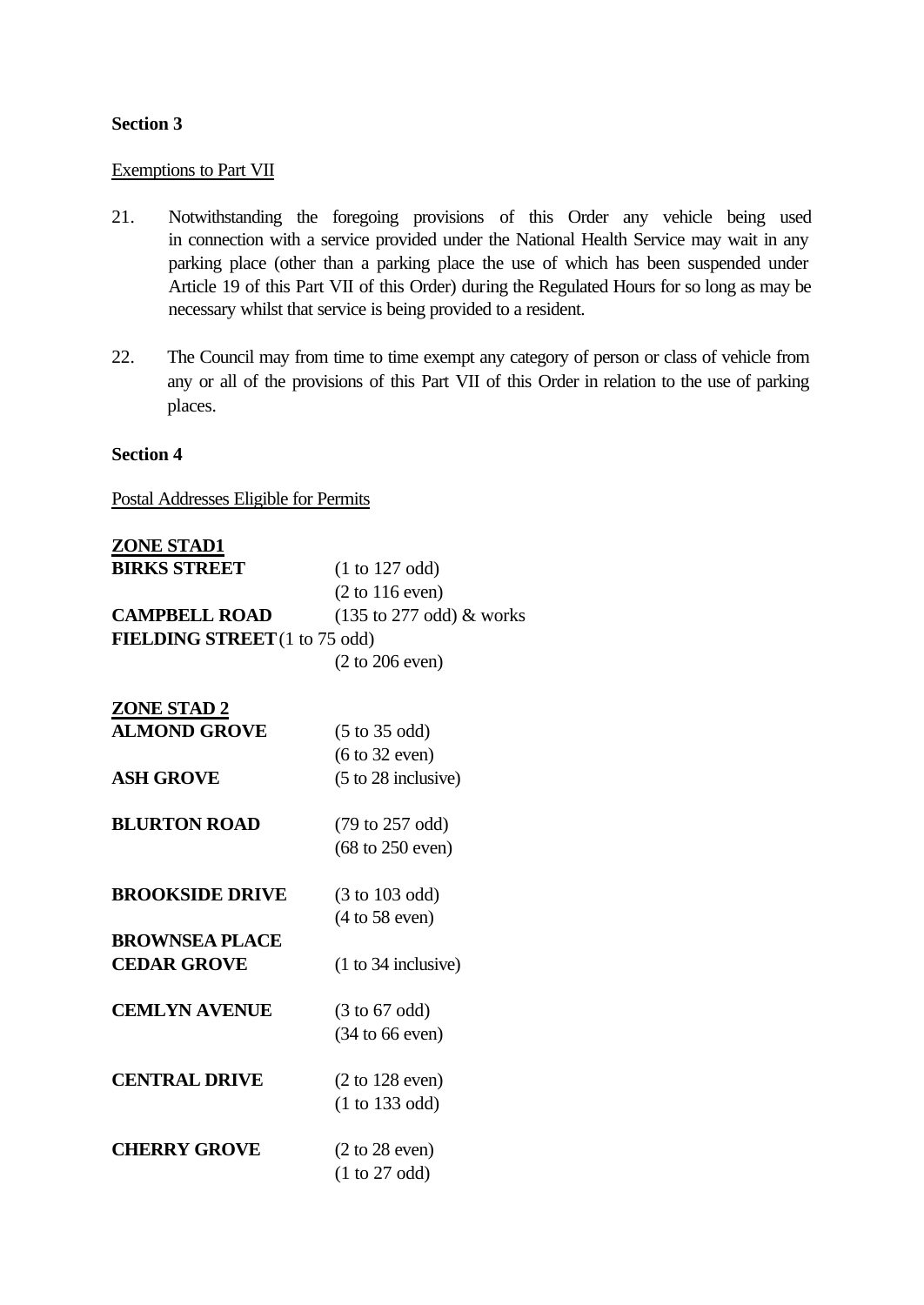**Section 3**

Exemptions to Part VII

21. Notwithstanding the foregoing provisions of this Order any vehicle being used in connection with a service provided under the National Health Service may wait in any parking place (other than a parking place the use of which has been suspended under Article 19 of this Part VII of this Order) during the Regulated Hours for so long as may be necessary whilst that service is being provided to a resident.

22. The Council may from time to time exempt any category of person or class of vehicle from any or all of the provisions of this Part VII of this Order in relation to the use of parking places.

**Section 4**

Postal Addresses Eligible for Permits

**ZONE STAD1**

| | |
|---|---|
| **BIRKS STREET** | (1 to 127 odd) |
| | (2 to 116 even) |
| **CAMPBELL ROAD** | (135 to 277 odd) & works |
| **FIELDING STREET** | (1 to 75 odd) |
| | (2 to 206 even) |

**ZONE STAD 2**

| | |
|---|---|
| **ALMOND GROVE** | (5 to 35 odd) |
| | (6 to 32 even) |
| **ASH GROVE** | (5 to 28 inclusive) |
| **BLURTON ROAD** | (79 to 257 odd) |
| | (68 to 250 even) |
| **BROOKSIDE DRIVE** | (3 to 103 odd) |
| | (4 to 58 even) |
| **BROWNSEA PLACE** | |
| **CEDAR GROVE** | (1 to 34 inclusive) |
| **CEMLYN AVENUE** | (3 to 67 odd) |
| | (34 to 66 even) |
| **CENTRAL DRIVE** | (2 to 128 even) |
| | (1 to 133 odd) |
| **CHERRY GROVE** | (2 to 28 even) |
| | (1 to 27 odd) |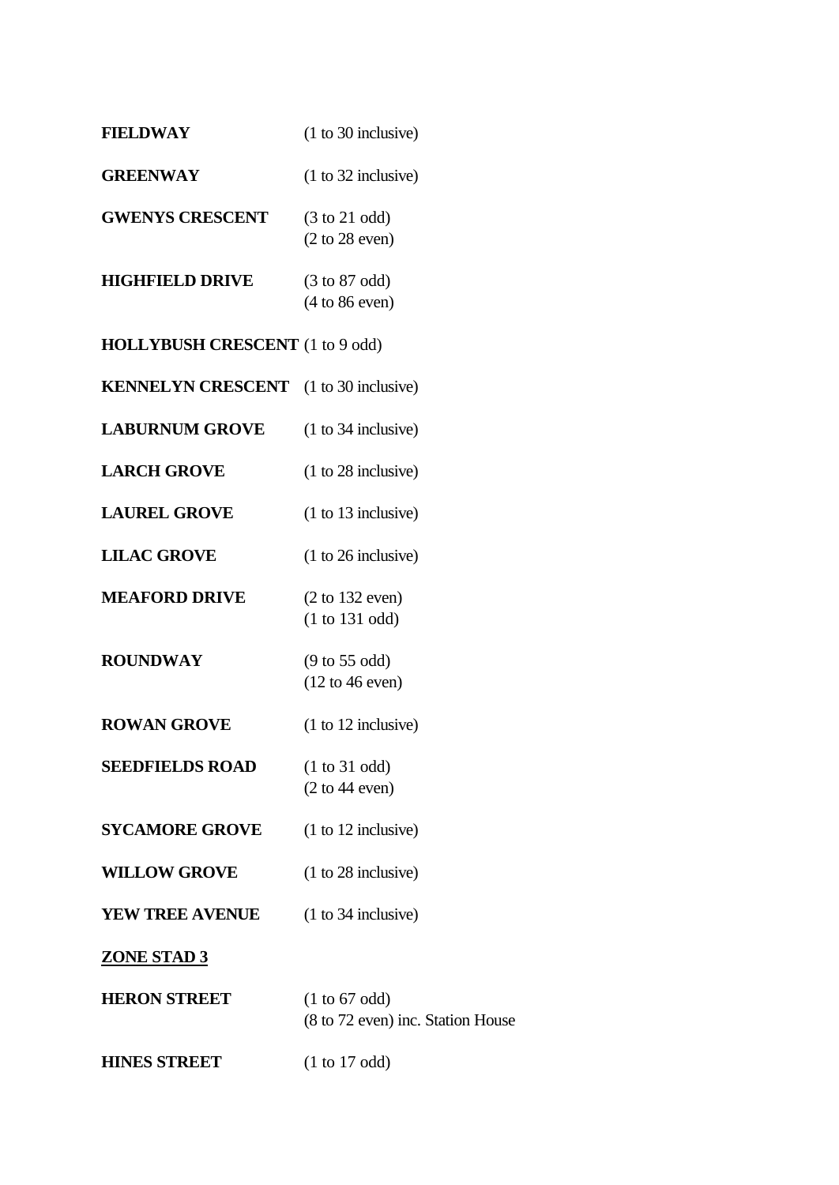**FIELDWAY** (1 to 30 inclusive)

**GREENWAY** (1 to 32 inclusive)

**GWENYS CRESCENT** (3 to 21 odd)
(2 to 28 even)

**HIGHFIELD DRIVE** (3 to 87 odd)
(4 to 86 even)

**HOLLYBUSH CRESCENT** (1 to 9 odd)

**KENNELYN CRESCENT** (1 to 30 inclusive)

**LABURNUM GROVE** (1 to 34 inclusive)

**LARCH GROVE** (1 to 28 inclusive)

**LAUREL GROVE** (1 to 13 inclusive)

**LILAC GROVE** (1 to 26 inclusive)

**MEAFORD DRIVE** (2 to 132 even)
(1 to 131 odd)

**ROUNDWAY** (9 to 55 odd)
(12 to 46 even)

**ROWAN GROVE** (1 to 12 inclusive)

**SEEDFIELDS ROAD** (1 to 31 odd)
(2 to 44 even)

**SYCAMORE GROVE** (1 to 12 inclusive)

**WILLOW GROVE** (1 to 28 inclusive)

**YEW TREE AVENUE** (1 to 34 inclusive)

**ZONE STAD 3**

**HERON STREET** (1 to 67 odd)
(8 to 72 even) inc. Station House

**HINES STREET** (1 to 17 odd)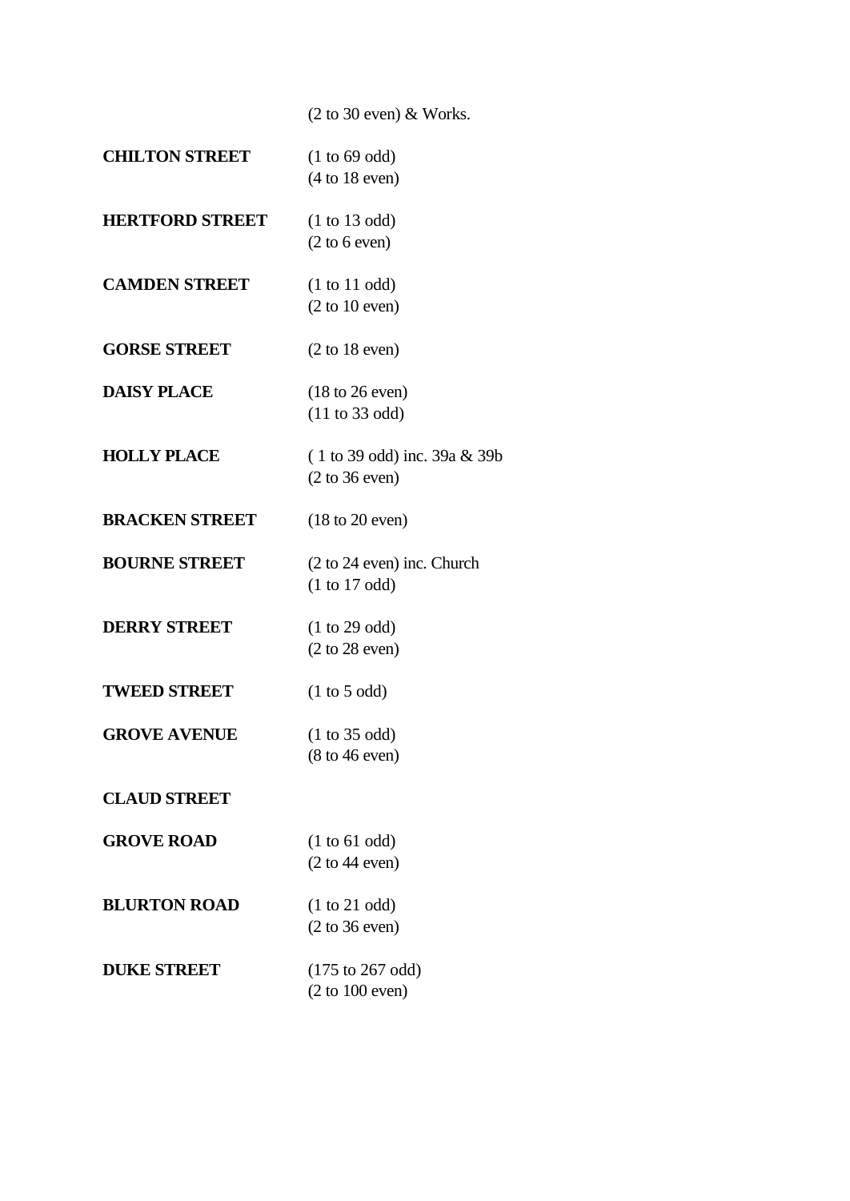(2 to 30 even) & Works.

| | |
|---|---|
| **CHILTON STREET** | (1 to 69 odd)<br>(4 to 18 even) |
| **HERTFORD STREET** | (1 to 13 odd)<br>(2 to 6 even) |
| **CAMDEN STREET** | (1 to 11 odd)<br>(2 to 10 even) |
| **GORSE STREET** | (2 to 18 even) |
| **DAISY PLACE** | (18 to 26 even)<br>(11 to 33 odd) |
| **HOLLY PLACE** | ( 1 to 39 odd) inc. 39a & 39b<br>(2 to 36 even) |
| **BRACKEN STREET** | (18 to 20 even) |
| **BOURNE STREET** | (2 to 24 even) inc. Church<br>(1 to 17 odd) |
| **DERRY STREET** | (1 to 29 odd)<br>(2 to 28 even) |
| **TWEED STREET** | (1 to 5 odd) |
| **GROVE AVENUE** | (1 to 35 odd)<br>(8 to 46 even) |
| **CLAUD STREET** | |
| **GROVE ROAD** | (1 to 61 odd)<br>(2 to 44 even) |
| **BLURTON ROAD** | (1 to 21 odd)<br>(2 to 36 even) |
| **DUKE STREET** | (175 to 267 odd)<br>(2 to 100 even) |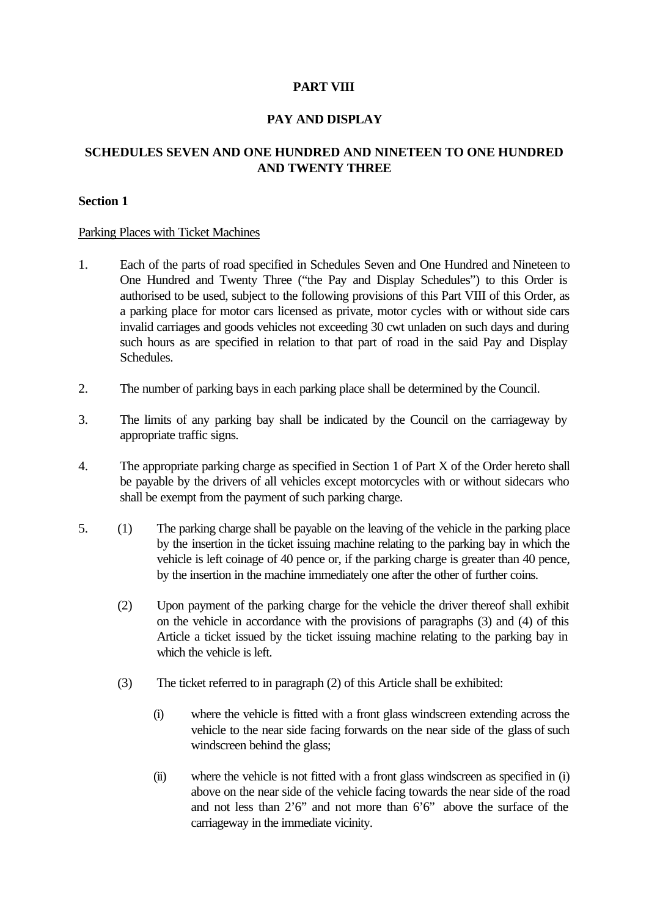# PART VIII

## PAY AND DISPLAY

## SCHEDULES SEVEN AND ONE HUNDRED AND NINETEEN TO ONE HUNDRED AND TWENTY THREE

### Section 1

Parking Places with Ticket Machines

1. Each of the parts of road specified in Schedules Seven and One Hundred and Nineteen to One Hundred and Twenty Three ("the Pay and Display Schedules") to this Order is authorised to be used, subject to the following provisions of this Part VIII of this Order, as a parking place for motor cars licensed as private, motor cycles with or without side cars invalid carriages and goods vehicles not exceeding 30 cwt unladen on such days and during such hours as are specified in relation to that part of road in the said Pay and Display Schedules.

2. The number of parking bays in each parking place shall be determined by the Council.

3. The limits of any parking bay shall be indicated by the Council on the carriageway by appropriate traffic signs.

4. The appropriate parking charge as specified in Section 1 of Part X of the Order hereto shall be payable by the drivers of all vehicles except motorcycles with or without sidecars who shall be exempt from the payment of such parking charge.

5. (1) The parking charge shall be payable on the leaving of the vehicle in the parking place by the insertion in the ticket issuing machine relating to the parking bay in which the vehicle is left coinage of 40 pence or, if the parking charge is greater than 40 pence, by the insertion in the machine immediately one after the other of further coins.

   (2) Upon payment of the parking charge for the vehicle the driver thereof shall exhibit on the vehicle in accordance with the provisions of paragraphs (3) and (4) of this Article a ticket issued by the ticket issuing machine relating to the parking bay in which the vehicle is left.

   (3) The ticket referred to in paragraph (2) of this Article shall be exhibited:

      (i) where the vehicle is fitted with a front glass windscreen extending across the vehicle to the near side facing forwards on the near side of the glass of such windscreen behind the glass;

      (ii) where the vehicle is not fitted with a front glass windscreen as specified in (i) above on the near side of the vehicle facing towards the near side of the road and not less than 2'6" and not more than 6'6" above the surface of the carriageway in the immediate vicinity.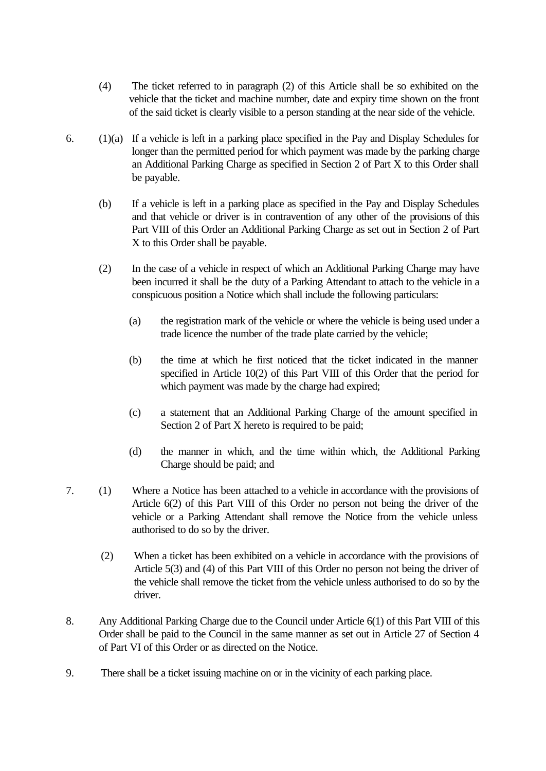(4) The ticket referred to in paragraph (2) of this Article shall be so exhibited on the vehicle that the ticket and machine number, date and expiry time shown on the front of the said ticket is clearly visible to a person standing at the near side of the vehicle.

6. (1)(a) If a vehicle is left in a parking place specified in the Pay and Display Schedules for longer than the permitted period for which payment was made by the parking charge an Additional Parking Charge as specified in Section 2 of Part X to this Order shall be payable.

(b) If a vehicle is left in a parking place as specified in the Pay and Display Schedules and that vehicle or driver is in contravention of any other of the provisions of this Part VIII of this Order an Additional Parking Charge as set out in Section 2 of Part X to this Order shall be payable.

(2) In the case of a vehicle in respect of which an Additional Parking Charge may have been incurred it shall be the duty of a Parking Attendant to attach to the vehicle in a conspicuous position a Notice which shall include the following particulars:

(a) the registration mark of the vehicle or where the vehicle is being used under a trade licence the number of the trade plate carried by the vehicle;

(b) the time at which he first noticed that the ticket indicated in the manner specified in Article 10(2) of this Part VIII of this Order that the period for which payment was made by the charge had expired;

(c) a statement that an Additional Parking Charge of the amount specified in Section 2 of Part X hereto is required to be paid;

(d) the manner in which, and the time within which, the Additional Parking Charge should be paid; and

7. (1) Where a Notice has been attached to a vehicle in accordance with the provisions of Article 6(2) of this Part VIII of this Order no person not being the driver of the vehicle or a Parking Attendant shall remove the Notice from the vehicle unless authorised to do so by the driver.

(2) When a ticket has been exhibited on a vehicle in accordance with the provisions of Article 5(3) and (4) of this Part VIII of this Order no person not being the driver of the vehicle shall remove the ticket from the vehicle unless authorised to do so by the driver.

8. Any Additional Parking Charge due to the Council under Article 6(1) of this Part VIII of this Order shall be paid to the Council in the same manner as set out in Article 27 of Section 4 of Part VI of this Order or as directed on the Notice.

9. There shall be a ticket issuing machine on or in the vicinity of each parking place.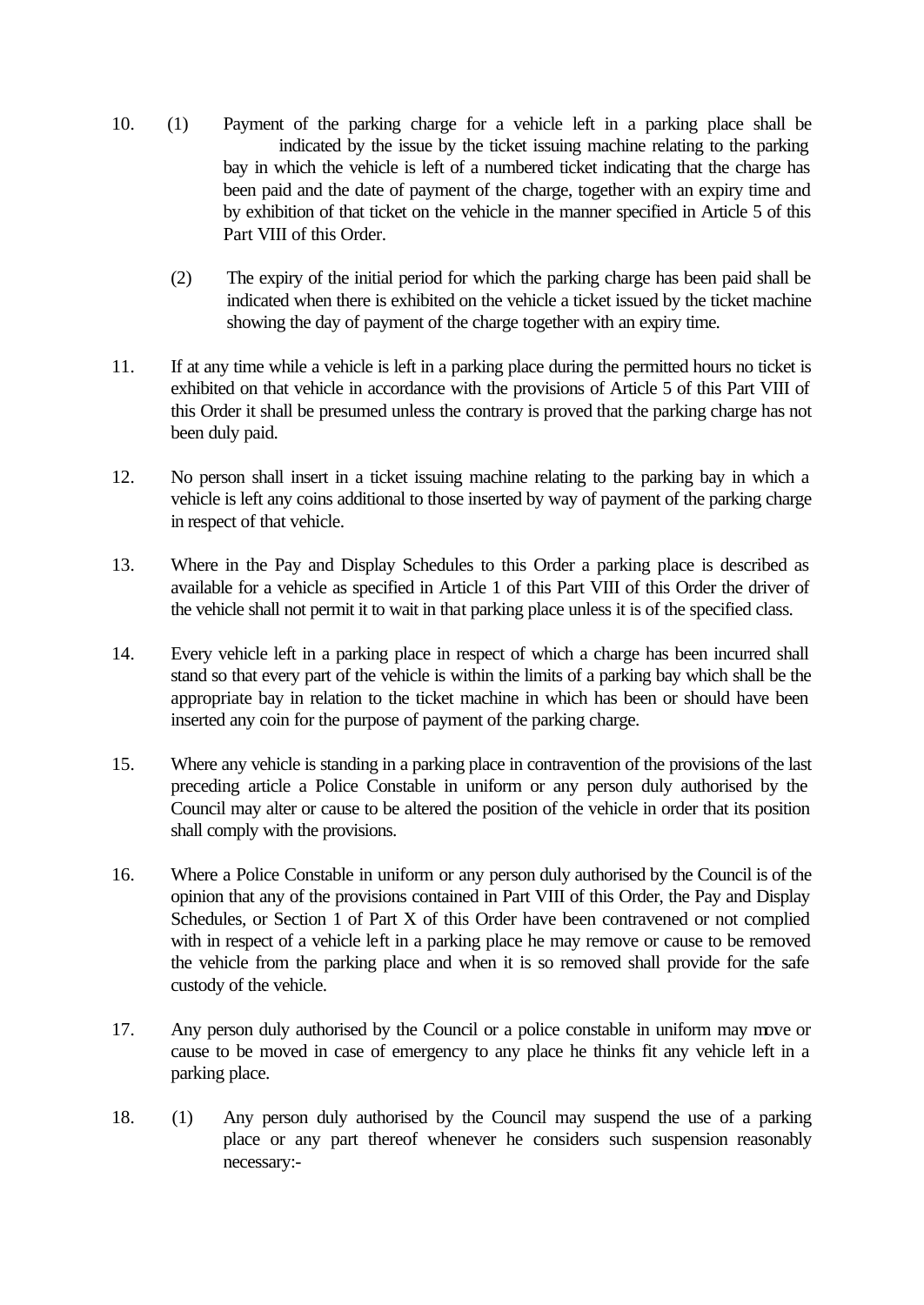10. (1) Payment of the parking charge for a vehicle left in a parking place shall be indicated by the issue by the ticket issuing machine relating to the parking bay in which the vehicle is left of a numbered ticket indicating that the charge has been paid and the date of payment of the charge, together with an expiry time and by exhibition of that ticket on the vehicle in the manner specified in Article 5 of this Part VIII of this Order.

    (2) The expiry of the initial period for which the parking charge has been paid shall be indicated when there is exhibited on the vehicle a ticket issued by the ticket machine showing the day of payment of the charge together with an expiry time.

11. If at any time while a vehicle is left in a parking place during the permitted hours no ticket is exhibited on that vehicle in accordance with the provisions of Article 5 of this Part VIII of this Order it shall be presumed unless the contrary is proved that the parking charge has not been duly paid.

12. No person shall insert in a ticket issuing machine relating to the parking bay in which a vehicle is left any coins additional to those inserted by way of payment of the parking charge in respect of that vehicle.

13. Where in the Pay and Display Schedules to this Order a parking place is described as available for a vehicle as specified in Article 1 of this Part VIII of this Order the driver of the vehicle shall not permit it to wait in that parking place unless it is of the specified class.

14. Every vehicle left in a parking place in respect of which a charge has been incurred shall stand so that every part of the vehicle is within the limits of a parking bay which shall be the appropriate bay in relation to the ticket machine in which has been or should have been inserted any coin for the purpose of payment of the parking charge.

15. Where any vehicle is standing in a parking place in contravention of the provisions of the last preceding article a Police Constable in uniform or any person duly authorised by the Council may alter or cause to be altered the position of the vehicle in order that its position shall comply with the provisions.

16. Where a Police Constable in uniform or any person duly authorised by the Council is of the opinion that any of the provisions contained in Part VIII of this Order, the Pay and Display Schedules, or Section 1 of Part X of this Order have been contravened or not complied with in respect of a vehicle left in a parking place he may remove or cause to be removed the vehicle from the parking place and when it is so removed shall provide for the safe custody of the vehicle.

17. Any person duly authorised by the Council or a police constable in uniform may move or cause to be moved in case of emergency to any place he thinks fit any vehicle left in a parking place.

18. (1) Any person duly authorised by the Council may suspend the use of a parking place or any part thereof whenever he considers such suspension reasonably necessary:-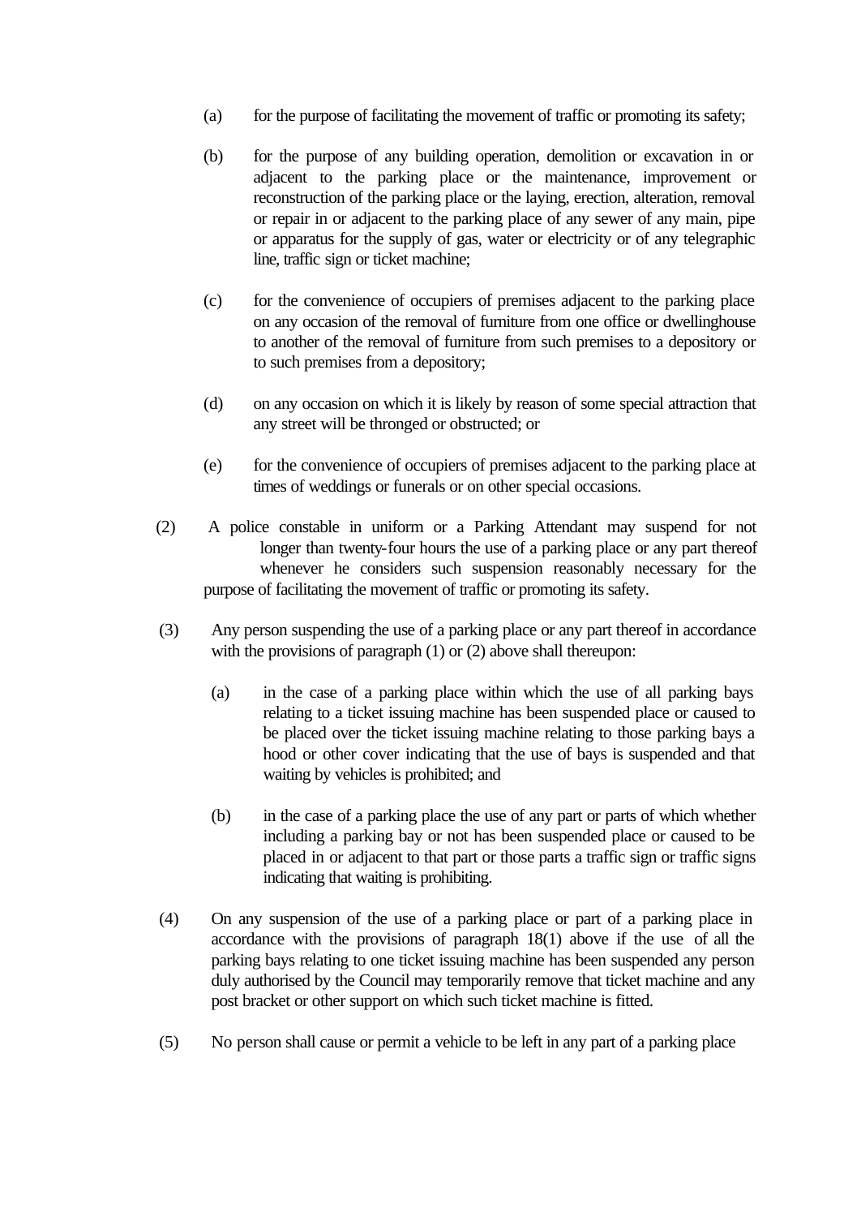(a) for the purpose of facilitating the movement of traffic or promoting its safety;

(b) for the purpose of any building operation, demolition or excavation in or adjacent to the parking place or the maintenance, improvement or reconstruction of the parking place or the laying, erection, alteration, removal or repair in or adjacent to the parking place of any sewer of any main, pipe or apparatus for the supply of gas, water or electricity or of any telegraphic line, traffic sign or ticket machine;

(c) for the convenience of occupiers of premises adjacent to the parking place on any occasion of the removal of furniture from one office or dwellinghouse to another of the removal of furniture from such premises to a depository or to such premises from a depository;

(d) on any occasion on which it is likely by reason of some special attraction that any street will be thronged or obstructed; or

(e) for the convenience of occupiers of premises adjacent to the parking place at times of weddings or funerals or on other special occasions.

(2) A police constable in uniform or a Parking Attendant may suspend for not longer than twenty-four hours the use of a parking place or any part thereof whenever he considers such suspension reasonably necessary for the purpose of facilitating the movement of traffic or promoting its safety.

(3) Any person suspending the use of a parking place or any part thereof in accordance with the provisions of paragraph (1) or (2) above shall thereupon:

(a) in the case of a parking place within which the use of all parking bays relating to a ticket issuing machine has been suspended place or caused to be placed over the ticket issuing machine relating to those parking bays a hood or other cover indicating that the use of bays is suspended and that waiting by vehicles is prohibited; and

(b) in the case of a parking place the use of any part or parts of which whether including a parking bay or not has been suspended place or caused to be placed in or adjacent to that part or those parts a traffic sign or traffic signs indicating that waiting is prohibiting.

(4) On any suspension of the use of a parking place or part of a parking place in accordance with the provisions of paragraph 18(1) above if the use of all the parking bays relating to one ticket issuing machine has been suspended any person duly authorised by the Council may temporarily remove that ticket machine and any post bracket or other support on which such ticket machine is fitted.

(5) No person shall cause or permit a vehicle to be left in any part of a parking place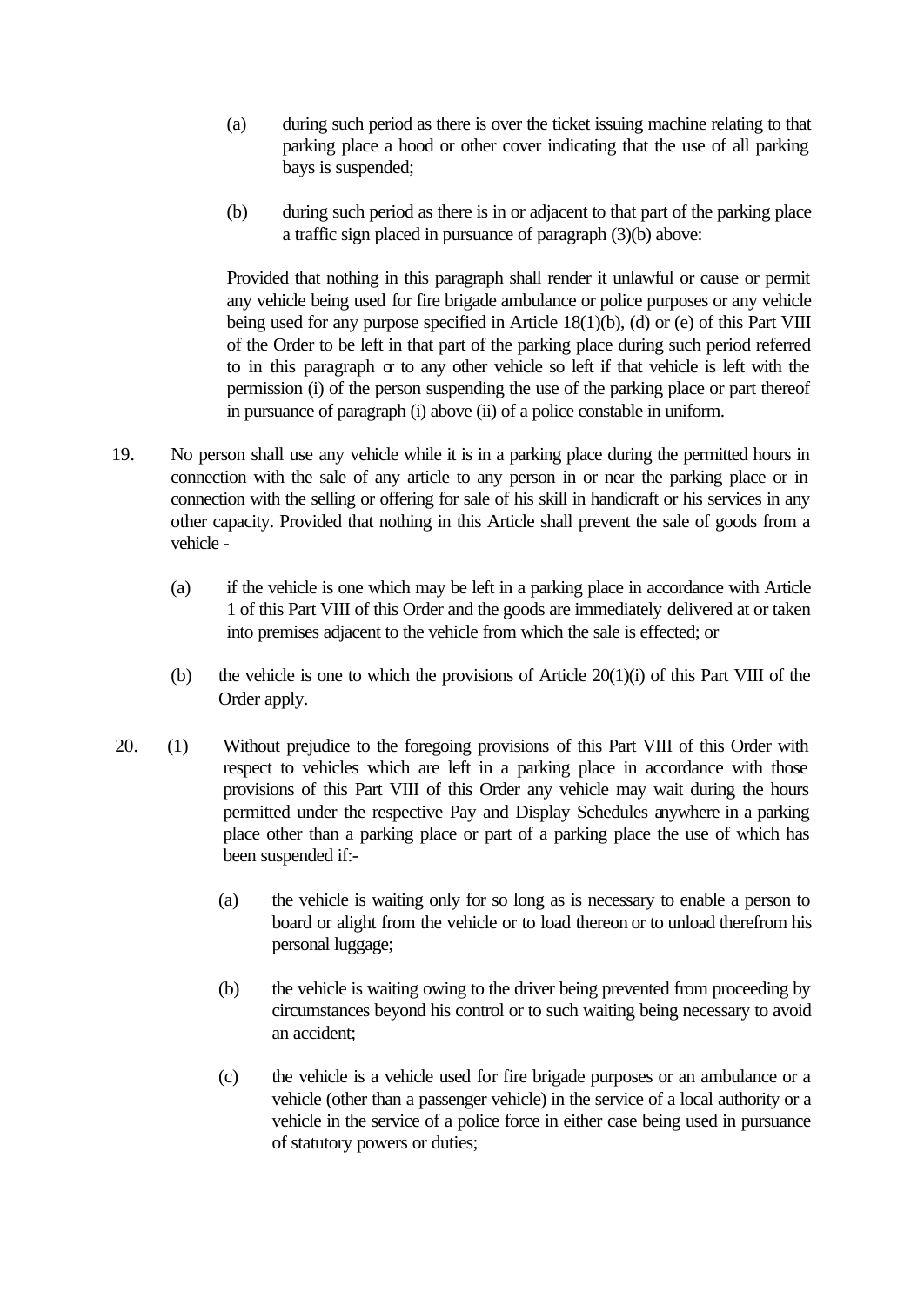(a) during such period as there is over the ticket issuing machine relating to that parking place a hood or other cover indicating that the use of all parking bays is suspended;

(b) during such period as there is in or adjacent to that part of the parking place a traffic sign placed in pursuance of paragraph (3)(b) above:

Provided that nothing in this paragraph shall render it unlawful or cause or permit any vehicle being used for fire brigade ambulance or police purposes or any vehicle being used for any purpose specified in Article 18(1)(b), (d) or (e) of this Part VIII of the Order to be left in that part of the parking place during such period referred to in this paragraph or to any other vehicle so left if that vehicle is left with the permission (i) of the person suspending the use of the parking place or part thereof in pursuance of paragraph (i) above (ii) of a police constable in uniform.

19. No person shall use any vehicle while it is in a parking place during the permitted hours in connection with the sale of any article to any person in or near the parking place or in connection with the selling or offering for sale of his skill in handicraft or his services in any other capacity. Provided that nothing in this Article shall prevent the sale of goods from a vehicle -

(a) if the vehicle is one which may be left in a parking place in accordance with Article 1 of this Part VIII of this Order and the goods are immediately delivered at or taken into premises adjacent to the vehicle from which the sale is effected; or

(b) the vehicle is one to which the provisions of Article 20(1)(i) of this Part VIII of the Order apply.

20. (1) Without prejudice to the foregoing provisions of this Part VIII of this Order with respect to vehicles which are left in a parking place in accordance with those provisions of this Part VIII of this Order any vehicle may wait during the hours permitted under the respective Pay and Display Schedules anywhere in a parking place other than a parking place or part of a parking place the use of which has been suspended if:-

(a) the vehicle is waiting only for so long as is necessary to enable a person to board or alight from the vehicle or to load thereon or to unload therefrom his personal luggage;

(b) the vehicle is waiting owing to the driver being prevented from proceeding by circumstances beyond his control or to such waiting being necessary to avoid an accident;

(c) the vehicle is a vehicle used for fire brigade purposes or an ambulance or a vehicle (other than a passenger vehicle) in the service of a local authority or a vehicle in the service of a police force in either case being used in pursuance of statutory powers or duties;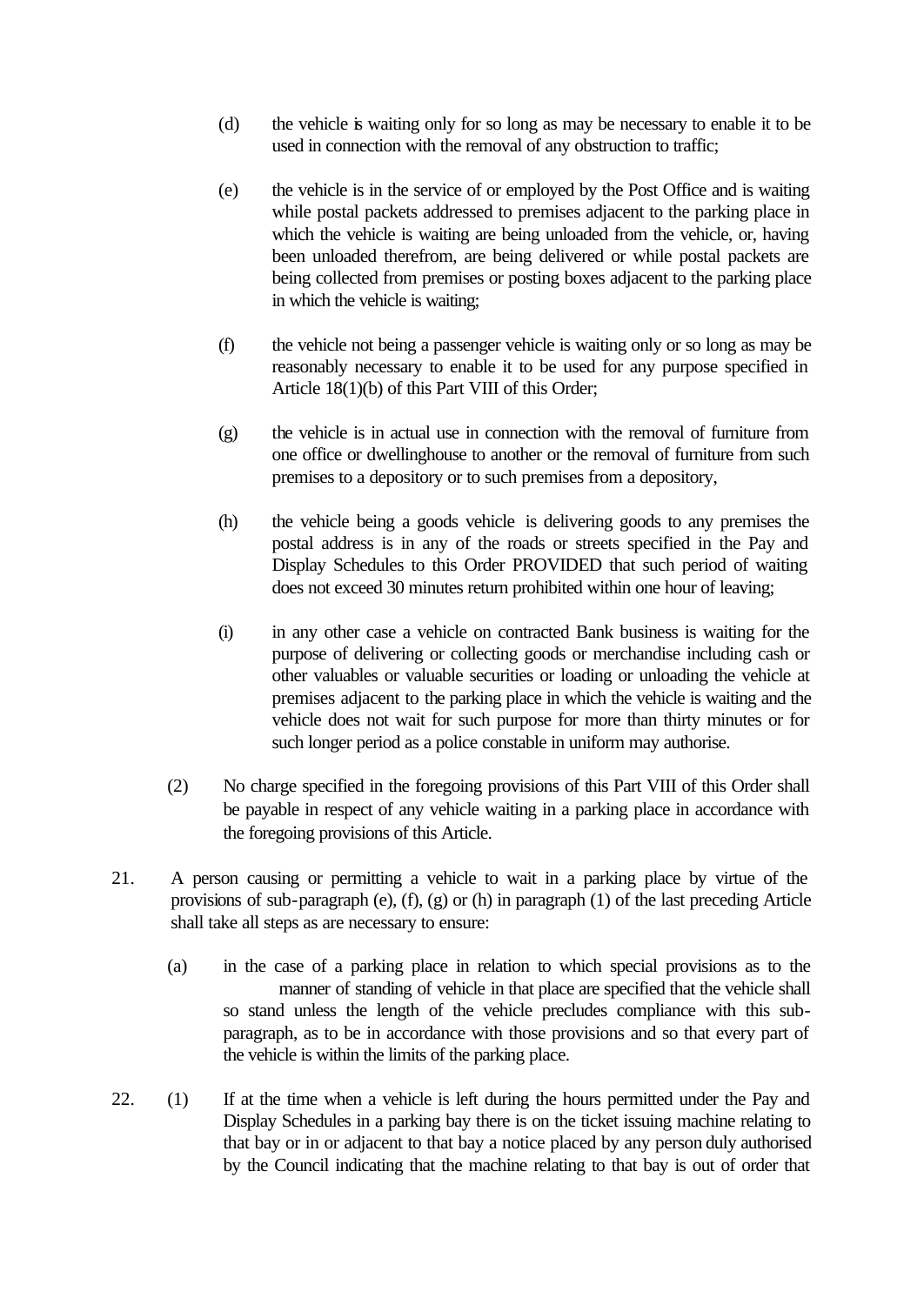(d) the vehicle is waiting only for so long as may be necessary to enable it to be used in connection with the removal of any obstruction to traffic;

(e) the vehicle is in the service of or employed by the Post Office and is waiting while postal packets addressed to premises adjacent to the parking place in which the vehicle is waiting are being unloaded from the vehicle, or, having been unloaded therefrom, are being delivered or while postal packets are being collected from premises or posting boxes adjacent to the parking place in which the vehicle is waiting;

(f) the vehicle not being a passenger vehicle is waiting only or so long as may be reasonably necessary to enable it to be used for any purpose specified in Article 18(1)(b) of this Part VIII of this Order;

(g) the vehicle is in actual use in connection with the removal of furniture from one office or dwellinghouse to another or the removal of furniture from such premises to a depository or to such premises from a depository,

(h) the vehicle being a goods vehicle is delivering goods to any premises the postal address is in any of the roads or streets specified in the Pay and Display Schedules to this Order PROVIDED that such period of waiting does not exceed 30 minutes return prohibited within one hour of leaving;

(i) in any other case a vehicle on contracted Bank business is waiting for the purpose of delivering or collecting goods or merchandise including cash or other valuables or valuable securities or loading or unloading the vehicle at premises adjacent to the parking place in which the vehicle is waiting and the vehicle does not wait for such purpose for more than thirty minutes or for such longer period as a police constable in uniform may authorise.

(2) No charge specified in the foregoing provisions of this Part VIII of this Order shall be payable in respect of any vehicle waiting in a parking place in accordance with the foregoing provisions of this Article.

21. A person causing or permitting a vehicle to wait in a parking place by virtue of the provisions of sub-paragraph (e), (f), (g) or (h) in paragraph (1) of the last preceding Article shall take all steps as are necessary to ensure:

(a) in the case of a parking place in relation to which special provisions as to the manner of standing of vehicle in that place are specified that the vehicle shall so stand unless the length of the vehicle precludes compliance with this sub-paragraph, as to be in accordance with those provisions and so that every part of the vehicle is within the limits of the parking place.

22. (1) If at the time when a vehicle is left during the hours permitted under the Pay and Display Schedules in a parking bay there is on the ticket issuing machine relating to that bay or in or adjacent to that bay a notice placed by any person duly authorised by the Council indicating that the machine relating to that bay is out of order that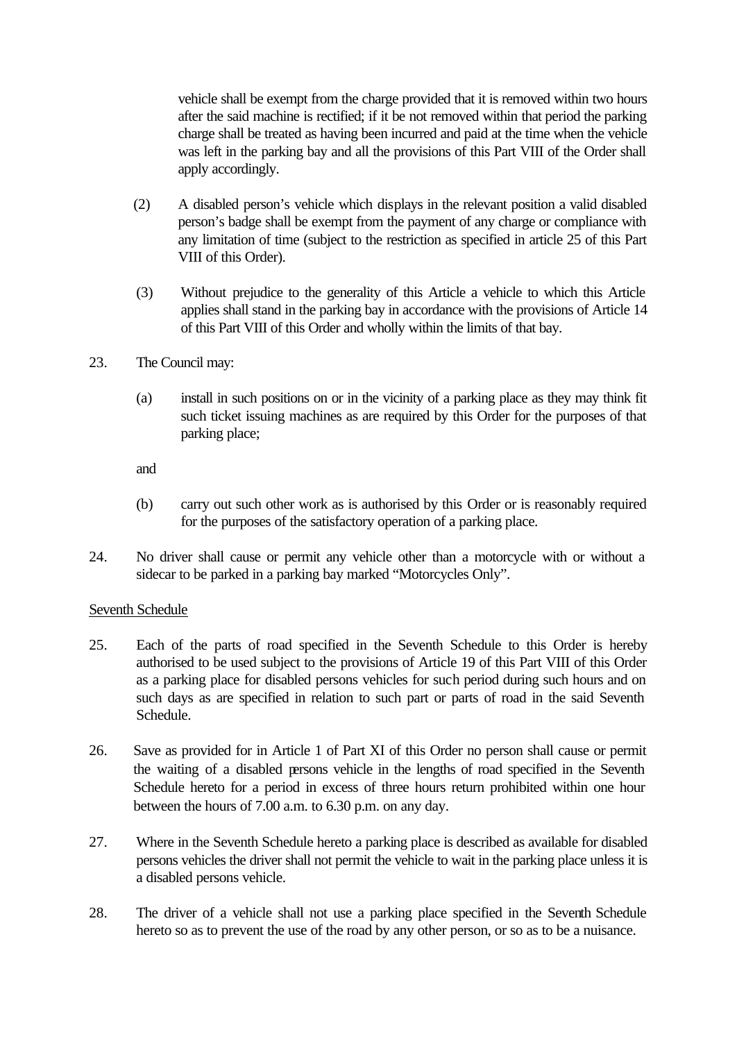vehicle shall be exempt from the charge provided that it is removed within two hours after the said machine is rectified; if it be not removed within that period the parking charge shall be treated as having been incurred and paid at the time when the vehicle was left in the parking bay and all the provisions of this Part VIII of the Order shall apply accordingly.

(2) A disabled person's vehicle which displays in the relevant position a valid disabled person's badge shall be exempt from the payment of any charge or compliance with any limitation of time (subject to the restriction as specified in article 25 of this Part VIII of this Order).

(3) Without prejudice to the generality of this Article a vehicle to which this Article applies shall stand in the parking bay in accordance with the provisions of Article 14 of this Part VIII of this Order and wholly within the limits of that bay.

23. The Council may:

(a) install in such positions on or in the vicinity of a parking place as they may think fit such ticket issuing machines as are required by this Order for the purposes of that parking place;

and

(b) carry out such other work as is authorised by this Order or is reasonably required for the purposes of the satisfactory operation of a parking place.

24. No driver shall cause or permit any vehicle other than a motorcycle with or without a sidecar to be parked in a parking bay marked "Motorcycles Only".

<u>Seventh Schedule</u>

25. Each of the parts of road specified in the Seventh Schedule to this Order is hereby authorised to be used subject to the provisions of Article 19 of this Part VIII of this Order as a parking place for disabled persons vehicles for such period during such hours and on such days as are specified in relation to such part or parts of road in the said Seventh Schedule.

26. Save as provided for in Article 1 of Part XI of this Order no person shall cause or permit the waiting of a disabled persons vehicle in the lengths of road specified in the Seventh Schedule hereto for a period in excess of three hours return prohibited within one hour between the hours of 7.00 a.m. to 6.30 p.m. on any day.

27. Where in the Seventh Schedule hereto a parking place is described as available for disabled persons vehicles the driver shall not permit the vehicle to wait in the parking place unless it is a disabled persons vehicle.

28. The driver of a vehicle shall not use a parking place specified in the Seventh Schedule hereto so as to prevent the use of the road by any other person, or so as to be a nuisance.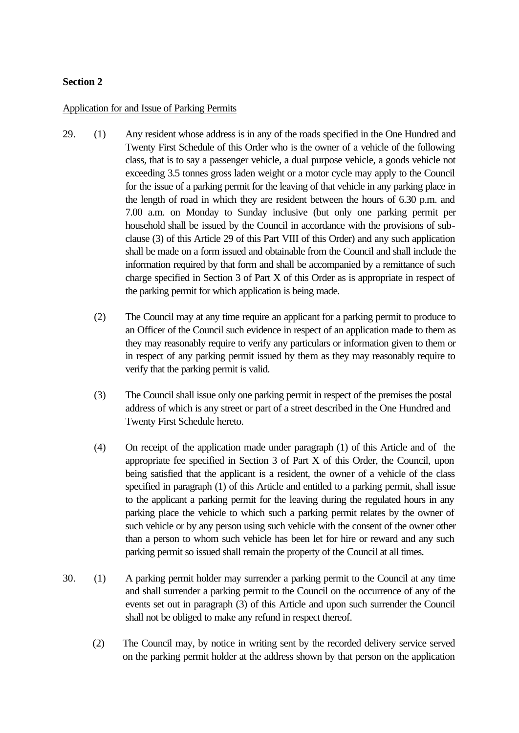**Section 2**

Application for and Issue of Parking Permits

29. (1) Any resident whose address is in any of the roads specified in the One Hundred and Twenty First Schedule of this Order who is the owner of a vehicle of the following class, that is to say a passenger vehicle, a dual purpose vehicle, a goods vehicle not exceeding 3.5 tonnes gross laden weight or a motor cycle may apply to the Council for the issue of a parking permit for the leaving of that vehicle in any parking place in the length of road in which they are resident between the hours of 6.30 p.m. and 7.00 a.m. on Monday to Sunday inclusive (but only one parking permit per household shall be issued by the Council in accordance with the provisions of sub-clause (3) of this Article 29 of this Part VIII of this Order) and any such application shall be made on a form issued and obtainable from the Council and shall include the information required by that form and shall be accompanied by a remittance of such charge specified in Section 3 of Part X of this Order as is appropriate in respect of the parking permit for which application is being made.

    (2) The Council may at any time require an applicant for a parking permit to produce to an Officer of the Council such evidence in respect of an application made to them as they may reasonably require to verify any particulars or information given to them or in respect of any parking permit issued by them as they may reasonably require to verify that the parking permit is valid.

    (3) The Council shall issue only one parking permit in respect of the premises the postal address of which is any street or part of a street described in the One Hundred and Twenty First Schedule hereto.

    (4) On receipt of the application made under paragraph (1) of this Article and of the appropriate fee specified in Section 3 of Part X of this Order, the Council, upon being satisfied that the applicant is a resident, the owner of a vehicle of the class specified in paragraph (1) of this Article and entitled to a parking permit, shall issue to the applicant a parking permit for the leaving during the regulated hours in any parking place the vehicle to which such a parking permit relates by the owner of such vehicle or by any person using such vehicle with the consent of the owner other than a person to whom such vehicle has been let for hire or reward and any such parking permit so issued shall remain the property of the Council at all times.

30. (1) A parking permit holder may surrender a parking permit to the Council at any time and shall surrender a parking permit to the Council on the occurrence of any of the events set out in paragraph (3) of this Article and upon such surrender the Council shall not be obliged to make any refund in respect thereof.

    (2) The Council may, by notice in writing sent by the recorded delivery service served on the parking permit holder at the address shown by that person on the application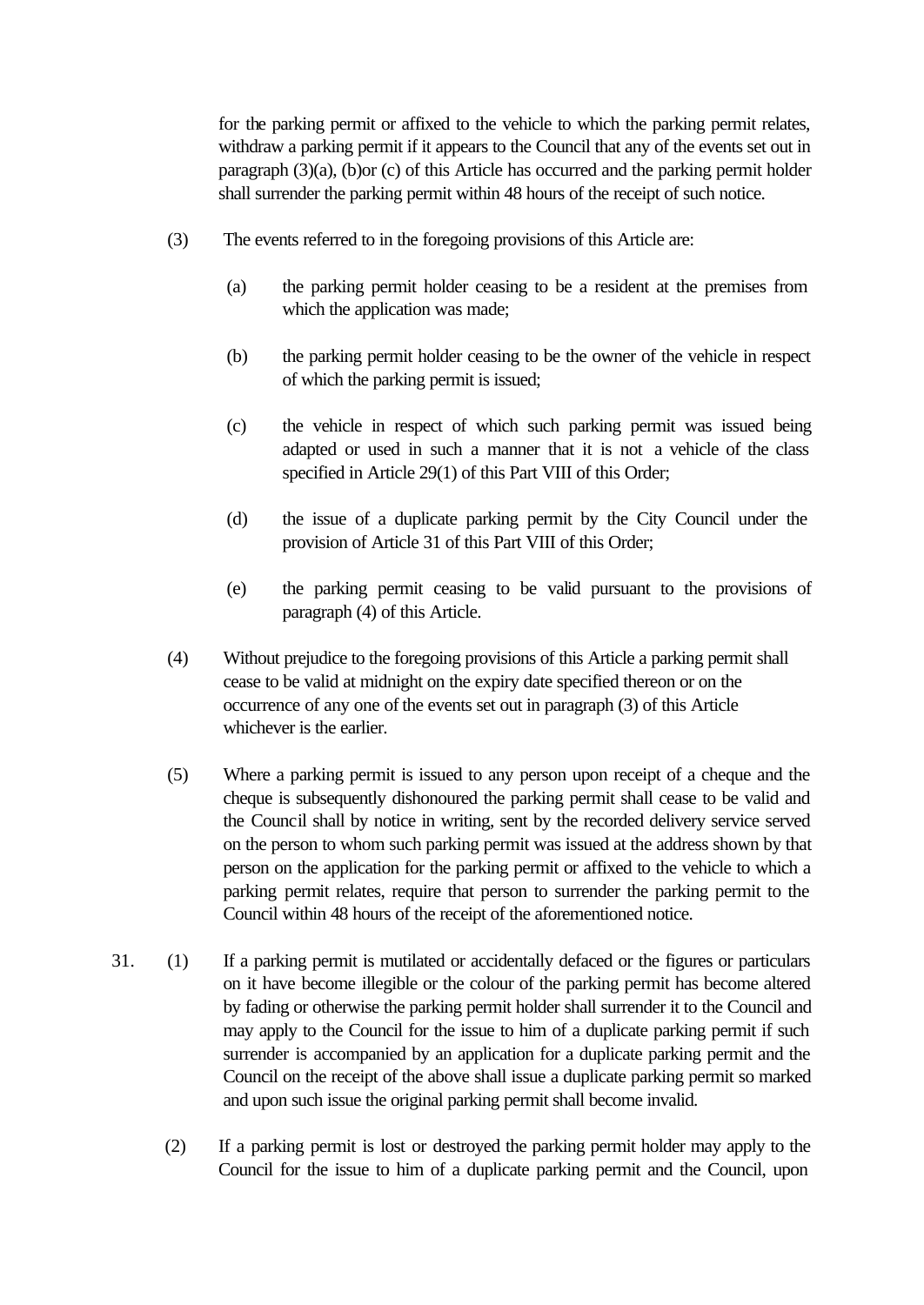for the parking permit or affixed to the vehicle to which the parking permit relates, withdraw a parking permit if it appears to the Council that any of the events set out in paragraph (3)(a), (b)or (c) of this Article has occurred and the parking permit holder shall surrender the parking permit within 48 hours of the receipt of such notice.

(3) The events referred to in the foregoing provisions of this Article are:

(a) the parking permit holder ceasing to be a resident at the premises from which the application was made;

(b) the parking permit holder ceasing to be the owner of the vehicle in respect of which the parking permit is issued;

(c) the vehicle in respect of which such parking permit was issued being adapted or used in such a manner that it is not a vehicle of the class specified in Article 29(1) of this Part VIII of this Order;

(d) the issue of a duplicate parking permit by the City Council under the provision of Article 31 of this Part VIII of this Order;

(e) the parking permit ceasing to be valid pursuant to the provisions of paragraph (4) of this Article.

(4) Without prejudice to the foregoing provisions of this Article a parking permit shall cease to be valid at midnight on the expiry date specified thereon or on the occurrence of any one of the events set out in paragraph (3) of this Article whichever is the earlier.

(5) Where a parking permit is issued to any person upon receipt of a cheque and the cheque is subsequently dishonoured the parking permit shall cease to be valid and the Council shall by notice in writing, sent by the recorded delivery service served on the person to whom such parking permit was issued at the address shown by that person on the application for the parking permit or affixed to the vehicle to which a parking permit relates, require that person to surrender the parking permit to the Council within 48 hours of the receipt of the aforementioned notice.

31. (1) If a parking permit is mutilated or accidentally defaced or the figures or particulars on it have become illegible or the colour of the parking permit has become altered by fading or otherwise the parking permit holder shall surrender it to the Council and may apply to the Council for the issue to him of a duplicate parking permit if such surrender is accompanied by an application for a duplicate parking permit and the Council on the receipt of the above shall issue a duplicate parking permit so marked and upon such issue the original parking permit shall become invalid.

(2) If a parking permit is lost or destroyed the parking permit holder may apply to the Council for the issue to him of a duplicate parking permit and the Council, upon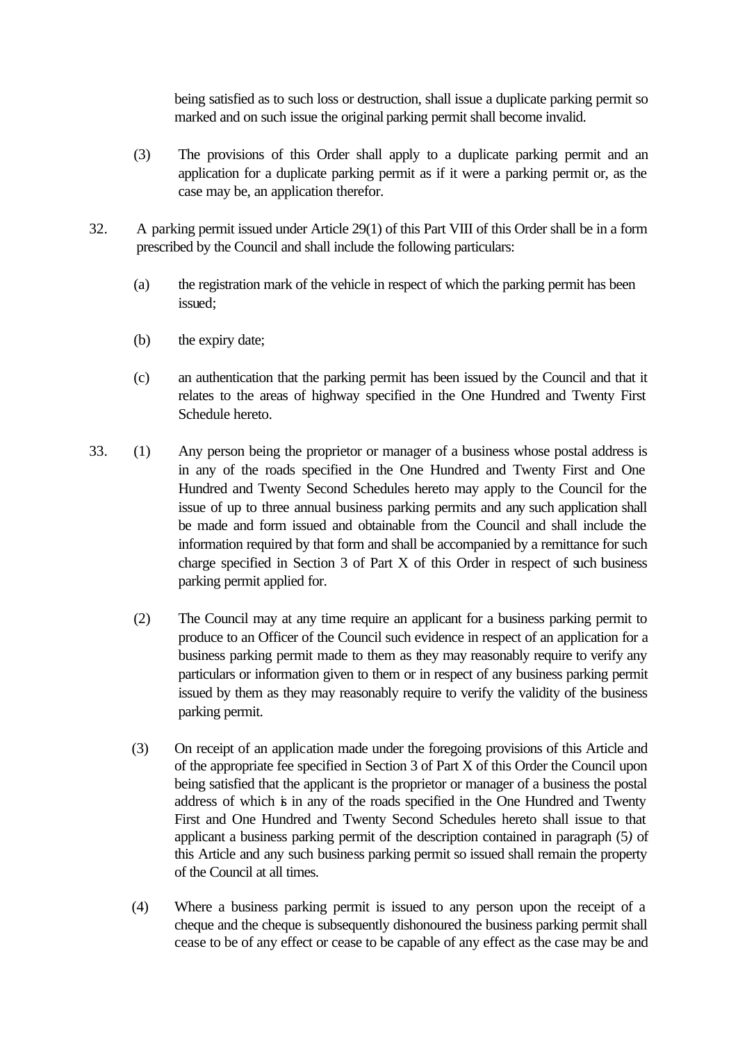being satisfied as to such loss or destruction, shall issue a duplicate parking permit so marked and on such issue the original parking permit shall become invalid.

(3) The provisions of this Order shall apply to a duplicate parking permit and an application for a duplicate parking permit as if it were a parking permit or, as the case may be, an application therefor.

32. A parking permit issued under Article 29(1) of this Part VIII of this Order shall be in a form prescribed by the Council and shall include the following particulars:

(a) the registration mark of the vehicle in respect of which the parking permit has been issued;

(b) the expiry date;

(c) an authentication that the parking permit has been issued by the Council and that it relates to the areas of highway specified in the One Hundred and Twenty First Schedule hereto.

33. (1) Any person being the proprietor or manager of a business whose postal address is in any of the roads specified in the One Hundred and Twenty First and One Hundred and Twenty Second Schedules hereto may apply to the Council for the issue of up to three annual business parking permits and any such application shall be made and form issued and obtainable from the Council and shall include the information required by that form and shall be accompanied by a remittance for such charge specified in Section 3 of Part X of this Order in respect of such business parking permit applied for.

(2) The Council may at any time require an applicant for a business parking permit to produce to an Officer of the Council such evidence in respect of an application for a business parking permit made to them as they may reasonably require to verify any particulars or information given to them or in respect of any business parking permit issued by them as they may reasonably require to verify the validity of the business parking permit.

(3) On receipt of an application made under the foregoing provisions of this Article and of the appropriate fee specified in Section 3 of Part X of this Order the Council upon being satisfied that the applicant is the proprietor or manager of a business the postal address of which is in any of the roads specified in the One Hundred and Twenty First and One Hundred and Twenty Second Schedules hereto shall issue to that applicant a business parking permit of the description contained in paragraph (5) of this Article and any such business parking permit so issued shall remain the property of the Council at all times.

(4) Where a business parking permit is issued to any person upon the receipt of a cheque and the cheque is subsequently dishonoured the business parking permit shall cease to be of any effect or cease to be capable of any effect as the case may be and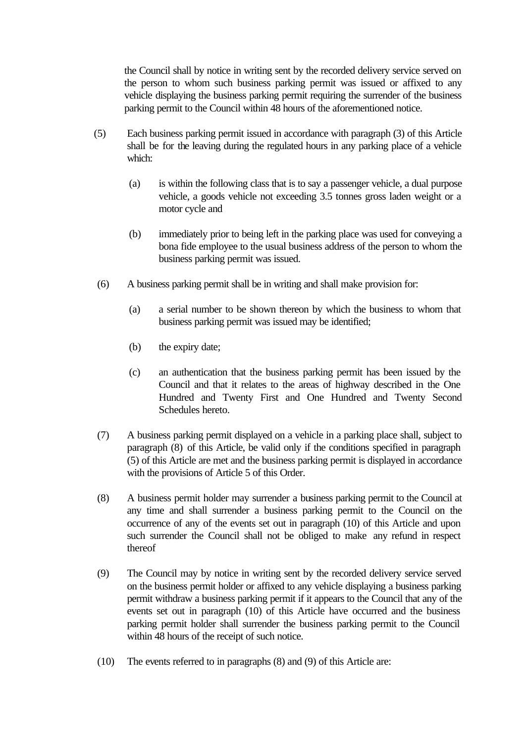the Council shall by notice in writing sent by the recorded delivery service served on the person to whom such business parking permit was issued or affixed to any vehicle displaying the business parking permit requiring the surrender of the business parking permit to the Council within 48 hours of the aforementioned notice.

(5) Each business parking permit issued in accordance with paragraph (3) of this Article shall be for the leaving during the regulated hours in any parking place of a vehicle which:

(a) is within the following class that is to say a passenger vehicle, a dual purpose vehicle, a goods vehicle not exceeding 3.5 tonnes gross laden weight or a motor cycle and

(b) immediately prior to being left in the parking place was used for conveying a bona fide employee to the usual business address of the person to whom the business parking permit was issued.

(6) A business parking permit shall be in writing and shall make provision for:

(a) a serial number to be shown thereon by which the business to whom that business parking permit was issued may be identified;

(b) the expiry date;

(c) an authentication that the business parking permit has been issued by the Council and that it relates to the areas of highway described in the One Hundred and Twenty First and One Hundred and Twenty Second Schedules hereto.

(7) A business parking permit displayed on a vehicle in a parking place shall, subject to paragraph (8) of this Article, be valid only if the conditions specified in paragraph (5) of this Article are met and the business parking permit is displayed in accordance with the provisions of Article 5 of this Order.

(8) A business permit holder may surrender a business parking permit to the Council at any time and shall surrender a business parking permit to the Council on the occurrence of any of the events set out in paragraph (10) of this Article and upon such surrender the Council shall not be obliged to make any refund in respect thereof

(9) The Council may by notice in writing sent by the recorded delivery service served on the business permit holder or affixed to any vehicle displaying a business parking permit withdraw a business parking permit if it appears to the Council that any of the events set out in paragraph (10) of this Article have occurred and the business parking permit holder shall surrender the business parking permit to the Council within 48 hours of the receipt of such notice.

(10) The events referred to in paragraphs (8) and (9) of this Article are: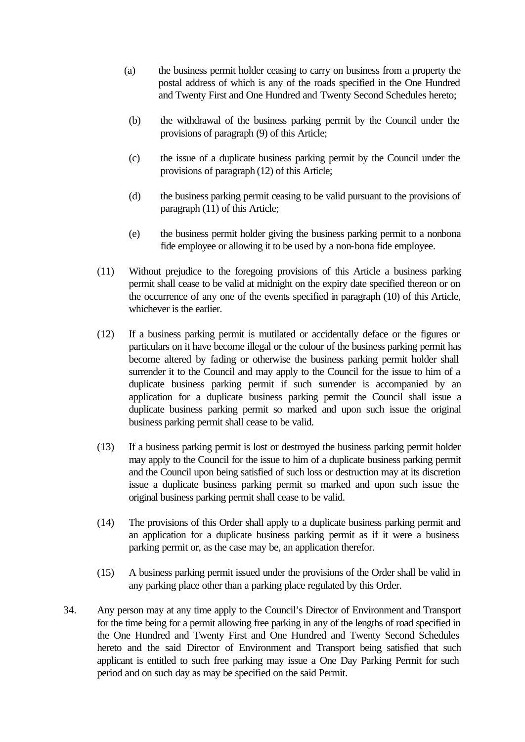(a) the business permit holder ceasing to carry on business from a property the postal address of which is any of the roads specified in the One Hundred and Twenty First and One Hundred and Twenty Second Schedules hereto;

(b) the withdrawal of the business parking permit by the Council under the provisions of paragraph (9) of this Article;

(c) the issue of a duplicate business parking permit by the Council under the provisions of paragraph (12) of this Article;

(d) the business parking permit ceasing to be valid pursuant to the provisions of paragraph (11) of this Article;

(e) the business permit holder giving the business parking permit to a nonbona fide employee or allowing it to be used by a non-bona fide employee.

(11) Without prejudice to the foregoing provisions of this Article a business parking permit shall cease to be valid at midnight on the expiry date specified thereon or on the occurrence of any one of the events specified in paragraph (10) of this Article, whichever is the earlier.

(12) If a business parking permit is mutilated or accidentally deface or the figures or particulars on it have become illegal or the colour of the business parking permit has become altered by fading or otherwise the business parking permit holder shall surrender it to the Council and may apply to the Council for the issue to him of a duplicate business parking permit if such surrender is accompanied by an application for a duplicate business parking permit the Council shall issue a duplicate business parking permit so marked and upon such issue the original business parking permit shall cease to be valid.

(13) If a business parking permit is lost or destroyed the business parking permit holder may apply to the Council for the issue to him of a duplicate business parking permit and the Council upon being satisfied of such loss or destruction may at its discretion issue a duplicate business parking permit so marked and upon such issue the original business parking permit shall cease to be valid.

(14) The provisions of this Order shall apply to a duplicate business parking permit and an application for a duplicate business parking permit as if it were a business parking permit or, as the case may be, an application therefor.

(15) A business parking permit issued under the provisions of the Order shall be valid in any parking place other than a parking place regulated by this Order.

34. Any person may at any time apply to the Council's Director of Environment and Transport for the time being for a permit allowing free parking in any of the lengths of road specified in the One Hundred and Twenty First and One Hundred and Twenty Second Schedules hereto and the said Director of Environment and Transport being satisfied that such applicant is entitled to such free parking may issue a One Day Parking Permit for such period and on such day as may be specified on the said Permit.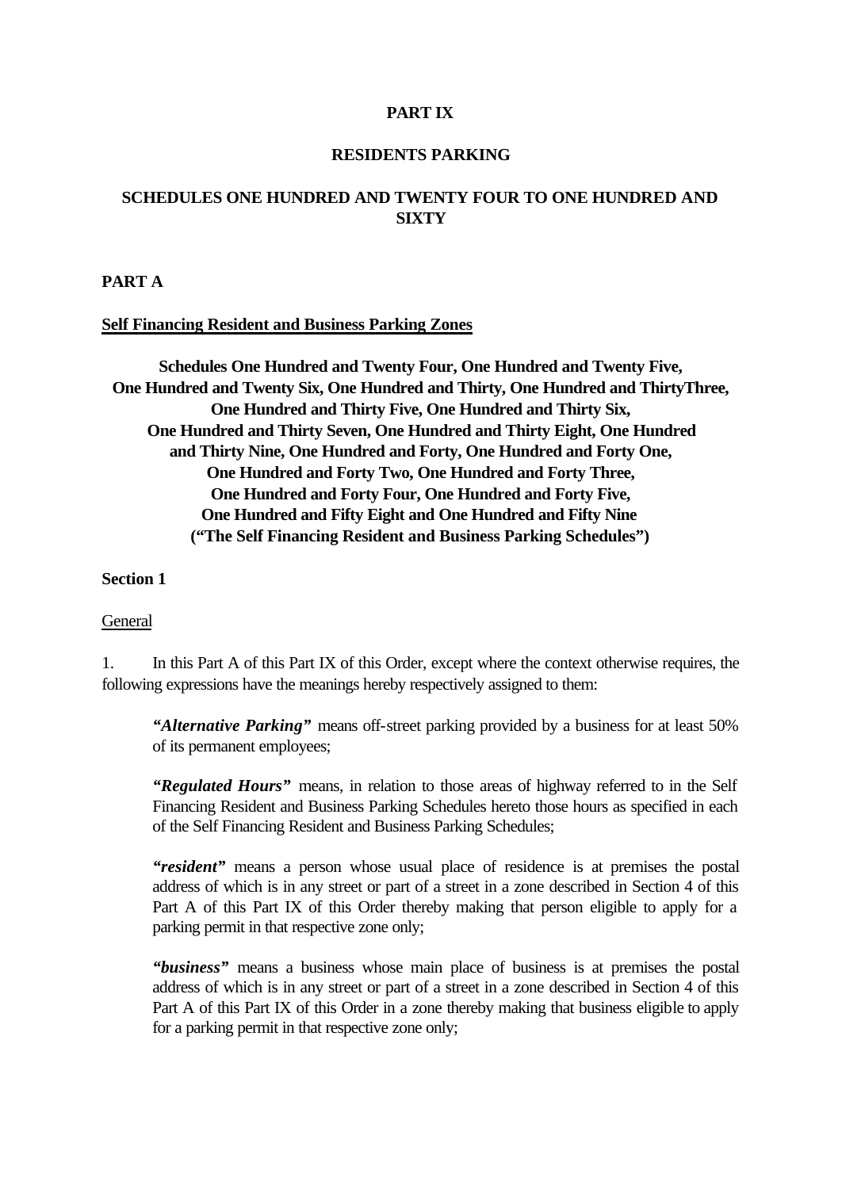# PART IX

# RESIDENTS PARKING

# SCHEDULES ONE HUNDRED AND TWENTY FOUR TO ONE HUNDRED AND SIXTY

## PART A

**Self Financing Resident and Business Parking Zones**

**Schedules One Hundred and Twenty Four, One Hundred and Twenty Five, One Hundred and Twenty Six, One Hundred and Thirty, One Hundred and ThirtyThree, One Hundred and Thirty Five, One Hundred and Thirty Six, One Hundred and Thirty Seven, One Hundred and Thirty Eight, One Hundred and Thirty Nine, One Hundred and Forty, One Hundred and Forty One, One Hundred and Forty Two, One Hundred and Forty Three, One Hundred and Forty Four, One Hundred and Forty Five, One Hundred and Fifty Eight and One Hundred and Fifty Nine ("The Self Financing Resident and Business Parking Schedules")**

### Section 1

General

1. In this Part A of this Part IX of this Order, except where the context otherwise requires, the following expressions have the meanings hereby respectively assigned to them:

> ***"Alternative Parking"*** means off-street parking provided by a business for at least 50% of its permanent employees;
>
> ***"Regulated Hours"*** means, in relation to those areas of highway referred to in the Self Financing Resident and Business Parking Schedules hereto those hours as specified in each of the Self Financing Resident and Business Parking Schedules;
>
> ***"resident"*** means a person whose usual place of residence is at premises the postal address of which is in any street or part of a street in a zone described in Section 4 of this Part A of this Part IX of this Order thereby making that person eligible to apply for a parking permit in that respective zone only;
>
> ***"business"*** means a business whose main place of business is at premises the postal address of which is in any street or part of a street in a zone described in Section 4 of this Part A of this Part IX of this Order in a zone thereby making that business eligible to apply for a parking permit in that respective zone only;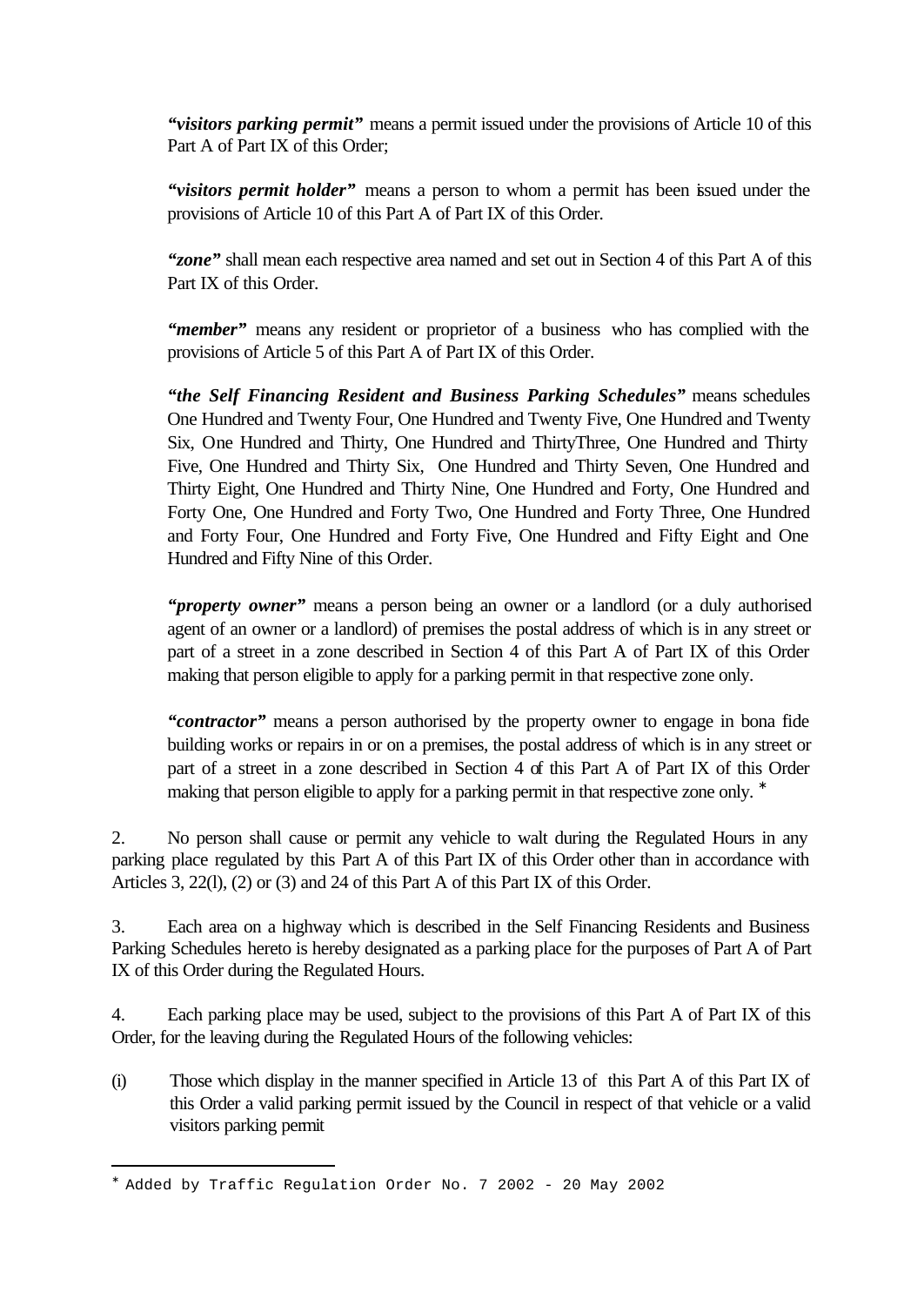***"visitors parking permit"*** means a permit issued under the provisions of Article 10 of this Part A of Part IX of this Order;

***"visitors permit holder"*** means a person to whom a permit has been issued under the provisions of Article 10 of this Part A of Part IX of this Order.

***"zone"*** shall mean each respective area named and set out in Section 4 of this Part A of this Part IX of this Order.

***"member"*** means any resident or proprietor of a business who has complied with the provisions of Article 5 of this Part A of Part IX of this Order.

***"the Self Financing Resident and Business Parking Schedules"*** means schedules One Hundred and Twenty Four, One Hundred and Twenty Five, One Hundred and Twenty Six, One Hundred and Thirty, One Hundred and ThirtyThree, One Hundred and Thirty Five, One Hundred and Thirty Six, One Hundred and Thirty Seven, One Hundred and Thirty Eight, One Hundred and Thirty Nine, One Hundred and Forty, One Hundred and Forty One, One Hundred and Forty Two, One Hundred and Forty Three, One Hundred and Forty Four, One Hundred and Forty Five, One Hundred and Fifty Eight and One Hundred and Fifty Nine of this Order.

***"property owner"*** means a person being an owner or a landlord (or a duly authorised agent of an owner or a landlord) of premises the postal address of which is in any street or part of a street in a zone described in Section 4 of this Part A of Part IX of this Order making that person eligible to apply for a parking permit in that respective zone only.

***"contractor"*** means a person authorised by the property owner to engage in bona fide building works or repairs in or on a premises, the postal address of which is in any street or part of a street in a zone described in Section 4 of this Part A of Part IX of this Order making that person eligible to apply for a parking permit in that respective zone only. *

2. No person shall cause or permit any vehicle to walt during the Regulated Hours in any parking place regulated by this Part A of this Part IX of this Order other than in accordance with Articles 3, 22(l), (2) or (3) and 24 of this Part A of this Part IX of this Order.

3. Each area on a highway which is described in the Self Financing Residents and Business Parking Schedules hereto is hereby designated as a parking place for the purposes of Part A of Part IX of this Order during the Regulated Hours.

4. Each parking place may be used, subject to the provisions of this Part A of Part IX of this Order, for the leaving during the Regulated Hours of the following vehicles:

(i) Those which display in the manner specified in Article 13 of this Part A of this Part IX of this Order a valid parking permit issued by the Council in respect of that vehicle or a valid visitors parking permit

---

* Added by Traffic Regulation Order No. 7 2002 - 20 May 2002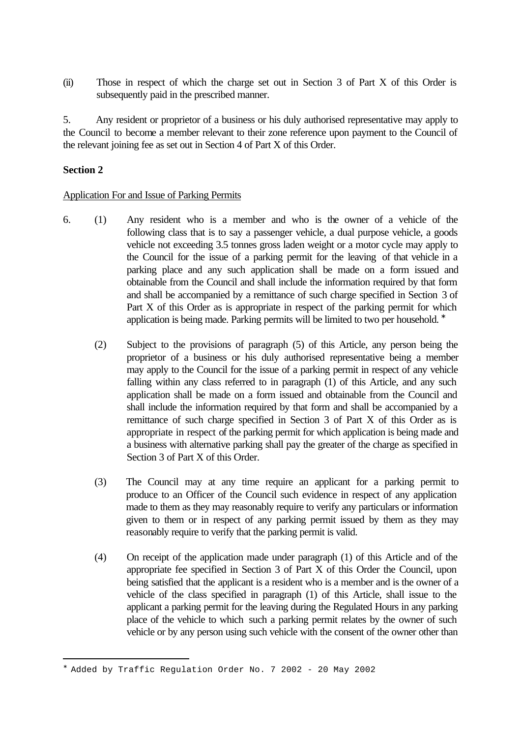(ii) Those in respect of which the charge set out in Section 3 of Part X of this Order is subsequently paid in the prescribed manner.

5. Any resident or proprietor of a business or his duly authorised representative may apply to the Council to become a member relevant to their zone reference upon payment to the Council of the relevant joining fee as set out in Section 4 of Part X of this Order.

**Section 2**

Application For and Issue of Parking Permits

6. (1) Any resident who is a member and who is the owner of a vehicle of the following class that is to say a passenger vehicle, a dual purpose vehicle, a goods vehicle not exceeding 3.5 tonnes gross laden weight or a motor cycle may apply to the Council for the issue of a parking permit for the leaving of that vehicle in a parking place and any such application shall be made on a form issued and obtainable from the Council and shall include the information required by that form and shall be accompanied by a remittance of such charge specified in Section 3 of Part X of this Order as is appropriate in respect of the parking permit for which application is being made. Parking permits will be limited to two per household. *

(2) Subject to the provisions of paragraph (5) of this Article, any person being the proprietor of a business or his duly authorised representative being a member may apply to the Council for the issue of a parking permit in respect of any vehicle falling within any class referred to in paragraph (1) of this Article, and any such application shall be made on a form issued and obtainable from the Council and shall include the information required by that form and shall be accompanied by a remittance of such charge specified in Section 3 of Part X of this Order as is appropriate in respect of the parking permit for which application is being made and a business with alternative parking shall pay the greater of the charge as specified in Section 3 of Part X of this Order.

(3) The Council may at any time require an applicant for a parking permit to produce to an Officer of the Council such evidence in respect of any application made to them as they may reasonably require to verify any particulars or information given to them or in respect of any parking permit issued by them as they may reasonably require to verify that the parking permit is valid.

(4) On receipt of the application made under paragraph (1) of this Article and of the appropriate fee specified in Section 3 of Part X of this Order the Council, upon being satisfied that the applicant is a resident who is a member and is the owner of a vehicle of the class specified in paragraph (1) of this Article, shall issue to the applicant a parking permit for the leaving during the Regulated Hours in any parking place of the vehicle to which such a parking permit relates by the owner of such vehicle or by any person using such vehicle with the consent of the owner other than

---

* Added by Traffic Regulation Order No. 7 2002 - 20 May 2002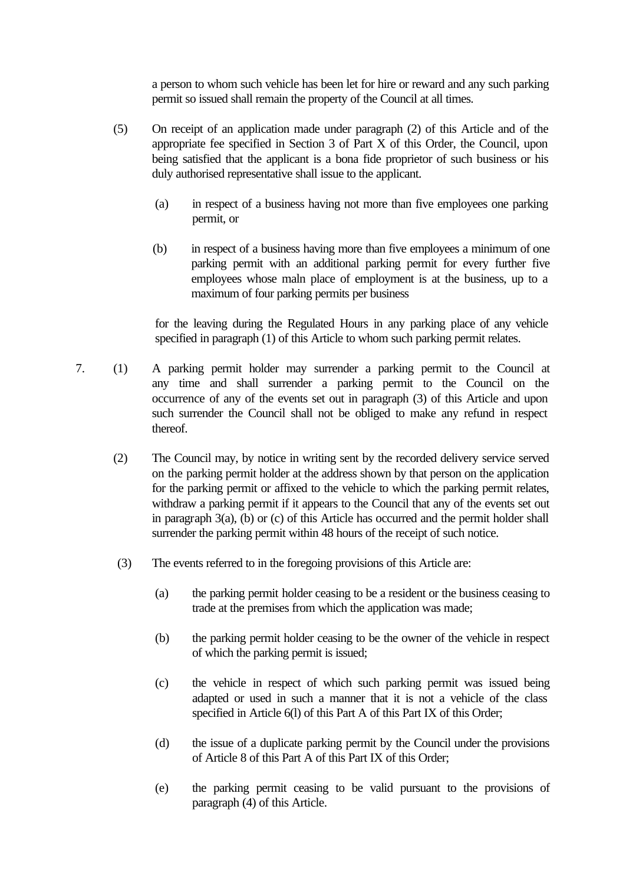a person to whom such vehicle has been let for hire or reward and any such parking permit so issued shall remain the property of the Council at all times.

(5) On receipt of an application made under paragraph (2) of this Article and of the appropriate fee specified in Section 3 of Part X of this Order, the Council, upon being satisfied that the applicant is a bona fide proprietor of such business or his duly authorised representative shall issue to the applicant.

(a) in respect of a business having not more than five employees one parking permit, or

(b) in respect of a business having more than five employees a minimum of one parking permit with an additional parking permit for every further five employees whose maln place of employment is at the business, up to a maximum of four parking permits per business

for the leaving during the Regulated Hours in any parking place of any vehicle specified in paragraph (1) of this Article to whom such parking permit relates.

7\. (1) A parking permit holder may surrender a parking permit to the Council at any time and shall surrender a parking permit to the Council on the occurrence of any of the events set out in paragraph (3) of this Article and upon such surrender the Council shall not be obliged to make any refund in respect thereof.

(2) The Council may, by notice in writing sent by the recorded delivery service served on the parking permit holder at the address shown by that person on the application for the parking permit or affixed to the vehicle to which the parking permit relates, withdraw a parking permit if it appears to the Council that any of the events set out in paragraph 3(a), (b) or (c) of this Article has occurred and the permit holder shall surrender the parking permit within 48 hours of the receipt of such notice.

(3) The events referred to in the foregoing provisions of this Article are:

(a) the parking permit holder ceasing to be a resident or the business ceasing to trade at the premises from which the application was made;

(b) the parking permit holder ceasing to be the owner of the vehicle in respect of which the parking permit is issued;

(c) the vehicle in respect of which such parking permit was issued being adapted or used in such a manner that it is not a vehicle of the class specified in Article 6(l) of this Part A of this Part IX of this Order;

(d) the issue of a duplicate parking permit by the Council under the provisions of Article 8 of this Part A of this Part IX of this Order;

(e) the parking permit ceasing to be valid pursuant to the provisions of paragraph (4) of this Article.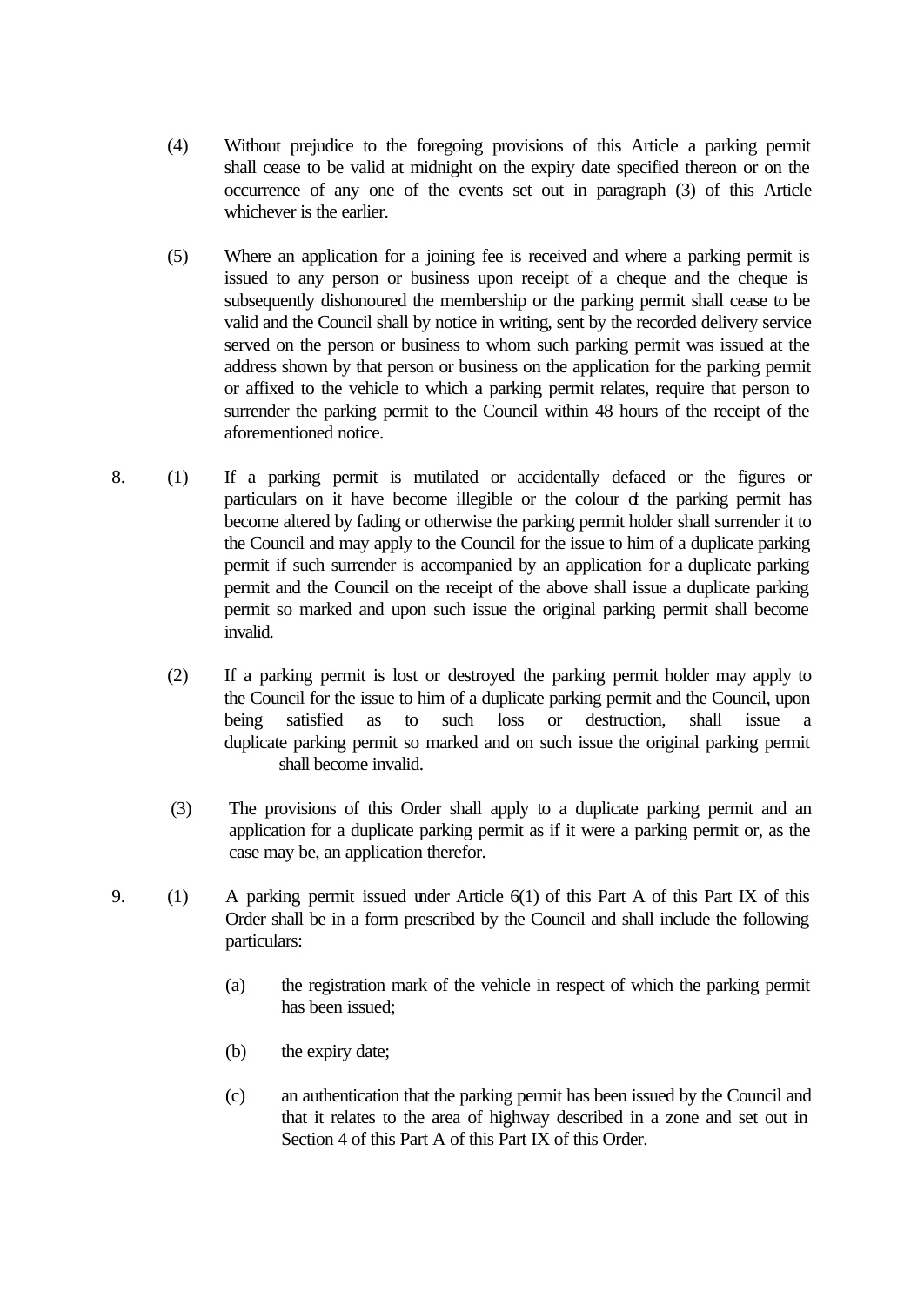(4) Without prejudice to the foregoing provisions of this Article a parking permit shall cease to be valid at midnight on the expiry date specified thereon or on the occurrence of any one of the events set out in paragraph (3) of this Article whichever is the earlier.

(5) Where an application for a joining fee is received and where a parking permit is issued to any person or business upon receipt of a cheque and the cheque is subsequently dishonoured the membership or the parking permit shall cease to be valid and the Council shall by notice in writing, sent by the recorded delivery service served on the person or business to whom such parking permit was issued at the address shown by that person or business on the application for the parking permit or affixed to the vehicle to which a parking permit relates, require that person to surrender the parking permit to the Council within 48 hours of the receipt of the aforementioned notice.

8. (1) If a parking permit is mutilated or accidentally defaced or the figures or particulars on it have become illegible or the colour of the parking permit has become altered by fading or otherwise the parking permit holder shall surrender it to the Council and may apply to the Council for the issue to him of a duplicate parking permit if such surrender is accompanied by an application for a duplicate parking permit and the Council on the receipt of the above shall issue a duplicate parking permit so marked and upon such issue the original parking permit shall become invalid.

(2) If a parking permit is lost or destroyed the parking permit holder may apply to the Council for the issue to him of a duplicate parking permit and the Council, upon being satisfied as to such loss or destruction, shall issue a duplicate parking permit so marked and on such issue the original parking permit shall become invalid.

(3) The provisions of this Order shall apply to a duplicate parking permit and an application for a duplicate parking permit as if it were a parking permit or, as the case may be, an application therefor.

9. (1) A parking permit issued under Article 6(1) of this Part A of this Part IX of this Order shall be in a form prescribed by the Council and shall include the following particulars:

(a) the registration mark of the vehicle in respect of which the parking permit has been issued;

(b) the expiry date;

(c) an authentication that the parking permit has been issued by the Council and that it relates to the area of highway described in a zone and set out in Section 4 of this Part A of this Part IX of this Order.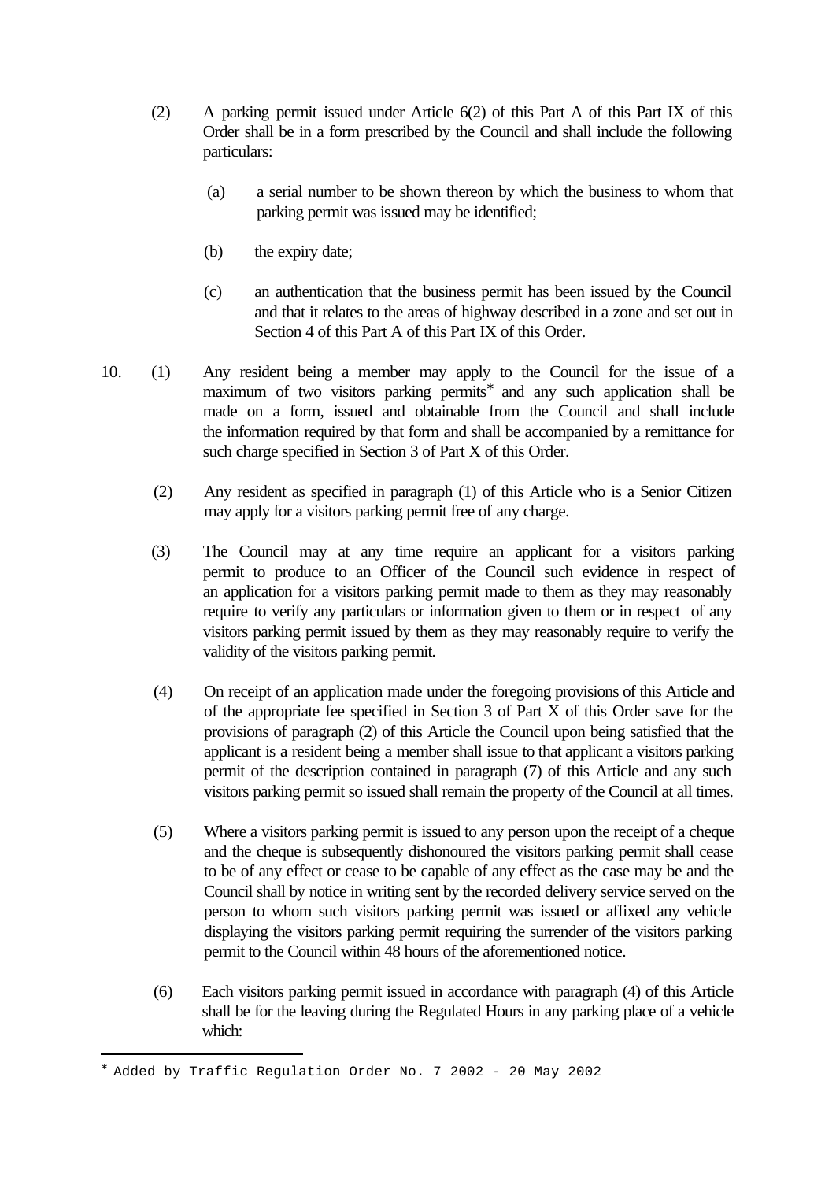(2) A parking permit issued under Article 6(2) of this Part A of this Part IX of this Order shall be in a form prescribed by the Council and shall include the following particulars:

(a) a serial number to be shown thereon by which the business to whom that parking permit was issued may be identified;

(b) the expiry date;

(c) an authentication that the business permit has been issued by the Council and that it relates to the areas of highway described in a zone and set out in Section 4 of this Part A of this Part IX of this Order.

10. (1) Any resident being a member may apply to the Council for the issue of a maximum of two visitors parking permits* and any such application shall be made on a form, issued and obtainable from the Council and shall include the information required by that form and shall be accompanied by a remittance for such charge specified in Section 3 of Part X of this Order.

(2) Any resident as specified in paragraph (1) of this Article who is a Senior Citizen may apply for a visitors parking permit free of any charge.

(3) The Council may at any time require an applicant for a visitors parking permit to produce to an Officer of the Council such evidence in respect of an application for a visitors parking permit made to them as they may reasonably require to verify any particulars or information given to them or in respect of any visitors parking permit issued by them as they may reasonably require to verify the validity of the visitors parking permit.

(4) On receipt of an application made under the foregoing provisions of this Article and of the appropriate fee specified in Section 3 of Part X of this Order save for the provisions of paragraph (2) of this Article the Council upon being satisfied that the applicant is a resident being a member shall issue to that applicant a visitors parking permit of the description contained in paragraph (7) of this Article and any such visitors parking permit so issued shall remain the property of the Council at all times.

(5) Where a visitors parking permit is issued to any person upon the receipt of a cheque and the cheque is subsequently dishonoured the visitors parking permit shall cease to be of any effect or cease to be capable of any effect as the case may be and the Council shall by notice in writing sent by the recorded delivery service served on the person to whom such visitors parking permit was issued or affixed any vehicle displaying the visitors parking permit requiring the surrender of the visitors parking permit to the Council within 48 hours of the aforementioned notice.

(6) Each visitors parking permit issued in accordance with paragraph (4) of this Article shall be for the leaving during the Regulated Hours in any parking place of a vehicle which:

---

* Added by Traffic Regulation Order No. 7 2002 - 20 May 2002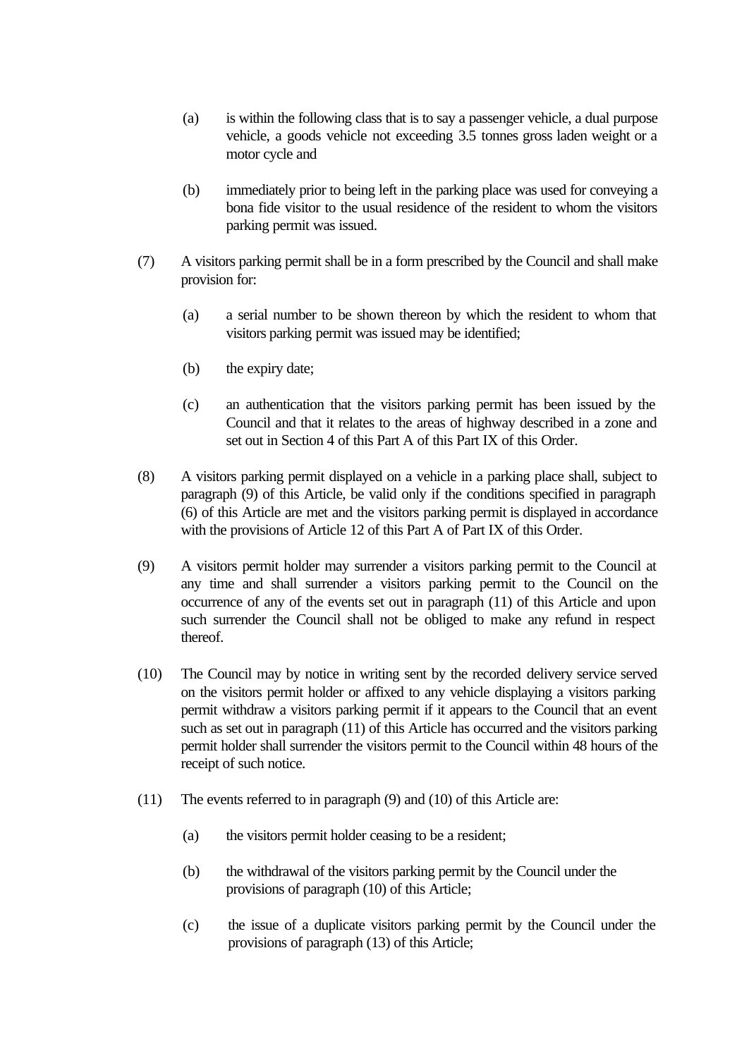(a) is within the following class that is to say a passenger vehicle, a dual purpose vehicle, a goods vehicle not exceeding 3.5 tonnes gross laden weight or a motor cycle and

(b) immediately prior to being left in the parking place was used for conveying a bona fide visitor to the usual residence of the resident to whom the visitors parking permit was issued.

(7) A visitors parking permit shall be in a form prescribed by the Council and shall make provision for:

(a) a serial number to be shown thereon by which the resident to whom that visitors parking permit was issued may be identified;

(b) the expiry date;

(c) an authentication that the visitors parking permit has been issued by the Council and that it relates to the areas of highway described in a zone and set out in Section 4 of this Part A of this Part IX of this Order.

(8) A visitors parking permit displayed on a vehicle in a parking place shall, subject to paragraph (9) of this Article, be valid only if the conditions specified in paragraph (6) of this Article are met and the visitors parking permit is displayed in accordance with the provisions of Article 12 of this Part A of Part IX of this Order.

(9) A visitors permit holder may surrender a visitors parking permit to the Council at any time and shall surrender a visitors parking permit to the Council on the occurrence of any of the events set out in paragraph (11) of this Article and upon such surrender the Council shall not be obliged to make any refund in respect thereof.

(10) The Council may by notice in writing sent by the recorded delivery service served on the visitors permit holder or affixed to any vehicle displaying a visitors parking permit withdraw a visitors parking permit if it appears to the Council that an event such as set out in paragraph (11) of this Article has occurred and the visitors parking permit holder shall surrender the visitors permit to the Council within 48 hours of the receipt of such notice.

(11) The events referred to in paragraph (9) and (10) of this Article are:

(a) the visitors permit holder ceasing to be a resident;

(b) the withdrawal of the visitors parking permit by the Council under the provisions of paragraph (10) of this Article;

(c) the issue of a duplicate visitors parking permit by the Council under the provisions of paragraph (13) of this Article;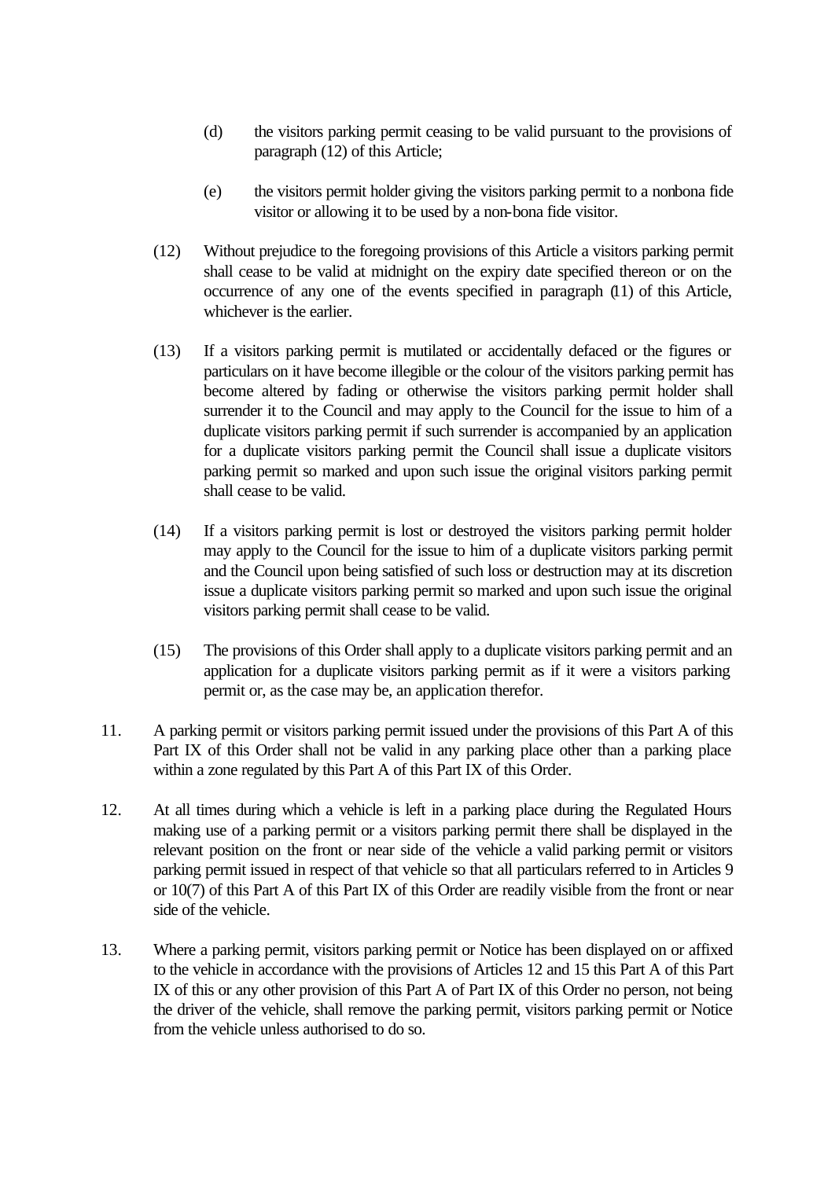(d) the visitors parking permit ceasing to be valid pursuant to the provisions of paragraph (12) of this Article;

(e) the visitors permit holder giving the visitors parking permit to a nonbona fide visitor or allowing it to be used by a non-bona fide visitor.

(12) Without prejudice to the foregoing provisions of this Article a visitors parking permit shall cease to be valid at midnight on the expiry date specified thereon or on the occurrence of any one of the events specified in paragraph (11) of this Article, whichever is the earlier.

(13) If a visitors parking permit is mutilated or accidentally defaced or the figures or particulars on it have become illegible or the colour of the visitors parking permit has become altered by fading or otherwise the visitors parking permit holder shall surrender it to the Council and may apply to the Council for the issue to him of a duplicate visitors parking permit if such surrender is accompanied by an application for a duplicate visitors parking permit the Council shall issue a duplicate visitors parking permit so marked and upon such issue the original visitors parking permit shall cease to be valid.

(14) If a visitors parking permit is lost or destroyed the visitors parking permit holder may apply to the Council for the issue to him of a duplicate visitors parking permit and the Council upon being satisfied of such loss or destruction may at its discretion issue a duplicate visitors parking permit so marked and upon such issue the original visitors parking permit shall cease to be valid.

(15) The provisions of this Order shall apply to a duplicate visitors parking permit and an application for a duplicate visitors parking permit as if it were a visitors parking permit or, as the case may be, an application therefor.

11. A parking permit or visitors parking permit issued under the provisions of this Part A of this Part IX of this Order shall not be valid in any parking place other than a parking place within a zone regulated by this Part A of this Part IX of this Order.

12. At all times during which a vehicle is left in a parking place during the Regulated Hours making use of a parking permit or a visitors parking permit there shall be displayed in the relevant position on the front or near side of the vehicle a valid parking permit or visitors parking permit issued in respect of that vehicle so that all particulars referred to in Articles 9 or 10(7) of this Part A of this Part IX of this Order are readily visible from the front or near side of the vehicle.

13. Where a parking permit, visitors parking permit or Notice has been displayed on or affixed to the vehicle in accordance with the provisions of Articles 12 and 15 this Part A of this Part IX of this or any other provision of this Part A of Part IX of this Order no person, not being the driver of the vehicle, shall remove the parking permit, visitors parking permit or Notice from the vehicle unless authorised to do so.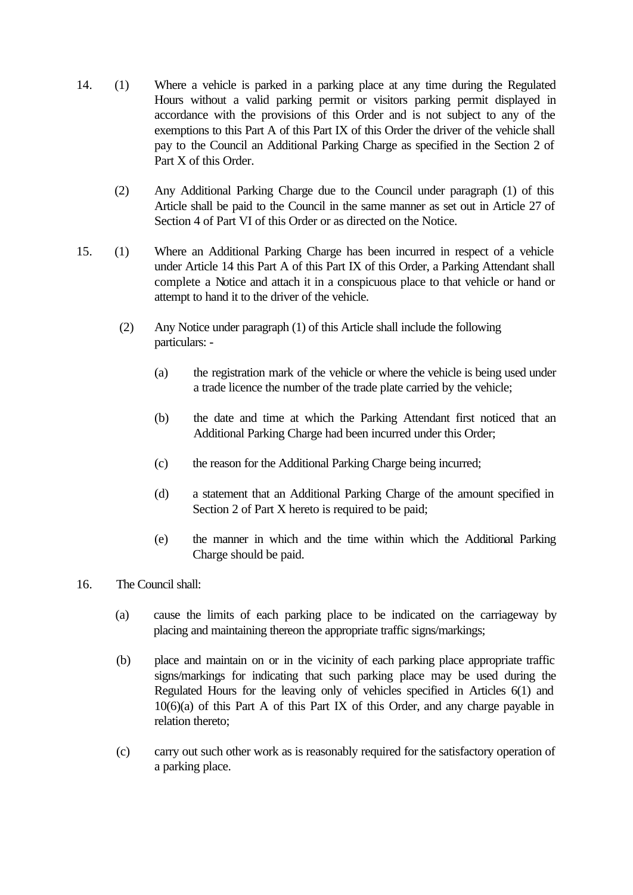14. (1) Where a vehicle is parked in a parking place at any time during the Regulated Hours without a valid parking permit or visitors parking permit displayed in accordance with the provisions of this Order and is not subject to any of the exemptions to this Part A of this Part IX of this Order the driver of the vehicle shall pay to the Council an Additional Parking Charge as specified in the Section 2 of Part X of this Order.

(2) Any Additional Parking Charge due to the Council under paragraph (1) of this Article shall be paid to the Council in the same manner as set out in Article 27 of Section 4 of Part VI of this Order or as directed on the Notice.

15. (1) Where an Additional Parking Charge has been incurred in respect of a vehicle under Article 14 this Part A of this Part IX of this Order, a Parking Attendant shall complete a Notice and attach it in a conspicuous place to that vehicle or hand or attempt to hand it to the driver of the vehicle.

(2) Any Notice under paragraph (1) of this Article shall include the following particulars: -

(a) the registration mark of the vehicle or where the vehicle is being used under a trade licence the number of the trade plate carried by the vehicle;

(b) the date and time at which the Parking Attendant first noticed that an Additional Parking Charge had been incurred under this Order;

(c) the reason for the Additional Parking Charge being incurred;

(d) a statement that an Additional Parking Charge of the amount specified in Section 2 of Part X hereto is required to be paid;

(e) the manner in which and the time within which the Additional Parking Charge should be paid.

16. The Council shall:

(a) cause the limits of each parking place to be indicated on the carriageway by placing and maintaining thereon the appropriate traffic signs/markings;

(b) place and maintain on or in the vicinity of each parking place appropriate traffic signs/markings for indicating that such parking place may be used during the Regulated Hours for the leaving only of vehicles specified in Articles 6(1) and 10(6)(a) of this Part A of this Part IX of this Order, and any charge payable in relation thereto;

(c) carry out such other work as is reasonably required for the satisfactory operation of a parking place.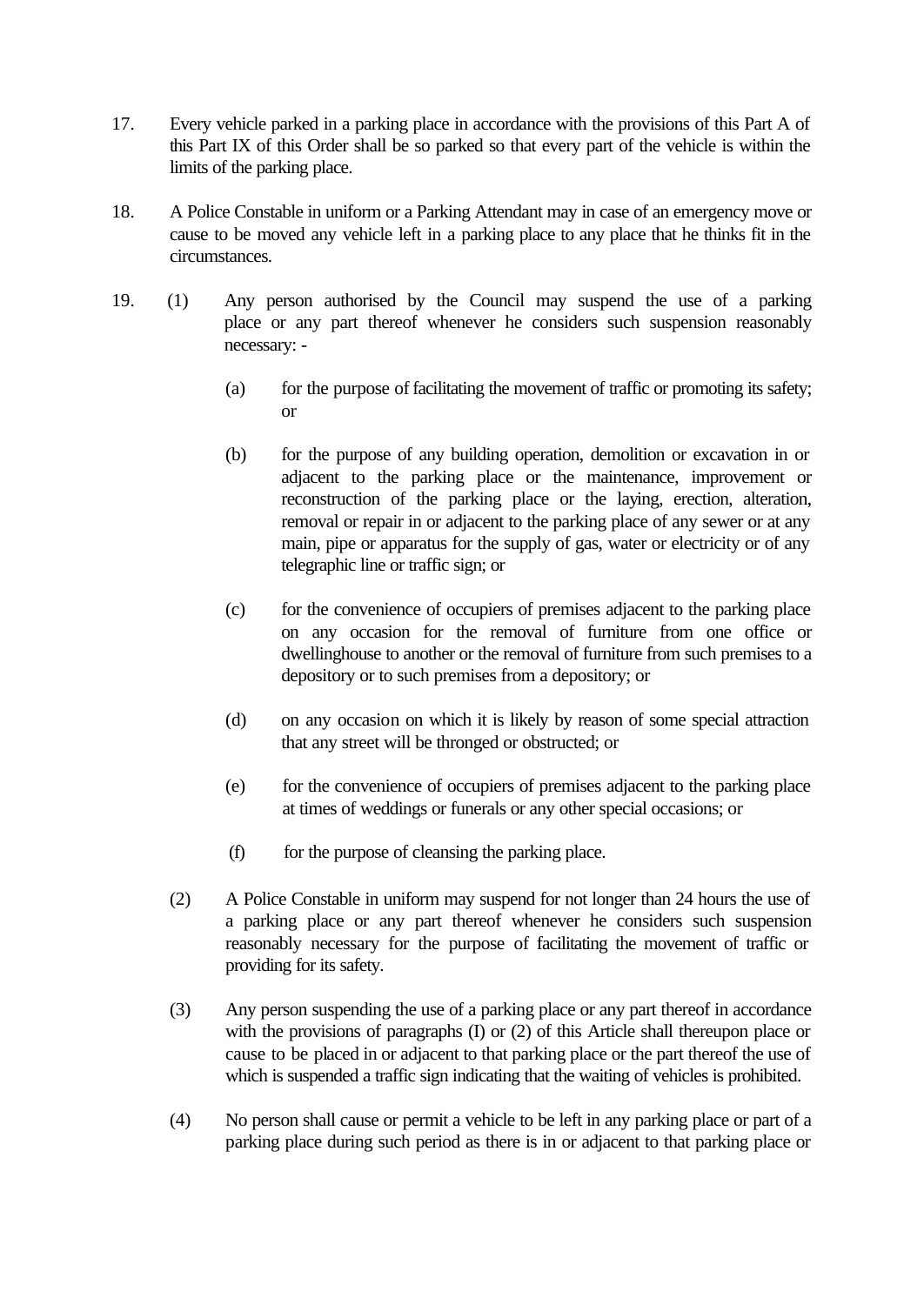17. Every vehicle parked in a parking place in accordance with the provisions of this Part A of this Part IX of this Order shall be so parked so that every part of the vehicle is within the limits of the parking place.

18. A Police Constable in uniform or a Parking Attendant may in case of an emergency move or cause to be moved any vehicle left in a parking place to any place that he thinks fit in the circumstances.

19. (1) Any person authorised by the Council may suspend the use of a parking place or any part thereof whenever he considers such suspension reasonably necessary: -

    (a) for the purpose of facilitating the movement of traffic or promoting its safety; or

    (b) for the purpose of any building operation, demolition or excavation in or adjacent to the parking place or the maintenance, improvement or reconstruction of the parking place or the laying, erection, alteration, removal or repair in or adjacent to the parking place of any sewer or at any main, pipe or apparatus for the supply of gas, water or electricity or of any telegraphic line or traffic sign; or

    (c) for the convenience of occupiers of premises adjacent to the parking place on any occasion for the removal of furniture from one office or dwellinghouse to another or the removal of furniture from such premises to a depository or to such premises from a depository; or

    (d) on any occasion on which it is likely by reason of some special attraction that any street will be thronged or obstructed; or

    (e) for the convenience of occupiers of premises adjacent to the parking place at times of weddings or funerals or any other special occasions; or

    (f) for the purpose of cleansing the parking place.

(2) A Police Constable in uniform may suspend for not longer than 24 hours the use of a parking place or any part thereof whenever he considers such suspension reasonably necessary for the purpose of facilitating the movement of traffic or providing for its safety.

(3) Any person suspending the use of a parking place or any part thereof in accordance with the provisions of paragraphs (I) or (2) of this Article shall thereupon place or cause to be placed in or adjacent to that parking place or the part thereof the use of which is suspended a traffic sign indicating that the waiting of vehicles is prohibited.

(4) No person shall cause or permit a vehicle to be left in any parking place or part of a parking place during such period as there is in or adjacent to that parking place or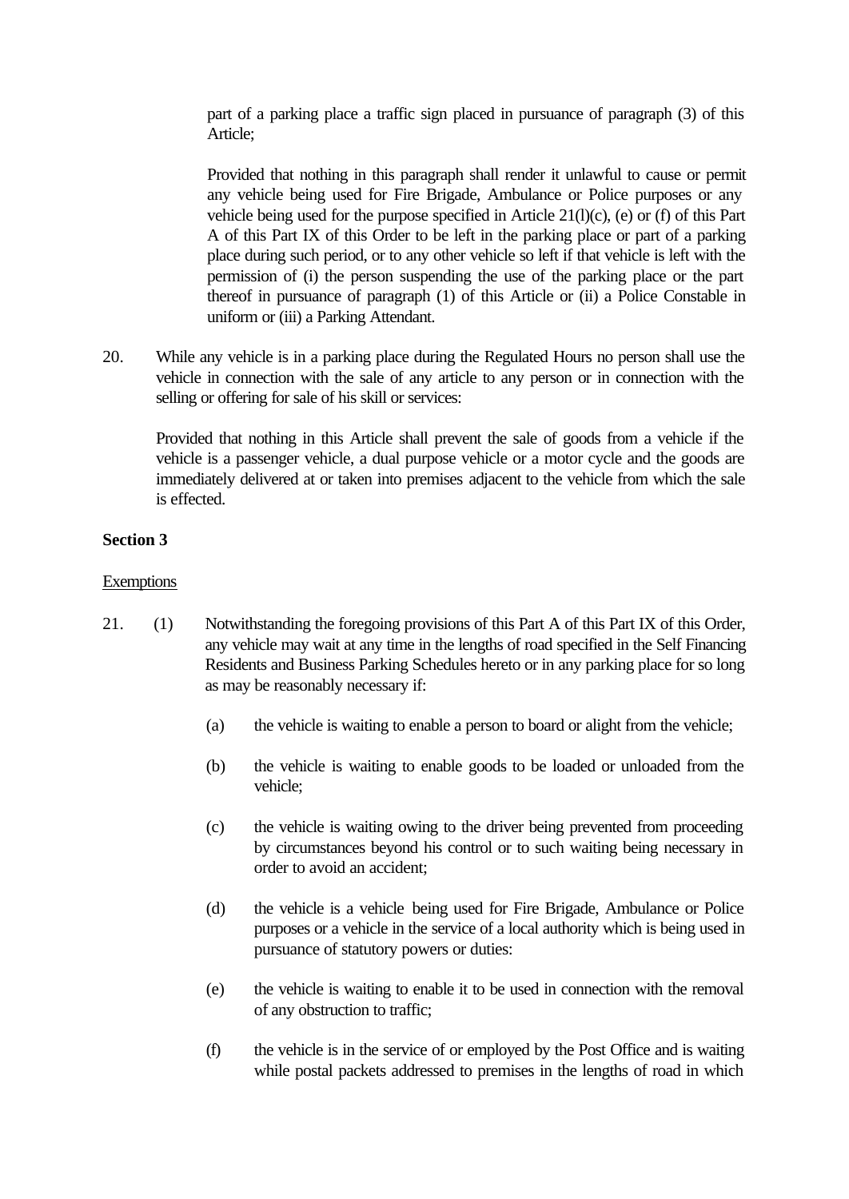part of a parking place a traffic sign placed in pursuance of paragraph (3) of this Article;

Provided that nothing in this paragraph shall render it unlawful to cause or permit any vehicle being used for Fire Brigade, Ambulance or Police purposes or any vehicle being used for the purpose specified in Article 21(l)(c), (e) or (f) of this Part A of this Part IX of this Order to be left in the parking place or part of a parking place during such period, or to any other vehicle so left if that vehicle is left with the permission of (i) the person suspending the use of the parking place or the part thereof in pursuance of paragraph (1) of this Article or (ii) a Police Constable in uniform or (iii) a Parking Attendant.

20. While any vehicle is in a parking place during the Regulated Hours no person shall use the vehicle in connection with the sale of any article to any person or in connection with the selling or offering for sale of his skill or services:

Provided that nothing in this Article shall prevent the sale of goods from a vehicle if the vehicle is a passenger vehicle, a dual purpose vehicle or a motor cycle and the goods are immediately delivered at or taken into premises adjacent to the vehicle from which the sale is effected.

**Section 3**

Exemptions

21. (1) Notwithstanding the foregoing provisions of this Part A of this Part IX of this Order, any vehicle may wait at any time in the lengths of road specified in the Self Financing Residents and Business Parking Schedules hereto or in any parking place for so long as may be reasonably necessary if:

(a) the vehicle is waiting to enable a person to board or alight from the vehicle;

(b) the vehicle is waiting to enable goods to be loaded or unloaded from the vehicle;

(c) the vehicle is waiting owing to the driver being prevented from proceeding by circumstances beyond his control or to such waiting being necessary in order to avoid an accident;

(d) the vehicle is a vehicle being used for Fire Brigade, Ambulance or Police purposes or a vehicle in the service of a local authority which is being used in pursuance of statutory powers or duties:

(e) the vehicle is waiting to enable it to be used in connection with the removal of any obstruction to traffic;

(f) the vehicle is in the service of or employed by the Post Office and is waiting while postal packets addressed to premises in the lengths of road in which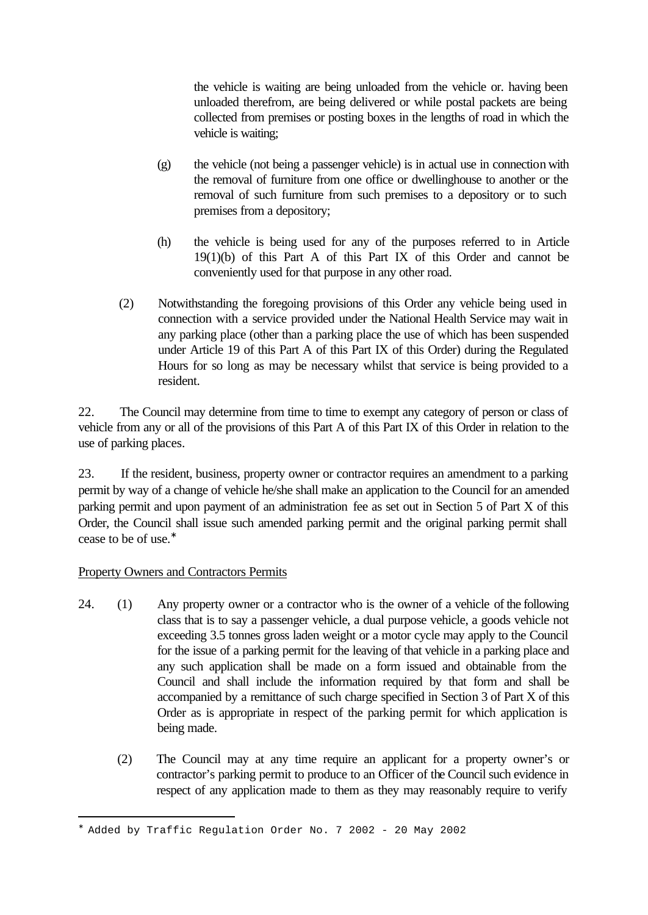the vehicle is waiting are being unloaded from the vehicle or. having been unloaded therefrom, are being delivered or while postal packets are being collected from premises or posting boxes in the lengths of road in which the vehicle is waiting;

(g) the vehicle (not being a passenger vehicle) is in actual use in connection with the removal of furniture from one office or dwellinghouse to another or the removal of such furniture from such premises to a depository or to such premises from a depository;

(h) the vehicle is being used for any of the purposes referred to in Article 19(1)(b) of this Part A of this Part IX of this Order and cannot be conveniently used for that purpose in any other road.

(2) Notwithstanding the foregoing provisions of this Order any vehicle being used in connection with a service provided under the National Health Service may wait in any parking place (other than a parking place the use of which has been suspended under Article 19 of this Part A of this Part IX of this Order) during the Regulated Hours for so long as may be necessary whilst that service is being provided to a resident.

22. The Council may determine from time to time to exempt any category of person or class of vehicle from any or all of the provisions of this Part A of this Part IX of this Order in relation to the use of parking places.

23. If the resident, business, property owner or contractor requires an amendment to a parking permit by way of a change of vehicle he/she shall make an application to the Council for an amended parking permit and upon payment of an administration fee as set out in Section 5 of Part X of this Order, the Council shall issue such amended parking permit and the original parking permit shall cease to be of use.*

<u>Property Owners and Contractors Permits</u>

24. (1) Any property owner or a contractor who is the owner of a vehicle of the following class that is to say a passenger vehicle, a dual purpose vehicle, a goods vehicle not exceeding 3.5 tonnes gross laden weight or a motor cycle may apply to the Council for the issue of a parking permit for the leaving of that vehicle in a parking place and any such application shall be made on a form issued and obtainable from the Council and shall include the information required by that form and shall be accompanied by a remittance of such charge specified in Section 3 of Part X of this Order as is appropriate in respect of the parking permit for which application is being made.

(2) The Council may at any time require an applicant for a property owner's or contractor's parking permit to produce to an Officer of the Council such evidence in respect of any application made to them as they may reasonably require to verify

---

* Added by Traffic Regulation Order No. 7 2002 - 20 May 2002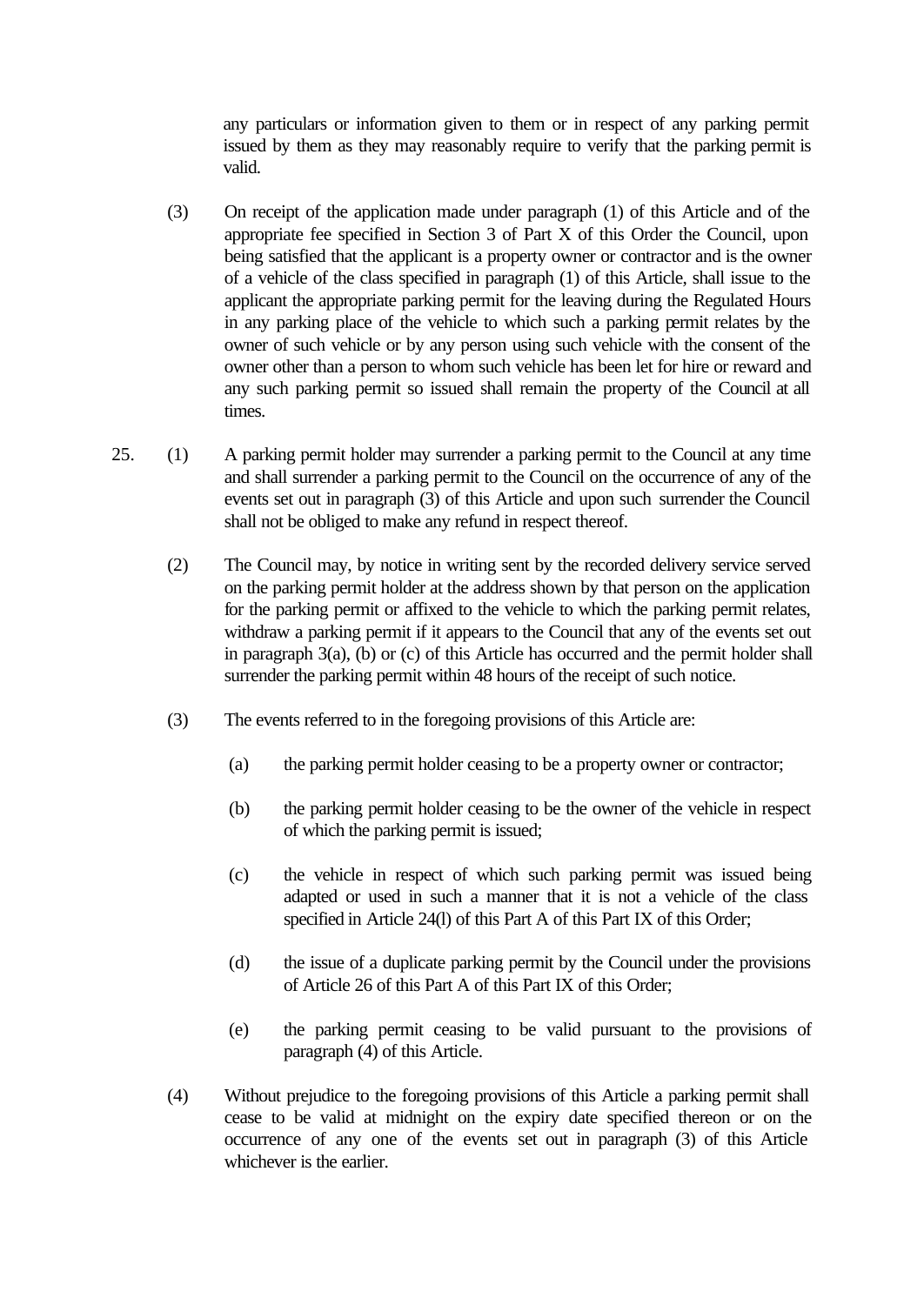any particulars or information given to them or in respect of any parking permit issued by them as they may reasonably require to verify that the parking permit is valid.

(3) On receipt of the application made under paragraph (1) of this Article and of the appropriate fee specified in Section 3 of Part X of this Order the Council, upon being satisfied that the applicant is a property owner or contractor and is the owner of a vehicle of the class specified in paragraph (1) of this Article, shall issue to the applicant the appropriate parking permit for the leaving during the Regulated Hours in any parking place of the vehicle to which such a parking permit relates by the owner of such vehicle or by any person using such vehicle with the consent of the owner other than a person to whom such vehicle has been let for hire or reward and any such parking permit so issued shall remain the property of the Council at all times.

25. (1) A parking permit holder may surrender a parking permit to the Council at any time and shall surrender a parking permit to the Council on the occurrence of any of the events set out in paragraph (3) of this Article and upon such surrender the Council shall not be obliged to make any refund in respect thereof.

(2) The Council may, by notice in writing sent by the recorded delivery service served on the parking permit holder at the address shown by that person on the application for the parking permit or affixed to the vehicle to which the parking permit relates, withdraw a parking permit if it appears to the Council that any of the events set out in paragraph 3(a), (b) or (c) of this Article has occurred and the permit holder shall surrender the parking permit within 48 hours of the receipt of such notice.

(3) The events referred to in the foregoing provisions of this Article are:

(a) the parking permit holder ceasing to be a property owner or contractor;

(b) the parking permit holder ceasing to be the owner of the vehicle in respect of which the parking permit is issued;

(c) the vehicle in respect of which such parking permit was issued being adapted or used in such a manner that it is not a vehicle of the class specified in Article 24(l) of this Part A of this Part IX of this Order;

(d) the issue of a duplicate parking permit by the Council under the provisions of Article 26 of this Part A of this Part IX of this Order;

(e) the parking permit ceasing to be valid pursuant to the provisions of paragraph (4) of this Article.

(4) Without prejudice to the foregoing provisions of this Article a parking permit shall cease to be valid at midnight on the expiry date specified thereon or on the occurrence of any one of the events set out in paragraph (3) of this Article whichever is the earlier.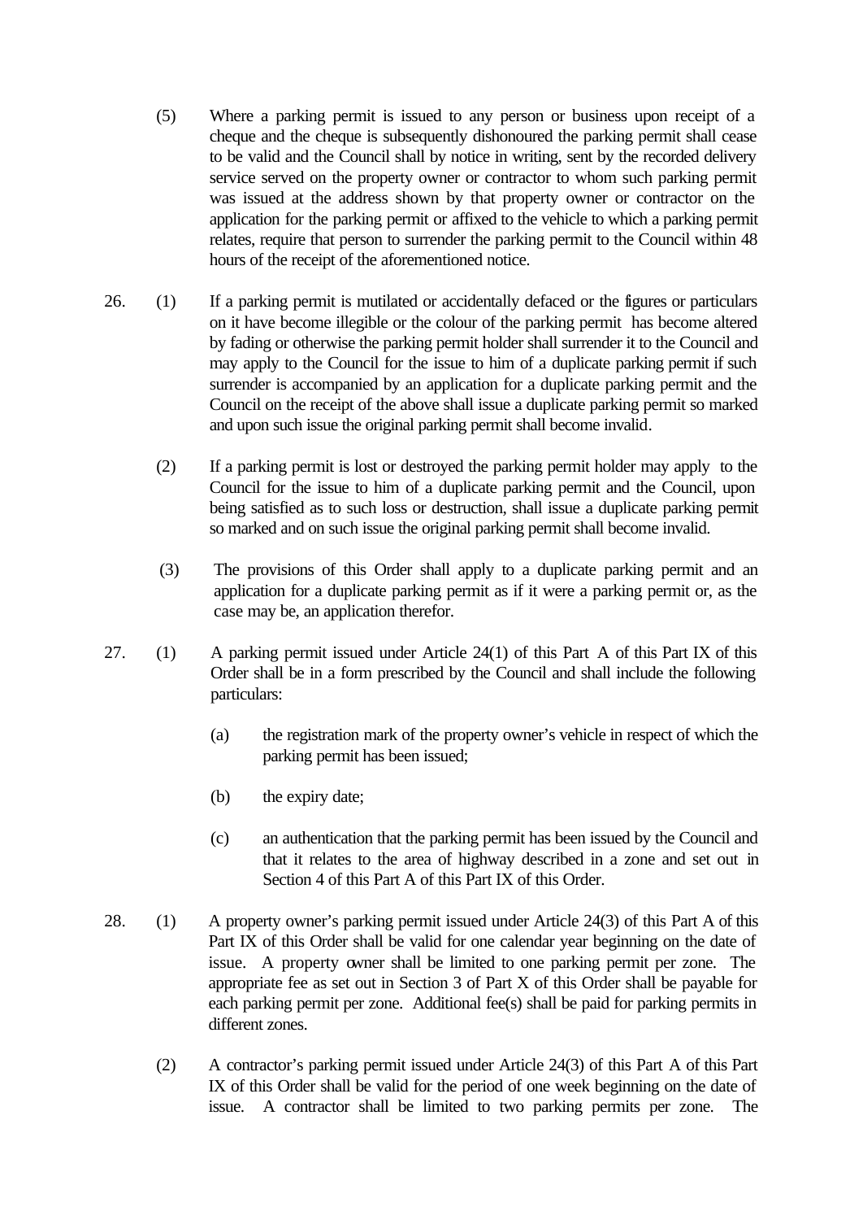(5) Where a parking permit is issued to any person or business upon receipt of a cheque and the cheque is subsequently dishonoured the parking permit shall cease to be valid and the Council shall by notice in writing, sent by the recorded delivery service served on the property owner or contractor to whom such parking permit was issued at the address shown by that property owner or contractor on the application for the parking permit or affixed to the vehicle to which a parking permit relates, require that person to surrender the parking permit to the Council within 48 hours of the receipt of the aforementioned notice.

26. (1) If a parking permit is mutilated or accidentally defaced or the figures or particulars on it have become illegible or the colour of the parking permit has become altered by fading or otherwise the parking permit holder shall surrender it to the Council and may apply to the Council for the issue to him of a duplicate parking permit if such surrender is accompanied by an application for a duplicate parking permit and the Council on the receipt of the above shall issue a duplicate parking permit so marked and upon such issue the original parking permit shall become invalid.

(2) If a parking permit is lost or destroyed the parking permit holder may apply to the Council for the issue to him of a duplicate parking permit and the Council, upon being satisfied as to such loss or destruction, shall issue a duplicate parking permit so marked and on such issue the original parking permit shall become invalid.

(3) The provisions of this Order shall apply to a duplicate parking permit and an application for a duplicate parking permit as if it were a parking permit or, as the case may be, an application therefor.

27. (1) A parking permit issued under Article 24(1) of this Part A of this Part IX of this Order shall be in a form prescribed by the Council and shall include the following particulars:

(a) the registration mark of the property owner's vehicle in respect of which the parking permit has been issued;

(b) the expiry date;

(c) an authentication that the parking permit has been issued by the Council and that it relates to the area of highway described in a zone and set out in Section 4 of this Part A of this Part IX of this Order.

28. (1) A property owner's parking permit issued under Article 24(3) of this Part A of this Part IX of this Order shall be valid for one calendar year beginning on the date of issue. A property owner shall be limited to one parking permit per zone. The appropriate fee as set out in Section 3 of Part X of this Order shall be payable for each parking permit per zone. Additional fee(s) shall be paid for parking permits in different zones.

(2) A contractor's parking permit issued under Article 24(3) of this Part A of this Part IX of this Order shall be valid for the period of one week beginning on the date of issue. A contractor shall be limited to two parking permits per zone. The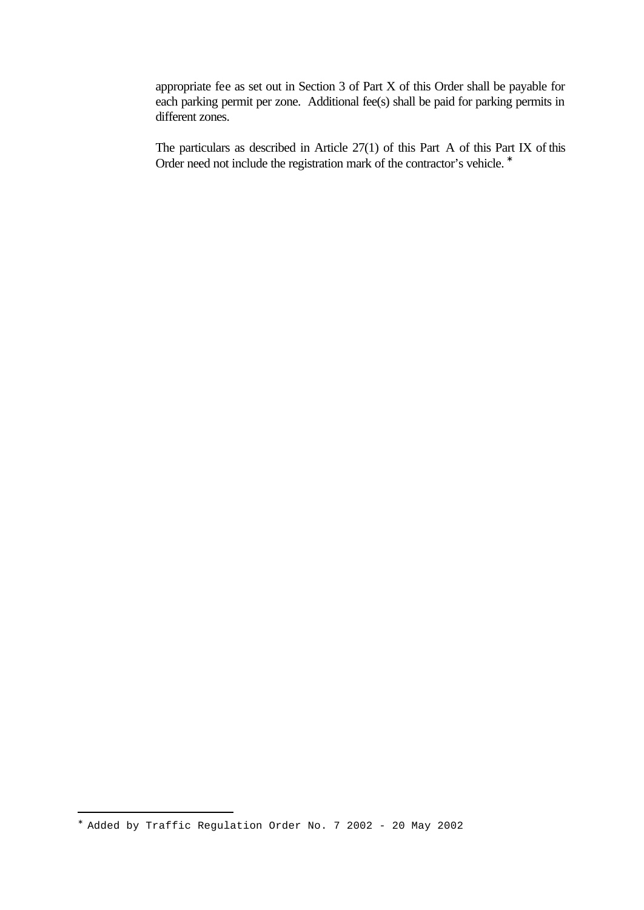appropriate fee as set out in Section 3 of Part X of this Order shall be payable for each parking permit per zone. Additional fee(s) shall be paid for parking permits in different zones.

The particulars as described in Article 27(1) of this Part A of this Part IX of this Order need not include the registration mark of the contractor's vehicle. *

---

* Added by Traffic Regulation Order No. 7 2002 - 20 May 2002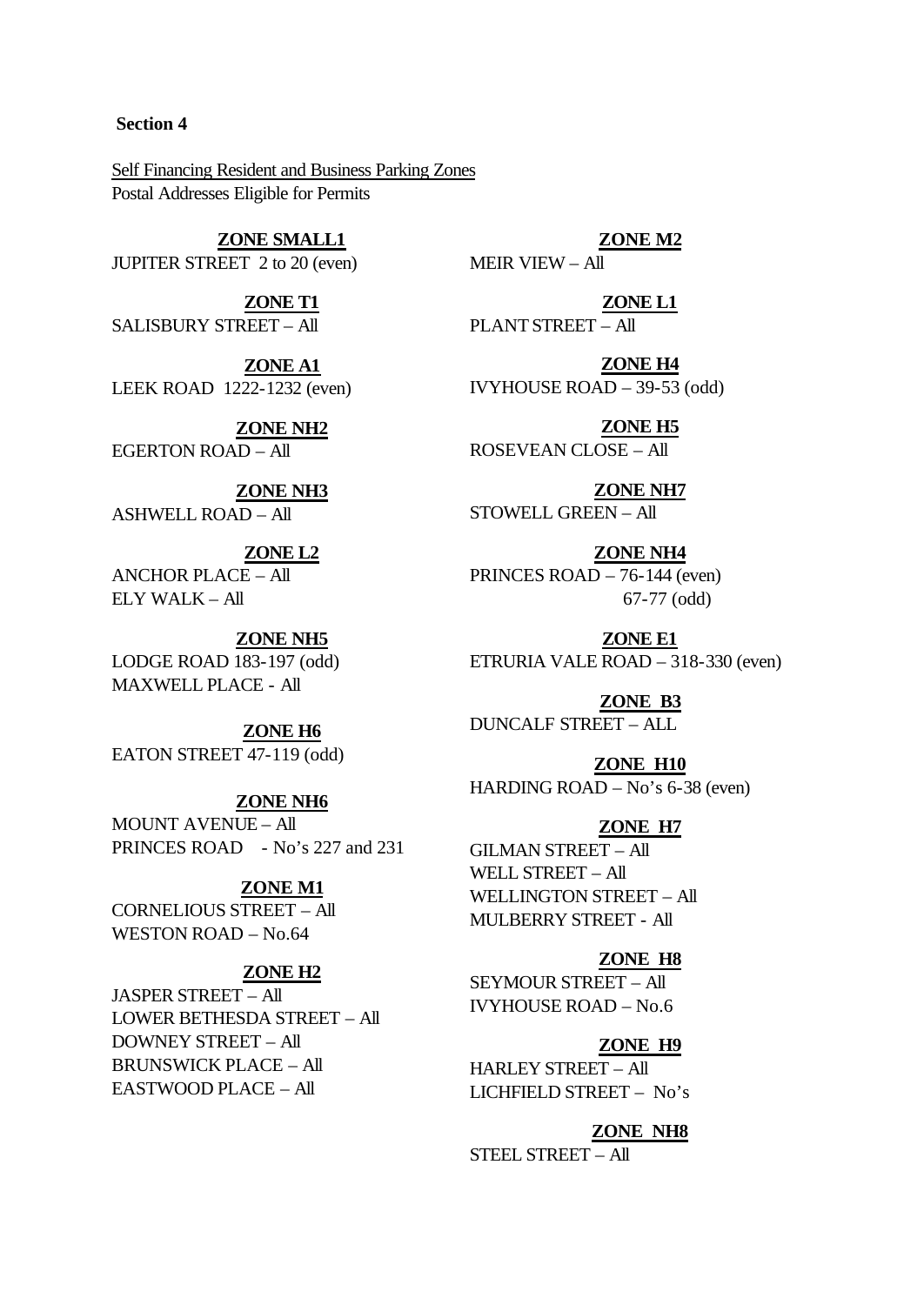**Section 4**

Self Financing Resident and Business Parking Zones
Postal Addresses Eligible for Permits

**ZONE SMALL1**
JUPITER STREET 2 to 20 (even)

**ZONE T1**
SALISBURY STREET – All

**ZONE A1**
LEEK ROAD 1222-1232 (even)

**ZONE NH2**
EGERTON ROAD – All

**ZONE NH3**
ASHWELL ROAD – All

**ZONE L2**
ANCHOR PLACE – All
ELY WALK – All

**ZONE NH5**
LODGE ROAD 183-197 (odd)
MAXWELL PLACE - All

**ZONE H6**
EATON STREET 47-119 (odd)

**ZONE NH6**
MOUNT AVENUE – All
PRINCES ROAD - No's 227 and 231

**ZONE M1**
CORNELIOUS STREET – All
WESTON ROAD – No.64

**ZONE H2**
JASPER STREET – All
LOWER BETHESDA STREET – All
DOWNEY STREET – All
BRUNSWICK PLACE – All
EASTWOOD PLACE – All

**ZONE M2**
MEIR VIEW – All

**ZONE L1**
PLANT STREET – All

**ZONE H4**
IVYHOUSE ROAD – 39-53 (odd)

**ZONE H5**
ROSEVEAN CLOSE – All

**ZONE NH7**
STOWELL GREEN – All

**ZONE NH4**
PRINCES ROAD – 76-144 (even)
67-77 (odd)

**ZONE E1**
ETRURIA VALE ROAD – 318-330 (even)

**ZONE B3**
DUNCALF STREET – ALL

**ZONE H10**
HARDING ROAD – No's 6-38 (even)

**ZONE H7**
GILMAN STREET – All
WELL STREET – All
WELLINGTON STREET – All
MULBERRY STREET - All

**ZONE H8**
SEYMOUR STREET – All
IVYHOUSE ROAD – No.6

**ZONE H9**
HARLEY STREET – All
LICHFIELD STREET – No's

**ZONE NH8**
STEEL STREET – All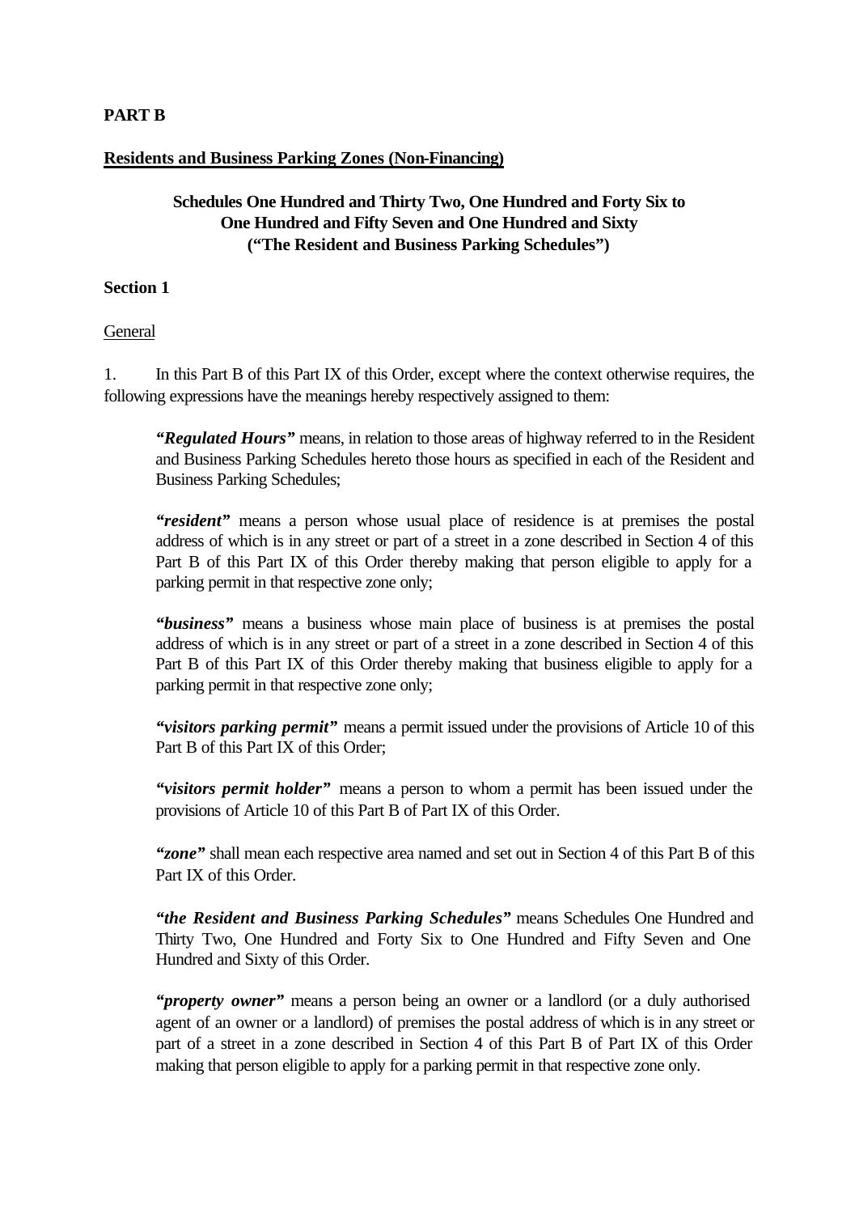**PART B**

**Residents and Business Parking Zones (Non-Financing)**

**Schedules One Hundred and Thirty Two, One Hundred and Forty Six to One Hundred and Fifty Seven and One Hundred and Sixty ("The Resident and Business Parking Schedules")**

**Section 1**

General

1. In this Part B of this Part IX of this Order, except where the context otherwise requires, the following expressions have the meanings hereby respectively assigned to them:

> ***"Regulated Hours"*** means, in relation to those areas of highway referred to in the Resident and Business Parking Schedules hereto those hours as specified in each of the Resident and Business Parking Schedules;
>
> ***"resident"*** means a person whose usual place of residence is at premises the postal address of which is in any street or part of a street in a zone described in Section 4 of this Part B of this Part IX of this Order thereby making that person eligible to apply for a parking permit in that respective zone only;
>
> ***"business"*** means a business whose main place of business is at premises the postal address of which is in any street or part of a street in a zone described in Section 4 of this Part B of this Part IX of this Order thereby making that business eligible to apply for a parking permit in that respective zone only;
>
> ***"visitors parking permit"*** means a permit issued under the provisions of Article 10 of this Part B of this Part IX of this Order;
>
> ***"visitors permit holder"*** means a person to whom a permit has been issued under the provisions of Article 10 of this Part B of Part IX of this Order.
>
> ***"zone"*** shall mean each respective area named and set out in Section 4 of this Part B of this Part IX of this Order.
>
> ***"the Resident and Business Parking Schedules"*** means Schedules One Hundred and Thirty Two, One Hundred and Forty Six to One Hundred and Fifty Seven and One Hundred and Sixty of this Order.
>
> ***"property owner"*** means a person being an owner or a landlord (or a duly authorised agent of an owner or a landlord) of premises the postal address of which is in any street or part of a street in a zone described in Section 4 of this Part B of Part IX of this Order making that person eligible to apply for a parking permit in that respective zone only.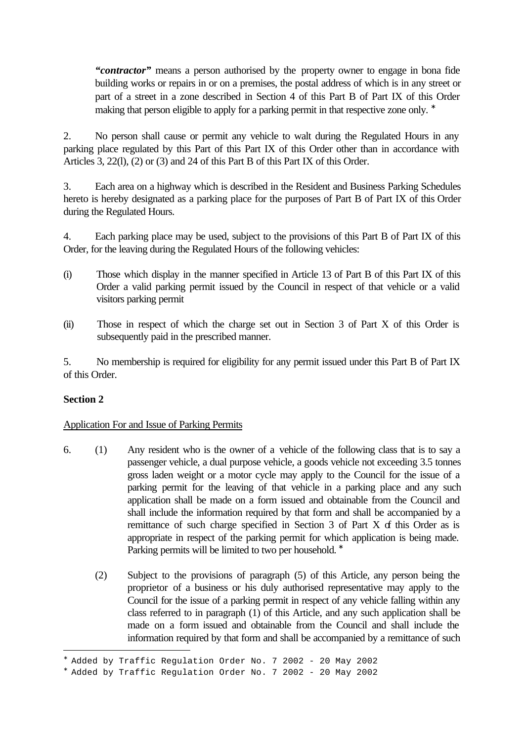***"contractor"*** means a person authorised by the property owner to engage in bona fide building works or repairs in or on a premises, the postal address of which is in any street or part of a street in a zone described in Section 4 of this Part B of Part IX of this Order making that person eligible to apply for a parking permit in that respective zone only. *

2. No person shall cause or permit any vehicle to walt during the Regulated Hours in any parking place regulated by this Part of this Part IX of this Order other than in accordance with Articles 3, 22(l), (2) or (3) and 24 of this Part B of this Part IX of this Order.

3. Each area on a highway which is described in the Resident and Business Parking Schedules hereto is hereby designated as a parking place for the purposes of Part B of Part IX of this Order during the Regulated Hours.

4. Each parking place may be used, subject to the provisions of this Part B of Part IX of this Order, for the leaving during the Regulated Hours of the following vehicles:

(i) Those which display in the manner specified in Article 13 of Part B of this Part IX of this Order a valid parking permit issued by the Council in respect of that vehicle or a valid visitors parking permit

(ii) Those in respect of which the charge set out in Section 3 of Part X of this Order is subsequently paid in the prescribed manner.

5. No membership is required for eligibility for any permit issued under this Part B of Part IX of this Order.

**Section 2**

Application For and Issue of Parking Permits

6. (1) Any resident who is the owner of a vehicle of the following class that is to say a passenger vehicle, a dual purpose vehicle, a goods vehicle not exceeding 3.5 tonnes gross laden weight or a motor cycle may apply to the Council for the issue of a parking permit for the leaving of that vehicle in a parking place and any such application shall be made on a form issued and obtainable from the Council and shall include the information required by that form and shall be accompanied by a remittance of such charge specified in Section 3 of Part X of this Order as is appropriate in respect of the parking permit for which application is being made. Parking permits will be limited to two per household. *

(2) Subject to the provisions of paragraph (5) of this Article, any person being the proprietor of a business or his duly authorised representative may apply to the Council for the issue of a parking permit in respect of any vehicle falling within any class referred to in paragraph (1) of this Article, and any such application shall be made on a form issued and obtainable from the Council and shall include the information required by that form and shall be accompanied by a remittance of such

---

* Added by Traffic Regulation Order No. 7 2002 - 20 May 2002

* Added by Traffic Regulation Order No. 7 2002 - 20 May 2002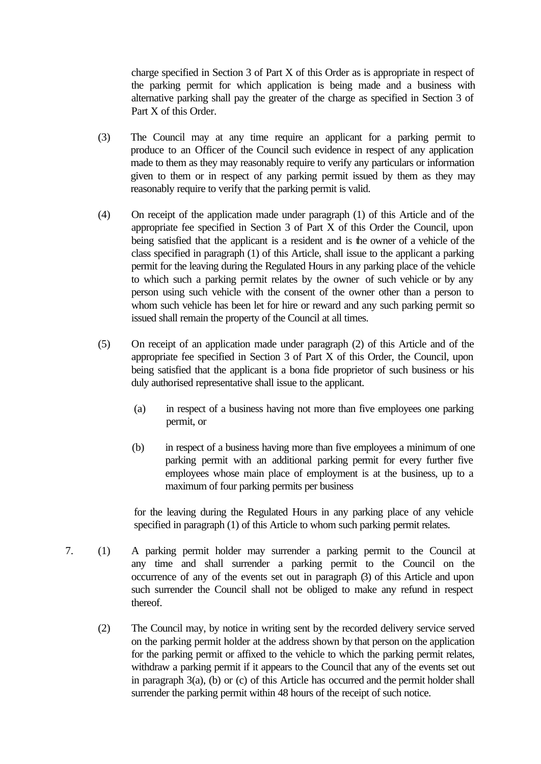charge specified in Section 3 of Part X of this Order as is appropriate in respect of the parking permit for which application is being made and a business with alternative parking shall pay the greater of the charge as specified in Section 3 of Part X of this Order.

(3) The Council may at any time require an applicant for a parking permit to produce to an Officer of the Council such evidence in respect of any application made to them as they may reasonably require to verify any particulars or information given to them or in respect of any parking permit issued by them as they may reasonably require to verify that the parking permit is valid.

(4) On receipt of the application made under paragraph (1) of this Article and of the appropriate fee specified in Section 3 of Part X of this Order the Council, upon being satisfied that the applicant is a resident and is the owner of a vehicle of the class specified in paragraph (1) of this Article, shall issue to the applicant a parking permit for the leaving during the Regulated Hours in any parking place of the vehicle to which such a parking permit relates by the owner of such vehicle or by any person using such vehicle with the consent of the owner other than a person to whom such vehicle has been let for hire or reward and any such parking permit so issued shall remain the property of the Council at all times.

(5) On receipt of an application made under paragraph (2) of this Article and of the appropriate fee specified in Section 3 of Part X of this Order, the Council, upon being satisfied that the applicant is a bona fide proprietor of such business or his duly authorised representative shall issue to the applicant.

(a) in respect of a business having not more than five employees one parking permit, or

(b) in respect of a business having more than five employees a minimum of one parking permit with an additional parking permit for every further five employees whose main place of employment is at the business, up to a maximum of four parking permits per business

for the leaving during the Regulated Hours in any parking place of any vehicle specified in paragraph (1) of this Article to whom such parking permit relates.

7. (1) A parking permit holder may surrender a parking permit to the Council at any time and shall surrender a parking permit to the Council on the occurrence of any of the events set out in paragraph (3) of this Article and upon such surrender the Council shall not be obliged to make any refund in respect thereof.

(2) The Council may, by notice in writing sent by the recorded delivery service served on the parking permit holder at the address shown by that person on the application for the parking permit or affixed to the vehicle to which the parking permit relates, withdraw a parking permit if it appears to the Council that any of the events set out in paragraph 3(a), (b) or (c) of this Article has occurred and the permit holder shall surrender the parking permit within 48 hours of the receipt of such notice.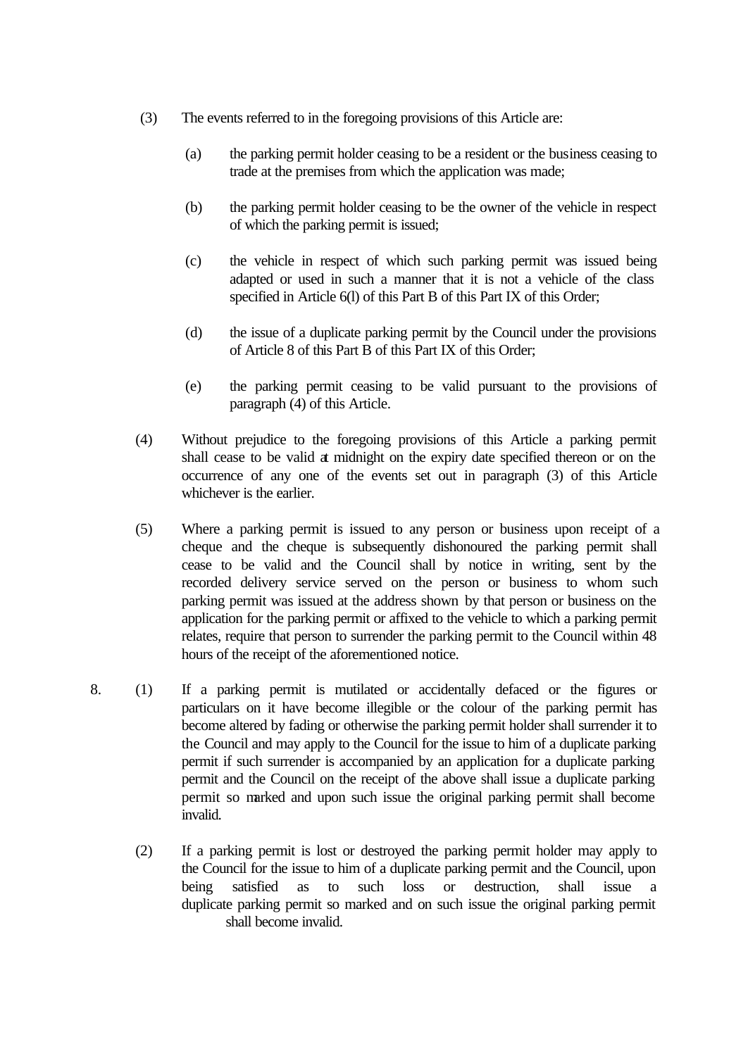(3) The events referred to in the foregoing provisions of this Article are:

(a) the parking permit holder ceasing to be a resident or the business ceasing to trade at the premises from which the application was made;

(b) the parking permit holder ceasing to be the owner of the vehicle in respect of which the parking permit is issued;

(c) the vehicle in respect of which such parking permit was issued being adapted or used in such a manner that it is not a vehicle of the class specified in Article 6(l) of this Part B of this Part IX of this Order;

(d) the issue of a duplicate parking permit by the Council under the provisions of Article 8 of this Part B of this Part IX of this Order;

(e) the parking permit ceasing to be valid pursuant to the provisions of paragraph (4) of this Article.

(4) Without prejudice to the foregoing provisions of this Article a parking permit shall cease to be valid at midnight on the expiry date specified thereon or on the occurrence of any one of the events set out in paragraph (3) of this Article whichever is the earlier.

(5) Where a parking permit is issued to any person or business upon receipt of a cheque and the cheque is subsequently dishonoured the parking permit shall cease to be valid and the Council shall by notice in writing, sent by the recorded delivery service served on the person or business to whom such parking permit was issued at the address shown by that person or business on the application for the parking permit or affixed to the vehicle to which a parking permit relates, require that person to surrender the parking permit to the Council within 48 hours of the receipt of the aforementioned notice.

8. (1) If a parking permit is mutilated or accidentally defaced or the figures or particulars on it have become illegible or the colour of the parking permit has become altered by fading or otherwise the parking permit holder shall surrender it to the Council and may apply to the Council for the issue to him of a duplicate parking permit if such surrender is accompanied by an application for a duplicate parking permit and the Council on the receipt of the above shall issue a duplicate parking permit so marked and upon such issue the original parking permit shall become invalid.

(2) If a parking permit is lost or destroyed the parking permit holder may apply to the Council for the issue to him of a duplicate parking permit and the Council, upon being satisfied as to such loss or destruction, shall issue a duplicate parking permit so marked and on such issue the original parking permit shall become invalid.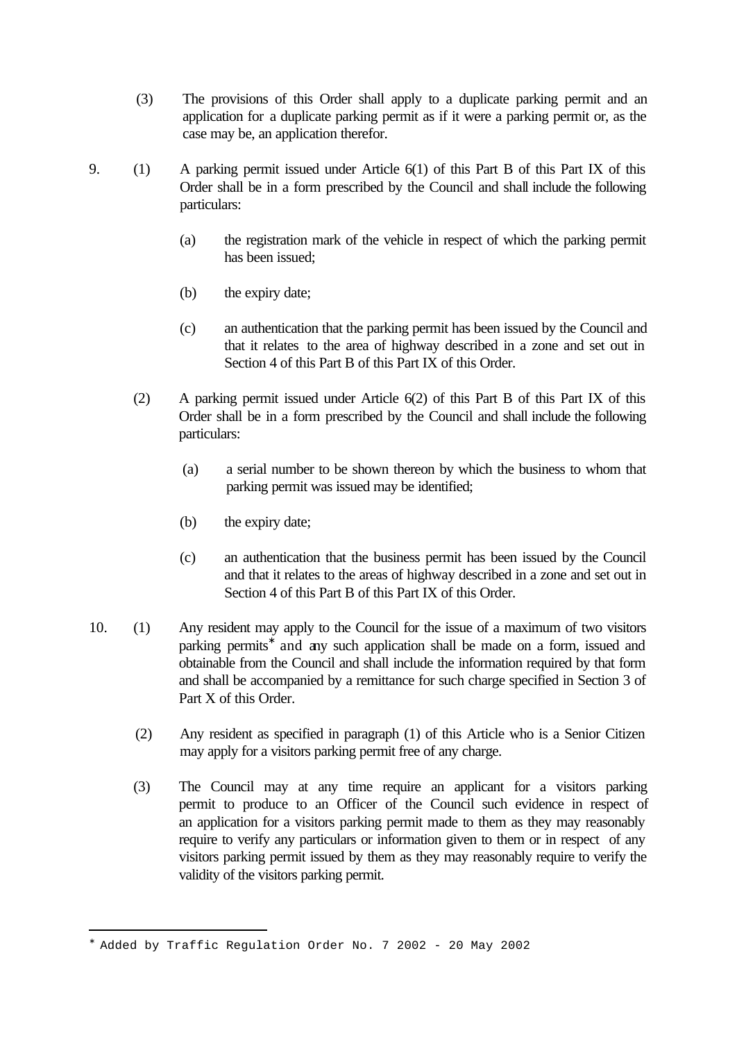(3) The provisions of this Order shall apply to a duplicate parking permit and an application for a duplicate parking permit as if it were a parking permit or, as the case may be, an application therefor.

9. (1) A parking permit issued under Article 6(1) of this Part B of this Part IX of this Order shall be in a form prescribed by the Council and shall include the following particulars:

(a) the registration mark of the vehicle in respect of which the parking permit has been issued;

(b) the expiry date;

(c) an authentication that the parking permit has been issued by the Council and that it relates to the area of highway described in a zone and set out in Section 4 of this Part B of this Part IX of this Order.

(2) A parking permit issued under Article 6(2) of this Part B of this Part IX of this Order shall be in a form prescribed by the Council and shall include the following particulars:

(a) a serial number to be shown thereon by which the business to whom that parking permit was issued may be identified;

(b) the expiry date;

(c) an authentication that the business permit has been issued by the Council and that it relates to the areas of highway described in a zone and set out in Section 4 of this Part B of this Part IX of this Order.

10. (1) Any resident may apply to the Council for the issue of a maximum of two visitors parking permits* and any such application shall be made on a form, issued and obtainable from the Council and shall include the information required by that form and shall be accompanied by a remittance for such charge specified in Section 3 of Part X of this Order.

(2) Any resident as specified in paragraph (1) of this Article who is a Senior Citizen may apply for a visitors parking permit free of any charge.

(3) The Council may at any time require an applicant for a visitors parking permit to produce to an Officer of the Council such evidence in respect of an application for a visitors parking permit made to them as they may reasonably require to verify any particulars or information given to them or in respect of any visitors parking permit issued by them as they may reasonably require to verify the validity of the visitors parking permit.

---

* Added by Traffic Regulation Order No. 7 2002 - 20 May 2002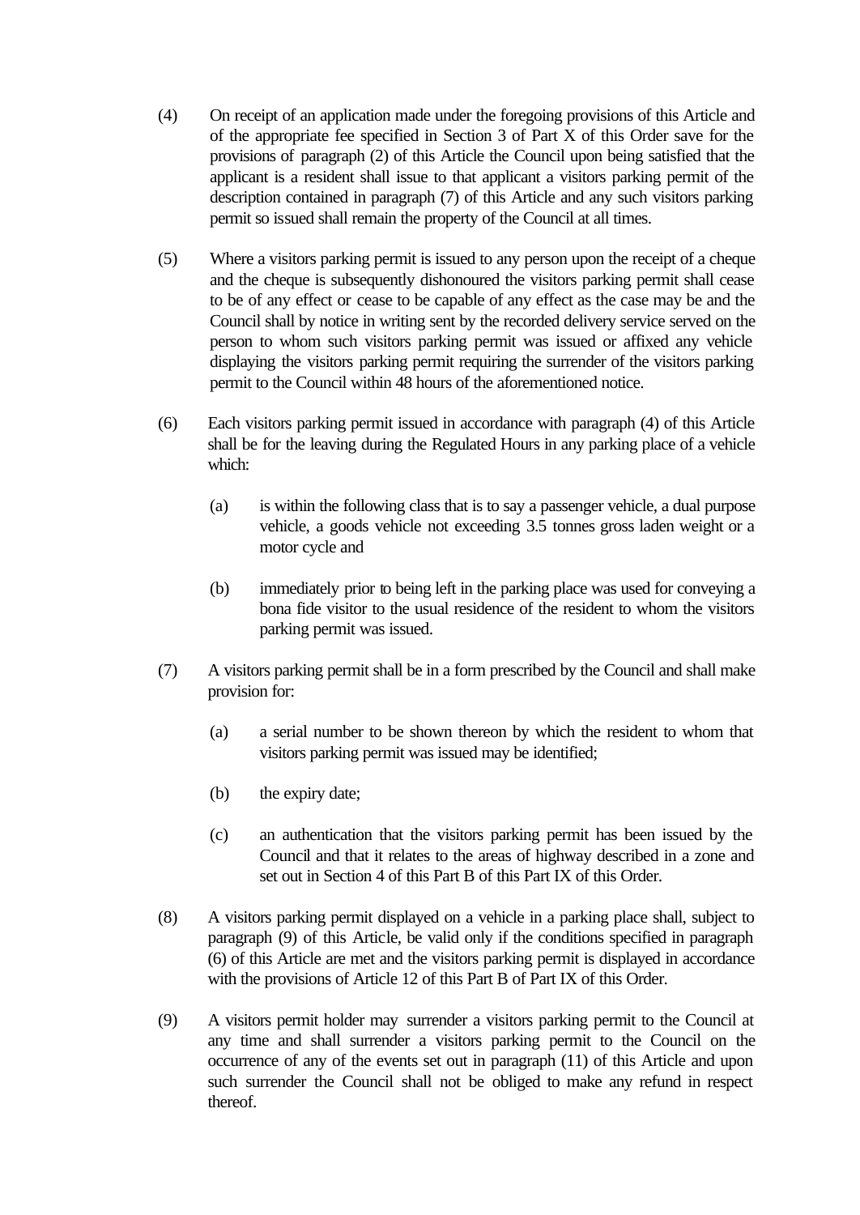(4) On receipt of an application made under the foregoing provisions of this Article and of the appropriate fee specified in Section 3 of Part X of this Order save for the provisions of paragraph (2) of this Article the Council upon being satisfied that the applicant is a resident shall issue to that applicant a visitors parking permit of the description contained in paragraph (7) of this Article and any such visitors parking permit so issued shall remain the property of the Council at all times.

(5) Where a visitors parking permit is issued to any person upon the receipt of a cheque and the cheque is subsequently dishonoured the visitors parking permit shall cease to be of any effect or cease to be capable of any effect as the case may be and the Council shall by notice in writing sent by the recorded delivery service served on the person to whom such visitors parking permit was issued or affixed any vehicle displaying the visitors parking permit requiring the surrender of the visitors parking permit to the Council within 48 hours of the aforementioned notice.

(6) Each visitors parking permit issued in accordance with paragraph (4) of this Article shall be for the leaving during the Regulated Hours in any parking place of a vehicle which:

   (a) is within the following class that is to say a passenger vehicle, a dual purpose vehicle, a goods vehicle not exceeding 3.5 tonnes gross laden weight or a motor cycle and

   (b) immediately prior to being left in the parking place was used for conveying a bona fide visitor to the usual residence of the resident to whom the visitors parking permit was issued.

(7) A visitors parking permit shall be in a form prescribed by the Council and shall make provision for:

   (a) a serial number to be shown thereon by which the resident to whom that visitors parking permit was issued may be identified;

   (b) the expiry date;

   (c) an authentication that the visitors parking permit has been issued by the Council and that it relates to the areas of highway described in a zone and set out in Section 4 of this Part B of this Part IX of this Order.

(8) A visitors parking permit displayed on a vehicle in a parking place shall, subject to paragraph (9) of this Article, be valid only if the conditions specified in paragraph (6) of this Article are met and the visitors parking permit is displayed in accordance with the provisions of Article 12 of this Part B of Part IX of this Order.

(9) A visitors permit holder may surrender a visitors parking permit to the Council at any time and shall surrender a visitors parking permit to the Council on the occurrence of any of the events set out in paragraph (11) of this Article and upon such surrender the Council shall not be obliged to make any refund in respect thereof.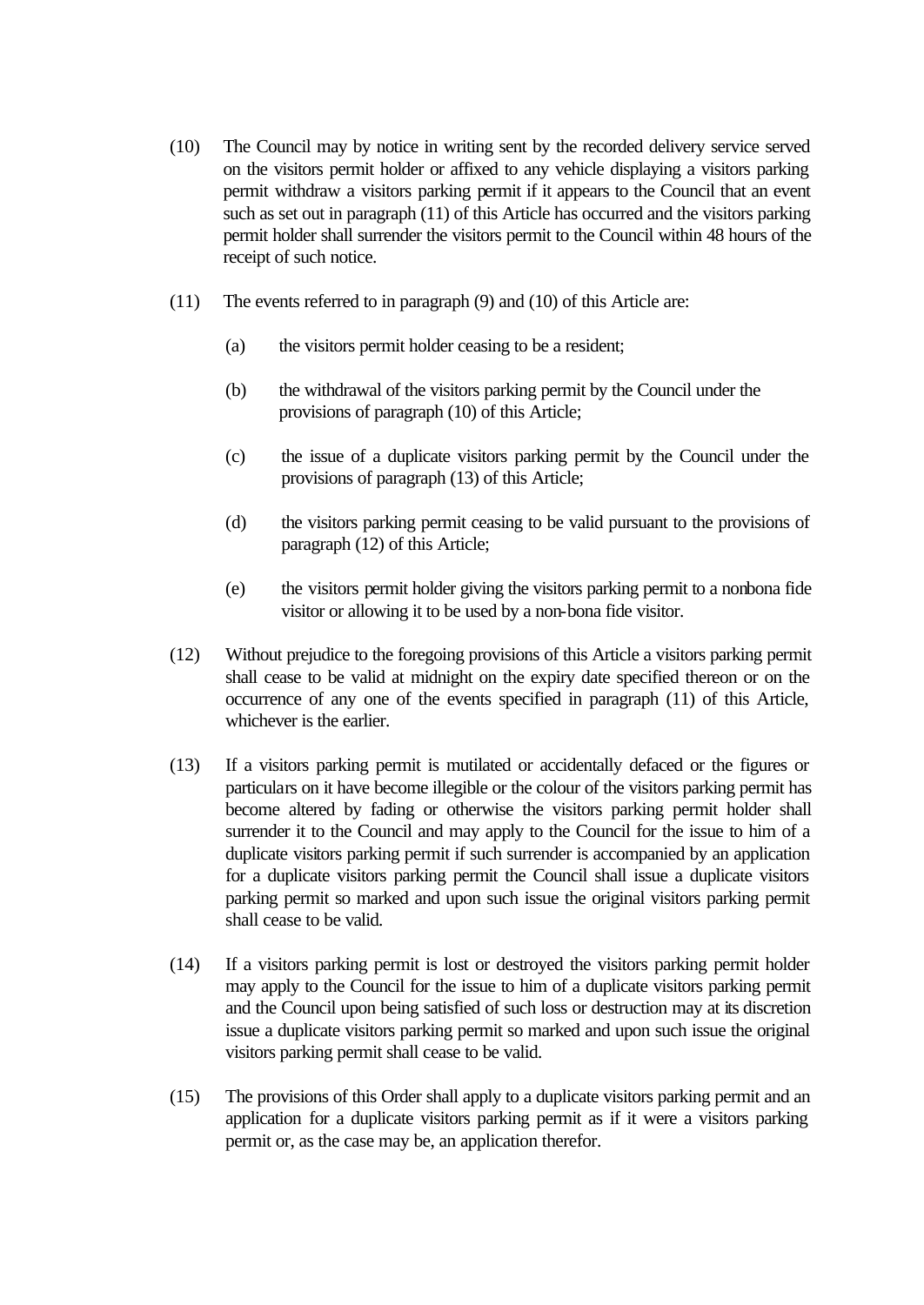(10) The Council may by notice in writing sent by the recorded delivery service served on the visitors permit holder or affixed to any vehicle displaying a visitors parking permit withdraw a visitors parking permit if it appears to the Council that an event such as set out in paragraph (11) of this Article has occurred and the visitors parking permit holder shall surrender the visitors permit to the Council within 48 hours of the receipt of such notice.

(11) The events referred to in paragraph (9) and (10) of this Article are:

(a) the visitors permit holder ceasing to be a resident;

(b) the withdrawal of the visitors parking permit by the Council under the provisions of paragraph (10) of this Article;

(c) the issue of a duplicate visitors parking permit by the Council under the provisions of paragraph (13) of this Article;

(d) the visitors parking permit ceasing to be valid pursuant to the provisions of paragraph (12) of this Article;

(e) the visitors permit holder giving the visitors parking permit to a nonbona fide visitor or allowing it to be used by a non-bona fide visitor.

(12) Without prejudice to the foregoing provisions of this Article a visitors parking permit shall cease to be valid at midnight on the expiry date specified thereon or on the occurrence of any one of the events specified in paragraph (11) of this Article, whichever is the earlier.

(13) If a visitors parking permit is mutilated or accidentally defaced or the figures or particulars on it have become illegible or the colour of the visitors parking permit has become altered by fading or otherwise the visitors parking permit holder shall surrender it to the Council and may apply to the Council for the issue to him of a duplicate visitors parking permit if such surrender is accompanied by an application for a duplicate visitors parking permit the Council shall issue a duplicate visitors parking permit so marked and upon such issue the original visitors parking permit shall cease to be valid.

(14) If a visitors parking permit is lost or destroyed the visitors parking permit holder may apply to the Council for the issue to him of a duplicate visitors parking permit and the Council upon being satisfied of such loss or destruction may at its discretion issue a duplicate visitors parking permit so marked and upon such issue the original visitors parking permit shall cease to be valid.

(15) The provisions of this Order shall apply to a duplicate visitors parking permit and an application for a duplicate visitors parking permit as if it were a visitors parking permit or, as the case may be, an application therefor.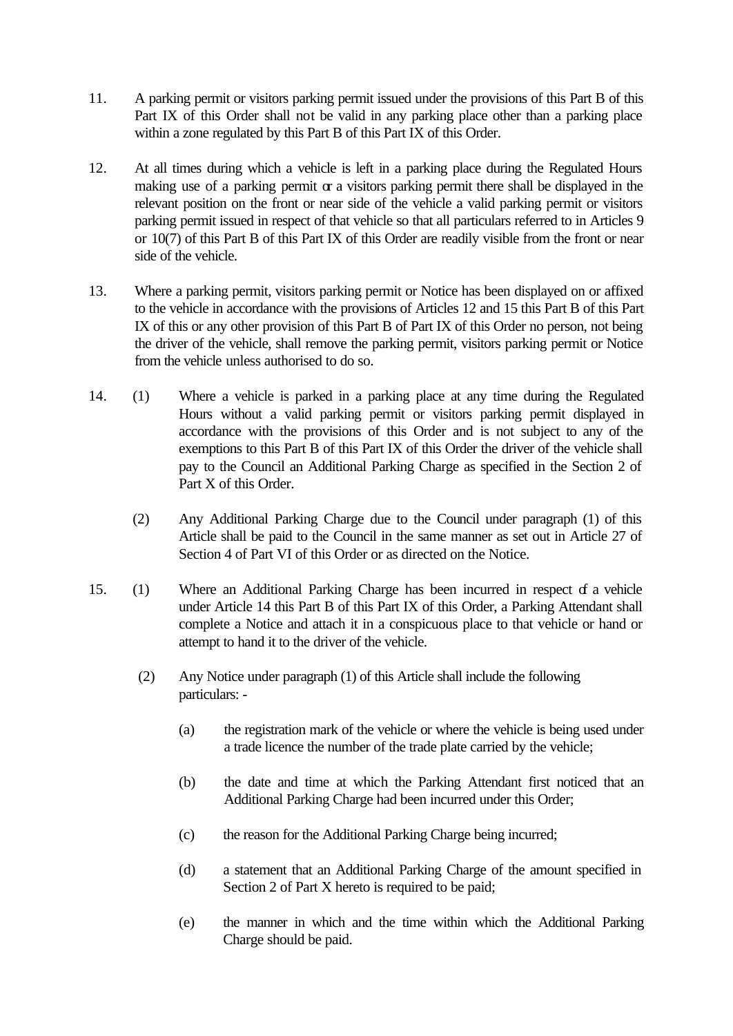11. A parking permit or visitors parking permit issued under the provisions of this Part B of this Part IX of this Order shall not be valid in any parking place other than a parking place within a zone regulated by this Part B of this Part IX of this Order.

12. At all times during which a vehicle is left in a parking place during the Regulated Hours making use of a parking permit or a visitors parking permit there shall be displayed in the relevant position on the front or near side of the vehicle a valid parking permit or visitors parking permit issued in respect of that vehicle so that all particulars referred to in Articles 9 or 10(7) of this Part B of this Part IX of this Order are readily visible from the front or near side of the vehicle.

13. Where a parking permit, visitors parking permit or Notice has been displayed on or affixed to the vehicle in accordance with the provisions of Articles 12 and 15 this Part B of this Part IX of this or any other provision of this Part B of Part IX of this Order no person, not being the driver of the vehicle, shall remove the parking permit, visitors parking permit or Notice from the vehicle unless authorised to do so.

14. (1) Where a vehicle is parked in a parking place at any time during the Regulated Hours without a valid parking permit or visitors parking permit displayed in accordance with the provisions of this Order and is not subject to any of the exemptions to this Part B of this Part IX of this Order the driver of the vehicle shall pay to the Council an Additional Parking Charge as specified in the Section 2 of Part X of this Order.

    (2) Any Additional Parking Charge due to the Council under paragraph (1) of this Article shall be paid to the Council in the same manner as set out in Article 27 of Section 4 of Part VI of this Order or as directed on the Notice.

15. (1) Where an Additional Parking Charge has been incurred in respect of a vehicle under Article 14 this Part B of this Part IX of this Order, a Parking Attendant shall complete a Notice and attach it in a conspicuous place to that vehicle or hand or attempt to hand it to the driver of the vehicle.

    (2) Any Notice under paragraph (1) of this Article shall include the following particulars: -

    (a) the registration mark of the vehicle or where the vehicle is being used under a trade licence the number of the trade plate carried by the vehicle;

    (b) the date and time at which the Parking Attendant first noticed that an Additional Parking Charge had been incurred under this Order;

    (c) the reason for the Additional Parking Charge being incurred;

    (d) a statement that an Additional Parking Charge of the amount specified in Section 2 of Part X hereto is required to be paid;

    (e) the manner in which and the time within which the Additional Parking Charge should be paid.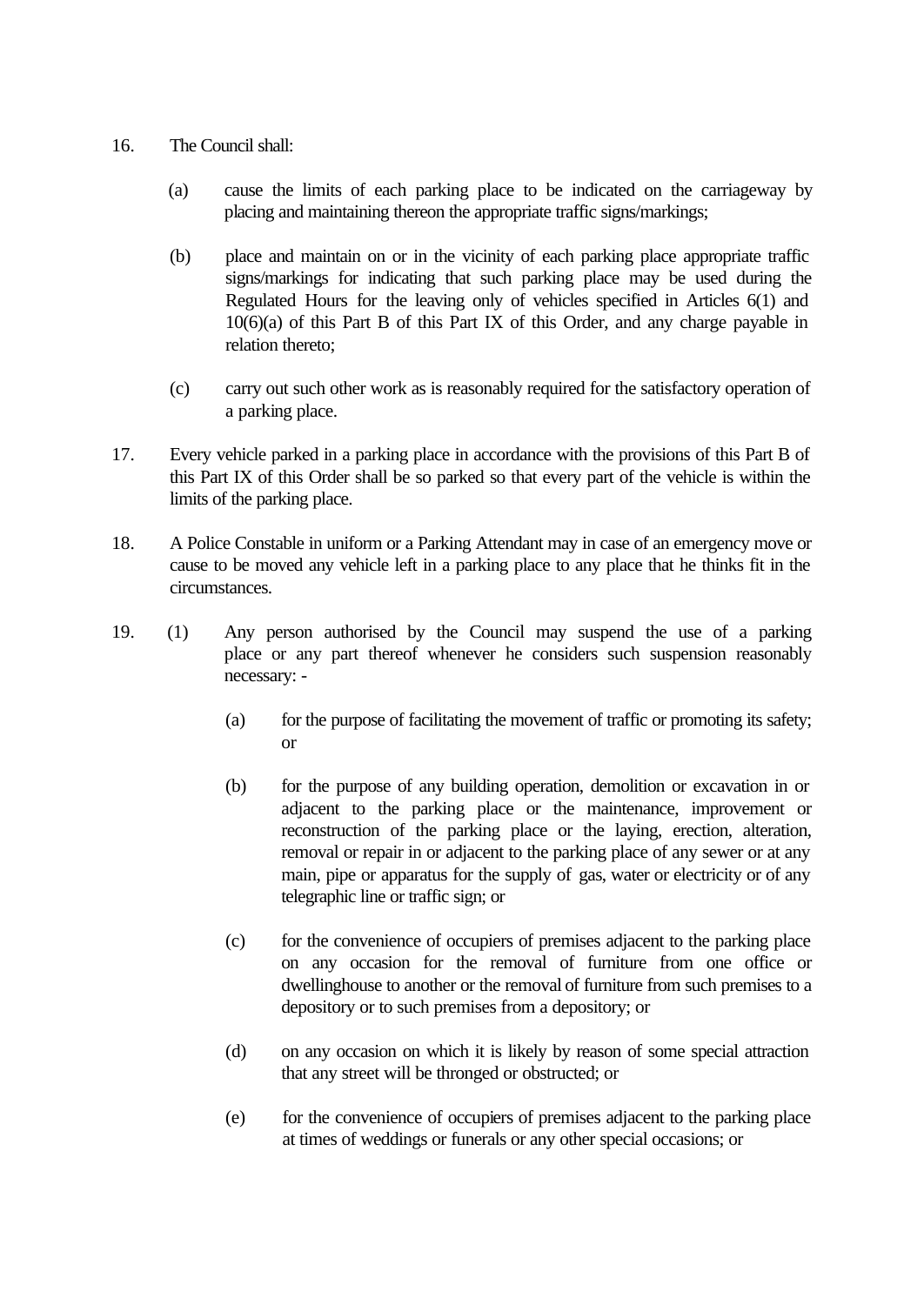16. The Council shall:

    (a) cause the limits of each parking place to be indicated on the carriageway by placing and maintaining thereon the appropriate traffic signs/markings;

    (b) place and maintain on or in the vicinity of each parking place appropriate traffic signs/markings for indicating that such parking place may be used during the Regulated Hours for the leaving only of vehicles specified in Articles 6(1) and 10(6)(a) of this Part B of this Part IX of this Order, and any charge payable in relation thereto;

    (c) carry out such other work as is reasonably required for the satisfactory operation of a parking place.

17. Every vehicle parked in a parking place in accordance with the provisions of this Part B of this Part IX of this Order shall be so parked so that every part of the vehicle is within the limits of the parking place.

18. A Police Constable in uniform or a Parking Attendant may in case of an emergency move or cause to be moved any vehicle left in a parking place to any place that he thinks fit in the circumstances.

19. (1) Any person authorised by the Council may suspend the use of a parking place or any part thereof whenever he considers such suspension reasonably necessary: -

    (a) for the purpose of facilitating the movement of traffic or promoting its safety; or

    (b) for the purpose of any building operation, demolition or excavation in or adjacent to the parking place or the maintenance, improvement or reconstruction of the parking place or the laying, erection, alteration, removal or repair in or adjacent to the parking place of any sewer or at any main, pipe or apparatus for the supply of gas, water or electricity or of any telegraphic line or traffic sign; or

    (c) for the convenience of occupiers of premises adjacent to the parking place on any occasion for the removal of furniture from one office or dwellinghouse to another or the removal of furniture from such premises to a depository or to such premises from a depository; or

    (d) on any occasion on which it is likely by reason of some special attraction that any street will be thronged or obstructed; or

    (e) for the convenience of occupiers of premises adjacent to the parking place at times of weddings or funerals or any other special occasions; or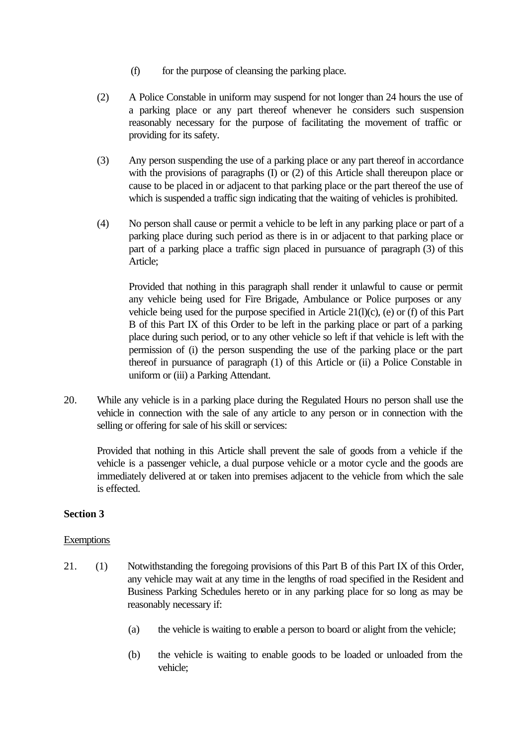(f) for the purpose of cleansing the parking place.

(2) A Police Constable in uniform may suspend for not longer than 24 hours the use of a parking place or any part thereof whenever he considers such suspension reasonably necessary for the purpose of facilitating the movement of traffic or providing for its safety.

(3) Any person suspending the use of a parking place or any part thereof in accordance with the provisions of paragraphs (I) or (2) of this Article shall thereupon place or cause to be placed in or adjacent to that parking place or the part thereof the use of which is suspended a traffic sign indicating that the waiting of vehicles is prohibited.

(4) No person shall cause or permit a vehicle to be left in any parking place or part of a parking place during such period as there is in or adjacent to that parking place or part of a parking place a traffic sign placed in pursuance of paragraph (3) of this Article;

Provided that nothing in this paragraph shall render it unlawful to cause or permit any vehicle being used for Fire Brigade, Ambulance or Police purposes or any vehicle being used for the purpose specified in Article 21(l)(c), (e) or (f) of this Part B of this Part IX of this Order to be left in the parking place or part of a parking place during such period, or to any other vehicle so left if that vehicle is left with the permission of (i) the person suspending the use of the parking place or the part thereof in pursuance of paragraph (1) of this Article or (ii) a Police Constable in uniform or (iii) a Parking Attendant.

20. While any vehicle is in a parking place during the Regulated Hours no person shall use the vehicle in connection with the sale of any article to any person or in connection with the selling or offering for sale of his skill or services:

Provided that nothing in this Article shall prevent the sale of goods from a vehicle if the vehicle is a passenger vehicle, a dual purpose vehicle or a motor cycle and the goods are immediately delivered at or taken into premises adjacent to the vehicle from which the sale is effected.

**Section 3**

Exemptions

21. (1) Notwithstanding the foregoing provisions of this Part B of this Part IX of this Order, any vehicle may wait at any time in the lengths of road specified in the Resident and Business Parking Schedules hereto or in any parking place for so long as may be reasonably necessary if:

(a) the vehicle is waiting to enable a person to board or alight from the vehicle;

(b) the vehicle is waiting to enable goods to be loaded or unloaded from the vehicle;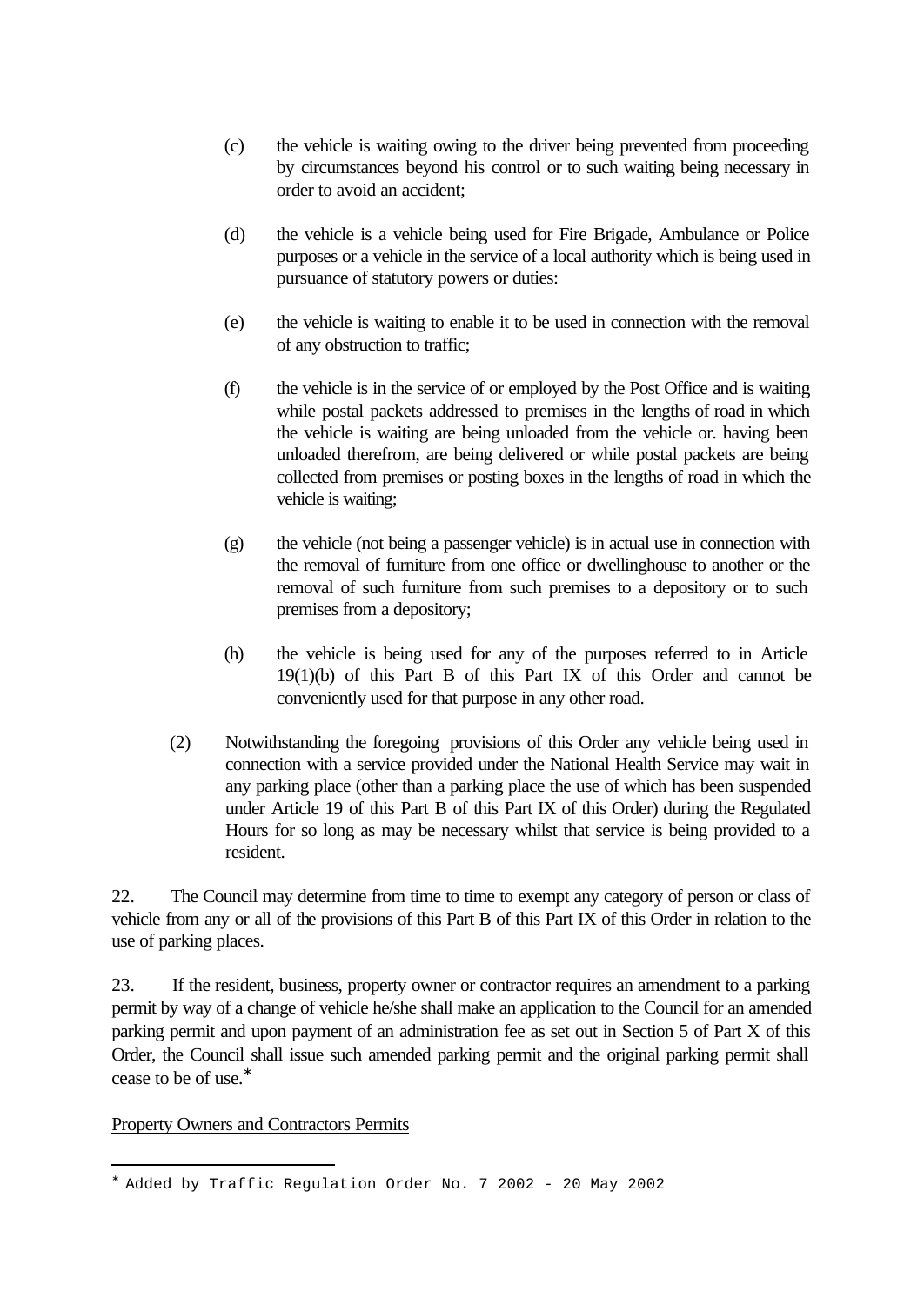(c) the vehicle is waiting owing to the driver being prevented from proceeding by circumstances beyond his control or to such waiting being necessary in order to avoid an accident;

(d) the vehicle is a vehicle being used for Fire Brigade, Ambulance or Police purposes or a vehicle in the service of a local authority which is being used in pursuance of statutory powers or duties:

(e) the vehicle is waiting to enable it to be used in connection with the removal of any obstruction to traffic;

(f) the vehicle is in the service of or employed by the Post Office and is waiting while postal packets addressed to premises in the lengths of road in which the vehicle is waiting are being unloaded from the vehicle or. having been unloaded therefrom, are being delivered or while postal packets are being collected from premises or posting boxes in the lengths of road in which the vehicle is waiting;

(g) the vehicle (not being a passenger vehicle) is in actual use in connection with the removal of furniture from one office or dwellinghouse to another or the removal of such furniture from such premises to a depository or to such premises from a depository;

(h) the vehicle is being used for any of the purposes referred to in Article 19(1)(b) of this Part B of this Part IX of this Order and cannot be conveniently used for that purpose in any other road.

(2) Notwithstanding the foregoing provisions of this Order any vehicle being used in connection with a service provided under the National Health Service may wait in any parking place (other than a parking place the use of which has been suspended under Article 19 of this Part B of this Part IX of this Order) during the Regulated Hours for so long as may be necessary whilst that service is being provided to a resident.

22. The Council may determine from time to time to exempt any category of person or class of vehicle from any or all of the provisions of this Part B of this Part IX of this Order in relation to the use of parking places.

23. If the resident, business, property owner or contractor requires an amendment to a parking permit by way of a change of vehicle he/she shall make an application to the Council for an amended parking permit and upon payment of an administration fee as set out in Section 5 of Part X of this Order, the Council shall issue such amended parking permit and the original parking permit shall cease to be of use.*

Property Owners and Contractors Permits

---

* Added by Traffic Regulation Order No. 7 2002 - 20 May 2002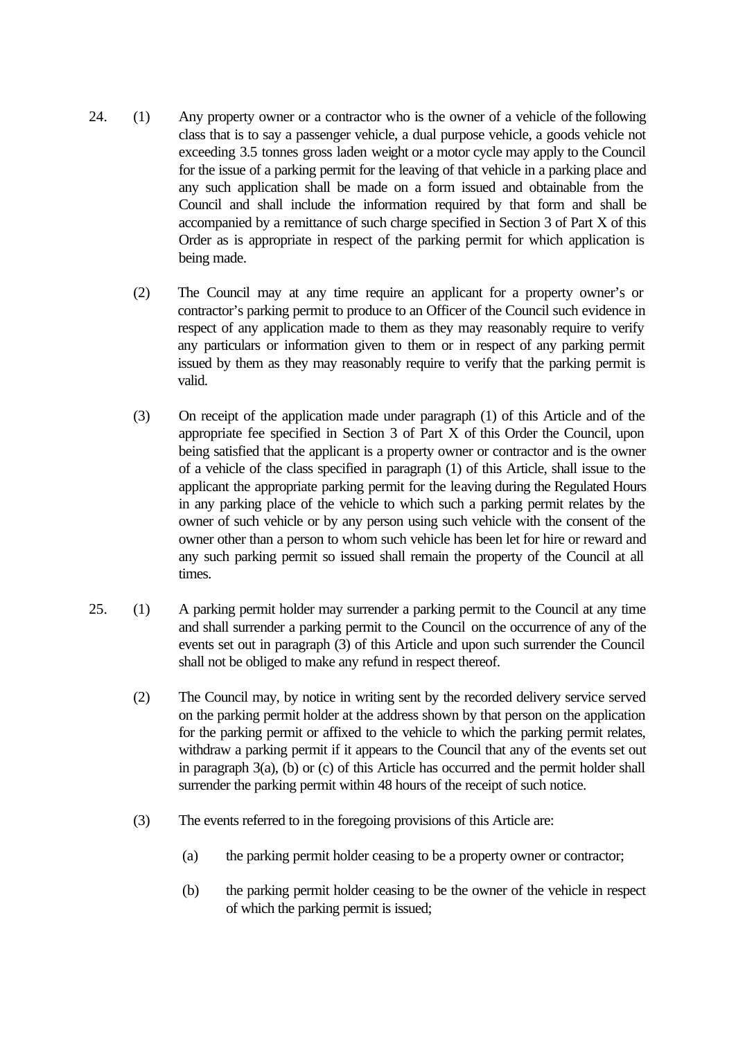24. (1) Any property owner or a contractor who is the owner of a vehicle of the following class that is to say a passenger vehicle, a dual purpose vehicle, a goods vehicle not exceeding 3.5 tonnes gross laden weight or a motor cycle may apply to the Council for the issue of a parking permit for the leaving of that vehicle in a parking place and any such application shall be made on a form issued and obtainable from the Council and shall include the information required by that form and shall be accompanied by a remittance of such charge specified in Section 3 of Part X of this Order as is appropriate in respect of the parking permit for which application is being made.

(2) The Council may at any time require an applicant for a property owner's or contractor's parking permit to produce to an Officer of the Council such evidence in respect of any application made to them as they may reasonably require to verify any particulars or information given to them or in respect of any parking permit issued by them as they may reasonably require to verify that the parking permit is valid.

(3) On receipt of the application made under paragraph (1) of this Article and of the appropriate fee specified in Section 3 of Part X of this Order the Council, upon being satisfied that the applicant is a property owner or contractor and is the owner of a vehicle of the class specified in paragraph (1) of this Article, shall issue to the applicant the appropriate parking permit for the leaving during the Regulated Hours in any parking place of the vehicle to which such a parking permit relates by the owner of such vehicle or by any person using such vehicle with the consent of the owner other than a person to whom such vehicle has been let for hire or reward and any such parking permit so issued shall remain the property of the Council at all times.

25. (1) A parking permit holder may surrender a parking permit to the Council at any time and shall surrender a parking permit to the Council on the occurrence of any of the events set out in paragraph (3) of this Article and upon such surrender the Council shall not be obliged to make any refund in respect thereof.

(2) The Council may, by notice in writing sent by the recorded delivery service served on the parking permit holder at the address shown by that person on the application for the parking permit or affixed to the vehicle to which the parking permit relates, withdraw a parking permit if it appears to the Council that any of the events set out in paragraph 3(a), (b) or (c) of this Article has occurred and the permit holder shall surrender the parking permit within 48 hours of the receipt of such notice.

(3) The events referred to in the foregoing provisions of this Article are:

(a) the parking permit holder ceasing to be a property owner or contractor;

(b) the parking permit holder ceasing to be the owner of the vehicle in respect of which the parking permit is issued;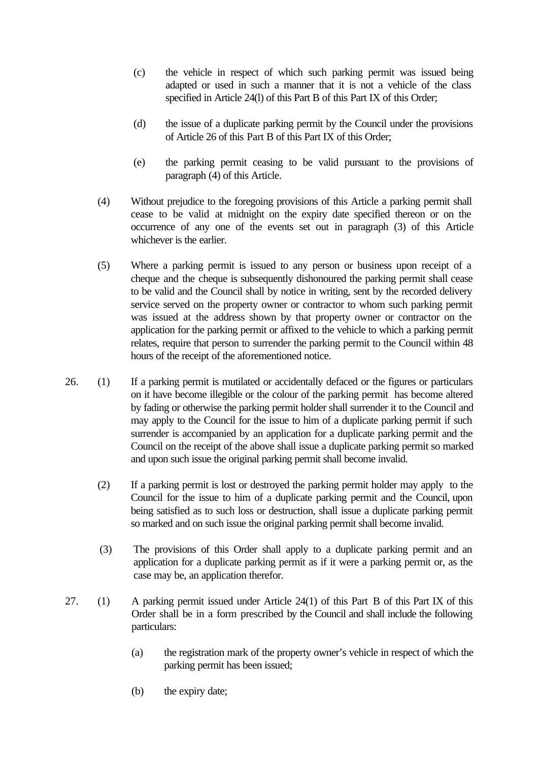(c) the vehicle in respect of which such parking permit was issued being adapted or used in such a manner that it is not a vehicle of the class specified in Article 24(l) of this Part B of this Part IX of this Order;

(d) the issue of a duplicate parking permit by the Council under the provisions of Article 26 of this Part B of this Part IX of this Order;

(e) the parking permit ceasing to be valid pursuant to the provisions of paragraph (4) of this Article.

(4) Without prejudice to the foregoing provisions of this Article a parking permit shall cease to be valid at midnight on the expiry date specified thereon or on the occurrence of any one of the events set out in paragraph (3) of this Article whichever is the earlier.

(5) Where a parking permit is issued to any person or business upon receipt of a cheque and the cheque is subsequently dishonoured the parking permit shall cease to be valid and the Council shall by notice in writing, sent by the recorded delivery service served on the property owner or contractor to whom such parking permit was issued at the address shown by that property owner or contractor on the application for the parking permit or affixed to the vehicle to which a parking permit relates, require that person to surrender the parking permit to the Council within 48 hours of the receipt of the aforementioned notice.

26. (1) If a parking permit is mutilated or accidentally defaced or the figures or particulars on it have become illegible or the colour of the parking permit has become altered by fading or otherwise the parking permit holder shall surrender it to the Council and may apply to the Council for the issue to him of a duplicate parking permit if such surrender is accompanied by an application for a duplicate parking permit and the Council on the receipt of the above shall issue a duplicate parking permit so marked and upon such issue the original parking permit shall become invalid.

(2) If a parking permit is lost or destroyed the parking permit holder may apply to the Council for the issue to him of a duplicate parking permit and the Council, upon being satisfied as to such loss or destruction, shall issue a duplicate parking permit so marked and on such issue the original parking permit shall become invalid.

(3) The provisions of this Order shall apply to a duplicate parking permit and an application for a duplicate parking permit as if it were a parking permit or, as the case may be, an application therefor.

27. (1) A parking permit issued under Article 24(1) of this Part B of this Part IX of this Order shall be in a form prescribed by the Council and shall include the following particulars:

(a) the registration mark of the property owner's vehicle in respect of which the parking permit has been issued;

(b) the expiry date;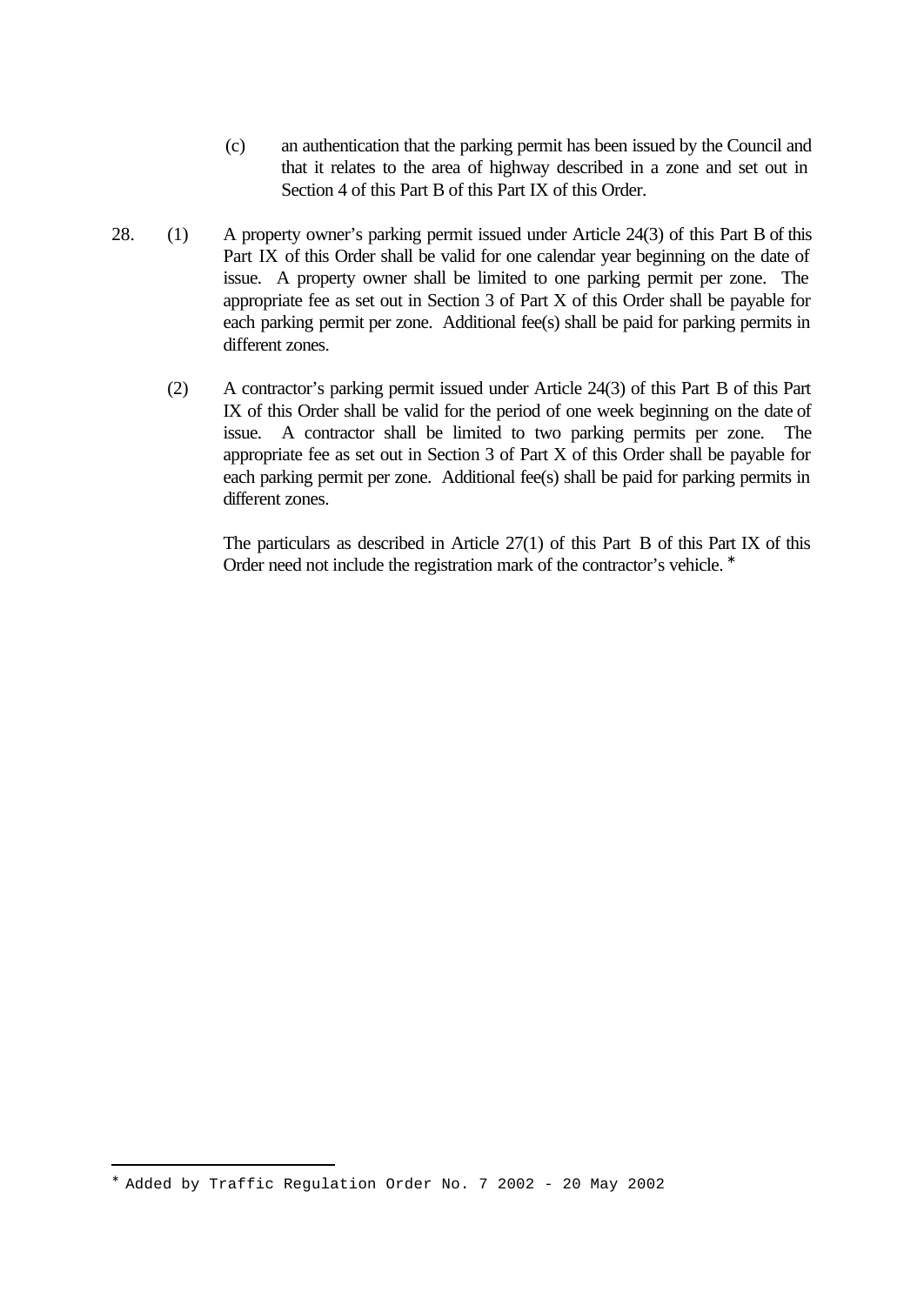(c) an authentication that the parking permit has been issued by the Council and that it relates to the area of highway described in a zone and set out in Section 4 of this Part B of this Part IX of this Order.

28. (1) A property owner's parking permit issued under Article 24(3) of this Part B of this Part IX of this Order shall be valid for one calendar year beginning on the date of issue. A property owner shall be limited to one parking permit per zone. The appropriate fee as set out in Section 3 of Part X of this Order shall be payable for each parking permit per zone. Additional fee(s) shall be paid for parking permits in different zones.

(2) A contractor's parking permit issued under Article 24(3) of this Part B of this Part IX of this Order shall be valid for the period of one week beginning on the date of issue. A contractor shall be limited to two parking permits per zone. The appropriate fee as set out in Section 3 of Part X of this Order shall be payable for each parking permit per zone. Additional fee(s) shall be paid for parking permits in different zones.

The particulars as described in Article 27(1) of this Part B of this Part IX of this Order need not include the registration mark of the contractor's vehicle. *

---

* Added by Traffic Regulation Order No. 7 2002 - 20 May 2002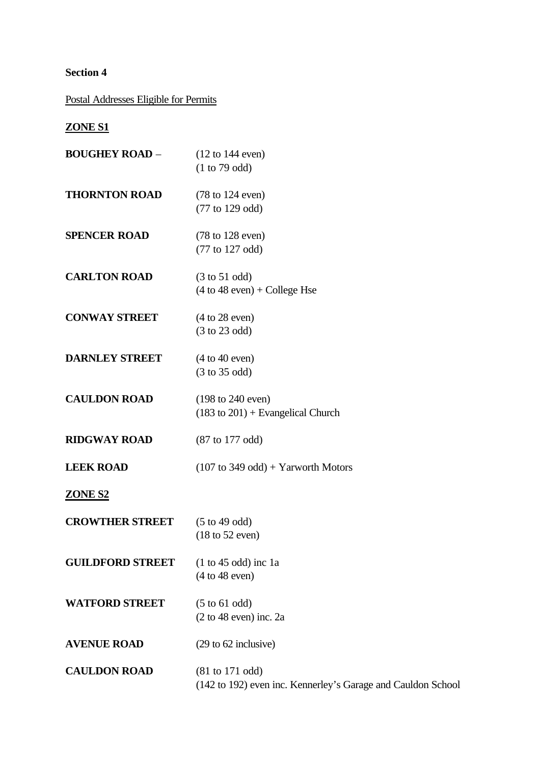**Section 4**

Postal Addresses Eligible for Permits

**ZONE S1**

| | |
|---|---|
| **BOUGHEY ROAD** – | (12 to 144 even)<br>(1 to 79 odd) |
| **THORNTON ROAD** | (78 to 124 even)<br>(77 to 129 odd) |
| **SPENCER ROAD** | (78 to 128 even)<br>(77 to 127 odd) |
| **CARLTON ROAD** | (3 to 51 odd)<br>(4 to 48 even) + College Hse |
| **CONWAY STREET** | (4 to 28 even)<br>(3 to 23 odd) |
| **DARNLEY STREET** | (4 to 40 even)<br>(3 to 35 odd) |
| **CAULDON ROAD** | (198 to 240 even)<br>(183 to 201) + Evangelical Church |
| **RIDGWAY ROAD** | (87 to 177 odd) |
| **LEEK ROAD** | (107 to 349 odd) + Yarworth Motors |

**ZONE S2**

| | |
|---|---|
| **CROWTHER STREET** | (5 to 49 odd)<br>(18 to 52 even) |
| **GUILDFORD STREET** | (1 to 45 odd) inc 1a<br>(4 to 48 even) |
| **WATFORD STREET** | (5 to 61 odd)<br>(2 to 48 even) inc. 2a |
| **AVENUE ROAD** | (29 to 62 inclusive) |
| **CAULDON ROAD** | (81 to 171 odd)<br>(142 to 192) even inc. Kennerley's Garage and Cauldon School |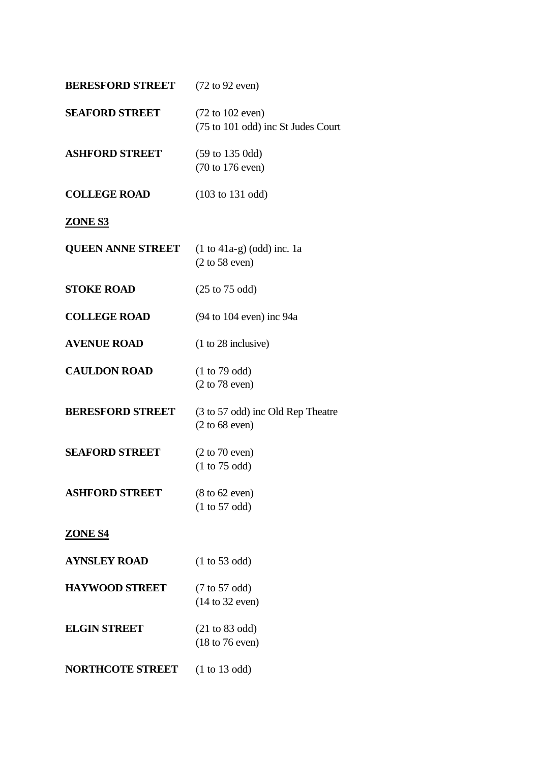**BERESFORD STREET** (72 to 92 even)

**SEAFORD STREET** (72 to 102 even)
(75 to 101 odd) inc St Judes Court

**ASHFORD STREET** (59 to 135 0dd)
(70 to 176 even)

**COLLEGE ROAD** (103 to 131 odd)

**ZONE S3**

**QUEEN ANNE STREET** (1 to 41a-g) (odd) inc. 1a
(2 to 58 even)

**STOKE ROAD** (25 to 75 odd)

**COLLEGE ROAD** (94 to 104 even) inc 94a

**AVENUE ROAD** (1 to 28 inclusive)

**CAULDON ROAD** (1 to 79 odd)
(2 to 78 even)

**BERESFORD STREET** (3 to 57 odd) inc Old Rep Theatre
(2 to 68 even)

**SEAFORD STREET** (2 to 70 even)
(1 to 75 odd)

**ASHFORD STREET** (8 to 62 even)
(1 to 57 odd)

**ZONE S4**

**AYNSLEY ROAD** (1 to 53 odd)

**HAYWOOD STREET** (7 to 57 odd)
(14 to 32 even)

**ELGIN STREET** (21 to 83 odd)
(18 to 76 even)

**NORTHCOTE STREET** (1 to 13 odd)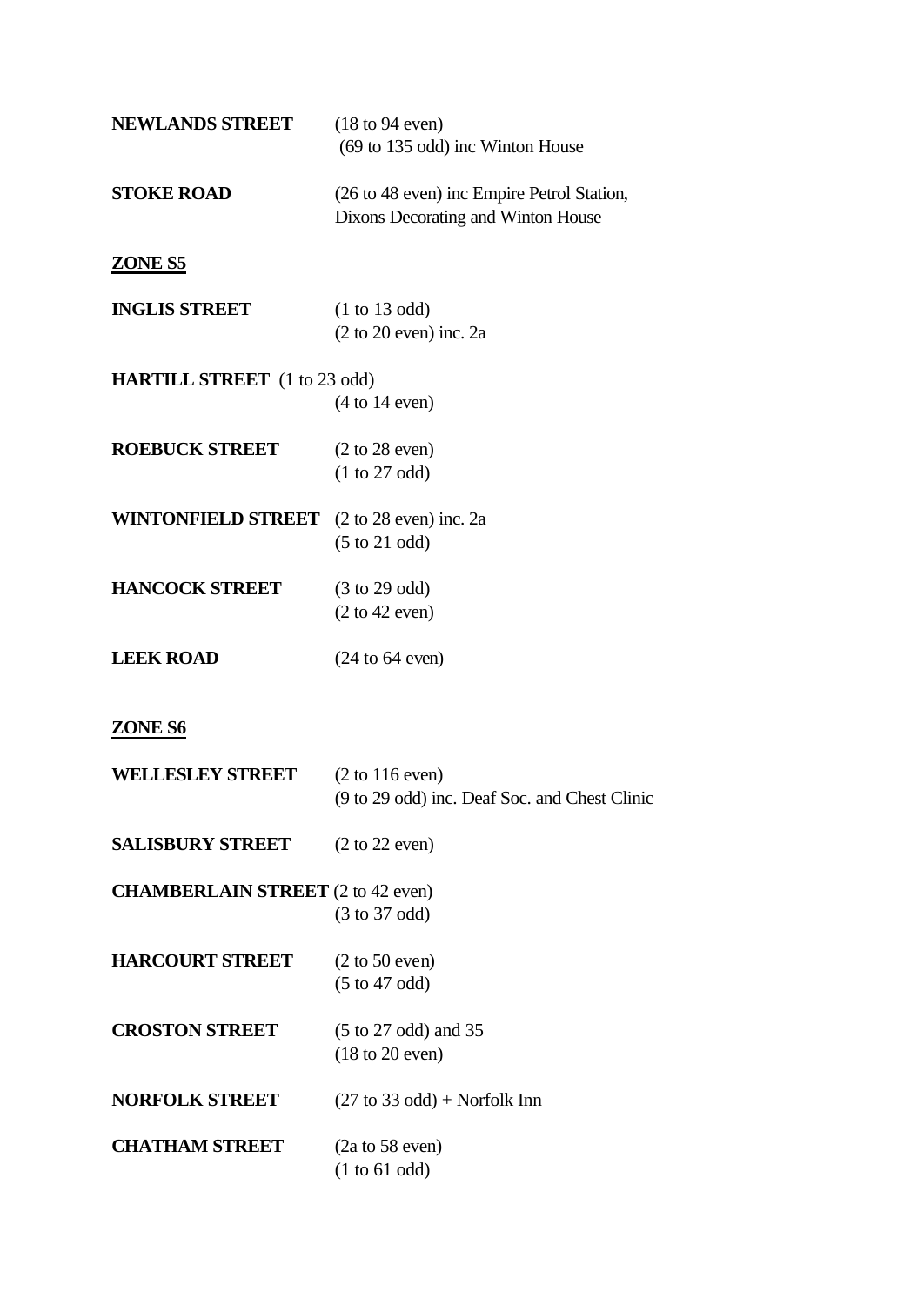**NEWLANDS STREET** (18 to 94 even)
(69 to 135 odd) inc Winton House

**STOKE ROAD** (26 to 48 even) inc Empire Petrol Station, Dixons Decorating and Winton House

**ZONE S5**

**INGLIS STREET** (1 to 13 odd)
(2 to 20 even) inc. 2a

**HARTILL STREET** (1 to 23 odd)
(4 to 14 even)

**ROEBUCK STREET** (2 to 28 even)
(1 to 27 odd)

**WINTONFIELD STREET** (2 to 28 even) inc. 2a
(5 to 21 odd)

**HANCOCK STREET** (3 to 29 odd)
(2 to 42 even)

**LEEK ROAD** (24 to 64 even)

**ZONE S6**

**WELLESLEY STREET** (2 to 116 even)
(9 to 29 odd) inc. Deaf Soc. and Chest Clinic

**SALISBURY STREET** (2 to 22 even)

**CHAMBERLAIN STREET** (2 to 42 even)
(3 to 37 odd)

**HARCOURT STREET** (2 to 50 even)
(5 to 47 odd)

**CROSTON STREET** (5 to 27 odd) and 35
(18 to 20 even)

**NORFOLK STREET** (27 to 33 odd) + Norfolk Inn

**CHATHAM STREET** (2a to 58 even)
(1 to 61 odd)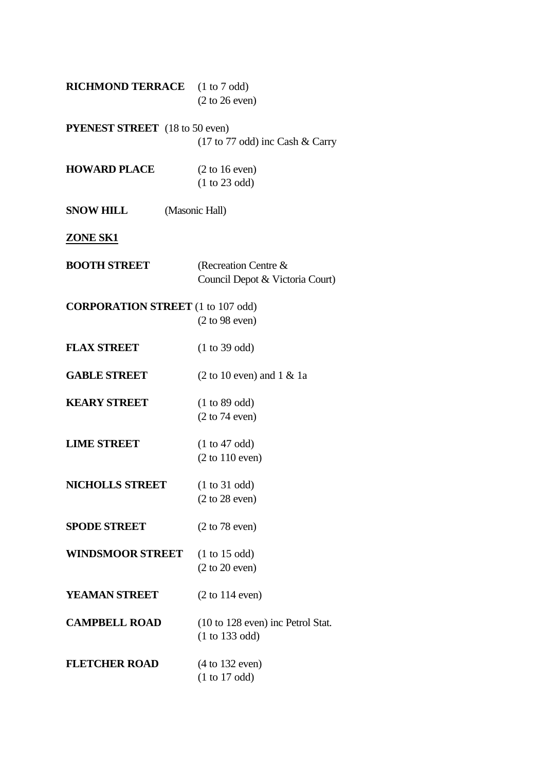**RICHMOND TERRACE** (1 to 7 odd)
(2 to 26 even)

**PYENEST STREET** (18 to 50 even)
(17 to 77 odd) inc Cash & Carry

**HOWARD PLACE** (2 to 16 even)
(1 to 23 odd)

**SNOW HILL** (Masonic Hall)

**ZONE SK1**

**BOOTH STREET** (Recreation Centre &
Council Depot & Victoria Court)

**CORPORATION STREET** (1 to 107 odd)
(2 to 98 even)

**FLAX STREET** (1 to 39 odd)

**GABLE STREET** (2 to 10 even) and 1 & 1a

**KEARY STREET** (1 to 89 odd)
(2 to 74 even)

**LIME STREET** (1 to 47 odd)
(2 to 110 even)

**NICHOLLS STREET** (1 to 31 odd)
(2 to 28 even)

**SPODE STREET** (2 to 78 even)

**WINDSMOOR STREET** (1 to 15 odd)
(2 to 20 even)

**YEAMAN STREET** (2 to 114 even)

**CAMPBELL ROAD** (10 to 128 even) inc Petrol Stat.
(1 to 133 odd)

**FLETCHER ROAD** (4 to 132 even)
(1 to 17 odd)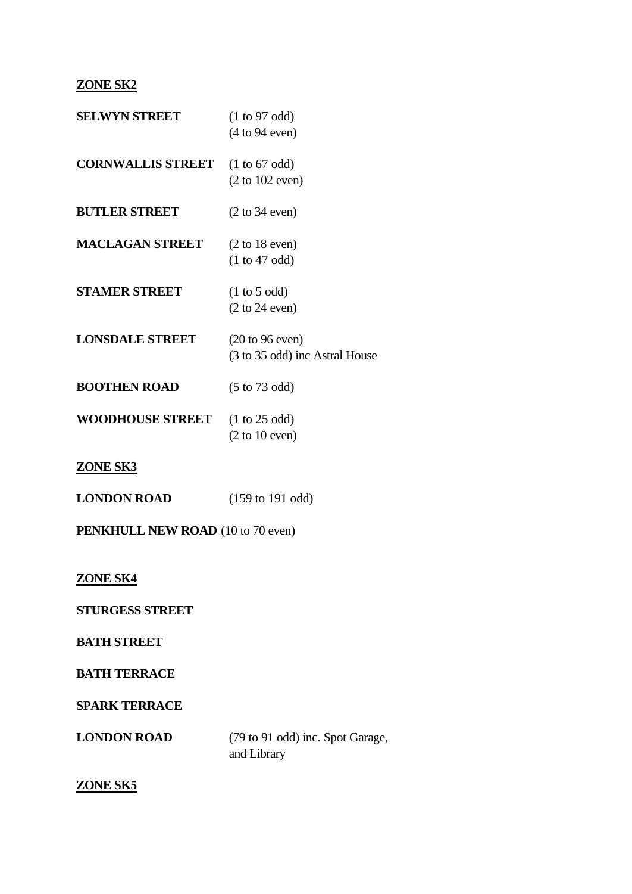**ZONE SK2**

| | |
|---|---|
| **SELWYN STREET** | (1 to 97 odd)<br>(4 to 94 even) |
| **CORNWALLIS STREET** | (1 to 67 odd)<br>(2 to 102 even) |
| **BUTLER STREET** | (2 to 34 even) |
| **MACLAGAN STREET** | (2 to 18 even)<br>(1 to 47 odd) |
| **STAMER STREET** | (1 to 5 odd)<br>(2 to 24 even) |
| **LONSDALE STREET** | (20 to 96 even)<br>(3 to 35 odd) inc Astral House |
| **BOOTHEN ROAD** | (5 to 73 odd) |
| **WOODHOUSE STREET** | (1 to 25 odd)<br>(2 to 10 even) |

**ZONE SK3**

**LONDON ROAD** (159 to 191 odd)

**PENKHULL NEW ROAD** (10 to 70 even)

**ZONE SK4**

**STURGESS STREET**

**BATH STREET**

**BATH TERRACE**

**SPARK TERRACE**

**LONDON ROAD** (79 to 91 odd) inc. Spot Garage, and Library

**ZONE SK5**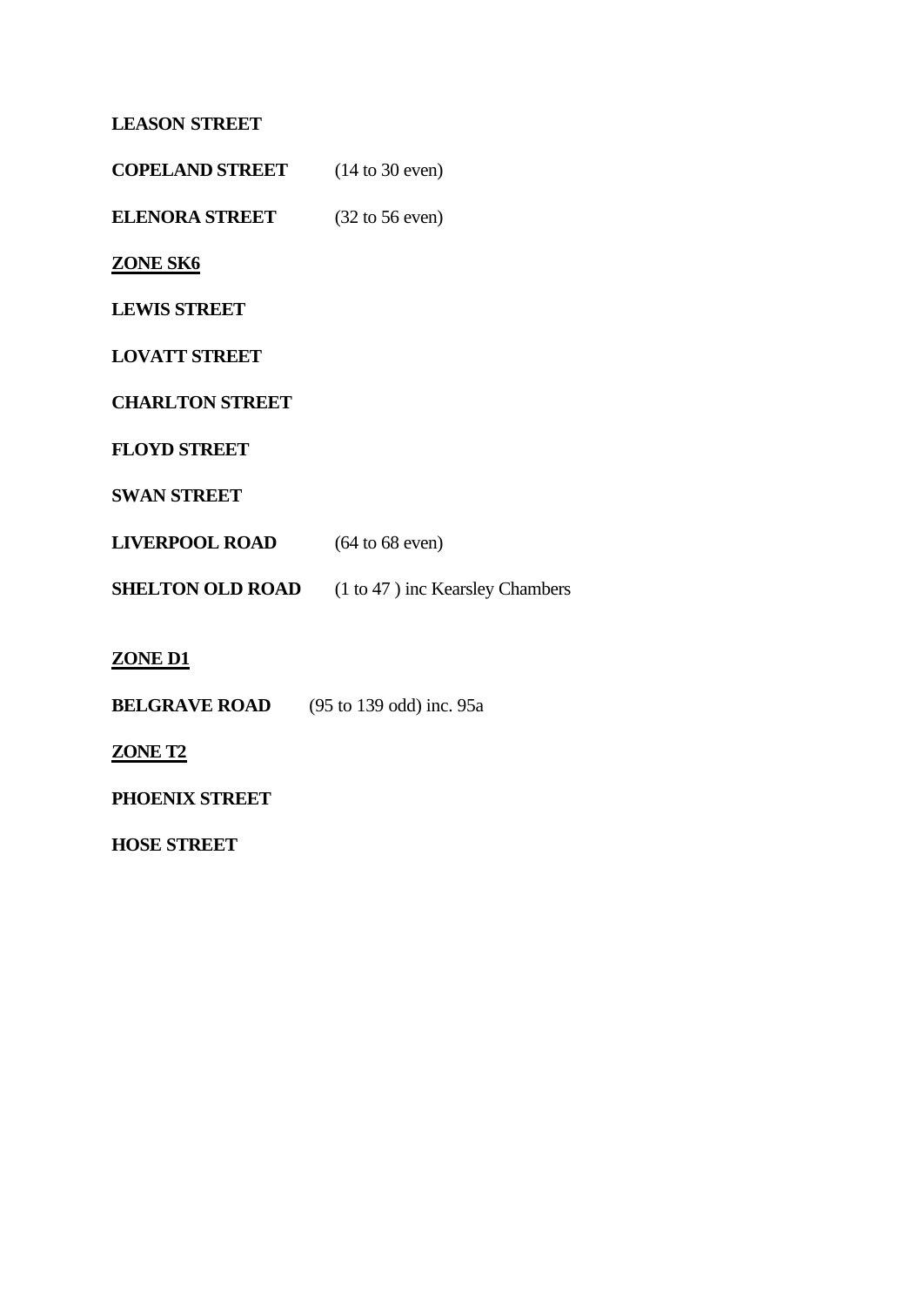**LEASON STREET**

**COPELAND STREET** (14 to 30 even)

**ELENORA STREET** (32 to 56 even)

**ZONE SK6**

**LEWIS STREET**

**LOVATT STREET**

**CHARLTON STREET**

**FLOYD STREET**

**SWAN STREET**

**LIVERPOOL ROAD** (64 to 68 even)

**SHELTON OLD ROAD** (1 to 47 ) inc Kearsley Chambers

**ZONE D1**

**BELGRAVE ROAD** (95 to 139 odd) inc. 95a

**ZONE T2**

**PHOENIX STREET**

**HOSE STREET**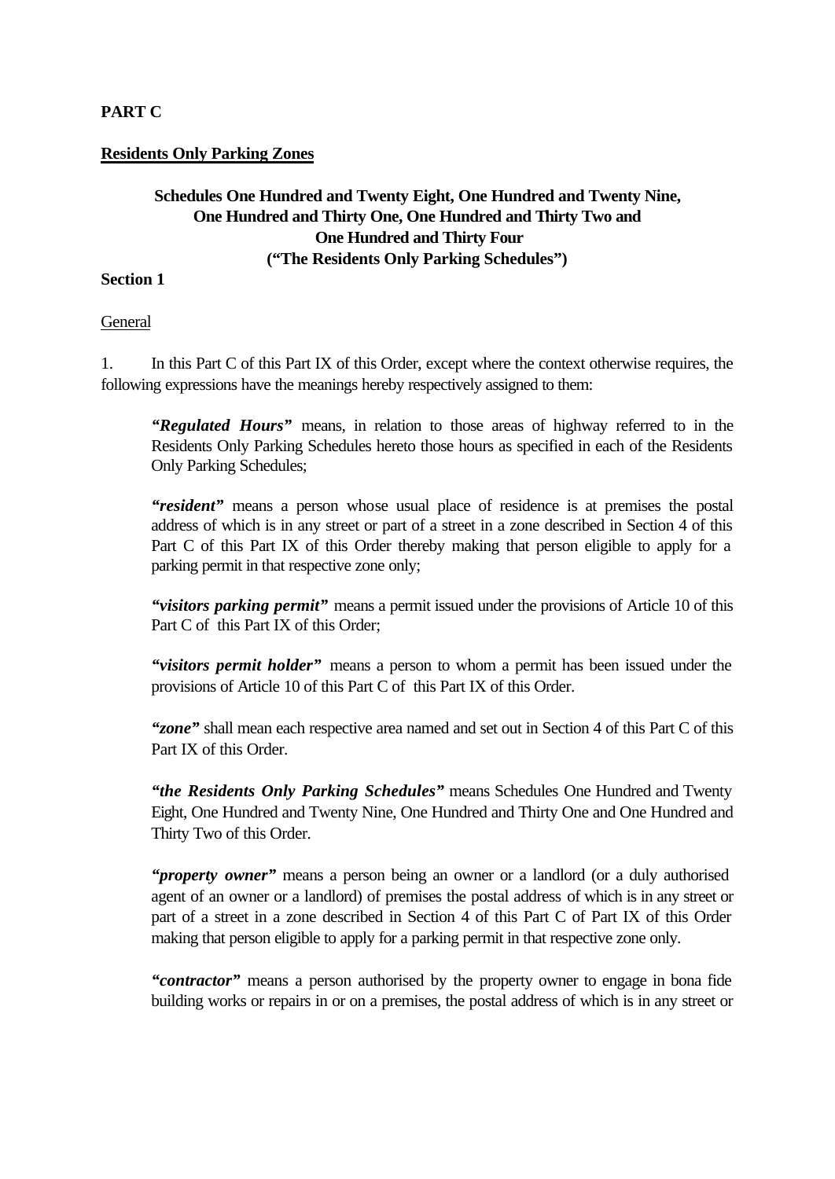**PART C**

**Residents Only Parking Zones**

**Schedules One Hundred and Twenty Eight, One Hundred and Twenty Nine, One Hundred and Thirty One, One Hundred and Thirty Two and One Hundred and Thirty Four (“The Residents Only Parking Schedules”)**

**Section 1**

General

1. In this Part C of this Part IX of this Order, except where the context otherwise requires, the following expressions have the meanings hereby respectively assigned to them:

> ***“Regulated Hours”*** means, in relation to those areas of highway referred to in the Residents Only Parking Schedules hereto those hours as specified in each of the Residents Only Parking Schedules;
>
> ***“resident”*** means a person whose usual place of residence is at premises the postal address of which is in any street or part of a street in a zone described in Section 4 of this Part C of this Part IX of this Order thereby making that person eligible to apply for a parking permit in that respective zone only;
>
> ***“visitors parking permit”*** means a permit issued under the provisions of Article 10 of this Part C of this Part IX of this Order;
>
> ***“visitors permit holder”*** means a person to whom a permit has been issued under the provisions of Article 10 of this Part C of this Part IX of this Order.
>
> ***“zone”*** shall mean each respective area named and set out in Section 4 of this Part C of this Part IX of this Order.
>
> ***“the Residents Only Parking Schedules”*** means Schedules One Hundred and Twenty Eight, One Hundred and Twenty Nine, One Hundred and Thirty One and One Hundred and Thirty Two of this Order.
>
> ***“property owner”*** means a person being an owner or a landlord (or a duly authorised agent of an owner or a landlord) of premises the postal address of which is in any street or part of a street in a zone described in Section 4 of this Part C of Part IX of this Order making that person eligible to apply for a parking permit in that respective zone only.
>
> ***“contractor”*** means a person authorised by the property owner to engage in bona fide building works or repairs in or on a premises, the postal address of which is in any street or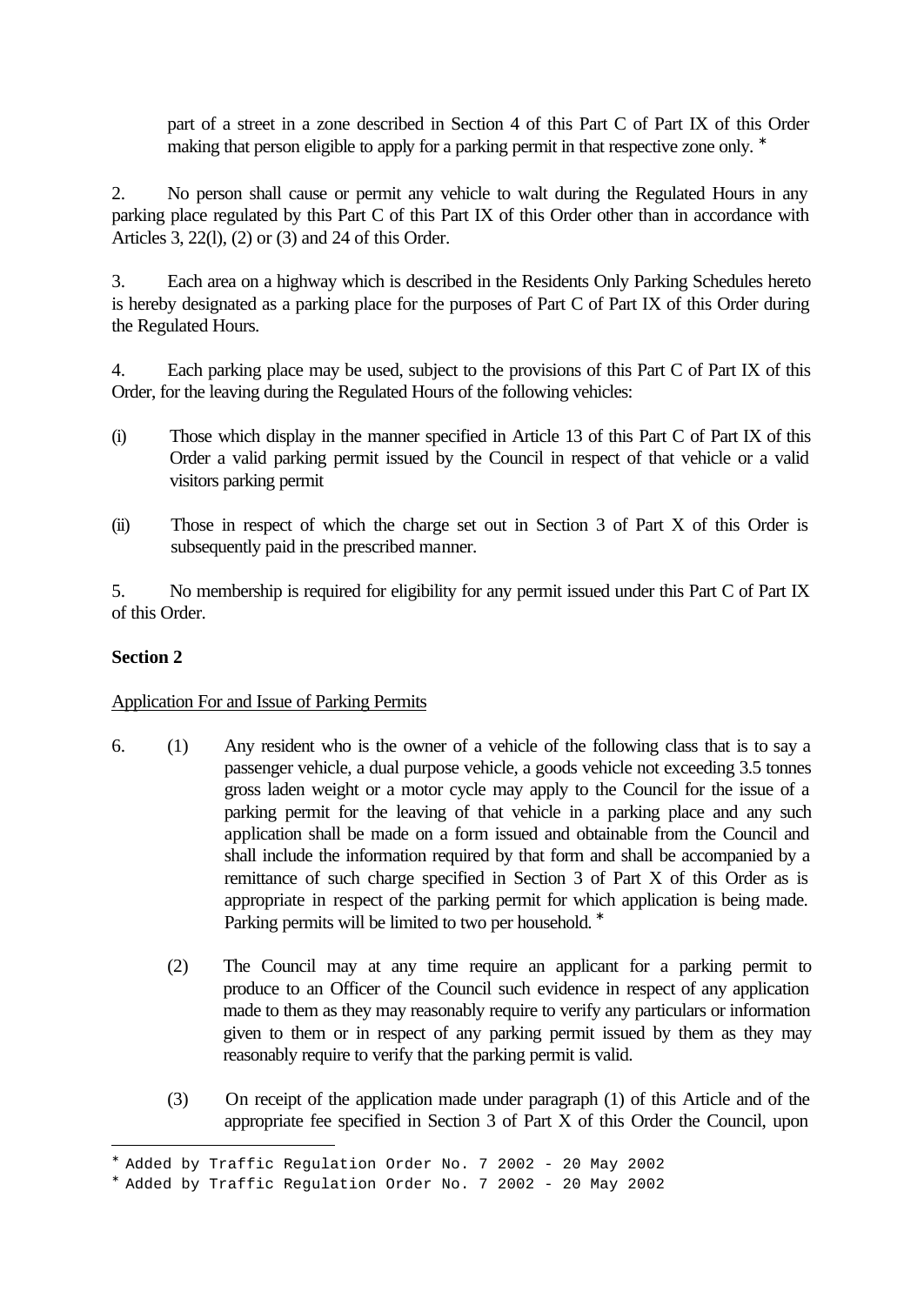part of a street in a zone described in Section 4 of this Part C of Part IX of this Order making that person eligible to apply for a parking permit in that respective zone only. *

2. No person shall cause or permit any vehicle to walt during the Regulated Hours in any parking place regulated by this Part C of this Part IX of this Order other than in accordance with Articles 3, 22(l), (2) or (3) and 24 of this Order.

3. Each area on a highway which is described in the Residents Only Parking Schedules hereto is hereby designated as a parking place for the purposes of Part C of Part IX of this Order during the Regulated Hours.

4. Each parking place may be used, subject to the provisions of this Part C of Part IX of this Order, for the leaving during the Regulated Hours of the following vehicles:

(i) Those which display in the manner specified in Article 13 of this Part C of Part IX of this Order a valid parking permit issued by the Council in respect of that vehicle or a valid visitors parking permit

(ii) Those in respect of which the charge set out in Section 3 of Part X of this Order is subsequently paid in the prescribed manner.

5. No membership is required for eligibility for any permit issued under this Part C of Part IX of this Order.

**Section 2**

Application For and Issue of Parking Permits

6. (1) Any resident who is the owner of a vehicle of the following class that is to say a passenger vehicle, a dual purpose vehicle, a goods vehicle not exceeding 3.5 tonnes gross laden weight or a motor cycle may apply to the Council for the issue of a parking permit for the leaving of that vehicle in a parking place and any such application shall be made on a form issued and obtainable from the Council and shall include the information required by that form and shall be accompanied by a remittance of such charge specified in Section 3 of Part X of this Order as is appropriate in respect of the parking permit for which application is being made. Parking permits will be limited to two per household. *

(2) The Council may at any time require an applicant for a parking permit to produce to an Officer of the Council such evidence in respect of any application made to them as they may reasonably require to verify any particulars or information given to them or in respect of any parking permit issued by them as they may reasonably require to verify that the parking permit is valid.

(3) On receipt of the application made under paragraph (1) of this Article and of the appropriate fee specified in Section 3 of Part X of this Order the Council, upon

---

* Added by Traffic Regulation Order No. 7 2002 - 20 May 2002

* Added by Traffic Regulation Order No. 7 2002 - 20 May 2002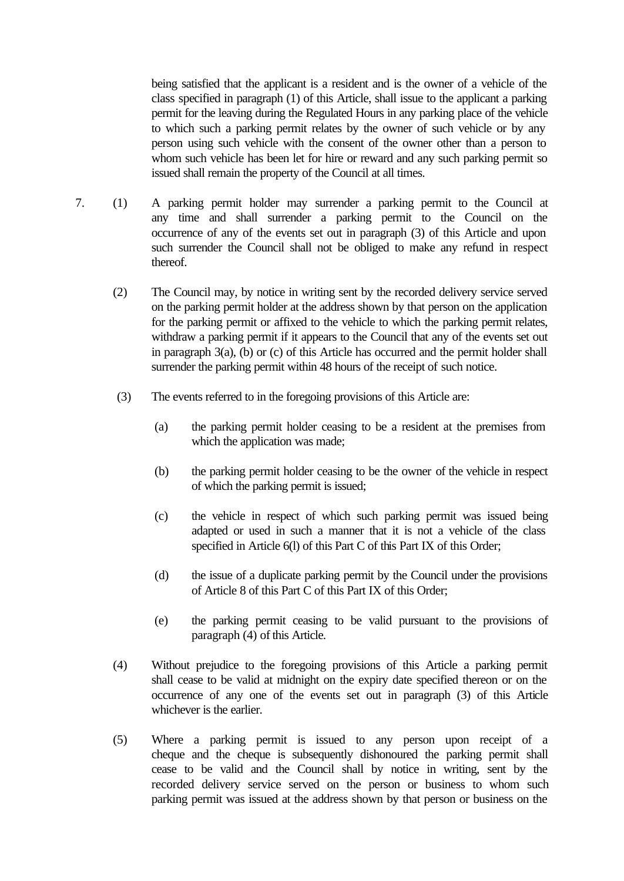being satisfied that the applicant is a resident and is the owner of a vehicle of the class specified in paragraph (1) of this Article, shall issue to the applicant a parking permit for the leaving during the Regulated Hours in any parking place of the vehicle to which such a parking permit relates by the owner of such vehicle or by any person using such vehicle with the consent of the owner other than a person to whom such vehicle has been let for hire or reward and any such parking permit so issued shall remain the property of the Council at all times.

7. (1) A parking permit holder may surrender a parking permit to the Council at any time and shall surrender a parking permit to the Council on the occurrence of any of the events set out in paragraph (3) of this Article and upon such surrender the Council shall not be obliged to make any refund in respect thereof.

(2) The Council may, by notice in writing sent by the recorded delivery service served on the parking permit holder at the address shown by that person on the application for the parking permit or affixed to the vehicle to which the parking permit relates, withdraw a parking permit if it appears to the Council that any of the events set out in paragraph 3(a), (b) or (c) of this Article has occurred and the permit holder shall surrender the parking permit within 48 hours of the receipt of such notice.

(3) The events referred to in the foregoing provisions of this Article are:

(a) the parking permit holder ceasing to be a resident at the premises from which the application was made;

(b) the parking permit holder ceasing to be the owner of the vehicle in respect of which the parking permit is issued;

(c) the vehicle in respect of which such parking permit was issued being adapted or used in such a manner that it is not a vehicle of the class specified in Article 6(l) of this Part C of this Part IX of this Order;

(d) the issue of a duplicate parking permit by the Council under the provisions of Article 8 of this Part C of this Part IX of this Order;

(e) the parking permit ceasing to be valid pursuant to the provisions of paragraph (4) of this Article.

(4) Without prejudice to the foregoing provisions of this Article a parking permit shall cease to be valid at midnight on the expiry date specified thereon or on the occurrence of any one of the events set out in paragraph (3) of this Article whichever is the earlier.

(5) Where a parking permit is issued to any person upon receipt of a cheque and the cheque is subsequently dishonoured the parking permit shall cease to be valid and the Council shall by notice in writing, sent by the recorded delivery service served on the person or business to whom such parking permit was issued at the address shown by that person or business on the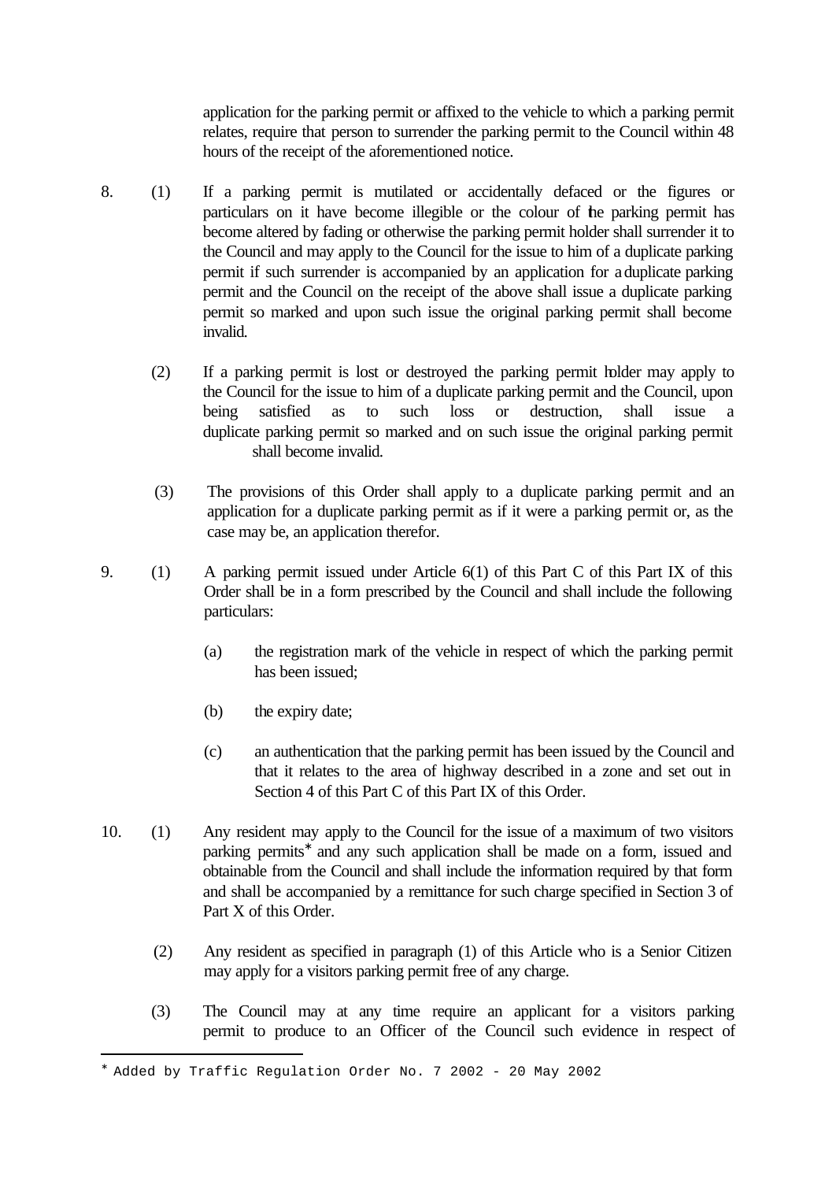application for the parking permit or affixed to the vehicle to which a parking permit relates, require that person to surrender the parking permit to the Council within 48 hours of the receipt of the aforementioned notice.

8. (1) If a parking permit is mutilated or accidentally defaced or the figures or particulars on it have become illegible or the colour of the parking permit has become altered by fading or otherwise the parking permit holder shall surrender it to the Council and may apply to the Council for the issue to him of a duplicate parking permit if such surrender is accompanied by an application for a duplicate parking permit and the Council on the receipt of the above shall issue a duplicate parking permit so marked and upon such issue the original parking permit shall become invalid.

   (2) If a parking permit is lost or destroyed the parking permit holder may apply to the Council for the issue to him of a duplicate parking permit and the Council, upon being satisfied as to such loss or destruction, shall issue a duplicate parking permit so marked and on such issue the original parking permit shall become invalid.

   (3) The provisions of this Order shall apply to a duplicate parking permit and an application for a duplicate parking permit as if it were a parking permit or, as the case may be, an application therefor.

9. (1) A parking permit issued under Article 6(1) of this Part C of this Part IX of this Order shall be in a form prescribed by the Council and shall include the following particulars:

   (a) the registration mark of the vehicle in respect of which the parking permit has been issued;

   (b) the expiry date;

   (c) an authentication that the parking permit has been issued by the Council and that it relates to the area of highway described in a zone and set out in Section 4 of this Part C of this Part IX of this Order.

10. (1) Any resident may apply to the Council for the issue of a maximum of two visitors parking permits* and any such application shall be made on a form, issued and obtainable from the Council and shall include the information required by that form and shall be accompanied by a remittance for such charge specified in Section 3 of Part X of this Order.

   (2) Any resident as specified in paragraph (1) of this Article who is a Senior Citizen may apply for a visitors parking permit free of any charge.

   (3) The Council may at any time require an applicant for a visitors parking permit to produce to an Officer of the Council such evidence in respect of

---

* Added by Traffic Regulation Order No. 7 2002 - 20 May 2002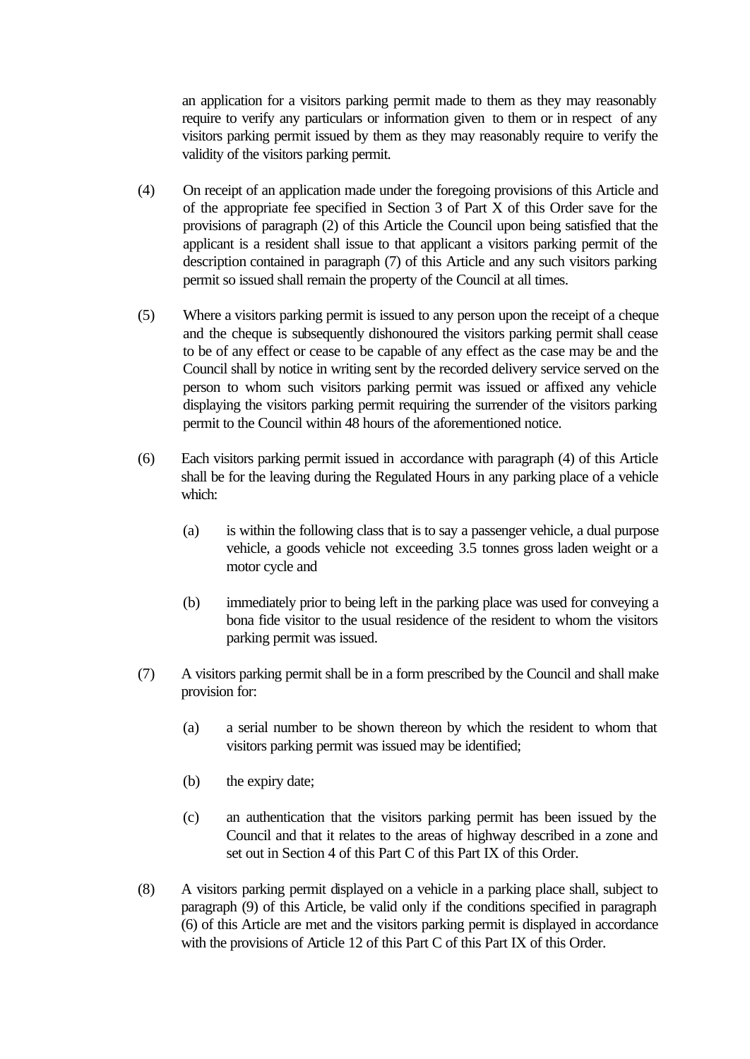an application for a visitors parking permit made to them as they may reasonably require to verify any particulars or information given to them or in respect of any visitors parking permit issued by them as they may reasonably require to verify the validity of the visitors parking permit.

(4) On receipt of an application made under the foregoing provisions of this Article and of the appropriate fee specified in Section 3 of Part X of this Order save for the provisions of paragraph (2) of this Article the Council upon being satisfied that the applicant is a resident shall issue to that applicant a visitors parking permit of the description contained in paragraph (7) of this Article and any such visitors parking permit so issued shall remain the property of the Council at all times.

(5) Where a visitors parking permit is issued to any person upon the receipt of a cheque and the cheque is subsequently dishonoured the visitors parking permit shall cease to be of any effect or cease to be capable of any effect as the case may be and the Council shall by notice in writing sent by the recorded delivery service served on the person to whom such visitors parking permit was issued or affixed any vehicle displaying the visitors parking permit requiring the surrender of the visitors parking permit to the Council within 48 hours of the aforementioned notice.

(6) Each visitors parking permit issued in accordance with paragraph (4) of this Article shall be for the leaving during the Regulated Hours in any parking place of a vehicle which:

(a) is within the following class that is to say a passenger vehicle, a dual purpose vehicle, a goods vehicle not exceeding 3.5 tonnes gross laden weight or a motor cycle and

(b) immediately prior to being left in the parking place was used for conveying a bona fide visitor to the usual residence of the resident to whom the visitors parking permit was issued.

(7) A visitors parking permit shall be in a form prescribed by the Council and shall make provision for:

(a) a serial number to be shown thereon by which the resident to whom that visitors parking permit was issued may be identified;

(b) the expiry date;

(c) an authentication that the visitors parking permit has been issued by the Council and that it relates to the areas of highway described in a zone and set out in Section 4 of this Part C of this Part IX of this Order.

(8) A visitors parking permit displayed on a vehicle in a parking place shall, subject to paragraph (9) of this Article, be valid only if the conditions specified in paragraph (6) of this Article are met and the visitors parking permit is displayed in accordance with the provisions of Article 12 of this Part C of this Part IX of this Order.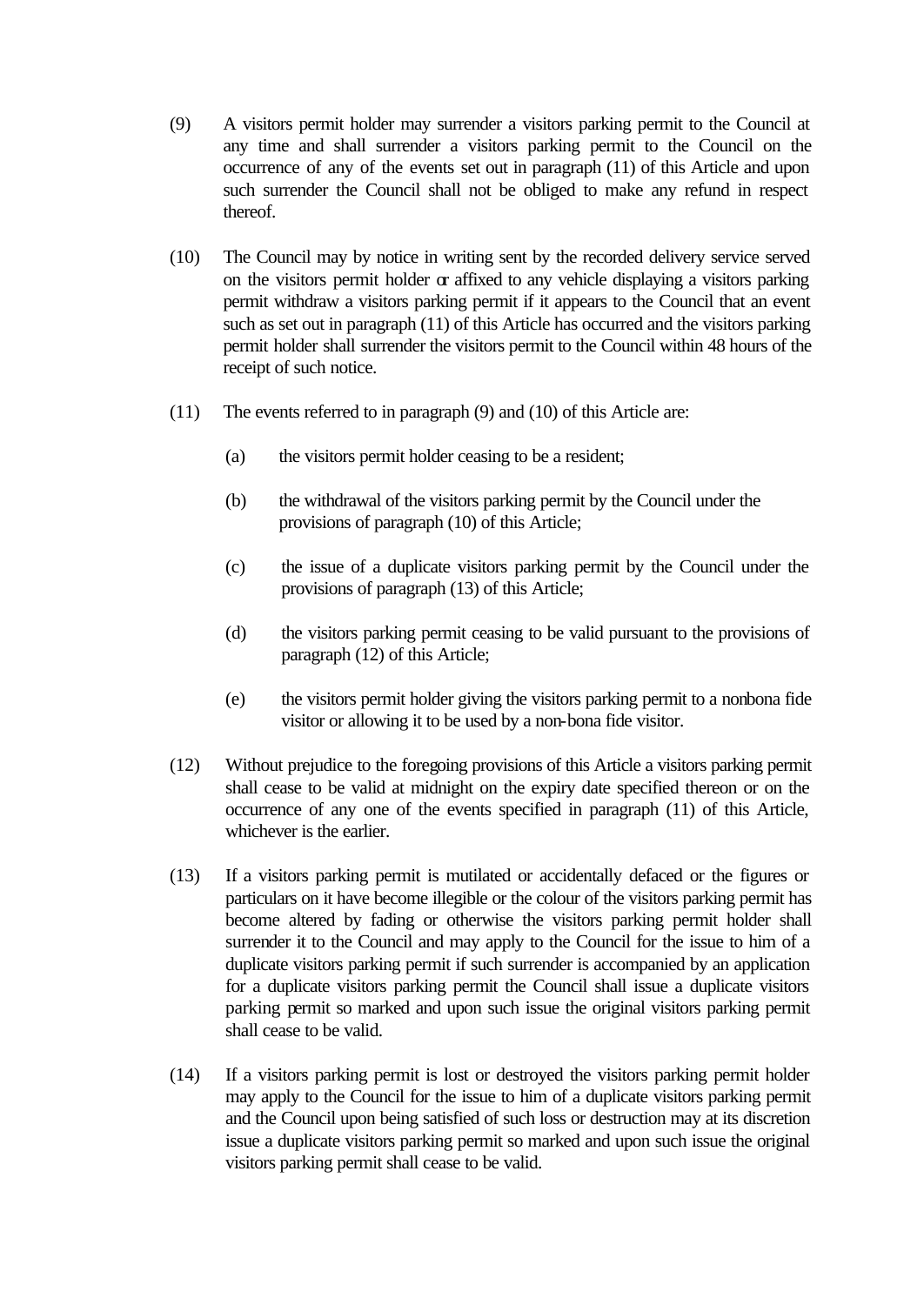(9) A visitors permit holder may surrender a visitors parking permit to the Council at any time and shall surrender a visitors parking permit to the Council on the occurrence of any of the events set out in paragraph (11) of this Article and upon such surrender the Council shall not be obliged to make any refund in respect thereof.

(10) The Council may by notice in writing sent by the recorded delivery service served on the visitors permit holder or affixed to any vehicle displaying a visitors parking permit withdraw a visitors parking permit if it appears to the Council that an event such as set out in paragraph (11) of this Article has occurred and the visitors parking permit holder shall surrender the visitors permit to the Council within 48 hours of the receipt of such notice.

(11) The events referred to in paragraph (9) and (10) of this Article are:

   (a) the visitors permit holder ceasing to be a resident;

   (b) the withdrawal of the visitors parking permit by the Council under the provisions of paragraph (10) of this Article;

   (c) the issue of a duplicate visitors parking permit by the Council under the provisions of paragraph (13) of this Article;

   (d) the visitors parking permit ceasing to be valid pursuant to the provisions of paragraph (12) of this Article;

   (e) the visitors permit holder giving the visitors parking permit to a nonbona fide visitor or allowing it to be used by a non-bona fide visitor.

(12) Without prejudice to the foregoing provisions of this Article a visitors parking permit shall cease to be valid at midnight on the expiry date specified thereon or on the occurrence of any one of the events specified in paragraph (11) of this Article, whichever is the earlier.

(13) If a visitors parking permit is mutilated or accidentally defaced or the figures or particulars on it have become illegible or the colour of the visitors parking permit has become altered by fading or otherwise the visitors parking permit holder shall surrender it to the Council and may apply to the Council for the issue to him of a duplicate visitors parking permit if such surrender is accompanied by an application for a duplicate visitors parking permit the Council shall issue a duplicate visitors parking permit so marked and upon such issue the original visitors parking permit shall cease to be valid.

(14) If a visitors parking permit is lost or destroyed the visitors parking permit holder may apply to the Council for the issue to him of a duplicate visitors parking permit and the Council upon being satisfied of such loss or destruction may at its discretion issue a duplicate visitors parking permit so marked and upon such issue the original visitors parking permit shall cease to be valid.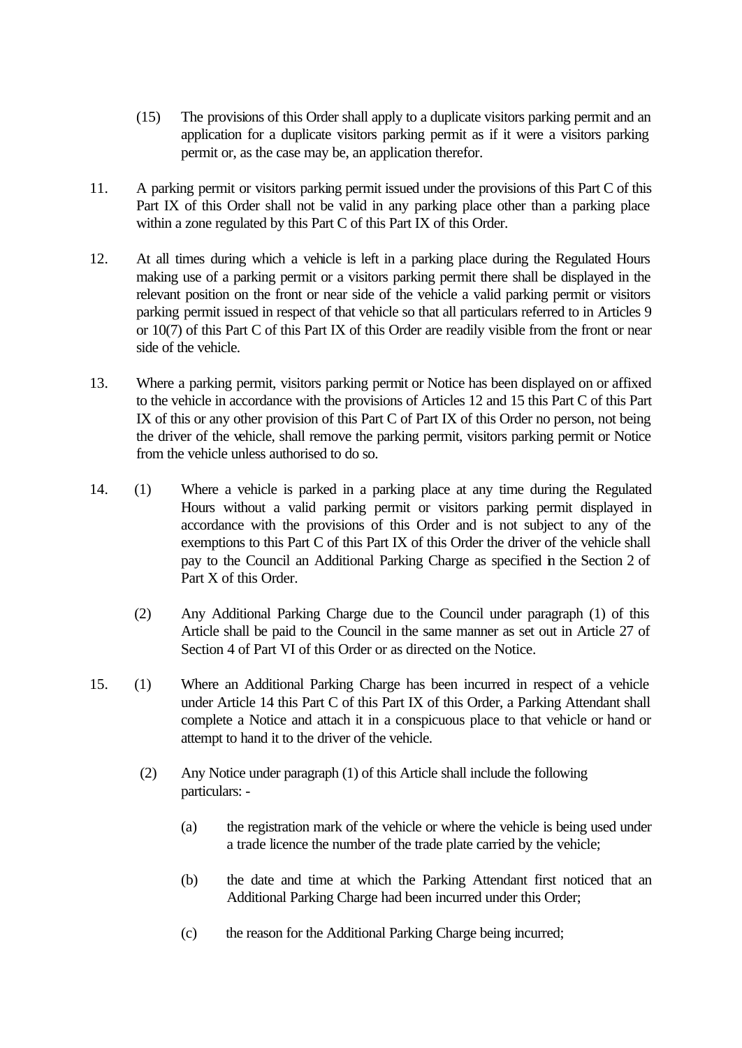(15) The provisions of this Order shall apply to a duplicate visitors parking permit and an application for a duplicate visitors parking permit as if it were a visitors parking permit or, as the case may be, an application therefor.

11. A parking permit or visitors parking permit issued under the provisions of this Part C of this Part IX of this Order shall not be valid in any parking place other than a parking place within a zone regulated by this Part C of this Part IX of this Order.

12. At all times during which a vehicle is left in a parking place during the Regulated Hours making use of a parking permit or a visitors parking permit there shall be displayed in the relevant position on the front or near side of the vehicle a valid parking permit or visitors parking permit issued in respect of that vehicle so that all particulars referred to in Articles 9 or 10(7) of this Part C of this Part IX of this Order are readily visible from the front or near side of the vehicle.

13. Where a parking permit, visitors parking permit or Notice has been displayed on or affixed to the vehicle in accordance with the provisions of Articles 12 and 15 this Part C of this Part IX of this or any other provision of this Part C of Part IX of this Order no person, not being the driver of the vehicle, shall remove the parking permit, visitors parking permit or Notice from the vehicle unless authorised to do so.

14. (1) Where a vehicle is parked in a parking place at any time during the Regulated Hours without a valid parking permit or visitors parking permit displayed in accordance with the provisions of this Order and is not subject to any of the exemptions to this Part C of this Part IX of this Order the driver of the vehicle shall pay to the Council an Additional Parking Charge as specified in the Section 2 of Part X of this Order.

(2) Any Additional Parking Charge due to the Council under paragraph (1) of this Article shall be paid to the Council in the same manner as set out in Article 27 of Section 4 of Part VI of this Order or as directed on the Notice.

15. (1) Where an Additional Parking Charge has been incurred in respect of a vehicle under Article 14 this Part C of this Part IX of this Order, a Parking Attendant shall complete a Notice and attach it in a conspicuous place to that vehicle or hand or attempt to hand it to the driver of the vehicle.

(2) Any Notice under paragraph (1) of this Article shall include the following particulars: -

(a) the registration mark of the vehicle or where the vehicle is being used under a trade licence the number of the trade plate carried by the vehicle;

(b) the date and time at which the Parking Attendant first noticed that an Additional Parking Charge had been incurred under this Order;

(c) the reason for the Additional Parking Charge being incurred;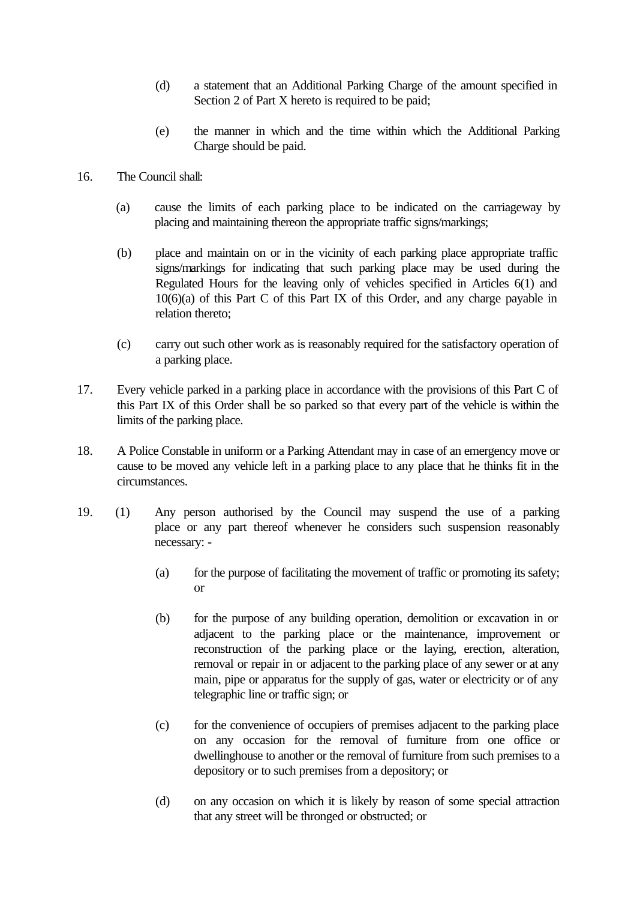(d) a statement that an Additional Parking Charge of the amount specified in Section 2 of Part X hereto is required to be paid;

(e) the manner in which and the time within which the Additional Parking Charge should be paid.

16. The Council shall:

(a) cause the limits of each parking place to be indicated on the carriageway by placing and maintaining thereon the appropriate traffic signs/markings;

(b) place and maintain on or in the vicinity of each parking place appropriate traffic signs/markings for indicating that such parking place may be used during the Regulated Hours for the leaving only of vehicles specified in Articles 6(1) and 10(6)(a) of this Part C of this Part IX of this Order, and any charge payable in relation thereto;

(c) carry out such other work as is reasonably required for the satisfactory operation of a parking place.

17. Every vehicle parked in a parking place in accordance with the provisions of this Part C of this Part IX of this Order shall be so parked so that every part of the vehicle is within the limits of the parking place.

18. A Police Constable in uniform or a Parking Attendant may in case of an emergency move or cause to be moved any vehicle left in a parking place to any place that he thinks fit in the circumstances.

19. (1) Any person authorised by the Council may suspend the use of a parking place or any part thereof whenever he considers such suspension reasonably necessary: -

(a) for the purpose of facilitating the movement of traffic or promoting its safety; or

(b) for the purpose of any building operation, demolition or excavation in or adjacent to the parking place or the maintenance, improvement or reconstruction of the parking place or the laying, erection, alteration, removal or repair in or adjacent to the parking place of any sewer or at any main, pipe or apparatus for the supply of gas, water or electricity or of any telegraphic line or traffic sign; or

(c) for the convenience of occupiers of premises adjacent to the parking place on any occasion for the removal of furniture from one office or dwellinghouse to another or the removal of furniture from such premises to a depository or to such premises from a depository; or

(d) on any occasion on which it is likely by reason of some special attraction that any street will be thronged or obstructed; or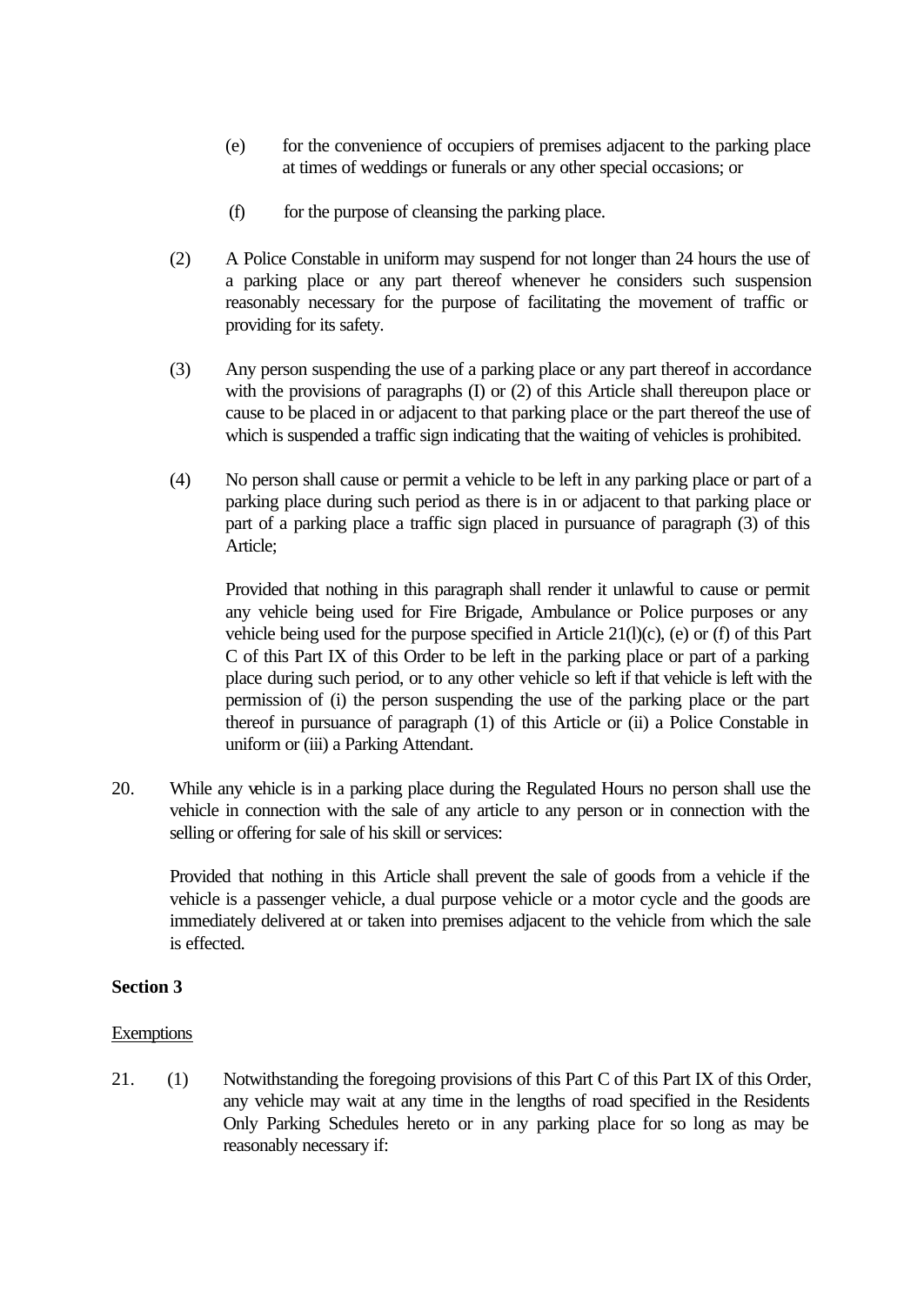(e) for the convenience of occupiers of premises adjacent to the parking place at times of weddings or funerals or any other special occasions; or

(f) for the purpose of cleansing the parking place.

(2) A Police Constable in uniform may suspend for not longer than 24 hours the use of a parking place or any part thereof whenever he considers such suspension reasonably necessary for the purpose of facilitating the movement of traffic or providing for its safety.

(3) Any person suspending the use of a parking place or any part thereof in accordance with the provisions of paragraphs (I) or (2) of this Article shall thereupon place or cause to be placed in or adjacent to that parking place or the part thereof the use of which is suspended a traffic sign indicating that the waiting of vehicles is prohibited.

(4) No person shall cause or permit a vehicle to be left in any parking place or part of a parking place during such period as there is in or adjacent to that parking place or part of a parking place a traffic sign placed in pursuance of paragraph (3) of this Article;

Provided that nothing in this paragraph shall render it unlawful to cause or permit any vehicle being used for Fire Brigade, Ambulance or Police purposes or any vehicle being used for the purpose specified in Article 21(l)(c), (e) or (f) of this Part C of this Part IX of this Order to be left in the parking place or part of a parking place during such period, or to any other vehicle so left if that vehicle is left with the permission of (i) the person suspending the use of the parking place or the part thereof in pursuance of paragraph (1) of this Article or (ii) a Police Constable in uniform or (iii) a Parking Attendant.

20. While any vehicle is in a parking place during the Regulated Hours no person shall use the vehicle in connection with the sale of any article to any person or in connection with the selling or offering for sale of his skill or services:

Provided that nothing in this Article shall prevent the sale of goods from a vehicle if the vehicle is a passenger vehicle, a dual purpose vehicle or a motor cycle and the goods are immediately delivered at or taken into premises adjacent to the vehicle from which the sale is effected.

**Section 3**

Exemptions

21. (1) Notwithstanding the foregoing provisions of this Part C of this Part IX of this Order, any vehicle may wait at any time in the lengths of road specified in the Residents Only Parking Schedules hereto or in any parking place for so long as may be reasonably necessary if: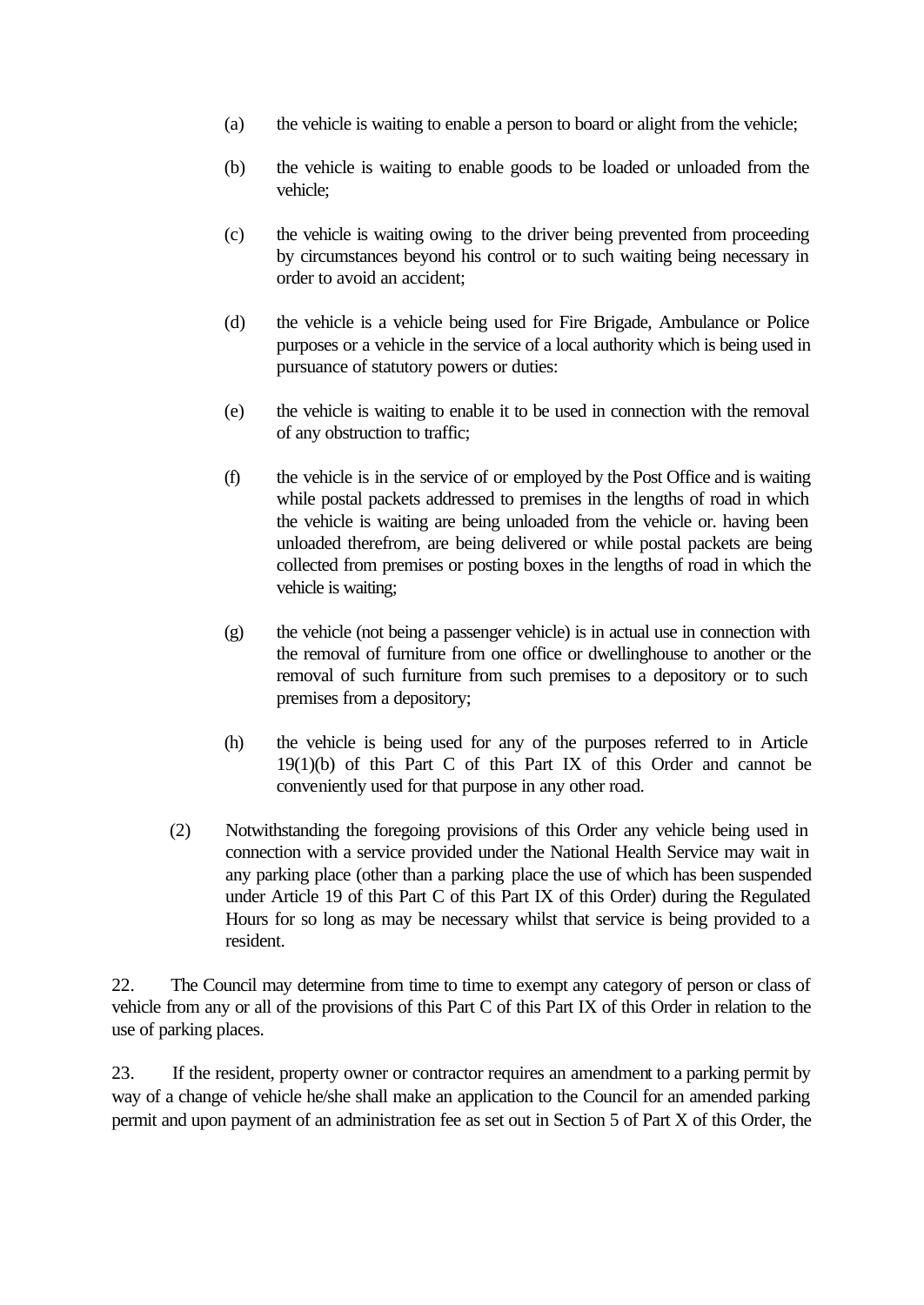(a) the vehicle is waiting to enable a person to board or alight from the vehicle;

(b) the vehicle is waiting to enable goods to be loaded or unloaded from the vehicle;

(c) the vehicle is waiting owing to the driver being prevented from proceeding by circumstances beyond his control or to such waiting being necessary in order to avoid an accident;

(d) the vehicle is a vehicle being used for Fire Brigade, Ambulance or Police purposes or a vehicle in the service of a local authority which is being used in pursuance of statutory powers or duties:

(e) the vehicle is waiting to enable it to be used in connection with the removal of any obstruction to traffic;

(f) the vehicle is in the service of or employed by the Post Office and is waiting while postal packets addressed to premises in the lengths of road in which the vehicle is waiting are being unloaded from the vehicle or. having been unloaded therefrom, are being delivered or while postal packets are being collected from premises or posting boxes in the lengths of road in which the vehicle is waiting;

(g) the vehicle (not being a passenger vehicle) is in actual use in connection with the removal of furniture from one office or dwellinghouse to another or the removal of such furniture from such premises to a depository or to such premises from a depository;

(h) the vehicle is being used for any of the purposes referred to in Article 19(1)(b) of this Part C of this Part IX of this Order and cannot be conveniently used for that purpose in any other road.

(2) Notwithstanding the foregoing provisions of this Order any vehicle being used in connection with a service provided under the National Health Service may wait in any parking place (other than a parking place the use of which has been suspended under Article 19 of this Part C of this Part IX of this Order) during the Regulated Hours for so long as may be necessary whilst that service is being provided to a resident.

22. The Council may determine from time to time to exempt any category of person or class of vehicle from any or all of the provisions of this Part C of this Part IX of this Order in relation to the use of parking places.

23. If the resident, property owner or contractor requires an amendment to a parking permit by way of a change of vehicle he/she shall make an application to the Council for an amended parking permit and upon payment of an administration fee as set out in Section 5 of Part X of this Order, the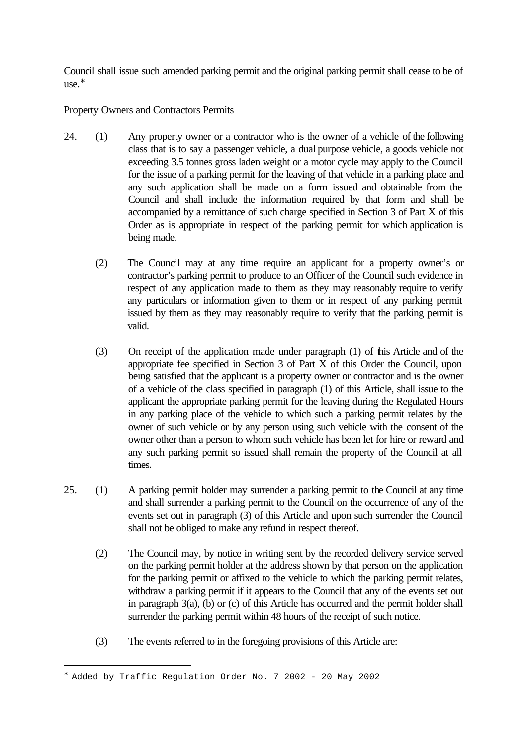Council shall issue such amended parking permit and the original parking permit shall cease to be of use.*

Property Owners and Contractors Permits

24. (1) Any property owner or a contractor who is the owner of a vehicle of the following class that is to say a passenger vehicle, a dual purpose vehicle, a goods vehicle not exceeding 3.5 tonnes gross laden weight or a motor cycle may apply to the Council for the issue of a parking permit for the leaving of that vehicle in a parking place and any such application shall be made on a form issued and obtainable from the Council and shall include the information required by that form and shall be accompanied by a remittance of such charge specified in Section 3 of Part X of this Order as is appropriate in respect of the parking permit for which application is being made.

(2) The Council may at any time require an applicant for a property owner's or contractor's parking permit to produce to an Officer of the Council such evidence in respect of any application made to them as they may reasonably require to verify any particulars or information given to them or in respect of any parking permit issued by them as they may reasonably require to verify that the parking permit is valid.

(3) On receipt of the application made under paragraph (1) of this Article and of the appropriate fee specified in Section 3 of Part X of this Order the Council, upon being satisfied that the applicant is a property owner or contractor and is the owner of a vehicle of the class specified in paragraph (1) of this Article, shall issue to the applicant the appropriate parking permit for the leaving during the Regulated Hours in any parking place of the vehicle to which such a parking permit relates by the owner of such vehicle or by any person using such vehicle with the consent of the owner other than a person to whom such vehicle has been let for hire or reward and any such parking permit so issued shall remain the property of the Council at all times.

25. (1) A parking permit holder may surrender a parking permit to the Council at any time and shall surrender a parking permit to the Council on the occurrence of any of the events set out in paragraph (3) of this Article and upon such surrender the Council shall not be obliged to make any refund in respect thereof.

(2) The Council may, by notice in writing sent by the recorded delivery service served on the parking permit holder at the address shown by that person on the application for the parking permit or affixed to the vehicle to which the parking permit relates, withdraw a parking permit if it appears to the Council that any of the events set out in paragraph 3(a), (b) or (c) of this Article has occurred and the permit holder shall surrender the parking permit within 48 hours of the receipt of such notice.

(3) The events referred to in the foregoing provisions of this Article are:

---

* Added by Traffic Regulation Order No. 7 2002 - 20 May 2002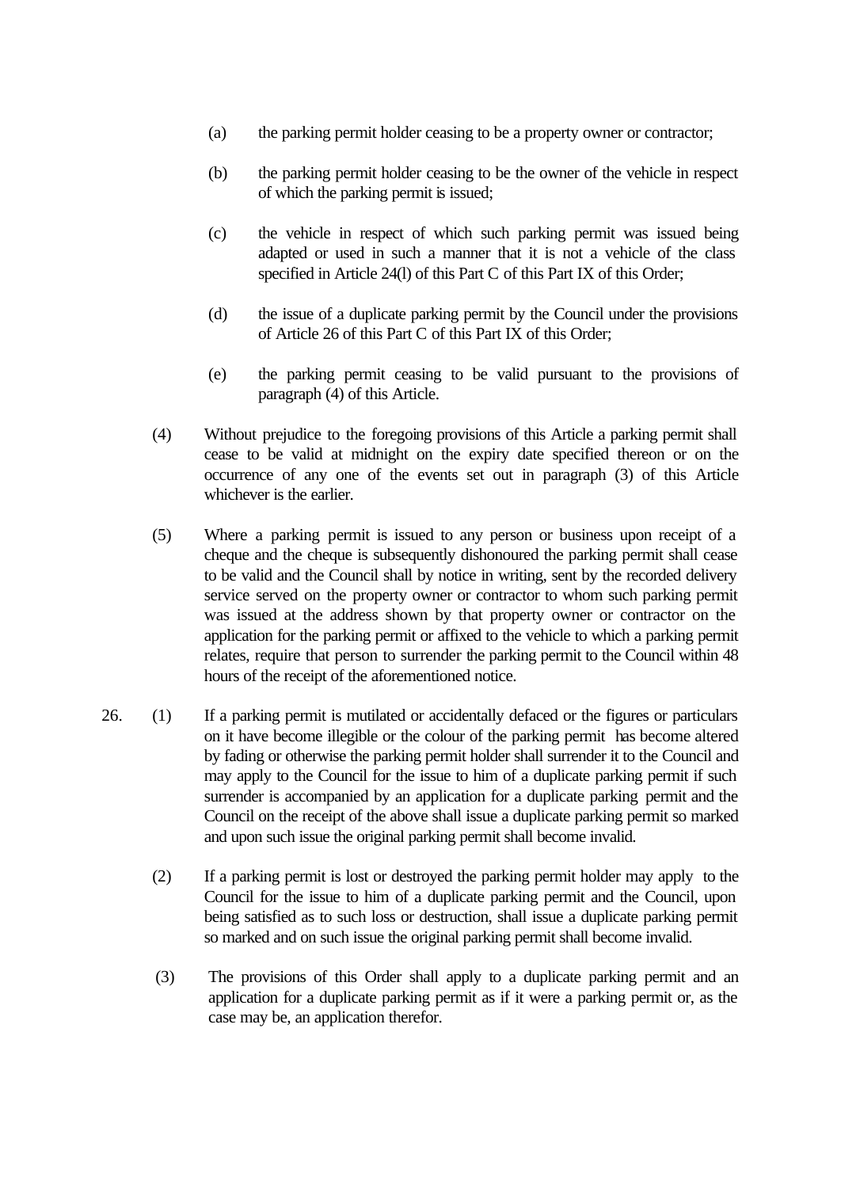(a) the parking permit holder ceasing to be a property owner or contractor;

(b) the parking permit holder ceasing to be the owner of the vehicle in respect of which the parking permit is issued;

(c) the vehicle in respect of which such parking permit was issued being adapted or used in such a manner that it is not a vehicle of the class specified in Article 24(l) of this Part C of this Part IX of this Order;

(d) the issue of a duplicate parking permit by the Council under the provisions of Article 26 of this Part C of this Part IX of this Order;

(e) the parking permit ceasing to be valid pursuant to the provisions of paragraph (4) of this Article.

(4) Without prejudice to the foregoing provisions of this Article a parking permit shall cease to be valid at midnight on the expiry date specified thereon or on the occurrence of any one of the events set out in paragraph (3) of this Article whichever is the earlier.

(5) Where a parking permit is issued to any person or business upon receipt of a cheque and the cheque is subsequently dishonoured the parking permit shall cease to be valid and the Council shall by notice in writing, sent by the recorded delivery service served on the property owner or contractor to whom such parking permit was issued at the address shown by that property owner or contractor on the application for the parking permit or affixed to the vehicle to which a parking permit relates, require that person to surrender the parking permit to the Council within 48 hours of the receipt of the aforementioned notice.

26. (1) If a parking permit is mutilated or accidentally defaced or the figures or particulars on it have become illegible or the colour of the parking permit has become altered by fading or otherwise the parking permit holder shall surrender it to the Council and may apply to the Council for the issue to him of a duplicate parking permit if such surrender is accompanied by an application for a duplicate parking permit and the Council on the receipt of the above shall issue a duplicate parking permit so marked and upon such issue the original parking permit shall become invalid.

(2) If a parking permit is lost or destroyed the parking permit holder may apply to the Council for the issue to him of a duplicate parking permit and the Council, upon being satisfied as to such loss or destruction, shall issue a duplicate parking permit so marked and on such issue the original parking permit shall become invalid.

(3) The provisions of this Order shall apply to a duplicate parking permit and an application for a duplicate parking permit as if it were a parking permit or, as the case may be, an application therefor.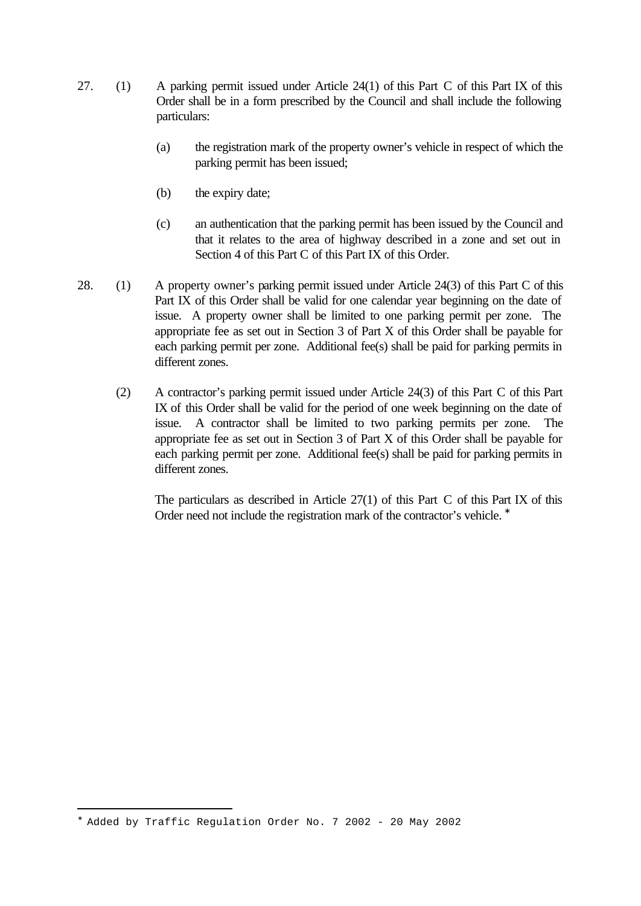27. (1) A parking permit issued under Article 24(1) of this Part C of this Part IX of this Order shall be in a form prescribed by the Council and shall include the following particulars:

   (a) the registration mark of the property owner's vehicle in respect of which the parking permit has been issued;

   (b) the expiry date;

   (c) an authentication that the parking permit has been issued by the Council and that it relates to the area of highway described in a zone and set out in Section 4 of this Part C of this Part IX of this Order.

28. (1) A property owner's parking permit issued under Article 24(3) of this Part C of this Part IX of this Order shall be valid for one calendar year beginning on the date of issue. A property owner shall be limited to one parking permit per zone. The appropriate fee as set out in Section 3 of Part X of this Order shall be payable for each parking permit per zone. Additional fee(s) shall be paid for parking permits in different zones.

   (2) A contractor's parking permit issued under Article 24(3) of this Part C of this Part IX of this Order shall be valid for the period of one week beginning on the date of issue. A contractor shall be limited to two parking permits per zone. The appropriate fee as set out in Section 3 of Part X of this Order shall be payable for each parking permit per zone. Additional fee(s) shall be paid for parking permits in different zones.

   The particulars as described in Article 27(1) of this Part C of this Part IX of this Order need not include the registration mark of the contractor's vehicle. *

---

* Added by Traffic Regulation Order No. 7 2002 - 20 May 2002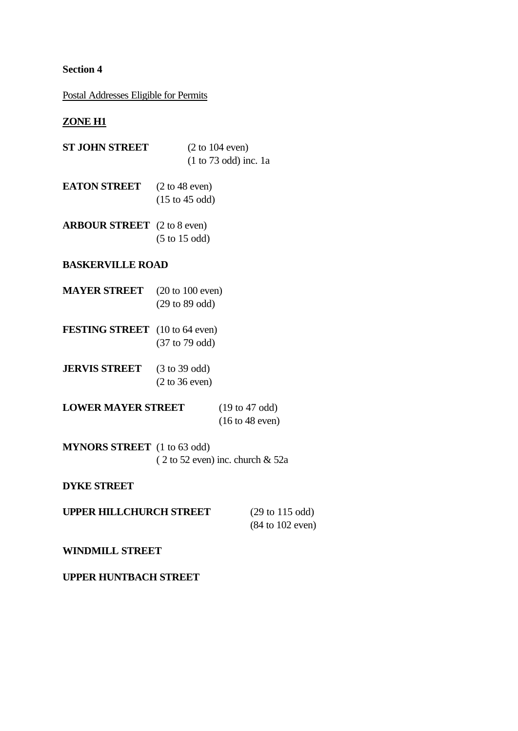**Section 4**

Postal Addresses Eligible for Permits

**ZONE H1**

**ST JOHN STREET** (2 to 104 even)
(1 to 73 odd) inc. 1a

**EATON STREET** (2 to 48 even)
(15 to 45 odd)

**ARBOUR STREET** (2 to 8 even)
(5 to 15 odd)

**BASKERVILLE ROAD**

**MAYER STREET** (20 to 100 even)
(29 to 89 odd)

**FESTING STREET** (10 to 64 even)
(37 to 79 odd)

**JERVIS STREET** (3 to 39 odd)
(2 to 36 even)

**LOWER MAYER STREET** (19 to 47 odd)
(16 to 48 even)

**MYNORS STREET** (1 to 63 odd)
( 2 to 52 even) inc. church & 52a

**DYKE STREET**

**UPPER HILLCHURCH STREET** (29 to 115 odd)
(84 to 102 even)

**WINDMILL STREET**

**UPPER HUNTBACH STREET**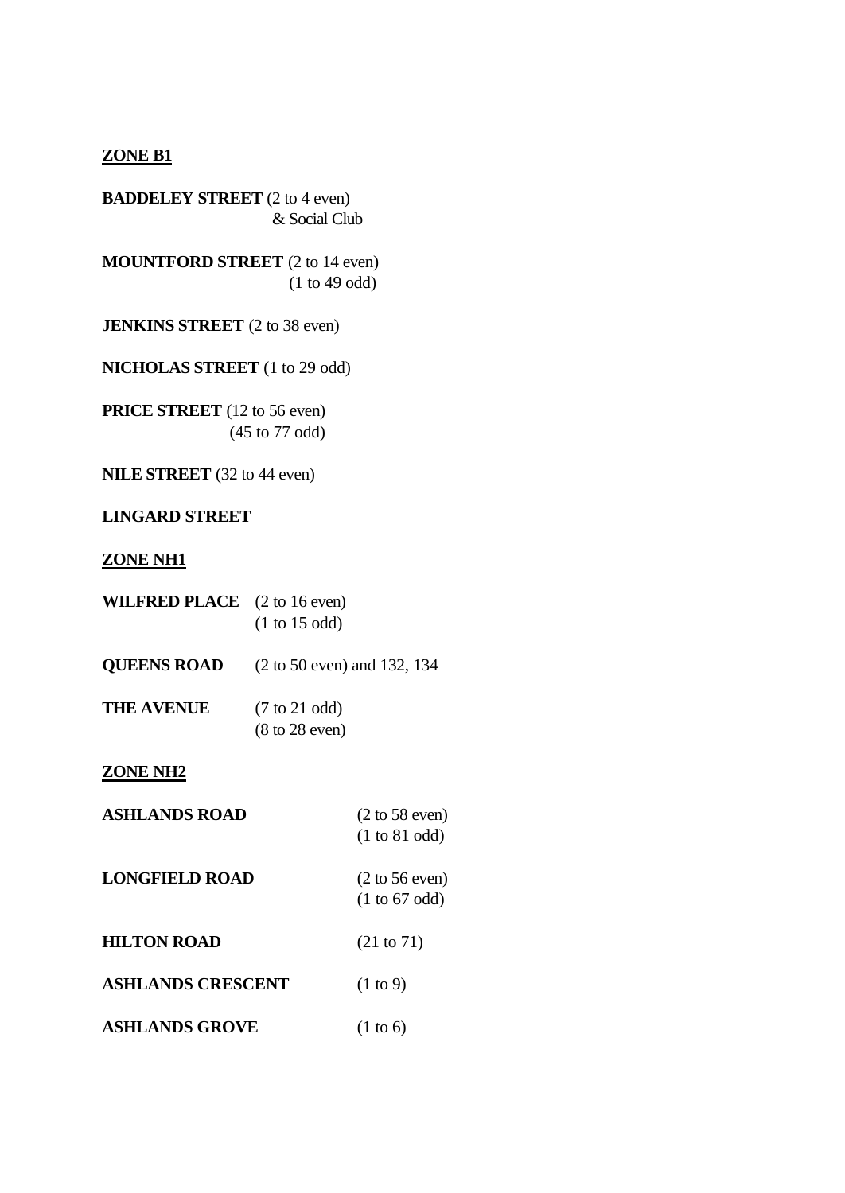**ZONE B1**

**BADDELEY STREET** (2 to 4 even)
& Social Club

**MOUNTFORD STREET** (2 to 14 even)
(1 to 49 odd)

**JENKINS STREET** (2 to 38 even)

**NICHOLAS STREET** (1 to 29 odd)

**PRICE STREET** (12 to 56 even)
(45 to 77 odd)

**NILE STREET** (32 to 44 even)

**LINGARD STREET**

**ZONE NH1**

**WILFRED PLACE** (2 to 16 even)
(1 to 15 odd)

**QUEENS ROAD** (2 to 50 even) and 132, 134

**THE AVENUE** (7 to 21 odd)
(8 to 28 even)

**ZONE NH2**

**ASHLANDS ROAD** (2 to 58 even)
(1 to 81 odd)

**LONGFIELD ROAD** (2 to 56 even)
(1 to 67 odd)

**HILTON ROAD** (21 to 71)

**ASHLANDS CRESCENT** (1 to 9)

**ASHLANDS GROVE** (1 to 6)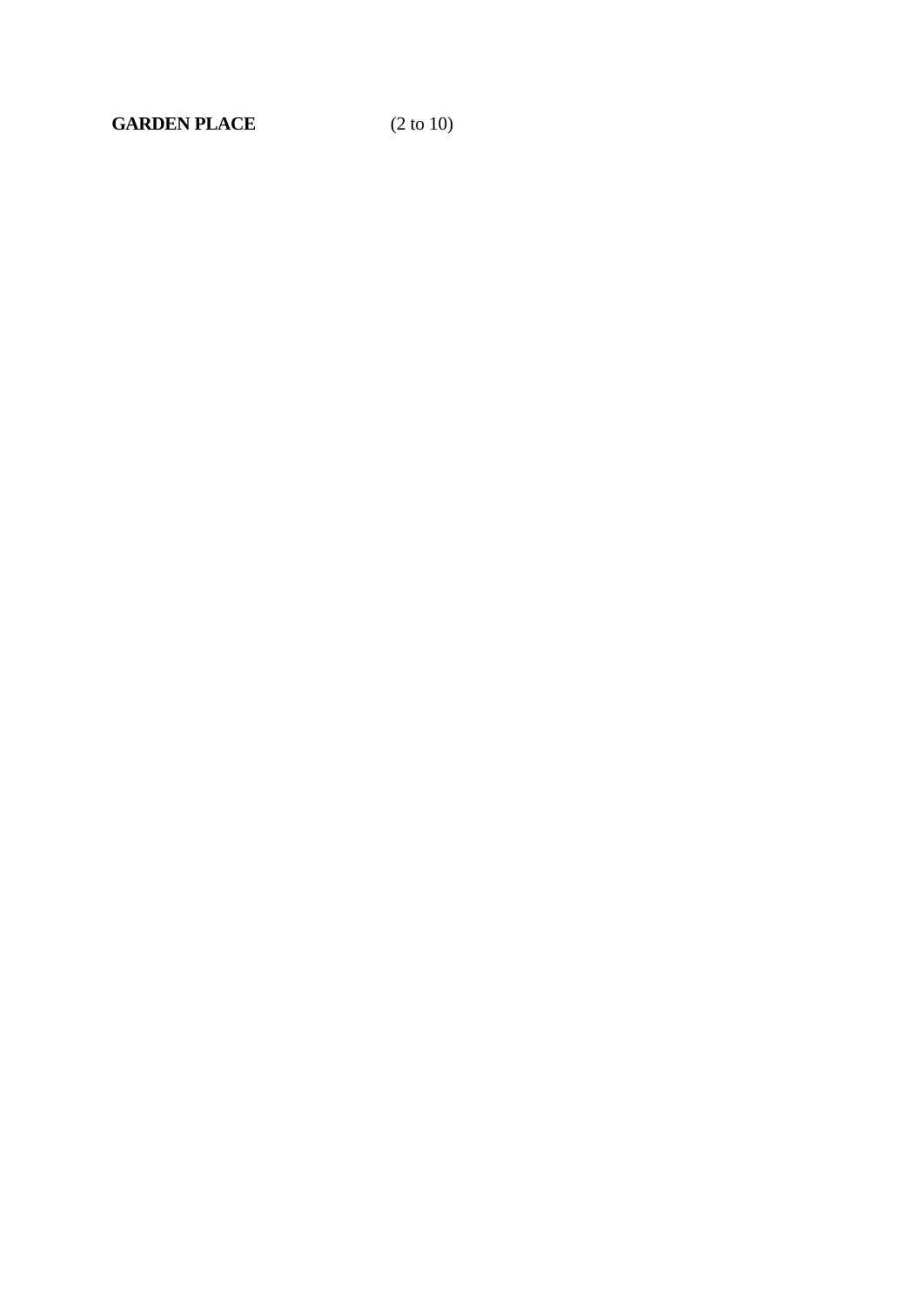**GARDEN PLACE** (2 to 10)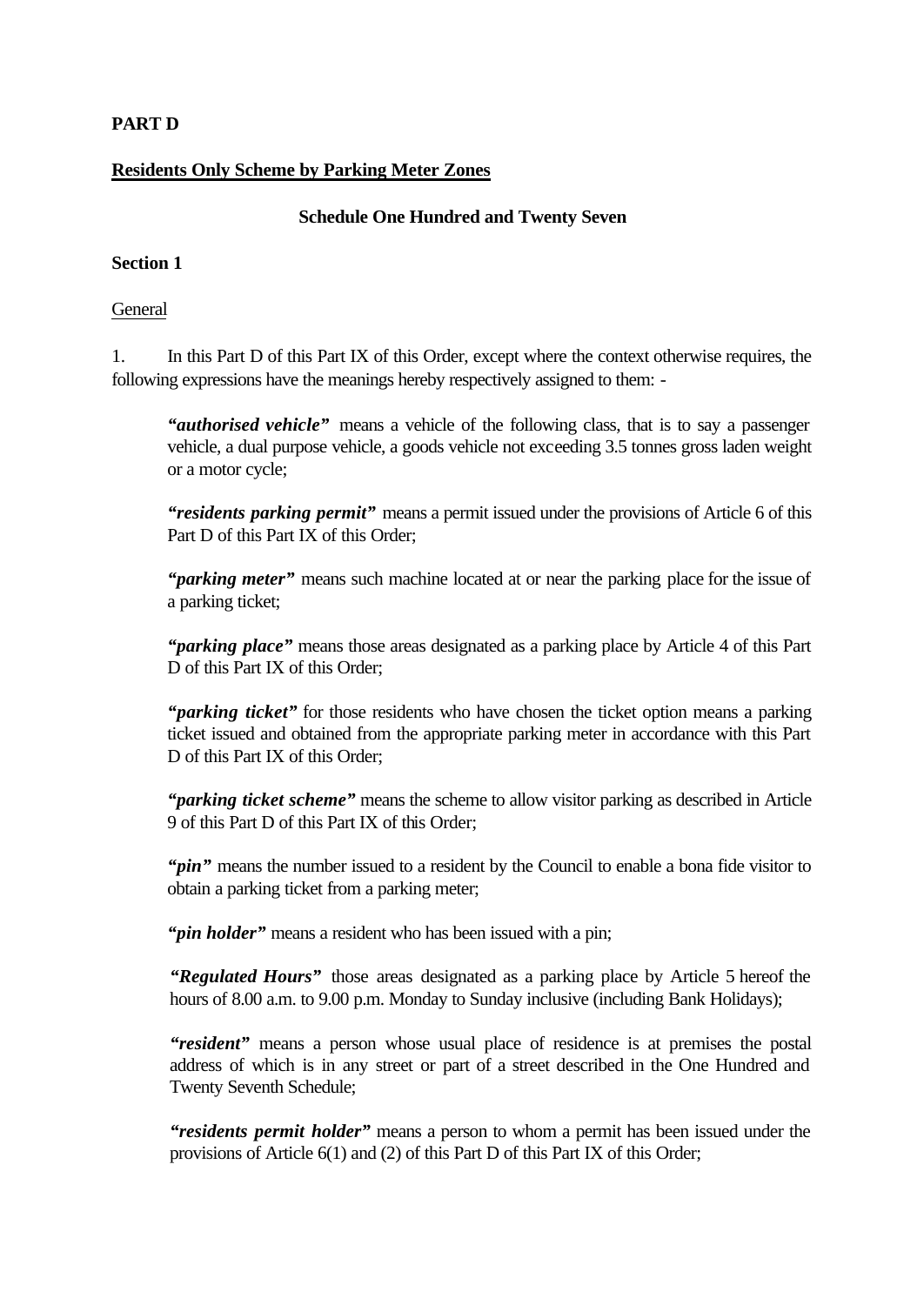**PART D**

**Residents Only Scheme by Parking Meter Zones**

**Schedule One Hundred and Twenty Seven**

**Section 1**

General

1. In this Part D of this Part IX of this Order, except where the context otherwise requires, the following expressions have the meanings hereby respectively assigned to them: -

> ***"authorised vehicle"*** means a vehicle of the following class, that is to say a passenger vehicle, a dual purpose vehicle, a goods vehicle not exceeding 3.5 tonnes gross laden weight or a motor cycle;
>
> ***"residents parking permit"*** means a permit issued under the provisions of Article 6 of this Part D of this Part IX of this Order;
>
> ***"parking meter"*** means such machine located at or near the parking place for the issue of a parking ticket;
>
> ***"parking place"*** means those areas designated as a parking place by Article 4 of this Part D of this Part IX of this Order;
>
> ***"parking ticket"*** for those residents who have chosen the ticket option means a parking ticket issued and obtained from the appropriate parking meter in accordance with this Part D of this Part IX of this Order;
>
> ***"parking ticket scheme"*** means the scheme to allow visitor parking as described in Article 9 of this Part D of this Part IX of this Order;
>
> ***"pin"*** means the number issued to a resident by the Council to enable a bona fide visitor to obtain a parking ticket from a parking meter;
>
> ***"pin holder"*** means a resident who has been issued with a pin;
>
> ***"Regulated Hours"*** those areas designated as a parking place by Article 5 hereof the hours of 8.00 a.m. to 9.00 p.m. Monday to Sunday inclusive (including Bank Holidays);
>
> ***"resident"*** means a person whose usual place of residence is at premises the postal address of which is in any street or part of a street described in the One Hundred and Twenty Seventh Schedule;
>
> ***"residents permit holder"*** means a person to whom a permit has been issued under the provisions of Article 6(1) and (2) of this Part D of this Part IX of this Order;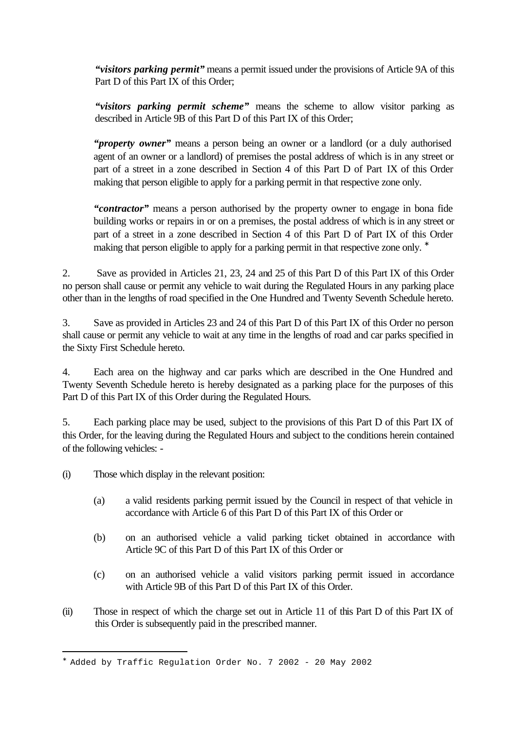***"visitors parking permit"*** means a permit issued under the provisions of Article 9A of this Part D of this Part IX of this Order;

***"visitors parking permit scheme"*** means the scheme to allow visitor parking as described in Article 9B of this Part D of this Part IX of this Order;

***"property owner"*** means a person being an owner or a landlord (or a duly authorised agent of an owner or a landlord) of premises the postal address of which is in any street or part of a street in a zone described in Section 4 of this Part D of Part IX of this Order making that person eligible to apply for a parking permit in that respective zone only.

***"contractor"*** means a person authorised by the property owner to engage in bona fide building works or repairs in or on a premises, the postal address of which is in any street or part of a street in a zone described in Section 4 of this Part D of Part IX of this Order making that person eligible to apply for a parking permit in that respective zone only. *

2. Save as provided in Articles 21, 23, 24 and 25 of this Part D of this Part IX of this Order no person shall cause or permit any vehicle to wait during the Regulated Hours in any parking place other than in the lengths of road specified in the One Hundred and Twenty Seventh Schedule hereto.

3. Save as provided in Articles 23 and 24 of this Part D of this Part IX of this Order no person shall cause or permit any vehicle to wait at any time in the lengths of road and car parks specified in the Sixty First Schedule hereto.

4. Each area on the highway and car parks which are described in the One Hundred and Twenty Seventh Schedule hereto is hereby designated as a parking place for the purposes of this Part D of this Part IX of this Order during the Regulated Hours.

5. Each parking place may be used, subject to the provisions of this Part D of this Part IX of this Order, for the leaving during the Regulated Hours and subject to the conditions herein contained of the following vehicles: -

(i) Those which display in the relevant position:

  (a) a valid residents parking permit issued by the Council in respect of that vehicle in accordance with Article 6 of this Part D of this Part IX of this Order or

  (b) on an authorised vehicle a valid parking ticket obtained in accordance with Article 9C of this Part D of this Part IX of this Order or

  (c) on an authorised vehicle a valid visitors parking permit issued in accordance with Article 9B of this Part D of this Part IX of this Order.

(ii) Those in respect of which the charge set out in Article 11 of this Part D of this Part IX of this Order is subsequently paid in the prescribed manner.

---

* Added by Traffic Regulation Order No. 7 2002 - 20 May 2002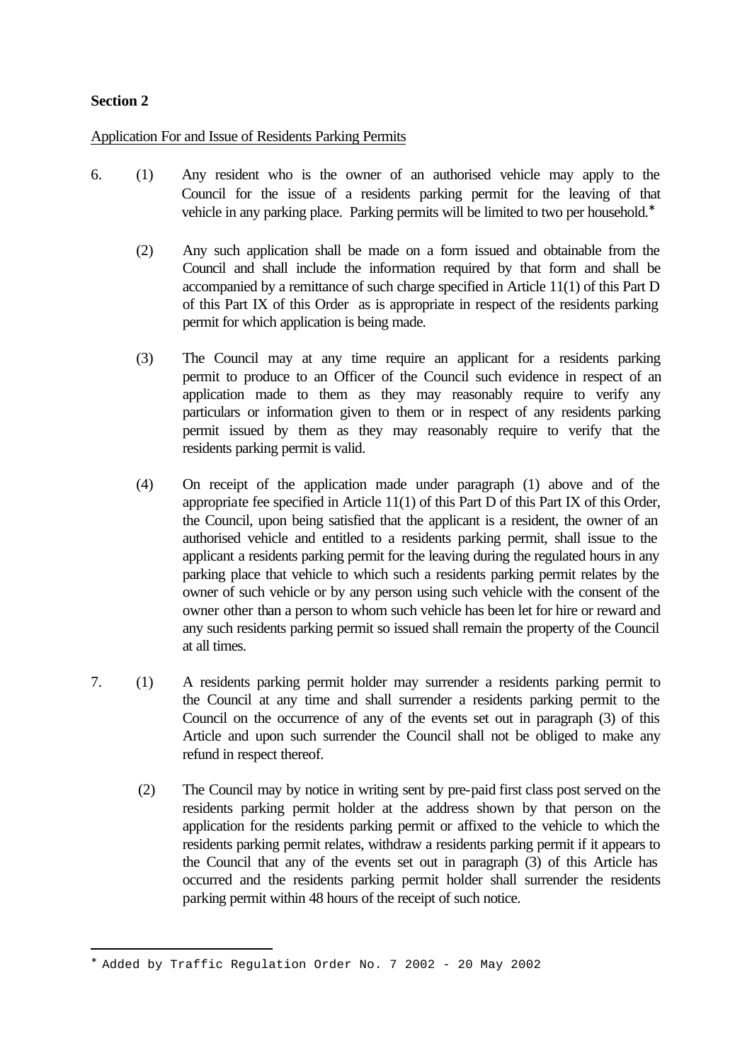**Section 2**

Application For and Issue of Residents Parking Permits

6. (1) Any resident who is the owner of an authorised vehicle may apply to the Council for the issue of a residents parking permit for the leaving of that vehicle in any parking place. Parking permits will be limited to two per household.*

   (2) Any such application shall be made on a form issued and obtainable from the Council and shall include the information required by that form and shall be accompanied by a remittance of such charge specified in Article 11(1) of this Part D of this Part IX of this Order as is appropriate in respect of the residents parking permit for which application is being made.

   (3) The Council may at any time require an applicant for a residents parking permit to produce to an Officer of the Council such evidence in respect of an application made to them as they may reasonably require to verify any particulars or information given to them or in respect of any residents parking permit issued by them as they may reasonably require to verify that the residents parking permit is valid.

   (4) On receipt of the application made under paragraph (1) above and of the appropriate fee specified in Article 11(1) of this Part D of this Part IX of this Order, the Council, upon being satisfied that the applicant is a resident, the owner of an authorised vehicle and entitled to a residents parking permit, shall issue to the applicant a residents parking permit for the leaving during the regulated hours in any parking place that vehicle to which such a residents parking permit relates by the owner of such vehicle or by any person using such vehicle with the consent of the owner other than a person to whom such vehicle has been let for hire or reward and any such residents parking permit so issued shall remain the property of the Council at all times.

7. (1) A residents parking permit holder may surrender a residents parking permit to the Council at any time and shall surrender a residents parking permit to the Council on the occurrence of any of the events set out in paragraph (3) of this Article and upon such surrender the Council shall not be obliged to make any refund in respect thereof.

   (2) The Council may by notice in writing sent by pre-paid first class post served on the residents parking permit holder at the address shown by that person on the application for the residents parking permit or affixed to the vehicle to which the residents parking permit relates, withdraw a residents parking permit if it appears to the Council that any of the events set out in paragraph (3) of this Article has occurred and the residents parking permit holder shall surrender the residents parking permit within 48 hours of the receipt of such notice.

---

* Added by Traffic Regulation Order No. 7 2002 - 20 May 2002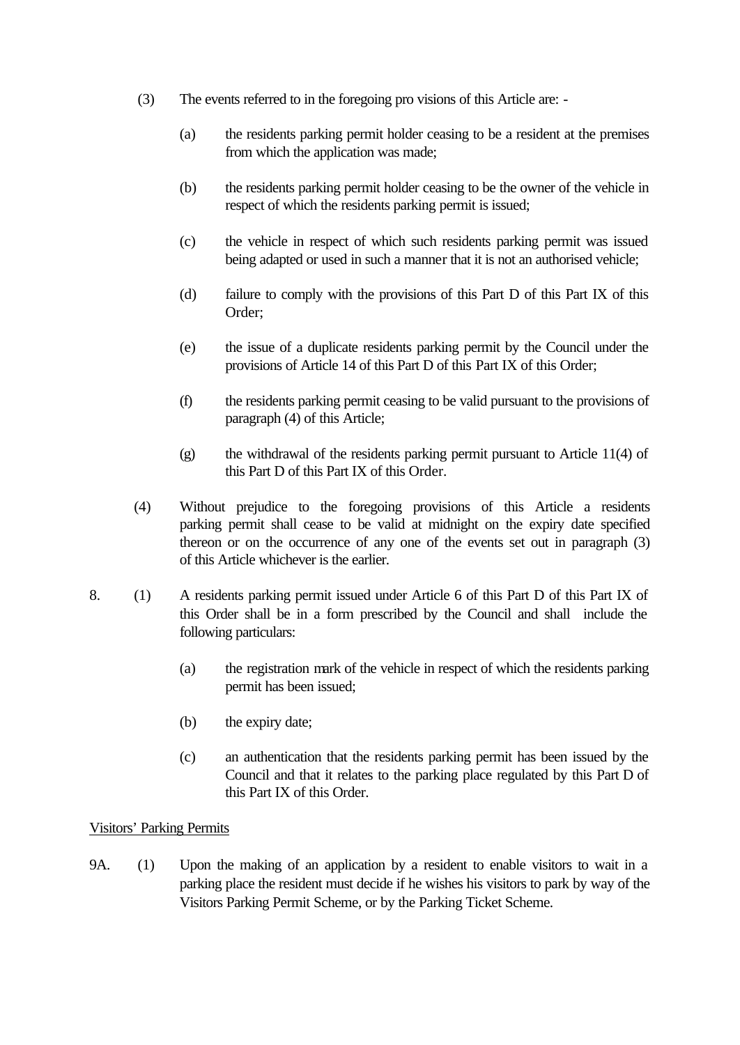(3) The events referred to in the foregoing pro visions of this Article are: -

  (a) the residents parking permit holder ceasing to be a resident at the premises from which the application was made;

  (b) the residents parking permit holder ceasing to be the owner of the vehicle in respect of which the residents parking permit is issued;

  (c) the vehicle in respect of which such residents parking permit was issued being adapted or used in such a manner that it is not an authorised vehicle;

  (d) failure to comply with the provisions of this Part D of this Part IX of this Order;

  (e) the issue of a duplicate residents parking permit by the Council under the provisions of Article 14 of this Part D of this Part IX of this Order;

  (f) the residents parking permit ceasing to be valid pursuant to the provisions of paragraph (4) of this Article;

  (g) the withdrawal of the residents parking permit pursuant to Article 11(4) of this Part D of this Part IX of this Order.

(4) Without prejudice to the foregoing provisions of this Article a residents parking permit shall cease to be valid at midnight on the expiry date specified thereon or on the occurrence of any one of the events set out in paragraph (3) of this Article whichever is the earlier.

8. (1) A residents parking permit issued under Article 6 of this Part D of this Part IX of this Order shall be in a form prescribed by the Council and shall include the following particulars:

  (a) the registration mark of the vehicle in respect of which the residents parking permit has been issued;

  (b) the expiry date;

  (c) an authentication that the residents parking permit has been issued by the Council and that it relates to the parking place regulated by this Part D of this Part IX of this Order.

Visitors' Parking Permits

9A. (1) Upon the making of an application by a resident to enable visitors to wait in a parking place the resident must decide if he wishes his visitors to park by way of the Visitors Parking Permit Scheme, or by the Parking Ticket Scheme.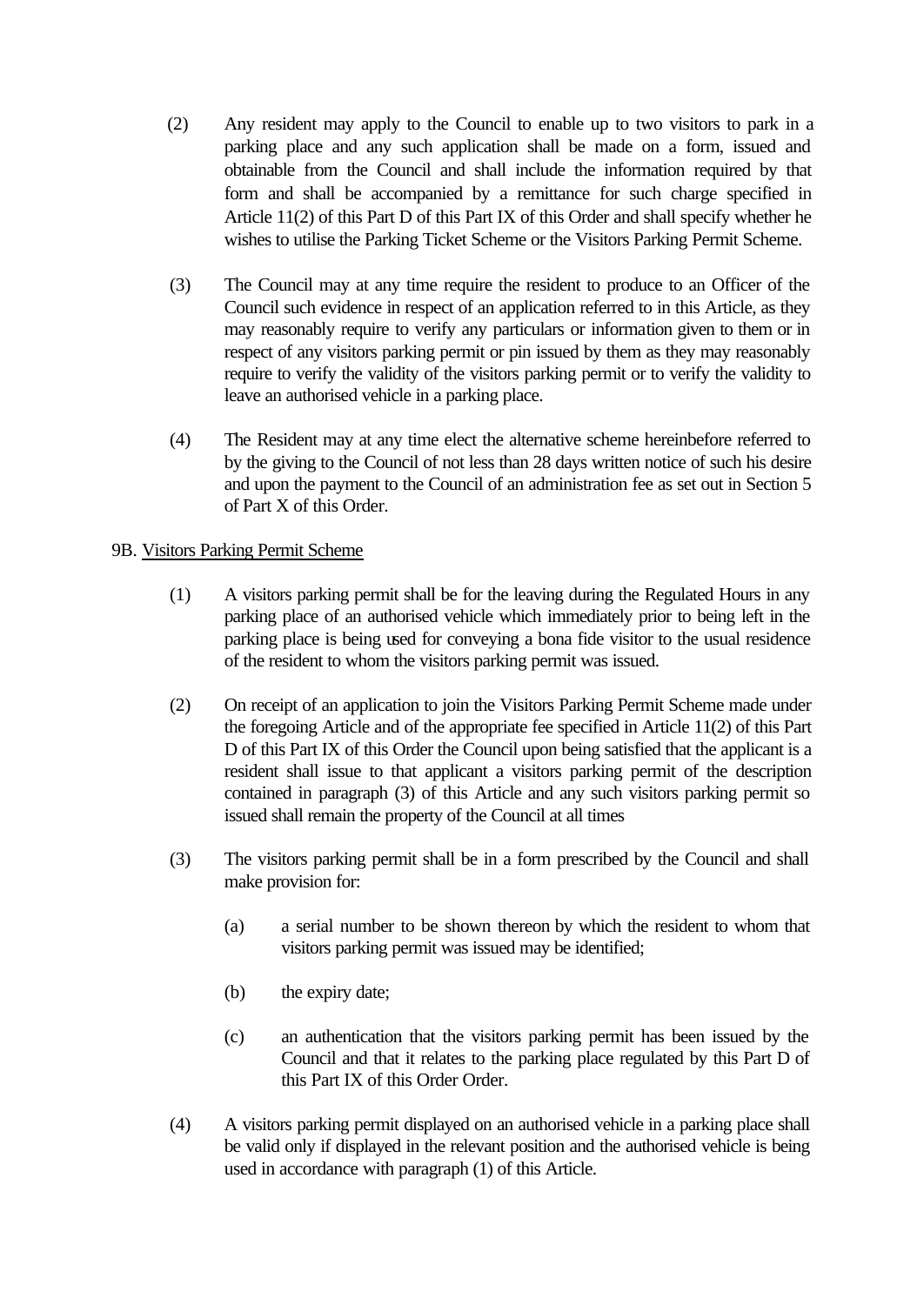(2) Any resident may apply to the Council to enable up to two visitors to park in a parking place and any such application shall be made on a form, issued and obtainable from the Council and shall include the information required by that form and shall be accompanied by a remittance for such charge specified in Article 11(2) of this Part D of this Part IX of this Order and shall specify whether he wishes to utilise the Parking Ticket Scheme or the Visitors Parking Permit Scheme.

(3) The Council may at any time require the resident to produce to an Officer of the Council such evidence in respect of an application referred to in this Article, as they may reasonably require to verify any particulars or information given to them or in respect of any visitors parking permit or pin issued by them as they may reasonably require to verify the validity of the visitors parking permit or to verify the validity to leave an authorised vehicle in a parking place.

(4) The Resident may at any time elect the alternative scheme hereinbefore referred to by the giving to the Council of not less than 28 days written notice of such his desire and upon the payment to the Council of an administration fee as set out in Section 5 of Part X of this Order.

9B. <u>Visitors Parking Permit Scheme</u>

(1) A visitors parking permit shall be for the leaving during the Regulated Hours in any parking place of an authorised vehicle which immediately prior to being left in the parking place is being used for conveying a bona fide visitor to the usual residence of the resident to whom the visitors parking permit was issued.

(2) On receipt of an application to join the Visitors Parking Permit Scheme made under the foregoing Article and of the appropriate fee specified in Article 11(2) of this Part D of this Part IX of this Order the Council upon being satisfied that the applicant is a resident shall issue to that applicant a visitors parking permit of the description contained in paragraph (3) of this Article and any such visitors parking permit so issued shall remain the property of the Council at all times

(3) The visitors parking permit shall be in a form prescribed by the Council and shall make provision for:

(a) a serial number to be shown thereon by which the resident to whom that visitors parking permit was issued may be identified;

(b) the expiry date;

(c) an authentication that the visitors parking permit has been issued by the Council and that it relates to the parking place regulated by this Part D of this Part IX of this Order Order.

(4) A visitors parking permit displayed on an authorised vehicle in a parking place shall be valid only if displayed in the relevant position and the authorised vehicle is being used in accordance with paragraph (1) of this Article.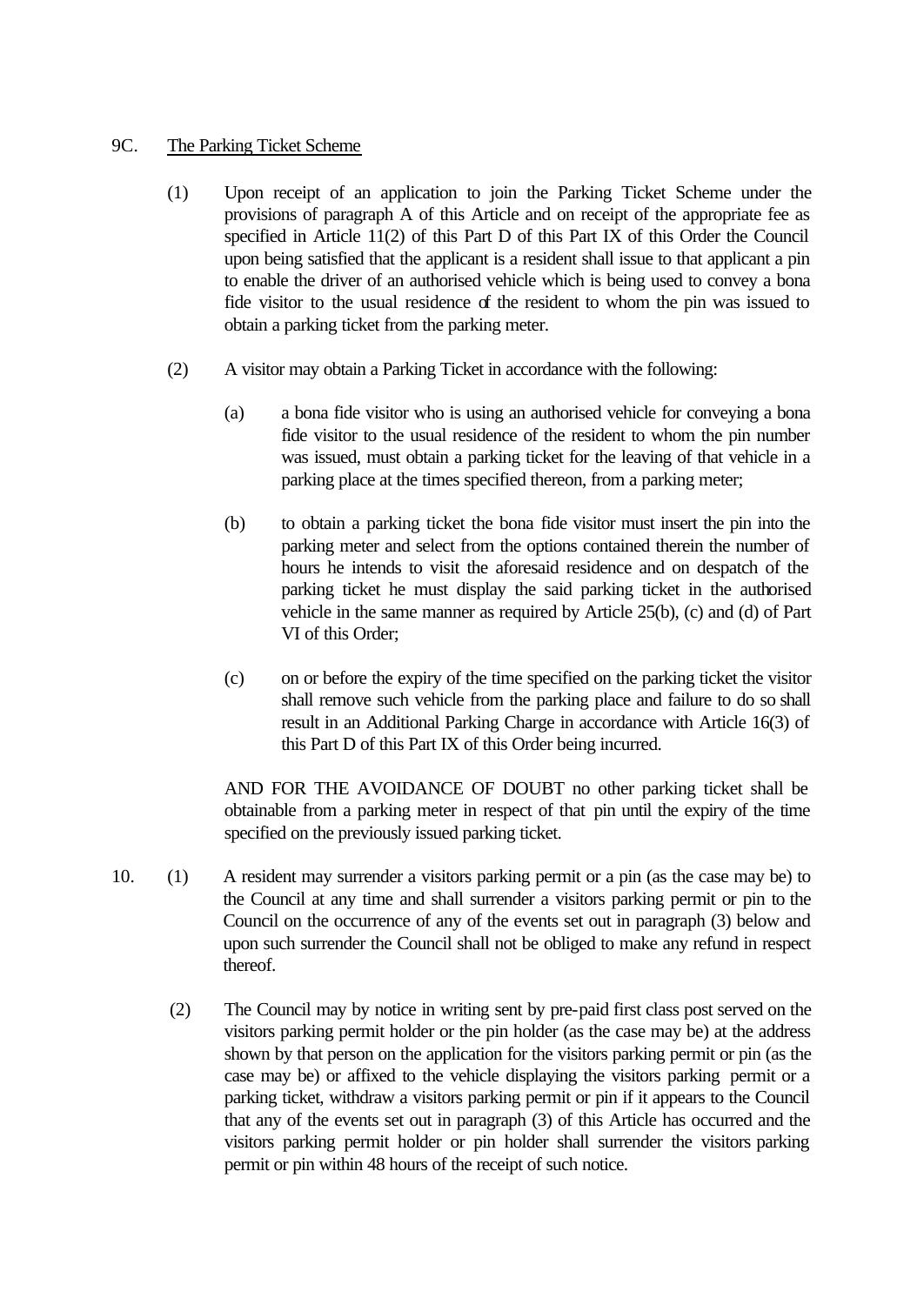9C. <u>The Parking Ticket Scheme</u>

(1) Upon receipt of an application to join the Parking Ticket Scheme under the provisions of paragraph A of this Article and on receipt of the appropriate fee as specified in Article 11(2) of this Part D of this Part IX of this Order the Council upon being satisfied that the applicant is a resident shall issue to that applicant a pin to enable the driver of an authorised vehicle which is being used to convey a bona fide visitor to the usual residence of the resident to whom the pin was issued to obtain a parking ticket from the parking meter.

(2) A visitor may obtain a Parking Ticket in accordance with the following:

(a) a bona fide visitor who is using an authorised vehicle for conveying a bona fide visitor to the usual residence of the resident to whom the pin number was issued, must obtain a parking ticket for the leaving of that vehicle in a parking place at the times specified thereon, from a parking meter;

(b) to obtain a parking ticket the bona fide visitor must insert the pin into the parking meter and select from the options contained therein the number of hours he intends to visit the aforesaid residence and on despatch of the parking ticket he must display the said parking ticket in the authorised vehicle in the same manner as required by Article 25(b), (c) and (d) of Part VI of this Order;

(c) on or before the expiry of the time specified on the parking ticket the visitor shall remove such vehicle from the parking place and failure to do so shall result in an Additional Parking Charge in accordance with Article 16(3) of this Part D of this Part IX of this Order being incurred.

AND FOR THE AVOIDANCE OF DOUBT no other parking ticket shall be obtainable from a parking meter in respect of that pin until the expiry of the time specified on the previously issued parking ticket.

10. (1) A resident may surrender a visitors parking permit or a pin (as the case may be) to the Council at any time and shall surrender a visitors parking permit or pin to the Council on the occurrence of any of the events set out in paragraph (3) below and upon such surrender the Council shall not be obliged to make any refund in respect thereof.

(2) The Council may by notice in writing sent by pre-paid first class post served on the visitors parking permit holder or the pin holder (as the case may be) at the address shown by that person on the application for the visitors parking permit or pin (as the case may be) or affixed to the vehicle displaying the visitors parking permit or a parking ticket, withdraw a visitors parking permit or pin if it appears to the Council that any of the events set out in paragraph (3) of this Article has occurred and the visitors parking permit holder or pin holder shall surrender the visitors parking permit or pin within 48 hours of the receipt of such notice.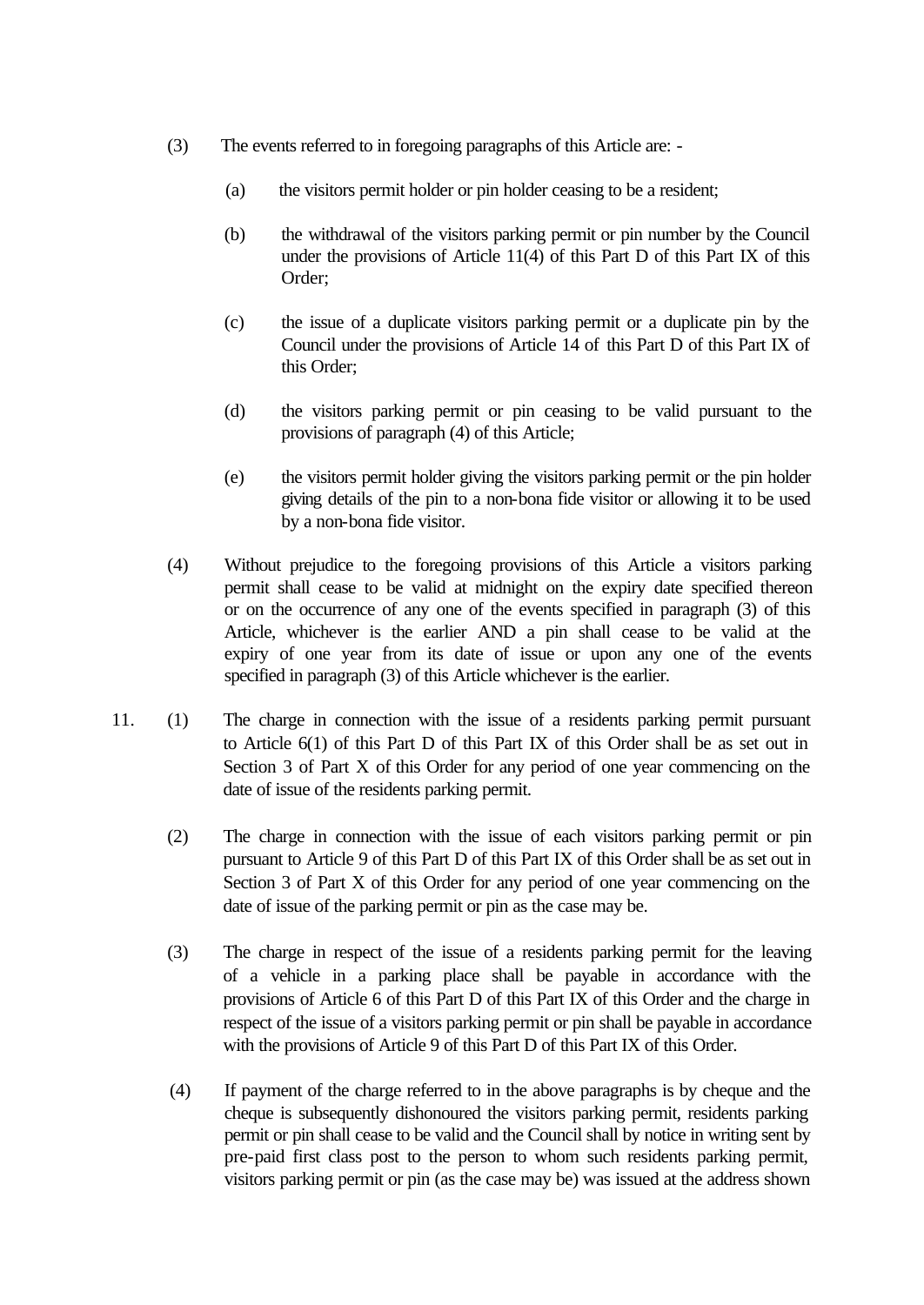(3) The events referred to in foregoing paragraphs of this Article are: -

   (a) the visitors permit holder or pin holder ceasing to be a resident;

   (b) the withdrawal of the visitors parking permit or pin number by the Council under the provisions of Article 11(4) of this Part D of this Part IX of this Order;

   (c) the issue of a duplicate visitors parking permit or a duplicate pin by the Council under the provisions of Article 14 of this Part D of this Part IX of this Order;

   (d) the visitors parking permit or pin ceasing to be valid pursuant to the provisions of paragraph (4) of this Article;

   (e) the visitors permit holder giving the visitors parking permit or the pin holder giving details of the pin to a non-bona fide visitor or allowing it to be used by a non-bona fide visitor.

(4) Without prejudice to the foregoing provisions of this Article a visitors parking permit shall cease to be valid at midnight on the expiry date specified thereon or on the occurrence of any one of the events specified in paragraph (3) of this Article, whichever is the earlier AND a pin shall cease to be valid at the expiry of one year from its date of issue or upon any one of the events specified in paragraph (3) of this Article whichever is the earlier.

11. (1) The charge in connection with the issue of a residents parking permit pursuant to Article 6(1) of this Part D of this Part IX of this Order shall be as set out in Section 3 of Part X of this Order for any period of one year commencing on the date of issue of the residents parking permit.

(2) The charge in connection with the issue of each visitors parking permit or pin pursuant to Article 9 of this Part D of this Part IX of this Order shall be as set out in Section 3 of Part X of this Order for any period of one year commencing on the date of issue of the parking permit or pin as the case may be.

(3) The charge in respect of the issue of a residents parking permit for the leaving of a vehicle in a parking place shall be payable in accordance with the provisions of Article 6 of this Part D of this Part IX of this Order and the charge in respect of the issue of a visitors parking permit or pin shall be payable in accordance with the provisions of Article 9 of this Part D of this Part IX of this Order.

(4) If payment of the charge referred to in the above paragraphs is by cheque and the cheque is subsequently dishonoured the visitors parking permit, residents parking permit or pin shall cease to be valid and the Council shall by notice in writing sent by pre-paid first class post to the person to whom such residents parking permit, visitors parking permit or pin (as the case may be) was issued at the address shown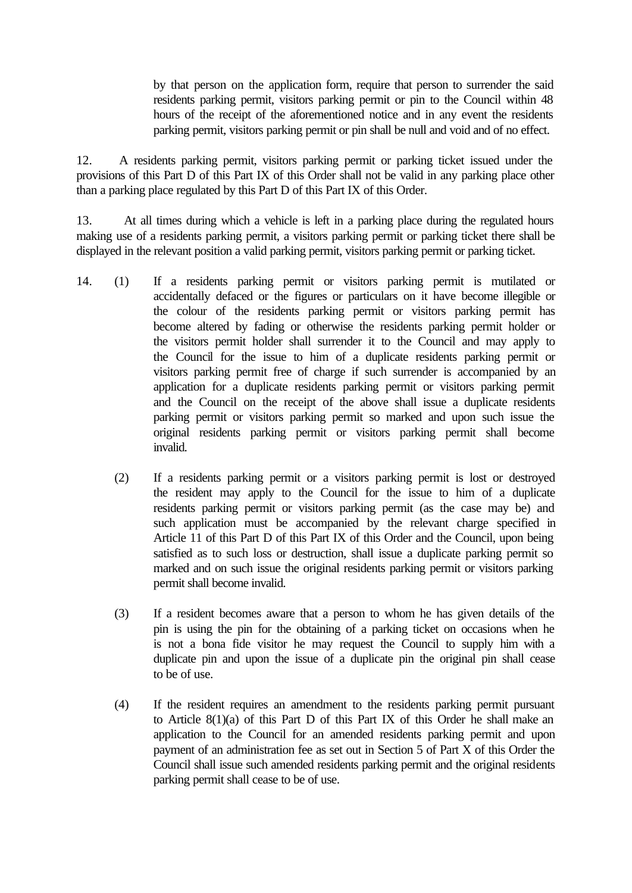by that person on the application form, require that person to surrender the said residents parking permit, visitors parking permit or pin to the Council within 48 hours of the receipt of the aforementioned notice and in any event the residents parking permit, visitors parking permit or pin shall be null and void and of no effect.

12. A residents parking permit, visitors parking permit or parking ticket issued under the provisions of this Part D of this Part IX of this Order shall not be valid in any parking place other than a parking place regulated by this Part D of this Part IX of this Order.

13. At all times during which a vehicle is left in a parking place during the regulated hours making use of a residents parking permit, a visitors parking permit or parking ticket there shall be displayed in the relevant position a valid parking permit, visitors parking permit or parking ticket.

14. (1) If a residents parking permit or visitors parking permit is mutilated or accidentally defaced or the figures or particulars on it have become illegible or the colour of the residents parking permit or visitors parking permit has become altered by fading or otherwise the residents parking permit holder or the visitors permit holder shall surrender it to the Council and may apply to the Council for the issue to him of a duplicate residents parking permit or visitors parking permit free of charge if such surrender is accompanied by an application for a duplicate residents parking permit or visitors parking permit and the Council on the receipt of the above shall issue a duplicate residents parking permit or visitors parking permit so marked and upon such issue the original residents parking permit or visitors parking permit shall become invalid.

(2) If a residents parking permit or a visitors parking permit is lost or destroyed the resident may apply to the Council for the issue to him of a duplicate residents parking permit or visitors parking permit (as the case may be) and such application must be accompanied by the relevant charge specified in Article 11 of this Part D of this Part IX of this Order and the Council, upon being satisfied as to such loss or destruction, shall issue a duplicate parking permit so marked and on such issue the original residents parking permit or visitors parking permit shall become invalid.

(3) If a resident becomes aware that a person to whom he has given details of the pin is using the pin for the obtaining of a parking ticket on occasions when he is not a bona fide visitor he may request the Council to supply him with a duplicate pin and upon the issue of a duplicate pin the original pin shall cease to be of use.

(4) If the resident requires an amendment to the residents parking permit pursuant to Article 8(1)(a) of this Part D of this Part IX of this Order he shall make an application to the Council for an amended residents parking permit and upon payment of an administration fee as set out in Section 5 of Part X of this Order the Council shall issue such amended residents parking permit and the original residents parking permit shall cease to be of use.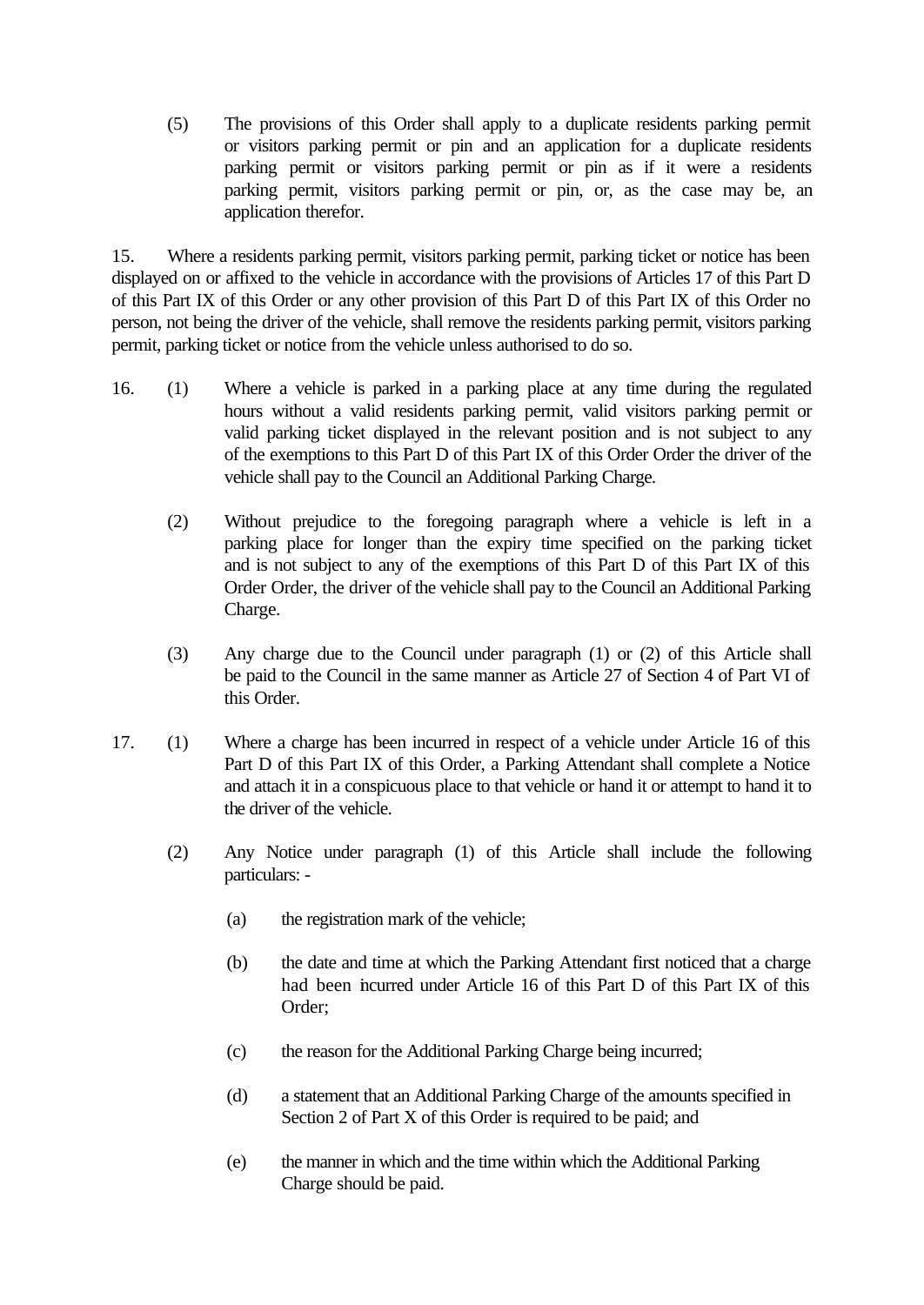(5) The provisions of this Order shall apply to a duplicate residents parking permit or visitors parking permit or pin and an application for a duplicate residents parking permit or visitors parking permit or pin as if it were a residents parking permit, visitors parking permit or pin, or, as the case may be, an application therefor.

15. Where a residents parking permit, visitors parking permit, parking ticket or notice has been displayed on or affixed to the vehicle in accordance with the provisions of Articles 17 of this Part D of this Part IX of this Order or any other provision of this Part D of this Part IX of this Order no person, not being the driver of the vehicle, shall remove the residents parking permit, visitors parking permit, parking ticket or notice from the vehicle unless authorised to do so.

16. (1) Where a vehicle is parked in a parking place at any time during the regulated hours without a valid residents parking permit, valid visitors parking permit or valid parking ticket displayed in the relevant position and is not subject to any of the exemptions to this Part D of this Part IX of this Order Order the driver of the vehicle shall pay to the Council an Additional Parking Charge.

(2) Without prejudice to the foregoing paragraph where a vehicle is left in a parking place for longer than the expiry time specified on the parking ticket and is not subject to any of the exemptions of this Part D of this Part IX of this Order Order, the driver of the vehicle shall pay to the Council an Additional Parking Charge.

(3) Any charge due to the Council under paragraph (1) or (2) of this Article shall be paid to the Council in the same manner as Article 27 of Section 4 of Part VI of this Order.

17. (1) Where a charge has been incurred in respect of a vehicle under Article 16 of this Part D of this Part IX of this Order, a Parking Attendant shall complete a Notice and attach it in a conspicuous place to that vehicle or hand it or attempt to hand it to the driver of the vehicle.

(2) Any Notice under paragraph (1) of this Article shall include the following particulars: -

(a) the registration mark of the vehicle;

(b) the date and time at which the Parking Attendant first noticed that a charge had been incurred under Article 16 of this Part D of this Part IX of this Order;

(c) the reason for the Additional Parking Charge being incurred;

(d) a statement that an Additional Parking Charge of the amounts specified in Section 2 of Part X of this Order is required to be paid; and

(e) the manner in which and the time within which the Additional Parking Charge should be paid.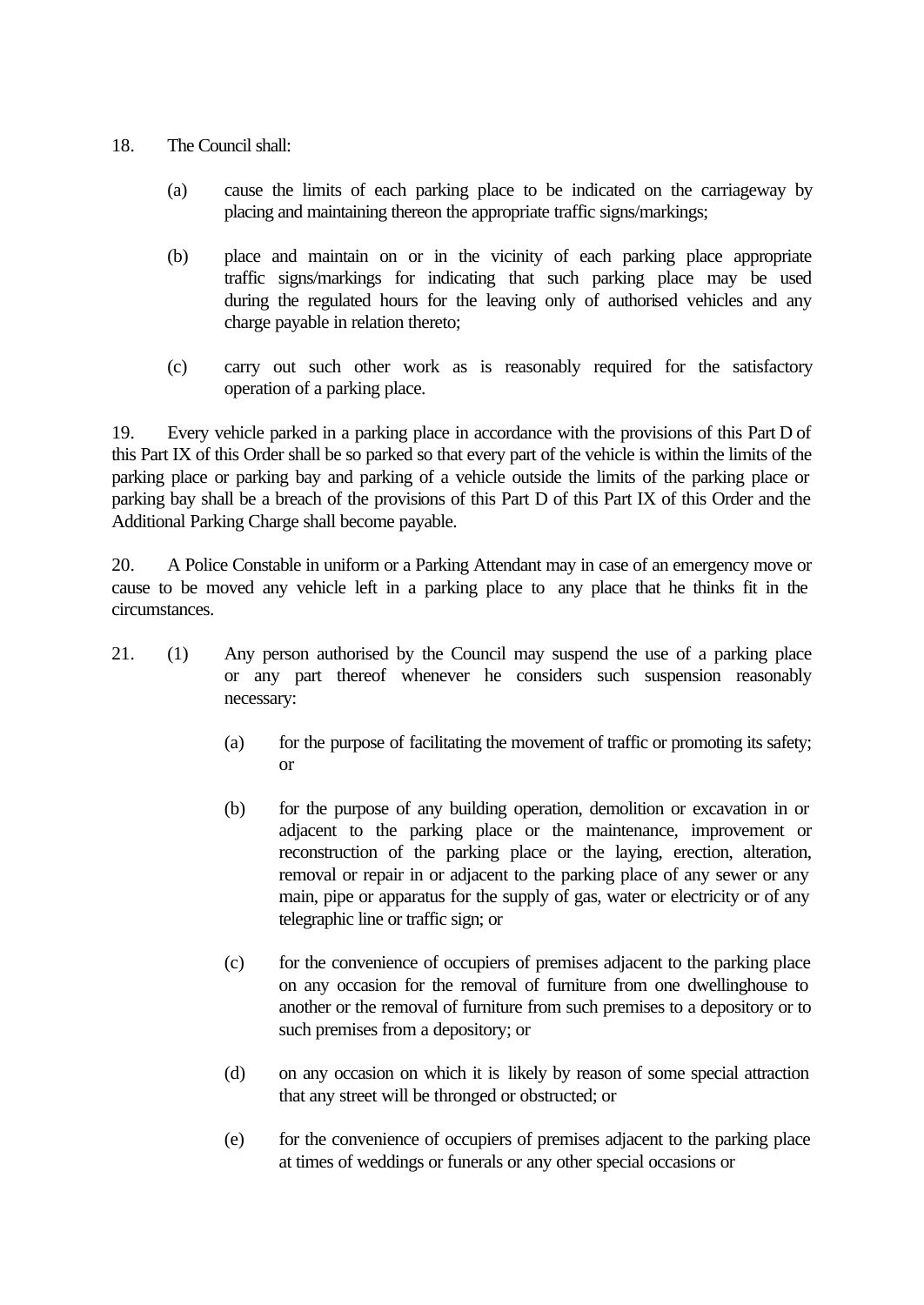18. The Council shall:

   (a) cause the limits of each parking place to be indicated on the carriageway by placing and maintaining thereon the appropriate traffic signs/markings;

   (b) place and maintain on or in the vicinity of each parking place appropriate traffic signs/markings for indicating that such parking place may be used during the regulated hours for the leaving only of authorised vehicles and any charge payable in relation thereto;

   (c) carry out such other work as is reasonably required for the satisfactory operation of a parking place.

19. Every vehicle parked in a parking place in accordance with the provisions of this Part D of this Part IX of this Order shall be so parked so that every part of the vehicle is within the limits of the parking place or parking bay and parking of a vehicle outside the limits of the parking place or parking bay shall be a breach of the provisions of this Part D of this Part IX of this Order and the Additional Parking Charge shall become payable.

20. A Police Constable in uniform or a Parking Attendant may in case of an emergency move or cause to be moved any vehicle left in a parking place to any place that he thinks fit in the circumstances.

21. (1) Any person authorised by the Council may suspend the use of a parking place or any part thereof whenever he considers such suspension reasonably necessary:

      (a) for the purpose of facilitating the movement of traffic or promoting its safety; or

      (b) for the purpose of any building operation, demolition or excavation in or adjacent to the parking place or the maintenance, improvement or reconstruction of the parking place or the laying, erection, alteration, removal or repair in or adjacent to the parking place of any sewer or any main, pipe or apparatus for the supply of gas, water or electricity or of any telegraphic line or traffic sign; or

      (c) for the convenience of occupiers of premises adjacent to the parking place on any occasion for the removal of furniture from one dwellinghouse to another or the removal of furniture from such premises to a depository or to such premises from a depository; or

      (d) on any occasion on which it is likely by reason of some special attraction that any street will be thronged or obstructed; or

      (e) for the convenience of occupiers of premises adjacent to the parking place at times of weddings or funerals or any other special occasions or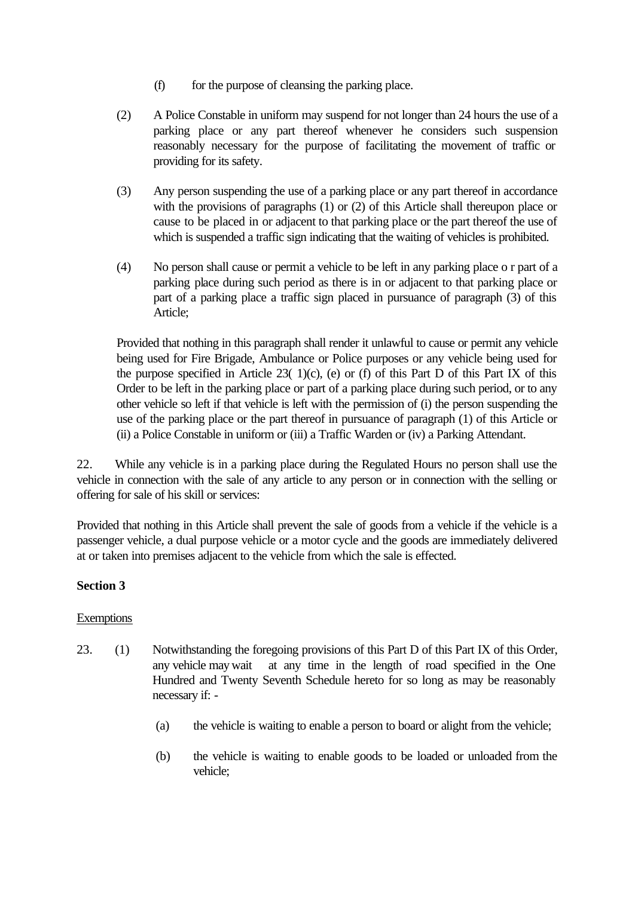(f) for the purpose of cleansing the parking place.

(2) A Police Constable in uniform may suspend for not longer than 24 hours the use of a parking place or any part thereof whenever he considers such suspension reasonably necessary for the purpose of facilitating the movement of traffic or providing for its safety.

(3) Any person suspending the use of a parking place or any part thereof in accordance with the provisions of paragraphs (1) or (2) of this Article shall thereupon place or cause to be placed in or adjacent to that parking place or the part thereof the use of which is suspended a traffic sign indicating that the waiting of vehicles is prohibited.

(4) No person shall cause or permit a vehicle to be left in any parking place o r part of a parking place during such period as there is in or adjacent to that parking place or part of a parking place a traffic sign placed in pursuance of paragraph (3) of this Article;

Provided that nothing in this paragraph shall render it unlawful to cause or permit any vehicle being used for Fire Brigade, Ambulance or Police purposes or any vehicle being used for the purpose specified in Article 23( 1)(c), (e) or (f) of this Part D of this Part IX of this Order to be left in the parking place or part of a parking place during such period, or to any other vehicle so left if that vehicle is left with the permission of (i) the person suspending the use of the parking place or the part thereof in pursuance of paragraph (1) of this Article or (ii) a Police Constable in uniform or (iii) a Traffic Warden or (iv) a Parking Attendant.

22. While any vehicle is in a parking place during the Regulated Hours no person shall use the vehicle in connection with the sale of any article to any person or in connection with the selling or offering for sale of his skill or services:

Provided that nothing in this Article shall prevent the sale of goods from a vehicle if the vehicle is a passenger vehicle, a dual purpose vehicle or a motor cycle and the goods are immediately delivered at or taken into premises adjacent to the vehicle from which the sale is effected.

**Section 3**

Exemptions

23. (1) Notwithstanding the foregoing provisions of this Part D of this Part IX of this Order, any vehicle may wait at any time in the length of road specified in the One Hundred and Twenty Seventh Schedule hereto for so long as may be reasonably necessary if: -

(a) the vehicle is waiting to enable a person to board or alight from the vehicle;

(b) the vehicle is waiting to enable goods to be loaded or unloaded from the vehicle;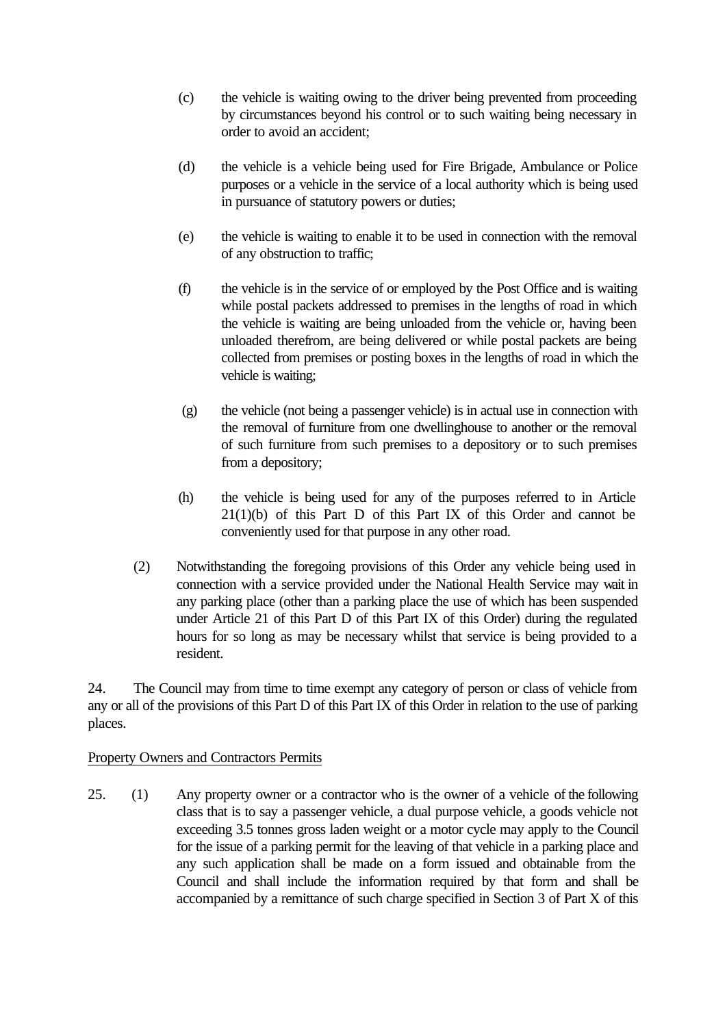(c) the vehicle is waiting owing to the driver being prevented from proceeding by circumstances beyond his control or to such waiting being necessary in order to avoid an accident;

(d) the vehicle is a vehicle being used for Fire Brigade, Ambulance or Police purposes or a vehicle in the service of a local authority which is being used in pursuance of statutory powers or duties;

(e) the vehicle is waiting to enable it to be used in connection with the removal of any obstruction to traffic;

(f) the vehicle is in the service of or employed by the Post Office and is waiting while postal packets addressed to premises in the lengths of road in which the vehicle is waiting are being unloaded from the vehicle or, having been unloaded therefrom, are being delivered or while postal packets are being collected from premises or posting boxes in the lengths of road in which the vehicle is waiting;

(g) the vehicle (not being a passenger vehicle) is in actual use in connection with the removal of furniture from one dwellinghouse to another or the removal of such furniture from such premises to a depository or to such premises from a depository;

(h) the vehicle is being used for any of the purposes referred to in Article 21(1)(b) of this Part D of this Part IX of this Order and cannot be conveniently used for that purpose in any other road.

(2) Notwithstanding the foregoing provisions of this Order any vehicle being used in connection with a service provided under the National Health Service may wait in any parking place (other than a parking place the use of which has been suspended under Article 21 of this Part D of this Part IX of this Order) during the regulated hours for so long as may be necessary whilst that service is being provided to a resident.

24. The Council may from time to time exempt any category of person or class of vehicle from any or all of the provisions of this Part D of this Part IX of this Order in relation to the use of parking places.

Property Owners and Contractors Permits

25. (1) Any property owner or a contractor who is the owner of a vehicle of the following class that is to say a passenger vehicle, a dual purpose vehicle, a goods vehicle not exceeding 3.5 tonnes gross laden weight or a motor cycle may apply to the Council for the issue of a parking permit for the leaving of that vehicle in a parking place and any such application shall be made on a form issued and obtainable from the Council and shall include the information required by that form and shall be accompanied by a remittance of such charge specified in Section 3 of Part X of this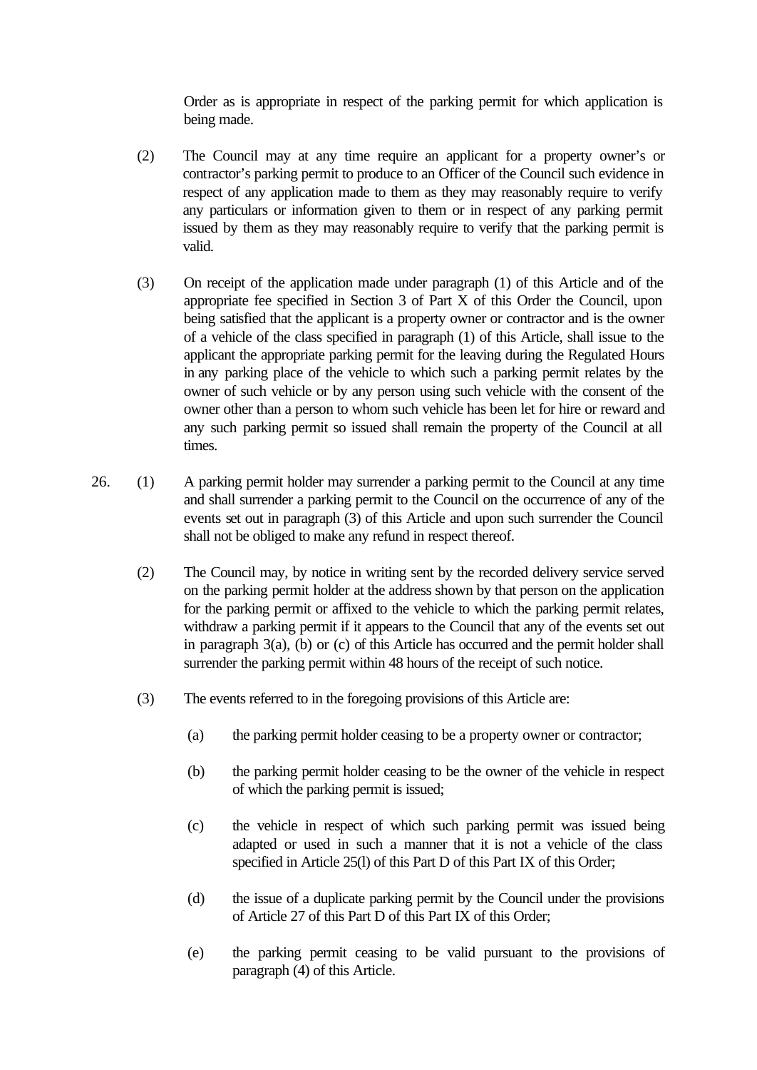Order as is appropriate in respect of the parking permit for which application is being made.

(2) The Council may at any time require an applicant for a property owner's or contractor's parking permit to produce to an Officer of the Council such evidence in respect of any application made to them as they may reasonably require to verify any particulars or information given to them or in respect of any parking permit issued by them as they may reasonably require to verify that the parking permit is valid.

(3) On receipt of the application made under paragraph (1) of this Article and of the appropriate fee specified in Section 3 of Part X of this Order the Council, upon being satisfied that the applicant is a property owner or contractor and is the owner of a vehicle of the class specified in paragraph (1) of this Article, shall issue to the applicant the appropriate parking permit for the leaving during the Regulated Hours in any parking place of the vehicle to which such a parking permit relates by the owner of such vehicle or by any person using such vehicle with the consent of the owner other than a person to whom such vehicle has been let for hire or reward and any such parking permit so issued shall remain the property of the Council at all times.

26\. (1) A parking permit holder may surrender a parking permit to the Council at any time and shall surrender a parking permit to the Council on the occurrence of any of the events set out in paragraph (3) of this Article and upon such surrender the Council shall not be obliged to make any refund in respect thereof.

(2) The Council may, by notice in writing sent by the recorded delivery service served on the parking permit holder at the address shown by that person on the application for the parking permit or affixed to the vehicle to which the parking permit relates, withdraw a parking permit if it appears to the Council that any of the events set out in paragraph 3(a), (b) or (c) of this Article has occurred and the permit holder shall surrender the parking permit within 48 hours of the receipt of such notice.

(3) The events referred to in the foregoing provisions of this Article are:

(a) the parking permit holder ceasing to be a property owner or contractor;

(b) the parking permit holder ceasing to be the owner of the vehicle in respect of which the parking permit is issued;

(c) the vehicle in respect of which such parking permit was issued being adapted or used in such a manner that it is not a vehicle of the class specified in Article 25(l) of this Part D of this Part IX of this Order;

(d) the issue of a duplicate parking permit by the Council under the provisions of Article 27 of this Part D of this Part IX of this Order;

(e) the parking permit ceasing to be valid pursuant to the provisions of paragraph (4) of this Article.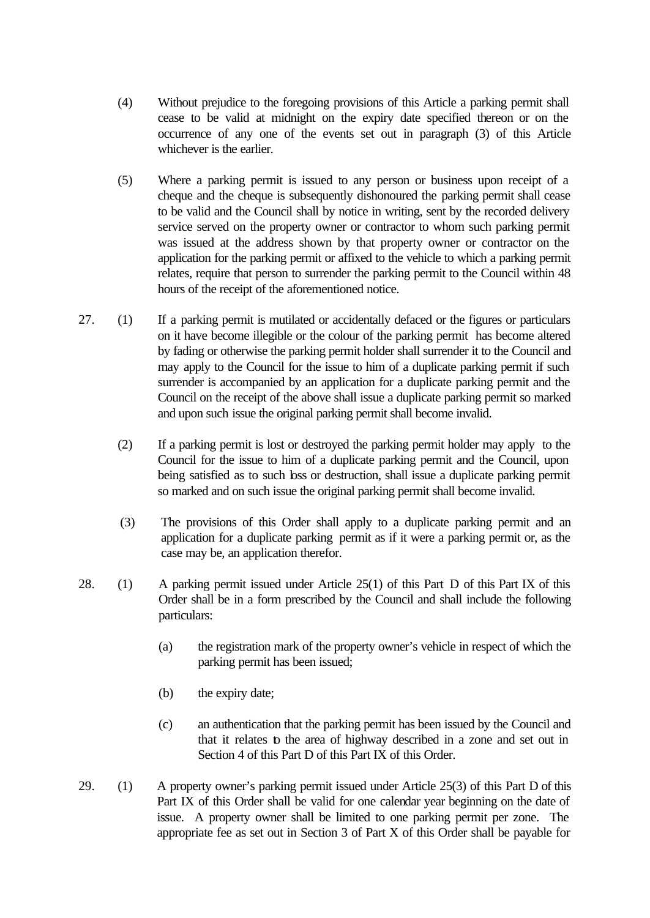(4) Without prejudice to the foregoing provisions of this Article a parking permit shall cease to be valid at midnight on the expiry date specified thereon or on the occurrence of any one of the events set out in paragraph (3) of this Article whichever is the earlier.

(5) Where a parking permit is issued to any person or business upon receipt of a cheque and the cheque is subsequently dishonoured the parking permit shall cease to be valid and the Council shall by notice in writing, sent by the recorded delivery service served on the property owner or contractor to whom such parking permit was issued at the address shown by that property owner or contractor on the application for the parking permit or affixed to the vehicle to which a parking permit relates, require that person to surrender the parking permit to the Council within 48 hours of the receipt of the aforementioned notice.

27. (1) If a parking permit is mutilated or accidentally defaced or the figures or particulars on it have become illegible or the colour of the parking permit has become altered by fading or otherwise the parking permit holder shall surrender it to the Council and may apply to the Council for the issue to him of a duplicate parking permit if such surrender is accompanied by an application for a duplicate parking permit and the Council on the receipt of the above shall issue a duplicate parking permit so marked and upon such issue the original parking permit shall become invalid.

(2) If a parking permit is lost or destroyed the parking permit holder may apply to the Council for the issue to him of a duplicate parking permit and the Council, upon being satisfied as to such loss or destruction, shall issue a duplicate parking permit so marked and on such issue the original parking permit shall become invalid.

(3) The provisions of this Order shall apply to a duplicate parking permit and an application for a duplicate parking permit as if it were a parking permit or, as the case may be, an application therefor.

28. (1) A parking permit issued under Article 25(1) of this Part D of this Part IX of this Order shall be in a form prescribed by the Council and shall include the following particulars:

(a) the registration mark of the property owner's vehicle in respect of which the parking permit has been issued;

(b) the expiry date;

(c) an authentication that the parking permit has been issued by the Council and that it relates to the area of highway described in a zone and set out in Section 4 of this Part D of this Part IX of this Order.

29. (1) A property owner's parking permit issued under Article 25(3) of this Part D of this Part IX of this Order shall be valid for one calendar year beginning on the date of issue. A property owner shall be limited to one parking permit per zone. The appropriate fee as set out in Section 3 of Part X of this Order shall be payable for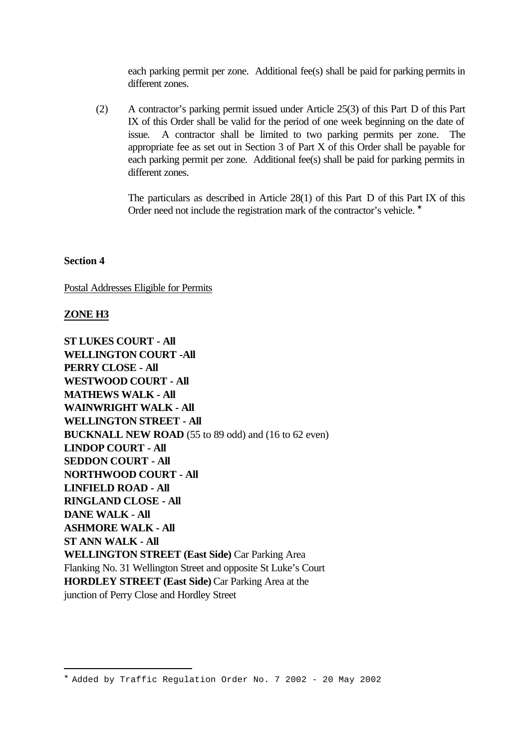each parking permit per zone. Additional fee(s) shall be paid for parking permits in different zones.

(2) A contractor's parking permit issued under Article 25(3) of this Part D of this Part IX of this Order shall be valid for the period of one week beginning on the date of issue. A contractor shall be limited to two parking permits per zone. The appropriate fee as set out in Section 3 of Part X of this Order shall be payable for each parking permit per zone. Additional fee(s) shall be paid for parking permits in different zones.

The particulars as described in Article 28(1) of this Part D of this Part IX of this Order need not include the registration mark of the contractor's vehicle. *

**Section 4**

Postal Addresses Eligible for Permits

**ZONE H3**

**ST LUKES COURT - All**
**WELLINGTON COURT -All**
**PERRY CLOSE - All**
**WESTWOOD COURT - All**
**MATHEWS WALK - All**
**WAINWRIGHT WALK - All**
**WELLINGTON STREET - All**
**BUCKNALL NEW ROAD** (55 to 89 odd) and (16 to 62 even)
**LINDOP COURT - All**
**SEDDON COURT - All**
**NORTHWOOD COURT - All**
**LINFIELD ROAD - All**
**RINGLAND CLOSE - All**
**DANE WALK - All**
**ASHMORE WALK - All**
**ST ANN WALK - All**
**WELLINGTON STREET (East Side)** Car Parking Area Flanking No. 31 Wellington Street and opposite St Luke's Court
**HORDLEY STREET (East Side)** Car Parking Area at the junction of Perry Close and Hordley Street

* Added by Traffic Regulation Order No. 7 2002 - 20 May 2002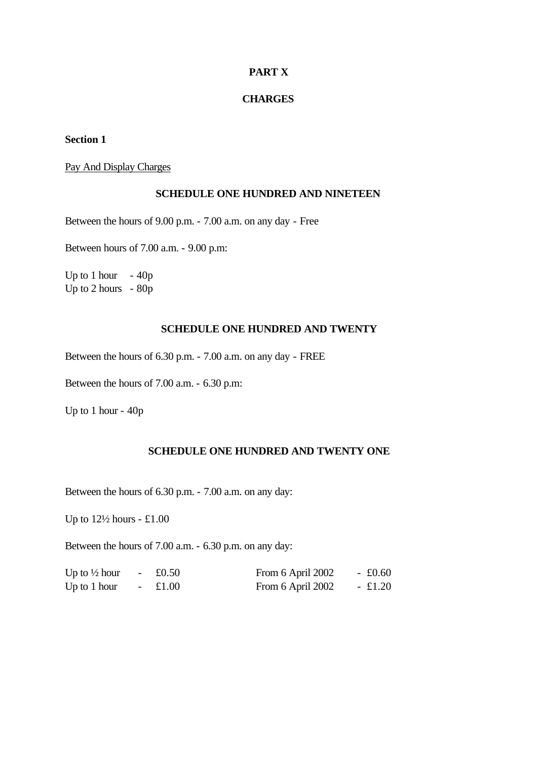# PART X

# CHARGES

**Section 1**

Pay And Display Charges

### SCHEDULE ONE HUNDRED AND NINETEEN

Between the hours of 9.00 p.m. - 7.00 a.m. on any day - Free

Between hours of 7.00 a.m. - 9.00 p.m:

Up to 1 hour - 40p
Up to 2 hours - 80p

### SCHEDULE ONE HUNDRED AND TWENTY

Between the hours of 6.30 p.m. - 7.00 a.m. on any day - FREE

Between the hours of 7.00 a.m. - 6.30 p.m:

Up to 1 hour - 40p

### SCHEDULE ONE HUNDRED AND TWENTY ONE

Between the hours of 6.30 p.m. - 7.00 a.m. on any day:

Up to 12½ hours - £1.00

Between the hours of 7.00 a.m. - 6.30 p.m. on any day:

| | | | |
|---|---|---|---|
| Up to ½ hour | - £0.50 | From 6 April 2002 | - £0.60 |
| Up to 1 hour | - £1.00 | From 6 April 2002 | - £1.20 |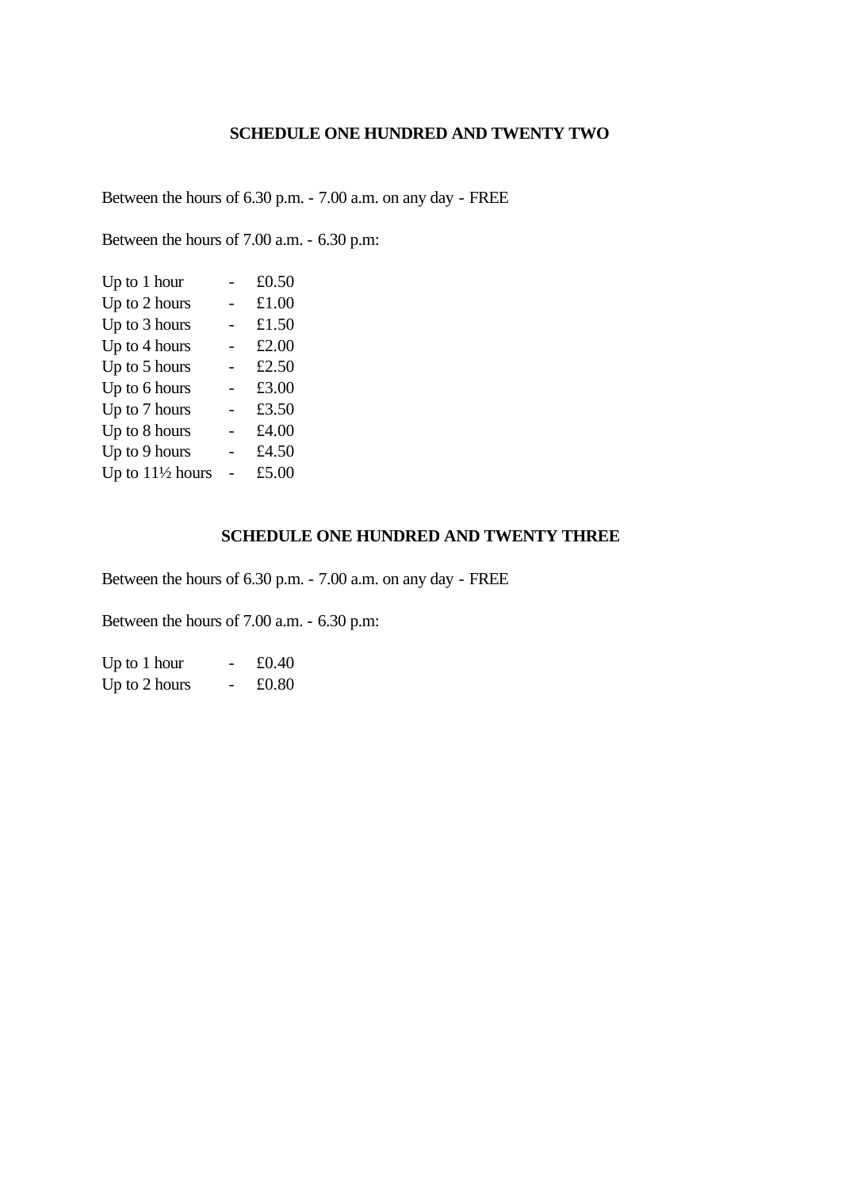## SCHEDULE ONE HUNDRED AND TWENTY TWO

Between the hours of 6.30 p.m. - 7.00 a.m. on any day - FREE

Between the hours of 7.00 a.m. - 6.30 p.m:

| | | |
|---|---|---|
| Up to 1 hour | - | £0.50 |
| Up to 2 hours | - | £1.00 |
| Up to 3 hours | - | £1.50 |
| Up to 4 hours | - | £2.00 |
| Up to 5 hours | - | £2.50 |
| Up to 6 hours | - | £3.00 |
| Up to 7 hours | - | £3.50 |
| Up to 8 hours | - | £4.00 |
| Up to 9 hours | - | £4.50 |
| Up to 11½ hours | - | £5.00 |

## SCHEDULE ONE HUNDRED AND TWENTY THREE

Between the hours of 6.30 p.m. - 7.00 a.m. on any day - FREE

Between the hours of 7.00 a.m. - 6.30 p.m:

| | | |
|---|---|---|
| Up to 1 hour | - | £0.40 |
| Up to 2 hours | - | £0.80 |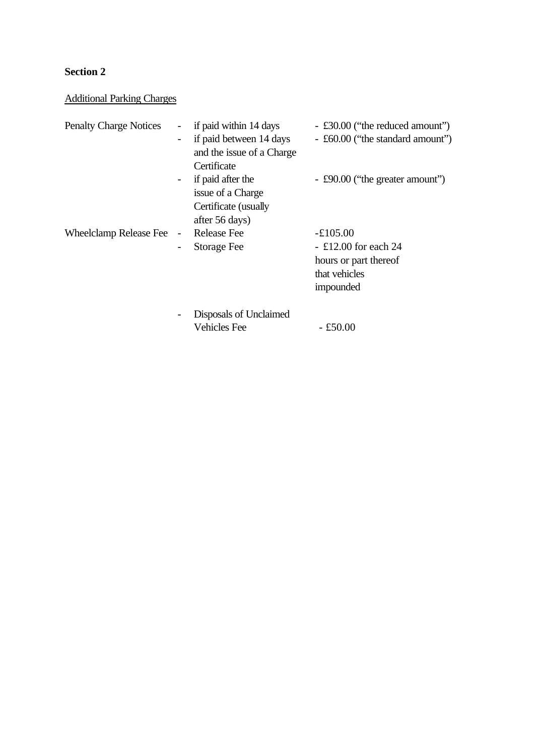**Section 2**

Additional Parking Charges

| | | |
|---|---|---|
| Penalty Charge Notices | - if paid within 14 days | - £30.00 (“the reduced amount”) |
| | - if paid between 14 days and the issue of a Charge Certificate | - £60.00 (“the standard amount”) |
| | - if paid after the issue of a Charge Certificate (usually after 56 days) | - £90.00 (“the greater amount”) |
| Wheelclamp Release Fee | - Release Fee | -£105.00 |
| | - Storage Fee | - £12.00 for each 24 hours or part thereof that vehicles impounded |
| | - Disposals of Unclaimed Vehicles Fee | - £50.00 |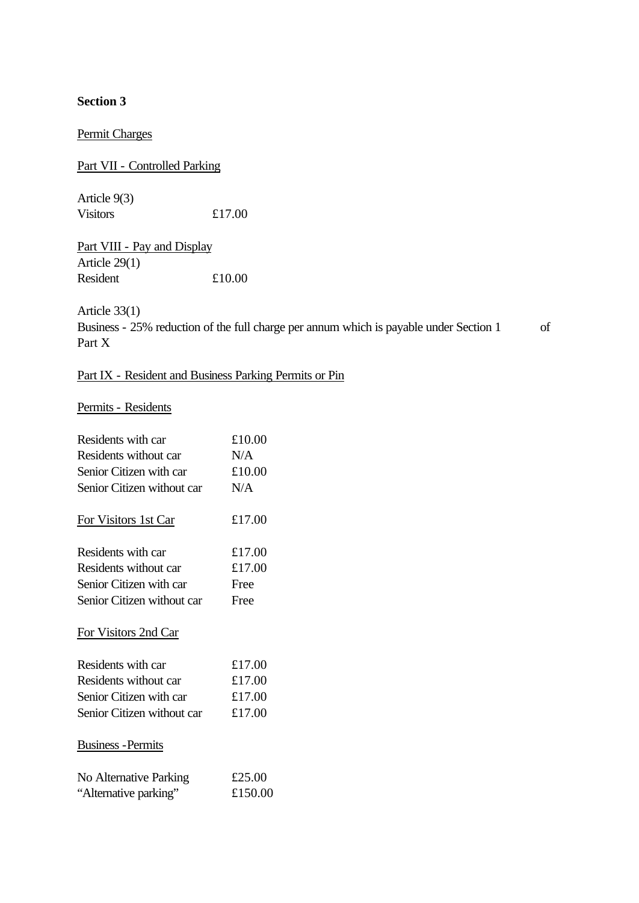**Section 3**

Permit Charges

Part VII - Controlled Parking

Article 9(3)

| | |
|---|---|
| Visitors | £17.00 |

Part VIII - Pay and Display

Article 29(1)

| | |
|---|---|
| Resident | £10.00 |

Article 33(1)

Business - 25% reduction of the full charge per annum which is payable under Section 1 of Part X

Part IX - Resident and Business Parking Permits or Pin

Permits - Residents

| | |
|---|---|
| Residents with car | £10.00 |
| Residents without car | N/A |
| Senior Citizen with car | £10.00 |
| Senior Citizen without car | N/A |

| | |
|---|---|
| For Visitors 1st Car | £17.00 |
| Residents with car | £17.00 |
| Residents without car | £17.00 |
| Senior Citizen with car | Free |
| Senior Citizen without car | Free |

For Visitors 2nd Car

| | |
|---|---|
| Residents with car | £17.00 |
| Residents without car | £17.00 |
| Senior Citizen with car | £17.00 |
| Senior Citizen without car | £17.00 |

Business -Permits

| | |
|---|---|
| No Alternative Parking | £25.00 |
| "Alternative parking" | £150.00 |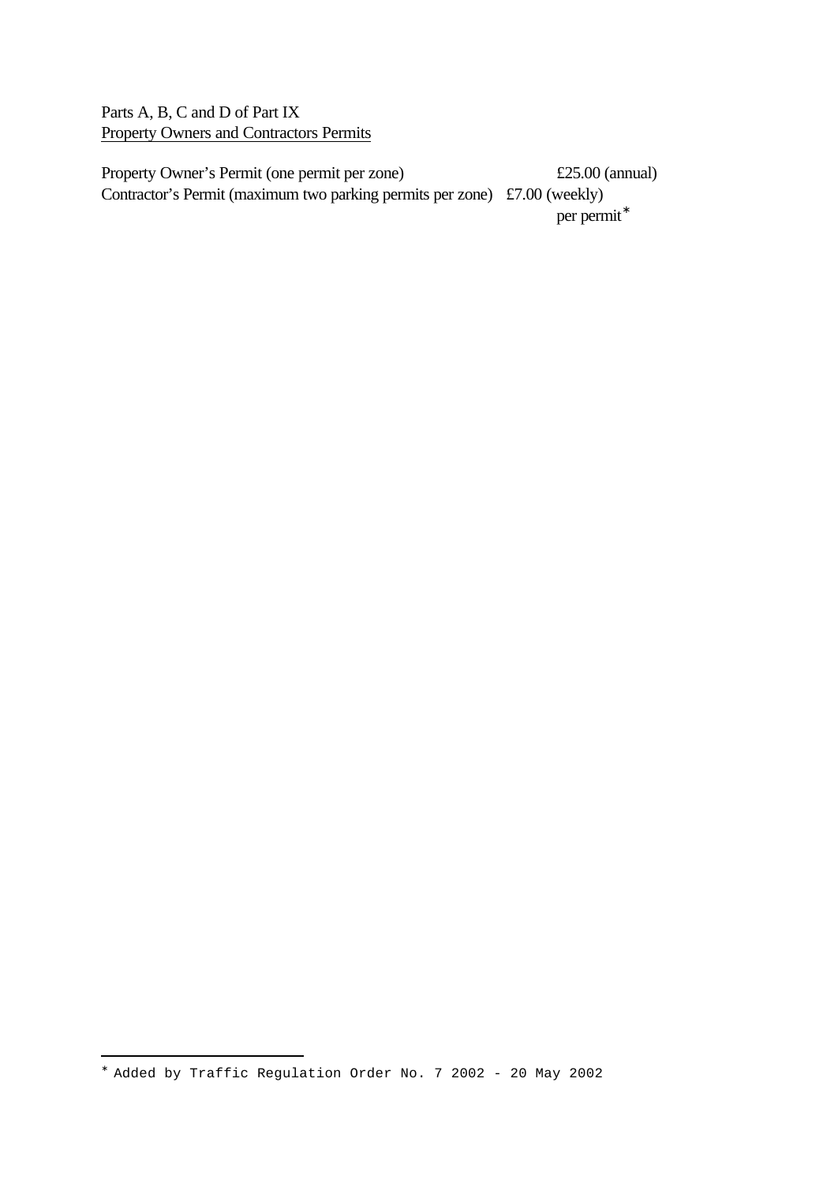Parts A, B, C and D of Part IX

Property Owners and Contractors Permits

| | |
|---|---|
| Property Owner's Permit (one permit per zone) | £25.00 (annual) |
| Contractor's Permit (maximum two parking permits per zone) | £7.00 (weekly) per permit* |

---

\* Added by Traffic Regulation Order No. 7 2002 - 20 May 2002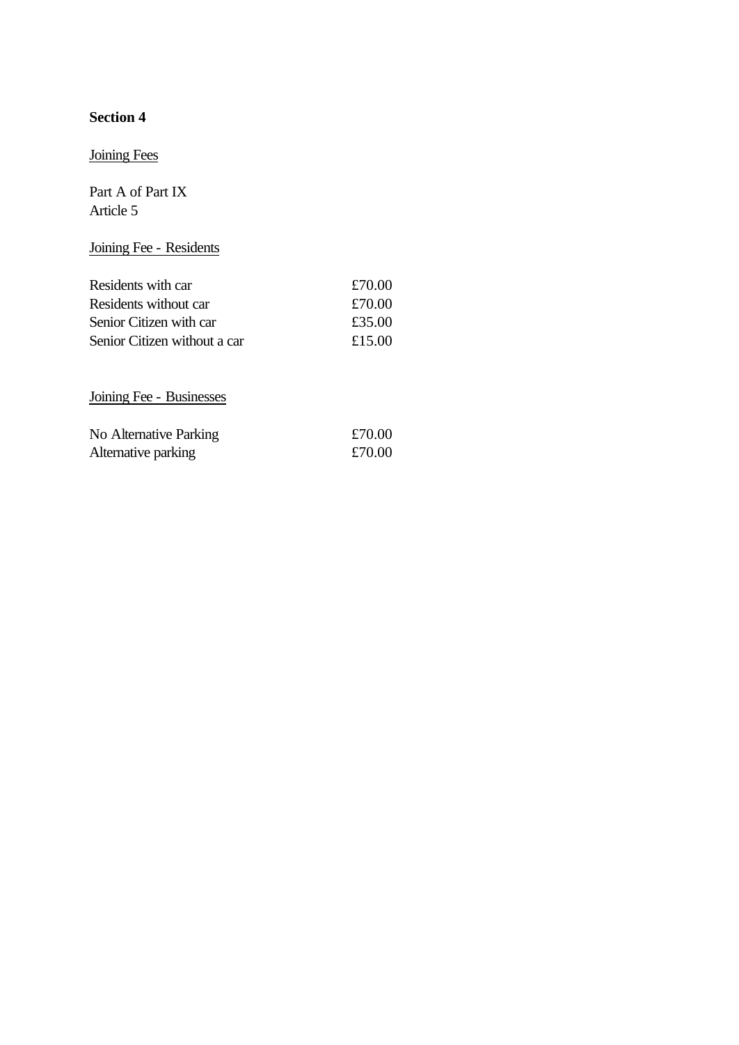**Section 4**

<u>Joining Fees</u>

Part A of Part IX
Article 5

<u>Joining Fee - Residents</u>

| | |
|---|---|
| Residents with car | £70.00 |
| Residents without car | £70.00 |
| Senior Citizen with car | £35.00 |
| Senior Citizen without a car | £15.00 |

<u>Joining Fee - Businesses</u>

| | |
|---|---|
| No Alternative Parking | £70.00 |
| Alternative parking | £70.00 |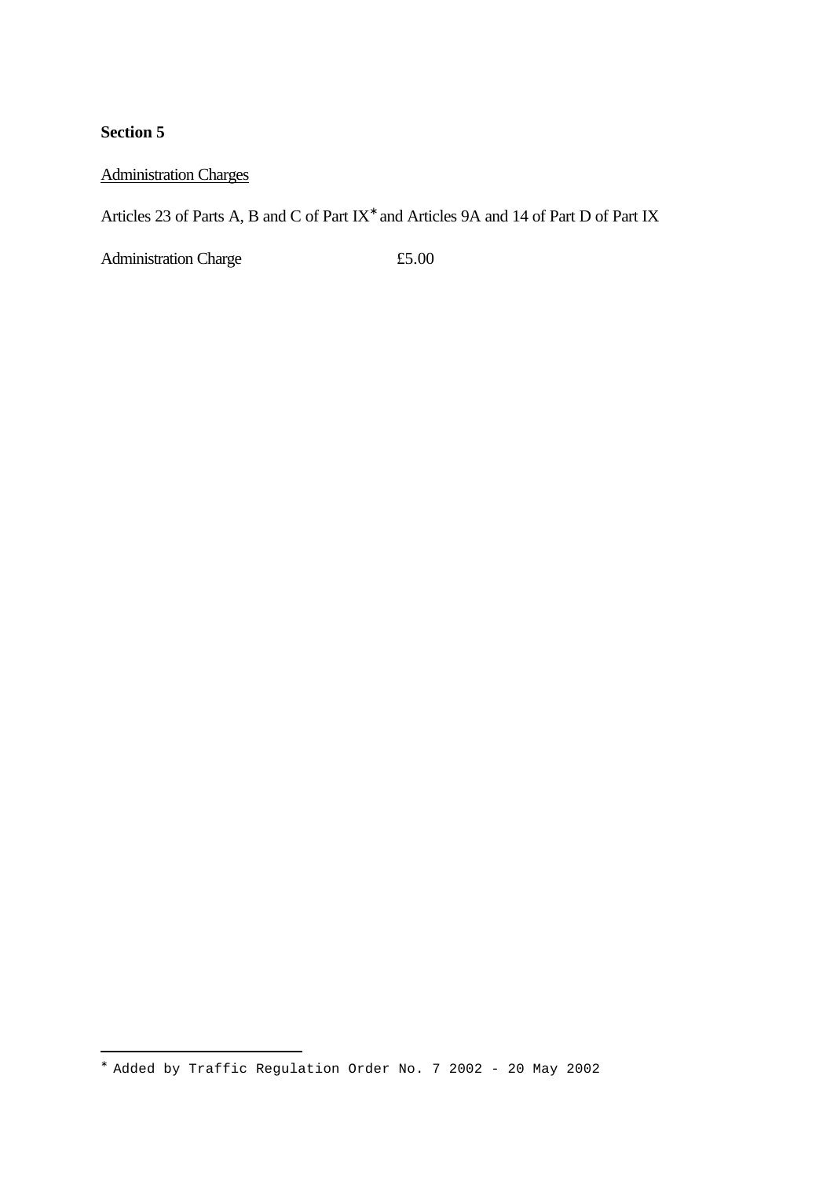**Section 5**

Administration Charges

Articles 23 of Parts A, B and C of Part IX[*] and Articles 9A and 14 of Part D of Part IX

| Administration Charge | £5.00 |
|---|---|

[*] Added by Traffic Regulation Order No. 7 2002 - 20 May 2002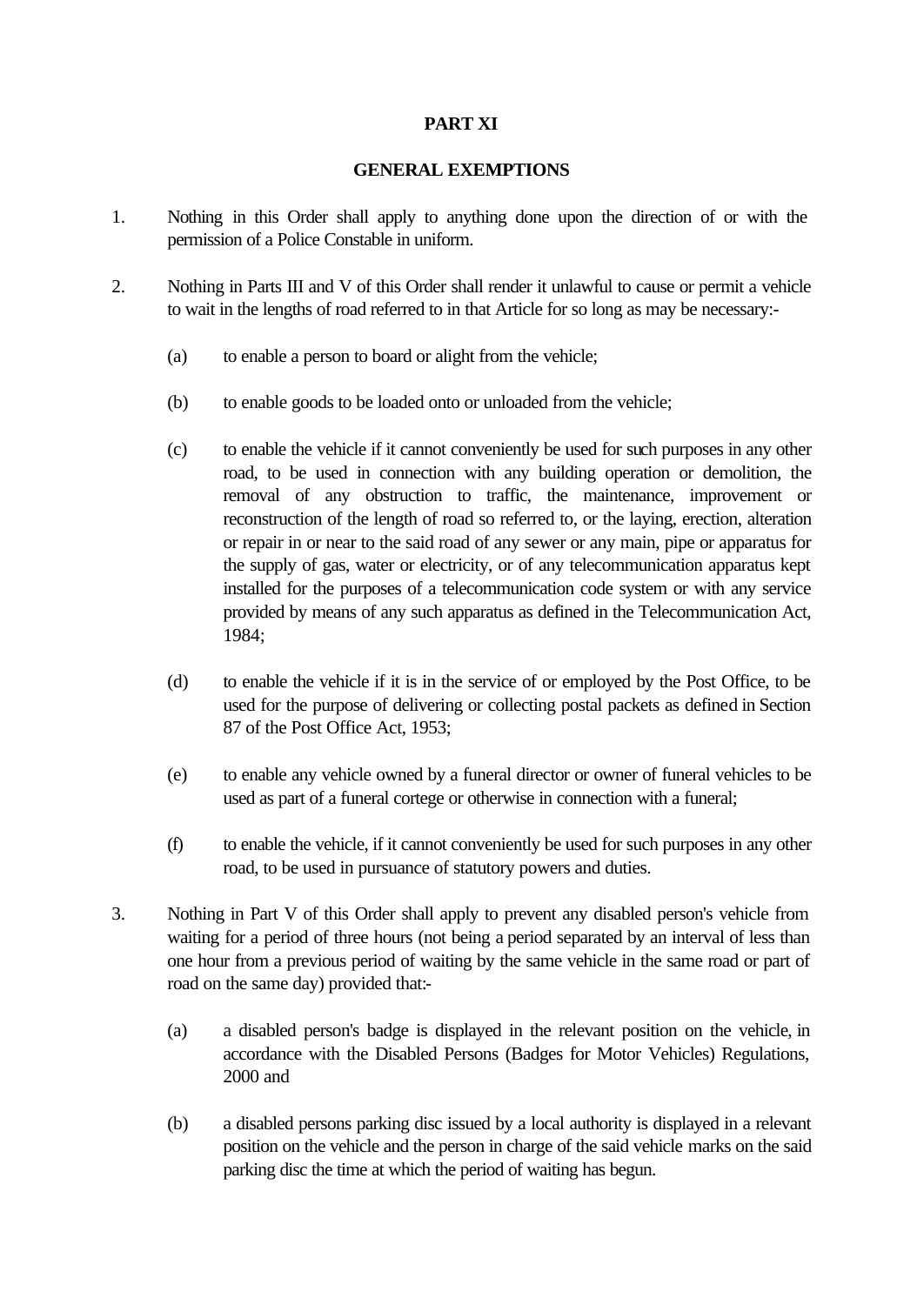## PART XI

## GENERAL EXEMPTIONS

1. Nothing in this Order shall apply to anything done upon the direction of or with the permission of a Police Constable in uniform.

2. Nothing in Parts III and V of this Order shall render it unlawful to cause or permit a vehicle to wait in the lengths of road referred to in that Article for so long as may be necessary:-

   (a) to enable a person to board or alight from the vehicle;

   (b) to enable goods to be loaded onto or unloaded from the vehicle;

   (c) to enable the vehicle if it cannot conveniently be used for such purposes in any other road, to be used in connection with any building operation or demolition, the removal of any obstruction to traffic, the maintenance, improvement or reconstruction of the length of road so referred to, or the laying, erection, alteration or repair in or near to the said road of any sewer or any main, pipe or apparatus for the supply of gas, water or electricity, or of any telecommunication apparatus kept installed for the purposes of a telecommunication code system or with any service provided by means of any such apparatus as defined in the Telecommunication Act, 1984;

   (d) to enable the vehicle if it is in the service of or employed by the Post Office, to be used for the purpose of delivering or collecting postal packets as defined in Section 87 of the Post Office Act, 1953;

   (e) to enable any vehicle owned by a funeral director or owner of funeral vehicles to be used as part of a funeral cortege or otherwise in connection with a funeral;

   (f) to enable the vehicle, if it cannot conveniently be used for such purposes in any other road, to be used in pursuance of statutory powers and duties.

3. Nothing in Part V of this Order shall apply to prevent any disabled person's vehicle from waiting for a period of three hours (not being a period separated by an interval of less than one hour from a previous period of waiting by the same vehicle in the same road or part of road on the same day) provided that:-

   (a) a disabled person's badge is displayed in the relevant position on the vehicle, in accordance with the Disabled Persons (Badges for Motor Vehicles) Regulations, 2000 and

   (b) a disabled persons parking disc issued by a local authority is displayed in a relevant position on the vehicle and the person in charge of the said vehicle marks on the said parking disc the time at which the period of waiting has begun.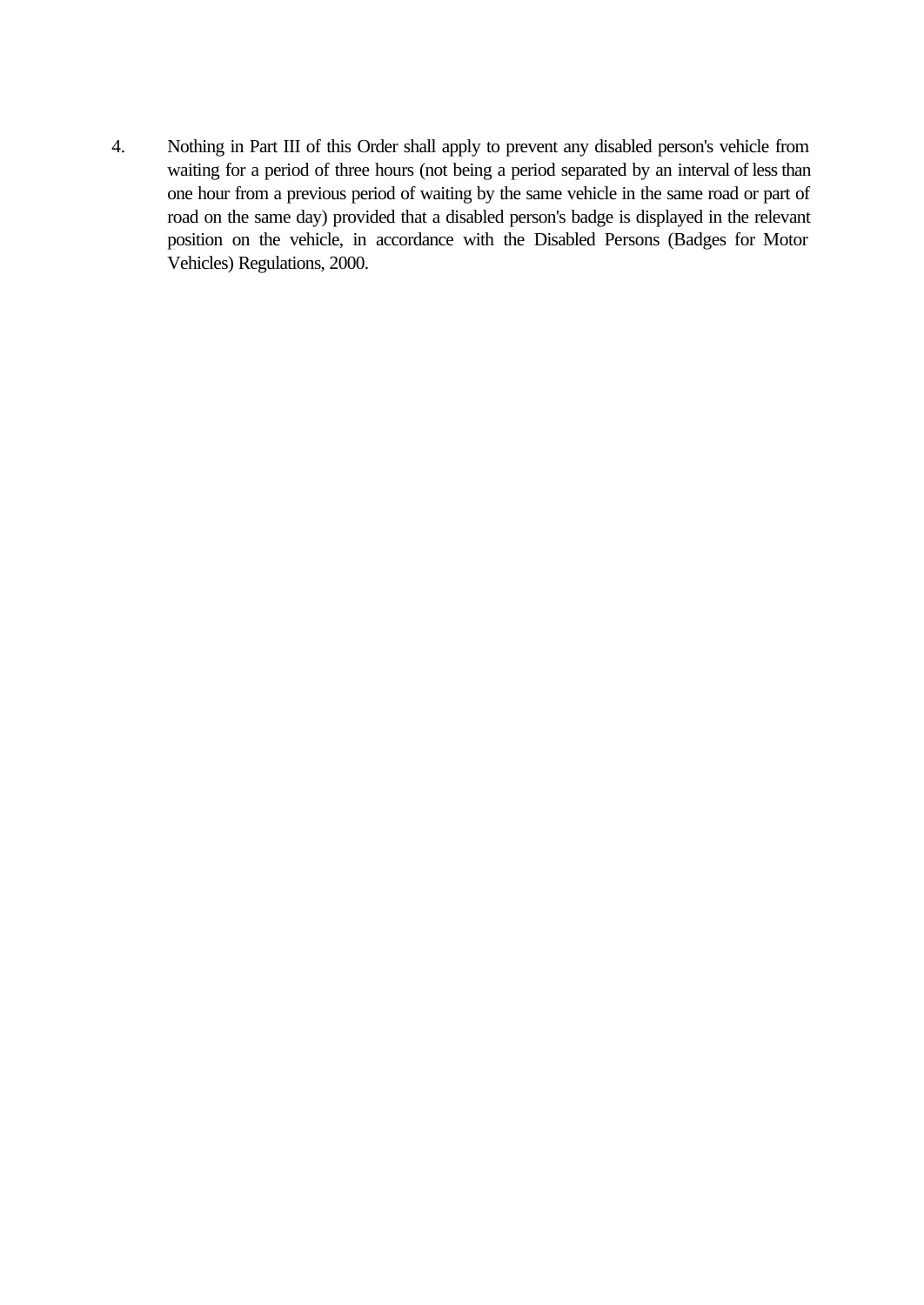4. Nothing in Part III of this Order shall apply to prevent any disabled person's vehicle from waiting for a period of three hours (not being a period separated by an interval of less than one hour from a previous period of waiting by the same vehicle in the same road or part of road on the same day) provided that a disabled person's badge is displayed in the relevant position on the vehicle, in accordance with the Disabled Persons (Badges for Motor Vehicles) Regulations, 2000.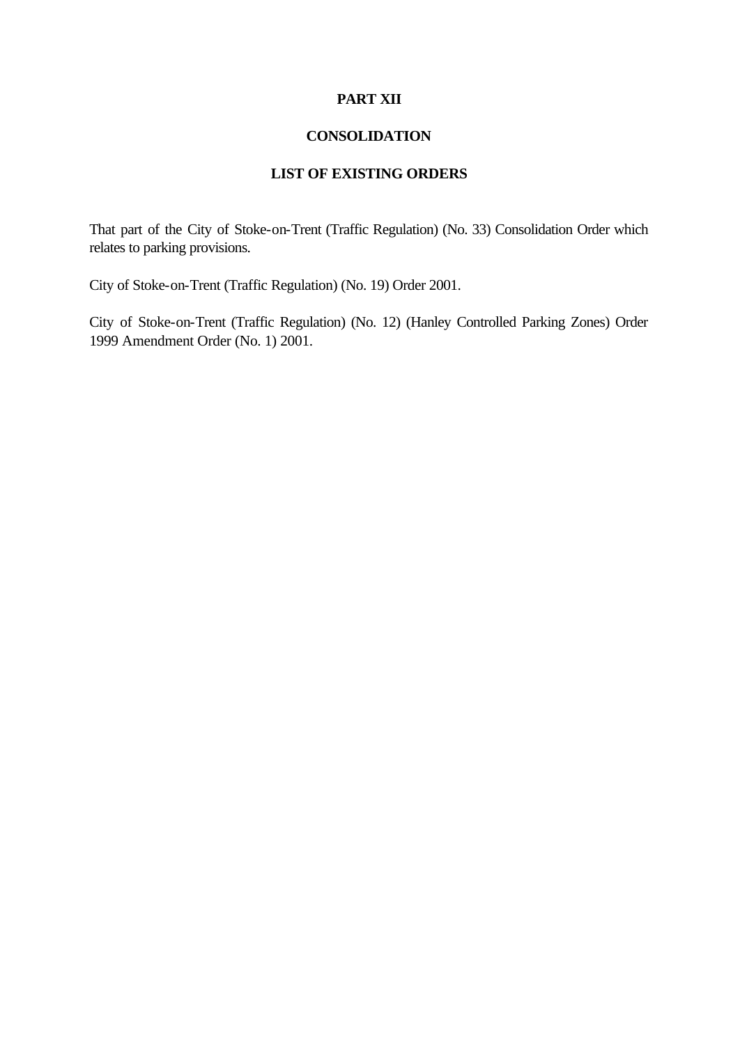# PART XII

## CONSOLIDATION

### LIST OF EXISTING ORDERS

That part of the City of Stoke-on-Trent (Traffic Regulation) (No. 33) Consolidation Order which relates to parking provisions.

City of Stoke-on-Trent (Traffic Regulation) (No. 19) Order 2001.

City of Stoke-on-Trent (Traffic Regulation) (No. 12) (Hanley Controlled Parking Zones) Order 1999 Amendment Order (No. 1) 2001.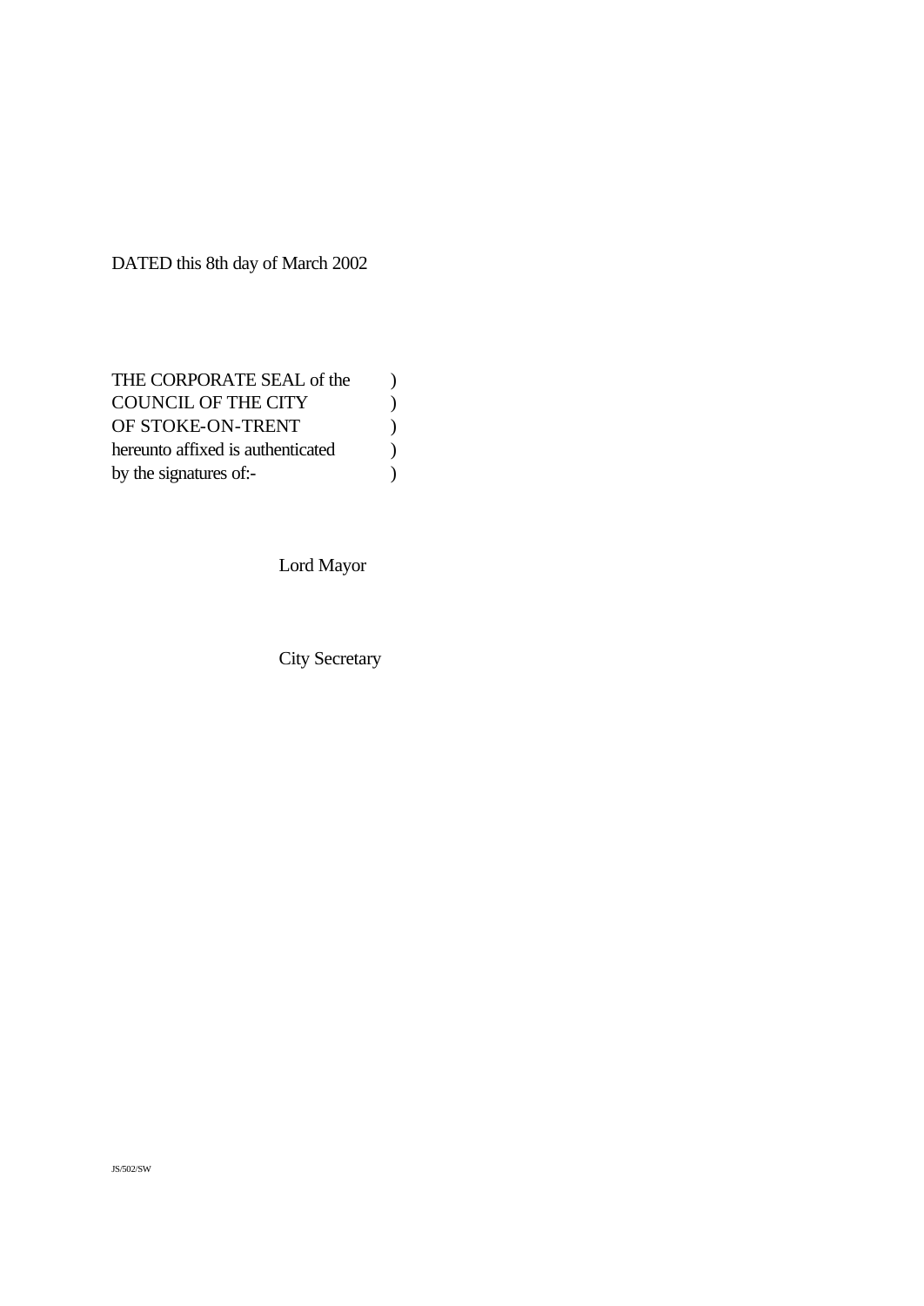DATED this 8th day of March 2002

THE CORPORATE SEAL of the )
COUNCIL OF THE CITY )
OF STOKE-ON-TRENT )
hereunto affixed is authenticated )
by the signatures of:- )

Lord Mayor

City Secretary

JS/502/SW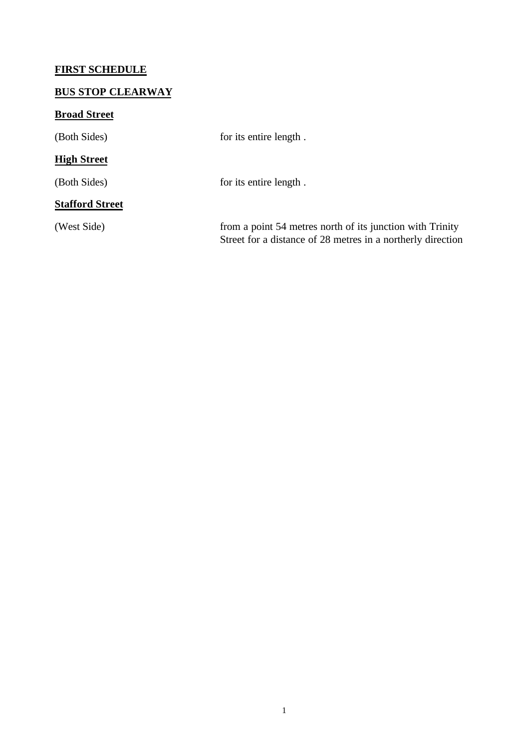**FIRST SCHEDULE**

**BUS STOP CLEARWAY**

**Broad Street**

| | |
|---|---|
| (Both Sides) | for its entire length . |

**High Street**

| | |
|---|---|
| (Both Sides) | for its entire length . |

**Stafford Street**

| | |
|---|---|
| (West Side) | from a point 54 metres north of its junction with Trinity Street for a distance of 28 metres in a northerly direction |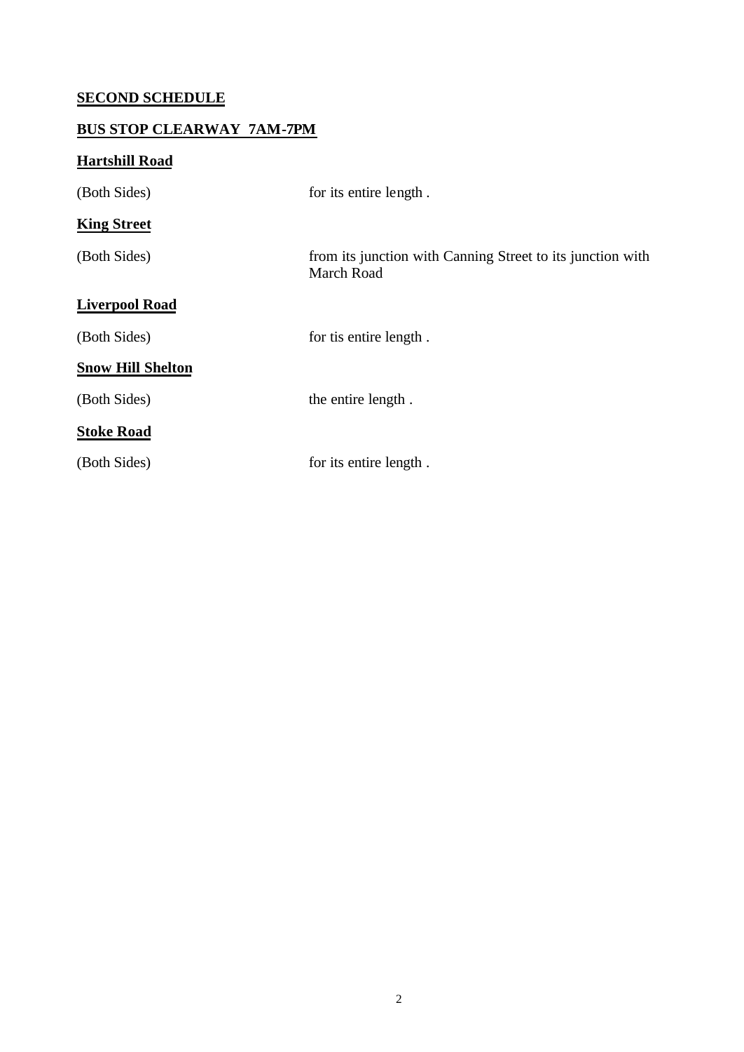**SECOND SCHEDULE**

**BUS STOP CLEARWAY 7AM-7PM**

**Hartshill Road**

| | |
|---|---|
| (Both Sides) | for its entire length . |

**King Street**

| | |
|---|---|
| (Both Sides) | from its junction with Canning Street to its junction with March Road |

**Liverpool Road**

| | |
|---|---|
| (Both Sides) | for tis entire length . |

**Snow Hill Shelton**

| | |
|---|---|
| (Both Sides) | the entire length . |

**Stoke Road**

| | |
|---|---|
| (Both Sides) | for its entire length . |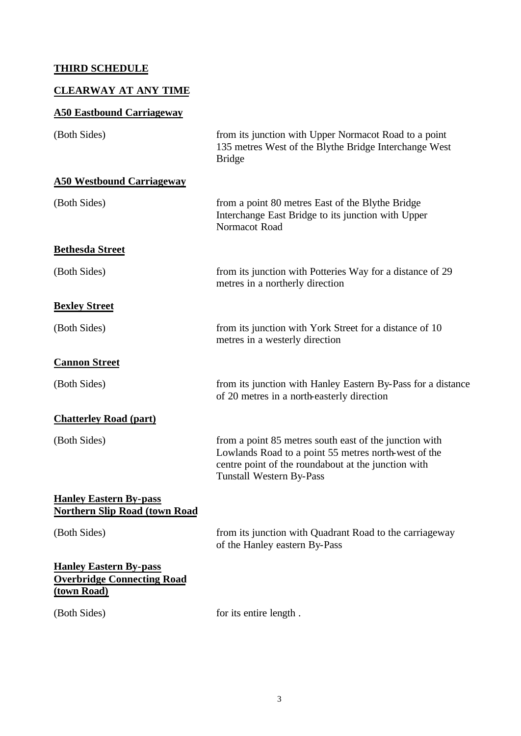**THIRD SCHEDULE**

**CLEARWAY AT ANY TIME**

**A50 Eastbound Carriageway**

| | |
|---|---|
| (Both Sides) | from its junction with Upper Normacot Road to a point 135 metres West of the Blythe Bridge Interchange West Bridge |

**A50 Westbound Carriageway**

| | |
|---|---|
| (Both Sides) | from a point 80 metres East of the Blythe Bridge Interchange East Bridge to its junction with Upper Normacot Road |

**Bethesda Street**

| | |
|---|---|
| (Both Sides) | from its junction with Potteries Way for a distance of 29 metres in a northerly direction |

**Bexley Street**

| | |
|---|---|
| (Both Sides) | from its junction with York Street for a distance of 10 metres in a westerly direction |

**Cannon Street**

| | |
|---|---|
| (Both Sides) | from its junction with Hanley Eastern By-Pass for a distance of 20 metres in a north-easterly direction |

**Chatterley Road (part)**

| | |
|---|---|
| (Both Sides) | from a point 85 metres south east of the junction with Lowlands Road to a point 55 metres north-west of the centre point of the roundabout at the junction with Tunstall Western By-Pass |

**Hanley Eastern By-pass Northern Slip Road (town Road**

| | |
|---|---|
| (Both Sides) | from its junction with Quadrant Road to the carriageway of the Hanley eastern By-Pass |

**Hanley Eastern By-pass Overbridge Connecting Road (town Road)**

| | |
|---|---|
| (Both Sides) | for its entire length . |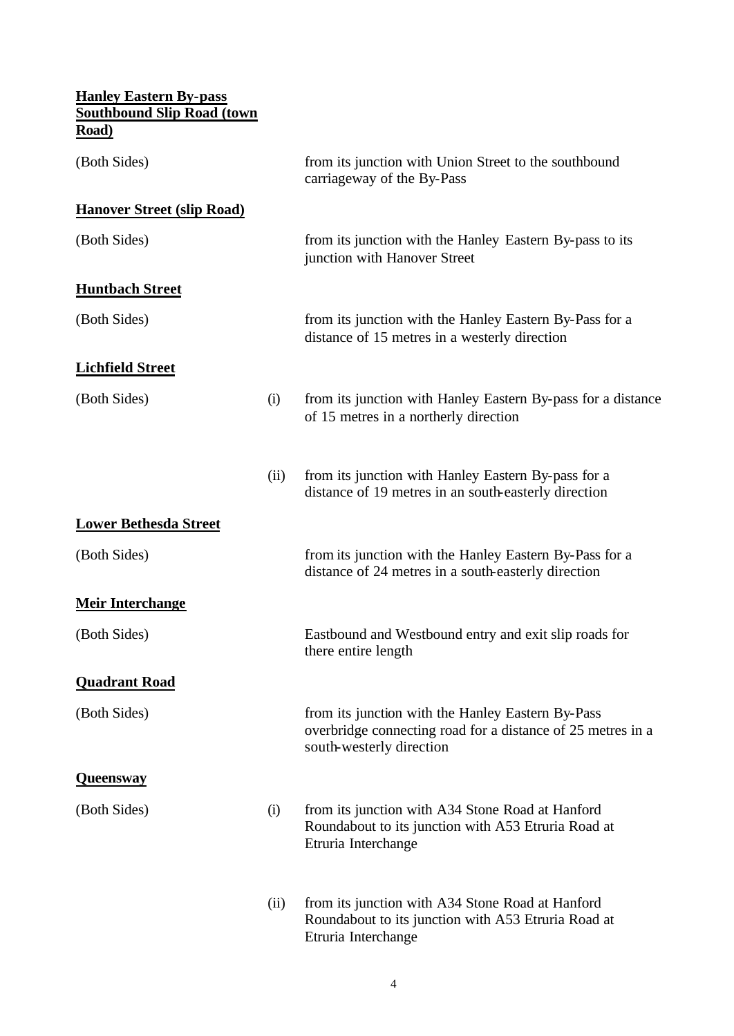**Hanley Eastern By-pass Southbound Slip Road (town Road)**

| | | |
|---|---|---|
| (Both Sides) | | from its junction with Union Street to the southbound carriageway of the By-Pass |

**Hanover Street (slip Road)**

| | | |
|---|---|---|
| (Both Sides) | | from its junction with the Hanley Eastern By-pass to its junction with Hanover Street |

**Huntbach Street**

| | | |
|---|---|---|
| (Both Sides) | | from its junction with the Hanley Eastern By-Pass for a distance of 15 metres in a westerly direction |

**Lichfield Street**

| | | |
|---|---|---|
| (Both Sides) | (i) | from its junction with Hanley Eastern By-pass for a distance of 15 metres in a northerly direction |
| | (ii) | from its junction with Hanley Eastern By-pass for a distance of 19 metres in an south-easterly direction |

**Lower Bethesda Street**

| | | |
|---|---|---|
| (Both Sides) | | from its junction with the Hanley Eastern By-Pass for a distance of 24 metres in a south-easterly direction |

**Meir Interchange**

| | | |
|---|---|---|
| (Both Sides) | | Eastbound and Westbound entry and exit slip roads for there entire length |

**Quadrant Road**

| | | |
|---|---|---|
| (Both Sides) | | from its junction with the Hanley Eastern By-Pass overbridge connecting road for a distance of 25 metres in a south-westerly direction |

**Queensway**

| | | |
|---|---|---|
| (Both Sides) | (i) | from its junction with A34 Stone Road at Hanford Roundabout to its junction with A53 Etruria Road at Etruria Interchange |
| | (ii) | from its junction with A34 Stone Road at Hanford Roundabout to its junction with A53 Etruria Road at Etruria Interchange |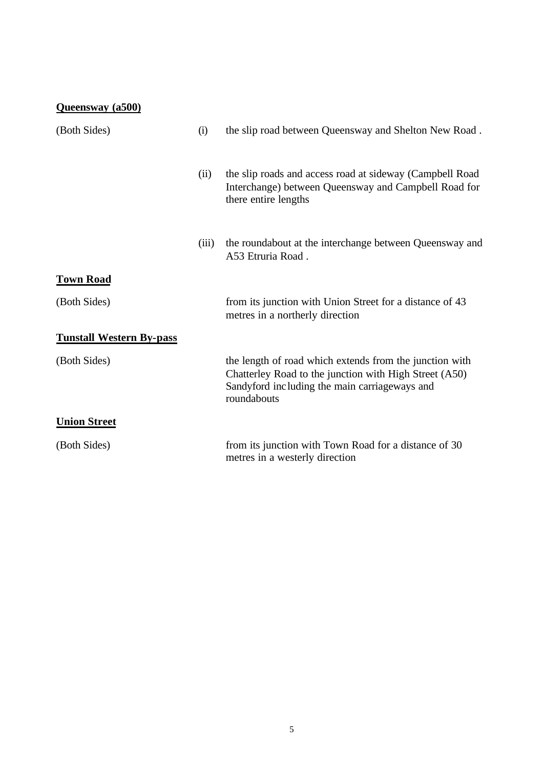**Queensway (a500)**

| | | |
|---|---|---|
| (Both Sides) | (i) | the slip road between Queensway and Shelton New Road . |
| | (ii) | the slip roads and access road at sideway (Campbell Road Interchange) between Queensway and Campbell Road for there entire lengths |
| | (iii) | the roundabout at the interchange between Queensway and A53 Etruria Road . |

**Town Road**

| | |
|---|---|
| (Both Sides) | from its junction with Union Street for a distance of 43 metres in a northerly direction |

**Tunstall Western By-pass**

| | |
|---|---|
| (Both Sides) | the length of road which extends from the junction with Chatterley Road to the junction with High Street (A50) Sandyford inc luding the main carriageways and roundabouts |

**Union Street**

| | |
|---|---|
| (Both Sides) | from its junction with Town Road for a distance of 30 metres in a westerly direction |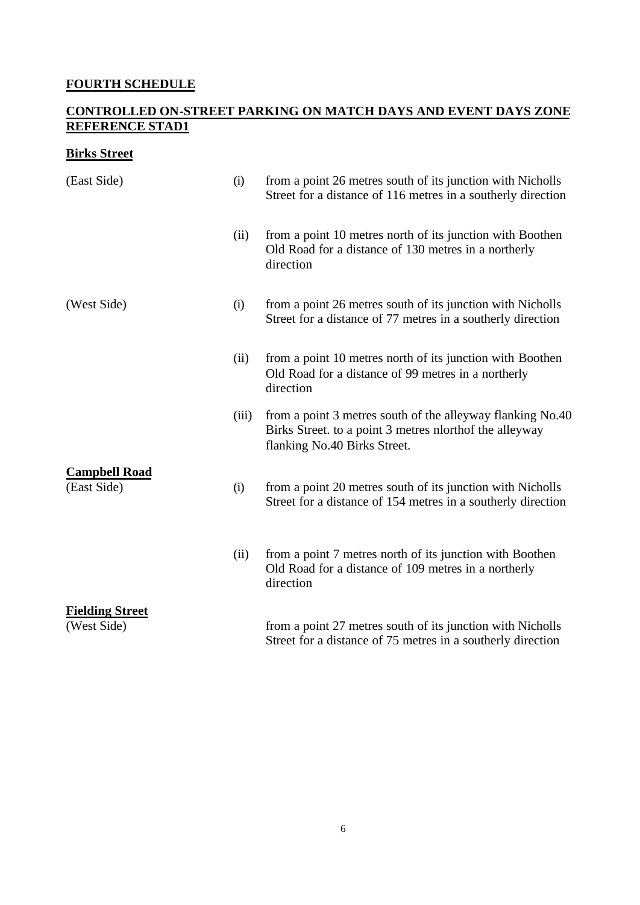## FOURTH SCHEDULE

## CONTROLLED ON-STREET PARKING ON MATCH DAYS AND EVENT DAYS ZONE REFERENCE STAD1

### Birks Street

| | | |
|---|---|---|
| (East Side) | (i) | from a point 26 metres south of its junction with Nicholls Street for a distance of 116 metres in a southerly direction |
| | (ii) | from a point 10 metres north of its junction with Boothen Old Road for a distance of 130 metres in a northerly direction |
| (West Side) | (i) | from a point 26 metres south of its junction with Nicholls Street for a distance of 77 metres in a southerly direction |
| | (ii) | from a point 10 metres north of its junction with Boothen Old Road for a distance of 99 metres in a northerly direction |
| | (iii) | from a point 3 metres south of the alleyway flanking No.40 Birks Street. to a point 3 metres nlorthof the alleyway flanking No.40 Birks Street. |

### Campbell Road

| | | |
|---|---|---|
| (East Side) | (i) | from a point 20 metres south of its junction with Nicholls Street for a distance of 154 metres in a southerly direction |
| | (ii) | from a point 7 metres north of its junction with Boothen Old Road for a distance of 109 metres in a northerly direction |

### Fielding Street

| | | |
|---|---|---|
| (West Side) | | from a point 27 metres south of its junction with Nicholls Street for a distance of 75 metres in a southerly direction |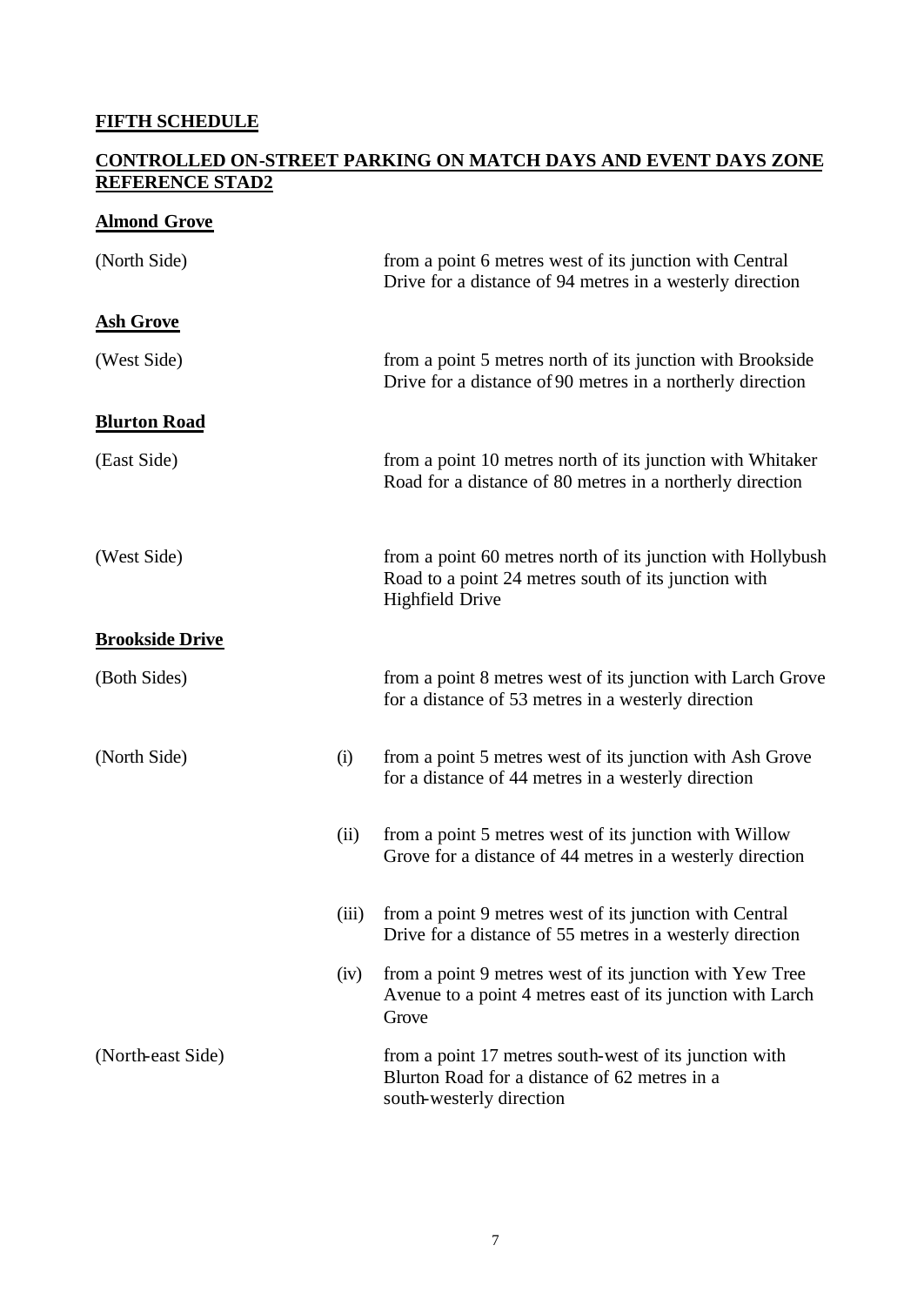**FIFTH SCHEDULE**

**CONTROLLED ON-STREET PARKING ON MATCH DAYS AND EVENT DAYS ZONE REFERENCE STAD2**

**Almond Grove**

| | | |
|---|---|---|
| (North Side) | | from a point 6 metres west of its junction with Central Drive for a distance of 94 metres in a westerly direction |

**Ash Grove**

| | | |
|---|---|---|
| (West Side) | | from a point 5 metres north of its junction with Brookside Drive for a distance of 90 metres in a northerly direction |

**Blurton Road**

| | | |
|---|---|---|
| (East Side) | | from a point 10 metres north of its junction with Whitaker Road for a distance of 80 metres in a northerly direction |
| (West Side) | | from a point 60 metres north of its junction with Hollybush Road to a point 24 metres south of its junction with Highfield Drive |

**Brookside Drive**

| | | |
|---|---|---|
| (Both Sides) | | from a point 8 metres west of its junction with Larch Grove for a distance of 53 metres in a westerly direction |
| (North Side) | (i) | from a point 5 metres west of its junction with Ash Grove for a distance of 44 metres in a westerly direction |
| | (ii) | from a point 5 metres west of its junction with Willow Grove for a distance of 44 metres in a westerly direction |
| | (iii) | from a point 9 metres west of its junction with Central Drive for a distance of 55 metres in a westerly direction |
| | (iv) | from a point 9 metres west of its junction with Yew Tree Avenue to a point 4 metres east of its junction with Larch Grove |
| (North-east Side) | | from a point 17 metres south-west of its junction with Blurton Road for a distance of 62 metres in a south-westerly direction |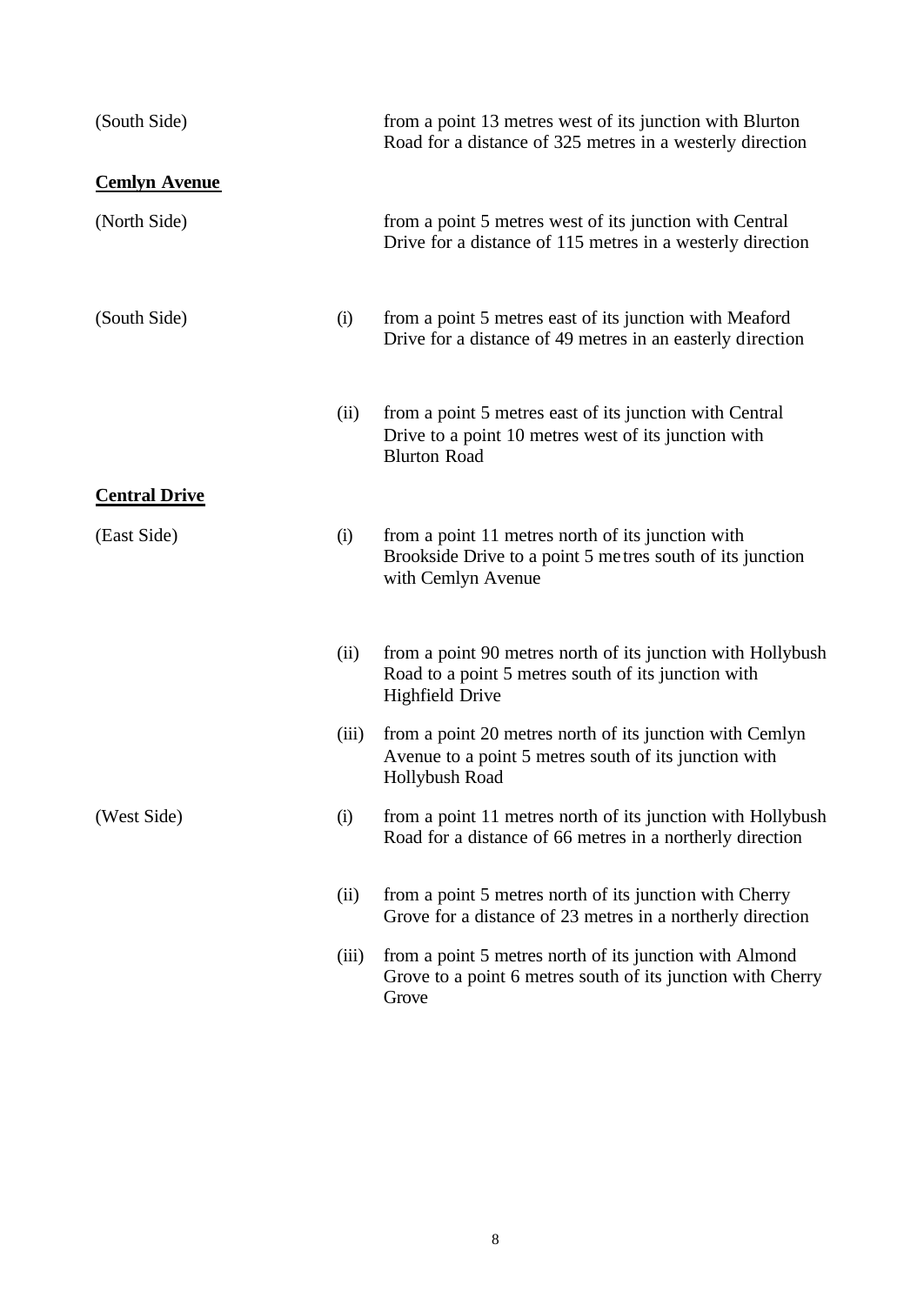(South Side) from a point 13 metres west of its junction with Blurton Road for a distance of 325 metres in a westerly direction

**Cemlyn Avenue**

(North Side) from a point 5 metres west of its junction with Central Drive for a distance of 115 metres in a westerly direction

(South Side)

(i) from a point 5 metres east of its junction with Meaford Drive for a distance of 49 metres in an easterly direction

(ii) from a point 5 metres east of its junction with Central Drive to a point 10 metres west of its junction with Blurton Road

**Central Drive**

(East Side)

(i) from a point 11 metres north of its junction with Brookside Drive to a point 5 metres south of its junction with Cemlyn Avenue

(ii) from a point 90 metres north of its junction with Hollybush Road to a point 5 metres south of its junction with Highfield Drive

(iii) from a point 20 metres north of its junction with Cemlyn Avenue to a point 5 metres south of its junction with Hollybush Road

(West Side)

(i) from a point 11 metres north of its junction with Hollybush Road for a distance of 66 metres in a northerly direction

(ii) from a point 5 metres north of its junction with Cherry Grove for a distance of 23 metres in a northerly direction

(iii) from a point 5 metres north of its junction with Almond Grove to a point 6 metres south of its junction with Cherry Grove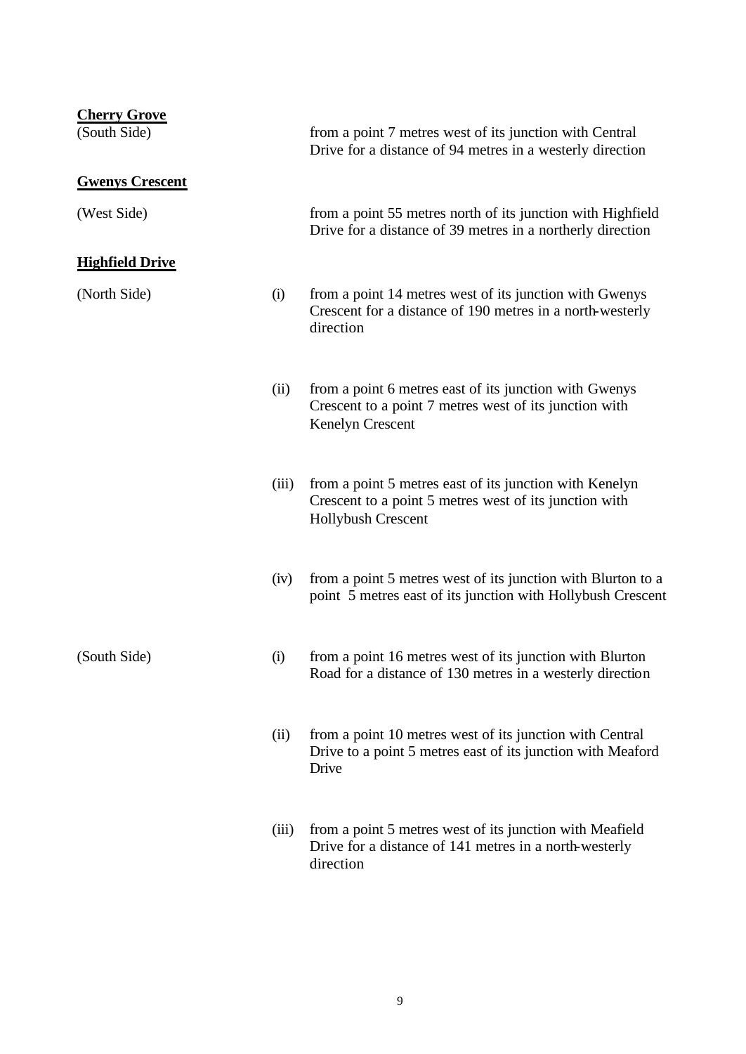**Cherry Grove**

(South Side) from a point 7 metres west of its junction with Central Drive for a distance of 94 metres in a westerly direction

**Gwenys Crescent**

(West Side) from a point 55 metres north of its junction with Highfield Drive for a distance of 39 metres in a northerly direction

**Highfield Drive**

(North Side)

(i) from a point 14 metres west of its junction with Gwenys Crescent for a distance of 190 metres in a north-westerly direction

(ii) from a point 6 metres east of its junction with Gwenys Crescent to a point 7 metres west of its junction with Kenelyn Crescent

(iii) from a point 5 metres east of its junction with Kenelyn Crescent to a point 5 metres west of its junction with Hollybush Crescent

(iv) from a point 5 metres west of its junction with Blurton to a point 5 metres east of its junction with Hollybush Crescent

(South Side)

(i) from a point 16 metres west of its junction with Blurton Road for a distance of 130 metres in a westerly direction

(ii) from a point 10 metres west of its junction with Central Drive to a point 5 metres east of its junction with Meaford Drive

(iii) from a point 5 metres west of its junction with Meafield Drive for a distance of 141 metres in a north-westerly direction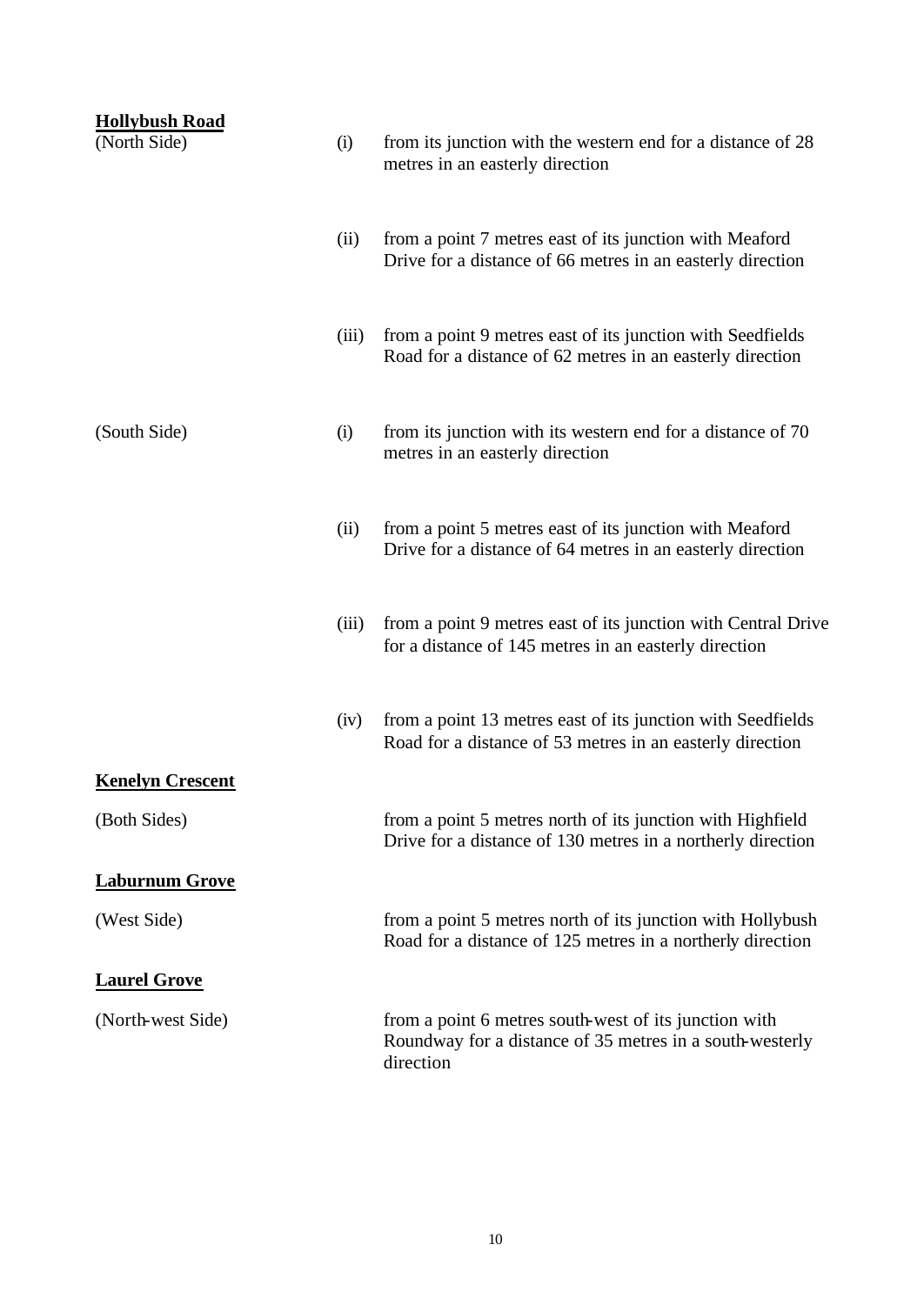**Hollybush Road**

| | | |
|---|---|---|
| (North Side) | (i) | from its junction with the western end for a distance of 28 metres in an easterly direction |
| | (ii) | from a point 7 metres east of its junction with Meaford Drive for a distance of 66 metres in an easterly direction |
| | (iii) | from a point 9 metres east of its junction with Seedfields Road for a distance of 62 metres in an easterly direction |
| (South Side) | (i) | from its junction with its western end for a distance of 70 metres in an easterly direction |
| | (ii) | from a point 5 metres east of its junction with Meaford Drive for a distance of 64 metres in an easterly direction |
| | (iii) | from a point 9 metres east of its junction with Central Drive for a distance of 145 metres in an easterly direction |
| | (iv) | from a point 13 metres east of its junction with Seedfields Road for a distance of 53 metres in an easterly direction |

**Kenelyn Crescent**

| | |
|---|---|
| (Both Sides) | from a point 5 metres north of its junction with Highfield Drive for a distance of 130 metres in a northerly direction |

**Laburnum Grove**

| | |
|---|---|
| (West Side) | from a point 5 metres north of its junction with Hollybush Road for a distance of 125 metres in a northerly direction |

**Laurel Grove**

| | |
|---|---|
| (North-west Side) | from a point 6 metres south-west of its junction with Roundway for a distance of 35 metres in a south-westerly direction |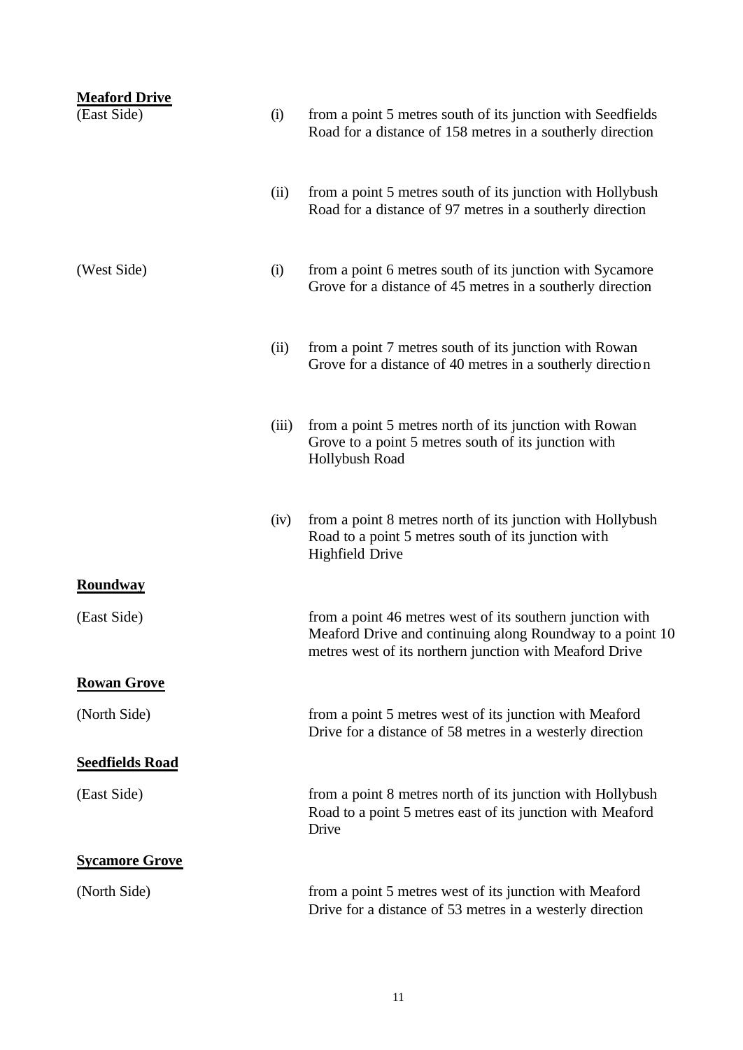**Meaford Drive**

(East Side)

(i) from a point 5 metres south of its junction with Seedfields Road for a distance of 158 metres in a southerly direction

(ii) from a point 5 metres south of its junction with Hollybush Road for a distance of 97 metres in a southerly direction

(West Side)

(i) from a point 6 metres south of its junction with Sycamore Grove for a distance of 45 metres in a southerly direction

(ii) from a point 7 metres south of its junction with Rowan Grove for a distance of 40 metres in a southerly direction

(iii) from a point 5 metres north of its junction with Rowan Grove to a point 5 metres south of its junction with Hollybush Road

(iv) from a point 8 metres north of its junction with Hollybush Road to a point 5 metres south of its junction with Highfield Drive

**Roundway**

(East Side)

from a point 46 metres west of its southern junction with Meaford Drive and continuing along Roundway to a point 10 metres west of its northern junction with Meaford Drive

**Rowan Grove**

(North Side)

from a point 5 metres west of its junction with Meaford Drive for a distance of 58 metres in a westerly direction

**Seedfields Road**

(East Side)

from a point 8 metres north of its junction with Hollybush Road to a point 5 metres east of its junction with Meaford Drive

**Sycamore Grove**

(North Side)

from a point 5 metres west of its junction with Meaford Drive for a distance of 53 metres in a westerly direction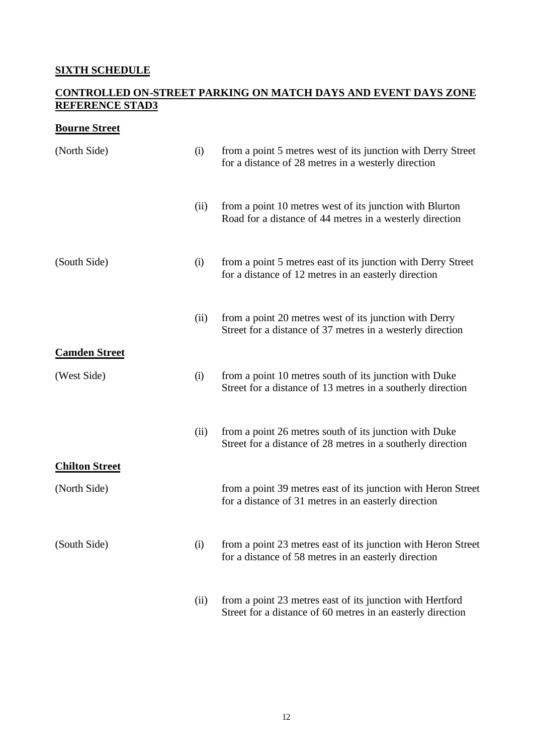**SIXTH SCHEDULE**

**CONTROLLED ON-STREET PARKING ON MATCH DAYS AND EVENT DAYS ZONE REFERENCE STAD3**

**Bourne Street**

| | | |
|---|---|---|
| (North Side) | (i) | from a point 5 metres west of its junction with Derry Street for a distance of 28 metres in a westerly direction |
| | (ii) | from a point 10 metres west of its junction with Blurton Road for a distance of 44 metres in a westerly direction |
| (South Side) | (i) | from a point 5 metres east of its junction with Derry Street for a distance of 12 metres in an easterly direction |
| | (ii) | from a point 20 metres west of its junction with Derry Street for a distance of 37 metres in a westerly direction |

**Camden Street**

| | | |
|---|---|---|
| (West Side) | (i) | from a point 10 metres south of its junction with Duke Street for a distance of 13 metres in a southerly direction |
| | (ii) | from a point 26 metres south of its junction with Duke Street for a distance of 28 metres in a southerly direction |

**Chilton Street**

| | | |
|---|---|---|
| (North Side) | | from a point 39 metres east of its junction with Heron Street for a distance of 31 metres in an easterly direction |
| (South Side) | (i) | from a point 23 metres east of its junction with Heron Street for a distance of 58 metres in an easterly direction |
| | (ii) | from a point 23 metres east of its junction with Hertford Street for a distance of 60 metres in an easterly direction |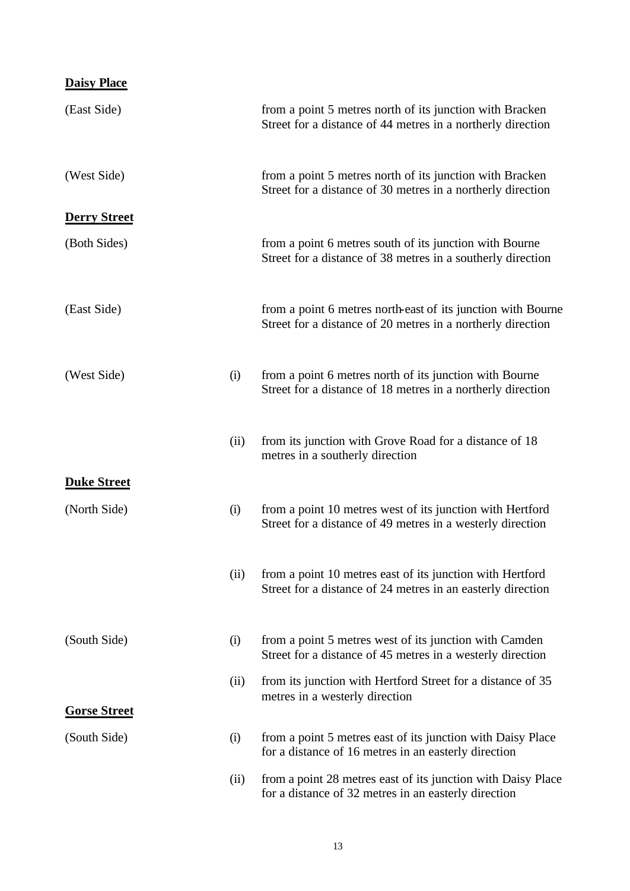**Daisy Place**

| | | |
|---|---|---|
| (East Side) | | from a point 5 metres north of its junction with Bracken Street for a distance of 44 metres in a northerly direction |
| (West Side) | | from a point 5 metres north of its junction with Bracken Street for a distance of 30 metres in a northerly direction |

**Derry Street**

| | | |
|---|---|---|
| (Both Sides) | | from a point 6 metres south of its junction with Bourne Street for a distance of 38 metres in a southerly direction |
| (East Side) | | from a point 6 metres north-east of its junction with Bourne Street for a distance of 20 metres in a northerly direction |
| (West Side) | (i) | from a point 6 metres north of its junction with Bourne Street for a distance of 18 metres in a northerly direction |
| | (ii) | from its junction with Grove Road for a distance of 18 metres in a southerly direction |

**Duke Street**

| | | |
|---|---|---|
| (North Side) | (i) | from a point 10 metres west of its junction with Hertford Street for a distance of 49 metres in a westerly direction |
| | (ii) | from a point 10 metres east of its junction with Hertford Street for a distance of 24 metres in an easterly direction |
| (South Side) | (i) | from a point 5 metres west of its junction with Camden Street for a distance of 45 metres in a westerly direction |
| | (ii) | from its junction with Hertford Street for a distance of 35 metres in a westerly direction |

**Gorse Street**

| | | |
|---|---|---|
| (South Side) | (i) | from a point 5 metres east of its junction with Daisy Place for a distance of 16 metres in an easterly direction |
| | (ii) | from a point 28 metres east of its junction with Daisy Place for a distance of 32 metres in an easterly direction |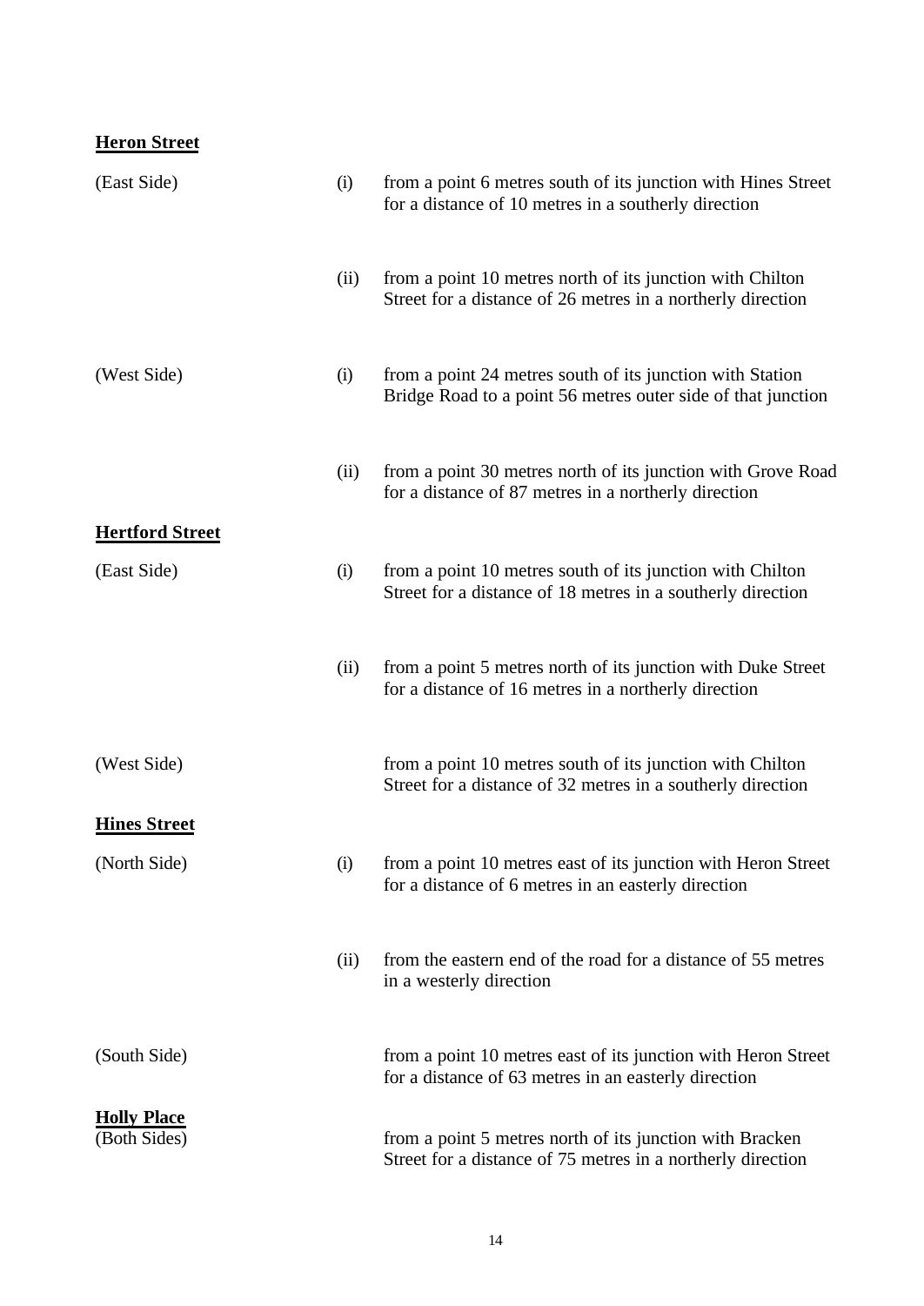**Heron Street**

| | | |
|---|---|---|
| (East Side) | (i) | from a point 6 metres south of its junction with Hines Street for a distance of 10 metres in a southerly direction |
| | (ii) | from a point 10 metres north of its junction with Chilton Street for a distance of 26 metres in a northerly direction |
| (West Side) | (i) | from a point 24 metres south of its junction with Station Bridge Road to a point 56 metres outer side of that junction |
| | (ii) | from a point 30 metres north of its junction with Grove Road for a distance of 87 metres in a northerly direction |

**Hertford Street**

| | | |
|---|---|---|
| (East Side) | (i) | from a point 10 metres south of its junction with Chilton Street for a distance of 18 metres in a southerly direction |
| | (ii) | from a point 5 metres north of its junction with Duke Street for a distance of 16 metres in a northerly direction |
| (West Side) | | from a point 10 metres south of its junction with Chilton Street for a distance of 32 metres in a southerly direction |

**Hines Street**

| | | |
|---|---|---|
| (North Side) | (i) | from a point 10 metres east of its junction with Heron Street for a distance of 6 metres in an easterly direction |
| | (ii) | from the eastern end of the road for a distance of 55 metres in a westerly direction |
| (South Side) | | from a point 10 metres east of its junction with Heron Street for a distance of 63 metres in an easterly direction |

**Holly Place**

| | | |
|---|---|---|
| (Both Sides) | | from a point 5 metres north of its junction with Bracken Street for a distance of 75 metres in a northerly direction |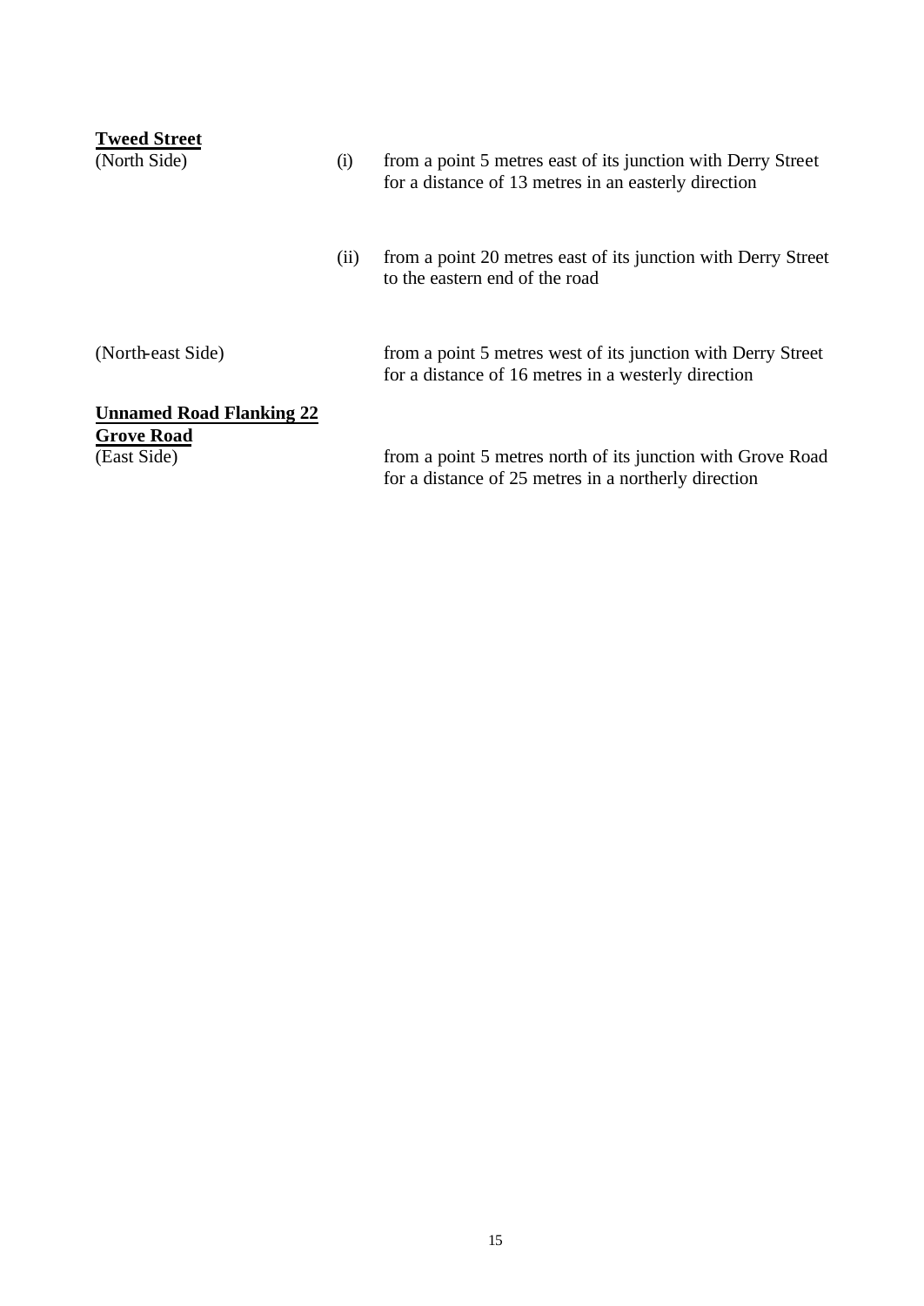**Tweed Street**

| | | |
|---|---|---|
| (North Side) | (i) | from a point 5 metres east of its junction with Derry Street for a distance of 13 metres in an easterly direction |
| | (ii) | from a point 20 metres east of its junction with Derry Street to the eastern end of the road |
| (North-east Side) | | from a point 5 metres west of its junction with Derry Street for a distance of 16 metres in a westerly direction |

**Unnamed Road Flanking 22 Grove Road**

| | | |
|---|---|---|
| (East Side) | | from a point 5 metres north of its junction with Grove Road for a distance of 25 metres in a northerly direction |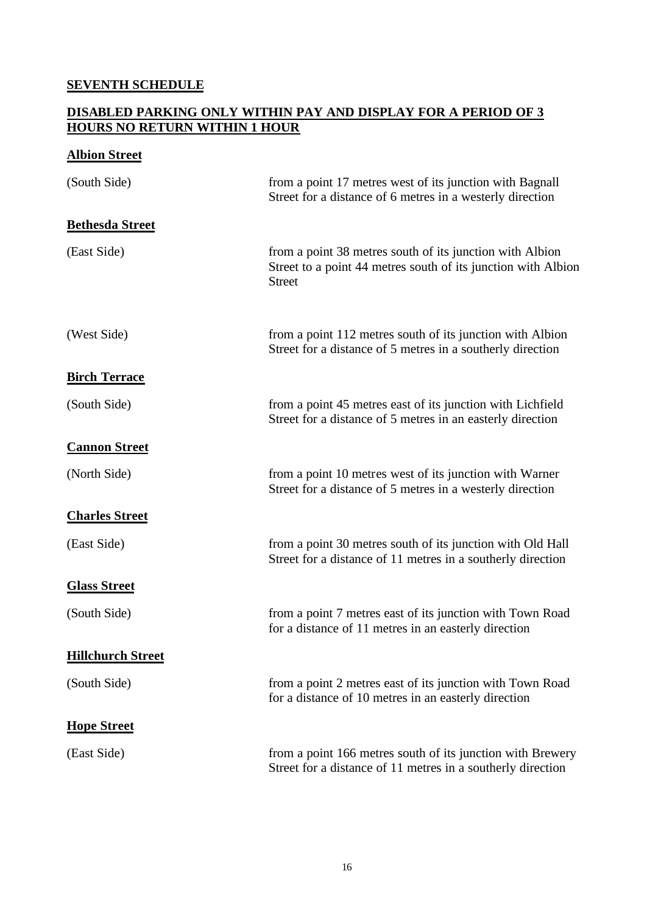## SEVENTH SCHEDULE

## DISABLED PARKING ONLY WITHIN PAY AND DISPLAY FOR A PERIOD OF 3 HOURS NO RETURN WITHIN 1 HOUR

### Albion Street

| | |
|---|---|
| (South Side) | from a point 17 metres west of its junction with Bagnall Street for a distance of 6 metres in a westerly direction |

### Bethesda Street

| | |
|---|---|
| (East Side) | from a point 38 metres south of its junction with Albion Street to a point 44 metres south of its junction with Albion Street |
| (West Side) | from a point 112 metres south of its junction with Albion Street for a distance of 5 metres in a southerly direction |

### Birch Terrace

| | |
|---|---|
| (South Side) | from a point 45 metres east of its junction with Lichfield Street for a distance of 5 metres in an easterly direction |

### Cannon Street

| | |
|---|---|
| (North Side) | from a point 10 metres west of its junction with Warner Street for a distance of 5 metres in a westerly direction |

### Charles Street

| | |
|---|---|
| (East Side) | from a point 30 metres south of its junction with Old Hall Street for a distance of 11 metres in a southerly direction |

### Glass Street

| | |
|---|---|
| (South Side) | from a point 7 metres east of its junction with Town Road for a distance of 11 metres in an easterly direction |

### Hillchurch Street

| | |
|---|---|
| (South Side) | from a point 2 metres east of its junction with Town Road for a distance of 10 metres in an easterly direction |

### Hope Street

| | |
|---|---|
| (East Side) | from a point 166 metres south of its junction with Brewery Street for a distance of 11 metres in a southerly direction |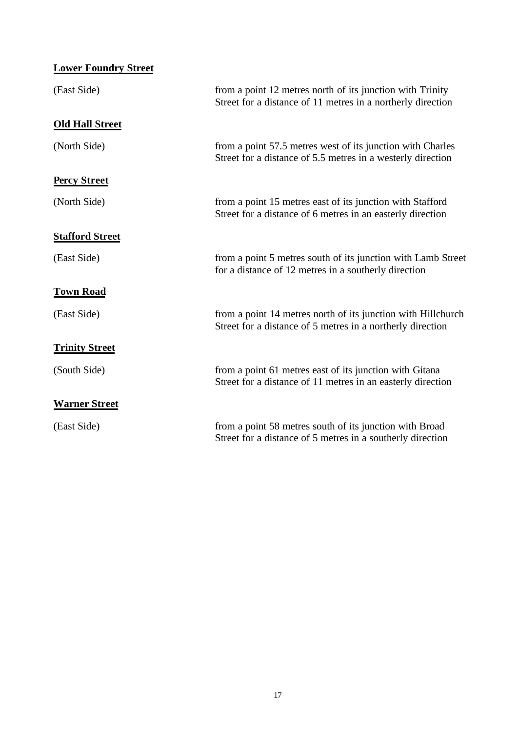**Lower Foundry Street**

| | |
|---|---|
| (East Side) | from a point 12 metres north of its junction with Trinity Street for a distance of 11 metres in a northerly direction |

**Old Hall Street**

| | |
|---|---|
| (North Side) | from a point 57.5 metres west of its junction with Charles Street for a distance of 5.5 metres in a westerly direction |

**Percy Street**

| | |
|---|---|
| (North Side) | from a point 15 metres east of its junction with Stafford Street for a distance of 6 metres in an easterly direction |

**Stafford Street**

| | |
|---|---|
| (East Side) | from a point 5 metres south of its junction with Lamb Street for a distance of 12 metres in a southerly direction |

**Town Road**

| | |
|---|---|
| (East Side) | from a point 14 metres north of its junction with Hillchurch Street for a distance of 5 metres in a northerly direction |

**Trinity Street**

| | |
|---|---|
| (South Side) | from a point 61 metres east of its junction with Gitana Street for a distance of 11 metres in an easterly direction |

**Warner Street**

| | |
|---|---|
| (East Side) | from a point 58 metres south of its junction with Broad Street for a distance of 5 metres in a southerly direction |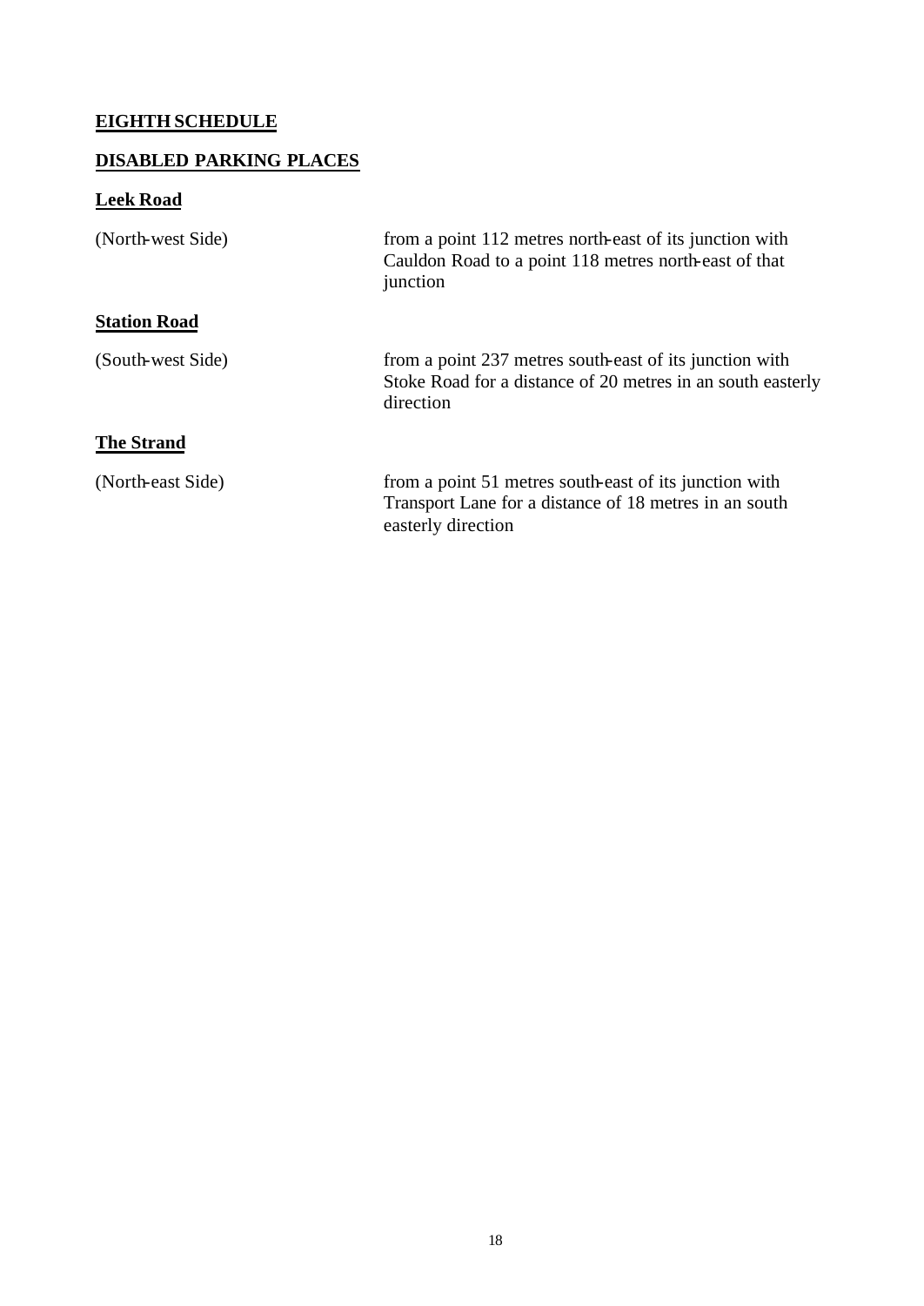## EIGHTH SCHEDULE

## DISABLED PARKING PLACES

### Leek Road

| | |
|---|---|
| (North-west Side) | from a point 112 metres north-east of its junction with Cauldon Road to a point 118 metres north-east of that junction |

### Station Road

| | |
|---|---|
| (South-west Side) | from a point 237 metres south-east of its junction with Stoke Road for a distance of 20 metres in an south easterly direction |

### The Strand

| | |
|---|---|
| (North-east Side) | from a point 51 metres south-east of its junction with Transport Lane for a distance of 18 metres in an south easterly direction |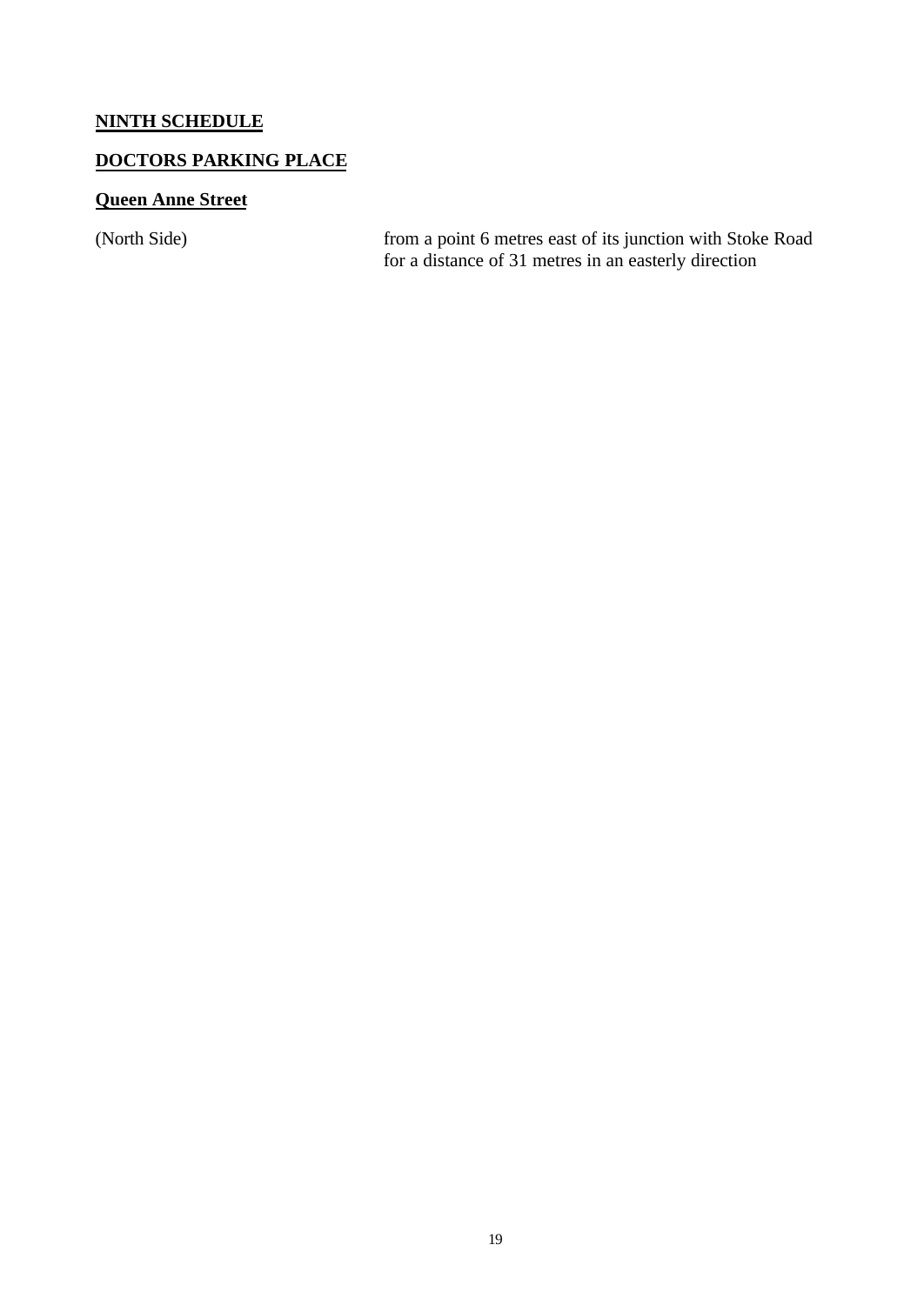## NINTH SCHEDULE

## DOCTORS PARKING PLACE

### Queen Anne Street

| | |
|---|---|
| (North Side) | from a point 6 metres east of its junction with Stoke Road for a distance of 31 metres in an easterly direction |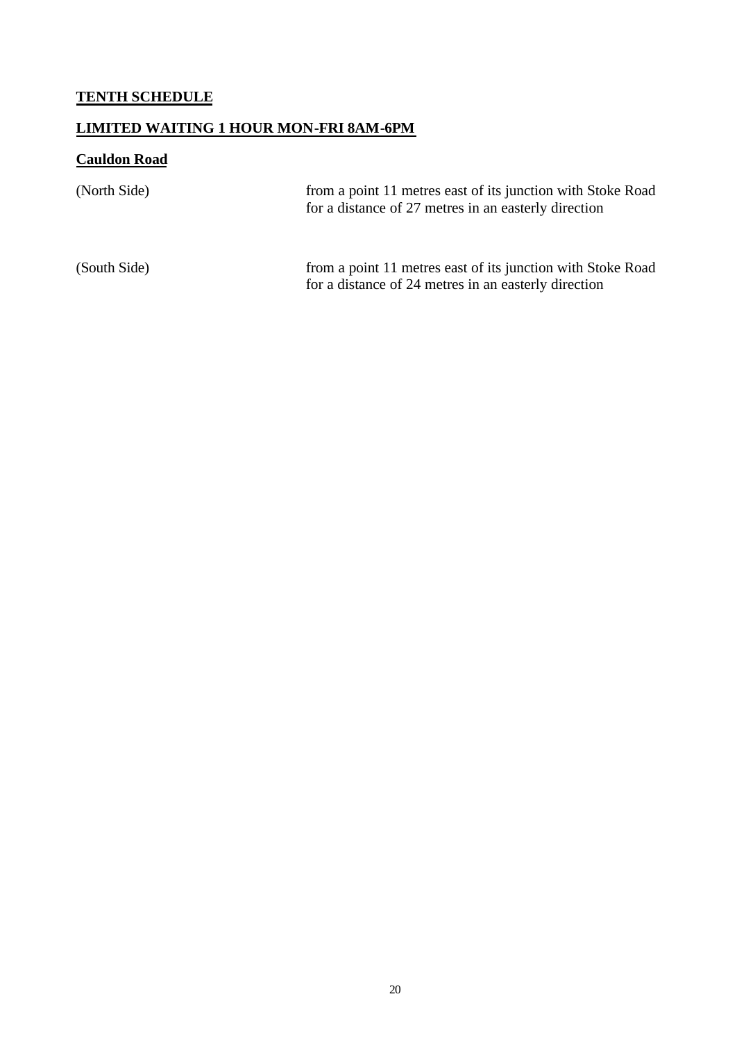## TENTH SCHEDULE

## LIMITED WAITING 1 HOUR MON-FRI 8AM-6PM

### Cauldon Road

(North Side) from a point 11 metres east of its junction with Stoke Road for a distance of 27 metres in an easterly direction

(South Side) from a point 11 metres east of its junction with Stoke Road for a distance of 24 metres in an easterly direction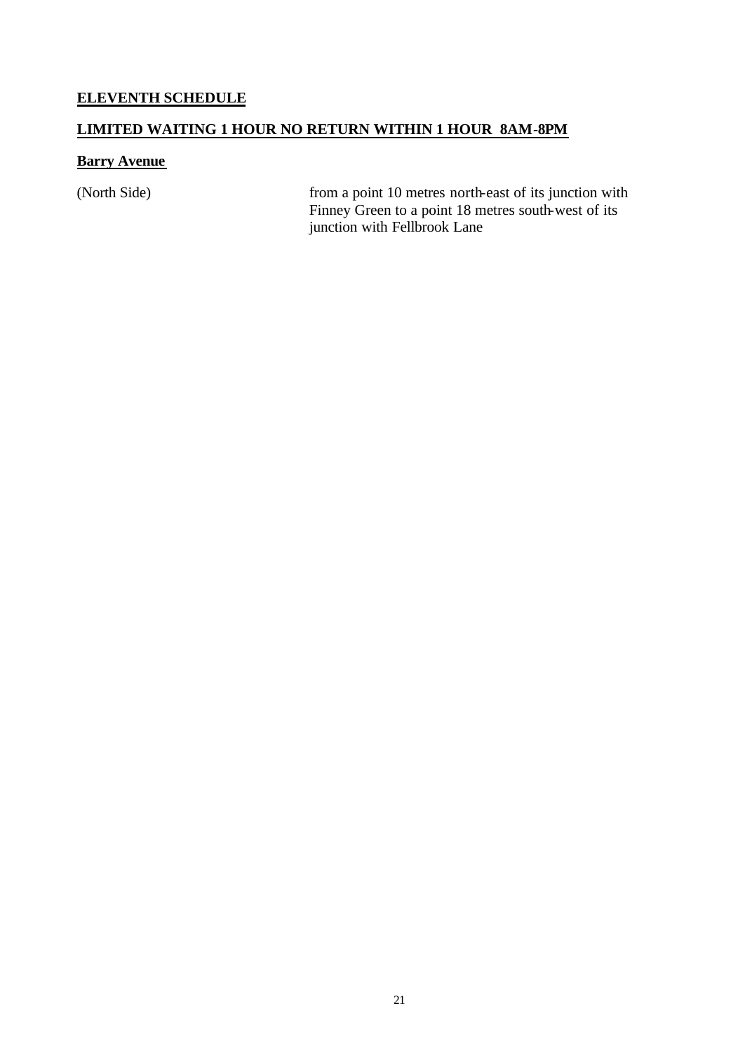## ELEVENTH SCHEDULE

## LIMITED WAITING 1 HOUR NO RETURN WITHIN 1 HOUR 8AM-8PM

**Barry Avenue**

| | |
|---|---|
| (North Side) | from a point 10 metres north-east of its junction with Finney Green to a point 18 metres south-west of its junction with Fellbrook Lane |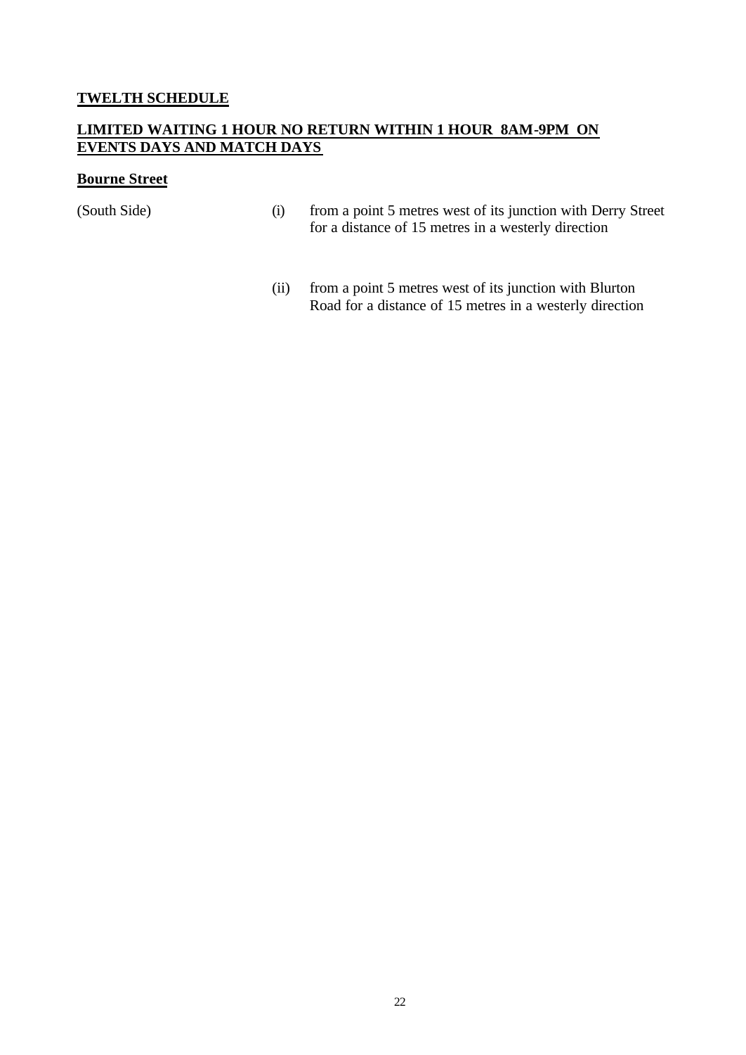## TWELTH SCHEDULE

### LIMITED WAITING 1 HOUR NO RETURN WITHIN 1 HOUR 8AM-9PM ON EVENTS DAYS AND MATCH DAYS

**Bourne Street**

| | | |
|---|---|---|
| (South Side) | (i) | from a point 5 metres west of its junction with Derry Street for a distance of 15 metres in a westerly direction |
| | (ii) | from a point 5 metres west of its junction with Blurton Road for a distance of 15 metres in a westerly direction |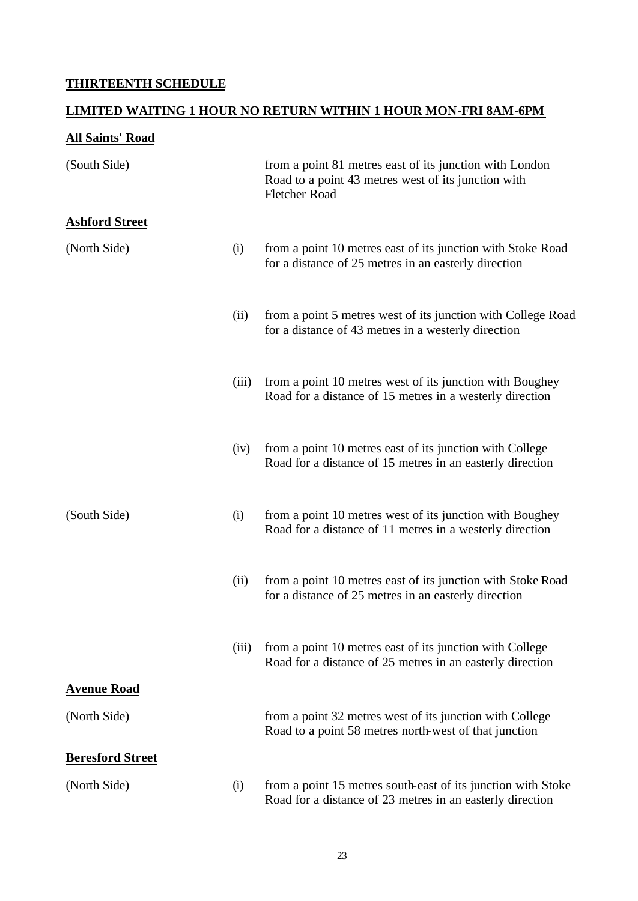**THIRTEENTH SCHEDULE**

**LIMITED WAITING 1 HOUR NO RETURN WITHIN 1 HOUR MON-FRI 8AM-6PM**

**All Saints' Road**

| | | |
|---|---|---|
| (South Side) | | from a point 81 metres east of its junction with London Road to a point 43 metres west of its junction with Fletcher Road |

**Ashford Street**

| | | |
|---|---|---|
| (North Side) | (i) | from a point 10 metres east of its junction with Stoke Road for a distance of 25 metres in an easterly direction |
| | (ii) | from a point 5 metres west of its junction with College Road for a distance of 43 metres in a westerly direction |
| | (iii) | from a point 10 metres west of its junction with Boughey Road for a distance of 15 metres in a westerly direction |
| | (iv) | from a point 10 metres east of its junction with College Road for a distance of 15 metres in an easterly direction |
| (South Side) | (i) | from a point 10 metres west of its junction with Boughey Road for a distance of 11 metres in a westerly direction |
| | (ii) | from a point 10 metres east of its junction with Stoke Road for a distance of 25 metres in an easterly direction |
| | (iii) | from a point 10 metres east of its junction with College Road for a distance of 25 metres in an easterly direction |

**Avenue Road**

| | | |
|---|---|---|
| (North Side) | | from a point 32 metres west of its junction with College Road to a point 58 metres north-west of that junction |

**Beresford Street**

| | | |
|---|---|---|
| (North Side) | (i) | from a point 15 metres south-east of its junction with Stoke Road for a distance of 23 metres in an easterly direction |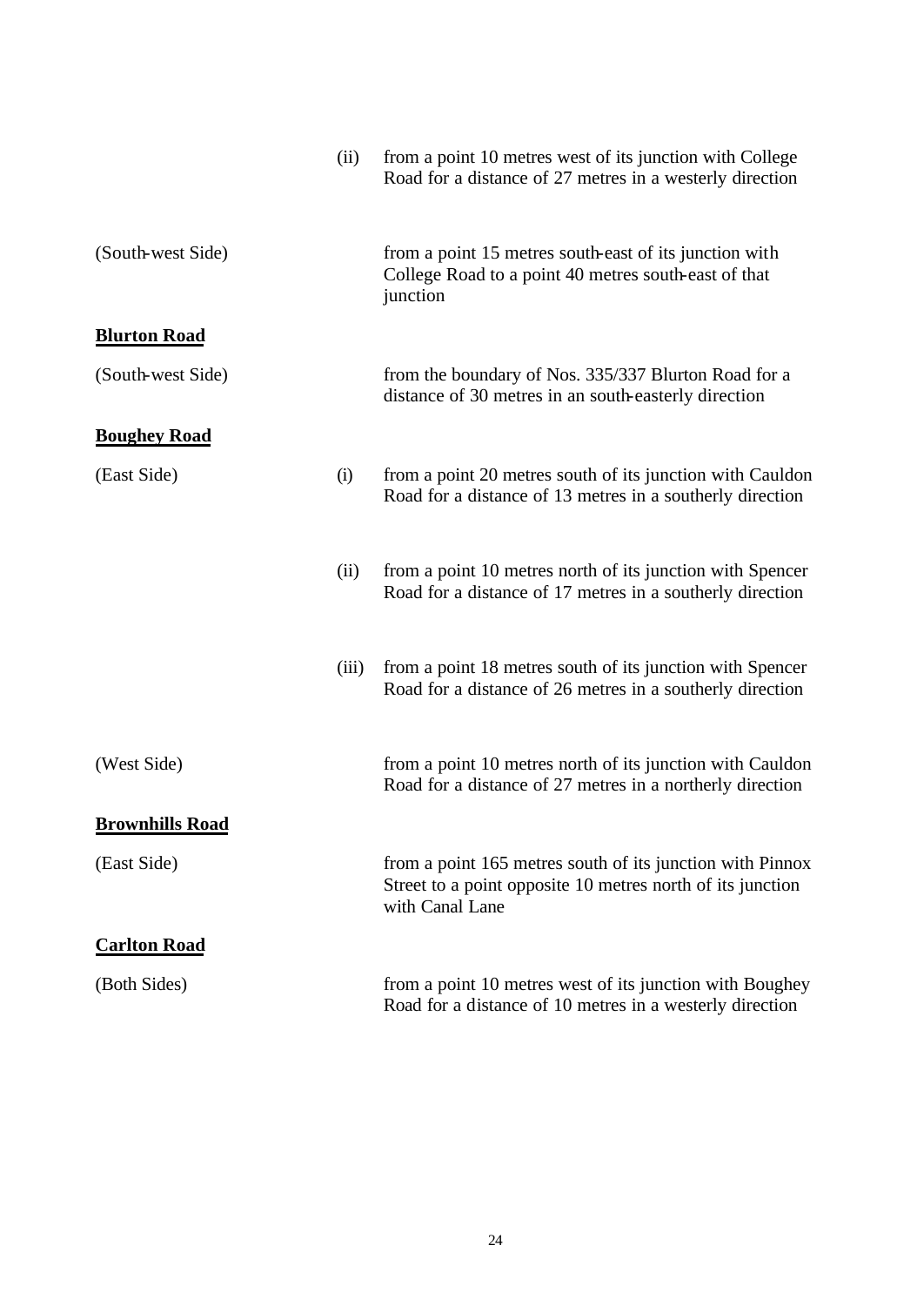| | | |
|---|---|---|
| | (ii) | from a point 10 metres west of its junction with College Road for a distance of 27 metres in a westerly direction |
| (South-west Side) | | from a point 15 metres south-east of its junction with College Road to a point 40 metres south-east of that junction |

**<u>Blurton Road</u>**

| | | |
|---|---|---|
| (South-west Side) | | from the boundary of Nos. 335/337 Blurton Road for a distance of 30 metres in an south-easterly direction |

**<u>Boughey Road</u>**

| | | |
|---|---|---|
| (East Side) | (i) | from a point 20 metres south of its junction with Cauldon Road for a distance of 13 metres in a southerly direction |
| | (ii) | from a point 10 metres north of its junction with Spencer Road for a distance of 17 metres in a southerly direction |
| | (iii) | from a point 18 metres south of its junction with Spencer Road for a distance of 26 metres in a southerly direction |
| (West Side) | | from a point 10 metres north of its junction with Cauldon Road for a distance of 27 metres in a northerly direction |

**<u>Brownhills Road</u>**

| | | |
|---|---|---|
| (East Side) | | from a point 165 metres south of its junction with Pinnox Street to a point opposite 10 metres north of its junction with Canal Lane |

**<u>Carlton Road</u>**

| | | |
|---|---|---|
| (Both Sides) | | from a point 10 metres west of its junction with Boughey Road for a distance of 10 metres in a westerly direction |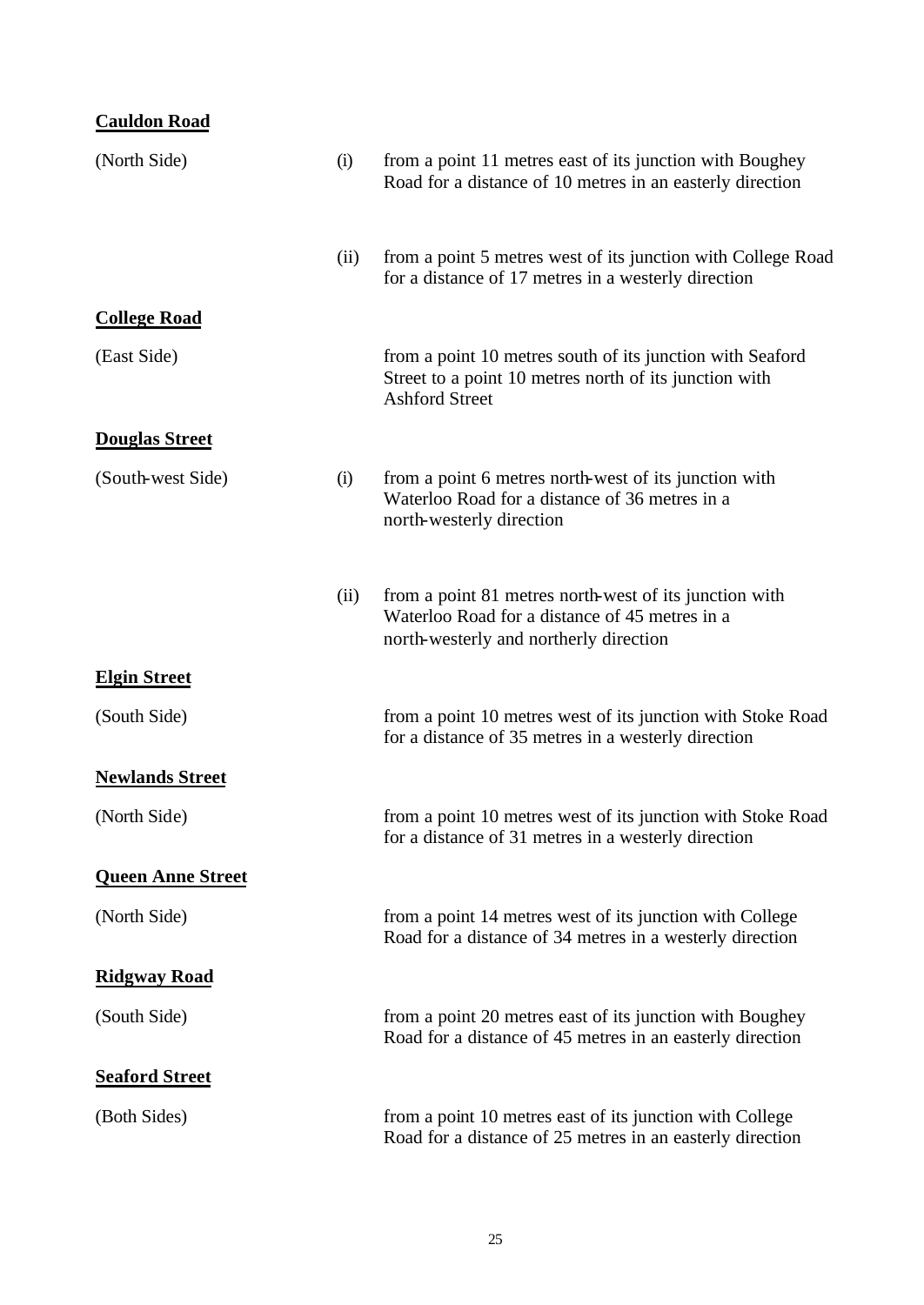**Cauldon Road**

| | | |
|---|---|---|
| (North Side) | (i) | from a point 11 metres east of its junction with Boughey Road for a distance of 10 metres in an easterly direction |
| | (ii) | from a point 5 metres west of its junction with College Road for a distance of 17 metres in a westerly direction |

**College Road**

| | | |
|---|---|---|
| (East Side) | | from a point 10 metres south of its junction with Seaford Street to a point 10 metres north of its junction with Ashford Street |

**Douglas Street**

| | | |
|---|---|---|
| (South-west Side) | (i) | from a point 6 metres north-west of its junction with Waterloo Road for a distance of 36 metres in a north-westerly direction |
| | (ii) | from a point 81 metres north-west of its junction with Waterloo Road for a distance of 45 metres in a north-westerly and northerly direction |

**Elgin Street**

| | | |
|---|---|---|
| (South Side) | | from a point 10 metres west of its junction with Stoke Road for a distance of 35 metres in a westerly direction |

**Newlands Street**

| | | |
|---|---|---|
| (North Side) | | from a point 10 metres west of its junction with Stoke Road for a distance of 31 metres in a westerly direction |

**Queen Anne Street**

| | | |
|---|---|---|
| (North Side) | | from a point 14 metres west of its junction with College Road for a distance of 34 metres in a westerly direction |

**Ridgway Road**

| | | |
|---|---|---|
| (South Side) | | from a point 20 metres east of its junction with Boughey Road for a distance of 45 metres in an easterly direction |

**Seaford Street**

| | | |
|---|---|---|
| (Both Sides) | | from a point 10 metres east of its junction with College Road for a distance of 25 metres in an easterly direction |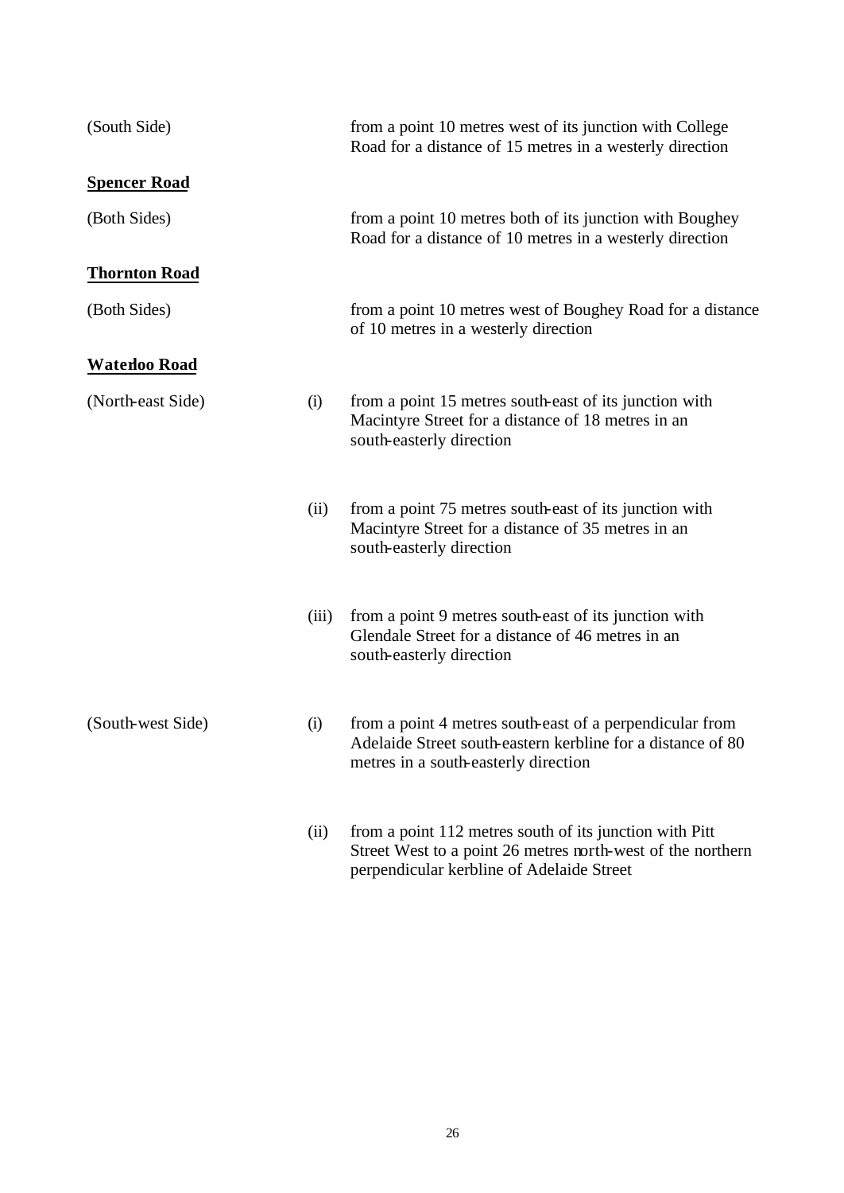(South Side) from a point 10 metres west of its junction with College Road for a distance of 15 metres in a westerly direction

**Spencer Road**

(Both Sides) from a point 10 metres both of its junction with Boughey Road for a distance of 10 metres in a westerly direction

**Thornton Road**

(Both Sides) from a point 10 metres west of Boughey Road for a distance of 10 metres in a westerly direction

**Waterloo Road**

(North-east Side)

(i) from a point 15 metres south-east of its junction with Macintyre Street for a distance of 18 metres in an south-easterly direction

(ii) from a point 75 metres south-east of its junction with Macintyre Street for a distance of 35 metres in an south-easterly direction

(iii) from a point 9 metres south-east of its junction with Glendale Street for a distance of 46 metres in an south-easterly direction

(South-west Side)

(i) from a point 4 metres south-east of a perpendicular from Adelaide Street south-eastern kerbline for a distance of 80 metres in a south-easterly direction

(ii) from a point 112 metres south of its junction with Pitt Street West to a point 26 metres north-west of the northern perpendicular kerbline of Adelaide Street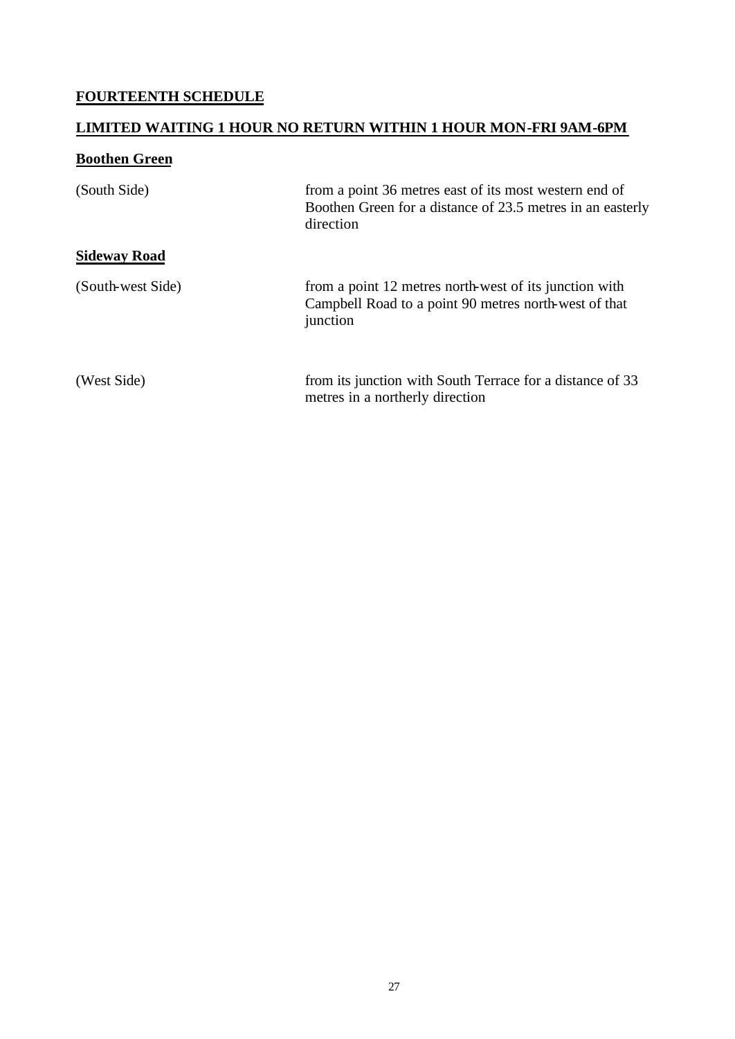**FOURTEENTH SCHEDULE**

**LIMITED WAITING 1 HOUR NO RETURN WITHIN 1 HOUR MON-FRI 9AM-6PM**

**Boothen Green**

| | |
|---|---|
| (South Side) | from a point 36 metres east of its most western end of Boothen Green for a distance of 23.5 metres in an easterly direction |

**Sideway Road**

| | |
|---|---|
| (South-west Side) | from a point 12 metres north-west of its junction with Campbell Road to a point 90 metres north-west of that junction |
| (West Side) | from its junction with South Terrace for a distance of 33 metres in a northerly direction |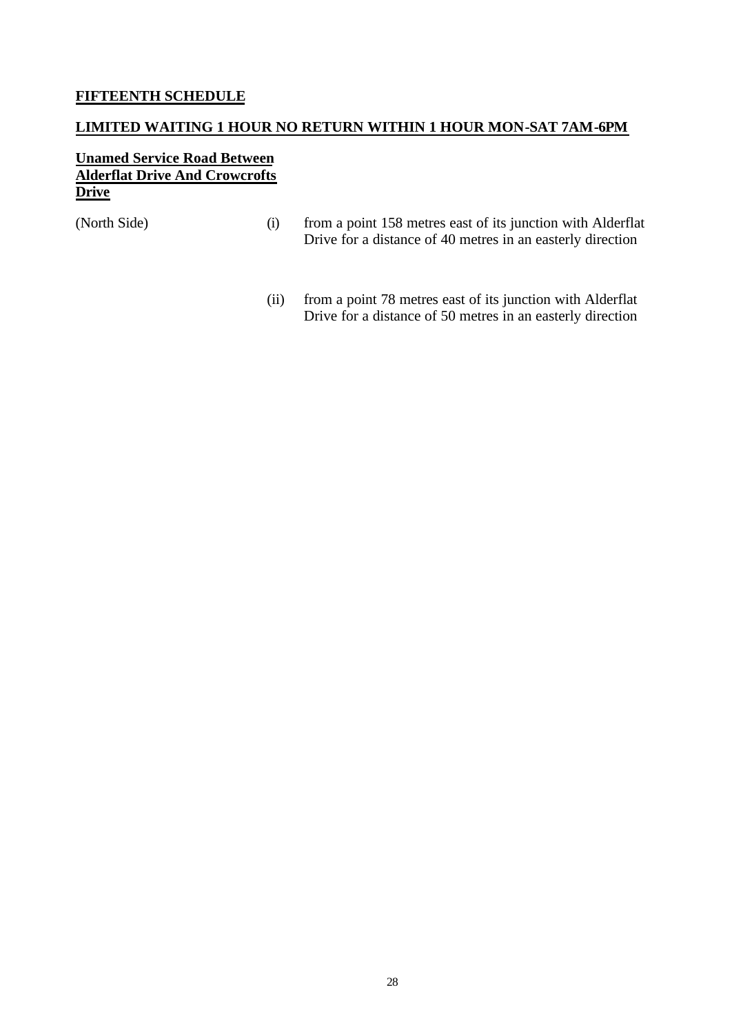**FIFTEENTH SCHEDULE**

**LIMITED WAITING 1 HOUR NO RETURN WITHIN 1 HOUR MON-SAT 7AM-6PM**

**Unamed Service Road Between Alderflat Drive And Crowcrofts Drive**

(North Side)

(i) from a point 158 metres east of its junction with Alderflat Drive for a distance of 40 metres in an easterly direction

(ii) from a point 78 metres east of its junction with Alderflat Drive for a distance of 50 metres in an easterly direction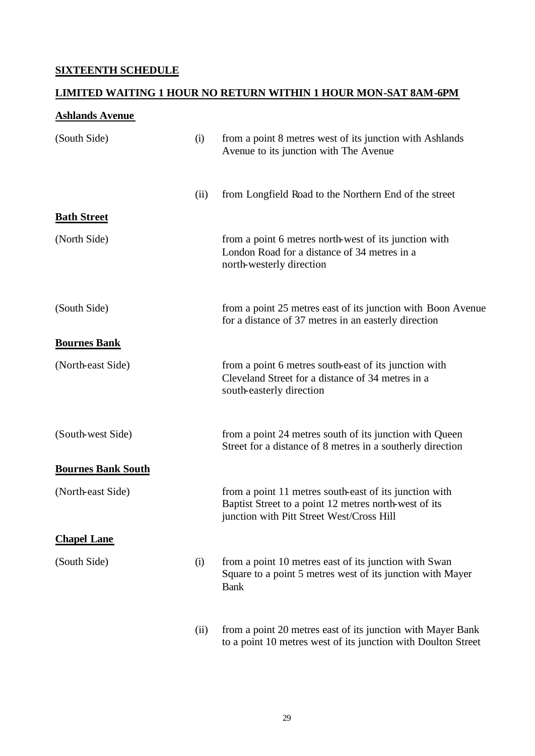**SIXTEENTH SCHEDULE**

**LIMITED WAITING 1 HOUR NO RETURN WITHIN 1 HOUR MON-SAT 8AM-6PM**

**Ashlands Avenue**

| | | |
|---|---|---|
| (South Side) | (i) | from a point 8 metres west of its junction with Ashlands Avenue to its junction with The Avenue |
| | (ii) | from Longfield Road to the Northern End of the street |

**Bath Street**

| | | |
|---|---|---|
| (North Side) | | from a point 6 metres north-west of its junction with London Road for a distance of 34 metres in a north-westerly direction |
| (South Side) | | from a point 25 metres east of its junction with Boon Avenue for a distance of 37 metres in an easterly direction |

**Bournes Bank**

| | | |
|---|---|---|
| (North-east Side) | | from a point 6 metres south-east of its junction with Cleveland Street for a distance of 34 metres in a south-easterly direction |
| (South-west Side) | | from a point 24 metres south of its junction with Queen Street for a distance of 8 metres in a southerly direction |

**Bournes Bank South**

| | | |
|---|---|---|
| (North-east Side) | | from a point 11 metres south-east of its junction with Baptist Street to a point 12 metres north-west of its junction with Pitt Street West/Cross Hill |

**Chapel Lane**

| | | |
|---|---|---|
| (South Side) | (i) | from a point 10 metres east of its junction with Swan Square to a point 5 metres west of its junction with Mayer Bank |
| | (ii) | from a point 20 metres east of its junction with Mayer Bank to a point 10 metres west of its junction with Doulton Street |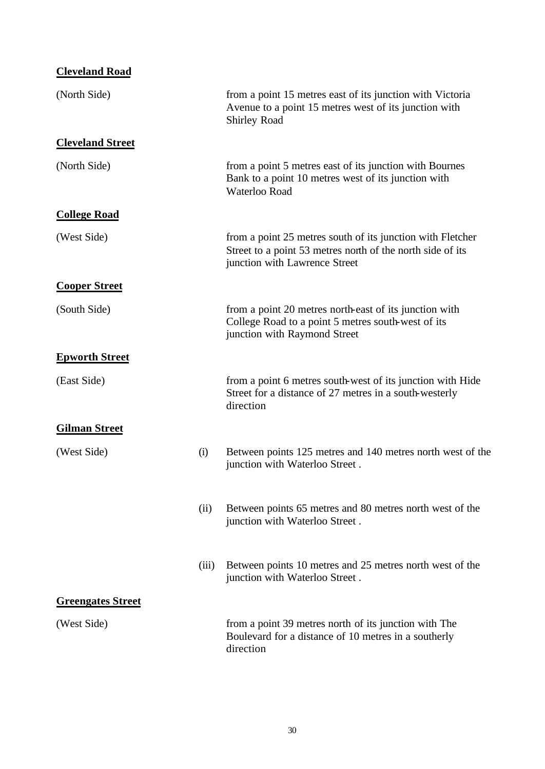**Cleveland Road**

(North Side) from a point 15 metres east of its junction with Victoria Avenue to a point 15 metres west of its junction with Shirley Road

**Cleveland Street**

(North Side) from a point 5 metres east of its junction with Bournes Bank to a point 10 metres west of its junction with Waterloo Road

**College Road**

(West Side) from a point 25 metres south of its junction with Fletcher Street to a point 53 metres north of the north side of its junction with Lawrence Street

**Cooper Street**

(South Side) from a point 20 metres north-east of its junction with College Road to a point 5 metres south-west of its junction with Raymond Street

**Epworth Street**

(East Side) from a point 6 metres south-west of its junction with Hide Street for a distance of 27 metres in a south-westerly direction

**Gilman Street**

(West Side)

(i) Between points 125 metres and 140 metres north west of the junction with Waterloo Street .

(ii) Between points 65 metres and 80 metres north west of the junction with Waterloo Street .

(iii) Between points 10 metres and 25 metres north west of the junction with Waterloo Street .

**Greengates Street**

(West Side) from a point 39 metres north of its junction with The Boulevard for a distance of 10 metres in a southerly direction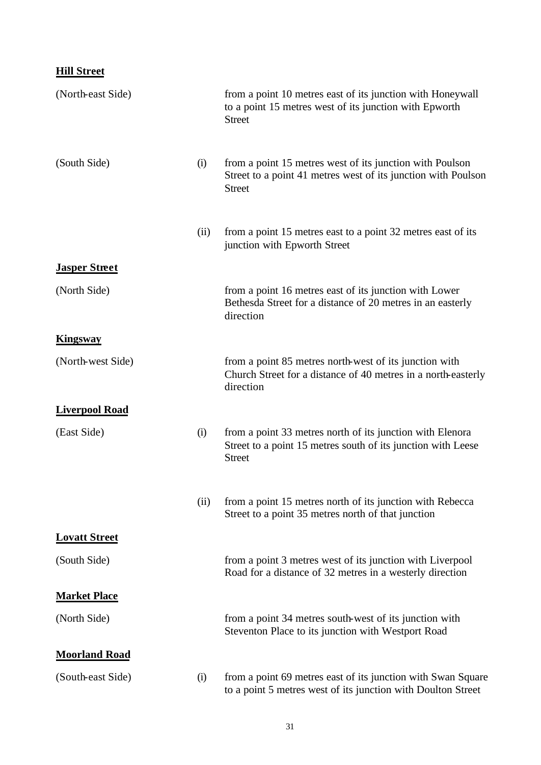**Hill Street**

| | | |
|---|---|---|
| (North-east Side) | | from a point 10 metres east of its junction with Honeywall to a point 15 metres west of its junction with Epworth Street |
| (South Side) | (i) | from a point 15 metres west of its junction with Poulson Street to a point 41 metres west of its junction with Poulson Street |
| | (ii) | from a point 15 metres east to a point 32 metres east of its junction with Epworth Street |

**Jasper Street**

| | | |
|---|---|---|
| (North Side) | | from a point 16 metres east of its junction with Lower Bethesda Street for a distance of 20 metres in an easterly direction |

**Kingsway**

| | | |
|---|---|---|
| (North-west Side) | | from a point 85 metres north-west of its junction with Church Street for a distance of 40 metres in a north-easterly direction |

**Liverpool Road**

| | | |
|---|---|---|
| (East Side) | (i) | from a point 33 metres north of its junction with Elenora Street to a point 15 metres south of its junction with Leese Street |
| | (ii) | from a point 15 metres north of its junction with Rebecca Street to a point 35 metres north of that junction |

**Lovatt Street**

| | | |
|---|---|---|
| (South Side) | | from a point 3 metres west of its junction with Liverpool Road for a distance of 32 metres in a westerly direction |

**Market Place**

| | | |
|---|---|---|
| (North Side) | | from a point 34 metres south-west of its junction with Steventon Place to its junction with Westport Road |

**Moorland Road**

| | | |
|---|---|---|
| (South-east Side) | (i) | from a point 69 metres east of its junction with Swan Square to a point 5 metres west of its junction with Doulton Street |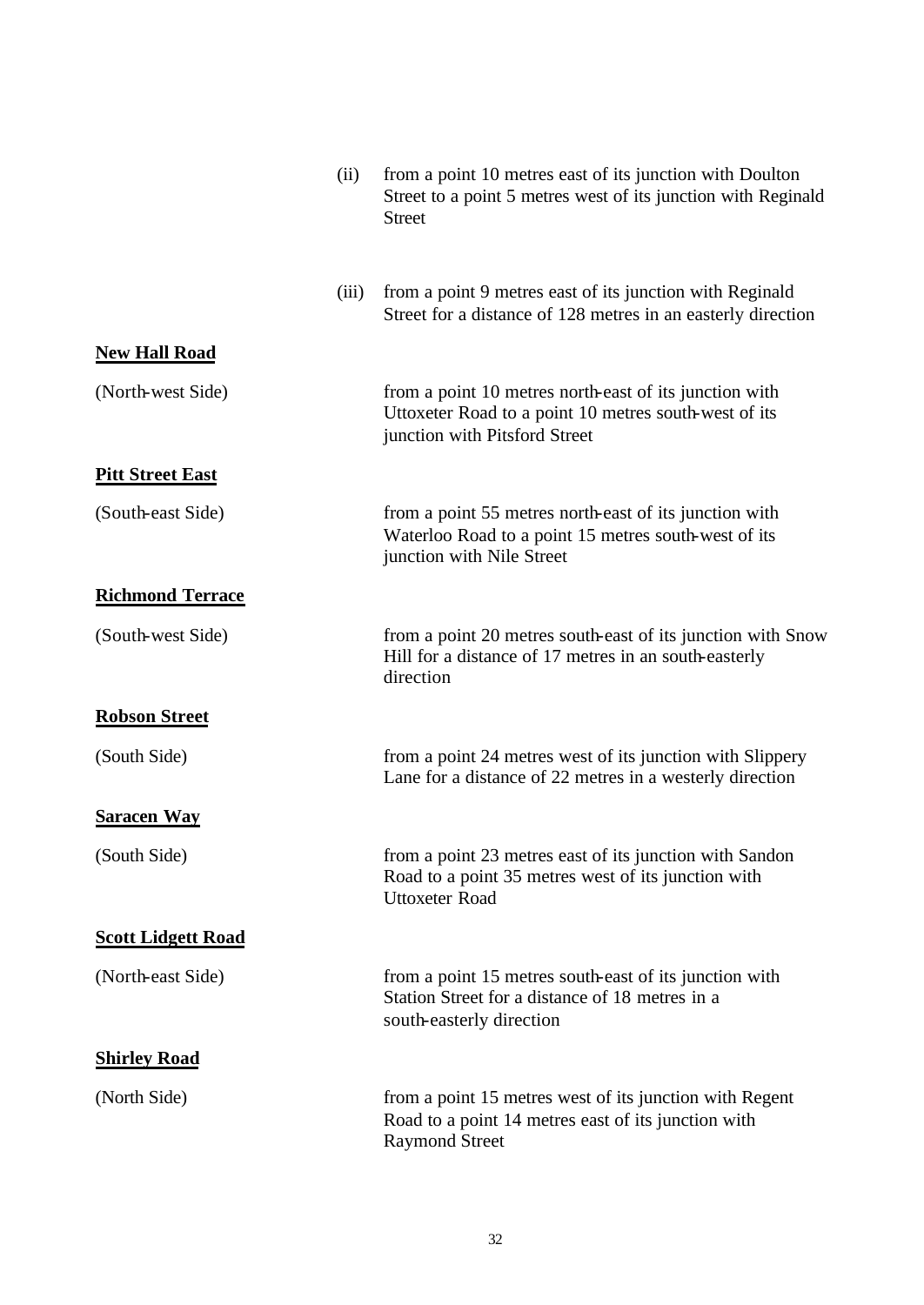(ii) from a point 10 metres east of its junction with Doulton Street to a point 5 metres west of its junction with Reginald Street

(iii) from a point 9 metres east of its junction with Reginald Street for a distance of 128 metres in an easterly direction

**New Hall Road**

(North-west Side) from a point 10 metres north-east of its junction with Uttoxeter Road to a point 10 metres south-west of its junction with Pitsford Street

**Pitt Street East**

(South-east Side) from a point 55 metres north-east of its junction with Waterloo Road to a point 15 metres south-west of its junction with Nile Street

**Richmond Terrace**

(South-west Side) from a point 20 metres south-east of its junction with Snow Hill for a distance of 17 metres in an south-easterly direction

**Robson Street**

(South Side) from a point 24 metres west of its junction with Slippery Lane for a distance of 22 metres in a westerly direction

**Saracen Way**

(South Side) from a point 23 metres east of its junction with Sandon Road to a point 35 metres west of its junction with Uttoxeter Road

**Scott Lidgett Road**

(North-east Side) from a point 15 metres south-east of its junction with Station Street for a distance of 18 metres in a south-easterly direction

**Shirley Road**

(North Side) from a point 15 metres west of its junction with Regent Road to a point 14 metres east of its junction with Raymond Street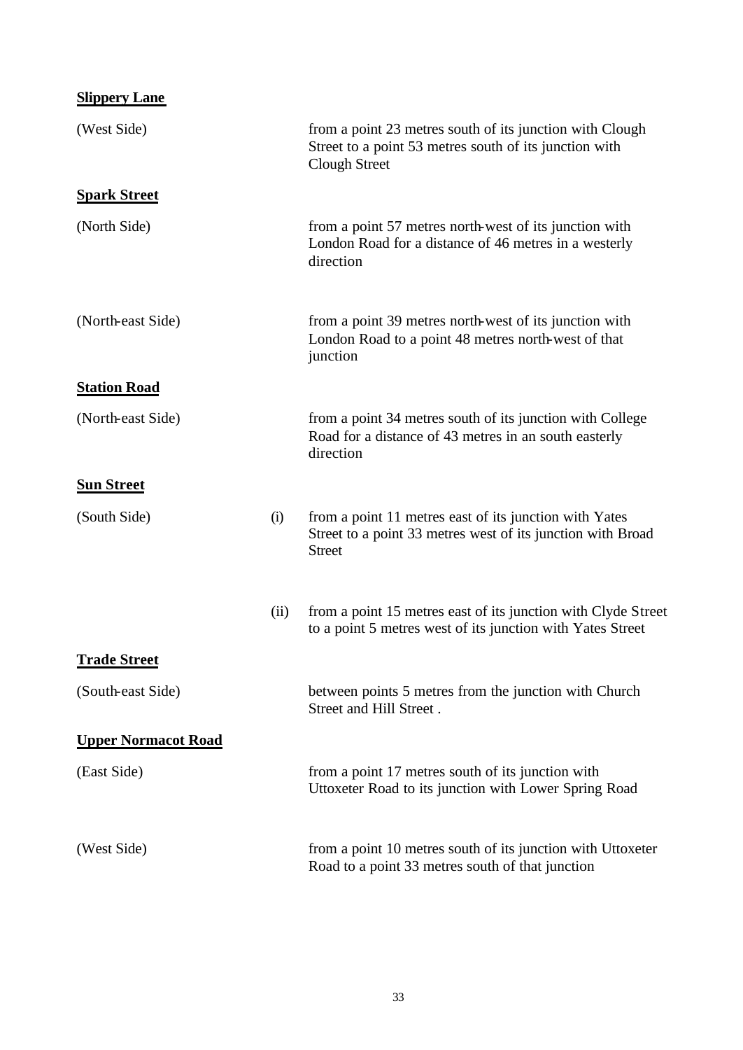**Slippery Lane**

| | | |
|---|---|---|
| (West Side) | | from a point 23 metres south of its junction with Clough Street to a point 53 metres south of its junction with Clough Street |

**Spark Street**

| | | |
|---|---|---|
| (North Side) | | from a point 57 metres north-west of its junction with London Road for a distance of 46 metres in a westerly direction |
| (North-east Side) | | from a point 39 metres north-west of its junction with London Road to a point 48 metres north-west of that junction |

**Station Road**

| | | |
|---|---|---|
| (North-east Side) | | from a point 34 metres south of its junction with College Road for a distance of 43 metres in an south easterly direction |

**Sun Street**

| | | |
|---|---|---|
| (South Side) | (i) | from a point 11 metres east of its junction with Yates Street to a point 33 metres west of its junction with Broad Street |
| | (ii) | from a point 15 metres east of its junction with Clyde Street to a point 5 metres west of its junction with Yates Street |

**Trade Street**

| | | |
|---|---|---|
| (South-east Side) | | between points 5 metres from the junction with Church Street and Hill Street . |

**Upper Normacot Road**

| | | |
|---|---|---|
| (East Side) | | from a point 17 metres south of its junction with Uttoxeter Road to its junction with Lower Spring Road |
| (West Side) | | from a point 10 metres south of its junction with Uttoxeter Road to a point 33 metres south of that junction |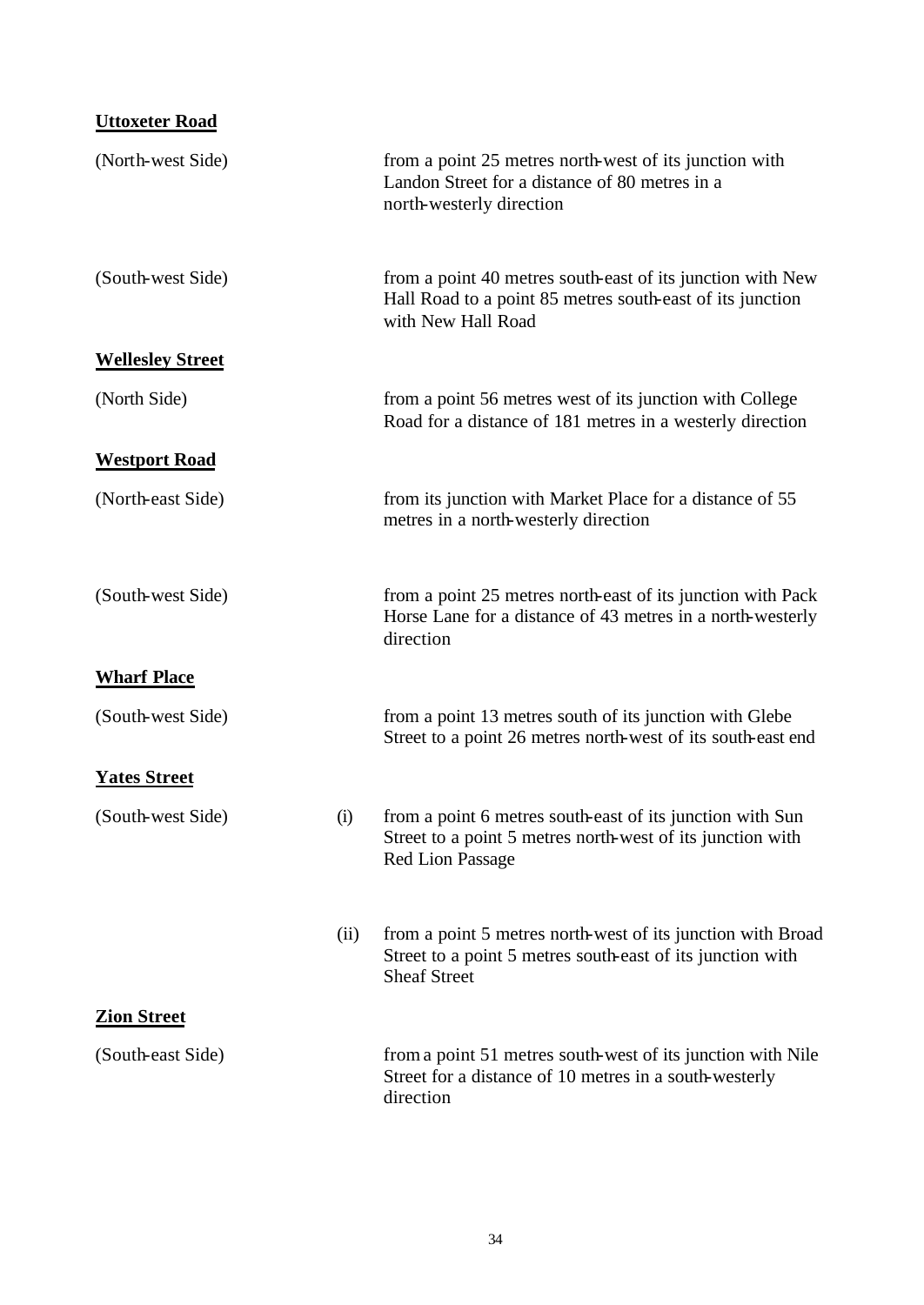**Uttoxeter Road**

| | | |
|---|---|---|
| (North-west Side) | | from a point 25 metres north-west of its junction with Landon Street for a distance of 80 metres in a north-westerly direction |
| (South-west Side) | | from a point 40 metres south-east of its junction with New Hall Road to a point 85 metres south-east of its junction with New Hall Road |

**Wellesley Street**

| | | |
|---|---|---|
| (North Side) | | from a point 56 metres west of its junction with College Road for a distance of 181 metres in a westerly direction |

**Westport Road**

| | | |
|---|---|---|
| (North-east Side) | | from its junction with Market Place for a distance of 55 metres in a north-westerly direction |
| (South-west Side) | | from a point 25 metres north-east of its junction with Pack Horse Lane for a distance of 43 metres in a north-westerly direction |

**Wharf Place**

| | | |
|---|---|---|
| (South-west Side) | | from a point 13 metres south of its junction with Glebe Street to a point 26 metres north-west of its south-east end |

**Yates Street**

| | | |
|---|---|---|
| (South-west Side) | (i) | from a point 6 metres south-east of its junction with Sun Street to a point 5 metres north-west of its junction with Red Lion Passage |
| | (ii) | from a point 5 metres north-west of its junction with Broad Street to a point 5 metres south-east of its junction with Sheaf Street |

**Zion Street**

| | | |
|---|---|---|
| (South-east Side) | | from a point 51 metres south-west of its junction with Nile Street for a distance of 10 metres in a south-westerly direction |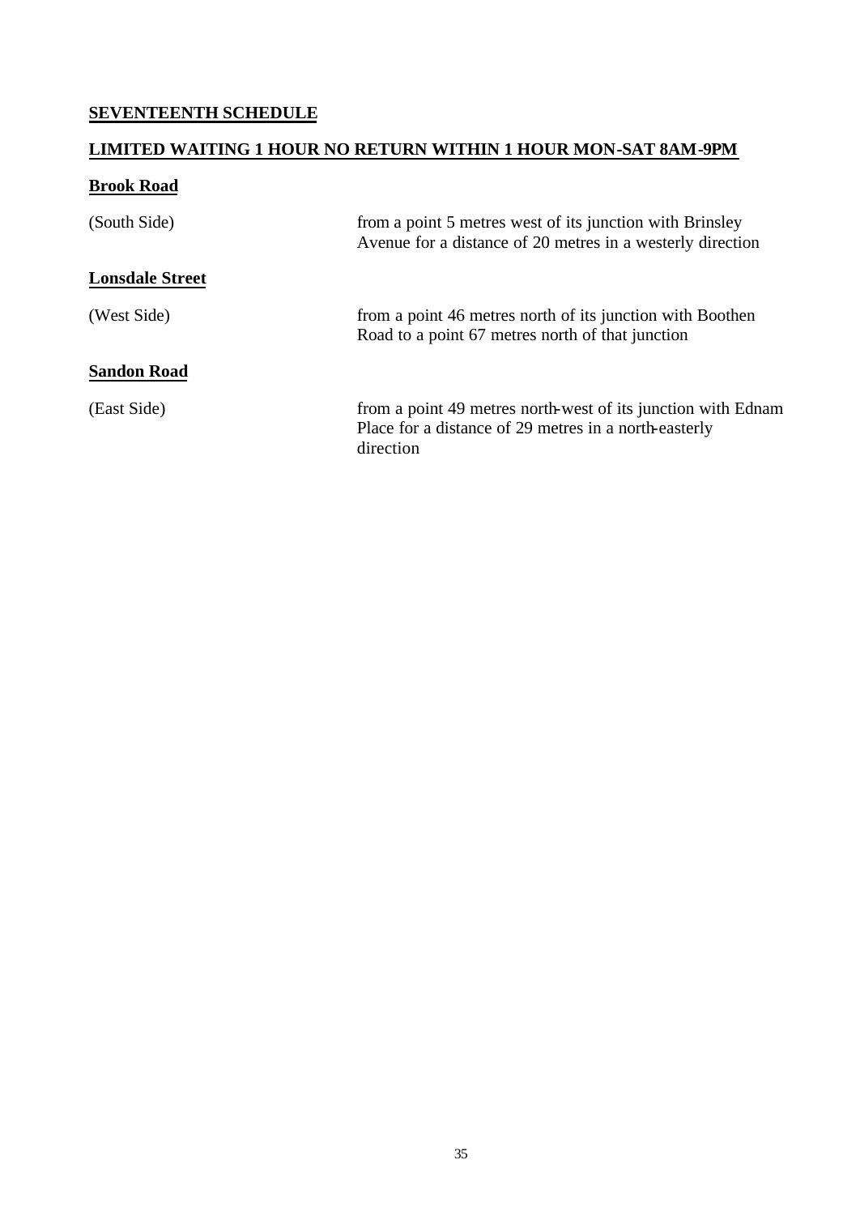## SEVENTEENTH SCHEDULE

## LIMITED WAITING 1 HOUR NO RETURN WITHIN 1 HOUR MON-SAT 8AM-9PM

### Brook Road

(South Side) from a point 5 metres west of its junction with Brinsley Avenue for a distance of 20 metres in a westerly direction

### Lonsdale Street

(West Side) from a point 46 metres north of its junction with Boothen Road to a point 67 metres north of that junction

### Sandon Road

(East Side) from a point 49 metres north-west of its junction with Ednam Place for a distance of 29 metres in a north-easterly direction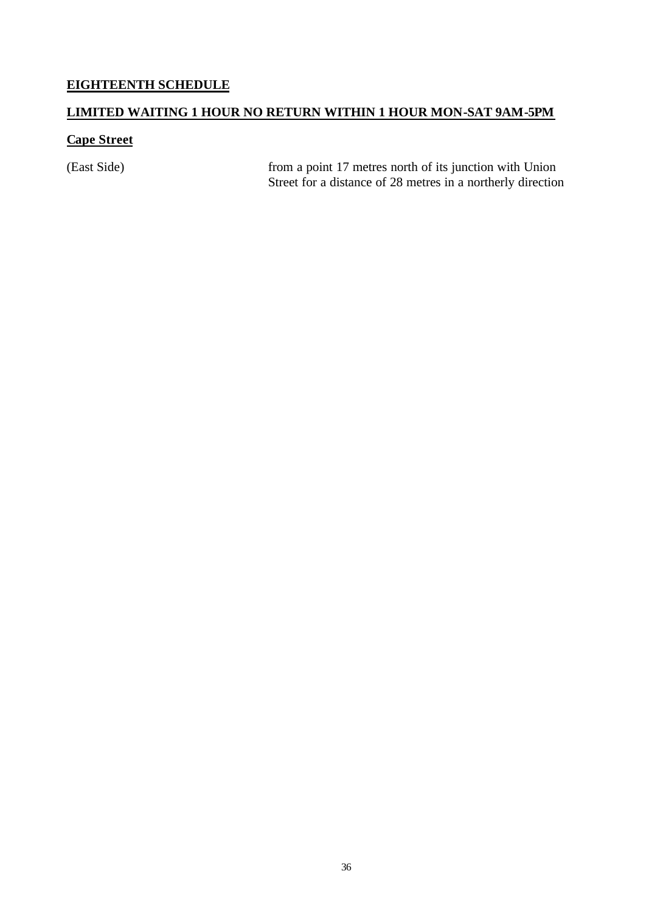## EIGHTEENTH SCHEDULE

## LIMITED WAITING 1 HOUR NO RETURN WITHIN 1 HOUR MON-SAT 9AM-5PM

### Cape Street

| | |
|---|---|
| (East Side) | from a point 17 metres north of its junction with Union Street for a distance of 28 metres in a northerly direction |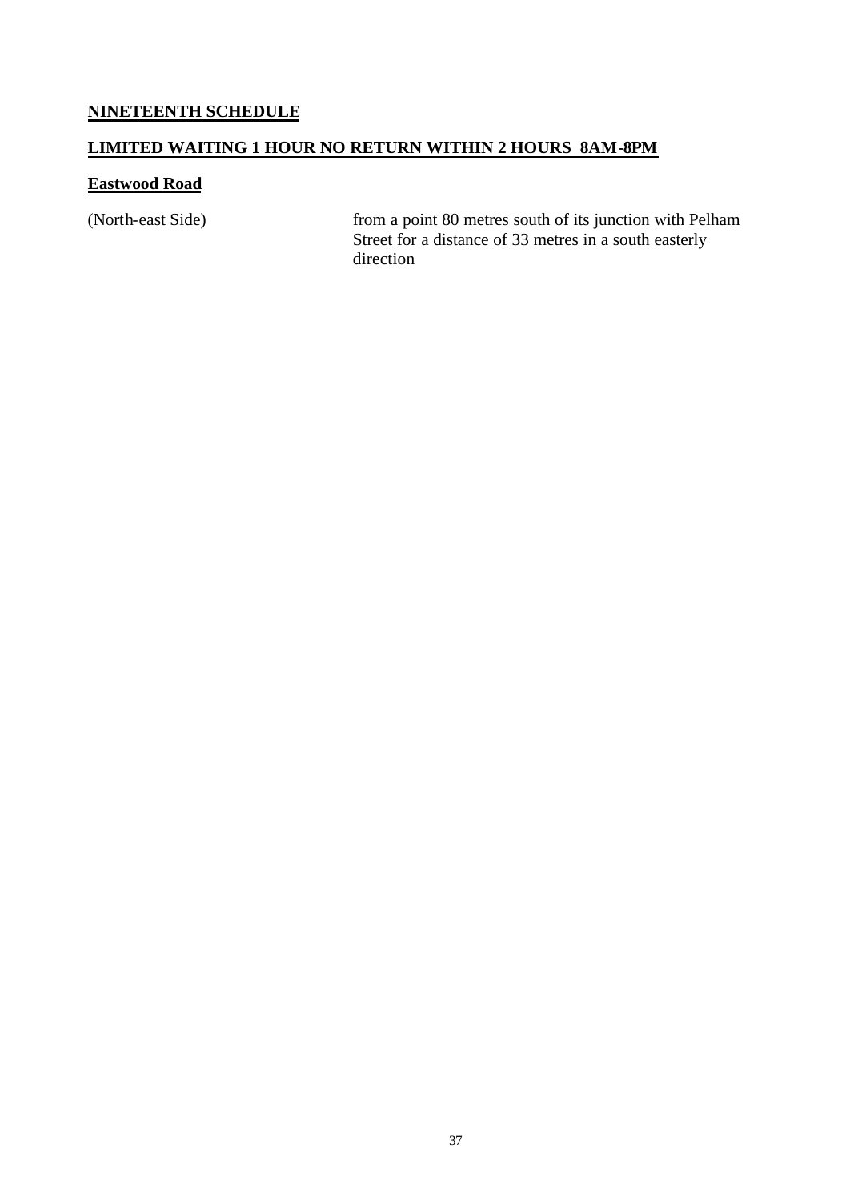## NINETEENTH SCHEDULE

## LIMITED WAITING 1 HOUR NO RETURN WITHIN 2 HOURS 8AM-8PM

### Eastwood Road

| | |
|---|---|
| (North-east Side) | from a point 80 metres south of its junction with Pelham Street for a distance of 33 metres in a south easterly direction |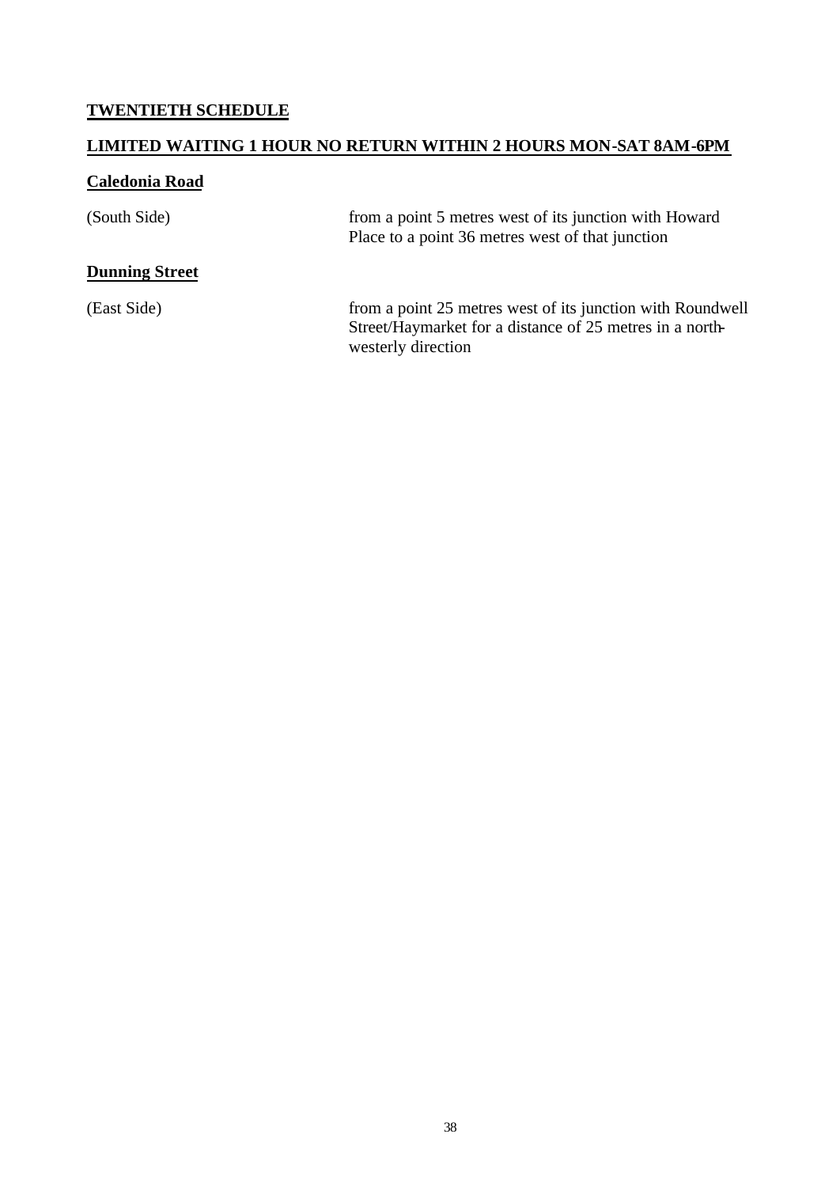## TWENTIETH SCHEDULE

## LIMITED WAITING 1 HOUR NO RETURN WITHIN 2 HOURS MON-SAT 8AM-6PM

### Caledonia Road

| | |
|---|---|
| (South Side) | from a point 5 metres west of its junction with Howard Place to a point 36 metres west of that junction |

### Dunning Street

| | |
|---|---|
| (East Side) | from a point 25 metres west of its junction with Roundwell Street/Haymarket for a distance of 25 metres in a north-westerly direction |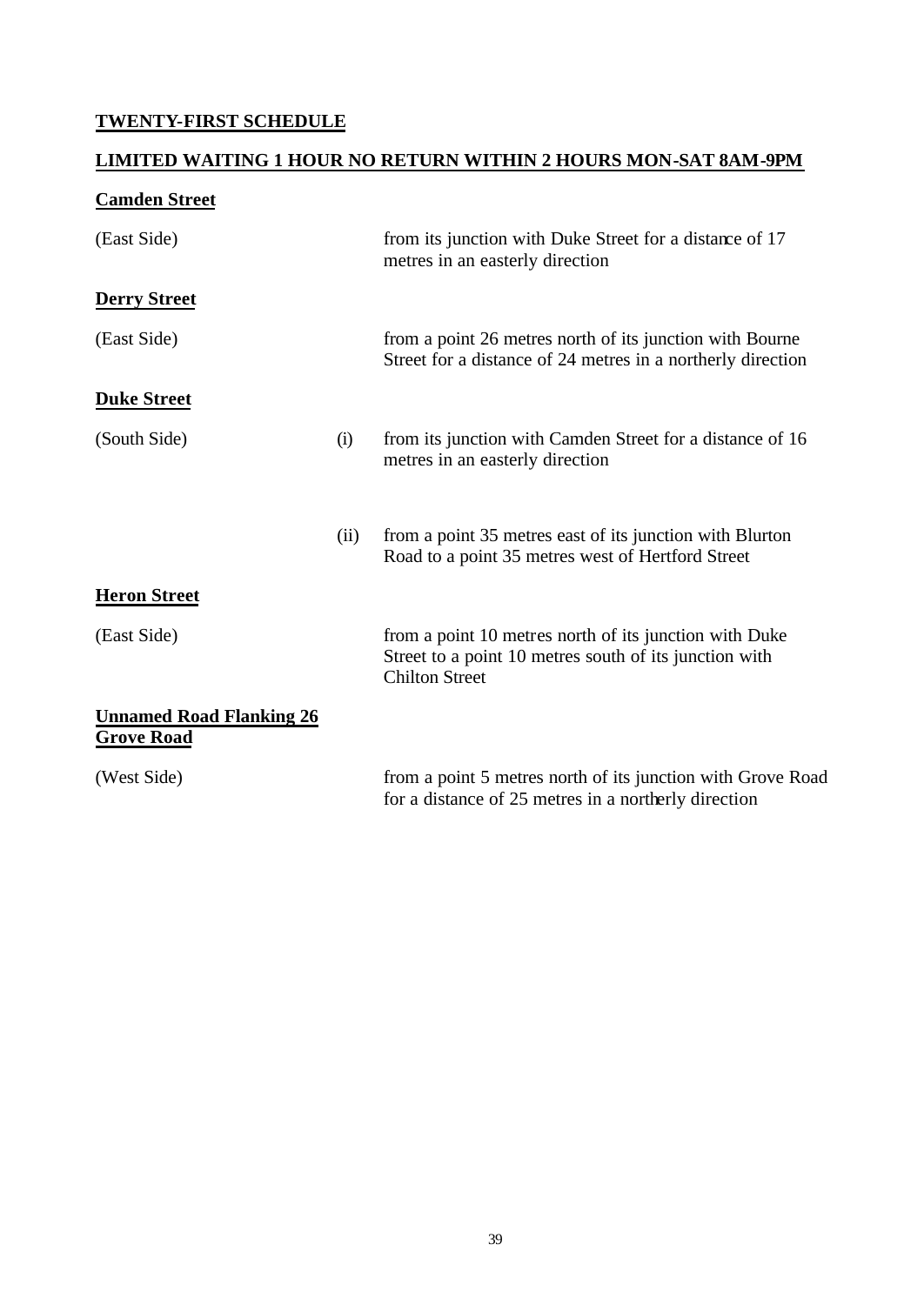**TWENTY-FIRST SCHEDULE**

**LIMITED WAITING 1 HOUR NO RETURN WITHIN 2 HOURS MON-SAT 8AM-9PM**

**Camden Street**

| | | |
|---|---|---|
| (East Side) | | from its junction with Duke Street for a distance of 17 metres in an easterly direction |

**Derry Street**

| | | |
|---|---|---|
| (East Side) | | from a point 26 metres north of its junction with Bourne Street for a distance of 24 metres in a northerly direction |

**Duke Street**

| | | |
|---|---|---|
| (South Side) | (i) | from its junction with Camden Street for a distance of 16 metres in an easterly direction |
| | (ii) | from a point 35 metres east of its junction with Blurton Road to a point 35 metres west of Hertford Street |

**Heron Street**

| | | |
|---|---|---|
| (East Side) | | from a point 10 metres north of its junction with Duke Street to a point 10 metres south of its junction with Chilton Street |

**Unnamed Road Flanking 26 Grove Road**

| | | |
|---|---|---|
| (West Side) | | from a point 5 metres north of its junction with Grove Road for a distance of 25 metres in a northerly direction |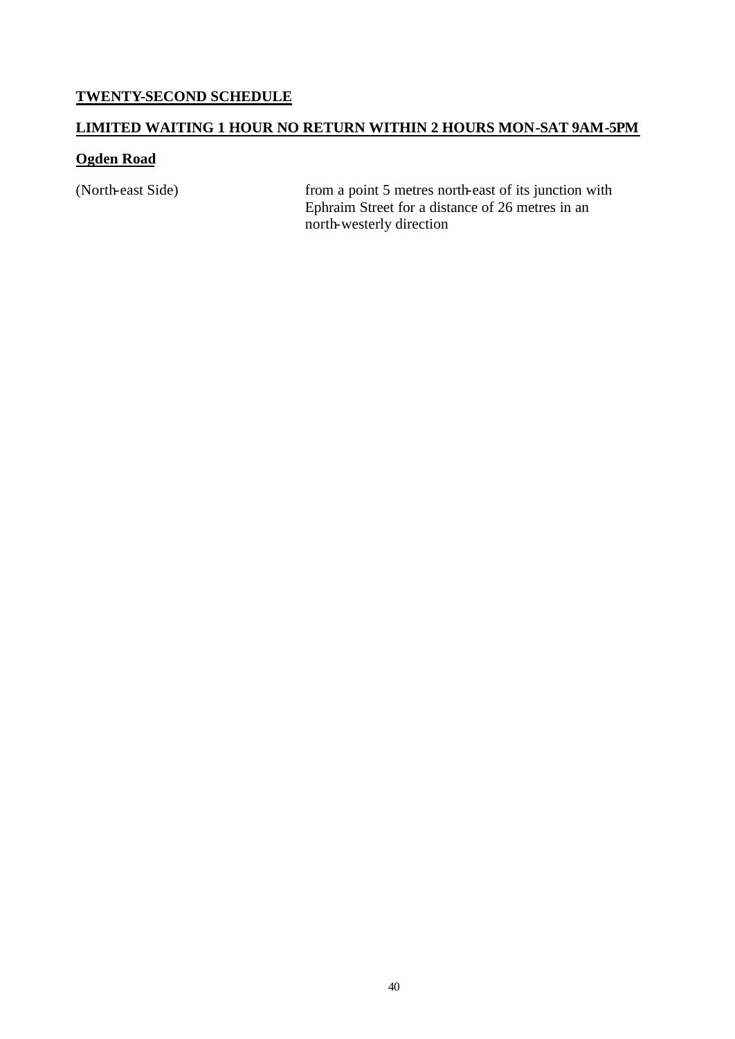## TWENTY-SECOND SCHEDULE

### LIMITED WAITING 1 HOUR NO RETURN WITHIN 2 HOURS MON-SAT 9AM-5PM

#### Ogden Road

| | |
|---|---|
| (North-east Side) | from a point 5 metres north-east of its junction with Ephraim Street for a distance of 26 metres in an north-westerly direction |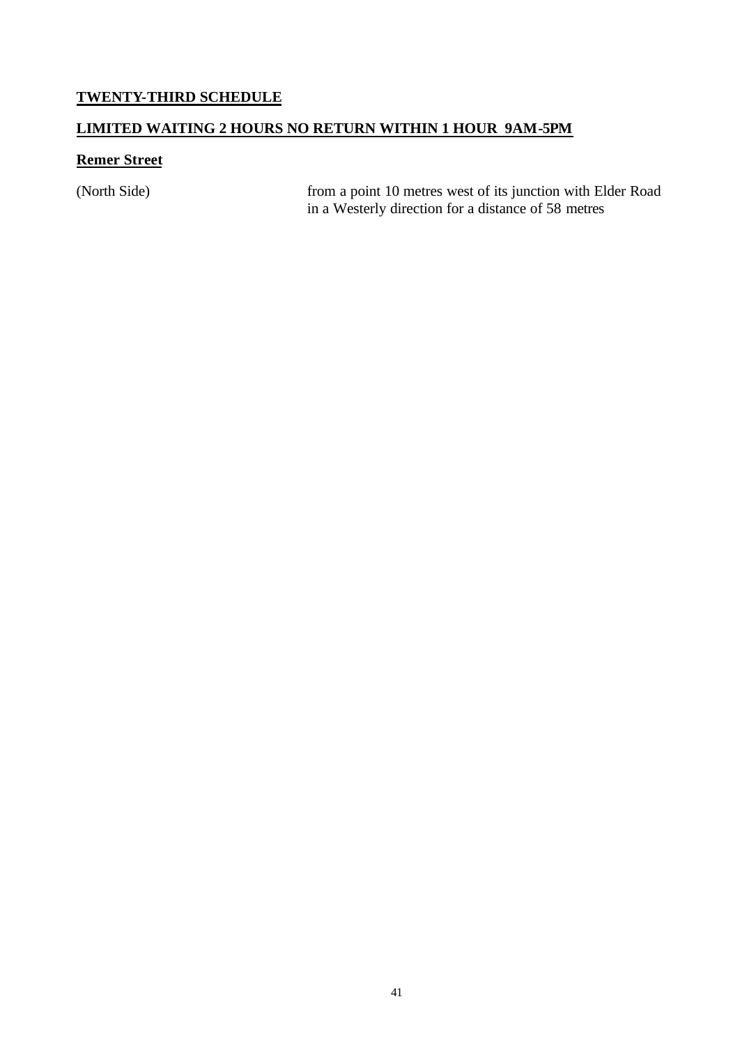## TWENTY-THIRD SCHEDULE

## LIMITED WAITING 2 HOURS NO RETURN WITHIN 1 HOUR 9AM-5PM

### Remer Street

| | |
|---|---|
| (North Side) | from a point 10 metres west of its junction with Elder Road in a Westerly direction for a distance of 58 metres |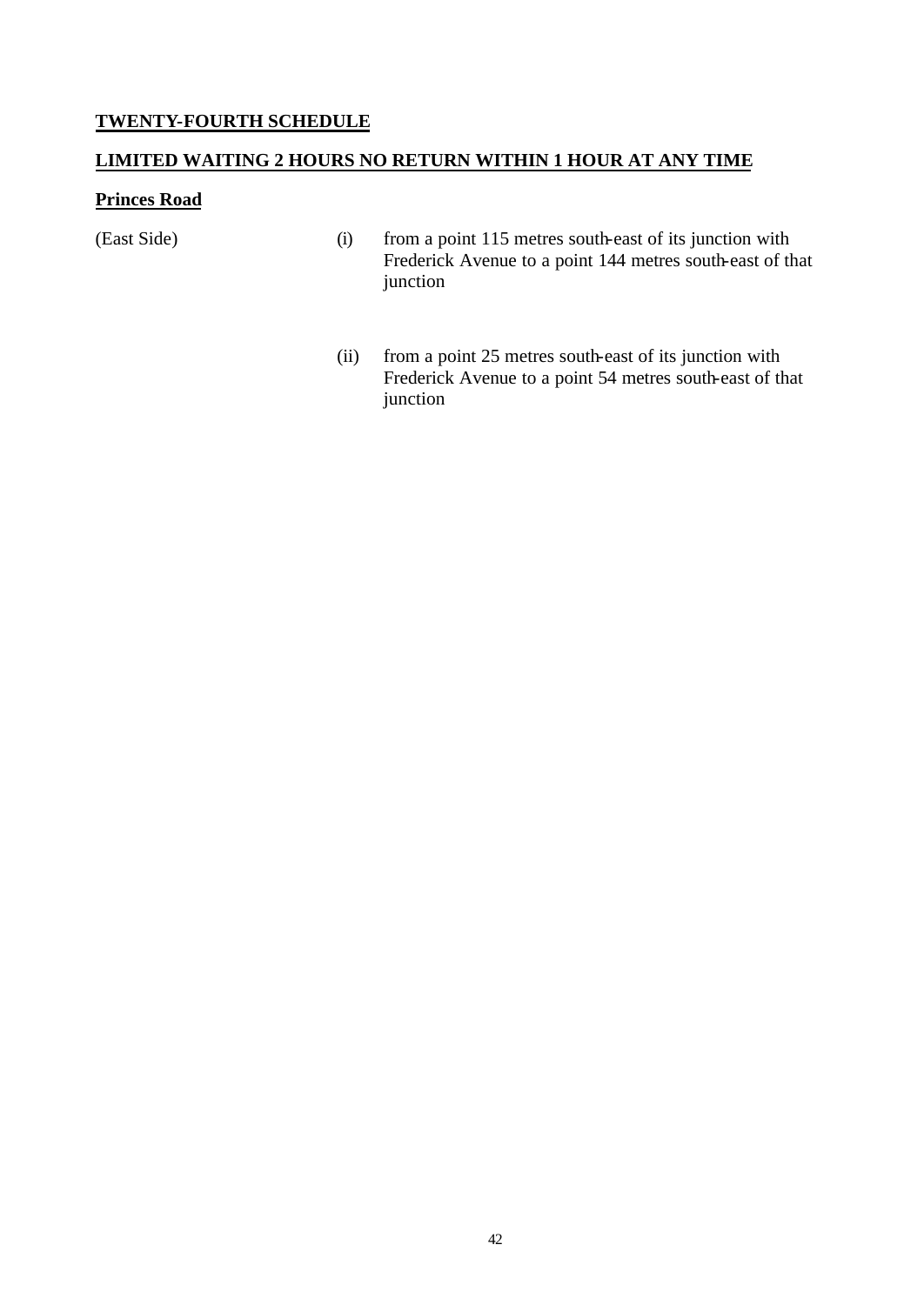## TWENTY-FOURTH SCHEDULE

## LIMITED WAITING 2 HOURS NO RETURN WITHIN 1 HOUR AT ANY TIME

### Princes Road

(East Side)

(i) from a point 115 metres south-east of its junction with Frederick Avenue to a point 144 metres south-east of that junction

(ii) from a point 25 metres south-east of its junction with Frederick Avenue to a point 54 metres south-east of that junction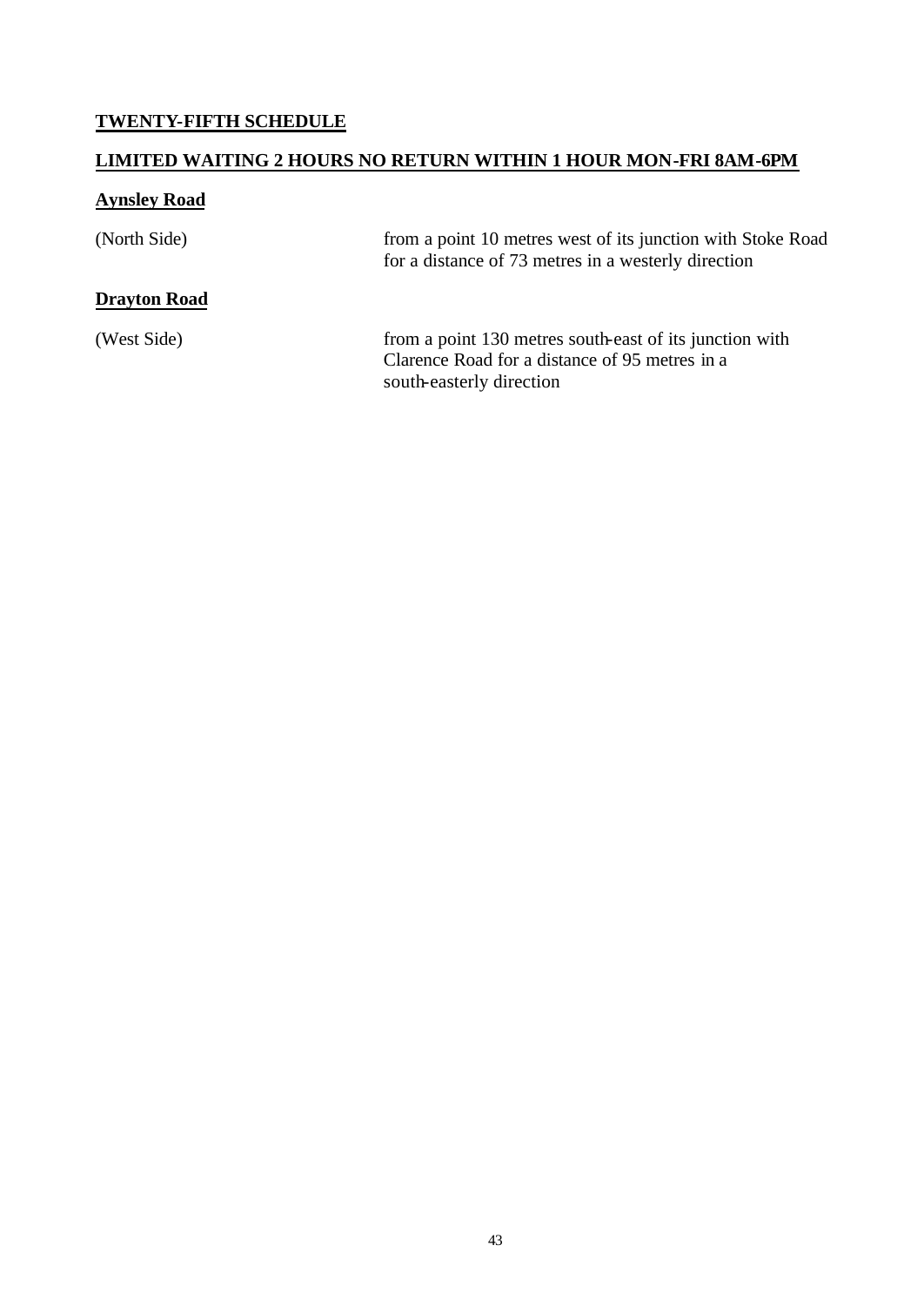## TWENTY-FIFTH SCHEDULE

## LIMITED WAITING 2 HOURS NO RETURN WITHIN 1 HOUR MON-FRI 8AM-6PM

### Aynsley Road

| | |
|---|---|
| (North Side) | from a point 10 metres west of its junction with Stoke Road for a distance of 73 metres in a westerly direction |

### Drayton Road

| | |
|---|---|
| (West Side) | from a point 130 metres south-east of its junction with Clarence Road for a distance of 95 metres in a south-easterly direction |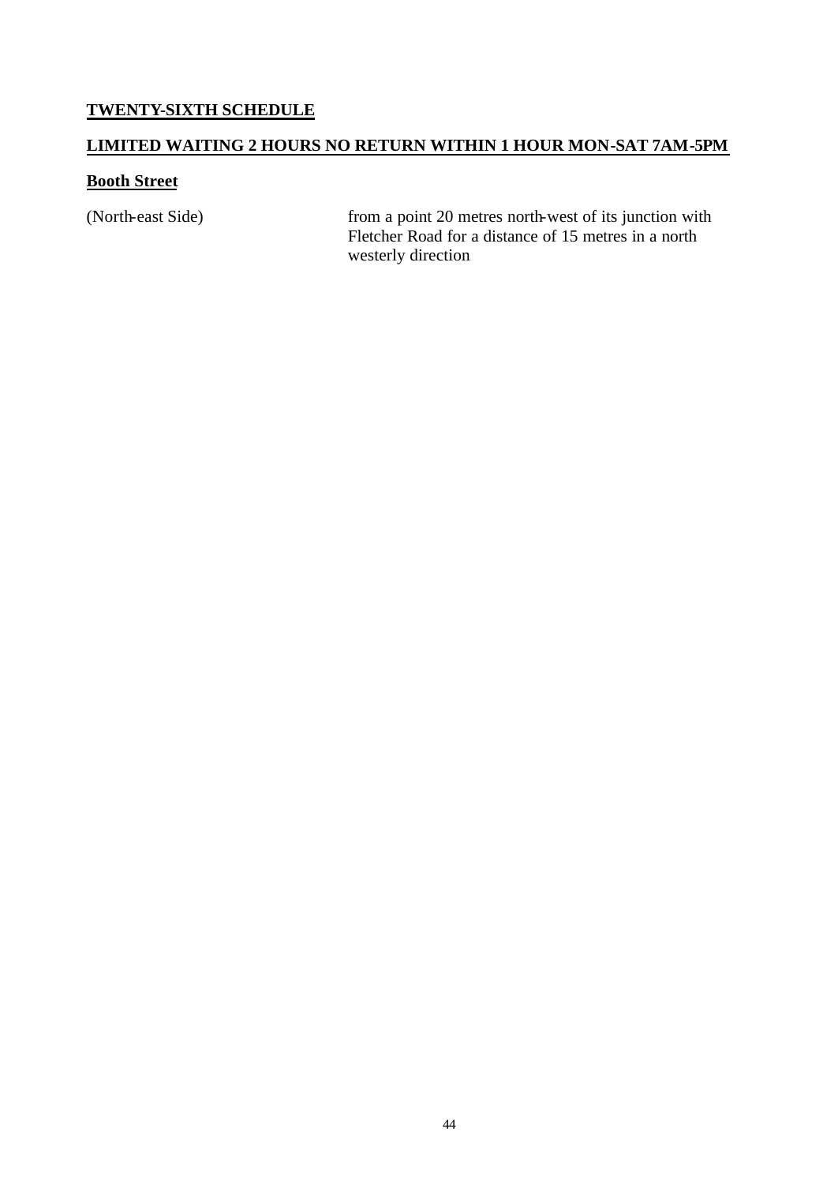# TWENTY-SIXTH SCHEDULE

## LIMITED WAITING 2 HOURS NO RETURN WITHIN 1 HOUR MON-SAT 7AM-5PM

### Booth Street

| | |
|---|---|
| (North-east Side) | from a point 20 metres north-west of its junction with Fletcher Road for a distance of 15 metres in a north westerly direction |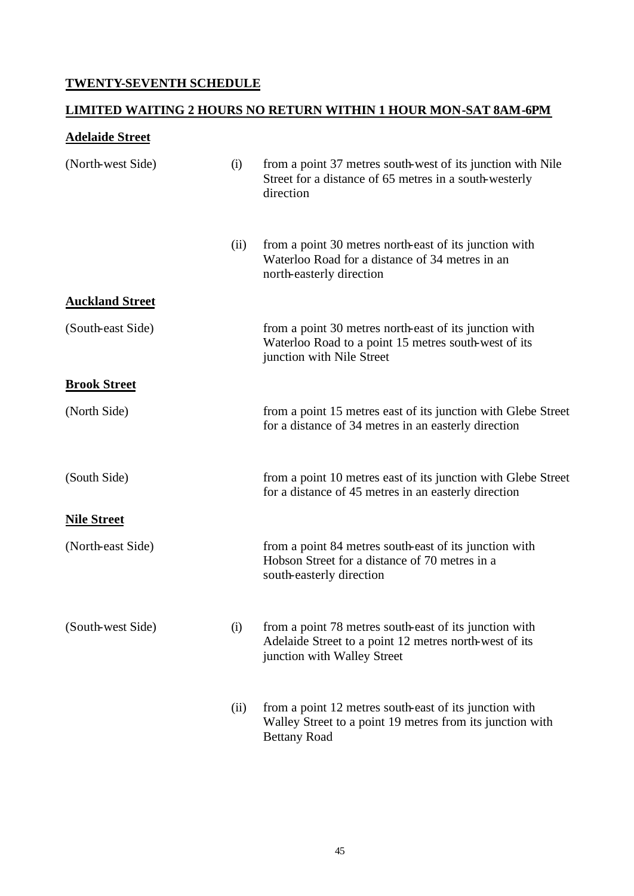**TWENTY-SEVENTH SCHEDULE**

**LIMITED WAITING 2 HOURS NO RETURN WITHIN 1 HOUR MON-SAT 8AM-6PM**

**Adelaide Street**

| | | |
|---|---|---|
| (North-west Side) | (i) | from a point 37 metres south-west of its junction with Nile Street for a distance of 65 metres in a south-westerly direction |
| | (ii) | from a point 30 metres north-east of its junction with Waterloo Road for a distance of 34 metres in an north-easterly direction |

**Auckland Street**

| | | |
|---|---|---|
| (South-east Side) | | from a point 30 metres north-east of its junction with Waterloo Road to a point 15 metres south-west of its junction with Nile Street |

**Brook Street**

| | | |
|---|---|---|
| (North Side) | | from a point 15 metres east of its junction with Glebe Street for a distance of 34 metres in an easterly direction |
| (South Side) | | from a point 10 metres east of its junction with Glebe Street for a distance of 45 metres in an easterly direction |

**Nile Street**

| | | |
|---|---|---|
| (North-east Side) | | from a point 84 metres south-east of its junction with Hobson Street for a distance of 70 metres in a south-easterly direction |
| (South-west Side) | (i) | from a point 78 metres south-east of its junction with Adelaide Street to a point 12 metres north-west of its junction with Walley Street |
| | (ii) | from a point 12 metres south-east of its junction with Walley Street to a point 19 metres from its junction with Bettany Road |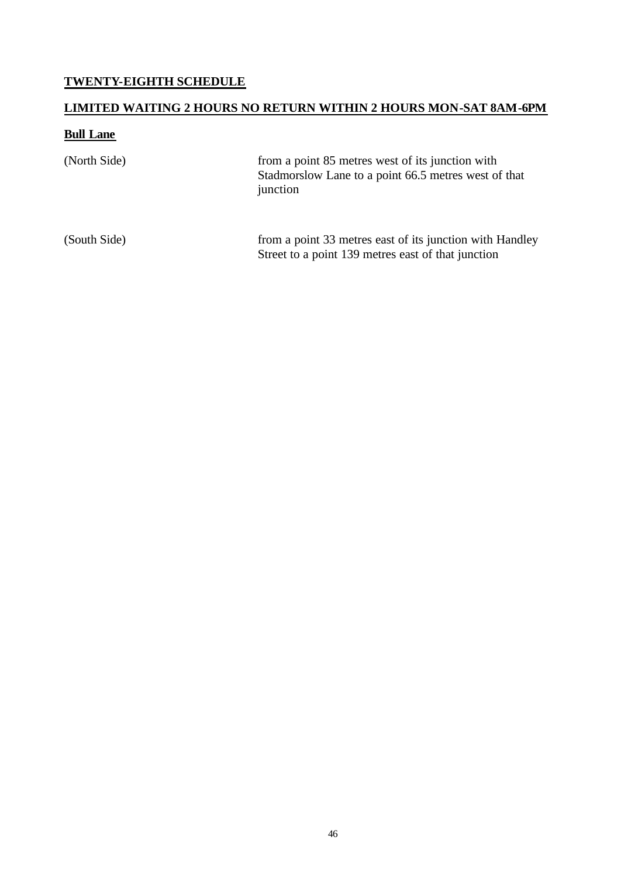## TWENTY-EIGHTH SCHEDULE

## LIMITED WAITING 2 HOURS NO RETURN WITHIN 2 HOURS MON-SAT 8AM-6PM

### Bull Lane

| | |
|---|---|
| (North Side) | from a point 85 metres west of its junction with Stadmorslow Lane to a point 66.5 metres west of that junction |
| (South Side) | from a point 33 metres east of its junction with Handley Street to a point 139 metres east of that junction |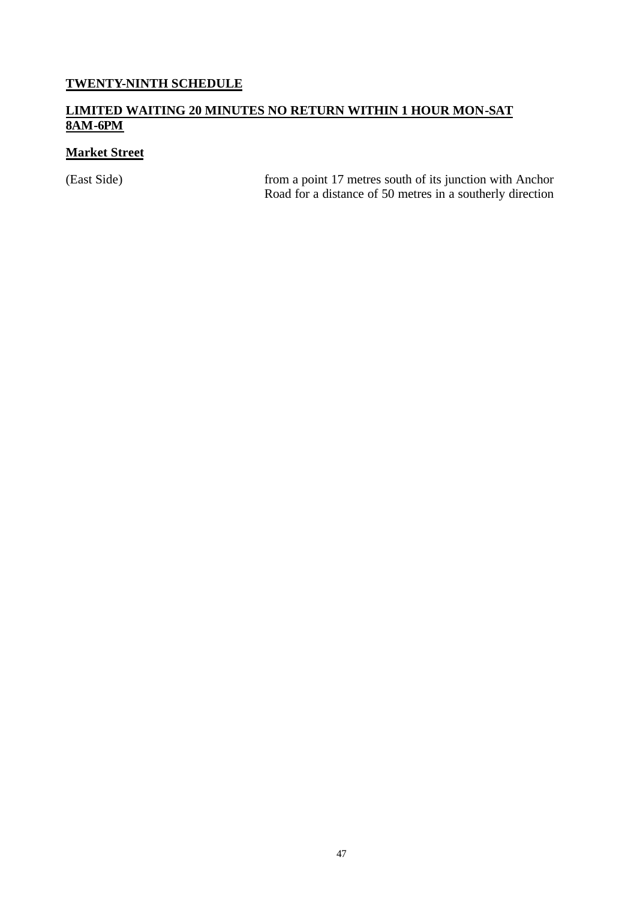## TWENTY-NINTH SCHEDULE

## LIMITED WAITING 20 MINUTES NO RETURN WITHIN 1 HOUR MON-SAT 8AM-6PM

### Market Street

| | |
|---|---|
| (East Side) | from a point 17 metres south of its junction with Anchor Road for a distance of 50 metres in a southerly direction |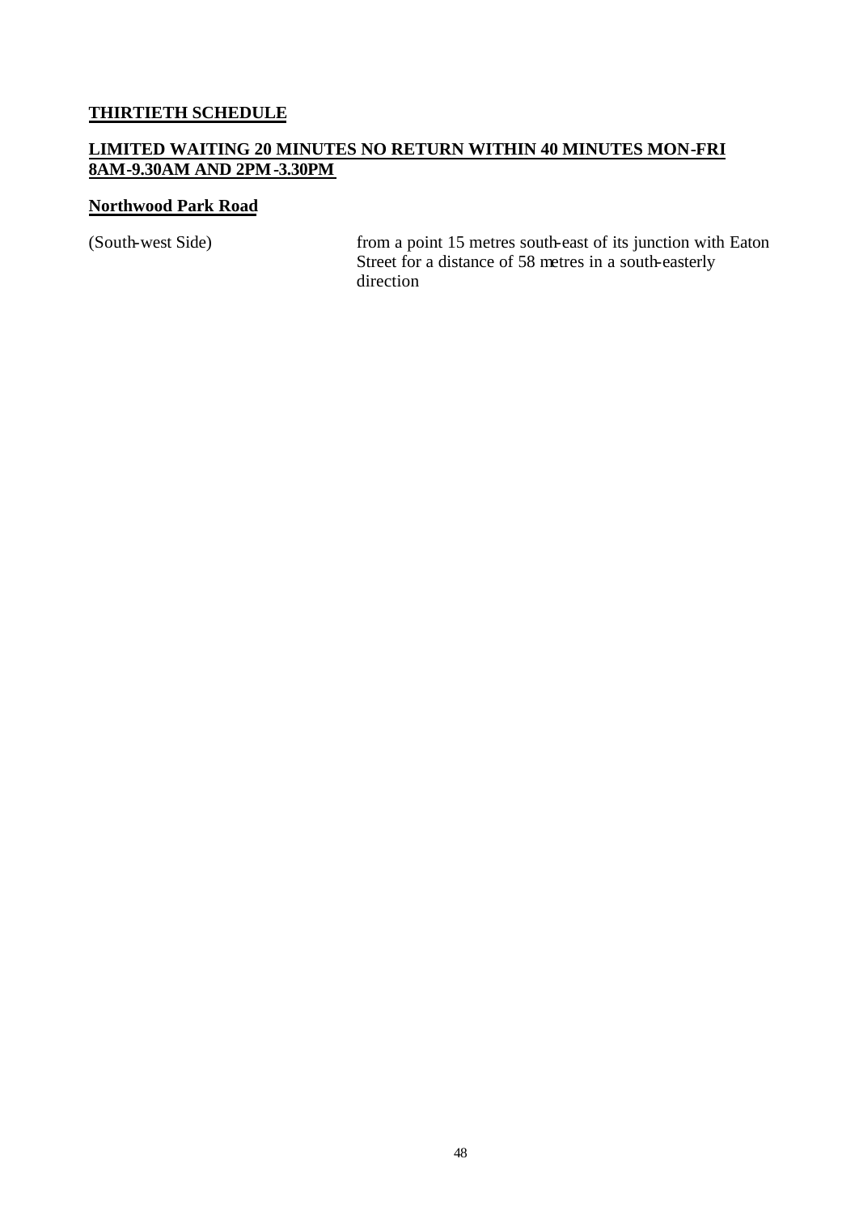## THIRTIETH SCHEDULE

### LIMITED WAITING 20 MINUTES NO RETURN WITHIN 40 MINUTES MON-FRI 8AM-9.30AM AND 2PM-3.30PM

#### Northwood Park Road

| | |
|---|---|
| (South-west Side) | from a point 15 metres south-east of its junction with Eaton Street for a distance of 58 metres in a south-easterly direction |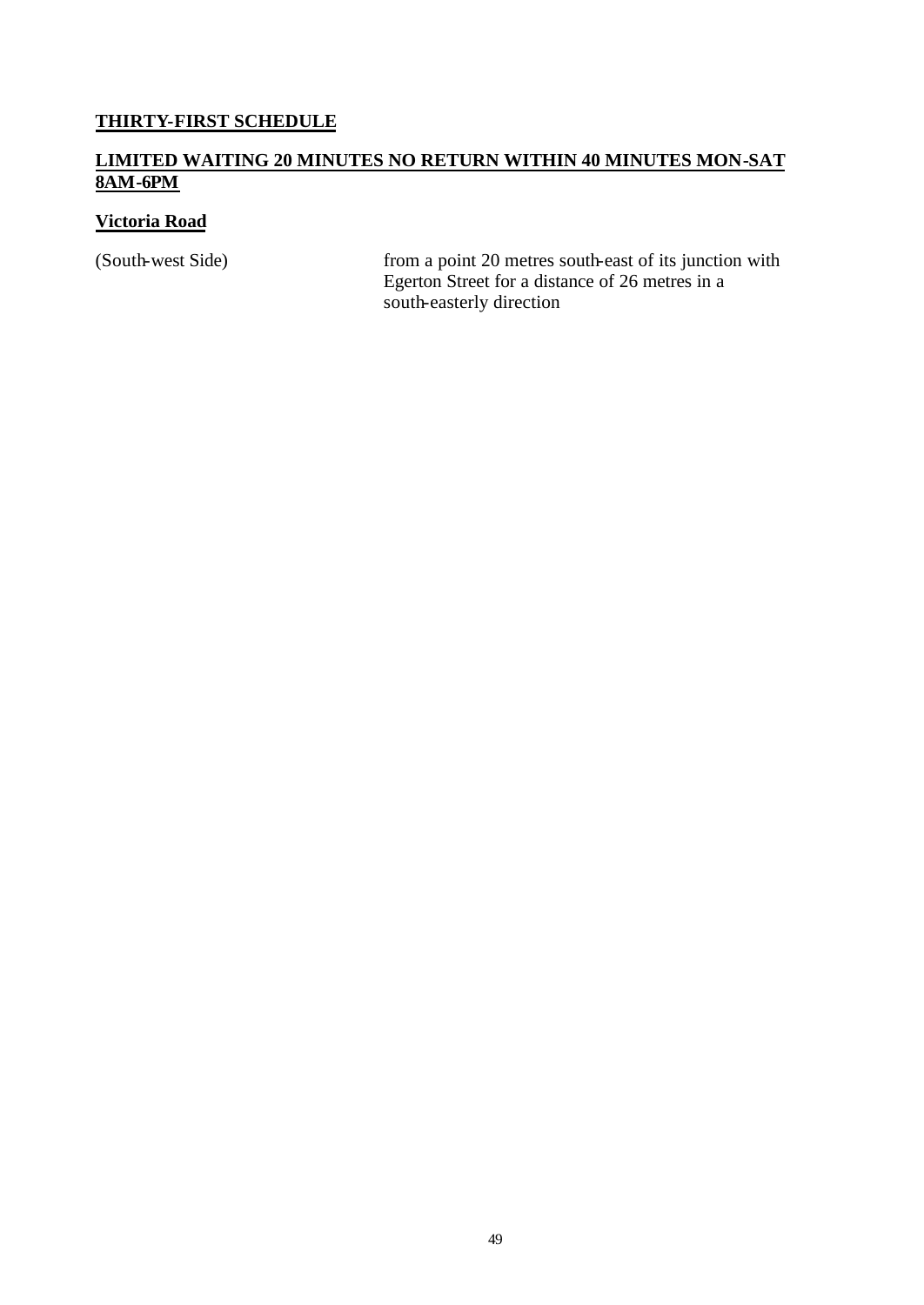## THIRTY-FIRST SCHEDULE

## LIMITED WAITING 20 MINUTES NO RETURN WITHIN 40 MINUTES MON-SAT 8AM-6PM

### Victoria Road

| | |
|---|---|
| (South-west Side) | from a point 20 metres south-east of its junction with Egerton Street for a distance of 26 metres in a south-easterly direction |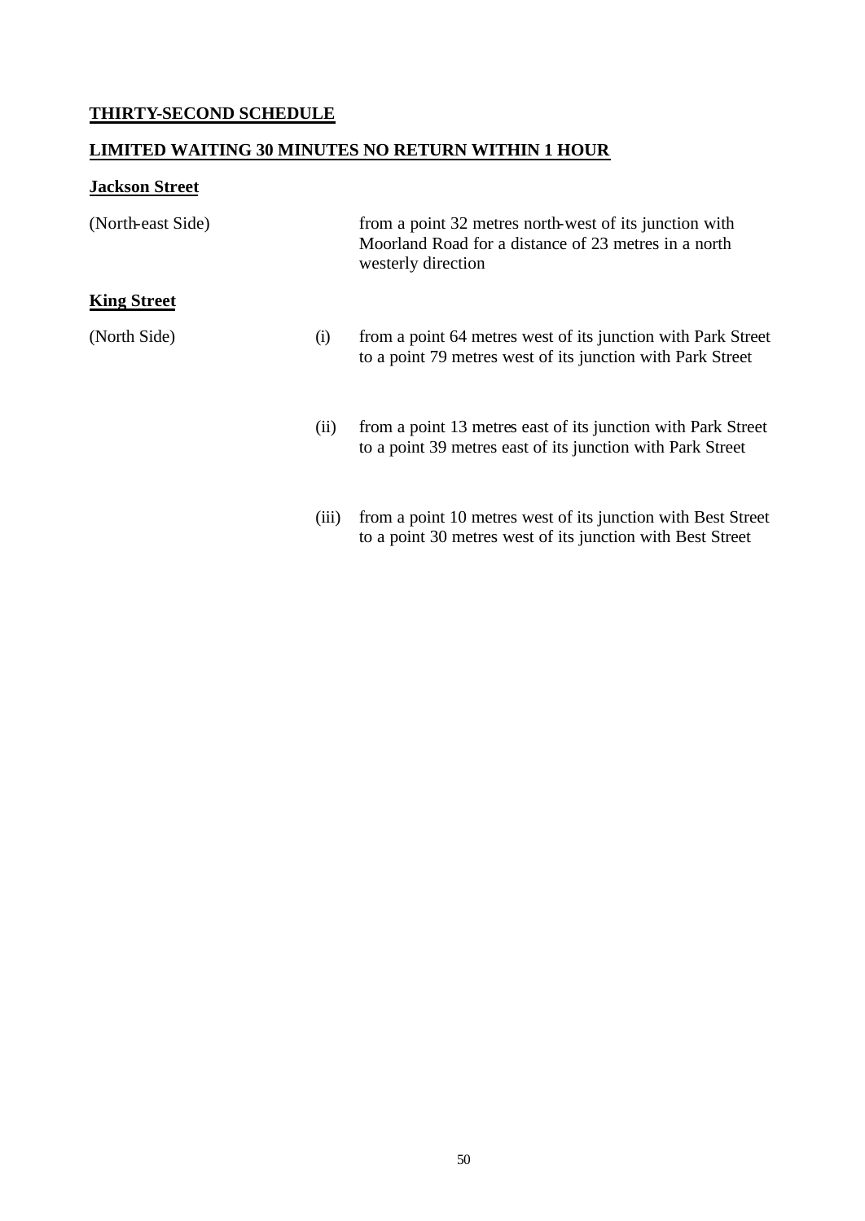**THIRTY-SECOND SCHEDULE**

**LIMITED WAITING 30 MINUTES NO RETURN WITHIN 1 HOUR**

**Jackson Street**

(North-east Side) from a point 32 metres north-west of its junction with Moorland Road for a distance of 23 metres in a north westerly direction

**King Street**

(North Side)

(i) from a point 64 metres west of its junction with Park Street to a point 79 metres west of its junction with Park Street

(ii) from a point 13 metres east of its junction with Park Street to a point 39 metres east of its junction with Park Street

(iii) from a point 10 metres west of its junction with Best Street to a point 30 metres west of its junction with Best Street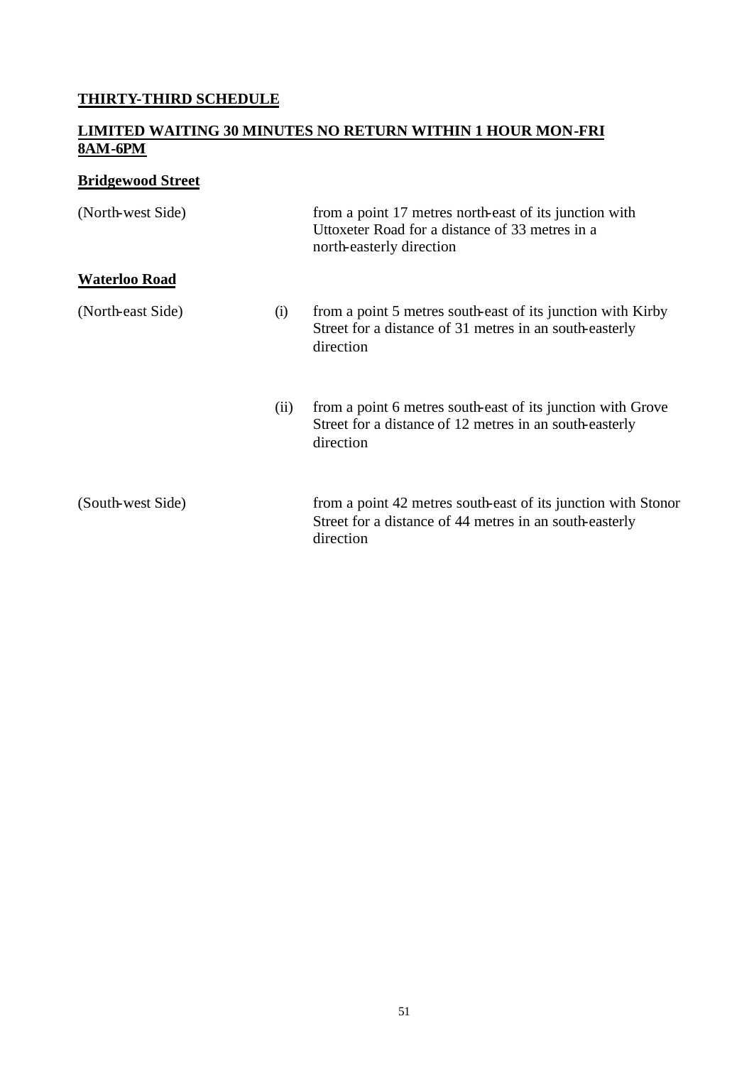**THIRTY-THIRD SCHEDULE**

**LIMITED WAITING 30 MINUTES NO RETURN WITHIN 1 HOUR MON-FRI 8AM-6PM**

**Bridgewood Street**

| | | |
|---|---|---|
| (North-west Side) | | from a point 17 metres north-east of its junction with Uttoxeter Road for a distance of 33 metres in a north-easterly direction |

**Waterloo Road**

| | | |
|---|---|---|
| (North-east Side) | (i) | from a point 5 metres south-east of its junction with Kirby Street for a distance of 31 metres in an south-easterly direction |
| | (ii) | from a point 6 metres south-east of its junction with Grove Street for a distance of 12 metres in an south-easterly direction |
| (South-west Side) | | from a point 42 metres south-east of its junction with Stonor Street for a distance of 44 metres in an south-easterly direction |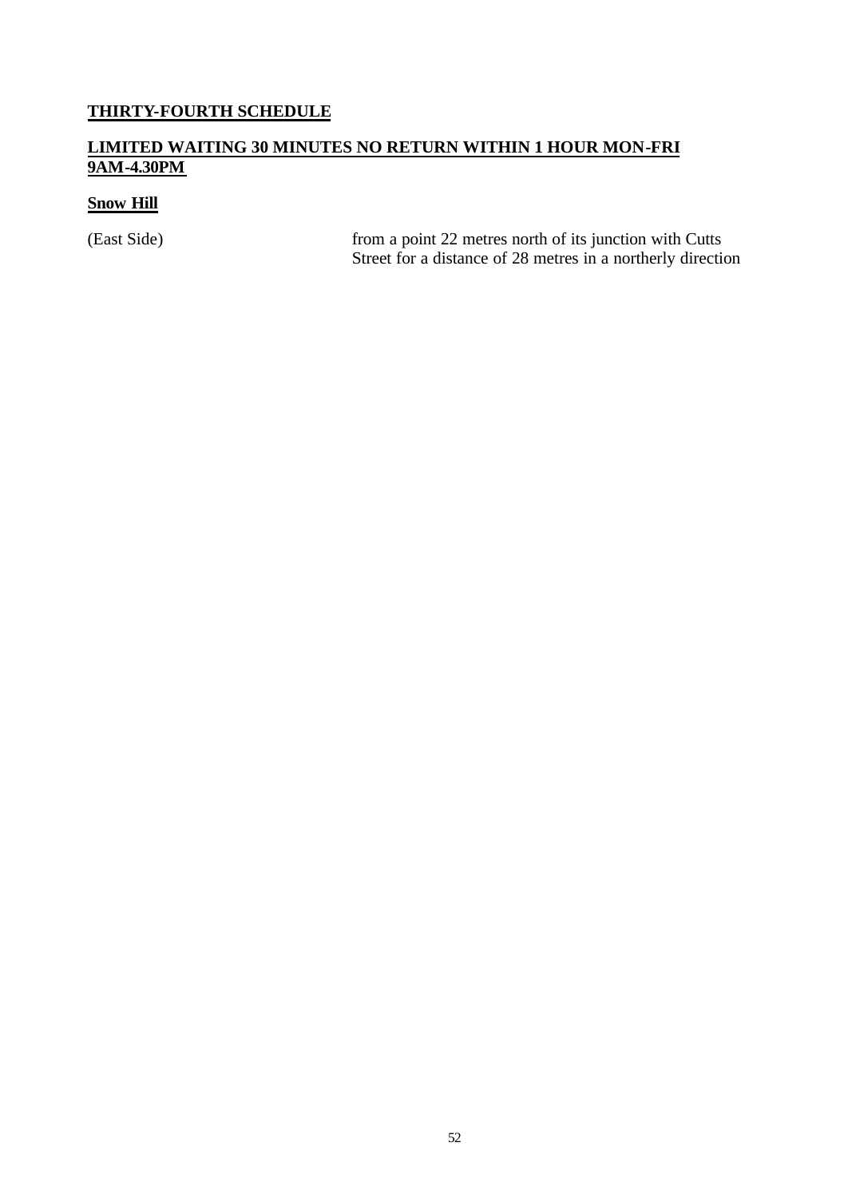## THIRTY-FOURTH SCHEDULE

### LIMITED WAITING 30 MINUTES NO RETURN WITHIN 1 HOUR MON-FRI 9AM-4.30PM

**Snow Hill**

| | |
|---|---|
| (East Side) | from a point 22 metres north of its junction with Cutts Street for a distance of 28 metres in a northerly direction |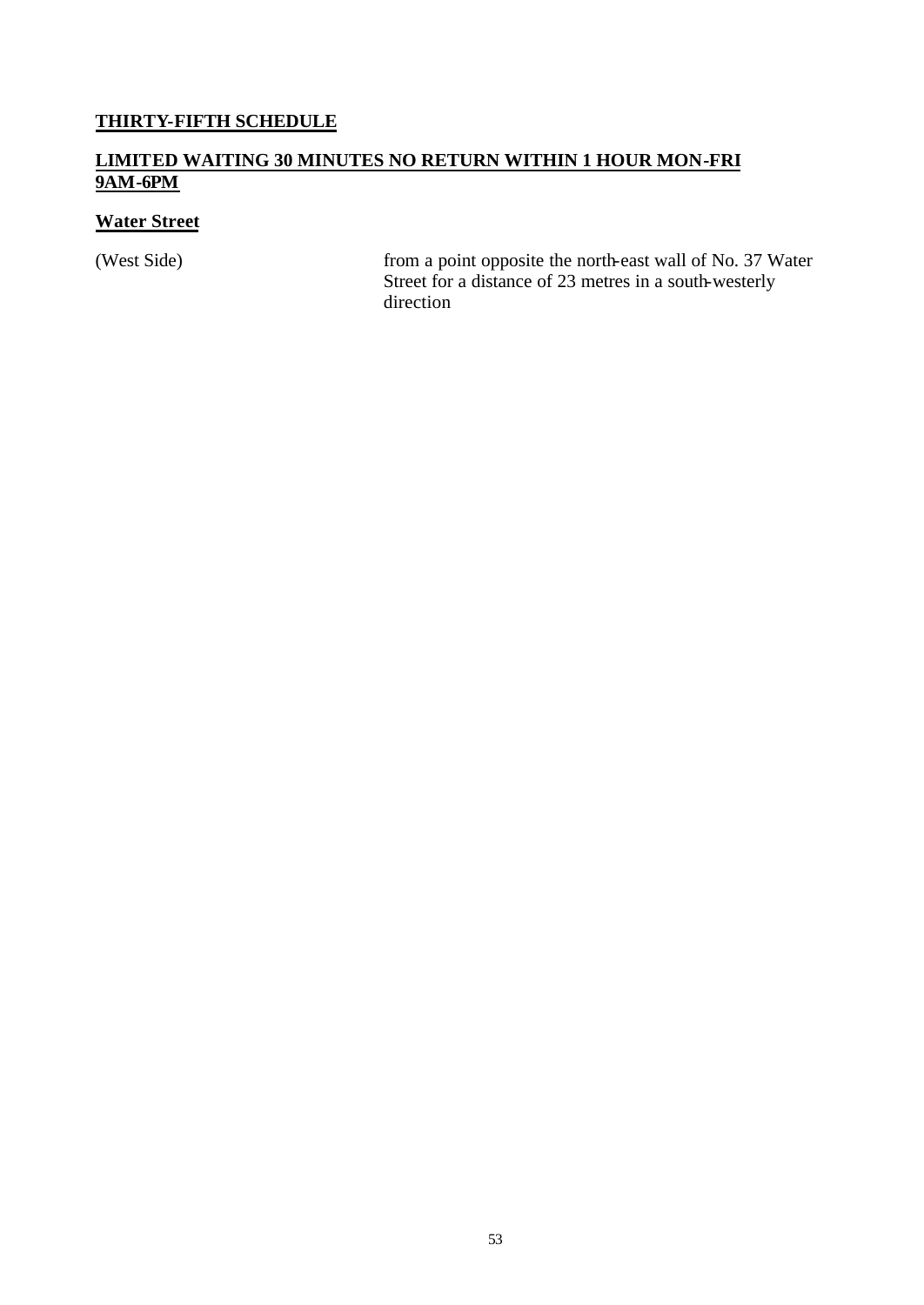**THIRTY-FIFTH SCHEDULE**

**LIMITED WAITING 30 MINUTES NO RETURN WITHIN 1 HOUR MON-FRI 9AM-6PM**

**Water Street**

| | |
|---|---|
| (West Side) | from a point opposite the north-east wall of No. 37 Water Street for a distance of 23 metres in a south-westerly direction |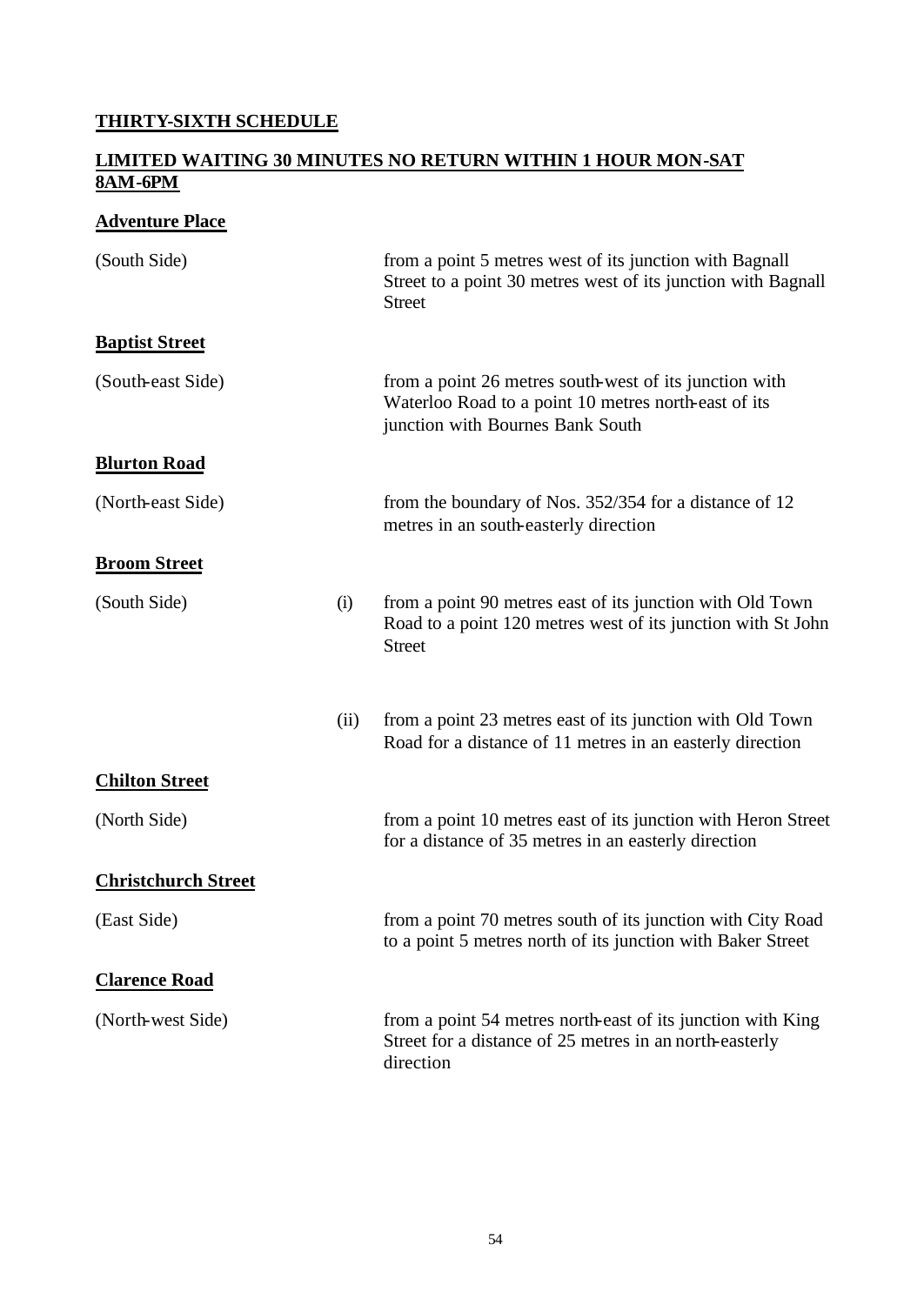**THIRTY-SIXTH SCHEDULE**

**LIMITED WAITING 30 MINUTES NO RETURN WITHIN 1 HOUR MON-SAT 8AM-6PM**

**Adventure Place**

| | | |
|---|---|---|
| (South Side) | | from a point 5 metres west of its junction with Bagnall Street to a point 30 metres west of its junction with Bagnall Street |

**Baptist Street**

| | | |
|---|---|---|
| (South-east Side) | | from a point 26 metres south-west of its junction with Waterloo Road to a point 10 metres north-east of its junction with Bournes Bank South |

**Blurton Road**

| | | |
|---|---|---|
| (North-east Side) | | from the boundary of Nos. 352/354 for a distance of 12 metres in an south-easterly direction |

**Broom Street**

| | | |
|---|---|---|
| (South Side) | (i) | from a point 90 metres east of its junction with Old Town Road to a point 120 metres west of its junction with St John Street |
| | (ii) | from a point 23 metres east of its junction with Old Town Road for a distance of 11 metres in an easterly direction |

**Chilton Street**

| | | |
|---|---|---|
| (North Side) | | from a point 10 metres east of its junction with Heron Street for a distance of 35 metres in an easterly direction |

**Christchurch Street**

| | | |
|---|---|---|
| (East Side) | | from a point 70 metres south of its junction with City Road to a point 5 metres north of its junction with Baker Street |

**Clarence Road**

| | | |
|---|---|---|
| (North-west Side) | | from a point 54 metres north-east of its junction with King Street for a distance of 25 metres in an north-easterly direction |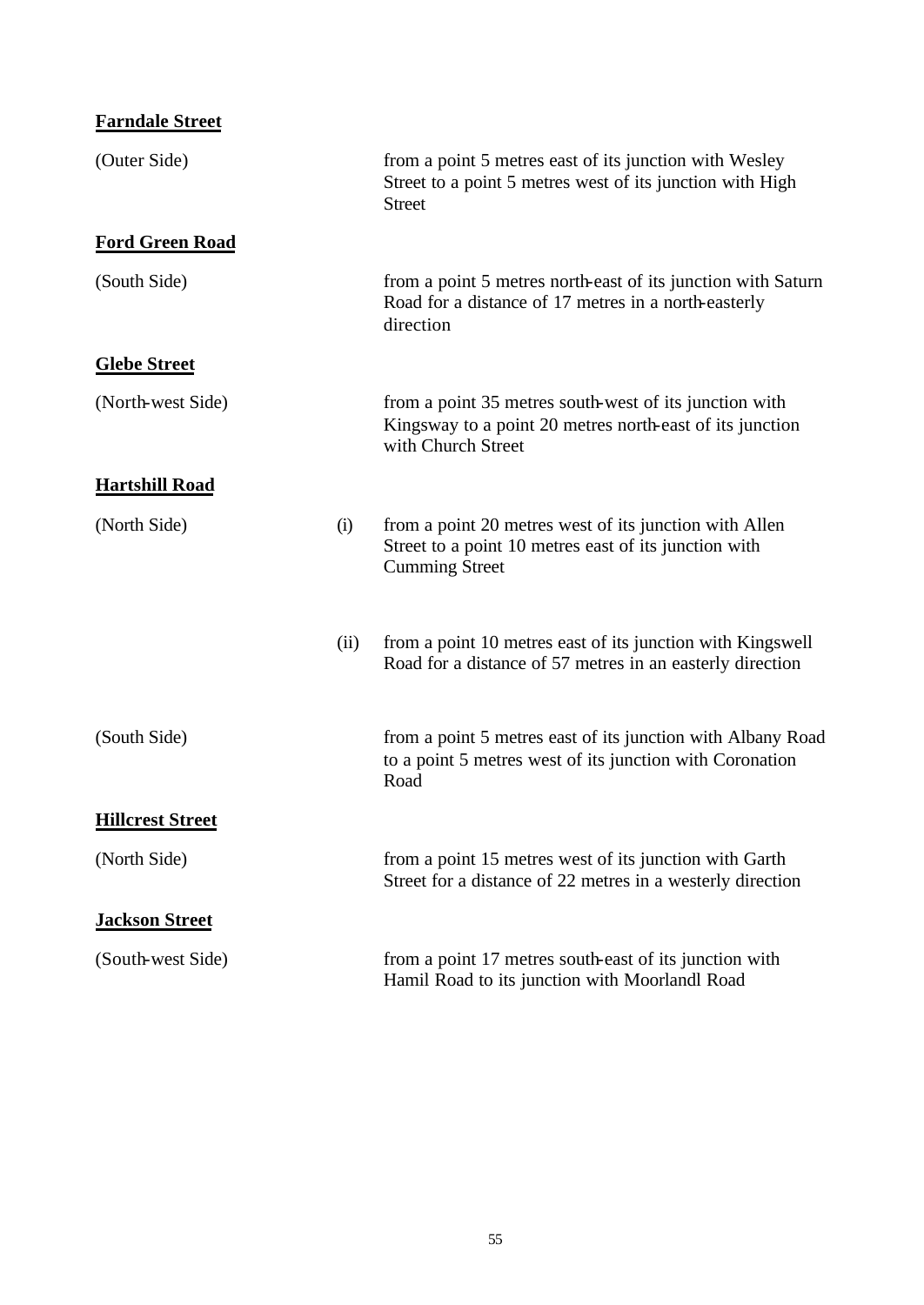**Farndale Street**

| | | |
|---|---|---|
| (Outer Side) | | from a point 5 metres east of its junction with Wesley Street to a point 5 metres west of its junction with High Street |

**Ford Green Road**

| | | |
|---|---|---|
| (South Side) | | from a point 5 metres north-east of its junction with Saturn Road for a distance of 17 metres in a north-easterly direction |

**Glebe Street**

| | | |
|---|---|---|
| (North-west Side) | | from a point 35 metres south-west of its junction with Kingsway to a point 20 metres north-east of its junction with Church Street |

**Hartshill Road**

| | | |
|---|---|---|
| (North Side) | (i) | from a point 20 metres west of its junction with Allen Street to a point 10 metres east of its junction with Cumming Street |
| | (ii) | from a point 10 metres east of its junction with Kingswell Road for a distance of 57 metres in an easterly direction |
| (South Side) | | from a point 5 metres east of its junction with Albany Road to a point 5 metres west of its junction with Coronation Road |

**Hillcrest Street**

| | | |
|---|---|---|
| (North Side) | | from a point 15 metres west of its junction with Garth Street for a distance of 22 metres in a westerly direction |

**Jackson Street**

| | | |
|---|---|---|
| (South-west Side) | | from a point 17 metres south-east of its junction with Hamil Road to its junction with Moorlandl Road |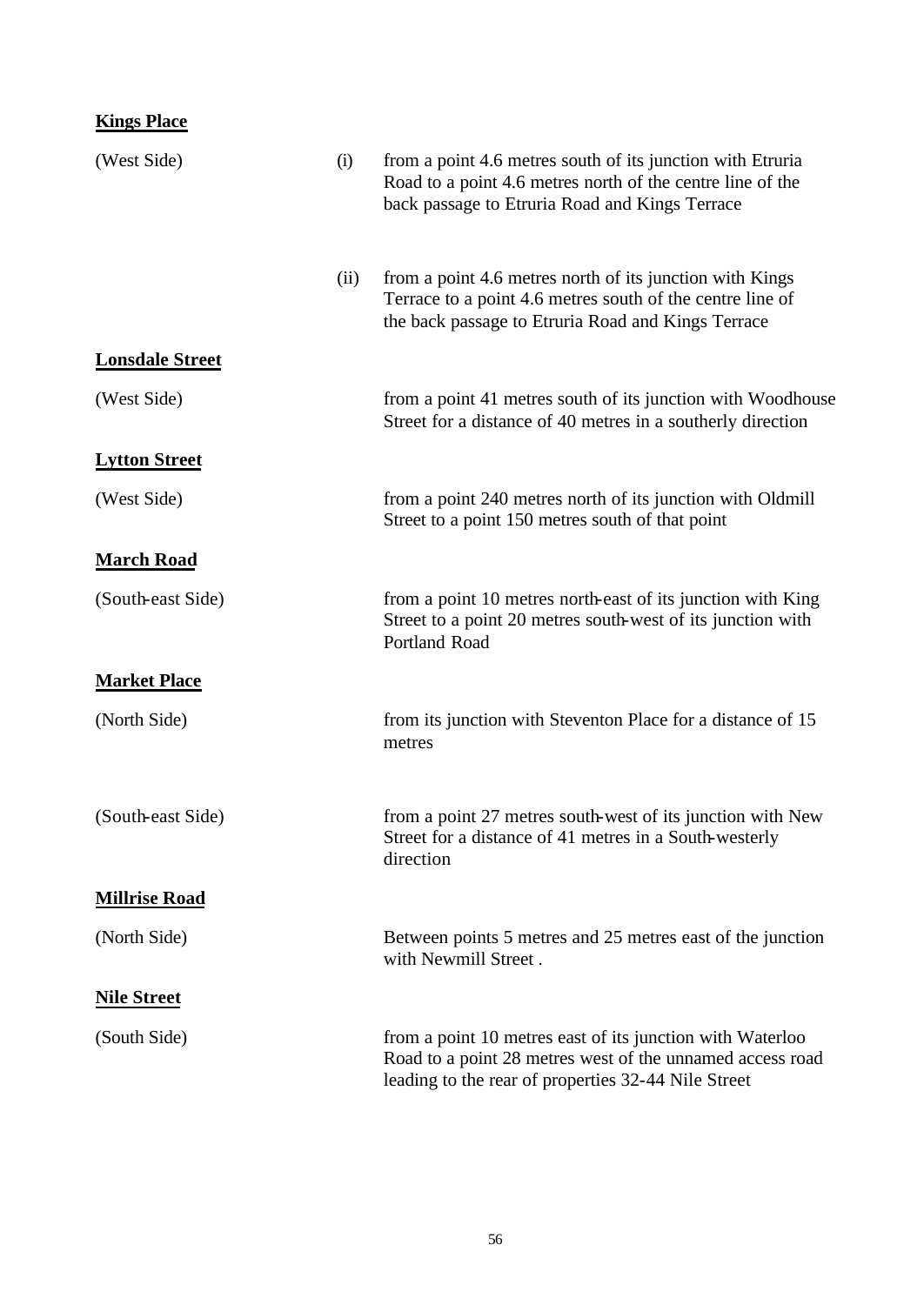**Kings Place**

| | | |
|---|---|---|
| (West Side) | (i) | from a point 4.6 metres south of its junction with Etruria Road to a point 4.6 metres north of the centre line of the back passage to Etruria Road and Kings Terrace |
| | (ii) | from a point 4.6 metres north of its junction with Kings Terrace to a point 4.6 metres south of the centre line of the back passage to Etruria Road and Kings Terrace |

**Lonsdale Street**

| | |
|---|---|
| (West Side) | from a point 41 metres south of its junction with Woodhouse Street for a distance of 40 metres in a southerly direction |

**Lytton Street**

| | |
|---|---|
| (West Side) | from a point 240 metres north of its junction with Oldmill Street to a point 150 metres south of that point |

**March Road**

| | |
|---|---|
| (South-east Side) | from a point 10 metres north-east of its junction with King Street to a point 20 metres south-west of its junction with Portland Road |

**Market Place**

| | |
|---|---|
| (North Side) | from its junction with Steventon Place for a distance of 15 metres |
| (South-east Side) | from a point 27 metres south-west of its junction with New Street for a distance of 41 metres in a South-westerly direction |

**Millrise Road**

| | |
|---|---|
| (North Side) | Between points 5 metres and 25 metres east of the junction with Newmill Street . |

**Nile Street**

| | |
|---|---|
| (South Side) | from a point 10 metres east of its junction with Waterloo Road to a point 28 metres west of the unnamed access road leading to the rear of properties 32-44 Nile Street |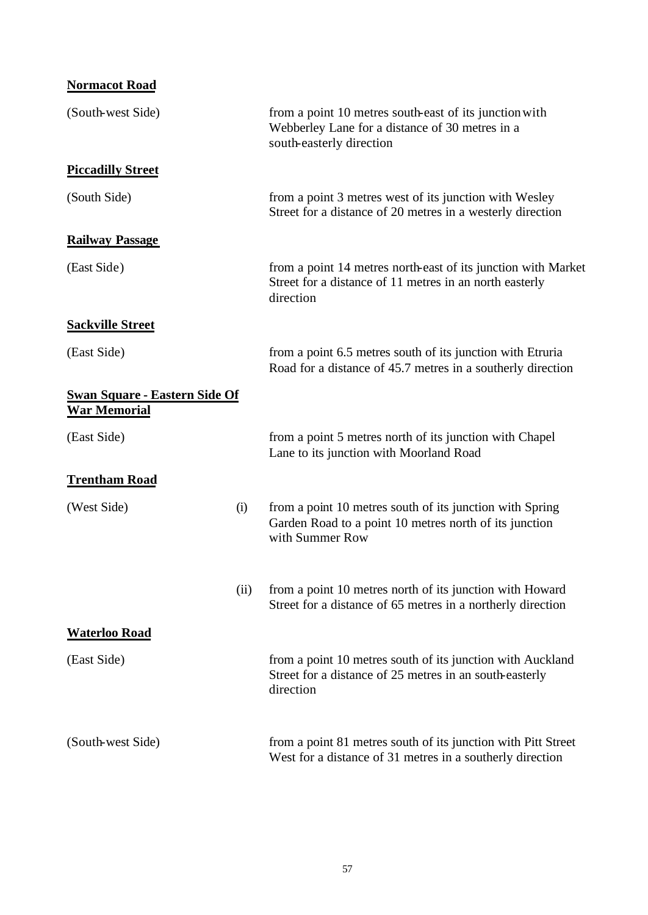**Normacot Road**

(South-west Side) from a point 10 metres south-east of its junction with Webberley Lane for a distance of 30 metres in a south-easterly direction

**Piccadilly Street**

(South Side) from a point 3 metres west of its junction with Wesley Street for a distance of 20 metres in a westerly direction

**Railway Passage**

(East Side) from a point 14 metres north-east of its junction with Market Street for a distance of 11 metres in an north easterly direction

**Sackville Street**

(East Side) from a point 6.5 metres south of its junction with Etruria Road for a distance of 45.7 metres in a southerly direction

**Swan Square - Eastern Side Of War Memorial**

(East Side) from a point 5 metres north of its junction with Chapel Lane to its junction with Moorland Road

**Trentham Road**

(West Side) (i) from a point 10 metres south of its junction with Spring Garden Road to a point 10 metres north of its junction with Summer Row

(ii) from a point 10 metres north of its junction with Howard Street for a distance of 65 metres in a northerly direction

**Waterloo Road**

(East Side) from a point 10 metres south of its junction with Auckland Street for a distance of 25 metres in an south-easterly direction

(South-west Side) from a point 81 metres south of its junction with Pitt Street West for a distance of 31 metres in a southerly direction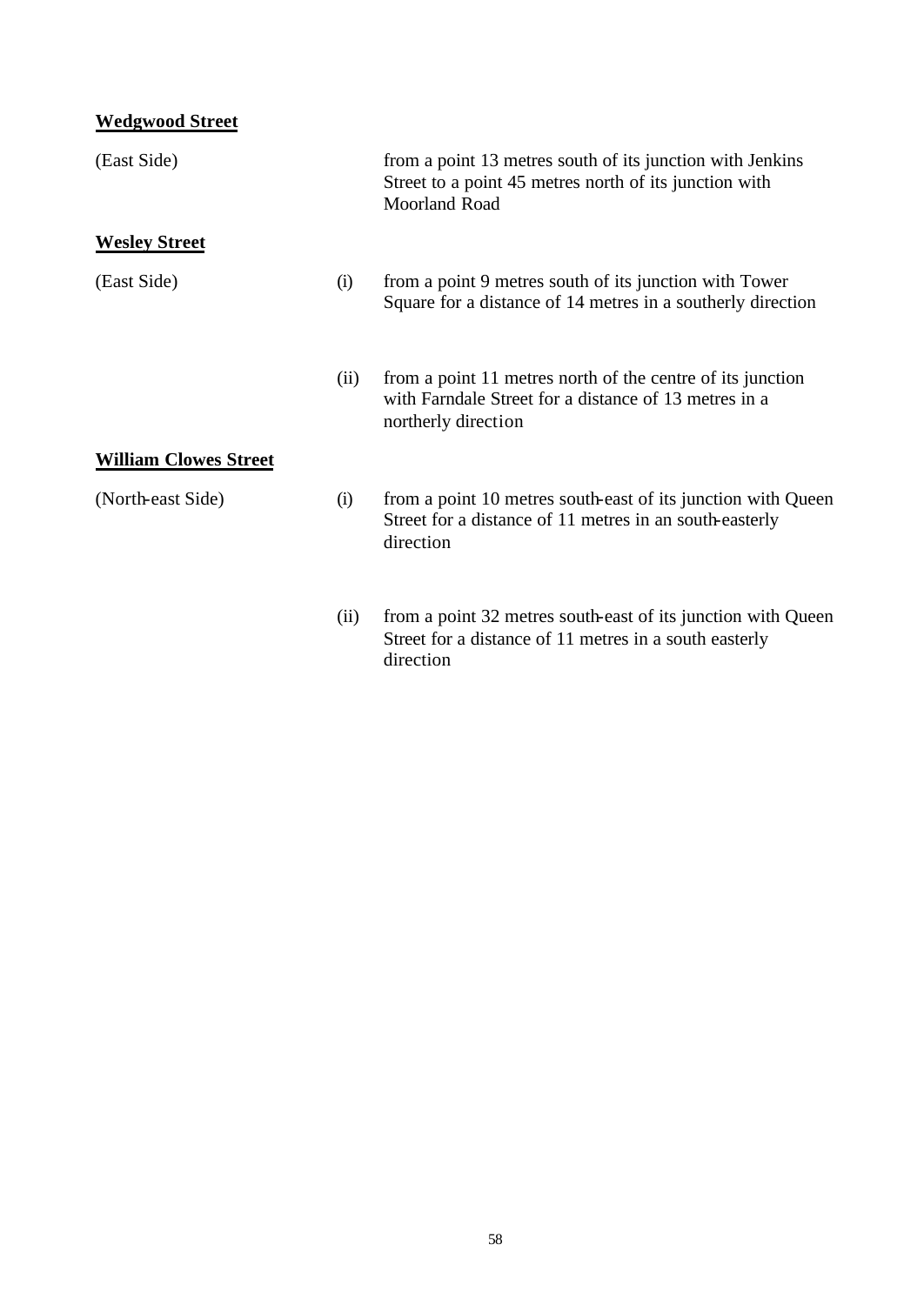**Wedgwood Street**

| | | |
|---|---|---|
| (East Side) | | from a point 13 metres south of its junction with Jenkins Street to a point 45 metres north of its junction with Moorland Road |

**Wesley Street**

| | | |
|---|---|---|
| (East Side) | (i) | from a point 9 metres south of its junction with Tower Square for a distance of 14 metres in a southerly direction |
| | (ii) | from a point 11 metres north of the centre of its junction with Farndale Street for a distance of 13 metres in a northerly direction |

**William Clowes Street**

| | | |
|---|---|---|
| (North-east Side) | (i) | from a point 10 metres south-east of its junction with Queen Street for a distance of 11 metres in an south-easterly direction |
| | (ii) | from a point 32 metres south-east of its junction with Queen Street for a distance of 11 metres in a south easterly direction |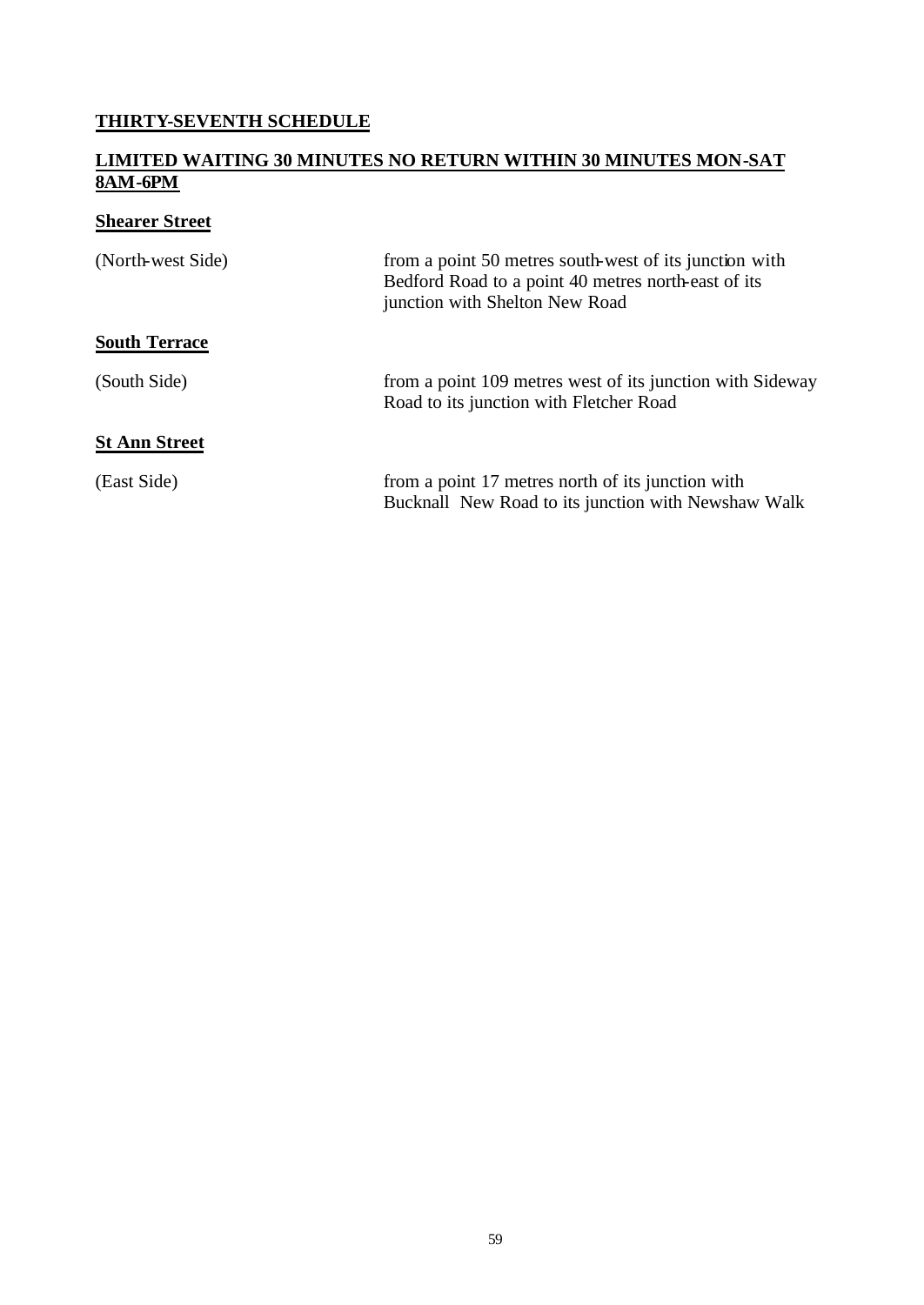## THIRTY-SEVENTH SCHEDULE

## LIMITED WAITING 30 MINUTES NO RETURN WITHIN 30 MINUTES MON-SAT 8AM-6PM

### Shearer Street

| | |
|---|---|
| (North-west Side) | from a point 50 metres south-west of its junction with Bedford Road to a point 40 metres north-east of its junction with Shelton New Road |

### South Terrace

| | |
|---|---|
| (South Side) | from a point 109 metres west of its junction with Sideway Road to its junction with Fletcher Road |

### St Ann Street

| | |
|---|---|
| (East Side) | from a point 17 metres north of its junction with Bucknall New Road to its junction with Newshaw Walk |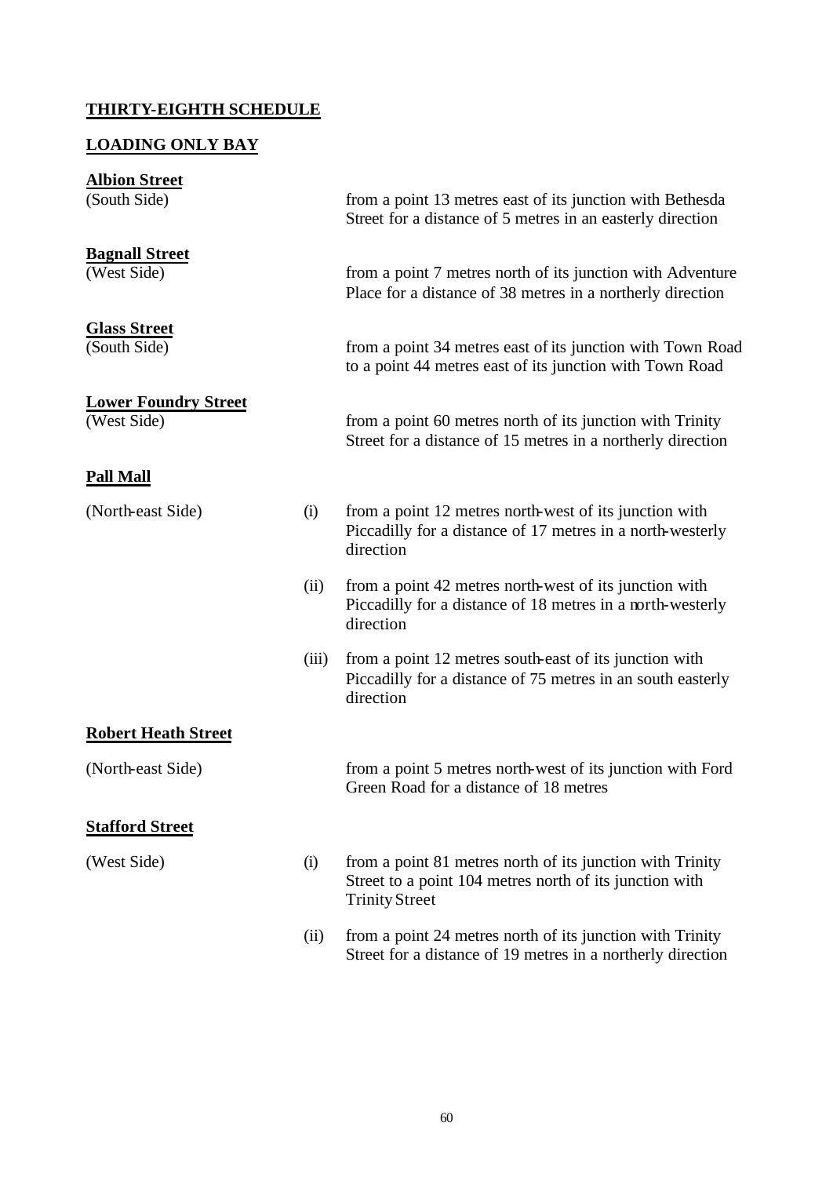**THIRTY-EIGHTH SCHEDULE**

**LOADING ONLY BAY**

**Albion Street**
(South Side) from a point 13 metres east of its junction with Bethesda Street for a distance of 5 metres in an easterly direction

**Bagnall Street**
(West Side) from a point 7 metres north of its junction with Adventure Place for a distance of 38 metres in a northerly direction

**Glass Street**
(South Side) from a point 34 metres east of its junction with Town Road to a point 44 metres east of its junction with Town Road

**Lower Foundry Street**
(West Side) from a point 60 metres north of its junction with Trinity Street for a distance of 15 metres in a northerly direction

**Pall Mall**

(North-east Side)

(i) from a point 12 metres north-west of its junction with Piccadilly for a distance of 17 metres in a north-westerly direction

(ii) from a point 42 metres north-west of its junction with Piccadilly for a distance of 18 metres in a north-westerly direction

(iii) from a point 12 metres south-east of its junction with Piccadilly for a distance of 75 metres in an south easterly direction

**Robert Heath Street**

(North-east Side) from a point 5 metres north-west of its junction with Ford Green Road for a distance of 18 metres

**Stafford Street**

(West Side)

(i) from a point 81 metres north of its junction with Trinity Street to a point 104 metres north of its junction with Trinity Street

(ii) from a point 24 metres north of its junction with Trinity Street for a distance of 19 metres in a northerly direction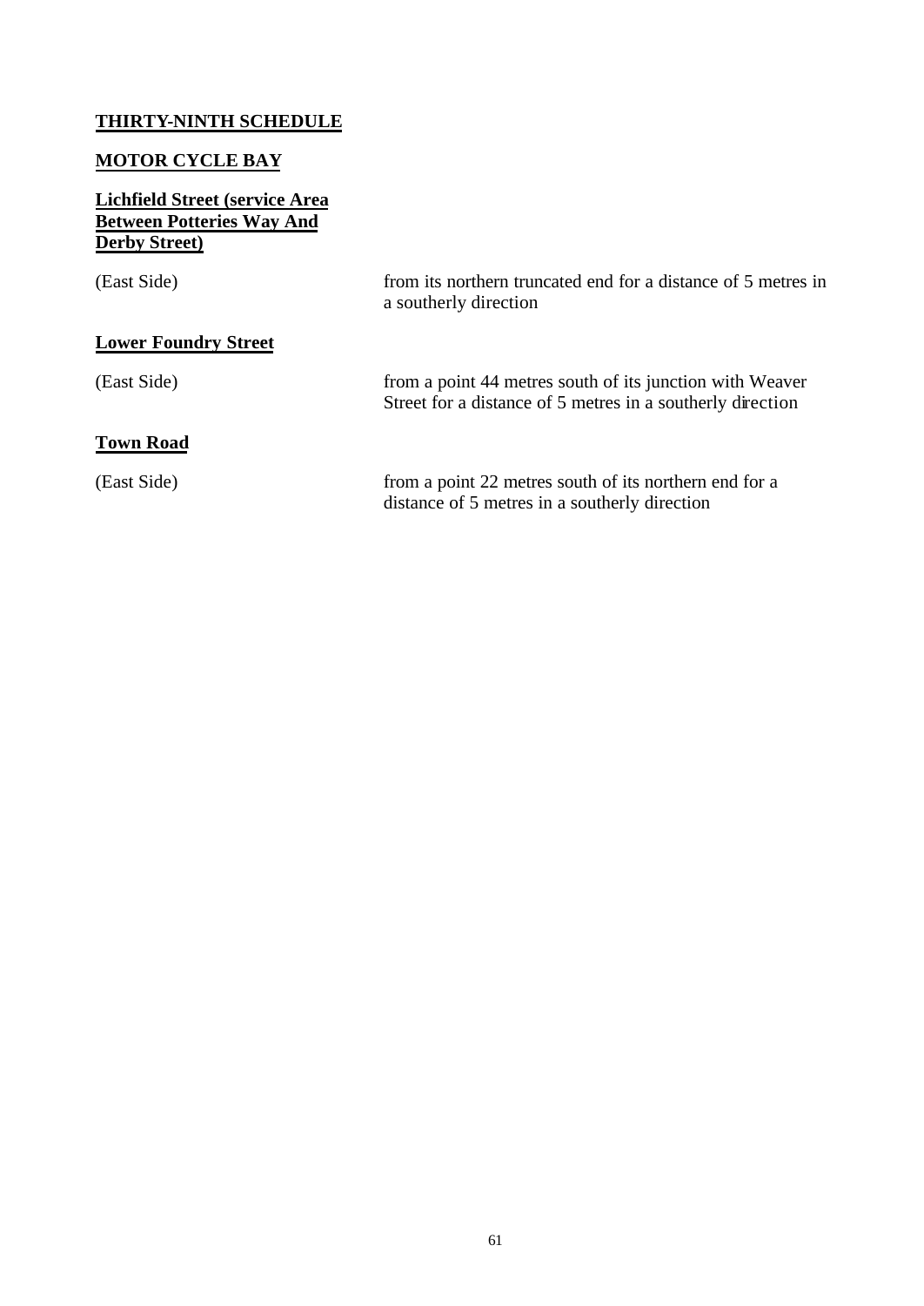**THIRTY-NINTH SCHEDULE**

**MOTOR CYCLE BAY**

**Lichfield Street (service Area Between Potteries Way And Derby Street)**

| | |
|---|---|
| (East Side) | from its northern truncated end for a distance of 5 metres in a southerly direction |

**Lower Foundry Street**

| | |
|---|---|
| (East Side) | from a point 44 metres south of its junction with Weaver Street for a distance of 5 metres in a southerly direction |

**Town Road**

| | |
|---|---|
| (East Side) | from a point 22 metres south of its northern end for a distance of 5 metres in a southerly direction |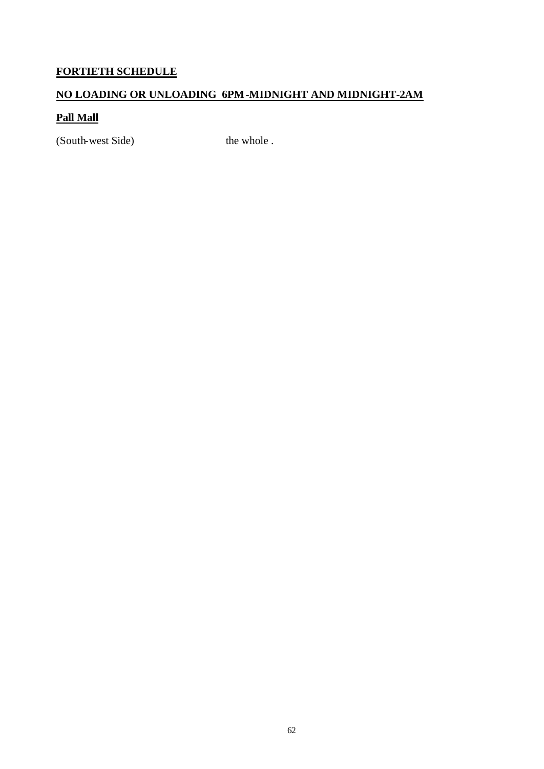**FORTIETH SCHEDULE**

**NO LOADING OR UNLOADING 6PM-MIDNIGHT AND MIDNIGHT-2AM**

**Pall Mall**

(South-west Side) the whole .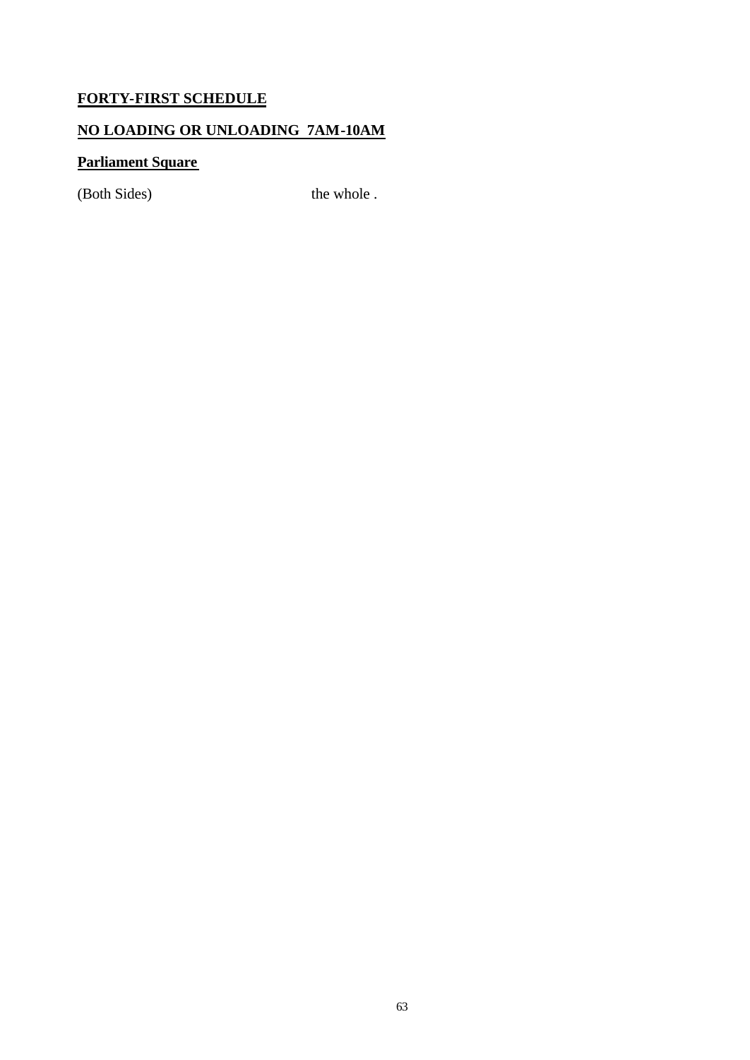**FORTY-FIRST SCHEDULE**

**NO LOADING OR UNLOADING 7AM-10AM**

**Parliament Square**

| | |
|---|---|
| (Both Sides) | the whole . |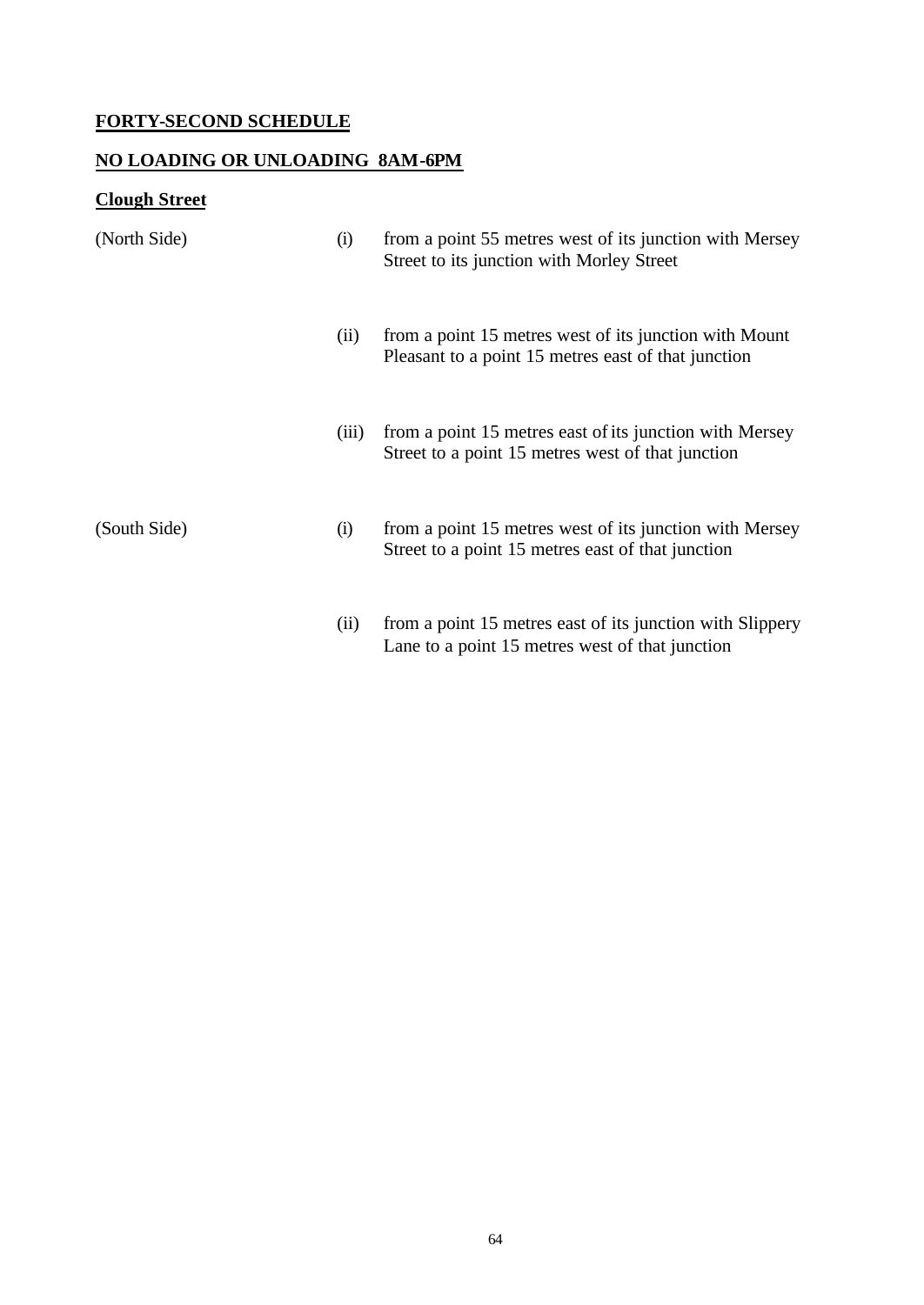## FORTY-SECOND SCHEDULE

## NO LOADING OR UNLOADING 8AM-6PM

### Clough Street

| | | |
|---|---|---|
| (North Side) | (i) | from a point 55 metres west of its junction with Mersey Street to its junction with Morley Street |
| | (ii) | from a point 15 metres west of its junction with Mount Pleasant to a point 15 metres east of that junction |
| | (iii) | from a point 15 metres east of its junction with Mersey Street to a point 15 metres west of that junction |
| (South Side) | (i) | from a point 15 metres west of its junction with Mersey Street to a point 15 metres east of that junction |
| | (ii) | from a point 15 metres east of its junction with Slippery Lane to a point 15 metres west of that junction |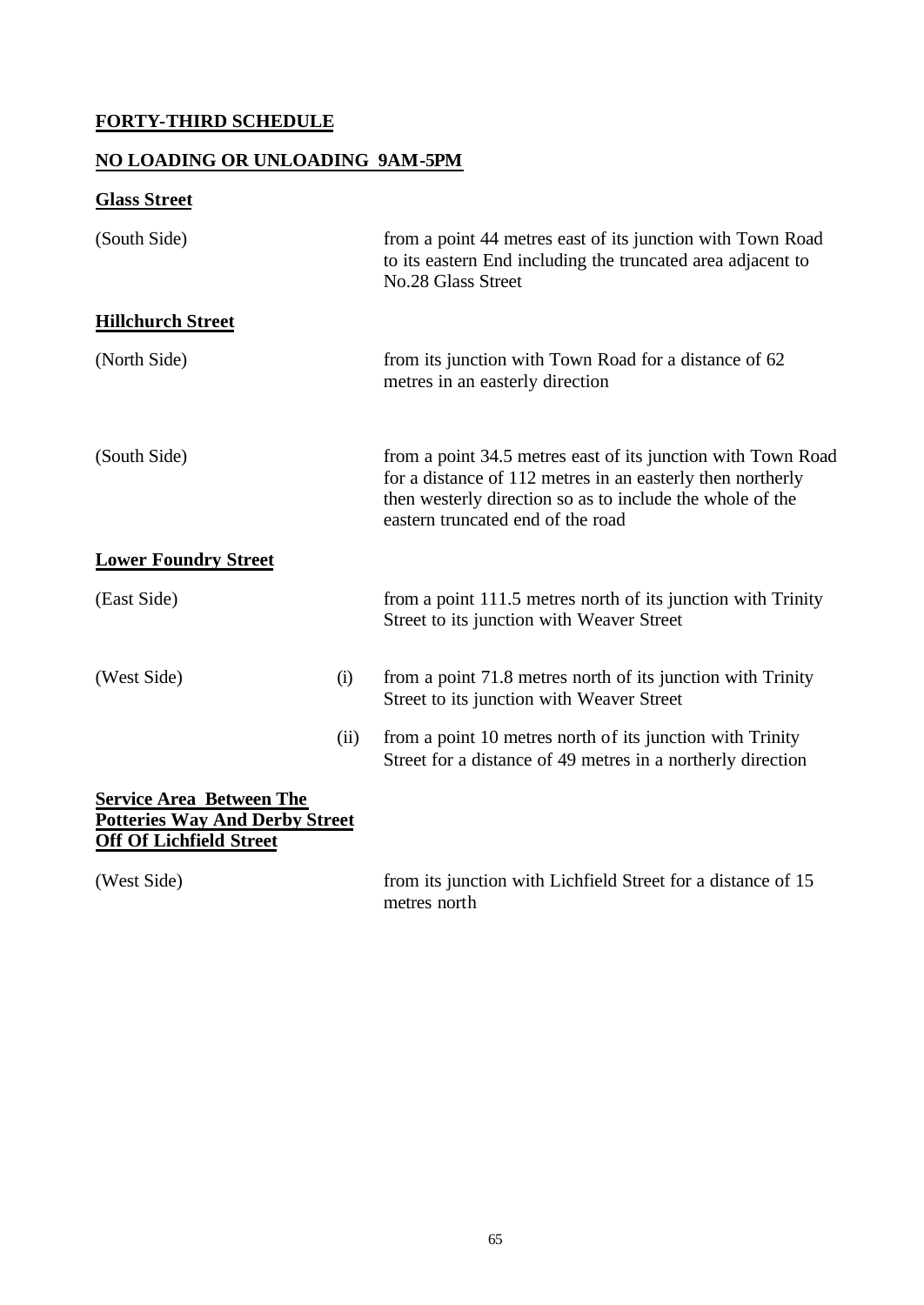**FORTY-THIRD SCHEDULE**

**NO LOADING OR UNLOADING 9AM-5PM**

**Glass Street**

| | | |
|---|---|---|
| (South Side) | | from a point 44 metres east of its junction with Town Road to its eastern End including the truncated area adjacent to No.28 Glass Street |

**Hillchurch Street**

| | | |
|---|---|---|
| (North Side) | | from its junction with Town Road for a distance of 62 metres in an easterly direction |
| (South Side) | | from a point 34.5 metres east of its junction with Town Road for a distance of 112 metres in an easterly then northerly then westerly direction so as to include the whole of the eastern truncated end of the road |

**Lower Foundry Street**

| | | |
|---|---|---|
| (East Side) | | from a point 111.5 metres north of its junction with Trinity Street to its junction with Weaver Street |
| (West Side) | (i) | from a point 71.8 metres north of its junction with Trinity Street to its junction with Weaver Street |
| | (ii) | from a point 10 metres north of its junction with Trinity Street for a distance of 49 metres in a northerly direction |

**Service Area Between The Potteries Way And Derby Street Off Of Lichfield Street**

| | | |
|---|---|---|
| (West Side) | | from its junction with Lichfield Street for a distance of 15 metres north |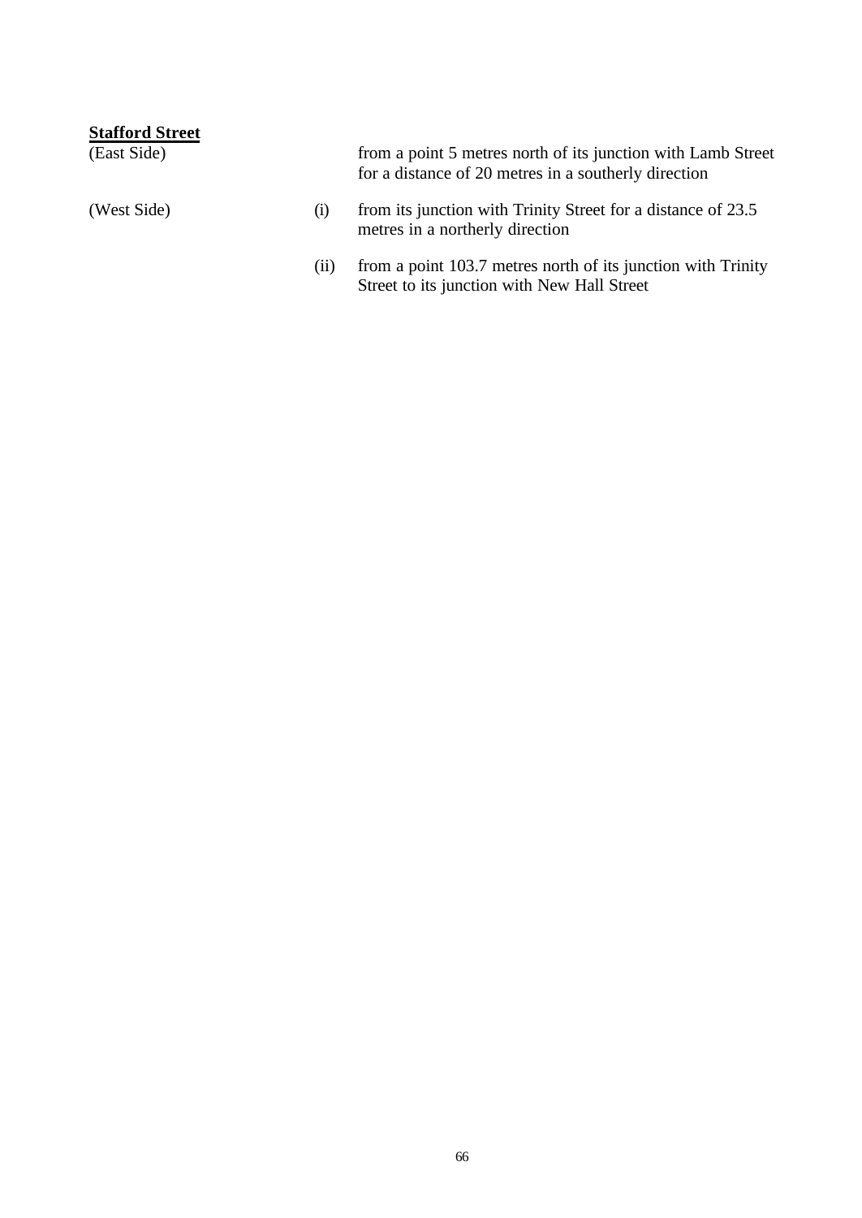**Stafford Street**

| | | |
|---|---|---|
| (East Side) | | from a point 5 metres north of its junction with Lamb Street for a distance of 20 metres in a southerly direction |
| (West Side) | (i) | from its junction with Trinity Street for a distance of 23.5 metres in a northerly direction |
| | (ii) | from a point 103.7 metres north of its junction with Trinity Street to its junction with New Hall Street |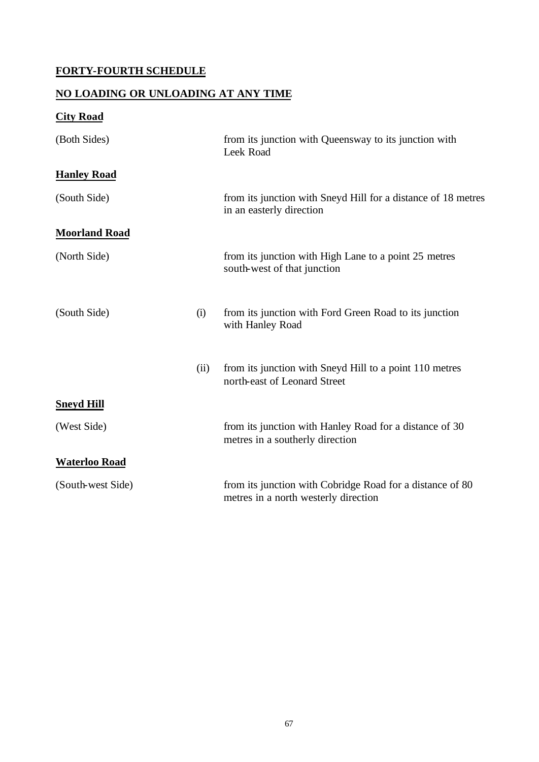## FORTY-FOURTH SCHEDULE

## NO LOADING OR UNLOADING AT ANY TIME

**City Road**

| | | |
|---|---|---|
| (Both Sides) | | from its junction with Queensway to its junction with Leek Road |

**Hanley Road**

| | | |
|---|---|---|
| (South Side) | | from its junction with Sneyd Hill for a distance of 18 metres in an easterly direction |

**Moorland Road**

| | | |
|---|---|---|
| (North Side) | | from its junction with High Lane to a point 25 metres south-west of that junction |
| (South Side) | (i) | from its junction with Ford Green Road to its junction with Hanley Road |
| | (ii) | from its junction with Sneyd Hill to a point 110 metres north-east of Leonard Street |

**Sneyd Hill**

| | | |
|---|---|---|
| (West Side) | | from its junction with Hanley Road for a distance of 30 metres in a southerly direction |

**Waterloo Road**

| | | |
|---|---|---|
| (South-west Side) | | from its junction with Cobridge Road for a distance of 80 metres in a north westerly direction |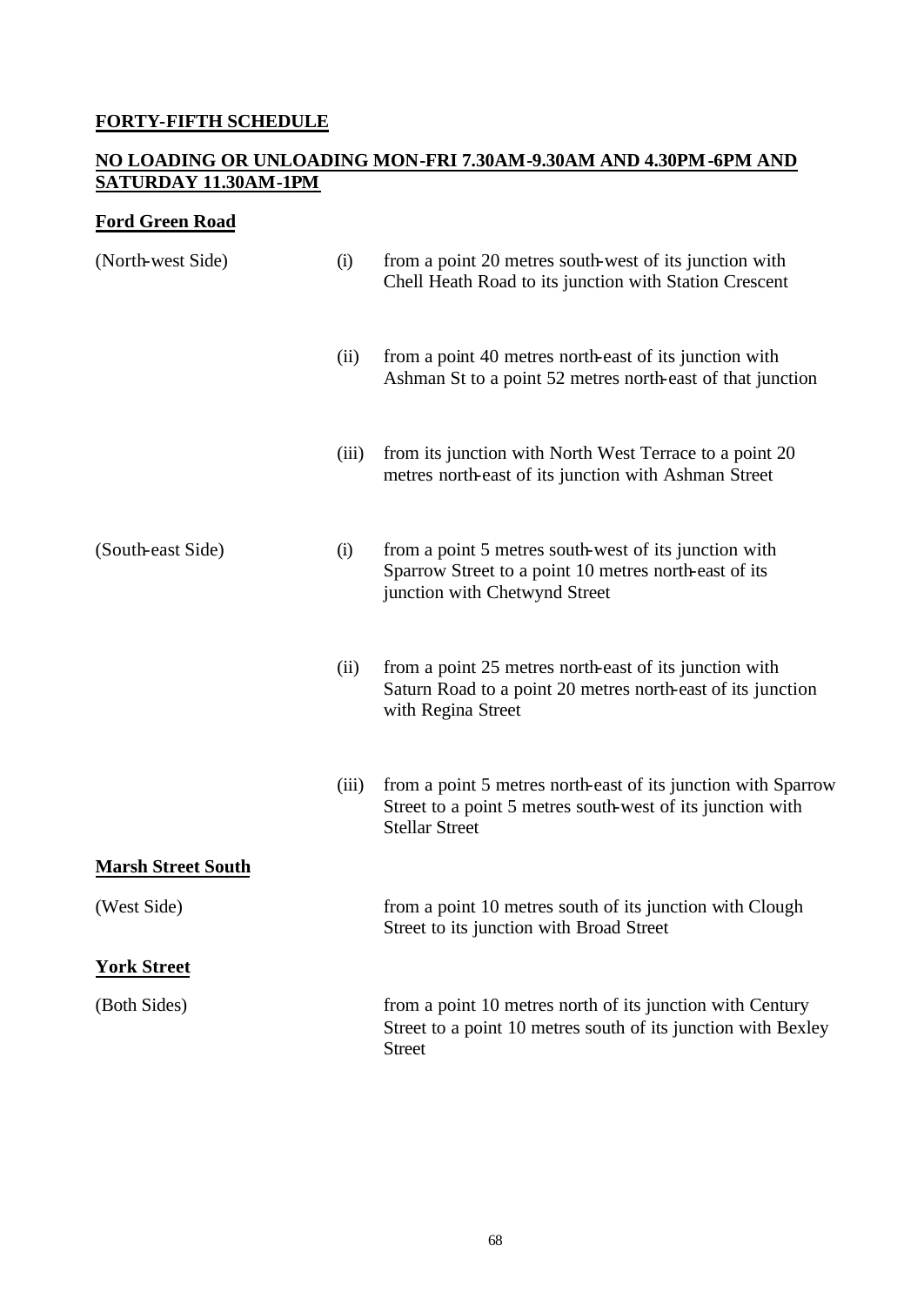**FORTY-FIFTH SCHEDULE**

**NO LOADING OR UNLOADING MON-FRI 7.30AM-9.30AM AND 4.30PM-6PM AND SATURDAY 11.30AM-1PM**

**Ford Green Road**

| | | |
|---|---|---|
| (North-west Side) | (i) | from a point 20 metres south-west of its junction with Chell Heath Road to its junction with Station Crescent |
| | (ii) | from a point 40 metres north-east of its junction with Ashman St to a point 52 metres north-east of that junction |
| | (iii) | from its junction with North West Terrace to a point 20 metres north-east of its junction with Ashman Street |
| (South-east Side) | (i) | from a point 5 metres south-west of its junction with Sparrow Street to a point 10 metres north-east of its junction with Chetwynd Street |
| | (ii) | from a point 25 metres north-east of its junction with Saturn Road to a point 20 metres north-east of its junction with Regina Street |
| | (iii) | from a point 5 metres north-east of its junction with Sparrow Street to a point 5 metres south-west of its junction with Stellar Street |

**Marsh Street South**

| | |
|---|---|
| (West Side) | from a point 10 metres south of its junction with Clough Street to its junction with Broad Street |

**York Street**

| | |
|---|---|
| (Both Sides) | from a point 10 metres north of its junction with Century Street to a point 10 metres south of its junction with Bexley Street |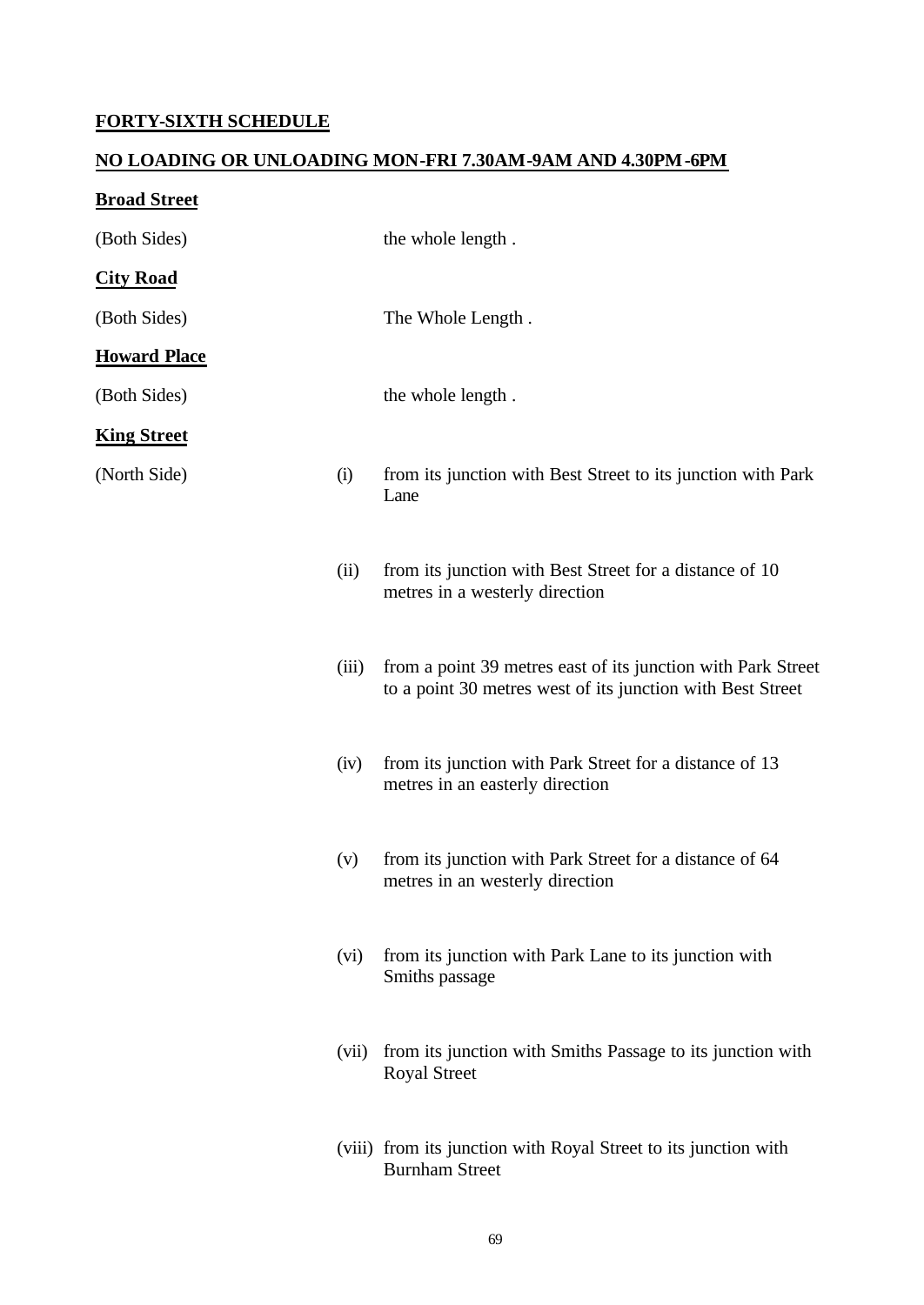**FORTY-SIXTH SCHEDULE**

**NO LOADING OR UNLOADING MON-FRI 7.30AM-9AM AND 4.30PM-6PM**

**Broad Street**

(Both Sides) the whole length .

**City Road**

(Both Sides) The Whole Length .

**Howard Place**

(Both Sides) the whole length .

**King Street**

(North Side)

(i) from its junction with Best Street to its junction with Park Lane

(ii) from its junction with Best Street for a distance of 10 metres in a westerly direction

(iii) from a point 39 metres east of its junction with Park Street to a point 30 metres west of its junction with Best Street

(iv) from its junction with Park Street for a distance of 13 metres in an easterly direction

(v) from its junction with Park Street for a distance of 64 metres in an westerly direction

(vi) from its junction with Park Lane to its junction with Smiths passage

(vii) from its junction with Smiths Passage to its junction with Royal Street

(viii) from its junction with Royal Street to its junction with Burnham Street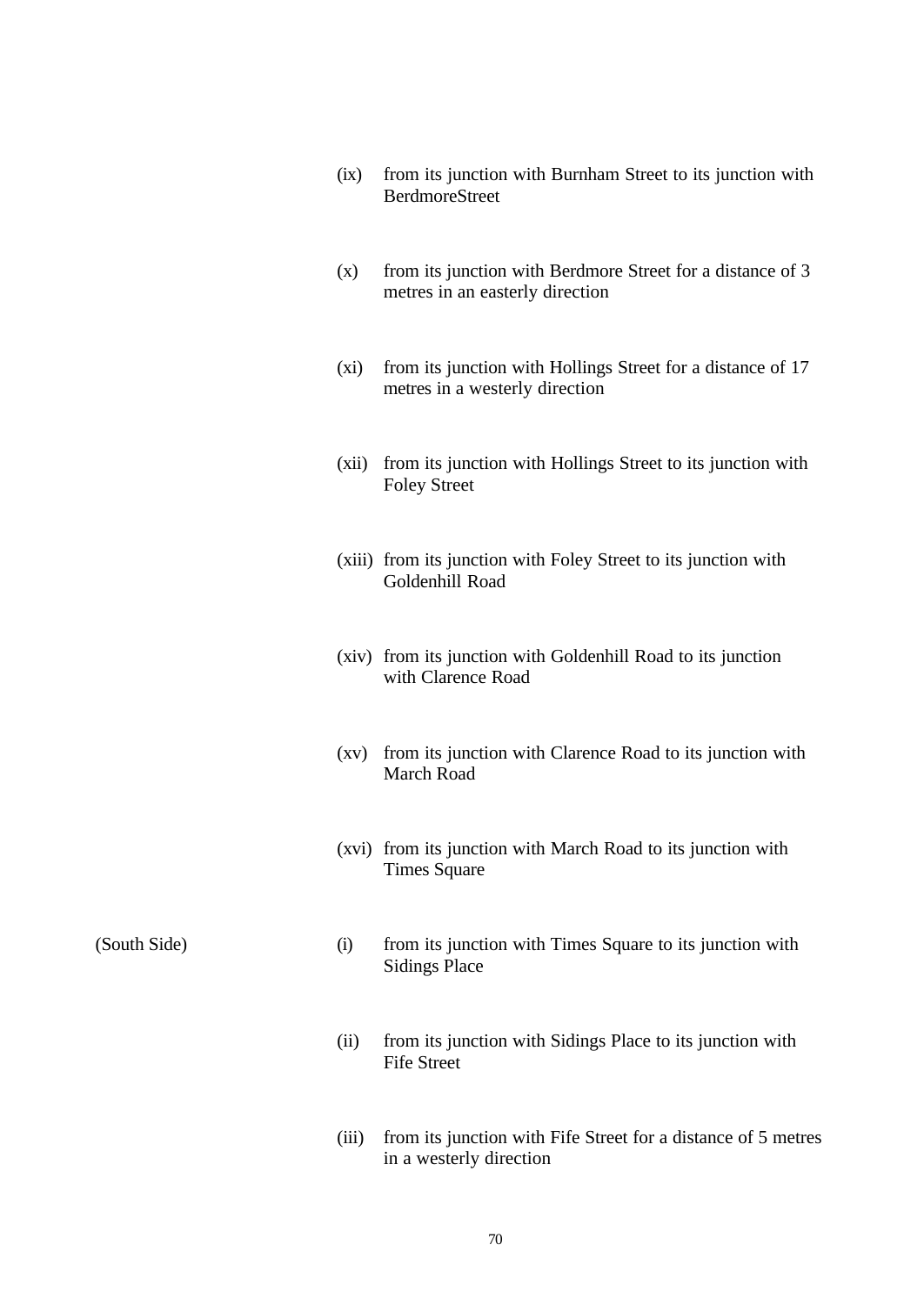| | | |
|---|---|---|
| | (ix) | from its junction with Burnham Street to its junction with BerdmoreStreet |
| | (x) | from its junction with Berdmore Street for a distance of 3 metres in an easterly direction |
| | (xi) | from its junction with Hollings Street for a distance of 17 metres in a westerly direction |
| | (xii) | from its junction with Hollings Street to its junction with Foley Street |
| | (xiii) | from its junction with Foley Street to its junction with Goldenhill Road |
| | (xiv) | from its junction with Goldenhill Road to its junction with Clarence Road |
| | (xv) | from its junction with Clarence Road to its junction with March Road |
| | (xvi) | from its junction with March Road to its junction with Times Square |
| (South Side) | (i) | from its junction with Times Square to its junction with Sidings Place |
| | (ii) | from its junction with Sidings Place to its junction with Fife Street |
| | (iii) | from its junction with Fife Street for a distance of 5 metres in a westerly direction |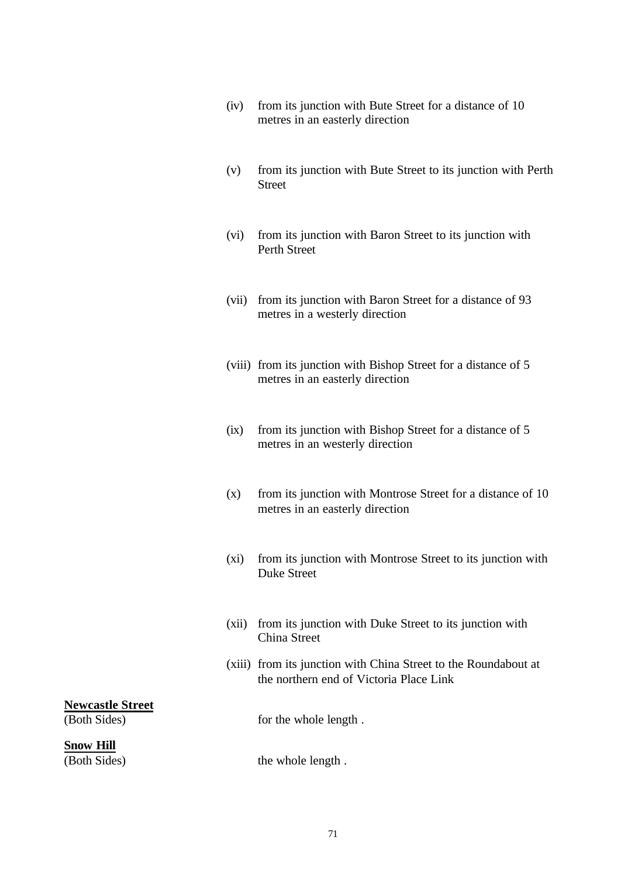(iv) from its junction with Bute Street for a distance of 10 metres in an easterly direction

(v) from its junction with Bute Street to its junction with Perth Street

(vi) from its junction with Baron Street to its junction with Perth Street

(vii) from its junction with Baron Street for a distance of 93 metres in a westerly direction

(viii) from its junction with Bishop Street for a distance of 5 metres in an easterly direction

(ix) from its junction with Bishop Street for a distance of 5 metres in an westerly direction

(x) from its junction with Montrose Street for a distance of 10 metres in an easterly direction

(xi) from its junction with Montrose Street to its junction with Duke Street

(xii) from its junction with Duke Street to its junction with China Street

(xiii) from its junction with China Street to the Roundabout at the northern end of Victoria Place Link

**Newcastle Street**
(Both Sides) for the whole length .

**Snow Hill**
(Both Sides) the whole length .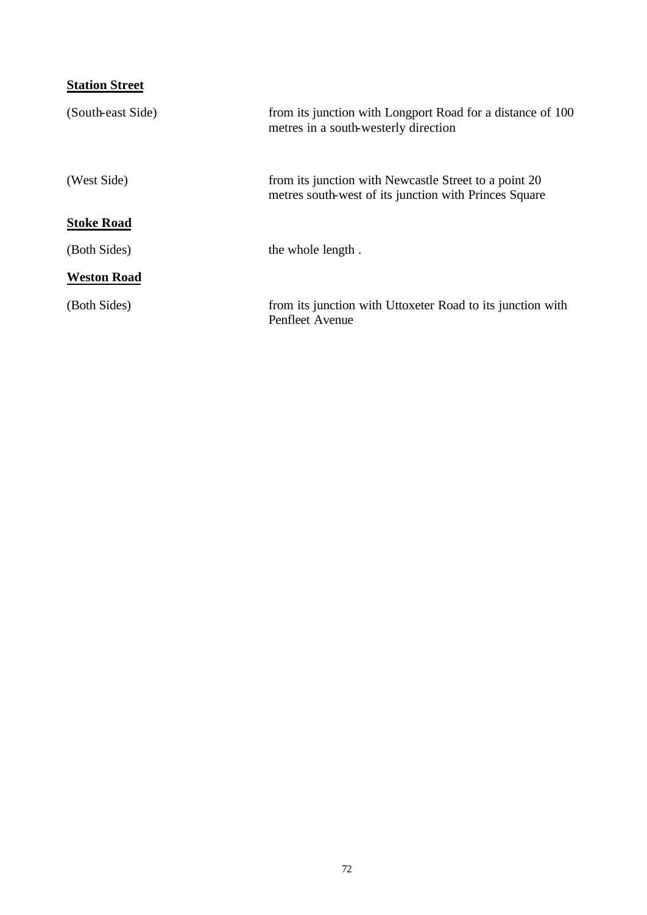**Station Street**

| | |
|---|---|
| (South-east Side) | from its junction with Longport Road for a distance of 100 metres in a south-westerly direction |
| (West Side) | from its junction with Newcastle Street to a point 20 metres south-west of its junction with Princes Square |

**Stoke Road**

| | |
|---|---|
| (Both Sides) | the whole length . |

**Weston Road**

| | |
|---|---|
| (Both Sides) | from its junction with Uttoxeter Road to its junction with Penfleet Avenue |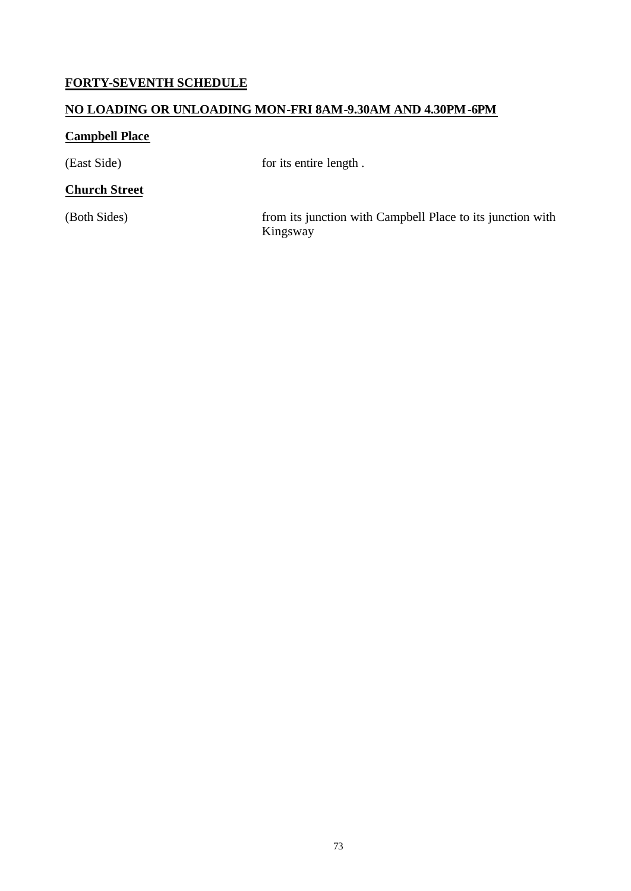**FORTY-SEVENTH SCHEDULE**

**NO LOADING OR UNLOADING MON-FRI 8AM-9.30AM AND 4.30PM-6PM**

**Campbell Place**

| | |
|---|---|
| (East Side) | for its entire length . |

**Church Street**

| | |
|---|---|
| (Both Sides) | from its junction with Campbell Place to its junction with Kingsway |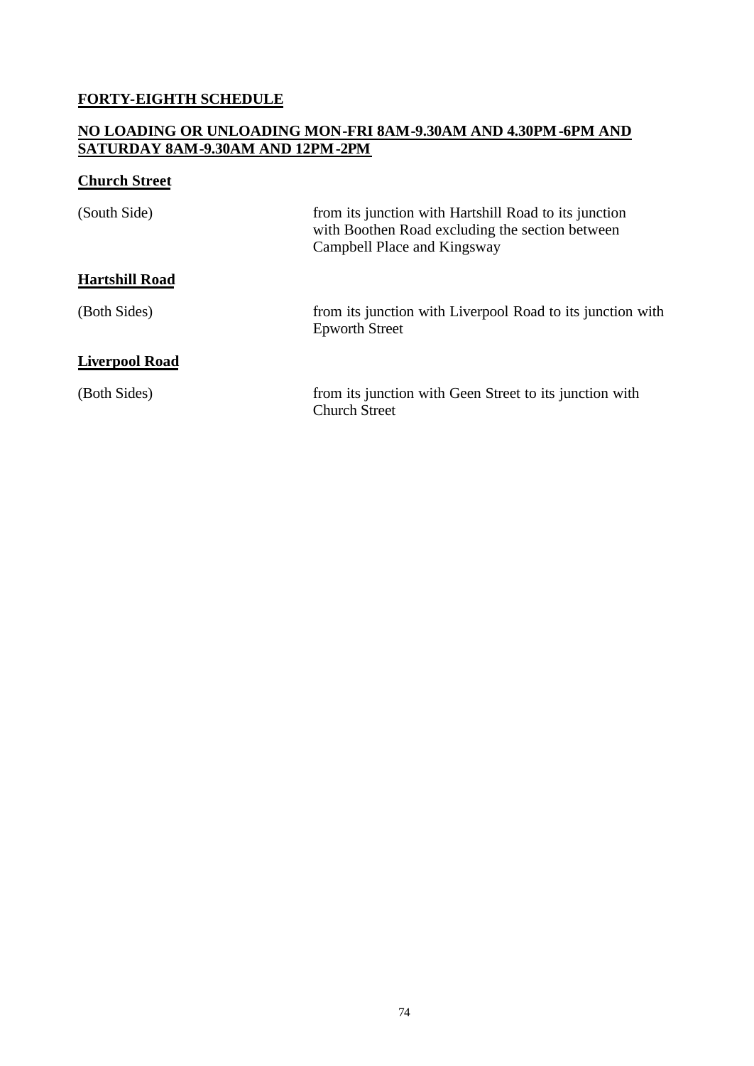## FORTY-EIGHTH SCHEDULE

### NO LOADING OR UNLOADING MON-FRI 8AM-9.30AM AND 4.30PM-6PM AND SATURDAY 8AM-9.30AM AND 12PM-2PM

**Church Street**

(South Side) from its junction with Hartshill Road to its junction with Boothen Road excluding the section between Campbell Place and Kingsway

**Hartshill Road**

(Both Sides) from its junction with Liverpool Road to its junction with Epworth Street

**Liverpool Road**

(Both Sides) from its junction with Geen Street to its junction with Church Street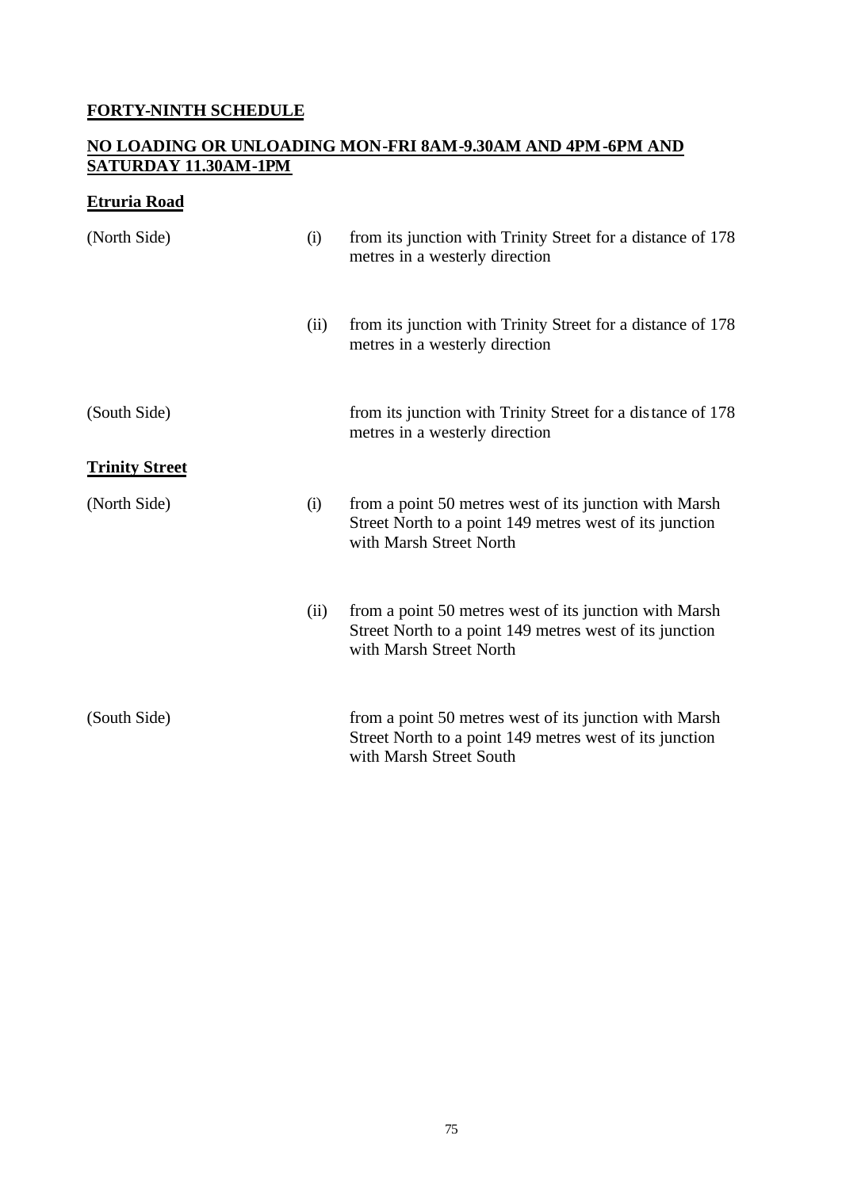**FORTY-NINTH SCHEDULE**

**NO LOADING OR UNLOADING MON-FRI 8AM-9.30AM AND 4PM-6PM AND SATURDAY 11.30AM-1PM**

**Etruria Road**

| | | |
|---|---|---|
| (North Side) | (i) | from its junction with Trinity Street for a distance of 178 metres in a westerly direction |
| | (ii) | from its junction with Trinity Street for a distance of 178 metres in a westerly direction |
| (South Side) | | from its junction with Trinity Street for a distance of 178 metres in a westerly direction |

**Trinity Street**

| | | |
|---|---|---|
| (North Side) | (i) | from a point 50 metres west of its junction with Marsh Street North to a point 149 metres west of its junction with Marsh Street North |
| | (ii) | from a point 50 metres west of its junction with Marsh Street North to a point 149 metres west of its junction with Marsh Street North |
| (South Side) | | from a point 50 metres west of its junction with Marsh Street North to a point 149 metres west of its junction with Marsh Street South |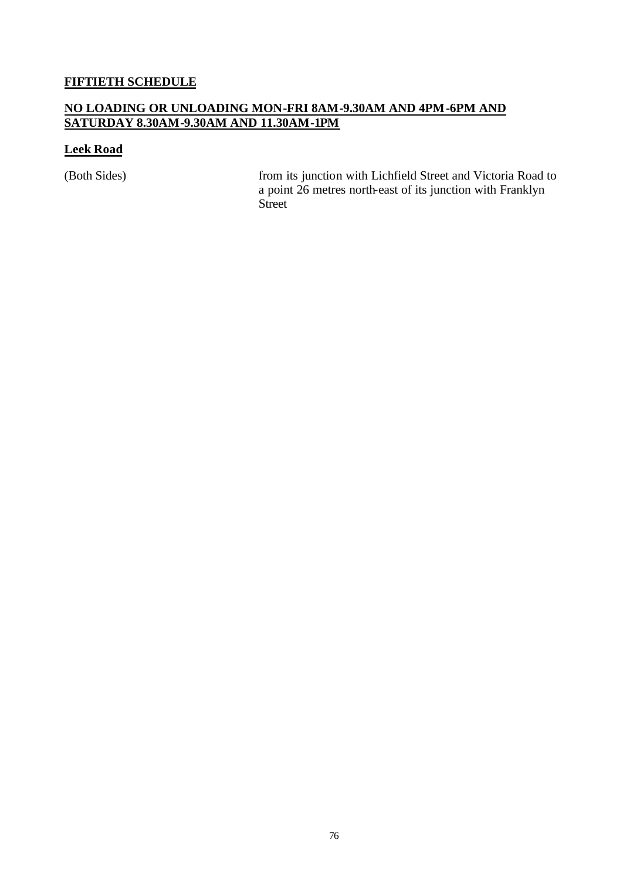## FIFTIETH SCHEDULE

### NO LOADING OR UNLOADING MON-FRI 8AM-9.30AM AND 4PM-6PM AND SATURDAY 8.30AM-9.30AM AND 11.30AM-1PM

**Leek Road**

| | |
|---|---|
| (Both Sides) | from its junction with Lichfield Street and Victoria Road to a point 26 metres north-east of its junction with Franklyn Street |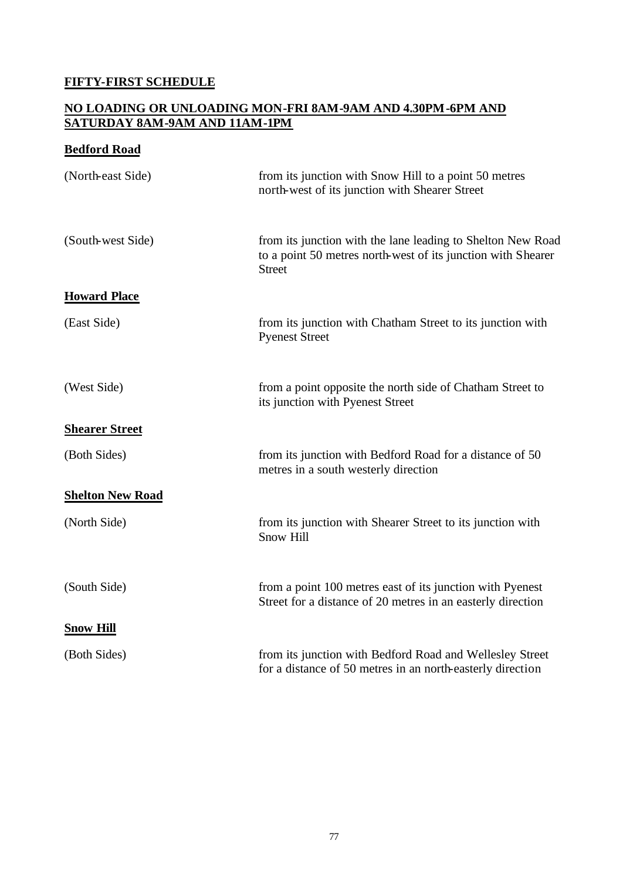**FIFTY-FIRST SCHEDULE**

**NO LOADING OR UNLOADING MON-FRI 8AM-9AM AND 4.30PM-6PM AND SATURDAY 8AM-9AM AND 11AM-1PM**

**Bedford Road**

| | |
|---|---|
| (North-east Side) | from its junction with Snow Hill to a point 50 metres north-west of its junction with Shearer Street |
| (South-west Side) | from its junction with the lane leading to Shelton New Road to a point 50 metres north-west of its junction with Shearer Street |

**Howard Place**

| | |
|---|---|
| (East Side) | from its junction with Chatham Street to its junction with Pyenest Street |
| (West Side) | from a point opposite the north side of Chatham Street to its junction with Pyenest Street |

**Shearer Street**

| | |
|---|---|
| (Both Sides) | from its junction with Bedford Road for a distance of 50 metres in a south westerly direction |

**Shelton New Road**

| | |
|---|---|
| (North Side) | from its junction with Shearer Street to its junction with Snow Hill |
| (South Side) | from a point 100 metres east of its junction with Pyenest Street for a distance of 20 metres in an easterly direction |

**Snow Hill**

| | |
|---|---|
| (Both Sides) | from its junction with Bedford Road and Wellesley Street for a distance of 50 metres in an north-easterly direction |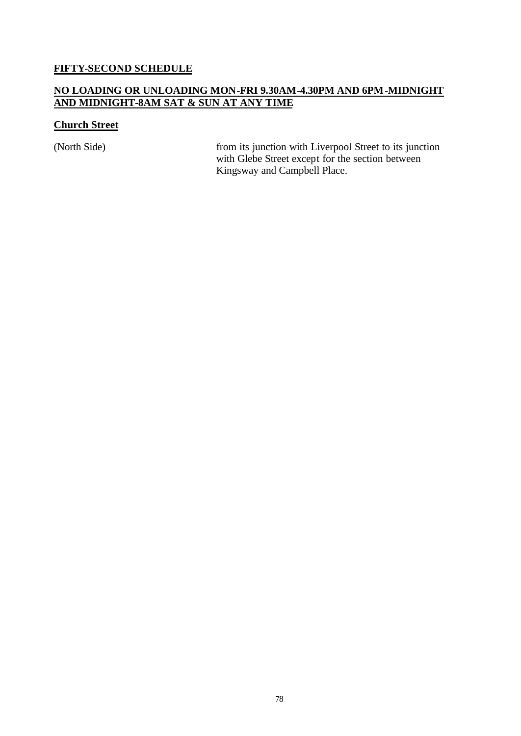## FIFTY-SECOND SCHEDULE

### NO LOADING OR UNLOADING MON-FRI 9.30AM-4.30PM AND 6PM-MIDNIGHT AND MIDNIGHT-8AM SAT & SUN AT ANY TIME

**Church Street**

| | |
|---|---|
| (North Side) | from its junction with Liverpool Street to its junction with Glebe Street except for the section between Kingsway and Campbell Place. |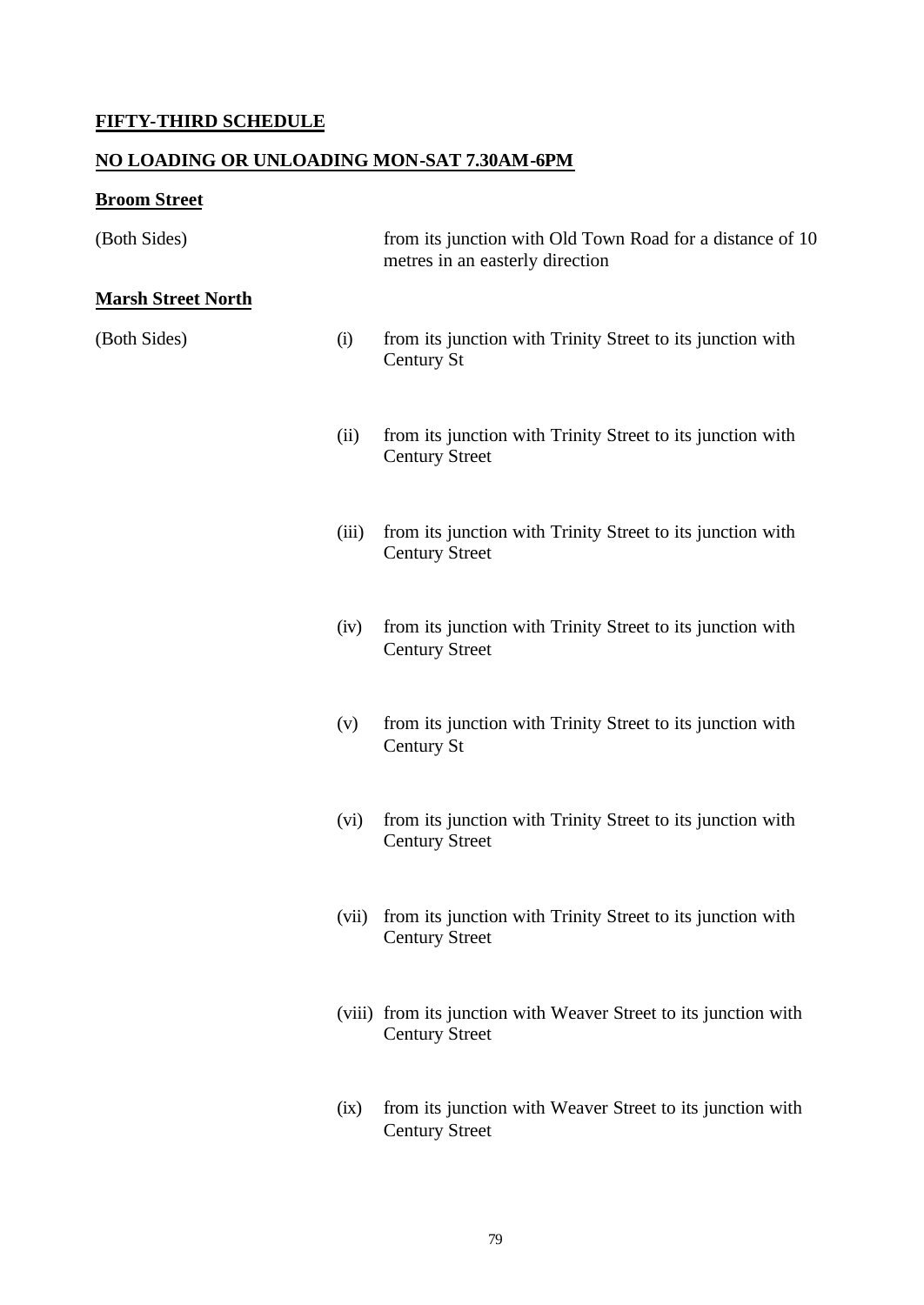**FIFTY-THIRD SCHEDULE**

**NO LOADING OR UNLOADING MON-SAT 7.30AM-6PM**

**Broom Street**

(Both Sides) from its junction with Old Town Road for a distance of 10 metres in an easterly direction

**Marsh Street North**

(Both Sides)

(i) from its junction with Trinity Street to its junction with Century St

(ii) from its junction with Trinity Street to its junction with Century Street

(iii) from its junction with Trinity Street to its junction with Century Street

(iv) from its junction with Trinity Street to its junction with Century Street

(v) from its junction with Trinity Street to its junction with Century St

(vi) from its junction with Trinity Street to its junction with Century Street

(vii) from its junction with Trinity Street to its junction with Century Street

(viii) from its junction with Weaver Street to its junction with Century Street

(ix) from its junction with Weaver Street to its junction with Century Street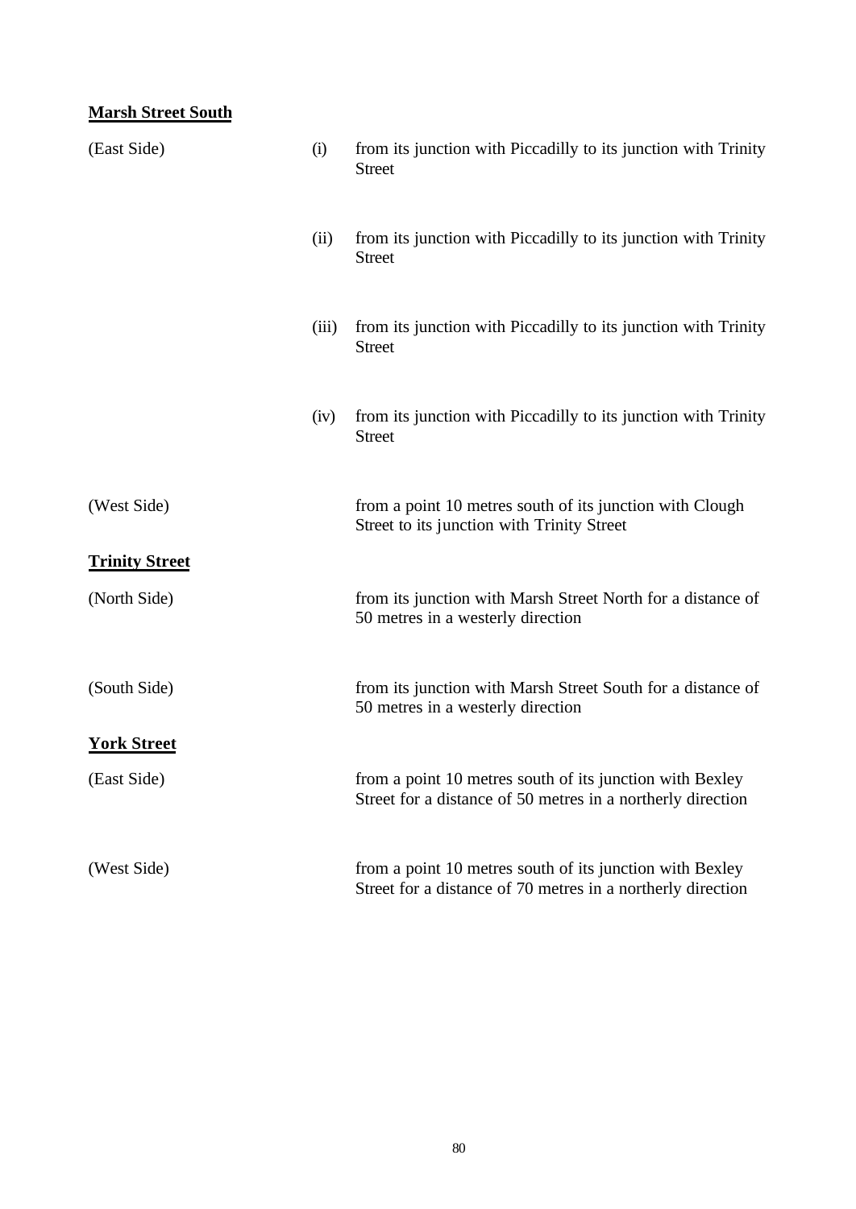**Marsh Street South**

| | | |
|---|---|---|
| (East Side) | (i) | from its junction with Piccadilly to its junction with Trinity Street |
| | (ii) | from its junction with Piccadilly to its junction with Trinity Street |
| | (iii) | from its junction with Piccadilly to its junction with Trinity Street |
| | (iv) | from its junction with Piccadilly to its junction with Trinity Street |
| (West Side) | | from a point 10 metres south of its junction with Clough Street to its junction with Trinity Street |

**Trinity Street**

| | | |
|---|---|---|
| (North Side) | | from its junction with Marsh Street North for a distance of 50 metres in a westerly direction |
| (South Side) | | from its junction with Marsh Street South for a distance of 50 metres in a westerly direction |

**York Street**

| | | |
|---|---|---|
| (East Side) | | from a point 10 metres south of its junction with Bexley Street for a distance of 50 metres in a northerly direction |
| (West Side) | | from a point 10 metres south of its junction with Bexley Street for a distance of 70 metres in a northerly direction |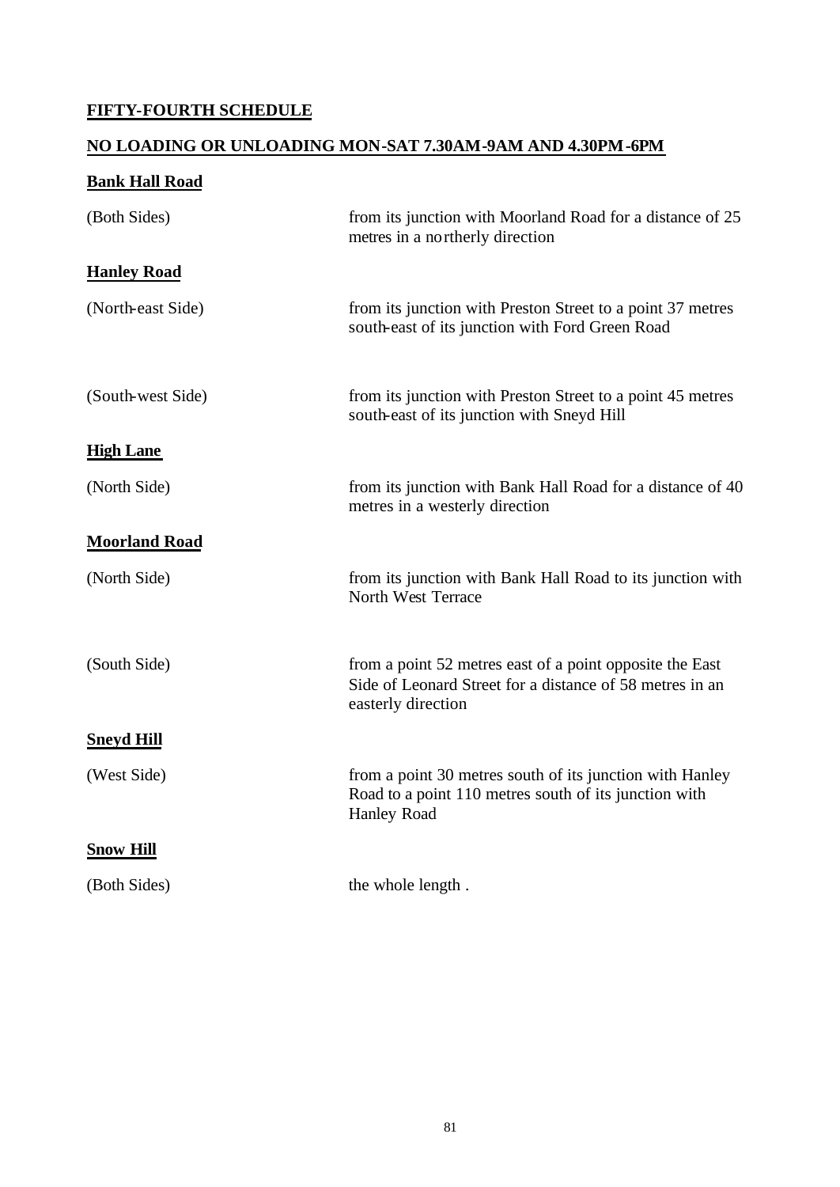## FIFTY-FOURTH SCHEDULE

## NO LOADING OR UNLOADING MON-SAT 7.30AM-9AM AND 4.30PM-6PM

### Bank Hall Road

| | |
|---|---|
| (Both Sides) | from its junction with Moorland Road for a distance of 25 metres in a northerly direction |

### Hanley Road

| | |
|---|---|
| (North-east Side) | from its junction with Preston Street to a point 37 metres south-east of its junction with Ford Green Road |
| (South-west Side) | from its junction with Preston Street to a point 45 metres south-east of its junction with Sneyd Hill |

### High Lane

| | |
|---|---|
| (North Side) | from its junction with Bank Hall Road for a distance of 40 metres in a westerly direction |

### Moorland Road

| | |
|---|---|
| (North Side) | from its junction with Bank Hall Road to its junction with North West Terrace |
| (South Side) | from a point 52 metres east of a point opposite the East Side of Leonard Street for a distance of 58 metres in an easterly direction |

### Sneyd Hill

| | |
|---|---|
| (West Side) | from a point 30 metres south of its junction with Hanley Road to a point 110 metres south of its junction with Hanley Road |

### Snow Hill

| | |
|---|---|
| (Both Sides) | the whole length . |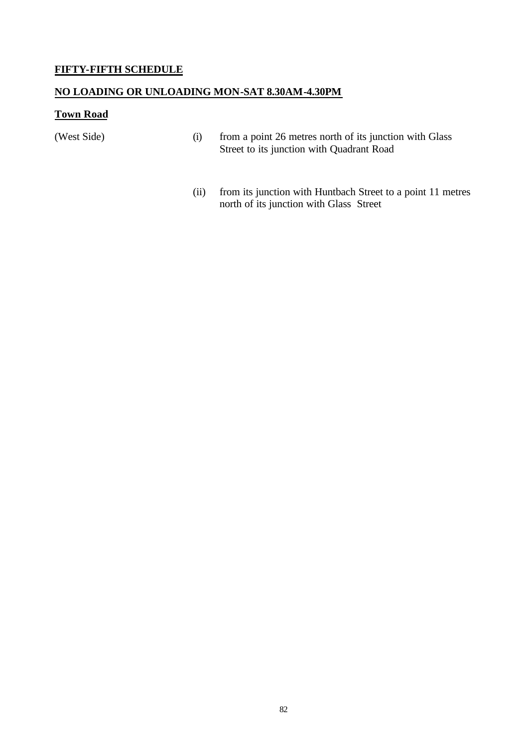**FIFTY-FIFTH SCHEDULE**

**NO LOADING OR UNLOADING MON-SAT 8.30AM-4.30PM**

**Town Road**

(West Side)

(i) from a point 26 metres north of its junction with Glass Street to its junction with Quadrant Road

(ii) from its junction with Huntbach Street to a point 11 metres north of its junction with Glass Street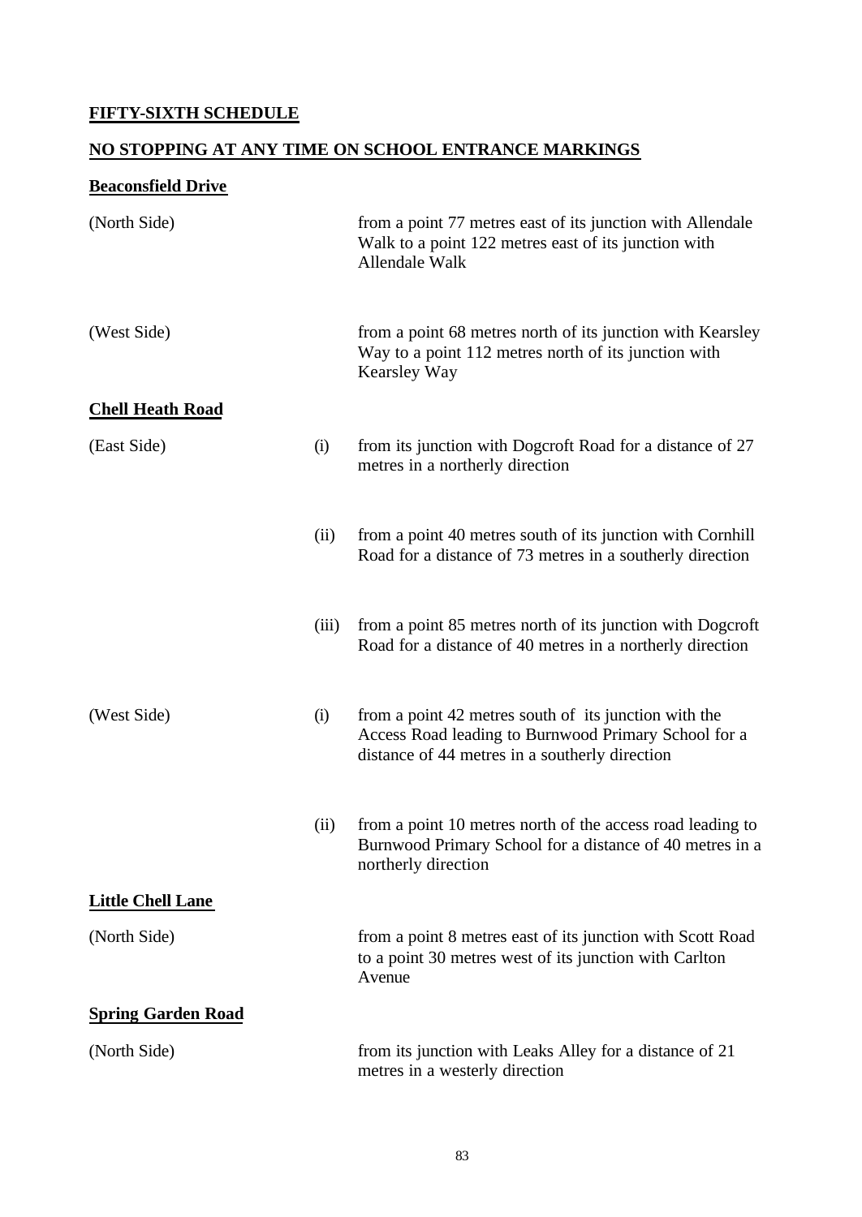**FIFTY-SIXTH SCHEDULE**

**NO STOPPING AT ANY TIME ON SCHOOL ENTRANCE MARKINGS**

**Beaconsfield Drive**

| | | |
|---|---|---|
| (North Side) | | from a point 77 metres east of its junction with Allendale Walk to a point 122 metres east of its junction with Allendale Walk |
| (West Side) | | from a point 68 metres north of its junction with Kearsley Way to a point 112 metres north of its junction with Kearsley Way |

**Chell Heath Road**

| | | |
|---|---|---|
| (East Side) | (i) | from its junction with Dogcroft Road for a distance of 27 metres in a northerly direction |
| | (ii) | from a point 40 metres south of its junction with Cornhill Road for a distance of 73 metres in a southerly direction |
| | (iii) | from a point 85 metres north of its junction with Dogcroft Road for a distance of 40 metres in a northerly direction |
| (West Side) | (i) | from a point 42 metres south of its junction with the Access Road leading to Burnwood Primary School for a distance of 44 metres in a southerly direction |
| | (ii) | from a point 10 metres north of the access road leading to Burnwood Primary School for a distance of 40 metres in a northerly direction |

**Little Chell Lane**

| | | |
|---|---|---|
| (North Side) | | from a point 8 metres east of its junction with Scott Road to a point 30 metres west of its junction with Carlton Avenue |

**Spring Garden Road**

| | | |
|---|---|---|
| (North Side) | | from its junction with Leaks Alley for a distance of 21 metres in a westerly direction |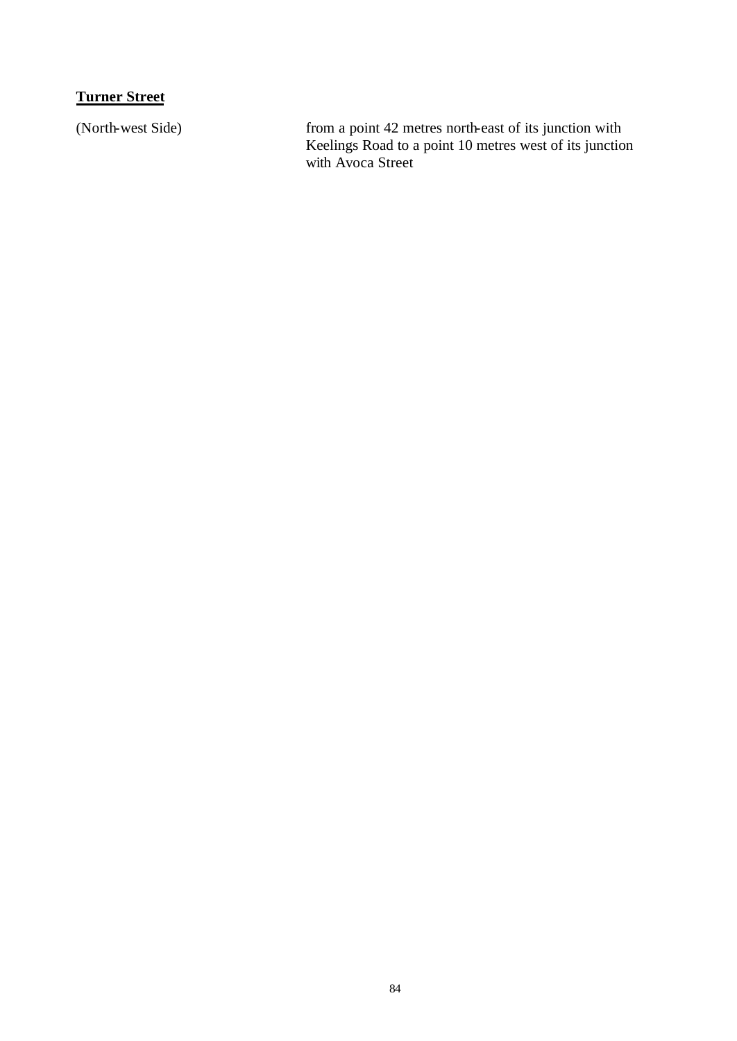**Turner Street**

| | |
|---|---|
| (North-west Side) | from a point 42 metres north-east of its junction with Keelings Road to a point 10 metres west of its junction with Avoca Street |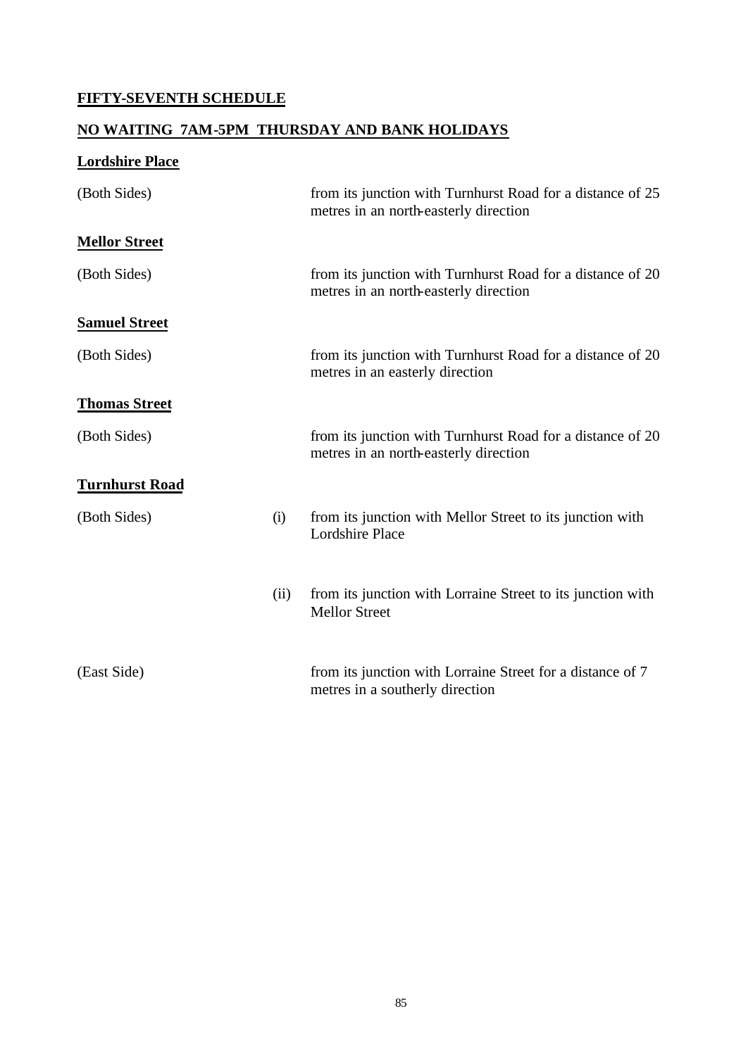## FIFTY-SEVENTH SCHEDULE

## NO WAITING 7AM-5PM THURSDAY AND BANK HOLIDAYS

**Lordshire Place**

| | | |
|---|---|---|
| (Both Sides) | | from its junction with Turnhurst Road for a distance of 25 metres in an north-easterly direction |

**Mellor Street**

| | | |
|---|---|---|
| (Both Sides) | | from its junction with Turnhurst Road for a distance of 20 metres in an north-easterly direction |

**Samuel Street**

| | | |
|---|---|---|
| (Both Sides) | | from its junction with Turnhurst Road for a distance of 20 metres in an easterly direction |

**Thomas Street**

| | | |
|---|---|---|
| (Both Sides) | | from its junction with Turnhurst Road for a distance of 20 metres in an north-easterly direction |

**Turnhurst Road**

| | | |
|---|---|---|
| (Both Sides) | (i) | from its junction with Mellor Street to its junction with Lordshire Place |
| | (ii) | from its junction with Lorraine Street to its junction with Mellor Street |
| (East Side) | | from its junction with Lorraine Street for a distance of 7 metres in a southerly direction |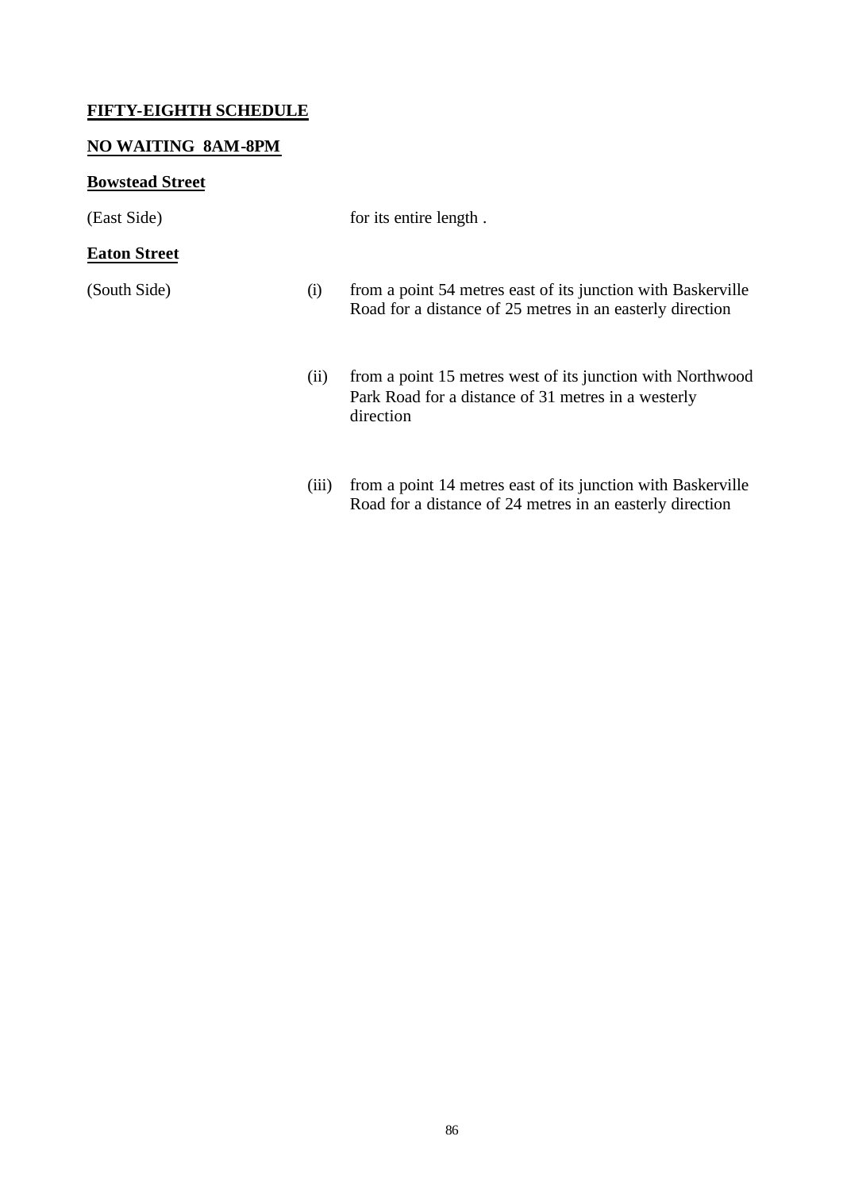## FIFTY-EIGHTH SCHEDULE

## NO WAITING 8AM-8PM

### Bowstead Street

(East Side) for its entire length .

### Eaton Street

(South Side)

(i) from a point 54 metres east of its junction with Baskerville Road for a distance of 25 metres in an easterly direction

(ii) from a point 15 metres west of its junction with Northwood Park Road for a distance of 31 metres in a westerly direction

(iii) from a point 14 metres east of its junction with Baskerville Road for a distance of 24 metres in an easterly direction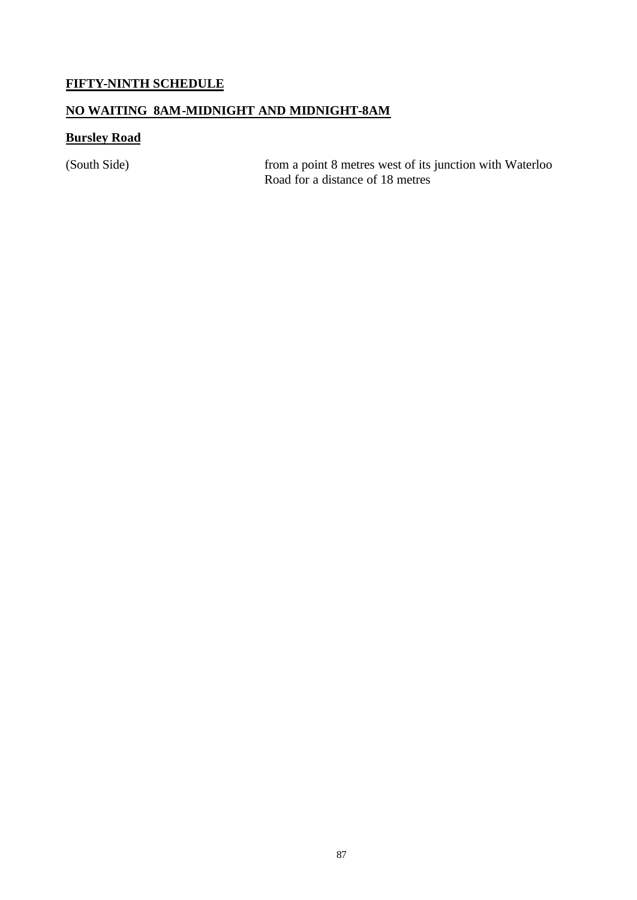## FIFTY-NINTH SCHEDULE

## NO WAITING 8AM-MIDNIGHT AND MIDNIGHT-8AM

### Bursley Road

| | |
|---|---|
| (South Side) | from a point 8 metres west of its junction with Waterloo Road for a distance of 18 metres |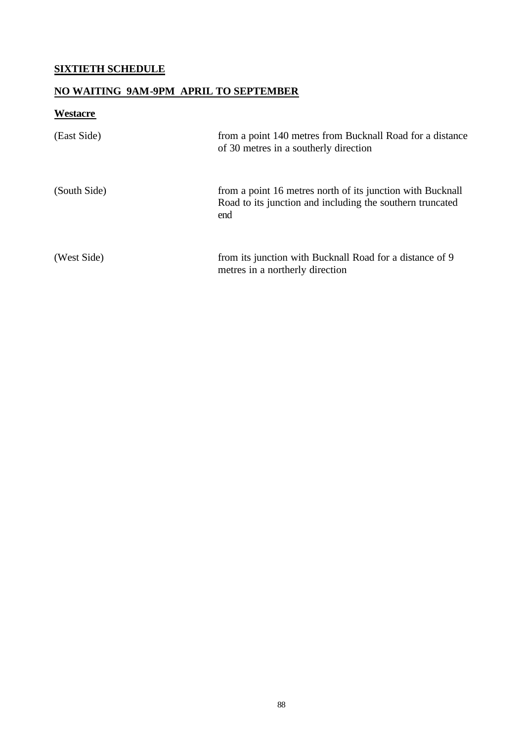## SIXTIETH SCHEDULE

## NO WAITING 9AM-9PM APRIL TO SEPTEMBER

### Westacre

| | |
|---|---|
| (East Side) | from a point 140 metres from Bucknall Road for a distance of 30 metres in a southerly direction |
| (South Side) | from a point 16 metres north of its junction with Bucknall Road to its junction and including the southern truncated end |
| (West Side) | from its junction with Bucknall Road for a distance of 9 metres in a northerly direction |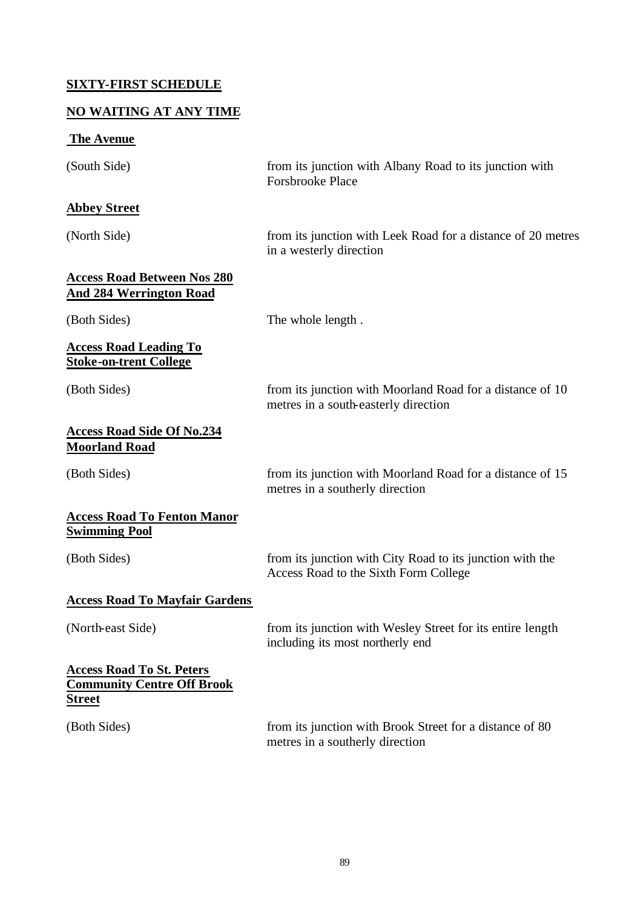**SIXTY-FIRST SCHEDULE**

**NO WAITING AT ANY TIME**

**The Avenue**

| | |
|---|---|
| (South Side) | from its junction with Albany Road to its junction with Forsbrooke Place |

**Abbey Street**

| | |
|---|---|
| (North Side) | from its junction with Leek Road for a distance of 20 metres in a westerly direction |

**Access Road Between Nos 280 And 284 Werrington Road**

| | |
|---|---|
| (Both Sides) | The whole length . |

**Access Road Leading To Stoke-on-trent College**

| | |
|---|---|
| (Both Sides) | from its junction with Moorland Road for a distance of 10 metres in a south-easterly direction |

**Access Road Side Of No.234 Moorland Road**

| | |
|---|---|
| (Both Sides) | from its junction with Moorland Road for a distance of 15 metres in a southerly direction |

**Access Road To Fenton Manor Swimming Pool**

| | |
|---|---|
| (Both Sides) | from its junction with City Road to its junction with the Access Road to the Sixth Form College |

**Access Road To Mayfair Gardens**

| | |
|---|---|
| (North-east Side) | from its junction with Wesley Street for its entire length including its most northerly end |

**Access Road To St. Peters Community Centre Off Brook Street**

| | |
|---|---|
| (Both Sides) | from its junction with Brook Street for a distance of 80 metres in a southerly direction |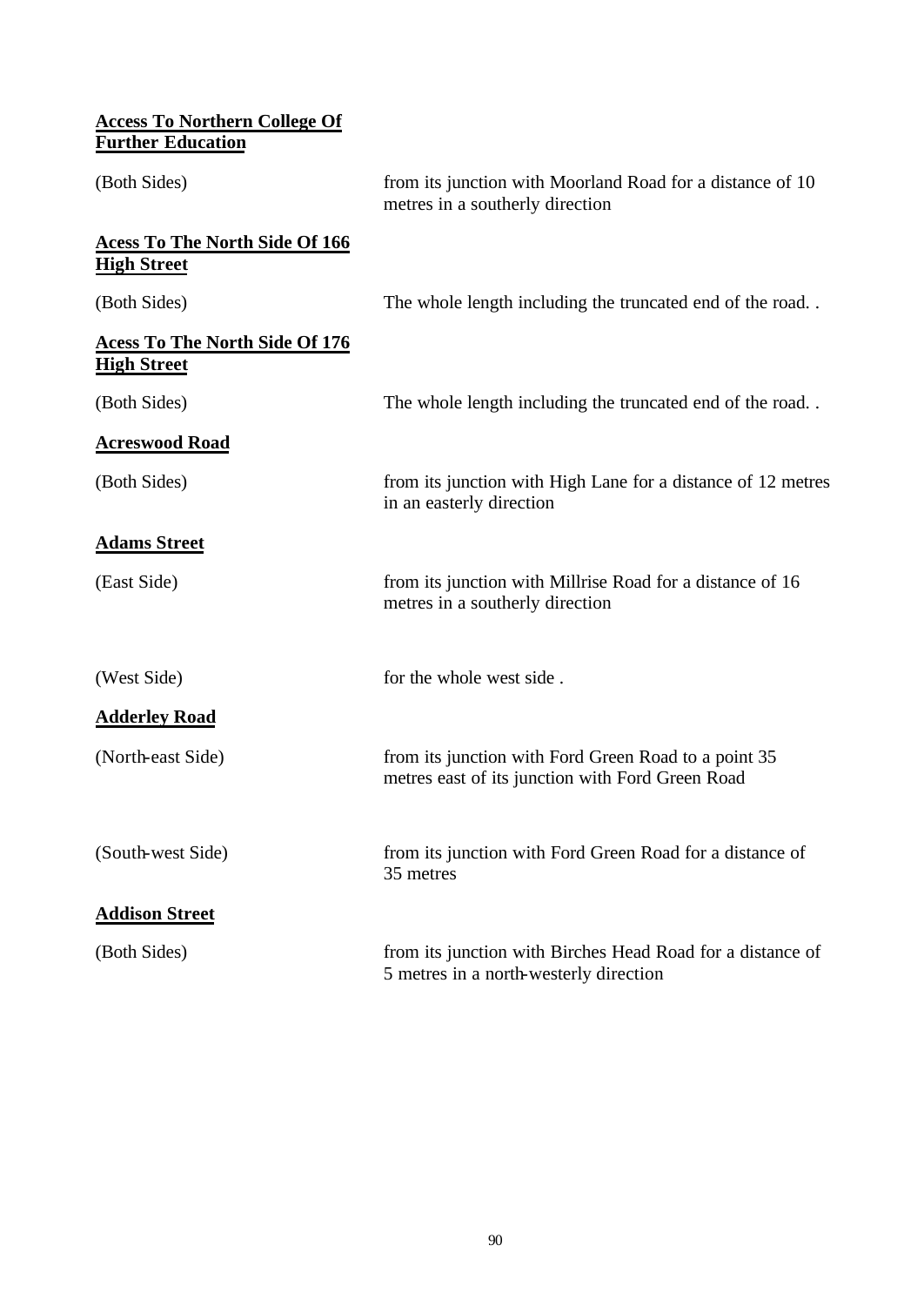**Access To Northern College Of Further Education**

| | |
|---|---|
| (Both Sides) | from its junction with Moorland Road for a distance of 10 metres in a southerly direction |

**Acess To The North Side Of 166 High Street**

| | |
|---|---|
| (Both Sides) | The whole length including the truncated end of the road. . |

**Acess To The North Side Of 176 High Street**

| | |
|---|---|
| (Both Sides) | The whole length including the truncated end of the road. . |

**Acreswood Road**

| | |
|---|---|
| (Both Sides) | from its junction with High Lane for a distance of 12 metres in an easterly direction |

**Adams Street**

| | |
|---|---|
| (East Side) | from its junction with Millrise Road for a distance of 16 metres in a southerly direction |
| (West Side) | for the whole west side . |

**Adderley Road**

| | |
|---|---|
| (North-east Side) | from its junction with Ford Green Road to a point 35 metres east of its junction with Ford Green Road |
| (South-west Side) | from its junction with Ford Green Road for a distance of 35 metres |

**Addison Street**

| | |
|---|---|
| (Both Sides) | from its junction with Birches Head Road for a distance of 5 metres in a north-westerly direction |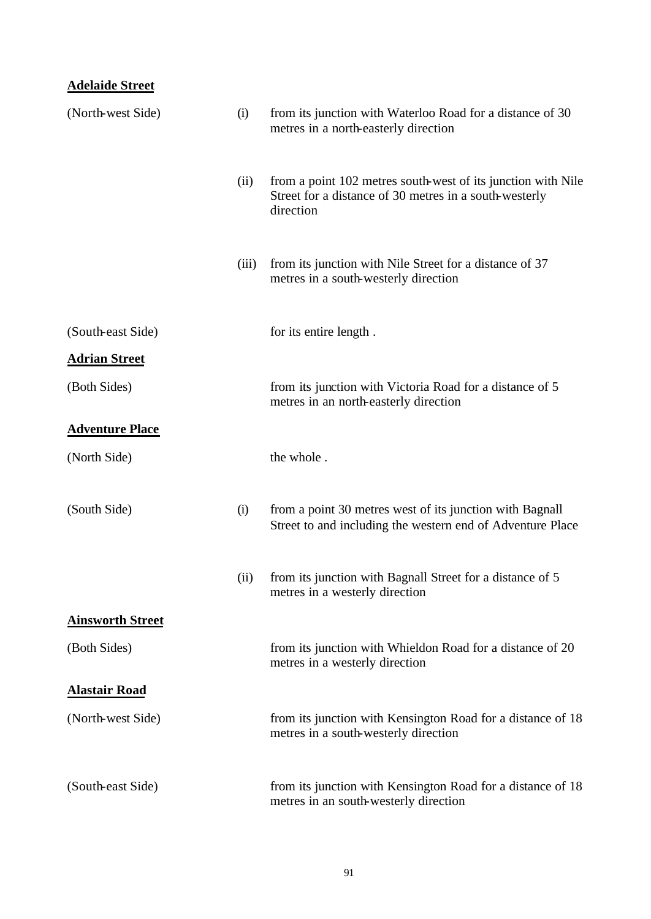**Adelaide Street**

| | | |
|---|---|---|
| (North-west Side) | (i) | from its junction with Waterloo Road for a distance of 30 metres in a north-easterly direction |
| | (ii) | from a point 102 metres south-west of its junction with Nile Street for a distance of 30 metres in a south-westerly direction |
| | (iii) | from its junction with Nile Street for a distance of 37 metres in a south-westerly direction |
| (South-east Side) | | for its entire length . |

**Adrian Street**

| | | |
|---|---|---|
| (Both Sides) | | from its junction with Victoria Road for a distance of 5 metres in an north-easterly direction |

**Adventure Place**

| | | |
|---|---|---|
| (North Side) | | the whole . |
| (South Side) | (i) | from a point 30 metres west of its junction with Bagnall Street to and including the western end of Adventure Place |
| | (ii) | from its junction with Bagnall Street for a distance of 5 metres in a westerly direction |

**Ainsworth Street**

| | | |
|---|---|---|
| (Both Sides) | | from its junction with Whieldon Road for a distance of 20 metres in a westerly direction |

**Alastair Road**

| | | |
|---|---|---|
| (North-west Side) | | from its junction with Kensington Road for a distance of 18 metres in a south-westerly direction |
| (South-east Side) | | from its junction with Kensington Road for a distance of 18 metres in an south-westerly direction |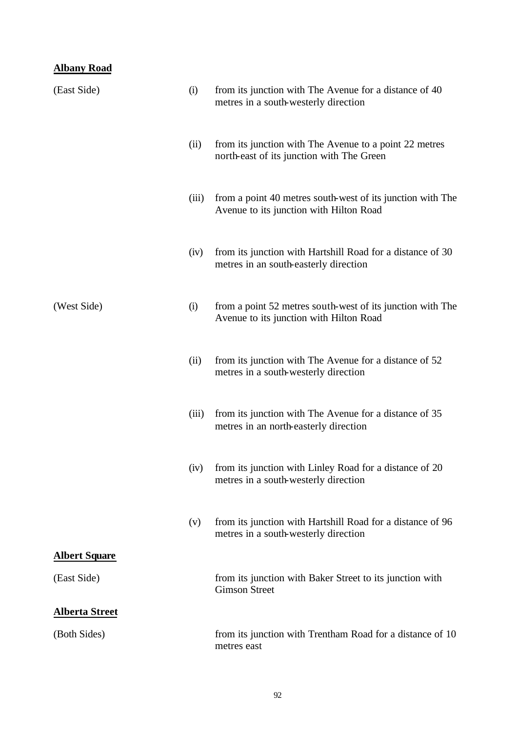**Albany Road**

| | | |
|---|---|---|
| (East Side) | (i) | from its junction with The Avenue for a distance of 40 metres in a south-westerly direction |
| | (ii) | from its junction with The Avenue to a point 22 metres north-east of its junction with The Green |
| | (iii) | from a point 40 metres south-west of its junction with The Avenue to its junction with Hilton Road |
| | (iv) | from its junction with Hartshill Road for a distance of 30 metres in an south-easterly direction |
| (West Side) | (i) | from a point 52 metres south-west of its junction with The Avenue to its junction with Hilton Road |
| | (ii) | from its junction with The Avenue for a distance of 52 metres in a south-westerly direction |
| | (iii) | from its junction with The Avenue for a distance of 35 metres in an north-easterly direction |
| | (iv) | from its junction with Linley Road for a distance of 20 metres in a south-westerly direction |
| | (v) | from its junction with Hartshill Road for a distance of 96 metres in a south-westerly direction |

**Albert Square**

| | |
|---|---|
| (East Side) | from its junction with Baker Street to its junction with Gimson Street |

**Alberta Street**

| | |
|---|---|
| (Both Sides) | from its junction with Trentham Road for a distance of 10 metres east |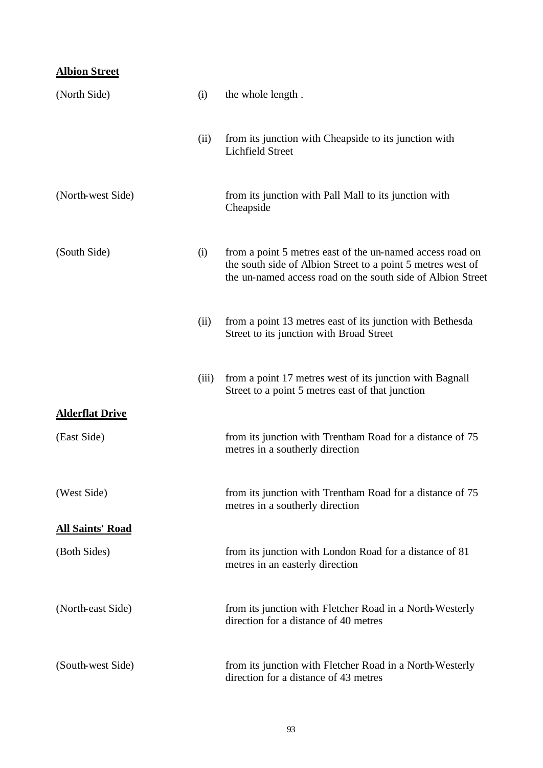**Albion Street**

| | | |
|---|---|---|
| (North Side) | (i) | the whole length . |
| | (ii) | from its junction with Cheapside to its junction with Lichfield Street |
| (North-west Side) | | from its junction with Pall Mall to its junction with Cheapside |
| (South Side) | (i) | from a point 5 metres east of the un-named access road on the south side of Albion Street to a point 5 metres west of the un-named access road on the south side of Albion Street |
| | (ii) | from a point 13 metres east of its junction with Bethesda Street to its junction with Broad Street |
| | (iii) | from a point 17 metres west of its junction with Bagnall Street to a point 5 metres east of that junction |

**Alderflat Drive**

| | | |
|---|---|---|
| (East Side) | | from its junction with Trentham Road for a distance of 75 metres in a southerly direction |
| (West Side) | | from its junction with Trentham Road for a distance of 75 metres in a southerly direction |

**All Saints' Road**

| | | |
|---|---|---|
| (Both Sides) | | from its junction with London Road for a distance of 81 metres in an easterly direction |
| (North-east Side) | | from its junction with Fletcher Road in a North-Westerly direction for a distance of 40 metres |
| (South-west Side) | | from its junction with Fletcher Road in a North-Westerly direction for a distance of 43 metres |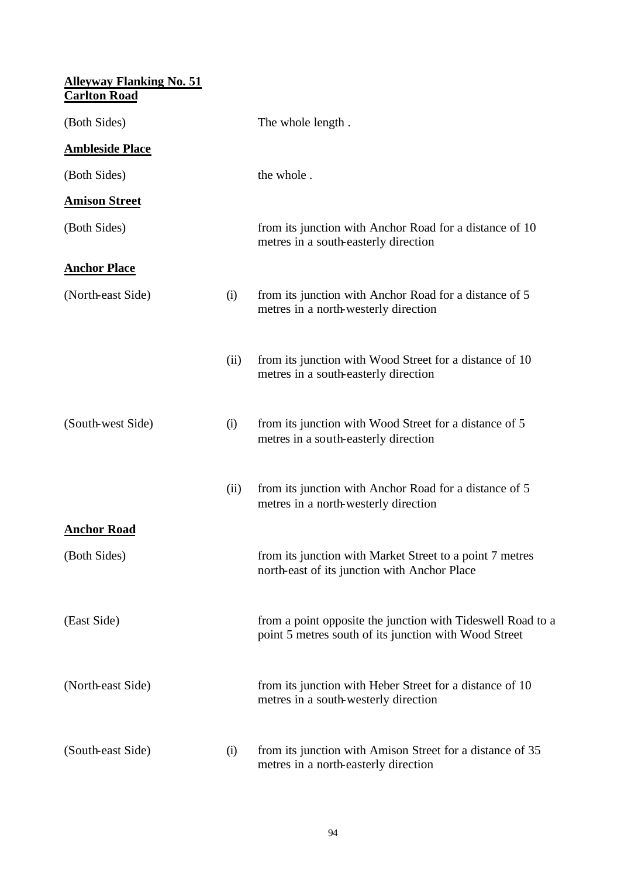**Alleyway Flanking No. 51 Carlton Road**

| | | |
|---|---|---|
| (Both Sides) | | The whole length . |

**Ambleside Place**

| | | |
|---|---|---|
| (Both Sides) | | the whole . |

**Amison Street**

| | | |
|---|---|---|
| (Both Sides) | | from its junction with Anchor Road for a distance of 10 metres in a south-easterly direction |

**Anchor Place**

| | | |
|---|---|---|
| (North-east Side) | (i) | from its junction with Anchor Road for a distance of 5 metres in a north-westerly direction |
| | (ii) | from its junction with Wood Street for a distance of 10 metres in a south-easterly direction |
| (South-west Side) | (i) | from its junction with Wood Street for a distance of 5 metres in a south-easterly direction |
| | (ii) | from its junction with Anchor Road for a distance of 5 metres in a north-westerly direction |

**Anchor Road**

| | | |
|---|---|---|
| (Both Sides) | | from its junction with Market Street to a point 7 metres north-east of its junction with Anchor Place |
| (East Side) | | from a point opposite the junction with Tideswell Road to a point 5 metres south of its junction with Wood Street |
| (North-east Side) | | from its junction with Heber Street for a distance of 10 metres in a south-westerly direction |
| (South-east Side) | (i) | from its junction with Amison Street for a distance of 35 metres in a north-easterly direction |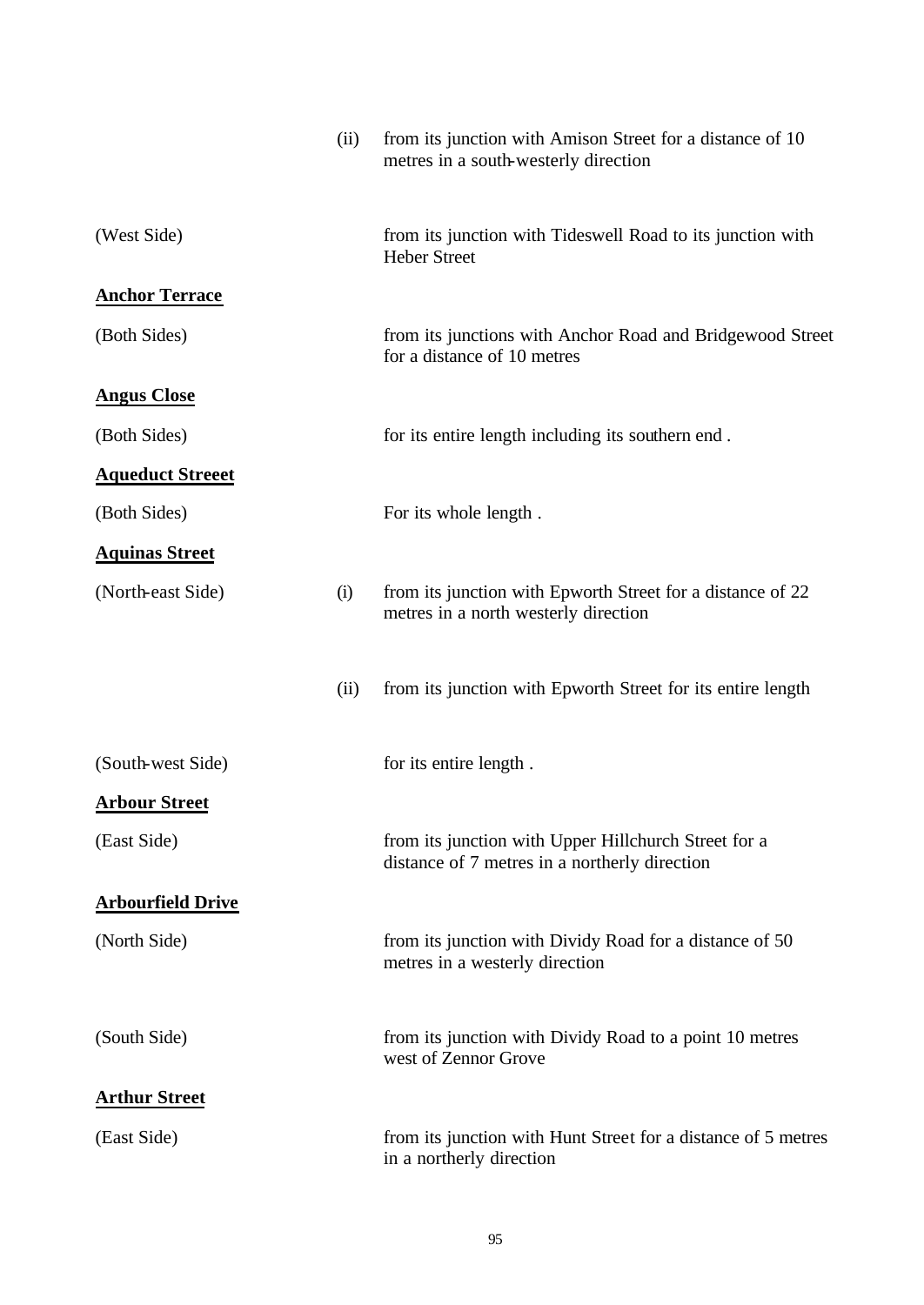| | | |
|---|---|---|
| | (ii) | from its junction with Amison Street for a distance of 10 metres in a south-westerly direction |
| (West Side) | | from its junction with Tideswell Road to its junction with Heber Street |

**Anchor Terrace**

| | | |
|---|---|---|
| (Both Sides) | | from its junctions with Anchor Road and Bridgewood Street for a distance of 10 metres |

**Angus Close**

| | | |
|---|---|---|
| (Both Sides) | | for its entire length including its southern end . |

**Aqueduct Streeet**

| | | |
|---|---|---|
| (Both Sides) | | For its whole length . |

**Aquinas Street**

| | | |
|---|---|---|
| (North-east Side) | (i) | from its junction with Epworth Street for a distance of 22 metres in a north westerly direction |
| | (ii) | from its junction with Epworth Street for its entire length |
| (South-west Side) | | for its entire length . |

**Arbour Street**

| | | |
|---|---|---|
| (East Side) | | from its junction with Upper Hillchurch Street for a distance of 7 metres in a northerly direction |

**Arbourfield Drive**

| | | |
|---|---|---|
| (North Side) | | from its junction with Dividy Road for a distance of 50 metres in a westerly direction |
| (South Side) | | from its junction with Dividy Road to a point 10 metres west of Zennor Grove |

**Arthur Street**

| | | |
|---|---|---|
| (East Side) | | from its junction with Hunt Street for a distance of 5 metres in a northerly direction |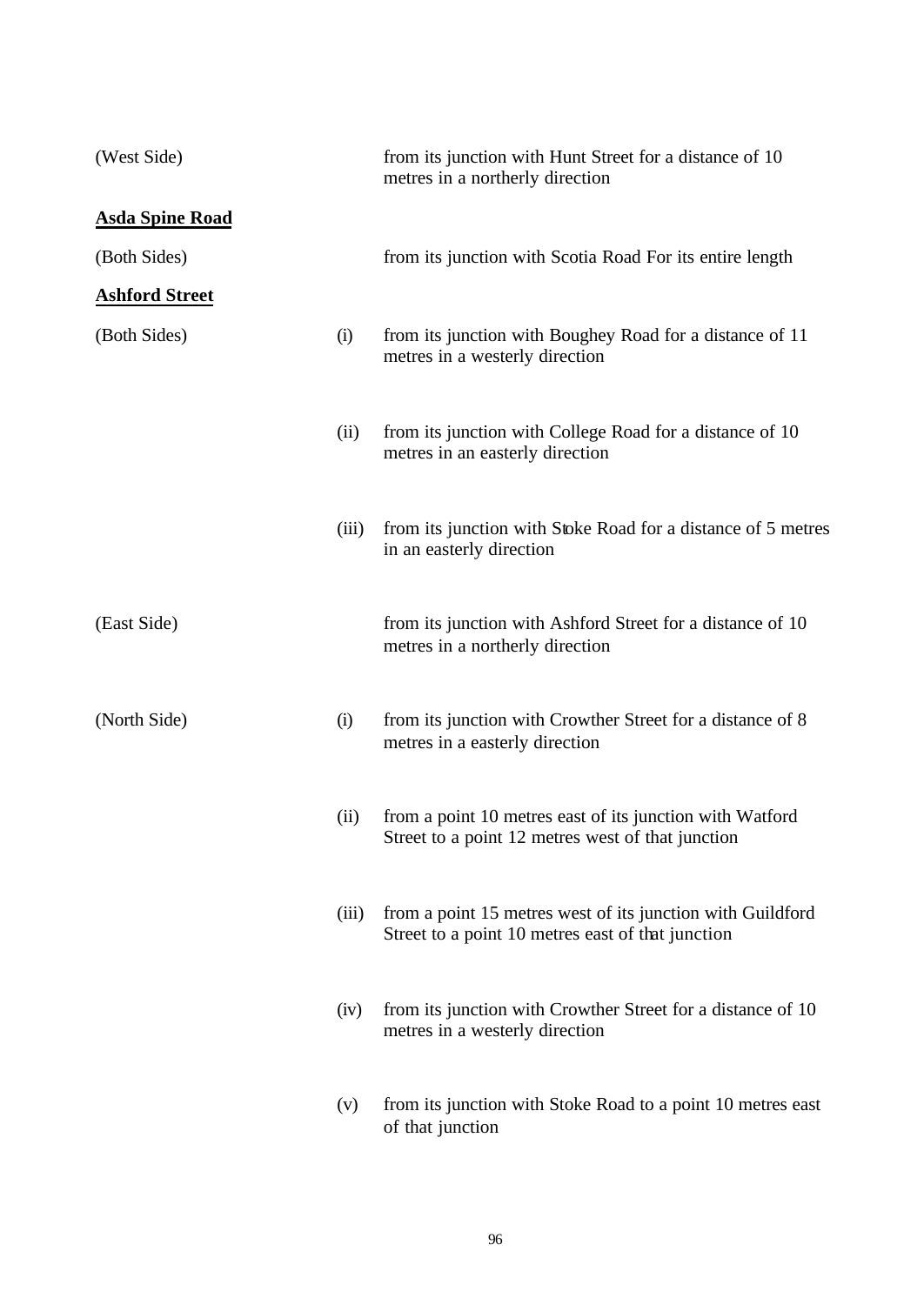| | | |
|---|---|---|
| (West Side) | | from its junction with Hunt Street for a distance of 10 metres in a northerly direction |

**Asda Spine Road**

| | | |
|---|---|---|
| (Both Sides) | | from its junction with Scotia Road For its entire length |

**Ashford Street**

| | | |
|---|---|---|
| (Both Sides) | (i) | from its junction with Boughey Road for a distance of 11 metres in a westerly direction |
| | (ii) | from its junction with College Road for a distance of 10 metres in an easterly direction |
| | (iii) | from its junction with Stoke Road for a distance of 5 metres in an easterly direction |
| (East Side) | | from its junction with Ashford Street for a distance of 10 metres in a northerly direction |
| (North Side) | (i) | from its junction with Crowther Street for a distance of 8 metres in a easterly direction |
| | (ii) | from a point 10 metres east of its junction with Watford Street to a point 12 metres west of that junction |
| | (iii) | from a point 15 metres west of its junction with Guildford Street to a point 10 metres east of that junction |
| | (iv) | from its junction with Crowther Street for a distance of 10 metres in a westerly direction |
| | (v) | from its junction with Stoke Road to a point 10 metres east of that junction |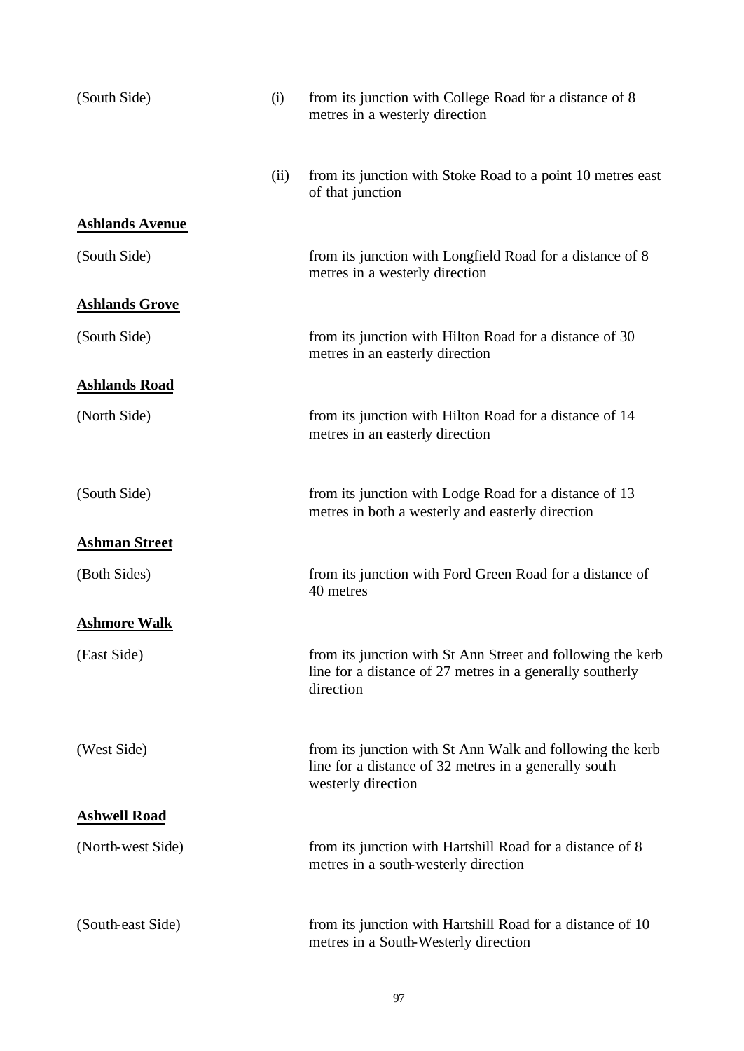| | | |
|---|---|---|
| (South Side) | (i) | from its junction with College Road for a distance of 8 metres in a westerly direction |
| | (ii) | from its junction with Stoke Road to a point 10 metres east of that junction |

**Ashlands Avenue**

| | |
|---|---|
| (South Side) | from its junction with Longfield Road for a distance of 8 metres in a westerly direction |

**Ashlands Grove**

| | |
|---|---|
| (South Side) | from its junction with Hilton Road for a distance of 30 metres in an easterly direction |

**Ashlands Road**

| | |
|---|---|
| (North Side) | from its junction with Hilton Road for a distance of 14 metres in an easterly direction |
| (South Side) | from its junction with Lodge Road for a distance of 13 metres in both a westerly and easterly direction |

**Ashman Street**

| | |
|---|---|
| (Both Sides) | from its junction with Ford Green Road for a distance of 40 metres |

**Ashmore Walk**

| | |
|---|---|
| (East Side) | from its junction with St Ann Street and following the kerb line for a distance of 27 metres in a generally southerly direction |
| (West Side) | from its junction with St Ann Walk and following the kerb line for a distance of 32 metres in a generally south westerly direction |

**Ashwell Road**

| | |
|---|---|
| (North-west Side) | from its junction with Hartshill Road for a distance of 8 metres in a south-westerly direction |
| (South-east Side) | from its junction with Hartshill Road for a distance of 10 metres in a South-Westerly direction |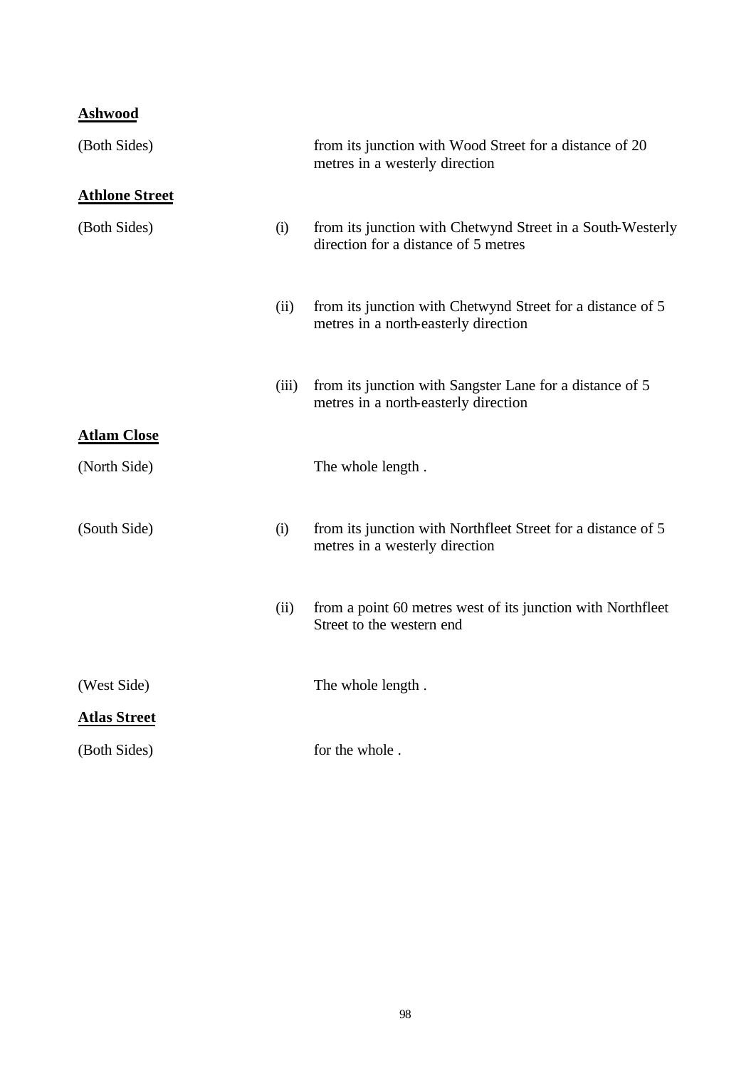**Ashwood**

| | | |
|---|---|---|
| (Both Sides) | | from its junction with Wood Street for a distance of 20 metres in a westerly direction |

**Athlone Street**

| | | |
|---|---|---|
| (Both Sides) | (i) | from its junction with Chetwynd Street in a South-Westerly direction for a distance of 5 metres |
| | (ii) | from its junction with Chetwynd Street for a distance of 5 metres in a north-easterly direction |
| | (iii) | from its junction with Sangster Lane for a distance of 5 metres in a north-easterly direction |

**Atlam Close**

| | | |
|---|---|---|
| (North Side) | | The whole length . |
| (South Side) | (i) | from its junction with Northfleet Street for a distance of 5 metres in a westerly direction |
| | (ii) | from a point 60 metres west of its junction with Northfleet Street to the western end |
| (West Side) | | The whole length . |

**Atlas Street**

| | | |
|---|---|---|
| (Both Sides) | | for the whole . |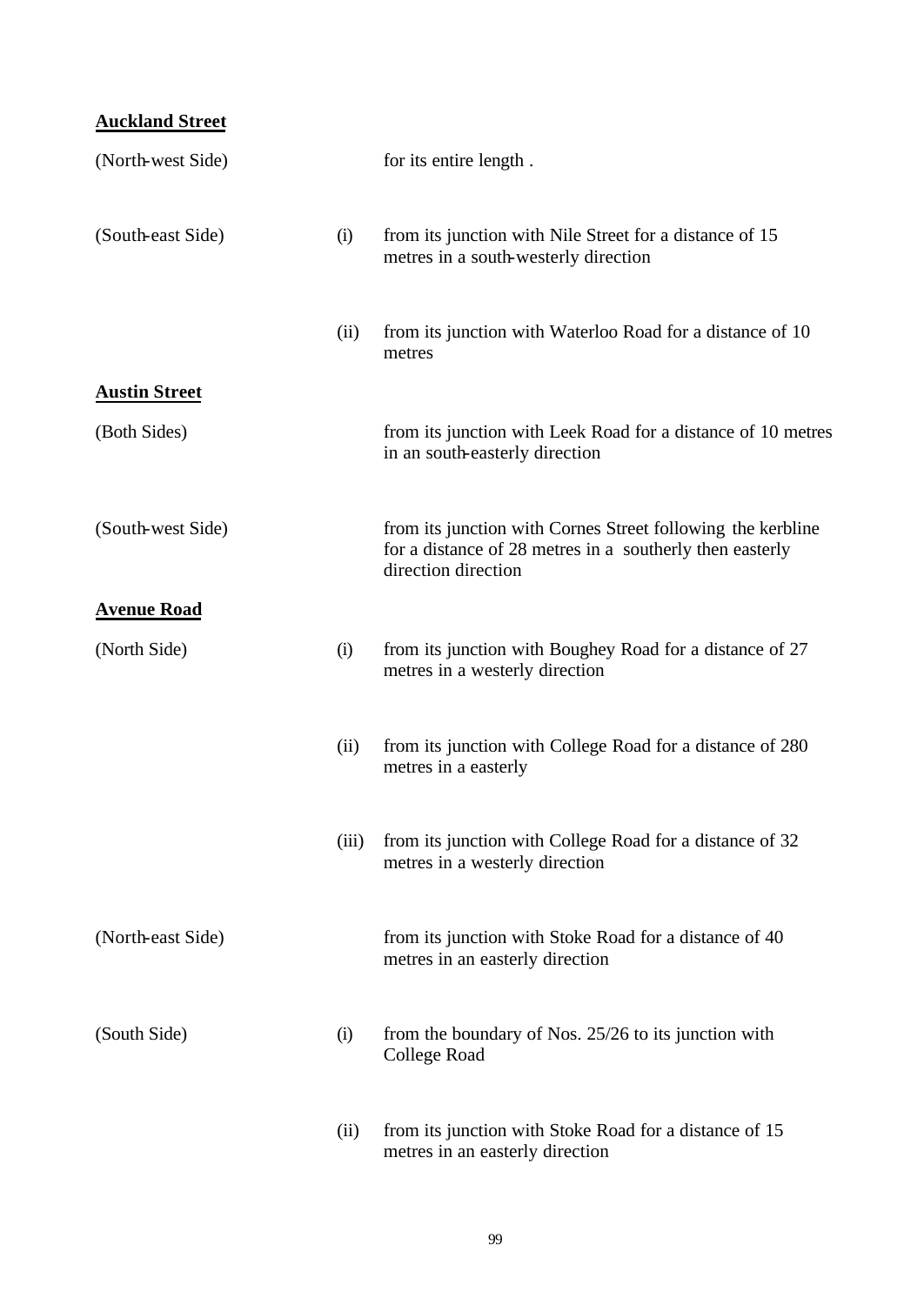**Auckland Street**

| | | |
|---|---|---|
| (North-west Side) | | for its entire length . |
| (South-east Side) | (i) | from its junction with Nile Street for a distance of 15 metres in a south-westerly direction |
| | (ii) | from its junction with Waterloo Road for a distance of 10 metres |

**Austin Street**

| | | |
|---|---|---|
| (Both Sides) | | from its junction with Leek Road for a distance of 10 metres in an south-easterly direction |
| (South-west Side) | | from its junction with Cornes Street following the kerbline for a distance of 28 metres in a southerly then easterly direction direction |

**Avenue Road**

| | | |
|---|---|---|
| (North Side) | (i) | from its junction with Boughey Road for a distance of 27 metres in a westerly direction |
| | (ii) | from its junction with College Road for a distance of 280 metres in a easterly |
| | (iii) | from its junction with College Road for a distance of 32 metres in a westerly direction |
| (North-east Side) | | from its junction with Stoke Road for a distance of 40 metres in an easterly direction |
| (South Side) | (i) | from the boundary of Nos. 25/26 to its junction with College Road |
| | (ii) | from its junction with Stoke Road for a distance of 15 metres in an easterly direction |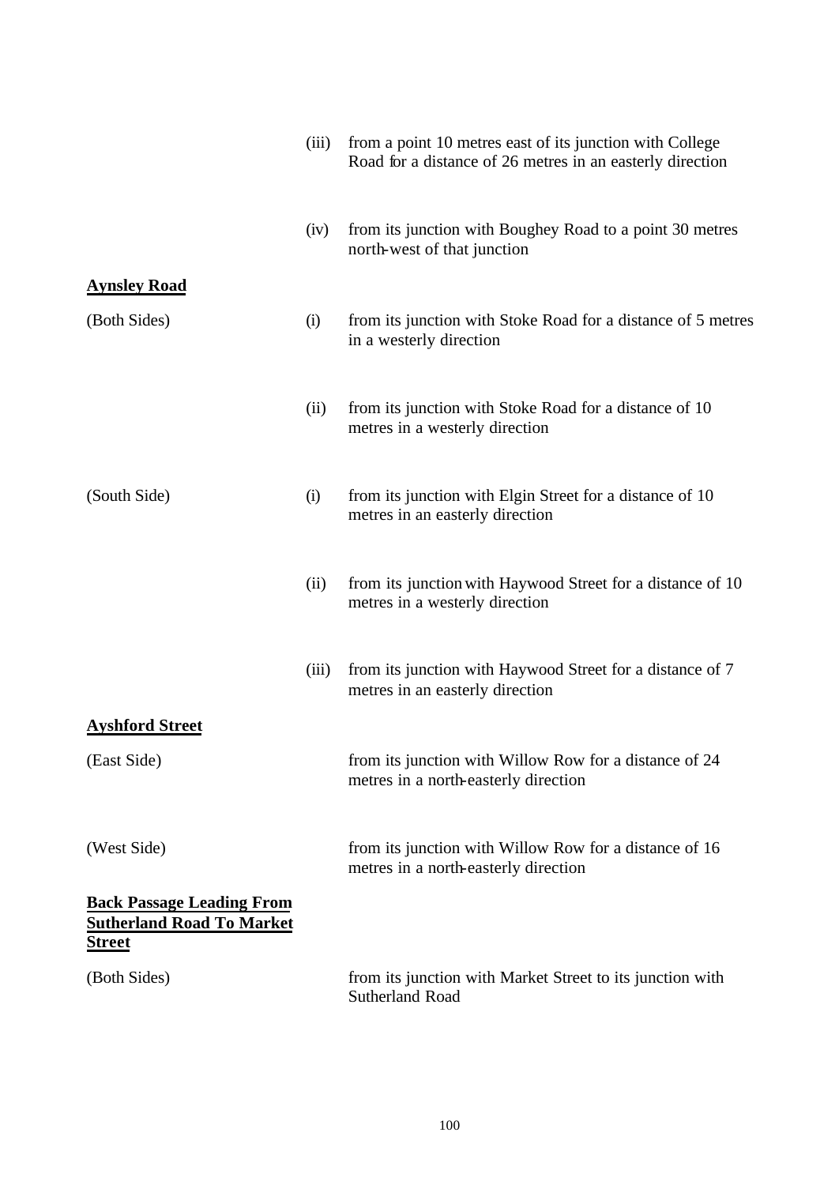| | | |
|---|---|---|
| | (iii) | from a point 10 metres east of its junction with College Road for a distance of 26 metres in an easterly direction |
| | (iv) | from its junction with Boughey Road to a point 30 metres north-west of that junction |
| **<u>Aynsley Road</u>** | | |
| (Both Sides) | (i) | from its junction with Stoke Road for a distance of 5 metres in a westerly direction |
| | (ii) | from its junction with Stoke Road for a distance of 10 metres in a westerly direction |
| (South Side) | (i) | from its junction with Elgin Street for a distance of 10 metres in an easterly direction |
| | (ii) | from its junction with Haywood Street for a distance of 10 metres in a westerly direction |
| | (iii) | from its junction with Haywood Street for a distance of 7 metres in an easterly direction |
| **<u>Ayshford Street</u>** | | |
| (East Side) | | from its junction with Willow Row for a distance of 24 metres in a north-easterly direction |
| (West Side) | | from its junction with Willow Row for a distance of 16 metres in a north-easterly direction |
| **<u>Back Passage Leading From Sutherland Road To Market Street</u>** | | |
| (Both Sides) | | from its junction with Market Street to its junction with Sutherland Road |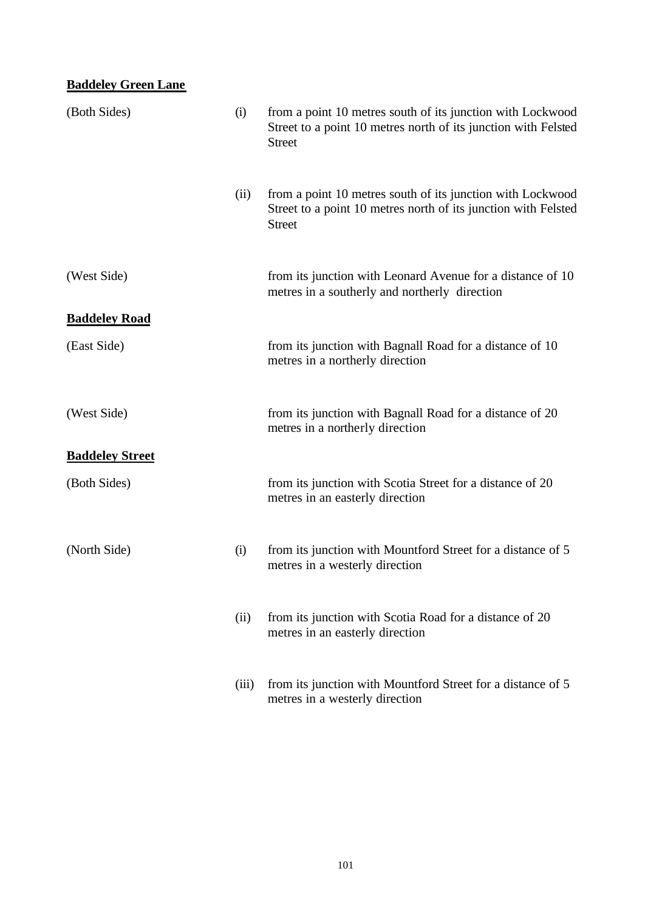**Baddeley Green Lane**

| | | |
|---|---|---|
| (Both Sides) | (i) | from a point 10 metres south of its junction with Lockwood Street to a point 10 metres north of its junction with Felsted Street |
| | (ii) | from a point 10 metres south of its junction with Lockwood Street to a point 10 metres north of its junction with Felsted Street |
| (West Side) | | from its junction with Leonard Avenue for a distance of 10 metres in a southerly and northerly direction |

**Baddeley Road**

| | | |
|---|---|---|
| (East Side) | | from its junction with Bagnall Road for a distance of 10 metres in a northerly direction |
| (West Side) | | from its junction with Bagnall Road for a distance of 20 metres in a northerly direction |

**Baddeley Street**

| | | |
|---|---|---|
| (Both Sides) | | from its junction with Scotia Street for a distance of 20 metres in an easterly direction |
| (North Side) | (i) | from its junction with Mountford Street for a distance of 5 metres in a westerly direction |
| | (ii) | from its junction with Scotia Road for a distance of 20 metres in an easterly direction |
| | (iii) | from its junction with Mountford Street for a distance of 5 metres in a westerly direction |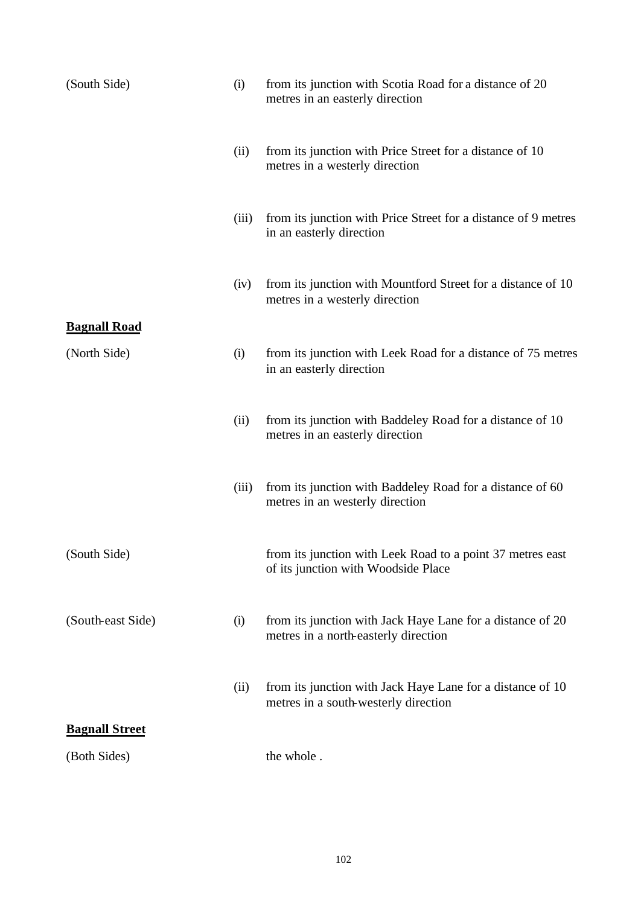| | | |
|---|---|---|
| (South Side) | (i) | from its junction with Scotia Road for a distance of 20 metres in an easterly direction |
| | (ii) | from its junction with Price Street for a distance of 10 metres in a westerly direction |
| | (iii) | from its junction with Price Street for a distance of 9 metres in an easterly direction |
| | (iv) | from its junction with Mountford Street for a distance of 10 metres in a westerly direction |

**Bagnall Road**

| | | |
|---|---|---|
| (North Side) | (i) | from its junction with Leek Road for a distance of 75 metres in an easterly direction |
| | (ii) | from its junction with Baddeley Road for a distance of 10 metres in an easterly direction |
| | (iii) | from its junction with Baddeley Road for a distance of 60 metres in an westerly direction |
| (South Side) | | from its junction with Leek Road to a point 37 metres east of its junction with Woodside Place |
| (South-east Side) | (i) | from its junction with Jack Haye Lane for a distance of 20 metres in a north-easterly direction |
| | (ii) | from its junction with Jack Haye Lane for a distance of 10 metres in a south-westerly direction |

**Bagnall Street**

| | | |
|---|---|---|
| (Both Sides) | | the whole . |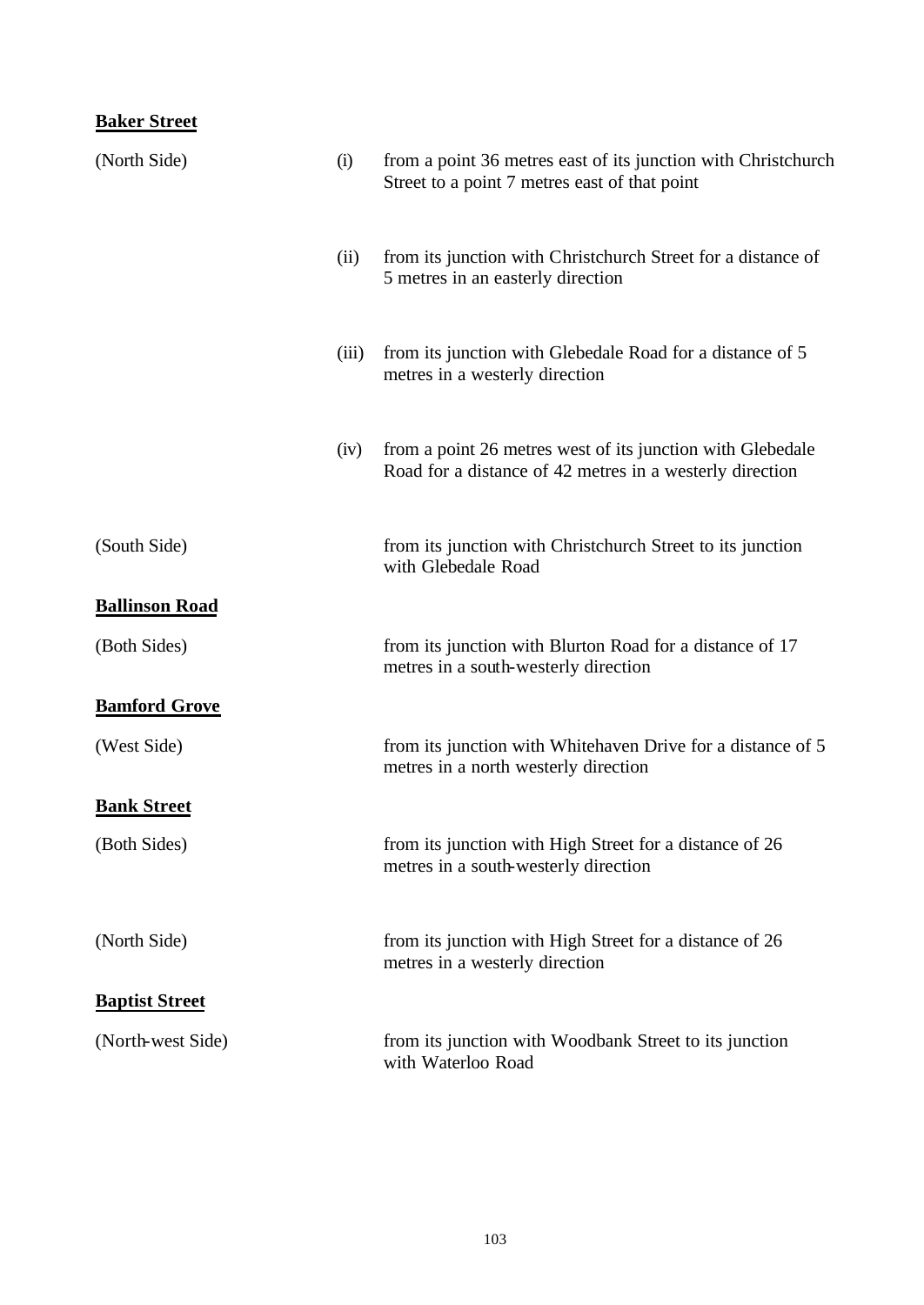**Baker Street**

| | | |
|---|---|---|
| (North Side) | (i) | from a point 36 metres east of its junction with Christchurch Street to a point 7 metres east of that point |
| | (ii) | from its junction with Christchurch Street for a distance of 5 metres in an easterly direction |
| | (iii) | from its junction with Glebedale Road for a distance of 5 metres in a westerly direction |
| | (iv) | from a point 26 metres west of its junction with Glebedale Road for a distance of 42 metres in a westerly direction |
| (South Side) | | from its junction with Christchurch Street to its junction with Glebedale Road |

**Ballinson Road**

| | |
|---|---|
| (Both Sides) | from its junction with Blurton Road for a distance of 17 metres in a south-westerly direction |

**Bamford Grove**

| | |
|---|---|
| (West Side) | from its junction with Whitehaven Drive for a distance of 5 metres in a north westerly direction |

**Bank Street**

| | |
|---|---|
| (Both Sides) | from its junction with High Street for a distance of 26 metres in a south-westerly direction |
| (North Side) | from its junction with High Street for a distance of 26 metres in a westerly direction |

**Baptist Street**

| | |
|---|---|
| (North-west Side) | from its junction with Woodbank Street to its junction with Waterloo Road |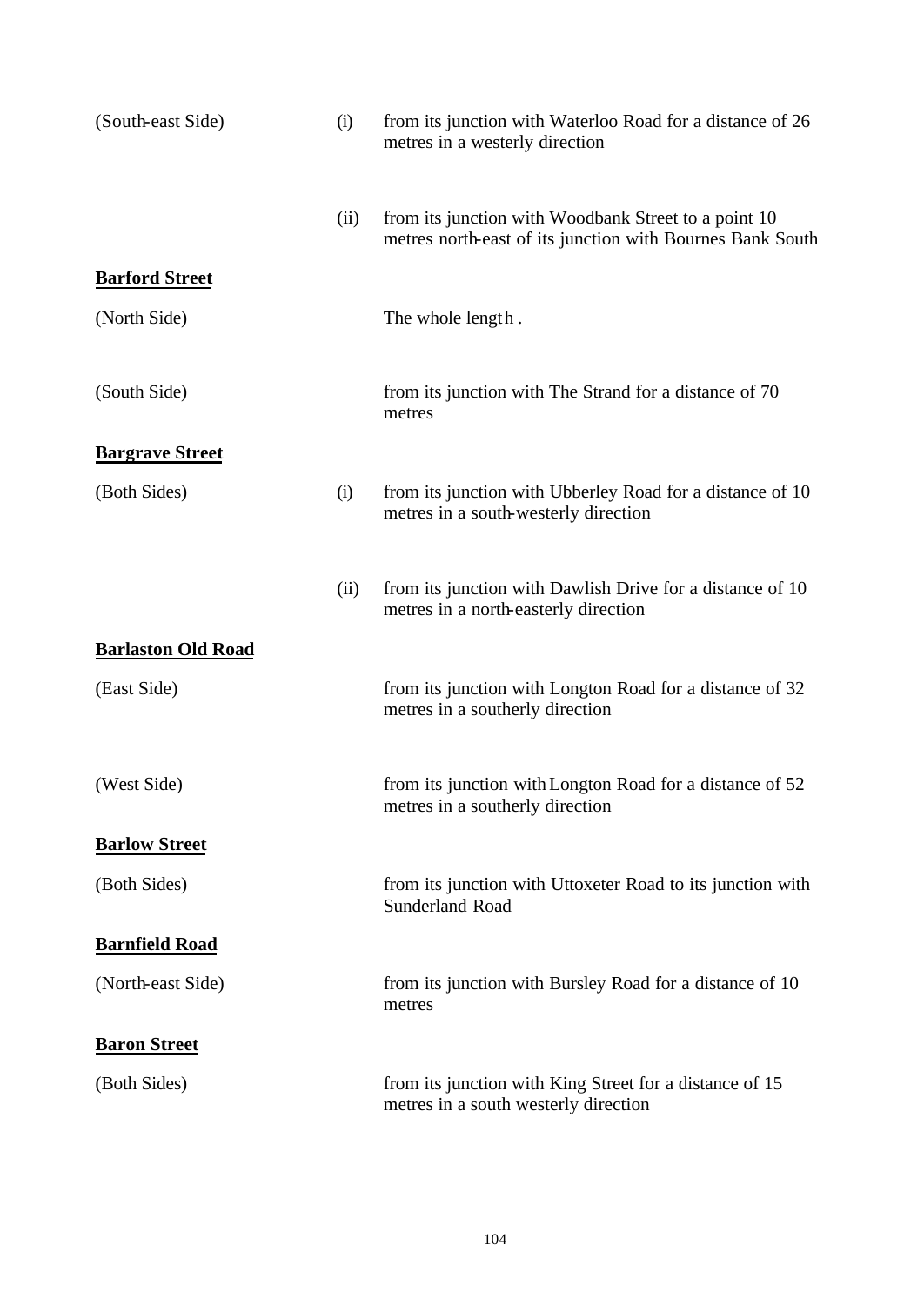| | | |
|---|---|---|
| (South-east Side) | (i) | from its junction with Waterloo Road for a distance of 26 metres in a westerly direction |
| | (ii) | from its junction with Woodbank Street to a point 10 metres north-east of its junction with Bournes Bank South |

**Barford Street**

| | | |
|---|---|---|
| (North Side) | | The whole length . |
| (South Side) | | from its junction with The Strand for a distance of 70 metres |

**Bargrave Street**

| | | |
|---|---|---|
| (Both Sides) | (i) | from its junction with Ubberley Road for a distance of 10 metres in a south-westerly direction |
| | (ii) | from its junction with Dawlish Drive for a distance of 10 metres in a north-easterly direction |

**Barlaston Old Road**

| | | |
|---|---|---|
| (East Side) | | from its junction with Longton Road for a distance of 32 metres in a southerly direction |
| (West Side) | | from its junction with Longton Road for a distance of 52 metres in a southerly direction |

**Barlow Street**

| | | |
|---|---|---|
| (Both Sides) | | from its junction with Uttoxeter Road to its junction with Sunderland Road |

**Barnfield Road**

| | | |
|---|---|---|
| (North-east Side) | | from its junction with Bursley Road for a distance of 10 metres |

**Baron Street**

| | | |
|---|---|---|
| (Both Sides) | | from its junction with King Street for a distance of 15 metres in a south westerly direction |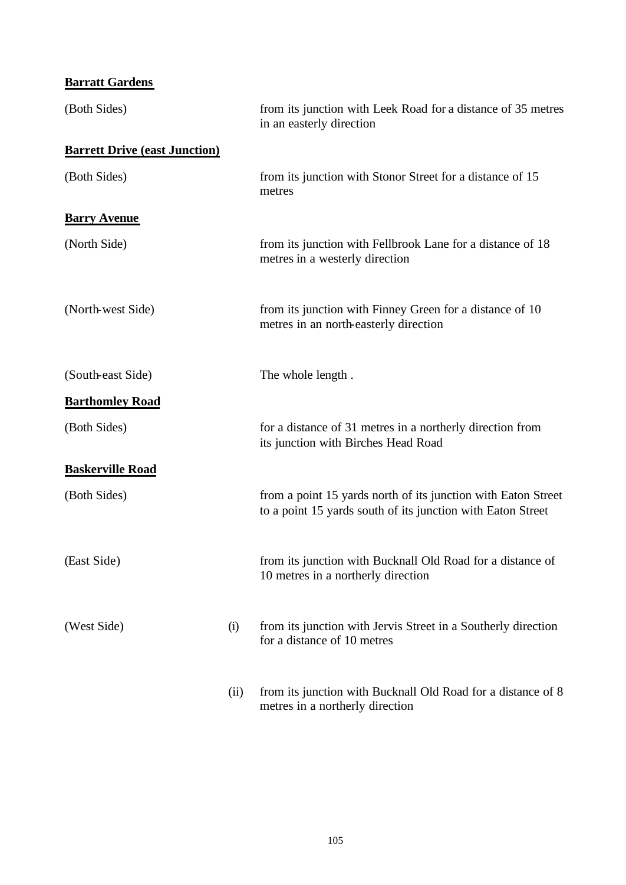**Barratt Gardens**

| | | |
|---|---|---|
| (Both Sides) | | from its junction with Leek Road for a distance of 35 metres in an easterly direction |

**Barrett Drive (east Junction)**

| | | |
|---|---|---|
| (Both Sides) | | from its junction with Stonor Street for a distance of 15 metres |

**Barry Avenue**

| | | |
|---|---|---|
| (North Side) | | from its junction with Fellbrook Lane for a distance of 18 metres in a westerly direction |
| (North-west Side) | | from its junction with Finney Green for a distance of 10 metres in an north-easterly direction |
| (South-east Side) | | The whole length . |

**Barthomley Road**

| | | |
|---|---|---|
| (Both Sides) | | for a distance of 31 metres in a northerly direction from its junction with Birches Head Road |

**Baskerville Road**

| | | |
|---|---|---|
| (Both Sides) | | from a point 15 yards north of its junction with Eaton Street to a point 15 yards south of its junction with Eaton Street |
| (East Side) | | from its junction with Bucknall Old Road for a distance of 10 metres in a northerly direction |
| (West Side) | (i) | from its junction with Jervis Street in a Southerly direction for a distance of 10 metres |
| | (ii) | from its junction with Bucknall Old Road for a distance of 8 metres in a northerly direction |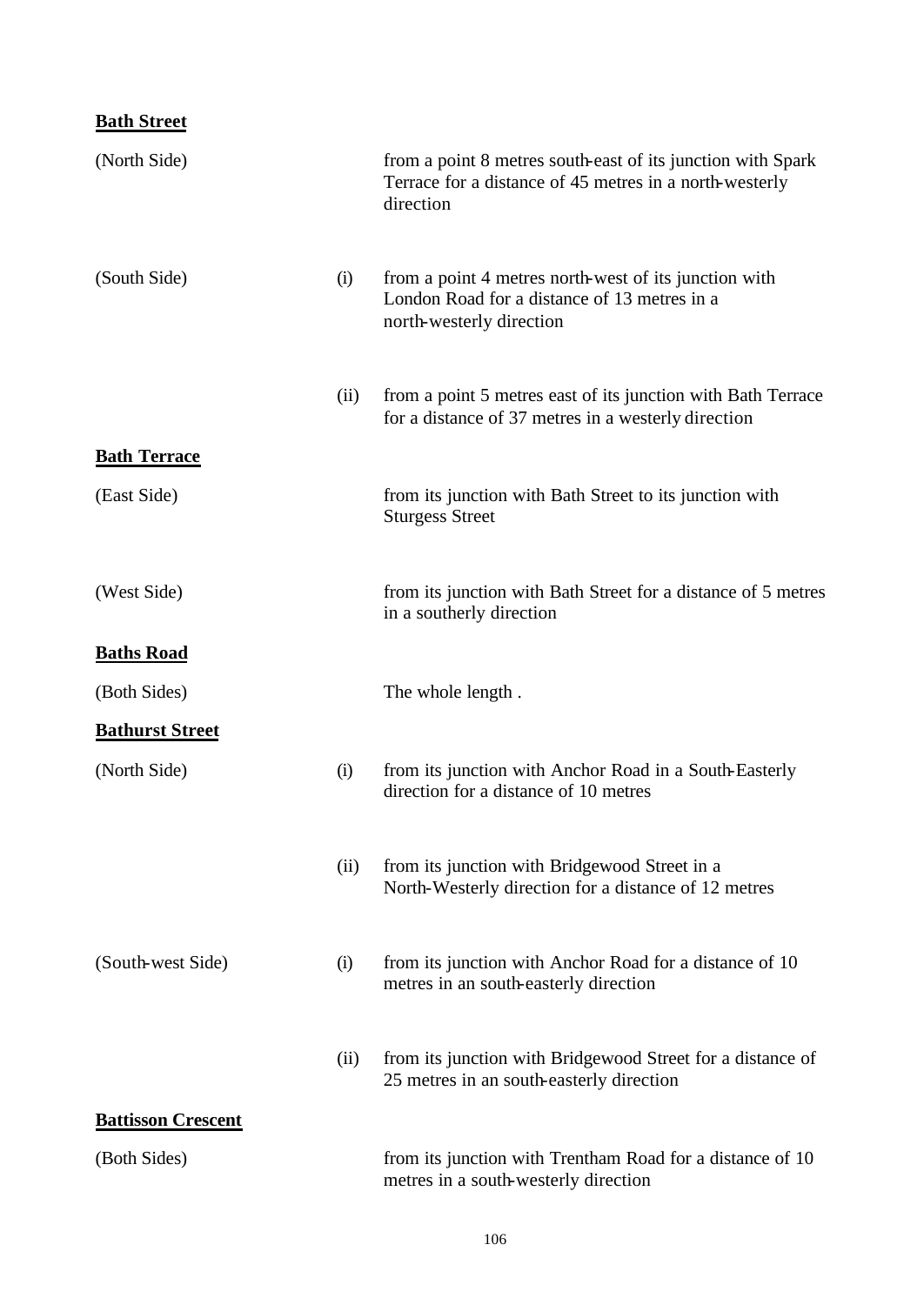**Bath Street**

| | | |
|---|---|---|
| (North Side) | | from a point 8 metres south-east of its junction with Spark Terrace for a distance of 45 metres in a north-westerly direction |
| (South Side) | (i) | from a point 4 metres north-west of its junction with London Road for a distance of 13 metres in a north-westerly direction |
| | (ii) | from a point 5 metres east of its junction with Bath Terrace for a distance of 37 metres in a westerly direction |

**Bath Terrace**

| | | |
|---|---|---|
| (East Side) | | from its junction with Bath Street to its junction with Sturgess Street |
| (West Side) | | from its junction with Bath Street for a distance of 5 metres in a southerly direction |

**Baths Road**

| | | |
|---|---|---|
| (Both Sides) | | The whole length . |

**Bathurst Street**

| | | |
|---|---|---|
| (North Side) | (i) | from its junction with Anchor Road in a South-Easterly direction for a distance of 10 metres |
| | (ii) | from its junction with Bridgewood Street in a North-Westerly direction for a distance of 12 metres |
| (South-west Side) | (i) | from its junction with Anchor Road for a distance of 10 metres in an south-easterly direction |
| | (ii) | from its junction with Bridgewood Street for a distance of 25 metres in an south-easterly direction |

**Battisson Crescent**

| | | |
|---|---|---|
| (Both Sides) | | from its junction with Trentham Road for a distance of 10 metres in a south-westerly direction |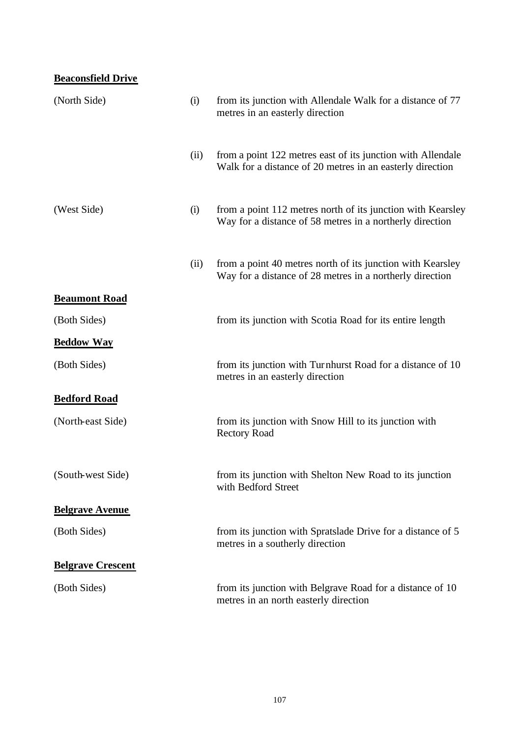**Beaconsfield Drive**

| | | |
|---|---|---|
| (North Side) | (i) | from its junction with Allendale Walk for a distance of 77 metres in an easterly direction |
| | (ii) | from a point 122 metres east of its junction with Allendale Walk for a distance of 20 metres in an easterly direction |
| (West Side) | (i) | from a point 112 metres north of its junction with Kearsley Way for a distance of 58 metres in a northerly direction |
| | (ii) | from a point 40 metres north of its junction with Kearsley Way for a distance of 28 metres in a northerly direction |

**Beaumont Road**

| | |
|---|---|
| (Both Sides) | from its junction with Scotia Road for its entire length |

**Beddow Way**

| | |
|---|---|
| (Both Sides) | from its junction with Turnhurst Road for a distance of 10 metres in an easterly direction |

**Bedford Road**

| | |
|---|---|
| (North-east Side) | from its junction with Snow Hill to its junction with Rectory Road |
| (South-west Side) | from its junction with Shelton New Road to its junction with Bedford Street |

**Belgrave Avenue**

| | |
|---|---|
| (Both Sides) | from its junction with Spratslade Drive for a distance of 5 metres in a southerly direction |

**Belgrave Crescent**

| | |
|---|---|
| (Both Sides) | from its junction with Belgrave Road for a distance of 10 metres in an north easterly direction |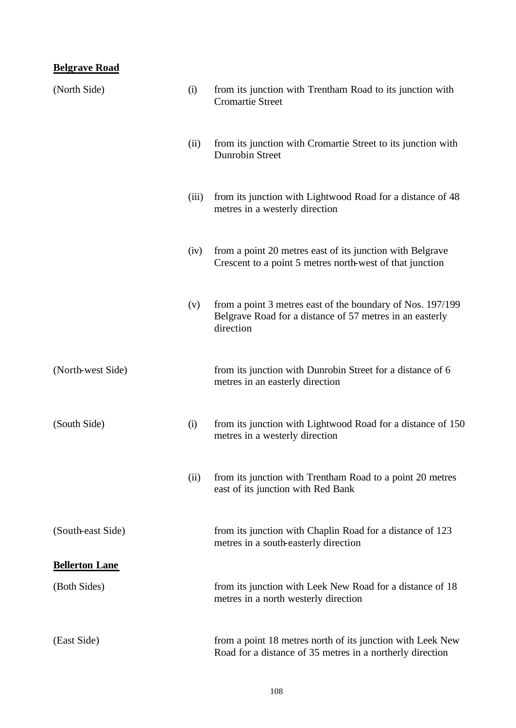**Belgrave Road**

| | | |
|---|---|---|
| (North Side) | (i) | from its junction with Trentham Road to its junction with Cromartie Street |
| | (ii) | from its junction with Cromartie Street to its junction with Dunrobin Street |
| | (iii) | from its junction with Lightwood Road for a distance of 48 metres in a westerly direction |
| | (iv) | from a point 20 metres east of its junction with Belgrave Crescent to a point 5 metres north-west of that junction |
| | (v) | from a point 3 metres east of the boundary of Nos. 197/199 Belgrave Road for a distance of 57 metres in an easterly direction |
| (North-west Side) | | from its junction with Dunrobin Street for a distance of 6 metres in an easterly direction |
| (South Side) | (i) | from its junction with Lightwood Road for a distance of 150 metres in a westerly direction |
| | (ii) | from its junction with Trentham Road to a point 20 metres east of its junction with Red Bank |
| (South-east Side) | | from its junction with Chaplin Road for a distance of 123 metres in a south-easterly direction |

**Bellerton Lane**

| | | |
|---|---|---|
| (Both Sides) | | from its junction with Leek New Road for a distance of 18 metres in a north westerly direction |
| (East Side) | | from a point 18 metres north of its junction with Leek New Road for a distance of 35 metres in a northerly direction |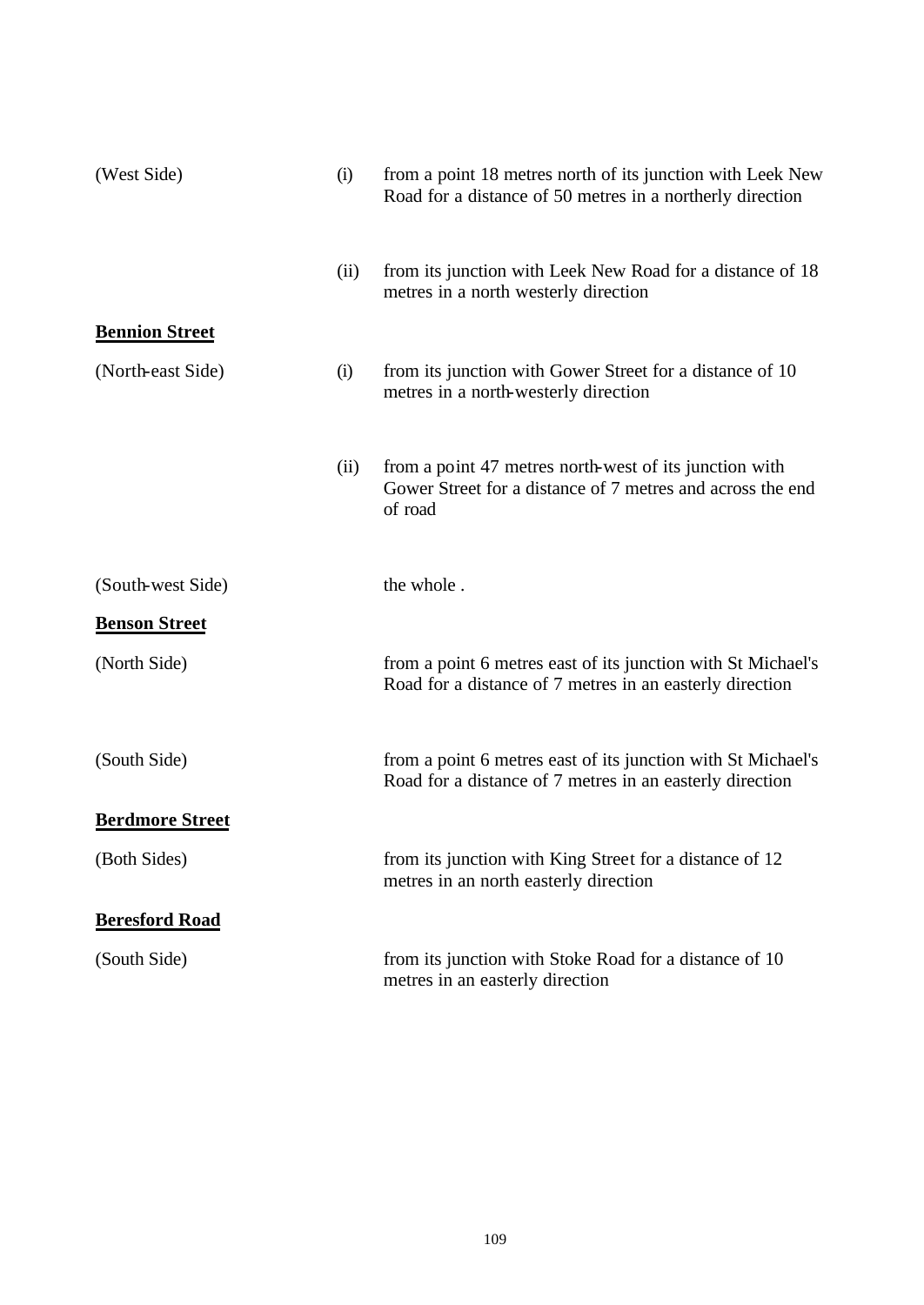| | | |
|---|---|---|
| (West Side) | (i) | from a point 18 metres north of its junction with Leek New Road for a distance of 50 metres in a northerly direction |
| | (ii) | from its junction with Leek New Road for a distance of 18 metres in a north westerly direction |

**Bennion Street**

| | | |
|---|---|---|
| (North-east Side) | (i) | from its junction with Gower Street for a distance of 10 metres in a north-westerly direction |
| | (ii) | from a point 47 metres north-west of its junction with Gower Street for a distance of 7 metres and across the end of road |
| (South-west Side) | | the whole . |

**Benson Street**

| | |
|---|---|
| (North Side) | from a point 6 metres east of its junction with St Michael's Road for a distance of 7 metres in an easterly direction |
| (South Side) | from a point 6 metres east of its junction with St Michael's Road for a distance of 7 metres in an easterly direction |

**Berdmore Street**

| | |
|---|---|
| (Both Sides) | from its junction with King Street for a distance of 12 metres in an north easterly direction |

**Beresford Road**

| | |
|---|---|
| (South Side) | from its junction with Stoke Road for a distance of 10 metres in an easterly direction |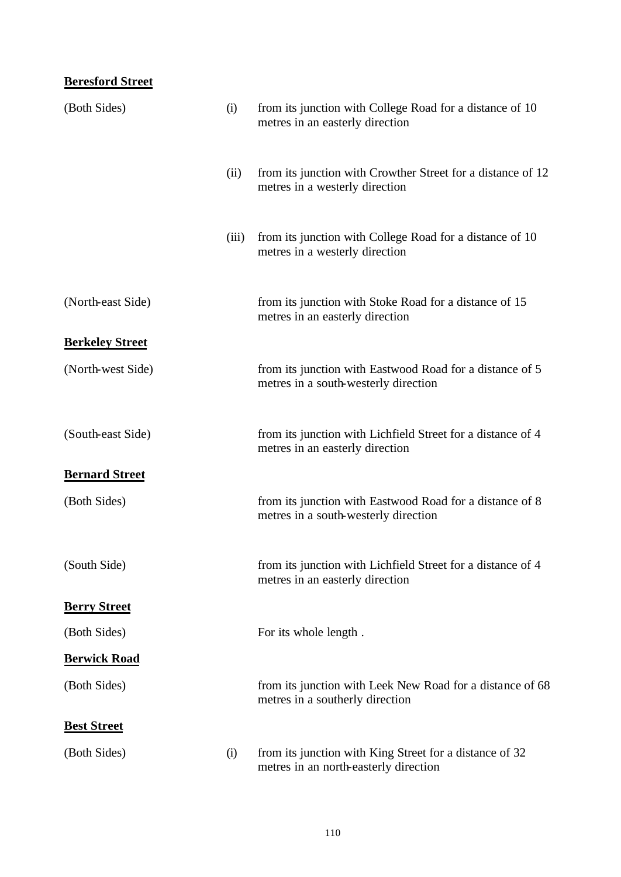**Beresford Street**

| | | |
|---|---|---|
| (Both Sides) | (i) | from its junction with College Road for a distance of 10 metres in an easterly direction |
| | (ii) | from its junction with Crowther Street for a distance of 12 metres in a westerly direction |
| | (iii) | from its junction with College Road for a distance of 10 metres in a westerly direction |
| (North-east Side) | | from its junction with Stoke Road for a distance of 15 metres in an easterly direction |

**Berkeley Street**

| | | |
|---|---|---|
| (North-west Side) | | from its junction with Eastwood Road for a distance of 5 metres in a south-westerly direction |
| (South-east Side) | | from its junction with Lichfield Street for a distance of 4 metres in an easterly direction |

**Bernard Street**

| | | |
|---|---|---|
| (Both Sides) | | from its junction with Eastwood Road for a distance of 8 metres in a south-westerly direction |
| (South Side) | | from its junction with Lichfield Street for a distance of 4 metres in an easterly direction |

**Berry Street**

| | | |
|---|---|---|
| (Both Sides) | | For its whole length . |

**Berwick Road**

| | | |
|---|---|---|
| (Both Sides) | | from its junction with Leek New Road for a distance of 68 metres in a southerly direction |

**Best Street**

| | | |
|---|---|---|
| (Both Sides) | (i) | from its junction with King Street for a distance of 32 metres in an north-easterly direction |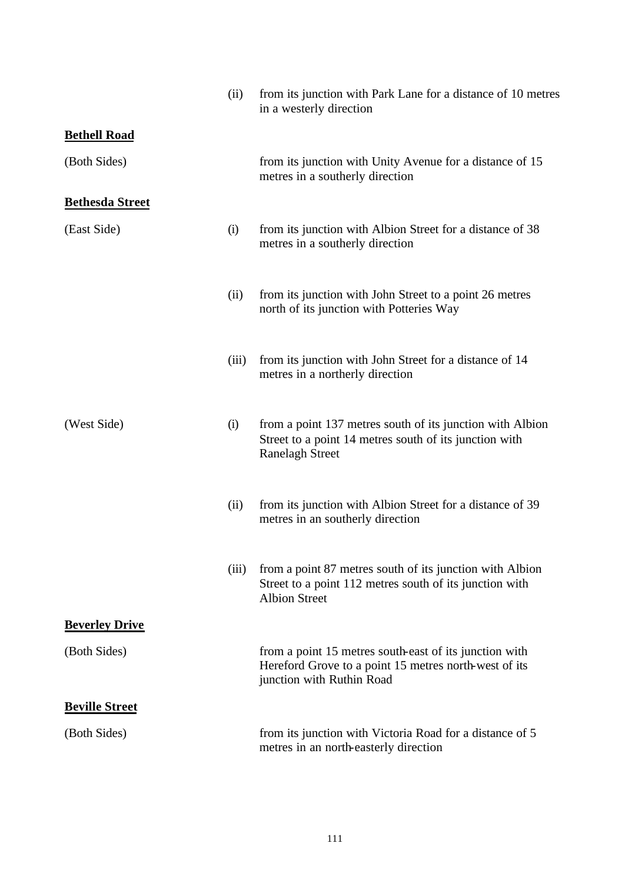| | | |
|---|---|---|
| | (ii) | from its junction with Park Lane for a distance of 10 metres in a westerly direction |
| **Bethell Road** | | |
| (Both Sides) | | from its junction with Unity Avenue for a distance of 15 metres in a southerly direction |
| **Bethesda Street** | | |
| (East Side) | (i) | from its junction with Albion Street for a distance of 38 metres in a southerly direction |
| | (ii) | from its junction with John Street to a point 26 metres north of its junction with Potteries Way |
| | (iii) | from its junction with John Street for a distance of 14 metres in a northerly direction |
| (West Side) | (i) | from a point 137 metres south of its junction with Albion Street to a point 14 metres south of its junction with Ranelagh Street |
| | (ii) | from its junction with Albion Street for a distance of 39 metres in an southerly direction |
| | (iii) | from a point 87 metres south of its junction with Albion Street to a point 112 metres south of its junction with Albion Street |
| **Beverley Drive** | | |
| (Both Sides) | | from a point 15 metres south-east of its junction with Hereford Grove to a point 15 metres north-west of its junction with Ruthin Road |
| **Beville Street** | | |
| (Both Sides) | | from its junction with Victoria Road for a distance of 5 metres in an north-easterly direction |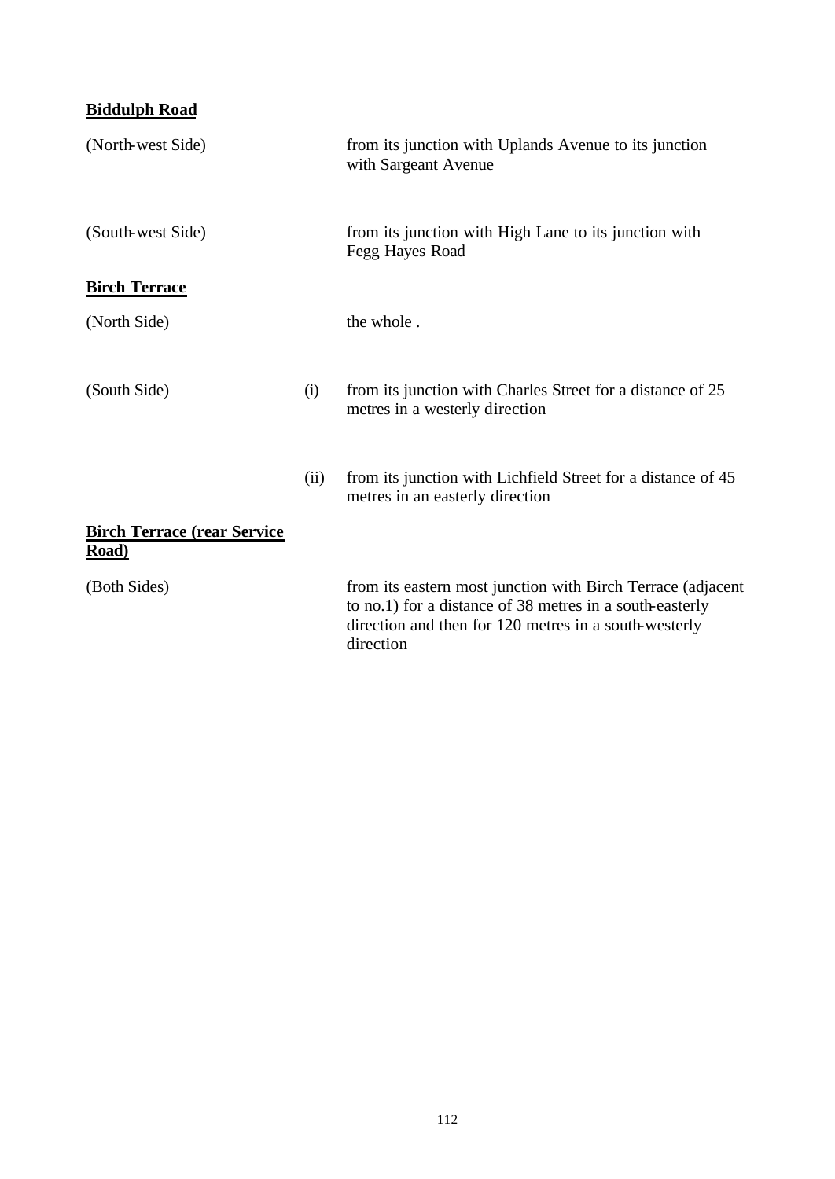**Biddulph Road**

| | | |
|---|---|---|
| (North-west Side) | | from its junction with Uplands Avenue to its junction with Sargeant Avenue |
| (South-west Side) | | from its junction with High Lane to its junction with Fegg Hayes Road |

**Birch Terrace**

| | | |
|---|---|---|
| (North Side) | | the whole . |
| (South Side) | (i) | from its junction with Charles Street for a distance of 25 metres in a westerly direction |
| | (ii) | from its junction with Lichfield Street for a distance of 45 metres in an easterly direction |

**Birch Terrace (rear Service Road)**

| | | |
|---|---|---|
| (Both Sides) | | from its eastern most junction with Birch Terrace (adjacent to no.1) for a distance of 38 metres in a south-easterly direction and then for 120 metres in a south-westerly direction |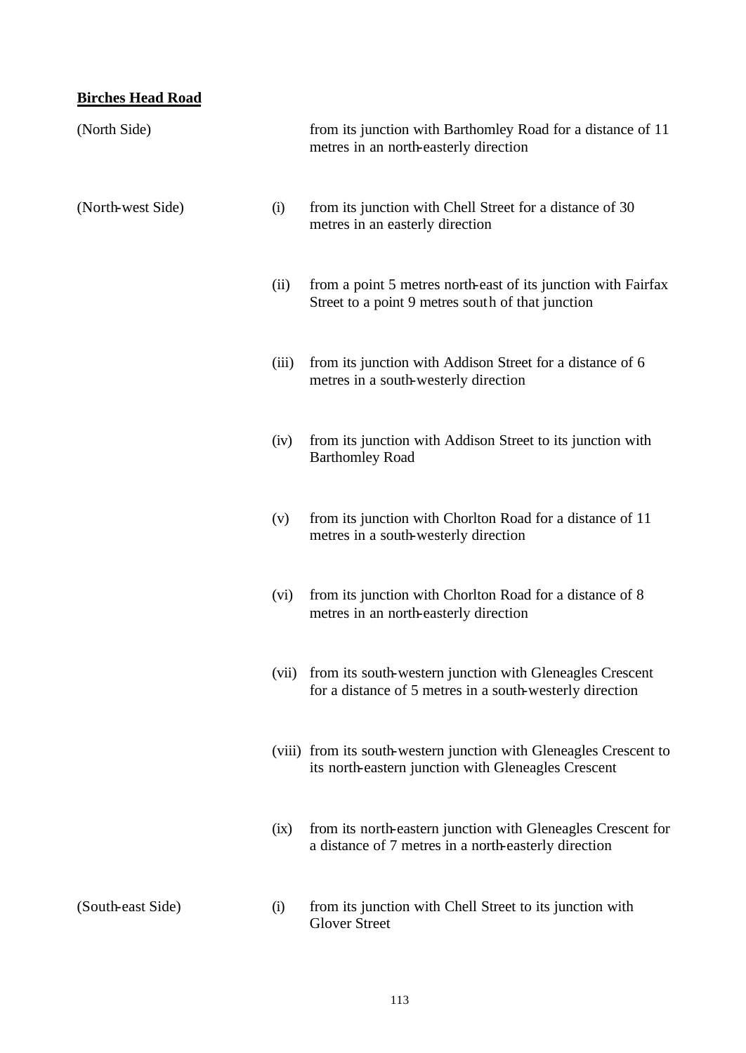**Birches Head Road**

| | | |
|---|---|---|
| (North Side) | | from its junction with Barthomley Road for a distance of 11 metres in an north-easterly direction |
| (North-west Side) | (i) | from its junction with Chell Street for a distance of 30 metres in an easterly direction |
| | (ii) | from a point 5 metres north-east of its junction with Fairfax Street to a point 9 metres south of that junction |
| | (iii) | from its junction with Addison Street for a distance of 6 metres in a south-westerly direction |
| | (iv) | from its junction with Addison Street to its junction with Barthomley Road |
| | (v) | from its junction with Chorlton Road for a distance of 11 metres in a south-westerly direction |
| | (vi) | from its junction with Chorlton Road for a distance of 8 metres in an north-easterly direction |
| | (vii) | from its south-western junction with Gleneagles Crescent for a distance of 5 metres in a south-westerly direction |
| | (viii) | from its south-western junction with Gleneagles Crescent to its north-eastern junction with Gleneagles Crescent |
| | (ix) | from its north-eastern junction with Gleneagles Crescent for a distance of 7 metres in a north-easterly direction |
| (South-east Side) | (i) | from its junction with Chell Street to its junction with Glover Street |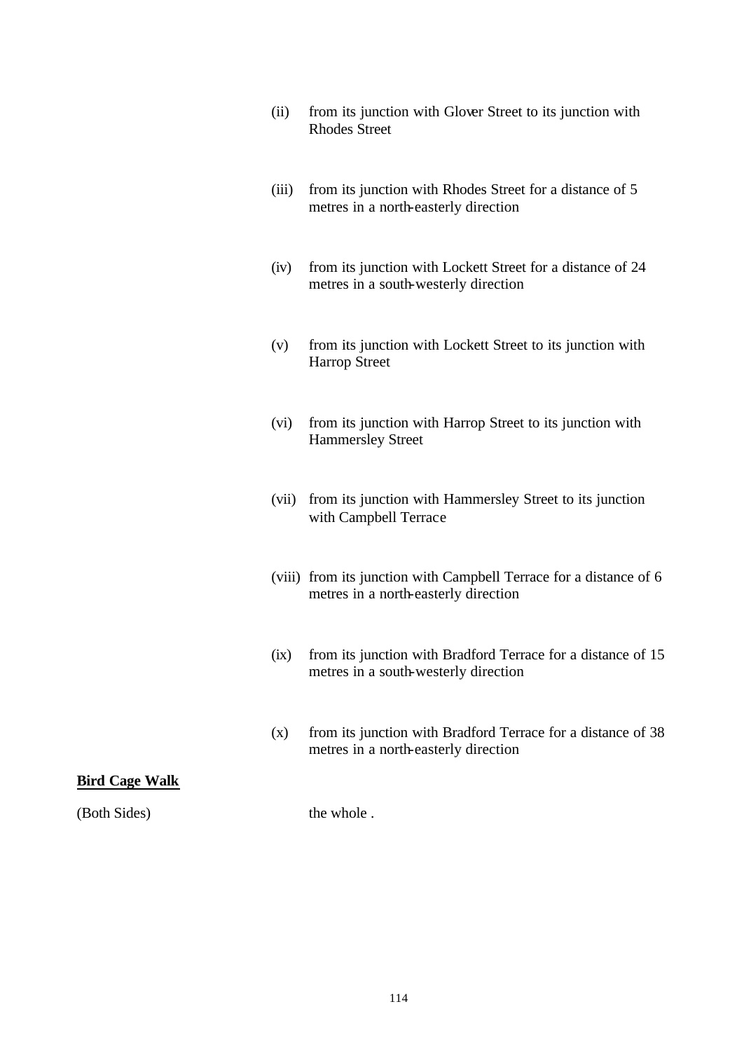(ii) from its junction with Glover Street to its junction with Rhodes Street

(iii) from its junction with Rhodes Street for a distance of 5 metres in a north-easterly direction

(iv) from its junction with Lockett Street for a distance of 24 metres in a south-westerly direction

(v) from its junction with Lockett Street to its junction with Harrop Street

(vi) from its junction with Harrop Street to its junction with Hammersley Street

(vii) from its junction with Hammersley Street to its junction with Campbell Terrace

(viii) from its junction with Campbell Terrace for a distance of 6 metres in a north-easterly direction

(ix) from its junction with Bradford Terrace for a distance of 15 metres in a south-westerly direction

(x) from its junction with Bradford Terrace for a distance of 38 metres in a north-easterly direction

**Bird Cage Walk**

(Both Sides) the whole .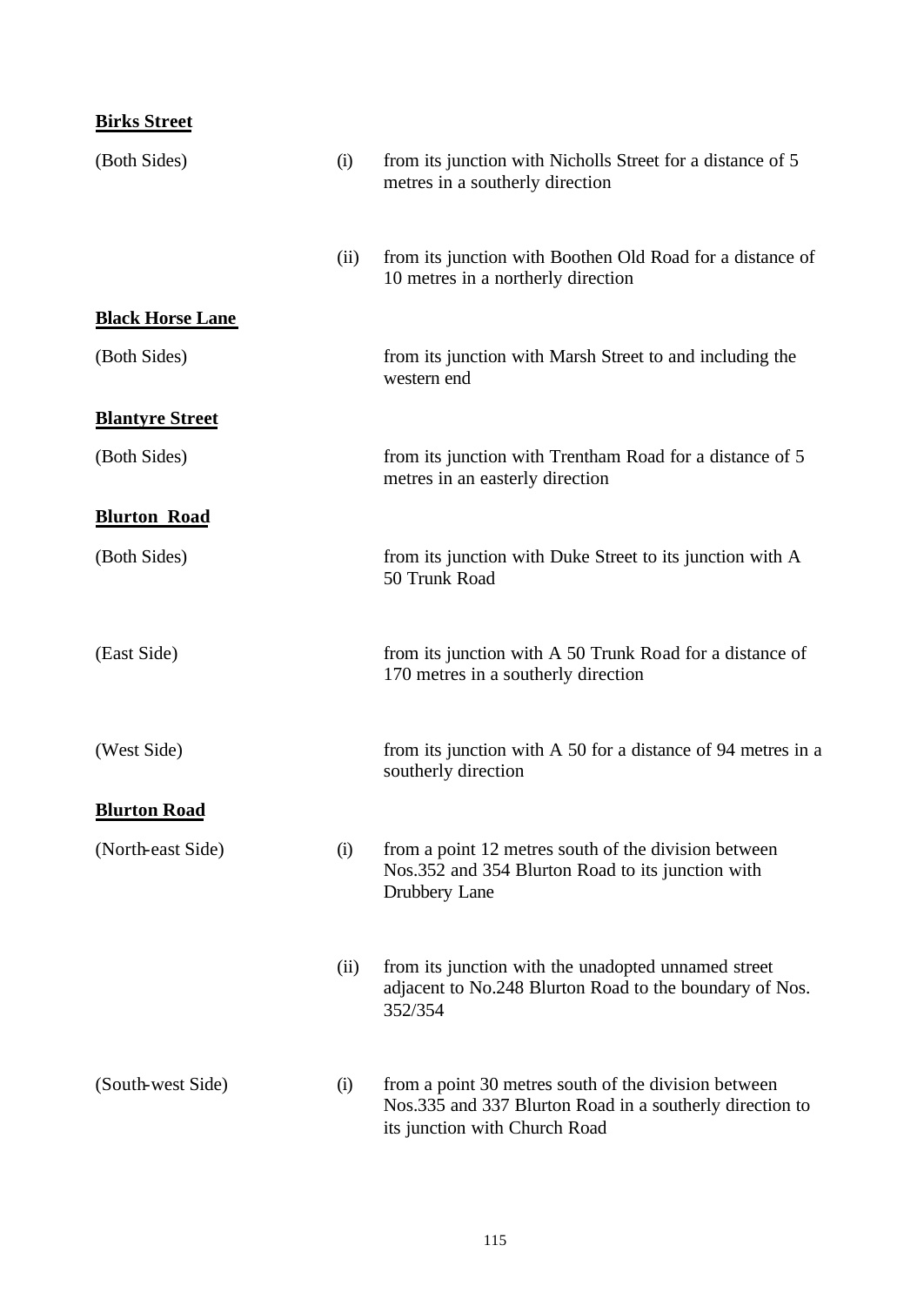**Birks Street**

| | | |
|---|---|---|
| (Both Sides) | (i) | from its junction with Nicholls Street for a distance of 5 metres in a southerly direction |
| | (ii) | from its junction with Boothen Old Road for a distance of 10 metres in a northerly direction |

**Black Horse Lane**

| | | |
|---|---|---|
| (Both Sides) | | from its junction with Marsh Street to and including the western end |

**Blantyre Street**

| | | |
|---|---|---|
| (Both Sides) | | from its junction with Trentham Road for a distance of 5 metres in an easterly direction |

**Blurton Road**

| | | |
|---|---|---|
| (Both Sides) | | from its junction with Duke Street to its junction with A 50 Trunk Road |
| (East Side) | | from its junction with A 50 Trunk Road for a distance of 170 metres in a southerly direction |
| (West Side) | | from its junction with A 50 for a distance of 94 metres in a southerly direction |

**Blurton Road**

| | | |
|---|---|---|
| (North-east Side) | (i) | from a point 12 metres south of the division between Nos.352 and 354 Blurton Road to its junction with Drubbery Lane |
| | (ii) | from its junction with the unadopted unnamed street adjacent to No.248 Blurton Road to the boundary of Nos. 352/354 |
| (South-west Side) | (i) | from a point 30 metres south of the division between Nos.335 and 337 Blurton Road in a southerly direction to its junction with Church Road |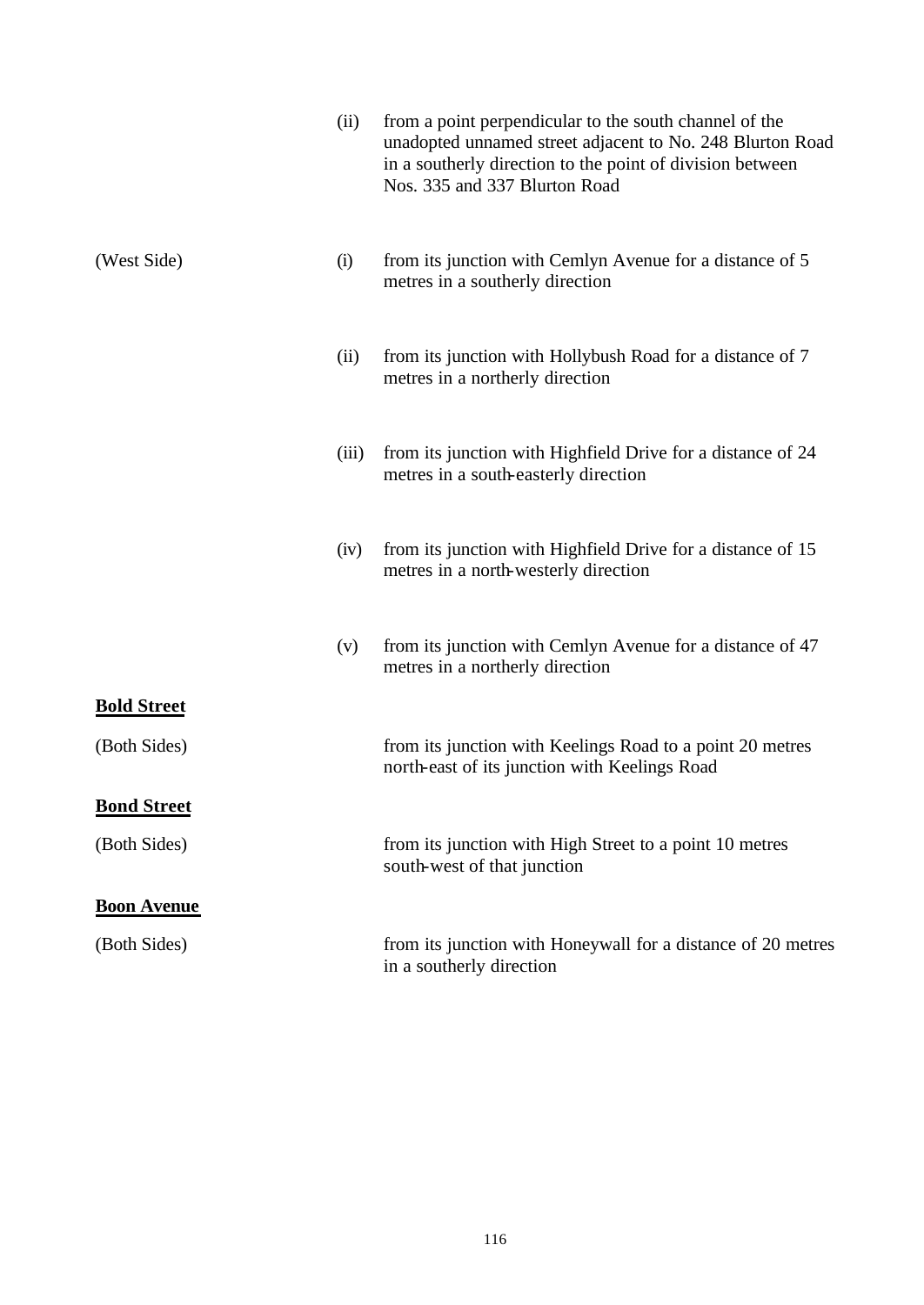| | | |
|---|---|---|
| | (ii) | from a point perpendicular to the south channel of the unadopted unnamed street adjacent to No. 248 Blurton Road in a southerly direction to the point of division between Nos. 335 and 337 Blurton Road |
| (West Side) | (i) | from its junction with Cemlyn Avenue for a distance of 5 metres in a southerly direction |
| | (ii) | from its junction with Hollybush Road for a distance of 7 metres in a northerly direction |
| | (iii) | from its junction with Highfield Drive for a distance of 24 metres in a south-easterly direction |
| | (iv) | from its junction with Highfield Drive for a distance of 15 metres in a north-westerly direction |
| | (v) | from its junction with Cemlyn Avenue for a distance of 47 metres in a northerly direction |

**Bold Street**

| | |
|---|---|
| (Both Sides) | from its junction with Keelings Road to a point 20 metres north-east of its junction with Keelings Road |

**Bond Street**

| | |
|---|---|
| (Both Sides) | from its junction with High Street to a point 10 metres south-west of that junction |

**Boon Avenue**

| | |
|---|---|
| (Both Sides) | from its junction with Honeywall for a distance of 20 metres in a southerly direction |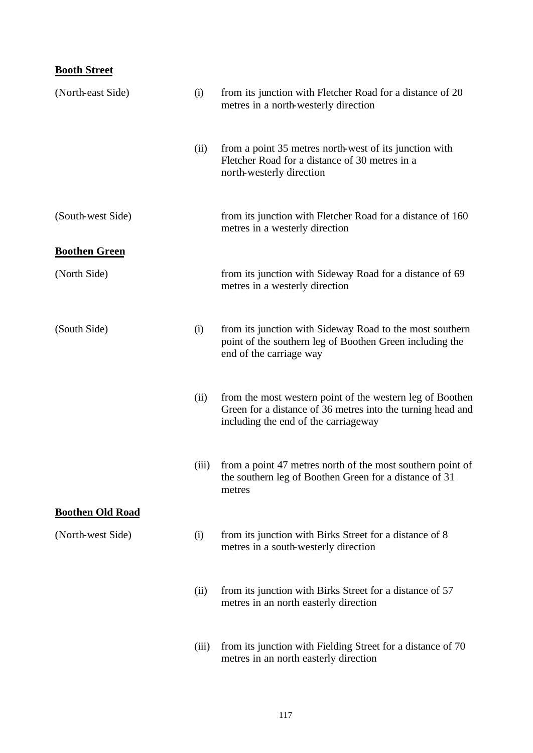**Booth Street**

| | | |
|---|---|---|
| (North-east Side) | (i) | from its junction with Fletcher Road for a distance of 20 metres in a north-westerly direction |
| | (ii) | from a point 35 metres north-west of its junction with Fletcher Road for a distance of 30 metres in a north-westerly direction |
| (South-west Side) | | from its junction with Fletcher Road for a distance of 160 metres in a westerly direction |

**Boothen Green**

| | | |
|---|---|---|
| (North Side) | | from its junction with Sideway Road for a distance of 69 metres in a westerly direction |
| (South Side) | (i) | from its junction with Sideway Road to the most southern point of the southern leg of Boothen Green including the end of the carriage way |
| | (ii) | from the most western point of the western leg of Boothen Green for a distance of 36 metres into the turning head and including the end of the carriageway |
| | (iii) | from a point 47 metres north of the most southern point of the southern leg of Boothen Green for a distance of 31 metres |

**Boothen Old Road**

| | | |
|---|---|---|
| (North-west Side) | (i) | from its junction with Birks Street for a distance of 8 metres in a south-westerly direction |
| | (ii) | from its junction with Birks Street for a distance of 57 metres in an north easterly direction |
| | (iii) | from its junction with Fielding Street for a distance of 70 metres in an north easterly direction |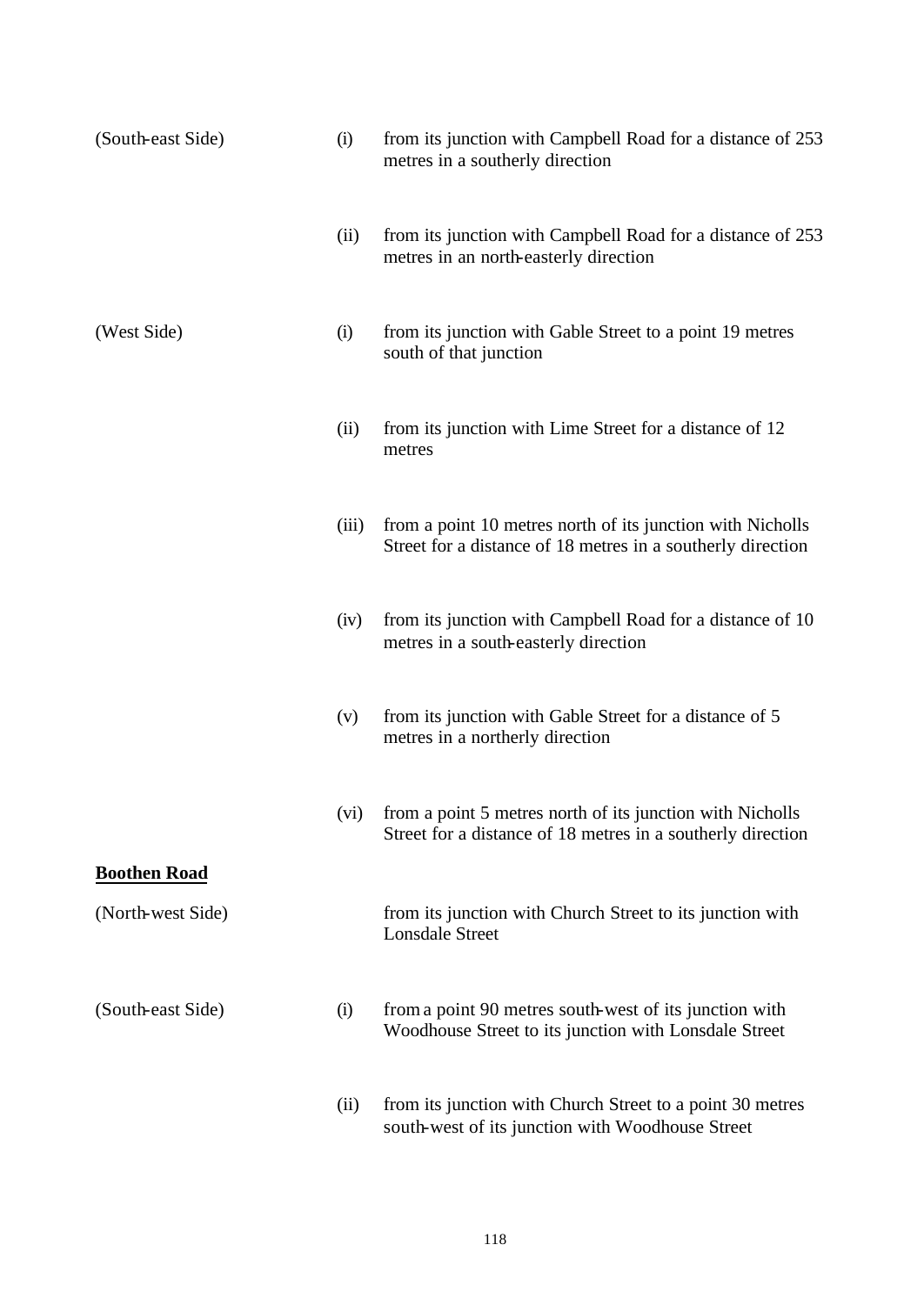| | | |
|---|---|---|
| (South-east Side) | (i) | from its junction with Campbell Road for a distance of 253 metres in a southerly direction |
| | (ii) | from its junction with Campbell Road for a distance of 253 metres in an north-easterly direction |
| (West Side) | (i) | from its junction with Gable Street to a point 19 metres south of that junction |
| | (ii) | from its junction with Lime Street for a distance of 12 metres |
| | (iii) | from a point 10 metres north of its junction with Nicholls Street for a distance of 18 metres in a southerly direction |
| | (iv) | from its junction with Campbell Road for a distance of 10 metres in a south-easterly direction |
| | (v) | from its junction with Gable Street for a distance of 5 metres in a northerly direction |
| | (vi) | from a point 5 metres north of its junction with Nicholls Street for a distance of 18 metres in a southerly direction |

**Boothen Road**

| | | |
|---|---|---|
| (North-west Side) | | from its junction with Church Street to its junction with Lonsdale Street |
| (South-east Side) | (i) | from a point 90 metres south-west of its junction with Woodhouse Street to its junction with Lonsdale Street |
| | (ii) | from its junction with Church Street to a point 30 metres south-west of its junction with Woodhouse Street |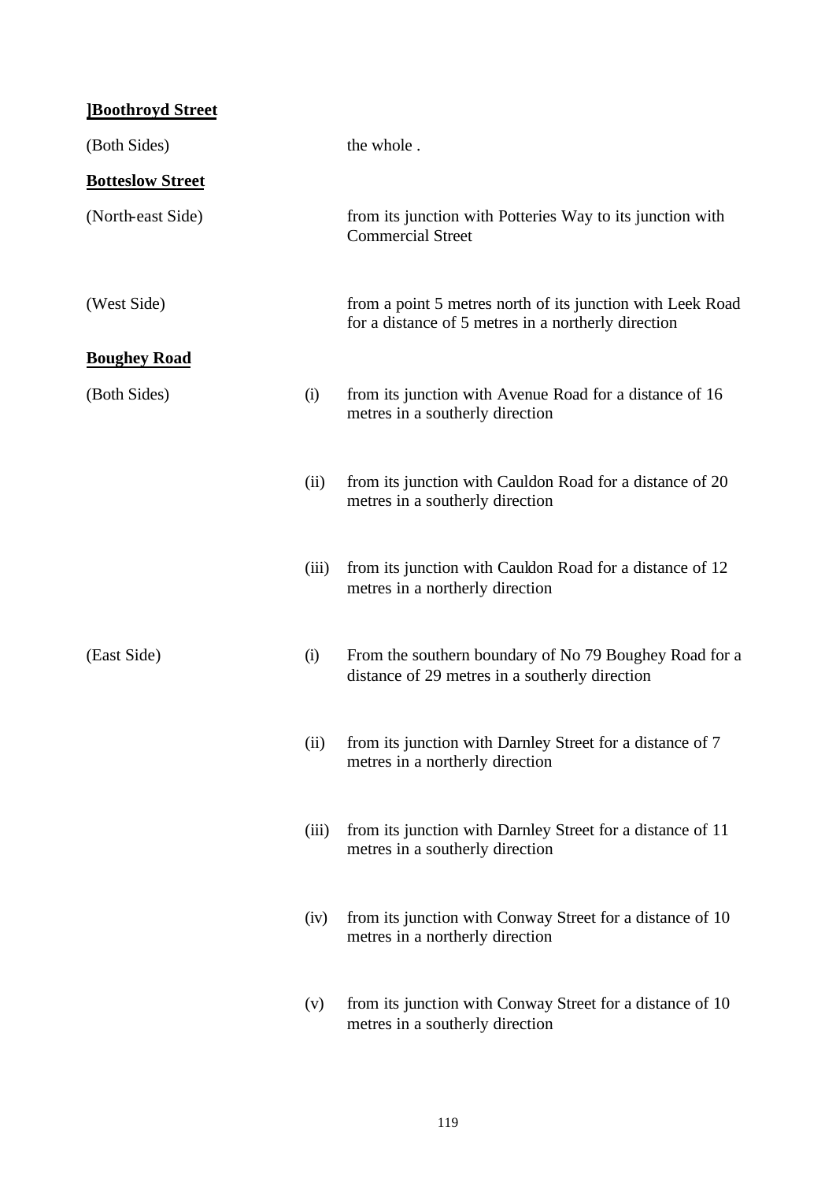**]Boothroyd Street**

| | | |
|---|---|---|
| (Both Sides) | | the whole . |

**Botteslow Street**

| | | |
|---|---|---|
| (North-east Side) | | from its junction with Potteries Way to its junction with Commercial Street |
| (West Side) | | from a point 5 metres north of its junction with Leek Road for a distance of 5 metres in a northerly direction |

**Boughey Road**

| | | |
|---|---|---|
| (Both Sides) | (i) | from its junction with Avenue Road for a distance of 16 metres in a southerly direction |
| | (ii) | from its junction with Cauldon Road for a distance of 20 metres in a southerly direction |
| | (iii) | from its junction with Cauldon Road for a distance of 12 metres in a northerly direction |
| (East Side) | (i) | From the southern boundary of No 79 Boughey Road for a distance of 29 metres in a southerly direction |
| | (ii) | from its junction with Darnley Street for a distance of 7 metres in a northerly direction |
| | (iii) | from its junction with Darnley Street for a distance of 11 metres in a southerly direction |
| | (iv) | from its junction with Conway Street for a distance of 10 metres in a northerly direction |
| | (v) | from its junction with Conway Street for a distance of 10 metres in a southerly direction |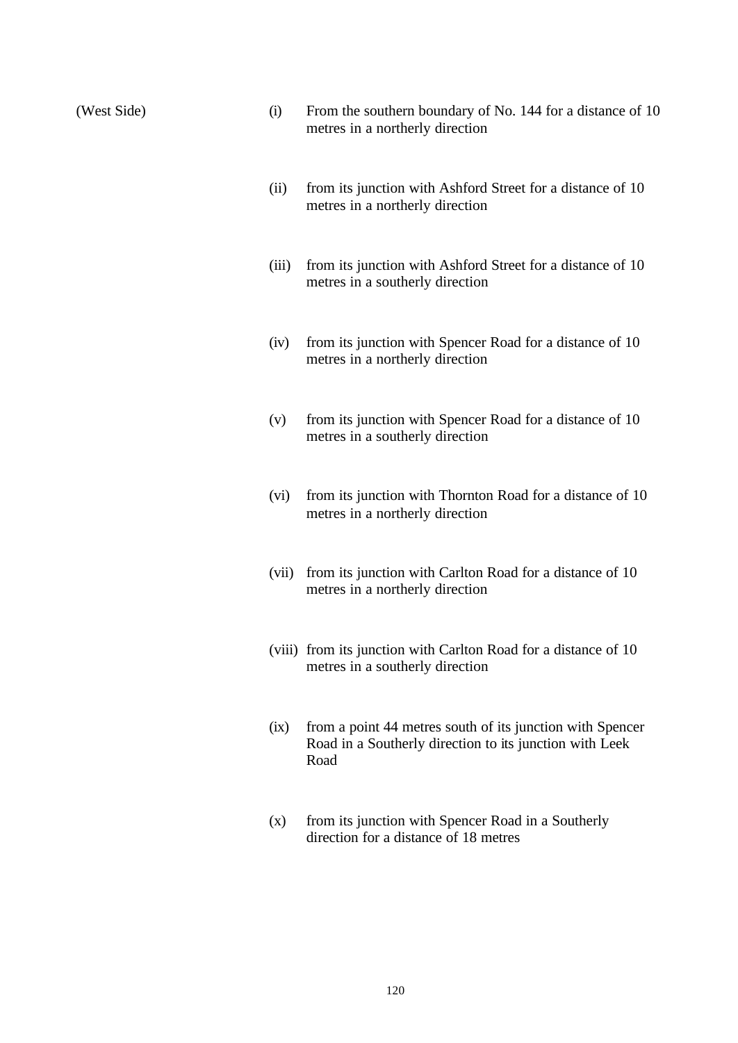| | | |
|---|---|---|
| (West Side) | (i) | From the southern boundary of No. 144 for a distance of 10 metres in a northerly direction |
| | (ii) | from its junction with Ashford Street for a distance of 10 metres in a northerly direction |
| | (iii) | from its junction with Ashford Street for a distance of 10 metres in a southerly direction |
| | (iv) | from its junction with Spencer Road for a distance of 10 metres in a northerly direction |
| | (v) | from its junction with Spencer Road for a distance of 10 metres in a southerly direction |
| | (vi) | from its junction with Thornton Road for a distance of 10 metres in a northerly direction |
| | (vii) | from its junction with Carlton Road for a distance of 10 metres in a northerly direction |
| | (viii) | from its junction with Carlton Road for a distance of 10 metres in a southerly direction |
| | (ix) | from a point 44 metres south of its junction with Spencer Road in a Southerly direction to its junction with Leek Road |
| | (x) | from its junction with Spencer Road in a Southerly direction for a distance of 18 metres |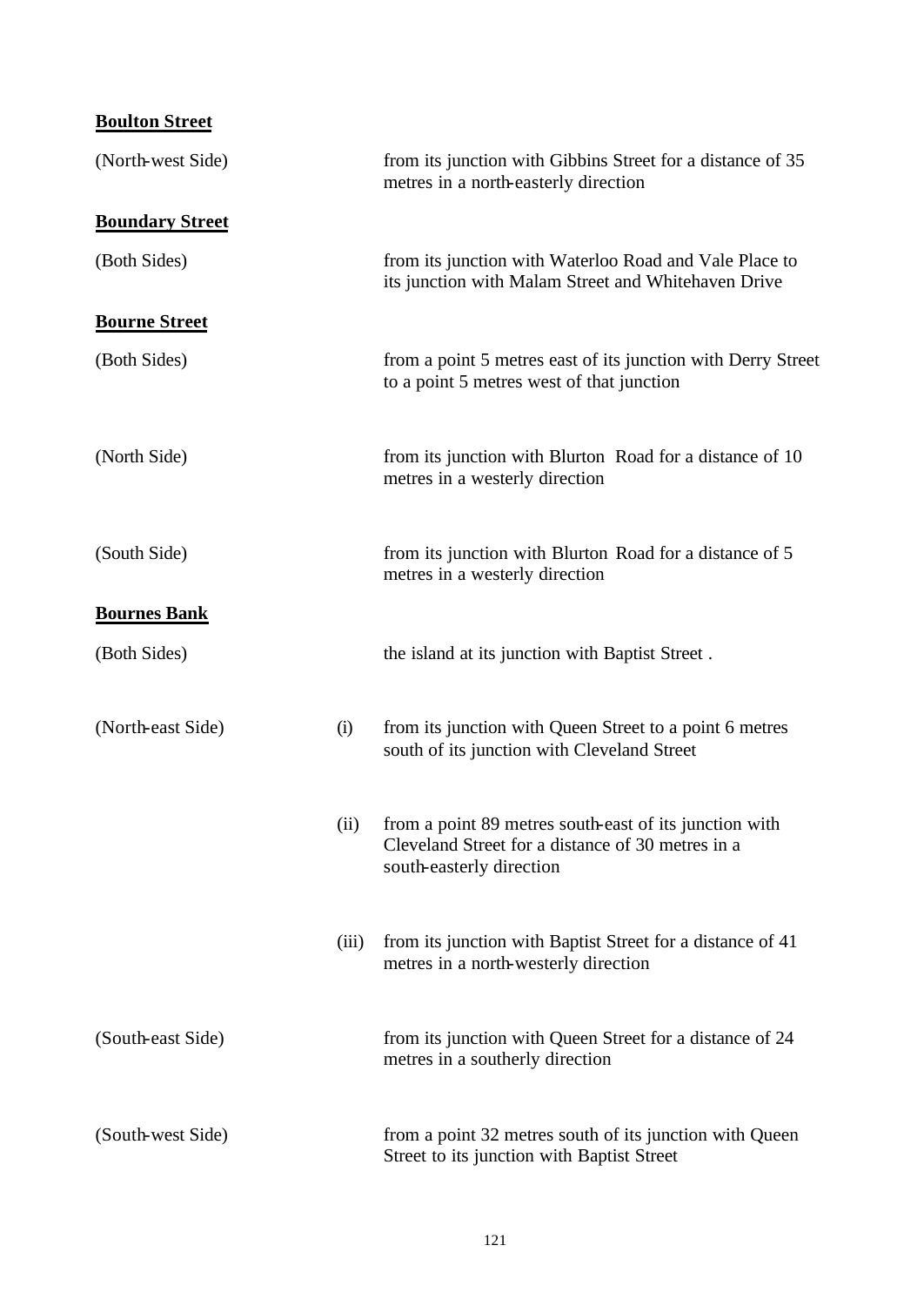**Boulton Street**

| | | |
|---|---|---|
| (North-west Side) | | from its junction with Gibbins Street for a distance of 35 metres in a north-easterly direction |

**Boundary Street**

| | | |
|---|---|---|
| (Both Sides) | | from its junction with Waterloo Road and Vale Place to its junction with Malam Street and Whitehaven Drive |

**Bourne Street**

| | | |
|---|---|---|
| (Both Sides) | | from a point 5 metres east of its junction with Derry Street to a point 5 metres west of that junction |
| (North Side) | | from its junction with Blurton Road for a distance of 10 metres in a westerly direction |
| (South Side) | | from its junction with Blurton Road for a distance of 5 metres in a westerly direction |

**Bournes Bank**

| | | |
|---|---|---|
| (Both Sides) | | the island at its junction with Baptist Street . |
| (North-east Side) | (i) | from its junction with Queen Street to a point 6 metres south of its junction with Cleveland Street |
| | (ii) | from a point 89 metres south-east of its junction with Cleveland Street for a distance of 30 metres in a south-easterly direction |
| | (iii) | from its junction with Baptist Street for a distance of 41 metres in a north-westerly direction |
| (South-east Side) | | from its junction with Queen Street for a distance of 24 metres in a southerly direction |
| (South-west Side) | | from a point 32 metres south of its junction with Queen Street to its junction with Baptist Street |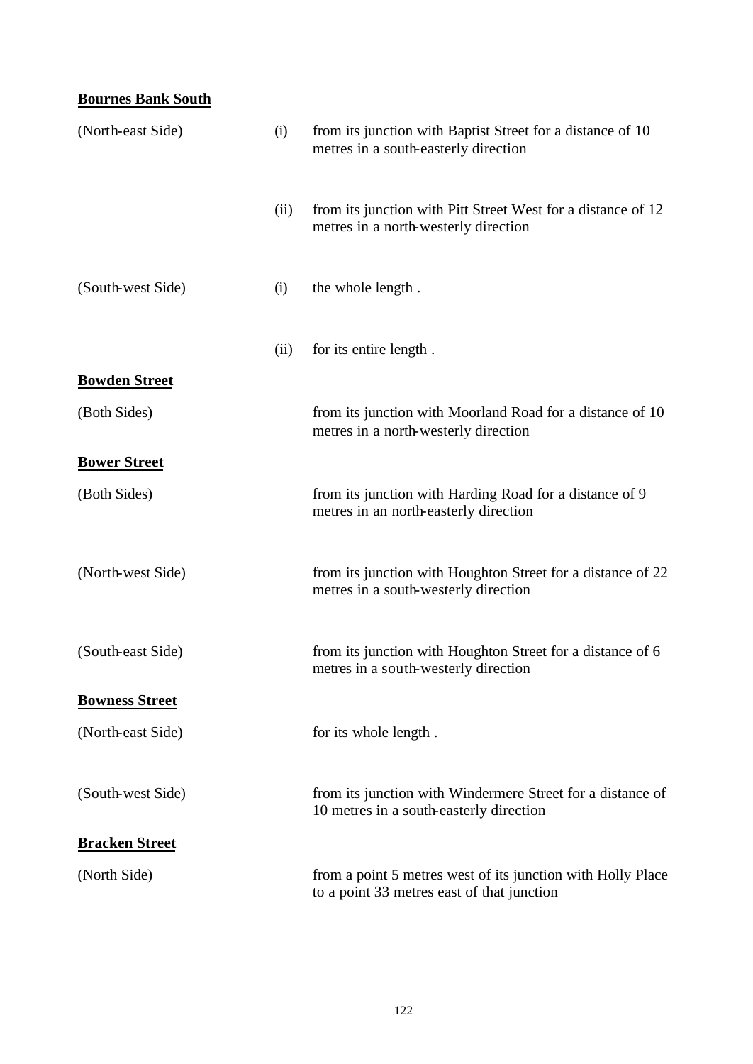**Bournes Bank South**

| | | |
|---|---|---|
| (North-east Side) | (i) | from its junction with Baptist Street for a distance of 10 metres in a south-easterly direction |
| | (ii) | from its junction with Pitt Street West for a distance of 12 metres in a north-westerly direction |
| (South-west Side) | (i) | the whole length . |
| | (ii) | for its entire length . |

**Bowden Street**

| | |
|---|---|
| (Both Sides) | from its junction with Moorland Road for a distance of 10 metres in a north-westerly direction |

**Bower Street**

| | |
|---|---|
| (Both Sides) | from its junction with Harding Road for a distance of 9 metres in an north-easterly direction |
| (North-west Side) | from its junction with Houghton Street for a distance of 22 metres in a south-westerly direction |
| (South-east Side) | from its junction with Houghton Street for a distance of 6 metres in a south-westerly direction |

**Bowness Street**

| | |
|---|---|
| (North-east Side) | for its whole length . |
| (South-west Side) | from its junction with Windermere Street for a distance of 10 metres in a south-easterly direction |

**Bracken Street**

| | |
|---|---|
| (North Side) | from a point 5 metres west of its junction with Holly Place to a point 33 metres east of that junction |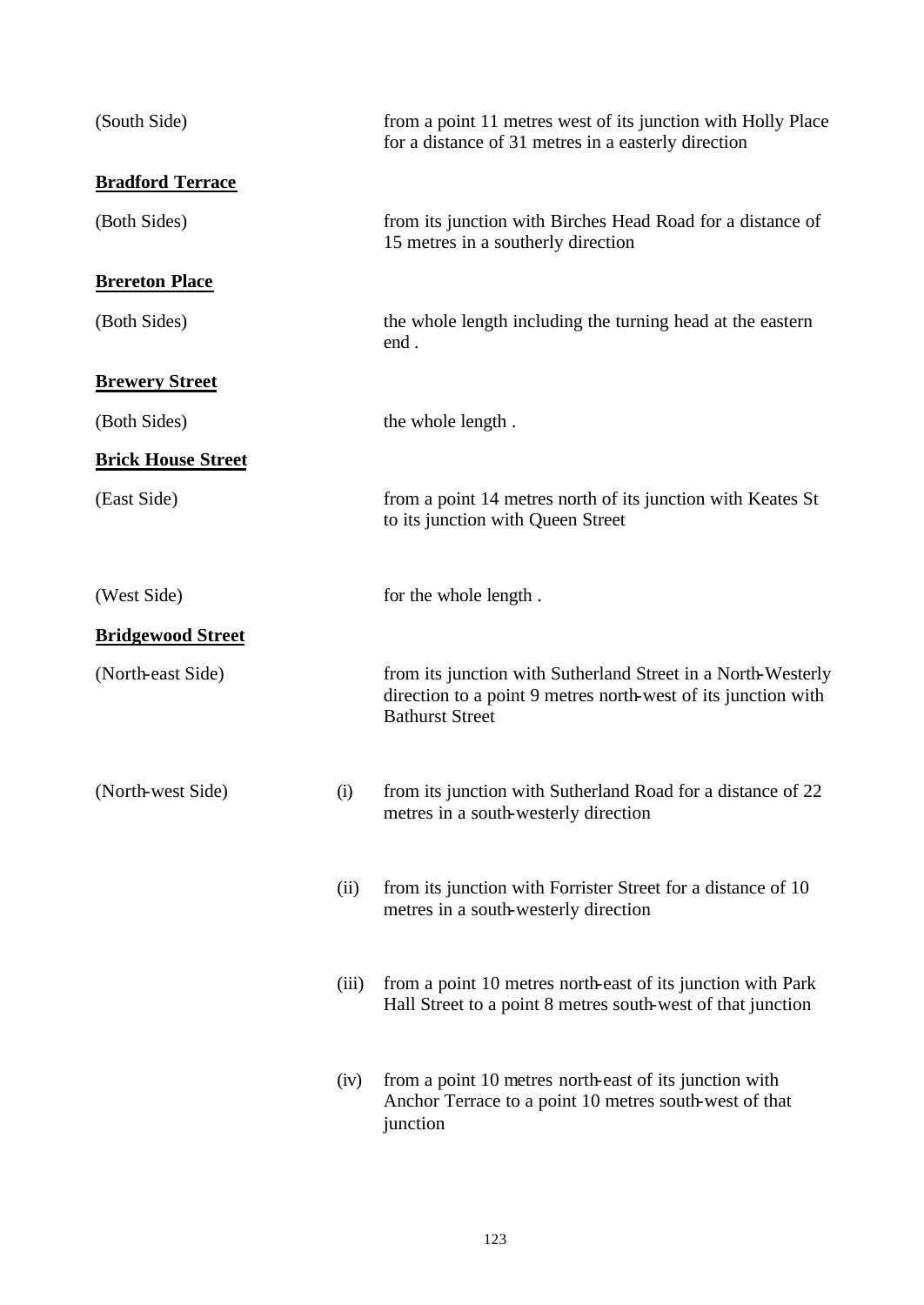(South Side) from a point 11 metres west of its junction with Holly Place for a distance of 31 metres in a easterly direction

**Bradford Terrace**

(Both Sides) from its junction with Birches Head Road for a distance of 15 metres in a southerly direction

**Brereton Place**

(Both Sides) the whole length including the turning head at the eastern end .

**Brewery Street**

(Both Sides) the whole length .

**Brick House Street**

(East Side) from a point 14 metres north of its junction with Keates St to its junction with Queen Street

(West Side) for the whole length .

**Bridgewood Street**

(North-east Side) from its junction with Sutherland Street in a North-Westerly direction to a point 9 metres north-west of its junction with Bathurst Street

(North-west Side)

(i) from its junction with Sutherland Road for a distance of 22 metres in a south-westerly direction

(ii) from its junction with Forrister Street for a distance of 10 metres in a south-westerly direction

(iii) from a point 10 metres north-east of its junction with Park Hall Street to a point 8 metres south-west of that junction

(iv) from a point 10 metres north-east of its junction with Anchor Terrace to a point 10 metres south-west of that junction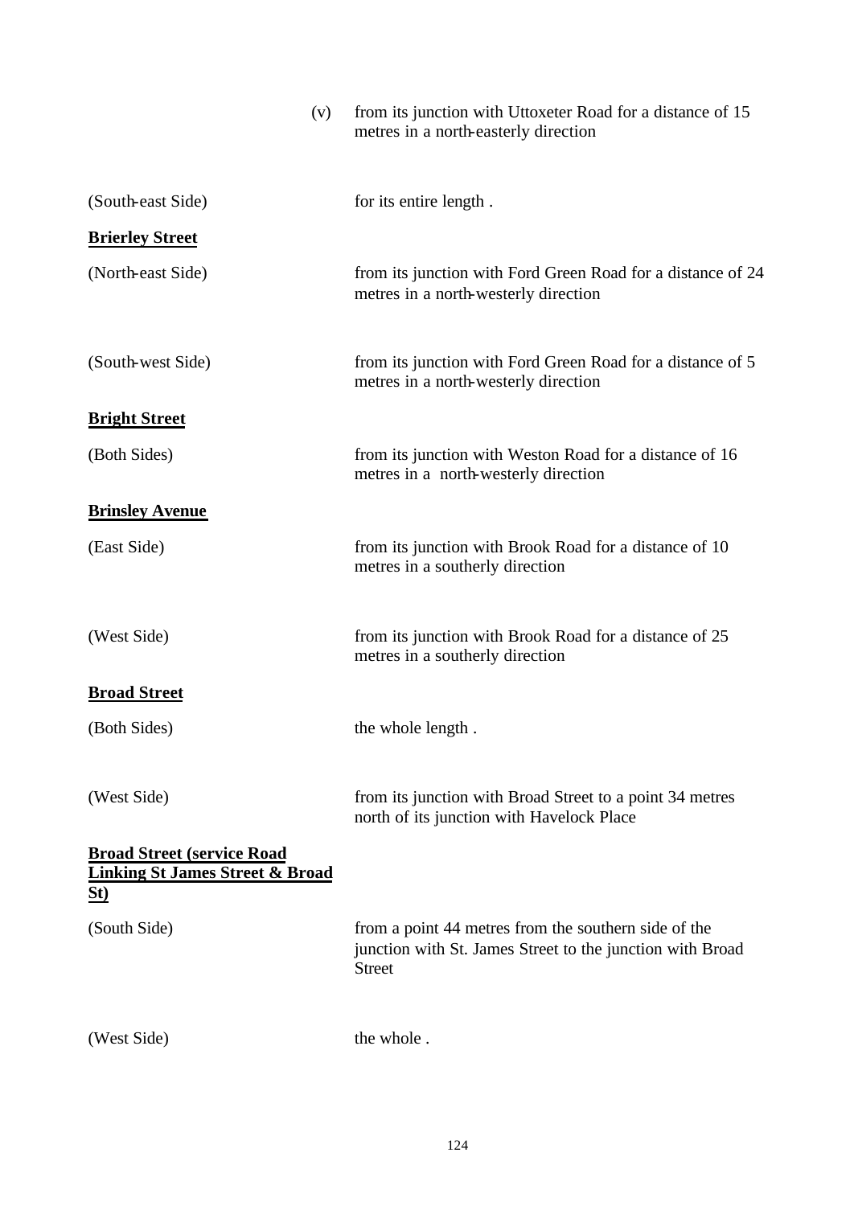(v) from its junction with Uttoxeter Road for a distance of 15 metres in a north-easterly direction

(South-east Side) for its entire length .

**Brierley Street**

(North-east Side) from its junction with Ford Green Road for a distance of 24 metres in a north-westerly direction

(South-west Side) from its junction with Ford Green Road for a distance of 5 metres in a north-westerly direction

**Bright Street**

(Both Sides) from its junction with Weston Road for a distance of 16 metres in a north-westerly direction

**Brinsley Avenue**

(East Side) from its junction with Brook Road for a distance of 10 metres in a southerly direction

(West Side) from its junction with Brook Road for a distance of 25 metres in a southerly direction

**Broad Street**

(Both Sides) the whole length .

(West Side) from its junction with Broad Street to a point 34 metres north of its junction with Havelock Place

**Broad Street (service Road Linking St James Street & Broad St)**

(South Side) from a point 44 metres from the southern side of the junction with St. James Street to the junction with Broad Street

(West Side) the whole .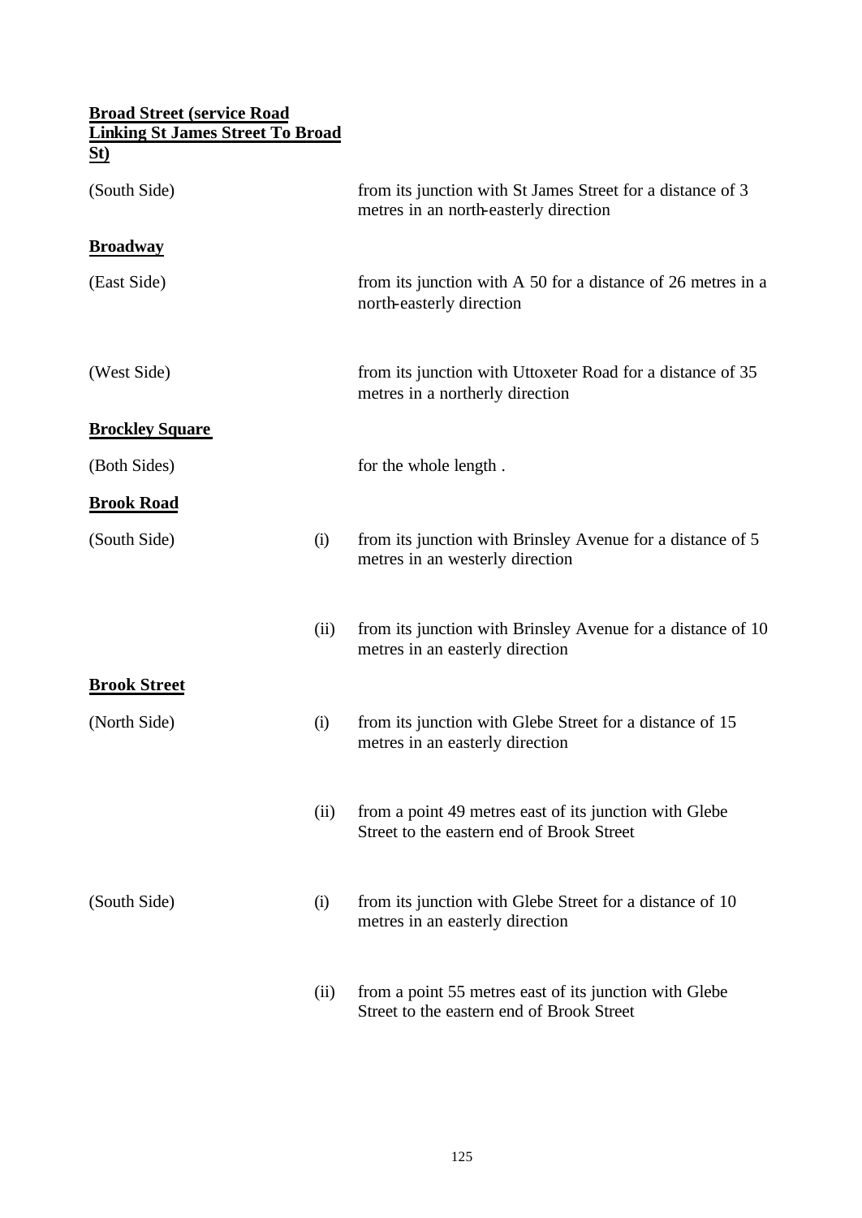**Broad Street (service Road Linking St James Street To Broad St)**

| | | |
|---|---|---|
| (South Side) | | from its junction with St James Street for a distance of 3 metres in an north-easterly direction |

**Broadway**

| | | |
|---|---|---|
| (East Side) | | from its junction with A 50 for a distance of 26 metres in a north-easterly direction |
| (West Side) | | from its junction with Uttoxeter Road for a distance of 35 metres in a northerly direction |

**Brockley Square**

| | | |
|---|---|---|
| (Both Sides) | | for the whole length . |

**Brook Road**

| | | |
|---|---|---|
| (South Side) | (i) | from its junction with Brinsley Avenue for a distance of 5 metres in an westerly direction |
| | (ii) | from its junction with Brinsley Avenue for a distance of 10 metres in an easterly direction |

**Brook Street**

| | | |
|---|---|---|
| (North Side) | (i) | from its junction with Glebe Street for a distance of 15 metres in an easterly direction |
| | (ii) | from a point 49 metres east of its junction with Glebe Street to the eastern end of Brook Street |
| (South Side) | (i) | from its junction with Glebe Street for a distance of 10 metres in an easterly direction |
| | (ii) | from a point 55 metres east of its junction with Glebe Street to the eastern end of Brook Street |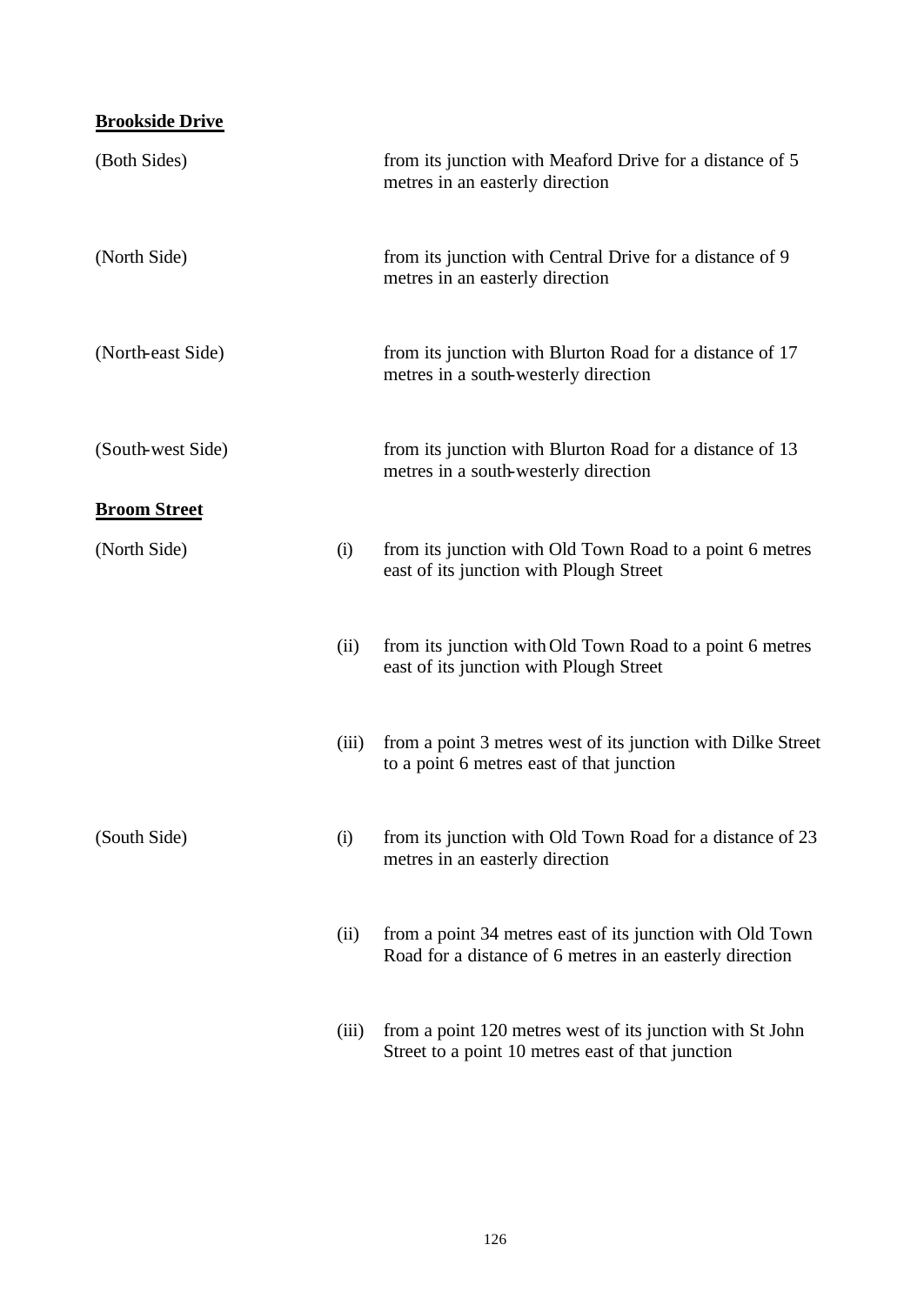**Brookside Drive**

| | | |
|---|---|---|
| (Both Sides) | | from its junction with Meaford Drive for a distance of 5 metres in an easterly direction |
| (North Side) | | from its junction with Central Drive for a distance of 9 metres in an easterly direction |
| (North-east Side) | | from its junction with Blurton Road for a distance of 17 metres in a south-westerly direction |
| (South-west Side) | | from its junction with Blurton Road for a distance of 13 metres in a south-westerly direction |

**Broom Street**

| | | |
|---|---|---|
| (North Side) | (i) | from its junction with Old Town Road to a point 6 metres east of its junction with Plough Street |
| | (ii) | from its junction with Old Town Road to a point 6 metres east of its junction with Plough Street |
| | (iii) | from a point 3 metres west of its junction with Dilke Street to a point 6 metres east of that junction |
| (South Side) | (i) | from its junction with Old Town Road for a distance of 23 metres in an easterly direction |
| | (ii) | from a point 34 metres east of its junction with Old Town Road for a distance of 6 metres in an easterly direction |
| | (iii) | from a point 120 metres west of its junction with St John Street to a point 10 metres east of that junction |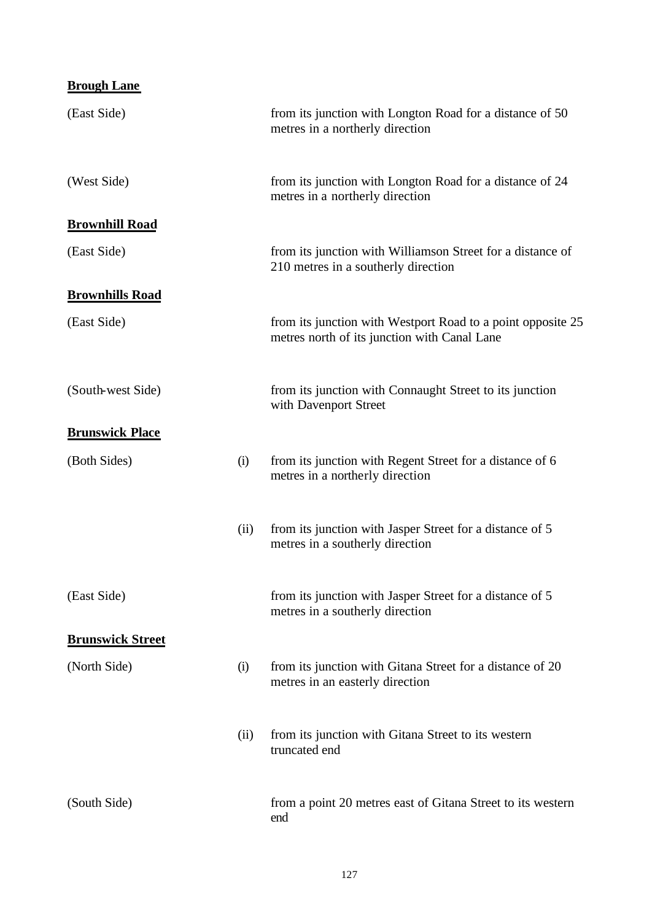**Brough Lane**

| | | |
|---|---|---|
| (East Side) | | from its junction with Longton Road for a distance of 50 metres in a northerly direction |
| (West Side) | | from its junction with Longton Road for a distance of 24 metres in a northerly direction |

**Brownhill Road**

| | | |
|---|---|---|
| (East Side) | | from its junction with Williamson Street for a distance of 210 metres in a southerly direction |

**Brownhills Road**

| | | |
|---|---|---|
| (East Side) | | from its junction with Westport Road to a point opposite 25 metres north of its junction with Canal Lane |
| (South-west Side) | | from its junction with Connaught Street to its junction with Davenport Street |

**Brunswick Place**

| | | |
|---|---|---|
| (Both Sides) | (i) | from its junction with Regent Street for a distance of 6 metres in a northerly direction |
| | (ii) | from its junction with Jasper Street for a distance of 5 metres in a southerly direction |
| (East Side) | | from its junction with Jasper Street for a distance of 5 metres in a southerly direction |

**Brunswick Street**

| | | |
|---|---|---|
| (North Side) | (i) | from its junction with Gitana Street for a distance of 20 metres in an easterly direction |
| | (ii) | from its junction with Gitana Street to its western truncated end |
| (South Side) | | from a point 20 metres east of Gitana Street to its western end |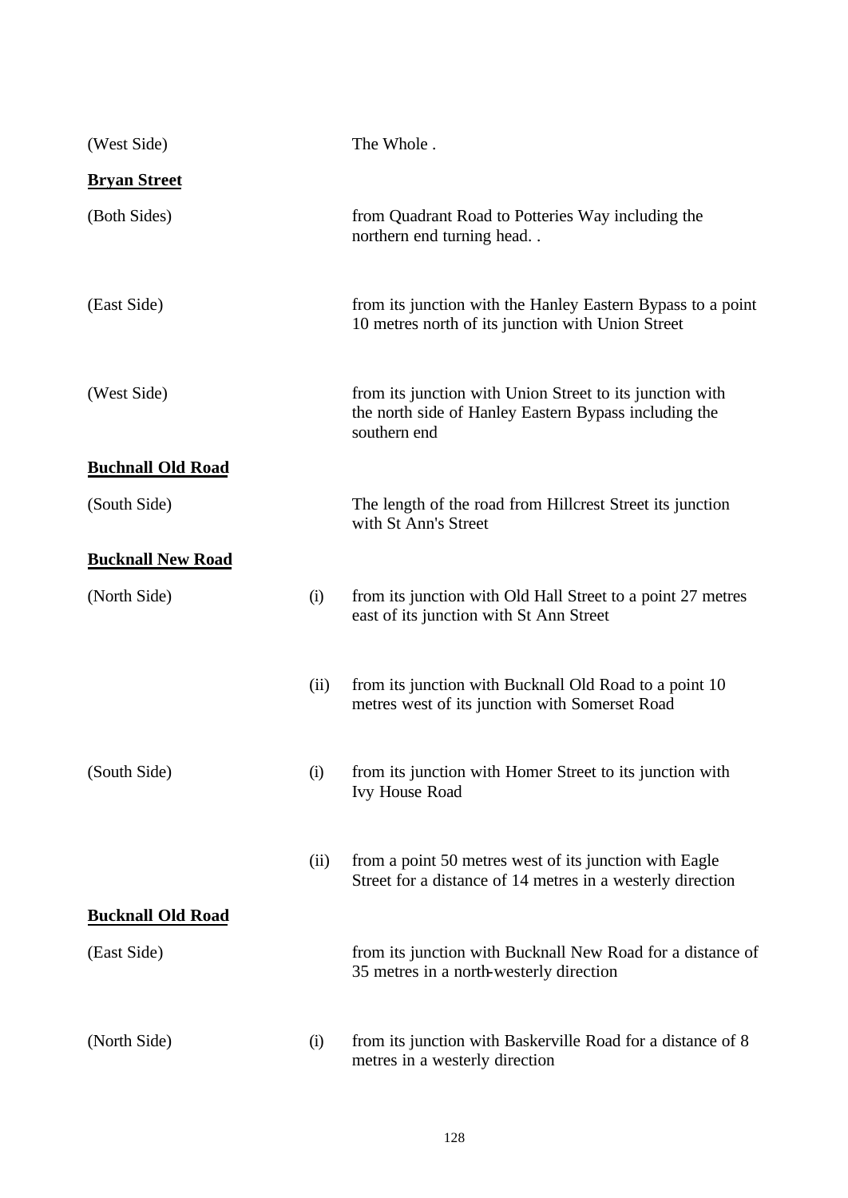| | | |
|---|---|---|
| (West Side) | | The Whole . |

**Bryan Street**

| | | |
|---|---|---|
| (Both Sides) | | from Quadrant Road to Potteries Way including the northern end turning head. . |
| (East Side) | | from its junction with the Hanley Eastern Bypass to a point 10 metres north of its junction with Union Street |
| (West Side) | | from its junction with Union Street to its junction with the north side of Hanley Eastern Bypass including the southern end |

**Buchnall Old Road**

| | | |
|---|---|---|
| (South Side) | | The length of the road from Hillcrest Street its junction with St Ann's Street |

**Bucknall New Road**

| | | |
|---|---|---|
| (North Side) | (i) | from its junction with Old Hall Street to a point 27 metres east of its junction with St Ann Street |
| | (ii) | from its junction with Bucknall Old Road to a point 10 metres west of its junction with Somerset Road |
| (South Side) | (i) | from its junction with Homer Street to its junction with Ivy House Road |
| | (ii) | from a point 50 metres west of its junction with Eagle Street for a distance of 14 metres in a westerly direction |

**Bucknall Old Road**

| | | |
|---|---|---|
| (East Side) | | from its junction with Bucknall New Road for a distance of 35 metres in a north-westerly direction |
| (North Side) | (i) | from its junction with Baskerville Road for a distance of 8 metres in a westerly direction |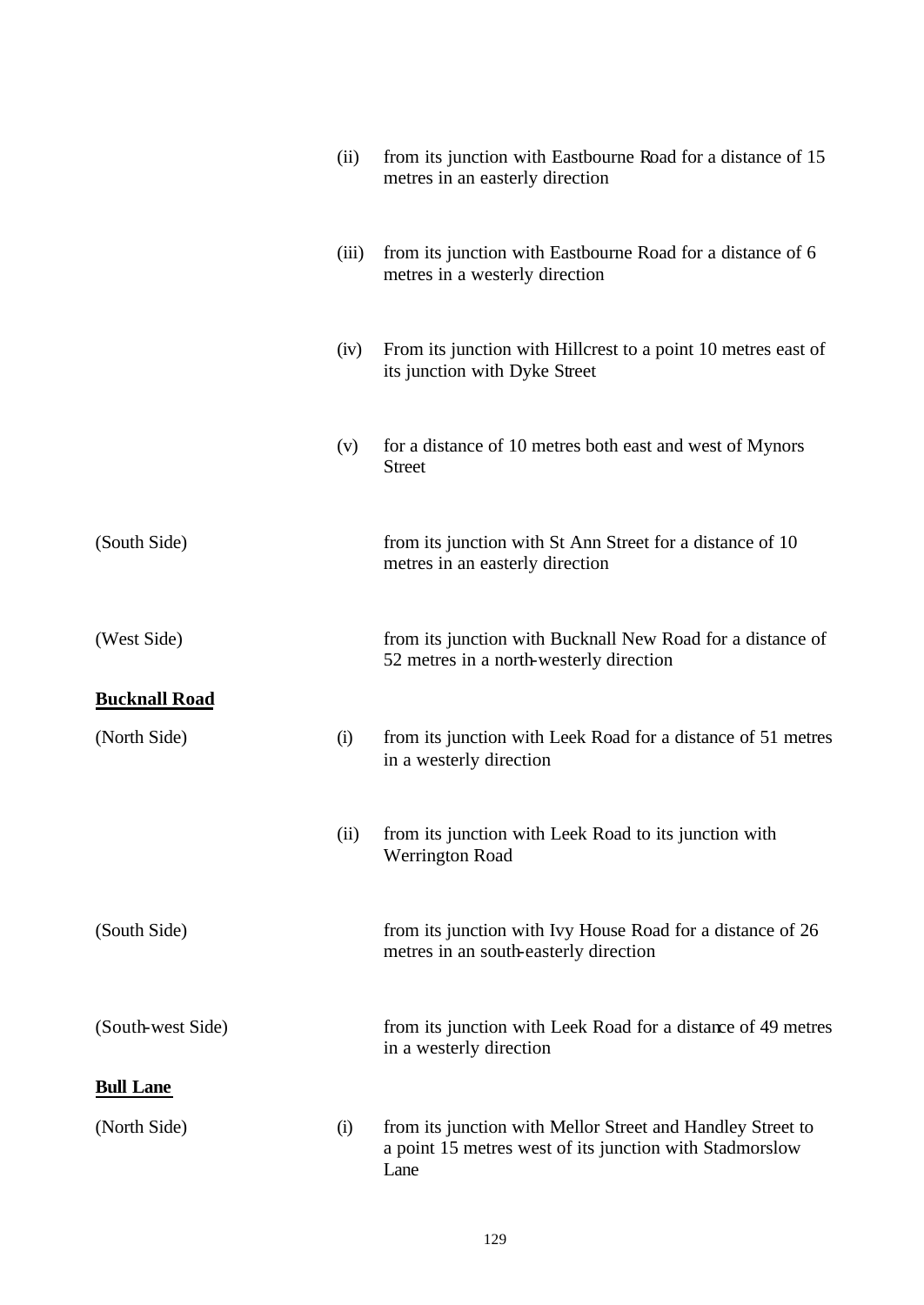| | | |
|---|---|---|
| | (ii) | from its junction with Eastbourne Road for a distance of 15 metres in an easterly direction |
| | (iii) | from its junction with Eastbourne Road for a distance of 6 metres in a westerly direction |
| | (iv) | From its junction with Hillcrest to a point 10 metres east of its junction with Dyke Street |
| | (v) | for a distance of 10 metres both east and west of Mynors Street |
| (South Side) | | from its junction with St Ann Street for a distance of 10 metres in an easterly direction |
| (West Side) | | from its junction with Bucknall New Road for a distance of 52 metres in a north-westerly direction |

**Bucknall Road**

| | | |
|---|---|---|
| (North Side) | (i) | from its junction with Leek Road for a distance of 51 metres in a westerly direction |
| | (ii) | from its junction with Leek Road to its junction with Werrington Road |
| (South Side) | | from its junction with Ivy House Road for a distance of 26 metres in an south-easterly direction |
| (South-west Side) | | from its junction with Leek Road for a distance of 49 metres in a westerly direction |

**Bull Lane**

| | | |
|---|---|---|
| (North Side) | (i) | from its junction with Mellor Street and Handley Street to a point 15 metres west of its junction with Stadmorslow Lane |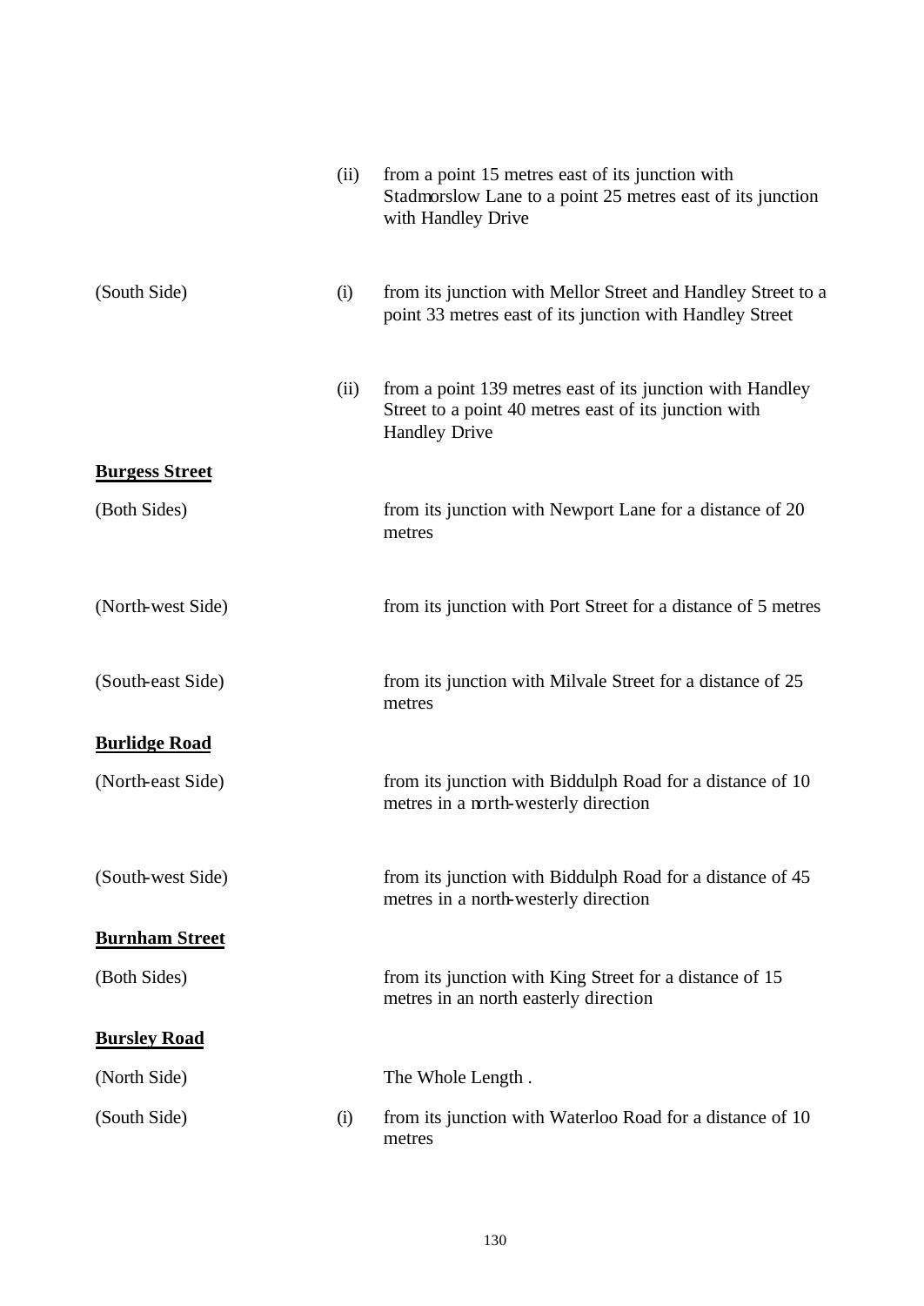| | | |
|---|---|---|
| | (ii) | from a point 15 metres east of its junction with Stadmorslow Lane to a point 25 metres east of its junction with Handley Drive |
| (South Side) | (i) | from its junction with Mellor Street and Handley Street to a point 33 metres east of its junction with Handley Street |
| | (ii) | from a point 139 metres east of its junction with Handley Street to a point 40 metres east of its junction with Handley Drive |

**Burgess Street**

| | | |
|---|---|---|
| (Both Sides) | | from its junction with Newport Lane for a distance of 20 metres |
| (North-west Side) | | from its junction with Port Street for a distance of 5 metres |
| (South-east Side) | | from its junction with Milvale Street for a distance of 25 metres |

**Burlidge Road**

| | | |
|---|---|---|
| (North-east Side) | | from its junction with Biddulph Road for a distance of 10 metres in a north-westerly direction |
| (South-west Side) | | from its junction with Biddulph Road for a distance of 45 metres in a north-westerly direction |

**Burnham Street**

| | | |
|---|---|---|
| (Both Sides) | | from its junction with King Street for a distance of 15 metres in an north easterly direction |

**Bursley Road**

| | | |
|---|---|---|
| (North Side) | | The Whole Length . |
| (South Side) | (i) | from its junction with Waterloo Road for a distance of 10 metres |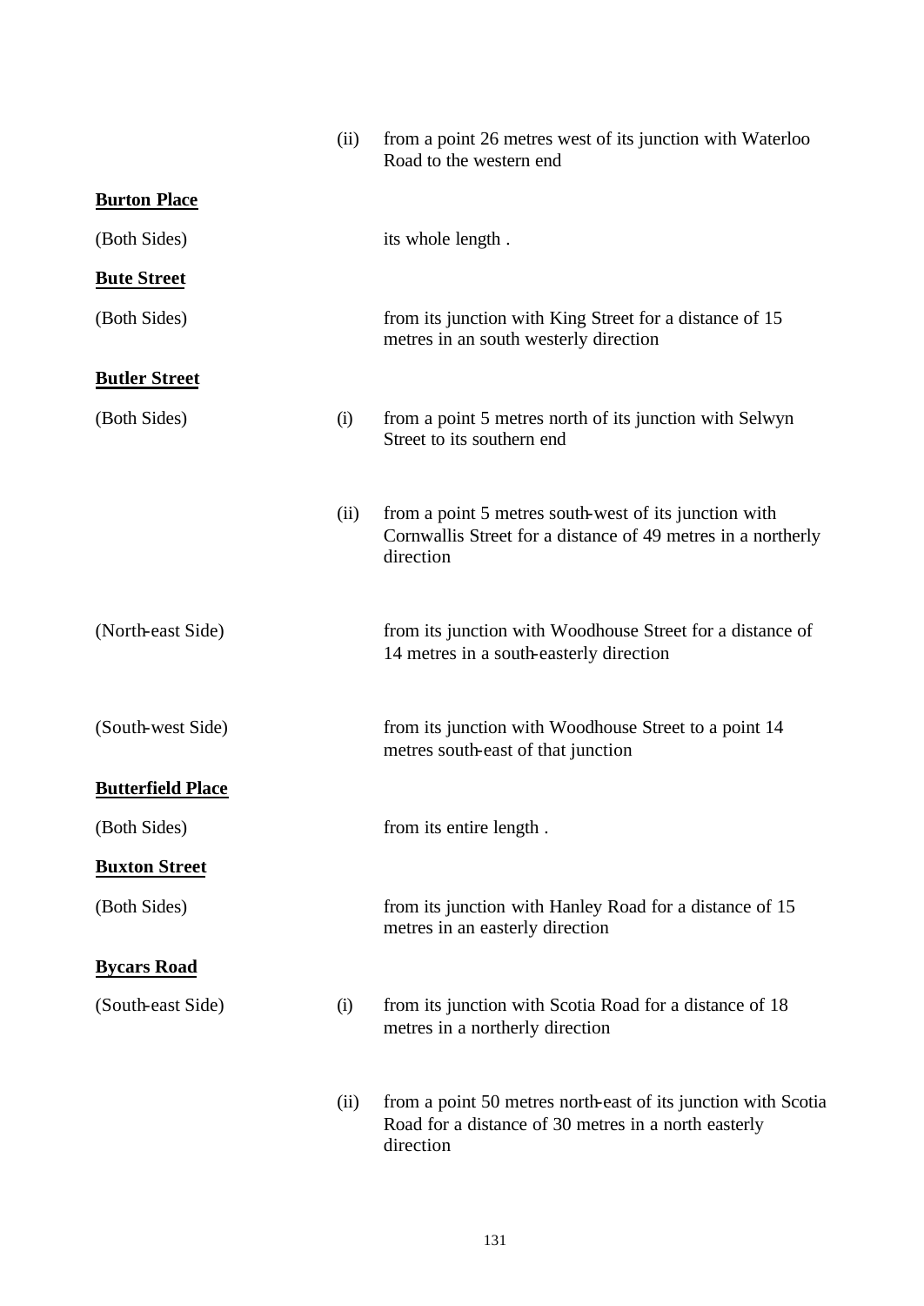| | | |
|---|---|---|
| | (ii) | from a point 26 metres west of its junction with Waterloo Road to the western end |
| **<u>Burton Place</u>** | | |
| (Both Sides) | | its whole length . |
| **<u>Bute Street</u>** | | |
| (Both Sides) | | from its junction with King Street for a distance of 15 metres in an south westerly direction |
| **<u>Butler Street</u>** | | |
| (Both Sides) | (i) | from a point 5 metres north of its junction with Selwyn Street to its southern end |
| | (ii) | from a point 5 metres south-west of its junction with Cornwallis Street for a distance of 49 metres in a northerly direction |
| (North-east Side) | | from its junction with Woodhouse Street for a distance of 14 metres in a south-easterly direction |
| (South-west Side) | | from its junction with Woodhouse Street to a point 14 metres south-east of that junction |
| **<u>Butterfield Place</u>** | | |
| (Both Sides) | | from its entire length . |
| **<u>Buxton Street</u>** | | |
| (Both Sides) | | from its junction with Hanley Road for a distance of 15 metres in an easterly direction |
| **<u>Bycars Road</u>** | | |
| (South-east Side) | (i) | from its junction with Scotia Road for a distance of 18 metres in a northerly direction |
| | (ii) | from a point 50 metres north-east of its junction with Scotia Road for a distance of 30 metres in a north easterly direction |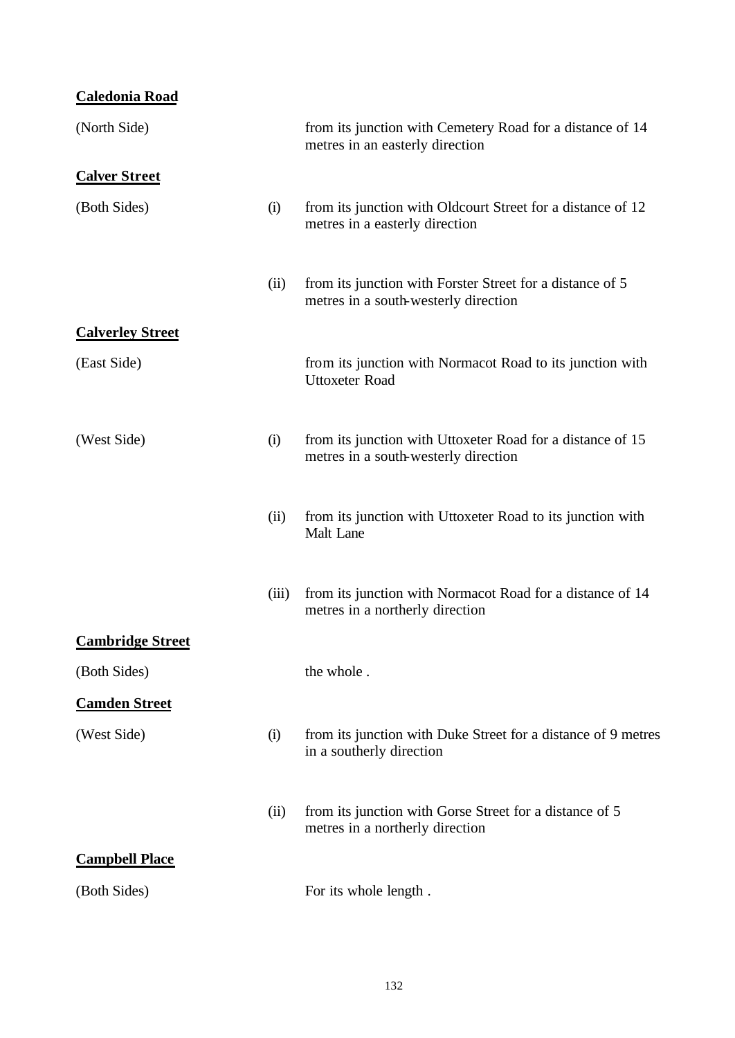**Caledonia Road**

| | | |
|---|---|---|
| (North Side) | | from its junction with Cemetery Road for a distance of 14 metres in an easterly direction |

**Calver Street**

| | | |
|---|---|---|
| (Both Sides) | (i) | from its junction with Oldcourt Street for a distance of 12 metres in a easterly direction |
| | (ii) | from its junction with Forster Street for a distance of 5 metres in a south-westerly direction |

**Calverley Street**

| | | |
|---|---|---|
| (East Side) | | from its junction with Normacot Road to its junction with Uttoxeter Road |
| (West Side) | (i) | from its junction with Uttoxeter Road for a distance of 15 metres in a south-westerly direction |
| | (ii) | from its junction with Uttoxeter Road to its junction with Malt Lane |
| | (iii) | from its junction with Normacot Road for a distance of 14 metres in a northerly direction |

**Cambridge Street**

| | | |
|---|---|---|
| (Both Sides) | | the whole . |

**Camden Street**

| | | |
|---|---|---|
| (West Side) | (i) | from its junction with Duke Street for a distance of 9 metres in a southerly direction |
| | (ii) | from its junction with Gorse Street for a distance of 5 metres in a northerly direction |

**Campbell Place**

| | | |
|---|---|---|
| (Both Sides) | | For its whole length . |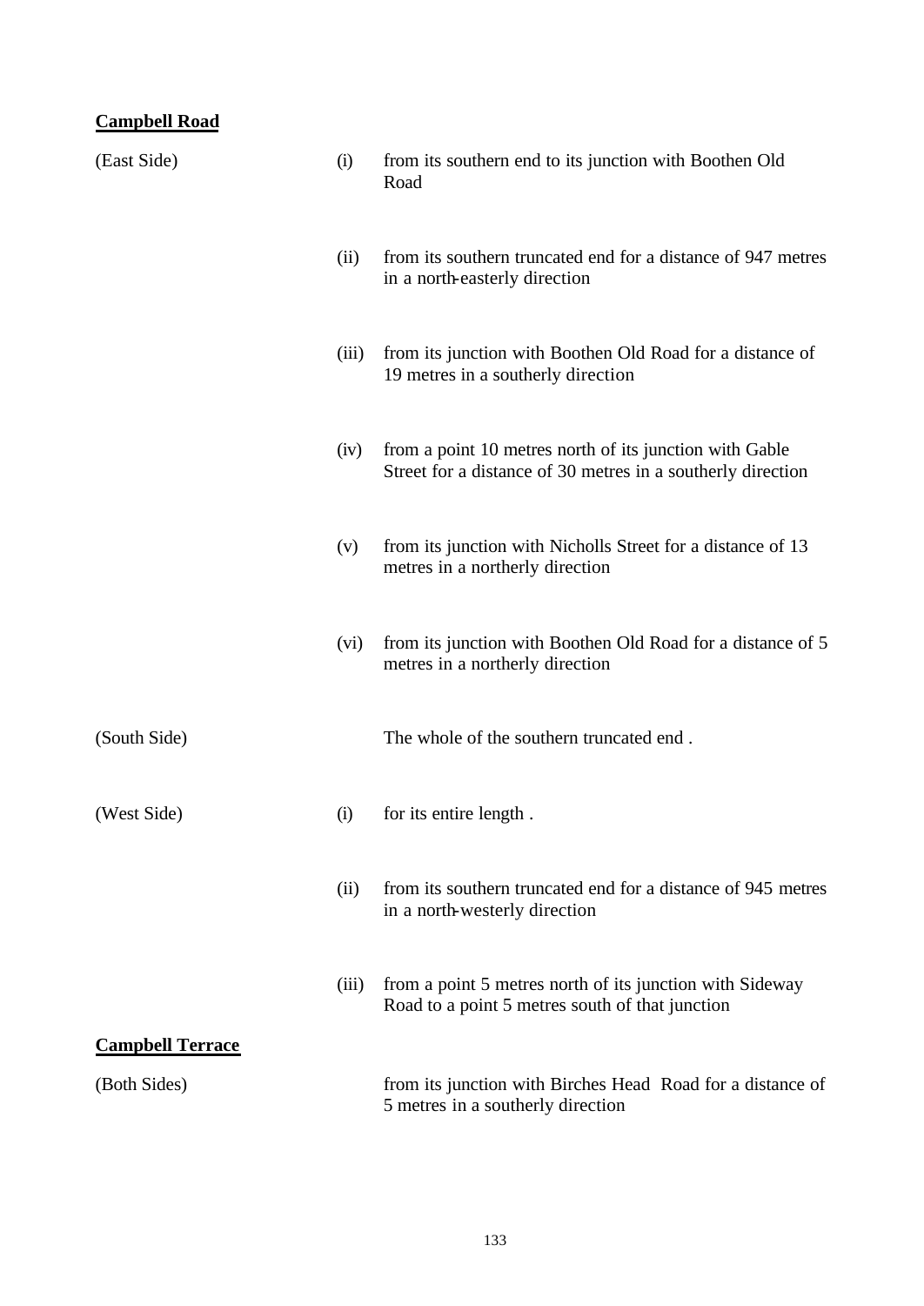**Campbell Road**

| | | |
|---|---|---|
| (East Side) | (i) | from its southern end to its junction with Boothen Old Road |
| | (ii) | from its southern truncated end for a distance of 947 metres in a north-easterly direction |
| | (iii) | from its junction with Boothen Old Road for a distance of 19 metres in a southerly direction |
| | (iv) | from a point 10 metres north of its junction with Gable Street for a distance of 30 metres in a southerly direction |
| | (v) | from its junction with Nicholls Street for a distance of 13 metres in a northerly direction |
| | (vi) | from its junction with Boothen Old Road for a distance of 5 metres in a northerly direction |
| (South Side) | | The whole of the southern truncated end . |
| (West Side) | (i) | for its entire length . |
| | (ii) | from its southern truncated end for a distance of 945 metres in a north-westerly direction |
| | (iii) | from a point 5 metres north of its junction with Sideway Road to a point 5 metres south of that junction |

**Campbell Terrace**

| | | |
|---|---|---|
| (Both Sides) | | from its junction with Birches Head Road for a distance of 5 metres in a southerly direction |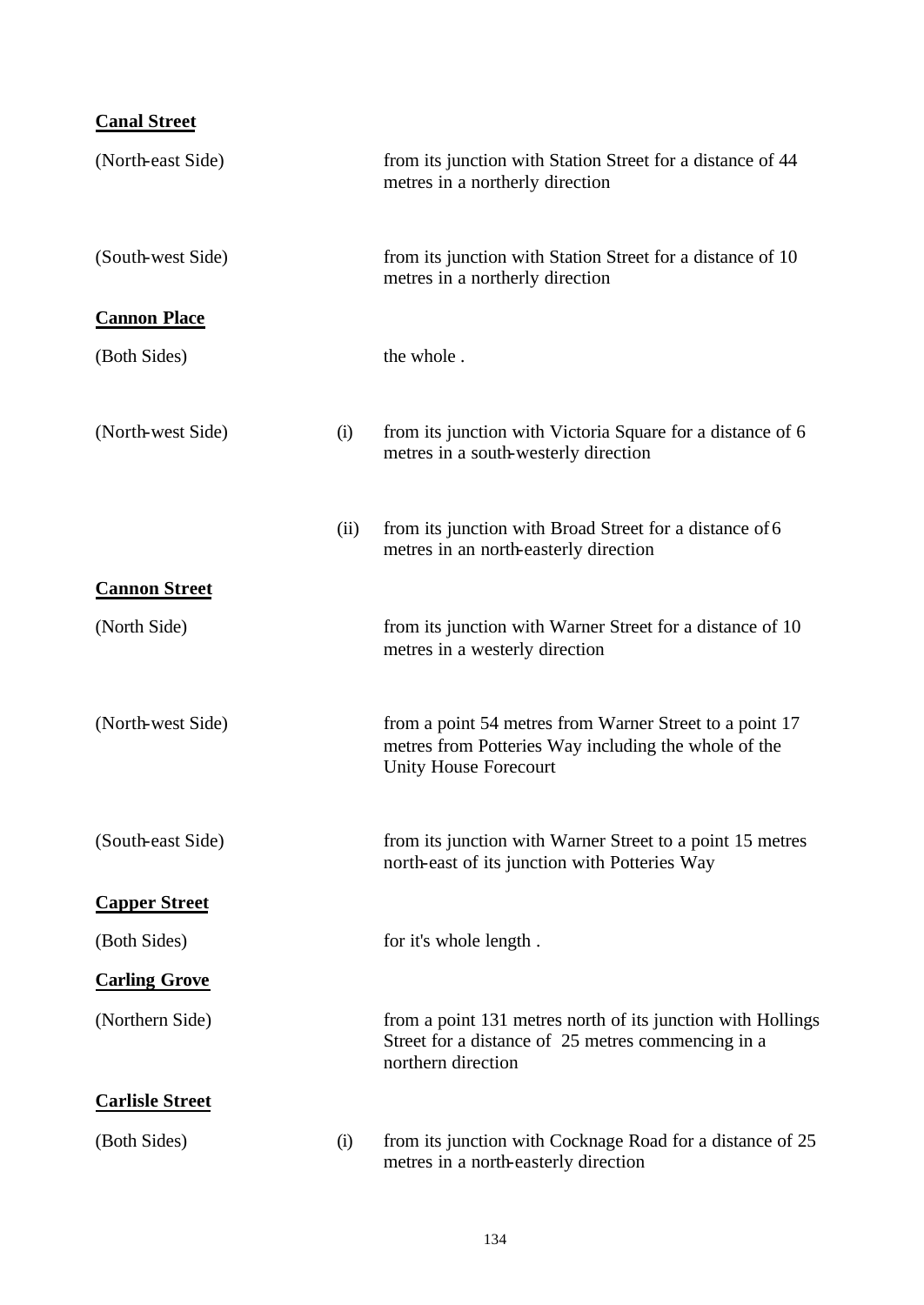**Canal Street**

| | | |
|---|---|---|
| (North-east Side) | | from its junction with Station Street for a distance of 44 metres in a northerly direction |
| (South-west Side) | | from its junction with Station Street for a distance of 10 metres in a northerly direction |

**Cannon Place**

| | | |
|---|---|---|
| (Both Sides) | | the whole . |
| (North-west Side) | (i) | from its junction with Victoria Square for a distance of 6 metres in a south-westerly direction |
| | (ii) | from its junction with Broad Street for a distance of 6 metres in an north-easterly direction |

**Cannon Street**

| | | |
|---|---|---|
| (North Side) | | from its junction with Warner Street for a distance of 10 metres in a westerly direction |
| (North-west Side) | | from a point 54 metres from Warner Street to a point 17 metres from Potteries Way including the whole of the Unity House Forecourt |
| (South-east Side) | | from its junction with Warner Street to a point 15 metres north-east of its junction with Potteries Way |

**Capper Street**

| | | |
|---|---|---|
| (Both Sides) | | for it's whole length . |

**Carling Grove**

| | | |
|---|---|---|
| (Northern Side) | | from a point 131 metres north of its junction with Hollings Street for a distance of 25 metres commencing in a northern direction |

**Carlisle Street**

| | | |
|---|---|---|
| (Both Sides) | (i) | from its junction with Cocknage Road for a distance of 25 metres in a north-easterly direction |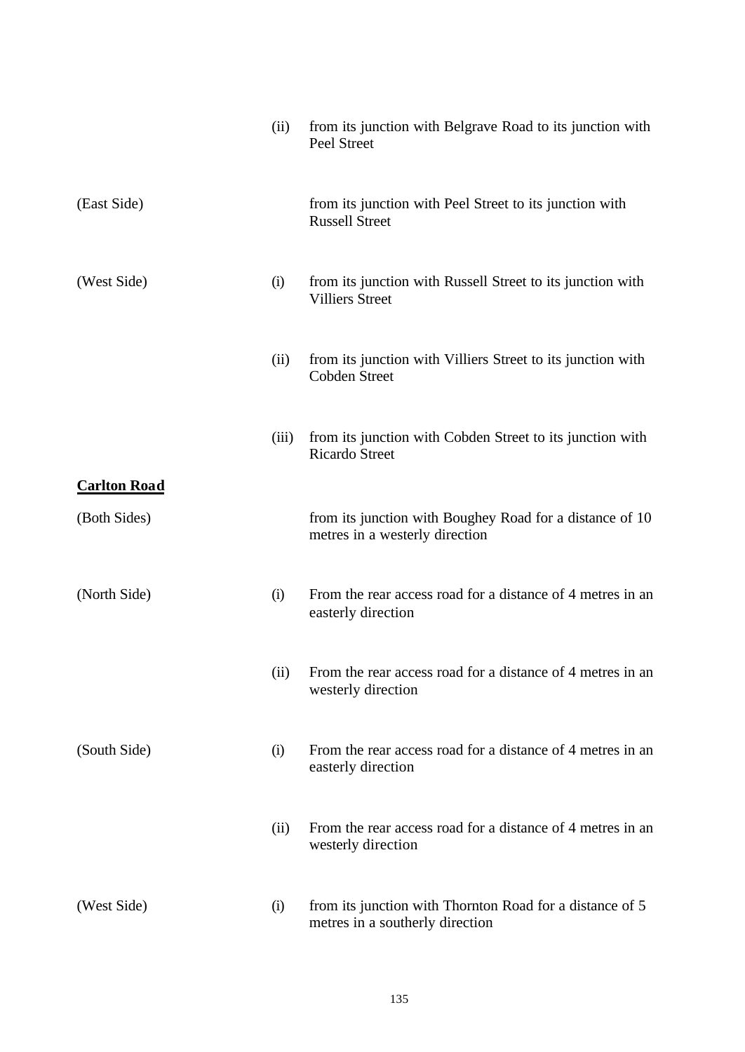| | | |
|---|---|---|
| | (ii) | from its junction with Belgrave Road to its junction with Peel Street |
| (East Side) | | from its junction with Peel Street to its junction with Russell Street |
| (West Side) | (i) | from its junction with Russell Street to its junction with Villiers Street |
| | (ii) | from its junction with Villiers Street to its junction with Cobden Street |
| | (iii) | from its junction with Cobden Street to its junction with Ricardo Street |

**Carlton Road**

| | | |
|---|---|---|
| (Both Sides) | | from its junction with Boughey Road for a distance of 10 metres in a westerly direction |
| (North Side) | (i) | From the rear access road for a distance of 4 metres in an easterly direction |
| | (ii) | From the rear access road for a distance of 4 metres in an westerly direction |
| (South Side) | (i) | From the rear access road for a distance of 4 metres in an easterly direction |
| | (ii) | From the rear access road for a distance of 4 metres in an westerly direction |
| (West Side) | (i) | from its junction with Thornton Road for a distance of 5 metres in a southerly direction |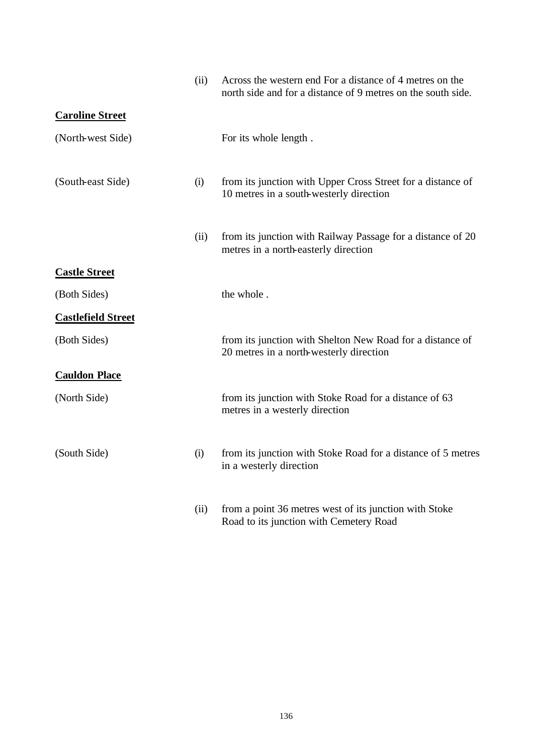| | | |
|---|---|---|
| | (ii) | Across the western end For a distance of 4 metres on the north side and for a distance of 9 metres on the south side. |

**Caroline Street**

| | | |
|---|---|---|
| (North-west Side) | | For its whole length . |
| (South-east Side) | (i) | from its junction with Upper Cross Street for a distance of 10 metres in a south-westerly direction |
| | (ii) | from its junction with Railway Passage for a distance of 20 metres in a north-easterly direction |

**Castle Street**

| | | |
|---|---|---|
| (Both Sides) | | the whole . |

**Castlefield Street**

| | | |
|---|---|---|
| (Both Sides) | | from its junction with Shelton New Road for a distance of 20 metres in a north-westerly direction |

**Cauldon Place**

| | | |
|---|---|---|
| (North Side) | | from its junction with Stoke Road for a distance of 63 metres in a westerly direction |
| (South Side) | (i) | from its junction with Stoke Road for a distance of 5 metres in a westerly direction |
| | (ii) | from a point 36 metres west of its junction with Stoke Road to its junction with Cemetery Road |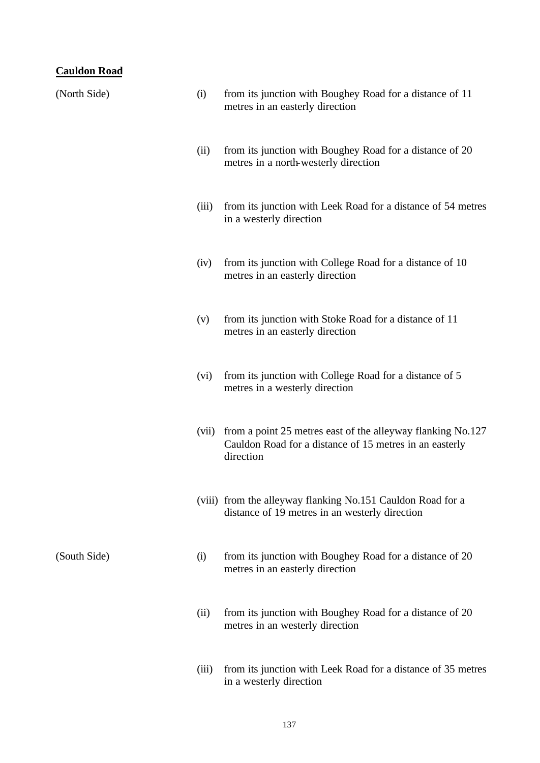**Cauldon Road**

| | | |
|---|---|---|
| (North Side) | (i) | from its junction with Boughey Road for a distance of 11 metres in an easterly direction |
| | (ii) | from its junction with Boughey Road for a distance of 20 metres in a north-westerly direction |
| | (iii) | from its junction with Leek Road for a distance of 54 metres in a westerly direction |
| | (iv) | from its junction with College Road for a distance of 10 metres in an easterly direction |
| | (v) | from its junction with Stoke Road for a distance of 11 metres in an easterly direction |
| | (vi) | from its junction with College Road for a distance of 5 metres in a westerly direction |
| | (vii) | from a point 25 metres east of the alleyway flanking No.127 Cauldon Road for a distance of 15 metres in an easterly direction |
| | (viii) | from the alleyway flanking No.151 Cauldon Road for a distance of 19 metres in an westerly direction |
| (South Side) | (i) | from its junction with Boughey Road for a distance of 20 metres in an easterly direction |
| | (ii) | from its junction with Boughey Road for a distance of 20 metres in an westerly direction |
| | (iii) | from its junction with Leek Road for a distance of 35 metres in a westerly direction |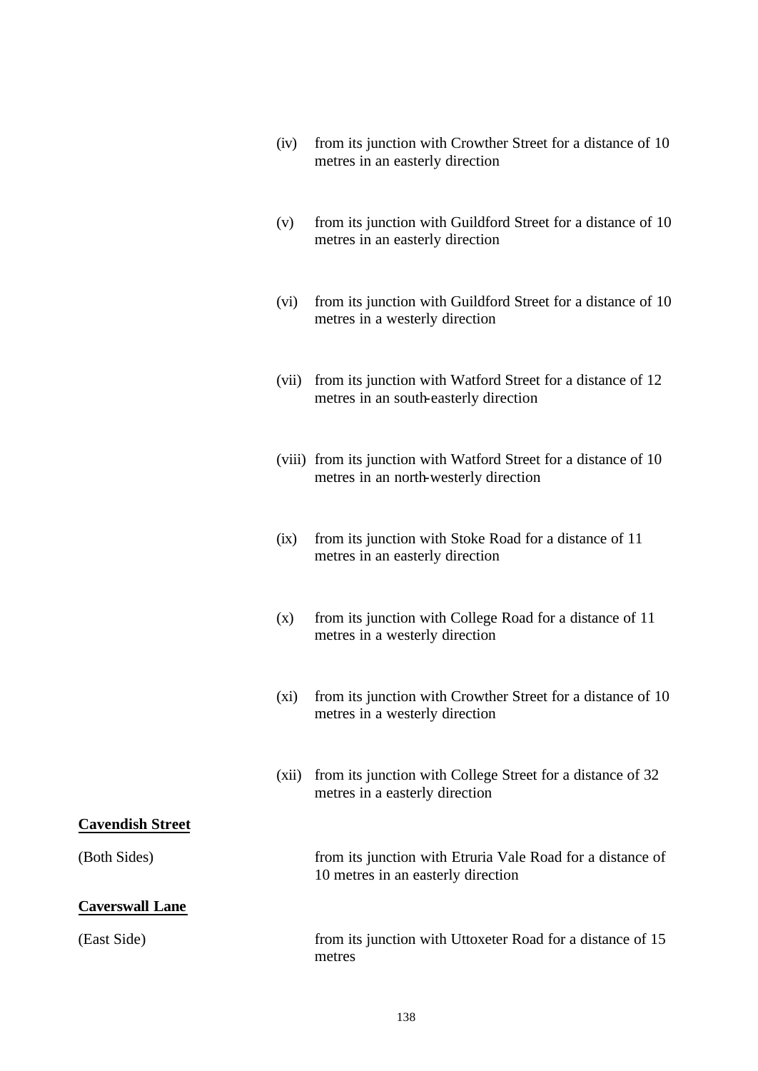(iv) from its junction with Crowther Street for a distance of 10 metres in an easterly direction

(v) from its junction with Guildford Street for a distance of 10 metres in an easterly direction

(vi) from its junction with Guildford Street for a distance of 10 metres in a westerly direction

(vii) from its junction with Watford Street for a distance of 12 metres in an south-easterly direction

(viii) from its junction with Watford Street for a distance of 10 metres in an north-westerly direction

(ix) from its junction with Stoke Road for a distance of 11 metres in an easterly direction

(x) from its junction with College Road for a distance of 11 metres in a westerly direction

(xi) from its junction with Crowther Street for a distance of 10 metres in a westerly direction

(xii) from its junction with College Street for a distance of 32 metres in a easterly direction

**Cavendish Street**

(Both Sides) from its junction with Etruria Vale Road for a distance of 10 metres in an easterly direction

**Caverswall Lane**

(East Side) from its junction with Uttoxeter Road for a distance of 15 metres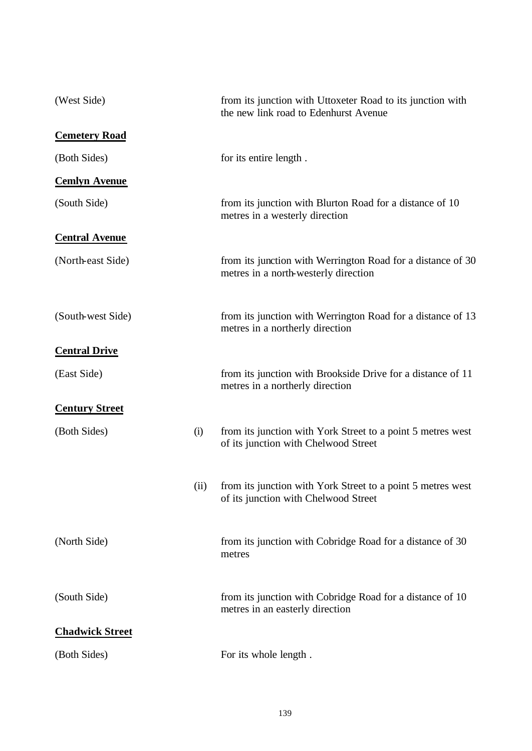(West Side) from its junction with Uttoxeter Road to its junction with the new link road to Edenhurst Avenue

**<u>Cemetery Road</u>**

(Both Sides) for its entire length .

**<u>Cemlyn Avenue</u>**

(South Side) from its junction with Blurton Road for a distance of 10 metres in a westerly direction

**<u>Central Avenue</u>**

(North-east Side) from its junction with Werrington Road for a distance of 30 metres in a north-westerly direction

(South-west Side) from its junction with Werrington Road for a distance of 13 metres in a northerly direction

**<u>Central Drive</u>**

(East Side) from its junction with Brookside Drive for a distance of 11 metres in a northerly direction

**<u>Century Street</u>**

(Both Sides) (i) from its junction with York Street to a point 5 metres west of its junction with Chelwood Street

(ii) from its junction with York Street to a point 5 metres west of its junction with Chelwood Street

(North Side) from its junction with Cobridge Road for a distance of 30 metres

(South Side) from its junction with Cobridge Road for a distance of 10 metres in an easterly direction

**<u>Chadwick Street</u>**

(Both Sides) For its whole length .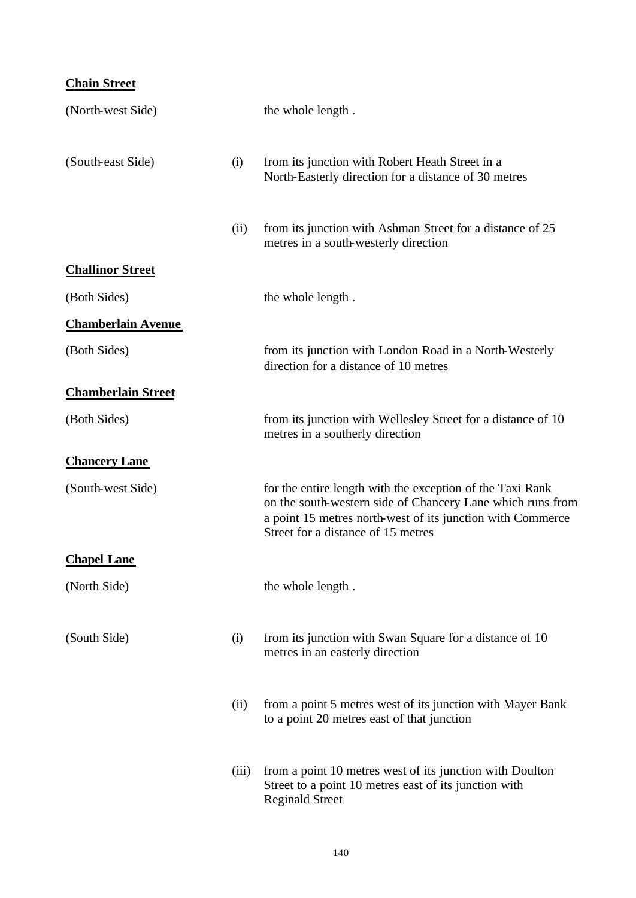**Chain Street**

| | | |
|---|---|---|
| (North-west Side) | | the whole length . |
| (South-east Side) | (i) | from its junction with Robert Heath Street in a North-Easterly direction for a distance of 30 metres |
| | (ii) | from its junction with Ashman Street for a distance of 25 metres in a south-westerly direction |

**Challinor Street**

| | | |
|---|---|---|
| (Both Sides) | | the whole length . |

**Chamberlain Avenue**

| | | |
|---|---|---|
| (Both Sides) | | from its junction with London Road in a North-Westerly direction for a distance of 10 metres |

**Chamberlain Street**

| | | |
|---|---|---|
| (Both Sides) | | from its junction with Wellesley Street for a distance of 10 metres in a southerly direction |

**Chancery Lane**

| | | |
|---|---|---|
| (South-west Side) | | for the entire length with the exception of the Taxi Rank on the south-western side of Chancery Lane which runs from a point 15 metres north-west of its junction with Commerce Street for a distance of 15 metres |

**Chapel Lane**

| | | |
|---|---|---|
| (North Side) | | the whole length . |
| (South Side) | (i) | from its junction with Swan Square for a distance of 10 metres in an easterly direction |
| | (ii) | from a point 5 metres west of its junction with Mayer Bank to a point 20 metres east of that junction |
| | (iii) | from a point 10 metres west of its junction with Doulton Street to a point 10 metres east of its junction with Reginald Street |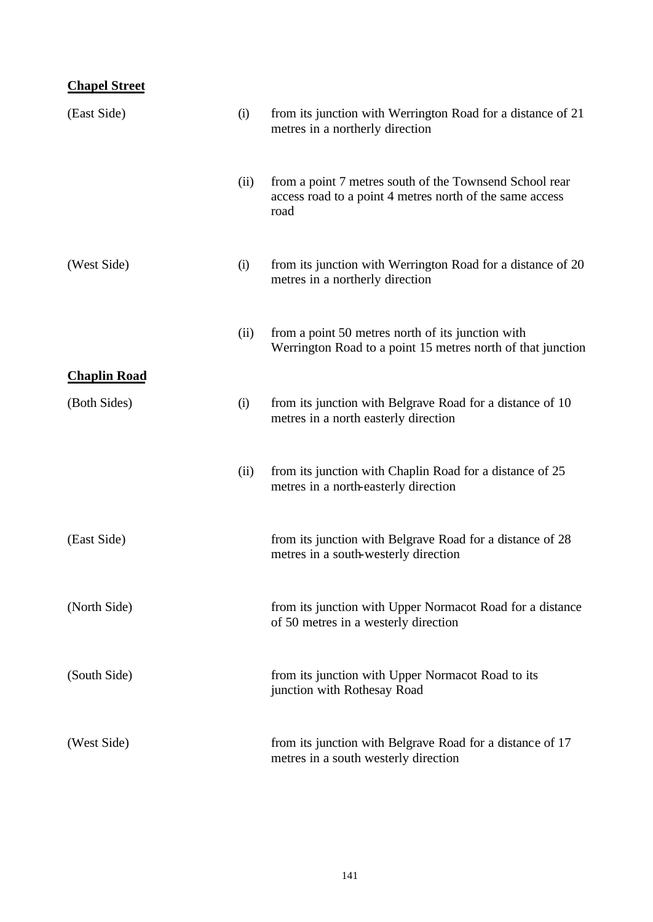**Chapel Street**

| | | |
|---|---|---|
| (East Side) | (i) | from its junction with Werrington Road for a distance of 21 metres in a northerly direction |
| | (ii) | from a point 7 metres south of the Townsend School rear access road to a point 4 metres north of the same access road |
| (West Side) | (i) | from its junction with Werrington Road for a distance of 20 metres in a northerly direction |
| | (ii) | from a point 50 metres north of its junction with Werrington Road to a point 15 metres north of that junction |

**Chaplin Road**

| | | |
|---|---|---|
| (Both Sides) | (i) | from its junction with Belgrave Road for a distance of 10 metres in a north easterly direction |
| | (ii) | from its junction with Chaplin Road for a distance of 25 metres in a north-easterly direction |
| (East Side) | | from its junction with Belgrave Road for a distance of 28 metres in a south-westerly direction |
| (North Side) | | from its junction with Upper Normacot Road for a distance of 50 metres in a westerly direction |
| (South Side) | | from its junction with Upper Normacot Road to its junction with Rothesay Road |
| (West Side) | | from its junction with Belgrave Road for a distance of 17 metres in a south westerly direction |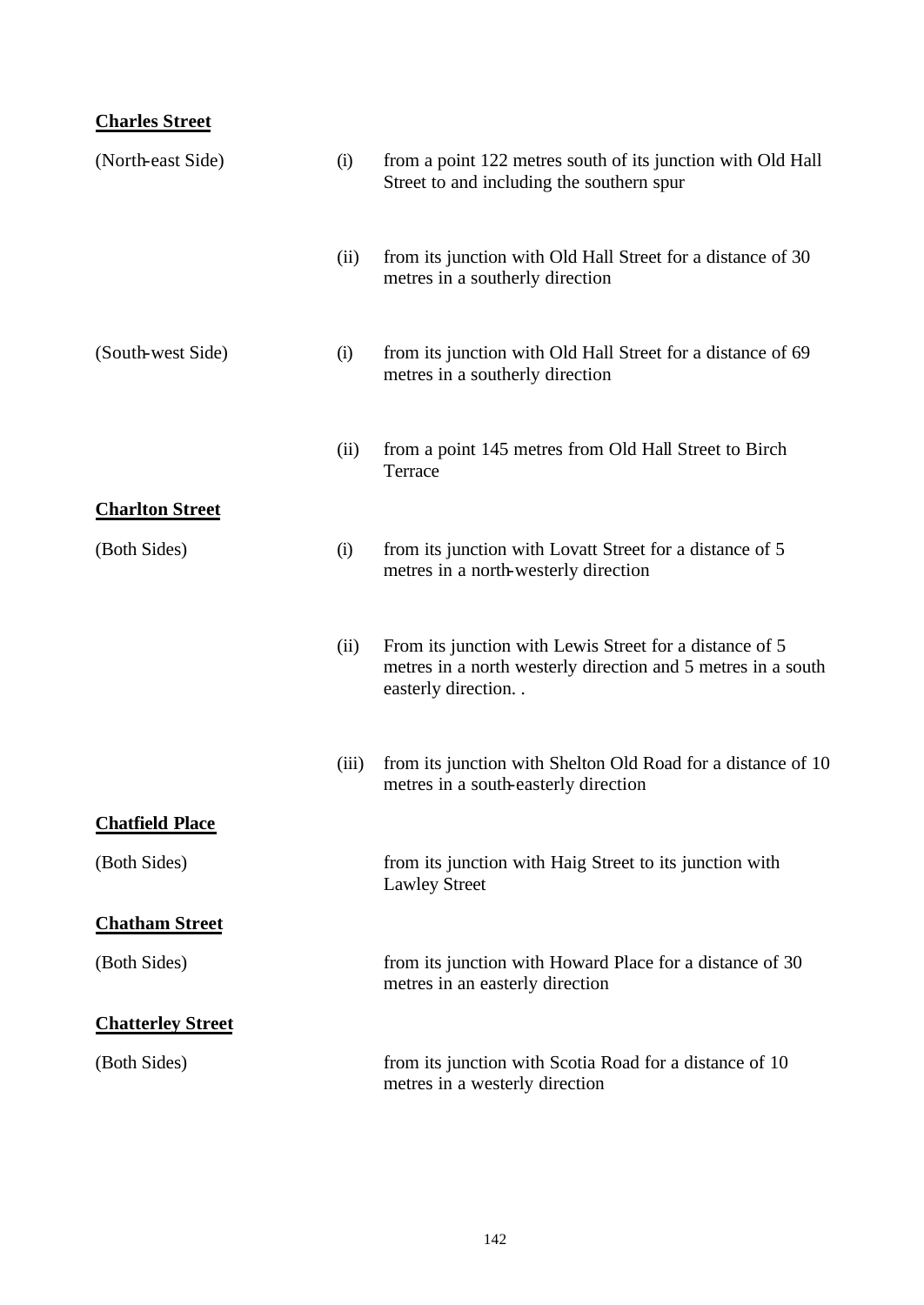**Charles Street**

| | | |
|---|---|---|
| (North-east Side) | (i) | from a point 122 metres south of its junction with Old Hall Street to and including the southern spur |
| | (ii) | from its junction with Old Hall Street for a distance of 30 metres in a southerly direction |
| (South-west Side) | (i) | from its junction with Old Hall Street for a distance of 69 metres in a southerly direction |
| | (ii) | from a point 145 metres from Old Hall Street to Birch Terrace |

**Charlton Street**

| | | |
|---|---|---|
| (Both Sides) | (i) | from its junction with Lovatt Street for a distance of 5 metres in a north-westerly direction |
| | (ii) | From its junction with Lewis Street for a distance of 5 metres in a north westerly direction and 5 metres in a south easterly direction. . |
| | (iii) | from its junction with Shelton Old Road for a distance of 10 metres in a south-easterly direction |

**Chatfield Place**

| | | |
|---|---|---|
| (Both Sides) | | from its junction with Haig Street to its junction with Lawley Street |

**Chatham Street**

| | | |
|---|---|---|
| (Both Sides) | | from its junction with Howard Place for a distance of 30 metres in an easterly direction |

**Chatterley Street**

| | | |
|---|---|---|
| (Both Sides) | | from its junction with Scotia Road for a distance of 10 metres in a westerly direction |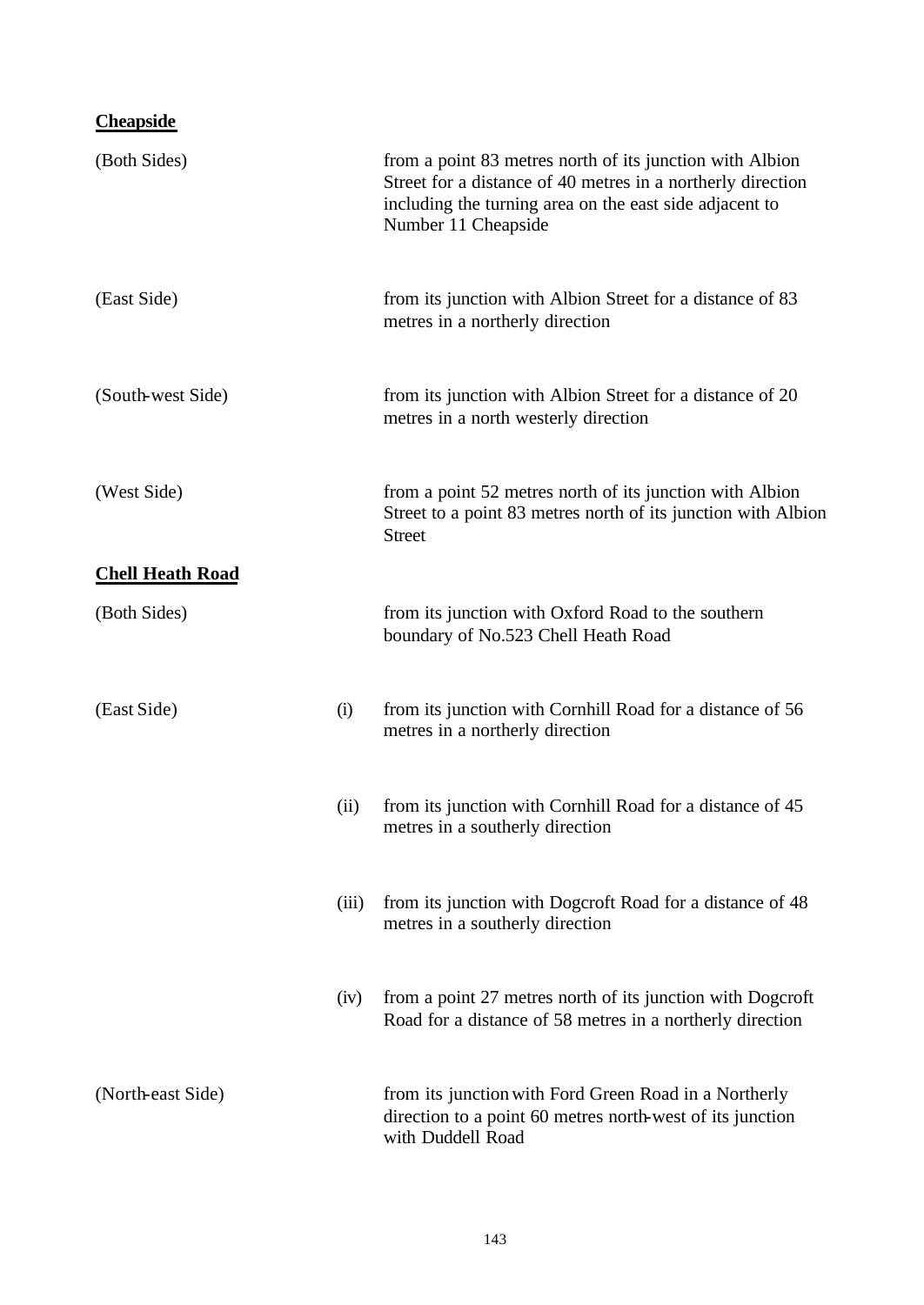**Cheapside**

| | | |
|---|---|---|
| (Both Sides) | | from a point 83 metres north of its junction with Albion Street for a distance of 40 metres in a northerly direction including the turning area on the east side adjacent to Number 11 Cheapside |
| (East Side) | | from its junction with Albion Street for a distance of 83 metres in a northerly direction |
| (South-west Side) | | from its junction with Albion Street for a distance of 20 metres in a north westerly direction |
| (West Side) | | from a point 52 metres north of its junction with Albion Street to a point 83 metres north of its junction with Albion Street |

**Chell Heath Road**

| | | |
|---|---|---|
| (Both Sides) | | from its junction with Oxford Road to the southern boundary of No.523 Chell Heath Road |
| (East Side) | (i) | from its junction with Cornhill Road for a distance of 56 metres in a northerly direction |
| | (ii) | from its junction with Cornhill Road for a distance of 45 metres in a southerly direction |
| | (iii) | from its junction with Dogcroft Road for a distance of 48 metres in a southerly direction |
| | (iv) | from a point 27 metres north of its junction with Dogcroft Road for a distance of 58 metres in a northerly direction |
| (North-east Side) | | from its junction with Ford Green Road in a Northerly direction to a point 60 metres north-west of its junction with Duddell Road |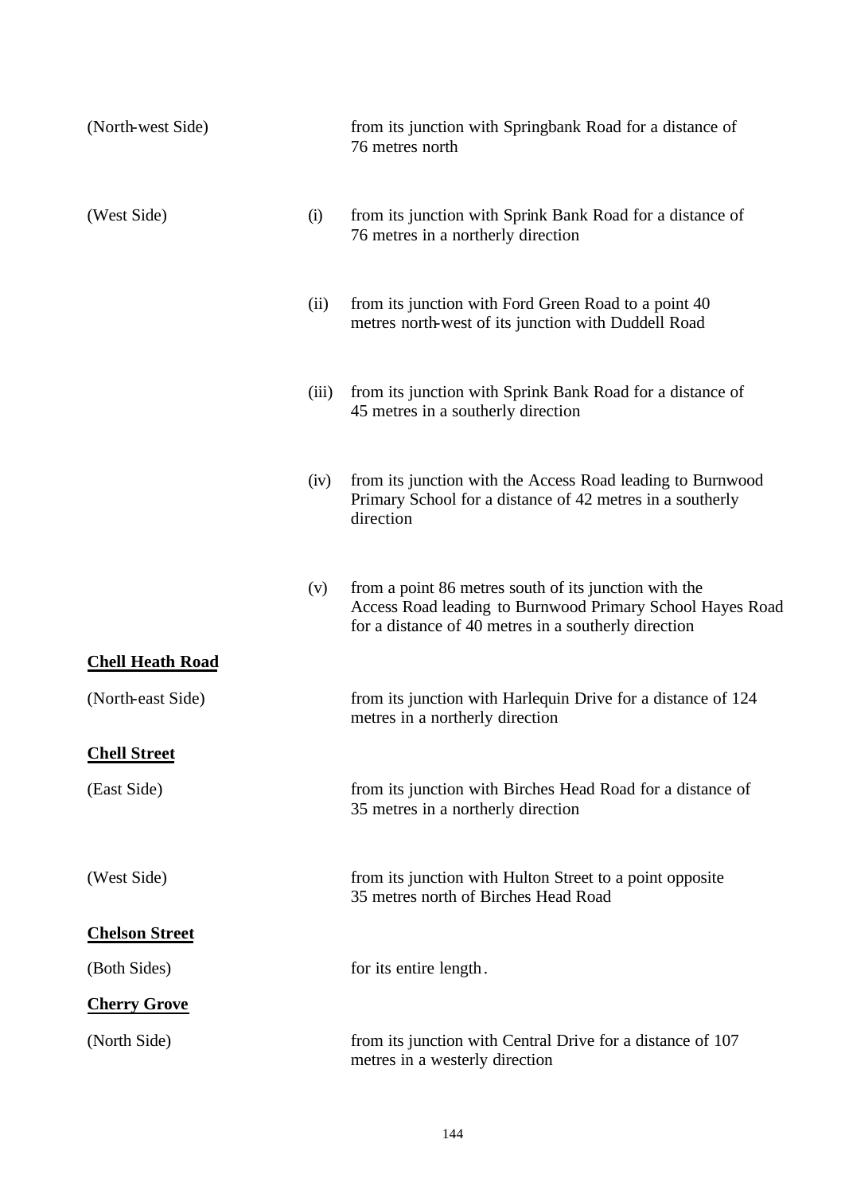| | | |
|---|---|---|
| (North-west Side) | | from its junction with Springbank Road for a distance of 76 metres north |
| (West Side) | (i) | from its junction with Sprink Bank Road for a distance of 76 metres in a northerly direction |
| | (ii) | from its junction with Ford Green Road to a point 40 metres north-west of its junction with Duddell Road |
| | (iii) | from its junction with Sprink Bank Road for a distance of 45 metres in a southerly direction |
| | (iv) | from its junction with the Access Road leading to Burnwood Primary School for a distance of 42 metres in a southerly direction |
| | (v) | from a point 86 metres south of its junction with the Access Road leading to Burnwood Primary School Hayes Road for a distance of 40 metres in a southerly direction |

**Chell Heath Road**

| | |
|---|---|
| (North-east Side) | from its junction with Harlequin Drive for a distance of 124 metres in a northerly direction |

**Chell Street**

| | |
|---|---|
| (East Side) | from its junction with Birches Head Road for a distance of 35 metres in a northerly direction |
| (West Side) | from its junction with Hulton Street to a point opposite 35 metres north of Birches Head Road |

**Chelson Street**

| | |
|---|---|
| (Both Sides) | for its entire length. |

**Cherry Grove**

| | |
|---|---|
| (North Side) | from its junction with Central Drive for a distance of 107 metres in a westerly direction |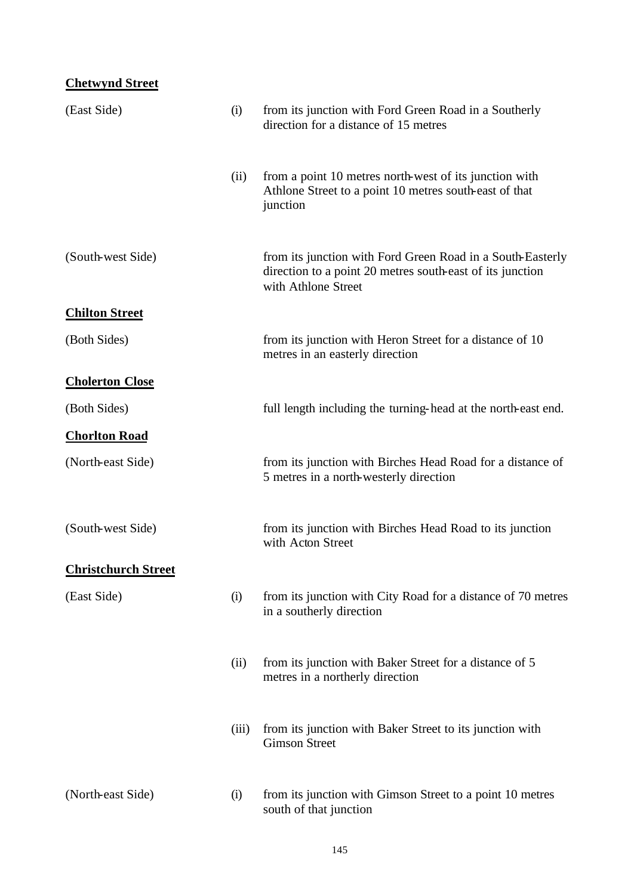**Chetwynd Street**

| | | |
|---|---|---|
| (East Side) | (i) | from its junction with Ford Green Road in a Southerly direction for a distance of 15 metres |
| | (ii) | from a point 10 metres north-west of its junction with Athlone Street to a point 10 metres south-east of that junction |
| (South-west Side) | | from its junction with Ford Green Road in a South-Easterly direction to a point 20 metres south-east of its junction with Athlone Street |

**Chilton Street**

| | | |
|---|---|---|
| (Both Sides) | | from its junction with Heron Street for a distance of 10 metres in an easterly direction |

**Cholerton Close**

| | | |
|---|---|---|
| (Both Sides) | | full length including the turning-head at the north-east end. |

**Chorlton Road**

| | | |
|---|---|---|
| (North-east Side) | | from its junction with Birches Head Road for a distance of 5 metres in a north-westerly direction |
| (South-west Side) | | from its junction with Birches Head Road to its junction with Acton Street |

**Christchurch Street**

| | | |
|---|---|---|
| (East Side) | (i) | from its junction with City Road for a distance of 70 metres in a southerly direction |
| | (ii) | from its junction with Baker Street for a distance of 5 metres in a northerly direction |
| | (iii) | from its junction with Baker Street to its junction with Gimson Street |
| (North-east Side) | (i) | from its junction with Gimson Street to a point 10 metres south of that junction |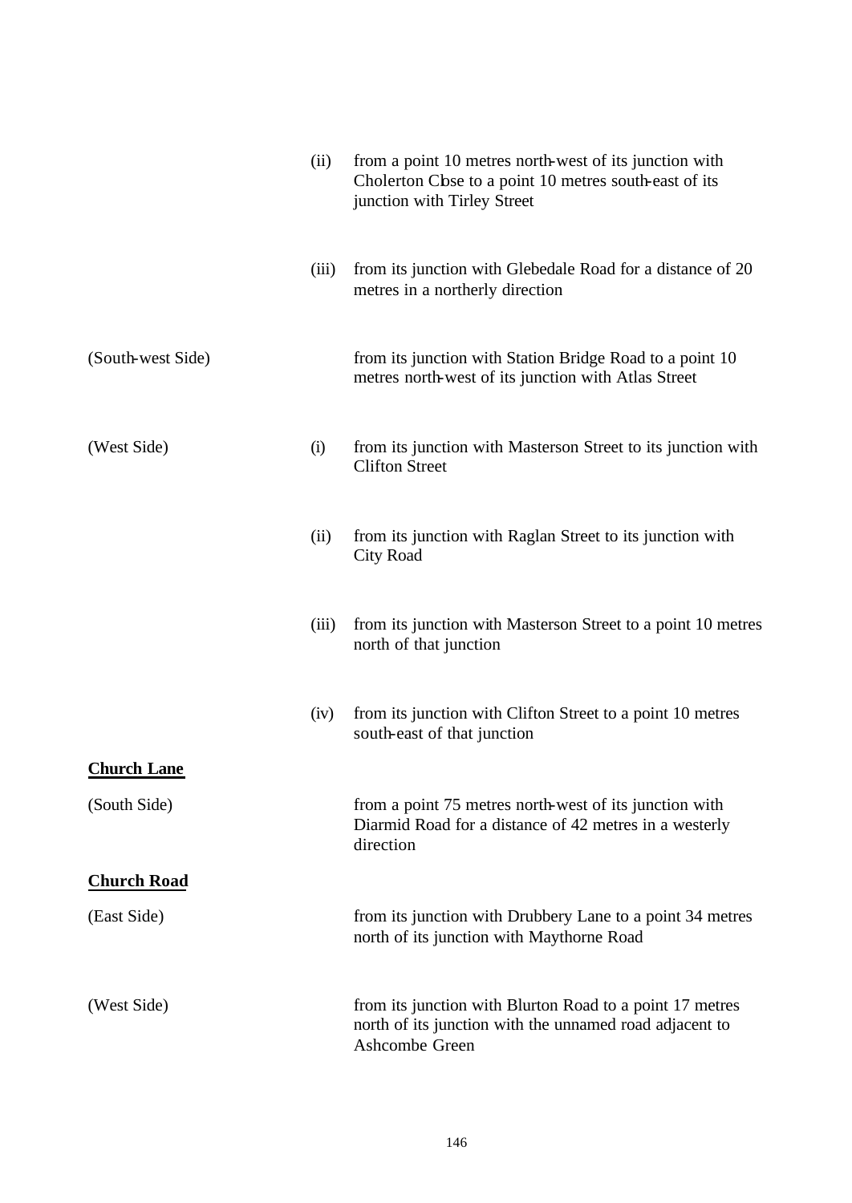| | | |
|---|---|---|
| | (ii) | from a point 10 metres north-west of its junction with Cholerton Close to a point 10 metres south-east of its junction with Tirley Street |
| | (iii) | from its junction with Glebedale Road for a distance of 20 metres in a northerly direction |
| (South-west Side) | | from its junction with Station Bridge Road to a point 10 metres north-west of its junction with Atlas Street |
| (West Side) | (i) | from its junction with Masterson Street to its junction with Clifton Street |
| | (ii) | from its junction with Raglan Street to its junction with City Road |
| | (iii) | from its junction with Masterson Street to a point 10 metres north of that junction |
| | (iv) | from its junction with Clifton Street to a point 10 metres south-east of that junction |

**Church Lane**

| | | |
|---|---|---|
| (South Side) | | from a point 75 metres north-west of its junction with Diarmid Road for a distance of 42 metres in a westerly direction |

**Church Road**

| | | |
|---|---|---|
| (East Side) | | from its junction with Drubbery Lane to a point 34 metres north of its junction with Maythorne Road |
| (West Side) | | from its junction with Blurton Road to a point 17 metres north of its junction with the unnamed road adjacent to Ashcombe Green |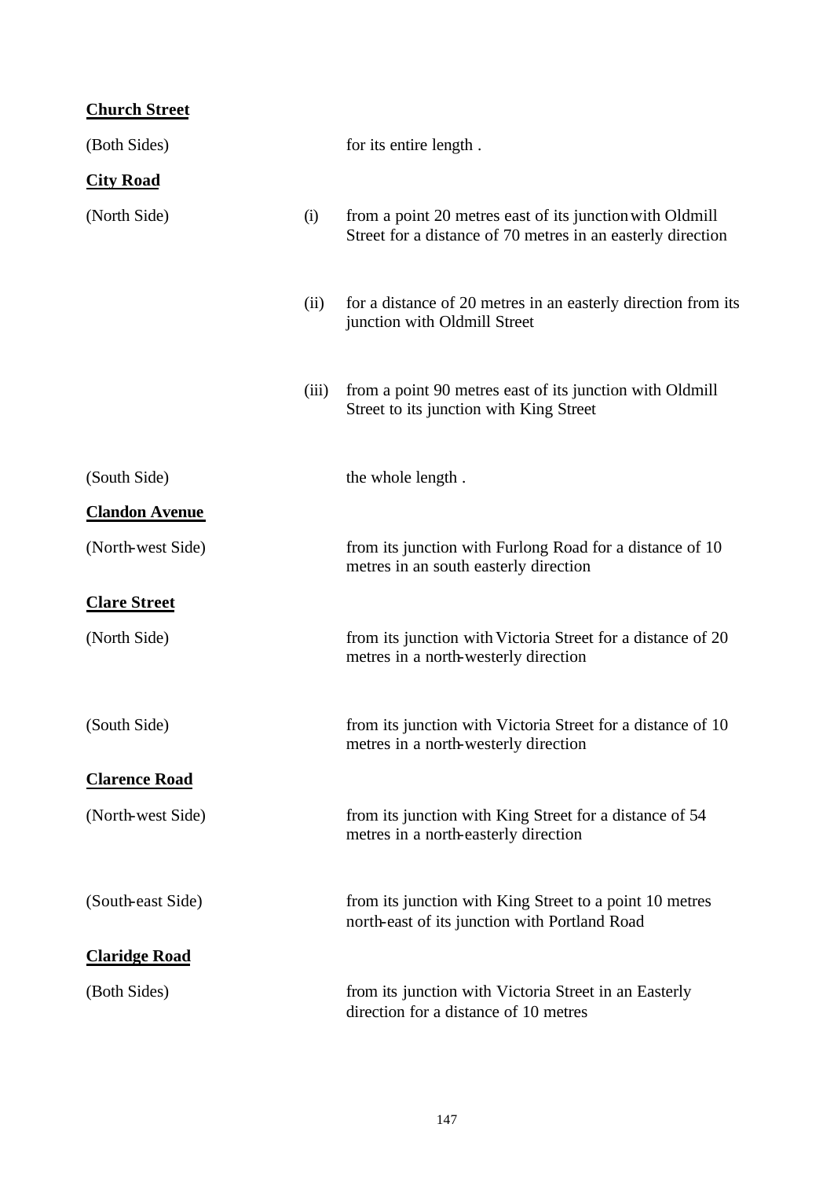**Church Street**

| | | |
|---|---|---|
| (Both Sides) | | for its entire length . |

**City Road**

| | | |
|---|---|---|
| (North Side) | (i) | from a point 20 metres east of its junction with Oldmill Street for a distance of 70 metres in an easterly direction |
| | (ii) | for a distance of 20 metres in an easterly direction from its junction with Oldmill Street |
| | (iii) | from a point 90 metres east of its junction with Oldmill Street to its junction with King Street |
| (South Side) | | the whole length . |

**Clandon Avenue**

| | | |
|---|---|---|
| (North-west Side) | | from its junction with Furlong Road for a distance of 10 metres in an south easterly direction |

**Clare Street**

| | | |
|---|---|---|
| (North Side) | | from its junction with Victoria Street for a distance of 20 metres in a north-westerly direction |
| (South Side) | | from its junction with Victoria Street for a distance of 10 metres in a north-westerly direction |

**Clarence Road**

| | | |
|---|---|---|
| (North-west Side) | | from its junction with King Street for a distance of 54 metres in a north-easterly direction |
| (South-east Side) | | from its junction with King Street to a point 10 metres north-east of its junction with Portland Road |

**Claridge Road**

| | | |
|---|---|---|
| (Both Sides) | | from its junction with Victoria Street in an Easterly direction for a distance of 10 metres |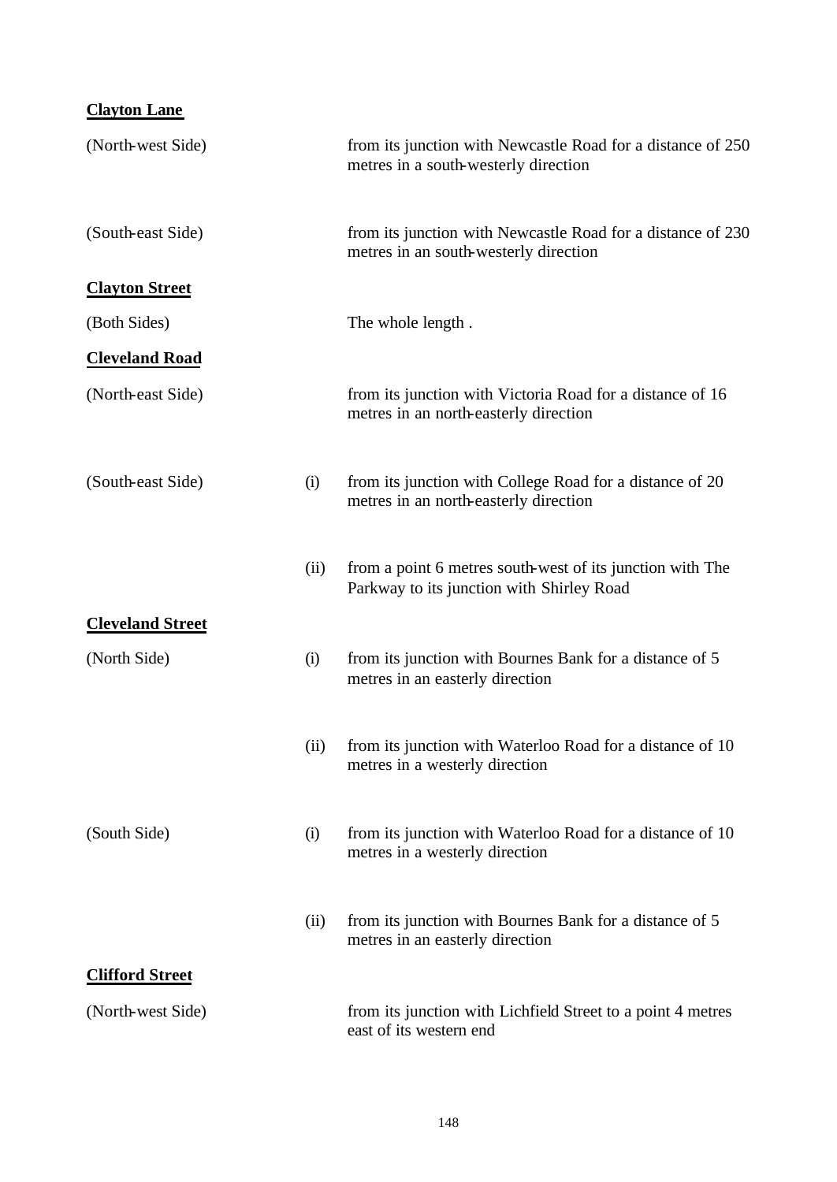**Clayton Lane**

| | | |
|---|---|---|
| (North-west Side) | | from its junction with Newcastle Road for a distance of 250 metres in a south-westerly direction |
| (South-east Side) | | from its junction with Newcastle Road for a distance of 230 metres in an south-westerly direction |

**Clayton Street**

| | | |
|---|---|---|
| (Both Sides) | | The whole length . |

**Cleveland Road**

| | | |
|---|---|---|
| (North-east Side) | | from its junction with Victoria Road for a distance of 16 metres in an north-easterly direction |
| (South-east Side) | (i) | from its junction with College Road for a distance of 20 metres in an north-easterly direction |
| | (ii) | from a point 6 metres south-west of its junction with The Parkway to its junction with Shirley Road |

**Cleveland Street**

| | | |
|---|---|---|
| (North Side) | (i) | from its junction with Bournes Bank for a distance of 5 metres in an easterly direction |
| | (ii) | from its junction with Waterloo Road for a distance of 10 metres in a westerly direction |
| (South Side) | (i) | from its junction with Waterloo Road for a distance of 10 metres in a westerly direction |
| | (ii) | from its junction with Bournes Bank for a distance of 5 metres in an easterly direction |

**Clifford Street**

| | | |
|---|---|---|
| (North-west Side) | | from its junction with Lichfield Street to a point 4 metres east of its western end |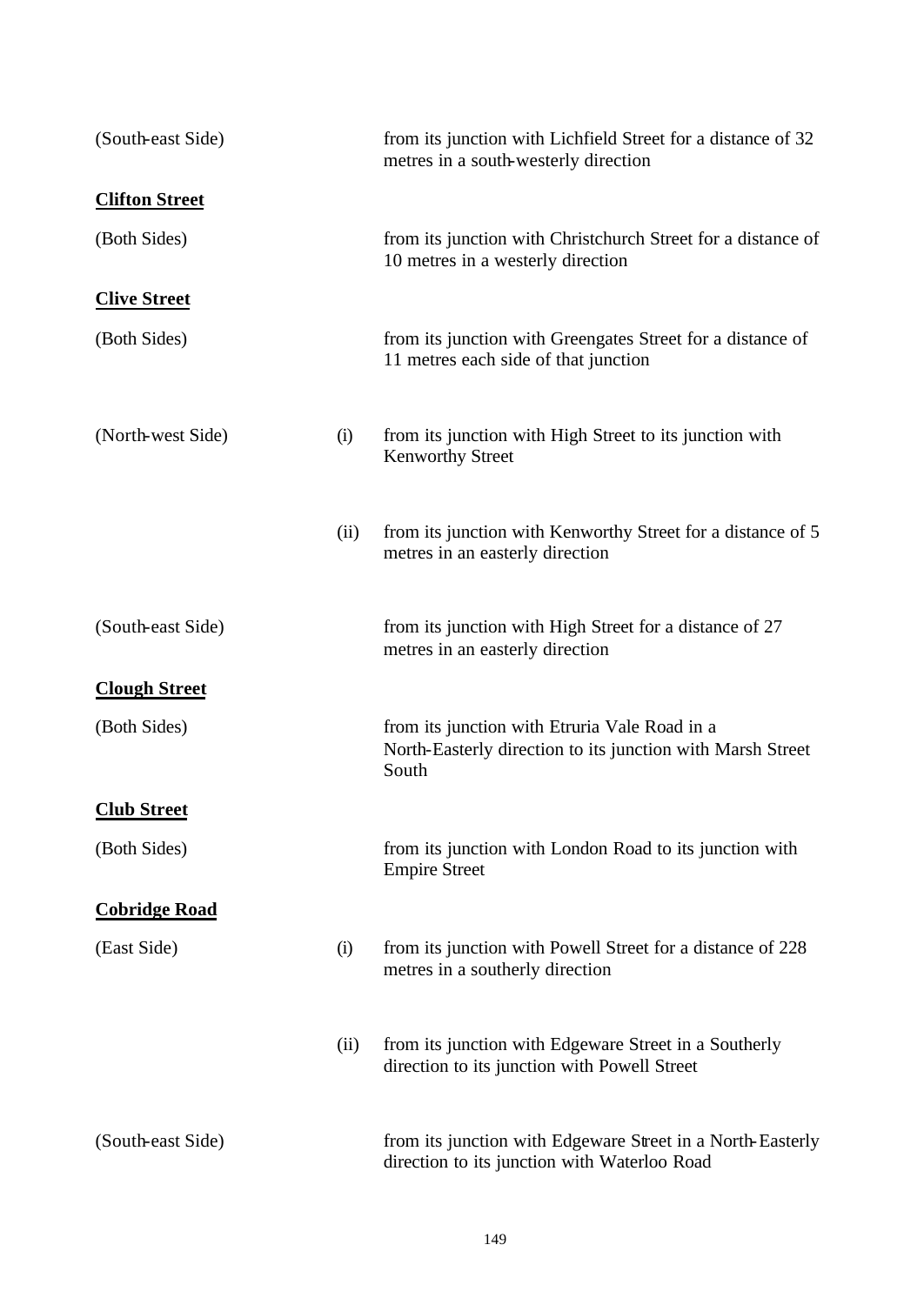| | | |
|---|---|---|
| (South-east Side) | | from its junction with Lichfield Street for a distance of 32 metres in a south-westerly direction |
| **Clifton Street** | | |
| (Both Sides) | | from its junction with Christchurch Street for a distance of 10 metres in a westerly direction |
| **Clive Street** | | |
| (Both Sides) | | from its junction with Greengates Street for a distance of 11 metres each side of that junction |
| (North-west Side) | (i) | from its junction with High Street to its junction with Kenworthy Street |
| | (ii) | from its junction with Kenworthy Street for a distance of 5 metres in an easterly direction |
| (South-east Side) | | from its junction with High Street for a distance of 27 metres in an easterly direction |
| **Clough Street** | | |
| (Both Sides) | | from its junction with Etruria Vale Road in a North-Easterly direction to its junction with Marsh Street South |
| **Club Street** | | |
| (Both Sides) | | from its junction with London Road to its junction with Empire Street |
| **Cobridge Road** | | |
| (East Side) | (i) | from its junction with Powell Street for a distance of 228 metres in a southerly direction |
| | (ii) | from its junction with Edgeware Street in a Southerly direction to its junction with Powell Street |
| (South-east Side) | | from its junction with Edgeware Street in a North-Easterly direction to its junction with Waterloo Road |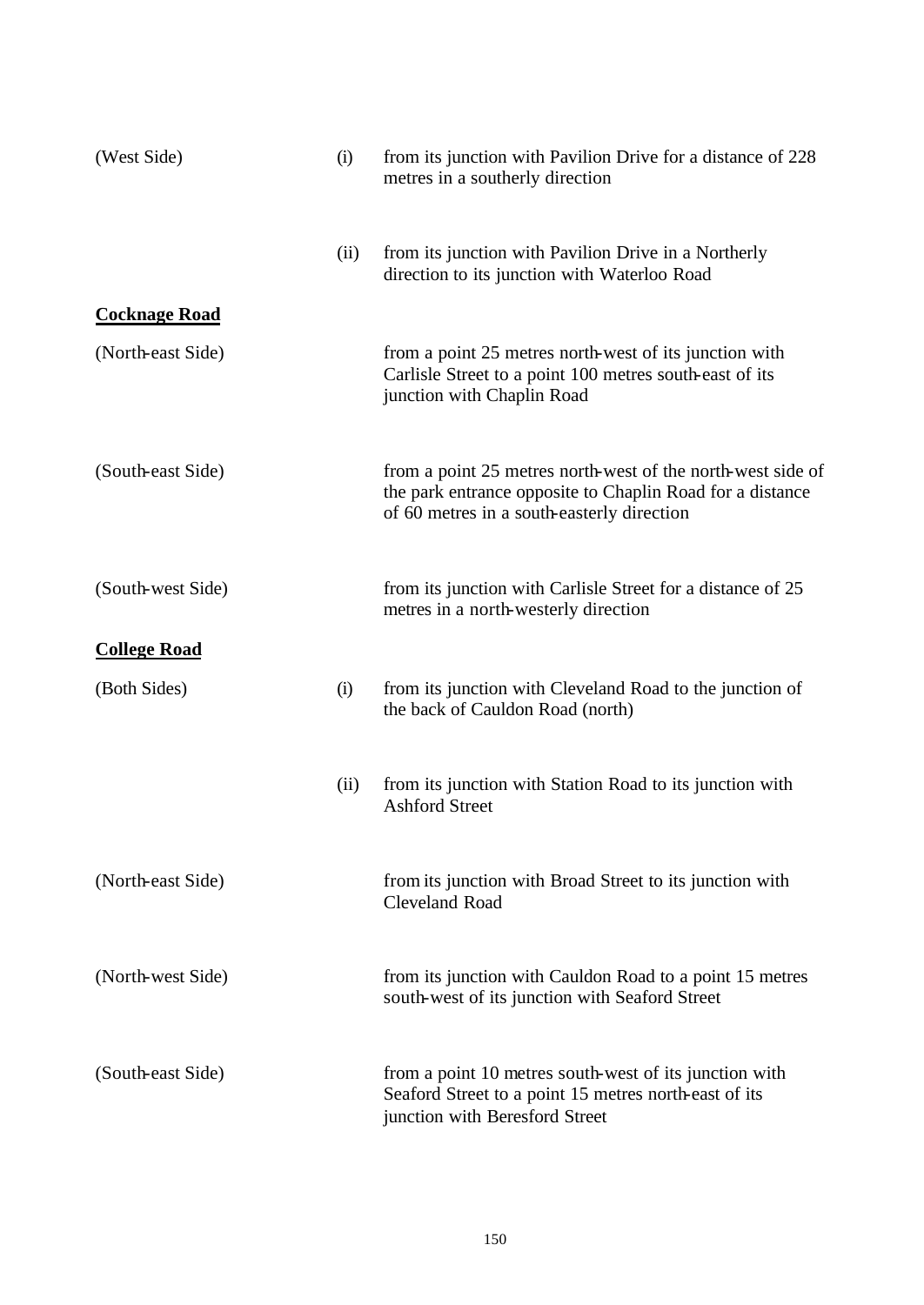| | | |
|---|---|---|
| (West Side) | (i) | from its junction with Pavilion Drive for a distance of 228 metres in a southerly direction |
| | (ii) | from its junction with Pavilion Drive in a Northerly direction to its junction with Waterloo Road |

**Cocknage Road**

| | | |
|---|---|---|
| (North-east Side) | | from a point 25 metres north-west of its junction with Carlisle Street to a point 100 metres south-east of its junction with Chaplin Road |
| (South-east Side) | | from a point 25 metres north-west of the north-west side of the park entrance opposite to Chaplin Road for a distance of 60 metres in a south-easterly direction |
| (South-west Side) | | from its junction with Carlisle Street for a distance of 25 metres in a north-westerly direction |

**College Road**

| | | |
|---|---|---|
| (Both Sides) | (i) | from its junction with Cleveland Road to the junction of the back of Cauldon Road (north) |
| | (ii) | from its junction with Station Road to its junction with Ashford Street |
| (North-east Side) | | from its junction with Broad Street to its junction with Cleveland Road |
| (North-west Side) | | from its junction with Cauldon Road to a point 15 metres south-west of its junction with Seaford Street |
| (South-east Side) | | from a point 10 metres south-west of its junction with Seaford Street to a point 15 metres north-east of its junction with Beresford Street |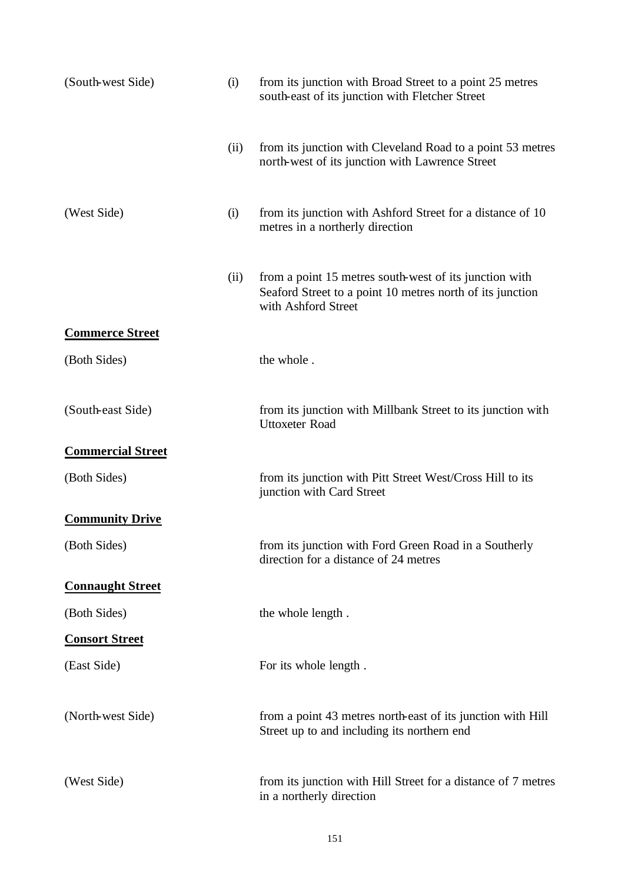| | | |
|---|---|---|
| (South-west Side) | (i) | from its junction with Broad Street to a point 25 metres south-east of its junction with Fletcher Street |
| | (ii) | from its junction with Cleveland Road to a point 53 metres north-west of its junction with Lawrence Street |
| (West Side) | (i) | from its junction with Ashford Street for a distance of 10 metres in a northerly direction |
| | (ii) | from a point 15 metres south-west of its junction with Seaford Street to a point 10 metres north of its junction with Ashford Street |

**Commerce Street**

| | |
|---|---|
| (Both Sides) | the whole . |
| (South-east Side) | from its junction with Millbank Street to its junction with Uttoxeter Road |

**Commercial Street**

| | |
|---|---|
| (Both Sides) | from its junction with Pitt Street West/Cross Hill to its junction with Card Street |

**Community Drive**

| | |
|---|---|
| (Both Sides) | from its junction with Ford Green Road in a Southerly direction for a distance of 24 metres |

**Connaught Street**

| | |
|---|---|
| (Both Sides) | the whole length . |

**Consort Street**

| | |
|---|---|
| (East Side) | For its whole length . |
| (North-west Side) | from a point 43 metres north-east of its junction with Hill Street up to and including its northern end |
| (West Side) | from its junction with Hill Street for a distance of 7 metres in a northerly direction |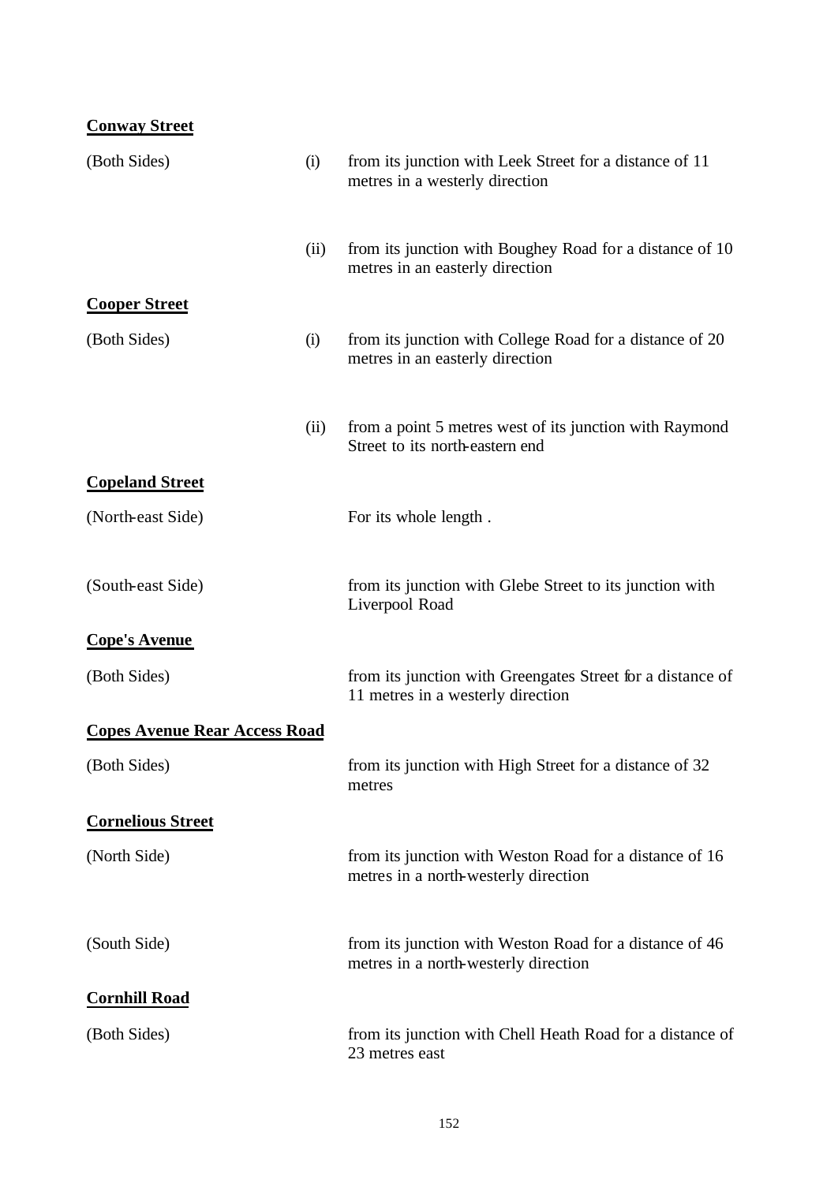**Conway Street**

| | | |
|---|---|---|
| (Both Sides) | (i) | from its junction with Leek Street for a distance of 11 metres in a westerly direction |
| | (ii) | from its junction with Boughey Road for a distance of 10 metres in an easterly direction |

**Cooper Street**

| | | |
|---|---|---|
| (Both Sides) | (i) | from its junction with College Road for a distance of 20 metres in an easterly direction |
| | (ii) | from a point 5 metres west of its junction with Raymond Street to its north-eastern end |

**Copeland Street**

| | |
|---|---|
| (North-east Side) | For its whole length . |
| (South-east Side) | from its junction with Glebe Street to its junction with Liverpool Road |

**Cope's Avenue**

| | |
|---|---|
| (Both Sides) | from its junction with Greengates Street for a distance of 11 metres in a westerly direction |

**Copes Avenue Rear Access Road**

| | |
|---|---|
| (Both Sides) | from its junction with High Street for a distance of 32 metres |

**Cornelious Street**

| | |
|---|---|
| (North Side) | from its junction with Weston Road for a distance of 16 metres in a north-westerly direction |
| (South Side) | from its junction with Weston Road for a distance of 46 metres in a north-westerly direction |

**Cornhill Road**

| | |
|---|---|
| (Both Sides) | from its junction with Chell Heath Road for a distance of 23 metres east |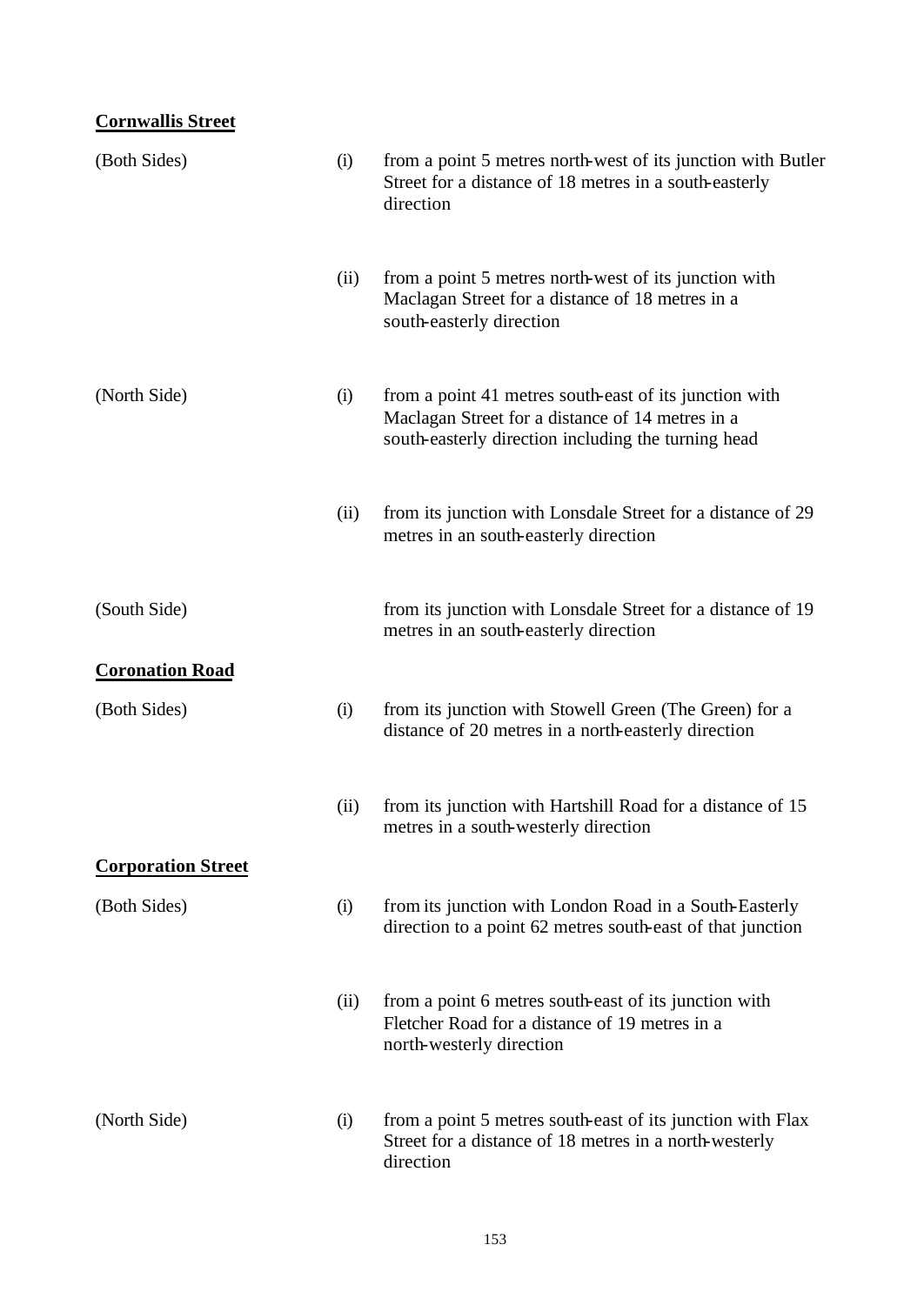**Cornwallis Street**

| | | |
|---|---|---|
| (Both Sides) | (i) | from a point 5 metres north-west of its junction with Butler Street for a distance of 18 metres in a south-easterly direction |
| | (ii) | from a point 5 metres north-west of its junction with Maclagan Street for a distance of 18 metres in a south-easterly direction |
| (North Side) | (i) | from a point 41 metres south-east of its junction with Maclagan Street for a distance of 14 metres in a south-easterly direction including the turning head |
| | (ii) | from its junction with Lonsdale Street for a distance of 29 metres in an south-easterly direction |
| (South Side) | | from its junction with Lonsdale Street for a distance of 19 metres in an south-easterly direction |

**Coronation Road**

| | | |
|---|---|---|
| (Both Sides) | (i) | from its junction with Stowell Green (The Green) for a distance of 20 metres in a north-easterly direction |
| | (ii) | from its junction with Hartshill Road for a distance of 15 metres in a south-westerly direction |

**Corporation Street**

| | | |
|---|---|---|
| (Both Sides) | (i) | from its junction with London Road in a South-Easterly direction to a point 62 metres south-east of that junction |
| | (ii) | from a point 6 metres south-east of its junction with Fletcher Road for a distance of 19 metres in a north-westerly direction |
| (North Side) | (i) | from a point 5 metres south-east of its junction with Flax Street for a distance of 18 metres in a north-westerly direction |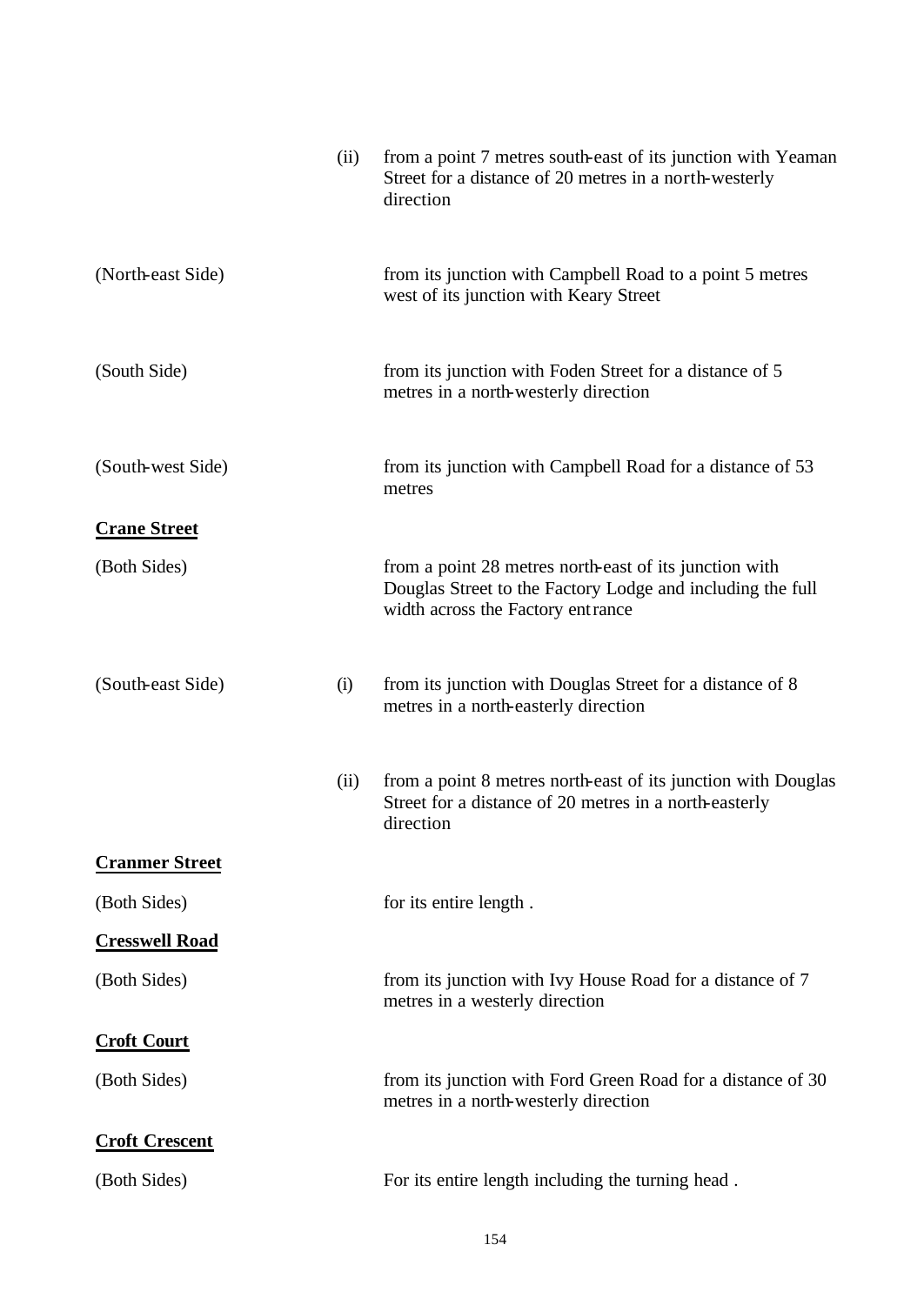| | | |
|---|---|---|
| | (ii) | from a point 7 metres south-east of its junction with Yeaman Street for a distance of 20 metres in a north-westerly direction |
| (North-east Side) | | from its junction with Campbell Road to a point 5 metres west of its junction with Keary Street |
| (South Side) | | from its junction with Foden Street for a distance of 5 metres in a north-westerly direction |
| (South-west Side) | | from its junction with Campbell Road for a distance of 53 metres |

**Crane Street**

| | | |
|---|---|---|
| (Both Sides) | | from a point 28 metres north-east of its junction with Douglas Street to the Factory Lodge and including the full width across the Factory entrance |
| (South-east Side) | (i) | from its junction with Douglas Street for a distance of 8 metres in a north-easterly direction |
| | (ii) | from a point 8 metres north-east of its junction with Douglas Street for a distance of 20 metres in a north-easterly direction |

**Cranmer Street**

| | | |
|---|---|---|
| (Both Sides) | | for its entire length . |

**Cresswell Road**

| | | |
|---|---|---|
| (Both Sides) | | from its junction with Ivy House Road for a distance of 7 metres in a westerly direction |

**Croft Court**

| | | |
|---|---|---|
| (Both Sides) | | from its junction with Ford Green Road for a distance of 30 metres in a north-westerly direction |

**Croft Crescent**

| | | |
|---|---|---|
| (Both Sides) | | For its entire length including the turning head . |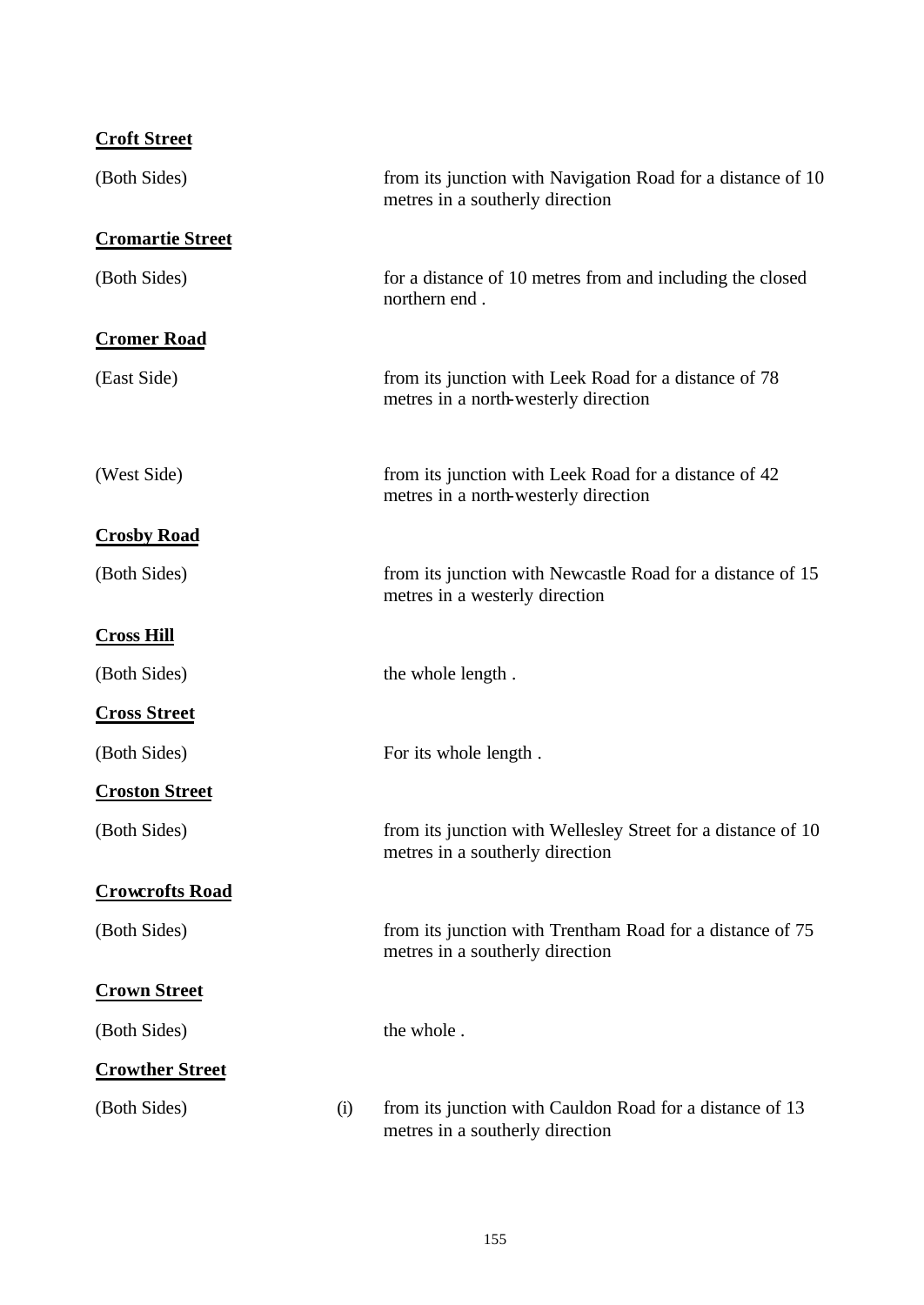**Croft Street**

| | | |
|---|---|---|
| (Both Sides) | | from its junction with Navigation Road for a distance of 10 metres in a southerly direction |

**Cromartie Street**

| | | |
|---|---|---|
| (Both Sides) | | for a distance of 10 metres from and including the closed northern end . |

**Cromer Road**

| | | |
|---|---|---|
| (East Side) | | from its junction with Leek Road for a distance of 78 metres in a north-westerly direction |
| (West Side) | | from its junction with Leek Road for a distance of 42 metres in a north-westerly direction |

**Crosby Road**

| | | |
|---|---|---|
| (Both Sides) | | from its junction with Newcastle Road for a distance of 15 metres in a westerly direction |

**Cross Hill**

| | | |
|---|---|---|
| (Both Sides) | | the whole length . |

**Cross Street**

| | | |
|---|---|---|
| (Both Sides) | | For its whole length . |

**Croston Street**

| | | |
|---|---|---|
| (Both Sides) | | from its junction with Wellesley Street for a distance of 10 metres in a southerly direction |

**Crowcrofts Road**

| | | |
|---|---|---|
| (Both Sides) | | from its junction with Trentham Road for a distance of 75 metres in a southerly direction |

**Crown Street**

| | | |
|---|---|---|
| (Both Sides) | | the whole . |

**Crowther Street**

| | | |
|---|---|---|
| (Both Sides) | (i) | from its junction with Cauldon Road for a distance of 13 metres in a southerly direction |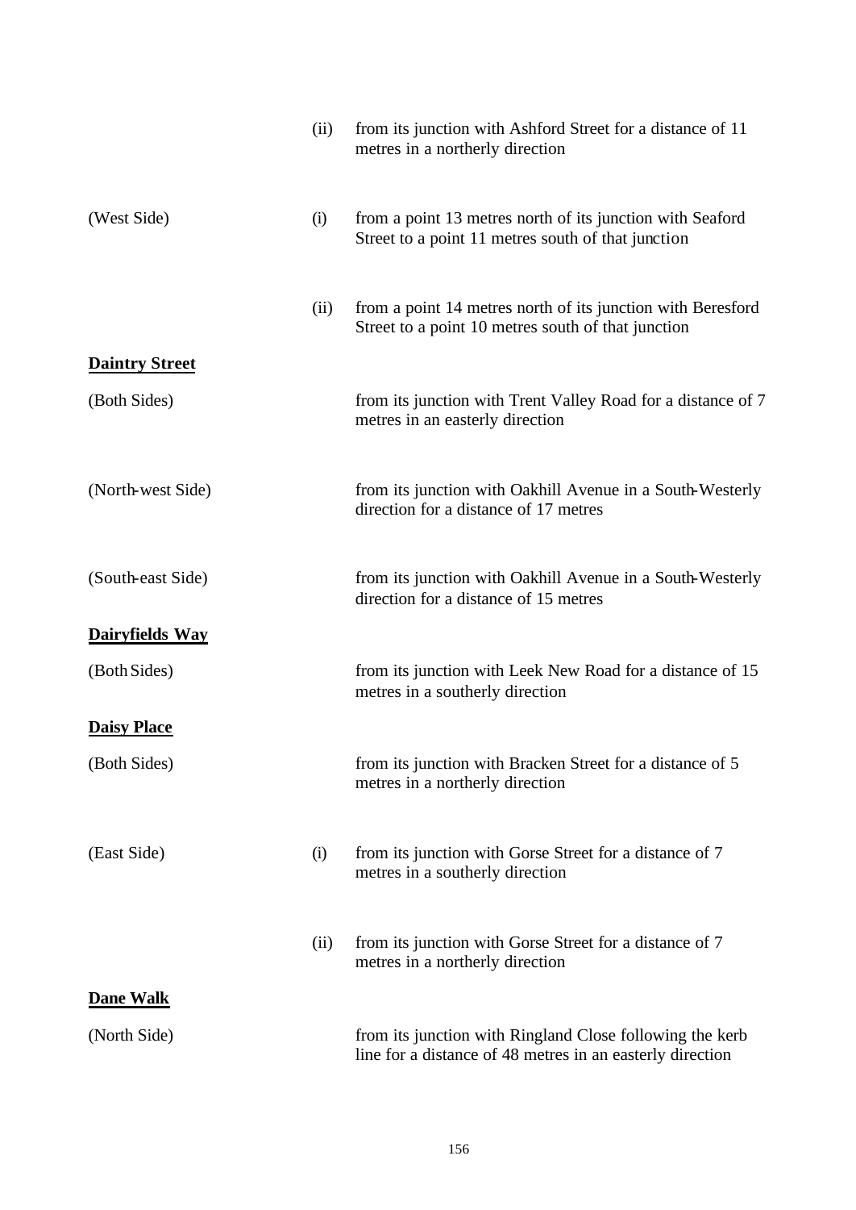| | | |
|---|---|---|
| | (ii) | from its junction with Ashford Street for a distance of 11 metres in a northerly direction |
| (West Side) | (i) | from a point 13 metres north of its junction with Seaford Street to a point 11 metres south of that junction |
| | (ii) | from a point 14 metres north of its junction with Beresford Street to a point 10 metres south of that junction |

**Daintry Street**

| | | |
|---|---|---|
| (Both Sides) | | from its junction with Trent Valley Road for a distance of 7 metres in an easterly direction |
| (North-west Side) | | from its junction with Oakhill Avenue in a South-Westerly direction for a distance of 17 metres |
| (South-east Side) | | from its junction with Oakhill Avenue in a South-Westerly direction for a distance of 15 metres |

**Dairyfields Way**

| | | |
|---|---|---|
| (Both Sides) | | from its junction with Leek New Road for a distance of 15 metres in a southerly direction |

**Daisy Place**

| | | |
|---|---|---|
| (Both Sides) | | from its junction with Bracken Street for a distance of 5 metres in a northerly direction |
| (East Side) | (i) | from its junction with Gorse Street for a distance of 7 metres in a southerly direction |
| | (ii) | from its junction with Gorse Street for a distance of 7 metres in a northerly direction |

**Dane Walk**

| | | |
|---|---|---|
| (North Side) | | from its junction with Ringland Close following the kerb line for a distance of 48 metres in an easterly direction |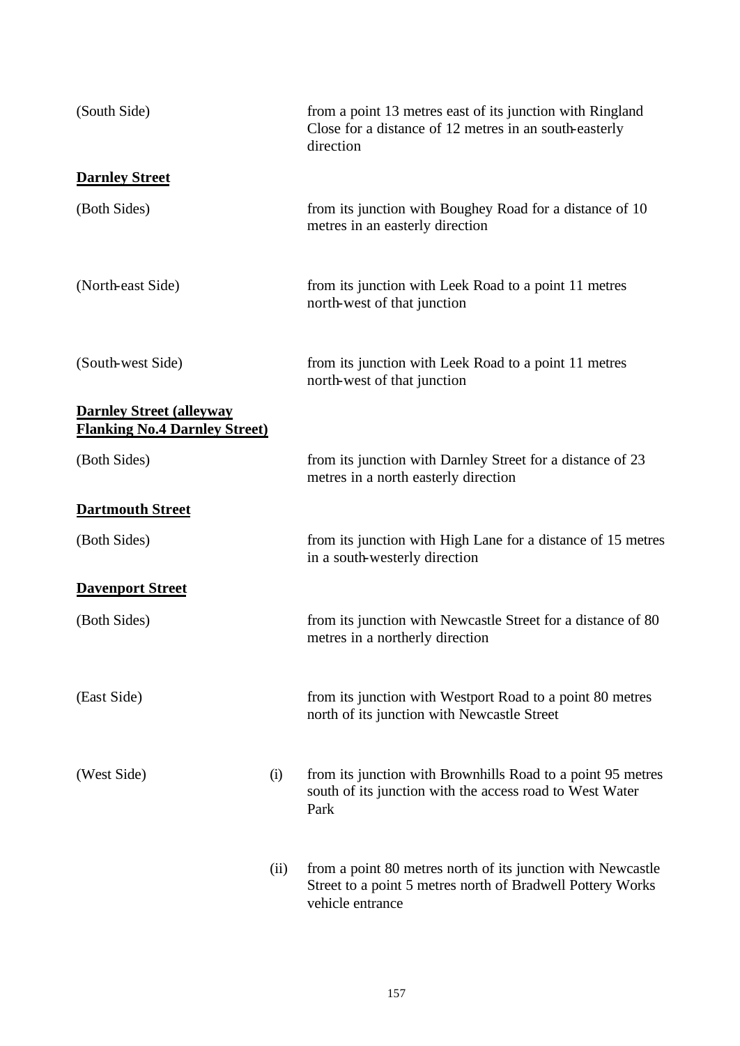| | | |
|---|---|---|
| (South Side) | | from a point 13 metres east of its junction with Ringland Close for a distance of 12 metres in an south-easterly direction |

**Darnley Street**

| | | |
|---|---|---|
| (Both Sides) | | from its junction with Boughey Road for a distance of 10 metres in an easterly direction |
| (North-east Side) | | from its junction with Leek Road to a point 11 metres north-west of that junction |
| (South-west Side) | | from its junction with Leek Road to a point 11 metres north-west of that junction |

**Darnley Street (alleyway Flanking No.4 Darnley Street)**

| | | |
|---|---|---|
| (Both Sides) | | from its junction with Darnley Street for a distance of 23 metres in a north easterly direction |

**Dartmouth Street**

| | | |
|---|---|---|
| (Both Sides) | | from its junction with High Lane for a distance of 15 metres in a south-westerly direction |

**Davenport Street**

| | | |
|---|---|---|
| (Both Sides) | | from its junction with Newcastle Street for a distance of 80 metres in a northerly direction |
| (East Side) | | from its junction with Westport Road to a point 80 metres north of its junction with Newcastle Street |
| (West Side) | (i) | from its junction with Brownhills Road to a point 95 metres south of its junction with the access road to West Water Park |
| | (ii) | from a point 80 metres north of its junction with Newcastle Street to a point 5 metres north of Bradwell Pottery Works vehicle entrance |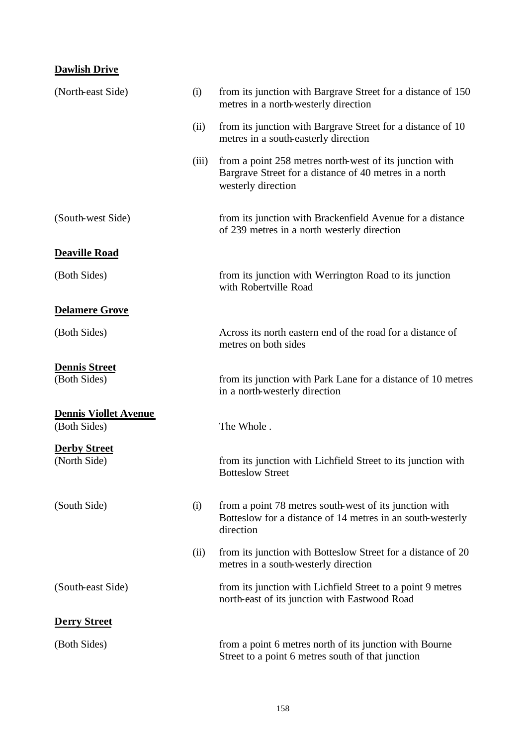**Dawlish Drive**

| | | |
|---|---|---|
| (North-east Side) | (i) | from its junction with Bargrave Street for a distance of 150 metres in a north-westerly direction |
| | (ii) | from its junction with Bargrave Street for a distance of 10 metres in a south-easterly direction |
| | (iii) | from a point 258 metres north-west of its junction with Bargrave Street for a distance of 40 metres in a north westerly direction |
| (South-west Side) | | from its junction with Brackenfield Avenue for a distance of 239 metres in a north westerly direction |

**Deaville Road**

| | | |
|---|---|---|
| (Both Sides) | | from its junction with Werrington Road to its junction with Robertville Road |

**Delamere Grove**

| | | |
|---|---|---|
| (Both Sides) | | Across its north eastern end of the road for a distance of metres on both sides |

**Dennis Street**

| | | |
|---|---|---|
| (Both Sides) | | from its junction with Park Lane for a distance of 10 metres in a north-westerly direction |

**Dennis Viollet Avenue**

| | | |
|---|---|---|
| (Both Sides) | | The Whole . |

**Derby Street**

| | | |
|---|---|---|
| (North Side) | | from its junction with Lichfield Street to its junction with Botteslow Street |
| (South Side) | (i) | from a point 78 metres south-west of its junction with Botteslow for a distance of 14 metres in an south-westerly direction |
| | (ii) | from its junction with Botteslow Street for a distance of 20 metres in a south-westerly direction |
| (South-east Side) | | from its junction with Lichfield Street to a point 9 metres north-east of its junction with Eastwood Road |

**Derry Street**

| | | |
|---|---|---|
| (Both Sides) | | from a point 6 metres north of its junction with Bourne Street to a point 6 metres south of that junction |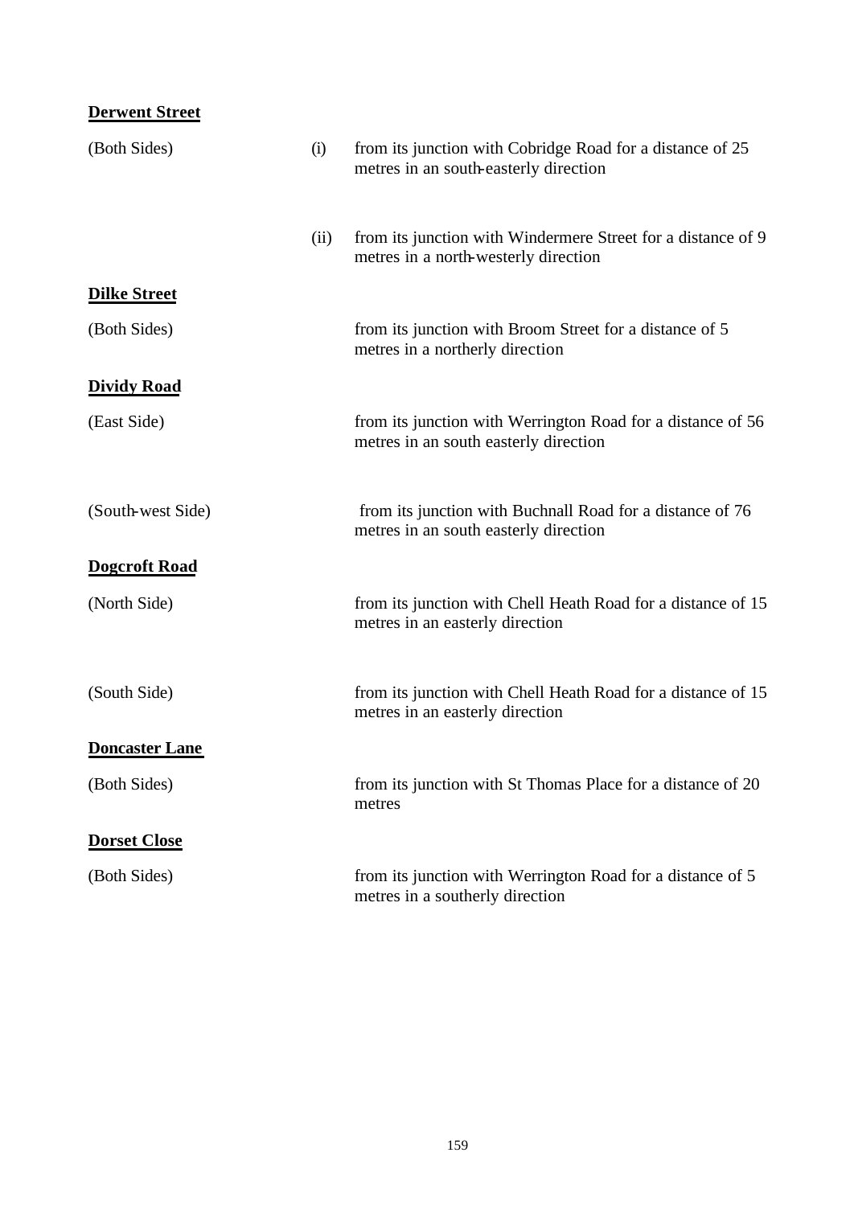**Derwent Street**

| | | |
|---|---|---|
| (Both Sides) | (i) | from its junction with Cobridge Road for a distance of 25 metres in an south-easterly direction |
| | (ii) | from its junction with Windermere Street for a distance of 9 metres in a north-westerly direction |

**Dilke Street**

| | | |
|---|---|---|
| (Both Sides) | | from its junction with Broom Street for a distance of 5 metres in a northerly direction |

**Dividy Road**

| | | |
|---|---|---|
| (East Side) | | from its junction with Werrington Road for a distance of 56 metres in an south easterly direction |
| (South-west Side) | | from its junction with Buchnall Road for a distance of 76 metres in an south easterly direction |

**Dogcroft Road**

| | | |
|---|---|---|
| (North Side) | | from its junction with Chell Heath Road for a distance of 15 metres in an easterly direction |
| (South Side) | | from its junction with Chell Heath Road for a distance of 15 metres in an easterly direction |

**Doncaster Lane**

| | | |
|---|---|---|
| (Both Sides) | | from its junction with St Thomas Place for a distance of 20 metres |

**Dorset Close**

| | | |
|---|---|---|
| (Both Sides) | | from its junction with Werrington Road for a distance of 5 metres in a southerly direction |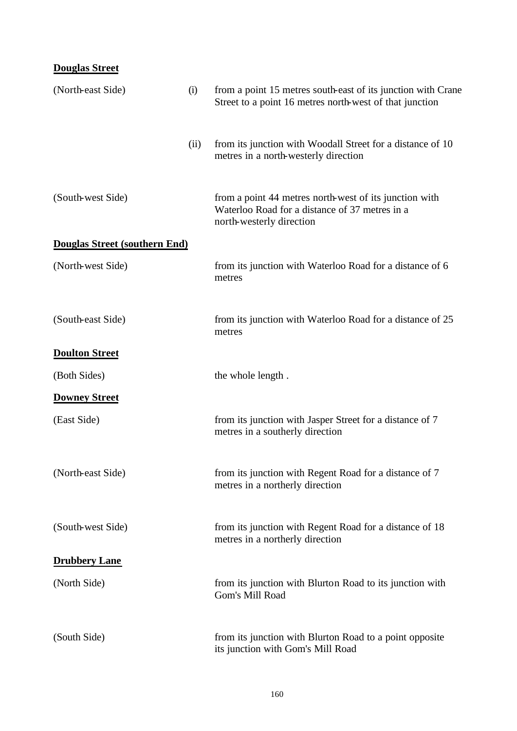**Douglas Street**

| | | |
|---|---|---|
| (North-east Side) | (i) | from a point 15 metres south-east of its junction with Crane Street to a point 16 metres north-west of that junction |
| | (ii) | from its junction with Woodall Street for a distance of 10 metres in a north-westerly direction |
| (South-west Side) | | from a point 44 metres north-west of its junction with Waterloo Road for a distance of 37 metres in a north-westerly direction |

**Douglas Street (southern End)**

| | |
|---|---|
| (North-west Side) | from its junction with Waterloo Road for a distance of 6 metres |
| (South-east Side) | from its junction with Waterloo Road for a distance of 25 metres |

**Doulton Street**

| | |
|---|---|
| (Both Sides) | the whole length . |

**Downey Street**

| | |
|---|---|
| (East Side) | from its junction with Jasper Street for a distance of 7 metres in a southerly direction |
| (North-east Side) | from its junction with Regent Road for a distance of 7 metres in a northerly direction |
| (South-west Side) | from its junction with Regent Road for a distance of 18 metres in a northerly direction |

**Drubbery Lane**

| | |
|---|---|
| (North Side) | from its junction with Blurton Road to its junction with Gom's Mill Road |
| (South Side) | from its junction with Blurton Road to a point opposite its junction with Gom's Mill Road |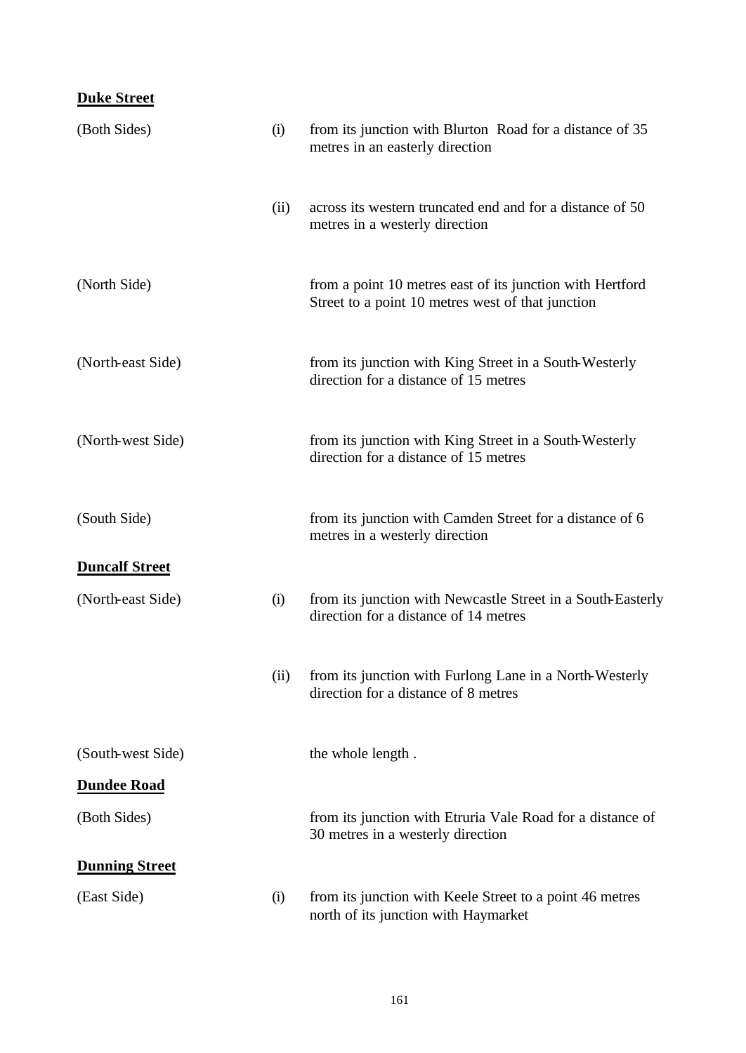**Duke Street**

| | | |
|---|---|---|
| (Both Sides) | (i) | from its junction with Blurton Road for a distance of 35 metres in an easterly direction |
| | (ii) | across its western truncated end and for a distance of 50 metres in a westerly direction |
| (North Side) | | from a point 10 metres east of its junction with Hertford Street to a point 10 metres west of that junction |
| (North-east Side) | | from its junction with King Street in a South-Westerly direction for a distance of 15 metres |
| (North-west Side) | | from its junction with King Street in a South-Westerly direction for a distance of 15 metres |
| (South Side) | | from its junction with Camden Street for a distance of 6 metres in a westerly direction |

**Duncalf Street**

| | | |
|---|---|---|
| (North-east Side) | (i) | from its junction with Newcastle Street in a South-Easterly direction for a distance of 14 metres |
| | (ii) | from its junction with Furlong Lane in a North-Westerly direction for a distance of 8 metres |
| (South-west Side) | | the whole length . |

**Dundee Road**

| | | |
|---|---|---|
| (Both Sides) | | from its junction with Etruria Vale Road for a distance of 30 metres in a westerly direction |

**Dunning Street**

| | | |
|---|---|---|
| (East Side) | (i) | from its junction with Keele Street to a point 46 metres north of its junction with Haymarket |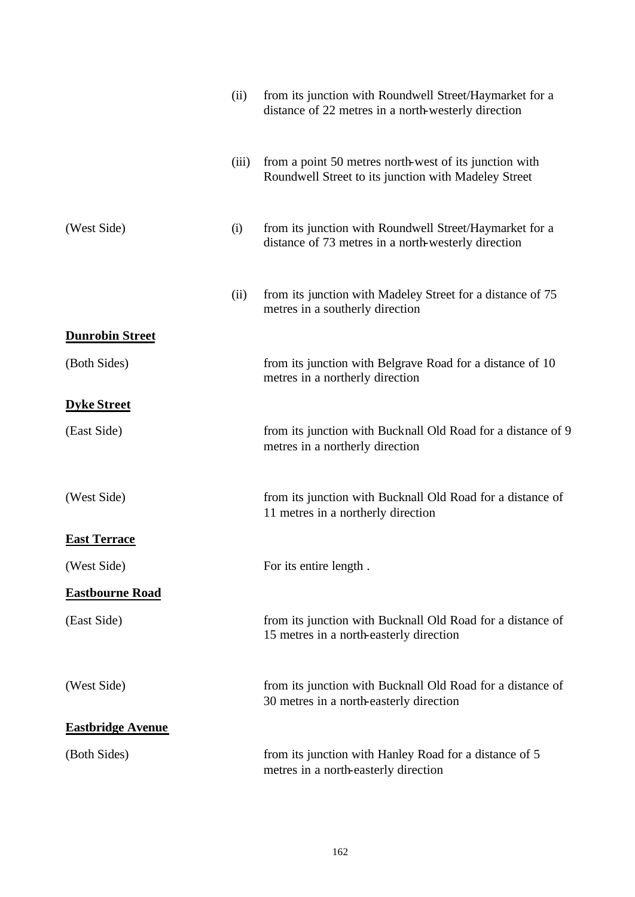| | | |
|---|---|---|
| | (ii) | from its junction with Roundwell Street/Haymarket for a distance of 22 metres in a north-westerly direction |
| | (iii) | from a point 50 metres north-west of its junction with Roundwell Street to its junction with Madeley Street |
| (West Side) | (i) | from its junction with Roundwell Street/Haymarket for a distance of 73 metres in a north-westerly direction |
| | (ii) | from its junction with Madeley Street for a distance of 75 metres in a southerly direction |

**Dunrobin Street**

| | |
|---|---|
| (Both Sides) | from its junction with Belgrave Road for a distance of 10 metres in a northerly direction |

**Dyke Street**

| | |
|---|---|
| (East Side) | from its junction with Bucknall Old Road for a distance of 9 metres in a northerly direction |
| (West Side) | from its junction with Bucknall Old Road for a distance of 11 metres in a northerly direction |

**East Terrace**

| | |
|---|---|
| (West Side) | For its entire length . |

**Eastbourne Road**

| | |
|---|---|
| (East Side) | from its junction with Bucknall Old Road for a distance of 15 metres in a north-easterly direction |
| (West Side) | from its junction with Bucknall Old Road for a distance of 30 metres in a north-easterly direction |

**Eastbridge Avenue**

| | |
|---|---|
| (Both Sides) | from its junction with Hanley Road for a distance of 5 metres in a north-easterly direction |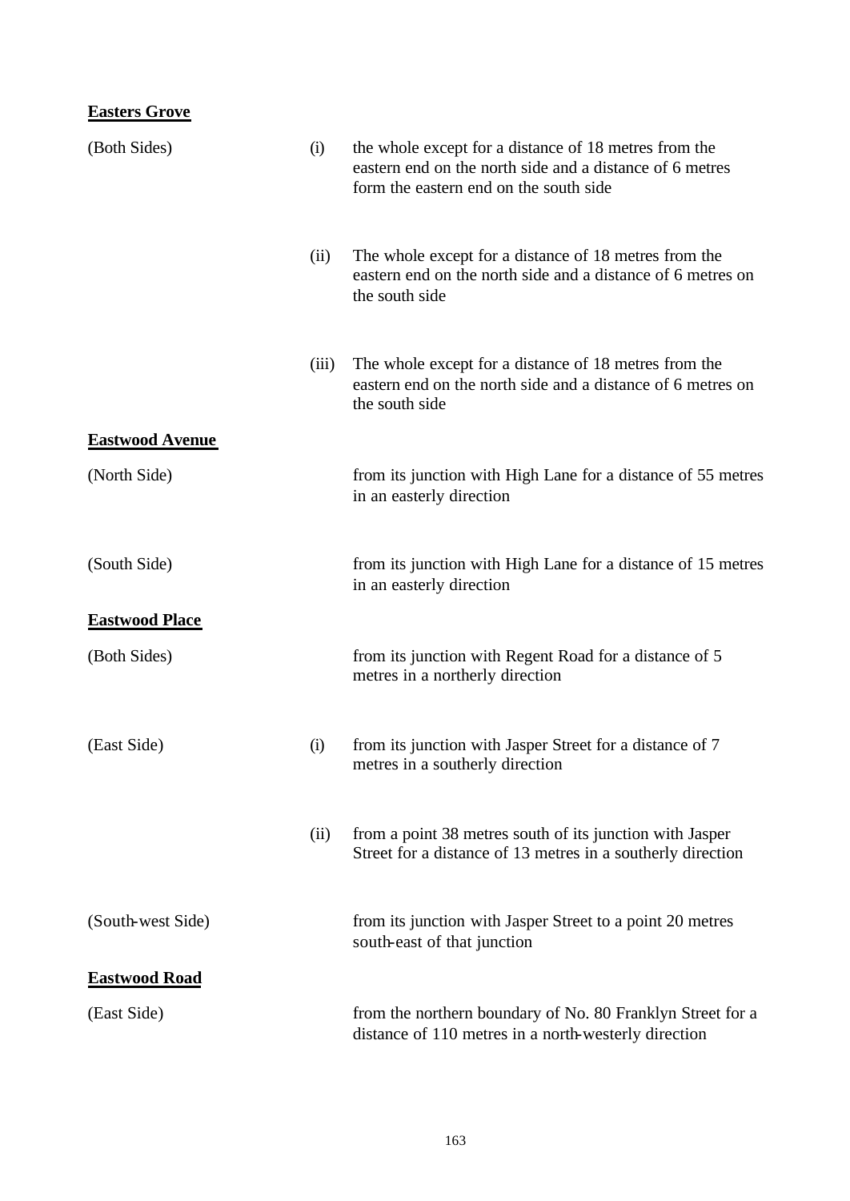**Easters Grove**

| | | |
|---|---|---|
| (Both Sides) | (i) | the whole except for a distance of 18 metres from the eastern end on the north side and a distance of 6 metres form the eastern end on the south side |
| | (ii) | The whole except for a distance of 18 metres from the eastern end on the north side and a distance of 6 metres on the south side |
| | (iii) | The whole except for a distance of 18 metres from the eastern end on the north side and a distance of 6 metres on the south side |

**Eastwood Avenue**

| | | |
|---|---|---|
| (North Side) | | from its junction with High Lane for a distance of 55 metres in an easterly direction |
| (South Side) | | from its junction with High Lane for a distance of 15 metres in an easterly direction |

**Eastwood Place**

| | | |
|---|---|---|
| (Both Sides) | | from its junction with Regent Road for a distance of 5 metres in a northerly direction |
| (East Side) | (i) | from its junction with Jasper Street for a distance of 7 metres in a southerly direction |
| | (ii) | from a point 38 metres south of its junction with Jasper Street for a distance of 13 metres in a southerly direction |
| (South-west Side) | | from its junction with Jasper Street to a point 20 metres south-east of that junction |

**Eastwood Road**

| | | |
|---|---|---|
| (East Side) | | from the northern boundary of No. 80 Franklyn Street for a distance of 110 metres in a north-westerly direction |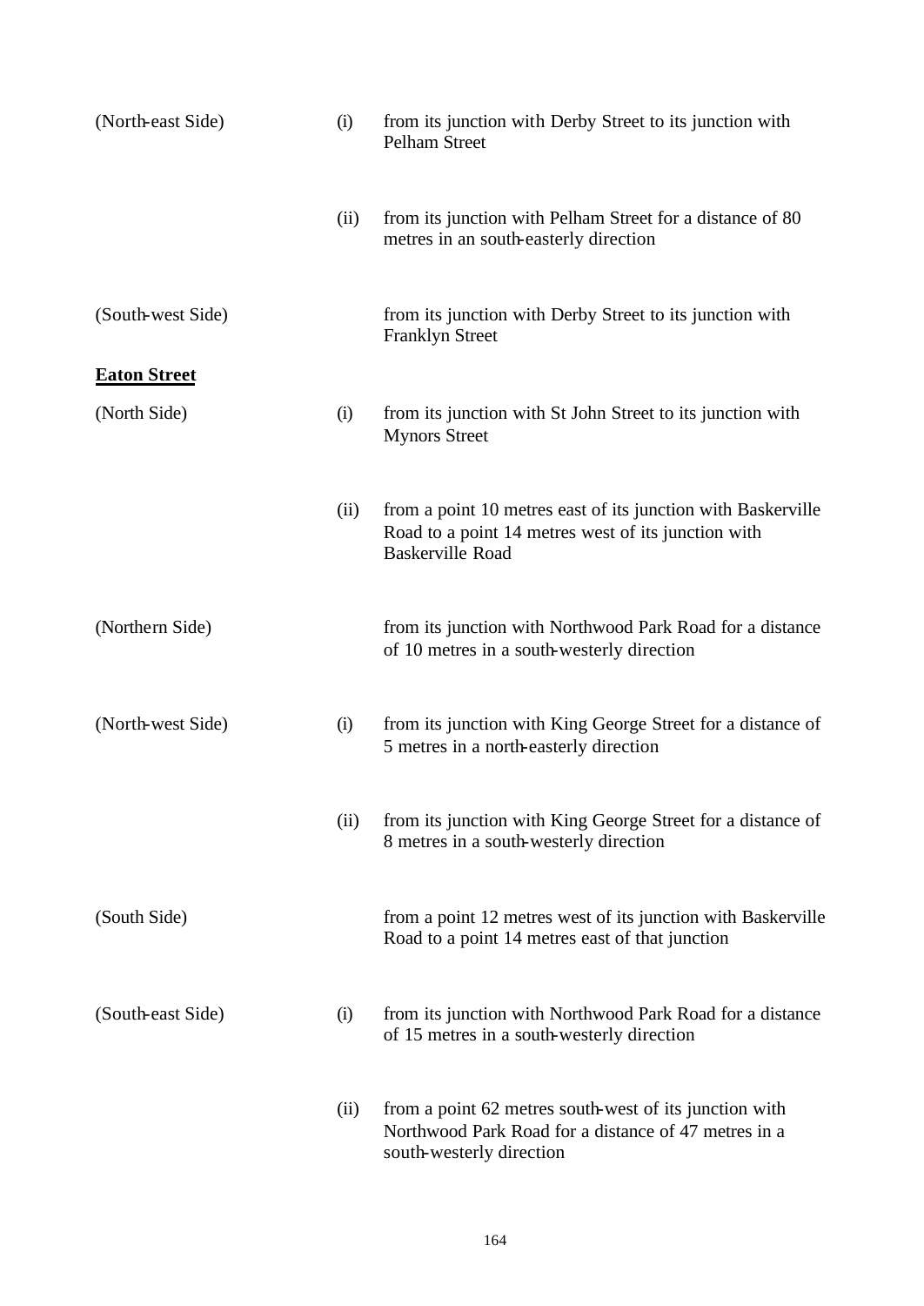| | | |
|---|---|---|
| (North-east Side) | (i) | from its junction with Derby Street to its junction with Pelham Street |
| | (ii) | from its junction with Pelham Street for a distance of 80 metres in an south-easterly direction |
| (South-west Side) | | from its junction with Derby Street to its junction with Franklyn Street |

**Eaton Street**

| | | |
|---|---|---|
| (North Side) | (i) | from its junction with St John Street to its junction with Mynors Street |
| | (ii) | from a point 10 metres east of its junction with Baskerville Road to a point 14 metres west of its junction with Baskerville Road |
| (Northern Side) | | from its junction with Northwood Park Road for a distance of 10 metres in a south-westerly direction |
| (North-west Side) | (i) | from its junction with King George Street for a distance of 5 metres in a north-easterly direction |
| | (ii) | from its junction with King George Street for a distance of 8 metres in a south-westerly direction |
| (South Side) | | from a point 12 metres west of its junction with Baskerville Road to a point 14 metres east of that junction |
| (South-east Side) | (i) | from its junction with Northwood Park Road for a distance of 15 metres in a south-westerly direction |
| | (ii) | from a point 62 metres south-west of its junction with Northwood Park Road for a distance of 47 metres in a south-westerly direction |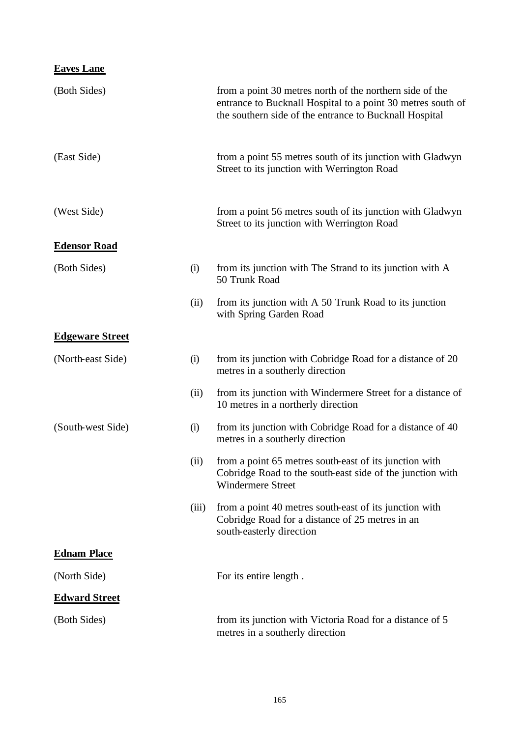**Eaves Lane**

| | | |
|---|---|---|
| (Both Sides) | | from a point 30 metres north of the northern side of the entrance to Bucknall Hospital to a point 30 metres south of the southern side of the entrance to Bucknall Hospital |
| (East Side) | | from a point 55 metres south of its junction with Gladwyn Street to its junction with Werrington Road |
| (West Side) | | from a point 56 metres south of its junction with Gladwyn Street to its junction with Werrington Road |

**Edensor Road**

| | | |
|---|---|---|
| (Both Sides) | (i) | from its junction with The Strand to its junction with A 50 Trunk Road |
| | (ii) | from its junction with A 50 Trunk Road to its junction with Spring Garden Road |

**Edgeware Street**

| | | |
|---|---|---|
| (North-east Side) | (i) | from its junction with Cobridge Road for a distance of 20 metres in a southerly direction |
| | (ii) | from its junction with Windermere Street for a distance of 10 metres in a northerly direction |
| (South-west Side) | (i) | from its junction with Cobridge Road for a distance of 40 metres in a southerly direction |
| | (ii) | from a point 65 metres south-east of its junction with Cobridge Road to the south-east side of the junction with Windermere Street |
| | (iii) | from a point 40 metres south-east of its junction with Cobridge Road for a distance of 25 metres in an south-easterly direction |

**Ednam Place**

| | | |
|---|---|---|
| (North Side) | | For its entire length . |

**Edward Street**

| | | |
|---|---|---|
| (Both Sides) | | from its junction with Victoria Road for a distance of 5 metres in a southerly direction |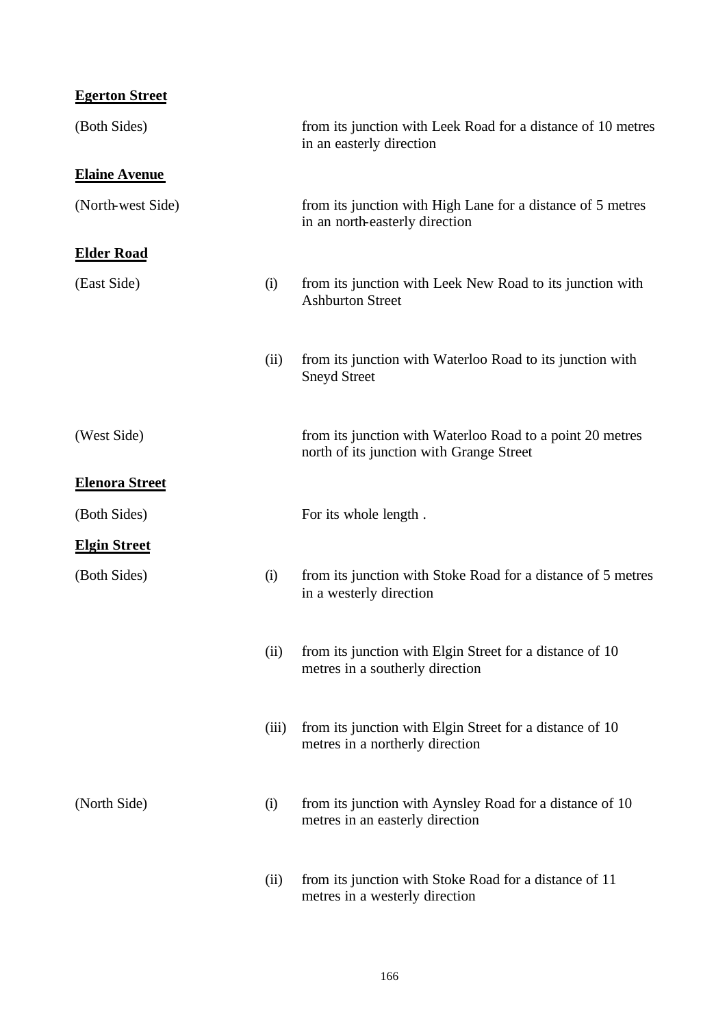**Egerton Street**

| | | |
|---|---|---|
| (Both Sides) | | from its junction with Leek Road for a distance of 10 metres in an easterly direction |

**Elaine Avenue**

| | | |
|---|---|---|
| (North-west Side) | | from its junction with High Lane for a distance of 5 metres in an north-easterly direction |

**Elder Road**

| | | |
|---|---|---|
| (East Side) | (i) | from its junction with Leek New Road to its junction with Ashburton Street |
| | (ii) | from its junction with Waterloo Road to its junction with Sneyd Street |
| (West Side) | | from its junction with Waterloo Road to a point 20 metres north of its junction with Grange Street |

**Elenora Street**

| | | |
|---|---|---|
| (Both Sides) | | For its whole length . |

**Elgin Street**

| | | |
|---|---|---|
| (Both Sides) | (i) | from its junction with Stoke Road for a distance of 5 metres in a westerly direction |
| | (ii) | from its junction with Elgin Street for a distance of 10 metres in a southerly direction |
| | (iii) | from its junction with Elgin Street for a distance of 10 metres in a northerly direction |
| (North Side) | (i) | from its junction with Aynsley Road for a distance of 10 metres in an easterly direction |
| | (ii) | from its junction with Stoke Road for a distance of 11 metres in a westerly direction |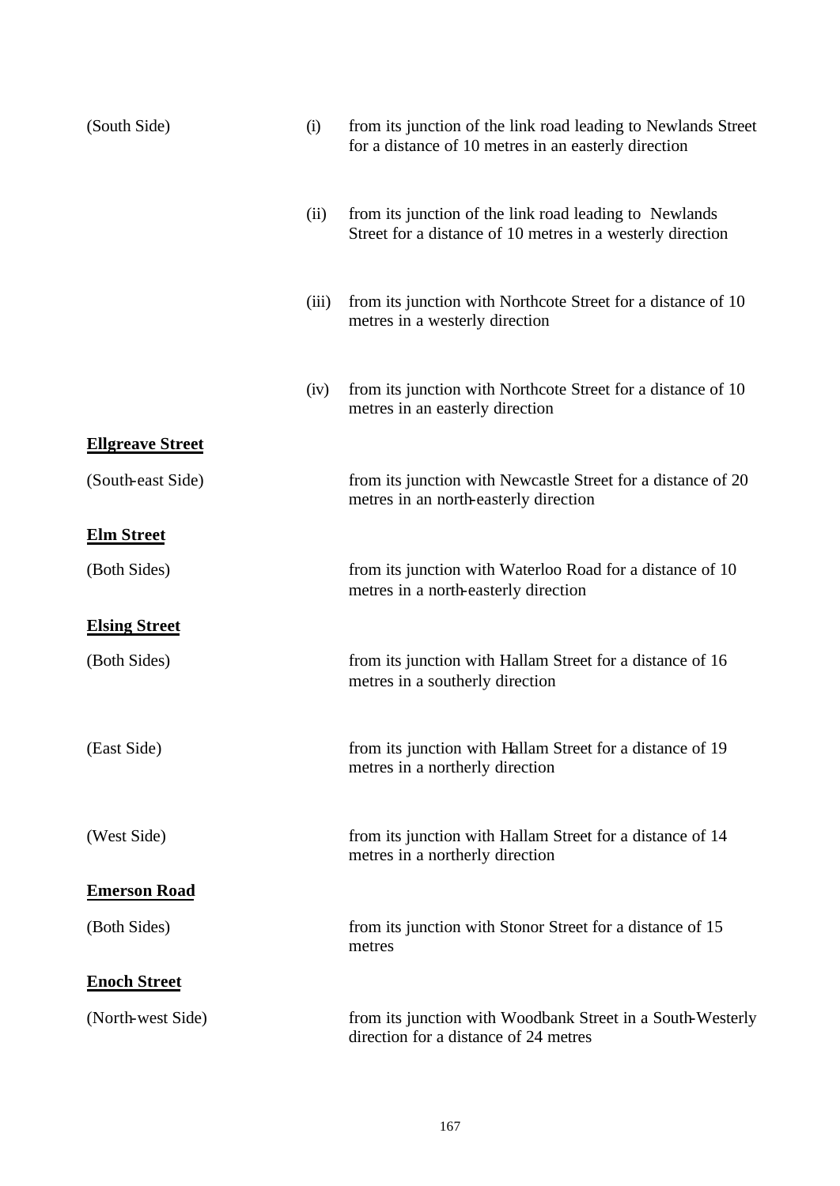(South Side) (i) from its junction of the link road leading to Newlands Street for a distance of 10 metres in an easterly direction

(ii) from its junction of the link road leading to Newlands Street for a distance of 10 metres in a westerly direction

(iii) from its junction with Northcote Street for a distance of 10 metres in a westerly direction

(iv) from its junction with Northcote Street for a distance of 10 metres in an easterly direction

**Ellgreave Street**

(South-east Side) from its junction with Newcastle Street for a distance of 20 metres in an north-easterly direction

**Elm Street**

(Both Sides) from its junction with Waterloo Road for a distance of 10 metres in a north-easterly direction

**Elsing Street**

(Both Sides) from its junction with Hallam Street for a distance of 16 metres in a southerly direction

(East Side) from its junction with Hallam Street for a distance of 19 metres in a northerly direction

(West Side) from its junction with Hallam Street for a distance of 14 metres in a northerly direction

**Emerson Road**

(Both Sides) from its junction with Stonor Street for a distance of 15 metres

**Enoch Street**

(North-west Side) from its junction with Woodbank Street in a South-Westerly direction for a distance of 24 metres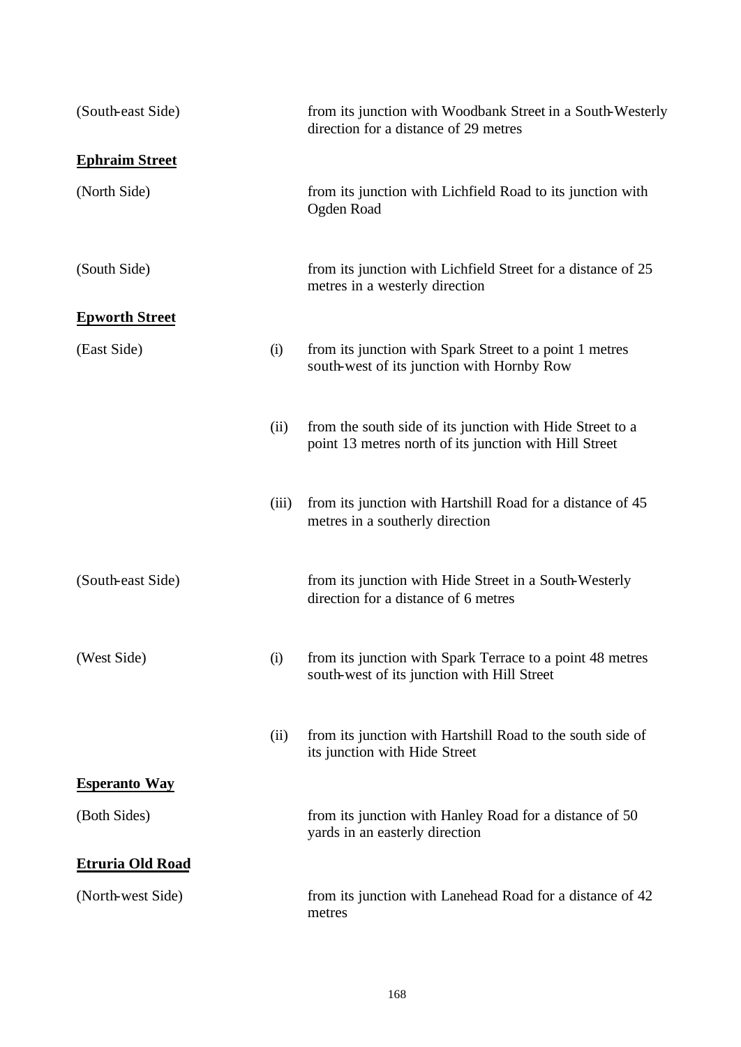| | | |
|---|---|---|
| (South-east Side) | | from its junction with Woodbank Street in a South-Westerly direction for a distance of 29 metres |
| **<u>Ephraim Street</u>** | | |
| (North Side) | | from its junction with Lichfield Road to its junction with Ogden Road |
| (South Side) | | from its junction with Lichfield Street for a distance of 25 metres in a westerly direction |
| **<u>Epworth Street</u>** | | |
| (East Side) | (i) | from its junction with Spark Street to a point 1 metres south-west of its junction with Hornby Row |
| | (ii) | from the south side of its junction with Hide Street to a point 13 metres north of its junction with Hill Street |
| | (iii) | from its junction with Hartshill Road for a distance of 45 metres in a southerly direction |
| (South-east Side) | | from its junction with Hide Street in a South-Westerly direction for a distance of 6 metres |
| (West Side) | (i) | from its junction with Spark Terrace to a point 48 metres south-west of its junction with Hill Street |
| | (ii) | from its junction with Hartshill Road to the south side of its junction with Hide Street |
| **<u>Esperanto Way</u>** | | |
| (Both Sides) | | from its junction with Hanley Road for a distance of 50 yards in an easterly direction |
| **<u>Etruria Old Road</u>** | | |
| (North-west Side) | | from its junction with Lanehead Road for a distance of 42 metres |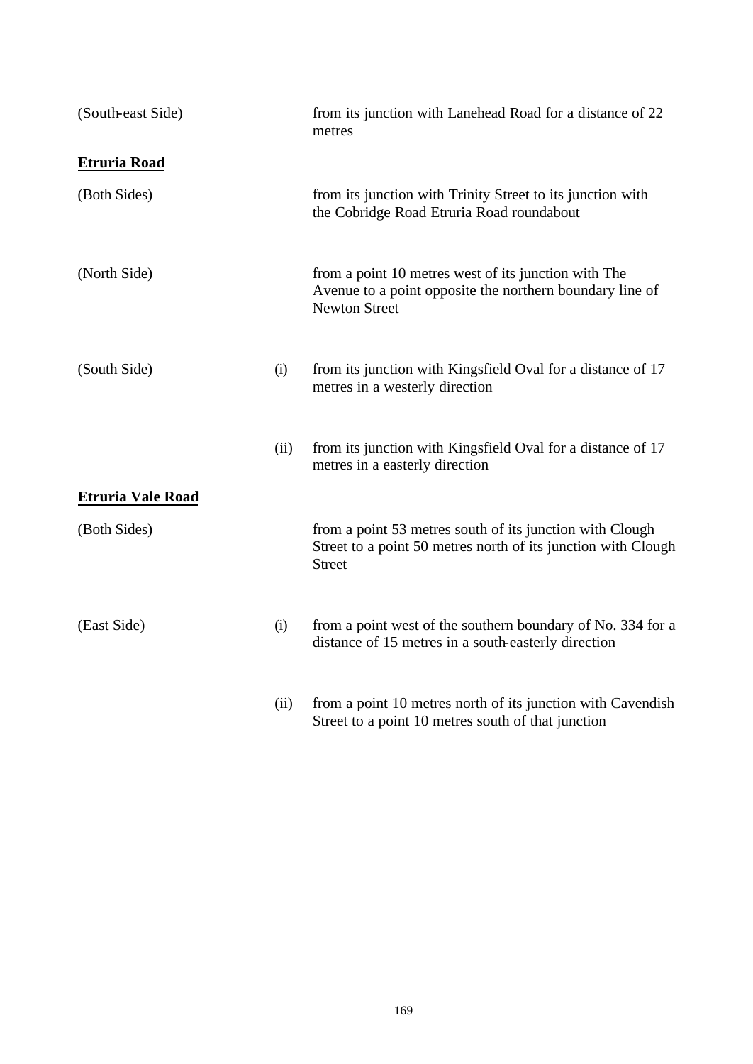| | | |
|---|---|---|
| (South-east Side) | | from its junction with Lanehead Road for a distance of 22 metres |
| **<u>Etruria Road</u>** | | |
| (Both Sides) | | from its junction with Trinity Street to its junction with the Cobridge Road Etruria Road roundabout |
| (North Side) | | from a point 10 metres west of its junction with The Avenue to a point opposite the northern boundary line of Newton Street |
| (South Side) | (i) | from its junction with Kingsfield Oval for a distance of 17 metres in a westerly direction |
| | (ii) | from its junction with Kingsfield Oval for a distance of 17 metres in a easterly direction |
| **<u>Etruria Vale Road</u>** | | |
| (Both Sides) | | from a point 53 metres south of its junction with Clough Street to a point 50 metres north of its junction with Clough Street |
| (East Side) | (i) | from a point west of the southern boundary of No. 334 for a distance of 15 metres in a south-easterly direction |
| | (ii) | from a point 10 metres north of its junction with Cavendish Street to a point 10 metres south of that junction |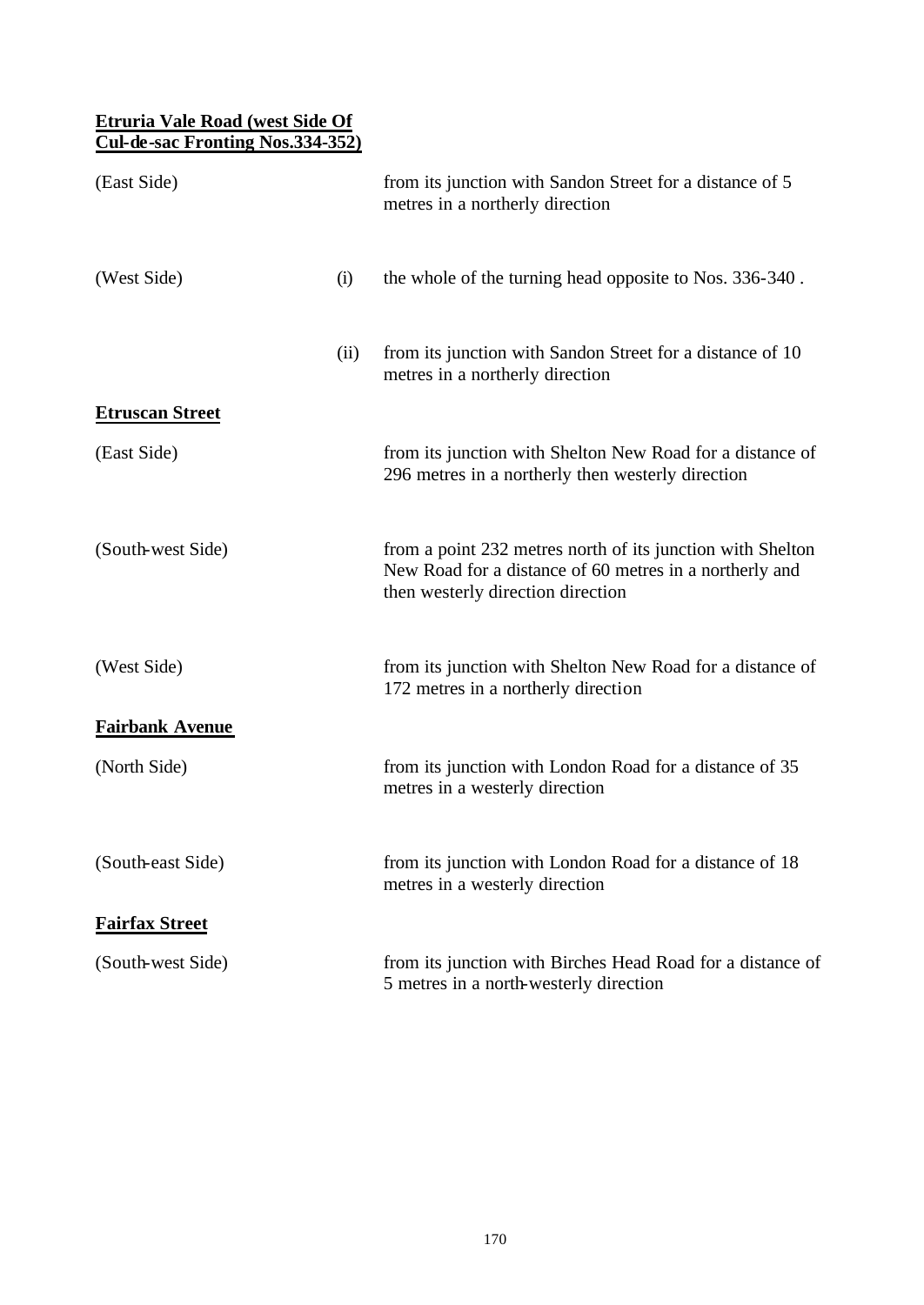**Etruria Vale Road (west Side Of Cul-de-sac Fronting Nos.334-352)**

| | | |
|---|---|---|
| (East Side) | | from its junction with Sandon Street for a distance of 5 metres in a northerly direction |
| (West Side) | (i) | the whole of the turning head opposite to Nos. 336-340 . |
| | (ii) | from its junction with Sandon Street for a distance of 10 metres in a northerly direction |

**Etruscan Street**

| | | |
|---|---|---|
| (East Side) | | from its junction with Shelton New Road for a distance of 296 metres in a northerly then westerly direction |
| (South-west Side) | | from a point 232 metres north of its junction with Shelton New Road for a distance of 60 metres in a northerly and then westerly direction direction |
| (West Side) | | from its junction with Shelton New Road for a distance of 172 metres in a northerly direction |

**Fairbank Avenue**

| | | |
|---|---|---|
| (North Side) | | from its junction with London Road for a distance of 35 metres in a westerly direction |
| (South-east Side) | | from its junction with London Road for a distance of 18 metres in a westerly direction |

**Fairfax Street**

| | | |
|---|---|---|
| (South-west Side) | | from its junction with Birches Head Road for a distance of 5 metres in a north-westerly direction |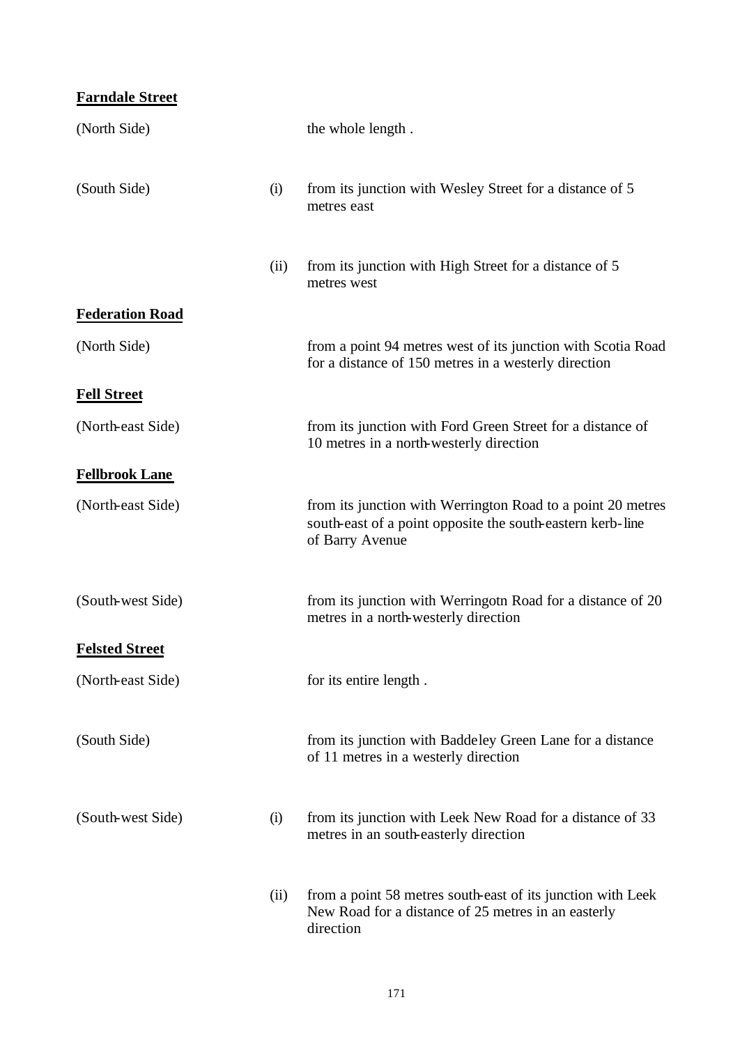**Farndale Street**

| | | |
|---|---|---|
| (North Side) | | the whole length . |
| (South Side) | (i) | from its junction with Wesley Street for a distance of 5 metres east |
| | (ii) | from its junction with High Street for a distance of 5 metres west |

**Federation Road**

| | | |
|---|---|---|
| (North Side) | | from a point 94 metres west of its junction with Scotia Road for a distance of 150 metres in a westerly direction |

**Fell Street**

| | | |
|---|---|---|
| (North-east Side) | | from its junction with Ford Green Street for a distance of 10 metres in a north-westerly direction |

**Fellbrook Lane**

| | | |
|---|---|---|
| (North-east Side) | | from its junction with Werrington Road to a point 20 metres south-east of a point opposite the south-eastern kerb-line of Barry Avenue |
| (South-west Side) | | from its junction with Werringotn Road for a distance of 20 metres in a north-westerly direction |

**Felsted Street**

| | | |
|---|---|---|
| (North-east Side) | | for its entire length . |
| (South Side) | | from its junction with Baddeley Green Lane for a distance of 11 metres in a westerly direction |
| (South-west Side) | (i) | from its junction with Leek New Road for a distance of 33 metres in an south-easterly direction |
| | (ii) | from a point 58 metres south-east of its junction with Leek New Road for a distance of 25 metres in an easterly direction |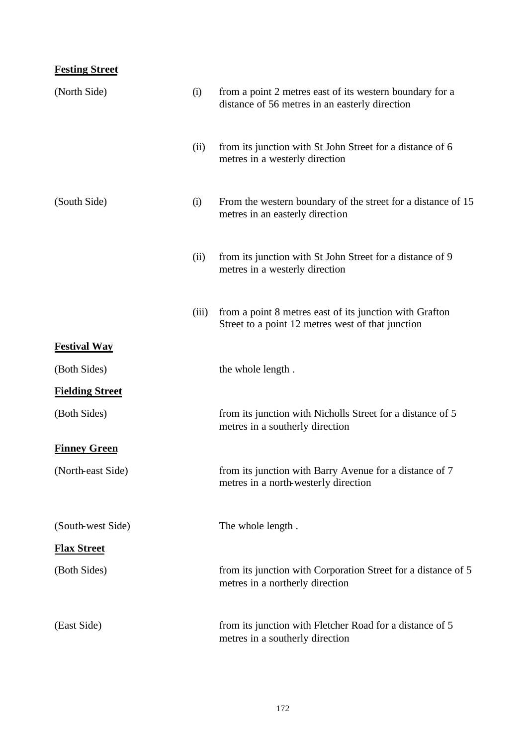**Festing Street**

| | | |
|---|---|---|
| (North Side) | (i) | from a point 2 metres east of its western boundary for a distance of 56 metres in an easterly direction |
| | (ii) | from its junction with St John Street for a distance of 6 metres in a westerly direction |
| (South Side) | (i) | From the western boundary of the street for a distance of 15 metres in an easterly direction |
| | (ii) | from its junction with St John Street for a distance of 9 metres in a westerly direction |
| | (iii) | from a point 8 metres east of its junction with Grafton Street to a point 12 metres west of that junction |

**Festival Way**

| | | |
|---|---|---|
| (Both Sides) | | the whole length . |

**Fielding Street**

| | | |
|---|---|---|
| (Both Sides) | | from its junction with Nicholls Street for a distance of 5 metres in a southerly direction |

**Finney Green**

| | | |
|---|---|---|
| (North-east Side) | | from its junction with Barry Avenue for a distance of 7 metres in a north-westerly direction |
| (South-west Side) | | The whole length . |

**Flax Street**

| | | |
|---|---|---|
| (Both Sides) | | from its junction with Corporation Street for a distance of 5 metres in a northerly direction |
| (East Side) | | from its junction with Fletcher Road for a distance of 5 metres in a southerly direction |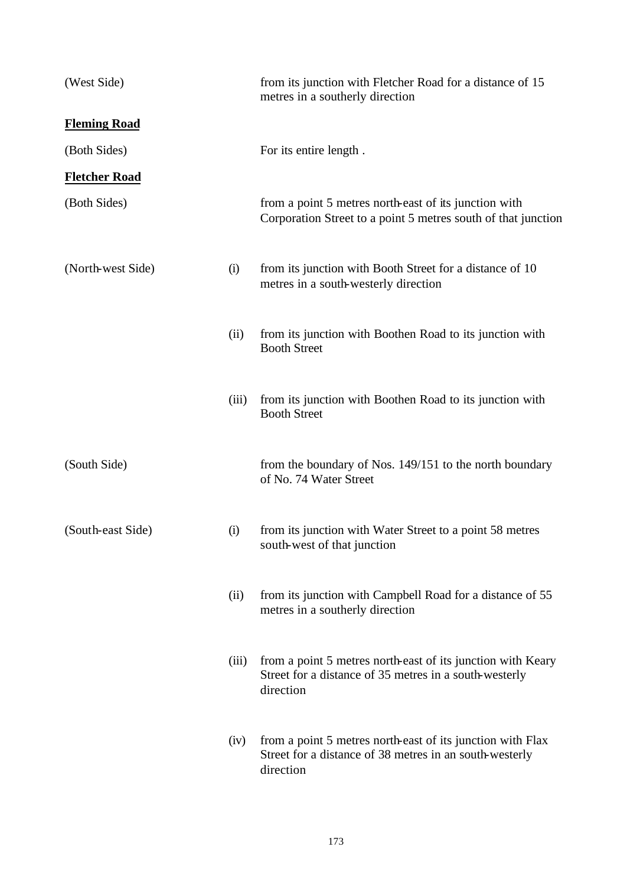| | | |
|---|---|---|
| (West Side) | | from its junction with Fletcher Road for a distance of 15 metres in a southerly direction |
| **Fleming Road** | | |
| (Both Sides) | | For its entire length . |
| **Fletcher Road** | | |
| (Both Sides) | | from a point 5 metres north-east of its junction with Corporation Street to a point 5 metres south of that junction |
| (North-west Side) | (i) | from its junction with Booth Street for a distance of 10 metres in a south-westerly direction |
| | (ii) | from its junction with Boothen Road to its junction with Booth Street |
| | (iii) | from its junction with Boothen Road to its junction with Booth Street |
| (South Side) | | from the boundary of Nos. 149/151 to the north boundary of No. 74 Water Street |
| (South-east Side) | (i) | from its junction with Water Street to a point 58 metres south-west of that junction |
| | (ii) | from its junction with Campbell Road for a distance of 55 metres in a southerly direction |
| | (iii) | from a point 5 metres north-east of its junction with Keary Street for a distance of 35 metres in a south-westerly direction |
| | (iv) | from a point 5 metres north-east of its junction with Flax Street for a distance of 38 metres in an south-westerly direction |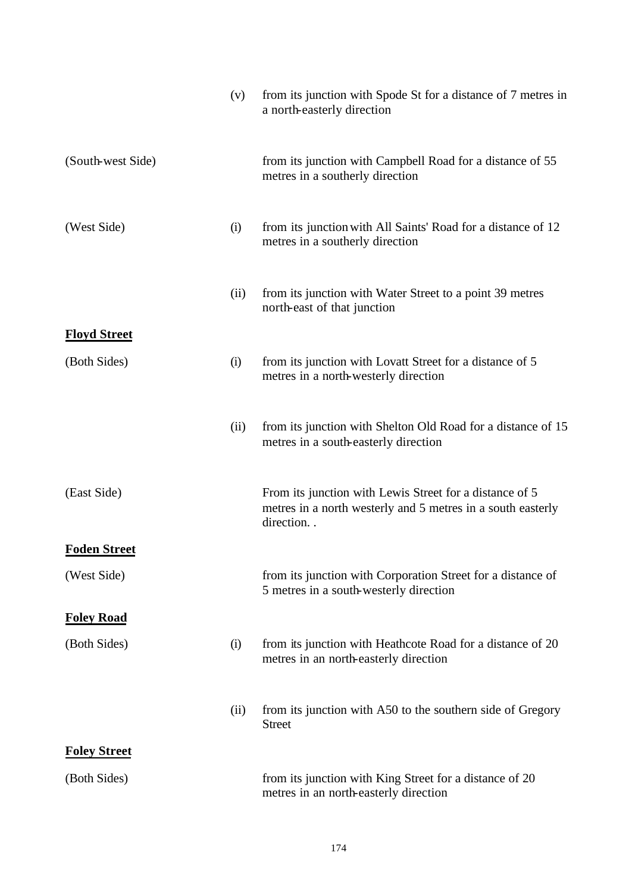| | | |
|---|---|---|
| | (v) | from its junction with Spode St for a distance of 7 metres in a north-easterly direction |
| (South-west Side) | | from its junction with Campbell Road for a distance of 55 metres in a southerly direction |
| (West Side) | (i) | from its junction with All Saints' Road for a distance of 12 metres in a southerly direction |
| | (ii) | from its junction with Water Street to a point 39 metres north-east of that junction |

**Floyd Street**

| | | |
|---|---|---|
| (Both Sides) | (i) | from its junction with Lovatt Street for a distance of 5 metres in a north-westerly direction |
| | (ii) | from its junction with Shelton Old Road for a distance of 15 metres in a south-easterly direction |
| (East Side) | | From its junction with Lewis Street for a distance of 5 metres in a north westerly and 5 metres in a south easterly direction. . |

**Foden Street**

| | | |
|---|---|---|
| (West Side) | | from its junction with Corporation Street for a distance of 5 metres in a south-westerly direction |

**Foley Road**

| | | |
|---|---|---|
| (Both Sides) | (i) | from its junction with Heathcote Road for a distance of 20 metres in an north-easterly direction |
| | (ii) | from its junction with A50 to the southern side of Gregory Street |

**Foley Street**

| | | |
|---|---|---|
| (Both Sides) | | from its junction with King Street for a distance of 20 metres in an north-easterly direction |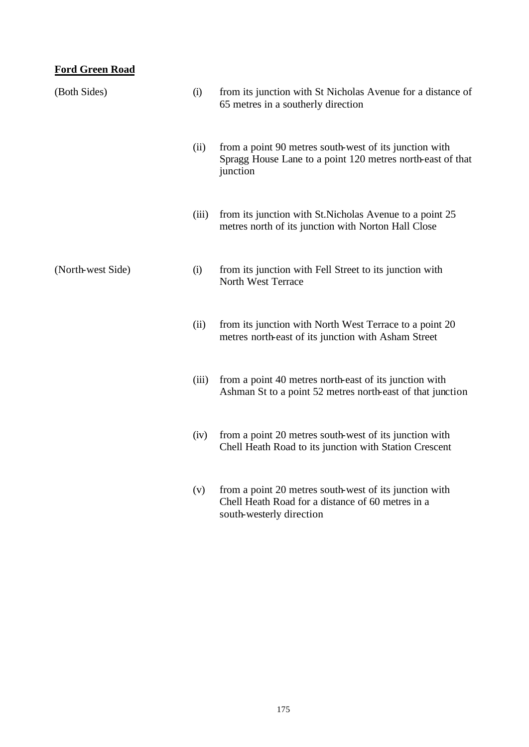**Ford Green Road**

| | | |
|---|---|---|
| (Both Sides) | (i) | from its junction with St Nicholas Avenue for a distance of 65 metres in a southerly direction |
| | (ii) | from a point 90 metres south-west of its junction with Spragg House Lane to a point 120 metres north-east of that junction |
| | (iii) | from its junction with St.Nicholas Avenue to a point 25 metres north of its junction with Norton Hall Close |
| (North-west Side) | (i) | from its junction with Fell Street to its junction with North West Terrace |
| | (ii) | from its junction with North West Terrace to a point 20 metres north-east of its junction with Asham Street |
| | (iii) | from a point 40 metres north-east of its junction with Ashman St to a point 52 metres north-east of that junction |
| | (iv) | from a point 20 metres south-west of its junction with Chell Heath Road to its junction with Station Crescent |
| | (v) | from a point 20 metres south-west of its junction with Chell Heath Road for a distance of 60 metres in a south-westerly direction |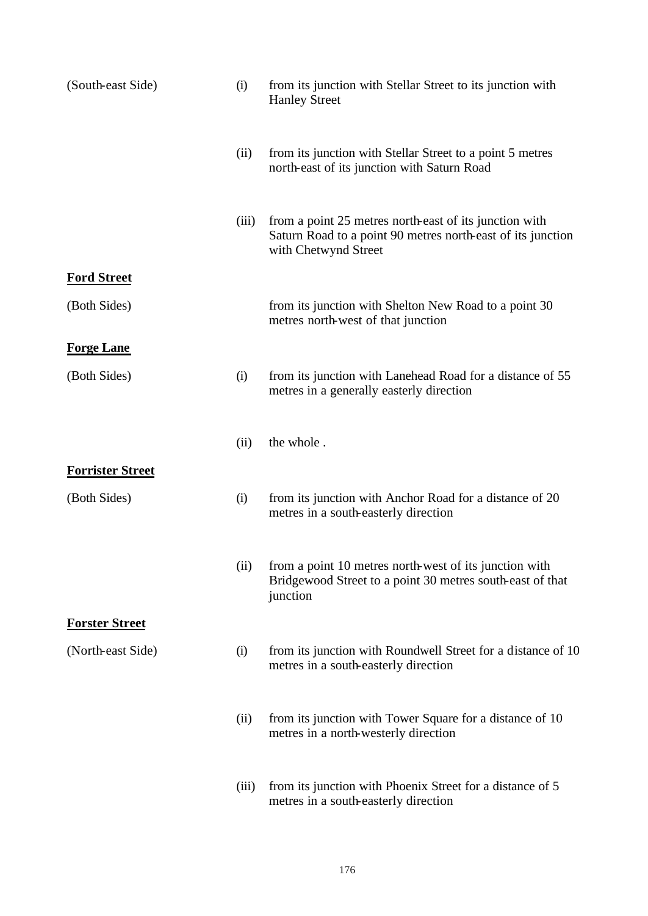| | | |
|---|---|---|
| (South-east Side) | (i) | from its junction with Stellar Street to its junction with Hanley Street |
| | (ii) | from its junction with Stellar Street to a point 5 metres north-east of its junction with Saturn Road |
| | (iii) | from a point 25 metres north-east of its junction with Saturn Road to a point 90 metres north-east of its junction with Chetwynd Street |
| **<u>Ford Street</u>** | | |
| (Both Sides) | | from its junction with Shelton New Road to a point 30 metres north-west of that junction |
| **<u>Forge Lane</u>** | | |
| (Both Sides) | (i) | from its junction with Lanehead Road for a distance of 55 metres in a generally easterly direction |
| | (ii) | the whole . |
| **<u>Forrister Street</u>** | | |
| (Both Sides) | (i) | from its junction with Anchor Road for a distance of 20 metres in a south-easterly direction |
| | (ii) | from a point 10 metres north-west of its junction with Bridgewood Street to a point 30 metres south-east of that junction |
| **<u>Forster Street</u>** | | |
| (North-east Side) | (i) | from its junction with Roundwell Street for a distance of 10 metres in a south-easterly direction |
| | (ii) | from its junction with Tower Square for a distance of 10 metres in a north-westerly direction |
| | (iii) | from its junction with Phoenix Street for a distance of 5 metres in a south-easterly direction |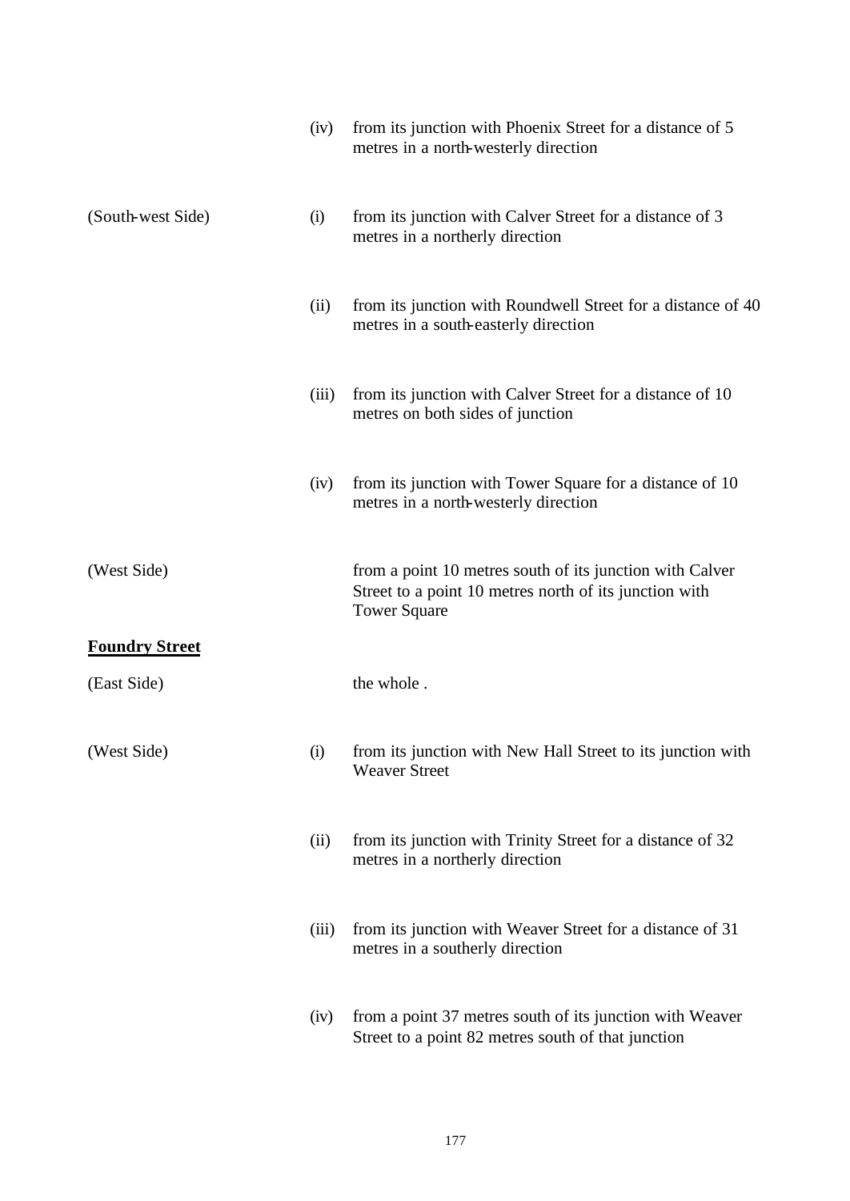| | | |
|---|---|---|
| | (iv) | from its junction with Phoenix Street for a distance of 5 metres in a north-westerly direction |
| (South-west Side) | (i) | from its junction with Calver Street for a distance of 3 metres in a northerly direction |
| | (ii) | from its junction with Roundwell Street for a distance of 40 metres in a south-easterly direction |
| | (iii) | from its junction with Calver Street for a distance of 10 metres on both sides of junction |
| | (iv) | from its junction with Tower Square for a distance of 10 metres in a north-westerly direction |
| (West Side) | | from a point 10 metres south of its junction with Calver Street to a point 10 metres north of its junction with Tower Square |

**Foundry Street**

| | | |
|---|---|---|
| (East Side) | | the whole . |
| (West Side) | (i) | from its junction with New Hall Street to its junction with Weaver Street |
| | (ii) | from its junction with Trinity Street for a distance of 32 metres in a northerly direction |
| | (iii) | from its junction with Weaver Street for a distance of 31 metres in a southerly direction |
| | (iv) | from a point 37 metres south of its junction with Weaver Street to a point 82 metres south of that junction |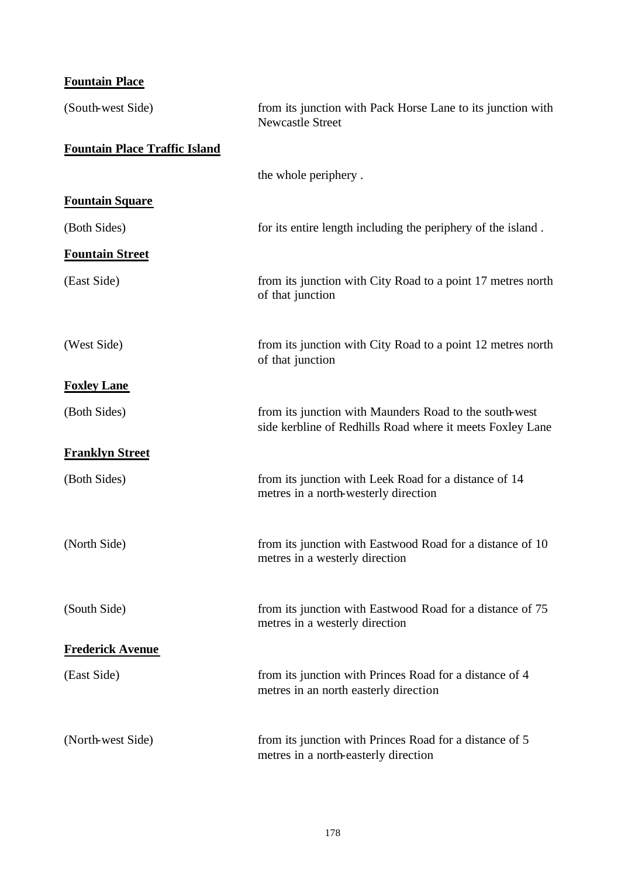**Fountain Place**

| | |
|---|---|
| (South-west Side) | from its junction with Pack Horse Lane to its junction with Newcastle Street |

**Fountain Place Traffic Island**

| | |
|---|---|
| | the whole periphery . |

**Fountain Square**

| | |
|---|---|
| (Both Sides) | for its entire length including the periphery of the island . |

**Fountain Street**

| | |
|---|---|
| (East Side) | from its junction with City Road to a point 17 metres north of that junction |
| (West Side) | from its junction with City Road to a point 12 metres north of that junction |

**Foxley Lane**

| | |
|---|---|
| (Both Sides) | from its junction with Maunders Road to the south-west side kerbline of Redhills Road where it meets Foxley Lane |

**Franklyn Street**

| | |
|---|---|
| (Both Sides) | from its junction with Leek Road for a distance of 14 metres in a north-westerly direction |
| (North Side) | from its junction with Eastwood Road for a distance of 10 metres in a westerly direction |
| (South Side) | from its junction with Eastwood Road for a distance of 75 metres in a westerly direction |

**Frederick Avenue**

| | |
|---|---|
| (East Side) | from its junction with Princes Road for a distance of 4 metres in an north easterly direction |
| (North-west Side) | from its junction with Princes Road for a distance of 5 metres in a north-easterly direction |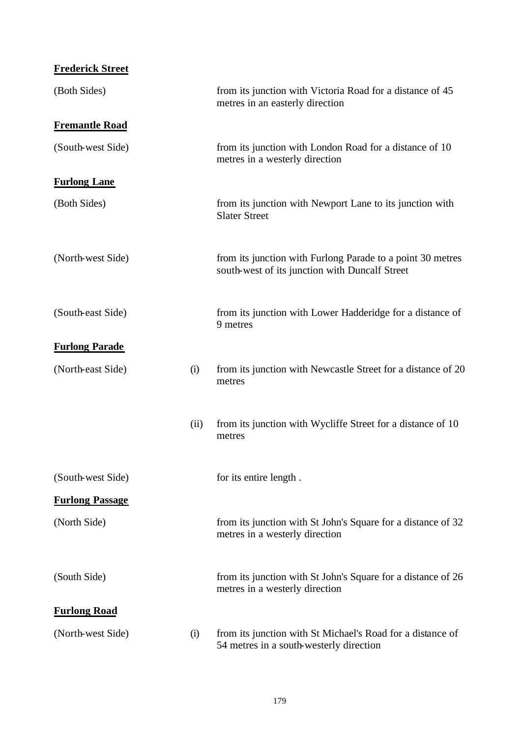**Frederick Street**

| | | |
|---|---|---|
| (Both Sides) | | from its junction with Victoria Road for a distance of 45 metres in an easterly direction |

**Fremantle Road**

| | | |
|---|---|---|
| (South-west Side) | | from its junction with London Road for a distance of 10 metres in a westerly direction |

**Furlong Lane**

| | | |
|---|---|---|
| (Both Sides) | | from its junction with Newport Lane to its junction with Slater Street |
| (North-west Side) | | from its junction with Furlong Parade to a point 30 metres south-west of its junction with Duncalf Street |
| (South-east Side) | | from its junction with Lower Hadderidge for a distance of 9 metres |

**Furlong Parade**

| | | |
|---|---|---|
| (North-east Side) | (i) | from its junction with Newcastle Street for a distance of 20 metres |
| | (ii) | from its junction with Wycliffe Street for a distance of 10 metres |
| (South-west Side) | | for its entire length . |

**Furlong Passage**

| | | |
|---|---|---|
| (North Side) | | from its junction with St John's Square for a distance of 32 metres in a westerly direction |
| (South Side) | | from its junction with St John's Square for a distance of 26 metres in a westerly direction |

**Furlong Road**

| | | |
|---|---|---|
| (North-west Side) | (i) | from its junction with St Michael's Road for a distance of 54 metres in a south-westerly direction |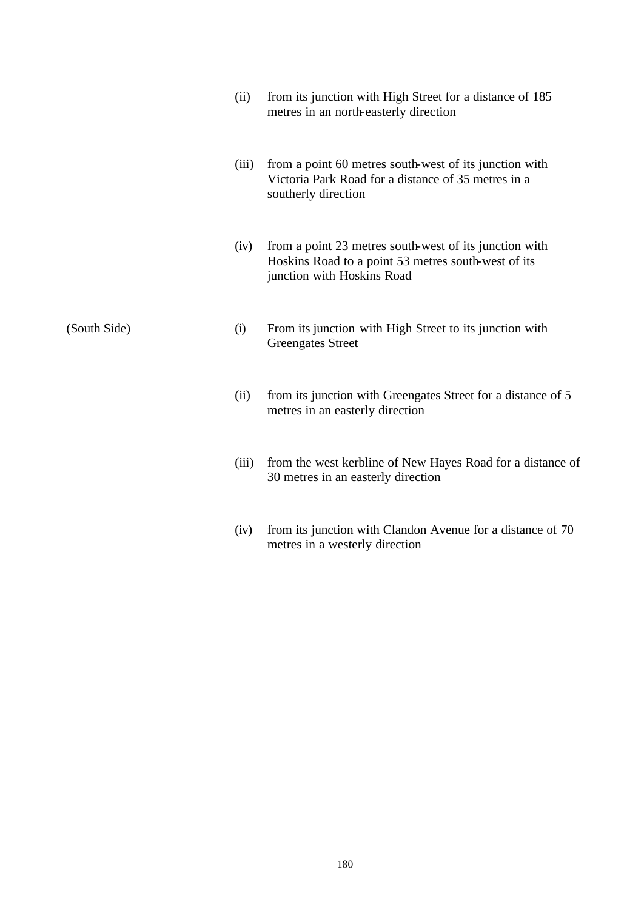| | | |
|---|---|---|
| | (ii) | from its junction with High Street for a distance of 185 metres in an north-easterly direction |
| | (iii) | from a point 60 metres south-west of its junction with Victoria Park Road for a distance of 35 metres in a southerly direction |
| | (iv) | from a point 23 metres south-west of its junction with Hoskins Road to a point 53 metres south-west of its junction with Hoskins Road |
| (South Side) | (i) | From its junction with High Street to its junction with Greengates Street |
| | (ii) | from its junction with Greengates Street for a distance of 5 metres in an easterly direction |
| | (iii) | from the west kerbline of New Hayes Road for a distance of 30 metres in an easterly direction |
| | (iv) | from its junction with Clandon Avenue for a distance of 70 metres in a westerly direction |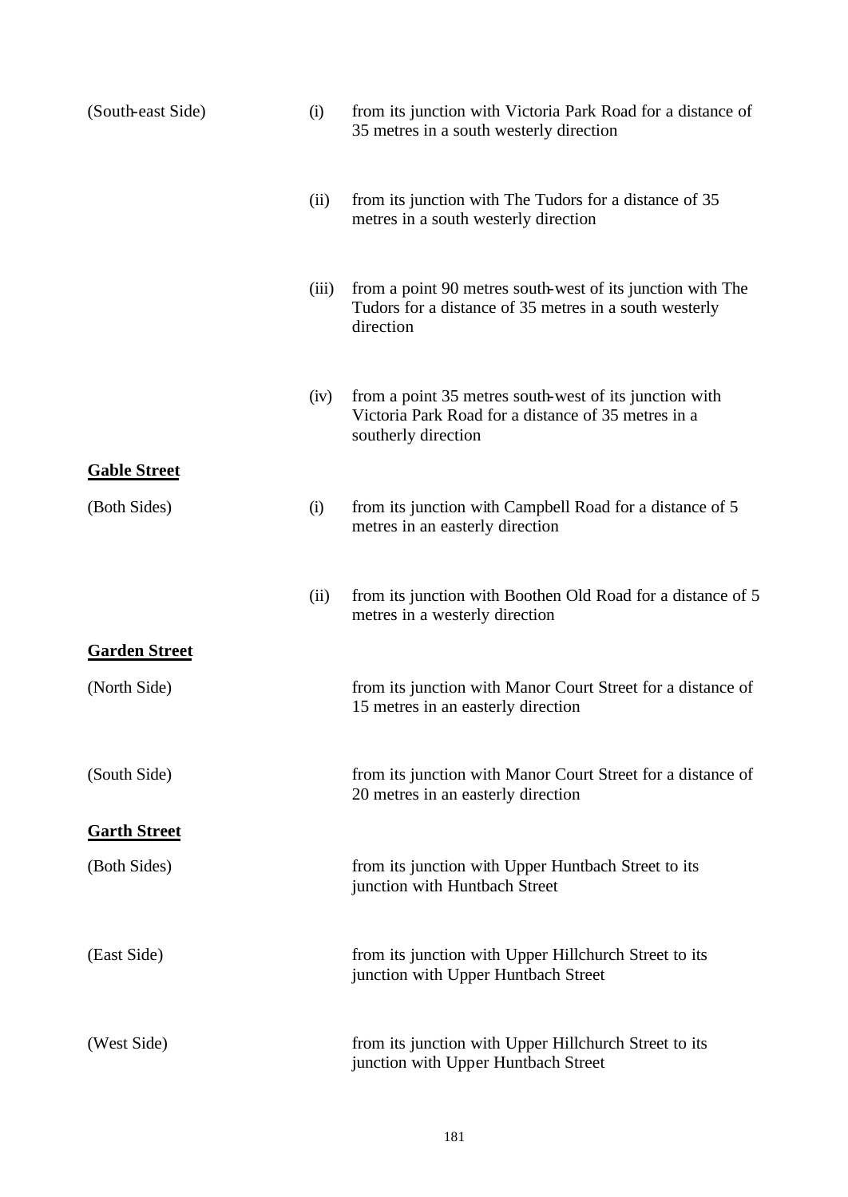(South-east Side)

(i) from its junction with Victoria Park Road for a distance of 35 metres in a south westerly direction

(ii) from its junction with The Tudors for a distance of 35 metres in a south westerly direction

(iii) from a point 90 metres south-west of its junction with The Tudors for a distance of 35 metres in a south westerly direction

(iv) from a point 35 metres south-west of its junction with Victoria Park Road for a distance of 35 metres in a southerly direction

**Gable Street**

(Both Sides)

(i) from its junction with Campbell Road for a distance of 5 metres in an easterly direction

(ii) from its junction with Boothen Old Road for a distance of 5 metres in a westerly direction

**Garden Street**

(North Side) from its junction with Manor Court Street for a distance of 15 metres in an easterly direction

(South Side) from its junction with Manor Court Street for a distance of 20 metres in an easterly direction

**Garth Street**

(Both Sides) from its junction with Upper Huntbach Street to its junction with Huntbach Street

(East Side) from its junction with Upper Hillchurch Street to its junction with Upper Huntbach Street

(West Side) from its junction with Upper Hillchurch Street to its junction with Upper Huntbach Street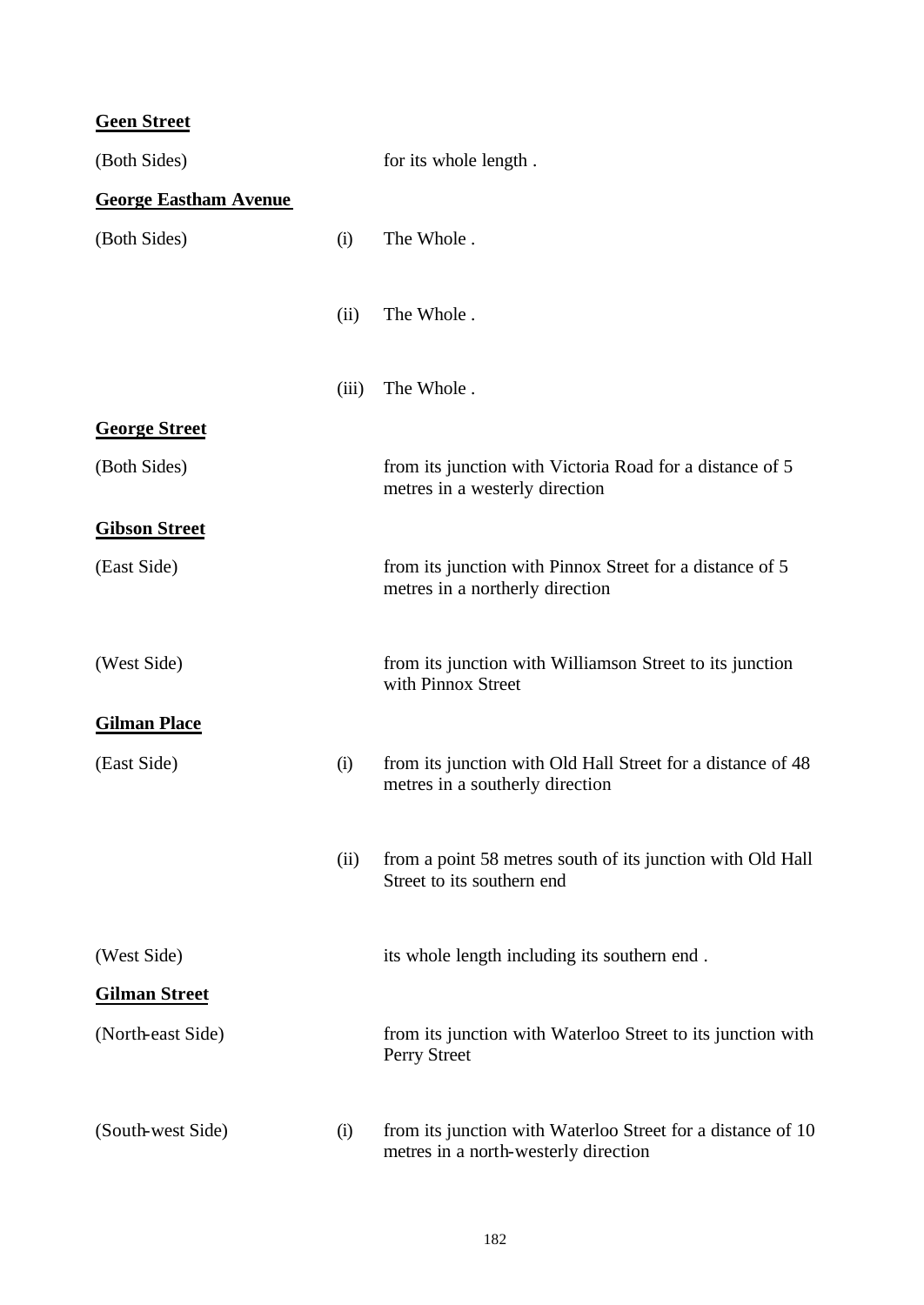**Geen Street**

| | | |
|---|---|---|
| (Both Sides) | | for its whole length . |

**George Eastham Avenue**

| | | |
|---|---|---|
| (Both Sides) | (i) | The Whole . |
| | (ii) | The Whole . |
| | (iii) | The Whole . |

**George Street**

| | | |
|---|---|---|
| (Both Sides) | | from its junction with Victoria Road for a distance of 5 metres in a westerly direction |

**Gibson Street**

| | | |
|---|---|---|
| (East Side) | | from its junction with Pinnox Street for a distance of 5 metres in a northerly direction |
| (West Side) | | from its junction with Williamson Street to its junction with Pinnox Street |

**Gilman Place**

| | | |
|---|---|---|
| (East Side) | (i) | from its junction with Old Hall Street for a distance of 48 metres in a southerly direction |
| | (ii) | from a point 58 metres south of its junction with Old Hall Street to its southern end |
| (West Side) | | its whole length including its southern end . |

**Gilman Street**

| | | |
|---|---|---|
| (North-east Side) | | from its junction with Waterloo Street to its junction with Perry Street |
| (South-west Side) | (i) | from its junction with Waterloo Street for a distance of 10 metres in a north-westerly direction |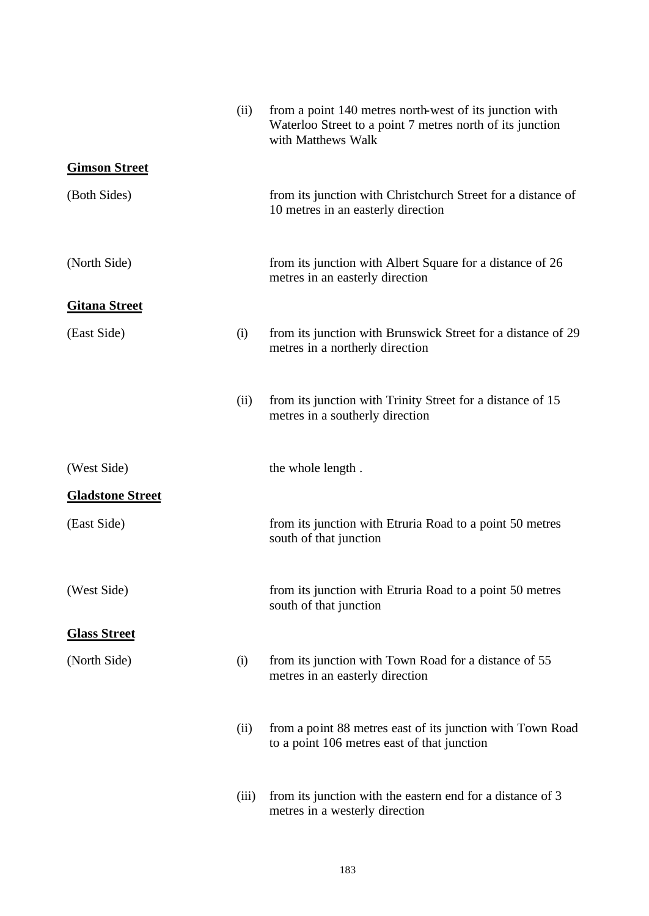| | | |
|---|---|---|
| | (ii) | from a point 140 metres north-west of its junction with Waterloo Street to a point 7 metres north of its junction with Matthews Walk |
| **<u>Gimson Street</u>** | | |
| (Both Sides) | | from its junction with Christchurch Street for a distance of 10 metres in an easterly direction |
| (North Side) | | from its junction with Albert Square for a distance of 26 metres in an easterly direction |
| **<u>Gitana Street</u>** | | |
| (East Side) | (i) | from its junction with Brunswick Street for a distance of 29 metres in a northerly direction |
| | (ii) | from its junction with Trinity Street for a distance of 15 metres in a southerly direction |
| (West Side) | | the whole length . |
| **<u>Gladstone Street</u>** | | |
| (East Side) | | from its junction with Etruria Road to a point 50 metres south of that junction |
| (West Side) | | from its junction with Etruria Road to a point 50 metres south of that junction |
| **<u>Glass Street</u>** | | |
| (North Side) | (i) | from its junction with Town Road for a distance of 55 metres in an easterly direction |
| | (ii) | from a point 88 metres east of its junction with Town Road to a point 106 metres east of that junction |
| | (iii) | from its junction with the eastern end for a distance of 3 metres in a westerly direction |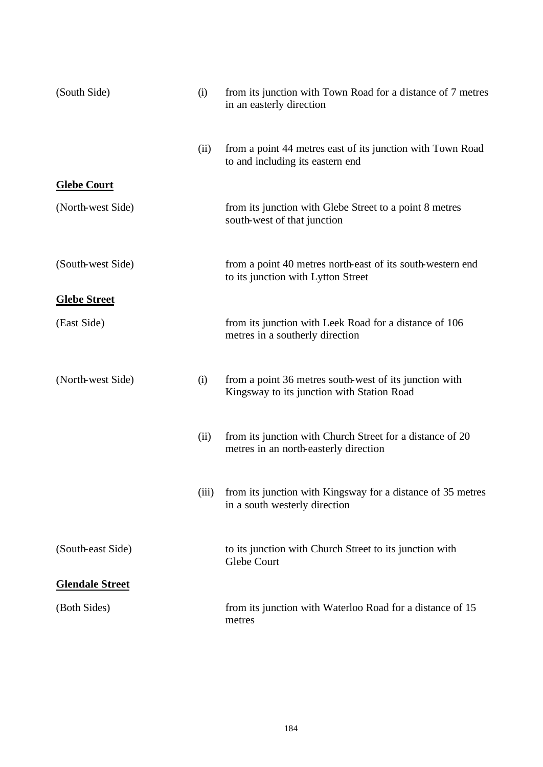| | | |
|---|---|---|
| (South Side) | (i) | from its junction with Town Road for a distance of 7 metres in an easterly direction |
| | (ii) | from a point 44 metres east of its junction with Town Road to and including its eastern end |

**Glebe Court**

| | | |
|---|---|---|
| (North-west Side) | | from its junction with Glebe Street to a point 8 metres south-west of that junction |
| (South-west Side) | | from a point 40 metres north-east of its south-western end to its junction with Lytton Street |

**Glebe Street**

| | | |
|---|---|---|
| (East Side) | | from its junction with Leek Road for a distance of 106 metres in a southerly direction |
| (North-west Side) | (i) | from a point 36 metres south-west of its junction with Kingsway to its junction with Station Road |
| | (ii) | from its junction with Church Street for a distance of 20 metres in an north-easterly direction |
| | (iii) | from its junction with Kingsway for a distance of 35 metres in a south westerly direction |
| (South-east Side) | | to its junction with Church Street to its junction with Glebe Court |

**Glendale Street**

| | | |
|---|---|---|
| (Both Sides) | | from its junction with Waterloo Road for a distance of 15 metres |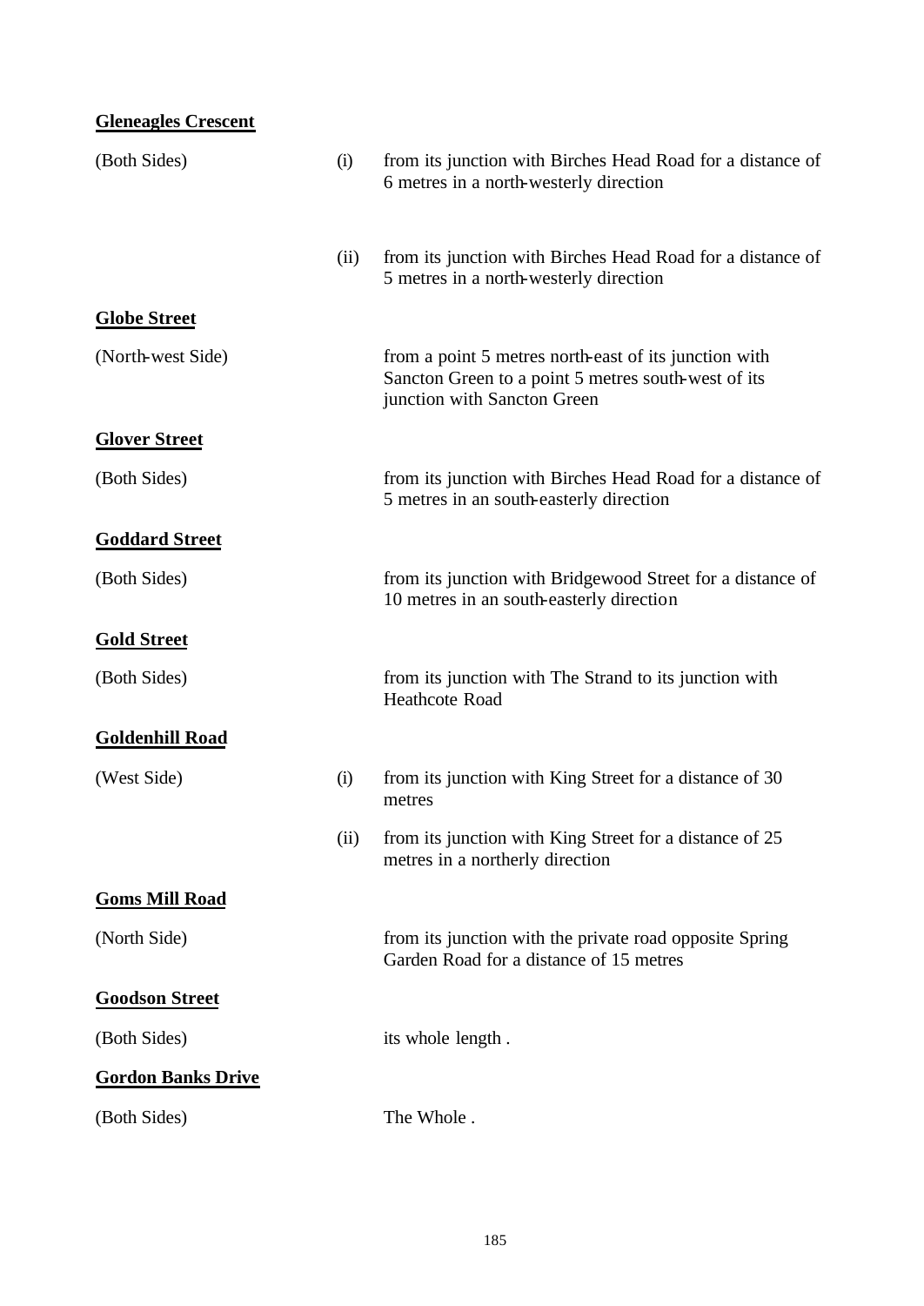**Gleneagles Crescent**

| | | |
|---|---|---|
| (Both Sides) | (i) | from its junction with Birches Head Road for a distance of 6 metres in a north-westerly direction |
| | (ii) | from its junction with Birches Head Road for a distance of 5 metres in a north-westerly direction |

**Globe Street**

| | | |
|---|---|---|
| (North-west Side) | | from a point 5 metres north-east of its junction with Sancton Green to a point 5 metres south-west of its junction with Sancton Green |

**Glover Street**

| | | |
|---|---|---|
| (Both Sides) | | from its junction with Birches Head Road for a distance of 5 metres in an south-easterly direction |

**Goddard Street**

| | | |
|---|---|---|
| (Both Sides) | | from its junction with Bridgewood Street for a distance of 10 metres in an south-easterly direction |

**Gold Street**

| | | |
|---|---|---|
| (Both Sides) | | from its junction with The Strand to its junction with Heathcote Road |

**Goldenhill Road**

| | | |
|---|---|---|
| (West Side) | (i) | from its junction with King Street for a distance of 30 metres |
| | (ii) | from its junction with King Street for a distance of 25 metres in a northerly direction |

**Goms Mill Road**

| | | |
|---|---|---|
| (North Side) | | from its junction with the private road opposite Spring Garden Road for a distance of 15 metres |

**Goodson Street**

| | | |
|---|---|---|
| (Both Sides) | | its whole length . |

**Gordon Banks Drive**

| | | |
|---|---|---|
| (Both Sides) | | The Whole . |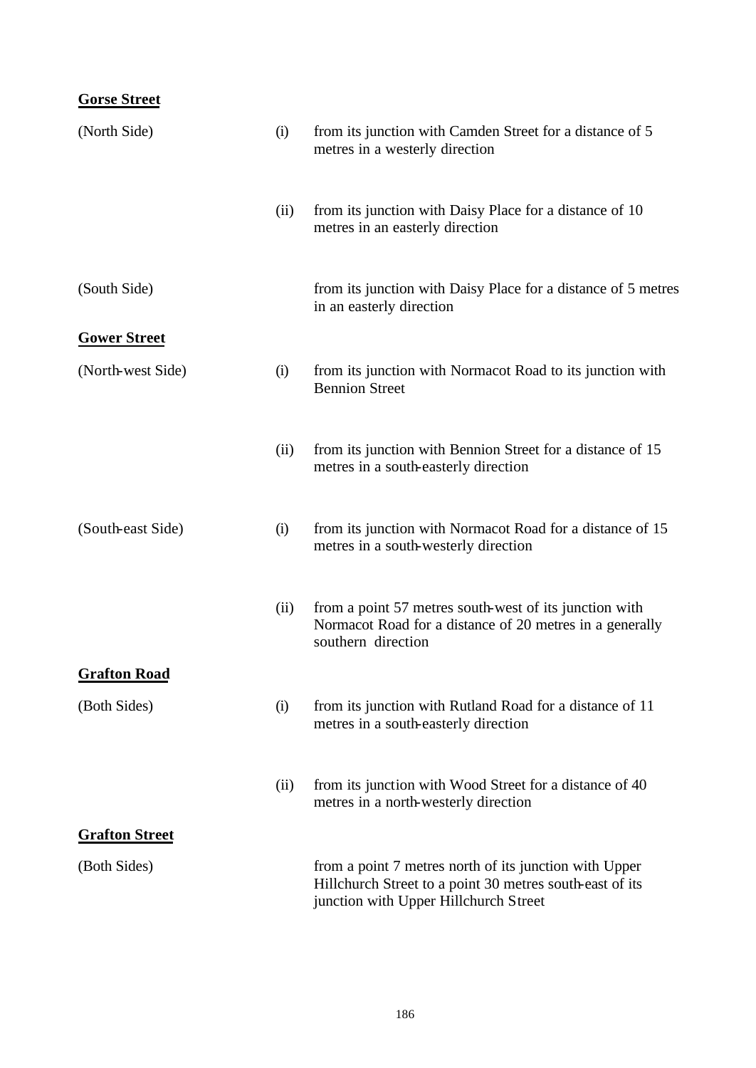**Gorse Street**

| | | |
|---|---|---|
| (North Side) | (i) | from its junction with Camden Street for a distance of 5 metres in a westerly direction |
| | (ii) | from its junction with Daisy Place for a distance of 10 metres in an easterly direction |
| (South Side) | | from its junction with Daisy Place for a distance of 5 metres in an easterly direction |

**Gower Street**

| | | |
|---|---|---|
| (North-west Side) | (i) | from its junction with Normacot Road to its junction with Bennion Street |
| | (ii) | from its junction with Bennion Street for a distance of 15 metres in a south-easterly direction |
| (South-east Side) | (i) | from its junction with Normacot Road for a distance of 15 metres in a south-westerly direction |
| | (ii) | from a point 57 metres south-west of its junction with Normacot Road for a distance of 20 metres in a generally southern direction |

**Grafton Road**

| | | |
|---|---|---|
| (Both Sides) | (i) | from its junction with Rutland Road for a distance of 11 metres in a south-easterly direction |
| | (ii) | from its junction with Wood Street for a distance of 40 metres in a north-westerly direction |

**Grafton Street**

| | | |
|---|---|---|
| (Both Sides) | | from a point 7 metres north of its junction with Upper Hillchurch Street to a point 30 metres south-east of its junction with Upper Hillchurch Street |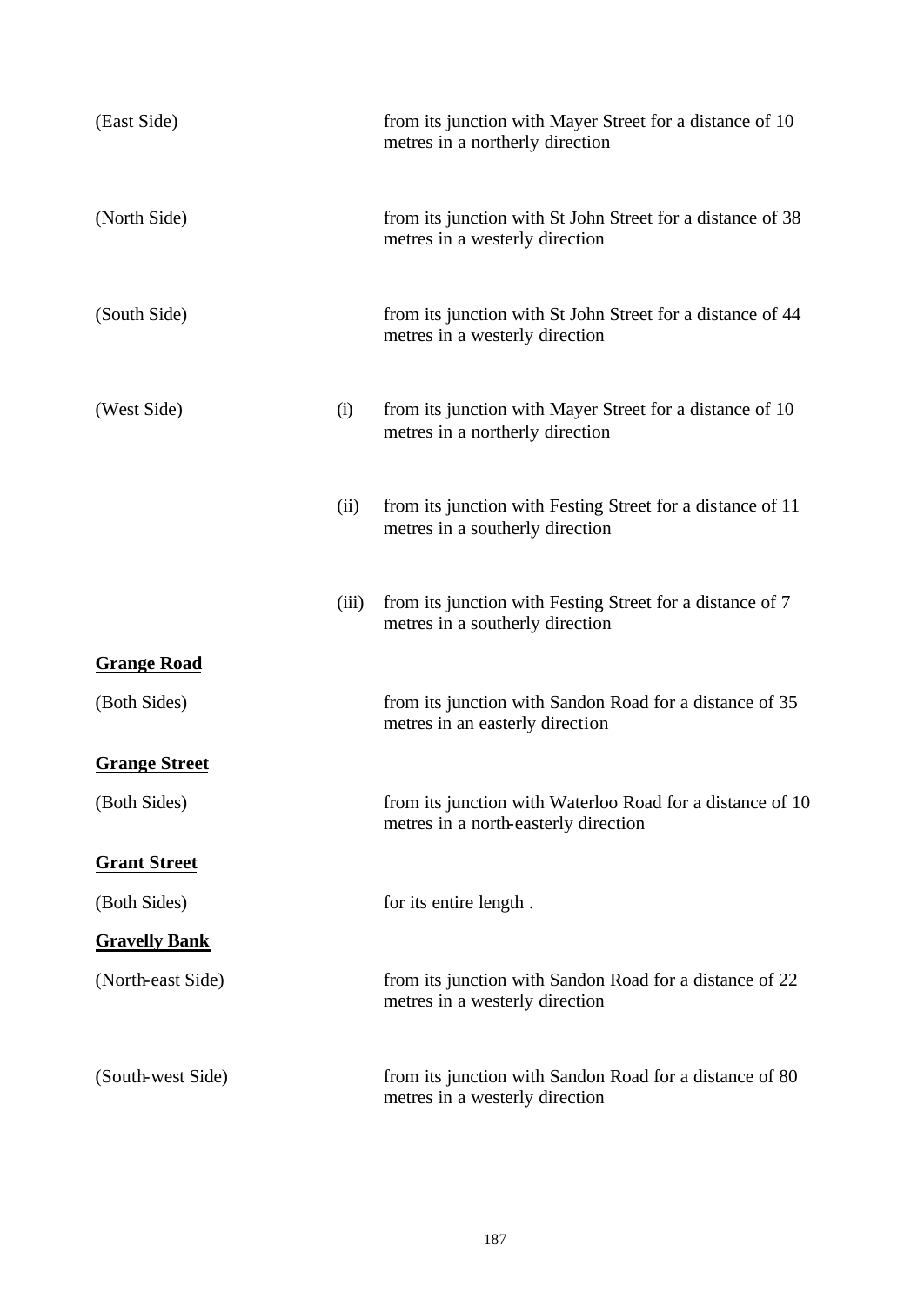| | | |
|---|---|---|
| (East Side) | | from its junction with Mayer Street for a distance of 10 metres in a northerly direction |
| (North Side) | | from its junction with St John Street for a distance of 38 metres in a westerly direction |
| (South Side) | | from its junction with St John Street for a distance of 44 metres in a westerly direction |
| (West Side) | (i) | from its junction with Mayer Street for a distance of 10 metres in a northerly direction |
| | (ii) | from its junction with Festing Street for a distance of 11 metres in a southerly direction |
| | (iii) | from its junction with Festing Street for a distance of 7 metres in a southerly direction |

**Grange Road**

| | |
|---|---|
| (Both Sides) | from its junction with Sandon Road for a distance of 35 metres in an easterly direction |

**Grange Street**

| | |
|---|---|
| (Both Sides) | from its junction with Waterloo Road for a distance of 10 metres in a north-easterly direction |

**Grant Street**

| | |
|---|---|
| (Both Sides) | for its entire length . |

**Gravelly Bank**

| | |
|---|---|
| (North-east Side) | from its junction with Sandon Road for a distance of 22 metres in a westerly direction |
| (South-west Side) | from its junction with Sandon Road for a distance of 80 metres in a westerly direction |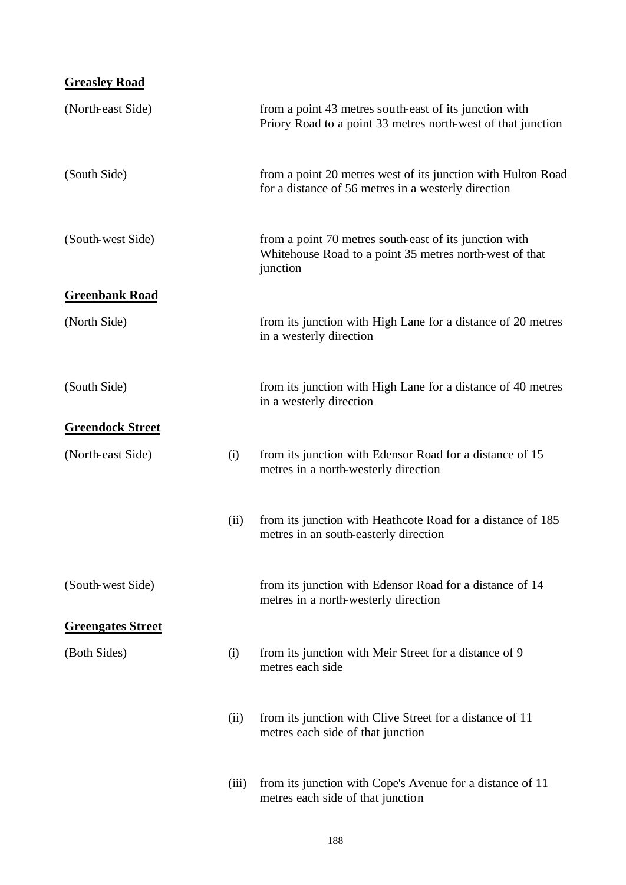**Greasley Road**

| | | |
|---|---|---|
| (North-east Side) | | from a point 43 metres south-east of its junction with Priory Road to a point 33 metres north-west of that junction |
| (South Side) | | from a point 20 metres west of its junction with Hulton Road for a distance of 56 metres in a westerly direction |
| (South-west Side) | | from a point 70 metres south-east of its junction with Whitehouse Road to a point 35 metres north-west of that junction |

**Greenbank Road**

| | | |
|---|---|---|
| (North Side) | | from its junction with High Lane for a distance of 20 metres in a westerly direction |
| (South Side) | | from its junction with High Lane for a distance of 40 metres in a westerly direction |

**Greendock Street**

| | | |
|---|---|---|
| (North-east Side) | (i) | from its junction with Edensor Road for a distance of 15 metres in a north-westerly direction |
| | (ii) | from its junction with Heathcote Road for a distance of 185 metres in an south-easterly direction |
| (South-west Side) | | from its junction with Edensor Road for a distance of 14 metres in a north-westerly direction |

**Greengates Street**

| | | |
|---|---|---|
| (Both Sides) | (i) | from its junction with Meir Street for a distance of 9 metres each side |
| | (ii) | from its junction with Clive Street for a distance of 11 metres each side of that junction |
| | (iii) | from its junction with Cope's Avenue for a distance of 11 metres each side of that junction |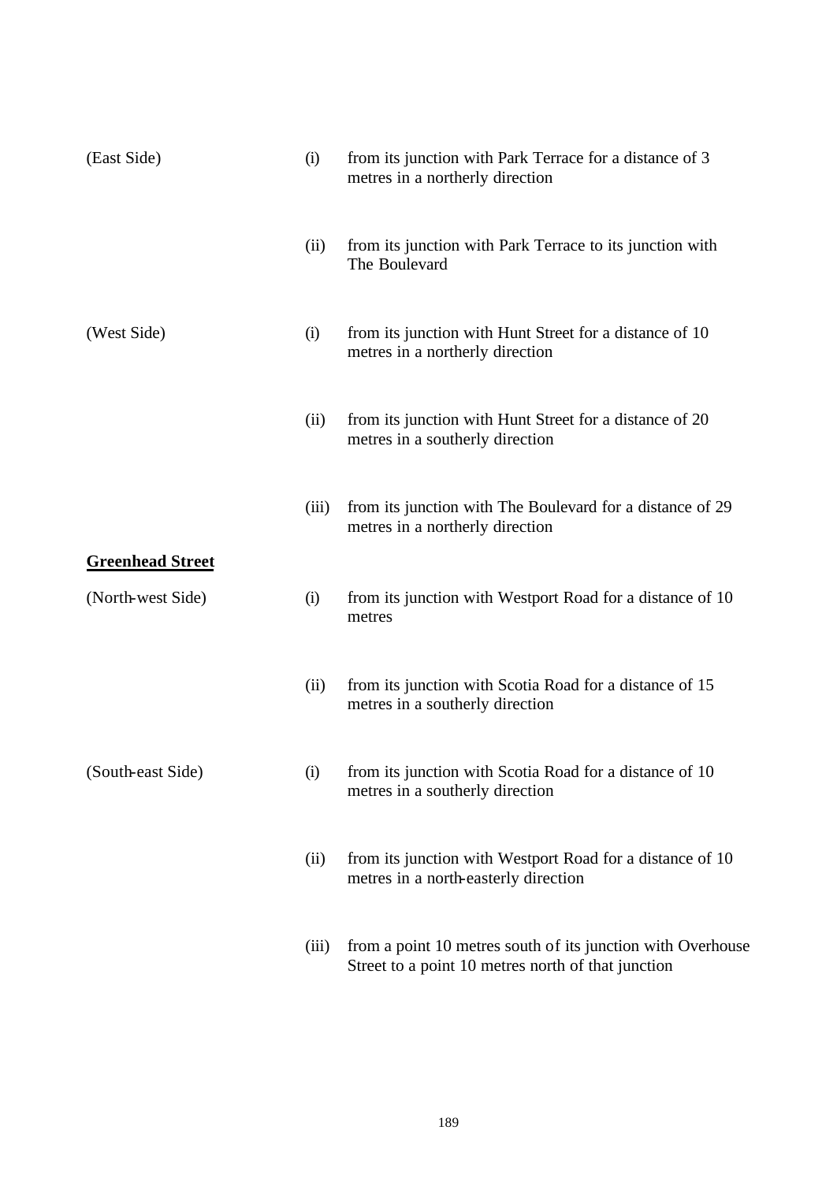| | | |
|---|---|---|
| (East Side) | (i) | from its junction with Park Terrace for a distance of 3 metres in a northerly direction |
| | (ii) | from its junction with Park Terrace to its junction with The Boulevard |
| (West Side) | (i) | from its junction with Hunt Street for a distance of 10 metres in a northerly direction |
| | (ii) | from its junction with Hunt Street for a distance of 20 metres in a southerly direction |
| | (iii) | from its junction with The Boulevard for a distance of 29 metres in a northerly direction |

**Greenhead Street**

| | | |
|---|---|---|
| (North-west Side) | (i) | from its junction with Westport Road for a distance of 10 metres |
| | (ii) | from its junction with Scotia Road for a distance of 15 metres in a southerly direction |
| (South-east Side) | (i) | from its junction with Scotia Road for a distance of 10 metres in a southerly direction |
| | (ii) | from its junction with Westport Road for a distance of 10 metres in a north-easterly direction |
| | (iii) | from a point 10 metres south of its junction with Overhouse Street to a point 10 metres north of that junction |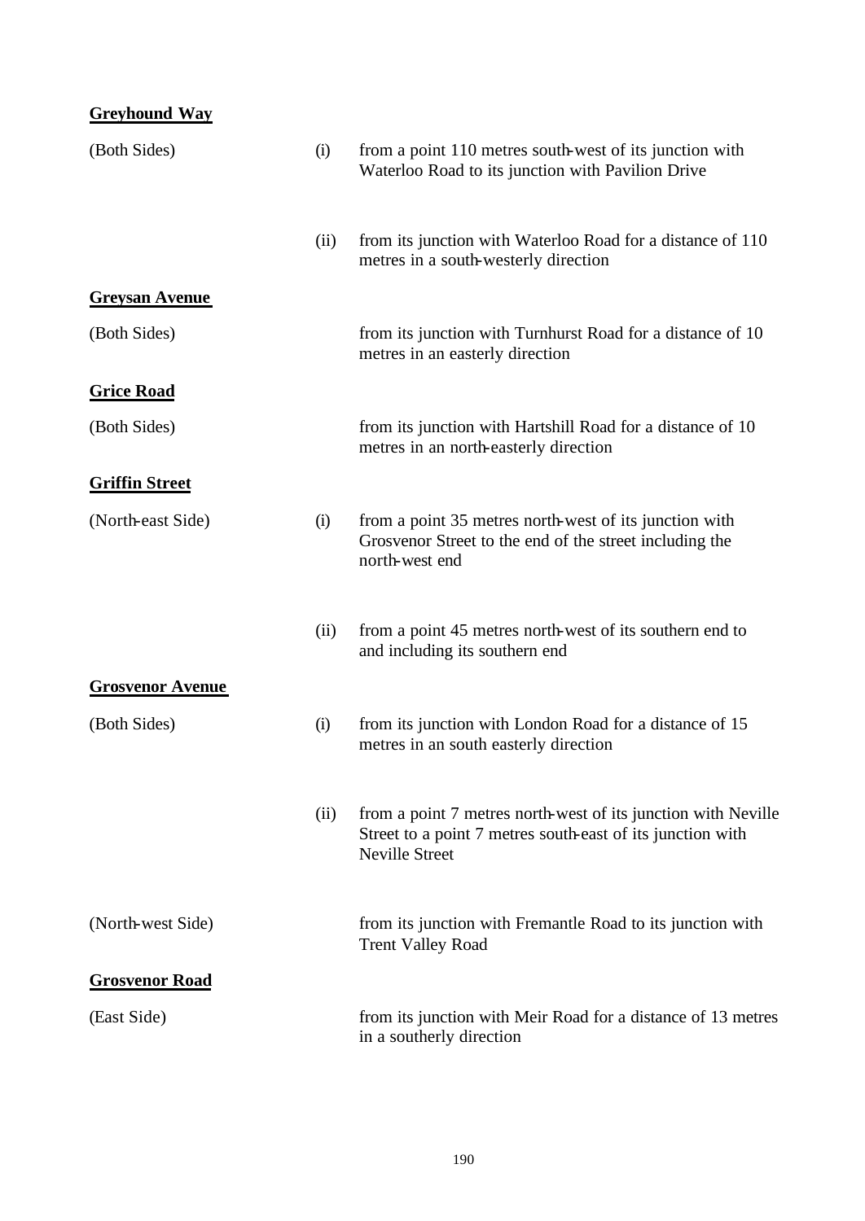**Greyhound Way**

| | | |
|---|---|---|
| (Both Sides) | (i) | from a point 110 metres south-west of its junction with Waterloo Road to its junction with Pavilion Drive |
| | (ii) | from its junction with Waterloo Road for a distance of 110 metres in a south-westerly direction |

**Greysan Avenue**

| | | |
|---|---|---|
| (Both Sides) | | from its junction with Turnhurst Road for a distance of 10 metres in an easterly direction |

**Grice Road**

| | | |
|---|---|---|
| (Both Sides) | | from its junction with Hartshill Road for a distance of 10 metres in an north-easterly direction |

**Griffin Street**

| | | |
|---|---|---|
| (North-east Side) | (i) | from a point 35 metres north-west of its junction with Grosvenor Street to the end of the street including the north-west end |
| | (ii) | from a point 45 metres north-west of its southern end to and including its southern end |

**Grosvenor Avenue**

| | | |
|---|---|---|
| (Both Sides) | (i) | from its junction with London Road for a distance of 15 metres in an south easterly direction |
| | (ii) | from a point 7 metres north-west of its junction with Neville Street to a point 7 metres south-east of its junction with Neville Street |
| (North-west Side) | | from its junction with Fremantle Road to its junction with Trent Valley Road |

**Grosvenor Road**

| | | |
|---|---|---|
| (East Side) | | from its junction with Meir Road for a distance of 13 metres in a southerly direction |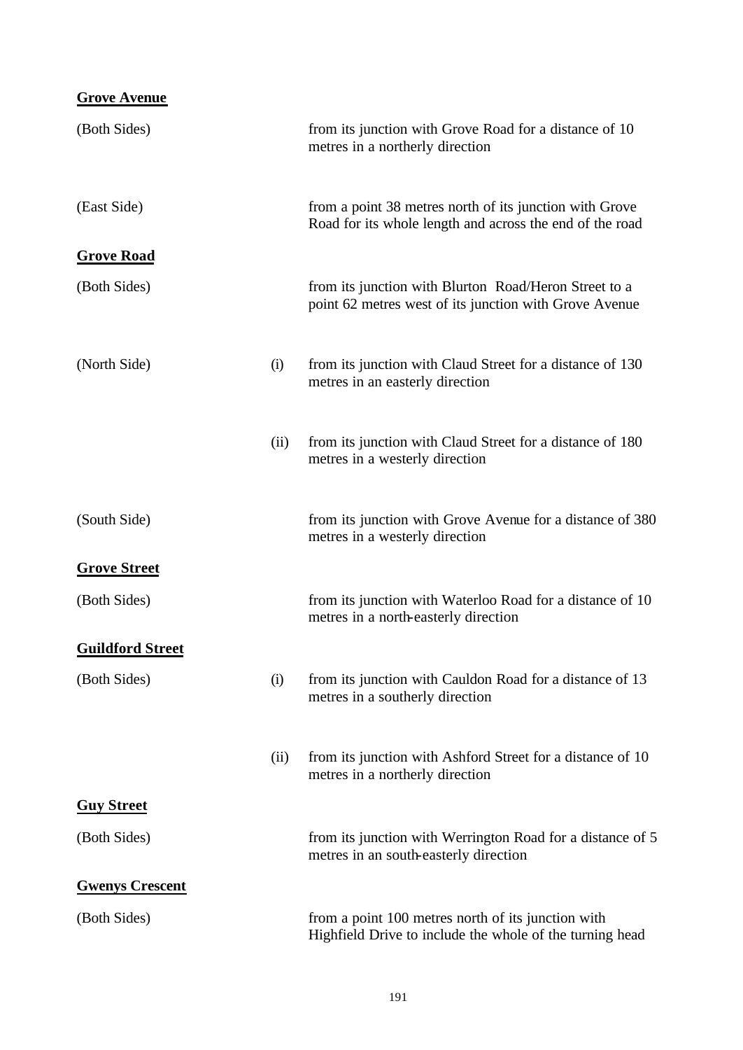**Grove Avenue**

| | | |
|---|---|---|
| (Both Sides) | | from its junction with Grove Road for a distance of 10 metres in a northerly direction |
| (East Side) | | from a point 38 metres north of its junction with Grove Road for its whole length and across the end of the road |

**Grove Road**

| | | |
|---|---|---|
| (Both Sides) | | from its junction with Blurton Road/Heron Street to a point 62 metres west of its junction with Grove Avenue |
| (North Side) | (i) | from its junction with Claud Street for a distance of 130 metres in an easterly direction |
| | (ii) | from its junction with Claud Street for a distance of 180 metres in a westerly direction |
| (South Side) | | from its junction with Grove Avenue for a distance of 380 metres in a westerly direction |

**Grove Street**

| | | |
|---|---|---|
| (Both Sides) | | from its junction with Waterloo Road for a distance of 10 metres in a north-easterly direction |

**Guildford Street**

| | | |
|---|---|---|
| (Both Sides) | (i) | from its junction with Cauldon Road for a distance of 13 metres in a southerly direction |
| | (ii) | from its junction with Ashford Street for a distance of 10 metres in a northerly direction |

**Guy Street**

| | | |
|---|---|---|
| (Both Sides) | | from its junction with Werrington Road for a distance of 5 metres in an south-easterly direction |

**Gwenys Crescent**

| | | |
|---|---|---|
| (Both Sides) | | from a point 100 metres north of its junction with Highfield Drive to include the whole of the turning head |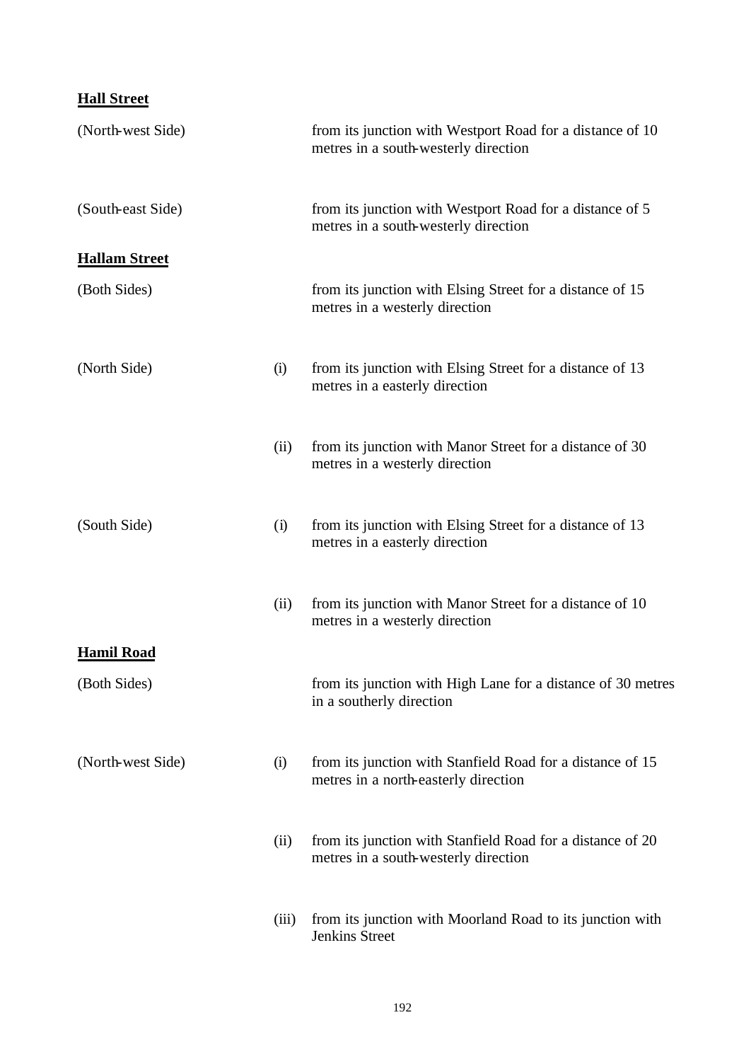**Hall Street**

| | | |
|---|---|---|
| (North-west Side) | | from its junction with Westport Road for a distance of 10 metres in a south-westerly direction |
| (South-east Side) | | from its junction with Westport Road for a distance of 5 metres in a south-westerly direction |

**Hallam Street**

| | | |
|---|---|---|
| (Both Sides) | | from its junction with Elsing Street for a distance of 15 metres in a westerly direction |
| (North Side) | (i) | from its junction with Elsing Street for a distance of 13 metres in a easterly direction |
| | (ii) | from its junction with Manor Street for a distance of 30 metres in a westerly direction |
| (South Side) | (i) | from its junction with Elsing Street for a distance of 13 metres in a easterly direction |
| | (ii) | from its junction with Manor Street for a distance of 10 metres in a westerly direction |

**Hamil Road**

| | | |
|---|---|---|
| (Both Sides) | | from its junction with High Lane for a distance of 30 metres in a southerly direction |
| (North-west Side) | (i) | from its junction with Stanfield Road for a distance of 15 metres in a north-easterly direction |
| | (ii) | from its junction with Stanfield Road for a distance of 20 metres in a south-westerly direction |
| | (iii) | from its junction with Moorland Road to its junction with Jenkins Street |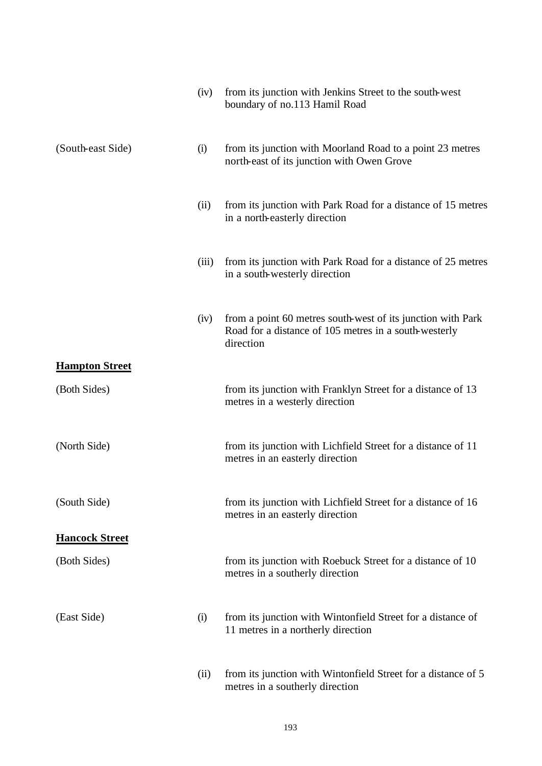| | | |
|---|---|---|
| | (iv) | from its junction with Jenkins Street to the south-west boundary of no.113 Hamil Road |
| (South-east Side) | (i) | from its junction with Moorland Road to a point 23 metres north-east of its junction with Owen Grove |
| | (ii) | from its junction with Park Road for a distance of 15 metres in a north-easterly direction |
| | (iii) | from its junction with Park Road for a distance of 25 metres in a south-westerly direction |
| | (iv) | from a point 60 metres south-west of its junction with Park Road for a distance of 105 metres in a south-westerly direction |

**Hampton Street**

| | | |
|---|---|---|
| (Both Sides) | | from its junction with Franklyn Street for a distance of 13 metres in a westerly direction |
| (North Side) | | from its junction with Lichfield Street for a distance of 11 metres in an easterly direction |
| (South Side) | | from its junction with Lichfield Street for a distance of 16 metres in an easterly direction |

**Hancock Street**

| | | |
|---|---|---|
| (Both Sides) | | from its junction with Roebuck Street for a distance of 10 metres in a southerly direction |
| (East Side) | (i) | from its junction with Wintonfield Street for a distance of 11 metres in a northerly direction |
| | (ii) | from its junction with Wintonfield Street for a distance of 5 metres in a southerly direction |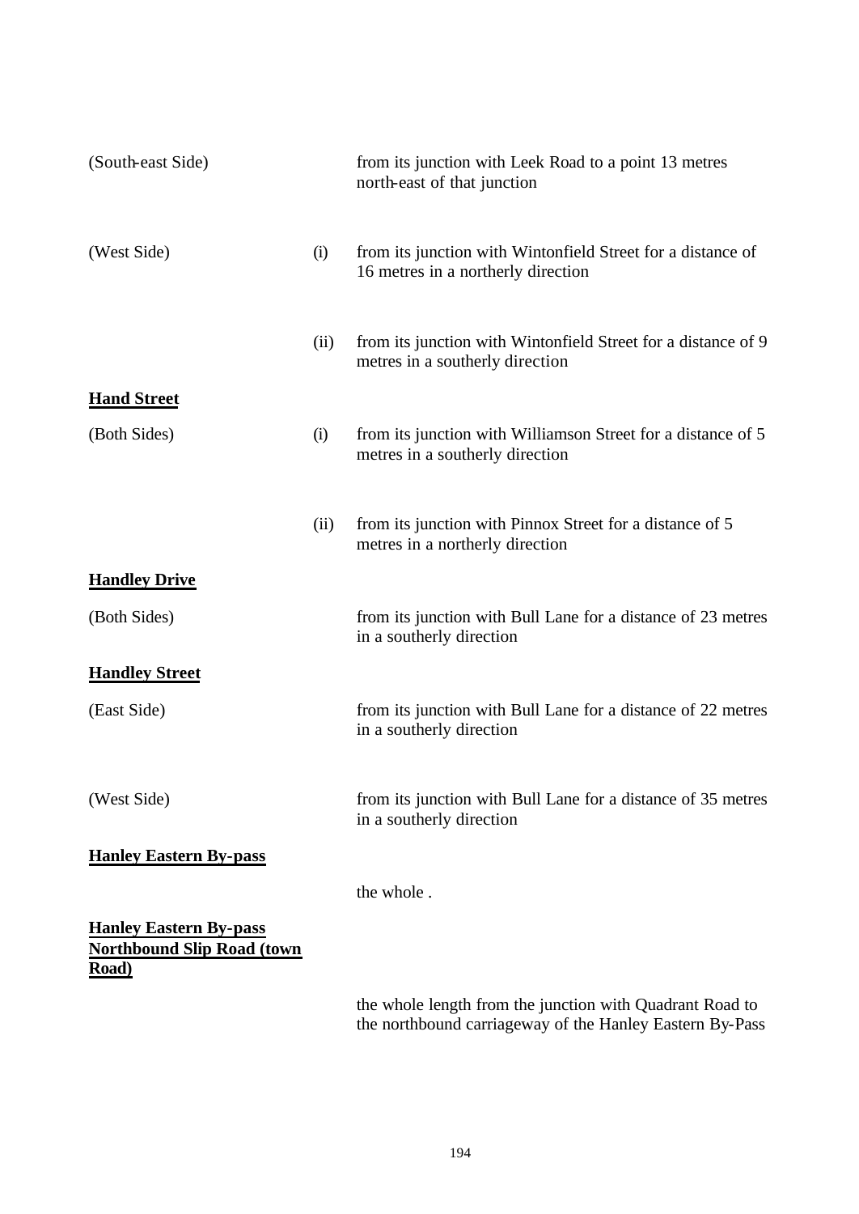| | | |
|---|---|---|
| (South-east Side) | | from its junction with Leek Road to a point 13 metres north-east of that junction |
| (West Side) | (i) | from its junction with Wintonfield Street for a distance of 16 metres in a northerly direction |
| | (ii) | from its junction with Wintonfield Street for a distance of 9 metres in a southerly direction |

**Hand Street**

| | | |
|---|---|---|
| (Both Sides) | (i) | from its junction with Williamson Street for a distance of 5 metres in a southerly direction |
| | (ii) | from its junction with Pinnox Street for a distance of 5 metres in a northerly direction |

**Handley Drive**

| | |
|---|---|
| (Both Sides) | from its junction with Bull Lane for a distance of 23 metres in a southerly direction |

**Handley Street**

| | |
|---|---|
| (East Side) | from its junction with Bull Lane for a distance of 22 metres in a southerly direction |
| (West Side) | from its junction with Bull Lane for a distance of 35 metres in a southerly direction |

**Hanley Eastern By-pass**

the whole .

**Hanley Eastern By-pass Northbound Slip Road (town Road)**

the whole length from the junction with Quadrant Road to the northbound carriageway of the Hanley Eastern By-Pass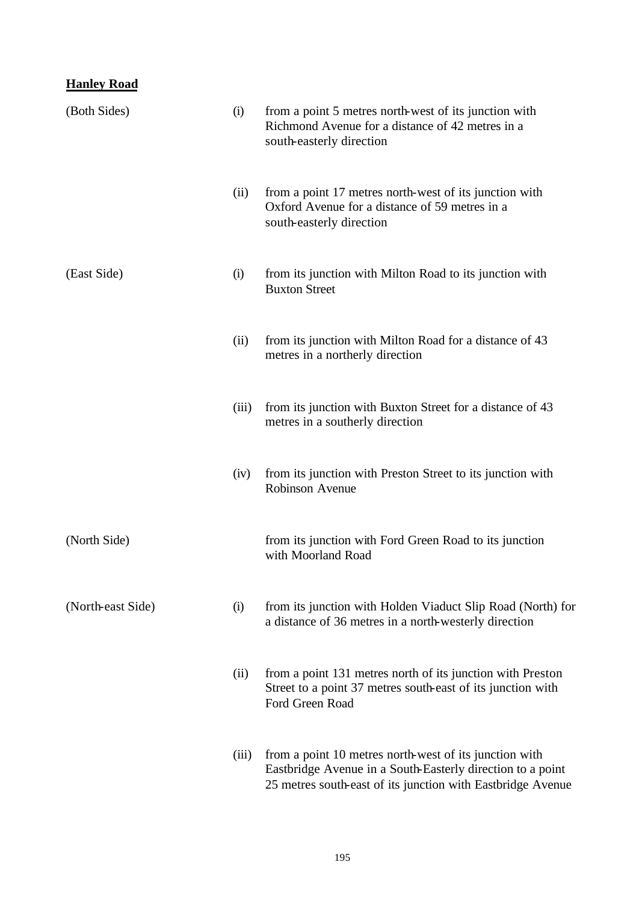**Hanley Road**

| | | |
|---|---|---|
| (Both Sides) | (i) | from a point 5 metres north-west of its junction with Richmond Avenue for a distance of 42 metres in a south-easterly direction |
| | (ii) | from a point 17 metres north-west of its junction with Oxford Avenue for a distance of 59 metres in a south-easterly direction |
| (East Side) | (i) | from its junction with Milton Road to its junction with Buxton Street |
| | (ii) | from its junction with Milton Road for a distance of 43 metres in a northerly direction |
| | (iii) | from its junction with Buxton Street for a distance of 43 metres in a southerly direction |
| | (iv) | from its junction with Preston Street to its junction with Robinson Avenue |
| (North Side) | | from its junction with Ford Green Road to its junction with Moorland Road |
| (North-east Side) | (i) | from its junction with Holden Viaduct Slip Road (North) for a distance of 36 metres in a north-westerly direction |
| | (ii) | from a point 131 metres north of its junction with Preston Street to a point 37 metres south-east of its junction with Ford Green Road |
| | (iii) | from a point 10 metres north-west of its junction with Eastbridge Avenue in a South-Easterly direction to a point 25 metres south-east of its junction with Eastbridge Avenue |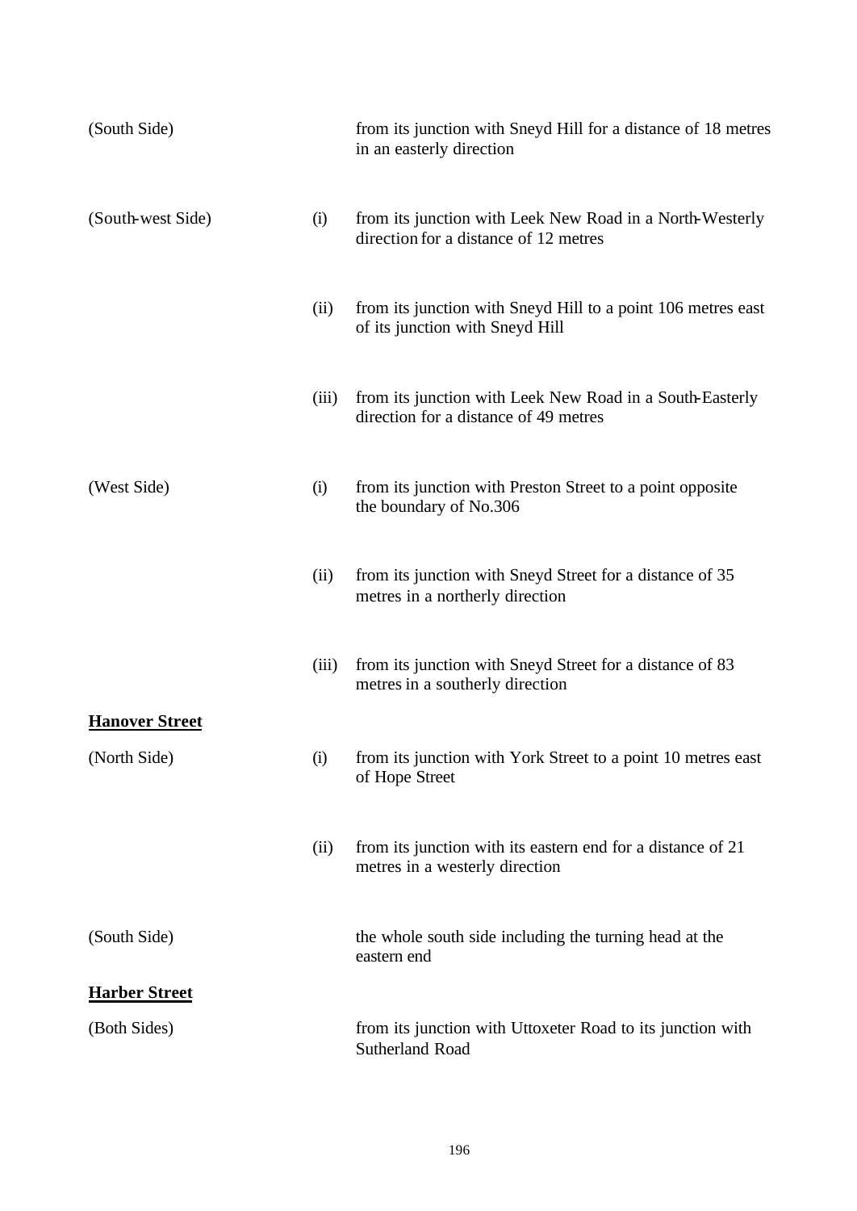| | | |
|---|---|---|
| (South Side) | | from its junction with Sneyd Hill for a distance of 18 metres in an easterly direction |
| (South-west Side) | (i) | from its junction with Leek New Road in a North-Westerly direction for a distance of 12 metres |
| | (ii) | from its junction with Sneyd Hill to a point 106 metres east of its junction with Sneyd Hill |
| | (iii) | from its junction with Leek New Road in a South-Easterly direction for a distance of 49 metres |
| (West Side) | (i) | from its junction with Preston Street to a point opposite the boundary of No.306 |
| | (ii) | from its junction with Sneyd Street for a distance of 35 metres in a northerly direction |
| | (iii) | from its junction with Sneyd Street for a distance of 83 metres in a southerly direction |

**Hanover Street**

| | | |
|---|---|---|
| (North Side) | (i) | from its junction with York Street to a point 10 metres east of Hope Street |
| | (ii) | from its junction with its eastern end for a distance of 21 metres in a westerly direction |
| (South Side) | | the whole south side including the turning head at the eastern end |

**Harber Street**

| | | |
|---|---|---|
| (Both Sides) | | from its junction with Uttoxeter Road to its junction with Sutherland Road |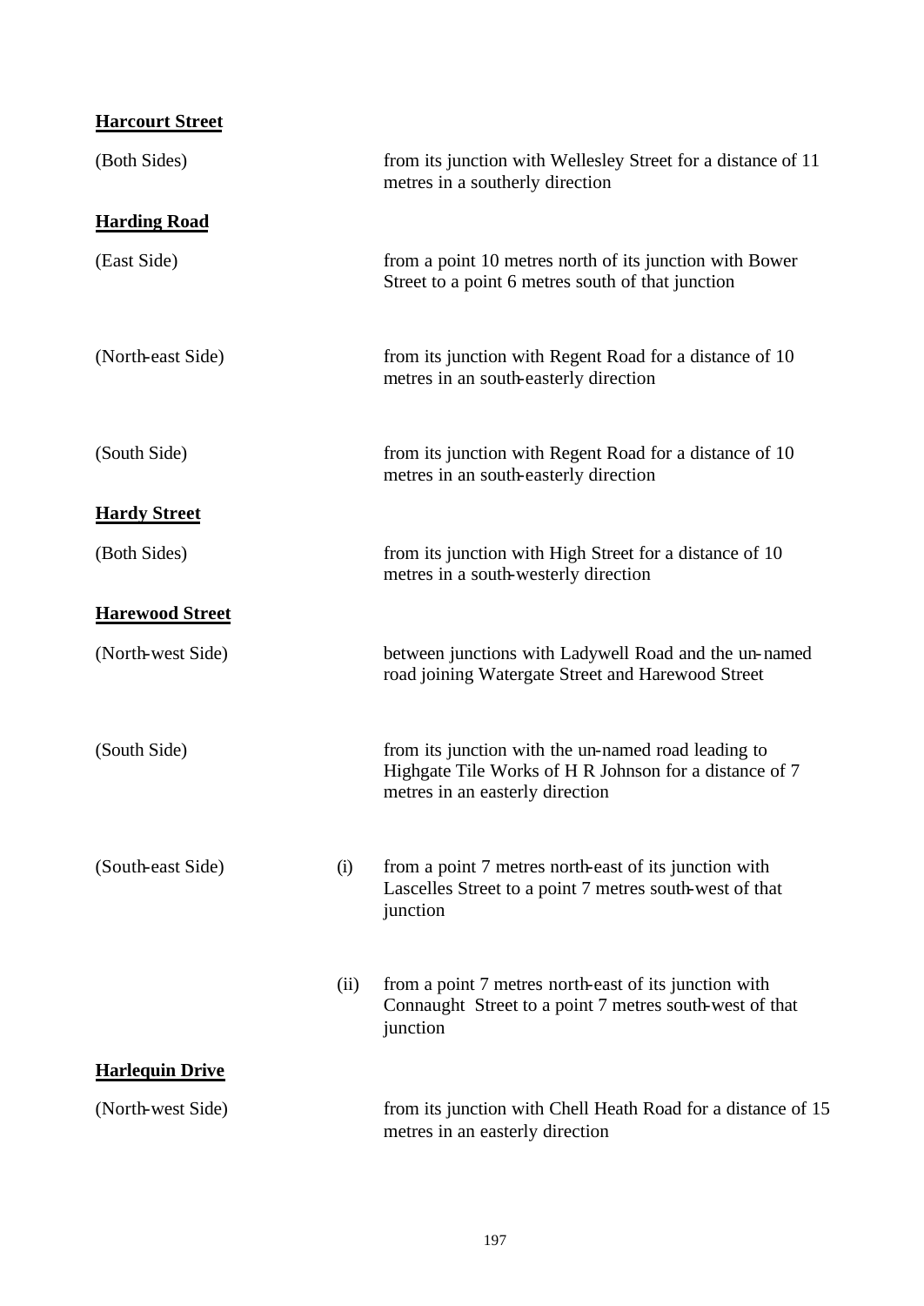**Harcourt Street**

| | | |
|---|---|---|
| (Both Sides) | | from its junction with Wellesley Street for a distance of 11 metres in a southerly direction |

**Harding Road**

| | | |
|---|---|---|
| (East Side) | | from a point 10 metres north of its junction with Bower Street to a point 6 metres south of that junction |
| (North-east Side) | | from its junction with Regent Road for a distance of 10 metres in an south-easterly direction |
| (South Side) | | from its junction with Regent Road for a distance of 10 metres in an south-easterly direction |

**Hardy Street**

| | | |
|---|---|---|
| (Both Sides) | | from its junction with High Street for a distance of 10 metres in a south-westerly direction |

**Harewood Street**

| | | |
|---|---|---|
| (North-west Side) | | between junctions with Ladywell Road and the un-named road joining Watergate Street and Harewood Street |
| (South Side) | | from its junction with the un-named road leading to Highgate Tile Works of H R Johnson for a distance of 7 metres in an easterly direction |
| (South-east Side) | (i) | from a point 7 metres north-east of its junction with Lascelles Street to a point 7 metres south-west of that junction |
| | (ii) | from a point 7 metres north-east of its junction with Connaught Street to a point 7 metres south-west of that junction |

**Harlequin Drive**

| | | |
|---|---|---|
| (North-west Side) | | from its junction with Chell Heath Road for a distance of 15 metres in an easterly direction |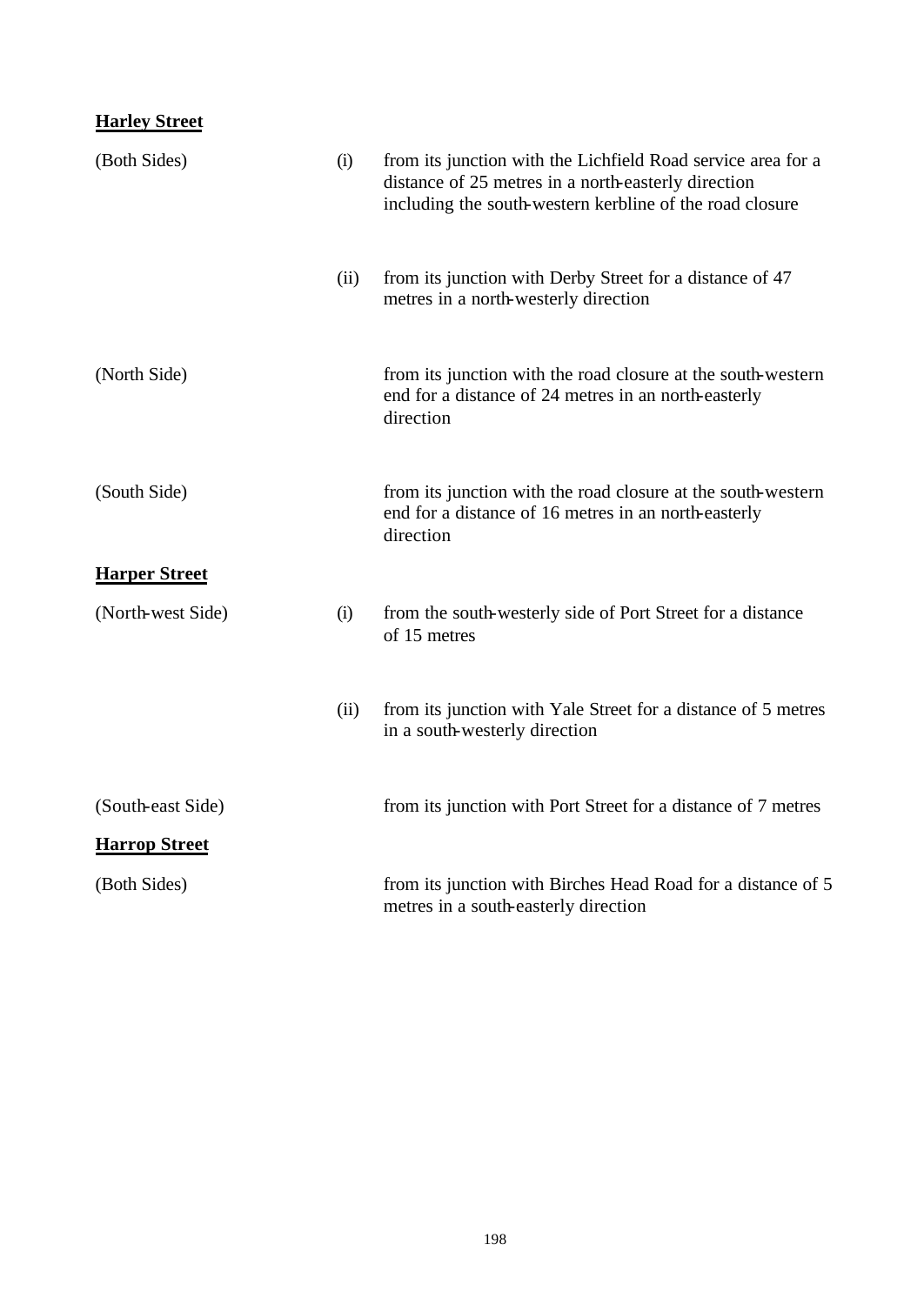**Harley Street**

| | | |
|---|---|---|
| (Both Sides) | (i) | from its junction with the Lichfield Road service area for a distance of 25 metres in a north-easterly direction including the south-western kerbline of the road closure |
| | (ii) | from its junction with Derby Street for a distance of 47 metres in a north-westerly direction |
| (North Side) | | from its junction with the road closure at the south-western end for a distance of 24 metres in an north-easterly direction |
| (South Side) | | from its junction with the road closure at the south-western end for a distance of 16 metres in an north-easterly direction |

**Harper Street**

| | | |
|---|---|---|
| (North-west Side) | (i) | from the south-westerly side of Port Street for a distance of 15 metres |
| | (ii) | from its junction with Yale Street for a distance of 5 metres in a south-westerly direction |
| (South-east Side) | | from its junction with Port Street for a distance of 7 metres |

**Harrop Street**

| | | |
|---|---|---|
| (Both Sides) | | from its junction with Birches Head Road for a distance of 5 metres in a south-easterly direction |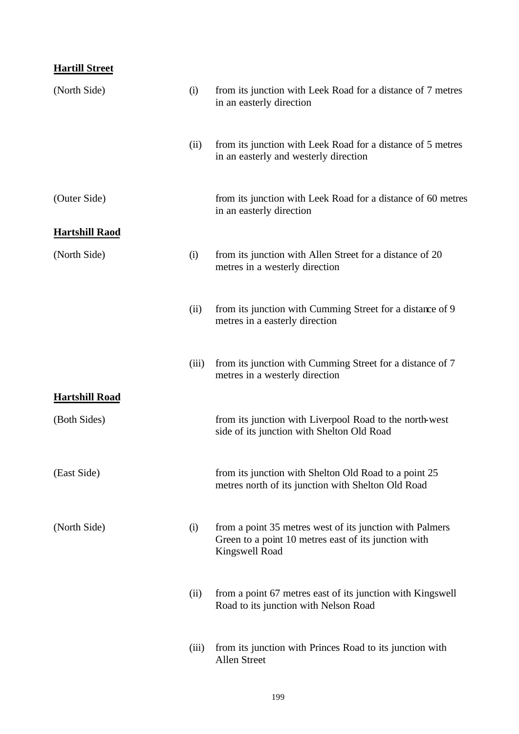**Hartill Street**

| | | |
|---|---|---|
| (North Side) | (i) | from its junction with Leek Road for a distance of 7 metres in an easterly direction |
| | (ii) | from its junction with Leek Road for a distance of 5 metres in an easterly and westerly direction |
| (Outer Side) | | from its junction with Leek Road for a distance of 60 metres in an easterly direction |

**Hartshill Raod**

| | | |
|---|---|---|
| (North Side) | (i) | from its junction with Allen Street for a distance of 20 metres in a westerly direction |
| | (ii) | from its junction with Cumming Street for a distance of 9 metres in a easterly direction |
| | (iii) | from its junction with Cumming Street for a distance of 7 metres in a westerly direction |

**Hartshill Road**

| | | |
|---|---|---|
| (Both Sides) | | from its junction with Liverpool Road to the north-west side of its junction with Shelton Old Road |
| (East Side) | | from its junction with Shelton Old Road to a point 25 metres north of its junction with Shelton Old Road |
| (North Side) | (i) | from a point 35 metres west of its junction with Palmers Green to a point 10 metres east of its junction with Kingswell Road |
| | (ii) | from a point 67 metres east of its junction with Kingswell Road to its junction with Nelson Road |
| | (iii) | from its junction with Princes Road to its junction with Allen Street |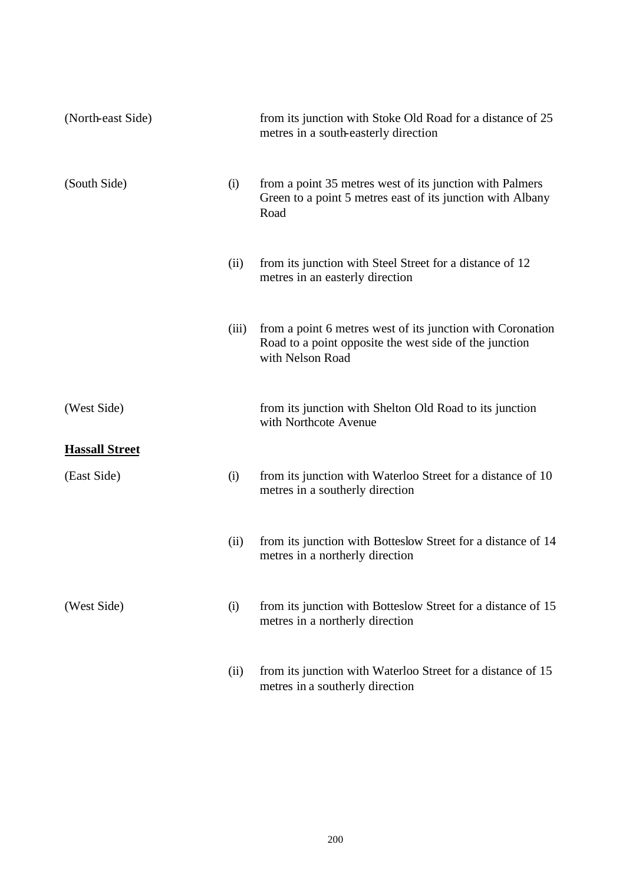| | | |
|---|---|---|
| (North-east Side) | | from its junction with Stoke Old Road for a distance of 25 metres in a south-easterly direction |
| (South Side) | (i) | from a point 35 metres west of its junction with Palmers Green to a point 5 metres east of its junction with Albany Road |
| | (ii) | from its junction with Steel Street for a distance of 12 metres in an easterly direction |
| | (iii) | from a point 6 metres west of its junction with Coronation Road to a point opposite the west side of the junction with Nelson Road |
| (West Side) | | from its junction with Shelton Old Road to its junction with Northcote Avenue |

**Hassall Street**

| | | |
|---|---|---|
| (East Side) | (i) | from its junction with Waterloo Street for a distance of 10 metres in a southerly direction |
| | (ii) | from its junction with Botteslow Street for a distance of 14 metres in a northerly direction |
| (West Side) | (i) | from its junction with Botteslow Street for a distance of 15 metres in a northerly direction |
| | (ii) | from its junction with Waterloo Street for a distance of 15 metres in a southerly direction |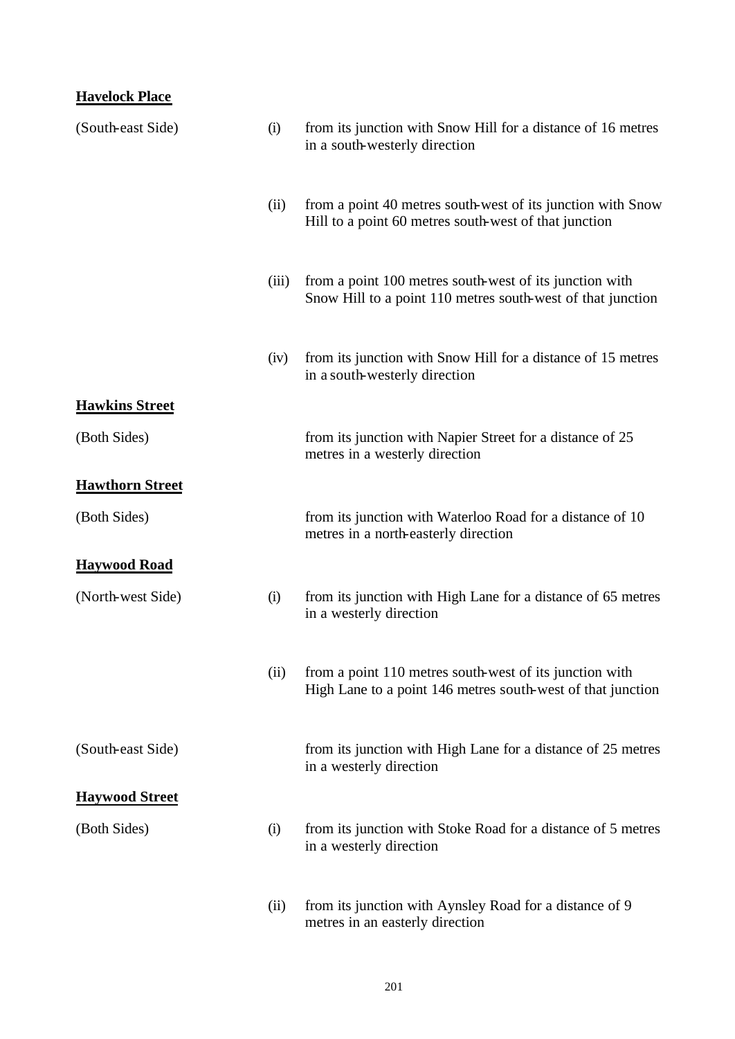**Havelock Place**

| | | |
|---|---|---|
| (South-east Side) | (i) | from its junction with Snow Hill for a distance of 16 metres in a south-westerly direction |
| | (ii) | from a point 40 metres south-west of its junction with Snow Hill to a point 60 metres south-west of that junction |
| | (iii) | from a point 100 metres south-west of its junction with Snow Hill to a point 110 metres south-west of that junction |
| | (iv) | from its junction with Snow Hill for a distance of 15 metres in a south-westerly direction |

**Hawkins Street**

| | | |
|---|---|---|
| (Both Sides) | | from its junction with Napier Street for a distance of 25 metres in a westerly direction |

**Hawthorn Street**

| | | |
|---|---|---|
| (Both Sides) | | from its junction with Waterloo Road for a distance of 10 metres in a north-easterly direction |

**Haywood Road**

| | | |
|---|---|---|
| (North-west Side) | (i) | from its junction with High Lane for a distance of 65 metres in a westerly direction |
| | (ii) | from a point 110 metres south-west of its junction with High Lane to a point 146 metres south-west of that junction |
| (South-east Side) | | from its junction with High Lane for a distance of 25 metres in a westerly direction |

**Haywood Street**

| | | |
|---|---|---|
| (Both Sides) | (i) | from its junction with Stoke Road for a distance of 5 metres in a westerly direction |
| | (ii) | from its junction with Aynsley Road for a distance of 9 metres in an easterly direction |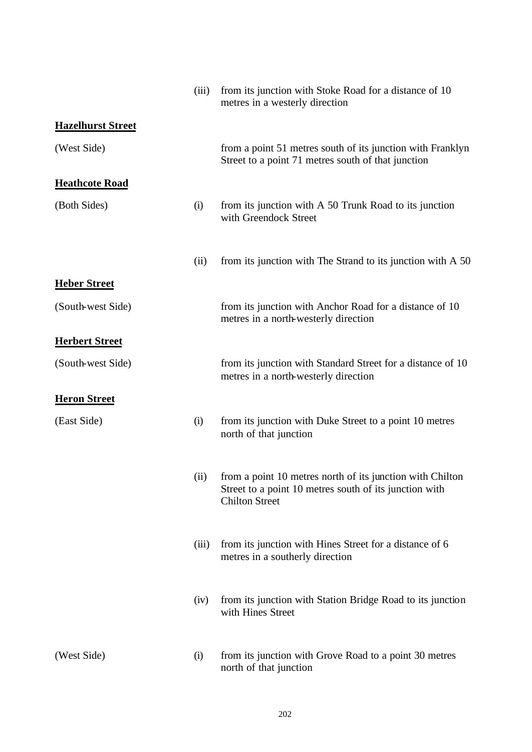| | | |
|---|---|---|
| | (iii) | from its junction with Stoke Road for a distance of 10 metres in a westerly direction |

**Hazelhurst Street**

| | | |
|---|---|---|
| (West Side) | | from a point 51 metres south of its junction with Franklyn Street to a point 71 metres south of that junction |

**Heathcote Road**

| | | |
|---|---|---|
| (Both Sides) | (i) | from its junction with A 50 Trunk Road to its junction with Greendock Street |
| | (ii) | from its junction with The Strand to its junction with A 50 |

**Heber Street**

| | | |
|---|---|---|
| (South-west Side) | | from its junction with Anchor Road for a distance of 10 metres in a north-westerly direction |

**Herbert Street**

| | | |
|---|---|---|
| (South-west Side) | | from its junction with Standard Street for a distance of 10 metres in a north-westerly direction |

**Heron Street**

| | | |
|---|---|---|
| (East Side) | (i) | from its junction with Duke Street to a point 10 metres north of that junction |
| | (ii) | from a point 10 metres north of its junction with Chilton Street to a point 10 metres south of its junction with Chilton Street |
| | (iii) | from its junction with Hines Street for a distance of 6 metres in a southerly direction |
| | (iv) | from its junction with Station Bridge Road to its junction with Hines Street |
| (West Side) | (i) | from its junction with Grove Road to a point 30 metres north of that junction |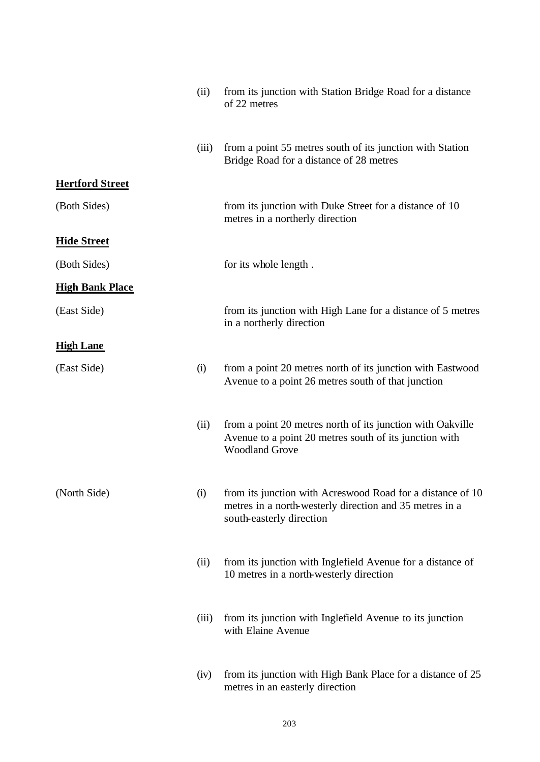| | | |
|---|---|---|
| | (ii) | from its junction with Station Bridge Road for a distance of 22 metres |
| | (iii) | from a point 55 metres south of its junction with Station Bridge Road for a distance of 28 metres |

**Hertford Street**

| | | |
|---|---|---|
| (Both Sides) | | from its junction with Duke Street for a distance of 10 metres in a northerly direction |

**Hide Street**

| | | |
|---|---|---|
| (Both Sides) | | for its whole length . |

**High Bank Place**

| | | |
|---|---|---|
| (East Side) | | from its junction with High Lane for a distance of 5 metres in a northerly direction |

**High Lane**

| | | |
|---|---|---|
| (East Side) | (i) | from a point 20 metres north of its junction with Eastwood Avenue to a point 26 metres south of that junction |
| | (ii) | from a point 20 metres north of its junction with Oakville Avenue to a point 20 metres south of its junction with Woodland Grove |
| (North Side) | (i) | from its junction with Acreswood Road for a distance of 10 metres in a north-westerly direction and 35 metres in a south-easterly direction |
| | (ii) | from its junction with Inglefield Avenue for a distance of 10 metres in a north-westerly direction |
| | (iii) | from its junction with Inglefield Avenue to its junction with Elaine Avenue |
| | (iv) | from its junction with High Bank Place for a distance of 25 metres in an easterly direction |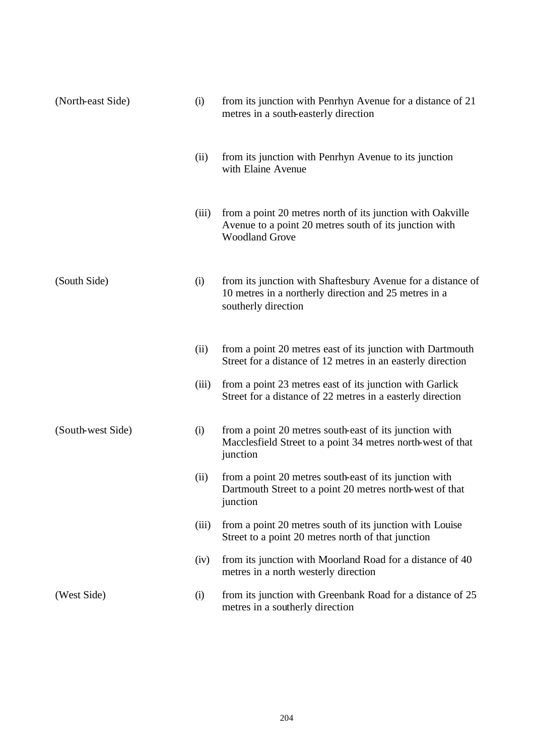| | | |
|---|---|---|
| (North-east Side) | (i) | from its junction with Penrhyn Avenue for a distance of 21 metres in a south-easterly direction |
| | (ii) | from its junction with Penrhyn Avenue to its junction with Elaine Avenue |
| | (iii) | from a point 20 metres north of its junction with Oakville Avenue to a point 20 metres south of its junction with Woodland Grove |
| (South Side) | (i) | from its junction with Shaftesbury Avenue for a distance of 10 metres in a northerly direction and 25 metres in a southerly direction |
| | (ii) | from a point 20 metres east of its junction with Dartmouth Street for a distance of 12 metres in an easterly direction |
| | (iii) | from a point 23 metres east of its junction with Garlick Street for a distance of 22 metres in a easterly direction |
| (South-west Side) | (i) | from a point 20 metres south-east of its junction with Macclesfield Street to a point 34 metres north-west of that junction |
| | (ii) | from a point 20 metres south-east of its junction with Dartmouth Street to a point 20 metres north-west of that junction |
| | (iii) | from a point 20 metres south of its junction with Louise Street to a point 20 metres north of that junction |
| | (iv) | from its junction with Moorland Road for a distance of 40 metres in a north westerly direction |
| (West Side) | (i) | from its junction with Greenbank Road for a distance of 25 metres in a southerly direction |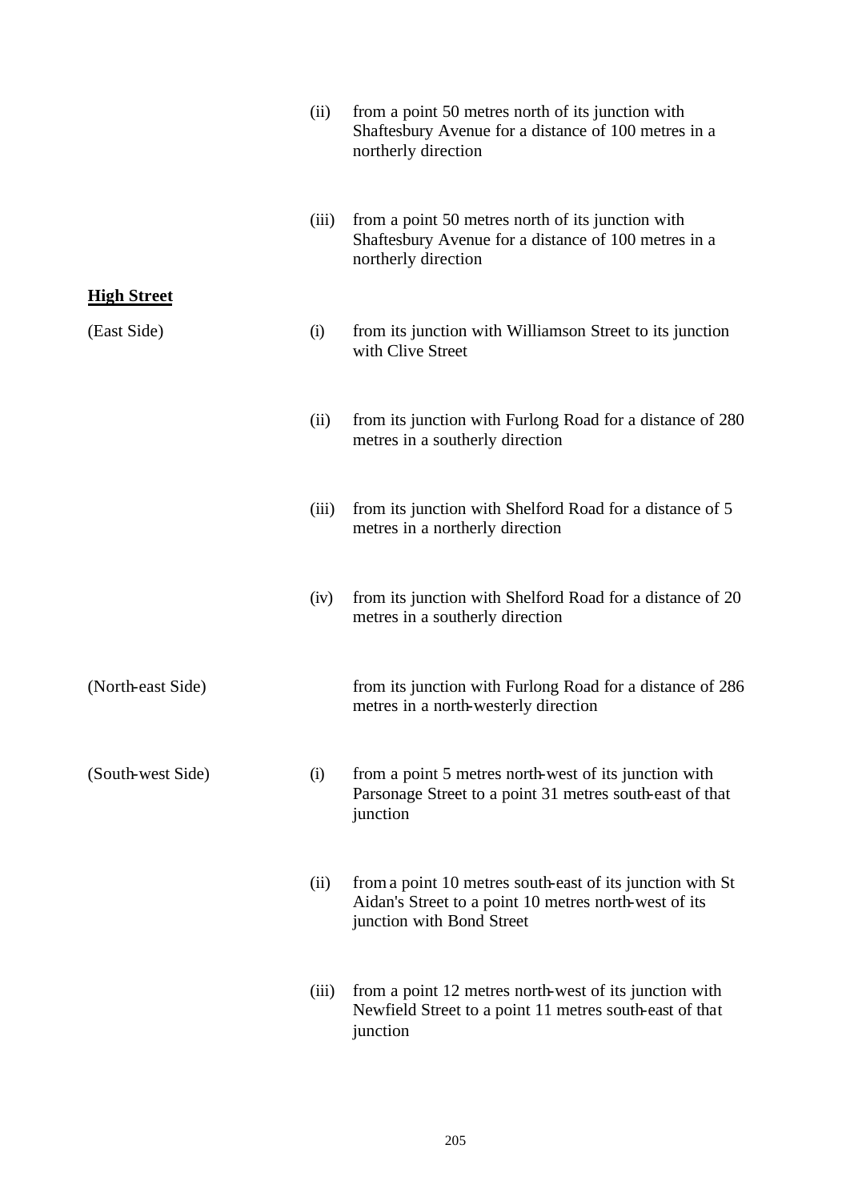| | | |
|---|---|---|
| | (ii) | from a point 50 metres north of its junction with Shaftesbury Avenue for a distance of 100 metres in a northerly direction |
| | (iii) | from a point 50 metres north of its junction with Shaftesbury Avenue for a distance of 100 metres in a northerly direction |

**High Street**

| | | |
|---|---|---|
| (East Side) | (i) | from its junction with Williamson Street to its junction with Clive Street |
| | (ii) | from its junction with Furlong Road for a distance of 280 metres in a southerly direction |
| | (iii) | from its junction with Shelford Road for a distance of 5 metres in a northerly direction |
| | (iv) | from its junction with Shelford Road for a distance of 20 metres in a southerly direction |
| (North-east Side) | | from its junction with Furlong Road for a distance of 286 metres in a north-westerly direction |
| (South-west Side) | (i) | from a point 5 metres north-west of its junction with Parsonage Street to a point 31 metres south-east of that junction |
| | (ii) | from a point 10 metres south-east of its junction with St Aidan's Street to a point 10 metres north-west of its junction with Bond Street |
| | (iii) | from a point 12 metres north-west of its junction with Newfield Street to a point 11 metres south-east of that junction |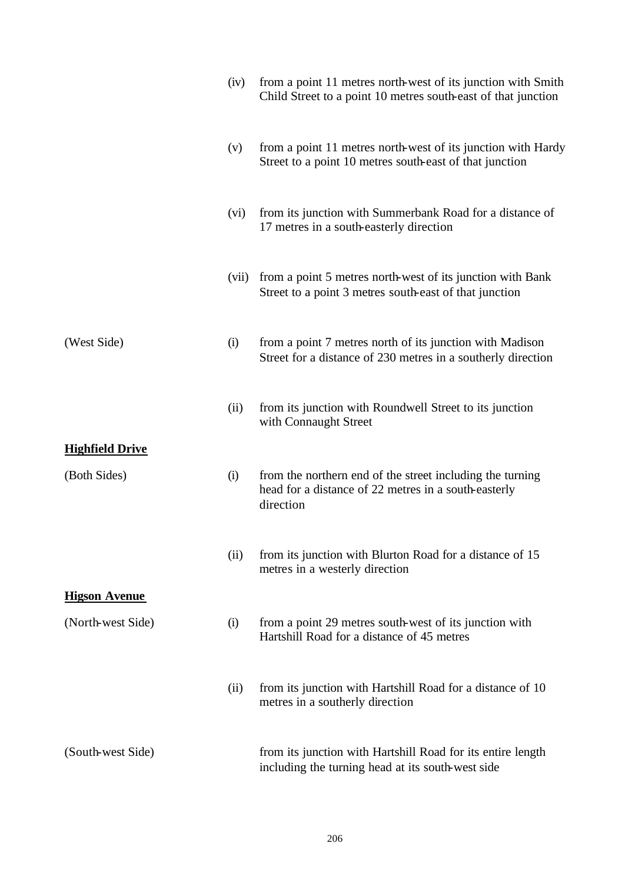| | | |
|---|---|---|
| | (iv) | from a point 11 metres north-west of its junction with Smith Child Street to a point 10 metres south-east of that junction |
| | (v) | from a point 11 metres north-west of its junction with Hardy Street to a point 10 metres south-east of that junction |
| | (vi) | from its junction with Summerbank Road for a distance of 17 metres in a south-easterly direction |
| | (vii) | from a point 5 metres north-west of its junction with Bank Street to a point 3 metres south-east of that junction |
| (West Side) | (i) | from a point 7 metres north of its junction with Madison Street for a distance of 230 metres in a southerly direction |
| | (ii) | from its junction with Roundwell Street to its junction with Connaught Street |

**Highfield Drive**

| | | |
|---|---|---|
| (Both Sides) | (i) | from the northern end of the street including the turning head for a distance of 22 metres in a south-easterly direction |
| | (ii) | from its junction with Blurton Road for a distance of 15 metres in a westerly direction |

**Higson Avenue**

| | | |
|---|---|---|
| (North-west Side) | (i) | from a point 29 metres south-west of its junction with Hartshill Road for a distance of 45 metres |
| | (ii) | from its junction with Hartshill Road for a distance of 10 metres in a southerly direction |
| (South-west Side) | | from its junction with Hartshill Road for its entire length including the turning head at its south-west side |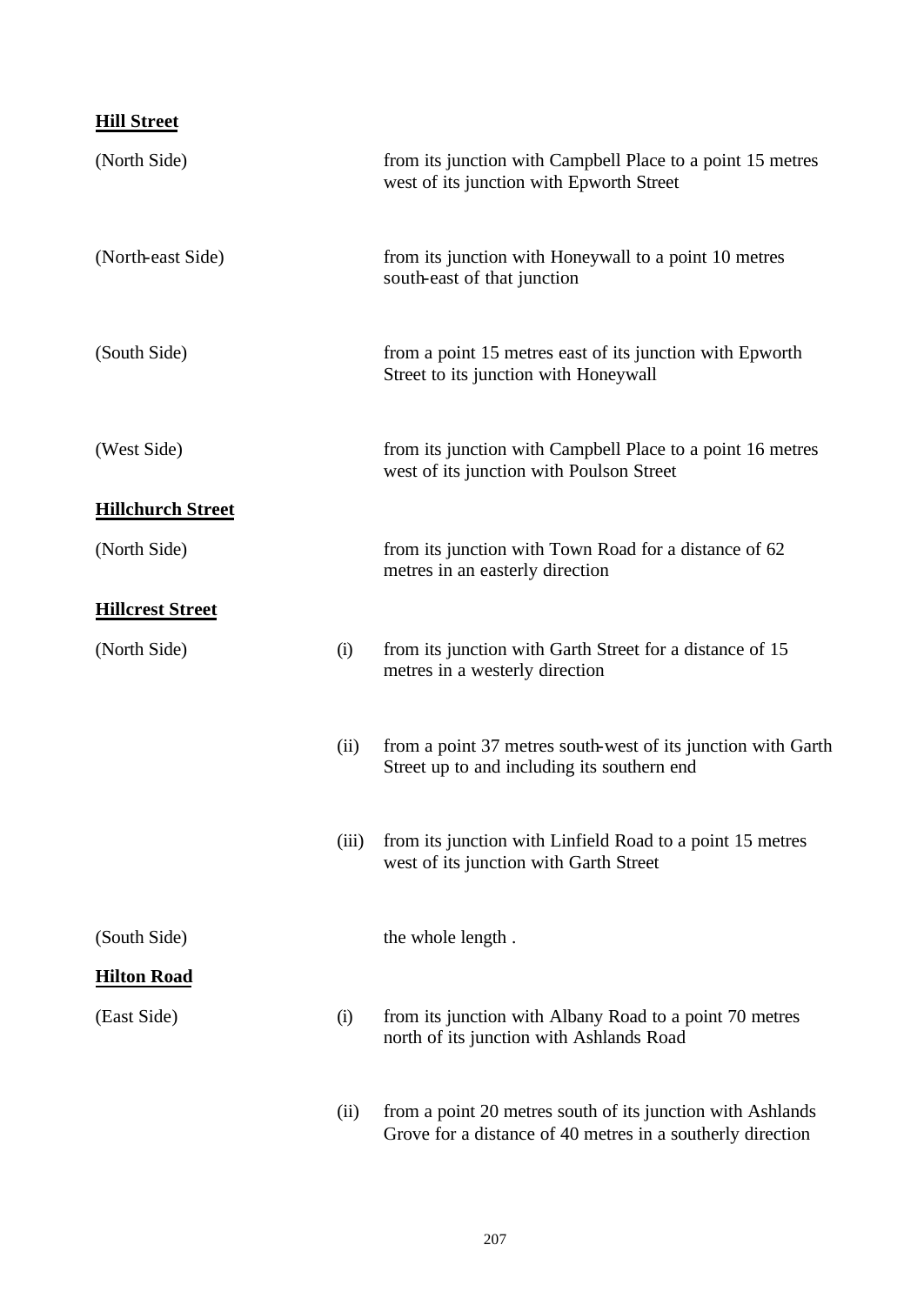**Hill Street**

| | | |
|---|---|---|
| (North Side) | | from its junction with Campbell Place to a point 15 metres west of its junction with Epworth Street |
| (North-east Side) | | from its junction with Honeywall to a point 10 metres south-east of that junction |
| (South Side) | | from a point 15 metres east of its junction with Epworth Street to its junction with Honeywall |
| (West Side) | | from its junction with Campbell Place to a point 16 metres west of its junction with Poulson Street |

**Hillchurch Street**

| | | |
|---|---|---|
| (North Side) | | from its junction with Town Road for a distance of 62 metres in an easterly direction |

**Hillcrest Street**

| | | |
|---|---|---|
| (North Side) | (i) | from its junction with Garth Street for a distance of 15 metres in a westerly direction |
| | (ii) | from a point 37 metres south-west of its junction with Garth Street up to and including its southern end |
| | (iii) | from its junction with Linfield Road to a point 15 metres west of its junction with Garth Street |
| (South Side) | | the whole length . |

**Hilton Road**

| | | |
|---|---|---|
| (East Side) | (i) | from its junction with Albany Road to a point 70 metres north of its junction with Ashlands Road |
| | (ii) | from a point 20 metres south of its junction with Ashlands Grove for a distance of 40 metres in a southerly direction |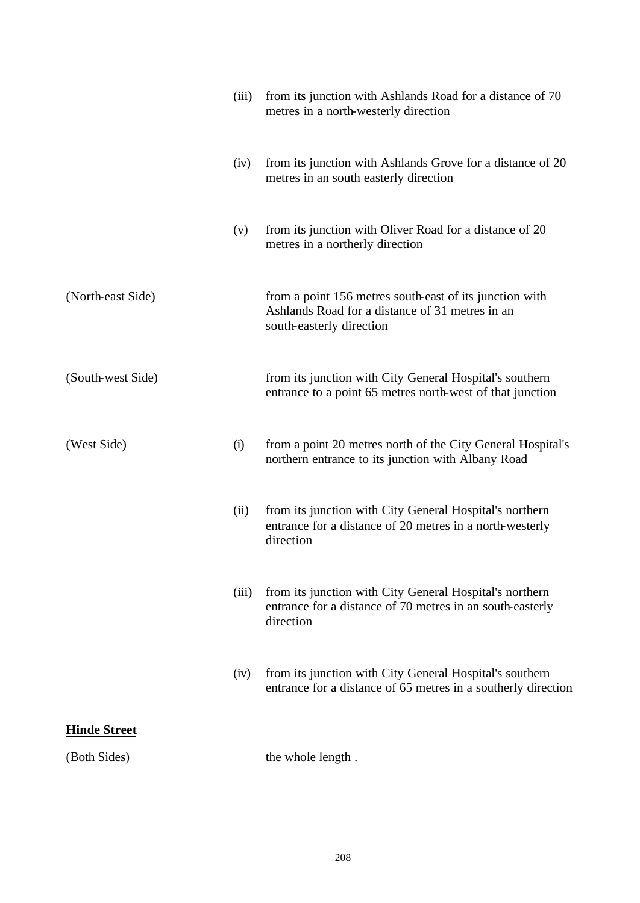| | | |
|---|---|---|
| | (iii) | from its junction with Ashlands Road for a distance of 70 metres in a north-westerly direction |
| | (iv) | from its junction with Ashlands Grove for a distance of 20 metres in an south easterly direction |
| | (v) | from its junction with Oliver Road for a distance of 20 metres in a northerly direction |
| (North-east Side) | | from a point 156 metres south-east of its junction with Ashlands Road for a distance of 31 metres in an south-easterly direction |
| (South-west Side) | | from its junction with City General Hospital's southern entrance to a point 65 metres north-west of that junction |
| (West Side) | (i) | from a point 20 metres north of the City General Hospital's northern entrance to its junction with Albany Road |
| | (ii) | from its junction with City General Hospital's northern entrance for a distance of 20 metres in a north-westerly direction |
| | (iii) | from its junction with City General Hospital's northern entrance for a distance of 70 metres in an south-easterly direction |
| | (iv) | from its junction with City General Hospital's southern entrance for a distance of 65 metres in a southerly direction |

**Hinde Street**

| | | |
|---|---|---|
| (Both Sides) | | the whole length . |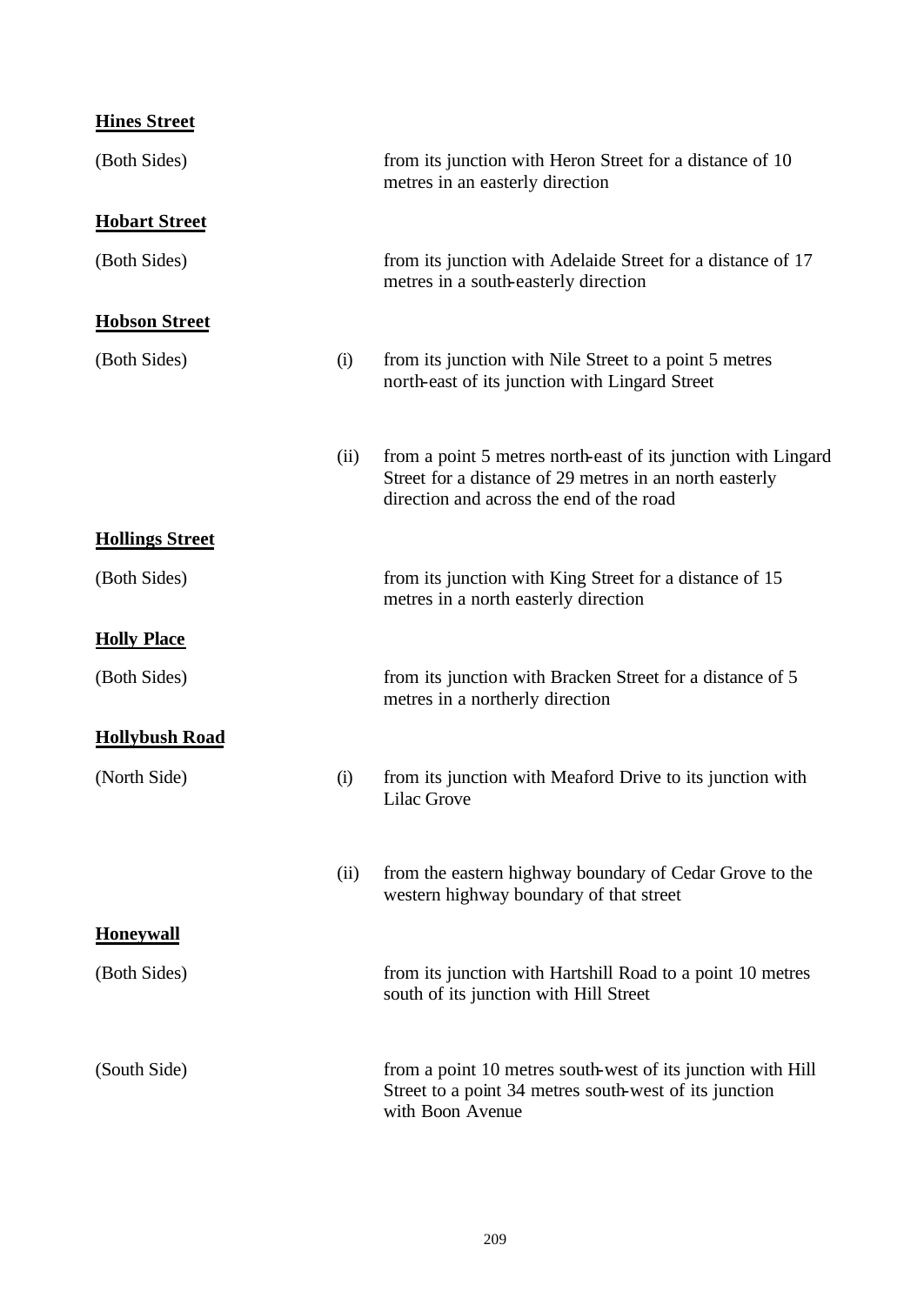**Hines Street**

(Both Sides) from its junction with Heron Street for a distance of 10 metres in an easterly direction

**Hobart Street**

(Both Sides) from its junction with Adelaide Street for a distance of 17 metres in a south-easterly direction

**Hobson Street**

(Both Sides) (i) from its junction with Nile Street to a point 5 metres north-east of its junction with Lingard Street

(ii) from a point 5 metres north-east of its junction with Lingard Street for a distance of 29 metres in an north easterly direction and across the end of the road

**Hollings Street**

(Both Sides) from its junction with King Street for a distance of 15 metres in a north easterly direction

**Holly Place**

(Both Sides) from its junction with Bracken Street for a distance of 5 metres in a northerly direction

**Hollybush Road**

(North Side) (i) from its junction with Meaford Drive to its junction with Lilac Grove

(ii) from the eastern highway boundary of Cedar Grove to the western highway boundary of that street

**Honeywall**

(Both Sides) from its junction with Hartshill Road to a point 10 metres south of its junction with Hill Street

(South Side) from a point 10 metres south-west of its junction with Hill Street to a point 34 metres south-west of its junction with Boon Avenue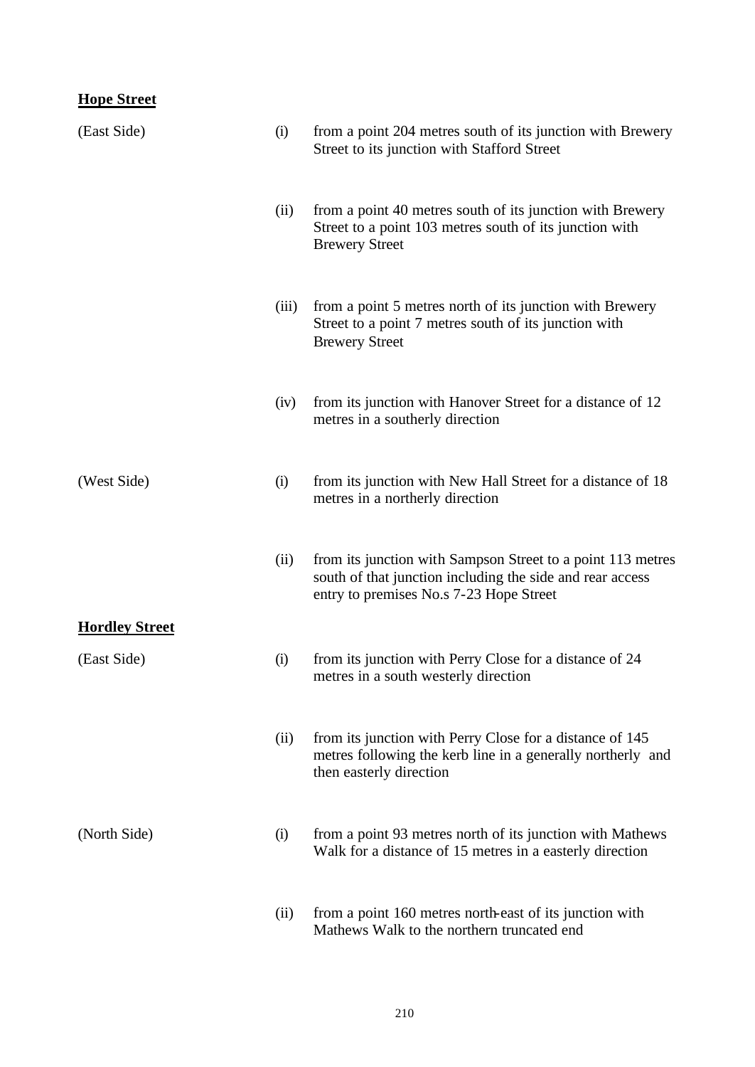**Hope Street**

| | | |
|---|---|---|
| (East Side) | (i) | from a point 204 metres south of its junction with Brewery Street to its junction with Stafford Street |
| | (ii) | from a point 40 metres south of its junction with Brewery Street to a point 103 metres south of its junction with Brewery Street |
| | (iii) | from a point 5 metres north of its junction with Brewery Street to a point 7 metres south of its junction with Brewery Street |
| | (iv) | from its junction with Hanover Street for a distance of 12 metres in a southerly direction |
| (West Side) | (i) | from its junction with New Hall Street for a distance of 18 metres in a northerly direction |
| | (ii) | from its junction with Sampson Street to a point 113 metres south of that junction including the side and rear access entry to premises No.s 7-23 Hope Street |

**Hordley Street**

| | | |
|---|---|---|
| (East Side) | (i) | from its junction with Perry Close for a distance of 24 metres in a south westerly direction |
| | (ii) | from its junction with Perry Close for a distance of 145 metres following the kerb line in a generally northerly and then easterly direction |
| (North Side) | (i) | from a point 93 metres north of its junction with Mathews Walk for a distance of 15 metres in a easterly direction |
| | (ii) | from a point 160 metres north-east of its junction with Mathews Walk to the northern truncated end |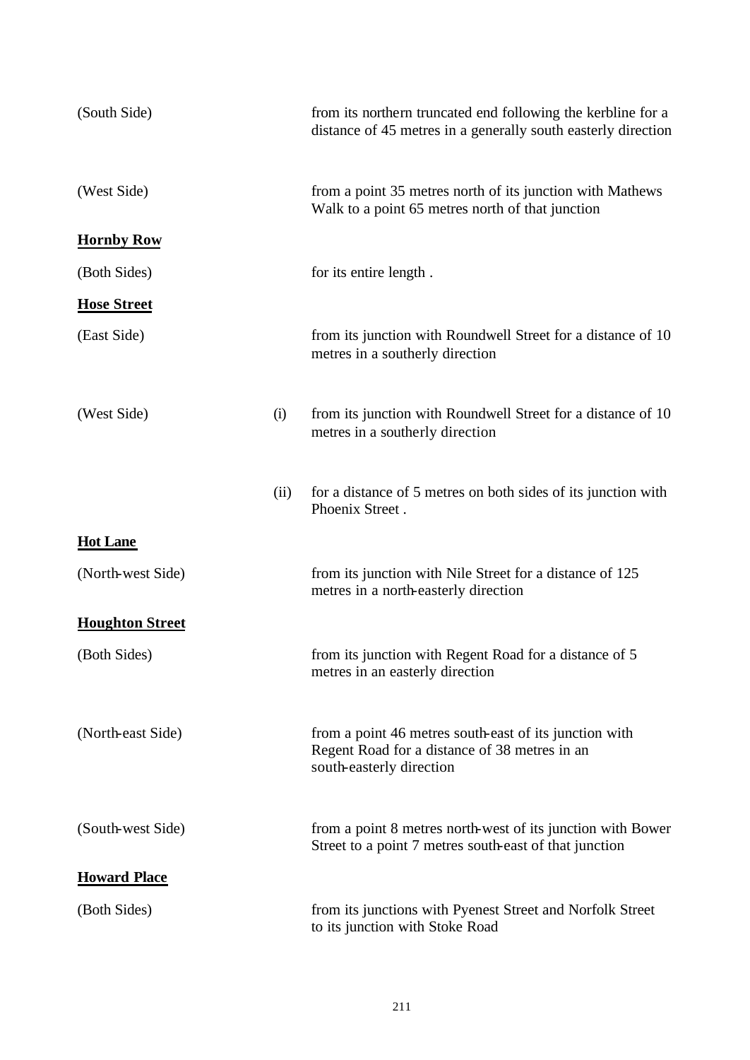| | | |
|---|---|---|
| (South Side) | | from its northern truncated end following the kerbline for a distance of 45 metres in a generally south easterly direction |
| (West Side) | | from a point 35 metres north of its junction with Mathews Walk to a point 65 metres north of that junction |

**Hornby Row**

| | | |
|---|---|---|
| (Both Sides) | | for its entire length . |

**Hose Street**

| | | |
|---|---|---|
| (East Side) | | from its junction with Roundwell Street for a distance of 10 metres in a southerly direction |
| (West Side) | (i) | from its junction with Roundwell Street for a distance of 10 metres in a southerly direction |
| | (ii) | for a distance of 5 metres on both sides of its junction with Phoenix Street . |

**Hot Lane**

| | | |
|---|---|---|
| (North-west Side) | | from its junction with Nile Street for a distance of 125 metres in a north-easterly direction |

**Houghton Street**

| | | |
|---|---|---|
| (Both Sides) | | from its junction with Regent Road for a distance of 5 metres in an easterly direction |
| (North-east Side) | | from a point 46 metres south-east of its junction with Regent Road for a distance of 38 metres in an south-easterly direction |
| (South-west Side) | | from a point 8 metres north-west of its junction with Bower Street to a point 7 metres south-east of that junction |

**Howard Place**

| | | |
|---|---|---|
| (Both Sides) | | from its junctions with Pyenest Street and Norfolk Street to its junction with Stoke Road |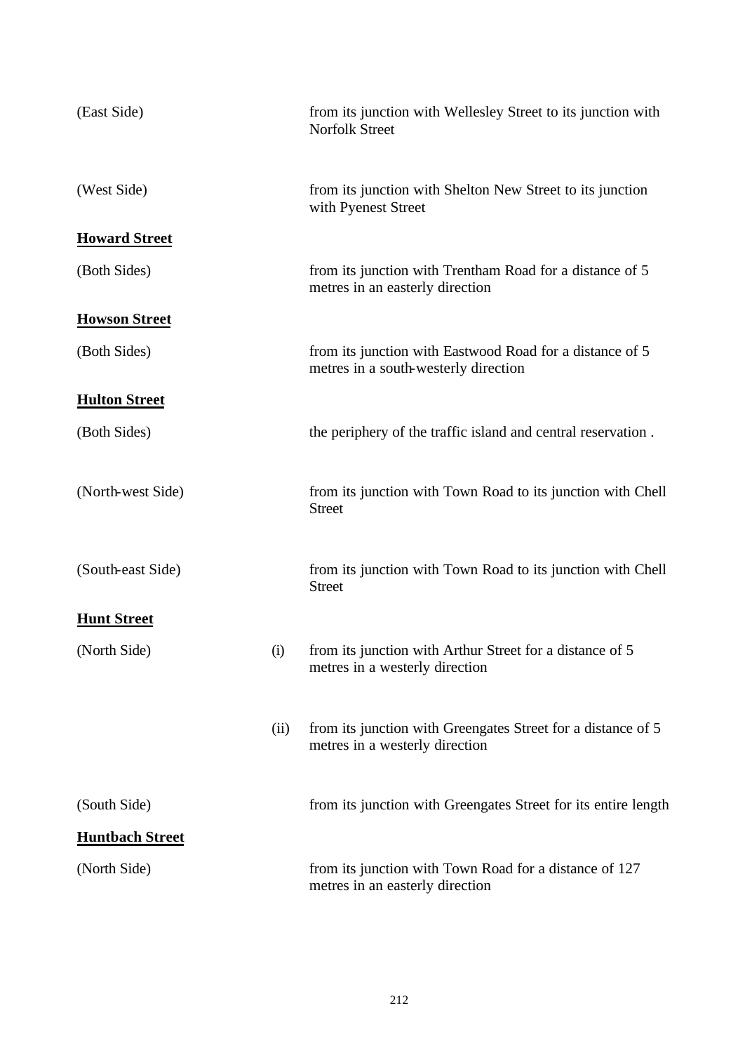(East Side) from its junction with Wellesley Street to its junction with Norfolk Street

(West Side) from its junction with Shelton New Street to its junction with Pyenest Street

**Howard Street**

(Both Sides) from its junction with Trentham Road for a distance of 5 metres in an easterly direction

**Howson Street**

(Both Sides) from its junction with Eastwood Road for a distance of 5 metres in a south-westerly direction

**Hulton Street**

(Both Sides) the periphery of the traffic island and central reservation .

(North-west Side) from its junction with Town Road to its junction with Chell Street

(South-east Side) from its junction with Town Road to its junction with Chell Street

**Hunt Street**

(North Side)

(i) from its junction with Arthur Street for a distance of 5 metres in a westerly direction

(ii) from its junction with Greengates Street for a distance of 5 metres in a westerly direction

(South Side) from its junction with Greengates Street for its entire length

**Huntbach Street**

(North Side) from its junction with Town Road for a distance of 127 metres in an easterly direction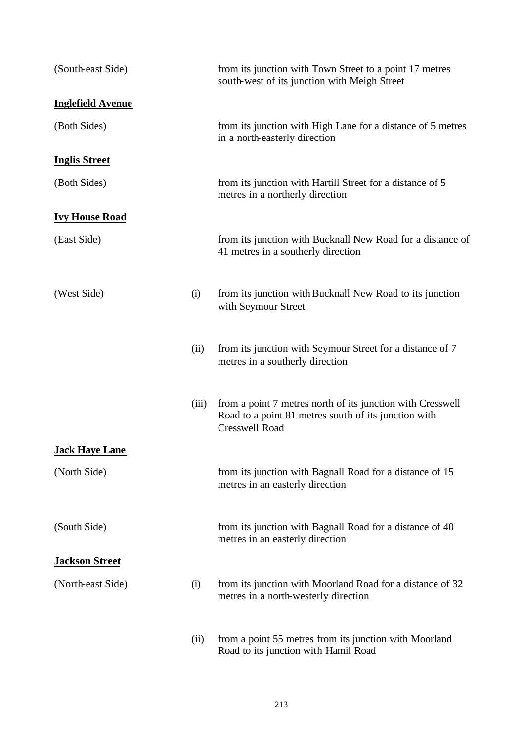| | | |
|---|---|---|
| (South-east Side) | | from its junction with Town Street to a point 17 metres south-west of its junction with Meigh Street |
| **<u>Inglefield Avenue</u>** | | |
| (Both Sides) | | from its junction with High Lane for a distance of 5 metres in a north-easterly direction |
| **<u>Inglis Street</u>** | | |
| (Both Sides) | | from its junction with Hartill Street for a distance of 5 metres in a northerly direction |
| **<u>Ivy House Road</u>** | | |
| (East Side) | | from its junction with Bucknall New Road for a distance of 41 metres in a southerly direction |
| (West Side) | (i) | from its junction with Bucknall New Road to its junction with Seymour Street |
| | (ii) | from its junction with Seymour Street for a distance of 7 metres in a southerly direction |
| | (iii) | from a point 7 metres north of its junction with Cresswell Road to a point 81 metres south of its junction with Cresswell Road |
| **<u>Jack Haye Lane</u>** | | |
| (North Side) | | from its junction with Bagnall Road for a distance of 15 metres in an easterly direction |
| (South Side) | | from its junction with Bagnall Road for a distance of 40 metres in an easterly direction |
| **<u>Jackson Street</u>** | | |
| (North-east Side) | (i) | from its junction with Moorland Road for a distance of 32 metres in a north-westerly direction |
| | (ii) | from a point 55 metres from its junction with Moorland Road to its junction with Hamil Road |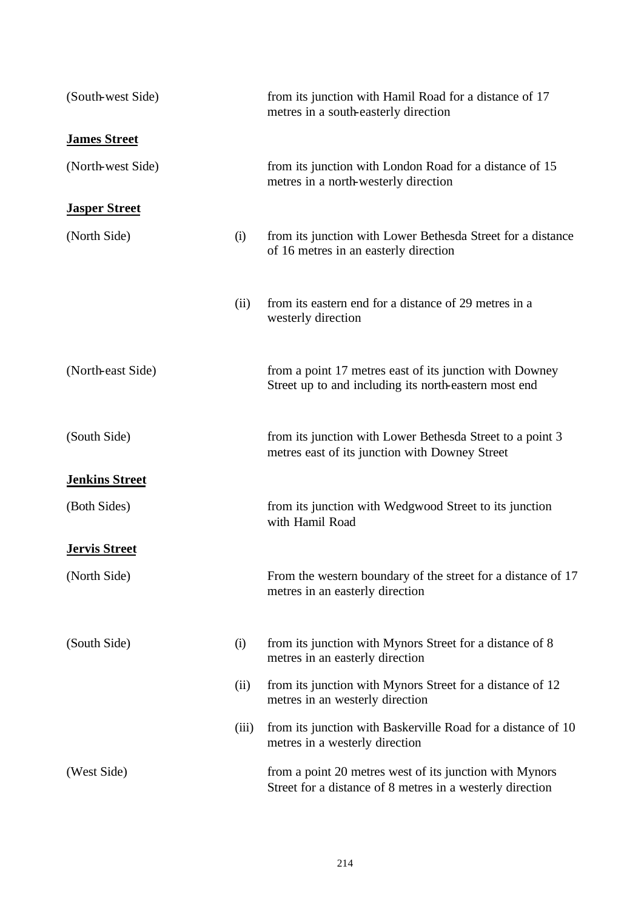| | | |
|---|---|---|
| (South-west Side) | | from its junction with Hamil Road for a distance of 17 metres in a south-easterly direction |
| **James Street** | | |
| (North-west Side) | | from its junction with London Road for a distance of 15 metres in a north-westerly direction |
| **Jasper Street** | | |
| (North Side) | (i) | from its junction with Lower Bethesda Street for a distance of 16 metres in an easterly direction |
| | (ii) | from its eastern end for a distance of 29 metres in a westerly direction |
| (North-east Side) | | from a point 17 metres east of its junction with Downey Street up to and including its north-eastern most end |
| (South Side) | | from its junction with Lower Bethesda Street to a point 3 metres east of its junction with Downey Street |
| **Jenkins Street** | | |
| (Both Sides) | | from its junction with Wedgwood Street to its junction with Hamil Road |
| **Jervis Street** | | |
| (North Side) | | From the western boundary of the street for a distance of 17 metres in an easterly direction |
| (South Side) | (i) | from its junction with Mynors Street for a distance of 8 metres in an easterly direction |
| | (ii) | from its junction with Mynors Street for a distance of 12 metres in an westerly direction |
| | (iii) | from its junction with Baskerville Road for a distance of 10 metres in a westerly direction |
| (West Side) | | from a point 20 metres west of its junction with Mynors Street for a distance of 8 metres in a westerly direction |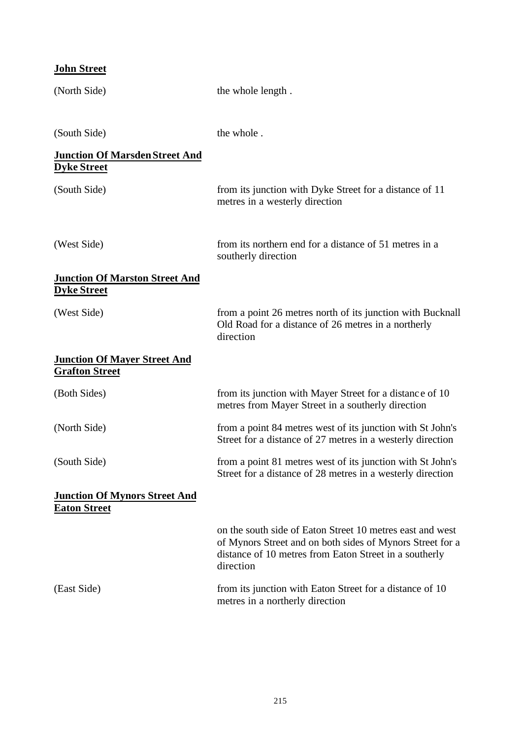**John Street**

(North Side) the whole length .

(South Side) the whole .

**Junction Of Marsden Street And Dyke Street**

(South Side) from its junction with Dyke Street for a distance of 11 metres in a westerly direction

(West Side) from its northern end for a distance of 51 metres in a southerly direction

**Junction Of Marston Street And Dyke Street**

(West Side) from a point 26 metres north of its junction with Bucknall Old Road for a distance of 26 metres in a northerly direction

**Junction Of Mayer Street And Grafton Street**

(Both Sides) from its junction with Mayer Street for a distance of 10 metres from Mayer Street in a southerly direction

(North Side) from a point 84 metres west of its junction with St John's Street for a distance of 27 metres in a westerly direction

(South Side) from a point 81 metres west of its junction with St John's Street for a distance of 28 metres in a westerly direction

**Junction Of Mynors Street And Eaton Street**

on the south side of Eaton Street 10 metres east and west of Mynors Street and on both sides of Mynors Street for a distance of 10 metres from Eaton Street in a southerly direction

(East Side) from its junction with Eaton Street for a distance of 10 metres in a northerly direction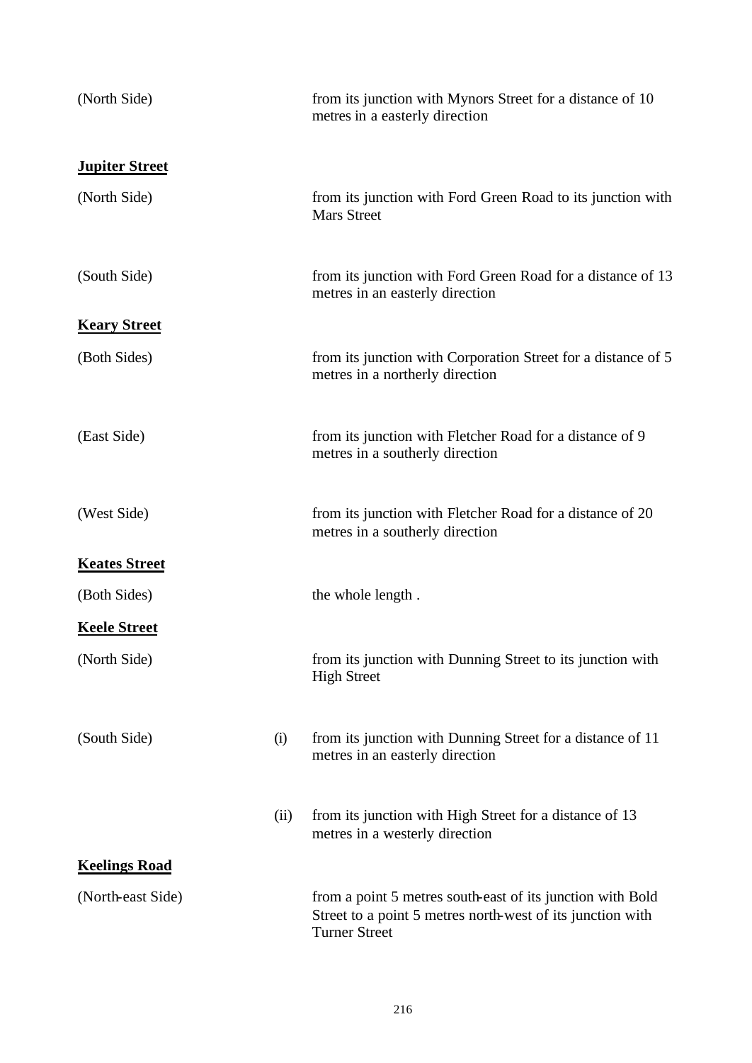(North Side) from its junction with Mynors Street for a distance of 10 metres in a easterly direction

**Jupiter Street**

(North Side) from its junction with Ford Green Road to its junction with Mars Street

(South Side) from its junction with Ford Green Road for a distance of 13 metres in an easterly direction

**Keary Street**

(Both Sides) from its junction with Corporation Street for a distance of 5 metres in a northerly direction

(East Side) from its junction with Fletcher Road for a distance of 9 metres in a southerly direction

(West Side) from its junction with Fletcher Road for a distance of 20 metres in a southerly direction

**Keates Street**

(Both Sides) the whole length .

**Keele Street**

(North Side) from its junction with Dunning Street to its junction with High Street

(South Side)
(i) from its junction with Dunning Street for a distance of 11 metres in an easterly direction

(ii) from its junction with High Street for a distance of 13 metres in a westerly direction

**Keelings Road**

(North-east Side) from a point 5 metres south-east of its junction with Bold Street to a point 5 metres north-west of its junction with Turner Street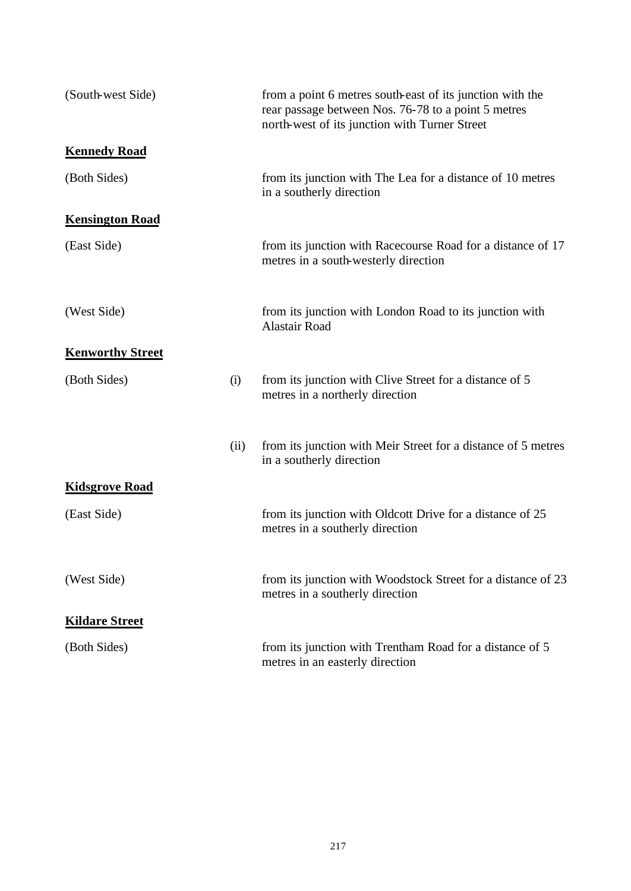(South-west Side) from a point 6 metres south-east of its junction with the rear passage between Nos. 76-78 to a point 5 metres north-west of its junction with Turner Street

**Kennedy Road**

(Both Sides) from its junction with The Lea for a distance of 10 metres in a southerly direction

**Kensington Road**

(East Side) from its junction with Racecourse Road for a distance of 17 metres in a south-westerly direction

(West Side) from its junction with London Road to its junction with Alastair Road

**Kenworthy Street**

(Both Sides) (i) from its junction with Clive Street for a distance of 5 metres in a northerly direction

(ii) from its junction with Meir Street for a distance of 5 metres in a southerly direction

**Kidsgrove Road**

(East Side) from its junction with Oldcott Drive for a distance of 25 metres in a southerly direction

(West Side) from its junction with Woodstock Street for a distance of 23 metres in a southerly direction

**Kildare Street**

(Both Sides) from its junction with Trentham Road for a distance of 5 metres in an easterly direction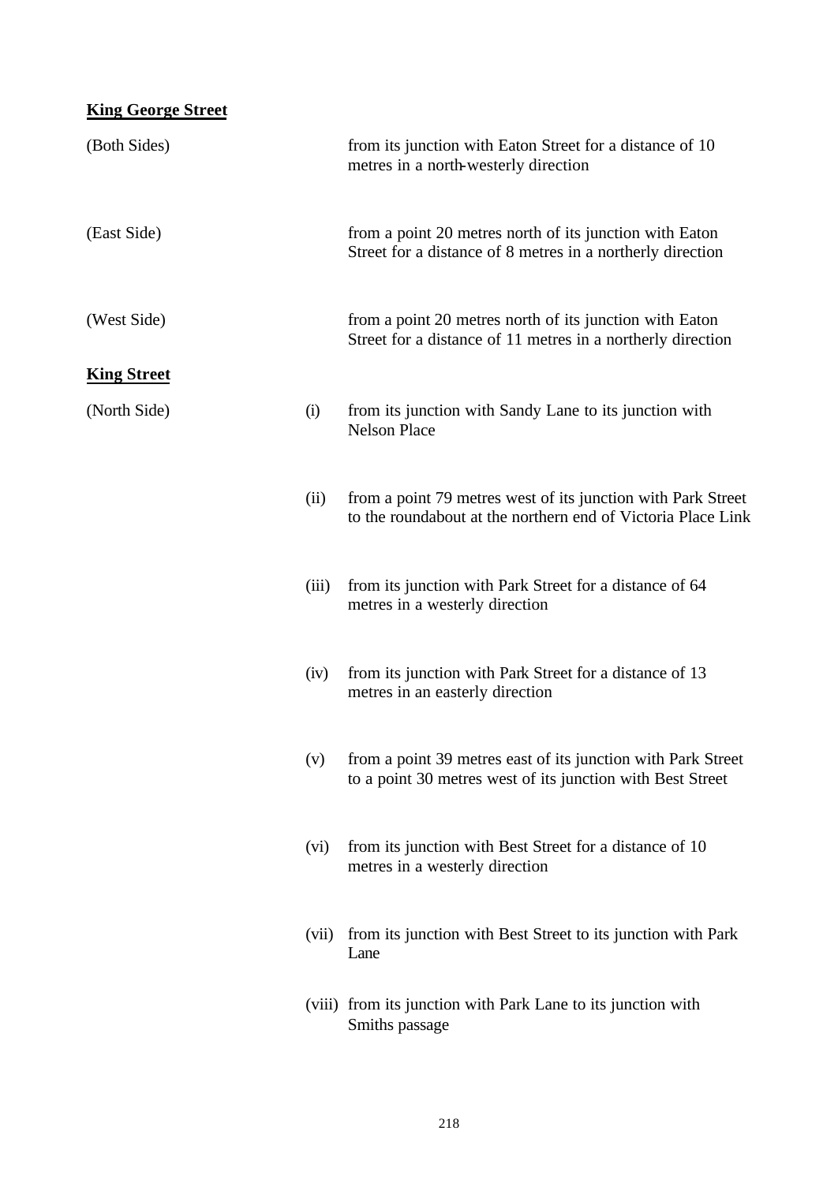**King George Street**

| | | |
|---|---|---|
| (Both Sides) | | from its junction with Eaton Street for a distance of 10 metres in a north-westerly direction |
| (East Side) | | from a point 20 metres north of its junction with Eaton Street for a distance of 8 metres in a northerly direction |
| (West Side) | | from a point 20 metres north of its junction with Eaton Street for a distance of 11 metres in a northerly direction |

**King Street**

| | | |
|---|---|---|
| (North Side) | (i) | from its junction with Sandy Lane to its junction with Nelson Place |
| | (ii) | from a point 79 metres west of its junction with Park Street to the roundabout at the northern end of Victoria Place Link |
| | (iii) | from its junction with Park Street for a distance of 64 metres in a westerly direction |
| | (iv) | from its junction with Park Street for a distance of 13 metres in an easterly direction |
| | (v) | from a point 39 metres east of its junction with Park Street to a point 30 metres west of its junction with Best Street |
| | (vi) | from its junction with Best Street for a distance of 10 metres in a westerly direction |
| | (vii) | from its junction with Best Street to its junction with Park Lane |
| | (viii) | from its junction with Park Lane to its junction with Smiths passage |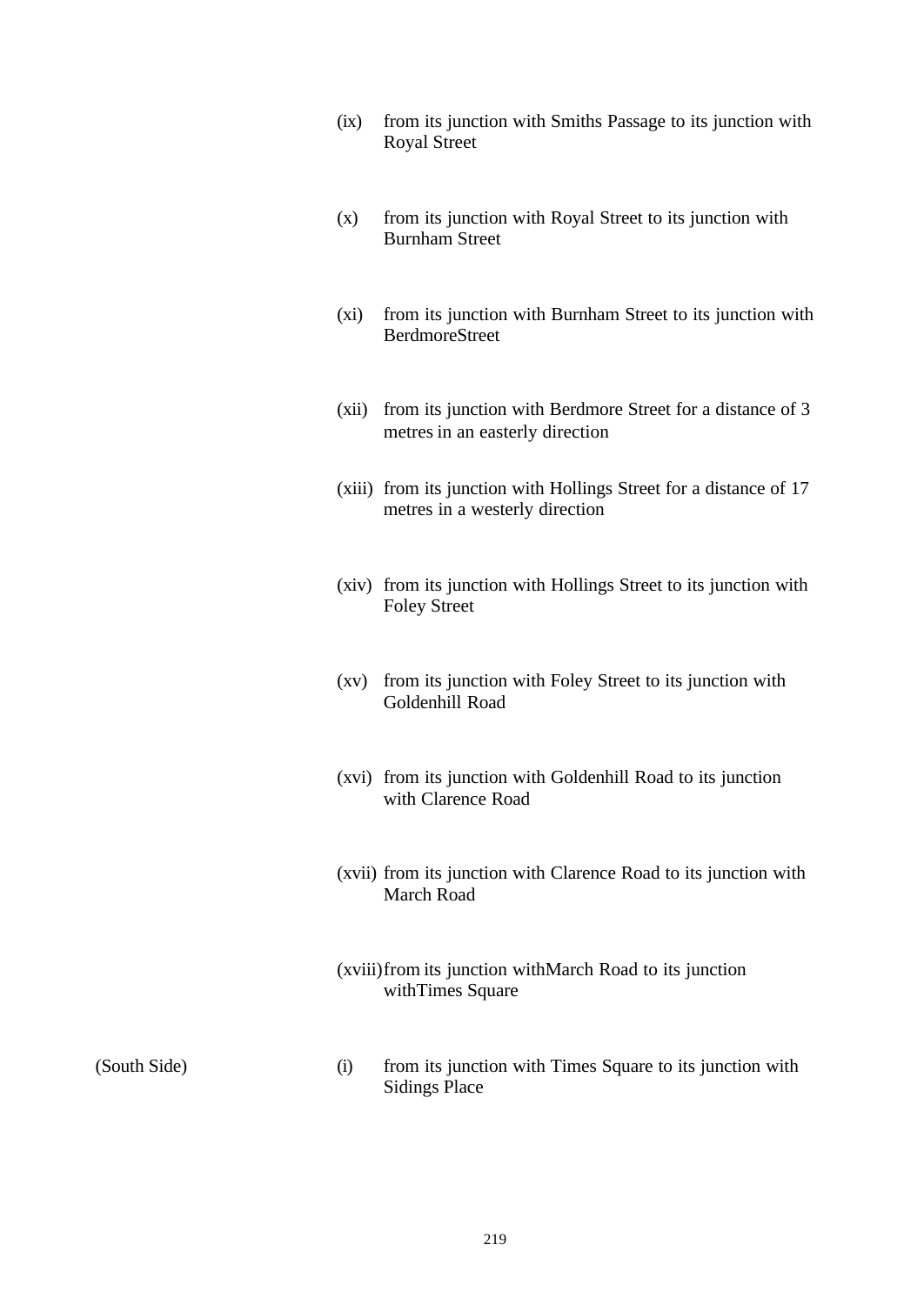(ix) from its junction with Smiths Passage to its junction with Royal Street

(x) from its junction with Royal Street to its junction with Burnham Street

(xi) from its junction with Burnham Street to its junction with BerdmoreStreet

(xii) from its junction with Berdmore Street for a distance of 3 metres in an easterly direction

(xiii) from its junction with Hollings Street for a distance of 17 metres in a westerly direction

(xiv) from its junction with Hollings Street to its junction with Foley Street

(xv) from its junction with Foley Street to its junction with Goldenhill Road

(xvi) from its junction with Goldenhill Road to its junction with Clarence Road

(xvii) from its junction with Clarence Road to its junction with March Road

(xviii) from its junction withMarch Road to its junction withTimes Square

(South Side) (i) from its junction with Times Square to its junction with Sidings Place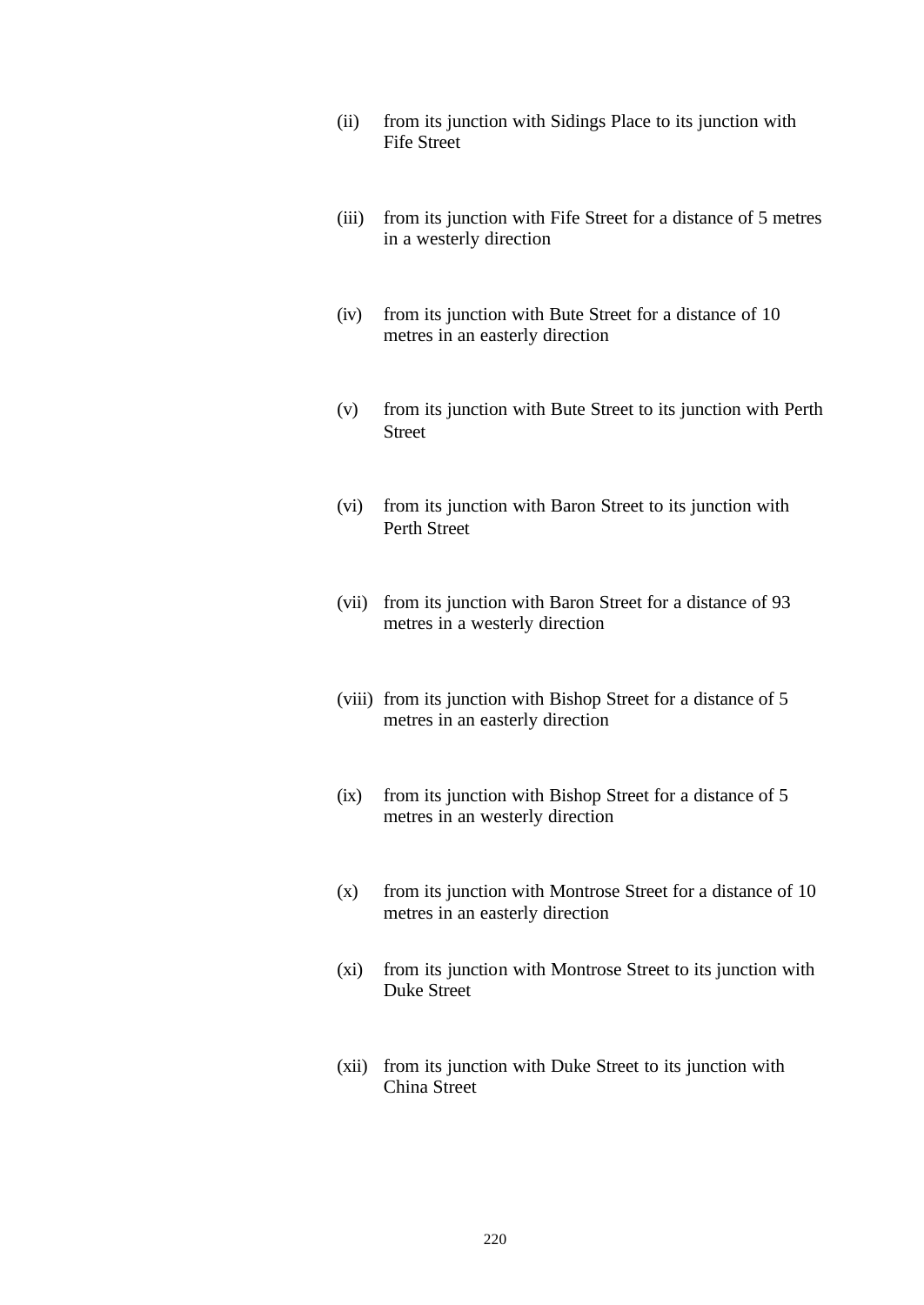(ii) from its junction with Sidings Place to its junction with Fife Street

(iii) from its junction with Fife Street for a distance of 5 metres in a westerly direction

(iv) from its junction with Bute Street for a distance of 10 metres in an easterly direction

(v) from its junction with Bute Street to its junction with Perth Street

(vi) from its junction with Baron Street to its junction with Perth Street

(vii) from its junction with Baron Street for a distance of 93 metres in a westerly direction

(viii) from its junction with Bishop Street for a distance of 5 metres in an easterly direction

(ix) from its junction with Bishop Street for a distance of 5 metres in an westerly direction

(x) from its junction with Montrose Street for a distance of 10 metres in an easterly direction

(xi) from its junction with Montrose Street to its junction with Duke Street

(xii) from its junction with Duke Street to its junction with China Street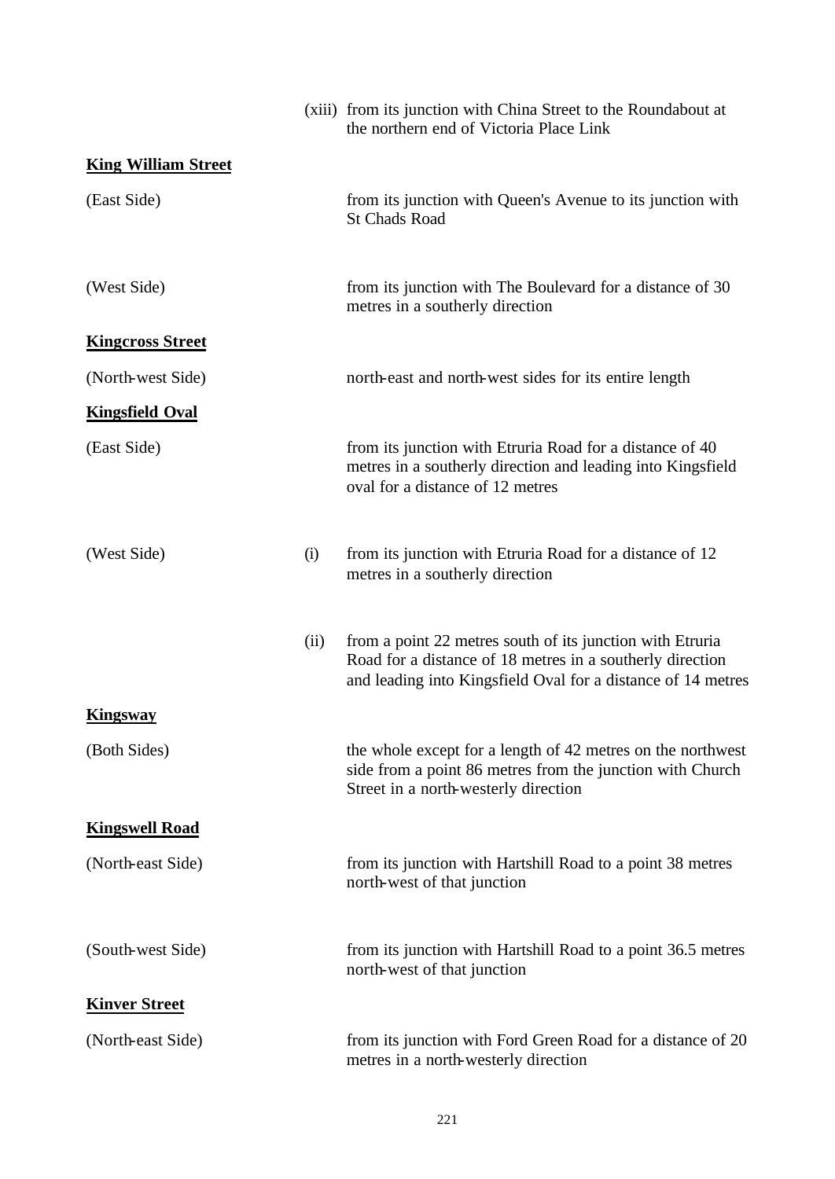| | | |
|---|---|---|
| | (xiii) | from its junction with China Street to the Roundabout at the northern end of Victoria Place Link |
| **King William Street** | | |
| (East Side) | | from its junction with Queen's Avenue to its junction with St Chads Road |
| (West Side) | | from its junction with The Boulevard for a distance of 30 metres in a southerly direction |
| **Kingcross Street** | | |
| (North-west Side) | | north-east and north-west sides for its entire length |
| **Kingsfield Oval** | | |
| (East Side) | | from its junction with Etruria Road for a distance of 40 metres in a southerly direction and leading into Kingsfield oval for a distance of 12 metres |
| (West Side) | (i) | from its junction with Etruria Road for a distance of 12 metres in a southerly direction |
| | (ii) | from a point 22 metres south of its junction with Etruria Road for a distance of 18 metres in a southerly direction and leading into Kingsfield Oval for a distance of 14 metres |
| **Kingsway** | | |
| (Both Sides) | | the whole except for a length of 42 metres on the northwest side from a point 86 metres from the junction with Church Street in a north-westerly direction |
| **Kingswell Road** | | |
| (North-east Side) | | from its junction with Hartshill Road to a point 38 metres north-west of that junction |
| (South-west Side) | | from its junction with Hartshill Road to a point 36.5 metres north-west of that junction |
| **Kinver Street** | | |
| (North-east Side) | | from its junction with Ford Green Road for a distance of 20 metres in a north-westerly direction |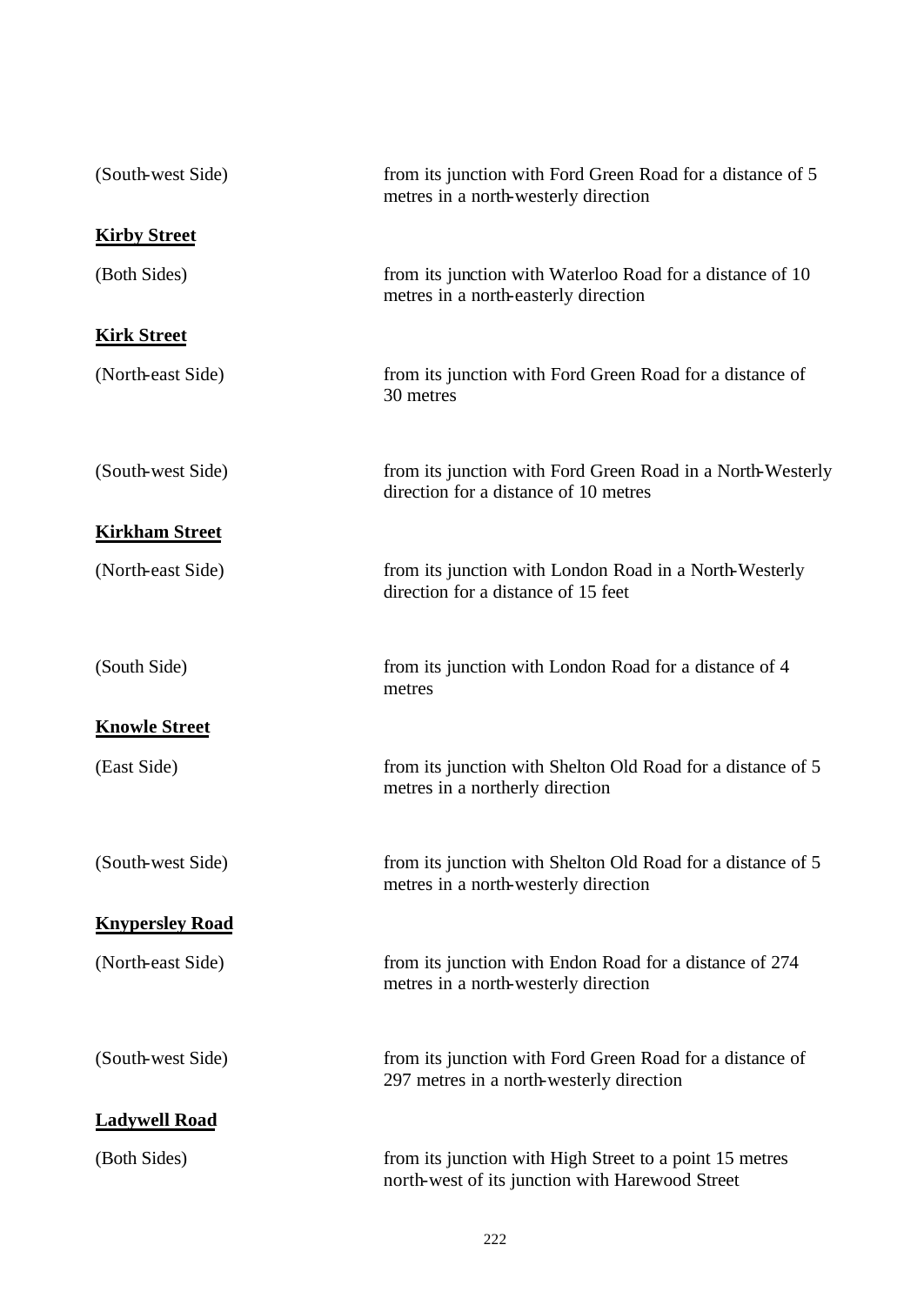(South-west Side) from its junction with Ford Green Road for a distance of 5 metres in a north-westerly direction

**Kirby Street**

(Both Sides) from its junction with Waterloo Road for a distance of 10 metres in a north-easterly direction

**Kirk Street**

(North-east Side) from its junction with Ford Green Road for a distance of 30 metres

(South-west Side) from its junction with Ford Green Road in a North-Westerly direction for a distance of 10 metres

**Kirkham Street**

(North-east Side) from its junction with London Road in a North-Westerly direction for a distance of 15 feet

(South Side) from its junction with London Road for a distance of 4 metres

**Knowle Street**

(East Side) from its junction with Shelton Old Road for a distance of 5 metres in a northerly direction

(South-west Side) from its junction with Shelton Old Road for a distance of 5 metres in a north-westerly direction

**Knypersley Road**

(North-east Side) from its junction with Endon Road for a distance of 274 metres in a north-westerly direction

(South-west Side) from its junction with Ford Green Road for a distance of 297 metres in a north-westerly direction

**Ladywell Road**

(Both Sides) from its junction with High Street to a point 15 metres north-west of its junction with Harewood Street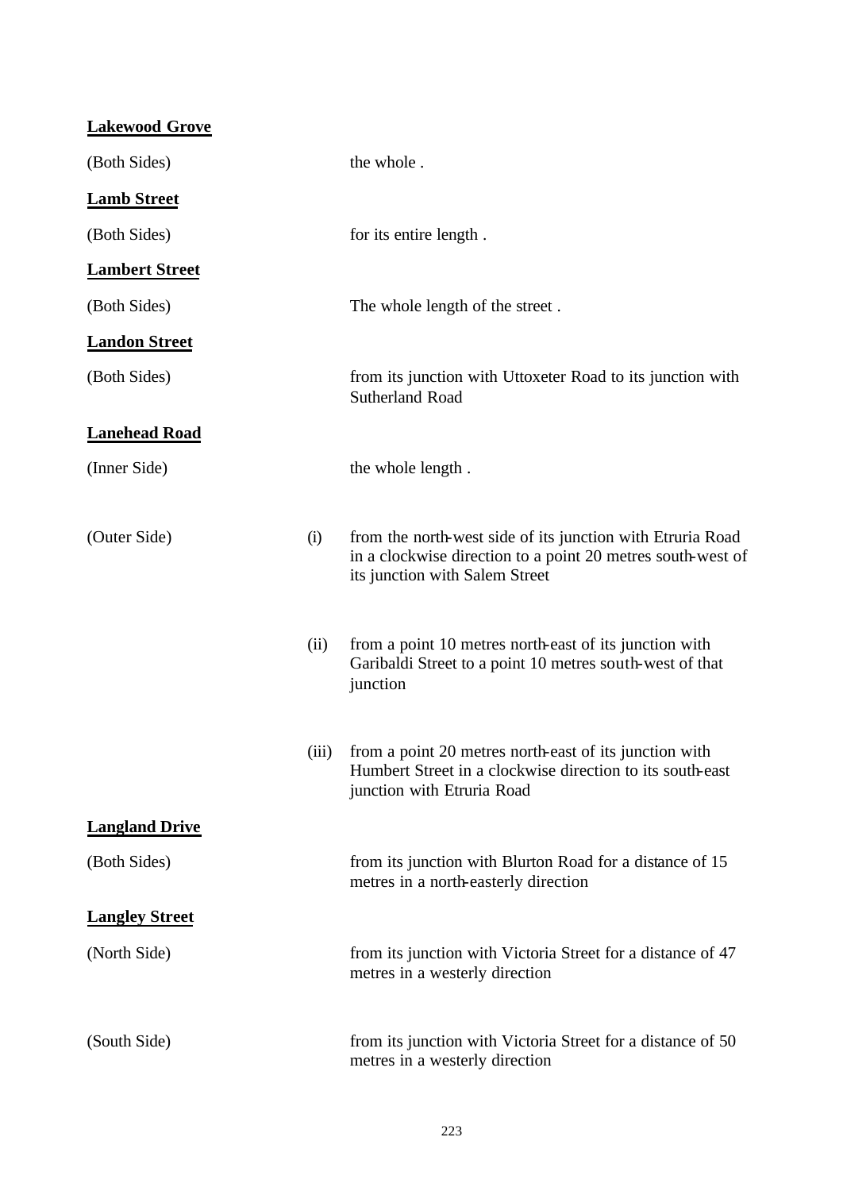**Lakewood Grove**

(Both Sides) the whole .

**Lamb Street**

(Both Sides) for its entire length .

**Lambert Street**

(Both Sides) The whole length of the street .

**Landon Street**

(Both Sides) from its junction with Uttoxeter Road to its junction with Sutherland Road

**Lanehead Road**

(Inner Side) the whole length .

(Outer Side)

(i) from the north-west side of its junction with Etruria Road in a clockwise direction to a point 20 metres south-west of its junction with Salem Street

(ii) from a point 10 metres north-east of its junction with Garibaldi Street to a point 10 metres south-west of that junction

(iii) from a point 20 metres north-east of its junction with Humbert Street in a clockwise direction to its south-east junction with Etruria Road

**Langland Drive**

(Both Sides) from its junction with Blurton Road for a distance of 15 metres in a north-easterly direction

**Langley Street**

(North Side) from its junction with Victoria Street for a distance of 47 metres in a westerly direction

(South Side) from its junction with Victoria Street for a distance of 50 metres in a westerly direction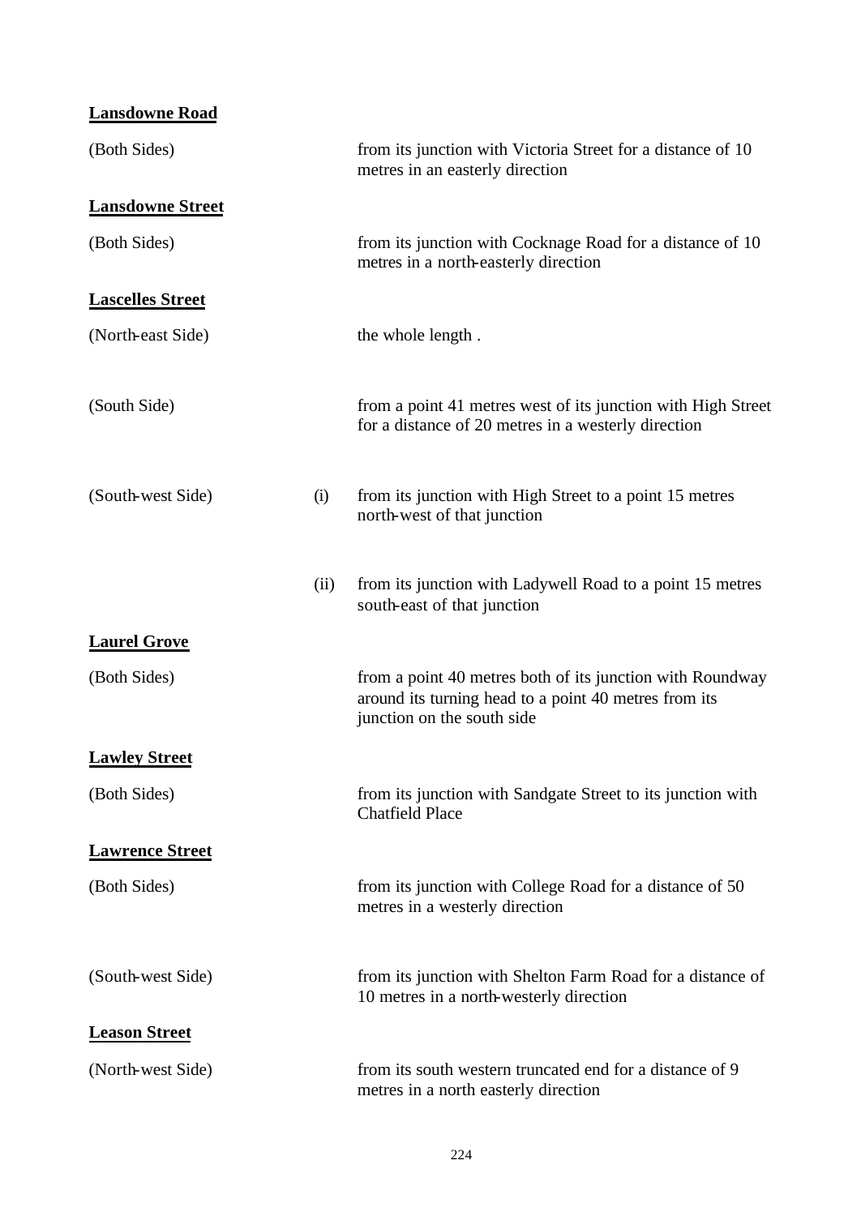**Lansdowne Road**

| | | |
|---|---|---|
| (Both Sides) | | from its junction with Victoria Street for a distance of 10 metres in an easterly direction |

**Lansdowne Street**

| | | |
|---|---|---|
| (Both Sides) | | from its junction with Cocknage Road for a distance of 10 metres in a north-easterly direction |

**Lascelles Street**

| | | |
|---|---|---|
| (North-east Side) | | the whole length . |
| (South Side) | | from a point 41 metres west of its junction with High Street for a distance of 20 metres in a westerly direction |
| (South-west Side) | (i) | from its junction with High Street to a point 15 metres north-west of that junction |
| | (ii) | from its junction with Ladywell Road to a point 15 metres south-east of that junction |

**Laurel Grove**

| | | |
|---|---|---|
| (Both Sides) | | from a point 40 metres both of its junction with Roundway around its turning head to a point 40 metres from its junction on the south side |

**Lawley Street**

| | | |
|---|---|---|
| (Both Sides) | | from its junction with Sandgate Street to its junction with Chatfield Place |

**Lawrence Street**

| | | |
|---|---|---|
| (Both Sides) | | from its junction with College Road for a distance of 50 metres in a westerly direction |
| (South-west Side) | | from its junction with Shelton Farm Road for a distance of 10 metres in a north-westerly direction |

**Leason Street**

| | | |
|---|---|---|
| (North-west Side) | | from its south western truncated end for a distance of 9 metres in a north easterly direction |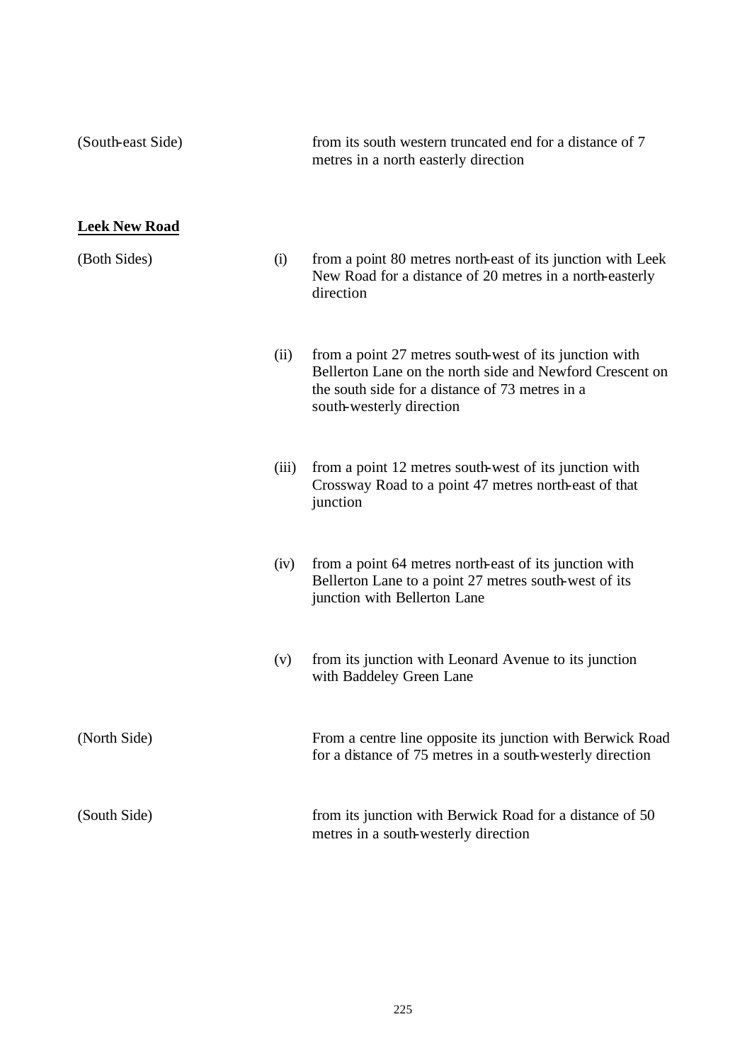(South-east Side) from its south western truncated end for a distance of 7 metres in a north easterly direction

**<u>Leek New Road</u>**

(Both Sides)

(i) from a point 80 metres north-east of its junction with Leek New Road for a distance of 20 metres in a north-easterly direction

(ii) from a point 27 metres south-west of its junction with Bellerton Lane on the north side and Newford Crescent on the south side for a distance of 73 metres in a south-westerly direction

(iii) from a point 12 metres south-west of its junction with Crossway Road to a point 47 metres north-east of that junction

(iv) from a point 64 metres north-east of its junction with Bellerton Lane to a point 27 metres south-west of its junction with Bellerton Lane

(v) from its junction with Leonard Avenue to its junction with Baddeley Green Lane

(North Side) From a centre line opposite its junction with Berwick Road for a distance of 75 metres in a south-westerly direction

(South Side) from its junction with Berwick Road for a distance of 50 metres in a south-westerly direction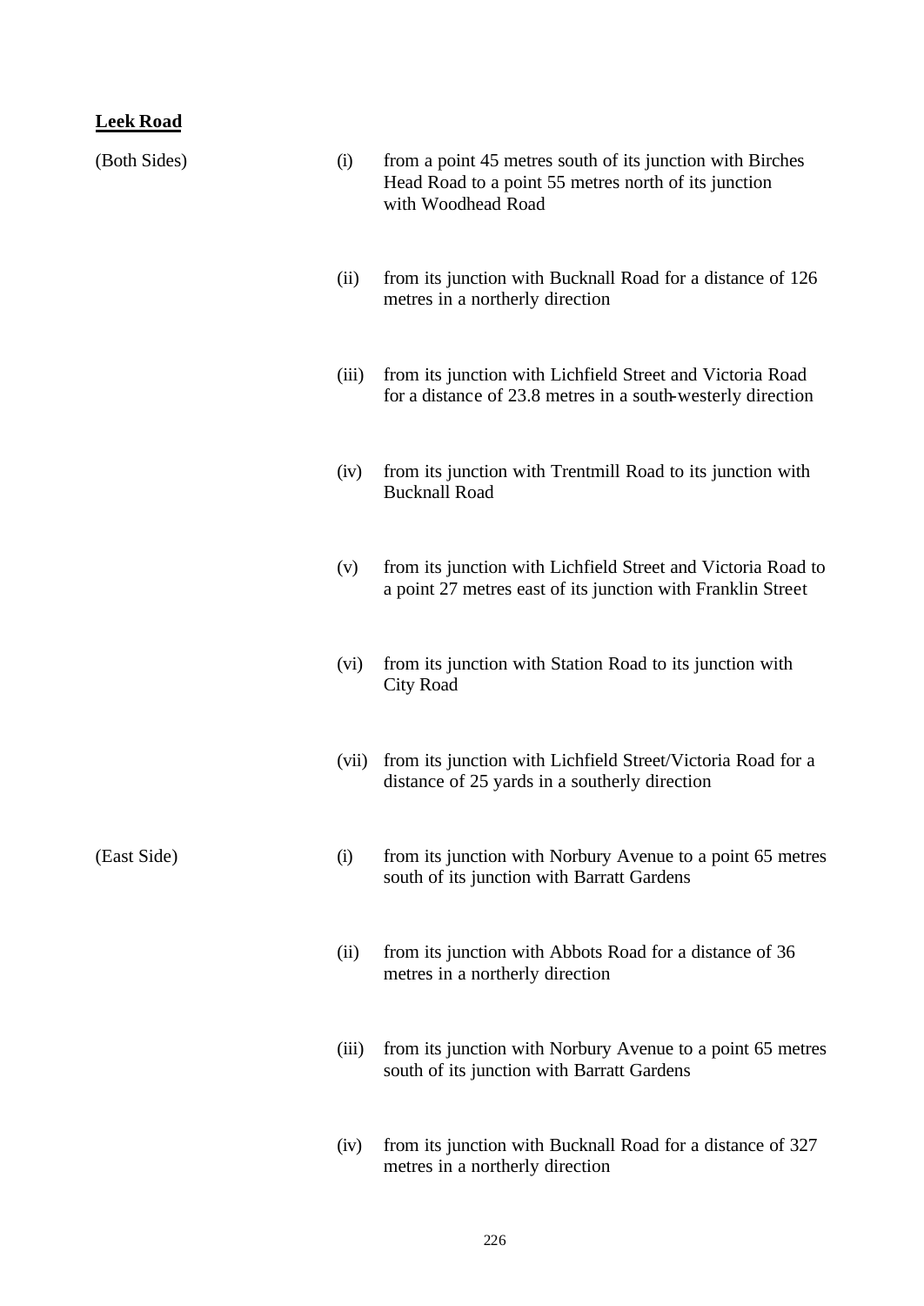**Leek Road**

| | | |
|---|---|---|
| (Both Sides) | (i) | from a point 45 metres south of its junction with Birches Head Road to a point 55 metres north of its junction with Woodhead Road |
| | (ii) | from its junction with Bucknall Road for a distance of 126 metres in a northerly direction |
| | (iii) | from its junction with Lichfield Street and Victoria Road for a distance of 23.8 metres in a south-westerly direction |
| | (iv) | from its junction with Trentmill Road to its junction with Bucknall Road |
| | (v) | from its junction with Lichfield Street and Victoria Road to a point 27 metres east of its junction with Franklin Street |
| | (vi) | from its junction with Station Road to its junction with City Road |
| | (vii) | from its junction with Lichfield Street/Victoria Road for a distance of 25 yards in a southerly direction |
| (East Side) | (i) | from its junction with Norbury Avenue to a point 65 metres south of its junction with Barratt Gardens |
| | (ii) | from its junction with Abbots Road for a distance of 36 metres in a northerly direction |
| | (iii) | from its junction with Norbury Avenue to a point 65 metres south of its junction with Barratt Gardens |
| | (iv) | from its junction with Bucknall Road for a distance of 327 metres in a northerly direction |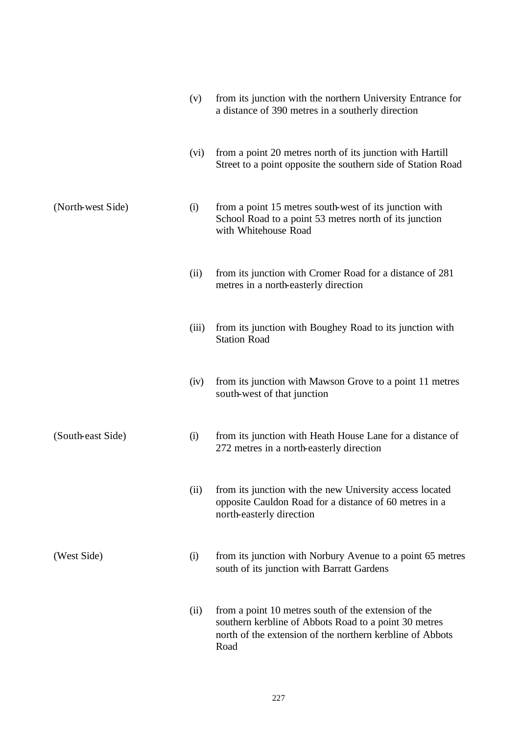| | | |
|---|---|---|
| | (v) | from its junction with the northern University Entrance for a distance of 390 metres in a southerly direction |
| | (vi) | from a point 20 metres north of its junction with Hartill Street to a point opposite the southern side of Station Road |
| (North-west Side) | (i) | from a point 15 metres south-west of its junction with School Road to a point 53 metres north of its junction with Whitehouse Road |
| | (ii) | from its junction with Cromer Road for a distance of 281 metres in a north-easterly direction |
| | (iii) | from its junction with Boughey Road to its junction with Station Road |
| | (iv) | from its junction with Mawson Grove to a point 11 metres south-west of that junction |
| (South-east Side) | (i) | from its junction with Heath House Lane for a distance of 272 metres in a north-easterly direction |
| | (ii) | from its junction with the new University access located opposite Cauldon Road for a distance of 60 metres in a north-easterly direction |
| (West Side) | (i) | from its junction with Norbury Avenue to a point 65 metres south of its junction with Barratt Gardens |
| | (ii) | from a point 10 metres south of the extension of the southern kerbline of Abbots Road to a point 30 metres north of the extension of the northern kerbline of Abbots Road |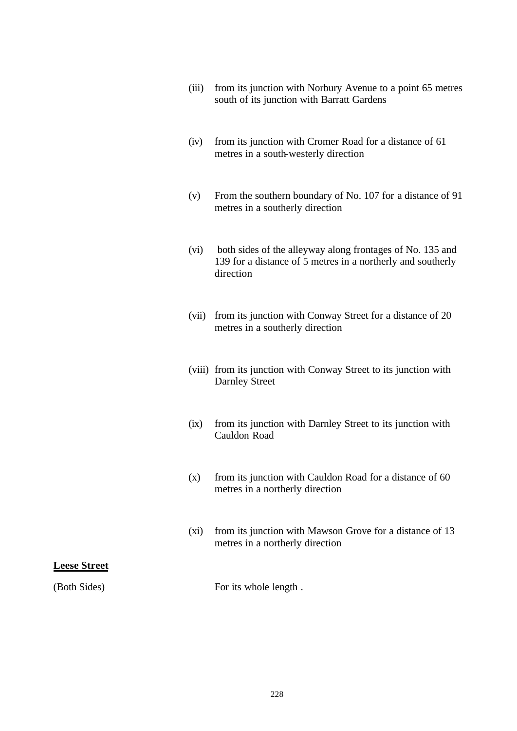(iii) from its junction with Norbury Avenue to a point 65 metres south of its junction with Barratt Gardens

(iv) from its junction with Cromer Road for a distance of 61 metres in a south-westerly direction

(v) From the southern boundary of No. 107 for a distance of 91 metres in a southerly direction

(vi) both sides of the alleyway along frontages of No. 135 and 139 for a distance of 5 metres in a northerly and southerly direction

(vii) from its junction with Conway Street for a distance of 20 metres in a southerly direction

(viii) from its junction with Conway Street to its junction with Darnley Street

(ix) from its junction with Darnley Street to its junction with Cauldon Road

(x) from its junction with Cauldon Road for a distance of 60 metres in a northerly direction

(xi) from its junction with Mawson Grove for a distance of 13 metres in a northerly direction

**Leese Street**

(Both Sides) For its whole length .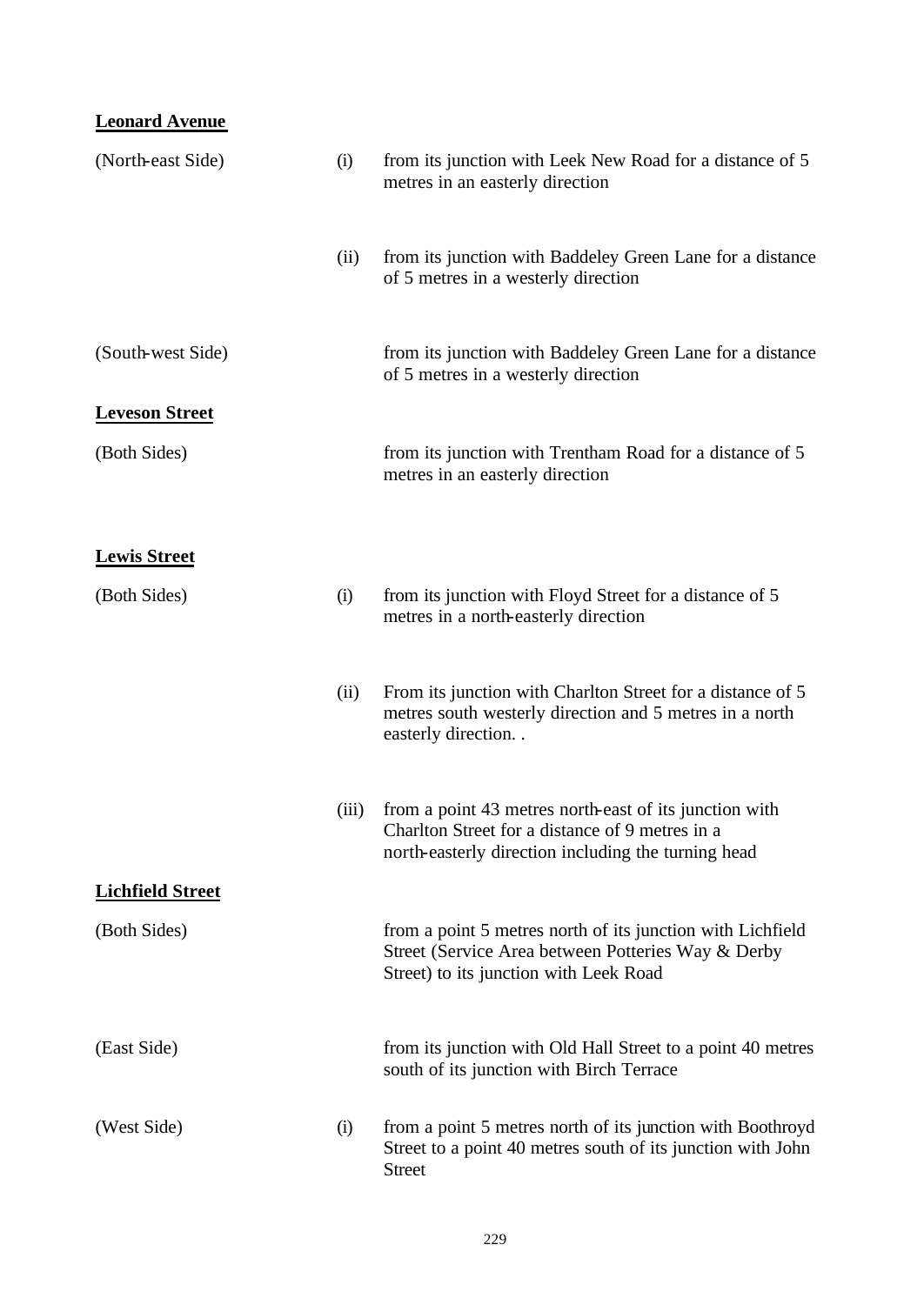**Leonard Avenue**

| | | |
|---|---|---|
| (North-east Side) | (i) | from its junction with Leek New Road for a distance of 5 metres in an easterly direction |
| | (ii) | from its junction with Baddeley Green Lane for a distance of 5 metres in a westerly direction |
| (South-west Side) | | from its junction with Baddeley Green Lane for a distance of 5 metres in a westerly direction |

**Leveson Street**

| | | |
|---|---|---|
| (Both Sides) | | from its junction with Trentham Road for a distance of 5 metres in an easterly direction |

**Lewis Street**

| | | |
|---|---|---|
| (Both Sides) | (i) | from its junction with Floyd Street for a distance of 5 metres in a north-easterly direction |
| | (ii) | From its junction with Charlton Street for a distance of 5 metres south westerly direction and 5 metres in a north easterly direction. . |
| | (iii) | from a point 43 metres north-east of its junction with Charlton Street for a distance of 9 metres in a north-easterly direction including the turning head |

**Lichfield Street**

| | | |
|---|---|---|
| (Both Sides) | | from a point 5 metres north of its junction with Lichfield Street (Service Area between Potteries Way & Derby Street) to its junction with Leek Road |
| (East Side) | | from its junction with Old Hall Street to a point 40 metres south of its junction with Birch Terrace |
| (West Side) | (i) | from a point 5 metres north of its junction with Boothroyd Street to a point 40 metres south of its junction with John Street |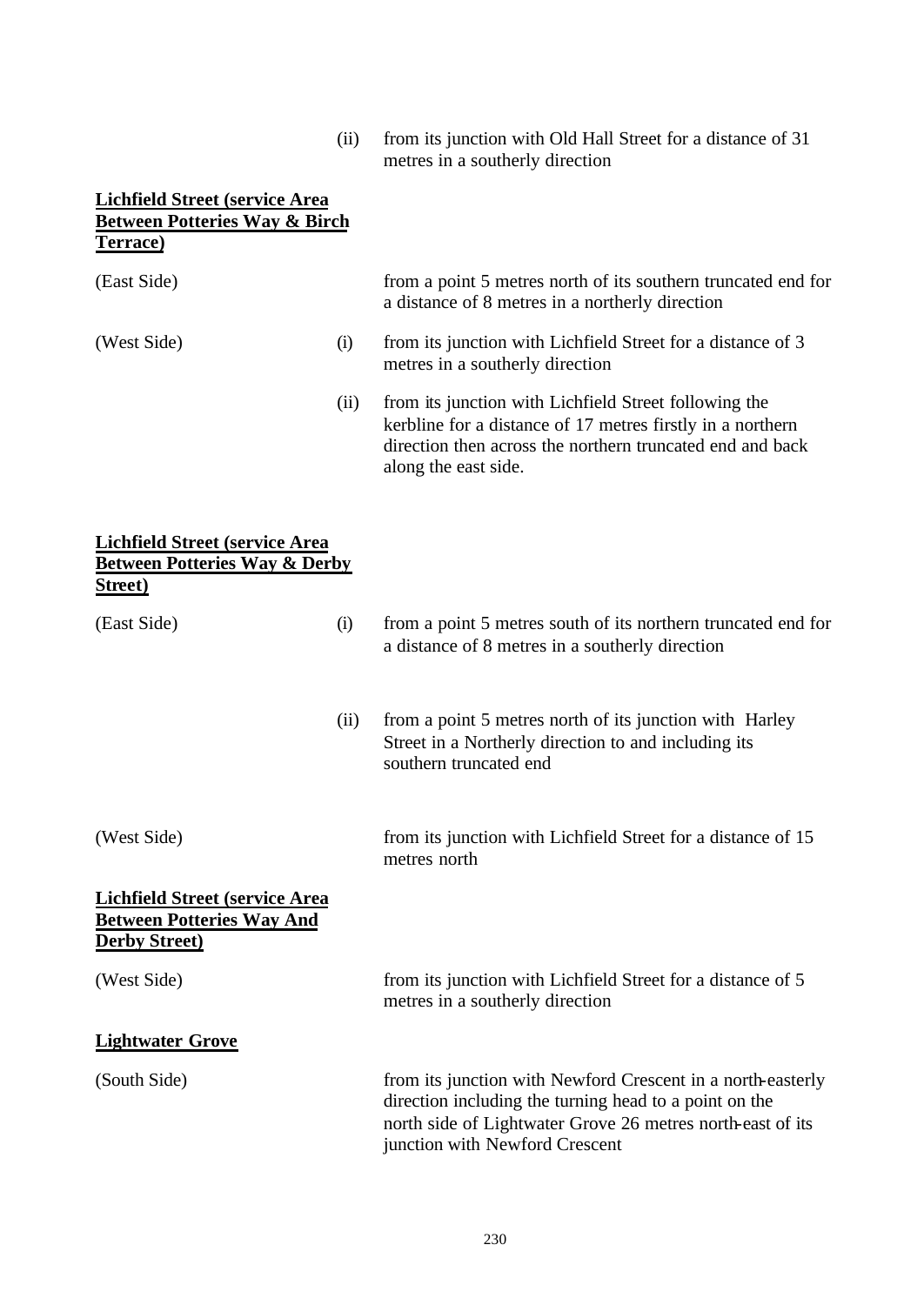(ii) from its junction with Old Hall Street for a distance of 31 metres in a southerly direction

**Lichfield Street (service Area Between Potteries Way & Birch Terrace)**

(East Side) from a point 5 metres north of its southern truncated end for a distance of 8 metres in a northerly direction

(West Side)

(i) from its junction with Lichfield Street for a distance of 3 metres in a southerly direction

(ii) from its junction with Lichfield Street following the kerbline for a distance of 17 metres firstly in a northern direction then across the northern truncated end and back along the east side.

**Lichfield Street (service Area Between Potteries Way & Derby Street)**

(East Side)

(i) from a point 5 metres south of its northern truncated end for a distance of 8 metres in a southerly direction

(ii) from a point 5 metres north of its junction with Harley Street in a Northerly direction to and including its southern truncated end

(West Side) from its junction with Lichfield Street for a distance of 15 metres north

**Lichfield Street (service Area Between Potteries Way And Derby Street)**

(West Side) from its junction with Lichfield Street for a distance of 5 metres in a southerly direction

**Lightwater Grove**

(South Side) from its junction with Newford Crescent in a north-easterly direction including the turning head to a point on the north side of Lightwater Grove 26 metres north-east of its junction with Newford Crescent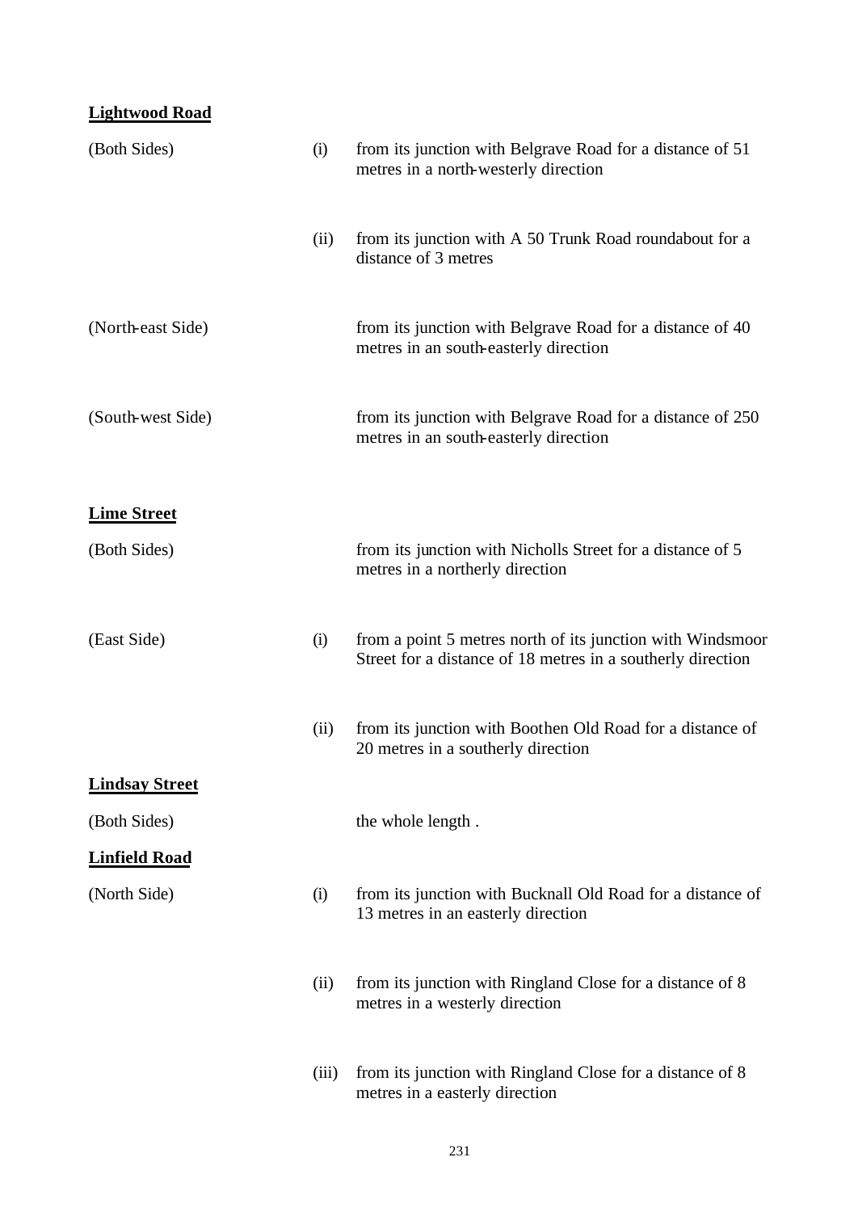**Lightwood Road**

| | | |
|---|---|---|
| (Both Sides) | (i) | from its junction with Belgrave Road for a distance of 51 metres in a north-westerly direction |
| | (ii) | from its junction with A 50 Trunk Road roundabout for a distance of 3 metres |
| (North-east Side) | | from its junction with Belgrave Road for a distance of 40 metres in an south-easterly direction |
| (South-west Side) | | from its junction with Belgrave Road for a distance of 250 metres in an south-easterly direction |

**Lime Street**

| | | |
|---|---|---|
| (Both Sides) | | from its junction with Nicholls Street for a distance of 5 metres in a northerly direction |
| (East Side) | (i) | from a point 5 metres north of its junction with Windsmoor Street for a distance of 18 metres in a southerly direction |
| | (ii) | from its junction with Boothen Old Road for a distance of 20 metres in a southerly direction |

**Lindsay Street**

| | | |
|---|---|---|
| (Both Sides) | | the whole length . |

**Linfield Road**

| | | |
|---|---|---|
| (North Side) | (i) | from its junction with Bucknall Old Road for a distance of 13 metres in an easterly direction |
| | (ii) | from its junction with Ringland Close for a distance of 8 metres in a westerly direction |
| | (iii) | from its junction with Ringland Close for a distance of 8 metres in a easterly direction |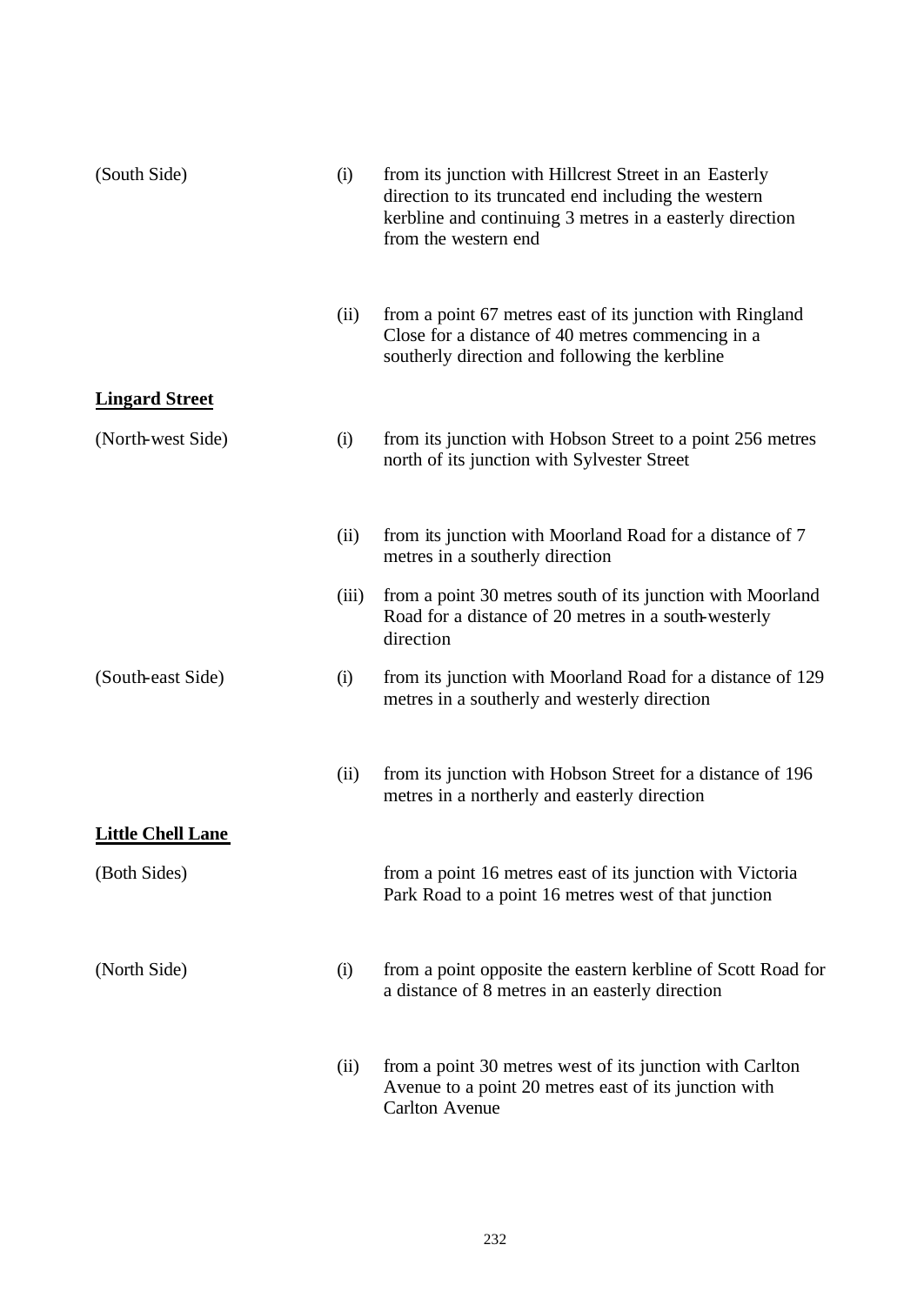| | | |
|---|---|---|
| (South Side) | (i) | from its junction with Hillcrest Street in an Easterly direction to its truncated end including the western kerbline and continuing 3 metres in a easterly direction from the western end |
| | (ii) | from a point 67 metres east of its junction with Ringland Close for a distance of 40 metres commencing in a southerly direction and following the kerbline |

**Lingard Street**

| | | |
|---|---|---|
| (North-west Side) | (i) | from its junction with Hobson Street to a point 256 metres north of its junction with Sylvester Street |
| | (ii) | from its junction with Moorland Road for a distance of 7 metres in a southerly direction |
| | (iii) | from a point 30 metres south of its junction with Moorland Road for a distance of 20 metres in a south-westerly direction |
| (South-east Side) | (i) | from its junction with Moorland Road for a distance of 129 metres in a southerly and westerly direction |
| | (ii) | from its junction with Hobson Street for a distance of 196 metres in a northerly and easterly direction |

**Little Chell Lane**

| | | |
|---|---|---|
| (Both Sides) | | from a point 16 metres east of its junction with Victoria Park Road to a point 16 metres west of that junction |
| (North Side) | (i) | from a point opposite the eastern kerbline of Scott Road for a distance of 8 metres in an easterly direction |
| | (ii) | from a point 30 metres west of its junction with Carlton Avenue to a point 20 metres east of its junction with Carlton Avenue |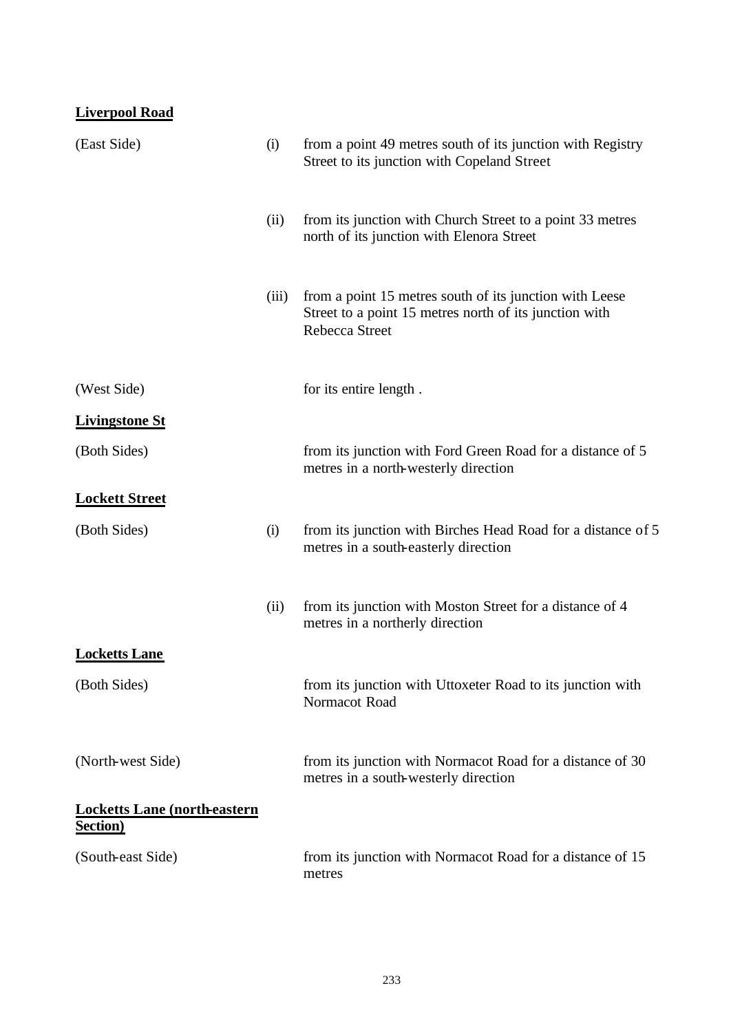**Liverpool Road**

| | | |
|---|---|---|
| (East Side) | (i) | from a point 49 metres south of its junction with Registry Street to its junction with Copeland Street |
| | (ii) | from its junction with Church Street to a point 33 metres north of its junction with Elenora Street |
| | (iii) | from a point 15 metres south of its junction with Leese Street to a point 15 metres north of its junction with Rebecca Street |
| (West Side) | | for its entire length . |

**Livingstone St**

| | | |
|---|---|---|
| (Both Sides) | | from its junction with Ford Green Road for a distance of 5 metres in a north-westerly direction |

**Lockett Street**

| | | |
|---|---|---|
| (Both Sides) | (i) | from its junction with Birches Head Road for a distance of 5 metres in a south-easterly direction |
| | (ii) | from its junction with Moston Street for a distance of 4 metres in a northerly direction |

**Locketts Lane**

| | | |
|---|---|---|
| (Both Sides) | | from its junction with Uttoxeter Road to its junction with Normacot Road |
| (North-west Side) | | from its junction with Normacot Road for a distance of 30 metres in a south-westerly direction |

**Locketts Lane (north-eastern Section)**

| | | |
|---|---|---|
| (South-east Side) | | from its junction with Normacot Road for a distance of 15 metres |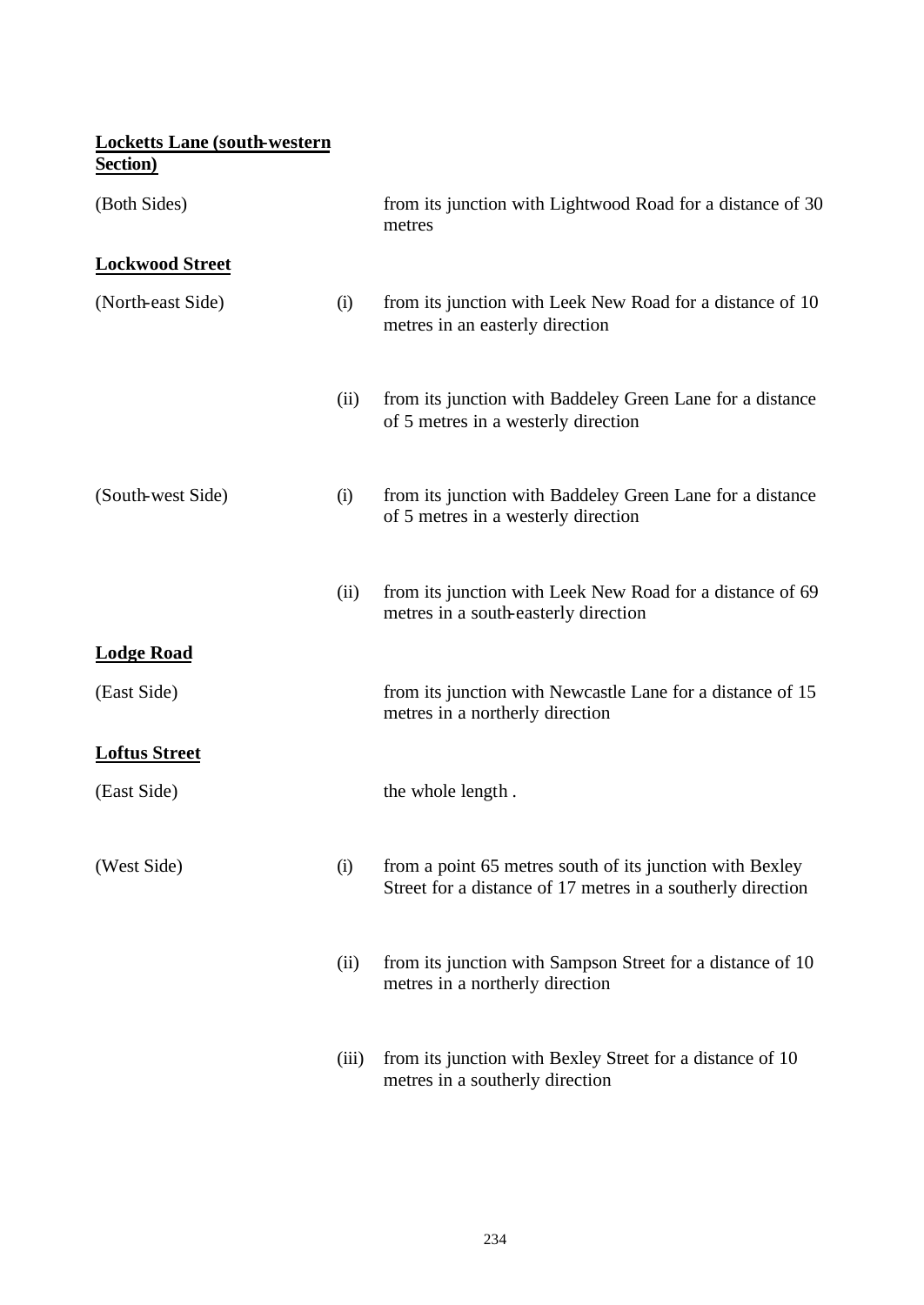**Locketts Lane (south-western Section)**

| | | |
|---|---|---|
| (Both Sides) | | from its junction with Lightwood Road for a distance of 30 metres |

**Lockwood Street**

| | | |
|---|---|---|
| (North-east Side) | (i) | from its junction with Leek New Road for a distance of 10 metres in an easterly direction |
| | (ii) | from its junction with Baddeley Green Lane for a distance of 5 metres in a westerly direction |
| (South-west Side) | (i) | from its junction with Baddeley Green Lane for a distance of 5 metres in a westerly direction |
| | (ii) | from its junction with Leek New Road for a distance of 69 metres in a south-easterly direction |

**Lodge Road**

| | | |
|---|---|---|
| (East Side) | | from its junction with Newcastle Lane for a distance of 15 metres in a northerly direction |

**Loftus Street**

| | | |
|---|---|---|
| (East Side) | | the whole length . |
| (West Side) | (i) | from a point 65 metres south of its junction with Bexley Street for a distance of 17 metres in a southerly direction |
| | (ii) | from its junction with Sampson Street for a distance of 10 metres in a northerly direction |
| | (iii) | from its junction with Bexley Street for a distance of 10 metres in a southerly direction |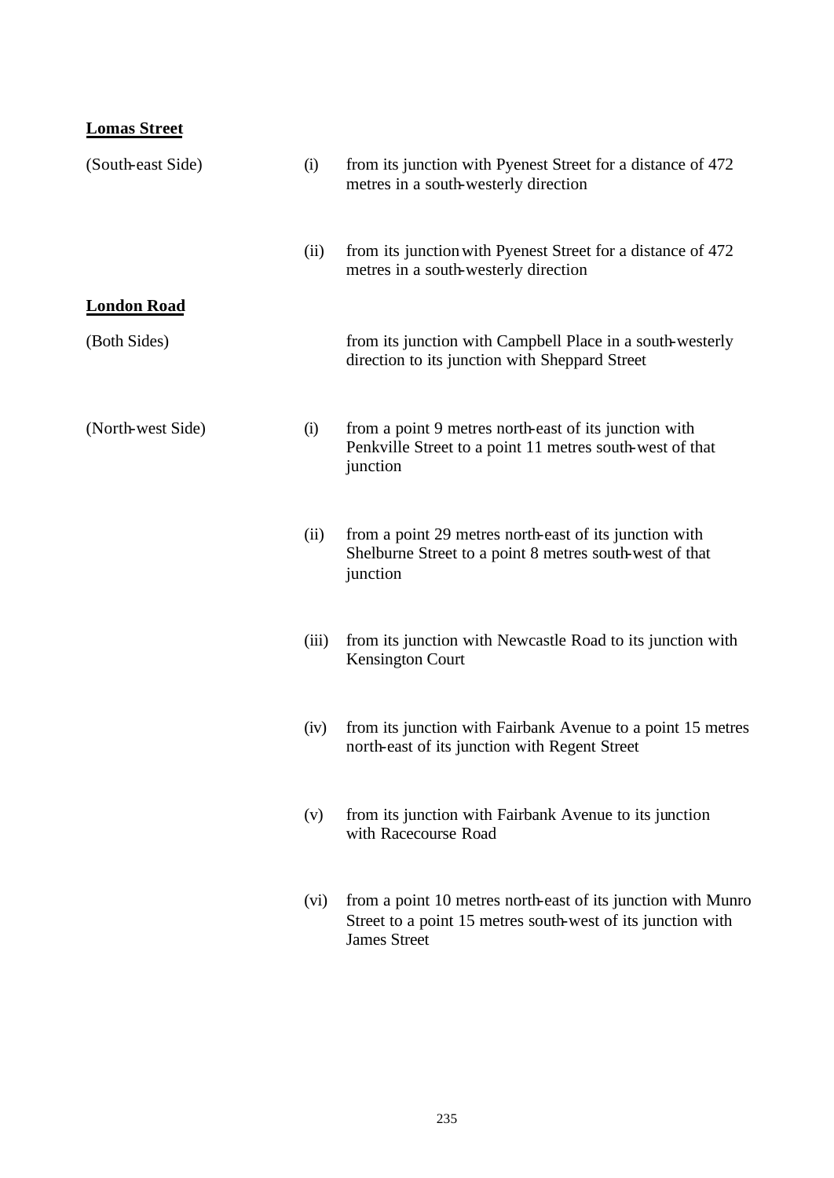**Lomas Street**

| | | |
|---|---|---|
| (South-east Side) | (i) | from its junction with Pyenest Street for a distance of 472 metres in a south-westerly direction |
| | (ii) | from its junction with Pyenest Street for a distance of 472 metres in a south-westerly direction |

**London Road**

| | | |
|---|---|---|
| (Both Sides) | | from its junction with Campbell Place in a south-westerly direction to its junction with Sheppard Street |
| (North-west Side) | (i) | from a point 9 metres north-east of its junction with Penkville Street to a point 11 metres south-west of that junction |
| | (ii) | from a point 29 metres north-east of its junction with Shelburne Street to a point 8 metres south-west of that junction |
| | (iii) | from its junction with Newcastle Road to its junction with Kensington Court |
| | (iv) | from its junction with Fairbank Avenue to a point 15 metres north-east of its junction with Regent Street |
| | (v) | from its junction with Fairbank Avenue to its junction with Racecourse Road |
| | (vi) | from a point 10 metres north-east of its junction with Munro Street to a point 15 metres south-west of its junction with James Street |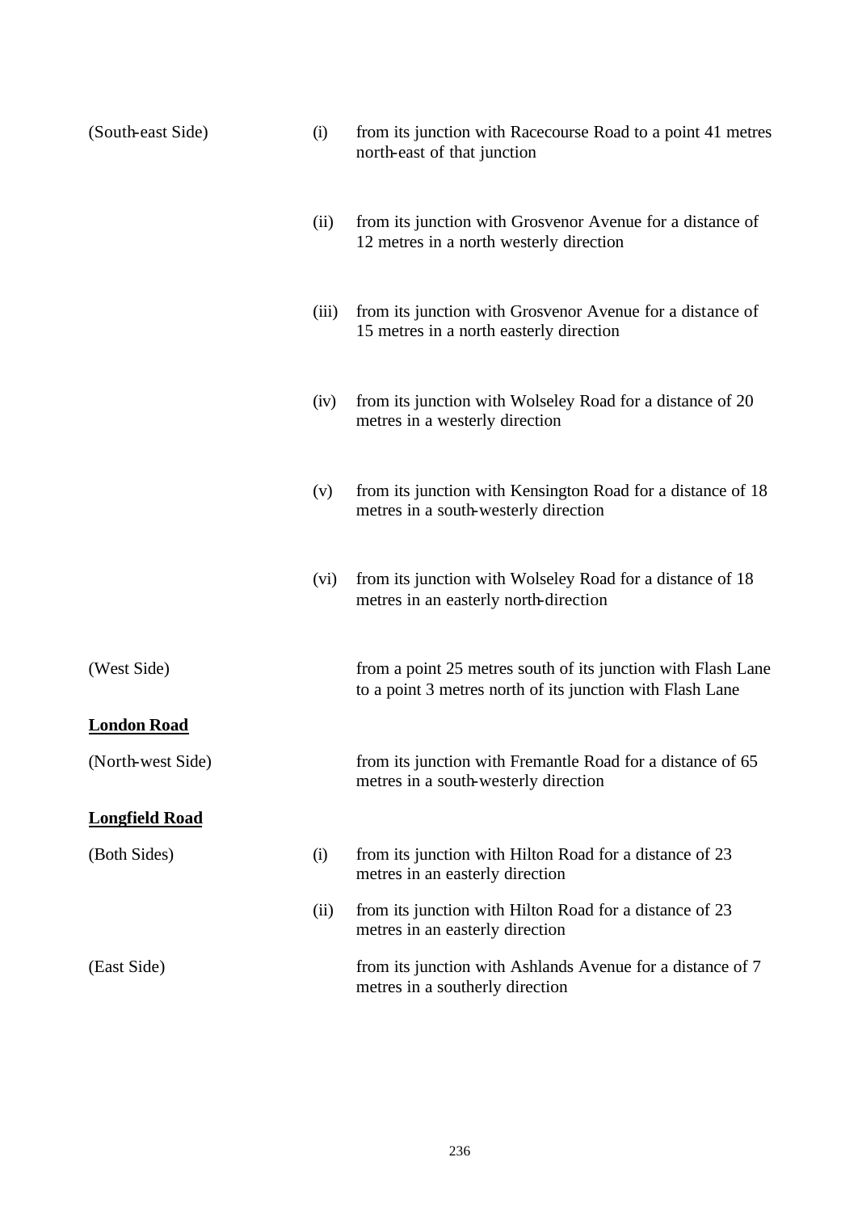| | | |
|---|---|---|
| (South-east Side) | (i) | from its junction with Racecourse Road to a point 41 metres north-east of that junction |
| | (ii) | from its junction with Grosvenor Avenue for a distance of 12 metres in a north westerly direction |
| | (iii) | from its junction with Grosvenor Avenue for a distance of 15 metres in a north easterly direction |
| | (iv) | from its junction with Wolseley Road for a distance of 20 metres in a westerly direction |
| | (v) | from its junction with Kensington Road for a distance of 18 metres in a south-westerly direction |
| | (vi) | from its junction with Wolseley Road for a distance of 18 metres in an easterly north-direction |
| (West Side) | | from a point 25 metres south of its junction with Flash Lane to a point 3 metres north of its junction with Flash Lane |

**London Road**

| | | |
|---|---|---|
| (North-west Side) | | from its junction with Fremantle Road for a distance of 65 metres in a south-westerly direction |

**Longfield Road**

| | | |
|---|---|---|
| (Both Sides) | (i) | from its junction with Hilton Road for a distance of 23 metres in an easterly direction |
| | (ii) | from its junction with Hilton Road for a distance of 23 metres in an easterly direction |
| (East Side) | | from its junction with Ashlands Avenue for a distance of 7 metres in a southerly direction |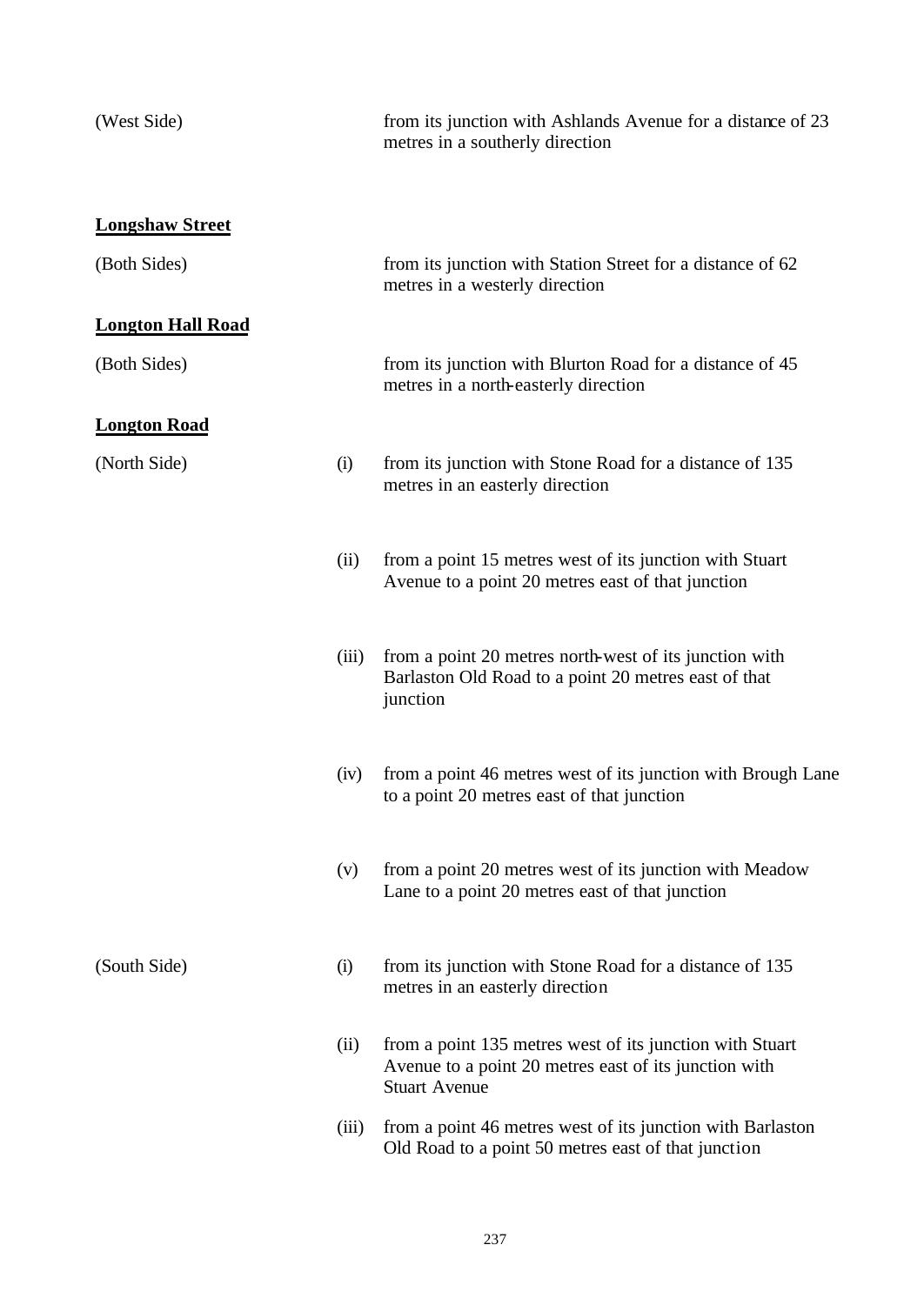(West Side) from its junction with Ashlands Avenue for a distance of 23 metres in a southerly direction

**<u>Longshaw Street</u>**

(Both Sides) from its junction with Station Street for a distance of 62 metres in a westerly direction

**<u>Longton Hall Road</u>**

(Both Sides) from its junction with Blurton Road for a distance of 45 metres in a north-easterly direction

**<u>Longton Road</u>**

(North Side)

(i) from its junction with Stone Road for a distance of 135 metres in an easterly direction

(ii) from a point 15 metres west of its junction with Stuart Avenue to a point 20 metres east of that junction

(iii) from a point 20 metres north-west of its junction with Barlaston Old Road to a point 20 metres east of that junction

(iv) from a point 46 metres west of its junction with Brough Lane to a point 20 metres east of that junction

(v) from a point 20 metres west of its junction with Meadow Lane to a point 20 metres east of that junction

(South Side)

(i) from its junction with Stone Road for a distance of 135 metres in an easterly direction

(ii) from a point 135 metres west of its junction with Stuart Avenue to a point 20 metres east of its junction with Stuart Avenue

(iii) from a point 46 metres west of its junction with Barlaston Old Road to a point 50 metres east of that junction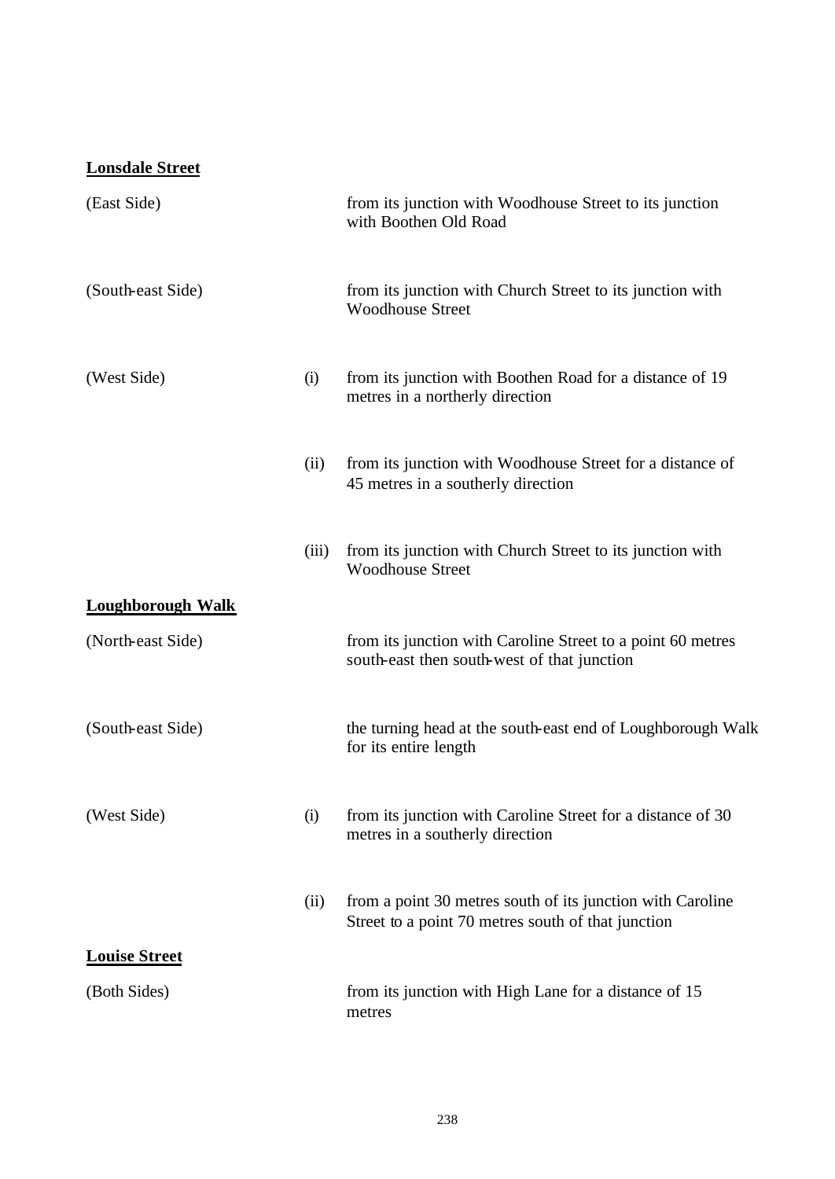**Lonsdale Street**

| | | |
|---|---|---|
| (East Side) | | from its junction with Woodhouse Street to its junction with Boothen Old Road |
| (South-east Side) | | from its junction with Church Street to its junction with Woodhouse Street |
| (West Side) | (i) | from its junction with Boothen Road for a distance of 19 metres in a northerly direction |
| | (ii) | from its junction with Woodhouse Street for a distance of 45 metres in a southerly direction |
| | (iii) | from its junction with Church Street to its junction with Woodhouse Street |

**Loughborough Walk**

| | | |
|---|---|---|
| (North-east Side) | | from its junction with Caroline Street to a point 60 metres south-east then south-west of that junction |
| (South-east Side) | | the turning head at the south-east end of Loughborough Walk for its entire length |
| (West Side) | (i) | from its junction with Caroline Street for a distance of 30 metres in a southerly direction |
| | (ii) | from a point 30 metres south of its junction with Caroline Street to a point 70 metres south of that junction |

**Louise Street**

| | | |
|---|---|---|
| (Both Sides) | | from its junction with High Lane for a distance of 15 metres |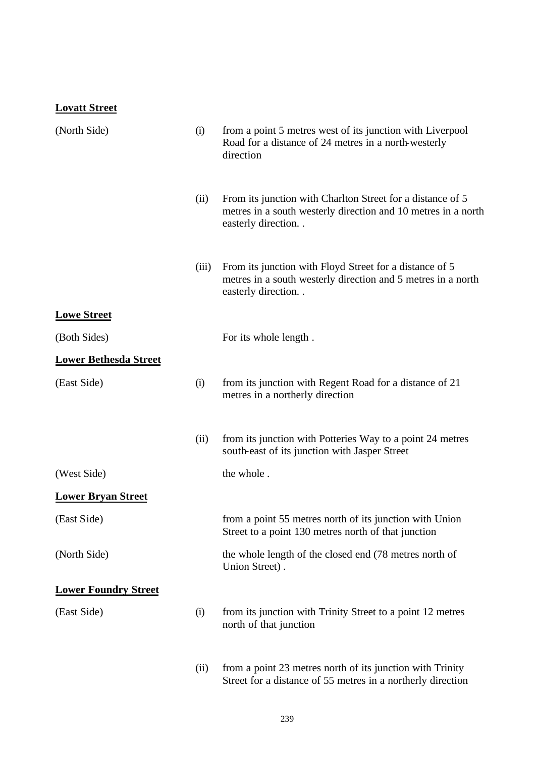**Lovatt Street**

| | | |
|---|---|---|
| (North Side) | (i) | from a point 5 metres west of its junction with Liverpool Road for a distance of 24 metres in a north-westerly direction |
| | (ii) | From its junction with Charlton Street for a distance of 5 metres in a south westerly direction and 10 metres in a north easterly direction. . |
| | (iii) | From its junction with Floyd Street for a distance of 5 metres in a south westerly direction and 5 metres in a north easterly direction. . |

**Lowe Street**

| | | |
|---|---|---|
| (Both Sides) | | For its whole length . |

**Lower Bethesda Street**

| | | |
|---|---|---|
| (East Side) | (i) | from its junction with Regent Road for a distance of 21 metres in a northerly direction |
| | (ii) | from its junction with Potteries Way to a point 24 metres south-east of its junction with Jasper Street |
| (West Side) | | the whole . |

**Lower Bryan Street**

| | | |
|---|---|---|
| (East Side) | | from a point 55 metres north of its junction with Union Street to a point 130 metres north of that junction |
| (North Side) | | the whole length of the closed end (78 metres north of Union Street) . |

**Lower Foundry Street**

| | | |
|---|---|---|
| (East Side) | (i) | from its junction with Trinity Street to a point 12 metres north of that junction |
| | (ii) | from a point 23 metres north of its junction with Trinity Street for a distance of 55 metres in a northerly direction |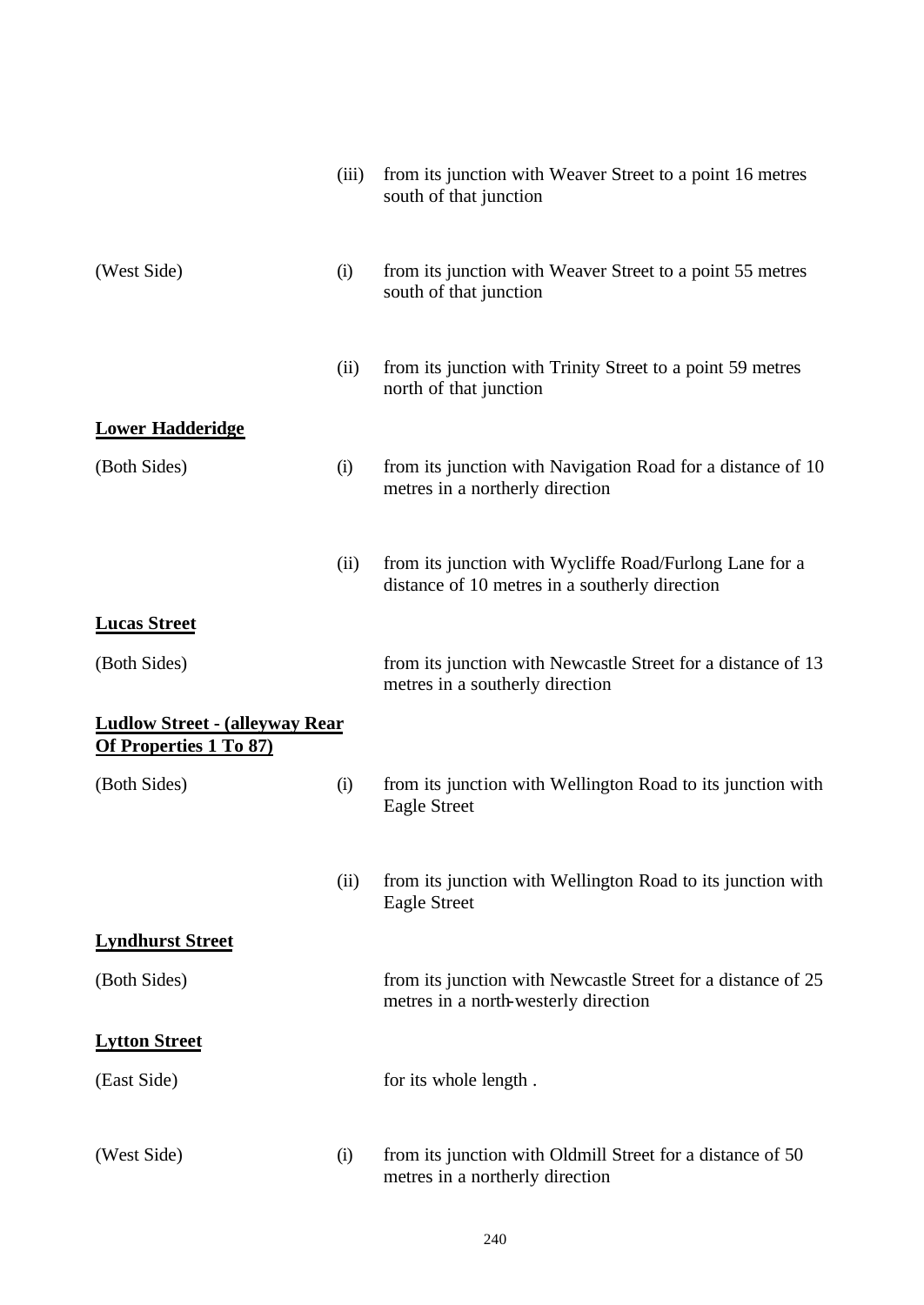| | | |
|---|---|---|
| | (iii) | from its junction with Weaver Street to a point 16 metres south of that junction |
| (West Side) | (i) | from its junction with Weaver Street to a point 55 metres south of that junction |
| | (ii) | from its junction with Trinity Street to a point 59 metres north of that junction |

**Lower Hadderidge**

| | | |
|---|---|---|
| (Both Sides) | (i) | from its junction with Navigation Road for a distance of 10 metres in a northerly direction |
| | (ii) | from its junction with Wycliffe Road/Furlong Lane for a distance of 10 metres in a southerly direction |

**Lucas Street**

| | | |
|---|---|---|
| (Both Sides) | | from its junction with Newcastle Street for a distance of 13 metres in a southerly direction |

**Ludlow Street - (alleyway Rear Of Properties 1 To 87)**

| | | |
|---|---|---|
| (Both Sides) | (i) | from its junction with Wellington Road to its junction with Eagle Street |
| | (ii) | from its junction with Wellington Road to its junction with Eagle Street |

**Lyndhurst Street**

| | | |
|---|---|---|
| (Both Sides) | | from its junction with Newcastle Street for a distance of 25 metres in a north-westerly direction |

**Lytton Street**

| | | |
|---|---|---|
| (East Side) | | for its whole length . |
| (West Side) | (i) | from its junction with Oldmill Street for a distance of 50 metres in a northerly direction |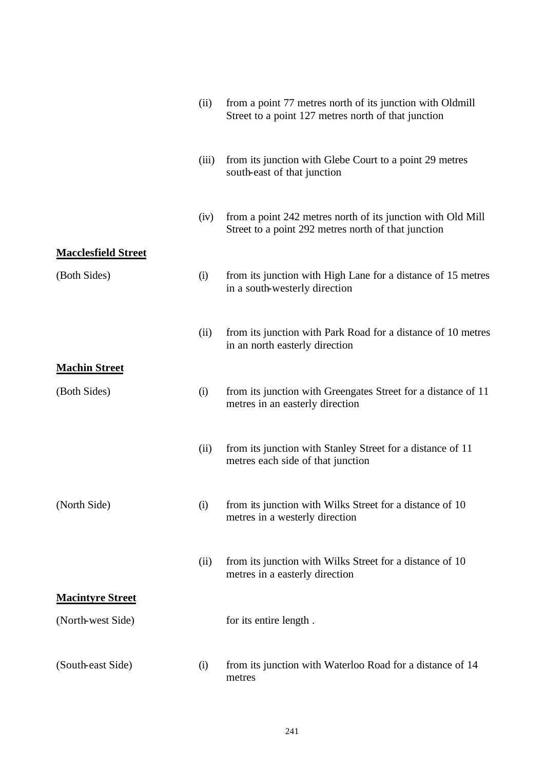| | | |
|---|---|---|
| | (ii) | from a point 77 metres north of its junction with Oldmill Street to a point 127 metres north of that junction |
| | (iii) | from its junction with Glebe Court to a point 29 metres south-east of that junction |
| | (iv) | from a point 242 metres north of its junction with Old Mill Street to a point 292 metres north of that junction |

**Macclesfield Street**

| | | |
|---|---|---|
| (Both Sides) | (i) | from its junction with High Lane for a distance of 15 metres in a south-westerly direction |
| | (ii) | from its junction with Park Road for a distance of 10 metres in an north easterly direction |

**Machin Street**

| | | |
|---|---|---|
| (Both Sides) | (i) | from its junction with Greengates Street for a distance of 11 metres in an easterly direction |
| | (ii) | from its junction with Stanley Street for a distance of 11 metres each side of that junction |
| (North Side) | (i) | from its junction with Wilks Street for a distance of 10 metres in a westerly direction |
| | (ii) | from its junction with Wilks Street for a distance of 10 metres in a easterly direction |

**Macintyre Street**

| | | |
|---|---|---|
| (North-west Side) | | for its entire length . |
| (South-east Side) | (i) | from its junction with Waterloo Road for a distance of 14 metres |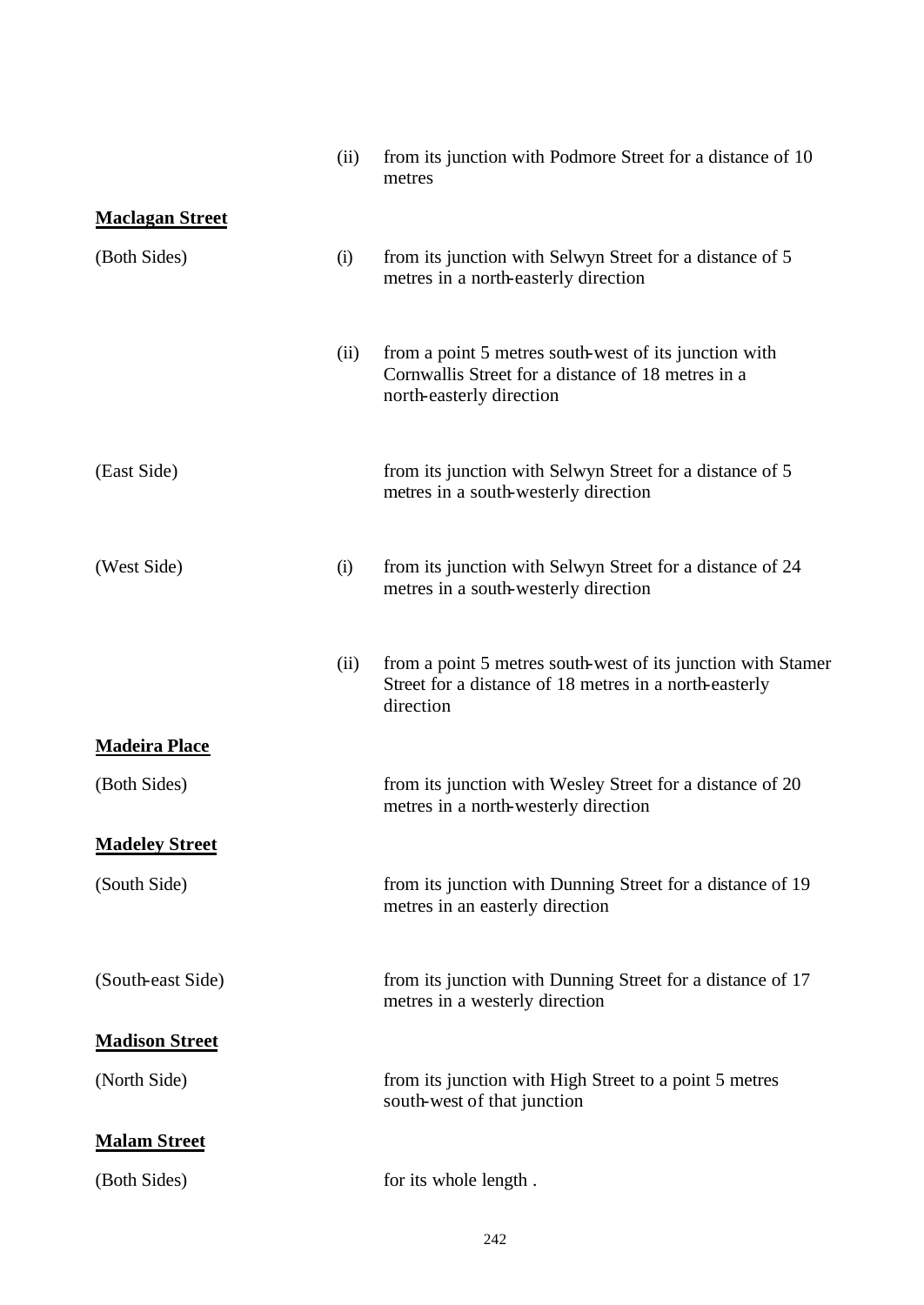| | | |
|---|---|---|
| | (ii) | from its junction with Podmore Street for a distance of 10 metres |

**Maclagan Street**

| | | |
|---|---|---|
| (Both Sides) | (i) | from its junction with Selwyn Street for a distance of 5 metres in a north-easterly direction |
| | (ii) | from a point 5 metres south-west of its junction with Cornwallis Street for a distance of 18 metres in a north-easterly direction |
| (East Side) | | from its junction with Selwyn Street for a distance of 5 metres in a south-westerly direction |
| (West Side) | (i) | from its junction with Selwyn Street for a distance of 24 metres in a south-westerly direction |
| | (ii) | from a point 5 metres south-west of its junction with Stamer Street for a distance of 18 metres in a north-easterly direction |

**Madeira Place**

| | | |
|---|---|---|
| (Both Sides) | | from its junction with Wesley Street for a distance of 20 metres in a north-westerly direction |

**Madeley Street**

| | | |
|---|---|---|
| (South Side) | | from its junction with Dunning Street for a distance of 19 metres in an easterly direction |
| (South-east Side) | | from its junction with Dunning Street for a distance of 17 metres in a westerly direction |

**Madison Street**

| | | |
|---|---|---|
| (North Side) | | from its junction with High Street to a point 5 metres south-west of that junction |

**Malam Street**

| | | |
|---|---|---|
| (Both Sides) | | for its whole length . |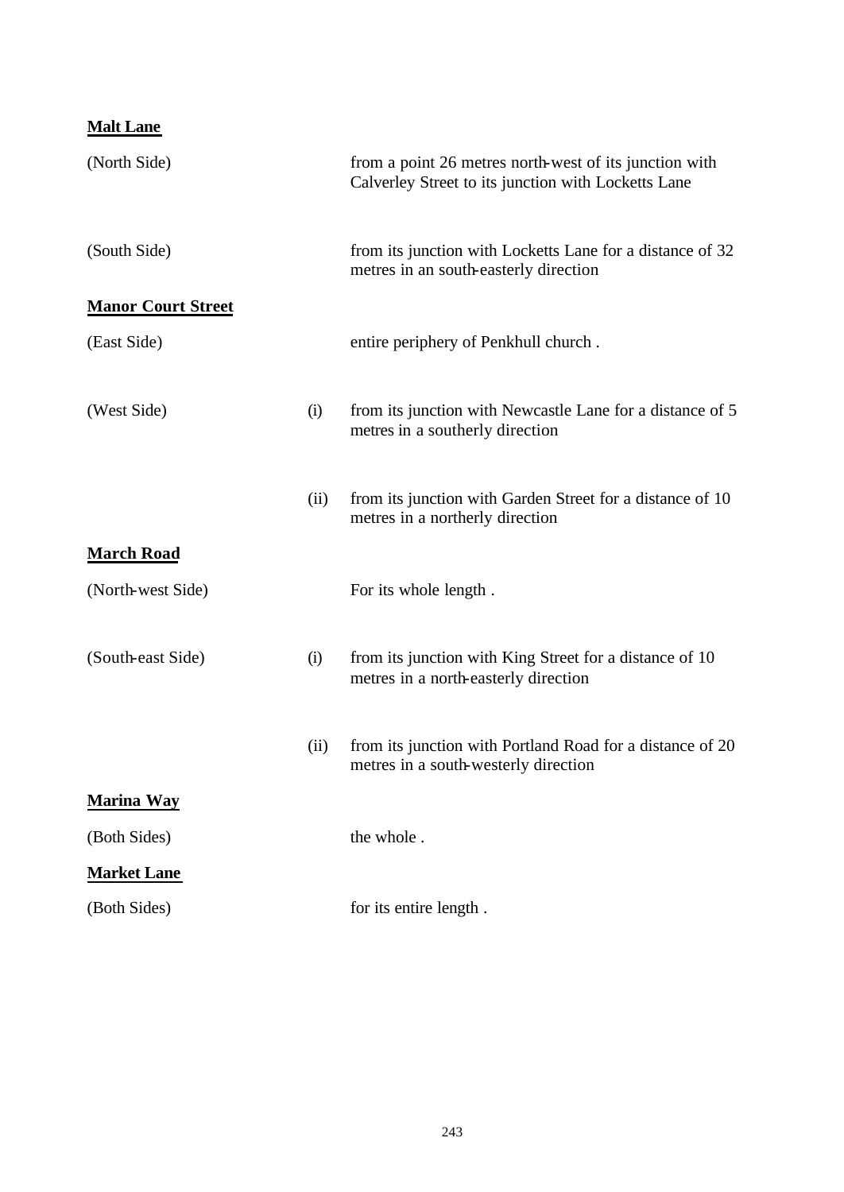**Malt Lane**

| | | |
|---|---|---|
| (North Side) | | from a point 26 metres north-west of its junction with Calverley Street to its junction with Locketts Lane |
| (South Side) | | from its junction with Locketts Lane for a distance of 32 metres in an south-easterly direction |

**Manor Court Street**

| | | |
|---|---|---|
| (East Side) | | entire periphery of Penkhull church . |
| (West Side) | (i) | from its junction with Newcastle Lane for a distance of 5 metres in a southerly direction |
| | (ii) | from its junction with Garden Street for a distance of 10 metres in a northerly direction |

**March Road**

| | | |
|---|---|---|
| (North-west Side) | | For its whole length . |
| (South-east Side) | (i) | from its junction with King Street for a distance of 10 metres in a north-easterly direction |
| | (ii) | from its junction with Portland Road for a distance of 20 metres in a south-westerly direction |

**Marina Way**

| | | |
|---|---|---|
| (Both Sides) | | the whole . |

**Market Lane**

| | | |
|---|---|---|
| (Both Sides) | | for its entire length . |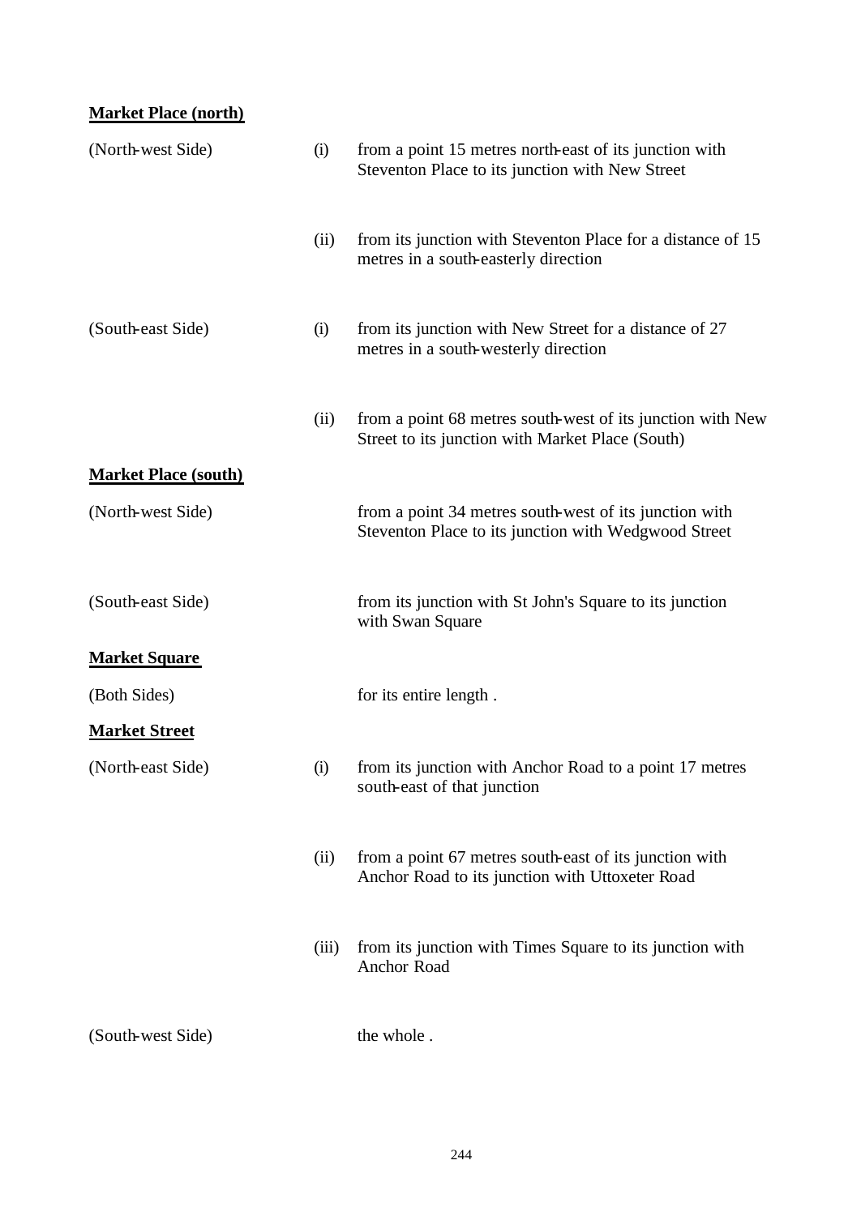**Market Place (north)**

| | | |
|---|---|---|
| (North-west Side) | (i) | from a point 15 metres north-east of its junction with Steventon Place to its junction with New Street |
| | (ii) | from its junction with Steventon Place for a distance of 15 metres in a south-easterly direction |
| (South-east Side) | (i) | from its junction with New Street for a distance of 27 metres in a south-westerly direction |
| | (ii) | from a point 68 metres south-west of its junction with New Street to its junction with Market Place (South) |

**Market Place (south)**

| | | |
|---|---|---|
| (North-west Side) | | from a point 34 metres south-west of its junction with Steventon Place to its junction with Wedgwood Street |
| (South-east Side) | | from its junction with St John's Square to its junction with Swan Square |

**Market Square**

| | | |
|---|---|---|
| (Both Sides) | | for its entire length . |

**Market Street**

| | | |
|---|---|---|
| (North-east Side) | (i) | from its junction with Anchor Road to a point 17 metres south-east of that junction |
| | (ii) | from a point 67 metres south-east of its junction with Anchor Road to its junction with Uttoxeter Road |
| | (iii) | from its junction with Times Square to its junction with Anchor Road |
| (South-west Side) | | the whole . |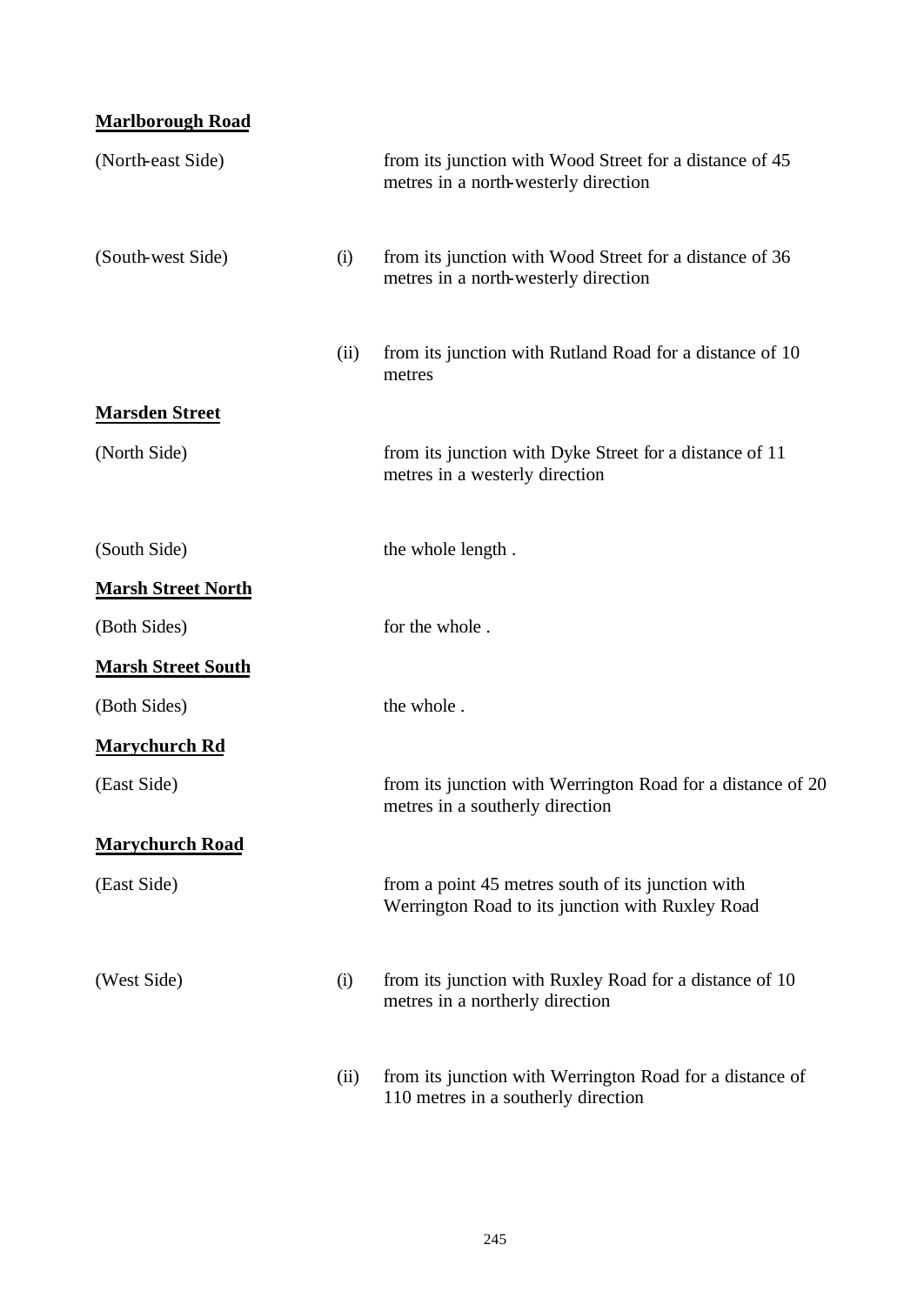**Marlborough Road**

| | | |
|---|---|---|
| (North-east Side) | | from its junction with Wood Street for a distance of 45 metres in a north-westerly direction |
| (South-west Side) | (i) | from its junction with Wood Street for a distance of 36 metres in a north-westerly direction |
| | (ii) | from its junction with Rutland Road for a distance of 10 metres |

**Marsden Street**

| | | |
|---|---|---|
| (North Side) | | from its junction with Dyke Street for a distance of 11 metres in a westerly direction |
| (South Side) | | the whole length . |

**Marsh Street North**

| | | |
|---|---|---|
| (Both Sides) | | for the whole . |

**Marsh Street South**

| | | |
|---|---|---|
| (Both Sides) | | the whole . |

**Marychurch Rd**

| | | |
|---|---|---|
| (East Side) | | from its junction with Werrington Road for a distance of 20 metres in a southerly direction |

**Marychurch Road**

| | | |
|---|---|---|
| (East Side) | | from a point 45 metres south of its junction with Werrington Road to its junction with Ruxley Road |
| (West Side) | (i) | from its junction with Ruxley Road for a distance of 10 metres in a northerly direction |
| | (ii) | from its junction with Werrington Road for a distance of 110 metres in a southerly direction |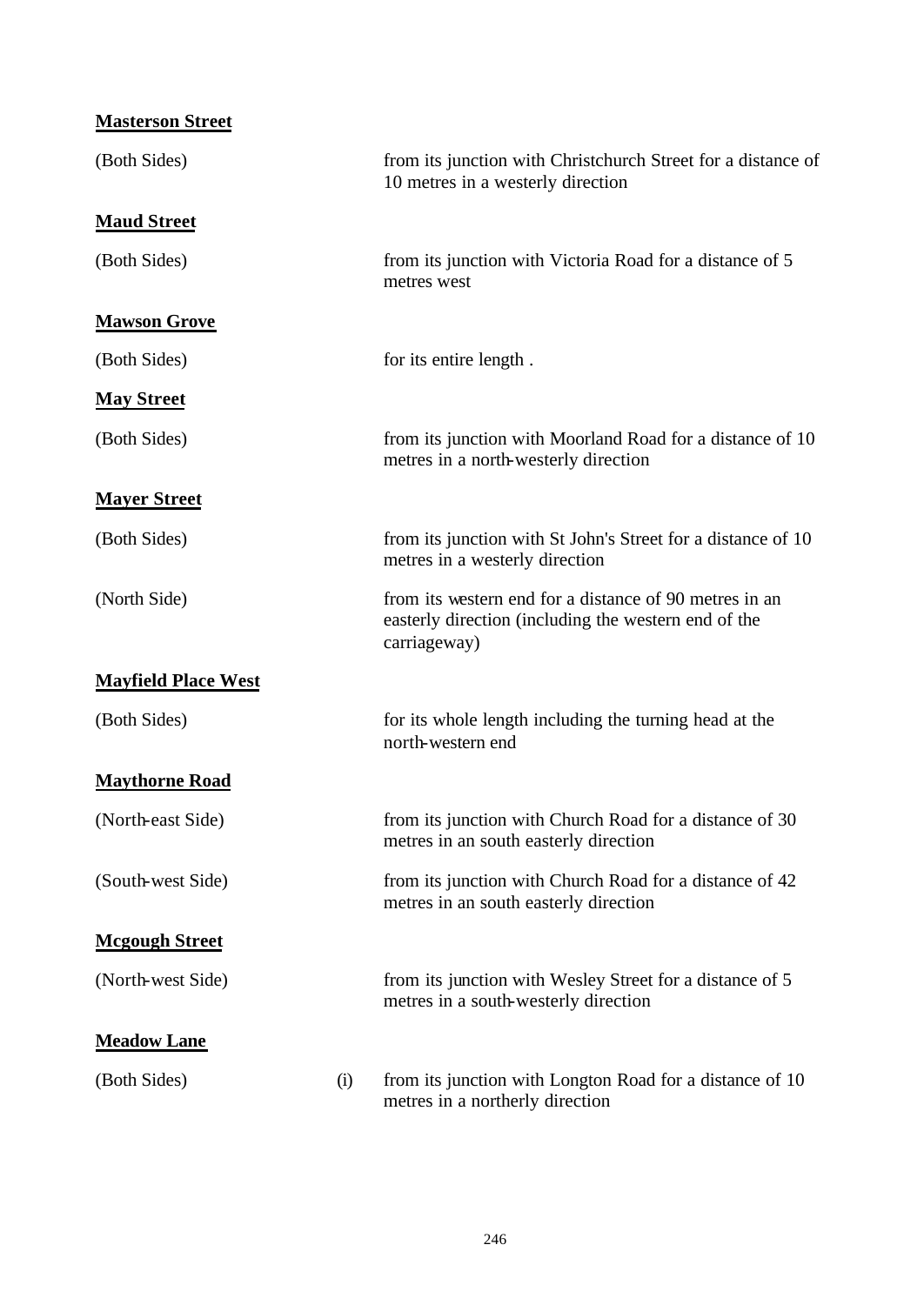**Masterson Street**

(Both Sides) from its junction with Christchurch Street for a distance of 10 metres in a westerly direction

**Maud Street**

(Both Sides) from its junction with Victoria Road for a distance of 5 metres west

**Mawson Grove**

(Both Sides) for its entire length .

**May Street**

(Both Sides) from its junction with Moorland Road for a distance of 10 metres in a north-westerly direction

**Mayer Street**

(Both Sides) from its junction with St John's Street for a distance of 10 metres in a westerly direction

(North Side) from its western end for a distance of 90 metres in an easterly direction (including the western end of the carriageway)

**Mayfield Place West**

(Both Sides) for its whole length including the turning head at the north-western end

**Maythorne Road**

(North-east Side) from its junction with Church Road for a distance of 30 metres in an south easterly direction

(South-west Side) from its junction with Church Road for a distance of 42 metres in an south easterly direction

**Mcgough Street**

(North-west Side) from its junction with Wesley Street for a distance of 5 metres in a south-westerly direction

**Meadow Lane**

(Both Sides) (i) from its junction with Longton Road for a distance of 10 metres in a northerly direction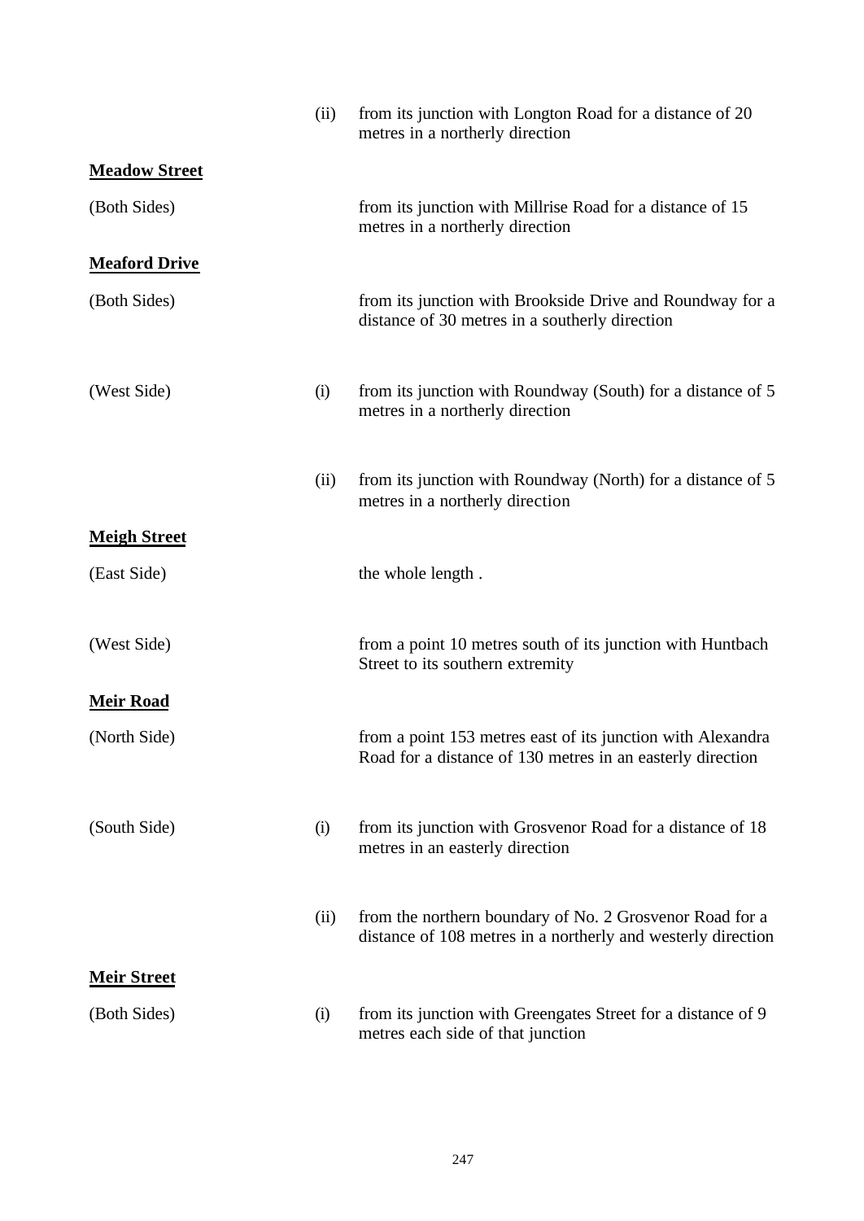| | | |
|---|---|---|
| | (ii) | from its junction with Longton Road for a distance of 20 metres in a northerly direction |
| **Meadow Street** | | |
| (Both Sides) | | from its junction with Millrise Road for a distance of 15 metres in a northerly direction |
| **Meaford Drive** | | |
| (Both Sides) | | from its junction with Brookside Drive and Roundway for a distance of 30 metres in a southerly direction |
| (West Side) | (i) | from its junction with Roundway (South) for a distance of 5 metres in a northerly direction |
| | (ii) | from its junction with Roundway (North) for a distance of 5 metres in a northerly direction |
| **Meigh Street** | | |
| (East Side) | | the whole length . |
| (West Side) | | from a point 10 metres south of its junction with Huntbach Street to its southern extremity |
| **Meir Road** | | |
| (North Side) | | from a point 153 metres east of its junction with Alexandra Road for a distance of 130 metres in an easterly direction |
| (South Side) | (i) | from its junction with Grosvenor Road for a distance of 18 metres in an easterly direction |
| | (ii) | from the northern boundary of No. 2 Grosvenor Road for a distance of 108 metres in a northerly and westerly direction |
| **Meir Street** | | |
| (Both Sides) | (i) | from its junction with Greengates Street for a distance of 9 metres each side of that junction |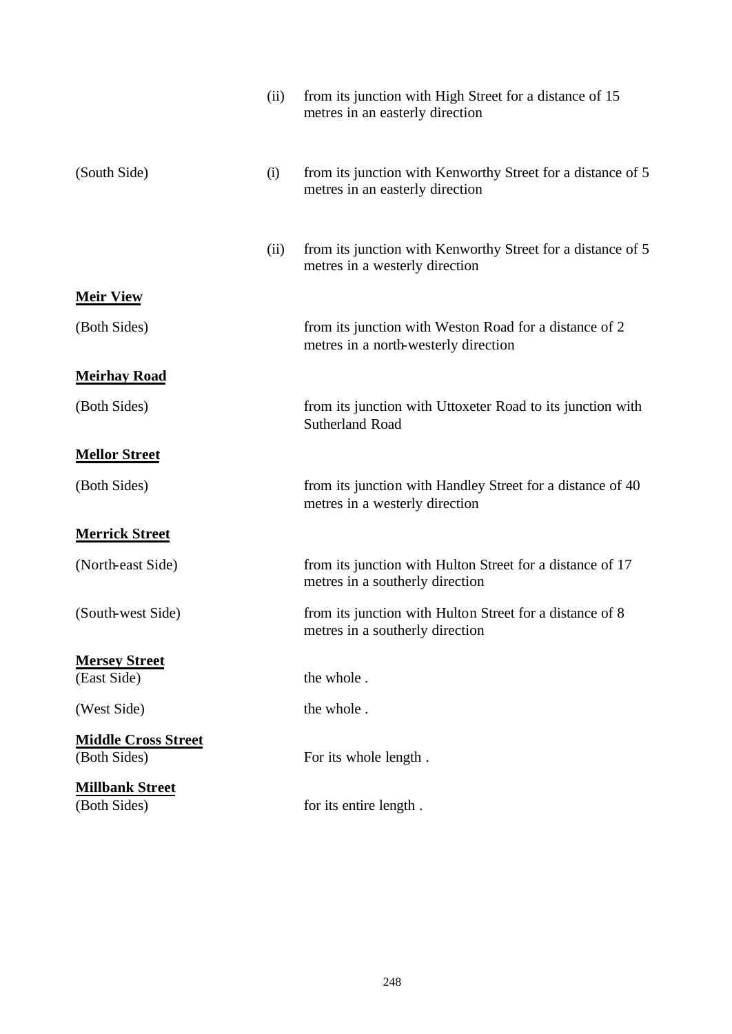| | | |
|---|---|---|
| | (ii) | from its junction with High Street for a distance of 15 metres in an easterly direction |
| (South Side) | (i) | from its junction with Kenworthy Street for a distance of 5 metres in an easterly direction |
| | (ii) | from its junction with Kenworthy Street for a distance of 5 metres in a westerly direction |

**Meir View**

| | |
|---|---|
| (Both Sides) | from its junction with Weston Road for a distance of 2 metres in a north-westerly direction |

**Meirhay Road**

| | |
|---|---|
| (Both Sides) | from its junction with Uttoxeter Road to its junction with Sutherland Road |

**Mellor Street**

| | |
|---|---|
| (Both Sides) | from its junction with Handley Street for a distance of 40 metres in a westerly direction |

**Merrick Street**

| | |
|---|---|
| (North-east Side) | from its junction with Hulton Street for a distance of 17 metres in a southerly direction |
| (South-west Side) | from its junction with Hulton Street for a distance of 8 metres in a southerly direction |

**Mersey Street**

| | |
|---|---|
| (East Side) | the whole . |
| (West Side) | the whole . |

**Middle Cross Street**

| | |
|---|---|
| (Both Sides) | For its whole length . |

**Millbank Street**

| | |
|---|---|
| (Both Sides) | for its entire length . |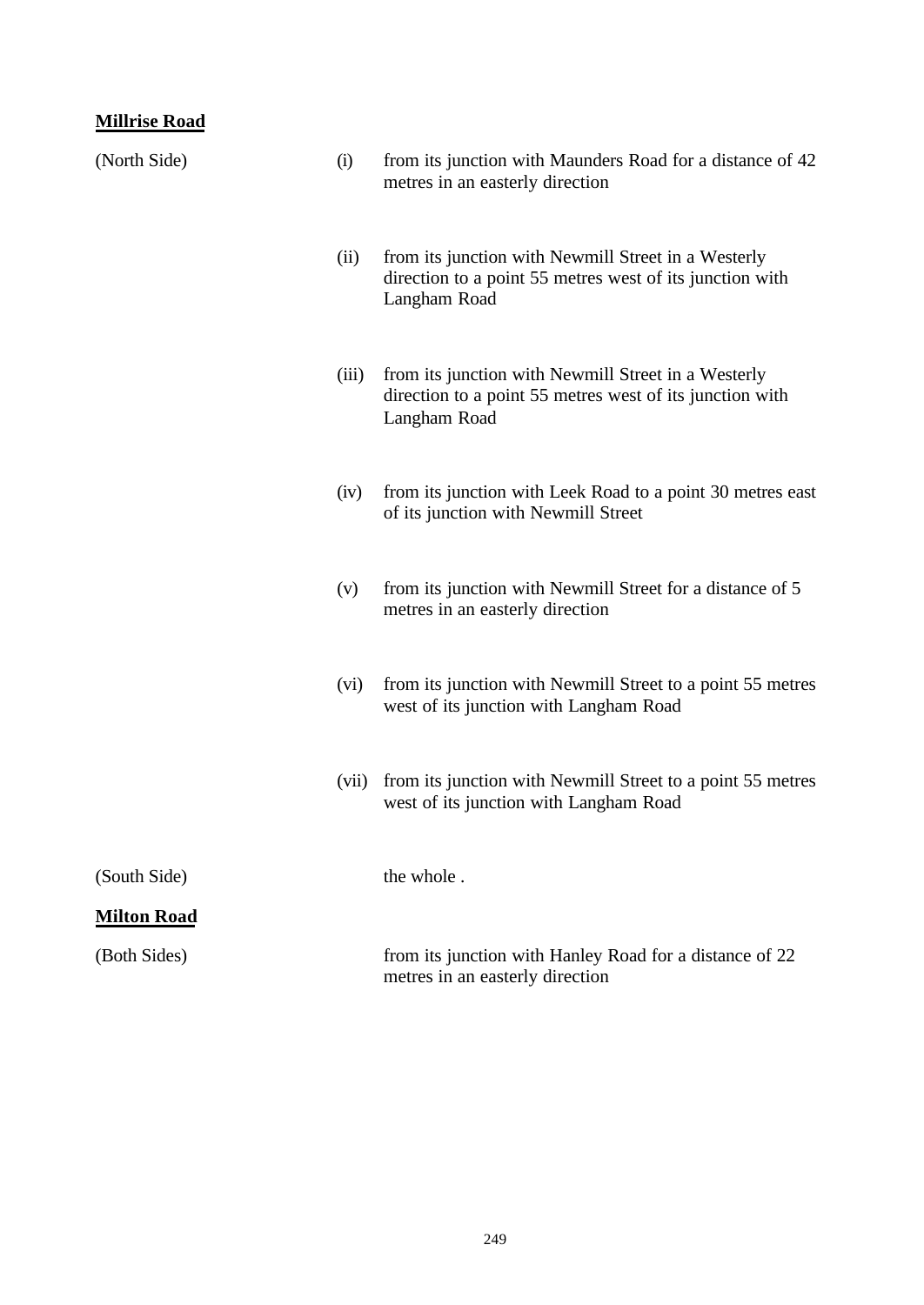**Millrise Road**

| | | |
|---|---|---|
| (North Side) | (i) | from its junction with Maunders Road for a distance of 42 metres in an easterly direction |
| | (ii) | from its junction with Newmill Street in a Westerly direction to a point 55 metres west of its junction with Langham Road |
| | (iii) | from its junction with Newmill Street in a Westerly direction to a point 55 metres west of its junction with Langham Road |
| | (iv) | from its junction with Leek Road to a point 30 metres east of its junction with Newmill Street |
| | (v) | from its junction with Newmill Street for a distance of 5 metres in an easterly direction |
| | (vi) | from its junction with Newmill Street to a point 55 metres west of its junction with Langham Road |
| | (vii) | from its junction with Newmill Street to a point 55 metres west of its junction with Langham Road |
| (South Side) | | the whole . |

**Milton Road**

| | | |
|---|---|---|
| (Both Sides) | | from its junction with Hanley Road for a distance of 22 metres in an easterly direction |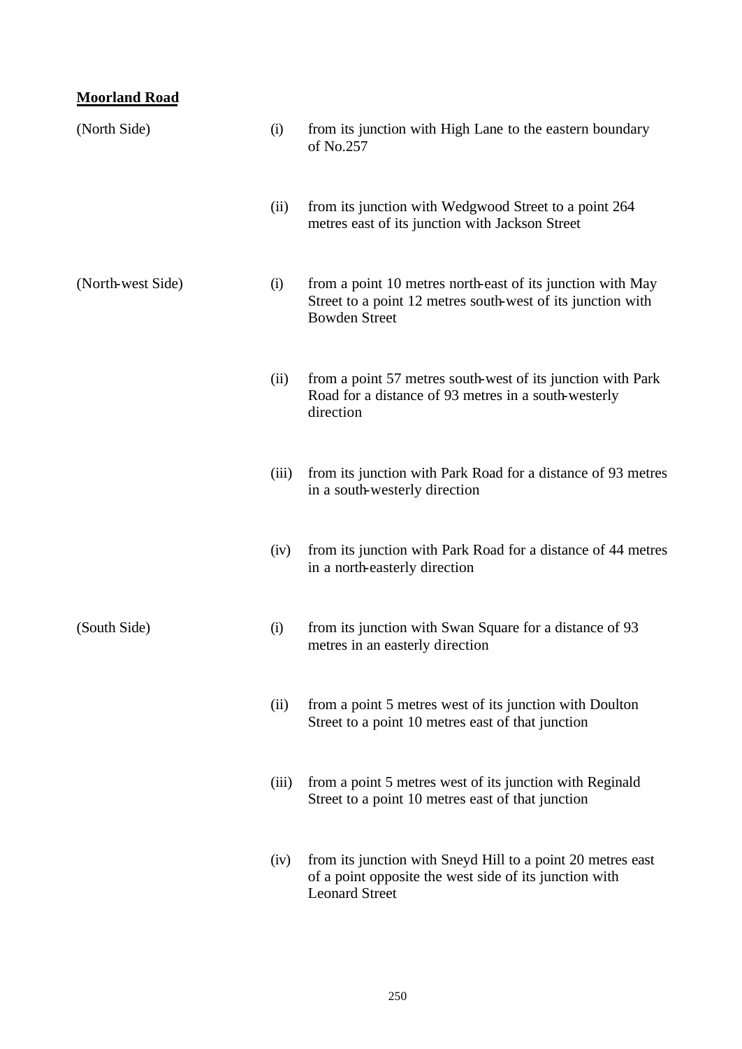**Moorland Road**

| | | |
|---|---|---|
| (North Side) | (i) | from its junction with High Lane to the eastern boundary of No.257 |
| | (ii) | from its junction with Wedgwood Street to a point 264 metres east of its junction with Jackson Street |
| (North-west Side) | (i) | from a point 10 metres north-east of its junction with May Street to a point 12 metres south-west of its junction with Bowden Street |
| | (ii) | from a point 57 metres south-west of its junction with Park Road for a distance of 93 metres in a south-westerly direction |
| | (iii) | from its junction with Park Road for a distance of 93 metres in a south-westerly direction |
| | (iv) | from its junction with Park Road for a distance of 44 metres in a north-easterly direction |
| (South Side) | (i) | from its junction with Swan Square for a distance of 93 metres in an easterly direction |
| | (ii) | from a point 5 metres west of its junction with Doulton Street to a point 10 metres east of that junction |
| | (iii) | from a point 5 metres west of its junction with Reginald Street to a point 10 metres east of that junction |
| | (iv) | from its junction with Sneyd Hill to a point 20 metres east of a point opposite the west side of its junction with Leonard Street |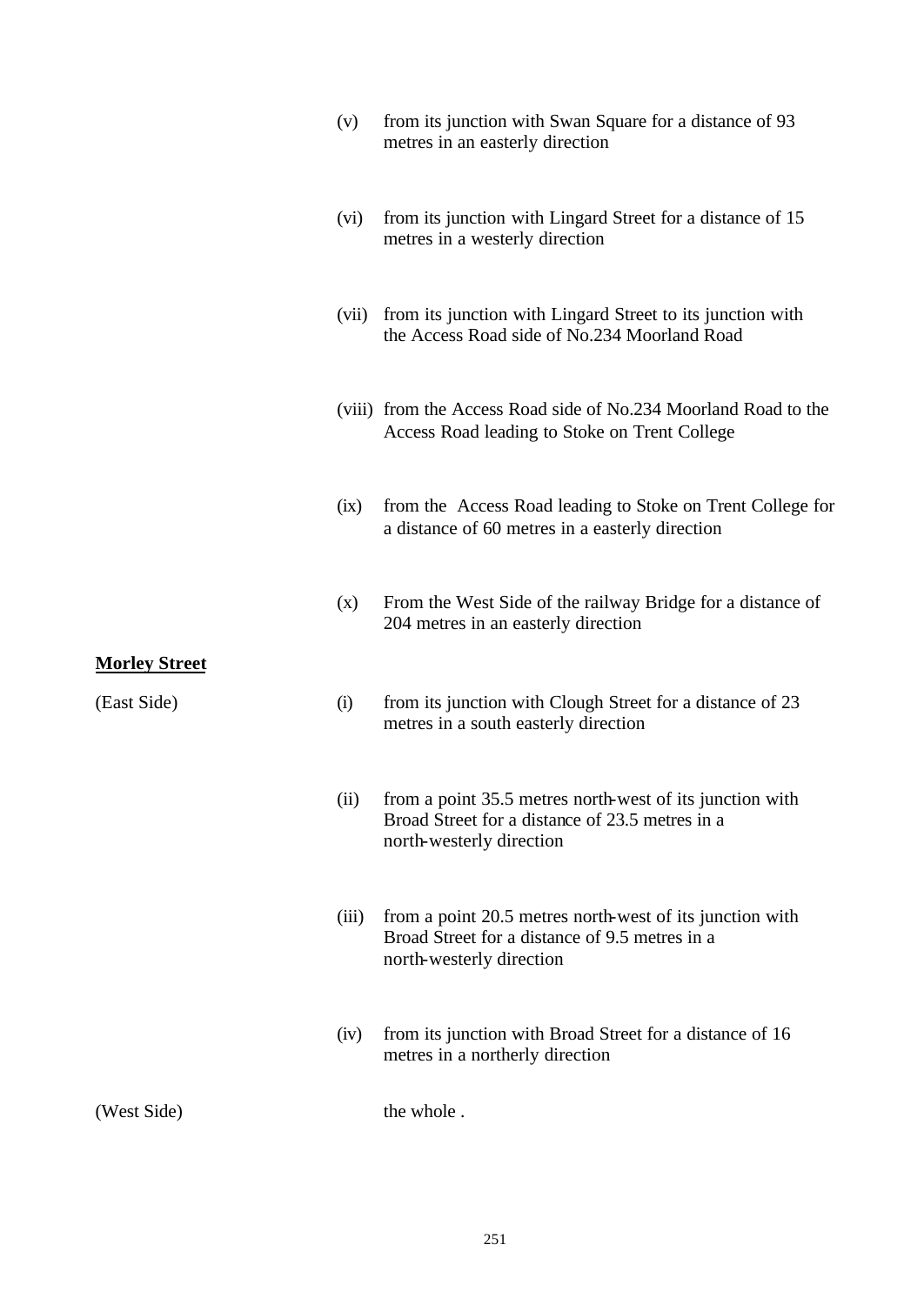(v) from its junction with Swan Square for a distance of 93 metres in an easterly direction

(vi) from its junction with Lingard Street for a distance of 15 metres in a westerly direction

(vii) from its junction with Lingard Street to its junction with the Access Road side of No.234 Moorland Road

(viii) from the Access Road side of No.234 Moorland Road to the Access Road leading to Stoke on Trent College

(ix) from the Access Road leading to Stoke on Trent College for a distance of 60 metres in a easterly direction

(x) From the West Side of the railway Bridge for a distance of 204 metres in an easterly direction

**Morley Street**

(East Side)

(i) from its junction with Clough Street for a distance of 23 metres in a south easterly direction

(ii) from a point 35.5 metres north-west of its junction with Broad Street for a distance of 23.5 metres in a north-westerly direction

(iii) from a point 20.5 metres north-west of its junction with Broad Street for a distance of 9.5 metres in a north-westerly direction

(iv) from its junction with Broad Street for a distance of 16 metres in a northerly direction

(West Side) the whole .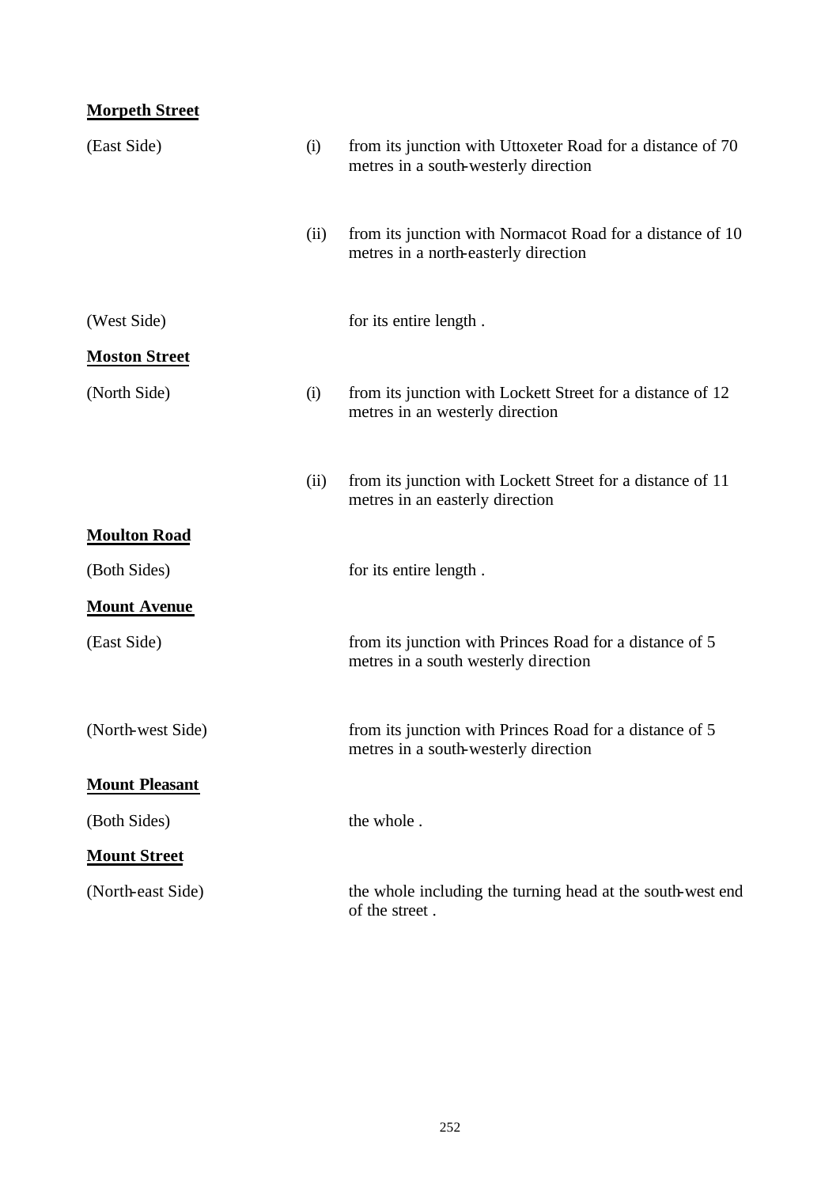**Morpeth Street**

| | | |
|---|---|---|
| (East Side) | (i) | from its junction with Uttoxeter Road for a distance of 70 metres in a south-westerly direction |
| | (ii) | from its junction with Normacot Road for a distance of 10 metres in a north-easterly direction |
| (West Side) | | for its entire length . |

**Moston Street**

| | | |
|---|---|---|
| (North Side) | (i) | from its junction with Lockett Street for a distance of 12 metres in an westerly direction |
| | (ii) | from its junction with Lockett Street for a distance of 11 metres in an easterly direction |

**Moulton Road**

| | | |
|---|---|---|
| (Both Sides) | | for its entire length . |

**Mount Avenue**

| | | |
|---|---|---|
| (East Side) | | from its junction with Princes Road for a distance of 5 metres in a south westerly direction |
| (North-west Side) | | from its junction with Princes Road for a distance of 5 metres in a south-westerly direction |

**Mount Pleasant**

| | | |
|---|---|---|
| (Both Sides) | | the whole . |

**Mount Street**

| | | |
|---|---|---|
| (North-east Side) | | the whole including the turning head at the south-west end of the street . |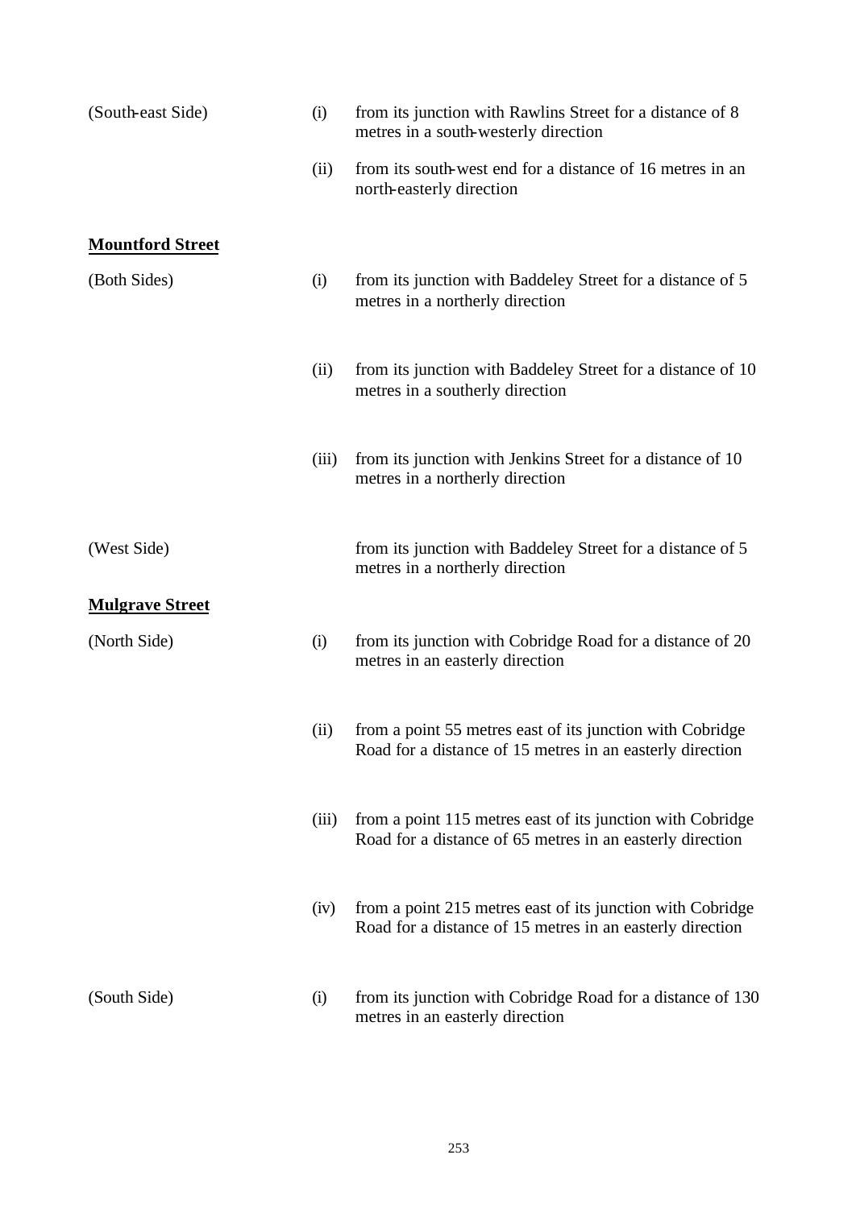| | | |
|---|---|---|
| (South-east Side) | (i) | from its junction with Rawlins Street for a distance of 8 metres in a south-westerly direction |
| | (ii) | from its south-west end for a distance of 16 metres in an north-easterly direction |

**Mountford Street**

| | | |
|---|---|---|
| (Both Sides) | (i) | from its junction with Baddeley Street for a distance of 5 metres in a northerly direction |
| | (ii) | from its junction with Baddeley Street for a distance of 10 metres in a southerly direction |
| | (iii) | from its junction with Jenkins Street for a distance of 10 metres in a northerly direction |
| (West Side) | | from its junction with Baddeley Street for a distance of 5 metres in a northerly direction |

**Mulgrave Street**

| | | |
|---|---|---|
| (North Side) | (i) | from its junction with Cobridge Road for a distance of 20 metres in an easterly direction |
| | (ii) | from a point 55 metres east of its junction with Cobridge Road for a distance of 15 metres in an easterly direction |
| | (iii) | from a point 115 metres east of its junction with Cobridge Road for a distance of 65 metres in an easterly direction |
| | (iv) | from a point 215 metres east of its junction with Cobridge Road for a distance of 15 metres in an easterly direction |
| (South Side) | (i) | from its junction with Cobridge Road for a distance of 130 metres in an easterly direction |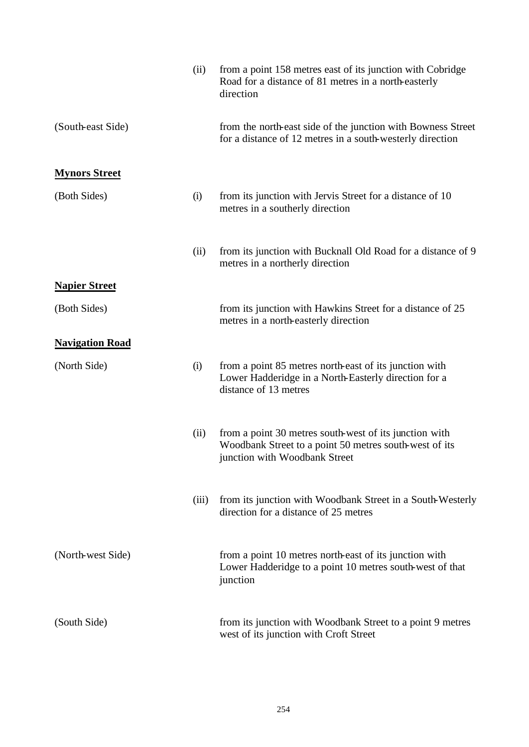| | | |
|---|---|---|
| | (ii) | from a point 158 metres east of its junction with Cobridge Road for a distance of 81 metres in a north-easterly direction |
| (South-east Side) | | from the north-east side of the junction with Bowness Street for a distance of 12 metres in a south-westerly direction |

**Mynors Street**

| | | |
|---|---|---|
| (Both Sides) | (i) | from its junction with Jervis Street for a distance of 10 metres in a southerly direction |
| | (ii) | from its junction with Bucknall Old Road for a distance of 9 metres in a northerly direction |

**Napier Street**

| | | |
|---|---|---|
| (Both Sides) | | from its junction with Hawkins Street for a distance of 25 metres in a north-easterly direction |

**Navigation Road**

| | | |
|---|---|---|
| (North Side) | (i) | from a point 85 metres north-east of its junction with Lower Hadderidge in a North-Easterly direction for a distance of 13 metres |
| | (ii) | from a point 30 metres south-west of its junction with Woodbank Street to a point 50 metres south-west of its junction with Woodbank Street |
| | (iii) | from its junction with Woodbank Street in a South-Westerly direction for a distance of 25 metres |
| (North-west Side) | | from a point 10 metres north-east of its junction with Lower Hadderidge to a point 10 metres south-west of that junction |
| (South Side) | | from its junction with Woodbank Street to a point 9 metres west of its junction with Croft Street |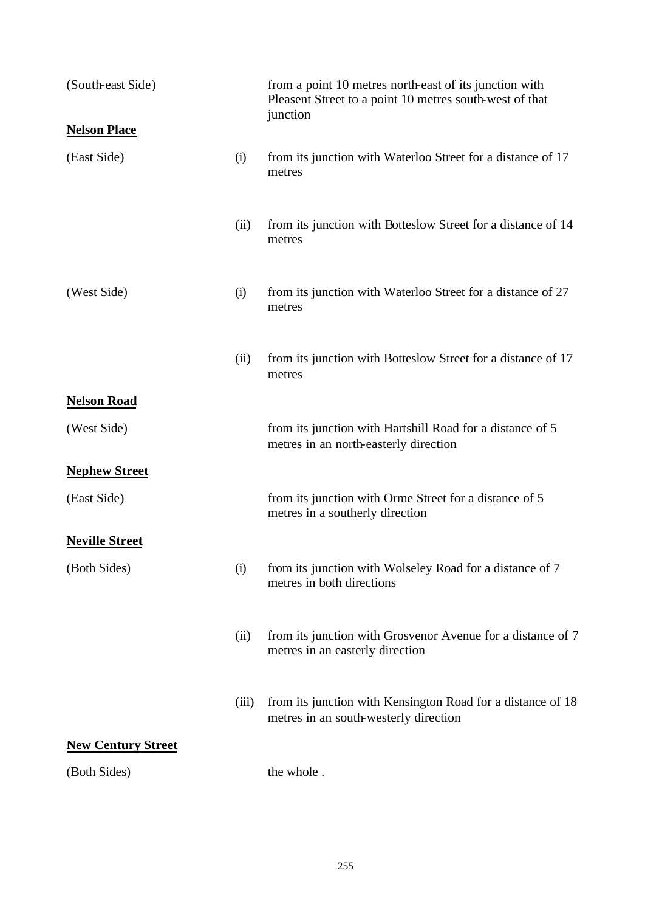| | | |
|---|---|---|
| (South-east Side) | | from a point 10 metres north-east of its junction with Pleasent Street to a point 10 metres south-west of that junction |
| **Nelson Place** | | |
| (East Side) | (i) | from its junction with Waterloo Street for a distance of 17 metres |
| | (ii) | from its junction with Botteslow Street for a distance of 14 metres |
| (West Side) | (i) | from its junction with Waterloo Street for a distance of 27 metres |
| | (ii) | from its junction with Botteslow Street for a distance of 17 metres |
| **Nelson Road** | | |
| (West Side) | | from its junction with Hartshill Road for a distance of 5 metres in an north-easterly direction |
| **Nephew Street** | | |
| (East Side) | | from its junction with Orme Street for a distance of 5 metres in a southerly direction |
| **Neville Street** | | |
| (Both Sides) | (i) | from its junction with Wolseley Road for a distance of 7 metres in both directions |
| | (ii) | from its junction with Grosvenor Avenue for a distance of 7 metres in an easterly direction |
| | (iii) | from its junction with Kensington Road for a distance of 18 metres in an south-westerly direction |
| **New Century Street** | | |
| (Both Sides) | | the whole . |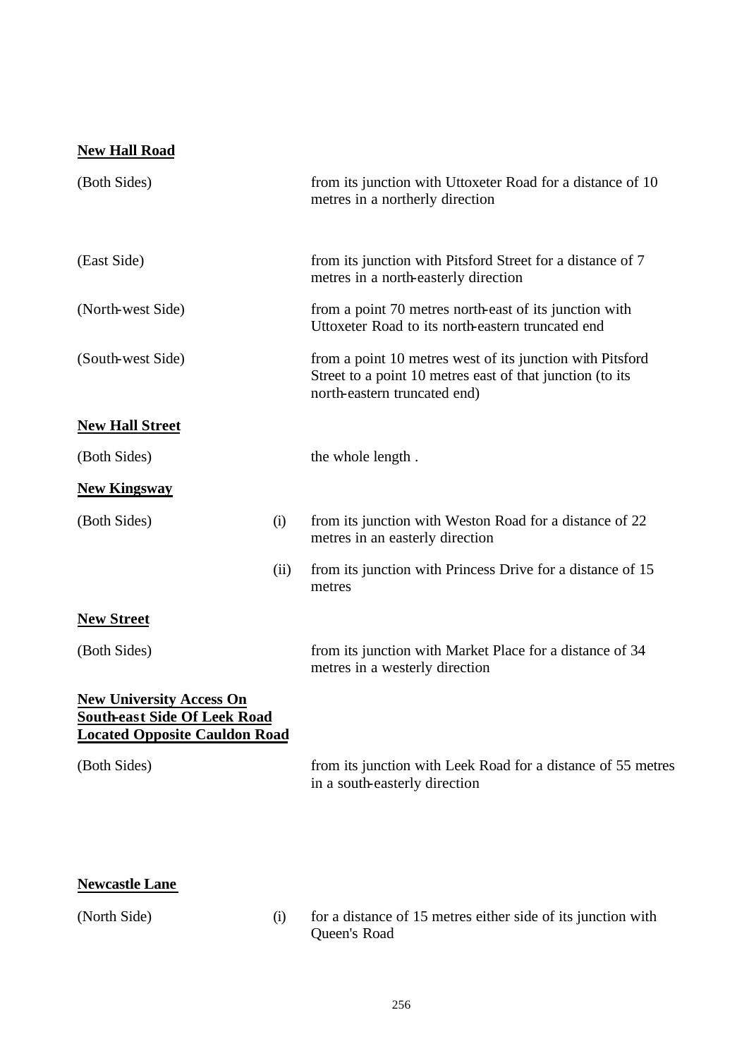**New Hall Road**

| | | |
|---|---|---|
| (Both Sides) | | from its junction with Uttoxeter Road for a distance of 10 metres in a northerly direction |
| (East Side) | | from its junction with Pitsford Street for a distance of 7 metres in a north-easterly direction |
| (North-west Side) | | from a point 70 metres north-east of its junction with Uttoxeter Road to its north-eastern truncated end |
| (South-west Side) | | from a point 10 metres west of its junction with Pitsford Street to a point 10 metres east of that junction (to its north-eastern truncated end) |

**New Hall Street**

| | | |
|---|---|---|
| (Both Sides) | | the whole length . |

**New Kingsway**

| | | |
|---|---|---|
| (Both Sides) | (i) | from its junction with Weston Road for a distance of 22 metres in an easterly direction |
| | (ii) | from its junction with Princess Drive for a distance of 15 metres |

**New Street**

| | | |
|---|---|---|
| (Both Sides) | | from its junction with Market Place for a distance of 34 metres in a westerly direction |

**New University Access On South-east Side Of Leek Road Located Opposite Cauldon Road**

| | | |
|---|---|---|
| (Both Sides) | | from its junction with Leek Road for a distance of 55 metres in a south-easterly direction |

**Newcastle Lane**

| | | |
|---|---|---|
| (North Side) | (i) | for a distance of 15 metres either side of its junction with Queen's Road |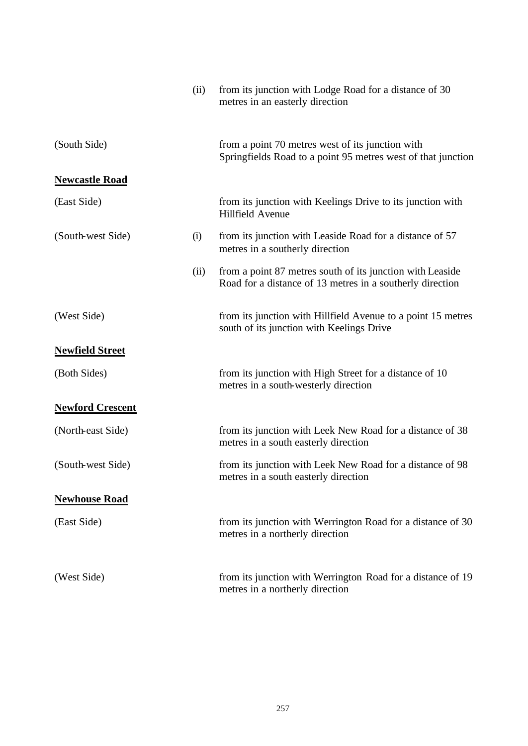| | | |
|---|---|---|
| | (ii) | from its junction with Lodge Road for a distance of 30 metres in an easterly direction |
| (South Side) | | from a point 70 metres west of its junction with Springfields Road to a point 95 metres west of that junction |

**Newcastle Road**

| | | |
|---|---|---|
| (East Side) | | from its junction with Keelings Drive to its junction with Hillfield Avenue |
| (South-west Side) | (i) | from its junction with Leaside Road for a distance of 57 metres in a southerly direction |
| | (ii) | from a point 87 metres south of its junction with Leaside Road for a distance of 13 metres in a southerly direction |
| (West Side) | | from its junction with Hillfield Avenue to a point 15 metres south of its junction with Keelings Drive |

**Newfield Street**

| | | |
|---|---|---|
| (Both Sides) | | from its junction with High Street for a distance of 10 metres in a south-westerly direction |

**Newford Crescent**

| | | |
|---|---|---|
| (North-east Side) | | from its junction with Leek New Road for a distance of 38 metres in a south easterly direction |
| (South-west Side) | | from its junction with Leek New Road for a distance of 98 metres in a south easterly direction |

**Newhouse Road**

| | | |
|---|---|---|
| (East Side) | | from its junction with Werrington Road for a distance of 30 metres in a northerly direction |
| (West Side) | | from its junction with Werrington Road for a distance of 19 metres in a northerly direction |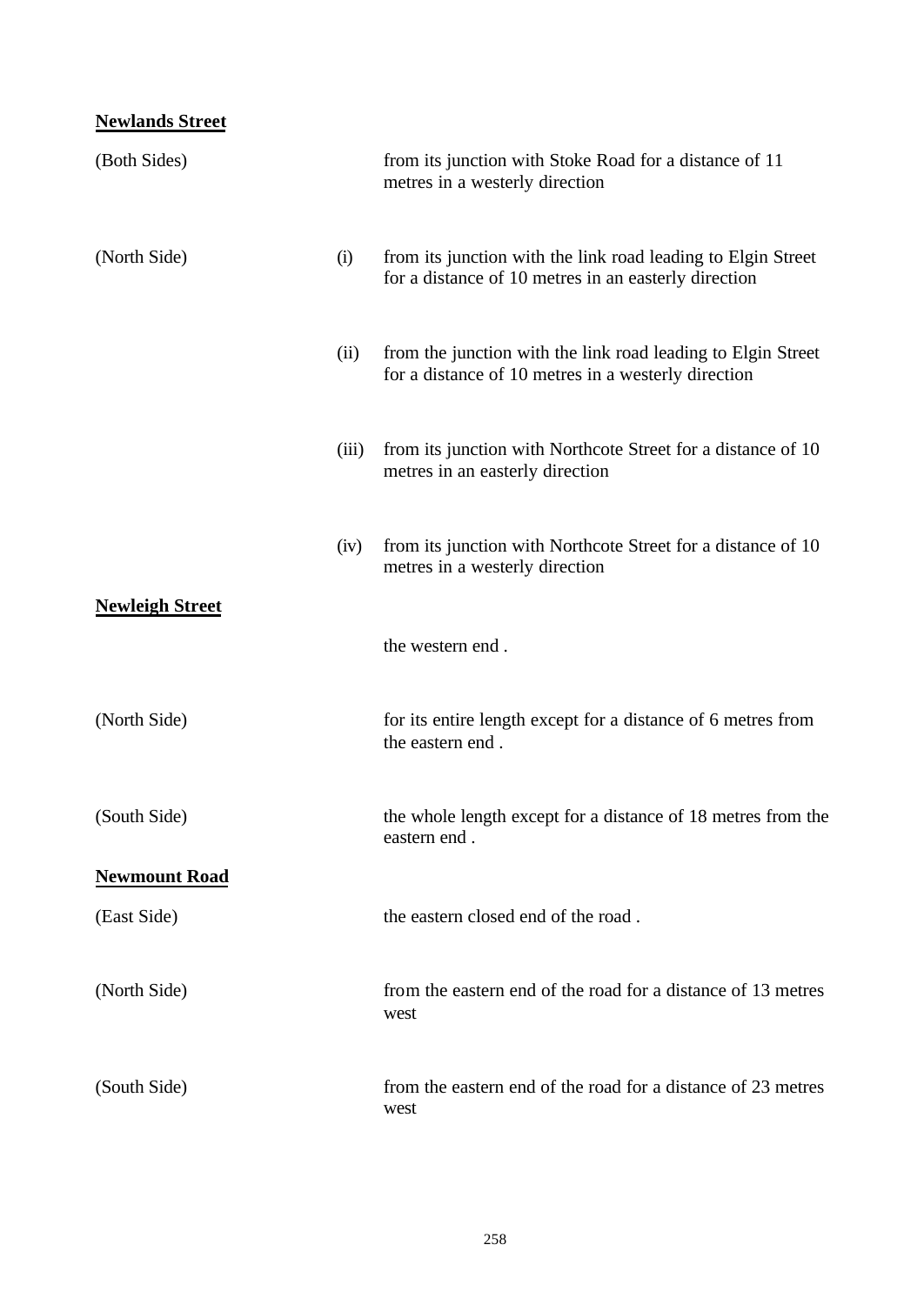**Newlands Street**

| | | |
|---|---|---|
| (Both Sides) | | from its junction with Stoke Road for a distance of 11 metres in a westerly direction |
| (North Side) | (i) | from its junction with the link road leading to Elgin Street for a distance of 10 metres in an easterly direction |
| | (ii) | from the junction with the link road leading to Elgin Street for a distance of 10 metres in a westerly direction |
| | (iii) | from its junction with Northcote Street for a distance of 10 metres in an easterly direction |
| | (iv) | from its junction with Northcote Street for a distance of 10 metres in a westerly direction |

**Newleigh Street**

| | | |
|---|---|---|
| | | the western end . |
| (North Side) | | for its entire length except for a distance of 6 metres from the eastern end . |
| (South Side) | | the whole length except for a distance of 18 metres from the eastern end . |

**Newmount Road**

| | | |
|---|---|---|
| (East Side) | | the eastern closed end of the road . |
| (North Side) | | from the eastern end of the road for a distance of 13 metres west |
| (South Side) | | from the eastern end of the road for a distance of 23 metres west |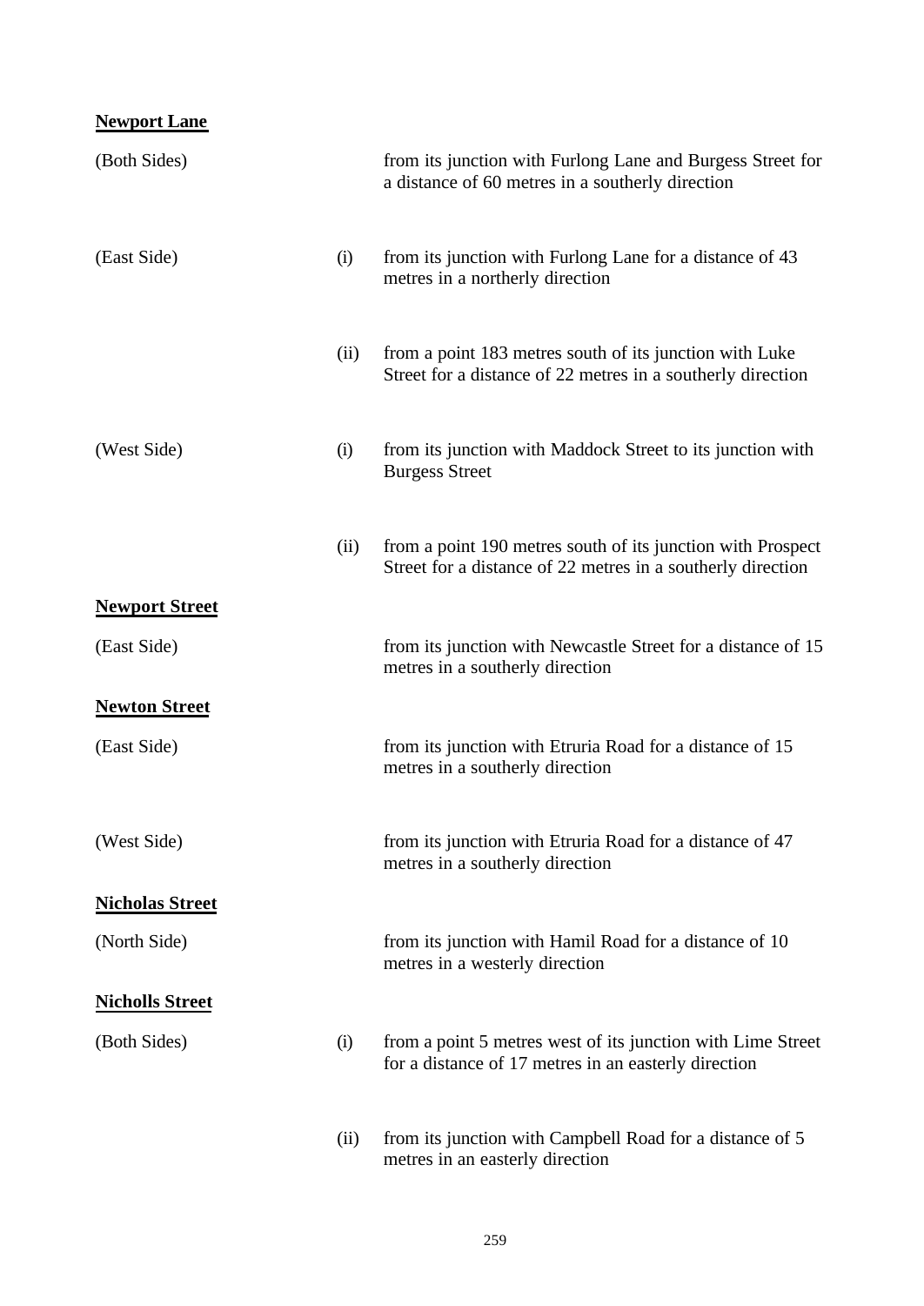**Newport Lane**

| | | |
|---|---|---|
| (Both Sides) | | from its junction with Furlong Lane and Burgess Street for a distance of 60 metres in a southerly direction |
| (East Side) | (i) | from its junction with Furlong Lane for a distance of 43 metres in a northerly direction |
| | (ii) | from a point 183 metres south of its junction with Luke Street for a distance of 22 metres in a southerly direction |
| (West Side) | (i) | from its junction with Maddock Street to its junction with Burgess Street |
| | (ii) | from a point 190 metres south of its junction with Prospect Street for a distance of 22 metres in a southerly direction |

**Newport Street**

| | | |
|---|---|---|
| (East Side) | | from its junction with Newcastle Street for a distance of 15 metres in a southerly direction |

**Newton Street**

| | | |
|---|---|---|
| (East Side) | | from its junction with Etruria Road for a distance of 15 metres in a southerly direction |
| (West Side) | | from its junction with Etruria Road for a distance of 47 metres in a southerly direction |

**Nicholas Street**

| | | |
|---|---|---|
| (North Side) | | from its junction with Hamil Road for a distance of 10 metres in a westerly direction |

**Nicholls Street**

| | | |
|---|---|---|
| (Both Sides) | (i) | from a point 5 metres west of its junction with Lime Street for a distance of 17 metres in an easterly direction |
| | (ii) | from its junction with Campbell Road for a distance of 5 metres in an easterly direction |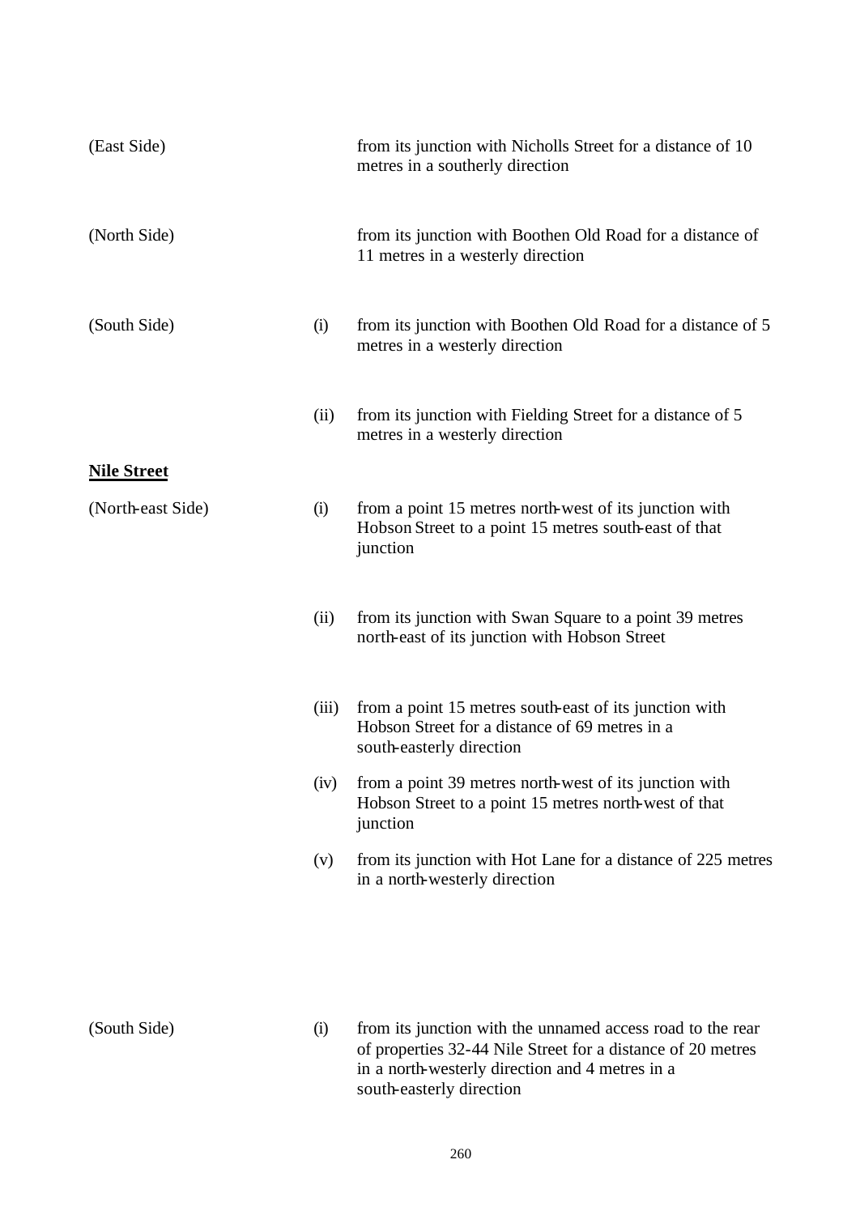| | | |
|---|---|---|
| (East Side) | | from its junction with Nicholls Street for a distance of 10 metres in a southerly direction |
| (North Side) | | from its junction with Boothen Old Road for a distance of 11 metres in a westerly direction |
| (South Side) | (i) | from its junction with Boothen Old Road for a distance of 5 metres in a westerly direction |
| | (ii) | from its junction with Fielding Street for a distance of 5 metres in a westerly direction |

**Nile Street**

| | | |
|---|---|---|
| (North-east Side) | (i) | from a point 15 metres north-west of its junction with Hobson Street to a point 15 metres south-east of that junction |
| | (ii) | from its junction with Swan Square to a point 39 metres north-east of its junction with Hobson Street |
| | (iii) | from a point 15 metres south-east of its junction with Hobson Street for a distance of 69 metres in a south-easterly direction |
| | (iv) | from a point 39 metres north-west of its junction with Hobson Street to a point 15 metres north-west of that junction |
| | (v) | from its junction with Hot Lane for a distance of 225 metres in a north-westerly direction |
| (South Side) | (i) | from its junction with the unnamed access road to the rear of properties 32-44 Nile Street for a distance of 20 metres in a north-westerly direction and 4 metres in a south-easterly direction |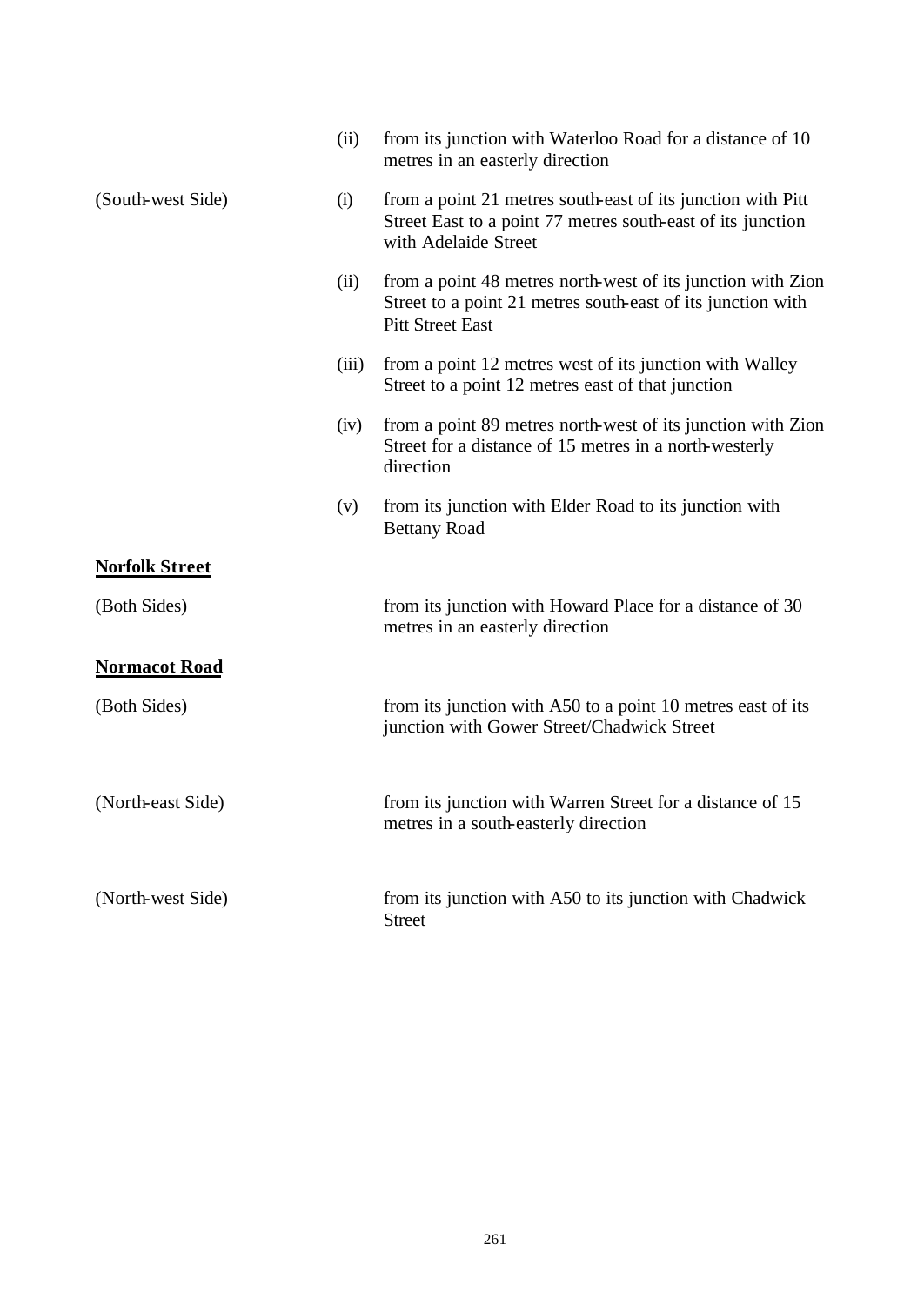| | | |
|---|---|---|
| | (ii) | from its junction with Waterloo Road for a distance of 10 metres in an easterly direction |
| (South-west Side) | (i) | from a point 21 metres south-east of its junction with Pitt Street East to a point 77 metres south-east of its junction with Adelaide Street |
| | (ii) | from a point 48 metres north-west of its junction with Zion Street to a point 21 metres south-east of its junction with Pitt Street East |
| | (iii) | from a point 12 metres west of its junction with Walley Street to a point 12 metres east of that junction |
| | (iv) | from a point 89 metres north-west of its junction with Zion Street for a distance of 15 metres in a north-westerly direction |
| | (v) | from its junction with Elder Road to its junction with Bettany Road |

**Norfolk Street**

| | |
|---|---|
| (Both Sides) | from its junction with Howard Place for a distance of 30 metres in an easterly direction |

**Normacot Road**

| | |
|---|---|
| (Both Sides) | from its junction with A50 to a point 10 metres east of its junction with Gower Street/Chadwick Street |
| (North-east Side) | from its junction with Warren Street for a distance of 15 metres in a south-easterly direction |
| (North-west Side) | from its junction with A50 to its junction with Chadwick Street |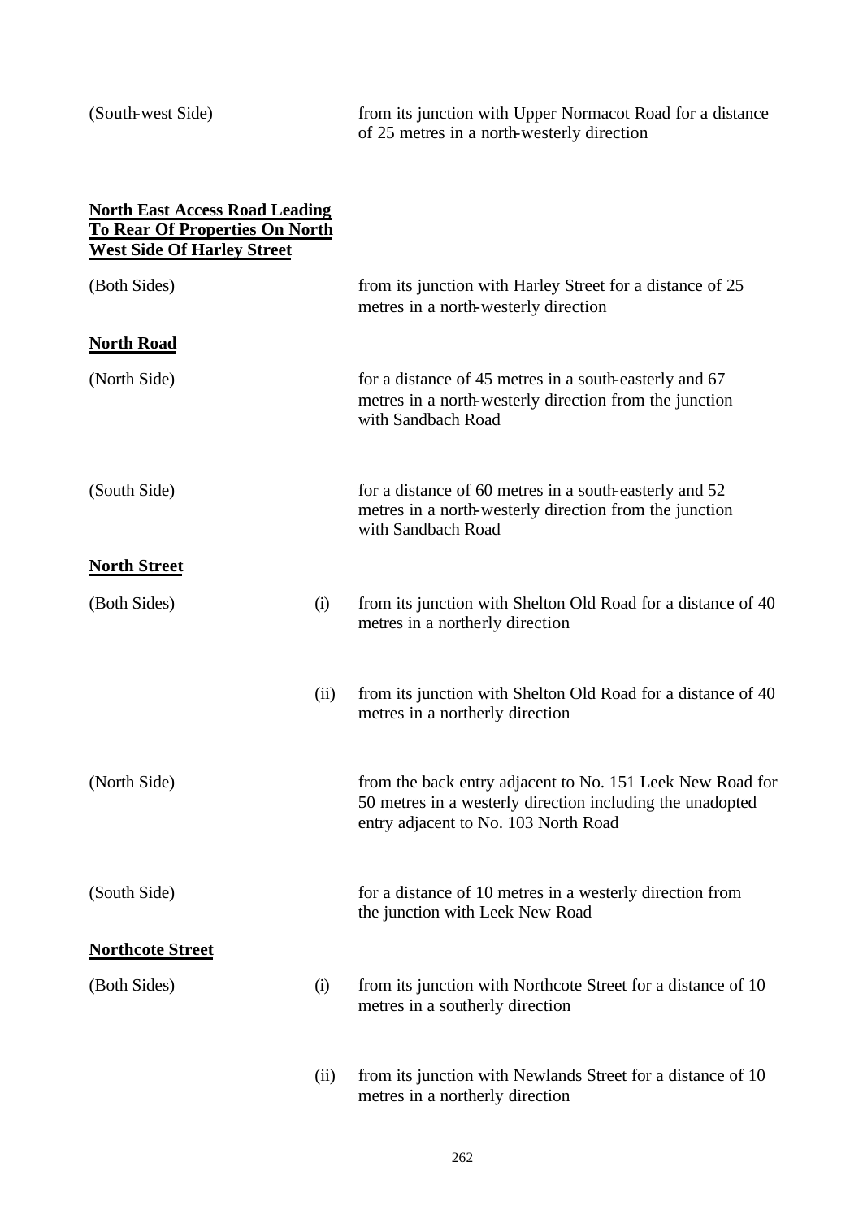(South-west Side) from its junction with Upper Normacot Road for a distance of 25 metres in a north-westerly direction

**<u>North East Access Road Leading To Rear Of Properties On North West Side Of Harley Street</u>**

(Both Sides) from its junction with Harley Street for a distance of 25 metres in a north-westerly direction

**<u>North Road</u>**

(North Side) for a distance of 45 metres in a south-easterly and 67 metres in a north-westerly direction from the junction with Sandbach Road

(South Side) for a distance of 60 metres in a south-easterly and 52 metres in a north-westerly direction from the junction with Sandbach Road

**<u>North Street</u>**

(Both Sides) (i) from its junction with Shelton Old Road for a distance of 40 metres in a northerly direction

(ii) from its junction with Shelton Old Road for a distance of 40 metres in a northerly direction

(North Side) from the back entry adjacent to No. 151 Leek New Road for 50 metres in a westerly direction including the unadopted entry adjacent to No. 103 North Road

(South Side) for a distance of 10 metres in a westerly direction from the junction with Leek New Road

**<u>Northcote Street</u>**

(Both Sides) (i) from its junction with Northcote Street for a distance of 10 metres in a southerly direction

(ii) from its junction with Newlands Street for a distance of 10 metres in a northerly direction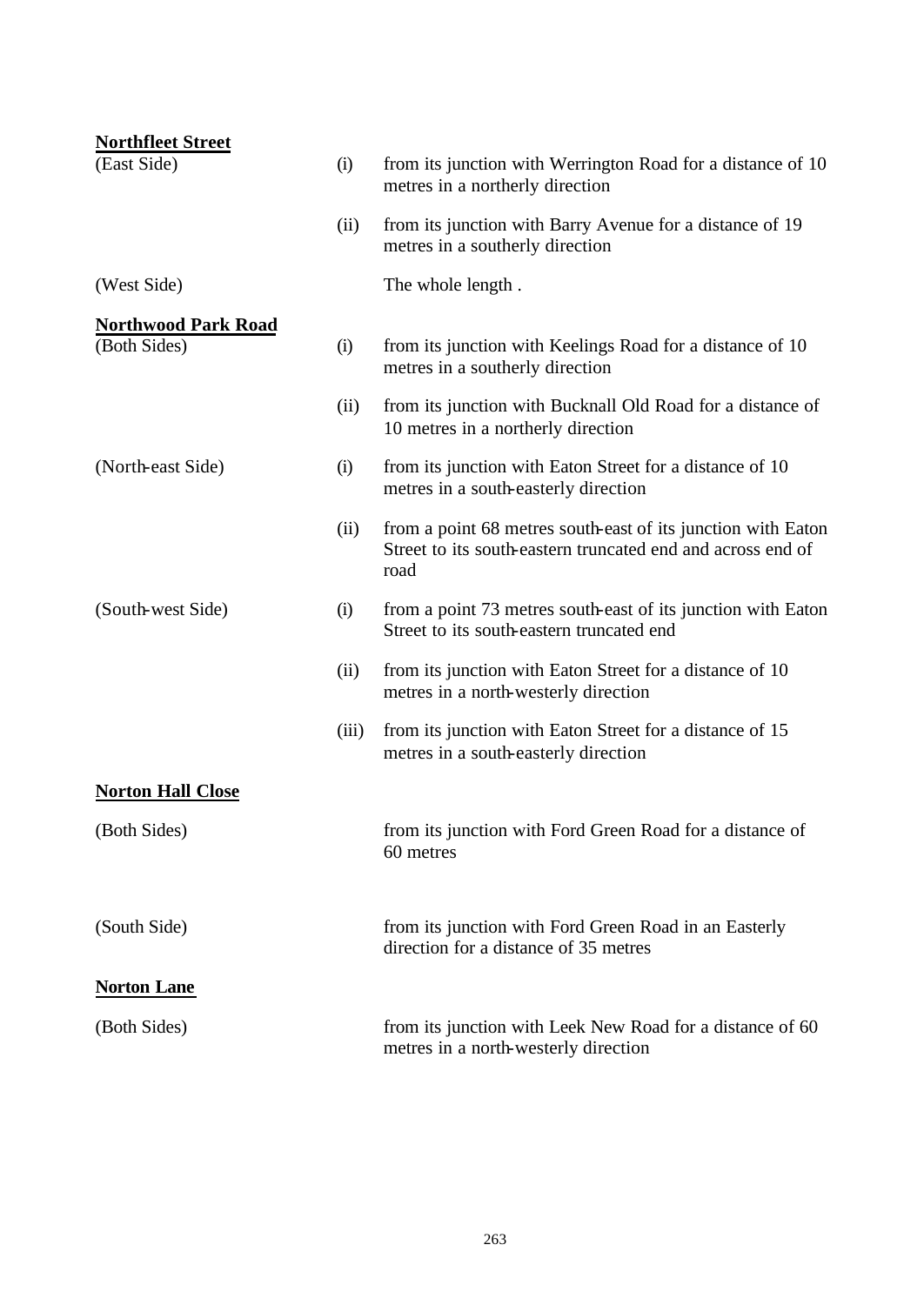**Northfleet Street**

| | | |
|---|---|---|
| (East Side) | (i) | from its junction with Werrington Road for a distance of 10 metres in a northerly direction |
| | (ii) | from its junction with Barry Avenue for a distance of 19 metres in a southerly direction |
| (West Side) | | The whole length . |

**Northwood Park Road**

| | | |
|---|---|---|
| (Both Sides) | (i) | from its junction with Keelings Road for a distance of 10 metres in a southerly direction |
| | (ii) | from its junction with Bucknall Old Road for a distance of 10 metres in a northerly direction |
| (North-east Side) | (i) | from its junction with Eaton Street for a distance of 10 metres in a south-easterly direction |
| | (ii) | from a point 68 metres south-east of its junction with Eaton Street to its south-eastern truncated end and across end of road |
| (South-west Side) | (i) | from a point 73 metres south-east of its junction with Eaton Street to its south-eastern truncated end |
| | (ii) | from its junction with Eaton Street for a distance of 10 metres in a north-westerly direction |
| | (iii) | from its junction with Eaton Street for a distance of 15 metres in a south-easterly direction |

**Norton Hall Close**

| | | |
|---|---|---|
| (Both Sides) | | from its junction with Ford Green Road for a distance of 60 metres |
| (South Side) | | from its junction with Ford Green Road in an Easterly direction for a distance of 35 metres |

**Norton Lane**

| | | |
|---|---|---|
| (Both Sides) | | from its junction with Leek New Road for a distance of 60 metres in a north-westerly direction |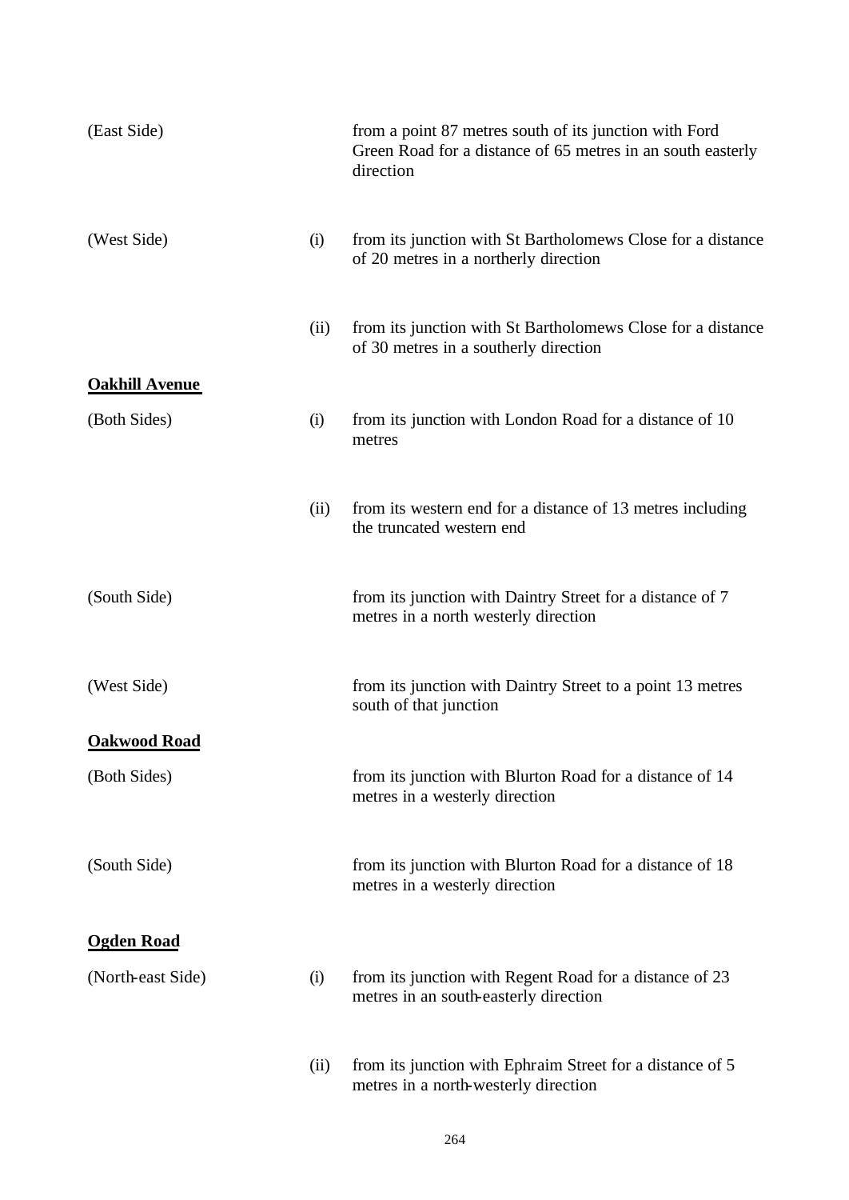| | | |
|---|---|---|
| (East Side) | | from a point 87 metres south of its junction with Ford Green Road for a distance of 65 metres in an south easterly direction |
| (West Side) | (i) | from its junction with St Bartholomews Close for a distance of 20 metres in a northerly direction |
| | (ii) | from its junction with St Bartholomews Close for a distance of 30 metres in a southerly direction |

**Oakhill Avenue**

| | | |
|---|---|---|
| (Both Sides) | (i) | from its junction with London Road for a distance of 10 metres |
| | (ii) | from its western end for a distance of 13 metres including the truncated western end |
| (South Side) | | from its junction with Daintry Street for a distance of 7 metres in a north westerly direction |
| (West Side) | | from its junction with Daintry Street to a point 13 metres south of that junction |

**Oakwood Road**

| | | |
|---|---|---|
| (Both Sides) | | from its junction with Blurton Road for a distance of 14 metres in a westerly direction |
| (South Side) | | from its junction with Blurton Road for a distance of 18 metres in a westerly direction |

**Ogden Road**

| | | |
|---|---|---|
| (North-east Side) | (i) | from its junction with Regent Road for a distance of 23 metres in an south-easterly direction |
| | (ii) | from its junction with Ephraim Street for a distance of 5 metres in a north-westerly direction |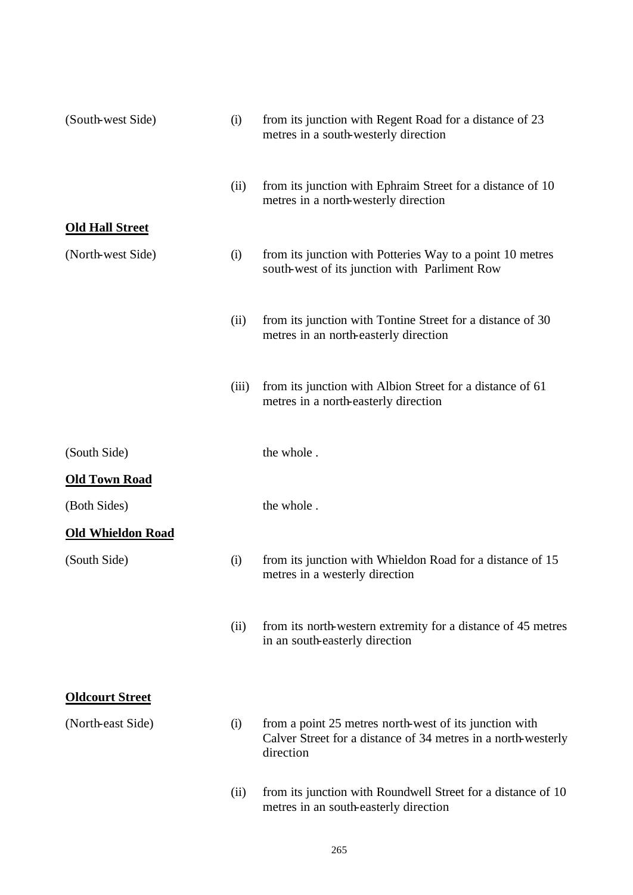| | | |
|---|---|---|
| (South-west Side) | (i) | from its junction with Regent Road for a distance of 23 metres in a south-westerly direction |
| | (ii) | from its junction with Ephraim Street for a distance of 10 metres in a north-westerly direction |

**Old Hall Street**

| | | |
|---|---|---|
| (North-west Side) | (i) | from its junction with Potteries Way to a point 10 metres south-west of its junction with Parliment Row |
| | (ii) | from its junction with Tontine Street for a distance of 30 metres in an north-easterly direction |
| | (iii) | from its junction with Albion Street for a distance of 61 metres in a north-easterly direction |
| (South Side) | | the whole . |

**Old Town Road**

| | | |
|---|---|---|
| (Both Sides) | | the whole . |

**Old Whieldon Road**

| | | |
|---|---|---|
| (South Side) | (i) | from its junction with Whieldon Road for a distance of 15 metres in a westerly direction |
| | (ii) | from its north-western extremity for a distance of 45 metres in an south-easterly direction |

**Oldcourt Street**

| | | |
|---|---|---|
| (North-east Side) | (i) | from a point 25 metres north-west of its junction with Calver Street for a distance of 34 metres in a north-westerly direction |
| | (ii) | from its junction with Roundwell Street for a distance of 10 metres in an south-easterly direction |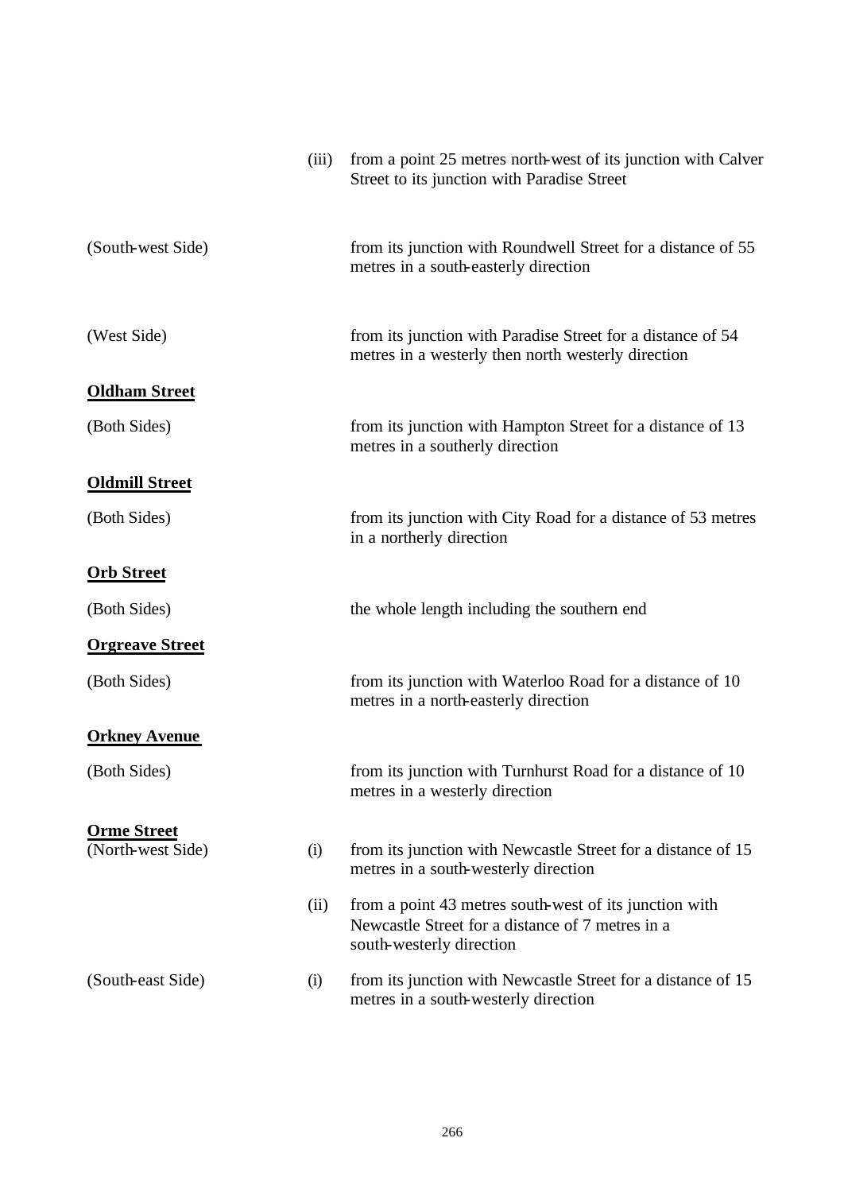| | | |
|---|---|---|
| | (iii) | from a point 25 metres north-west of its junction with Calver Street to its junction with Paradise Street |
| (South-west Side) | | from its junction with Roundwell Street for a distance of 55 metres in a south-easterly direction |
| (West Side) | | from its junction with Paradise Street for a distance of 54 metres in a westerly then north westerly direction |

**Oldham Street**

| | | |
|---|---|---|
| (Both Sides) | | from its junction with Hampton Street for a distance of 13 metres in a southerly direction |

**Oldmill Street**

| | | |
|---|---|---|
| (Both Sides) | | from its junction with City Road for a distance of 53 metres in a northerly direction |

**Orb Street**

| | | |
|---|---|---|
| (Both Sides) | | the whole length including the southern end |

**Orgreave Street**

| | | |
|---|---|---|
| (Both Sides) | | from its junction with Waterloo Road for a distance of 10 metres in a north-easterly direction |

**Orkney Avenue**

| | | |
|---|---|---|
| (Both Sides) | | from its junction with Turnhurst Road for a distance of 10 metres in a westerly direction |

**Orme Street**

| | | |
|---|---|---|
| (North-west Side) | (i) | from its junction with Newcastle Street for a distance of 15 metres in a south-westerly direction |
| | (ii) | from a point 43 metres south-west of its junction with Newcastle Street for a distance of 7 metres in a south-westerly direction |
| (South-east Side) | (i) | from its junction with Newcastle Street for a distance of 15 metres in a south-westerly direction |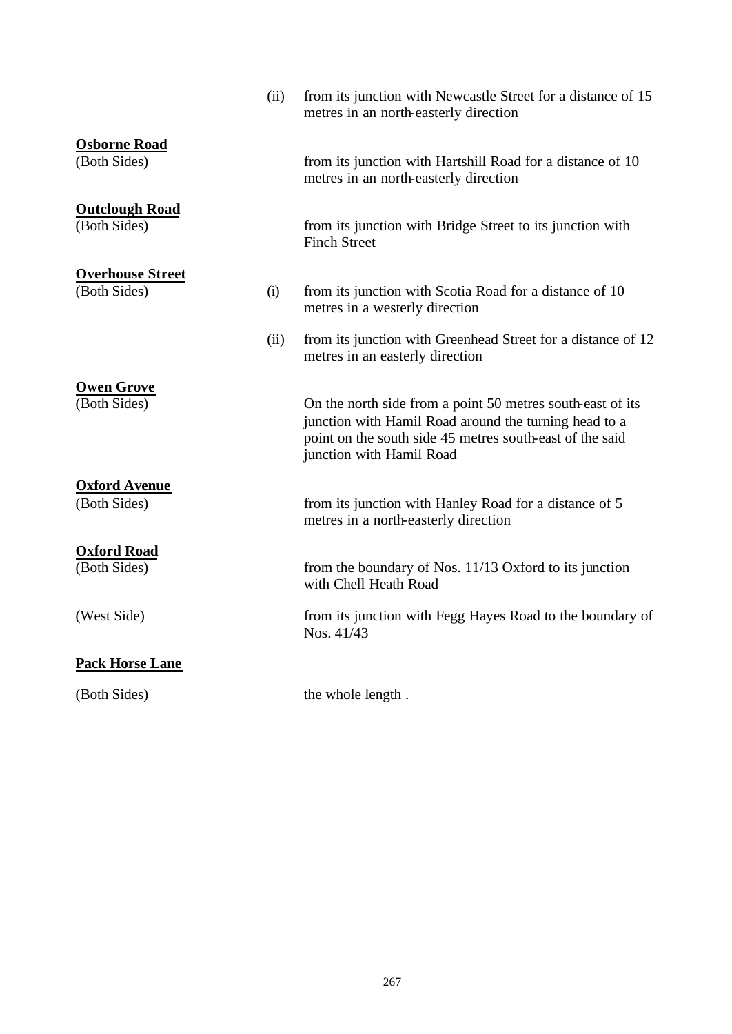| | | |
|---|---|---|
| | (ii) | from its junction with Newcastle Street for a distance of 15 metres in an north-easterly direction |
| **Osborne Road** | | |
| (Both Sides) | | from its junction with Hartshill Road for a distance of 10 metres in an north-easterly direction |
| **Outclough Road** | | |
| (Both Sides) | | from its junction with Bridge Street to its junction with Finch Street |
| **Overhouse Street** | | |
| (Both Sides) | (i) | from its junction with Scotia Road for a distance of 10 metres in a westerly direction |
| | (ii) | from its junction with Greenhead Street for a distance of 12 metres in an easterly direction |
| **Owen Grove** | | |
| (Both Sides) | | On the north side from a point 50 metres south-east of its junction with Hamil Road around the turning head to a point on the south side 45 metres south-east of the said junction with Hamil Road |
| **Oxford Avenue** | | |
| (Both Sides) | | from its junction with Hanley Road for a distance of 5 metres in a north-easterly direction |
| **Oxford Road** | | |
| (Both Sides) | | from the boundary of Nos. 11/13 Oxford to its junction with Chell Heath Road |
| (West Side) | | from its junction with Fegg Hayes Road to the boundary of Nos. 41/43 |
| **Pack Horse Lane** | | |
| (Both Sides) | | the whole length . |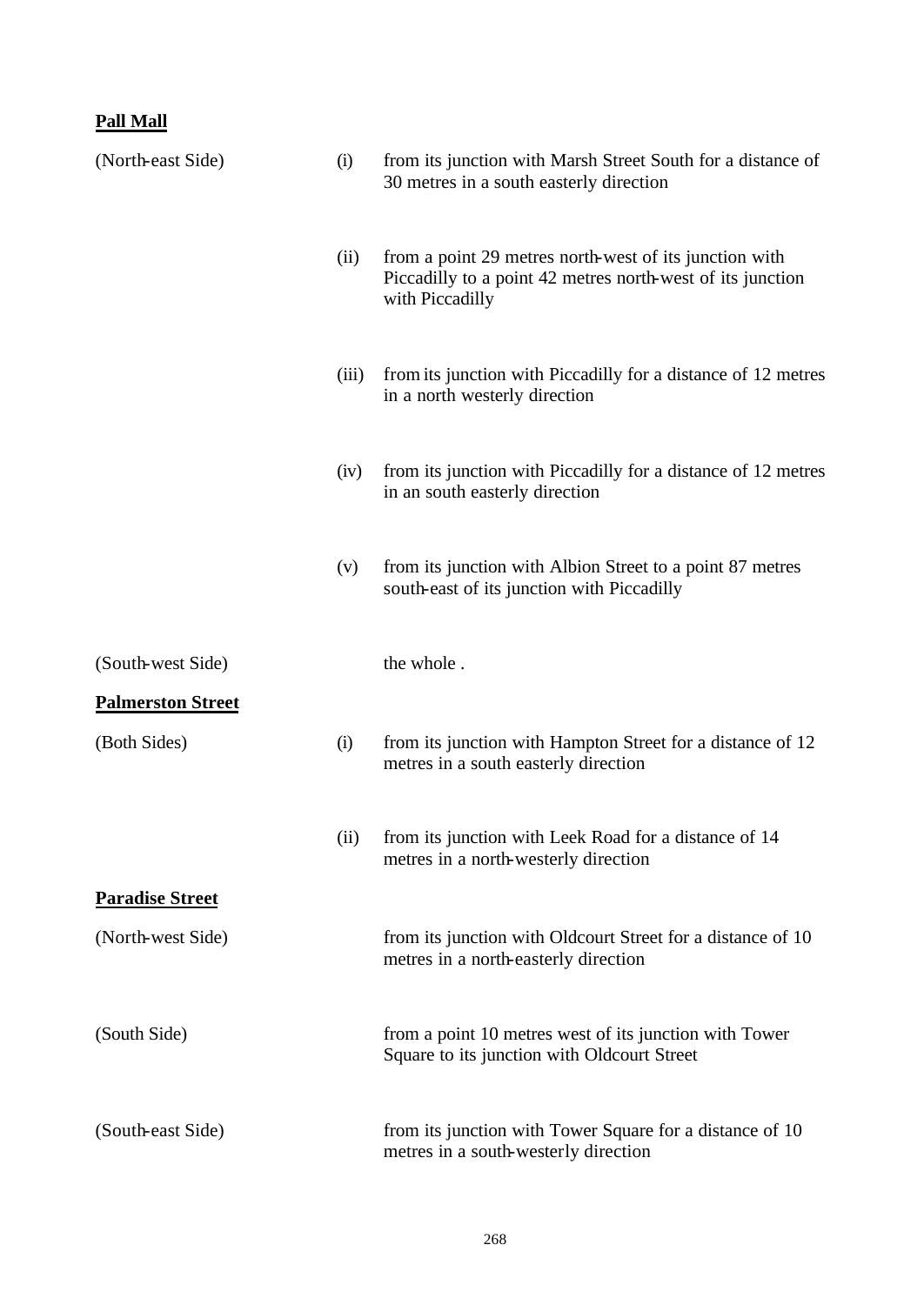**Pall Mall**

| | | |
|---|---|---|
| (North-east Side) | (i) | from its junction with Marsh Street South for a distance of 30 metres in a south easterly direction |
| | (ii) | from a point 29 metres north-west of its junction with Piccadilly to a point 42 metres north-west of its junction with Piccadilly |
| | (iii) | from its junction with Piccadilly for a distance of 12 metres in a north westerly direction |
| | (iv) | from its junction with Piccadilly for a distance of 12 metres in an south easterly direction |
| | (v) | from its junction with Albion Street to a point 87 metres south-east of its junction with Piccadilly |
| (South-west Side) | | the whole . |

**Palmerston Street**

| | | |
|---|---|---|
| (Both Sides) | (i) | from its junction with Hampton Street for a distance of 12 metres in a south easterly direction |
| | (ii) | from its junction with Leek Road for a distance of 14 metres in a north-westerly direction |

**Paradise Street**

| | |
|---|---|
| (North-west Side) | from its junction with Oldcourt Street for a distance of 10 metres in a north-easterly direction |
| (South Side) | from a point 10 metres west of its junction with Tower Square to its junction with Oldcourt Street |
| (South-east Side) | from its junction with Tower Square for a distance of 10 metres in a south-westerly direction |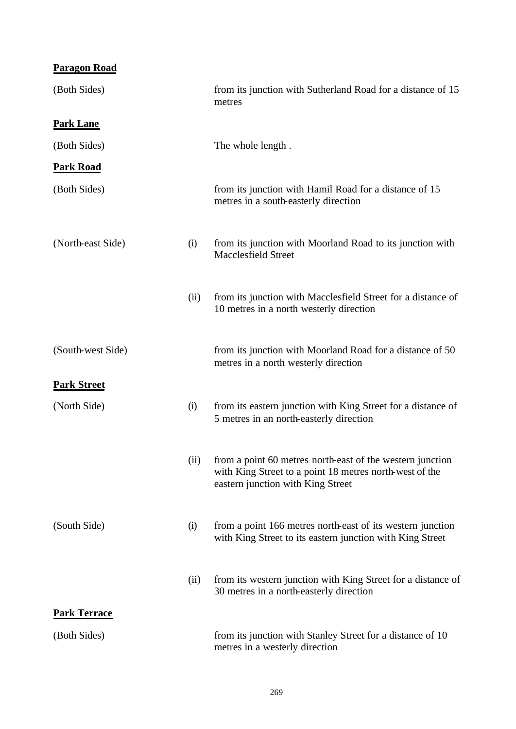**Paragon Road**

| | | |
|---|---|---|
| (Both Sides) | | from its junction with Sutherland Road for a distance of 15 metres |

**Park Lane**

| | | |
|---|---|---|
| (Both Sides) | | The whole length . |

**Park Road**

| | | |
|---|---|---|
| (Both Sides) | | from its junction with Hamil Road for a distance of 15 metres in a south-easterly direction |
| (North-east Side) | (i) | from its junction with Moorland Road to its junction with Macclesfield Street |
| | (ii) | from its junction with Macclesfield Street for a distance of 10 metres in a north westerly direction |
| (South-west Side) | | from its junction with Moorland Road for a distance of 50 metres in a north westerly direction |

**Park Street**

| | | |
|---|---|---|
| (North Side) | (i) | from its eastern junction with King Street for a distance of 5 metres in an north-easterly direction |
| | (ii) | from a point 60 metres north-east of the western junction with King Street to a point 18 metres north-west of the eastern junction with King Street |
| (South Side) | (i) | from a point 166 metres north-east of its western junction with King Street to its eastern junction with King Street |
| | (ii) | from its western junction with King Street for a distance of 30 metres in a north-easterly direction |

**Park Terrace**

| | | |
|---|---|---|
| (Both Sides) | | from its junction with Stanley Street for a distance of 10 metres in a westerly direction |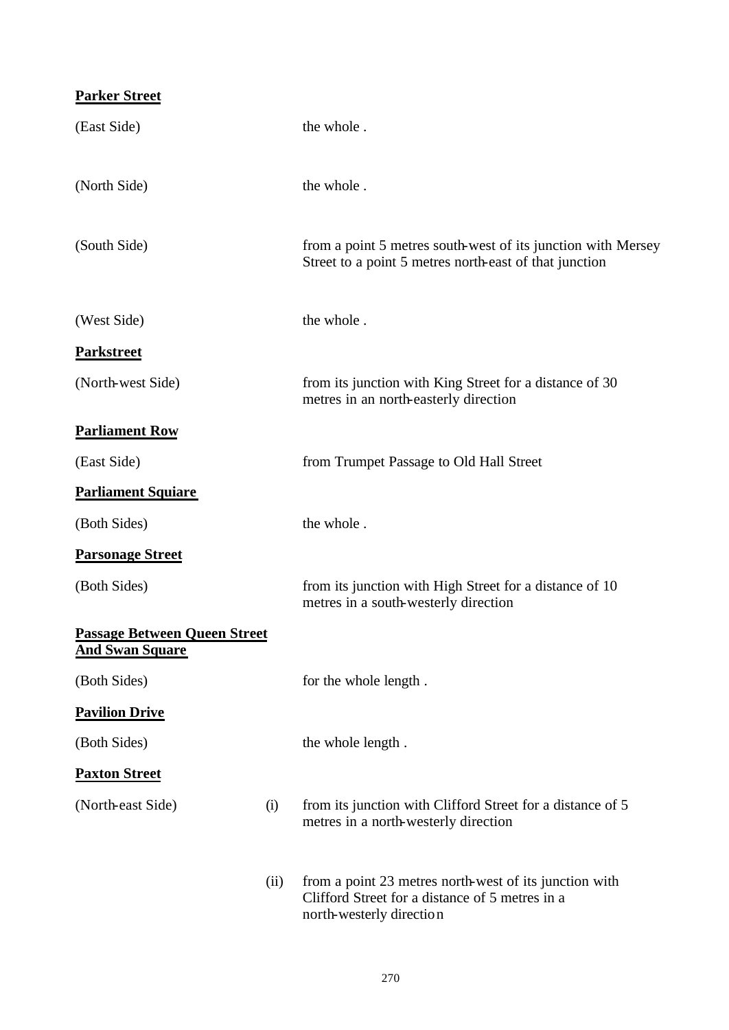**Parker Street**

| | | |
|---|---|---|
| (East Side) | | the whole . |
| (North Side) | | the whole . |
| (South Side) | | from a point 5 metres south-west of its junction with Mersey Street to a point 5 metres north-east of that junction |
| (West Side) | | the whole . |

**Parkstreet**

| | | |
|---|---|---|
| (North-west Side) | | from its junction with King Street for a distance of 30 metres in an north-easterly direction |

**Parliament Row**

| | | |
|---|---|---|
| (East Side) | | from Trumpet Passage to Old Hall Street |

**Parliament Squiare**

| | | |
|---|---|---|
| (Both Sides) | | the whole . |

**Parsonage Street**

| | | |
|---|---|---|
| (Both Sides) | | from its junction with High Street for a distance of 10 metres in a south-westerly direction |

**Passage Between Queen Street And Swan Square**

| | | |
|---|---|---|
| (Both Sides) | | for the whole length . |

**Pavilion Drive**

| | | |
|---|---|---|
| (Both Sides) | | the whole length . |

**Paxton Street**

| | | |
|---|---|---|
| (North-east Side) | (i) | from its junction with Clifford Street for a distance of 5 metres in a north-westerly direction |
| | (ii) | from a point 23 metres north-west of its junction with Clifford Street for a distance of 5 metres in a north-westerly direction |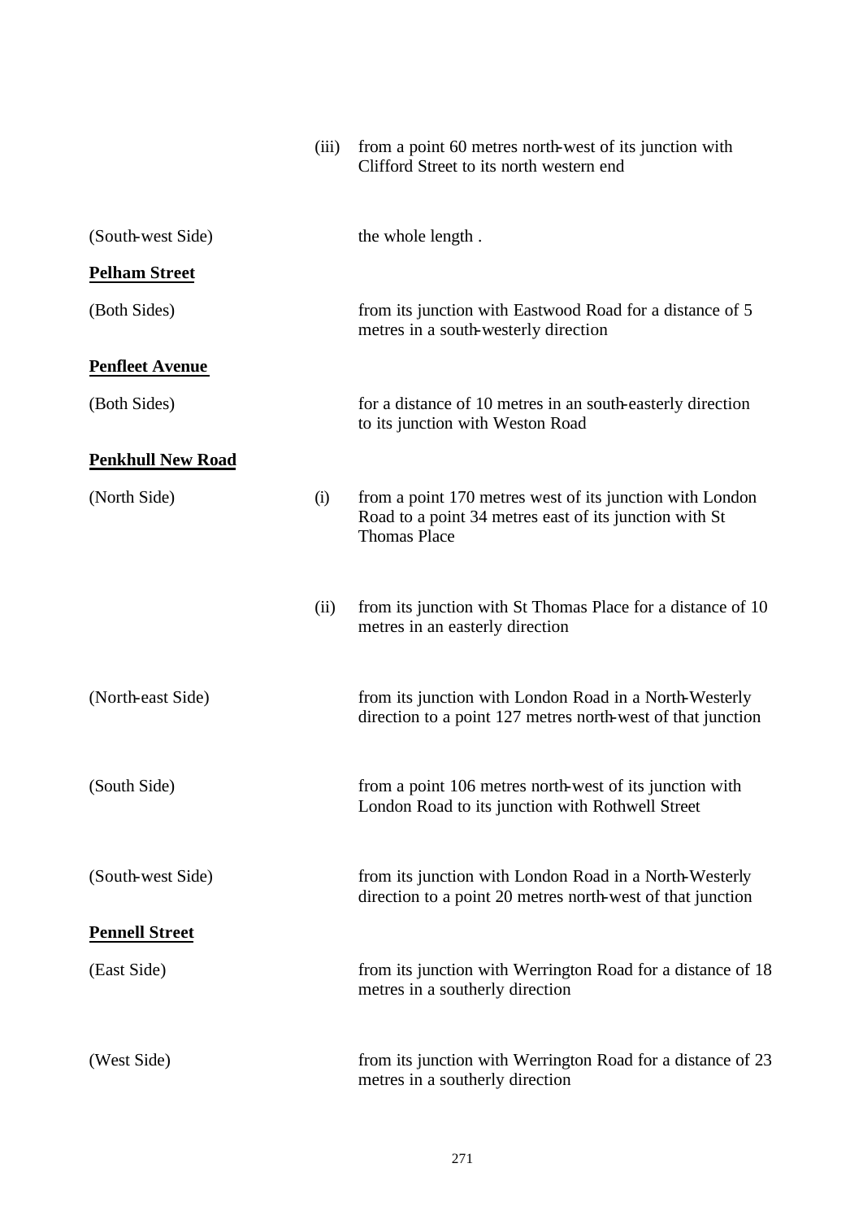| | | |
|---|---|---|
| | (iii) | from a point 60 metres north-west of its junction with Clifford Street to its north western end |
| (South-west Side) | | the whole length . |

**Pelham Street**

| | | |
|---|---|---|
| (Both Sides) | | from its junction with Eastwood Road for a distance of 5 metres in a south-westerly direction |

**Penfleet Avenue**

| | | |
|---|---|---|
| (Both Sides) | | for a distance of 10 metres in an south-easterly direction to its junction with Weston Road |

**Penkhull New Road**

| | | |
|---|---|---|
| (North Side) | (i) | from a point 170 metres west of its junction with London Road to a point 34 metres east of its junction with St Thomas Place |
| | (ii) | from its junction with St Thomas Place for a distance of 10 metres in an easterly direction |
| (North-east Side) | | from its junction with London Road in a North-Westerly direction to a point 127 metres north-west of that junction |
| (South Side) | | from a point 106 metres north-west of its junction with London Road to its junction with Rothwell Street |
| (South-west Side) | | from its junction with London Road in a North-Westerly direction to a point 20 metres north-west of that junction |

**Pennell Street**

| | | |
|---|---|---|
| (East Side) | | from its junction with Werrington Road for a distance of 18 metres in a southerly direction |
| (West Side) | | from its junction with Werrington Road for a distance of 23 metres in a southerly direction |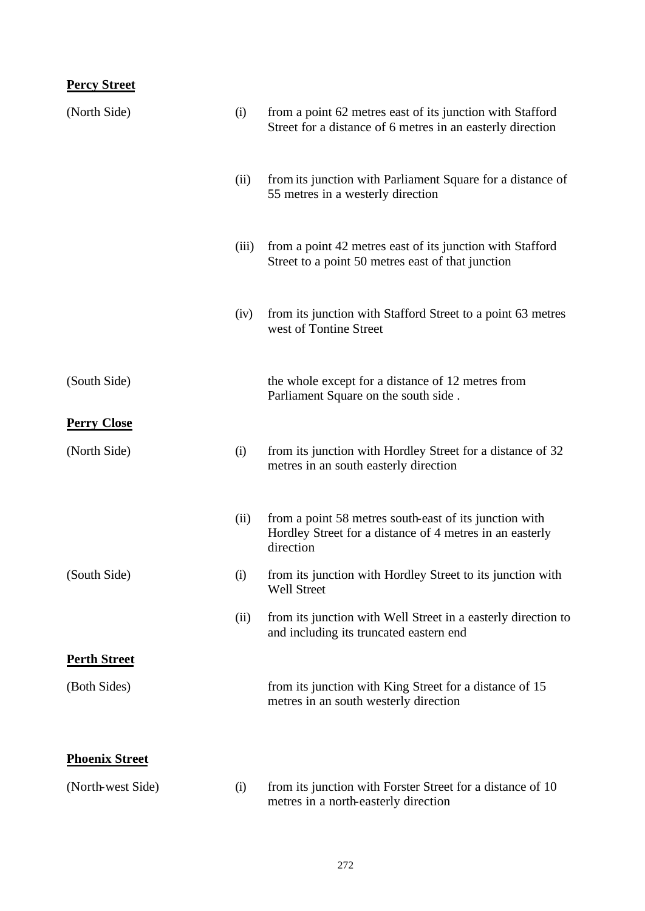**Percy Street**

| | | |
|---|---|---|
| (North Side) | (i) | from a point 62 metres east of its junction with Stafford Street for a distance of 6 metres in an easterly direction |
| | (ii) | from its junction with Parliament Square for a distance of 55 metres in a westerly direction |
| | (iii) | from a point 42 metres east of its junction with Stafford Street to a point 50 metres east of that junction |
| | (iv) | from its junction with Stafford Street to a point 63 metres west of Tontine Street |
| (South Side) | | the whole except for a distance of 12 metres from Parliament Square on the south side . |

**Perry Close**

| | | |
|---|---|---|
| (North Side) | (i) | from its junction with Hordley Street for a distance of 32 metres in an south easterly direction |
| | (ii) | from a point 58 metres south-east of its junction with Hordley Street for a distance of 4 metres in an easterly direction |
| (South Side) | (i) | from its junction with Hordley Street to its junction with Well Street |
| | (ii) | from its junction with Well Street in a easterly direction to and including its truncated eastern end |

**Perth Street**

| | | |
|---|---|---|
| (Both Sides) | | from its junction with King Street for a distance of 15 metres in an south westerly direction |

**Phoenix Street**

| | | |
|---|---|---|
| (North-west Side) | (i) | from its junction with Forster Street for a distance of 10 metres in a north-easterly direction |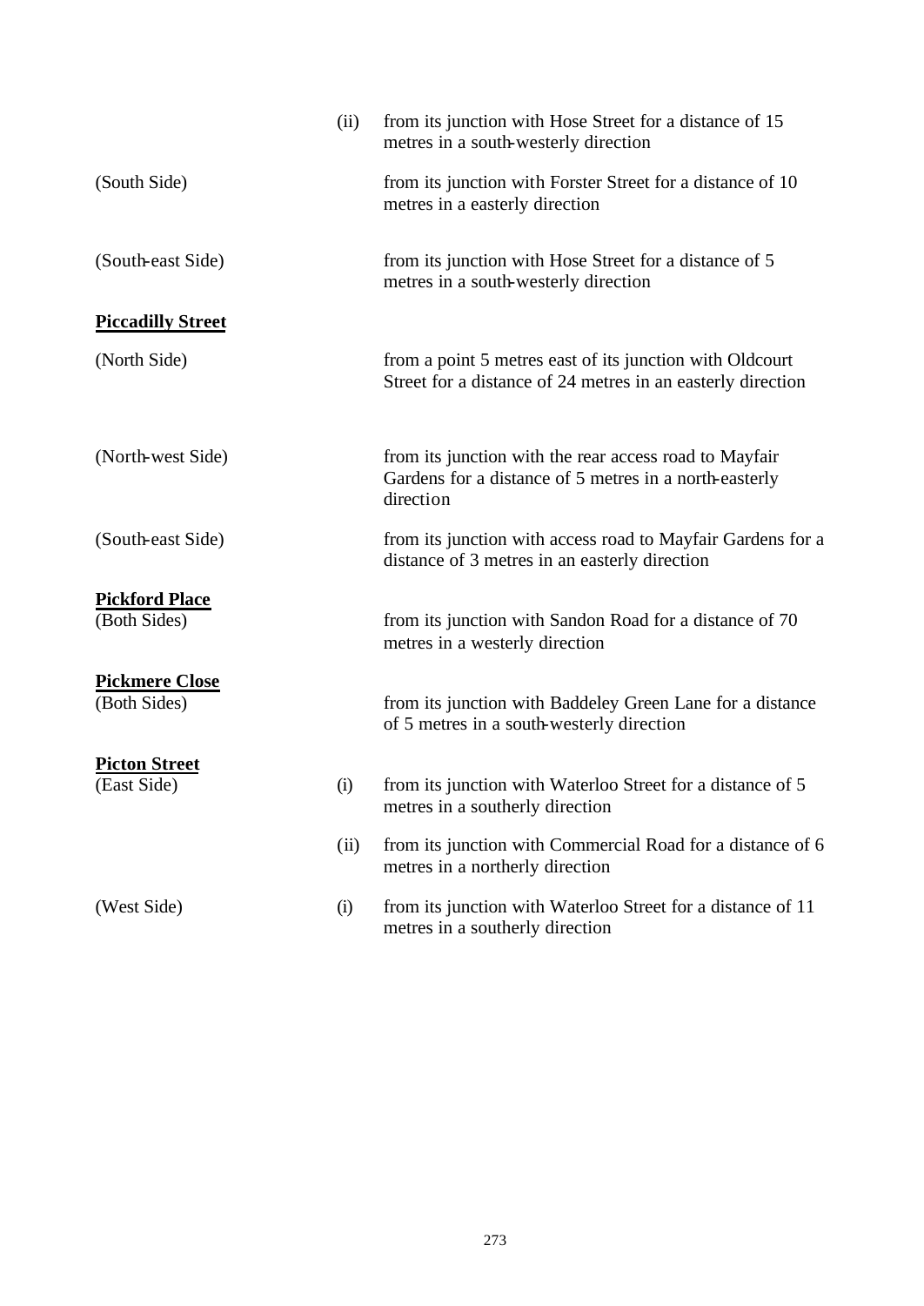| | | |
|---|---|---|
| | (ii) | from its junction with Hose Street for a distance of 15 metres in a south-westerly direction |
| (South Side) | | from its junction with Forster Street for a distance of 10 metres in a easterly direction |
| (South-east Side) | | from its junction with Hose Street for a distance of 5 metres in a south-westerly direction |
| **Piccadilly Street** | | |
| (North Side) | | from a point 5 metres east of its junction with Oldcourt Street for a distance of 24 metres in an easterly direction |
| (North-west Side) | | from its junction with the rear access road to Mayfair Gardens for a distance of 5 metres in a north-easterly direction |
| (South-east Side) | | from its junction with access road to Mayfair Gardens for a distance of 3 metres in an easterly direction |
| **Pickford Place** (Both Sides) | | from its junction with Sandon Road for a distance of 70 metres in a westerly direction |
| **Pickmere Close** (Both Sides) | | from its junction with Baddeley Green Lane for a distance of 5 metres in a south-westerly direction |
| **Picton Street** (East Side) | (i) | from its junction with Waterloo Street for a distance of 5 metres in a southerly direction |
| | (ii) | from its junction with Commercial Road for a distance of 6 metres in a northerly direction |
| (West Side) | (i) | from its junction with Waterloo Street for a distance of 11 metres in a southerly direction |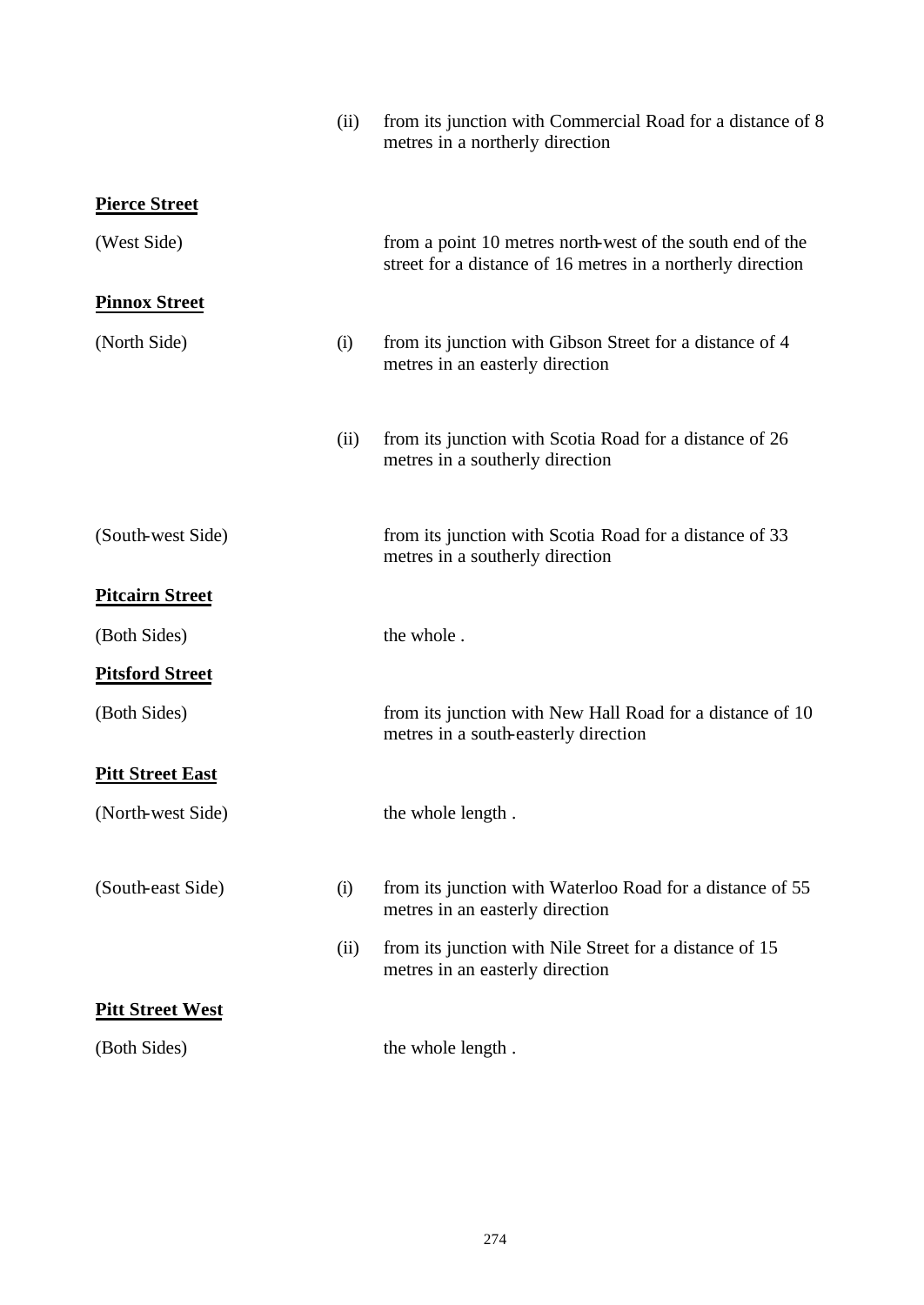| | | |
|---|---|---|
| | (ii) | from its junction with Commercial Road for a distance of 8 metres in a northerly direction |
| **<u>Pierce Street</u>** | | |
| (West Side) | | from a point 10 metres north-west of the south end of the street for a distance of 16 metres in a northerly direction |
| **<u>Pinnox Street</u>** | | |
| (North Side) | (i) | from its junction with Gibson Street for a distance of 4 metres in an easterly direction |
| | (ii) | from its junction with Scotia Road for a distance of 26 metres in a southerly direction |
| (South-west Side) | | from its junction with Scotia Road for a distance of 33 metres in a southerly direction |
| **<u>Pitcairn Street</u>** | | |
| (Both Sides) | | the whole . |
| **<u>Pitsford Street</u>** | | |
| (Both Sides) | | from its junction with New Hall Road for a distance of 10 metres in a south-easterly direction |
| **<u>Pitt Street East</u>** | | |
| (North-west Side) | | the whole length . |
| (South-east Side) | (i) | from its junction with Waterloo Road for a distance of 55 metres in an easterly direction |
| | (ii) | from its junction with Nile Street for a distance of 15 metres in an easterly direction |
| **<u>Pitt Street West</u>** | | |
| (Both Sides) | | the whole length . |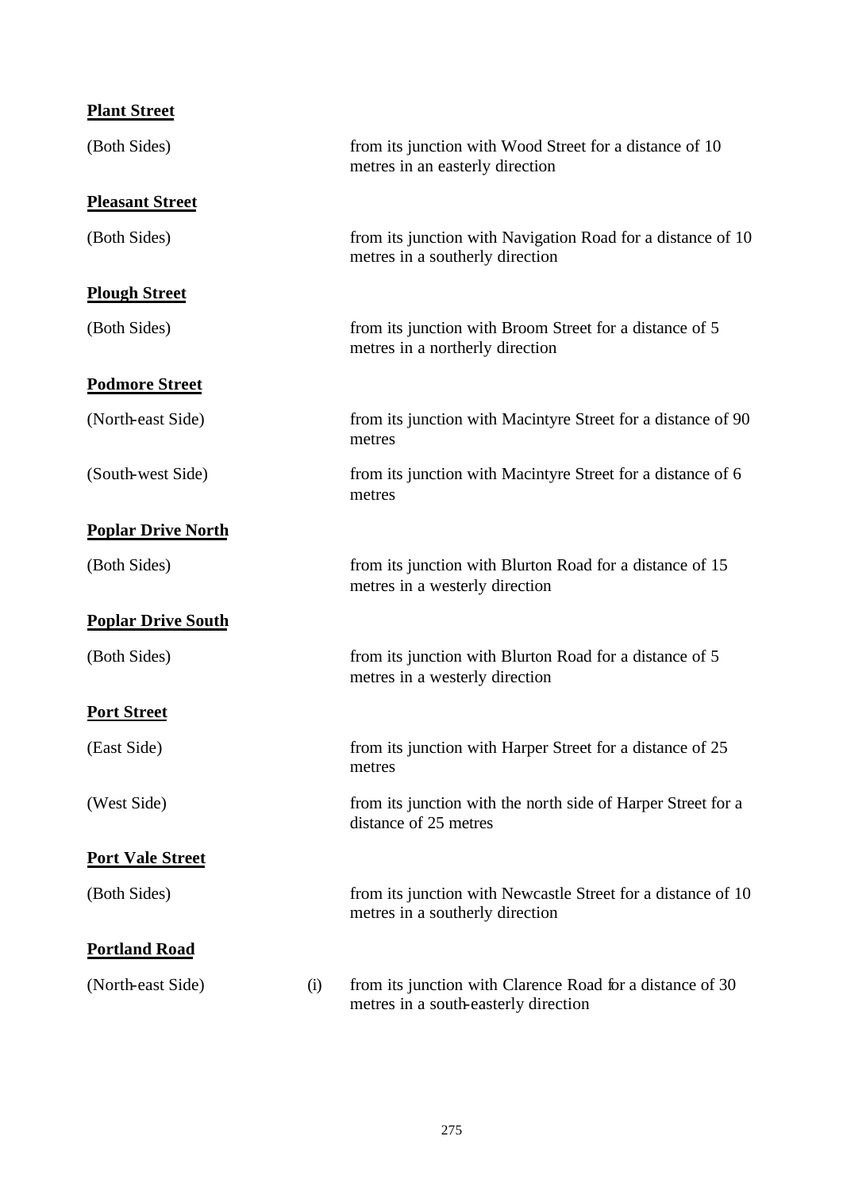**Plant Street**

| | | |
|---|---|---|
| (Both Sides) | | from its junction with Wood Street for a distance of 10 metres in an easterly direction |

**Pleasant Street**

| | | |
|---|---|---|
| (Both Sides) | | from its junction with Navigation Road for a distance of 10 metres in a southerly direction |

**Plough Street**

| | | |
|---|---|---|
| (Both Sides) | | from its junction with Broom Street for a distance of 5 metres in a northerly direction |

**Podmore Street**

| | | |
|---|---|---|
| (North-east Side) | | from its junction with Macintyre Street for a distance of 90 metres |
| (South-west Side) | | from its junction with Macintyre Street for a distance of 6 metres |

**Poplar Drive North**

| | | |
|---|---|---|
| (Both Sides) | | from its junction with Blurton Road for a distance of 15 metres in a westerly direction |

**Poplar Drive South**

| | | |
|---|---|---|
| (Both Sides) | | from its junction with Blurton Road for a distance of 5 metres in a westerly direction |

**Port Street**

| | | |
|---|---|---|
| (East Side) | | from its junction with Harper Street for a distance of 25 metres |
| (West Side) | | from its junction with the north side of Harper Street for a distance of 25 metres |

**Port Vale Street**

| | | |
|---|---|---|
| (Both Sides) | | from its junction with Newcastle Street for a distance of 10 metres in a southerly direction |

**Portland Road**

| | | |
|---|---|---|
| (North-east Side) | (i) | from its junction with Clarence Road for a distance of 30 metres in a south-easterly direction |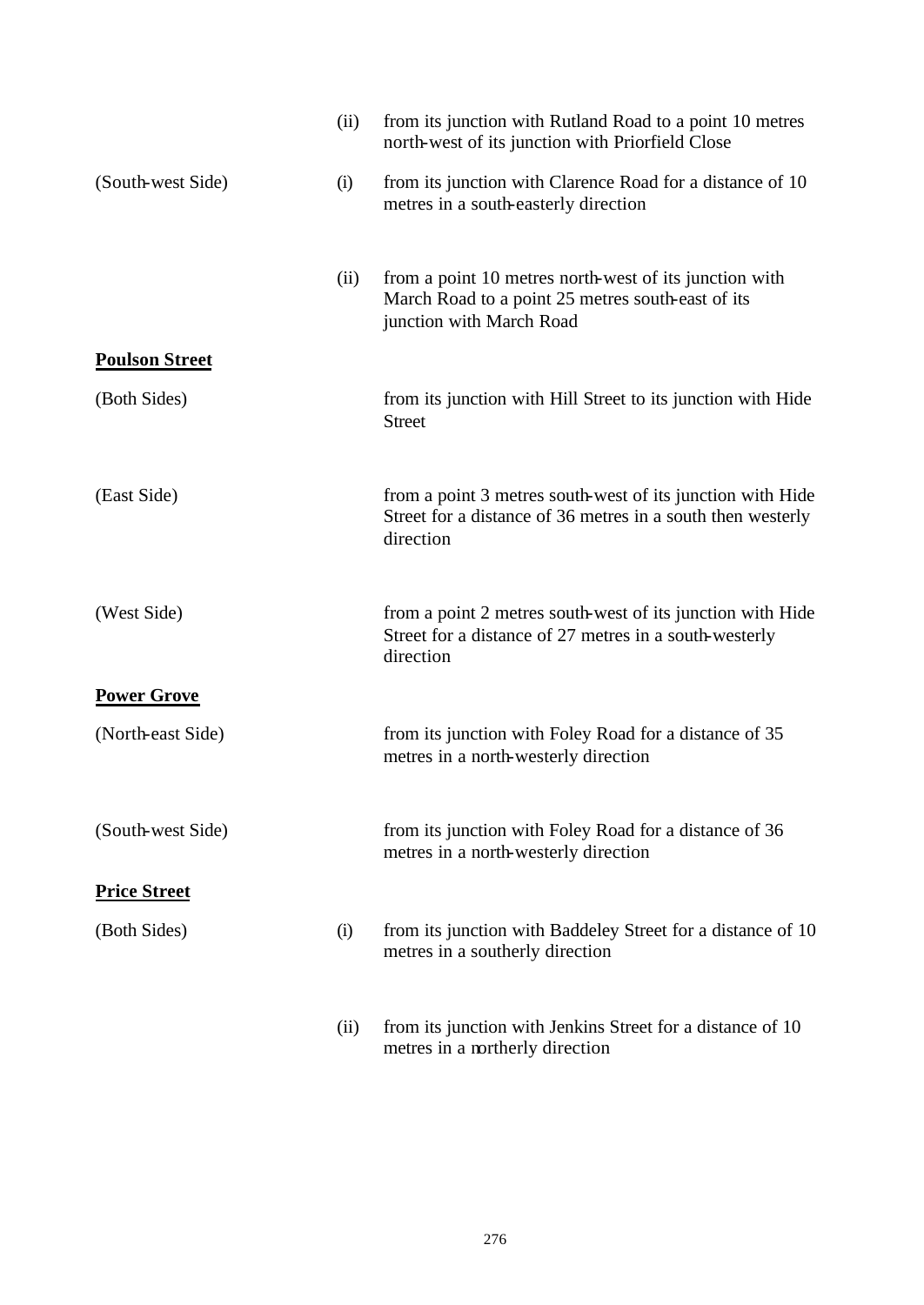| | | |
|---|---|---|
| | (ii) | from its junction with Rutland Road to a point 10 metres north-west of its junction with Priorfield Close |
| (South-west Side) | (i) | from its junction with Clarence Road for a distance of 10 metres in a south-easterly direction |
| | (ii) | from a point 10 metres north-west of its junction with March Road to a point 25 metres south-east of its junction with March Road |
| **<u>Poulson Street</u>** | | |
| (Both Sides) | | from its junction with Hill Street to its junction with Hide Street |
| (East Side) | | from a point 3 metres south-west of its junction with Hide Street for a distance of 36 metres in a south then westerly direction |
| (West Side) | | from a point 2 metres south-west of its junction with Hide Street for a distance of 27 metres in a south-westerly direction |
| **<u>Power Grove</u>** | | |
| (North-east Side) | | from its junction with Foley Road for a distance of 35 metres in a north-westerly direction |
| (South-west Side) | | from its junction with Foley Road for a distance of 36 metres in a north-westerly direction |
| **<u>Price Street</u>** | | |
| (Both Sides) | (i) | from its junction with Baddeley Street for a distance of 10 metres in a southerly direction |
| | (ii) | from its junction with Jenkins Street for a distance of 10 metres in a northerly direction |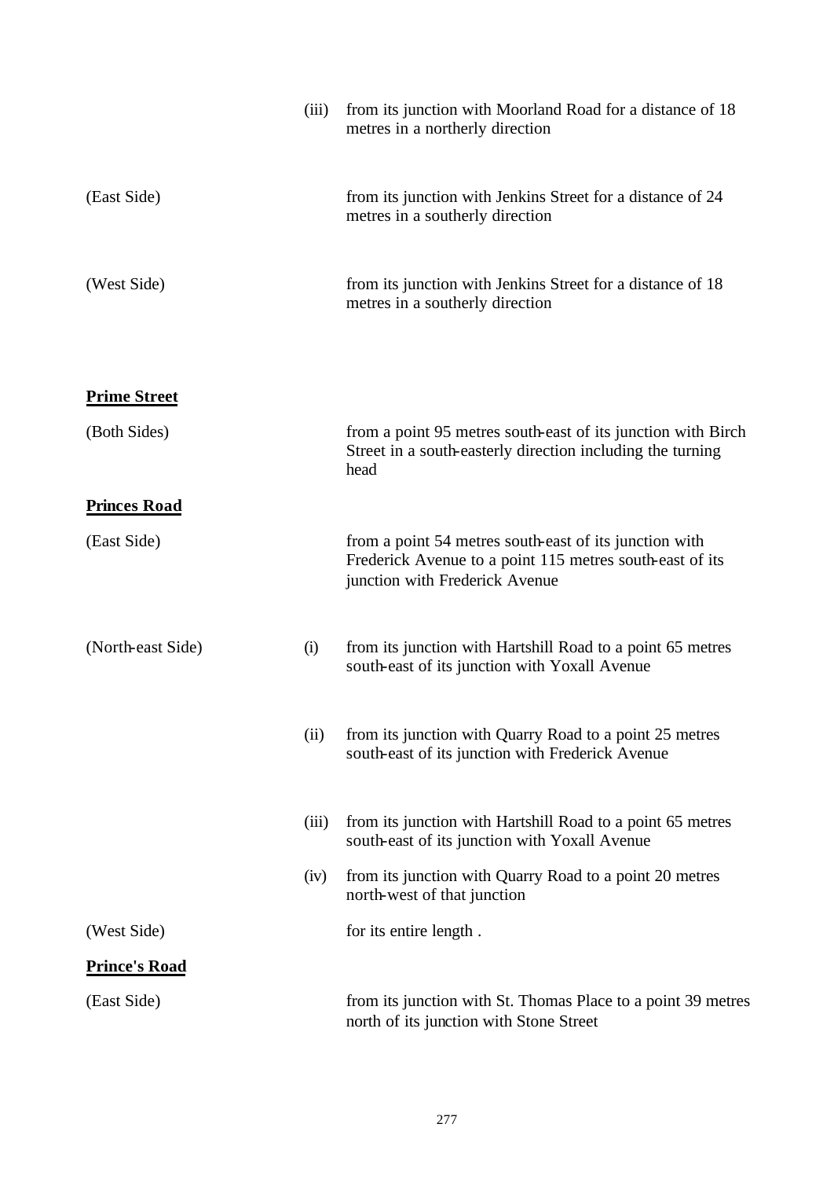| | | |
|---|---|---|
| | (iii) | from its junction with Moorland Road for a distance of 18 metres in a northerly direction |
| (East Side) | | from its junction with Jenkins Street for a distance of 24 metres in a southerly direction |
| (West Side) | | from its junction with Jenkins Street for a distance of 18 metres in a southerly direction |

**Prime Street**

| | | |
|---|---|---|
| (Both Sides) | | from a point 95 metres south-east of its junction with Birch Street in a south-easterly direction including the turning head |

**Princes Road**

| | | |
|---|---|---|
| (East Side) | | from a point 54 metres south-east of its junction with Frederick Avenue to a point 115 metres south-east of its junction with Frederick Avenue |
| (North-east Side) | (i) | from its junction with Hartshill Road to a point 65 metres south-east of its junction with Yoxall Avenue |
| | (ii) | from its junction with Quarry Road to a point 25 metres south-east of its junction with Frederick Avenue |
| | (iii) | from its junction with Hartshill Road to a point 65 metres south-east of its junction with Yoxall Avenue |
| | (iv) | from its junction with Quarry Road to a point 20 metres north-west of that junction |
| (West Side) | | for its entire length . |

**Prince's Road**

| | | |
|---|---|---|
| (East Side) | | from its junction with St. Thomas Place to a point 39 metres north of its junction with Stone Street |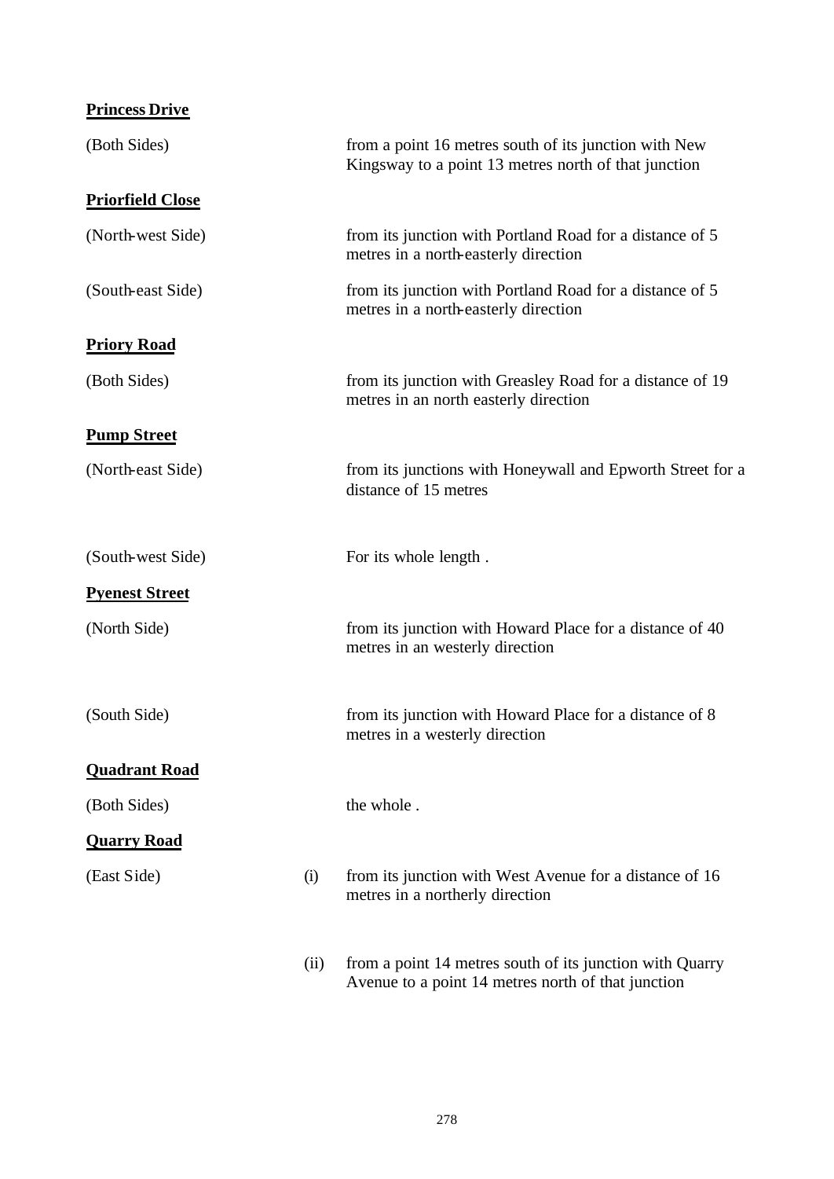**Princess Drive**

| | | |
|---|---|---|
| (Both Sides) | | from a point 16 metres south of its junction with New Kingsway to a point 13 metres north of that junction |

**Priorfield Close**

| | | |
|---|---|---|
| (North-west Side) | | from its junction with Portland Road for a distance of 5 metres in a north-easterly direction |
| (South-east Side) | | from its junction with Portland Road for a distance of 5 metres in a north-easterly direction |

**Priory Road**

| | | |
|---|---|---|
| (Both Sides) | | from its junction with Greasley Road for a distance of 19 metres in an north easterly direction |

**Pump Street**

| | | |
|---|---|---|
| (North-east Side) | | from its junctions with Honeywall and Epworth Street for a distance of 15 metres |
| (South-west Side) | | For its whole length . |

**Pyenest Street**

| | | |
|---|---|---|
| (North Side) | | from its junction with Howard Place for a distance of 40 metres in an westerly direction |
| (South Side) | | from its junction with Howard Place for a distance of 8 metres in a westerly direction |

**Quadrant Road**

| | | |
|---|---|---|
| (Both Sides) | | the whole . |

**Quarry Road**

| | | |
|---|---|---|
| (East Side) | (i) | from its junction with West Avenue for a distance of 16 metres in a northerly direction |
| | (ii) | from a point 14 metres south of its junction with Quarry Avenue to a point 14 metres north of that junction |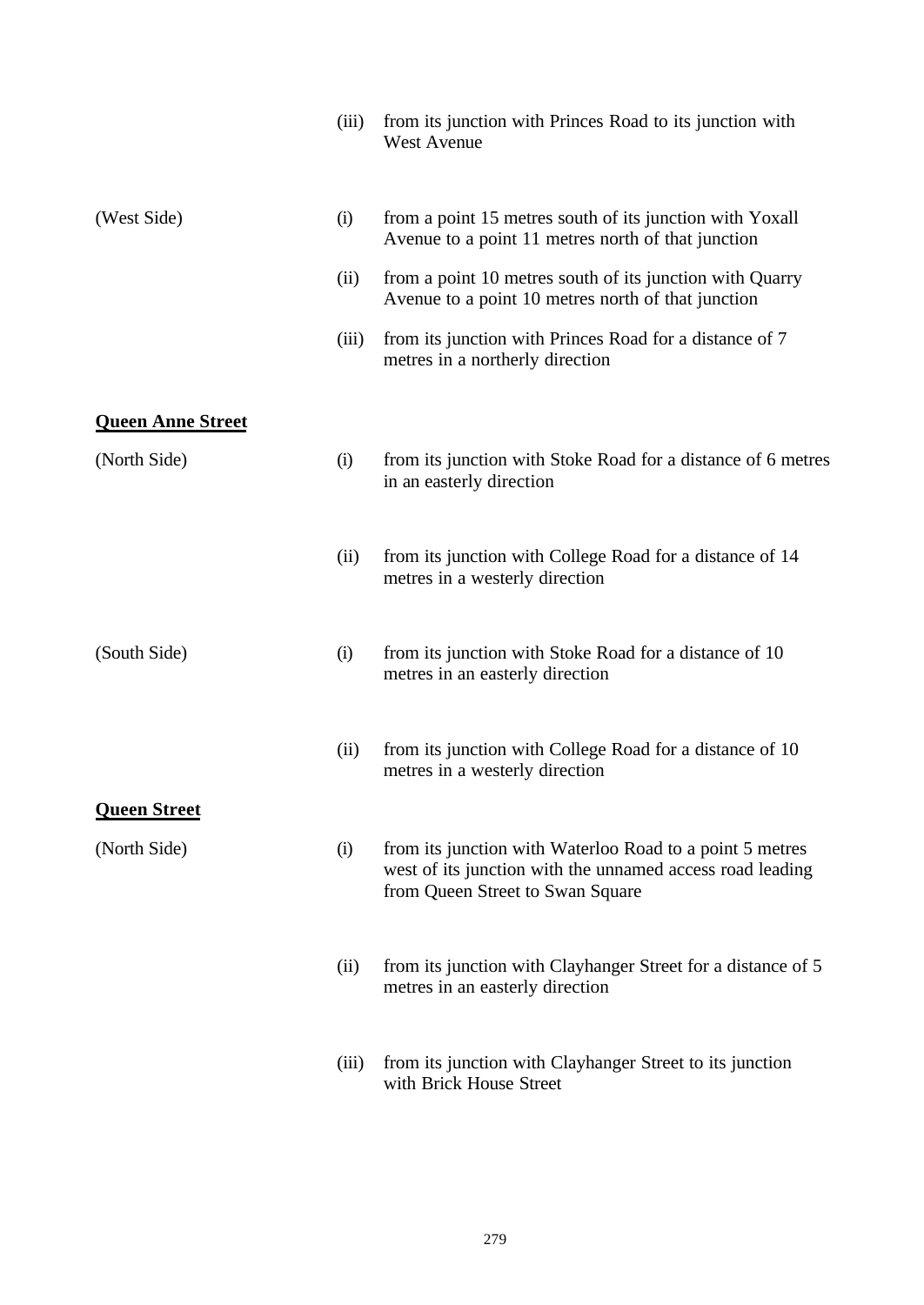| | | |
|---|---|---|
| | (iii) | from its junction with Princes Road to its junction with West Avenue |
| (West Side) | (i) | from a point 15 metres south of its junction with Yoxall Avenue to a point 11 metres north of that junction |
| | (ii) | from a point 10 metres south of its junction with Quarry Avenue to a point 10 metres north of that junction |
| | (iii) | from its junction with Princes Road for a distance of 7 metres in a northerly direction |

**Queen Anne Street**

| | | |
|---|---|---|
| (North Side) | (i) | from its junction with Stoke Road for a distance of 6 metres in an easterly direction |
| | (ii) | from its junction with College Road for a distance of 14 metres in a westerly direction |
| (South Side) | (i) | from its junction with Stoke Road for a distance of 10 metres in an easterly direction |
| | (ii) | from its junction with College Road for a distance of 10 metres in a westerly direction |

**Queen Street**

| | | |
|---|---|---|
| (North Side) | (i) | from its junction with Waterloo Road to a point 5 metres west of its junction with the unnamed access road leading from Queen Street to Swan Square |
| | (ii) | from its junction with Clayhanger Street for a distance of 5 metres in an easterly direction |
| | (iii) | from its junction with Clayhanger Street to its junction with Brick House Street |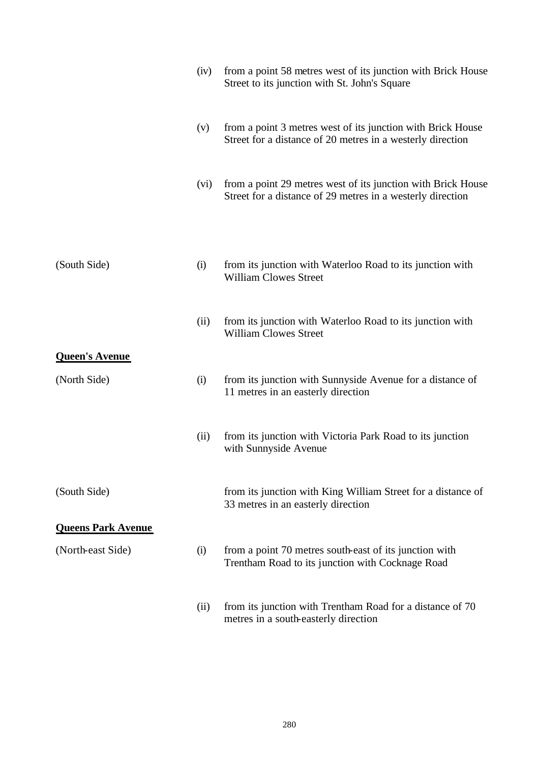| | | |
|---|---|---|
| | (iv) | from a point 58 metres west of its junction with Brick House Street to its junction with St. John's Square |
| | (v) | from a point 3 metres west of its junction with Brick House Street for a distance of 20 metres in a westerly direction |
| | (vi) | from a point 29 metres west of its junction with Brick House Street for a distance of 29 metres in a westerly direction |
| (South Side) | (i) | from its junction with Waterloo Road to its junction with William Clowes Street |
| | (ii) | from its junction with Waterloo Road to its junction with William Clowes Street |

**Queen's Avenue**

| | | |
|---|---|---|
| (North Side) | (i) | from its junction with Sunnyside Avenue for a distance of 11 metres in an easterly direction |
| | (ii) | from its junction with Victoria Park Road to its junction with Sunnyside Avenue |
| (South Side) | | from its junction with King William Street for a distance of 33 metres in an easterly direction |

**Queens Park Avenue**

| | | |
|---|---|---|
| (North-east Side) | (i) | from a point 70 metres south-east of its junction with Trentham Road to its junction with Cocknage Road |
| | (ii) | from its junction with Trentham Road for a distance of 70 metres in a south-easterly direction |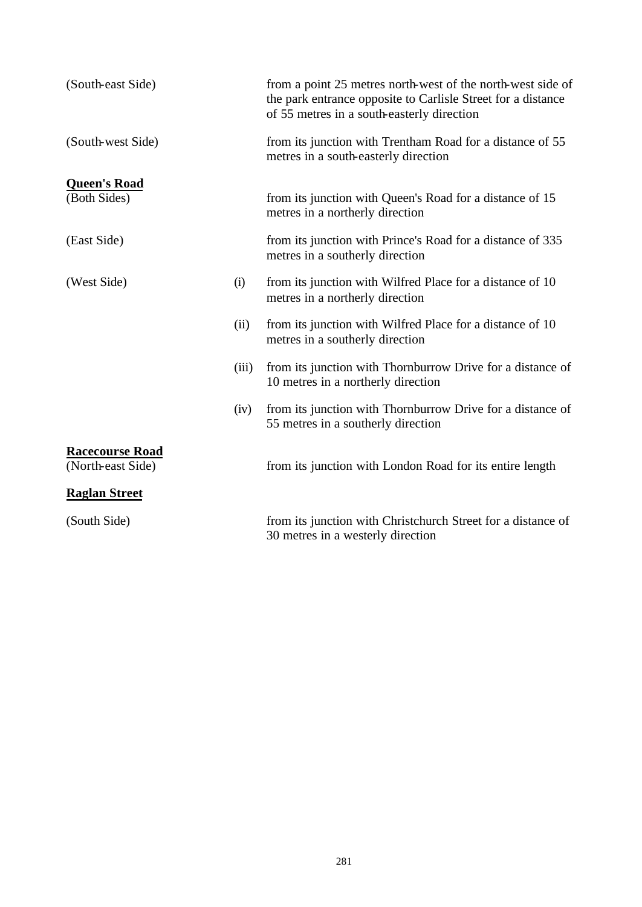(South-east Side) — from a point 25 metres north-west of the north-west side of the park entrance opposite to Carlisle Street for a distance of 55 metres in a south-easterly direction

(South-west Side) — from its junction with Trentham Road for a distance of 55 metres in a south-easterly direction

**Queen's Road**

(Both Sides) — from its junction with Queen's Road for a distance of 15 metres in a northerly direction

(East Side) — from its junction with Prince's Road for a distance of 335 metres in a southerly direction

(West Side)

(i) from its junction with Wilfred Place for a distance of 10 metres in a northerly direction

(ii) from its junction with Wilfred Place for a distance of 10 metres in a southerly direction

(iii) from its junction with Thornburrow Drive for a distance of 10 metres in a northerly direction

(iv) from its junction with Thornburrow Drive for a distance of 55 metres in a southerly direction

**Racecourse Road**

(North-east Side) — from its junction with London Road for its entire length

**Raglan Street**

(South Side) — from its junction with Christchurch Street for a distance of 30 metres in a westerly direction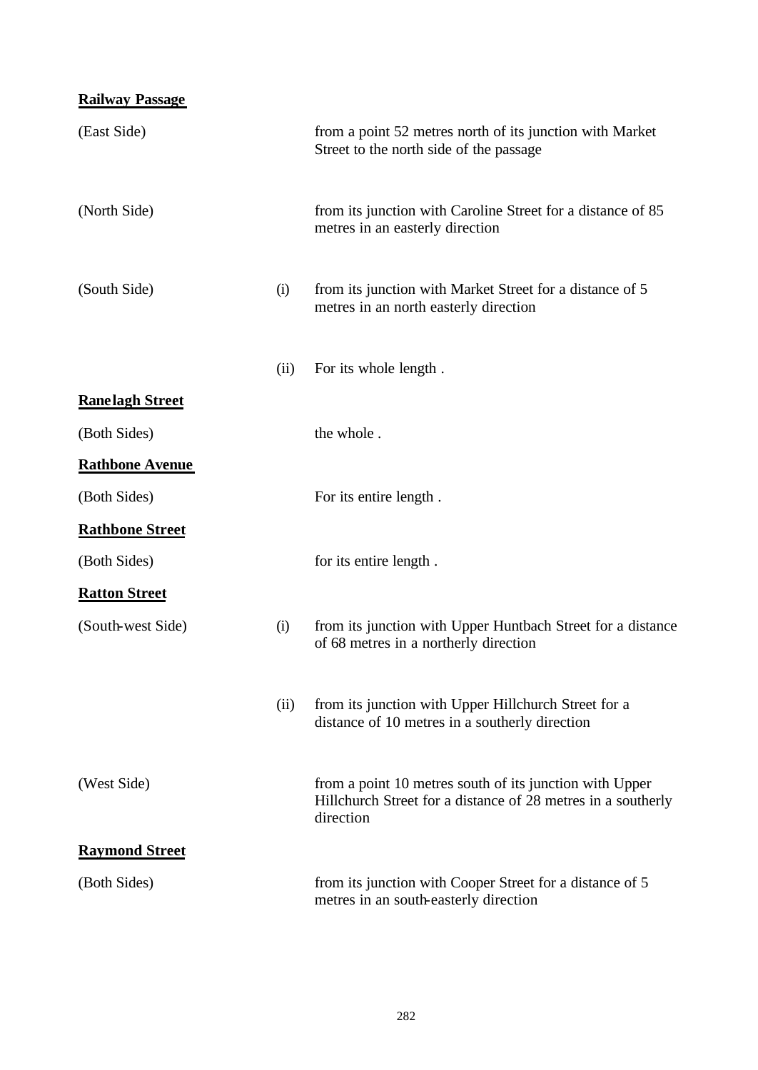**Railway Passage**

| | | |
|---|---|---|
| (East Side) | | from a point 52 metres north of its junction with Market Street to the north side of the passage |
| (North Side) | | from its junction with Caroline Street for a distance of 85 metres in an easterly direction |
| (South Side) | (i) | from its junction with Market Street for a distance of 5 metres in an north easterly direction |
| | (ii) | For its whole length . |

**Ranelagh Street**

| | | |
|---|---|---|
| (Both Sides) | | the whole . |

**Rathbone Avenue**

| | | |
|---|---|---|
| (Both Sides) | | For its entire length . |

**Rathbone Street**

| | | |
|---|---|---|
| (Both Sides) | | for its entire length . |

**Ratton Street**

| | | |
|---|---|---|
| (South-west Side) | (i) | from its junction with Upper Huntbach Street for a distance of 68 metres in a northerly direction |
| | (ii) | from its junction with Upper Hillchurch Street for a distance of 10 metres in a southerly direction |
| (West Side) | | from a point 10 metres south of its junction with Upper Hillchurch Street for a distance of 28 metres in a southerly direction |

**Raymond Street**

| | | |
|---|---|---|
| (Both Sides) | | from its junction with Cooper Street for a distance of 5 metres in an south-easterly direction |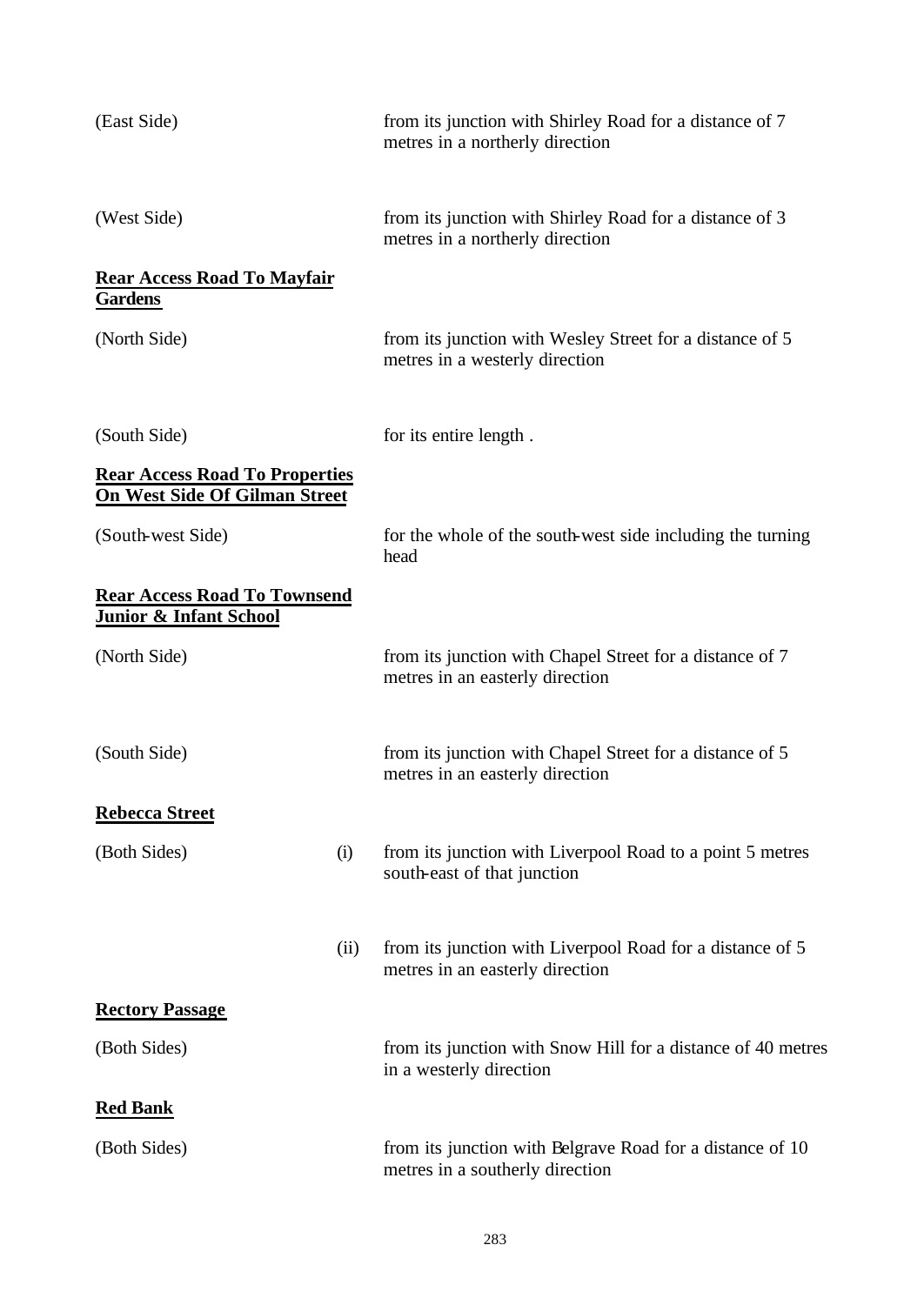(East Side) from its junction with Shirley Road for a distance of 7 metres in a northerly direction

(West Side) from its junction with Shirley Road for a distance of 3 metres in a northerly direction

**Rear Access Road To Mayfair Gardens**

(North Side) from its junction with Wesley Street for a distance of 5 metres in a westerly direction

(South Side) for its entire length .

**Rear Access Road To Properties On West Side Of Gilman Street**

(South-west Side) for the whole of the south-west side including the turning head

**Rear Access Road To Townsend Junior & Infant School**

(North Side) from its junction with Chapel Street for a distance of 7 metres in an easterly direction

(South Side) from its junction with Chapel Street for a distance of 5 metres in an easterly direction

**Rebecca Street**

(Both Sides) (i) from its junction with Liverpool Road to a point 5 metres south-east of that junction

(ii) from its junction with Liverpool Road for a distance of 5 metres in an easterly direction

**Rectory Passage**

(Both Sides) from its junction with Snow Hill for a distance of 40 metres in a westerly direction

**Red Bank**

(Both Sides) from its junction with Belgrave Road for a distance of 10 metres in a southerly direction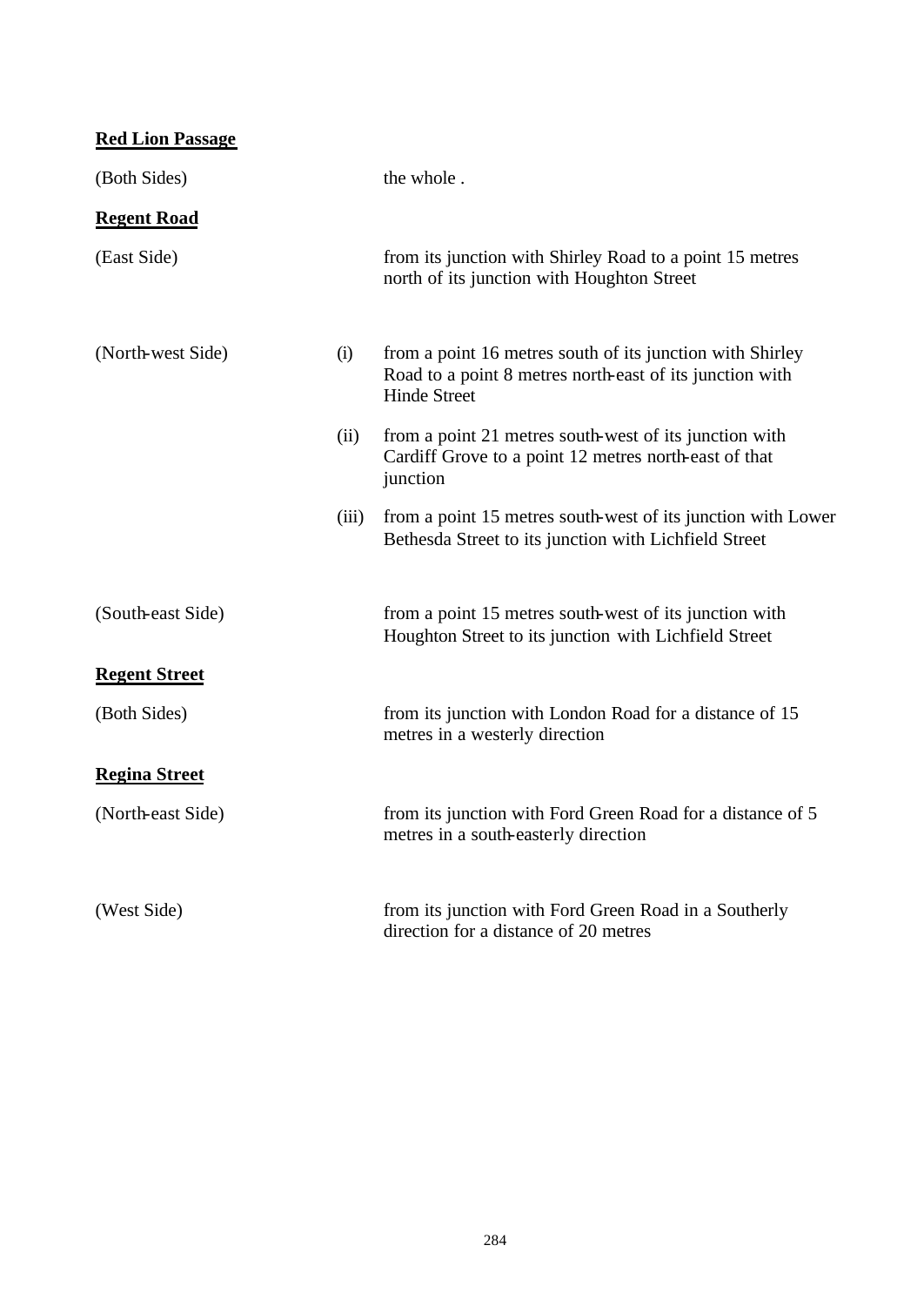**Red Lion Passage**

| | | |
|---|---|---|
| (Both Sides) | | the whole . |

**Regent Road**

| | | |
|---|---|---|
| (East Side) | | from its junction with Shirley Road to a point 15 metres north of its junction with Houghton Street |
| (North-west Side) | (i) | from a point 16 metres south of its junction with Shirley Road to a point 8 metres north-east of its junction with Hinde Street |
| | (ii) | from a point 21 metres south-west of its junction with Cardiff Grove to a point 12 metres north-east of that junction |
| | (iii) | from a point 15 metres south-west of its junction with Lower Bethesda Street to its junction with Lichfield Street |
| (South-east Side) | | from a point 15 metres south-west of its junction with Houghton Street to its junction with Lichfield Street |

**Regent Street**

| | | |
|---|---|---|
| (Both Sides) | | from its junction with London Road for a distance of 15 metres in a westerly direction |

**Regina Street**

| | | |
|---|---|---|
| (North-east Side) | | from its junction with Ford Green Road for a distance of 5 metres in a south-easterly direction |
| (West Side) | | from its junction with Ford Green Road in a Southerly direction for a distance of 20 metres |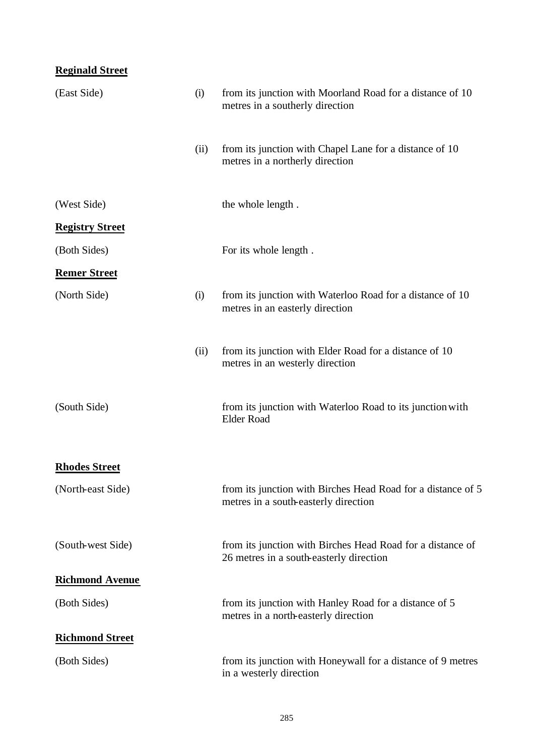**Reginald Street**

| | | |
|---|---|---|
| (East Side) | (i) | from its junction with Moorland Road for a distance of 10 metres in a southerly direction |
| | (ii) | from its junction with Chapel Lane for a distance of 10 metres in a northerly direction |
| (West Side) | | the whole length . |

**Registry Street**

| | | |
|---|---|---|
| (Both Sides) | | For its whole length . |

**Remer Street**

| | | |
|---|---|---|
| (North Side) | (i) | from its junction with Waterloo Road for a distance of 10 metres in an easterly direction |
| | (ii) | from its junction with Elder Road for a distance of 10 metres in an westerly direction |
| (South Side) | | from its junction with Waterloo Road to its junction with Elder Road |

**Rhodes Street**

| | | |
|---|---|---|
| (North-east Side) | | from its junction with Birches Head Road for a distance of 5 metres in a south-easterly direction |
| (South-west Side) | | from its junction with Birches Head Road for a distance of 26 metres in a south-easterly direction |

**Richmond Avenue**

| | | |
|---|---|---|
| (Both Sides) | | from its junction with Hanley Road for a distance of 5 metres in a north-easterly direction |

**Richmond Street**

| | | |
|---|---|---|
| (Both Sides) | | from its junction with Honeywall for a distance of 9 metres in a westerly direction |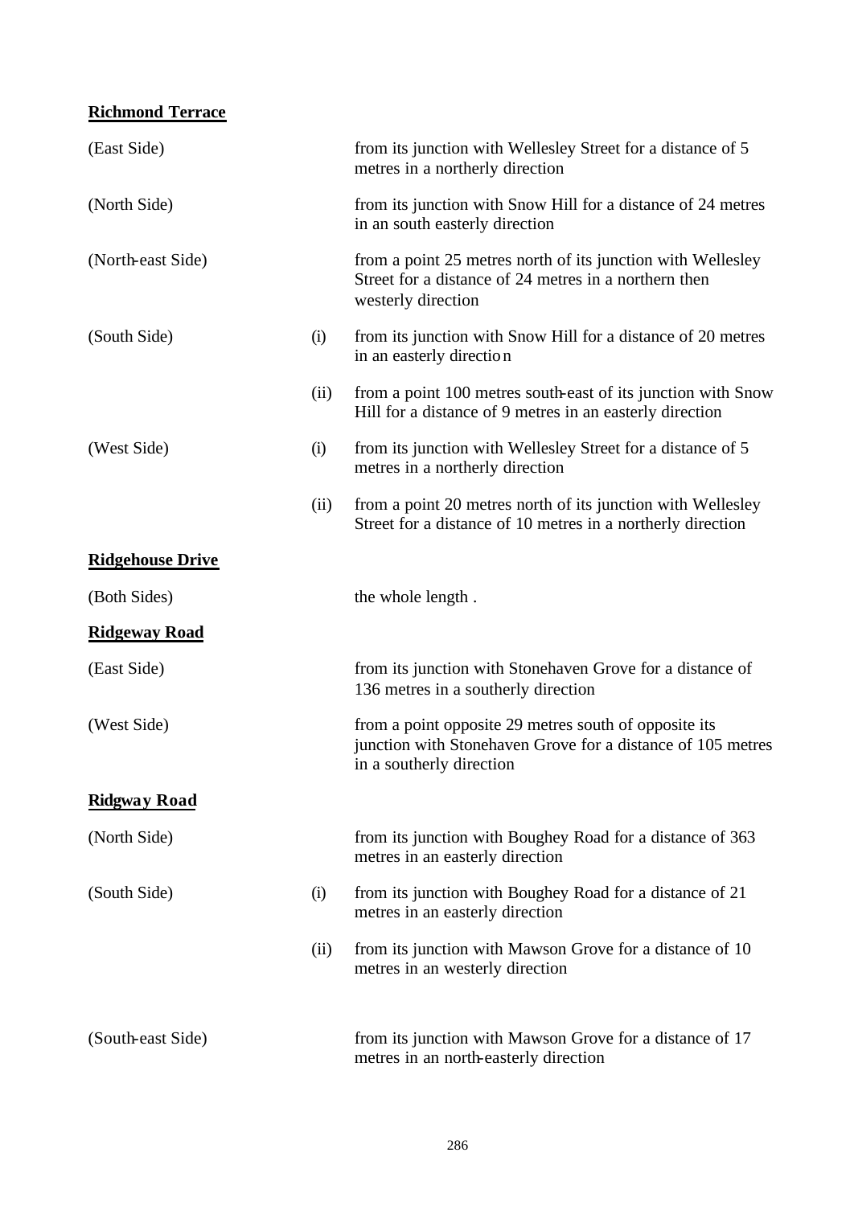**Richmond Terrace**

| | | |
|---|---|---|
| (East Side) | | from its junction with Wellesley Street for a distance of 5 metres in a northerly direction |
| (North Side) | | from its junction with Snow Hill for a distance of 24 metres in an south easterly direction |
| (North-east Side) | | from a point 25 metres north of its junction with Wellesley Street for a distance of 24 metres in a northern then westerly direction |
| (South Side) | (i) | from its junction with Snow Hill for a distance of 20 metres in an easterly direction |
| | (ii) | from a point 100 metres south-east of its junction with Snow Hill for a distance of 9 metres in an easterly direction |
| (West Side) | (i) | from its junction with Wellesley Street for a distance of 5 metres in a northerly direction |
| | (ii) | from a point 20 metres north of its junction with Wellesley Street for a distance of 10 metres in a northerly direction |

**Ridgehouse Drive**

| | | |
|---|---|---|
| (Both Sides) | | the whole length . |

**Ridgeway Road**

| | | |
|---|---|---|
| (East Side) | | from its junction with Stonehaven Grove for a distance of 136 metres in a southerly direction |
| (West Side) | | from a point opposite 29 metres south of opposite its junction with Stonehaven Grove for a distance of 105 metres in a southerly direction |

**Ridgway Road**

| | | |
|---|---|---|
| (North Side) | | from its junction with Boughey Road for a distance of 363 metres in an easterly direction |
| (South Side) | (i) | from its junction with Boughey Road for a distance of 21 metres in an easterly direction |
| | (ii) | from its junction with Mawson Grove for a distance of 10 metres in an westerly direction |
| (South-east Side) | | from its junction with Mawson Grove for a distance of 17 metres in an north-easterly direction |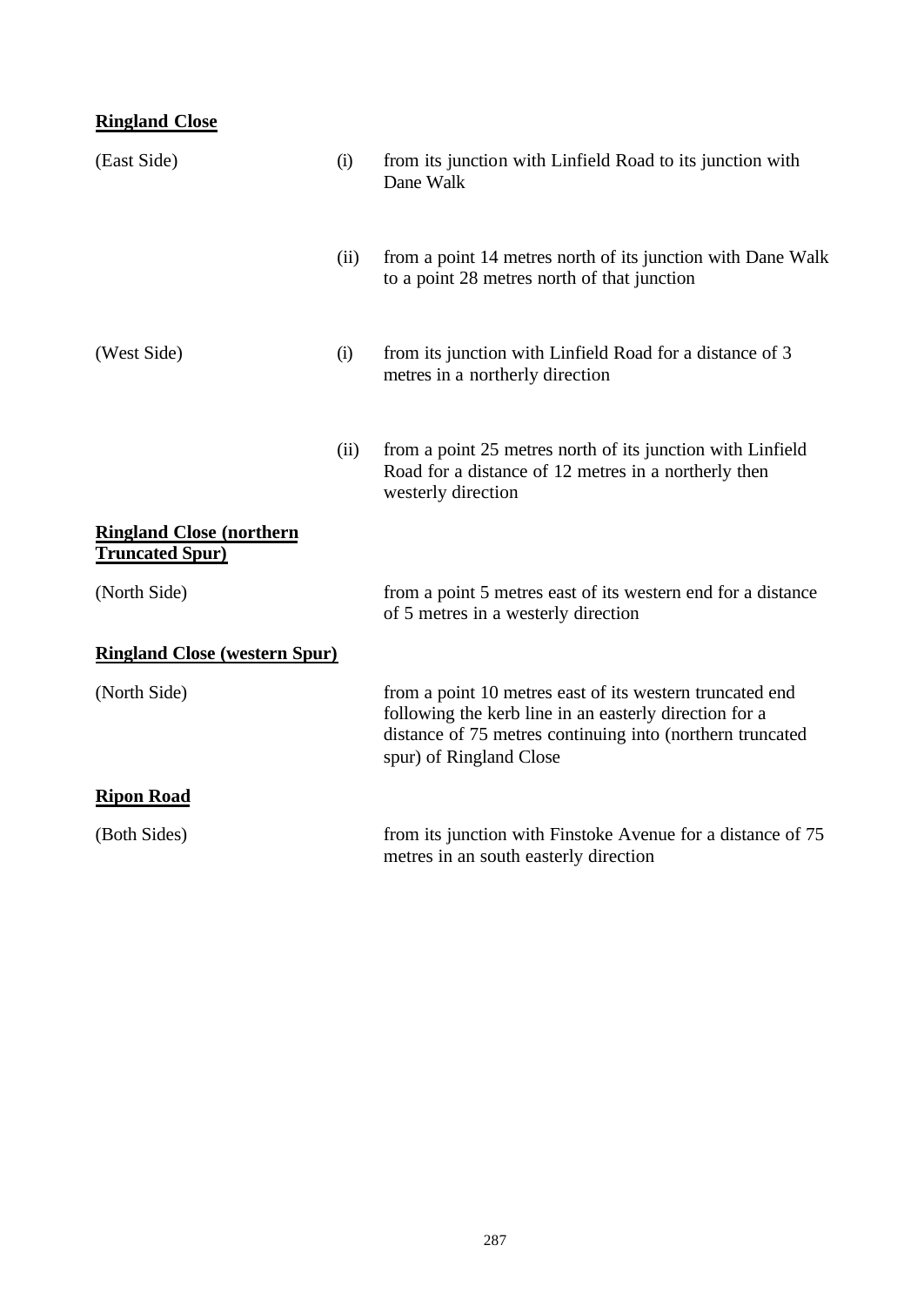**Ringland Close**

| | | |
|---|---|---|
| (East Side) | (i) | from its junction with Linfield Road to its junction with Dane Walk |
| | (ii) | from a point 14 metres north of its junction with Dane Walk to a point 28 metres north of that junction |
| (West Side) | (i) | from its junction with Linfield Road for a distance of 3 metres in a northerly direction |
| | (ii) | from a point 25 metres north of its junction with Linfield Road for a distance of 12 metres in a northerly then westerly direction |

**Ringland Close (northern Truncated Spur)**

(North Side) from a point 5 metres east of its western end for a distance of 5 metres in a westerly direction

**Ringland Close (western Spur)**

(North Side) from a point 10 metres east of its western truncated end following the kerb line in an easterly direction for a distance of 75 metres continuing into (northern truncated spur) of Ringland Close

**Ripon Road**

(Both Sides) from its junction with Finstoke Avenue for a distance of 75 metres in an south easterly direction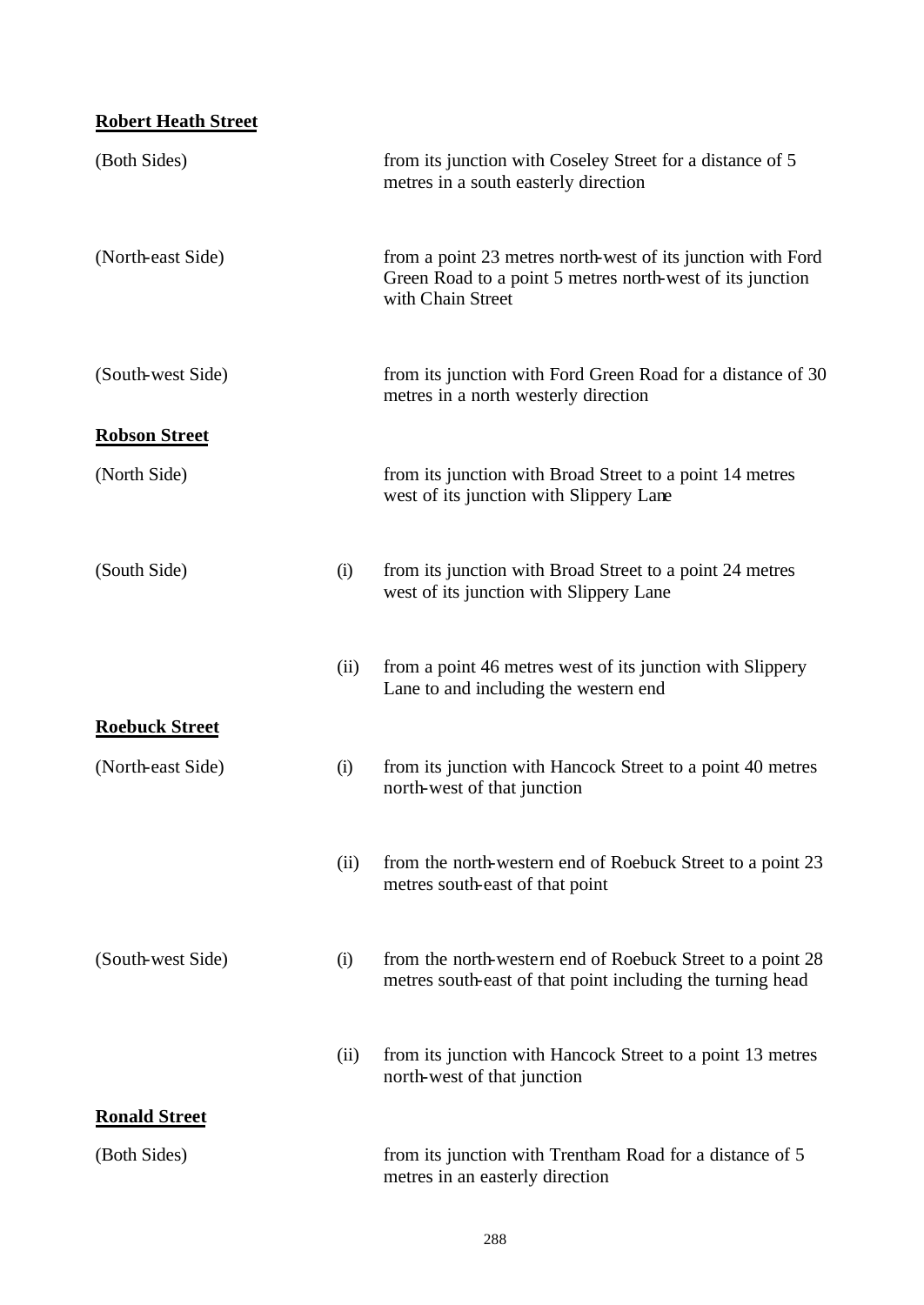**Robert Heath Street**

| | | |
|---|---|---|
| (Both Sides) | | from its junction with Coseley Street for a distance of 5 metres in a south easterly direction |
| (North-east Side) | | from a point 23 metres north-west of its junction with Ford Green Road to a point 5 metres north-west of its junction with Chain Street |
| (South-west Side) | | from its junction with Ford Green Road for a distance of 30 metres in a north westerly direction |

**Robson Street**

| | | |
|---|---|---|
| (North Side) | | from its junction with Broad Street to a point 14 metres west of its junction with Slippery Lane |
| (South Side) | (i) | from its junction with Broad Street to a point 24 metres west of its junction with Slippery Lane |
| | (ii) | from a point 46 metres west of its junction with Slippery Lane to and including the western end |

**Roebuck Street**

| | | |
|---|---|---|
| (North-east Side) | (i) | from its junction with Hancock Street to a point 40 metres north-west of that junction |
| | (ii) | from the north-western end of Roebuck Street to a point 23 metres south-east of that point |
| (South-west Side) | (i) | from the north-western end of Roebuck Street to a point 28 metres south-east of that point including the turning head |
| | (ii) | from its junction with Hancock Street to a point 13 metres north-west of that junction |

**Ronald Street**

| | | |
|---|---|---|
| (Both Sides) | | from its junction with Trentham Road for a distance of 5 metres in an easterly direction |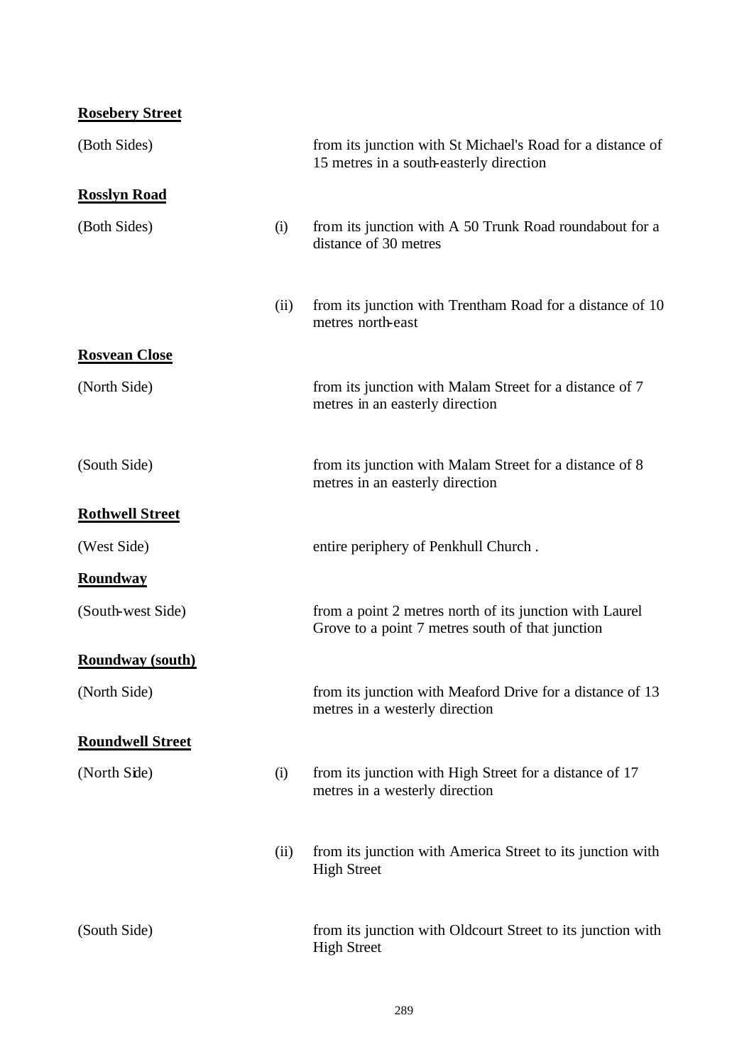**Rosebery Street**

| | | |
|---|---|---|
| (Both Sides) | | from its junction with St Michael's Road for a distance of 15 metres in a south-easterly direction |

**Rosslyn Road**

| | | |
|---|---|---|
| (Both Sides) | (i) | from its junction with A 50 Trunk Road roundabout for a distance of 30 metres |
| | (ii) | from its junction with Trentham Road for a distance of 10 metres north-east |

**Rosvean Close**

| | | |
|---|---|---|
| (North Side) | | from its junction with Malam Street for a distance of 7 metres in an easterly direction |
| (South Side) | | from its junction with Malam Street for a distance of 8 metres in an easterly direction |

**Rothwell Street**

| | | |
|---|---|---|
| (West Side) | | entire periphery of Penkhull Church . |

**Roundway**

| | | |
|---|---|---|
| (South-west Side) | | from a point 2 metres north of its junction with Laurel Grove to a point 7 metres south of that junction |

**Roundway (south)**

| | | |
|---|---|---|
| (North Side) | | from its junction with Meaford Drive for a distance of 13 metres in a westerly direction |

**Roundwell Street**

| | | |
|---|---|---|
| (North Side) | (i) | from its junction with High Street for a distance of 17 metres in a westerly direction |
| | (ii) | from its junction with America Street to its junction with High Street |
| (South Side) | | from its junction with Oldcourt Street to its junction with High Street |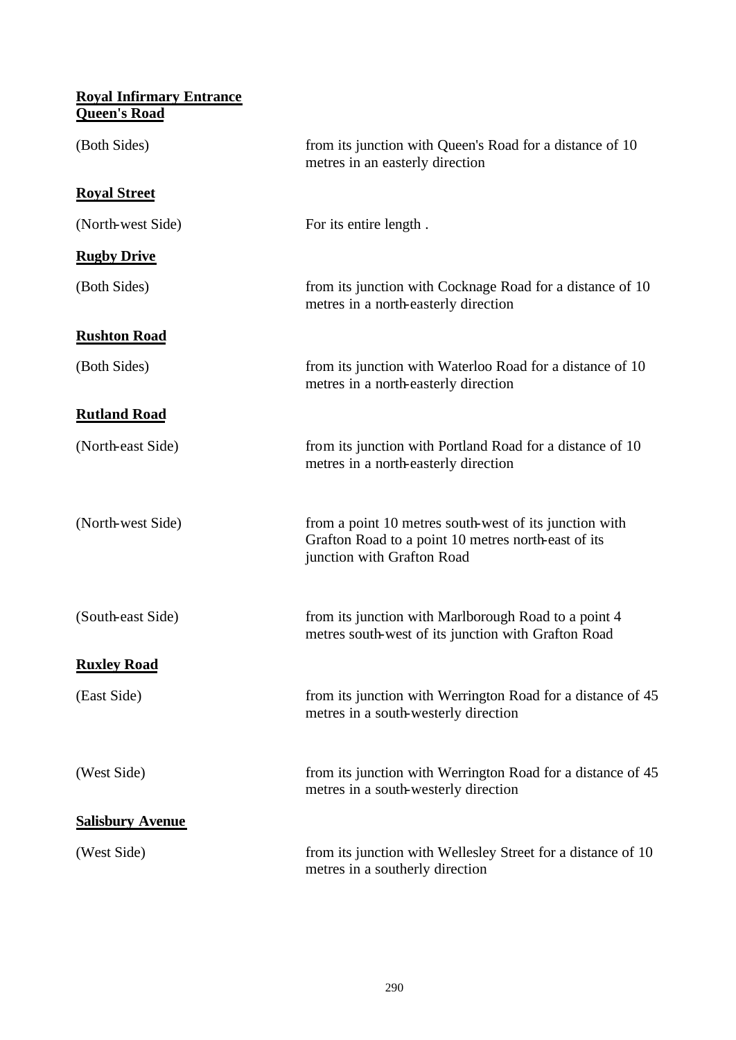**Royal Infirmary Entrance Queen's Road**

| | |
|---|---|
| (Both Sides) | from its junction with Queen's Road for a distance of 10 metres in an easterly direction |

**Royal Street**

| | |
|---|---|
| (North-west Side) | For its entire length . |

**Rugby Drive**

| | |
|---|---|
| (Both Sides) | from its junction with Cocknage Road for a distance of 10 metres in a north-easterly direction |

**Rushton Road**

| | |
|---|---|
| (Both Sides) | from its junction with Waterloo Road for a distance of 10 metres in a north-easterly direction |

**Rutland Road**

| | |
|---|---|
| (North-east Side) | from its junction with Portland Road for a distance of 10 metres in a north-easterly direction |
| (North-west Side) | from a point 10 metres south-west of its junction with Grafton Road to a point 10 metres north-east of its junction with Grafton Road |
| (South-east Side) | from its junction with Marlborough Road to a point 4 metres south-west of its junction with Grafton Road |

**Ruxley Road**

| | |
|---|---|
| (East Side) | from its junction with Werrington Road for a distance of 45 metres in a south-westerly direction |
| (West Side) | from its junction with Werrington Road for a distance of 45 metres in a south-westerly direction |

**Salisbury Avenue**

| | |
|---|---|
| (West Side) | from its junction with Wellesley Street for a distance of 10 metres in a southerly direction |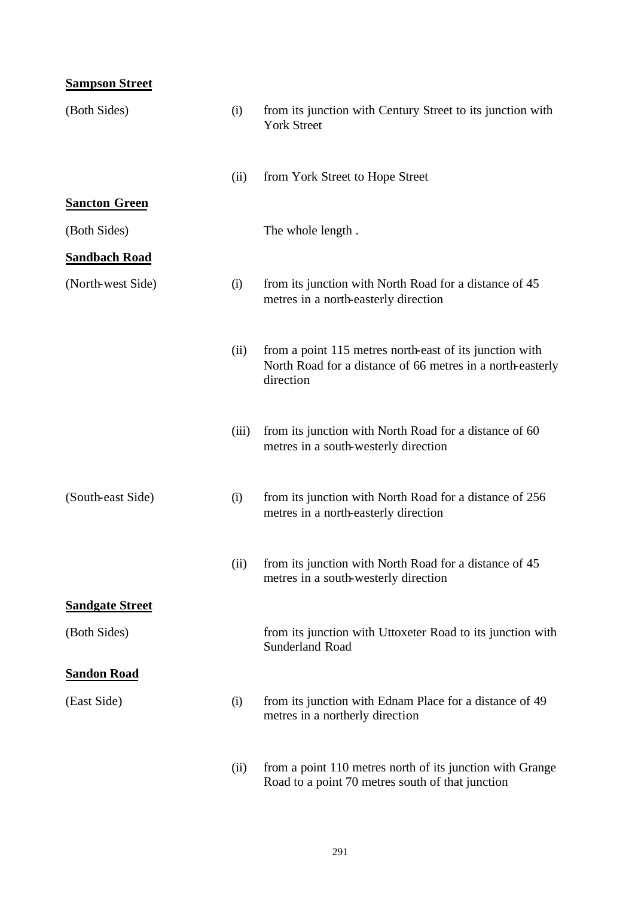**Sampson Street**

| | | |
|---|---|---|
| (Both Sides) | (i) | from its junction with Century Street to its junction with York Street |
| | (ii) | from York Street to Hope Street |

**Sancton Green**

| | | |
|---|---|---|
| (Both Sides) | | The whole length . |

**Sandbach Road**

| | | |
|---|---|---|
| (North-west Side) | (i) | from its junction with North Road for a distance of 45 metres in a north-easterly direction |
| | (ii) | from a point 115 metres north-east of its junction with North Road for a distance of 66 metres in a north-easterly direction |
| | (iii) | from its junction with North Road for a distance of 60 metres in a south-westerly direction |
| (South-east Side) | (i) | from its junction with North Road for a distance of 256 metres in a north-easterly direction |
| | (ii) | from its junction with North Road for a distance of 45 metres in a south-westerly direction |

**Sandgate Street**

| | | |
|---|---|---|
| (Both Sides) | | from its junction with Uttoxeter Road to its junction with Sunderland Road |

**Sandon Road**

| | | |
|---|---|---|
| (East Side) | (i) | from its junction with Ednam Place for a distance of 49 metres in a northerly direction |
| | (ii) | from a point 110 metres north of its junction with Grange Road to a point 70 metres south of that junction |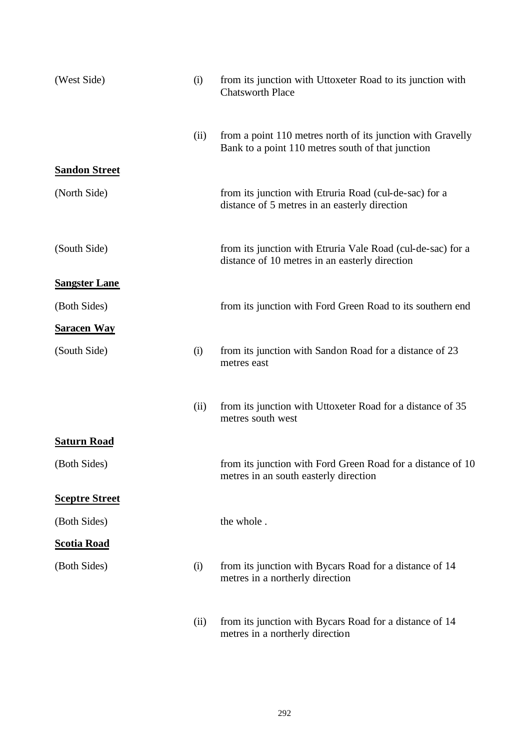| | | |
|---|---|---|
| (West Side) | (i) | from its junction with Uttoxeter Road to its junction with Chatsworth Place |
| | (ii) | from a point 110 metres north of its junction with Gravelly Bank to a point 110 metres south of that junction |
| **<u>Sandon Street</u>** | | |
| (North Side) | | from its junction with Etruria Road (cul-de-sac) for a distance of 5 metres in an easterly direction |
| (South Side) | | from its junction with Etruria Vale Road (cul-de-sac) for a distance of 10 metres in an easterly direction |
| **<u>Sangster Lane</u>** | | |
| (Both Sides) | | from its junction with Ford Green Road to its southern end |
| **<u>Saracen Way</u>** | | |
| (South Side) | (i) | from its junction with Sandon Road for a distance of 23 metres east |
| | (ii) | from its junction with Uttoxeter Road for a distance of 35 metres south west |
| **<u>Saturn Road</u>** | | |
| (Both Sides) | | from its junction with Ford Green Road for a distance of 10 metres in an south easterly direction |
| **<u>Sceptre Street</u>** | | |
| (Both Sides) | | the whole . |
| **<u>Scotia Road</u>** | | |
| (Both Sides) | (i) | from its junction with Bycars Road for a distance of 14 metres in a northerly direction |
| | (ii) | from its junction with Bycars Road for a distance of 14 metres in a northerly direction |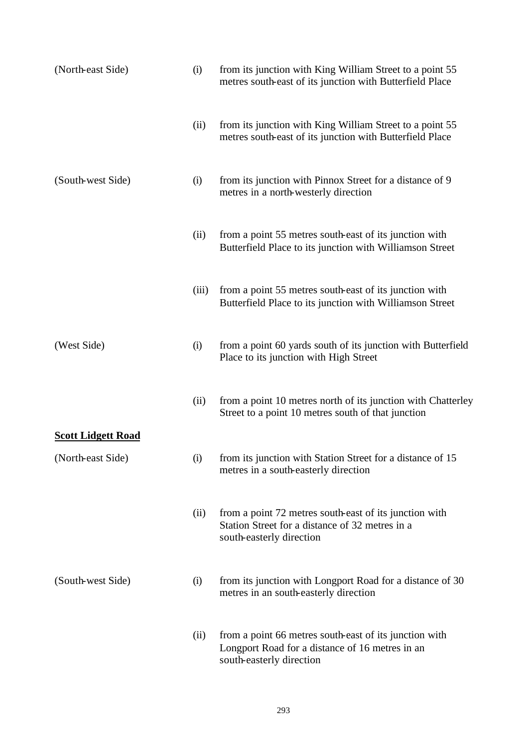| | | |
|---|---|---|
| (North-east Side) | (i) | from its junction with King William Street to a point 55 metres south-east of its junction with Butterfield Place |
| | (ii) | from its junction with King William Street to a point 55 metres south-east of its junction with Butterfield Place |
| (South-west Side) | (i) | from its junction with Pinnox Street for a distance of 9 metres in a north-westerly direction |
| | (ii) | from a point 55 metres south-east of its junction with Butterfield Place to its junction with Williamson Street |
| | (iii) | from a point 55 metres south-east of its junction with Butterfield Place to its junction with Williamson Street |
| (West Side) | (i) | from a point 60 yards south of its junction with Butterfield Place to its junction with High Street |
| | (ii) | from a point 10 metres north of its junction with Chatterley Street to a point 10 metres south of that junction |

**Scott Lidgett Road**

| | | |
|---|---|---|
| (North-east Side) | (i) | from its junction with Station Street for a distance of 15 metres in a south-easterly direction |
| | (ii) | from a point 72 metres south-east of its junction with Station Street for a distance of 32 metres in a south-easterly direction |
| (South-west Side) | (i) | from its junction with Longport Road for a distance of 30 metres in an south-easterly direction |
| | (ii) | from a point 66 metres south-east of its junction with Longport Road for a distance of 16 metres in an south-easterly direction |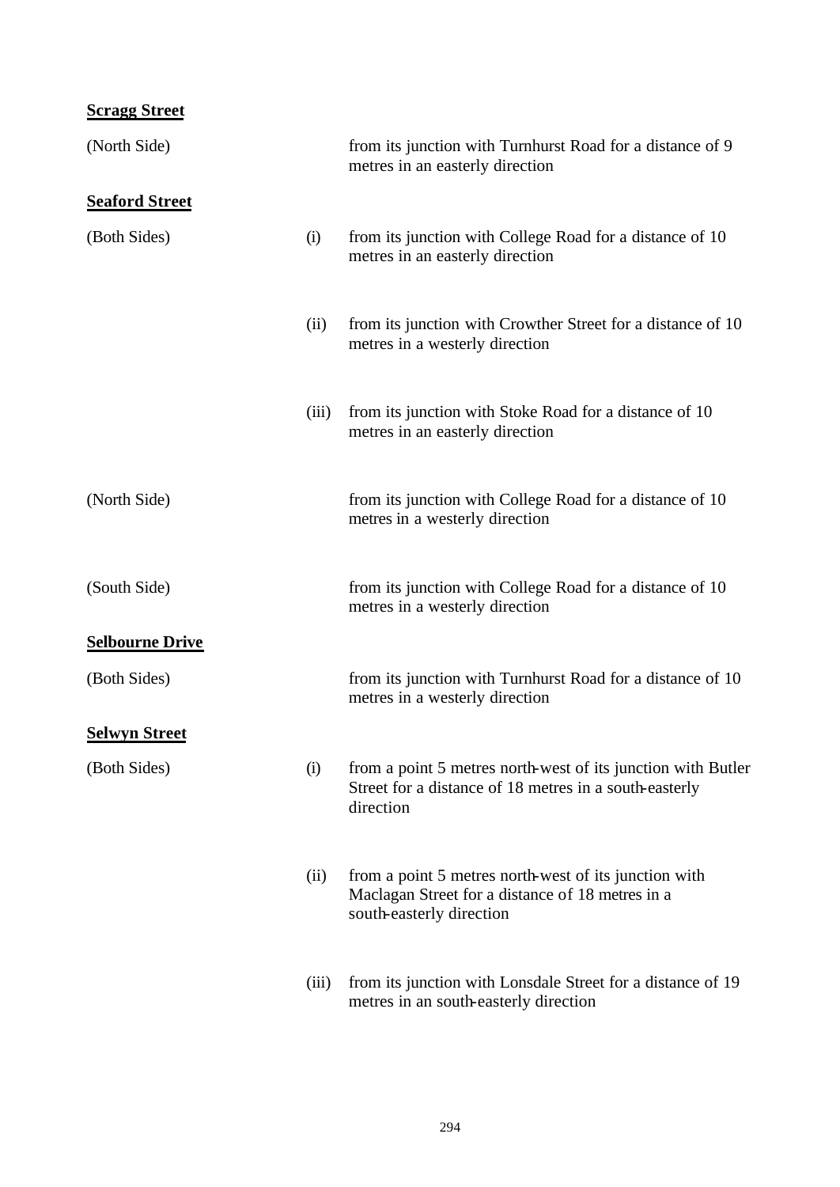**Scragg Street**

(North Side) from its junction with Turnhurst Road for a distance of 9 metres in an easterly direction

**Seaford Street**

(Both Sides)

(i) from its junction with College Road for a distance of 10 metres in an easterly direction

(ii) from its junction with Crowther Street for a distance of 10 metres in a westerly direction

(iii) from its junction with Stoke Road for a distance of 10 metres in an easterly direction

(North Side) from its junction with College Road for a distance of 10 metres in a westerly direction

(South Side) from its junction with College Road for a distance of 10 metres in a westerly direction

**Selbourne Drive**

(Both Sides) from its junction with Turnhurst Road for a distance of 10 metres in a westerly direction

**Selwyn Street**

(Both Sides)

(i) from a point 5 metres north-west of its junction with Butler Street for a distance of 18 metres in a south-easterly direction

(ii) from a point 5 metres north-west of its junction with Maclagan Street for a distance of 18 metres in a south-easterly direction

(iii) from its junction with Lonsdale Street for a distance of 19 metres in an south-easterly direction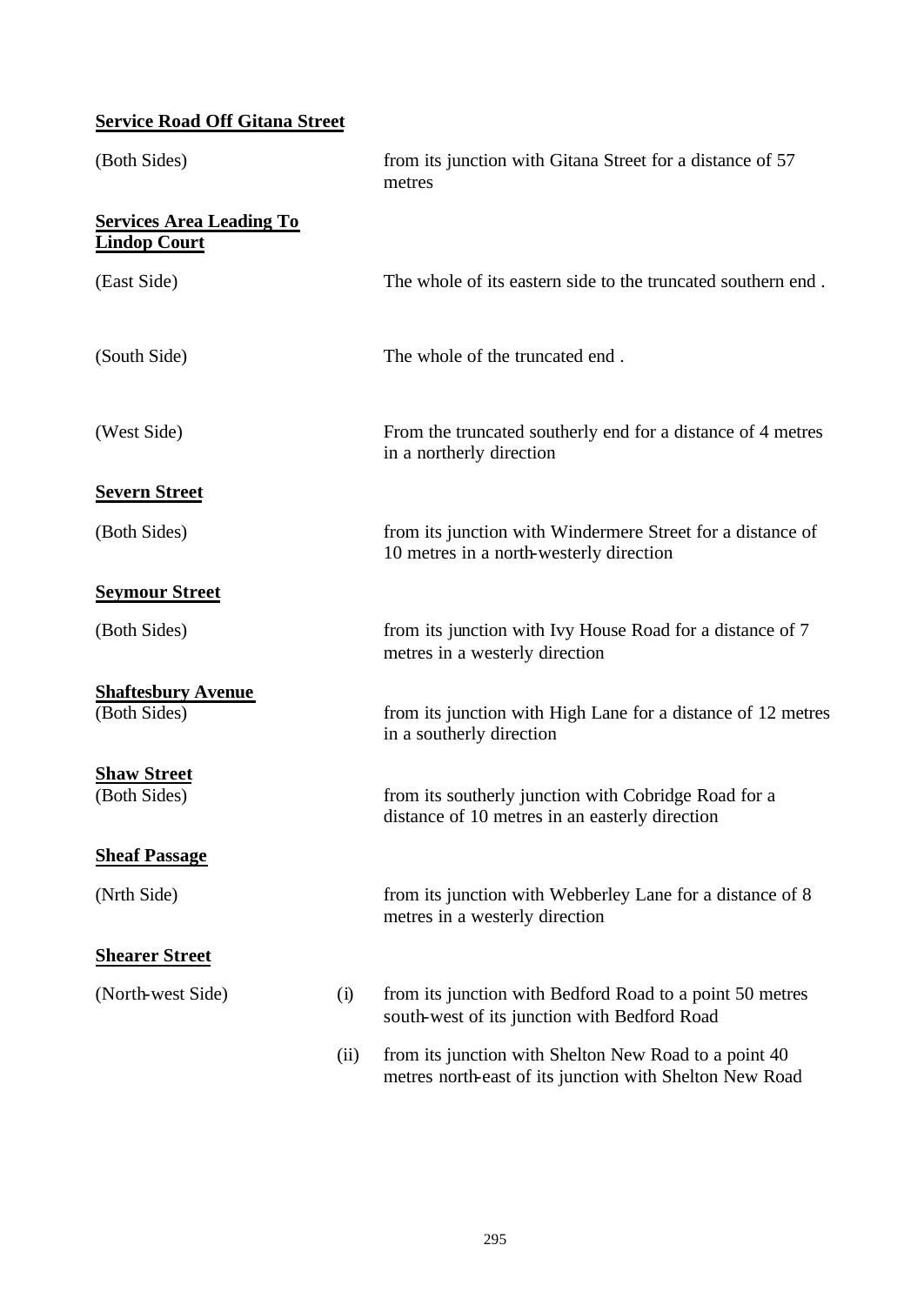**Service Road Off Gitana Street**

(Both Sides) from its junction with Gitana Street for a distance of 57 metres

**Services Area Leading To Lindop Court**

(East Side) The whole of its eastern side to the truncated southern end .

(South Side) The whole of the truncated end .

(West Side) From the truncated southerly end for a distance of 4 metres in a northerly direction

**Severn Street**

(Both Sides) from its junction with Windermere Street for a distance of 10 metres in a north-westerly direction

**Seymour Street**

(Both Sides) from its junction with Ivy House Road for a distance of 7 metres in a westerly direction

**Shaftesbury Avenue**

(Both Sides) from its junction with High Lane for a distance of 12 metres in a southerly direction

**Shaw Street**

(Both Sides) from its southerly junction with Cobridge Road for a distance of 10 metres in an easterly direction

**Sheaf Passage**

(Nrth Side) from its junction with Webberley Lane for a distance of 8 metres in a westerly direction

**Shearer Street**

(North-west Side)

(i) from its junction with Bedford Road to a point 50 metres south-west of its junction with Bedford Road

(ii) from its junction with Shelton New Road to a point 40 metres north-east of its junction with Shelton New Road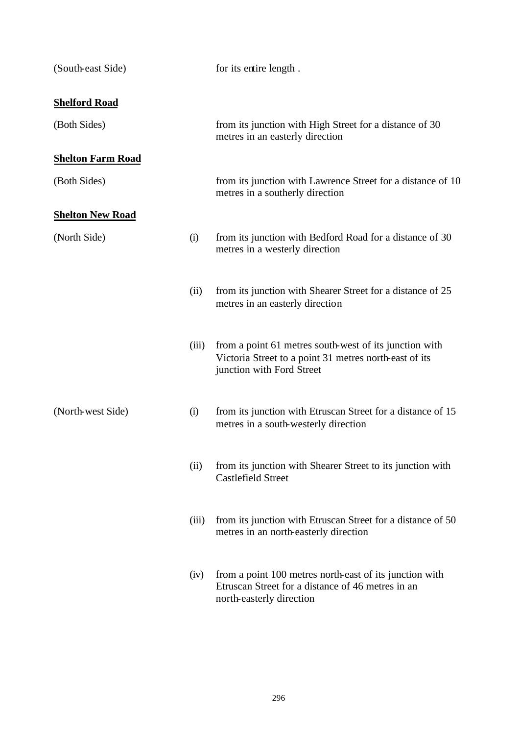(South-east Side) for its entire length .

**Shelford Road**

(Both Sides) from its junction with High Street for a distance of 30 metres in an easterly direction

**Shelton Farm Road**

(Both Sides) from its junction with Lawrence Street for a distance of 10 metres in a southerly direction

**Shelton New Road**

(North Side)

(i) from its junction with Bedford Road for a distance of 30 metres in a westerly direction

(ii) from its junction with Shearer Street for a distance of 25 metres in an easterly direction

(iii) from a point 61 metres south-west of its junction with Victoria Street to a point 31 metres north-east of its junction with Ford Street

(North-west Side)

(i) from its junction with Etruscan Street for a distance of 15 metres in a south-westerly direction

(ii) from its junction with Shearer Street to its junction with Castlefield Street

(iii) from its junction with Etruscan Street for a distance of 50 metres in an north-easterly direction

(iv) from a point 100 metres north-east of its junction with Etruscan Street for a distance of 46 metres in an north-easterly direction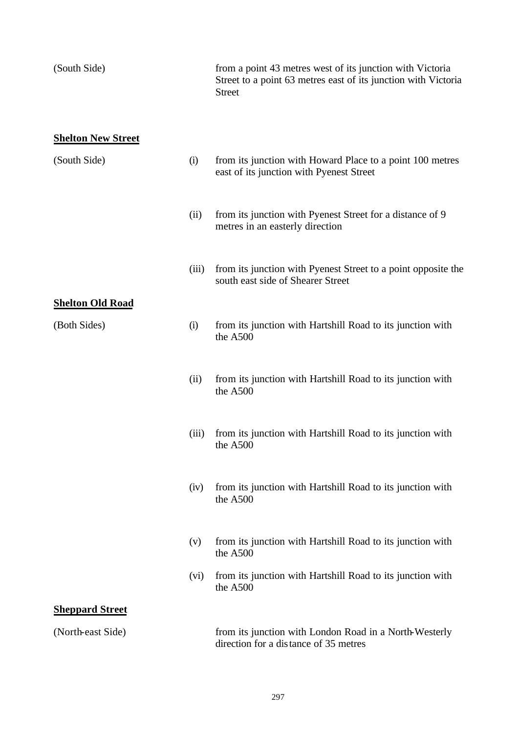(South Side) from a point 43 metres west of its junction with Victoria Street to a point 63 metres east of its junction with Victoria Street

**Shelton New Street**

(South Side)

(i) from its junction with Howard Place to a point 100 metres east of its junction with Pyenest Street

(ii) from its junction with Pyenest Street for a distance of 9 metres in an easterly direction

(iii) from its junction with Pyenest Street to a point opposite the south east side of Shearer Street

**Shelton Old Road**

(Both Sides)

(i) from its junction with Hartshill Road to its junction with the A500

(ii) from its junction with Hartshill Road to its junction with the A500

(iii) from its junction with Hartshill Road to its junction with the A500

(iv) from its junction with Hartshill Road to its junction with the A500

(v) from its junction with Hartshill Road to its junction with the A500

(vi) from its junction with Hartshill Road to its junction with the A500

**Sheppard Street**

(North-east Side) from its junction with London Road in a North-Westerly direction for a distance of 35 metres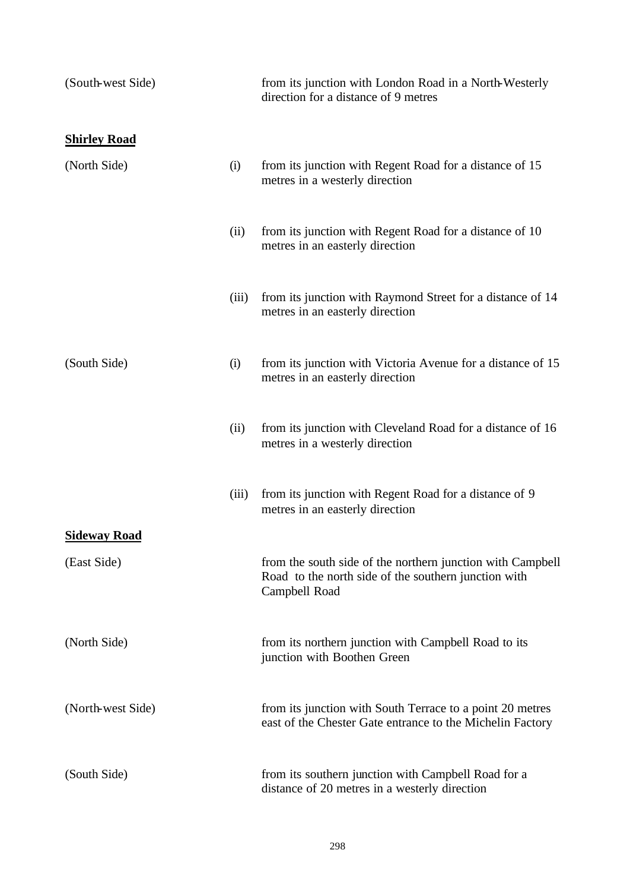| | | |
|---|---|---|
| (South-west Side) | | from its junction with London Road in a North-Westerly direction for a distance of 9 metres |

**Shirley Road**

| | | |
|---|---|---|
| (North Side) | (i) | from its junction with Regent Road for a distance of 15 metres in a westerly direction |
| | (ii) | from its junction with Regent Road for a distance of 10 metres in an easterly direction |
| | (iii) | from its junction with Raymond Street for a distance of 14 metres in an easterly direction |
| (South Side) | (i) | from its junction with Victoria Avenue for a distance of 15 metres in an easterly direction |
| | (ii) | from its junction with Cleveland Road for a distance of 16 metres in a westerly direction |
| | (iii) | from its junction with Regent Road for a distance of 9 metres in an easterly direction |

**Sideway Road**

| | | |
|---|---|---|
| (East Side) | | from the south side of the northern junction with Campbell Road to the north side of the southern junction with Campbell Road |
| (North Side) | | from its northern junction with Campbell Road to its junction with Boothen Green |
| (North-west Side) | | from its junction with South Terrace to a point 20 metres east of the Chester Gate entrance to the Michelin Factory |
| (South Side) | | from its southern junction with Campbell Road for a distance of 20 metres in a westerly direction |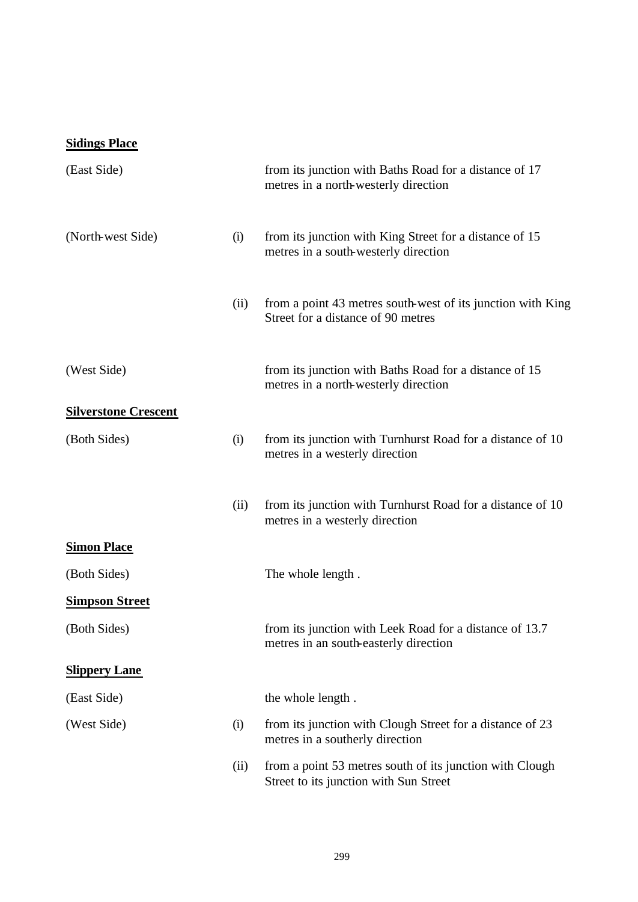**Sidings Place**

| | | |
|---|---|---|
| (East Side) | | from its junction with Baths Road for a distance of 17 metres in a north-westerly direction |
| (North-west Side) | (i) | from its junction with King Street for a distance of 15 metres in a south-westerly direction |
| | (ii) | from a point 43 metres south-west of its junction with King Street for a distance of 90 metres |
| (West Side) | | from its junction with Baths Road for a distance of 15 metres in a north-westerly direction |

**Silverstone Crescent**

| | | |
|---|---|---|
| (Both Sides) | (i) | from its junction with Turnhurst Road for a distance of 10 metres in a westerly direction |
| | (ii) | from its junction with Turnhurst Road for a distance of 10 metres in a westerly direction |

**Simon Place**

| | | |
|---|---|---|
| (Both Sides) | | The whole length . |

**Simpson Street**

| | | |
|---|---|---|
| (Both Sides) | | from its junction with Leek Road for a distance of 13.7 metres in an south-easterly direction |

**Slippery Lane**

| | | |
|---|---|---|
| (East Side) | | the whole length . |
| (West Side) | (i) | from its junction with Clough Street for a distance of 23 metres in a southerly direction |
| | (ii) | from a point 53 metres south of its junction with Clough Street to its junction with Sun Street |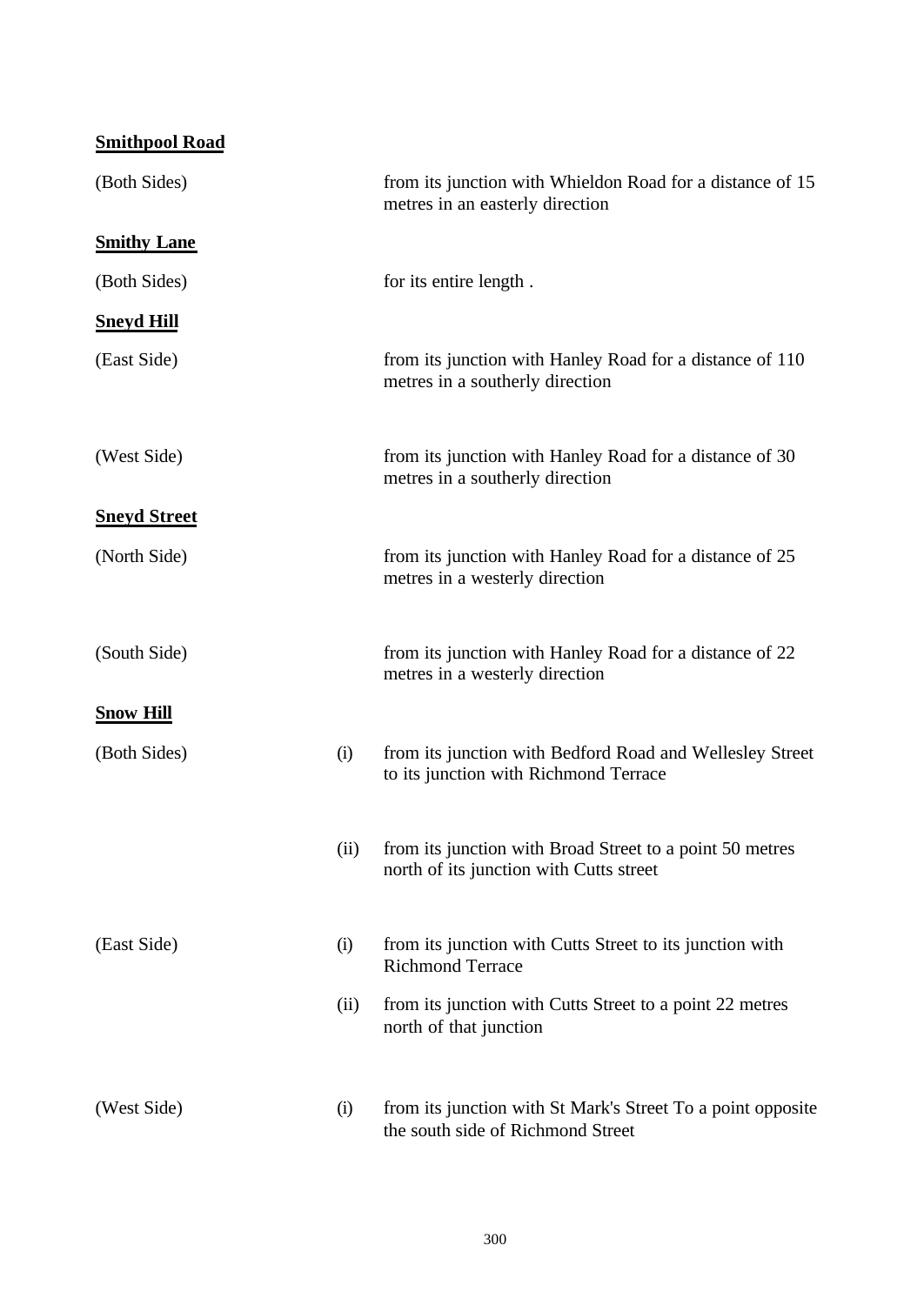**Smithpool Road**

| | | |
|---|---|---|
| (Both Sides) | | from its junction with Whieldon Road for a distance of 15 metres in an easterly direction |

**Smithy Lane**

| | | |
|---|---|---|
| (Both Sides) | | for its entire length . |

**Sneyd Hill**

| | | |
|---|---|---|
| (East Side) | | from its junction with Hanley Road for a distance of 110 metres in a southerly direction |
| (West Side) | | from its junction with Hanley Road for a distance of 30 metres in a southerly direction |

**Sneyd Street**

| | | |
|---|---|---|
| (North Side) | | from its junction with Hanley Road for a distance of 25 metres in a westerly direction |
| (South Side) | | from its junction with Hanley Road for a distance of 22 metres in a westerly direction |

**Snow Hill**

| | | |
|---|---|---|
| (Both Sides) | (i) | from its junction with Bedford Road and Wellesley Street to its junction with Richmond Terrace |
| | (ii) | from its junction with Broad Street to a point 50 metres north of its junction with Cutts street |
| (East Side) | (i) | from its junction with Cutts Street to its junction with Richmond Terrace |
| | (ii) | from its junction with Cutts Street to a point 22 metres north of that junction |
| (West Side) | (i) | from its junction with St Mark's Street To a point opposite the south side of Richmond Street |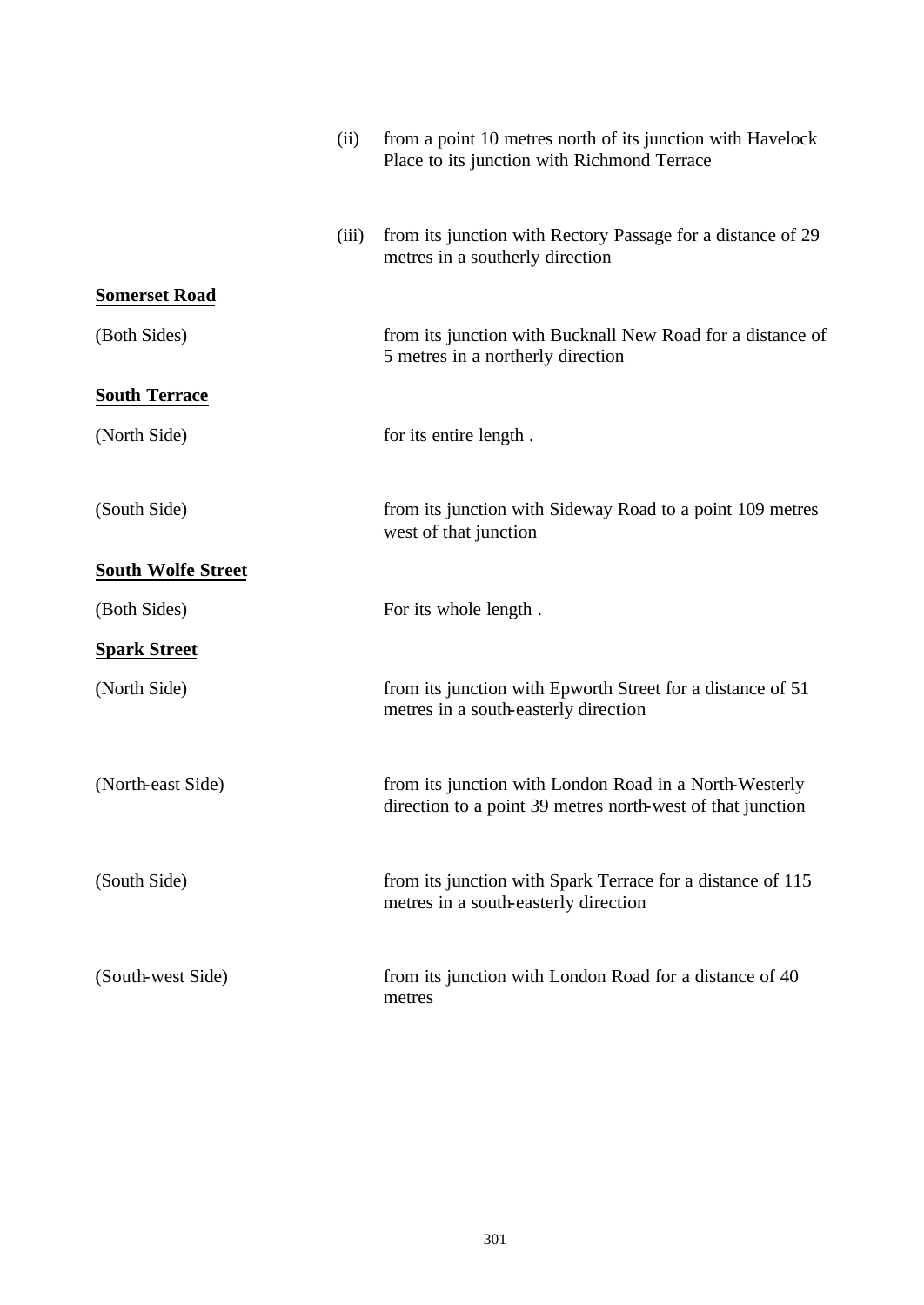| | | |
|---|---|---|
| | (ii) | from a point 10 metres north of its junction with Havelock Place to its junction with Richmond Terrace |
| | (iii) | from its junction with Rectory Passage for a distance of 29 metres in a southerly direction |

**Somerset Road**

| | |
|---|---|
| (Both Sides) | from its junction with Bucknall New Road for a distance of 5 metres in a northerly direction |

**South Terrace**

| | |
|---|---|
| (North Side) | for its entire length . |
| (South Side) | from its junction with Sideway Road to a point 109 metres west of that junction |

**South Wolfe Street**

| | |
|---|---|
| (Both Sides) | For its whole length . |

**Spark Street**

| | |
|---|---|
| (North Side) | from its junction with Epworth Street for a distance of 51 metres in a south-easterly direction |
| (North-east Side) | from its junction with London Road in a North-Westerly direction to a point 39 metres north-west of that junction |
| (South Side) | from its junction with Spark Terrace for a distance of 115 metres in a south-easterly direction |
| (South-west Side) | from its junction with London Road for a distance of 40 metres |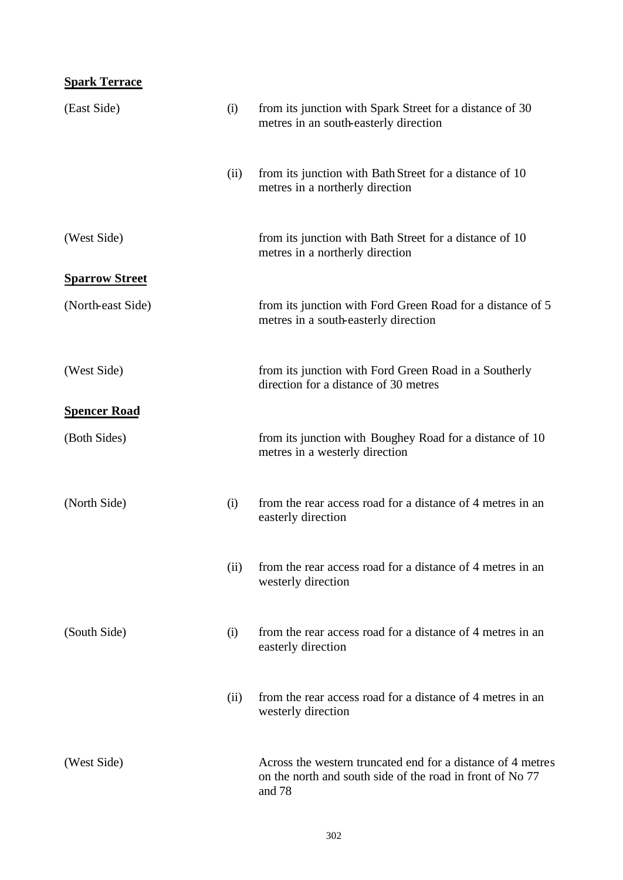**Spark Terrace**

| | | |
|---|---|---|
| (East Side) | (i) | from its junction with Spark Street for a distance of 30 metres in an south-easterly direction |
| | (ii) | from its junction with Bath Street for a distance of 10 metres in a northerly direction |
| (West Side) | | from its junction with Bath Street for a distance of 10 metres in a northerly direction |

**Sparrow Street**

| | | |
|---|---|---|
| (North-east Side) | | from its junction with Ford Green Road for a distance of 5 metres in a south-easterly direction |
| (West Side) | | from its junction with Ford Green Road in a Southerly direction for a distance of 30 metres |

**Spencer Road**

| | | |
|---|---|---|
| (Both Sides) | | from its junction with Boughey Road for a distance of 10 metres in a westerly direction |
| (North Side) | (i) | from the rear access road for a distance of 4 metres in an easterly direction |
| | (ii) | from the rear access road for a distance of 4 metres in an westerly direction |
| (South Side) | (i) | from the rear access road for a distance of 4 metres in an easterly direction |
| | (ii) | from the rear access road for a distance of 4 metres in an westerly direction |
| (West Side) | | Across the western truncated end for a distance of 4 metres on the north and south side of the road in front of No 77 and 78 |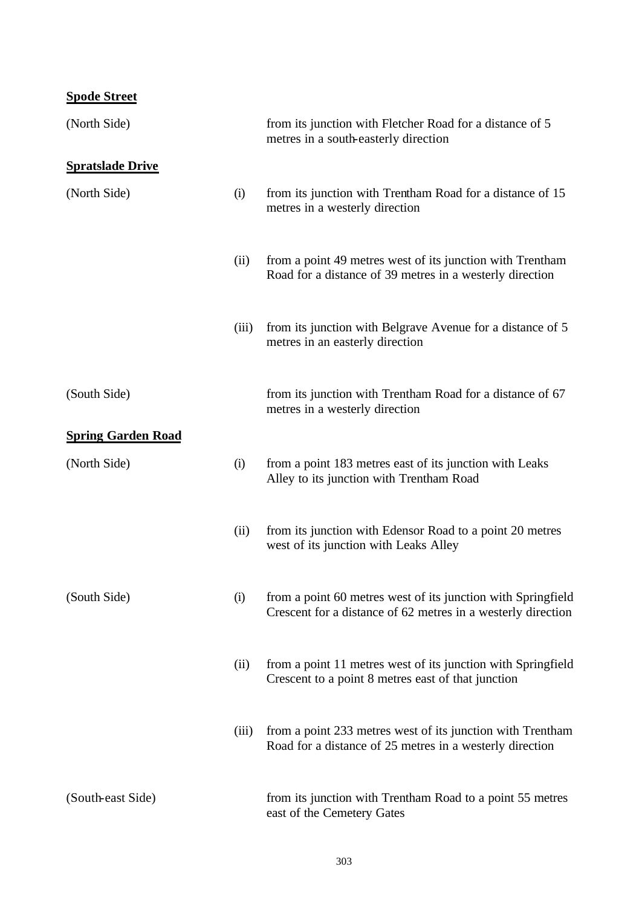**Spode Street**

| | | |
|---|---|---|
| (North Side) | | from its junction with Fletcher Road for a distance of 5 metres in a south-easterly direction |

**Spratslade Drive**

| | | |
|---|---|---|
| (North Side) | (i) | from its junction with Trentham Road for a distance of 15 metres in a westerly direction |
| | (ii) | from a point 49 metres west of its junction with Trentham Road for a distance of 39 metres in a westerly direction |
| | (iii) | from its junction with Belgrave Avenue for a distance of 5 metres in an easterly direction |
| (South Side) | | from its junction with Trentham Road for a distance of 67 metres in a westerly direction |

**Spring Garden Road**

| | | |
|---|---|---|
| (North Side) | (i) | from a point 183 metres east of its junction with Leaks Alley to its junction with Trentham Road |
| | (ii) | from its junction with Edensor Road to a point 20 metres west of its junction with Leaks Alley |
| (South Side) | (i) | from a point 60 metres west of its junction with Springfield Crescent for a distance of 62 metres in a westerly direction |
| | (ii) | from a point 11 metres west of its junction with Springfield Crescent to a point 8 metres east of that junction |
| | (iii) | from a point 233 metres west of its junction with Trentham Road for a distance of 25 metres in a westerly direction |
| (South-east Side) | | from its junction with Trentham Road to a point 55 metres east of the Cemetery Gates |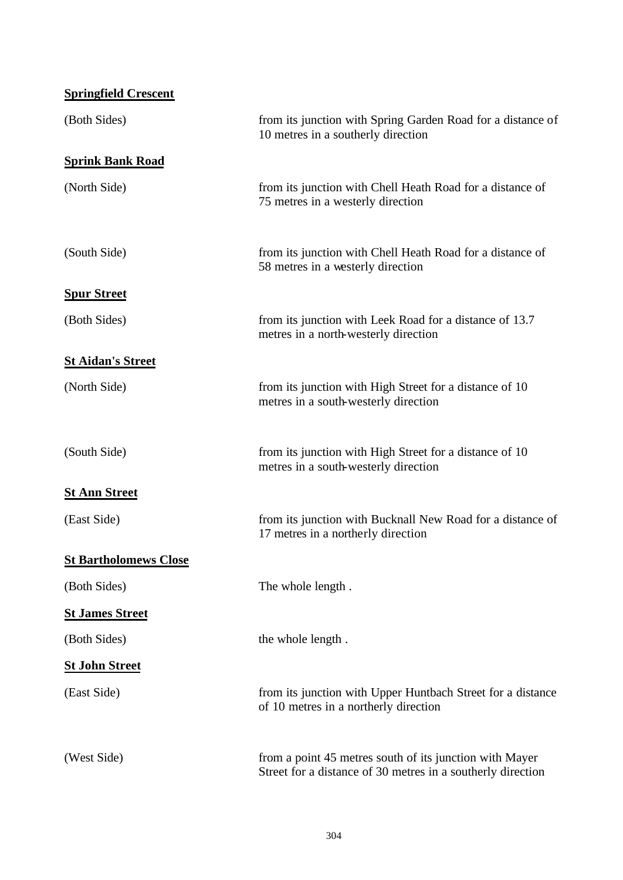**Springfield Crescent**

(Both Sides) from its junction with Spring Garden Road for a distance of 10 metres in a southerly direction

**Sprink Bank Road**

(North Side) from its junction with Chell Heath Road for a distance of 75 metres in a westerly direction

(South Side) from its junction with Chell Heath Road for a distance of 58 metres in a westerly direction

**Spur Street**

(Both Sides) from its junction with Leek Road for a distance of 13.7 metres in a north-westerly direction

**St Aidan's Street**

(North Side) from its junction with High Street for a distance of 10 metres in a south-westerly direction

(South Side) from its junction with High Street for a distance of 10 metres in a south-westerly direction

**St Ann Street**

(East Side) from its junction with Bucknall New Road for a distance of 17 metres in a northerly direction

**St Bartholomews Close**

(Both Sides) The whole length .

**St James Street**

(Both Sides) the whole length .

**St John Street**

(East Side) from its junction with Upper Huntbach Street for a distance of 10 metres in a northerly direction

(West Side) from a point 45 metres south of its junction with Mayer Street for a distance of 30 metres in a southerly direction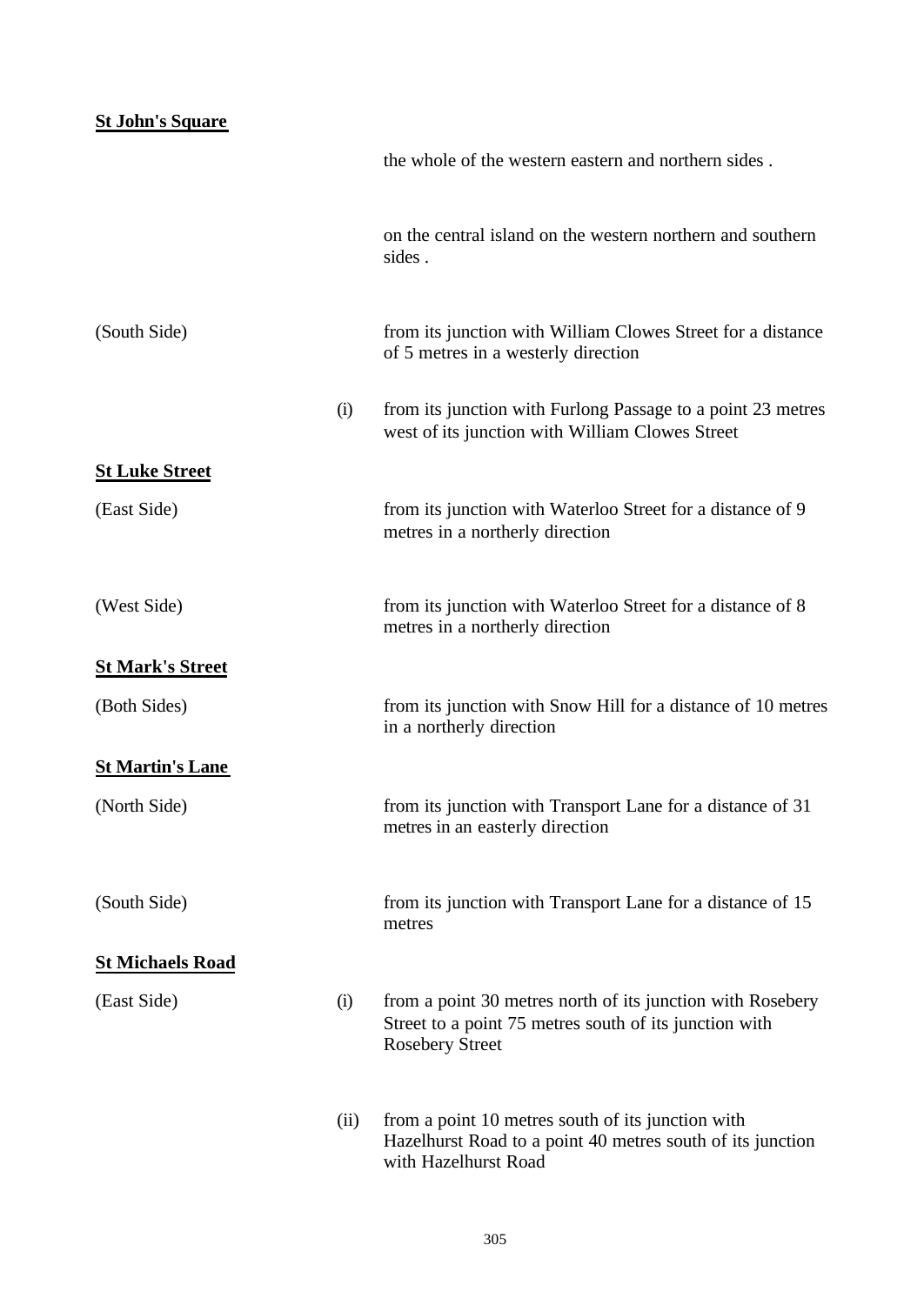**St John's Square**

the whole of the western eastern and northern sides .

on the central island on the western northern and southern sides .

(South Side) from its junction with William Clowes Street for a distance of 5 metres in a westerly direction

(i) from its junction with Furlong Passage to a point 23 metres west of its junction with William Clowes Street

**St Luke Street**

(East Side) from its junction with Waterloo Street for a distance of 9 metres in a northerly direction

(West Side) from its junction with Waterloo Street for a distance of 8 metres in a northerly direction

**St Mark's Street**

(Both Sides) from its junction with Snow Hill for a distance of 10 metres in a northerly direction

**St Martin's Lane**

(North Side) from its junction with Transport Lane for a distance of 31 metres in an easterly direction

(South Side) from its junction with Transport Lane for a distance of 15 metres

**St Michaels Road**

(East Side) (i) from a point 30 metres north of its junction with Rosebery Street to a point 75 metres south of its junction with Rosebery Street

(ii) from a point 10 metres south of its junction with Hazelhurst Road to a point 40 metres south of its junction with Hazelhurst Road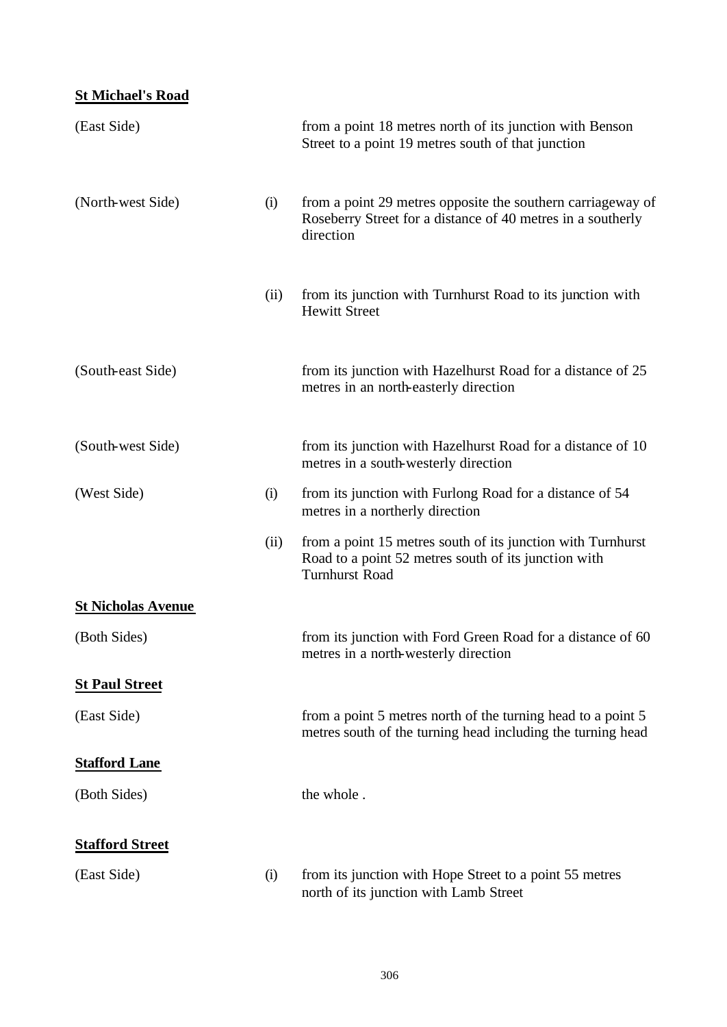**St Michael's Road**

| | | |
|---|---|---|
| (East Side) | | from a point 18 metres north of its junction with Benson Street to a point 19 metres south of that junction |
| (North-west Side) | (i) | from a point 29 metres opposite the southern carriageway of Roseberry Street for a distance of 40 metres in a southerly direction |
| | (ii) | from its junction with Turnhurst Road to its junction with Hewitt Street |
| (South-east Side) | | from its junction with Hazelhurst Road for a distance of 25 metres in an north-easterly direction |
| (South-west Side) | | from its junction with Hazelhurst Road for a distance of 10 metres in a south-westerly direction |
| (West Side) | (i) | from its junction with Furlong Road for a distance of 54 metres in a northerly direction |
| | (ii) | from a point 15 metres south of its junction with Turnhurst Road to a point 52 metres south of its junction with Turnhurst Road |

**St Nicholas Avenue**

| | | |
|---|---|---|
| (Both Sides) | | from its junction with Ford Green Road for a distance of 60 metres in a north-westerly direction |

**St Paul Street**

| | | |
|---|---|---|
| (East Side) | | from a point 5 metres north of the turning head to a point 5 metres south of the turning head including the turning head |

**Stafford Lane**

| | | |
|---|---|---|
| (Both Sides) | | the whole . |

**Stafford Street**

| | | |
|---|---|---|
| (East Side) | (i) | from its junction with Hope Street to a point 55 metres north of its junction with Lamb Street |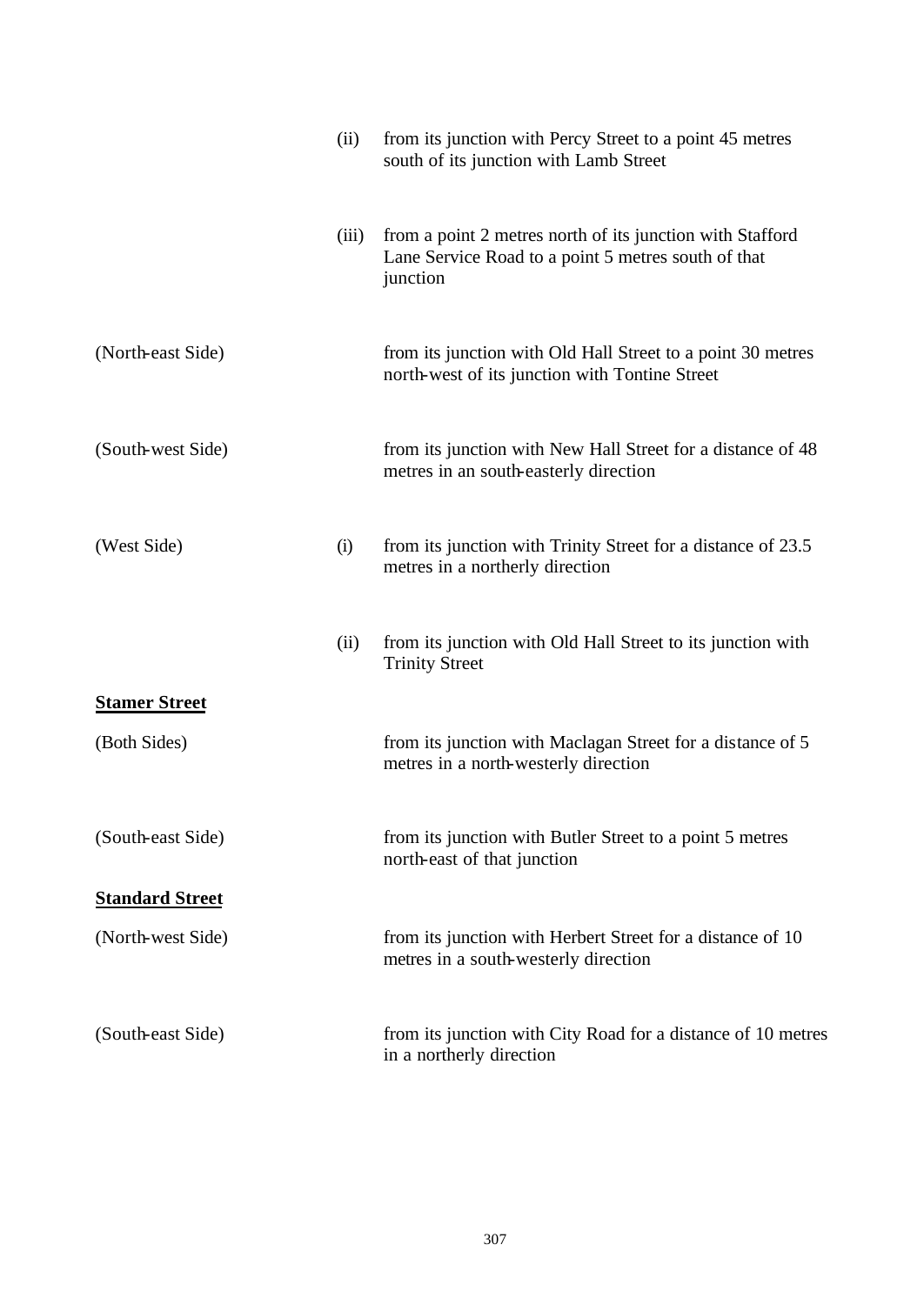| | | |
|---|---|---|
| | (ii) | from its junction with Percy Street to a point 45 metres south of its junction with Lamb Street |
| | (iii) | from a point 2 metres north of its junction with Stafford Lane Service Road to a point 5 metres south of that junction |
| (North-east Side) | | from its junction with Old Hall Street to a point 30 metres north-west of its junction with Tontine Street |
| (South-west Side) | | from its junction with New Hall Street for a distance of 48 metres in an south-easterly direction |
| (West Side) | (i) | from its junction with Trinity Street for a distance of 23.5 metres in a northerly direction |
| | (ii) | from its junction with Old Hall Street to its junction with Trinity Street |

**Stamer Street**

| | |
|---|---|
| (Both Sides) | from its junction with Maclagan Street for a distance of 5 metres in a north-westerly direction |
| (South-east Side) | from its junction with Butler Street to a point 5 metres north-east of that junction |

**Standard Street**

| | |
|---|---|
| (North-west Side) | from its junction with Herbert Street for a distance of 10 metres in a south-westerly direction |
| (South-east Side) | from its junction with City Road for a distance of 10 metres in a northerly direction |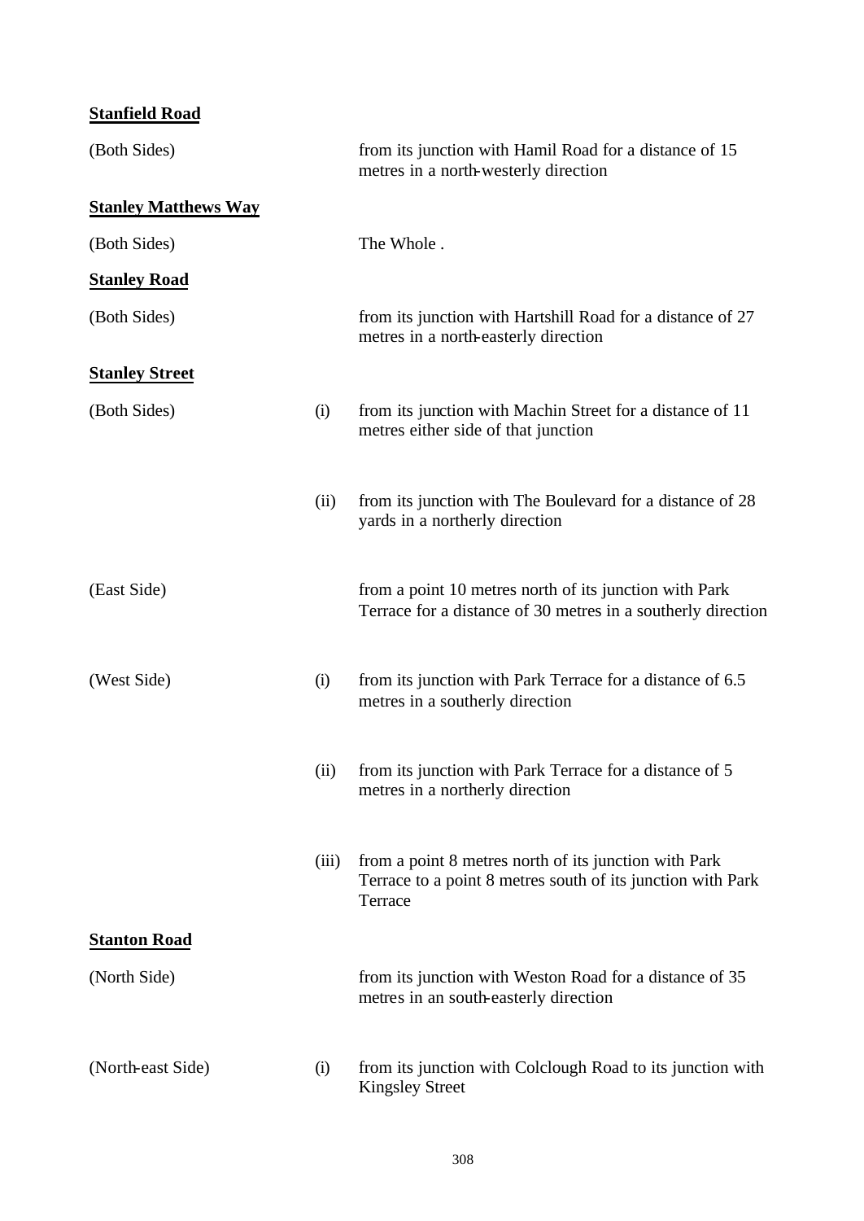**Stanfield Road**

| | | |
|---|---|---|
| (Both Sides) | | from its junction with Hamil Road for a distance of 15 metres in a north-westerly direction |

**Stanley Matthews Way**

| | | |
|---|---|---|
| (Both Sides) | | The Whole . |

**Stanley Road**

| | | |
|---|---|---|
| (Both Sides) | | from its junction with Hartshill Road for a distance of 27 metres in a north-easterly direction |

**Stanley Street**

| | | |
|---|---|---|
| (Both Sides) | (i) | from its junction with Machin Street for a distance of 11 metres either side of that junction |
| | (ii) | from its junction with The Boulevard for a distance of 28 yards in a northerly direction |
| (East Side) | | from a point 10 metres north of its junction with Park Terrace for a distance of 30 metres in a southerly direction |
| (West Side) | (i) | from its junction with Park Terrace for a distance of 6.5 metres in a southerly direction |
| | (ii) | from its junction with Park Terrace for a distance of 5 metres in a northerly direction |
| | (iii) | from a point 8 metres north of its junction with Park Terrace to a point 8 metres south of its junction with Park Terrace |

**Stanton Road**

| | | |
|---|---|---|
| (North Side) | | from its junction with Weston Road for a distance of 35 metres in an south-easterly direction |
| (North-east Side) | (i) | from its junction with Colclough Road to its junction with Kingsley Street |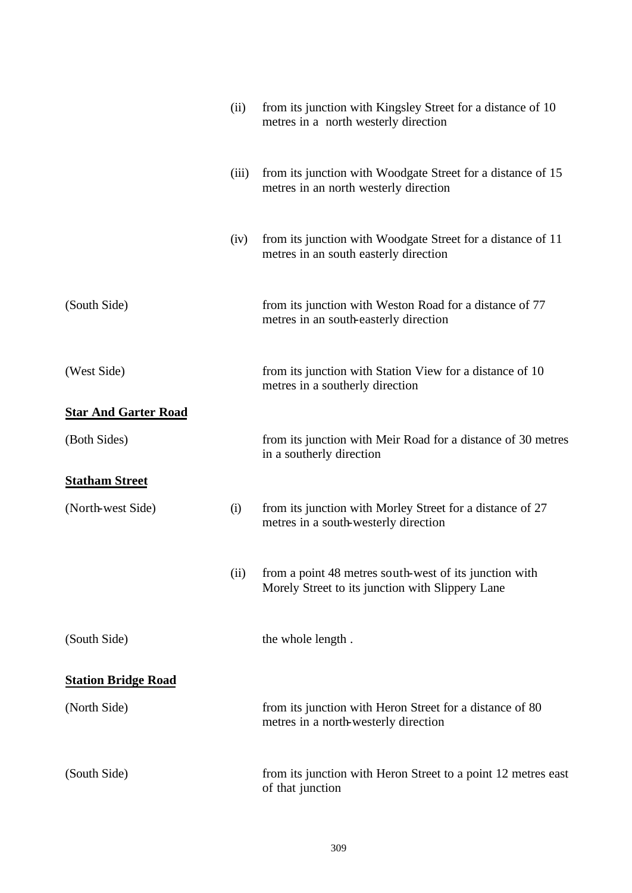| | | |
|---|---|---|
| | (ii) | from its junction with Kingsley Street for a distance of 10 metres in a north westerly direction |
| | (iii) | from its junction with Woodgate Street for a distance of 15 metres in an north westerly direction |
| | (iv) | from its junction with Woodgate Street for a distance of 11 metres in an south easterly direction |
| (South Side) | | from its junction with Weston Road for a distance of 77 metres in an south-easterly direction |
| (West Side) | | from its junction with Station View for a distance of 10 metres in a southerly direction |

**Star And Garter Road**

| | | |
|---|---|---|
| (Both Sides) | | from its junction with Meir Road for a distance of 30 metres in a southerly direction |

**Statham Street**

| | | |
|---|---|---|
| (North-west Side) | (i) | from its junction with Morley Street for a distance of 27 metres in a south-westerly direction |
| | (ii) | from a point 48 metres south-west of its junction with Morely Street to its junction with Slippery Lane |
| (South Side) | | the whole length . |

**Station Bridge Road**

| | | |
|---|---|---|
| (North Side) | | from its junction with Heron Street for a distance of 80 metres in a north-westerly direction |
| (South Side) | | from its junction with Heron Street to a point 12 metres east of that junction |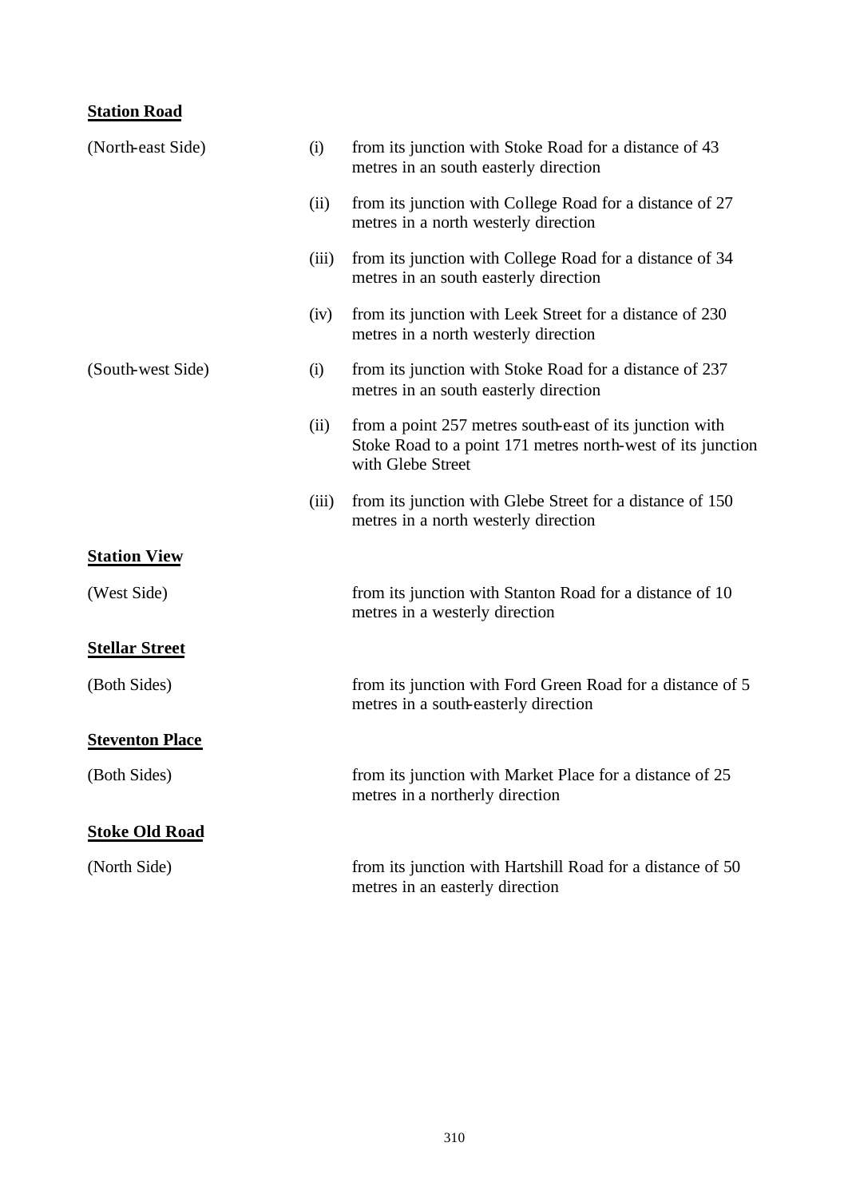**Station Road**

| | | |
|---|---|---|
| (North-east Side) | (i) | from its junction with Stoke Road for a distance of 43 metres in an south easterly direction |
| | (ii) | from its junction with College Road for a distance of 27 metres in a north westerly direction |
| | (iii) | from its junction with College Road for a distance of 34 metres in an south easterly direction |
| | (iv) | from its junction with Leek Street for a distance of 230 metres in a north westerly direction |
| (South-west Side) | (i) | from its junction with Stoke Road for a distance of 237 metres in an south easterly direction |
| | (ii) | from a point 257 metres south-east of its junction with Stoke Road to a point 171 metres north-west of its junction with Glebe Street |
| | (iii) | from its junction with Glebe Street for a distance of 150 metres in a north westerly direction |

**Station View**

(West Side) — from its junction with Stanton Road for a distance of 10 metres in a westerly direction

**Stellar Street**

(Both Sides) — from its junction with Ford Green Road for a distance of 5 metres in a south-easterly direction

**Steventon Place**

(Both Sides) — from its junction with Market Place for a distance of 25 metres in a northerly direction

**Stoke Old Road**

(North Side) — from its junction with Hartshill Road for a distance of 50 metres in an easterly direction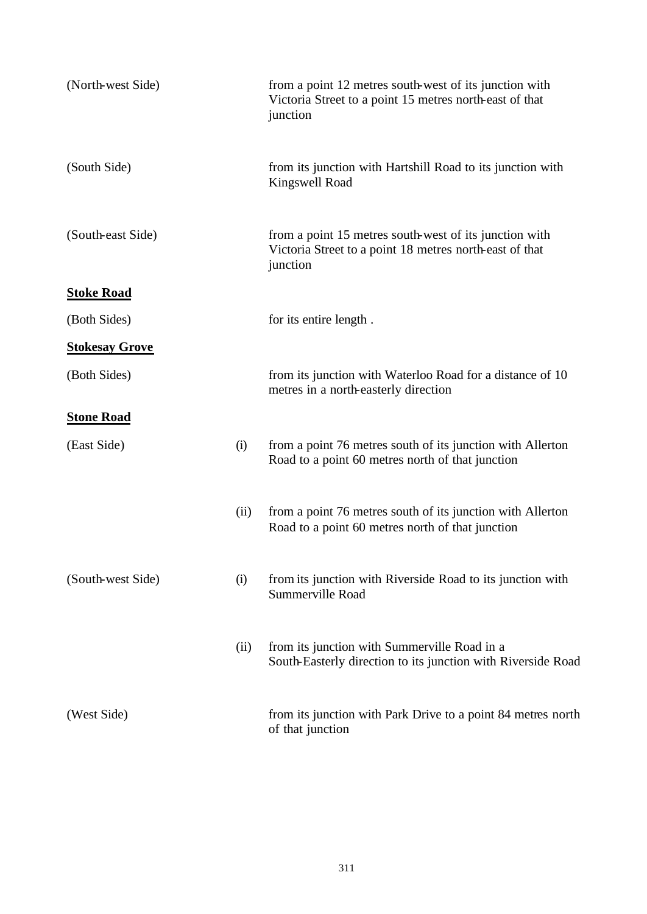| | | |
|---|---|---|
| (North-west Side) | | from a point 12 metres south-west of its junction with Victoria Street to a point 15 metres north-east of that junction |
| (South Side) | | from its junction with Hartshill Road to its junction with Kingswell Road |
| (South-east Side) | | from a point 15 metres south-west of its junction with Victoria Street to a point 18 metres north-east of that junction |
| **Stoke Road** | | |
| (Both Sides) | | for its entire length . |
| **Stokesay Grove** | | |
| (Both Sides) | | from its junction with Waterloo Road for a distance of 10 metres in a north-easterly direction |
| **Stone Road** | | |
| (East Side) | (i) | from a point 76 metres south of its junction with Allerton Road to a point 60 metres north of that junction |
| | (ii) | from a point 76 metres south of its junction with Allerton Road to a point 60 metres north of that junction |
| (South-west Side) | (i) | from its junction with Riverside Road to its junction with Summerville Road |
| | (ii) | from its junction with Summerville Road in a South-Easterly direction to its junction with Riverside Road |
| (West Side) | | from its junction with Park Drive to a point 84 metres north of that junction |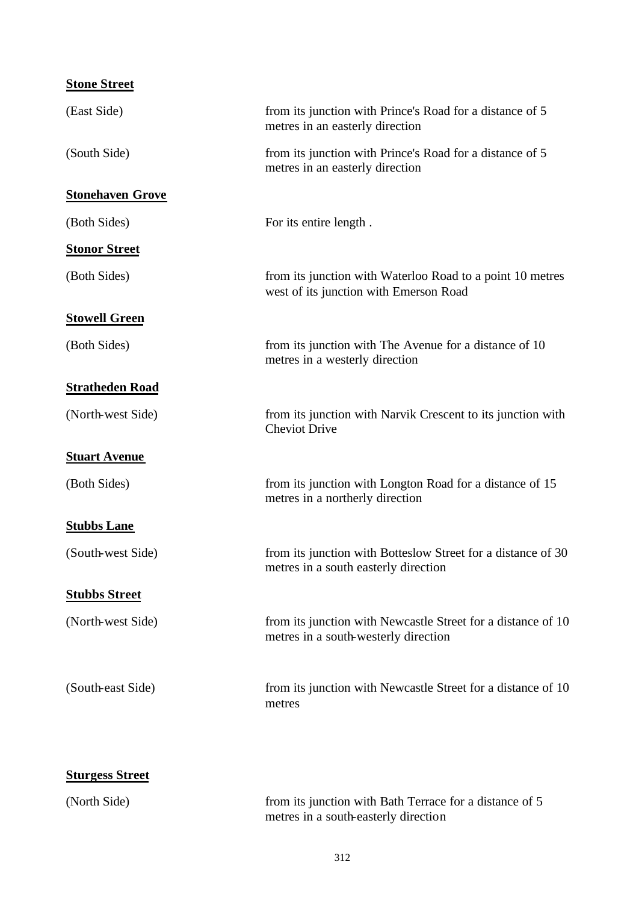**Stone Street**

(East Side) from its junction with Prince's Road for a distance of 5 metres in an easterly direction

(South Side) from its junction with Prince's Road for a distance of 5 metres in an easterly direction

**Stonehaven Grove**

(Both Sides) For its entire length .

**Stonor Street**

(Both Sides) from its junction with Waterloo Road to a point 10 metres west of its junction with Emerson Road

**Stowell Green**

(Both Sides) from its junction with The Avenue for a distance of 10 metres in a westerly direction

**Stratheden Road**

(North-west Side) from its junction with Narvik Crescent to its junction with Cheviot Drive

**Stuart Avenue**

(Both Sides) from its junction with Longton Road for a distance of 15 metres in a northerly direction

**Stubbs Lane**

(South-west Side) from its junction with Botteslow Street for a distance of 30 metres in a south easterly direction

**Stubbs Street**

(North-west Side) from its junction with Newcastle Street for a distance of 10 metres in a south-westerly direction

(South-east Side) from its junction with Newcastle Street for a distance of 10 metres

**Sturgess Street**

(North Side) from its junction with Bath Terrace for a distance of 5 metres in a south-easterly direction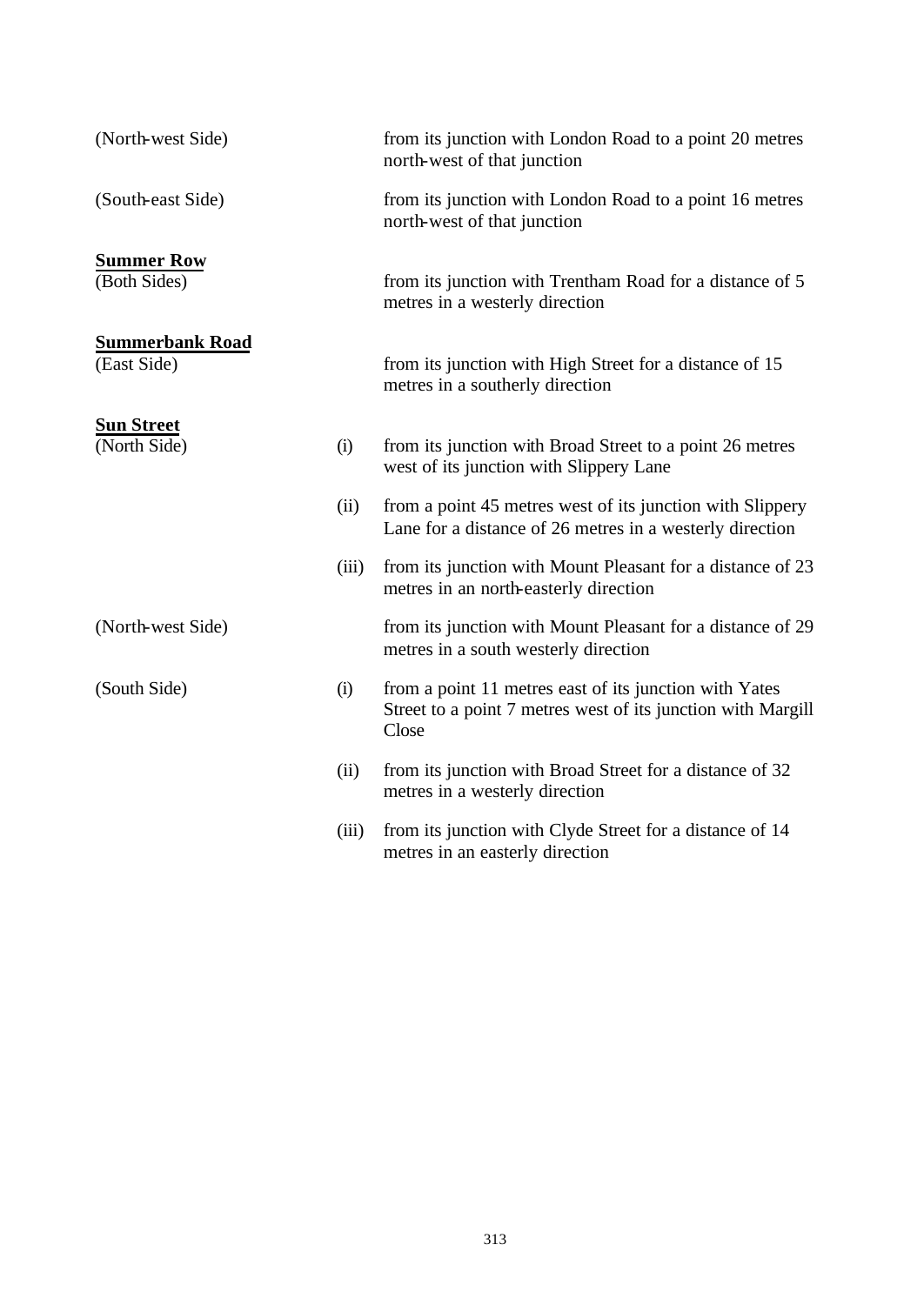(North-west Side) from its junction with London Road to a point 20 metres north-west of that junction

(South-east Side) from its junction with London Road to a point 16 metres north-west of that junction

**Summer Row**

(Both Sides) from its junction with Trentham Road for a distance of 5 metres in a westerly direction

**Summerbank Road**

(East Side) from its junction with High Street for a distance of 15 metres in a southerly direction

**Sun Street**

(North Side)

(i) from its junction with Broad Street to a point 26 metres west of its junction with Slippery Lane

(ii) from a point 45 metres west of its junction with Slippery Lane for a distance of 26 metres in a westerly direction

(iii) from its junction with Mount Pleasant for a distance of 23 metres in an north-easterly direction

(North-west Side) from its junction with Mount Pleasant for a distance of 29 metres in a south westerly direction

(South Side)

(i) from a point 11 metres east of its junction with Yates Street to a point 7 metres west of its junction with Margill Close

(ii) from its junction with Broad Street for a distance of 32 metres in a westerly direction

(iii) from its junction with Clyde Street for a distance of 14 metres in an easterly direction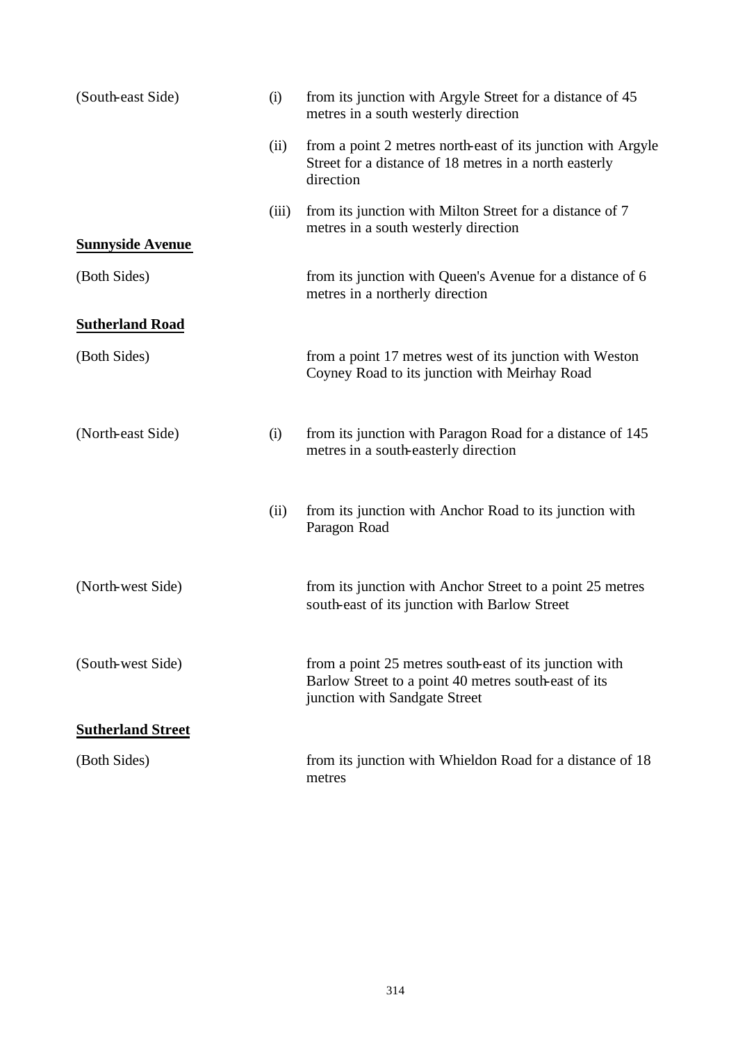| | | |
|---|---|---|
| (South-east Side) | (i) | from its junction with Argyle Street for a distance of 45 metres in a south westerly direction |
| | (ii) | from a point 2 metres north-east of its junction with Argyle Street for a distance of 18 metres in a north easterly direction |
| | (iii) | from its junction with Milton Street for a distance of 7 metres in a south westerly direction |

**Sunnyside Avenue**

| | | |
|---|---|---|
| (Both Sides) | | from its junction with Queen's Avenue for a distance of 6 metres in a northerly direction |

**Sutherland Road**

| | | |
|---|---|---|
| (Both Sides) | | from a point 17 metres west of its junction with Weston Coyney Road to its junction with Meirhay Road |
| (North-east Side) | (i) | from its junction with Paragon Road for a distance of 145 metres in a south-easterly direction |
| | (ii) | from its junction with Anchor Road to its junction with Paragon Road |
| (North-west Side) | | from its junction with Anchor Street to a point 25 metres south-east of its junction with Barlow Street |
| (South-west Side) | | from a point 25 metres south-east of its junction with Barlow Street to a point 40 metres south-east of its junction with Sandgate Street |

**Sutherland Street**

| | | |
|---|---|---|
| (Both Sides) | | from its junction with Whieldon Road for a distance of 18 metres |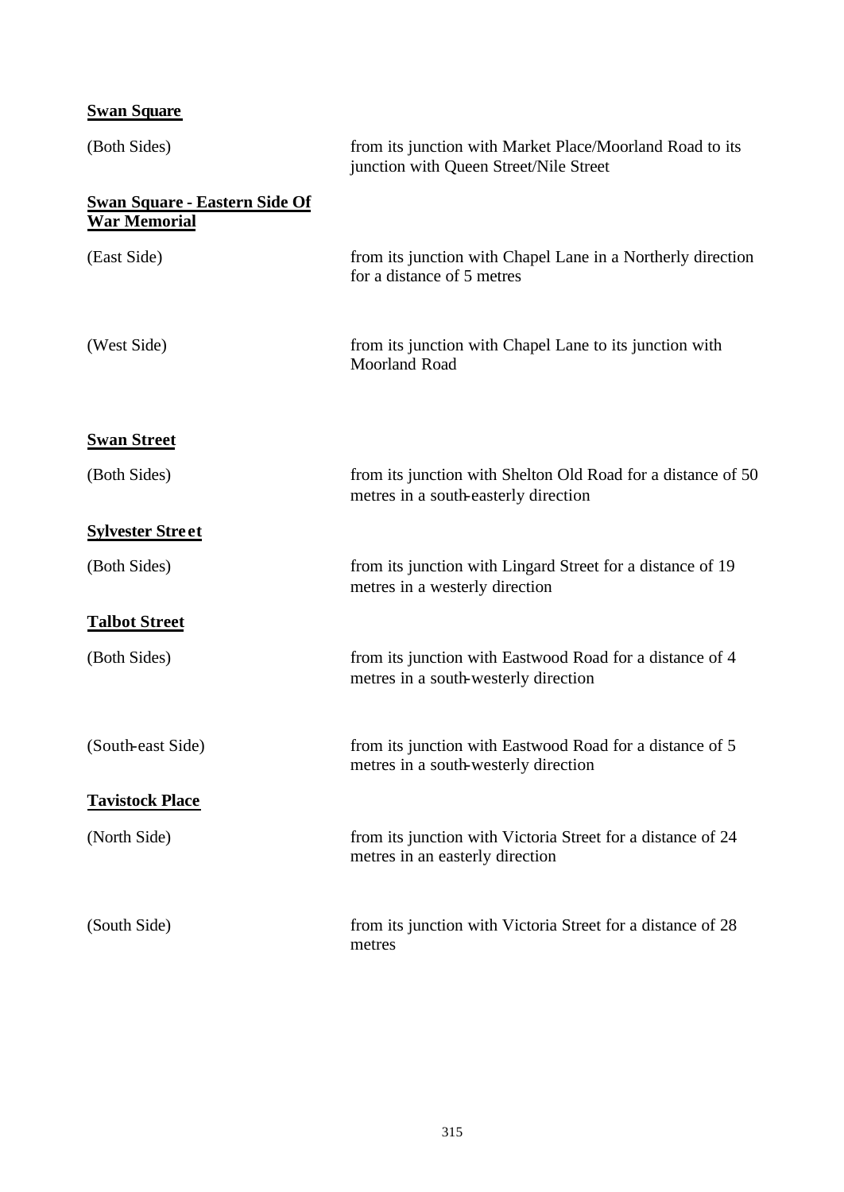**Swan Square**

| | |
|---|---|
| (Both Sides) | from its junction with Market Place/Moorland Road to its junction with Queen Street/Nile Street |

**Swan Square - Eastern Side Of War Memorial**

| | |
|---|---|
| (East Side) | from its junction with Chapel Lane in a Northerly direction for a distance of 5 metres |
| (West Side) | from its junction with Chapel Lane to its junction with Moorland Road |

**Swan Street**

| | |
|---|---|
| (Both Sides) | from its junction with Shelton Old Road for a distance of 50 metres in a south-easterly direction |

**Sylvester Street**

| | |
|---|---|
| (Both Sides) | from its junction with Lingard Street for a distance of 19 metres in a westerly direction |

**Talbot Street**

| | |
|---|---|
| (Both Sides) | from its junction with Eastwood Road for a distance of 4 metres in a south-westerly direction |
| (South-east Side) | from its junction with Eastwood Road for a distance of 5 metres in a south-westerly direction |

**Tavistock Place**

| | |
|---|---|
| (North Side) | from its junction with Victoria Street for a distance of 24 metres in an easterly direction |
| (South Side) | from its junction with Victoria Street for a distance of 28 metres |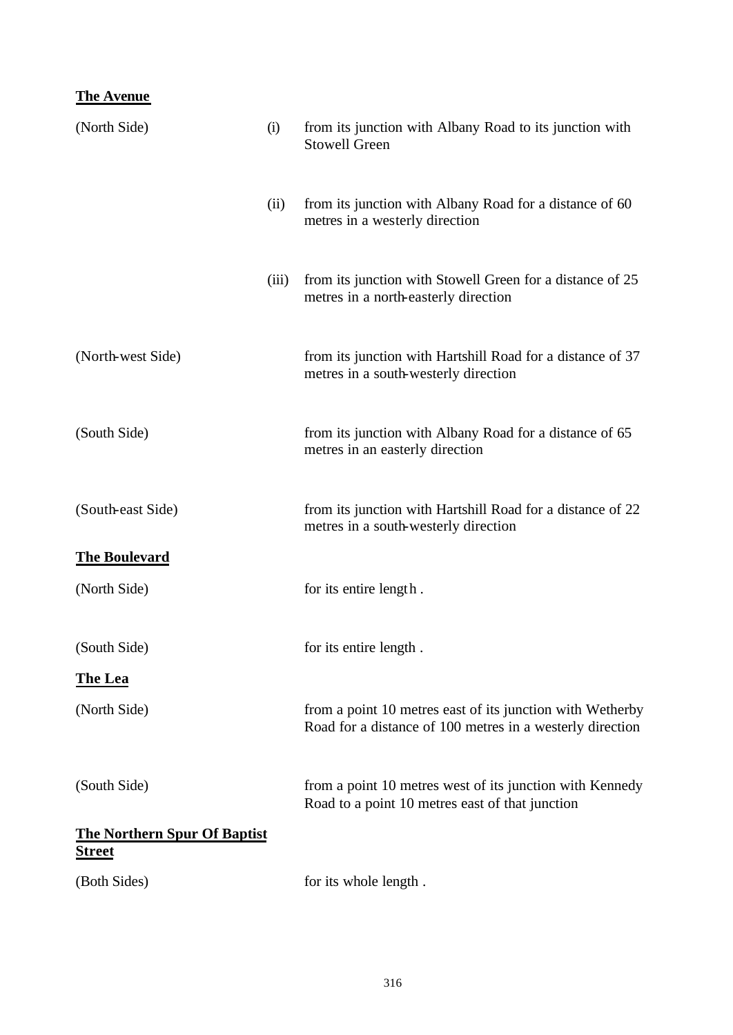**The Avenue**

| | | |
|---|---|---|
| (North Side) | (i) | from its junction with Albany Road to its junction with Stowell Green |
| | (ii) | from its junction with Albany Road for a distance of 60 metres in a westerly direction |
| | (iii) | from its junction with Stowell Green for a distance of 25 metres in a north-easterly direction |
| (North-west Side) | | from its junction with Hartshill Road for a distance of 37 metres in a south-westerly direction |
| (South Side) | | from its junction with Albany Road for a distance of 65 metres in an easterly direction |
| (South-east Side) | | from its junction with Hartshill Road for a distance of 22 metres in a south-westerly direction |

**The Boulevard**

| | |
|---|---|
| (North Side) | for its entire length . |
| (South Side) | for its entire length . |

**The Lea**

| | |
|---|---|
| (North Side) | from a point 10 metres east of its junction with Wetherby Road for a distance of 100 metres in a westerly direction |
| (South Side) | from a point 10 metres west of its junction with Kennedy Road to a point 10 metres east of that junction |

**The Northern Spur Of Baptist Street**

| | |
|---|---|
| (Both Sides) | for its whole length . |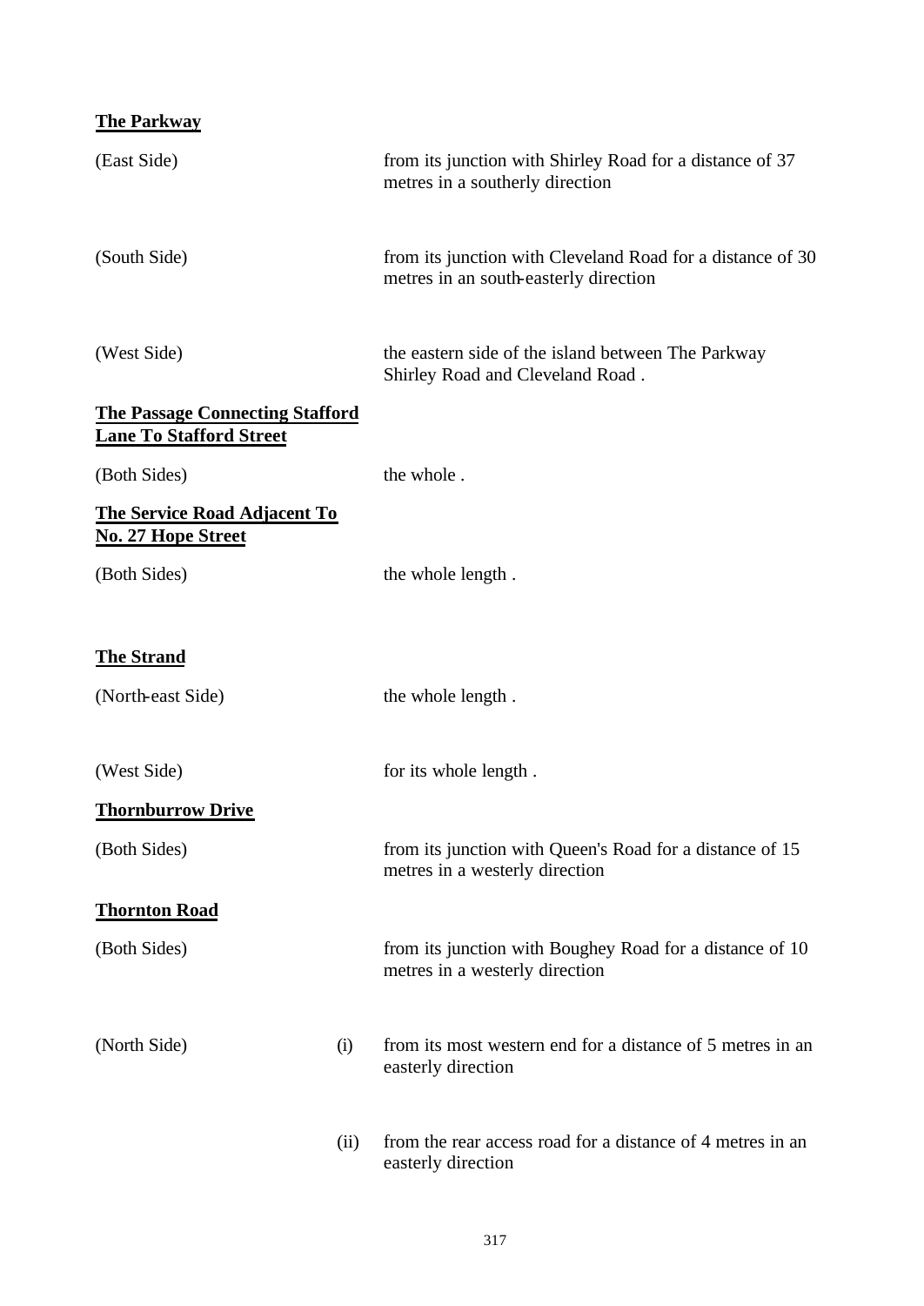**The Parkway**

| | | |
|---|---|---|
| (East Side) | | from its junction with Shirley Road for a distance of 37 metres in a southerly direction |
| (South Side) | | from its junction with Cleveland Road for a distance of 30 metres in an south-easterly direction |
| (West Side) | | the eastern side of the island between The Parkway Shirley Road and Cleveland Road . |

**The Passage Connecting Stafford Lane To Stafford Street**

| | | |
|---|---|---|
| (Both Sides) | | the whole . |

**The Service Road Adjacent To No. 27 Hope Street**

| | | |
|---|---|---|
| (Both Sides) | | the whole length . |

**The Strand**

| | | |
|---|---|---|
| (North-east Side) | | the whole length . |
| (West Side) | | for its whole length . |

**Thornburrow Drive**

| | | |
|---|---|---|
| (Both Sides) | | from its junction with Queen's Road for a distance of 15 metres in a westerly direction |

**Thornton Road**

| | | |
|---|---|---|
| (Both Sides) | | from its junction with Boughey Road for a distance of 10 metres in a westerly direction |
| (North Side) | (i) | from its most western end for a distance of 5 metres in an easterly direction |
| | (ii) | from the rear access road for a distance of 4 metres in an easterly direction |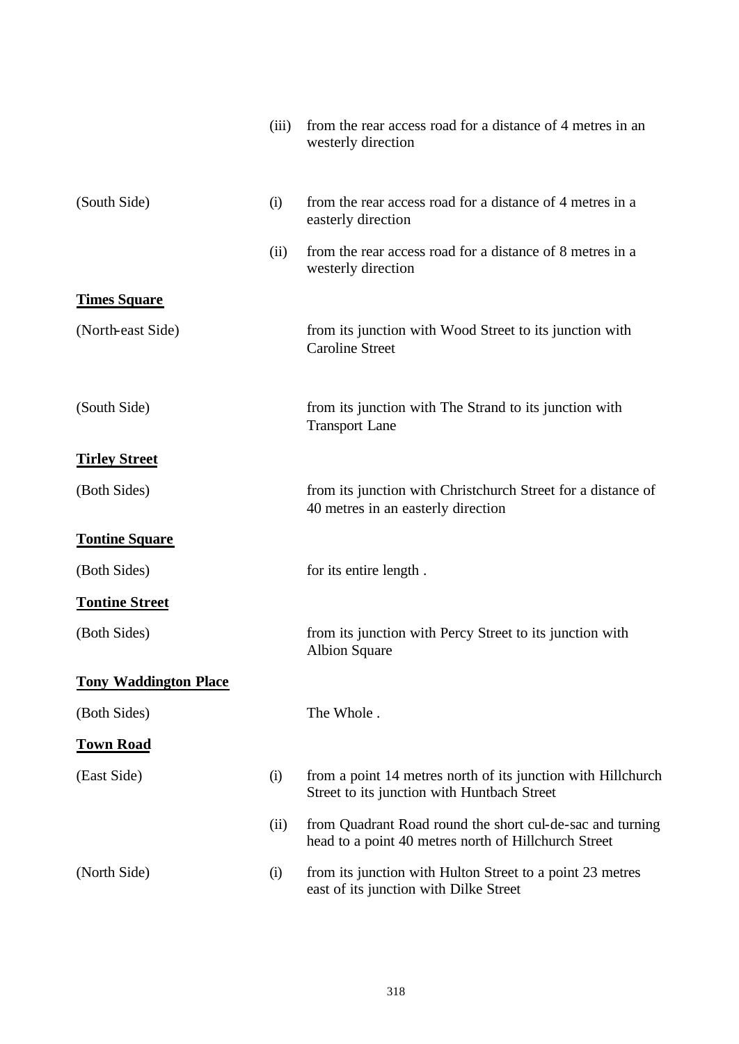| | | |
|---|---|---|
| | (iii) | from the rear access road for a distance of 4 metres in an westerly direction |
| (South Side) | (i) | from the rear access road for a distance of 4 metres in a easterly direction |
| | (ii) | from the rear access road for a distance of 8 metres in a westerly direction |

**Times Square**

| | | |
|---|---|---|
| (North-east Side) | | from its junction with Wood Street to its junction with Caroline Street |
| (South Side) | | from its junction with The Strand to its junction with Transport Lane |

**Tirley Street**

| | | |
|---|---|---|
| (Both Sides) | | from its junction with Christchurch Street for a distance of 40 metres in an easterly direction |

**Tontine Square**

| | | |
|---|---|---|
| (Both Sides) | | for its entire length . |

**Tontine Street**

| | | |
|---|---|---|
| (Both Sides) | | from its junction with Percy Street to its junction with Albion Square |

**Tony Waddington Place**

| | | |
|---|---|---|
| (Both Sides) | | The Whole . |

**Town Road**

| | | |
|---|---|---|
| (East Side) | (i) | from a point 14 metres north of its junction with Hillchurch Street to its junction with Huntbach Street |
| | (ii) | from Quadrant Road round the short cul-de-sac and turning head to a point 40 metres north of Hillchurch Street |
| (North Side) | (i) | from its junction with Hulton Street to a point 23 metres east of its junction with Dilke Street |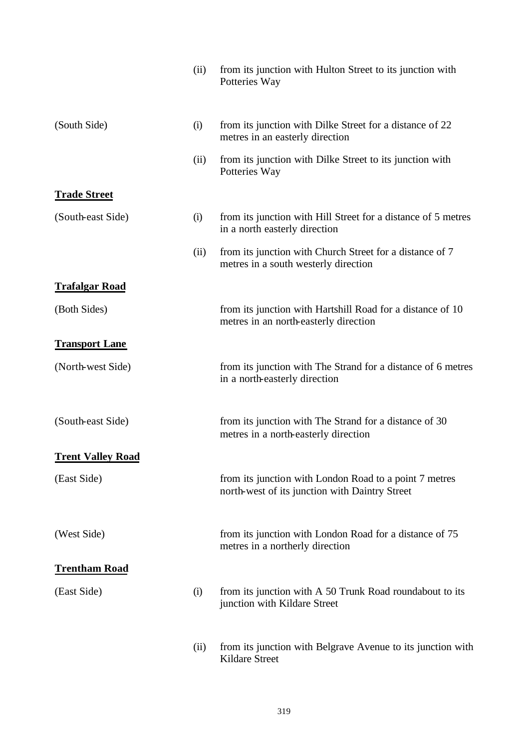| | | |
|---|---|---|
| | (ii) | from its junction with Hulton Street to its junction with Potteries Way |
| (South Side) | (i) | from its junction with Dilke Street for a distance of 22 metres in an easterly direction |
| | (ii) | from its junction with Dilke Street to its junction with Potteries Way |

**Trade Street**

| | | |
|---|---|---|
| (South-east Side) | (i) | from its junction with Hill Street for a distance of 5 metres in a north easterly direction |
| | (ii) | from its junction with Church Street for a distance of 7 metres in a south westerly direction |

**Trafalgar Road**

| | | |
|---|---|---|
| (Both Sides) | | from its junction with Hartshill Road for a distance of 10 metres in an north-easterly direction |

**Transport Lane**

| | | |
|---|---|---|
| (North-west Side) | | from its junction with The Strand for a distance of 6 metres in a north-easterly direction |
| (South-east Side) | | from its junction with The Strand for a distance of 30 metres in a north-easterly direction |

**Trent Valley Road**

| | | |
|---|---|---|
| (East Side) | | from its junction with London Road to a point 7 metres north-west of its junction with Daintry Street |
| (West Side) | | from its junction with London Road for a distance of 75 metres in a northerly direction |

**Trentham Road**

| | | |
|---|---|---|
| (East Side) | (i) | from its junction with A 50 Trunk Road roundabout to its junction with Kildare Street |
| | (ii) | from its junction with Belgrave Avenue to its junction with Kildare Street |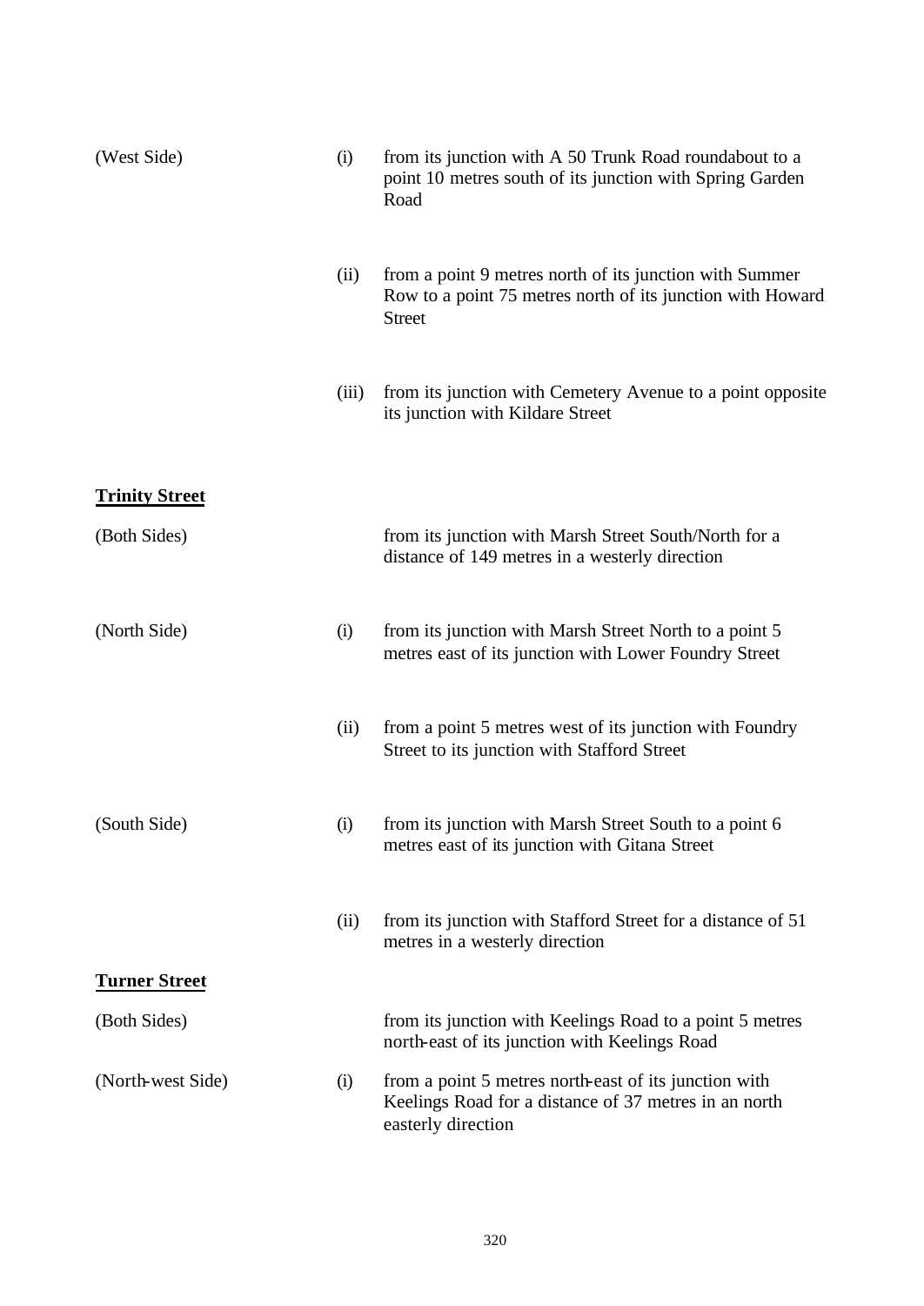| | | |
|---|---|---|
| (West Side) | (i) | from its junction with A 50 Trunk Road roundabout to a point 10 metres south of its junction with Spring Garden Road |
| | (ii) | from a point 9 metres north of its junction with Summer Row to a point 75 metres north of its junction with Howard Street |
| | (iii) | from its junction with Cemetery Avenue to a point opposite its junction with Kildare Street |

**Trinity Street**

| | | |
|---|---|---|
| (Both Sides) | | from its junction with Marsh Street South/North for a distance of 149 metres in a westerly direction |
| (North Side) | (i) | from its junction with Marsh Street North to a point 5 metres east of its junction with Lower Foundry Street |
| | (ii) | from a point 5 metres west of its junction with Foundry Street to its junction with Stafford Street |
| (South Side) | (i) | from its junction with Marsh Street South to a point 6 metres east of its junction with Gitana Street |
| | (ii) | from its junction with Stafford Street for a distance of 51 metres in a westerly direction |

**Turner Street**

| | | |
|---|---|---|
| (Both Sides) | | from its junction with Keelings Road to a point 5 metres north-east of its junction with Keelings Road |
| (North-west Side) | (i) | from a point 5 metres north-east of its junction with Keelings Road for a distance of 37 metres in an north easterly direction |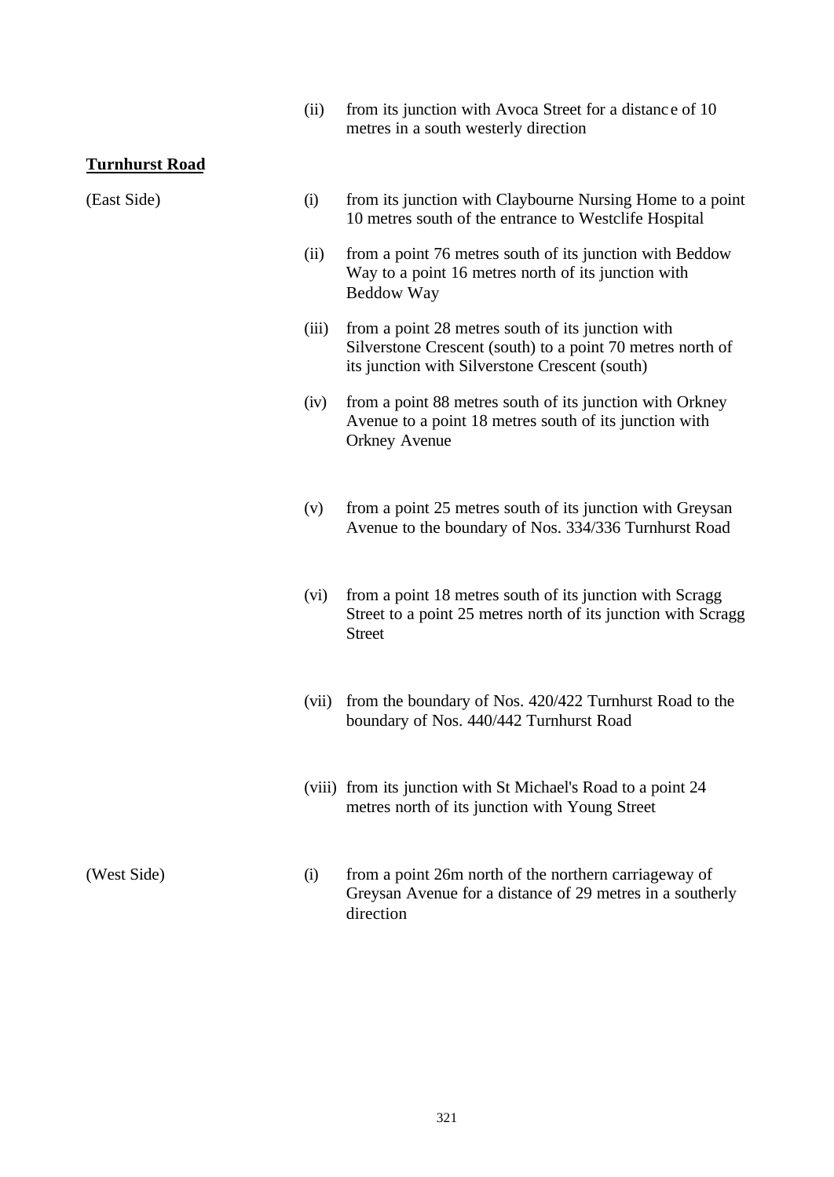(ii) from its junction with Avoca Street for a distance of 10 metres in a south westerly direction

**Turnhurst Road**

(East Side)

(i) from its junction with Claybourne Nursing Home to a point 10 metres south of the entrance to Westclife Hospital

(ii) from a point 76 metres south of its junction with Beddow Way to a point 16 metres north of its junction with Beddow Way

(iii) from a point 28 metres south of its junction with Silverstone Crescent (south) to a point 70 metres north of its junction with Silverstone Crescent (south)

(iv) from a point 88 metres south of its junction with Orkney Avenue to a point 18 metres south of its junction with Orkney Avenue

(v) from a point 25 metres south of its junction with Greysan Avenue to the boundary of Nos. 334/336 Turnhurst Road

(vi) from a point 18 metres south of its junction with Scragg Street to a point 25 metres north of its junction with Scragg Street

(vii) from the boundary of Nos. 420/422 Turnhurst Road to the boundary of Nos. 440/442 Turnhurst Road

(viii) from its junction with St Michael's Road to a point 24 metres north of its junction with Young Street

(West Side)

(i) from a point 26m north of the northern carriageway of Greysan Avenue for a distance of 29 metres in a southerly direction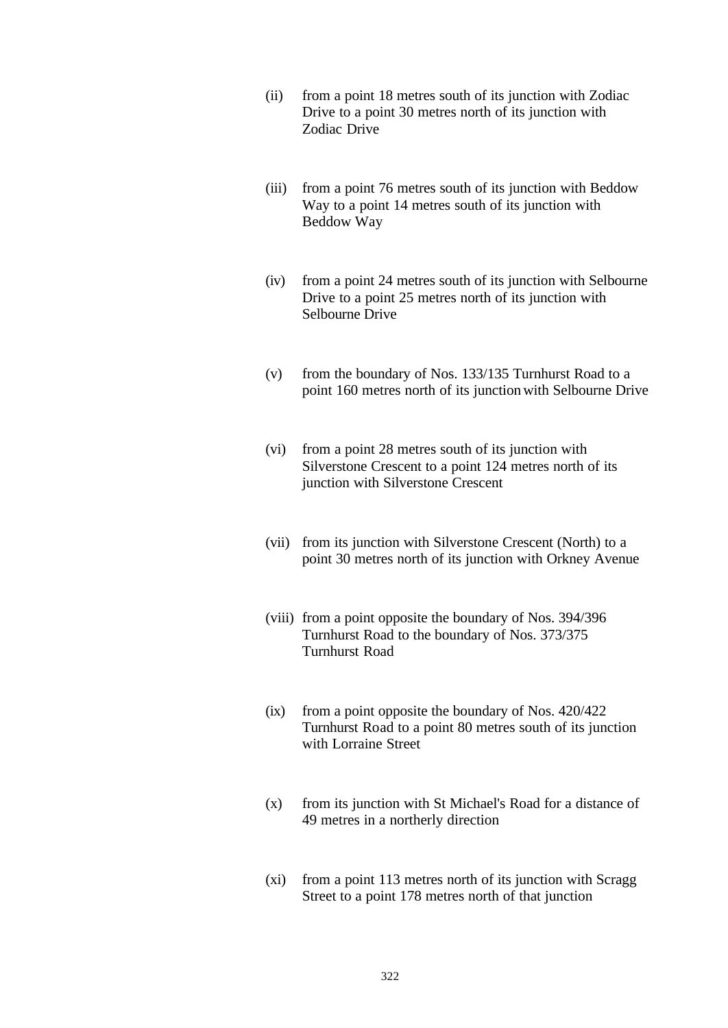(ii) from a point 18 metres south of its junction with Zodiac Drive to a point 30 metres north of its junction with Zodiac Drive

(iii) from a point 76 metres south of its junction with Beddow Way to a point 14 metres south of its junction with Beddow Way

(iv) from a point 24 metres south of its junction with Selbourne Drive to a point 25 metres north of its junction with Selbourne Drive

(v) from the boundary of Nos. 133/135 Turnhurst Road to a point 160 metres north of its junction with Selbourne Drive

(vi) from a point 28 metres south of its junction with Silverstone Crescent to a point 124 metres north of its junction with Silverstone Crescent

(vii) from its junction with Silverstone Crescent (North) to a point 30 metres north of its junction with Orkney Avenue

(viii) from a point opposite the boundary of Nos. 394/396 Turnhurst Road to the boundary of Nos. 373/375 Turnhurst Road

(ix) from a point opposite the boundary of Nos. 420/422 Turnhurst Road to a point 80 metres south of its junction with Lorraine Street

(x) from its junction with St Michael's Road for a distance of 49 metres in a northerly direction

(xi) from a point 113 metres north of its junction with Scragg Street to a point 178 metres north of that junction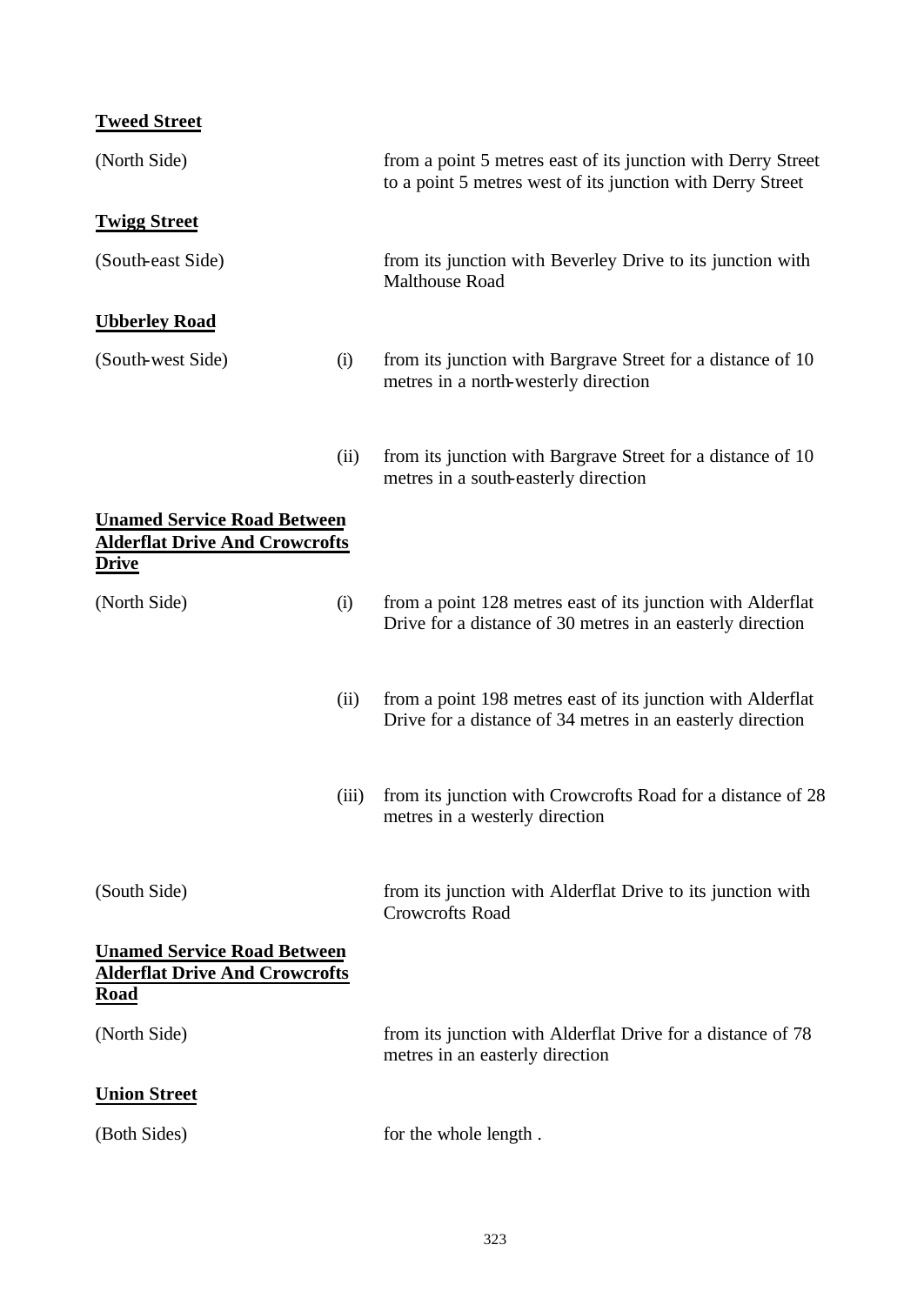**Tweed Street**

| | | |
|---|---|---|
| (North Side) | | from a point 5 metres east of its junction with Derry Street to a point 5 metres west of its junction with Derry Street |

**Twigg Street**

| | | |
|---|---|---|
| (South-east Side) | | from its junction with Beverley Drive to its junction with Malthouse Road |

**Ubberley Road**

| | | |
|---|---|---|
| (South-west Side) | (i) | from its junction with Bargrave Street for a distance of 10 metres in a north-westerly direction |
| | (ii) | from its junction with Bargrave Street for a distance of 10 metres in a south-easterly direction |

**Unamed Service Road Between Alderflat Drive And Crowcrofts Drive**

| | | |
|---|---|---|
| (North Side) | (i) | from a point 128 metres east of its junction with Alderflat Drive for a distance of 30 metres in an easterly direction |
| | (ii) | from a point 198 metres east of its junction with Alderflat Drive for a distance of 34 metres in an easterly direction |
| | (iii) | from its junction with Crowcrofts Road for a distance of 28 metres in a westerly direction |
| (South Side) | | from its junction with Alderflat Drive to its junction with Crowcrofts Road |

**Unamed Service Road Between Alderflat Drive And Crowcrofts Road**

| | | |
|---|---|---|
| (North Side) | | from its junction with Alderflat Drive for a distance of 78 metres in an easterly direction |

**Union Street**

| | | |
|---|---|---|
| (Both Sides) | | for the whole length . |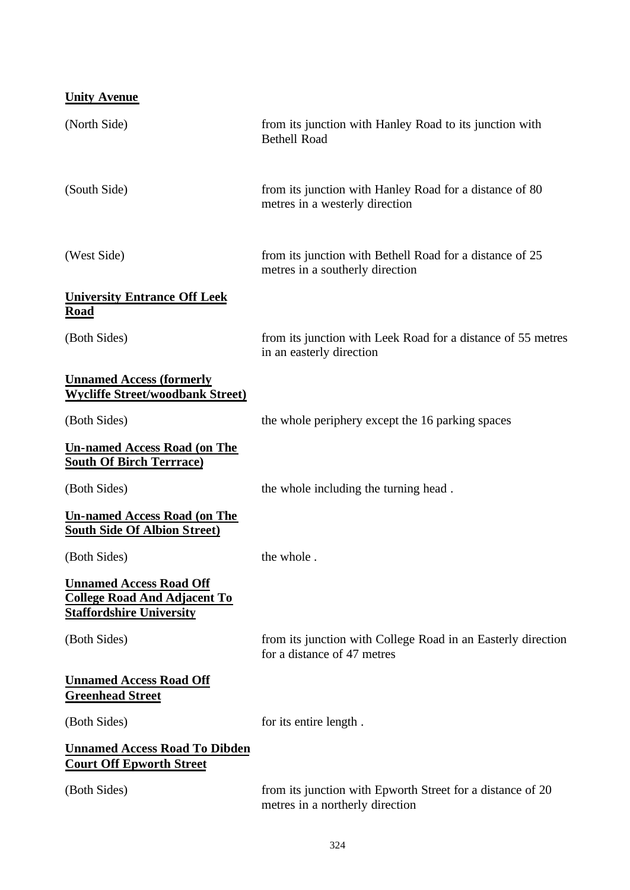**Unity Avenue**

| | |
|---|---|
| (North Side) | from its junction with Hanley Road to its junction with Bethell Road |
| (South Side) | from its junction with Hanley Road for a distance of 80 metres in a westerly direction |
| (West Side) | from its junction with Bethell Road for a distance of 25 metres in a southerly direction |

**University Entrance Off Leek Road**

| | |
|---|---|
| (Both Sides) | from its junction with Leek Road for a distance of 55 metres in an easterly direction |

**Unnamed Access (formerly Wycliffe Street/woodbank Street)**

| | |
|---|---|
| (Both Sides) | the whole periphery except the 16 parking spaces |

**Un-named Access Road (on The South Of Birch Terrrace)**

| | |
|---|---|
| (Both Sides) | the whole including the turning head . |

**Un-named Access Road (on The South Side Of Albion Street)**

| | |
|---|---|
| (Both Sides) | the whole . |

**Unnamed Access Road Off College Road And Adjacent To Staffordshire University**

| | |
|---|---|
| (Both Sides) | from its junction with College Road in an Easterly direction for a distance of 47 metres |

**Unnamed Access Road Off Greenhead Street**

| | |
|---|---|
| (Both Sides) | for its entire length . |

**Unnamed Access Road To Dibden Court Off Epworth Street**

| | |
|---|---|
| (Both Sides) | from its junction with Epworth Street for a distance of 20 metres in a northerly direction |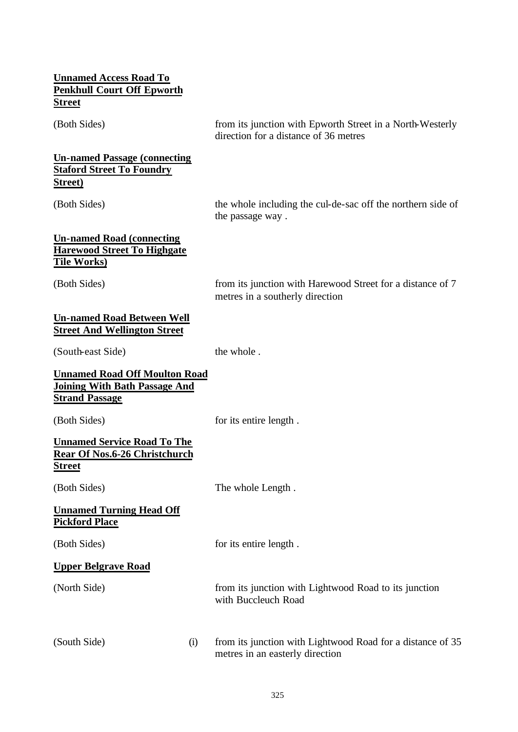**Unnamed Access Road To Penkhull Court Off Epworth Street**

(Both Sides) from its junction with Epworth Street in a North-Westerly direction for a distance of 36 metres

**Un-named Passage (connecting Staford Street To Foundry Street)**

(Both Sides) the whole including the cul-de-sac off the northern side of the passage way .

**Un-named Road (connecting Harewood Street To Highgate Tile Works)**

(Both Sides) from its junction with Harewood Street for a distance of 7 metres in a southerly direction

**Un-named Road Between Well Street And Wellington Street**

(South-east Side) the whole .

**Unnamed Road Off Moulton Road Joining With Bath Passage And Strand Passage**

(Both Sides) for its entire length .

**Unnamed Service Road To The Rear Of Nos.6-26 Christchurch Street**

(Both Sides) The whole Length .

**Unnamed Turning Head Off Pickford Place**

(Both Sides) for its entire length .

**Upper Belgrave Road**

(North Side) from its junction with Lightwood Road to its junction with Buccleuch Road

(South Side) (i) from its junction with Lightwood Road for a distance of 35 metres in an easterly direction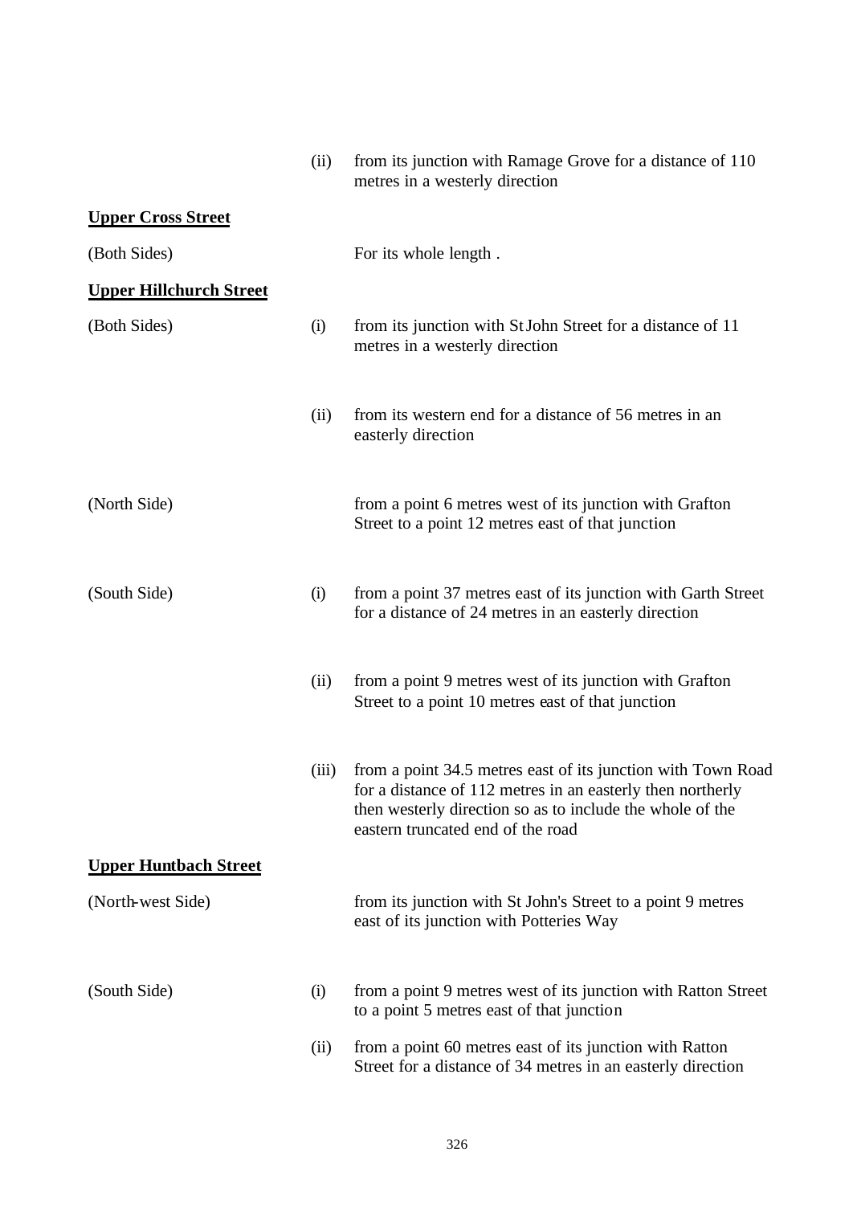| | | |
|---|---|---|
| | (ii) | from its junction with Ramage Grove for a distance of 110 metres in a westerly direction |
| **Upper Cross Street** | | |
| (Both Sides) | | For its whole length . |
| **Upper Hillchurch Street** | | |
| (Both Sides) | (i) | from its junction with St John Street for a distance of 11 metres in a westerly direction |
| | (ii) | from its western end for a distance of 56 metres in an easterly direction |
| (North Side) | | from a point 6 metres west of its junction with Grafton Street to a point 12 metres east of that junction |
| (South Side) | (i) | from a point 37 metres east of its junction with Garth Street for a distance of 24 metres in an easterly direction |
| | (ii) | from a point 9 metres west of its junction with Grafton Street to a point 10 metres east of that junction |
| | (iii) | from a point 34.5 metres east of its junction with Town Road for a distance of 112 metres in an easterly then northerly then westerly direction so as to include the whole of the eastern truncated end of the road |
| **Upper Huntbach Street** | | |
| (North-west Side) | | from its junction with St John's Street to a point 9 metres east of its junction with Potteries Way |
| (South Side) | (i) | from a point 9 metres west of its junction with Ratton Street to a point 5 metres east of that junction |
| | (ii) | from a point 60 metres east of its junction with Ratton Street for a distance of 34 metres in an easterly direction |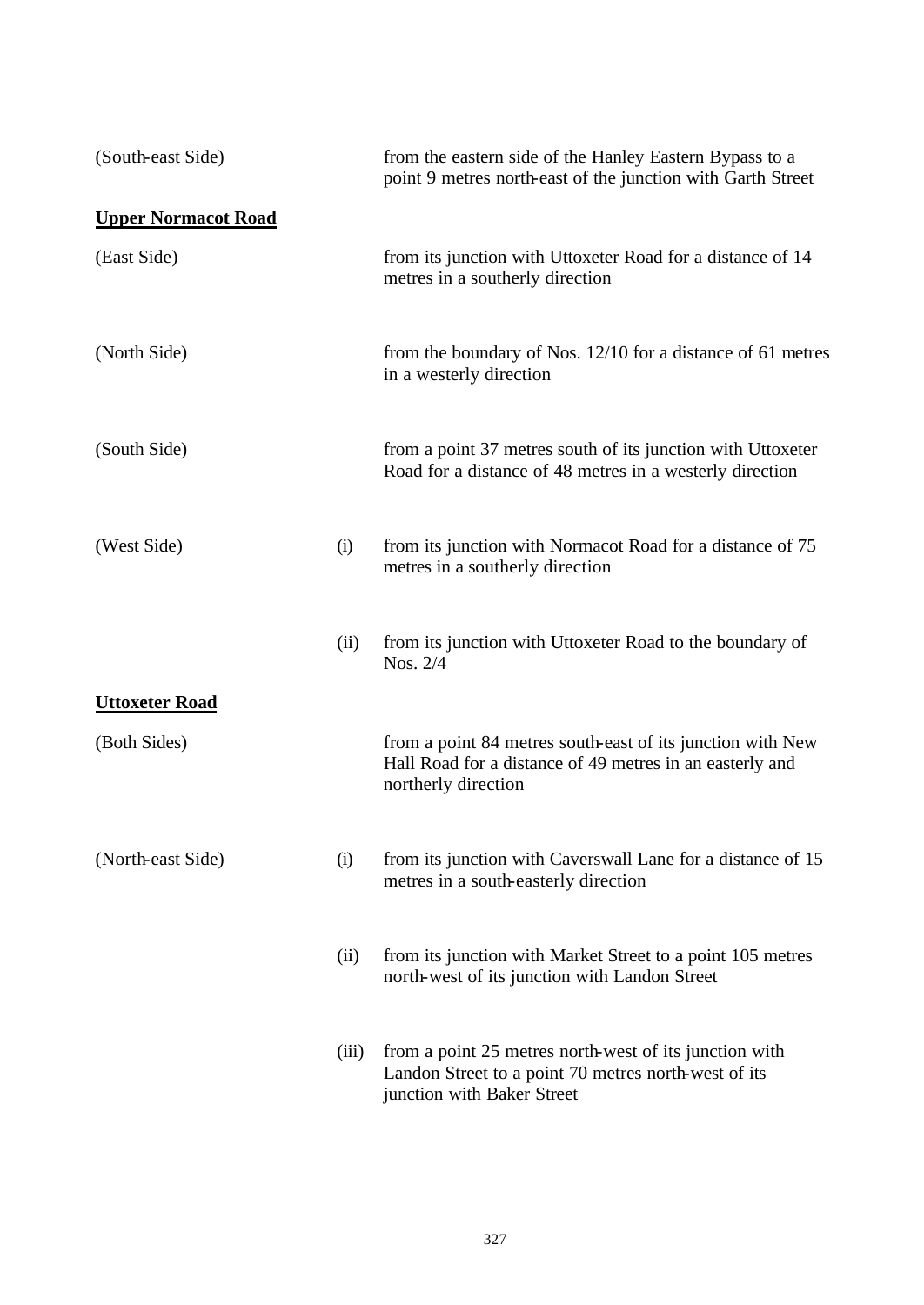| | | |
|---|---|---|
| (South-east Side) | | from the eastern side of the Hanley Eastern Bypass to a point 9 metres north-east of the junction with Garth Street |

**Upper Normacot Road**

| | | |
|---|---|---|
| (East Side) | | from its junction with Uttoxeter Road for a distance of 14 metres in a southerly direction |
| (North Side) | | from the boundary of Nos. 12/10 for a distance of 61 metres in a westerly direction |
| (South Side) | | from a point 37 metres south of its junction with Uttoxeter Road for a distance of 48 metres in a westerly direction |
| (West Side) | (i) | from its junction with Normacot Road for a distance of 75 metres in a southerly direction |
| | (ii) | from its junction with Uttoxeter Road to the boundary of Nos. 2/4 |

**Uttoxeter Road**

| | | |
|---|---|---|
| (Both Sides) | | from a point 84 metres south-east of its junction with New Hall Road for a distance of 49 metres in an easterly and northerly direction |
| (North-east Side) | (i) | from its junction with Caverswall Lane for a distance of 15 metres in a south-easterly direction |
| | (ii) | from its junction with Market Street to a point 105 metres north-west of its junction with Landon Street |
| | (iii) | from a point 25 metres north-west of its junction with Landon Street to a point 70 metres north-west of its junction with Baker Street |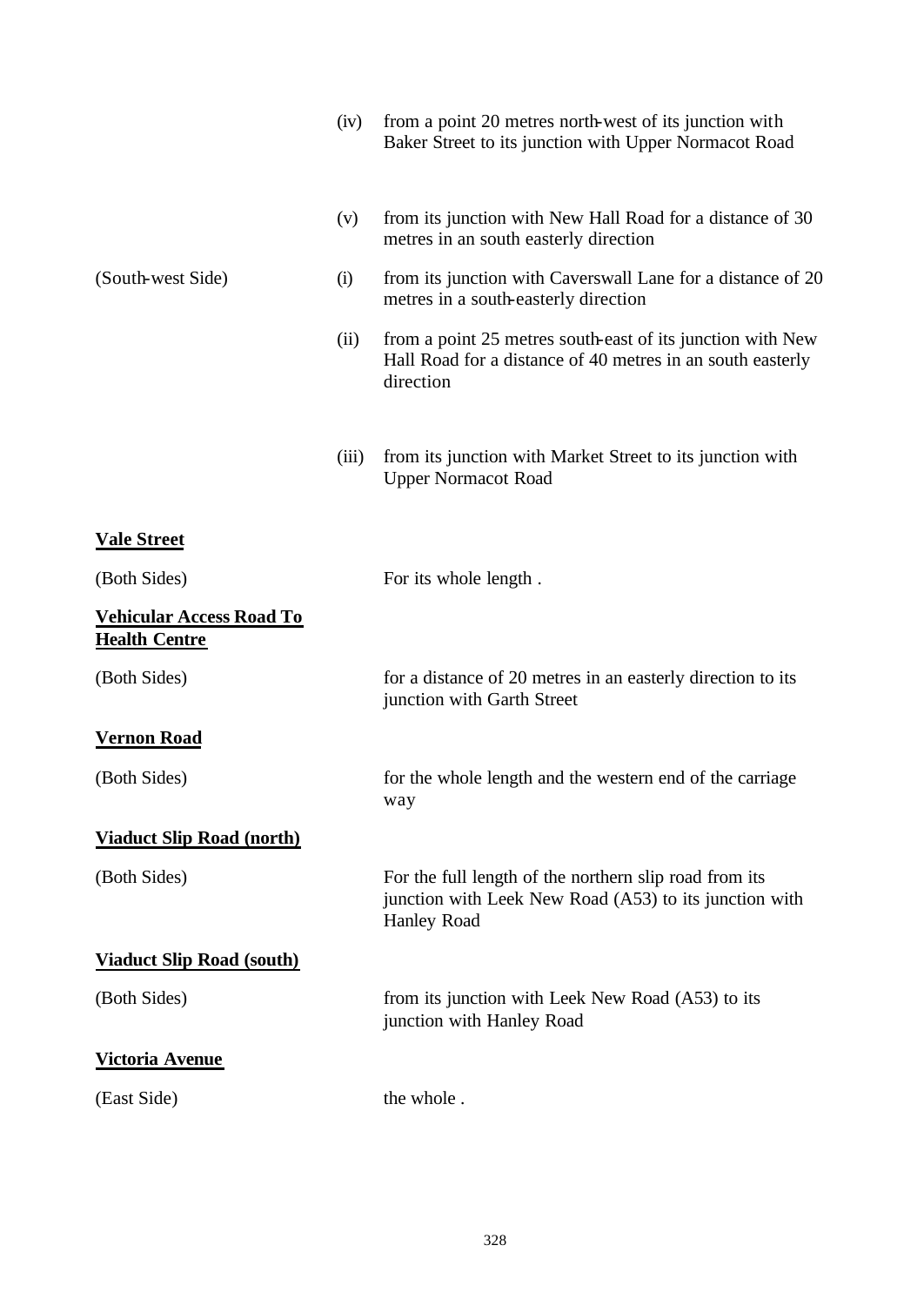| | | |
|---|---|---|
| | (iv) | from a point 20 metres north-west of its junction with Baker Street to its junction with Upper Normacot Road |
| | (v) | from its junction with New Hall Road for a distance of 30 metres in an south easterly direction |
| (South-west Side) | (i) | from its junction with Caverswall Lane for a distance of 20 metres in a south-easterly direction |
| | (ii) | from a point 25 metres south-east of its junction with New Hall Road for a distance of 40 metres in an south easterly direction |
| | (iii) | from its junction with Market Street to its junction with Upper Normacot Road |

**Vale Street**

| | |
|---|---|
| (Both Sides) | For its whole length . |

**Vehicular Access Road To Health Centre**

| | |
|---|---|
| (Both Sides) | for a distance of 20 metres in an easterly direction to its junction with Garth Street |

**Vernon Road**

| | |
|---|---|
| (Both Sides) | for the whole length and the western end of the carriage way |

**Viaduct Slip Road (north)**

| | |
|---|---|
| (Both Sides) | For the full length of the northern slip road from its junction with Leek New Road (A53) to its junction with Hanley Road |

**Viaduct Slip Road (south)**

| | |
|---|---|
| (Both Sides) | from its junction with Leek New Road (A53) to its junction with Hanley Road |

**Victoria Avenue**

| | |
|---|---|
| (East Side) | the whole . |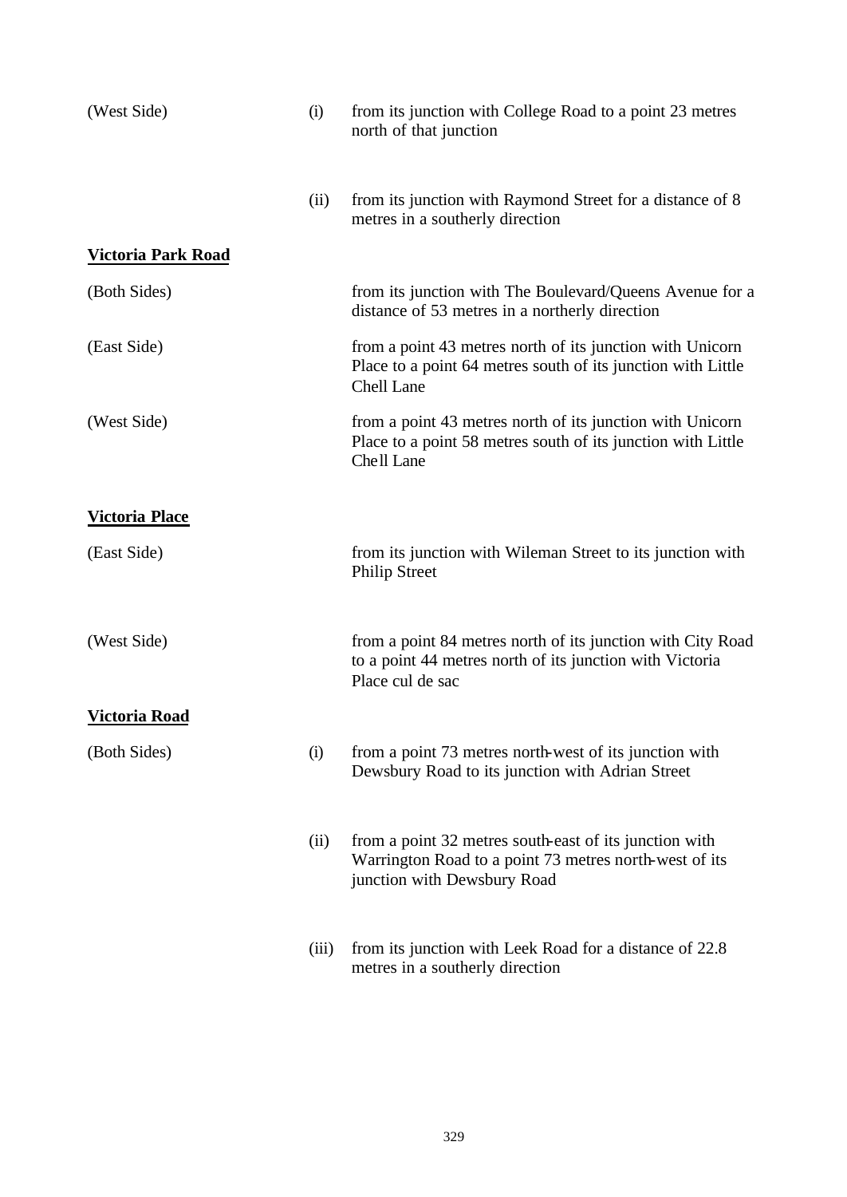| | | |
|---|---|---|
| (West Side) | (i) | from its junction with College Road to a point 23 metres north of that junction |
| | (ii) | from its junction with Raymond Street for a distance of 8 metres in a southerly direction |

**Victoria Park Road**

| | | |
|---|---|---|
| (Both Sides) | | from its junction with The Boulevard/Queens Avenue for a distance of 53 metres in a northerly direction |
| (East Side) | | from a point 43 metres north of its junction with Unicorn Place to a point 64 metres south of its junction with Little Chell Lane |
| (West Side) | | from a point 43 metres north of its junction with Unicorn Place to a point 58 metres south of its junction with Little Chell Lane |

**Victoria Place**

| | | |
|---|---|---|
| (East Side) | | from its junction with Wileman Street to its junction with Philip Street |
| (West Side) | | from a point 84 metres north of its junction with City Road to a point 44 metres north of its junction with Victoria Place cul de sac |

**Victoria Road**

| | | |
|---|---|---|
| (Both Sides) | (i) | from a point 73 metres north-west of its junction with Dewsbury Road to its junction with Adrian Street |
| | (ii) | from a point 32 metres south-east of its junction with Warrington Road to a point 73 metres north-west of its junction with Dewsbury Road |
| | (iii) | from its junction with Leek Road for a distance of 22.8 metres in a southerly direction |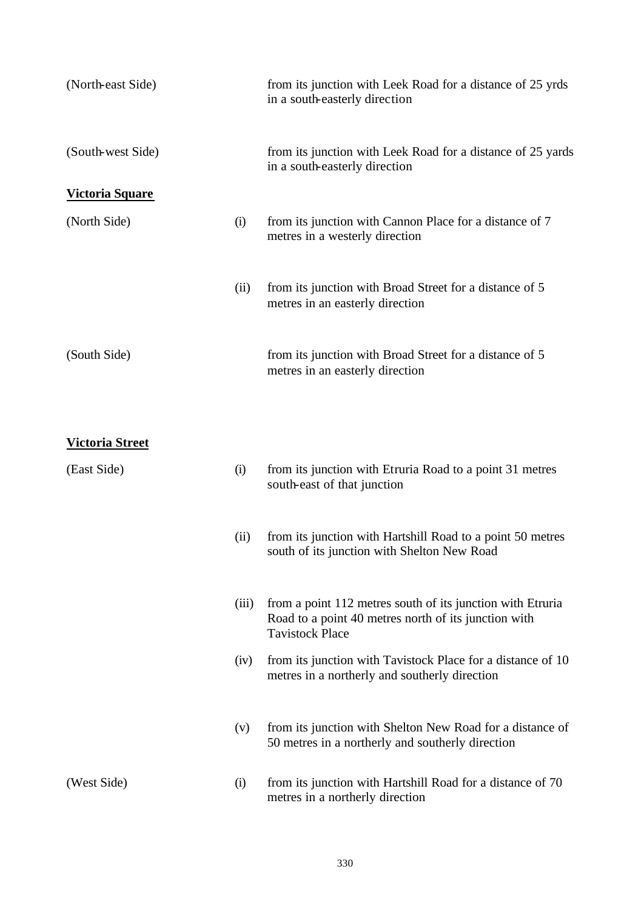| | | |
|---|---|---|
| (North-east Side) | | from its junction with Leek Road for a distance of 25 yrds in a south-easterly direction |
| (South-west Side) | | from its junction with Leek Road for a distance of 25 yards in a south-easterly direction |

**<u>Victoria Square</u>**

| | | |
|---|---|---|
| (North Side) | (i) | from its junction with Cannon Place for a distance of 7 metres in a westerly direction |
| | (ii) | from its junction with Broad Street for a distance of 5 metres in an easterly direction |
| (South Side) | | from its junction with Broad Street for a distance of 5 metres in an easterly direction |

**<u>Victoria Street</u>**

| | | |
|---|---|---|
| (East Side) | (i) | from its junction with Etruria Road to a point 31 metres south-east of that junction |
| | (ii) | from its junction with Hartshill Road to a point 50 metres south of its junction with Shelton New Road |
| | (iii) | from a point 112 metres south of its junction with Etruria Road to a point 40 metres north of its junction with Tavistock Place |
| | (iv) | from its junction with Tavistock Place for a distance of 10 metres in a northerly and southerly direction |
| | (v) | from its junction with Shelton New Road for a distance of 50 metres in a northerly and southerly direction |
| (West Side) | (i) | from its junction with Hartshill Road for a distance of 70 metres in a northerly direction |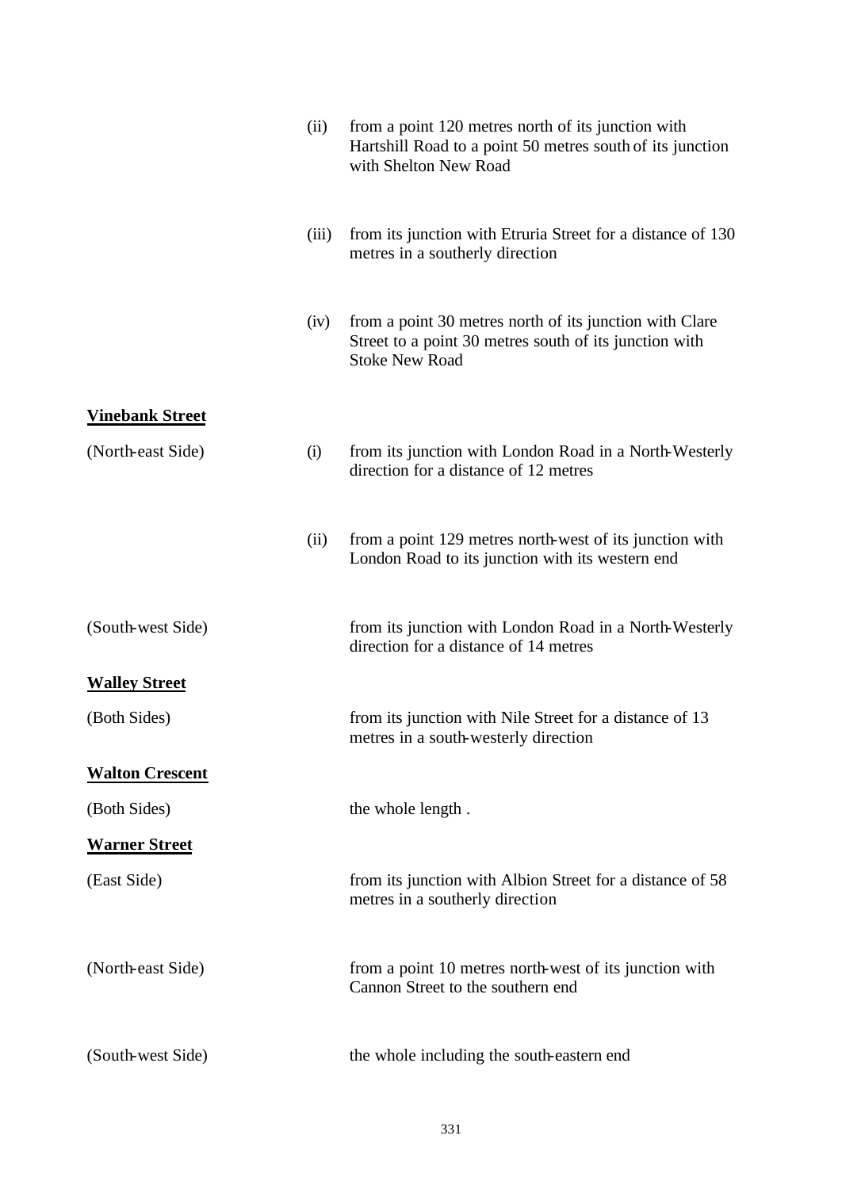| | | |
|---|---|---|
| | (ii) | from a point 120 metres north of its junction with Hartshill Road to a point 50 metres south of its junction with Shelton New Road |
| | (iii) | from its junction with Etruria Street for a distance of 130 metres in a southerly direction |
| | (iv) | from a point 30 metres north of its junction with Clare Street to a point 30 metres south of its junction with Stoke New Road |
| **Vinebank Street** | | |
| (North-east Side) | (i) | from its junction with London Road in a North-Westerly direction for a distance of 12 metres |
| | (ii) | from a point 129 metres north-west of its junction with London Road to its junction with its western end |
| (South-west Side) | | from its junction with London Road in a North-Westerly direction for a distance of 14 metres |
| **Walley Street** | | |
| (Both Sides) | | from its junction with Nile Street for a distance of 13 metres in a south-westerly direction |
| **Walton Crescent** | | |
| (Both Sides) | | the whole length . |
| **Warner Street** | | |
| (East Side) | | from its junction with Albion Street for a distance of 58 metres in a southerly direction |
| (North-east Side) | | from a point 10 metres north-west of its junction with Cannon Street to the southern end |
| (South-west Side) | | the whole including the south-eastern end |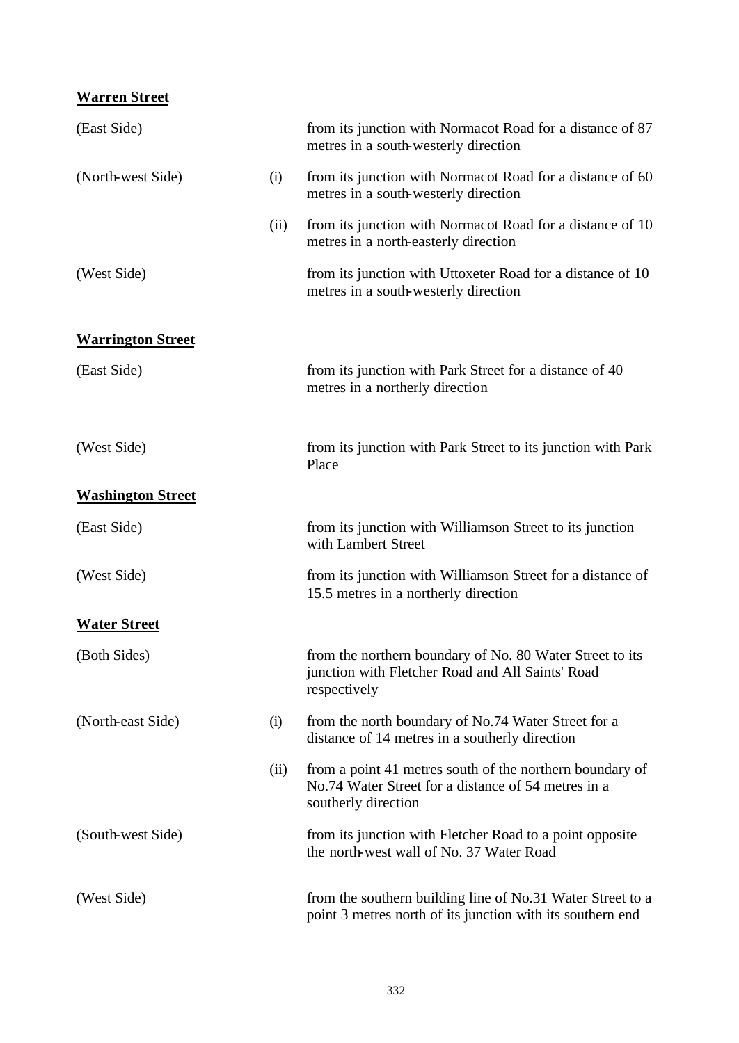**Warren Street**

| | | |
|---|---|---|
| (East Side) | | from its junction with Normacot Road for a distance of 87 metres in a south-westerly direction |
| (North-west Side) | (i) | from its junction with Normacot Road for a distance of 60 metres in a south-westerly direction |
| | (ii) | from its junction with Normacot Road for a distance of 10 metres in a north-easterly direction |
| (West Side) | | from its junction with Uttoxeter Road for a distance of 10 metres in a south-westerly direction |

**Warrington Street**

| | | |
|---|---|---|
| (East Side) | | from its junction with Park Street for a distance of 40 metres in a northerly direction |
| (West Side) | | from its junction with Park Street to its junction with Park Place |

**Washington Street**

| | | |
|---|---|---|
| (East Side) | | from its junction with Williamson Street to its junction with Lambert Street |
| (West Side) | | from its junction with Williamson Street for a distance of 15.5 metres in a northerly direction |

**Water Street**

| | | |
|---|---|---|
| (Both Sides) | | from the northern boundary of No. 80 Water Street to its junction with Fletcher Road and All Saints' Road respectively |
| (North-east Side) | (i) | from the north boundary of No.74 Water Street for a distance of 14 metres in a southerly direction |
| | (ii) | from a point 41 metres south of the northern boundary of No.74 Water Street for a distance of 54 metres in a southerly direction |
| (South-west Side) | | from its junction with Fletcher Road to a point opposite the north-west wall of No. 37 Water Road |
| (West Side) | | from the southern building line of No.31 Water Street to a point 3 metres north of its junction with its southern end |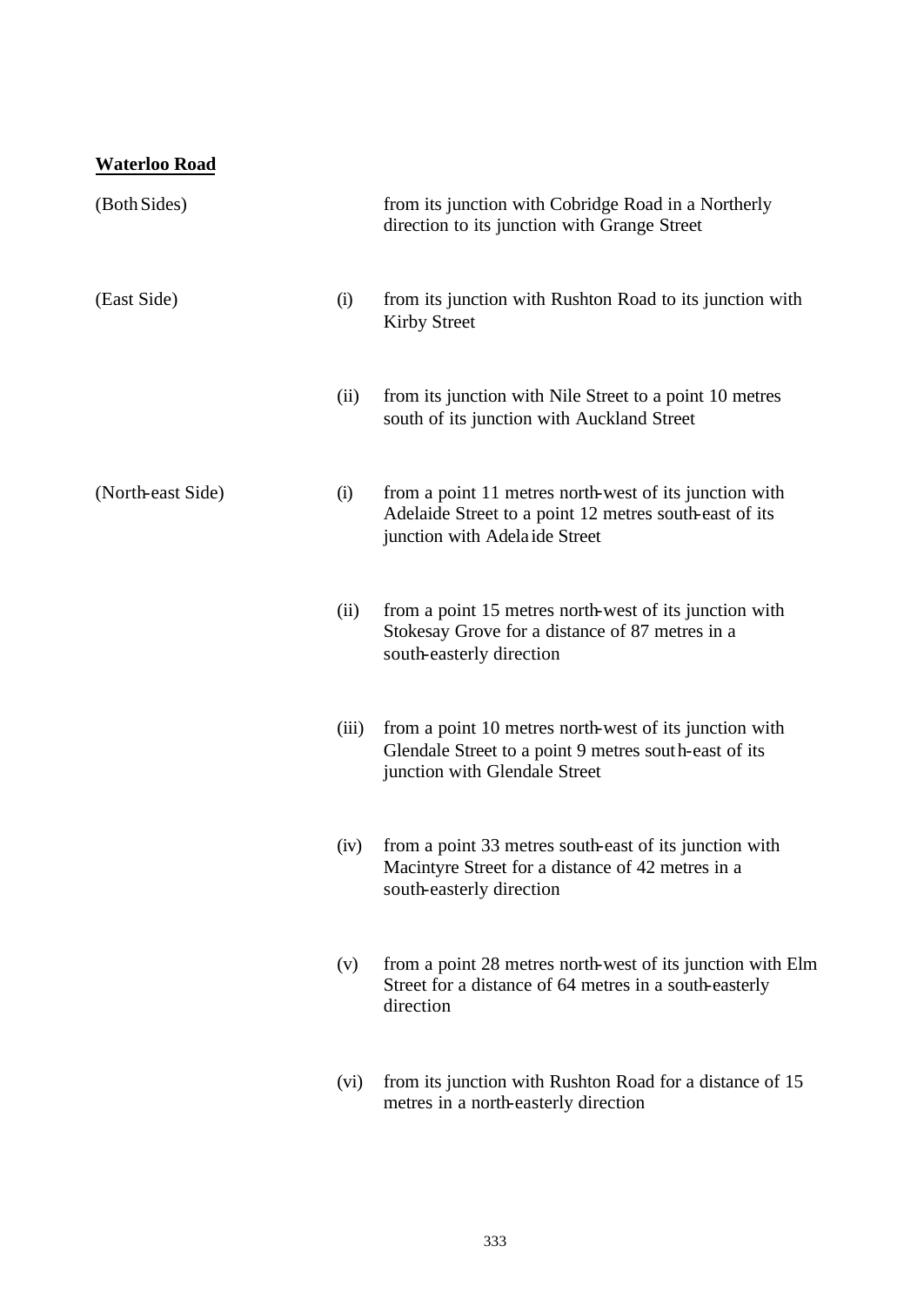**Waterloo Road**

| | | |
|---|---|---|
| (Both Sides) | | from its junction with Cobridge Road in a Northerly direction to its junction with Grange Street |
| (East Side) | (i) | from its junction with Rushton Road to its junction with Kirby Street |
| | (ii) | from its junction with Nile Street to a point 10 metres south of its junction with Auckland Street |
| (North-east Side) | (i) | from a point 11 metres north-west of its junction with Adelaide Street to a point 12 metres south-east of its junction with Adelaide Street |
| | (ii) | from a point 15 metres north-west of its junction with Stokesay Grove for a distance of 87 metres in a south-easterly direction |
| | (iii) | from a point 10 metres north-west of its junction with Glendale Street to a point 9 metres south-east of its junction with Glendale Street |
| | (iv) | from a point 33 metres south-east of its junction with Macintyre Street for a distance of 42 metres in a south-easterly direction |
| | (v) | from a point 28 metres north-west of its junction with Elm Street for a distance of 64 metres in a south-easterly direction |
| | (vi) | from its junction with Rushton Road for a distance of 15 metres in a north-easterly direction |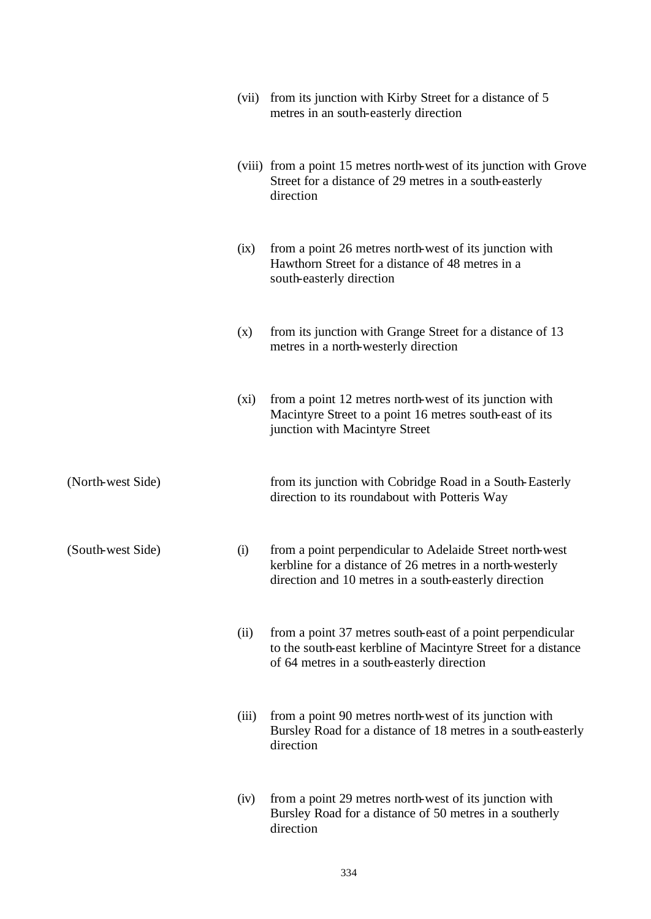| | | |
|---|---|---|
| | (vii) | from its junction with Kirby Street for a distance of 5 metres in an south-easterly direction |
| | (viii) | from a point 15 metres north-west of its junction with Grove Street for a distance of 29 metres in a south-easterly direction |
| | (ix) | from a point 26 metres north-west of its junction with Hawthorn Street for a distance of 48 metres in a south-easterly direction |
| | (x) | from its junction with Grange Street for a distance of 13 metres in a north-westerly direction |
| | (xi) | from a point 12 metres north-west of its junction with Macintyre Street to a point 16 metres south-east of its junction with Macintyre Street |
| (North-west Side) | | from its junction with Cobridge Road in a South-Easterly direction to its roundabout with Potteris Way |
| (South-west Side) | (i) | from a point perpendicular to Adelaide Street north-west kerbline for a distance of 26 metres in a north-westerly direction and 10 metres in a south-easterly direction |
| | (ii) | from a point 37 metres south-east of a point perpendicular to the south-east kerbline of Macintyre Street for a distance of 64 metres in a south-easterly direction |
| | (iii) | from a point 90 metres north-west of its junction with Bursley Road for a distance of 18 metres in a south-easterly direction |
| | (iv) | from a point 29 metres north-west of its junction with Bursley Road for a distance of 50 metres in a southerly direction |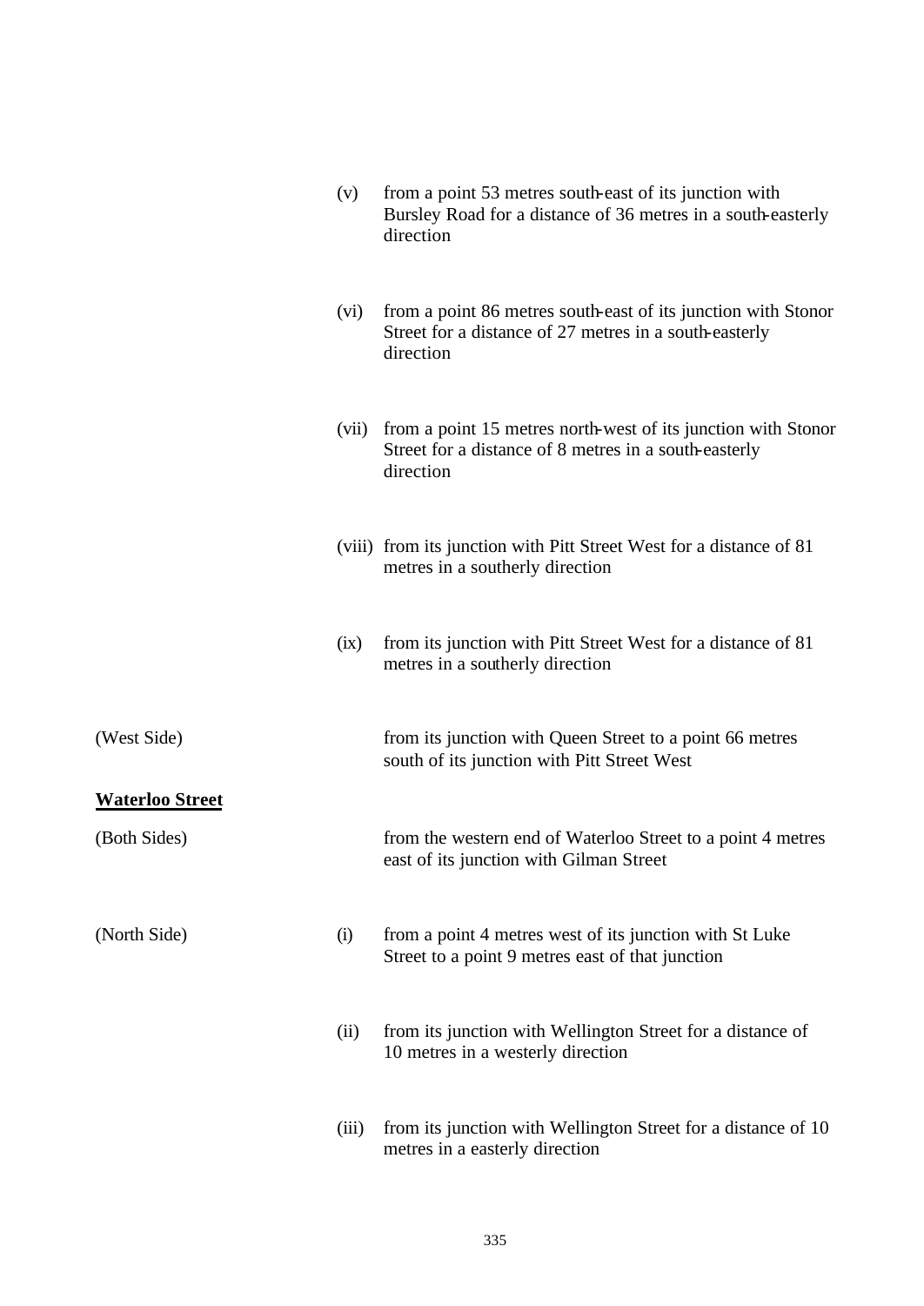| | | |
|---|---|---|
| | (v) | from a point 53 metres south-east of its junction with Bursley Road for a distance of 36 metres in a south-easterly direction |
| | (vi) | from a point 86 metres south-east of its junction with Stonor Street for a distance of 27 metres in a south-easterly direction |
| | (vii) | from a point 15 metres north-west of its junction with Stonor Street for a distance of 8 metres in a south-easterly direction |
| | (viii) | from its junction with Pitt Street West for a distance of 81 metres in a southerly direction |
| | (ix) | from its junction with Pitt Street West for a distance of 81 metres in a southerly direction |
| (West Side) | | from its junction with Queen Street to a point 66 metres south of its junction with Pitt Street West |

**Waterloo Street**

| | | |
|---|---|---|
| (Both Sides) | | from the western end of Waterloo Street to a point 4 metres east of its junction with Gilman Street |
| (North Side) | (i) | from a point 4 metres west of its junction with St Luke Street to a point 9 metres east of that junction |
| | (ii) | from its junction with Wellington Street for a distance of 10 metres in a westerly direction |
| | (iii) | from its junction with Wellington Street for a distance of 10 metres in a easterly direction |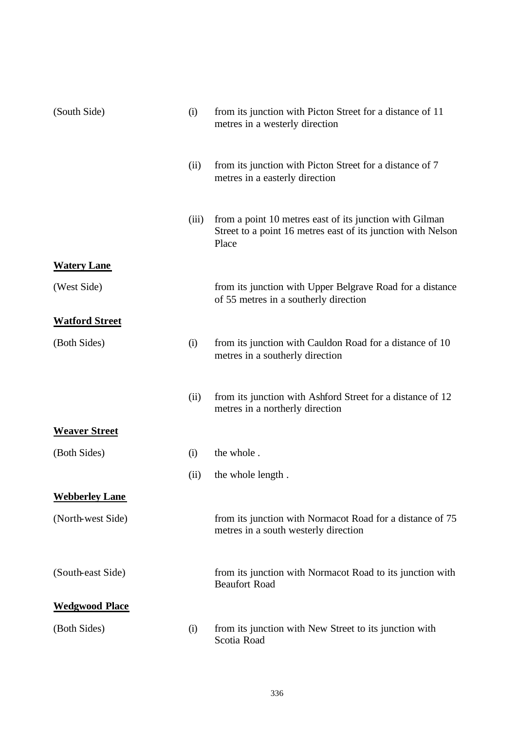| | | |
|---|---|---|
| (South Side) | (i) | from its junction with Picton Street for a distance of 11 metres in a westerly direction |
| | (ii) | from its junction with Picton Street for a distance of 7 metres in a easterly direction |
| | (iii) | from a point 10 metres east of its junction with Gilman Street to a point 16 metres east of its junction with Nelson Place |

**Watery Lane**

| | | |
|---|---|---|
| (West Side) | | from its junction with Upper Belgrave Road for a distance of 55 metres in a southerly direction |

**Watford Street**

| | | |
|---|---|---|
| (Both Sides) | (i) | from its junction with Cauldon Road for a distance of 10 metres in a southerly direction |
| | (ii) | from its junction with Ashford Street for a distance of 12 metres in a northerly direction |

**Weaver Street**

| | | |
|---|---|---|
| (Both Sides) | (i) | the whole . |
| | (ii) | the whole length . |

**Webberley Lane**

| | | |
|---|---|---|
| (North-west Side) | | from its junction with Normacot Road for a distance of 75 metres in a south westerly direction |
| (South-east Side) | | from its junction with Normacot Road to its junction with Beaufort Road |

**Wedgwood Place**

| | | |
|---|---|---|
| (Both Sides) | (i) | from its junction with New Street to its junction with Scotia Road |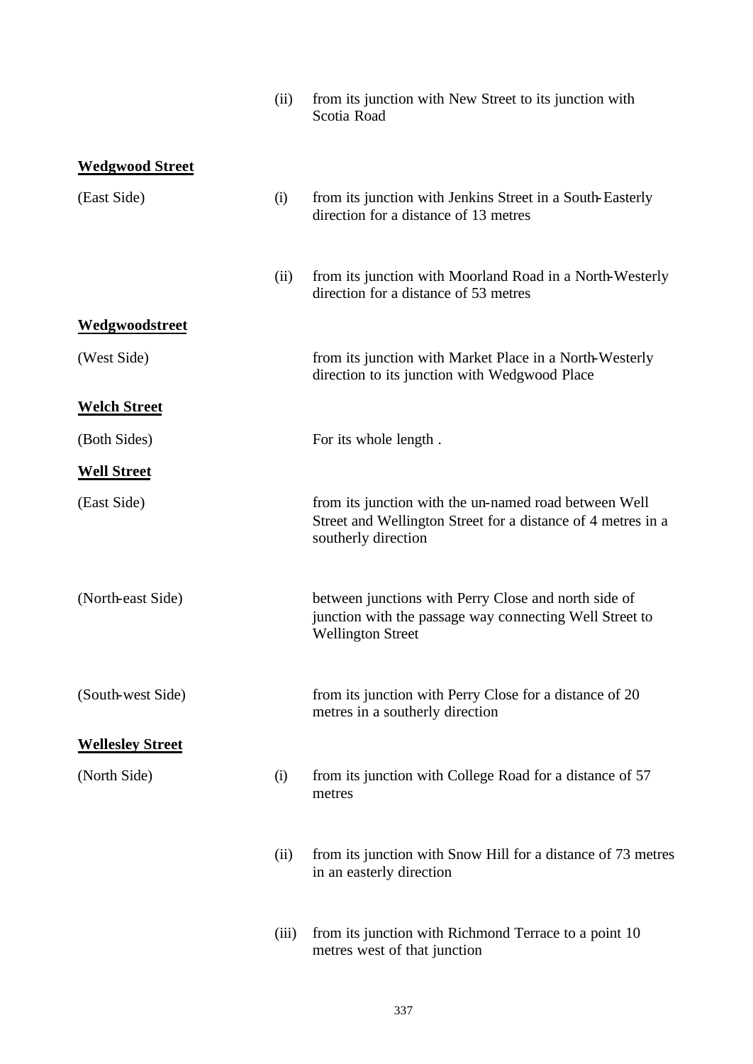| | | |
|---|---|---|
| | (ii) | from its junction with New Street to its junction with Scotia Road |
| **Wedgwood Street** | | |
| (East Side) | (i) | from its junction with Jenkins Street in a South-Easterly direction for a distance of 13 metres |
| | (ii) | from its junction with Moorland Road in a North-Westerly direction for a distance of 53 metres |
| **Wedgwoodstreet** | | |
| (West Side) | | from its junction with Market Place in a North-Westerly direction to its junction with Wedgwood Place |
| **Welch Street** | | |
| (Both Sides) | | For its whole length . |
| **Well Street** | | |
| (East Side) | | from its junction with the un-named road between Well Street and Wellington Street for a distance of 4 metres in a southerly direction |
| (North-east Side) | | between junctions with Perry Close and north side of junction with the passage way connecting Well Street to Wellington Street |
| (South-west Side) | | from its junction with Perry Close for a distance of 20 metres in a southerly direction |
| **Wellesley Street** | | |
| (North Side) | (i) | from its junction with College Road for a distance of 57 metres |
| | (ii) | from its junction with Snow Hill for a distance of 73 metres in an easterly direction |
| | (iii) | from its junction with Richmond Terrace to a point 10 metres west of that junction |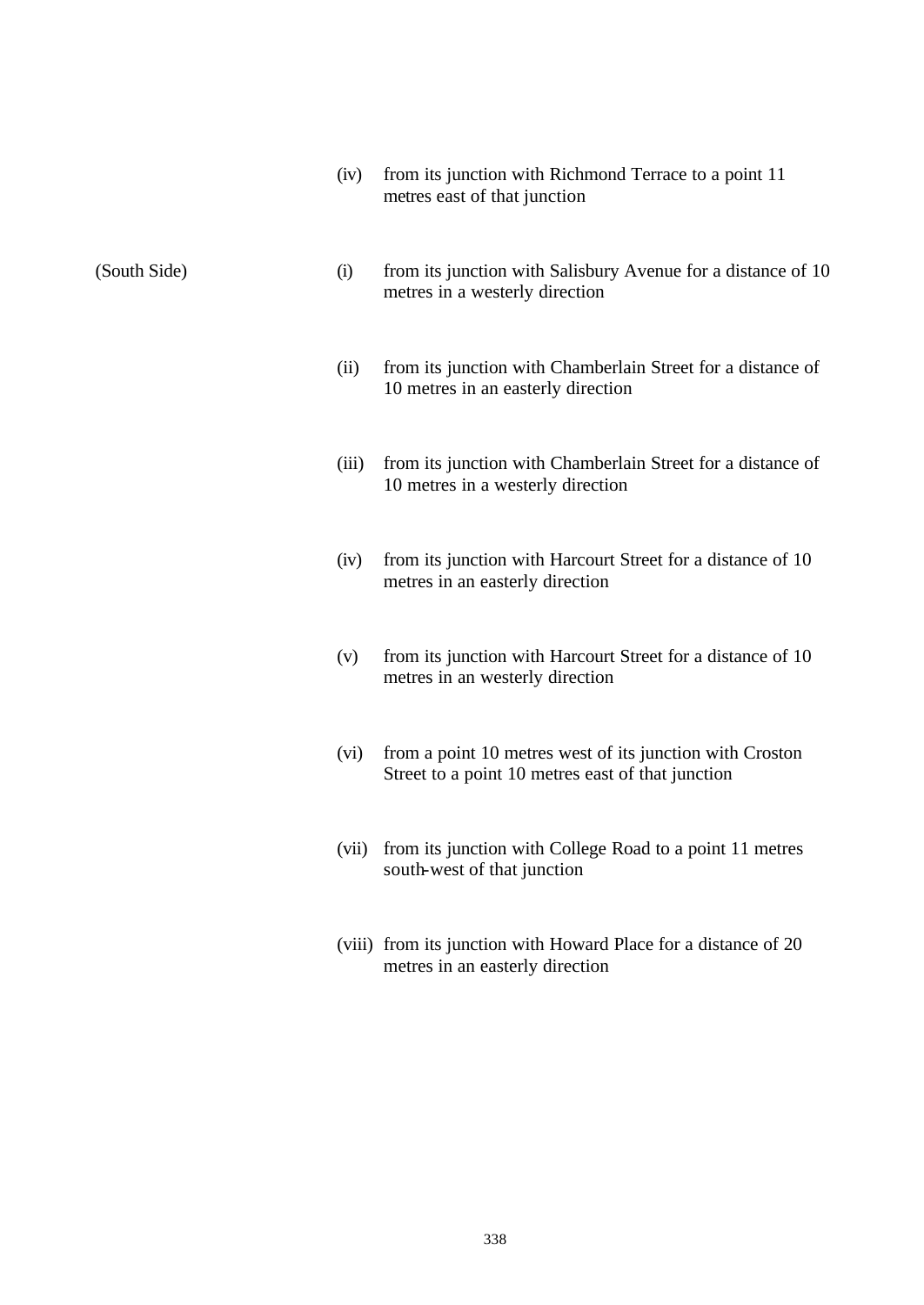| | | |
|---|---|---|
| | (iv) | from its junction with Richmond Terrace to a point 11 metres east of that junction |
| (South Side) | (i) | from its junction with Salisbury Avenue for a distance of 10 metres in a westerly direction |
| | (ii) | from its junction with Chamberlain Street for a distance of 10 metres in an easterly direction |
| | (iii) | from its junction with Chamberlain Street for a distance of 10 metres in a westerly direction |
| | (iv) | from its junction with Harcourt Street for a distance of 10 metres in an easterly direction |
| | (v) | from its junction with Harcourt Street for a distance of 10 metres in an westerly direction |
| | (vi) | from a point 10 metres west of its junction with Croston Street to a point 10 metres east of that junction |
| | (vii) | from its junction with College Road to a point 11 metres south-west of that junction |
| | (viii) | from its junction with Howard Place for a distance of 20 metres in an easterly direction |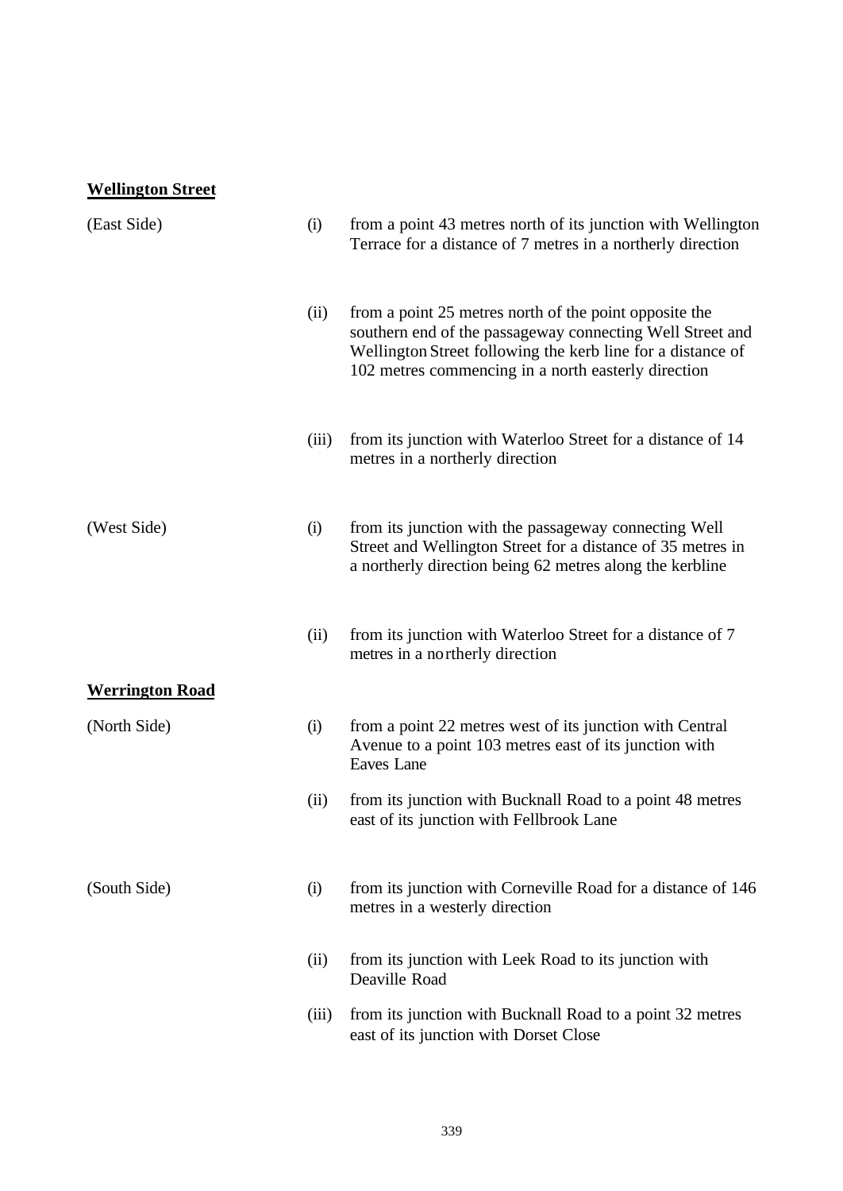**Wellington Street**

| | | |
|---|---|---|
| (East Side) | (i) | from a point 43 metres north of its junction with Wellington Terrace for a distance of 7 metres in a northerly direction |
| | (ii) | from a point 25 metres north of the point opposite the southern end of the passageway connecting Well Street and Wellington Street following the kerb line for a distance of 102 metres commencing in a north easterly direction |
| | (iii) | from its junction with Waterloo Street for a distance of 14 metres in a northerly direction |
| (West Side) | (i) | from its junction with the passageway connecting Well Street and Wellington Street for a distance of 35 metres in a northerly direction being 62 metres along the kerbline |
| | (ii) | from its junction with Waterloo Street for a distance of 7 metres in a northerly direction |

**Werrington Road**

| | | |
|---|---|---|
| (North Side) | (i) | from a point 22 metres west of its junction with Central Avenue to a point 103 metres east of its junction with Eaves Lane |
| | (ii) | from its junction with Bucknall Road to a point 48 metres east of its junction with Fellbrook Lane |
| (South Side) | (i) | from its junction with Corneville Road for a distance of 146 metres in a westerly direction |
| | (ii) | from its junction with Leek Road to its junction with Deaville Road |
| | (iii) | from its junction with Bucknall Road to a point 32 metres east of its junction with Dorset Close |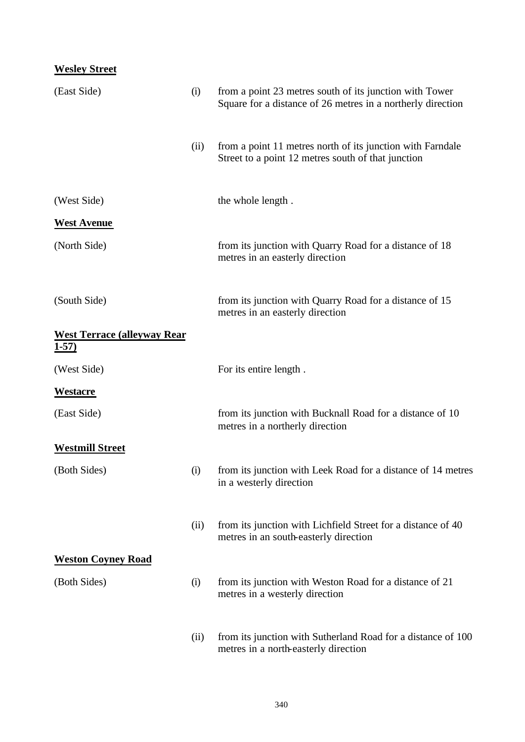**Wesley Street**

| | | |
|---|---|---|
| (East Side) | (i) | from a point 23 metres south of its junction with Tower Square for a distance of 26 metres in a northerly direction |
| | (ii) | from a point 11 metres north of its junction with Farndale Street to a point 12 metres south of that junction |
| (West Side) | | the whole length . |

**West Avenue**

| | | |
|---|---|---|
| (North Side) | | from its junction with Quarry Road for a distance of 18 metres in an easterly direction |
| (South Side) | | from its junction with Quarry Road for a distance of 15 metres in an easterly direction |

**West Terrace (alleyway Rear 1-57)**

| | | |
|---|---|---|
| (West Side) | | For its entire length . |

**Westacre**

| | | |
|---|---|---|
| (East Side) | | from its junction with Bucknall Road for a distance of 10 metres in a northerly direction |

**Westmill Street**

| | | |
|---|---|---|
| (Both Sides) | (i) | from its junction with Leek Road for a distance of 14 metres in a westerly direction |
| | (ii) | from its junction with Lichfield Street for a distance of 40 metres in an south-easterly direction |

**Weston Coyney Road**

| | | |
|---|---|---|
| (Both Sides) | (i) | from its junction with Weston Road for a distance of 21 metres in a westerly direction |
| | (ii) | from its junction with Sutherland Road for a distance of 100 metres in a north-easterly direction |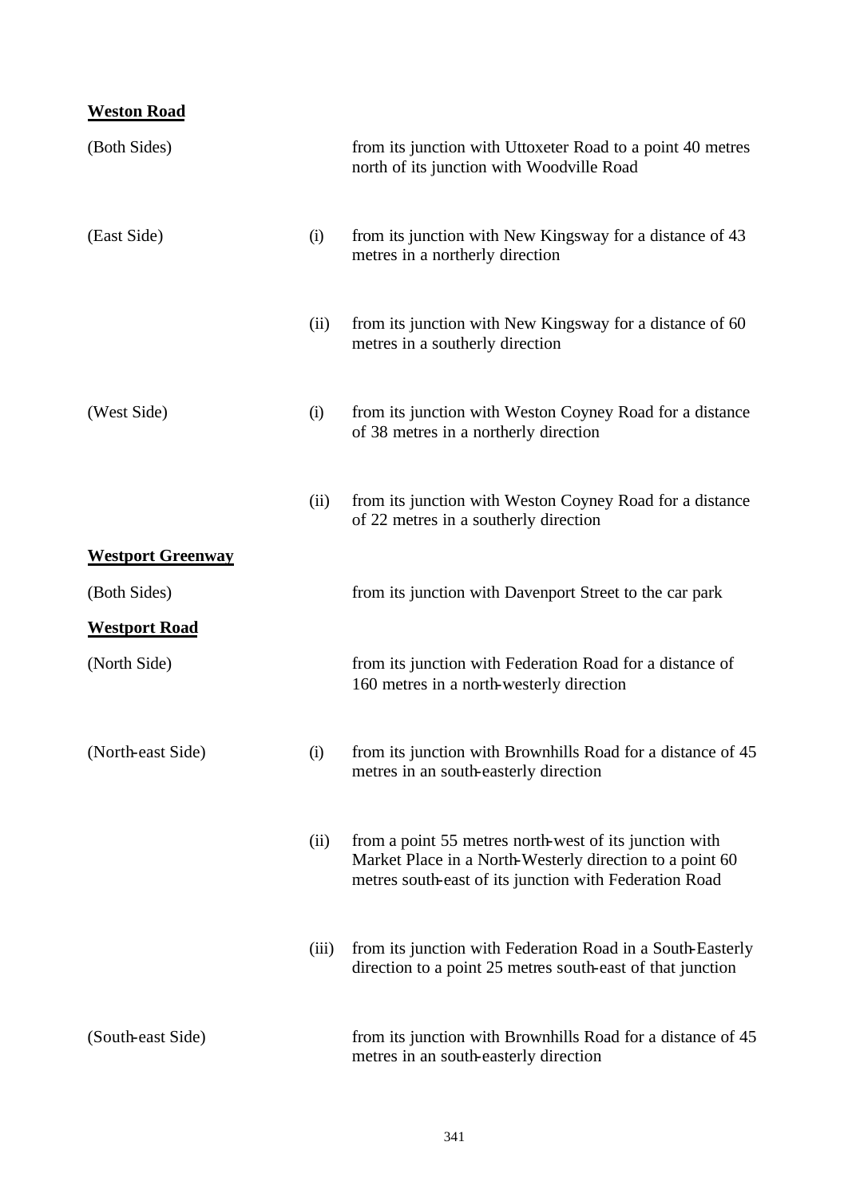**Weston Road**

| | | |
|---|---|---|
| (Both Sides) | | from its junction with Uttoxeter Road to a point 40 metres north of its junction with Woodville Road |
| (East Side) | (i) | from its junction with New Kingsway for a distance of 43 metres in a northerly direction |
| | (ii) | from its junction with New Kingsway for a distance of 60 metres in a southerly direction |
| (West Side) | (i) | from its junction with Weston Coyney Road for a distance of 38 metres in a northerly direction |
| | (ii) | from its junction with Weston Coyney Road for a distance of 22 metres in a southerly direction |

**Westport Greenway**

| | | |
|---|---|---|
| (Both Sides) | | from its junction with Davenport Street to the car park |

**Westport Road**

| | | |
|---|---|---|
| (North Side) | | from its junction with Federation Road for a distance of 160 metres in a north-westerly direction |
| (North-east Side) | (i) | from its junction with Brownhills Road for a distance of 45 metres in an south-easterly direction |
| | (ii) | from a point 55 metres north-west of its junction with Market Place in a North-Westerly direction to a point 60 metres south-east of its junction with Federation Road |
| | (iii) | from its junction with Federation Road in a South-Easterly direction to a point 25 metres south-east of that junction |
| (South-east Side) | | from its junction with Brownhills Road for a distance of 45 metres in an south-easterly direction |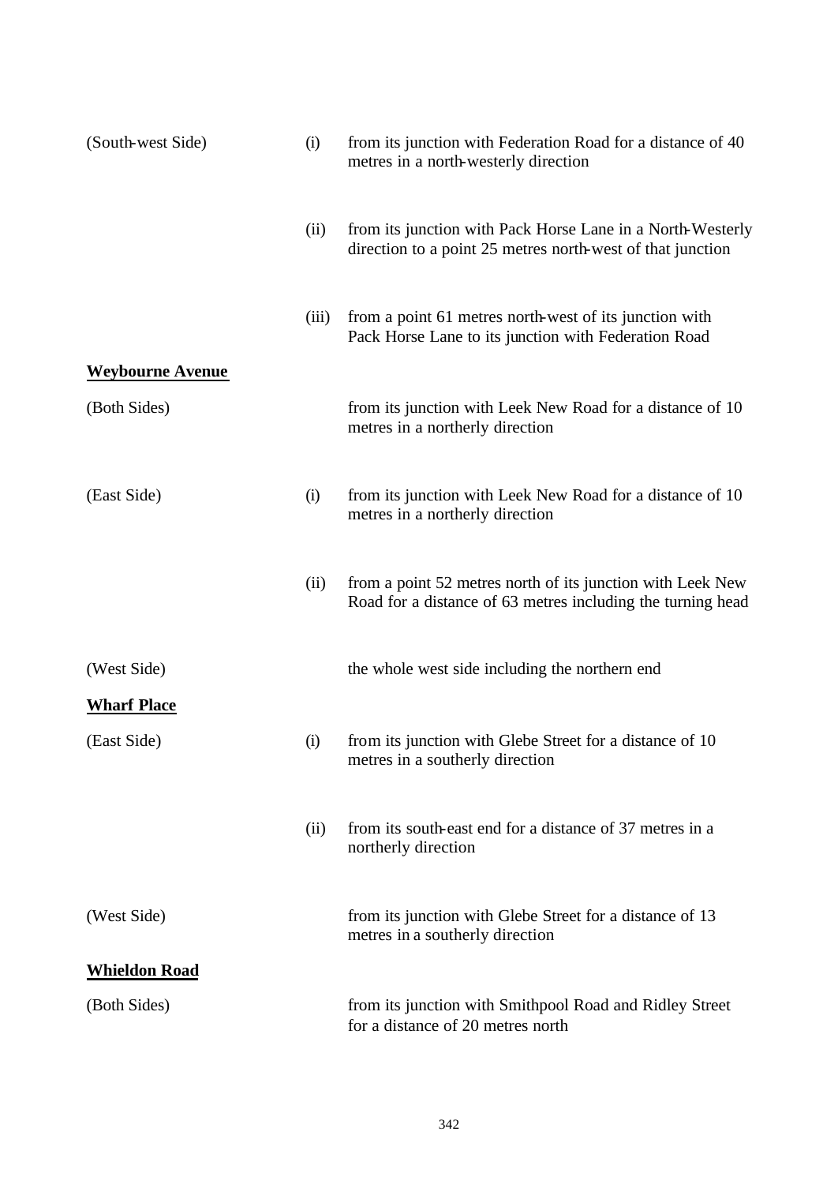| | | |
|---|---|---|
| (South-west Side) | (i) | from its junction with Federation Road for a distance of 40 metres in a north-westerly direction |
| | (ii) | from its junction with Pack Horse Lane in a North-Westerly direction to a point 25 metres north-west of that junction |
| | (iii) | from a point 61 metres north-west of its junction with Pack Horse Lane to its junction with Federation Road |

**Weybourne Avenue**

| | | |
|---|---|---|
| (Both Sides) | | from its junction with Leek New Road for a distance of 10 metres in a northerly direction |
| (East Side) | (i) | from its junction with Leek New Road for a distance of 10 metres in a northerly direction |
| | (ii) | from a point 52 metres north of its junction with Leek New Road for a distance of 63 metres including the turning head |
| (West Side) | | the whole west side including the northern end |

**Wharf Place**

| | | |
|---|---|---|
| (East Side) | (i) | from its junction with Glebe Street for a distance of 10 metres in a southerly direction |
| | (ii) | from its south-east end for a distance of 37 metres in a northerly direction |
| (West Side) | | from its junction with Glebe Street for a distance of 13 metres in a southerly direction |

**Whieldon Road**

| | | |
|---|---|---|
| (Both Sides) | | from its junction with Smithpool Road and Ridley Street for a distance of 20 metres north |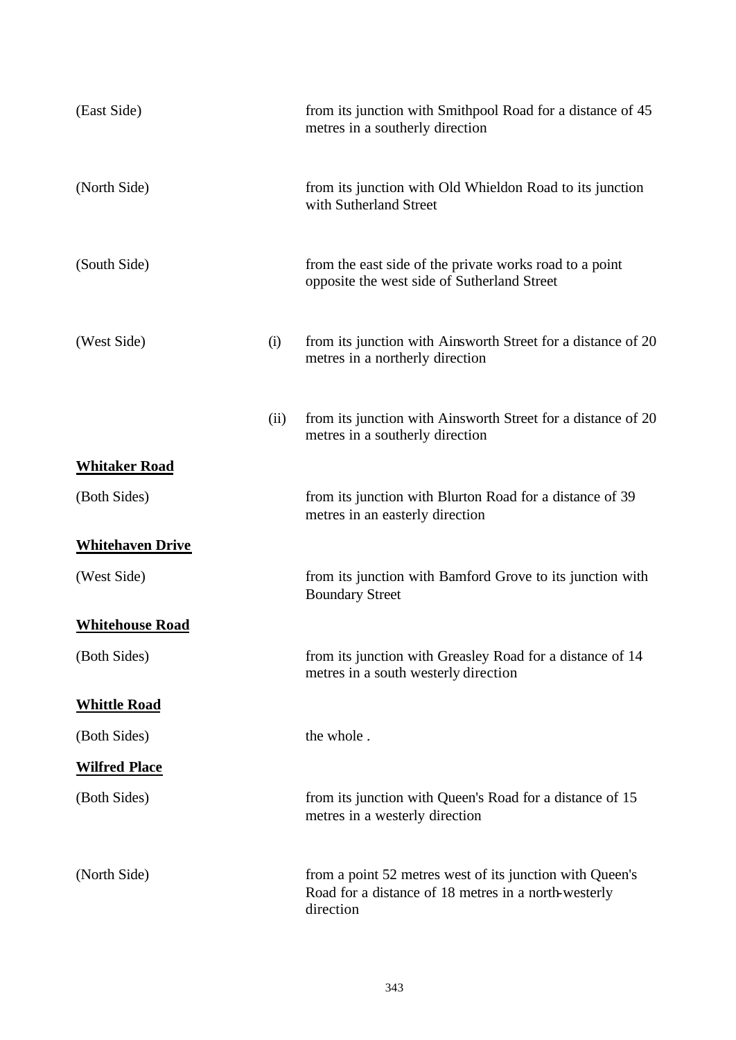| | | |
|---|---|---|
| (East Side) | | from its junction with Smithpool Road for a distance of 45 metres in a southerly direction |
| (North Side) | | from its junction with Old Whieldon Road to its junction with Sutherland Street |
| (South Side) | | from the east side of the private works road to a point opposite the west side of Sutherland Street |
| (West Side) | (i) | from its junction with Ainsworth Street for a distance of 20 metres in a northerly direction |
| | (ii) | from its junction with Ainsworth Street for a distance of 20 metres in a southerly direction |

**Whitaker Road**

| | | |
|---|---|---|
| (Both Sides) | | from its junction with Blurton Road for a distance of 39 metres in an easterly direction |

**Whitehaven Drive**

| | | |
|---|---|---|
| (West Side) | | from its junction with Bamford Grove to its junction with Boundary Street |

**Whitehouse Road**

| | | |
|---|---|---|
| (Both Sides) | | from its junction with Greasley Road for a distance of 14 metres in a south westerly direction |

**Whittle Road**

| | | |
|---|---|---|
| (Both Sides) | | the whole . |

**Wilfred Place**

| | | |
|---|---|---|
| (Both Sides) | | from its junction with Queen's Road for a distance of 15 metres in a westerly direction |
| (North Side) | | from a point 52 metres west of its junction with Queen's Road for a distance of 18 metres in a north-westerly direction |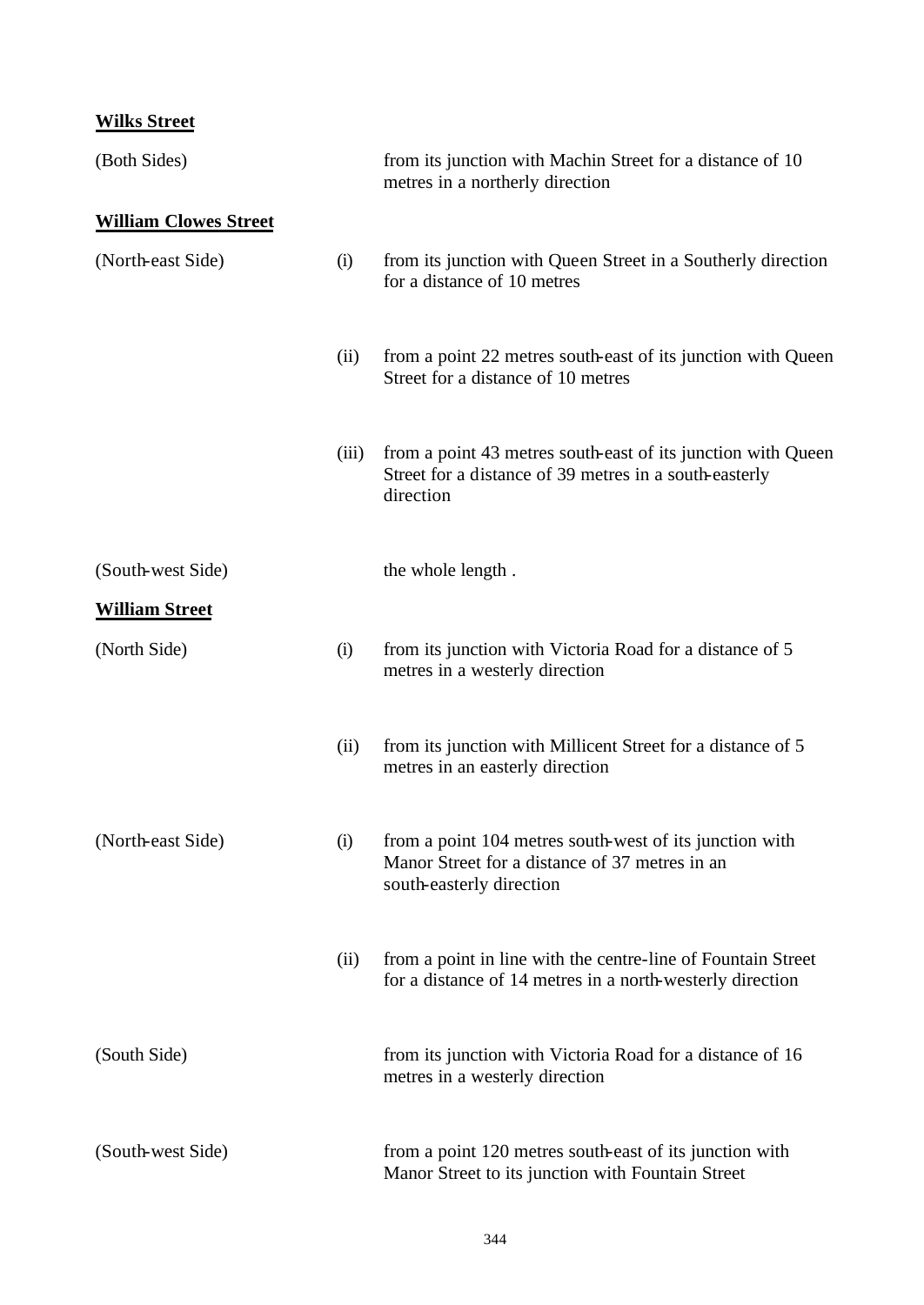**Wilks Street**

| | | |
|---|---|---|
| (Both Sides) | | from its junction with Machin Street for a distance of 10 metres in a northerly direction |

**William Clowes Street**

| | | |
|---|---|---|
| (North-east Side) | (i) | from its junction with Queen Street in a Southerly direction for a distance of 10 metres |
| | (ii) | from a point 22 metres south-east of its junction with Queen Street for a distance of 10 metres |
| | (iii) | from a point 43 metres south-east of its junction with Queen Street for a distance of 39 metres in a south-easterly direction |
| (South-west Side) | | the whole length . |

**William Street**

| | | |
|---|---|---|
| (North Side) | (i) | from its junction with Victoria Road for a distance of 5 metres in a westerly direction |
| | (ii) | from its junction with Millicent Street for a distance of 5 metres in an easterly direction |
| (North-east Side) | (i) | from a point 104 metres south-west of its junction with Manor Street for a distance of 37 metres in an south-easterly direction |
| | (ii) | from a point in line with the centre-line of Fountain Street for a distance of 14 metres in a north-westerly direction |
| (South Side) | | from its junction with Victoria Road for a distance of 16 metres in a westerly direction |
| (South-west Side) | | from a point 120 metres south-east of its junction with Manor Street to its junction with Fountain Street |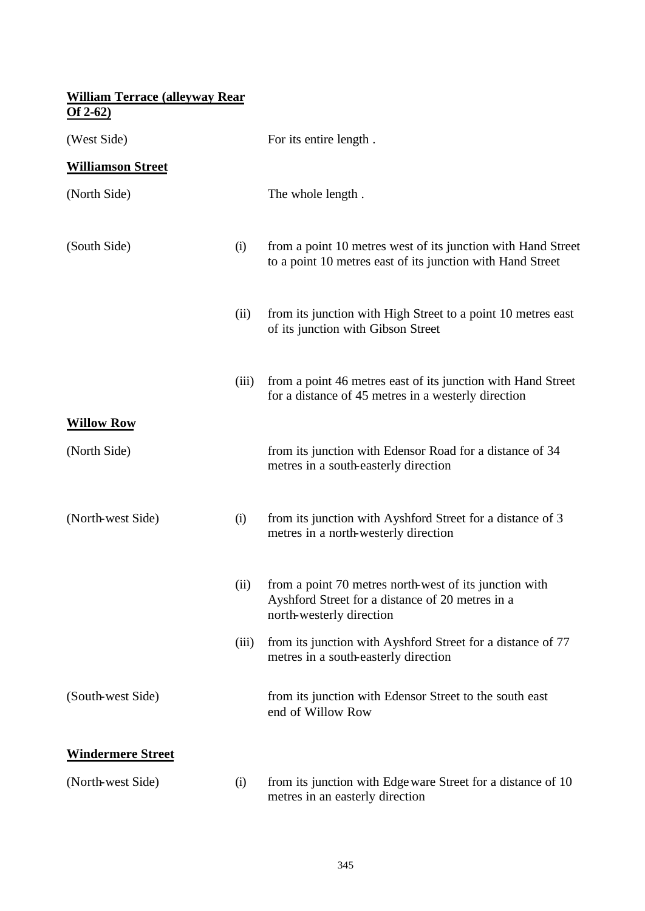**William Terrace (alleyway Rear Of 2-62)**

| | | |
|---|---|---|
| (West Side) | | For its entire length . |

**Williamson Street**

| | | |
|---|---|---|
| (North Side) | | The whole length . |
| (South Side) | (i) | from a point 10 metres west of its junction with Hand Street to a point 10 metres east of its junction with Hand Street |
| | (ii) | from its junction with High Street to a point 10 metres east of its junction with Gibson Street |
| | (iii) | from a point 46 metres east of its junction with Hand Street for a distance of 45 metres in a westerly direction |

**Willow Row**

| | | |
|---|---|---|
| (North Side) | | from its junction with Edensor Road for a distance of 34 metres in a south-easterly direction |
| (North-west Side) | (i) | from its junction with Ayshford Street for a distance of 3 metres in a north-westerly direction |
| | (ii) | from a point 70 metres north-west of its junction with Ayshford Street for a distance of 20 metres in a north-westerly direction |
| | (iii) | from its junction with Ayshford Street for a distance of 77 metres in a south-easterly direction |
| (South-west Side) | | from its junction with Edensor Street to the south east end of Willow Row |

**Windermere Street**

| | | |
|---|---|---|
| (North-west Side) | (i) | from its junction with Edgeware Street for a distance of 10 metres in an easterly direction |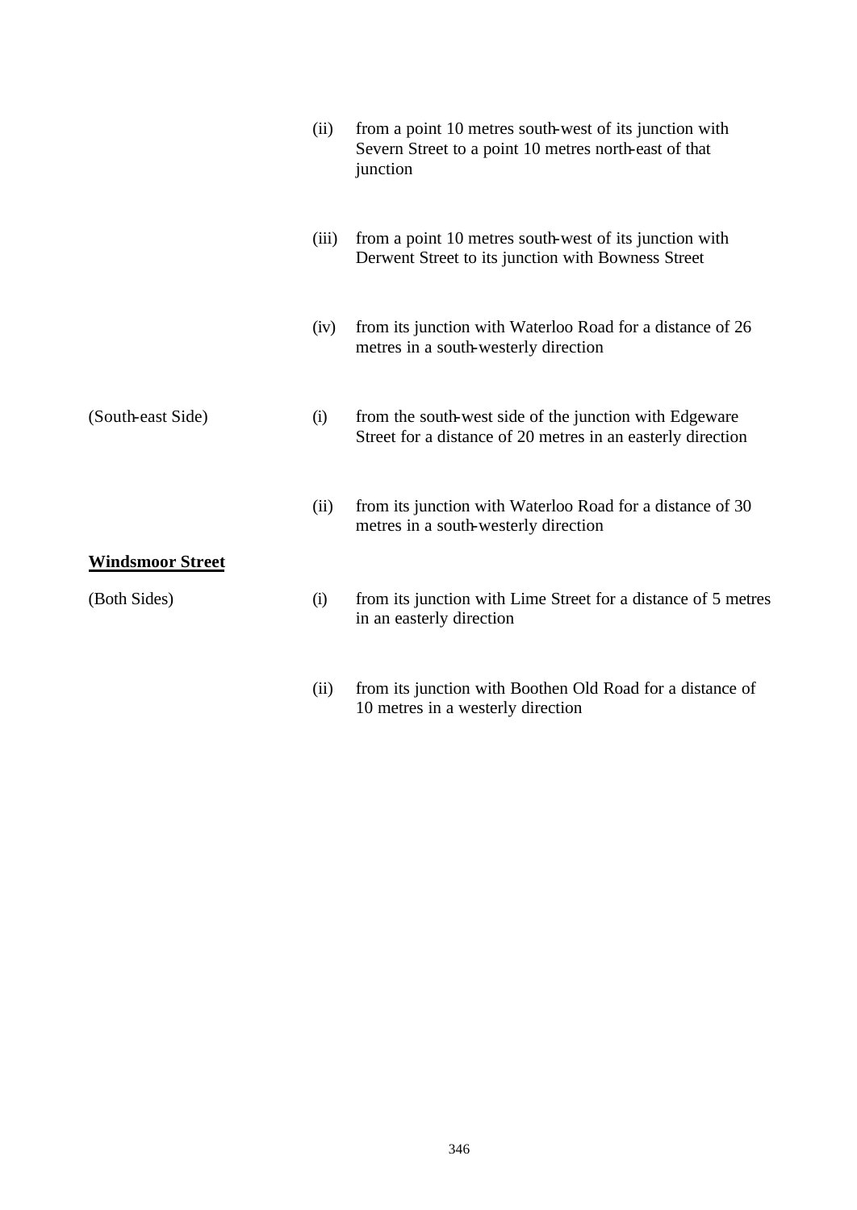| | | |
|---|---|---|
| | (ii) | from a point 10 metres south-west of its junction with Severn Street to a point 10 metres north-east of that junction |
| | (iii) | from a point 10 metres south-west of its junction with Derwent Street to its junction with Bowness Street |
| | (iv) | from its junction with Waterloo Road for a distance of 26 metres in a south-westerly direction |
| (South-east Side) | (i) | from the south-west side of the junction with Edgeware Street for a distance of 20 metres in an easterly direction |
| | (ii) | from its junction with Waterloo Road for a distance of 30 metres in a south-westerly direction |

**<u>Windsmoor Street</u>**

| | | |
|---|---|---|
| (Both Sides) | (i) | from its junction with Lime Street for a distance of 5 metres in an easterly direction |
| | (ii) | from its junction with Boothen Old Road for a distance of 10 metres in a westerly direction |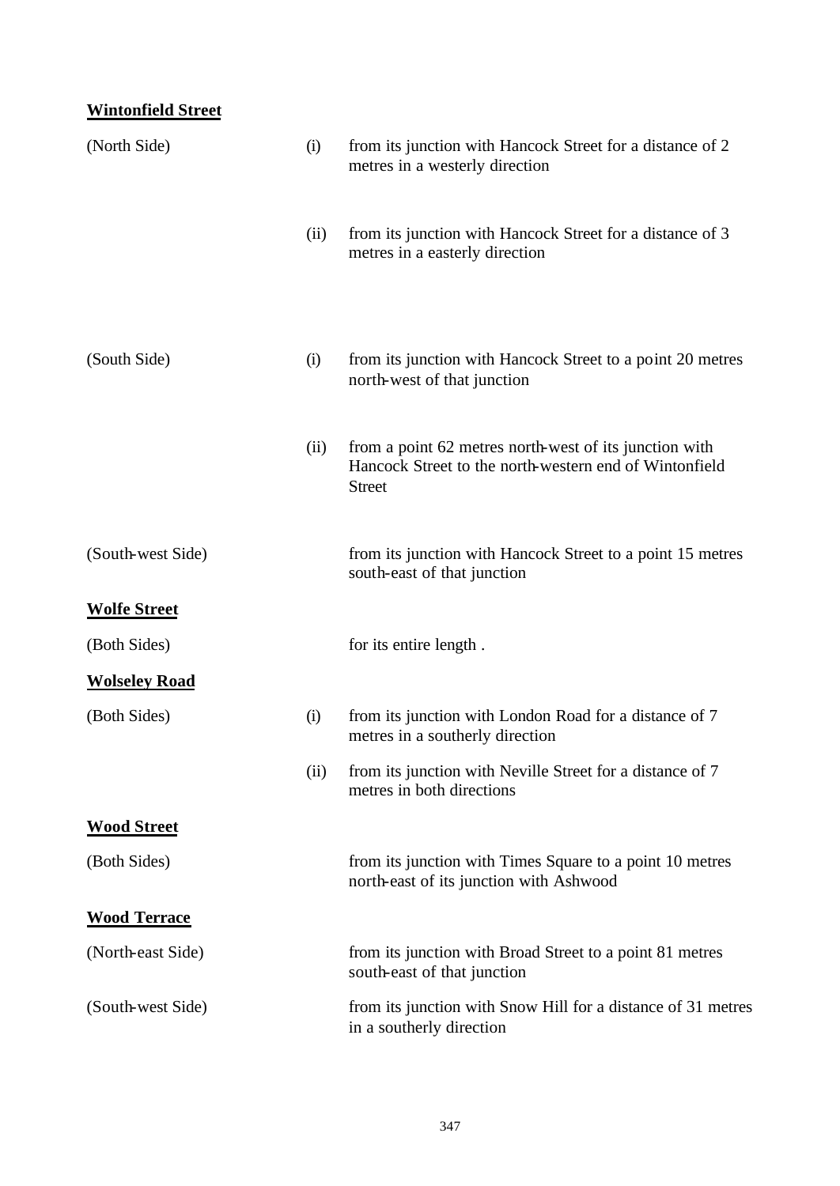**Wintonfield Street**

| | | |
|---|---|---|
| (North Side) | (i) | from its junction with Hancock Street for a distance of 2 metres in a westerly direction |
| | (ii) | from its junction with Hancock Street for a distance of 3 metres in a easterly direction |
| (South Side) | (i) | from its junction with Hancock Street to a point 20 metres north-west of that junction |
| | (ii) | from a point 62 metres north-west of its junction with Hancock Street to the north-western end of Wintonfield Street |
| (South-west Side) | | from its junction with Hancock Street to a point 15 metres south-east of that junction |

**Wolfe Street**

| | | |
|---|---|---|
| (Both Sides) | | for its entire length . |

**Wolseley Road**

| | | |
|---|---|---|
| (Both Sides) | (i) | from its junction with London Road for a distance of 7 metres in a southerly direction |
| | (ii) | from its junction with Neville Street for a distance of 7 metres in both directions |

**Wood Street**

| | | |
|---|---|---|
| (Both Sides) | | from its junction with Times Square to a point 10 metres north-east of its junction with Ashwood |

**Wood Terrace**

| | | |
|---|---|---|
| (North-east Side) | | from its junction with Broad Street to a point 81 metres south-east of that junction |
| (South-west Side) | | from its junction with Snow Hill for a distance of 31 metres in a southerly direction |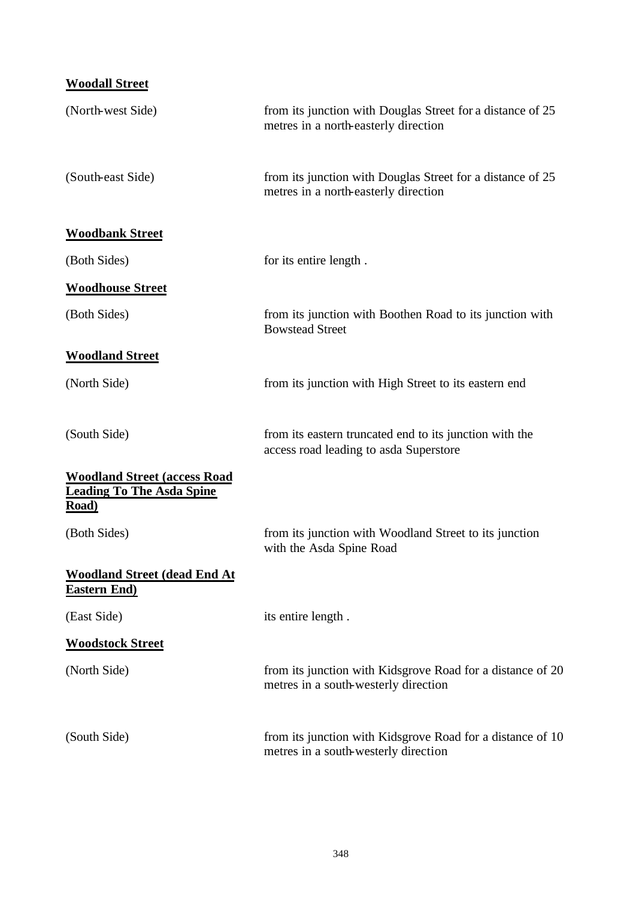**Woodall Street**

| | |
|---|---|
| (North-west Side) | from its junction with Douglas Street for a distance of 25 metres in a north-easterly direction |
| (South-east Side) | from its junction with Douglas Street for a distance of 25 metres in a north-easterly direction |

**Woodbank Street**

| | |
|---|---|
| (Both Sides) | for its entire length . |

**Woodhouse Street**

| | |
|---|---|
| (Both Sides) | from its junction with Boothen Road to its junction with Bowstead Street |

**Woodland Street**

| | |
|---|---|
| (North Side) | from its junction with High Street to its eastern end |
| (South Side) | from its eastern truncated end to its junction with the access road leading to asda Superstore |

**Woodland Street (access Road Leading To The Asda Spine Road)**

| | |
|---|---|
| (Both Sides) | from its junction with Woodland Street to its junction with the Asda Spine Road |

**Woodland Street (dead End At Eastern End)**

| | |
|---|---|
| (East Side) | its entire length . |

**Woodstock Street**

| | |
|---|---|
| (North Side) | from its junction with Kidsgrove Road for a distance of 20 metres in a south-westerly direction |
| (South Side) | from its junction with Kidsgrove Road for a distance of 10 metres in a south-westerly direction |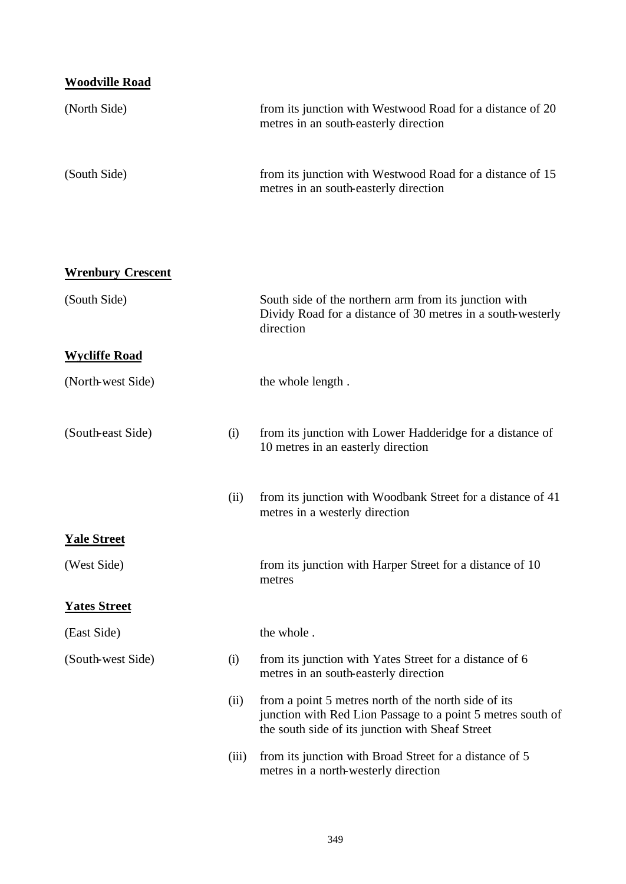**Woodville Road**

| | | |
|---|---|---|
| (North Side) | | from its junction with Westwood Road for a distance of 20 metres in an south-easterly direction |
| (South Side) | | from its junction with Westwood Road for a distance of 15 metres in an south-easterly direction |

**Wrenbury Crescent**

| | | |
|---|---|---|
| (South Side) | | South side of the northern arm from its junction with Dividy Road for a distance of 30 metres in a south-westerly direction |

**Wycliffe Road**

| | | |
|---|---|---|
| (North-west Side) | | the whole length . |
| (South-east Side) | (i) | from its junction with Lower Hadderidge for a distance of 10 metres in an easterly direction |
| | (ii) | from its junction with Woodbank Street for a distance of 41 metres in a westerly direction |

**Yale Street**

| | | |
|---|---|---|
| (West Side) | | from its junction with Harper Street for a distance of 10 metres |

**Yates Street**

| | | |
|---|---|---|
| (East Side) | | the whole . |
| (South-west Side) | (i) | from its junction with Yates Street for a distance of 6 metres in an south-easterly direction |
| | (ii) | from a point 5 metres north of the north side of its junction with Red Lion Passage to a point 5 metres south of the south side of its junction with Sheaf Street |
| | (iii) | from its junction with Broad Street for a distance of 5 metres in a north-westerly direction |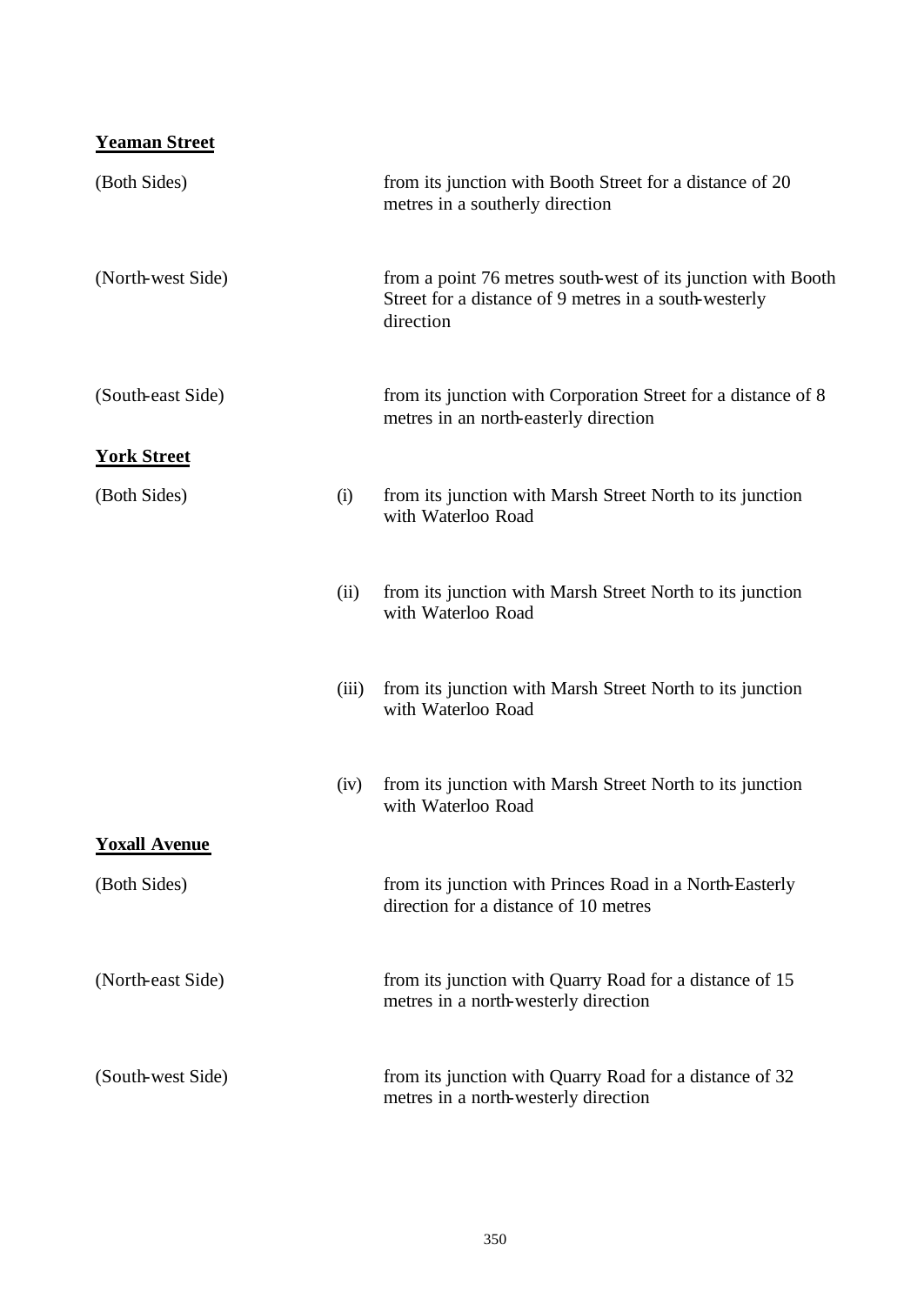**Yeaman Street**

| | | |
|---|---|---|
| (Both Sides) | | from its junction with Booth Street for a distance of 20 metres in a southerly direction |
| (North-west Side) | | from a point 76 metres south-west of its junction with Booth Street for a distance of 9 metres in a south-westerly direction |
| (South-east Side) | | from its junction with Corporation Street for a distance of 8 metres in an north-easterly direction |

**York Street**

| | | |
|---|---|---|
| (Both Sides) | (i) | from its junction with Marsh Street North to its junction with Waterloo Road |
| | (ii) | from its junction with Marsh Street North to its junction with Waterloo Road |
| | (iii) | from its junction with Marsh Street North to its junction with Waterloo Road |
| | (iv) | from its junction with Marsh Street North to its junction with Waterloo Road |

**Yoxall Avenue**

| | | |
|---|---|---|
| (Both Sides) | | from its junction with Princes Road in a North-Easterly direction for a distance of 10 metres |
| (North-east Side) | | from its junction with Quarry Road for a distance of 15 metres in a north-westerly direction |
| (South-west Side) | | from its junction with Quarry Road for a distance of 32 metres in a north-westerly direction |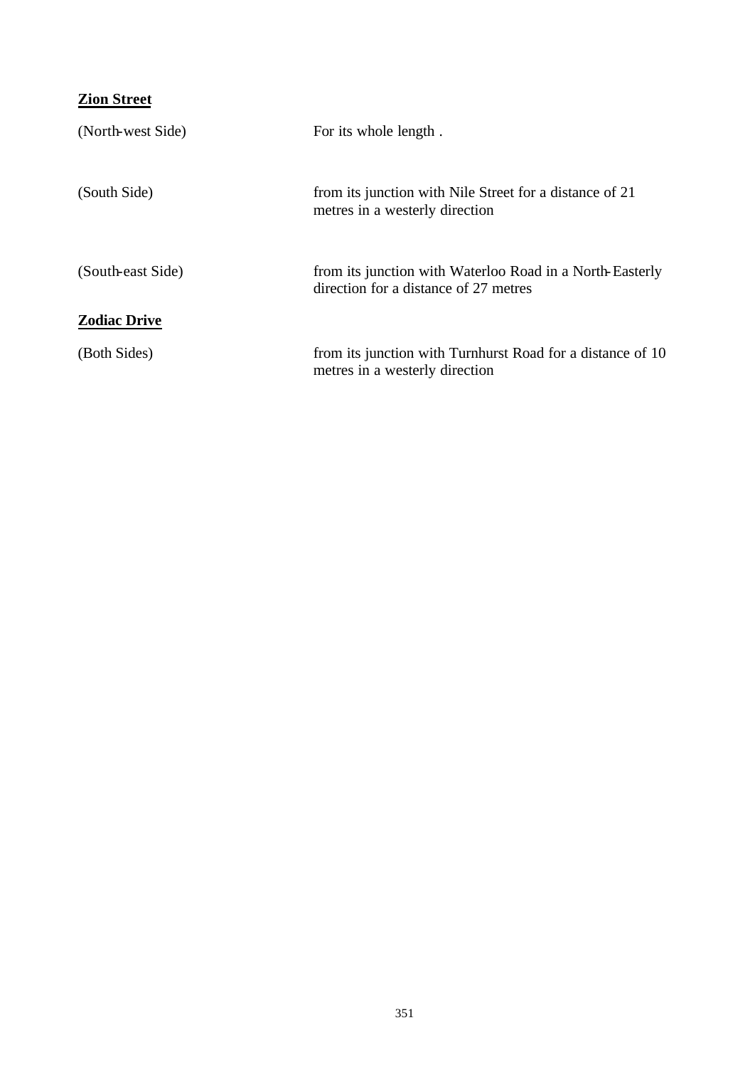**Zion Street**

| | |
|---|---|
| (North-west Side) | For its whole length . |
| (South Side) | from its junction with Nile Street for a distance of 21 metres in a westerly direction |
| (South-east Side) | from its junction with Waterloo Road in a North-Easterly direction for a distance of 27 metres |

**Zodiac Drive**

| | |
|---|---|
| (Both Sides) | from its junction with Turnhurst Road for a distance of 10 metres in a westerly direction |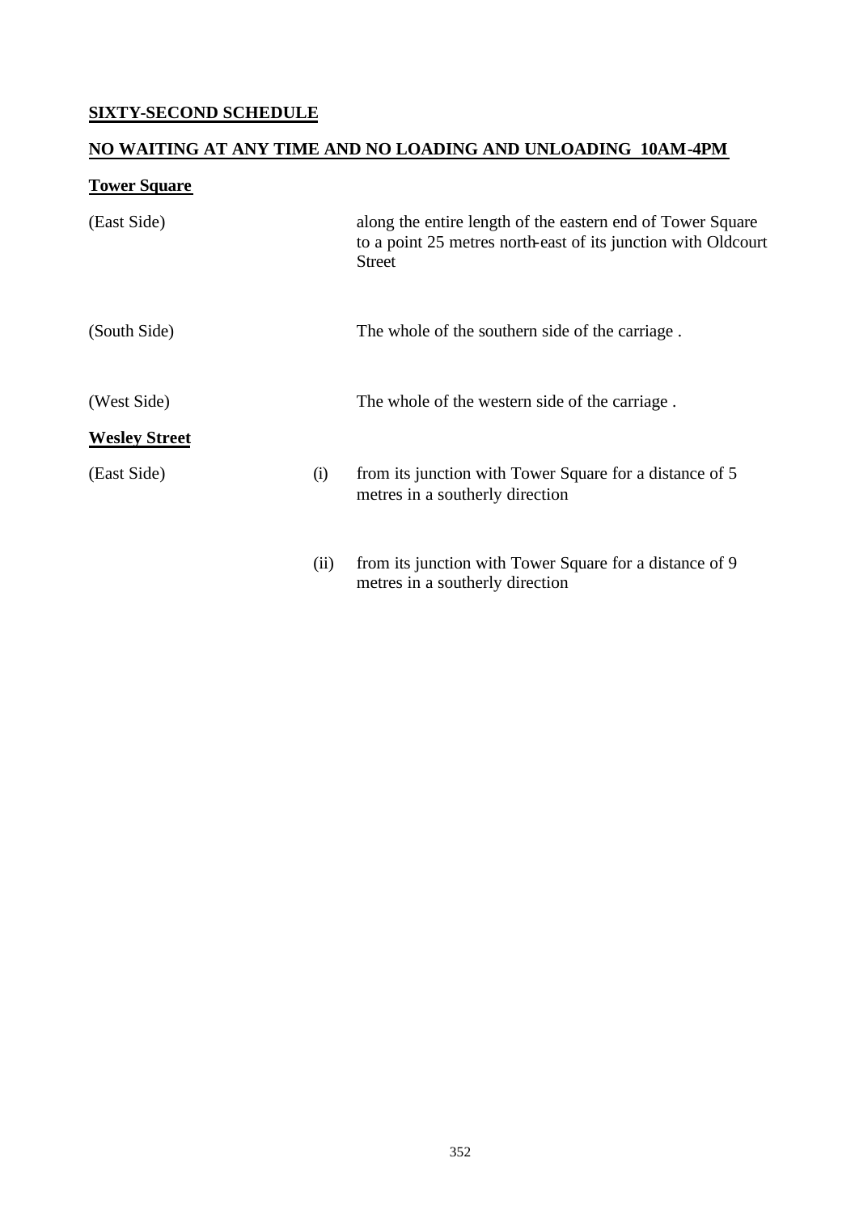## SIXTY-SECOND SCHEDULE

## NO WAITING AT ANY TIME AND NO LOADING AND UNLOADING 10AM-4PM

### Tower Square

| | | |
|---|---|---|
| (East Side) | | along the entire length of the eastern end of Tower Square to a point 25 metres north-east of its junction with Oldcourt Street |
| (South Side) | | The whole of the southern side of the carriage . |
| (West Side) | | The whole of the western side of the carriage . |

### Wesley Street

| | | |
|---|---|---|
| (East Side) | (i) | from its junction with Tower Square for a distance of 5 metres in a southerly direction |
| | (ii) | from its junction with Tower Square for a distance of 9 metres in a southerly direction |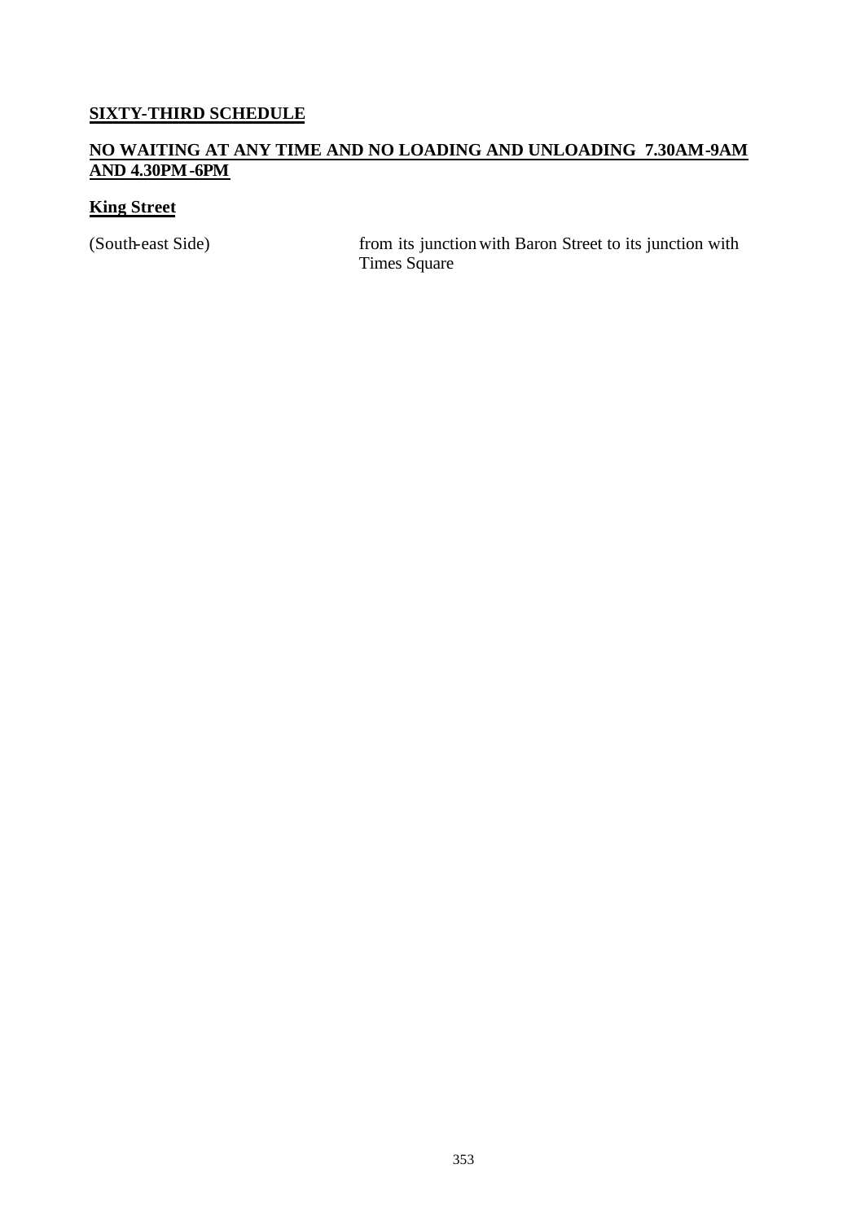## SIXTY-THIRD SCHEDULE

## NO WAITING AT ANY TIME AND NO LOADING AND UNLOADING 7.30AM-9AM AND 4.30PM-6PM

### King Street

| | |
|---|---|
| (South-east Side) | from its junction with Baron Street to its junction with Times Square |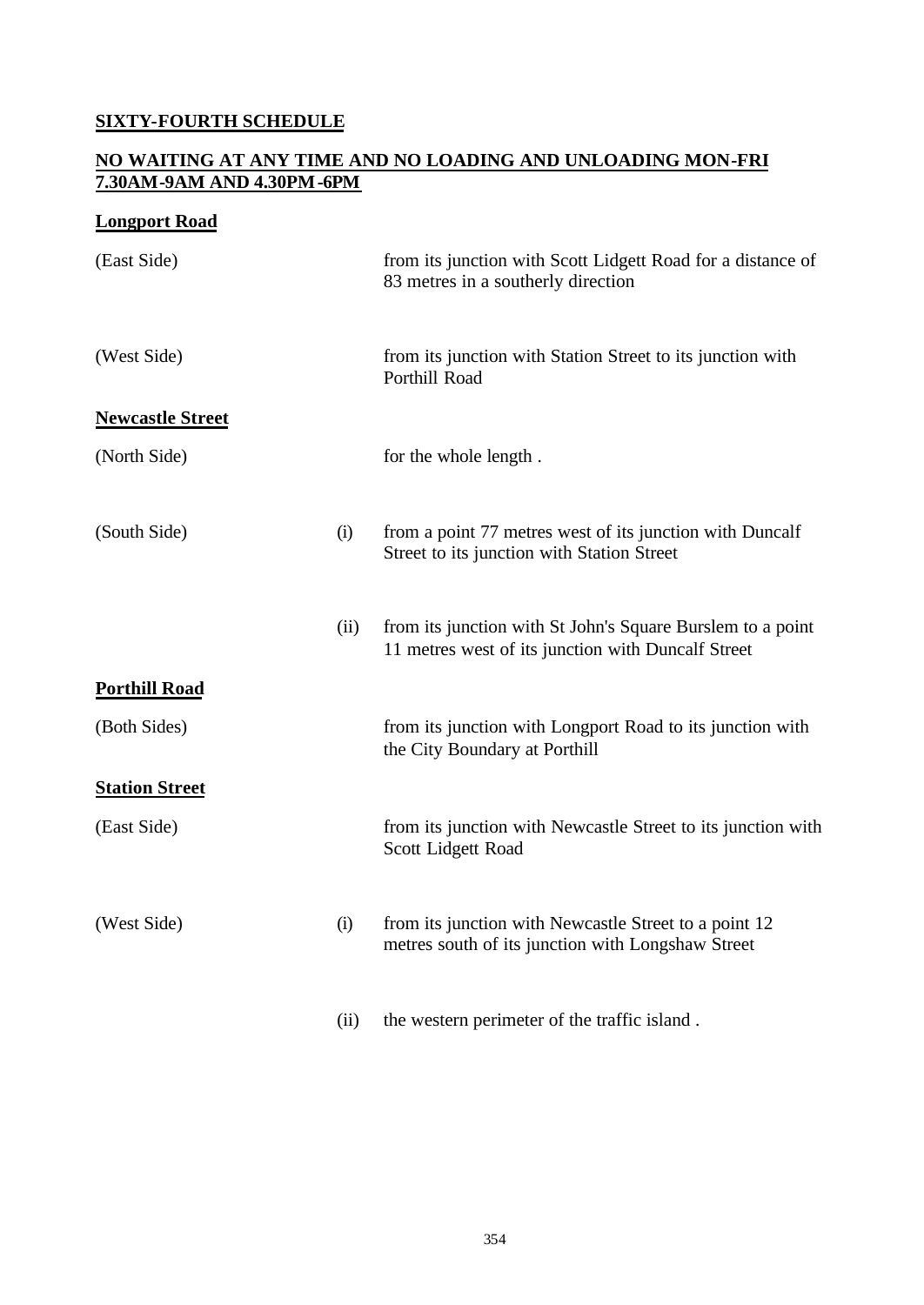## SIXTY-FOURTH SCHEDULE

### NO WAITING AT ANY TIME AND NO LOADING AND UNLOADING MON-FRI 7.30AM-9AM AND 4.30PM-6PM

**Longport Road**

| | | |
|---|---|---|
| (East Side) | | from its junction with Scott Lidgett Road for a distance of 83 metres in a southerly direction |
| (West Side) | | from its junction with Station Street to its junction with Porthill Road |

**Newcastle Street**

| | | |
|---|---|---|
| (North Side) | | for the whole length . |
| (South Side) | (i) | from a point 77 metres west of its junction with Duncalf Street to its junction with Station Street |
| | (ii) | from its junction with St John's Square Burslem to a point 11 metres west of its junction with Duncalf Street |

**Porthill Road**

| | | |
|---|---|---|
| (Both Sides) | | from its junction with Longport Road to its junction with the City Boundary at Porthill |

**Station Street**

| | | |
|---|---|---|
| (East Side) | | from its junction with Newcastle Street to its junction with Scott Lidgett Road |
| (West Side) | (i) | from its junction with Newcastle Street to a point 12 metres south of its junction with Longshaw Street |
| | (ii) | the western perimeter of the traffic island . |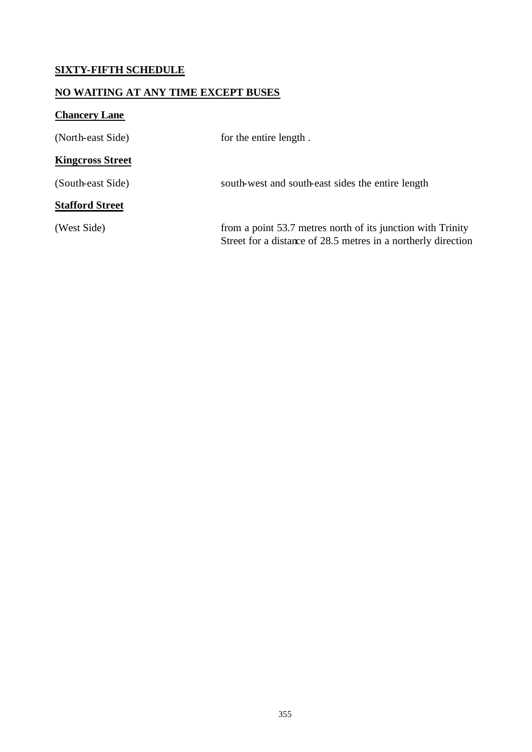**SIXTY-FIFTH SCHEDULE**

**NO WAITING AT ANY TIME EXCEPT BUSES**

**Chancery Lane**

| | |
|---|---|
| (North-east Side) | for the entire length . |

**Kingcross Street**

| | |
|---|---|
| (South-east Side) | south-west and south-east sides the entire length |

**Stafford Street**

| | |
|---|---|
| (West Side) | from a point 53.7 metres north of its junction with Trinity Street for a distance of 28.5 metres in a northerly direction |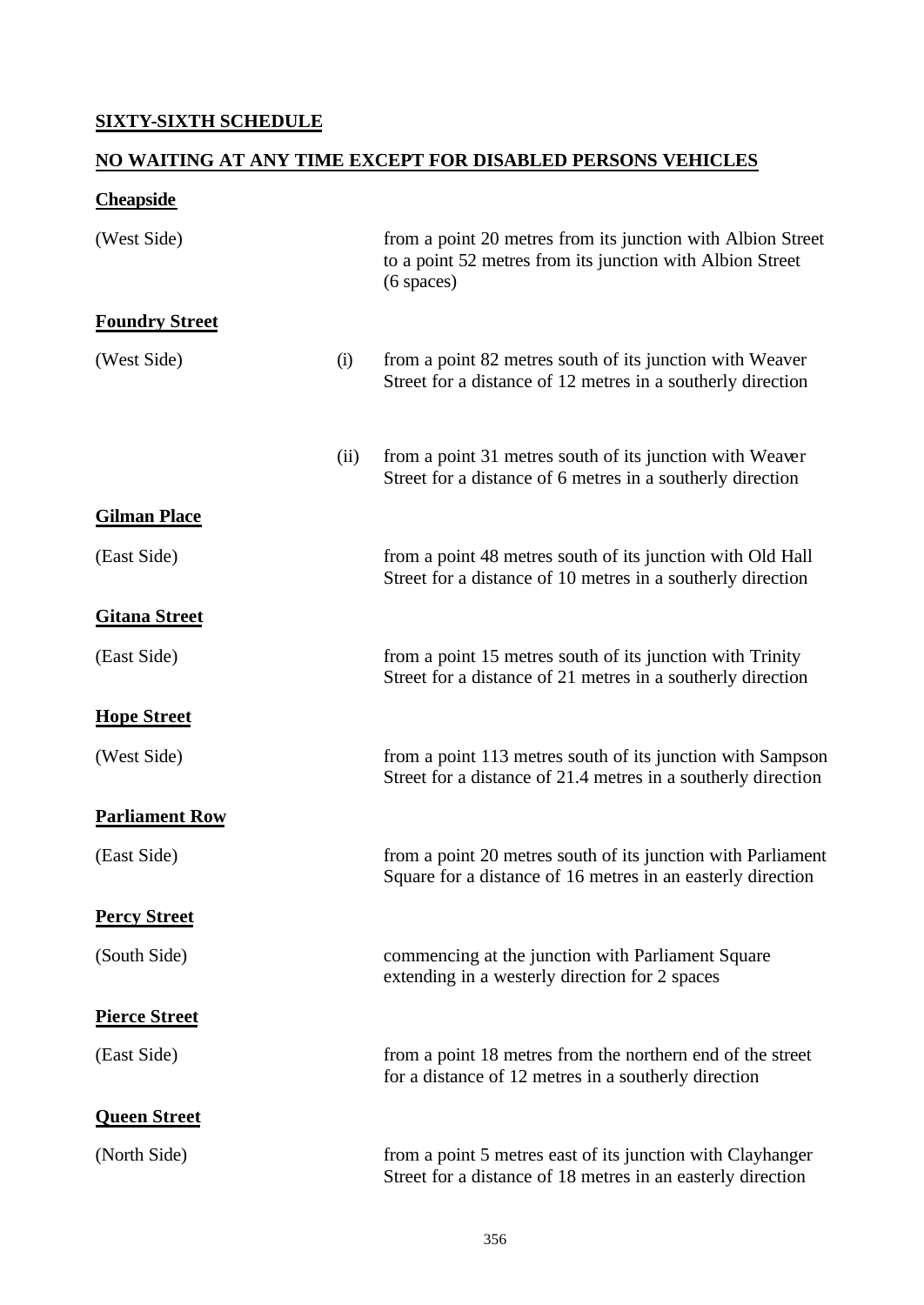**SIXTY-SIXTH SCHEDULE**

**NO WAITING AT ANY TIME EXCEPT FOR DISABLED PERSONS VEHICLES**

**Cheapside**

| | | |
|---|---|---|
| (West Side) | | from a point 20 metres from its junction with Albion Street to a point 52 metres from its junction with Albion Street (6 spaces) |

**Foundry Street**

| | | |
|---|---|---|
| (West Side) | (i) | from a point 82 metres south of its junction with Weaver Street for a distance of 12 metres in a southerly direction |
| | (ii) | from a point 31 metres south of its junction with Weaver Street for a distance of 6 metres in a southerly direction |

**Gilman Place**

| | | |
|---|---|---|
| (East Side) | | from a point 48 metres south of its junction with Old Hall Street for a distance of 10 metres in a southerly direction |

**Gitana Street**

| | | |
|---|---|---|
| (East Side) | | from a point 15 metres south of its junction with Trinity Street for a distance of 21 metres in a southerly direction |

**Hope Street**

| | | |
|---|---|---|
| (West Side) | | from a point 113 metres south of its junction with Sampson Street for a distance of 21.4 metres in a southerly direction |

**Parliament Row**

| | | |
|---|---|---|
| (East Side) | | from a point 20 metres south of its junction with Parliament Square for a distance of 16 metres in an easterly direction |

**Percy Street**

| | | |
|---|---|---|
| (South Side) | | commencing at the junction with Parliament Square extending in a westerly direction for 2 spaces |

**Pierce Street**

| | | |
|---|---|---|
| (East Side) | | from a point 18 metres from the northern end of the street for a distance of 12 metres in a southerly direction |

**Queen Street**

| | | |
|---|---|---|
| (North Side) | | from a point 5 metres east of its junction with Clayhanger Street for a distance of 18 metres in an easterly direction |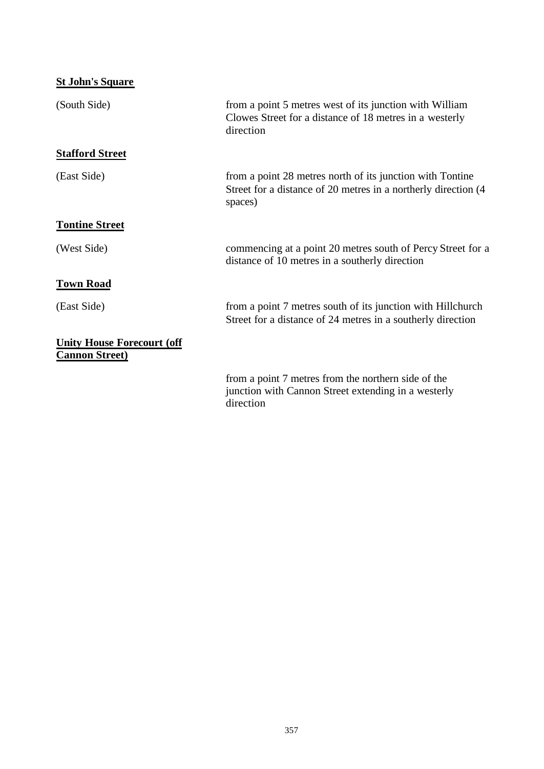**St John's Square**

(South Side) from a point 5 metres west of its junction with William Clowes Street for a distance of 18 metres in a westerly direction

**Stafford Street**

(East Side) from a point 28 metres north of its junction with Tontine Street for a distance of 20 metres in a northerly direction (4 spaces)

**Tontine Street**

(West Side) commencing at a point 20 metres south of Percy Street for a distance of 10 metres in a southerly direction

**Town Road**

(East Side) from a point 7 metres south of its junction with Hillchurch Street for a distance of 24 metres in a southerly direction

**Unity House Forecourt (off Cannon Street)**

from a point 7 metres from the northern side of the junction with Cannon Street extending in a westerly direction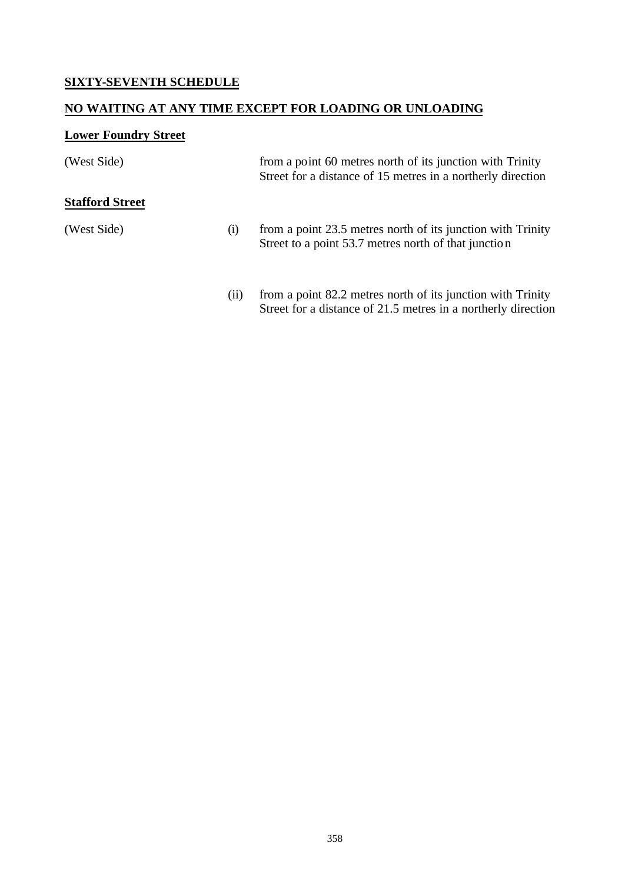## SIXTY-SEVENTH SCHEDULE

## NO WAITING AT ANY TIME EXCEPT FOR LOADING OR UNLOADING

### Lower Foundry Street

(West Side) from a point 60 metres north of its junction with Trinity Street for a distance of 15 metres in a northerly direction

### Stafford Street

(West Side)

(i) from a point 23.5 metres north of its junction with Trinity Street to a point 53.7 metres north of that junction

(ii) from a point 82.2 metres north of its junction with Trinity Street for a distance of 21.5 metres in a northerly direction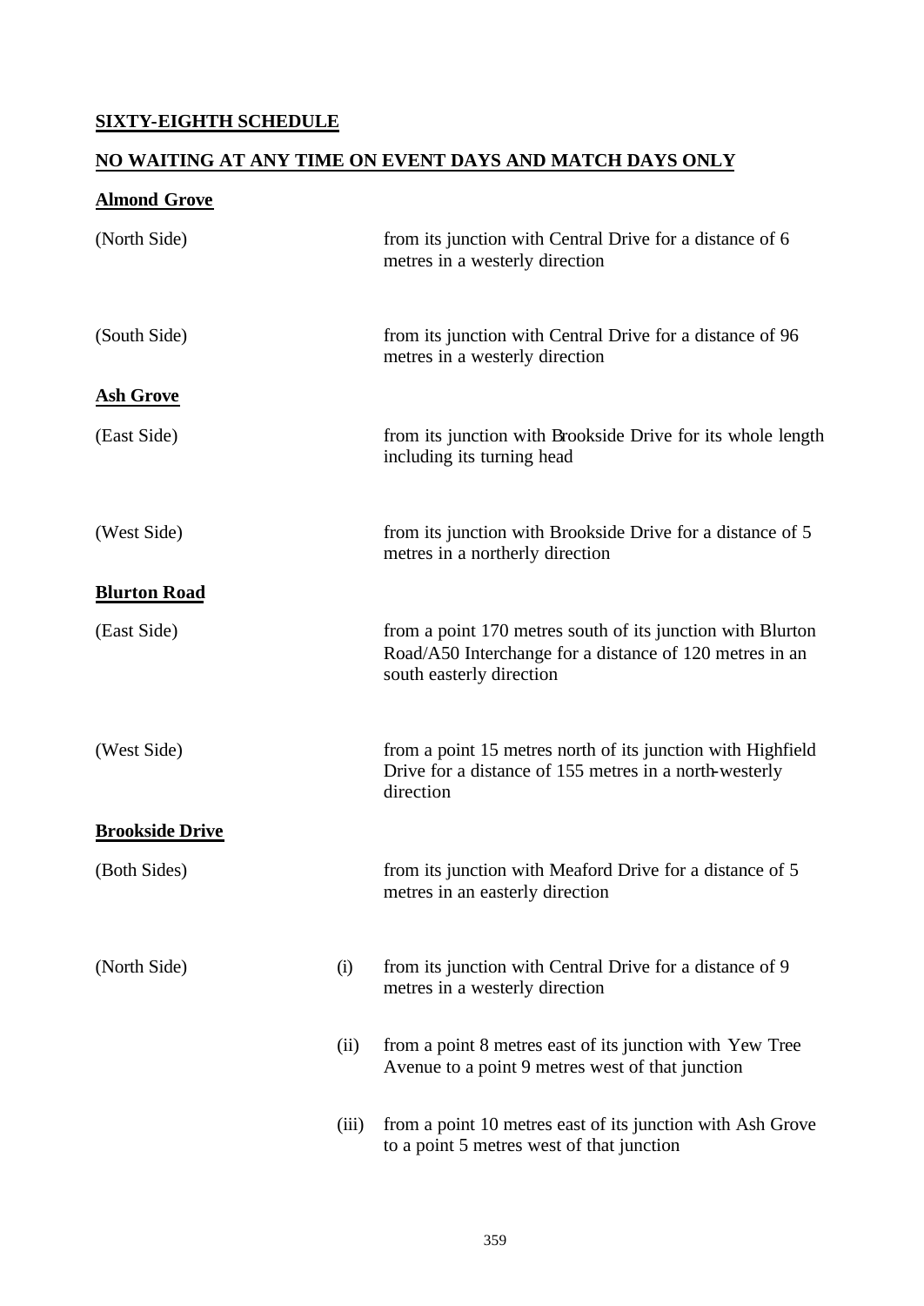**SIXTY-EIGHTH SCHEDULE**

**NO WAITING AT ANY TIME ON EVENT DAYS AND MATCH DAYS ONLY**

**Almond Grove**

| | | |
|---|---|---|
| (North Side) | | from its junction with Central Drive for a distance of 6 metres in a westerly direction |
| (South Side) | | from its junction with Central Drive for a distance of 96 metres in a westerly direction |

**Ash Grove**

| | | |
|---|---|---|
| (East Side) | | from its junction with Brookside Drive for its whole length including its turning head |
| (West Side) | | from its junction with Brookside Drive for a distance of 5 metres in a northerly direction |

**Blurton Road**

| | | |
|---|---|---|
| (East Side) | | from a point 170 metres south of its junction with Blurton Road/A50 Interchange for a distance of 120 metres in an south easterly direction |
| (West Side) | | from a point 15 metres north of its junction with Highfield Drive for a distance of 155 metres in a north-westerly direction |

**Brookside Drive**

| | | |
|---|---|---|
| (Both Sides) | | from its junction with Meaford Drive for a distance of 5 metres in an easterly direction |
| (North Side) | (i) | from its junction with Central Drive for a distance of 9 metres in a westerly direction |
| | (ii) | from a point 8 metres east of its junction with Yew Tree Avenue to a point 9 metres west of that junction |
| | (iii) | from a point 10 metres east of its junction with Ash Grove to a point 5 metres west of that junction |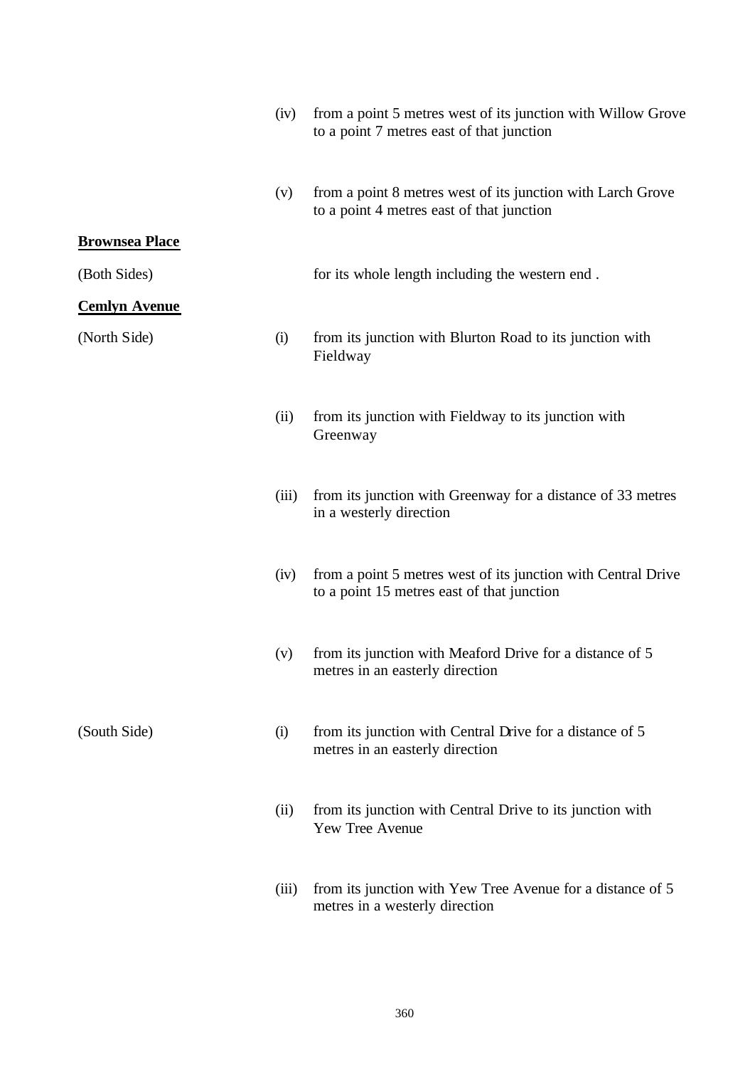| | | |
|---|---|---|
| | (iv) | from a point 5 metres west of its junction with Willow Grove to a point 7 metres east of that junction |
| | (v) | from a point 8 metres west of its junction with Larch Grove to a point 4 metres east of that junction |

**Brownsea Place**

| | | |
|---|---|---|
| (Both Sides) | | for its whole length including the western end . |

**Cemlyn Avenue**

| | | |
|---|---|---|
| (North Side) | (i) | from its junction with Blurton Road to its junction with Fieldway |
| | (ii) | from its junction with Fieldway to its junction with Greenway |
| | (iii) | from its junction with Greenway for a distance of 33 metres in a westerly direction |
| | (iv) | from a point 5 metres west of its junction with Central Drive to a point 15 metres east of that junction |
| | (v) | from its junction with Meaford Drive for a distance of 5 metres in an easterly direction |
| (South Side) | (i) | from its junction with Central Drive for a distance of 5 metres in an easterly direction |
| | (ii) | from its junction with Central Drive to its junction with Yew Tree Avenue |
| | (iii) | from its junction with Yew Tree Avenue for a distance of 5 metres in a westerly direction |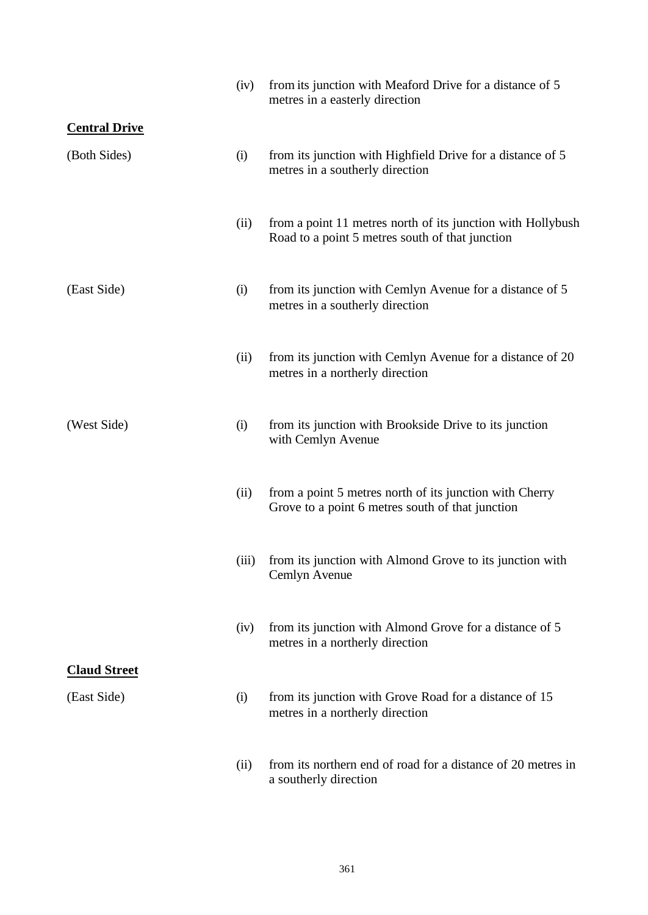| | | |
|---|---|---|
| | (iv) | from its junction with Meaford Drive for a distance of 5 metres in a easterly direction |

**Central Drive**

| | | |
|---|---|---|
| (Both Sides) | (i) | from its junction with Highfield Drive for a distance of 5 metres in a southerly direction |
| | (ii) | from a point 11 metres north of its junction with Hollybush Road to a point 5 metres south of that junction |
| (East Side) | (i) | from its junction with Cemlyn Avenue for a distance of 5 metres in a southerly direction |
| | (ii) | from its junction with Cemlyn Avenue for a distance of 20 metres in a northerly direction |
| (West Side) | (i) | from its junction with Brookside Drive to its junction with Cemlyn Avenue |
| | (ii) | from a point 5 metres north of its junction with Cherry Grove to a point 6 metres south of that junction |
| | (iii) | from its junction with Almond Grove to its junction with Cemlyn Avenue |
| | (iv) | from its junction with Almond Grove for a distance of 5 metres in a northerly direction |

**Claud Street**

| | | |
|---|---|---|
| (East Side) | (i) | from its junction with Grove Road for a distance of 15 metres in a northerly direction |
| | (ii) | from its northern end of road for a distance of 20 metres in a southerly direction |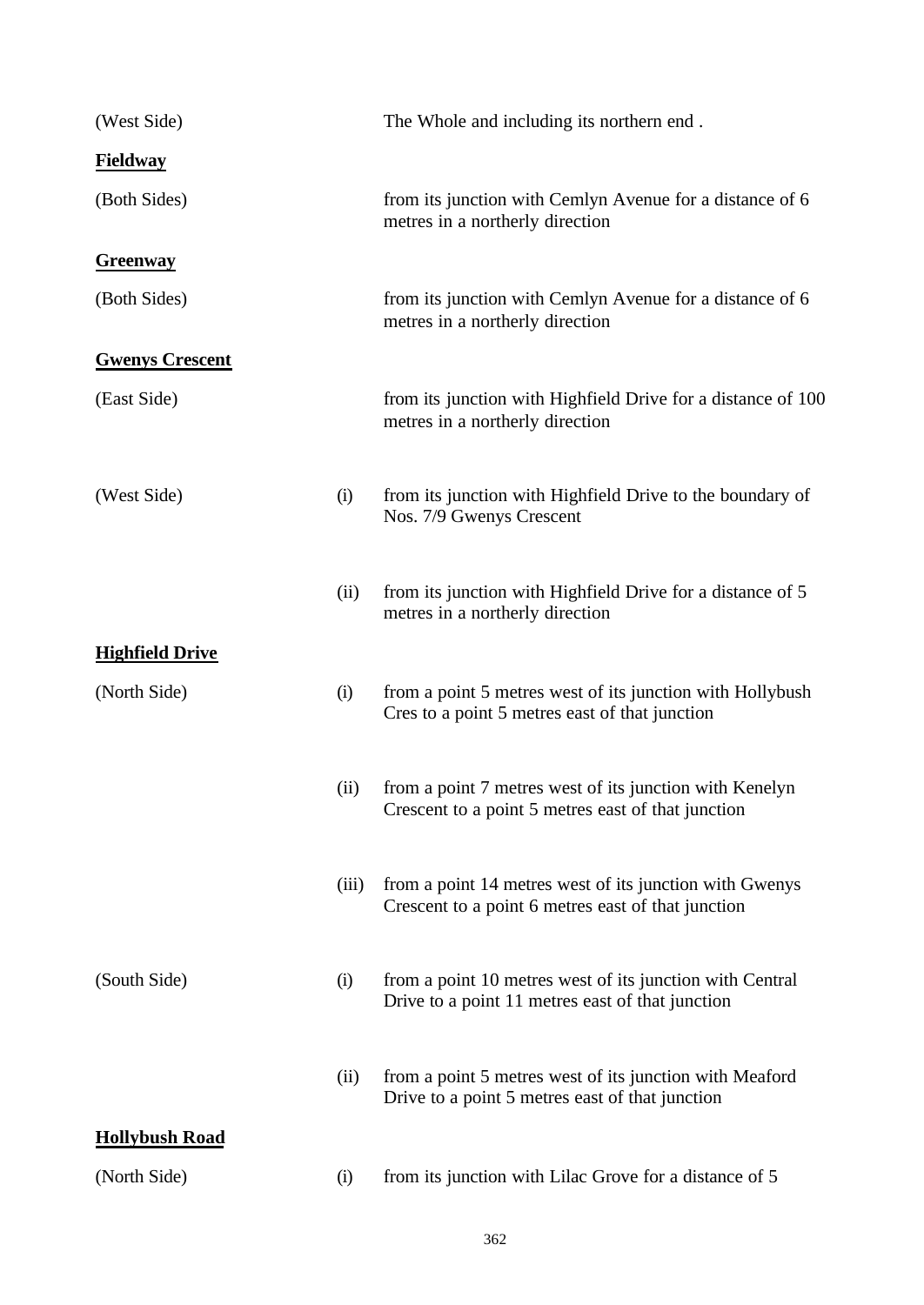| | | |
|---|---|---|
| (West Side) | | The Whole and including its northern end . |

**Fieldway**

| | | |
|---|---|---|
| (Both Sides) | | from its junction with Cemlyn Avenue for a distance of 6 metres in a northerly direction |

**Greenway**

| | | |
|---|---|---|
| (Both Sides) | | from its junction with Cemlyn Avenue for a distance of 6 metres in a northerly direction |

**Gwenys Crescent**

| | | |
|---|---|---|
| (East Side) | | from its junction with Highfield Drive for a distance of 100 metres in a northerly direction |
| (West Side) | (i) | from its junction with Highfield Drive to the boundary of Nos. 7/9 Gwenys Crescent |
| | (ii) | from its junction with Highfield Drive for a distance of 5 metres in a northerly direction |

**Highfield Drive**

| | | |
|---|---|---|
| (North Side) | (i) | from a point 5 metres west of its junction with Hollybush Cres to a point 5 metres east of that junction |
| | (ii) | from a point 7 metres west of its junction with Kenelyn Crescent to a point 5 metres east of that junction |
| | (iii) | from a point 14 metres west of its junction with Gwenys Crescent to a point 6 metres east of that junction |
| (South Side) | (i) | from a point 10 metres west of its junction with Central Drive to a point 11 metres east of that junction |
| | (ii) | from a point 5 metres west of its junction with Meaford Drive to a point 5 metres east of that junction |

**Hollybush Road**

| | | |
|---|---|---|
| (North Side) | (i) | from its junction with Lilac Grove for a distance of 5 |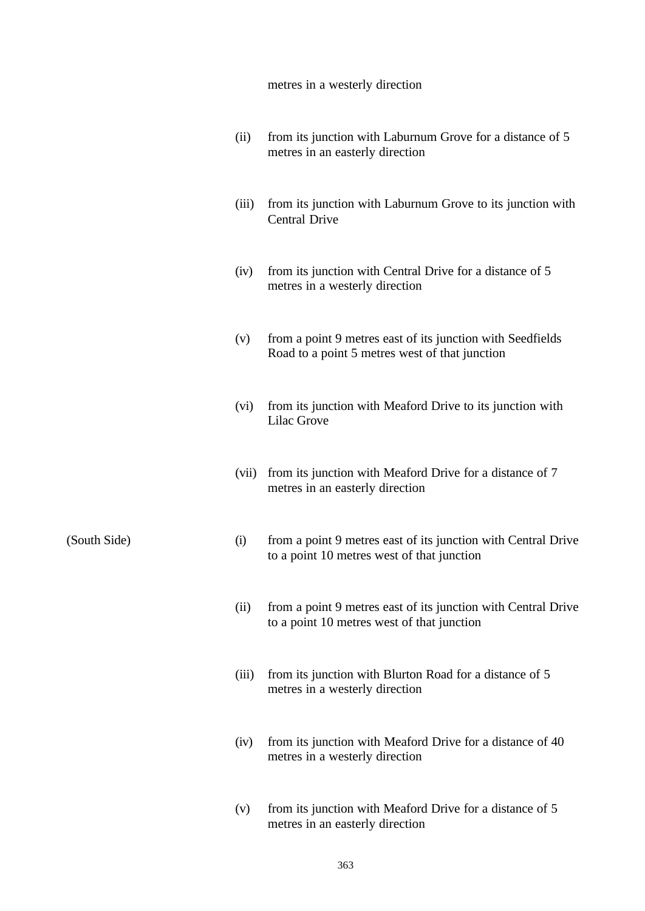| | | |
|---|---|---|
| | | metres in a westerly direction |
| | (ii) | from its junction with Laburnum Grove for a distance of 5 metres in an easterly direction |
| | (iii) | from its junction with Laburnum Grove to its junction with Central Drive |
| | (iv) | from its junction with Central Drive for a distance of 5 metres in a westerly direction |
| | (v) | from a point 9 metres east of its junction with Seedfields Road to a point 5 metres west of that junction |
| | (vi) | from its junction with Meaford Drive to its junction with Lilac Grove |
| | (vii) | from its junction with Meaford Drive for a distance of 7 metres in an easterly direction |
| (South Side) | (i) | from a point 9 metres east of its junction with Central Drive to a point 10 metres west of that junction |
| | (ii) | from a point 9 metres east of its junction with Central Drive to a point 10 metres west of that junction |
| | (iii) | from its junction with Blurton Road for a distance of 5 metres in a westerly direction |
| | (iv) | from its junction with Meaford Drive for a distance of 40 metres in a westerly direction |
| | (v) | from its junction with Meaford Drive for a distance of 5 metres in an easterly direction |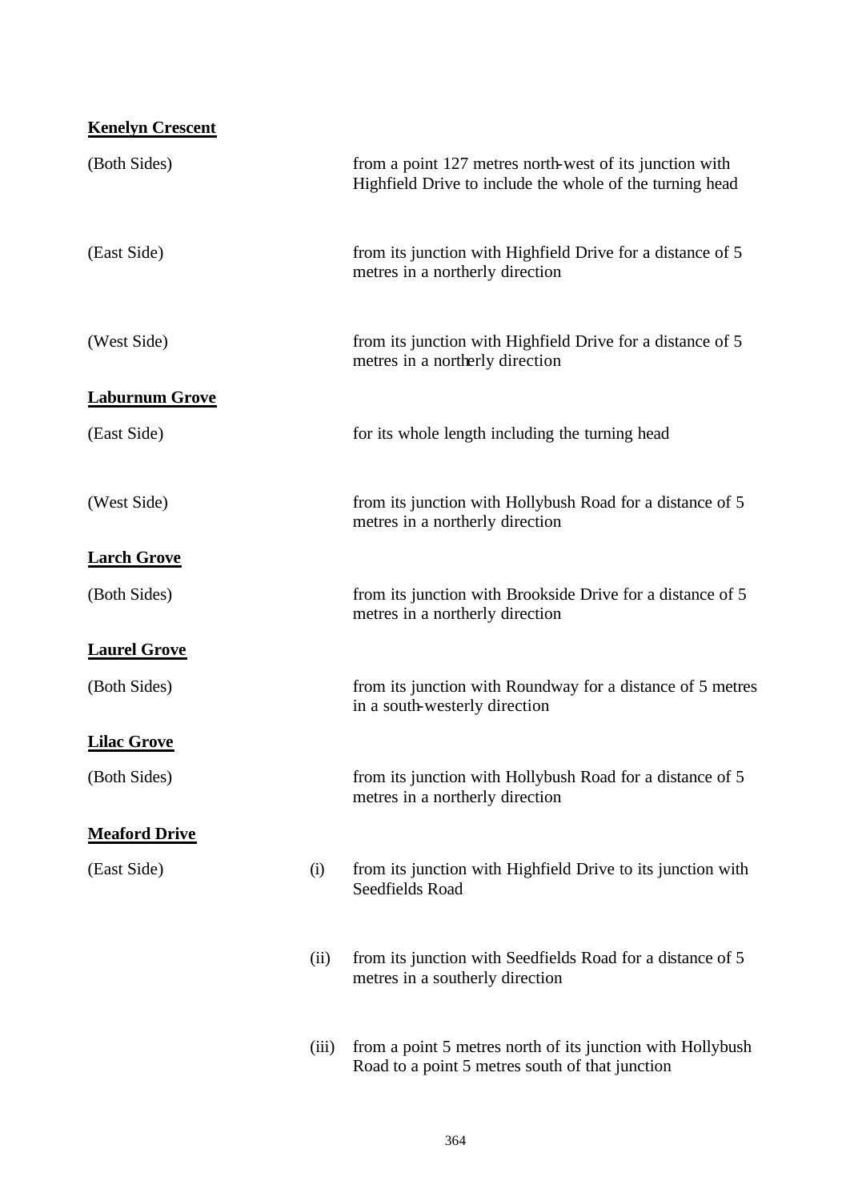**Kenelyn Crescent**

| | | |
|---|---|---|
| (Both Sides) | | from a point 127 metres north-west of its junction with Highfield Drive to include the whole of the turning head |
| (East Side) | | from its junction with Highfield Drive for a distance of 5 metres in a northerly direction |
| (West Side) | | from its junction with Highfield Drive for a distance of 5 metres in a northerly direction |

**Laburnum Grove**

| | | |
|---|---|---|
| (East Side) | | for its whole length including the turning head |
| (West Side) | | from its junction with Hollybush Road for a distance of 5 metres in a northerly direction |

**Larch Grove**

| | | |
|---|---|---|
| (Both Sides) | | from its junction with Brookside Drive for a distance of 5 metres in a northerly direction |

**Laurel Grove**

| | | |
|---|---|---|
| (Both Sides) | | from its junction with Roundway for a distance of 5 metres in a south-westerly direction |

**Lilac Grove**

| | | |
|---|---|---|
| (Both Sides) | | from its junction with Hollybush Road for a distance of 5 metres in a northerly direction |

**Meaford Drive**

| | | |
|---|---|---|
| (East Side) | (i) | from its junction with Highfield Drive to its junction with Seedfields Road |
| | (ii) | from its junction with Seedfields Road for a distance of 5 metres in a southerly direction |
| | (iii) | from a point 5 metres north of its junction with Hollybush Road to a point 5 metres south of that junction |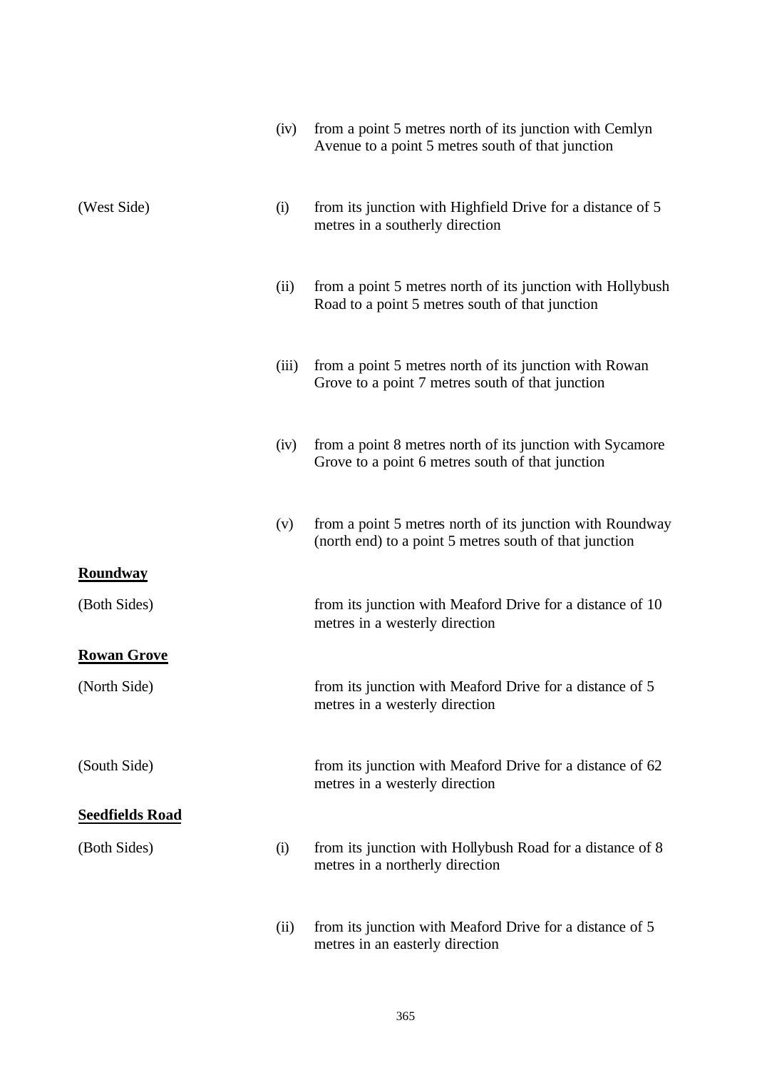| | | |
|---|---|---|
| | (iv) | from a point 5 metres north of its junction with Cemlyn Avenue to a point 5 metres south of that junction |
| (West Side) | (i) | from its junction with Highfield Drive for a distance of 5 metres in a southerly direction |
| | (ii) | from a point 5 metres north of its junction with Hollybush Road to a point 5 metres south of that junction |
| | (iii) | from a point 5 metres north of its junction with Rowan Grove to a point 7 metres south of that junction |
| | (iv) | from a point 8 metres north of its junction with Sycamore Grove to a point 6 metres south of that junction |
| | (v) | from a point 5 metres north of its junction with Roundway (north end) to a point 5 metres south of that junction |
| **<u>Roundway</u>** | | |
| (Both Sides) | | from its junction with Meaford Drive for a distance of 10 metres in a westerly direction |
| **<u>Rowan Grove</u>** | | |
| (North Side) | | from its junction with Meaford Drive for a distance of 5 metres in a westerly direction |
| (South Side) | | from its junction with Meaford Drive for a distance of 62 metres in a westerly direction |
| **<u>Seedfields Road</u>** | | |
| (Both Sides) | (i) | from its junction with Hollybush Road for a distance of 8 metres in a northerly direction |
| | (ii) | from its junction with Meaford Drive for a distance of 5 metres in an easterly direction |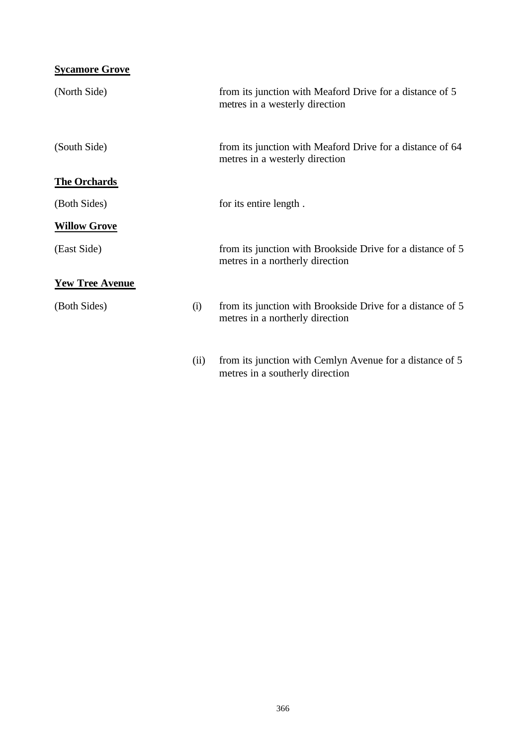**Sycamore Grove**

| | | |
|---|---|---|
| (North Side) | | from its junction with Meaford Drive for a distance of 5 metres in a westerly direction |
| (South Side) | | from its junction with Meaford Drive for a distance of 64 metres in a westerly direction |

**The Orchards**

| | | |
|---|---|---|
| (Both Sides) | | for its entire length . |

**Willow Grove**

| | | |
|---|---|---|
| (East Side) | | from its junction with Brookside Drive for a distance of 5 metres in a northerly direction |

**Yew Tree Avenue**

| | | |
|---|---|---|
| (Both Sides) | (i) | from its junction with Brookside Drive for a distance of 5 metres in a northerly direction |
| | (ii) | from its junction with Cemlyn Avenue for a distance of 5 metres in a southerly direction |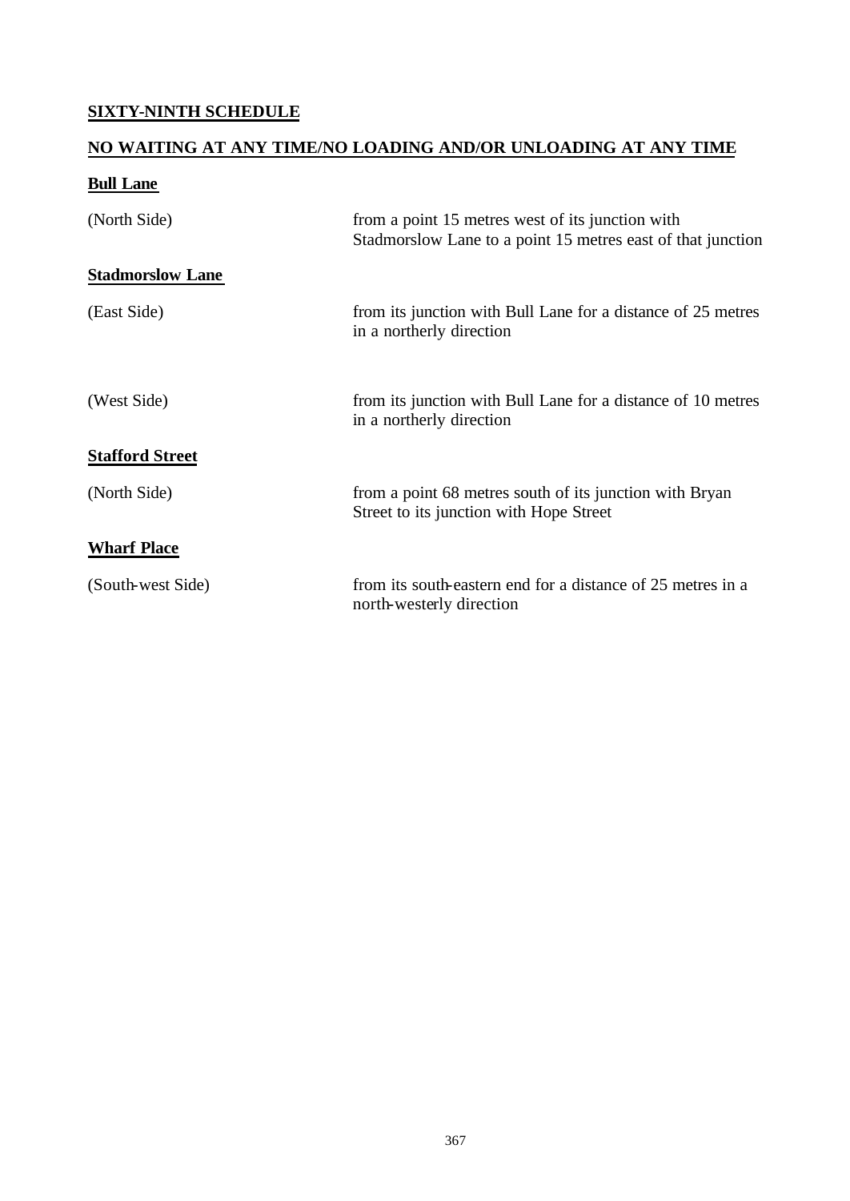**SIXTY-NINTH SCHEDULE**

**NO WAITING AT ANY TIME/NO LOADING AND/OR UNLOADING AT ANY TIME**

**Bull Lane**

| | |
|---|---|
| (North Side) | from a point 15 metres west of its junction with Stadmorslow Lane to a point 15 metres east of that junction |

**Stadmorslow Lane**

| | |
|---|---|
| (East Side) | from its junction with Bull Lane for a distance of 25 metres in a northerly direction |
| (West Side) | from its junction with Bull Lane for a distance of 10 metres in a northerly direction |

**Stafford Street**

| | |
|---|---|
| (North Side) | from a point 68 metres south of its junction with Bryan Street to its junction with Hope Street |

**Wharf Place**

| | |
|---|---|
| (South-west Side) | from its south-eastern end for a distance of 25 metres in a north-westerly direction |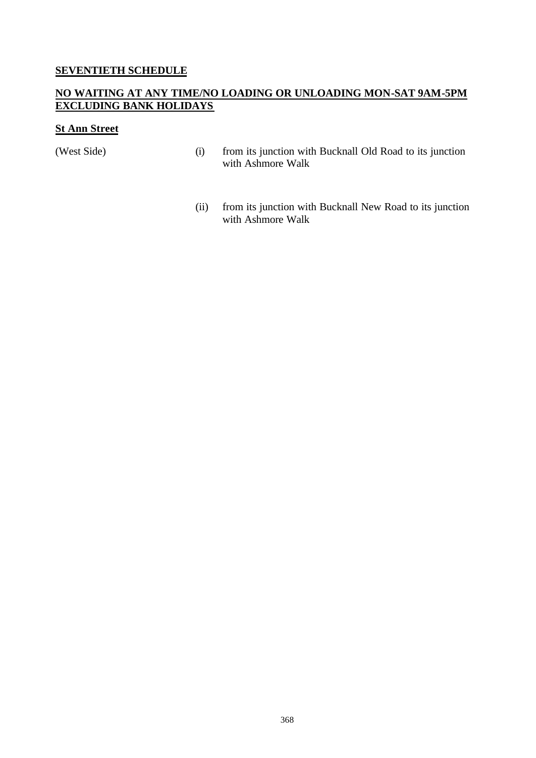## SEVENTIETH SCHEDULE

## NO WAITING AT ANY TIME/NO LOADING OR UNLOADING MON-SAT 9AM-5PM EXCLUDING BANK HOLIDAYS

### St Ann Street

| | | |
|---|---|---|
| (West Side) | (i) | from its junction with Bucknall Old Road to its junction with Ashmore Walk |
| | (ii) | from its junction with Bucknall New Road to its junction with Ashmore Walk |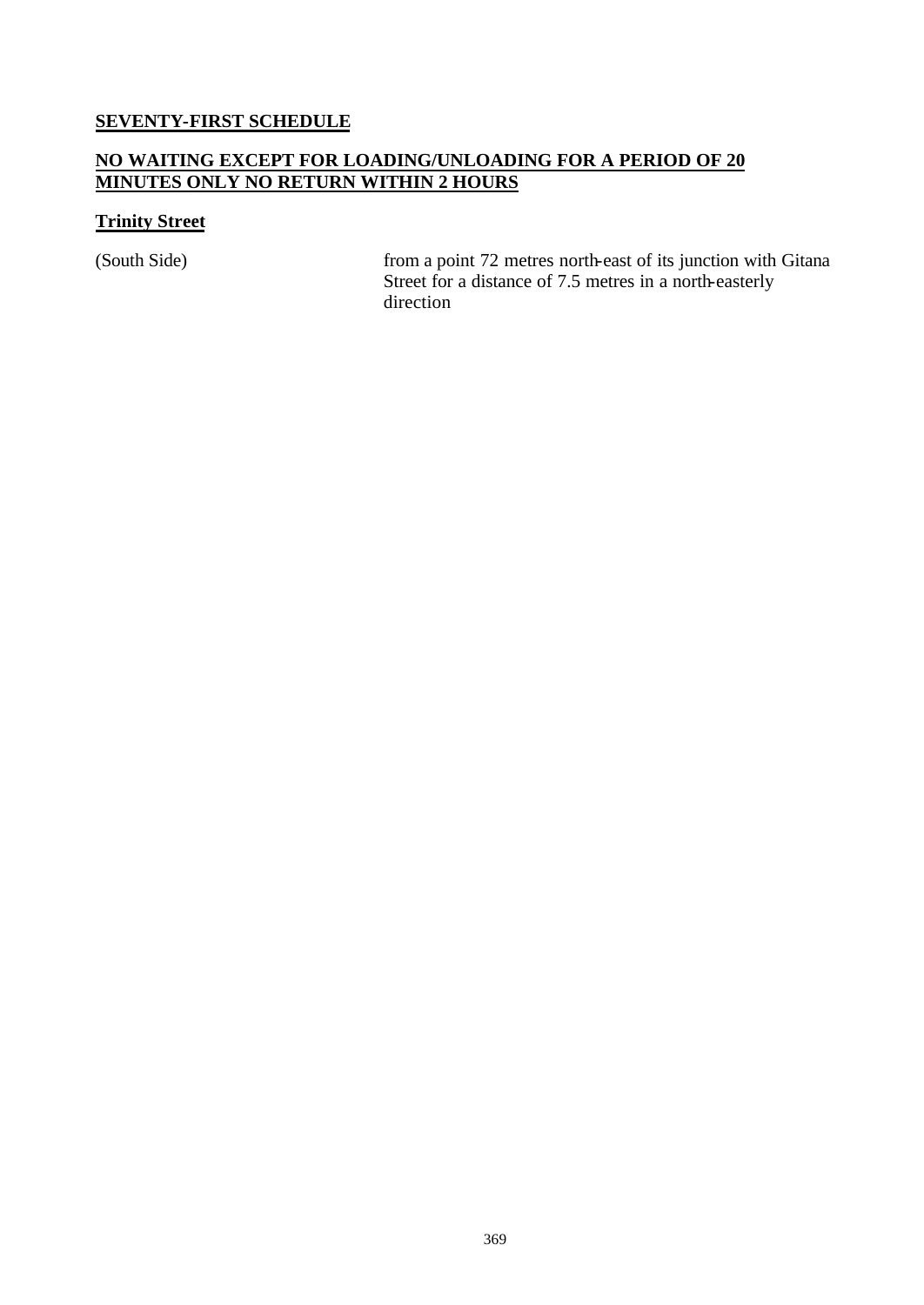**SEVENTY-FIRST SCHEDULE**

**NO WAITING EXCEPT FOR LOADING/UNLOADING FOR A PERIOD OF 20 MINUTES ONLY NO RETURN WITHIN 2 HOURS**

**Trinity Street**

| | |
|---|---|
| (South Side) | from a point 72 metres north-east of its junction with Gitana Street for a distance of 7.5 metres in a north-easterly direction |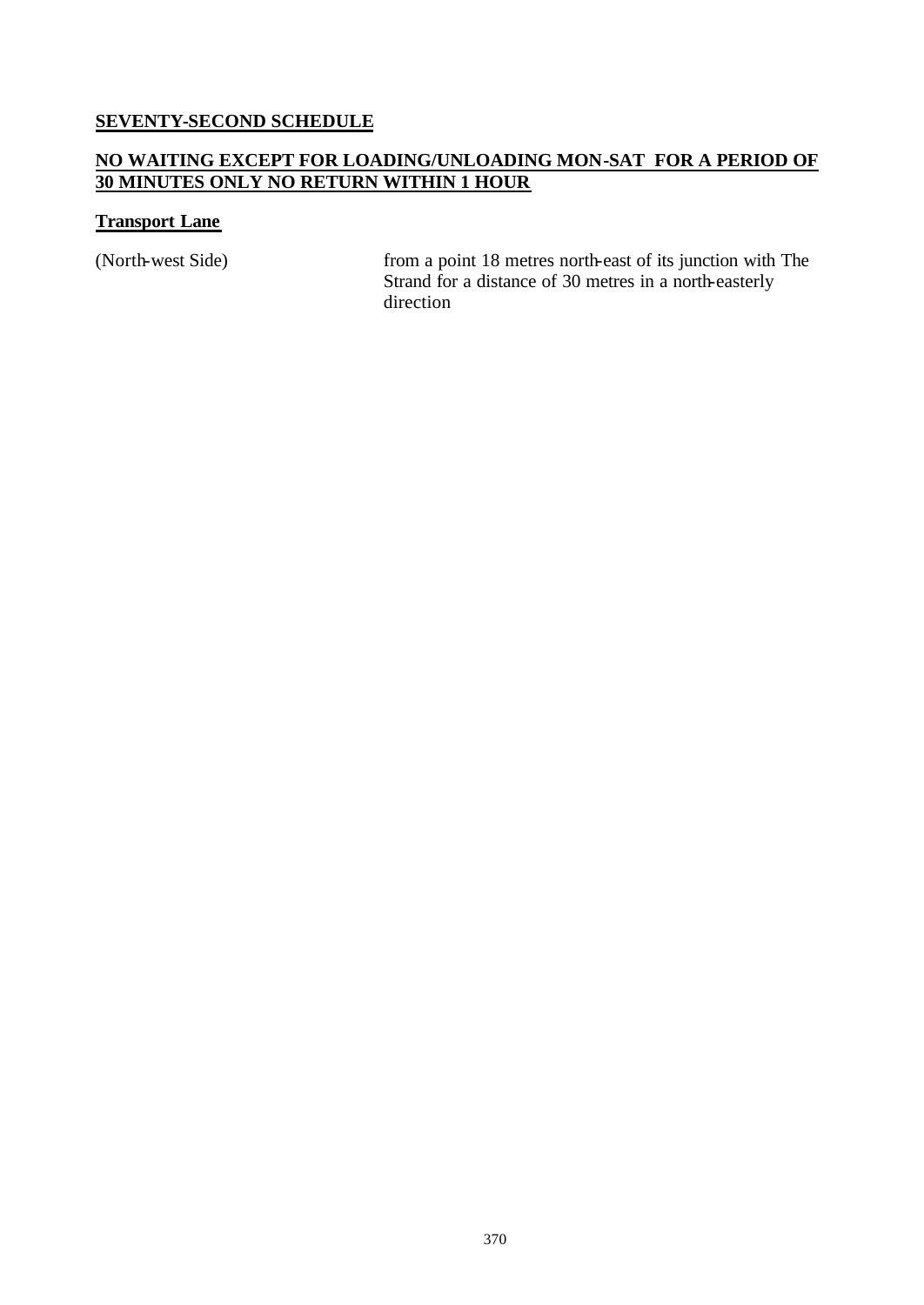## SEVENTY-SECOND SCHEDULE

## NO WAITING EXCEPT FOR LOADING/UNLOADING MON-SAT FOR A PERIOD OF 30 MINUTES ONLY NO RETURN WITHIN 1 HOUR

### Transport Lane

| | |
|---|---|
| (North-west Side) | from a point 18 metres north-east of its junction with The Strand for a distance of 30 metres in a north-easterly direction |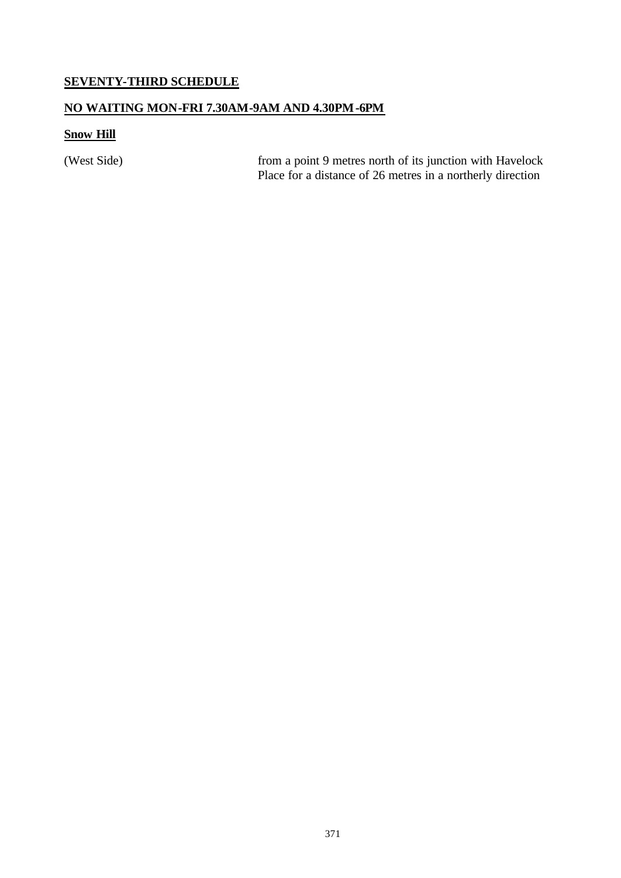## SEVENTY-THIRD SCHEDULE

## NO WAITING MON-FRI 7.30AM-9AM AND 4.30PM-6PM

### Snow Hill

| | |
|---|---|
| (West Side) | from a point 9 metres north of its junction with Havelock Place for a distance of 26 metres in a northerly direction |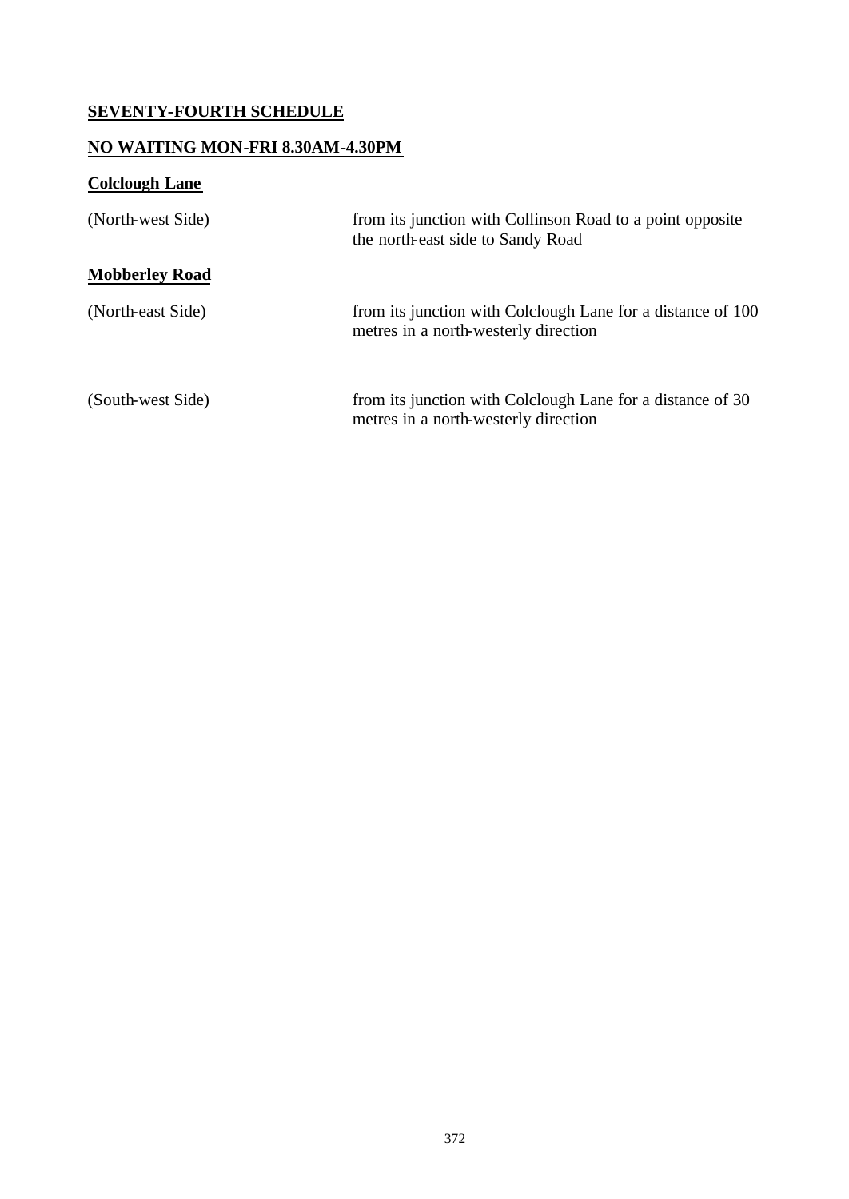## SEVENTY-FOURTH SCHEDULE

## NO WAITING MON-FRI 8.30AM-4.30PM

### Colclough Lane

| | |
|---|---|
| (North-west Side) | from its junction with Collinson Road to a point opposite the north-east side to Sandy Road |

### Mobberley Road

| | |
|---|---|
| (North-east Side) | from its junction with Colclough Lane for a distance of 100 metres in a north-westerly direction |
| (South-west Side) | from its junction with Colclough Lane for a distance of 30 metres in a north-westerly direction |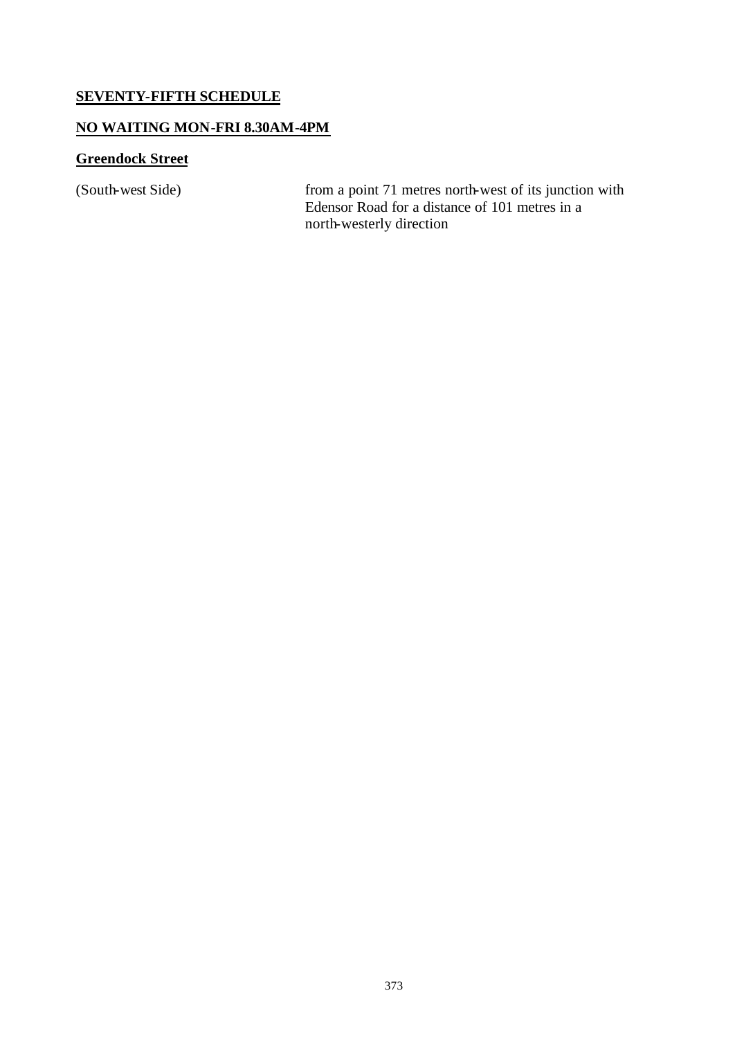## SEVENTY-FIFTH SCHEDULE

## NO WAITING MON-FRI 8.30AM-4PM

### Greendock Street

| | |
|---|---|
| (South-west Side) | from a point 71 metres north-west of its junction with Edensor Road for a distance of 101 metres in a north-westerly direction |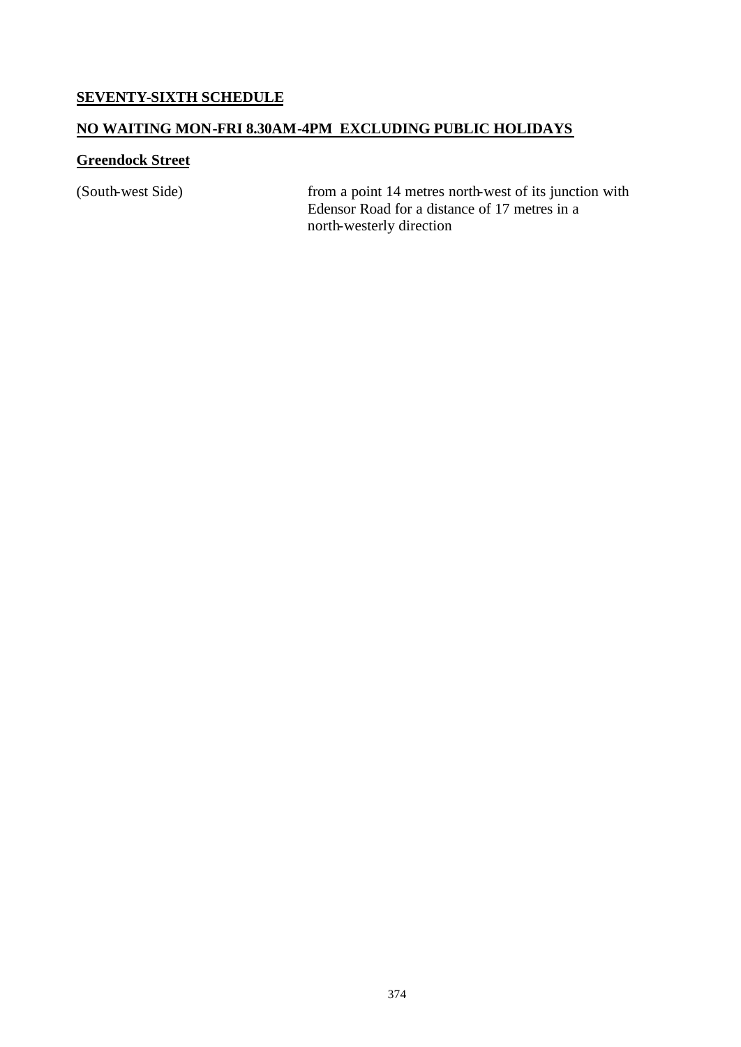## SEVENTY-SIXTH SCHEDULE

## NO WAITING MON-FRI 8.30AM-4PM EXCLUDING PUBLIC HOLIDAYS

### Greendock Street

| | |
|---|---|
| (South-west Side) | from a point 14 metres north-west of its junction with Edensor Road for a distance of 17 metres in a north-westerly direction |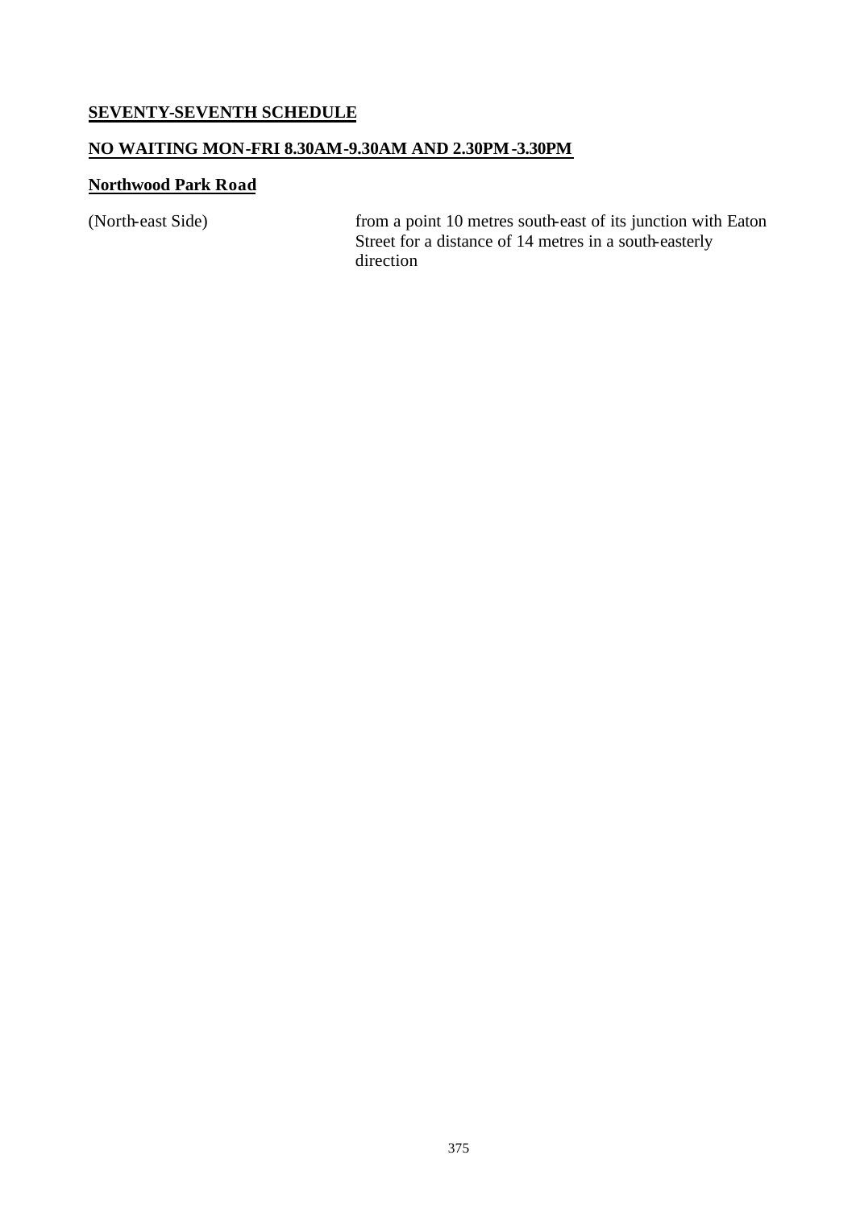## SEVENTY-SEVENTH SCHEDULE

## NO WAITING MON-FRI 8.30AM-9.30AM AND 2.30PM-3.30PM

### Northwood Park Road

| | |
|---|---|
| (North-east Side) | from a point 10 metres south-east of its junction with Eaton Street for a distance of 14 metres in a south-easterly direction |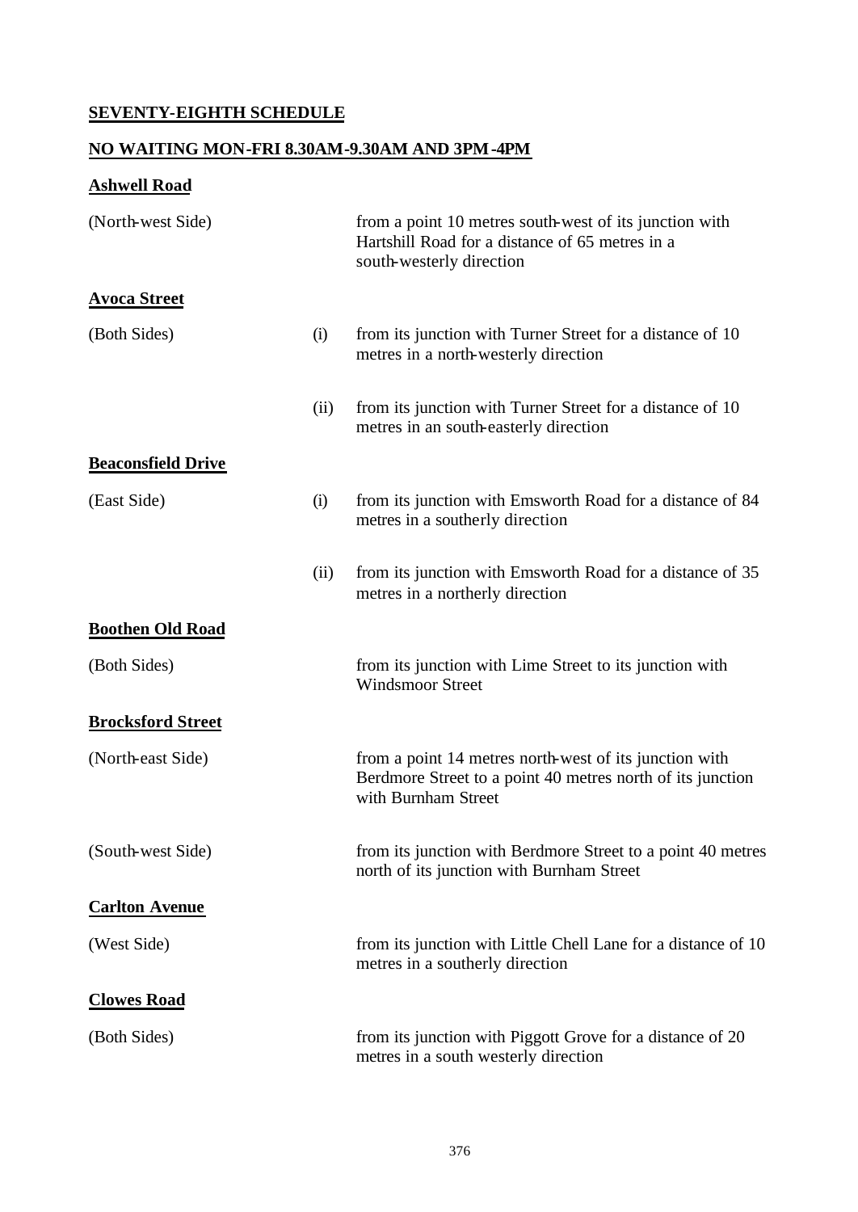**SEVENTY-EIGHTH SCHEDULE**

**NO WAITING MON-FRI 8.30AM-9.30AM AND 3PM-4PM**

**Ashwell Road**

| | | |
|---|---|---|
| (North-west Side) | | from a point 10 metres south-west of its junction with Hartshill Road for a distance of 65 metres in a south-westerly direction |

**Avoca Street**

| | | |
|---|---|---|
| (Both Sides) | (i) | from its junction with Turner Street for a distance of 10 metres in a north-westerly direction |
| | (ii) | from its junction with Turner Street for a distance of 10 metres in an south-easterly direction |

**Beaconsfield Drive**

| | | |
|---|---|---|
| (East Side) | (i) | from its junction with Emsworth Road for a distance of 84 metres in a southerly direction |
| | (ii) | from its junction with Emsworth Road for a distance of 35 metres in a northerly direction |

**Boothen Old Road**

| | | |
|---|---|---|
| (Both Sides) | | from its junction with Lime Street to its junction with Windsmoor Street |

**Brocksford Street**

| | | |
|---|---|---|
| (North-east Side) | | from a point 14 metres north-west of its junction with Berdmore Street to a point 40 metres north of its junction with Burnham Street |
| (South-west Side) | | from its junction with Berdmore Street to a point 40 metres north of its junction with Burnham Street |

**Carlton Avenue**

| | | |
|---|---|---|
| (West Side) | | from its junction with Little Chell Lane for a distance of 10 metres in a southerly direction |

**Clowes Road**

| | | |
|---|---|---|
| (Both Sides) | | from its junction with Piggott Grove for a distance of 20 metres in a south westerly direction |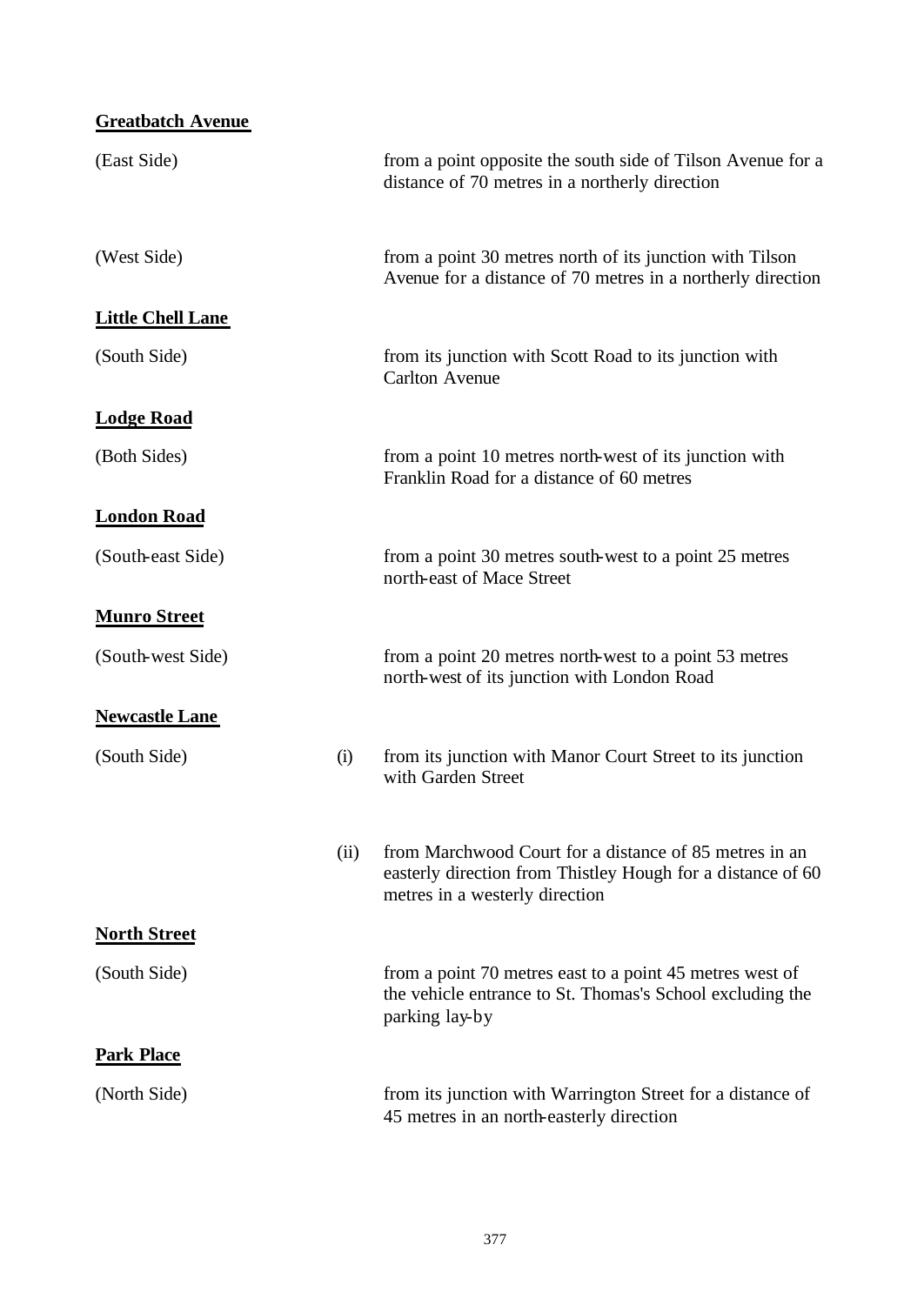**Greatbatch Avenue**

| | | |
|---|---|---|
| (East Side) | | from a point opposite the south side of Tilson Avenue for a distance of 70 metres in a northerly direction |
| (West Side) | | from a point 30 metres north of its junction with Tilson Avenue for a distance of 70 metres in a northerly direction |

**Little Chell Lane**

| | | |
|---|---|---|
| (South Side) | | from its junction with Scott Road to its junction with Carlton Avenue |

**Lodge Road**

| | | |
|---|---|---|
| (Both Sides) | | from a point 10 metres north-west of its junction with Franklin Road for a distance of 60 metres |

**London Road**

| | | |
|---|---|---|
| (South-east Side) | | from a point 30 metres south-west to a point 25 metres north-east of Mace Street |

**Munro Street**

| | | |
|---|---|---|
| (South-west Side) | | from a point 20 metres north-west to a point 53 metres north-west of its junction with London Road |

**Newcastle Lane**

| | | |
|---|---|---|
| (South Side) | (i) | from its junction with Manor Court Street to its junction with Garden Street |
| | (ii) | from Marchwood Court for a distance of 85 metres in an easterly direction from Thistley Hough for a distance of 60 metres in a westerly direction |

**North Street**

| | | |
|---|---|---|
| (South Side) | | from a point 70 metres east to a point 45 metres west of the vehicle entrance to St. Thomas's School excluding the parking lay-by |

**Park Place**

| | | |
|---|---|---|
| (North Side) | | from its junction with Warrington Street for a distance of 45 metres in an north-easterly direction |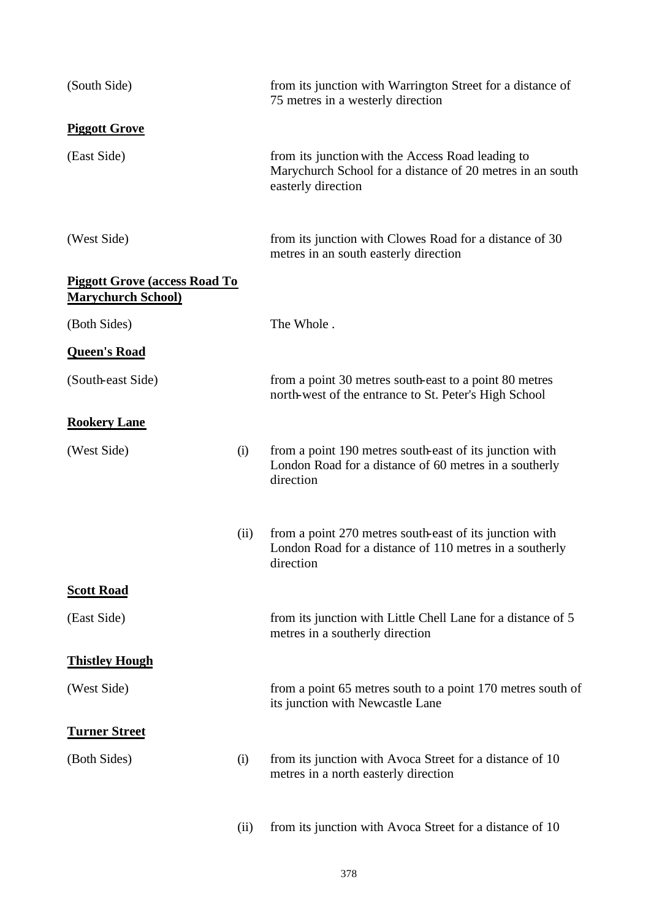| | | |
|---|---|---|
| (South Side) | | from its junction with Warrington Street for a distance of 75 metres in a westerly direction |
| **<u>Piggott Grove</u>** | | |
| (East Side) | | from its junction with the Access Road leading to Marychurch School for a distance of 20 metres in an south easterly direction |
| (West Side) | | from its junction with Clowes Road for a distance of 30 metres in an south easterly direction |
| **<u>Piggott Grove (access Road To Marychurch School)</u>** | | |
| (Both Sides) | | The Whole . |
| **<u>Queen's Road</u>** | | |
| (South-east Side) | | from a point 30 metres south-east to a point 80 metres north-west of the entrance to St. Peter's High School |
| **<u>Rookery Lane</u>** | | |
| (West Side) | (i) | from a point 190 metres south-east of its junction with London Road for a distance of 60 metres in a southerly direction |
| | (ii) | from a point 270 metres south-east of its junction with London Road for a distance of 110 metres in a southerly direction |
| **<u>Scott Road</u>** | | |
| (East Side) | | from its junction with Little Chell Lane for a distance of 5 metres in a southerly direction |
| **<u>Thistley Hough</u>** | | |
| (West Side) | | from a point 65 metres south to a point 170 metres south of its junction with Newcastle Lane |
| **<u>Turner Street</u>** | | |
| (Both Sides) | (i) | from its junction with Avoca Street for a distance of 10 metres in a north easterly direction |
| | (ii) | from its junction with Avoca Street for a distance of 10 |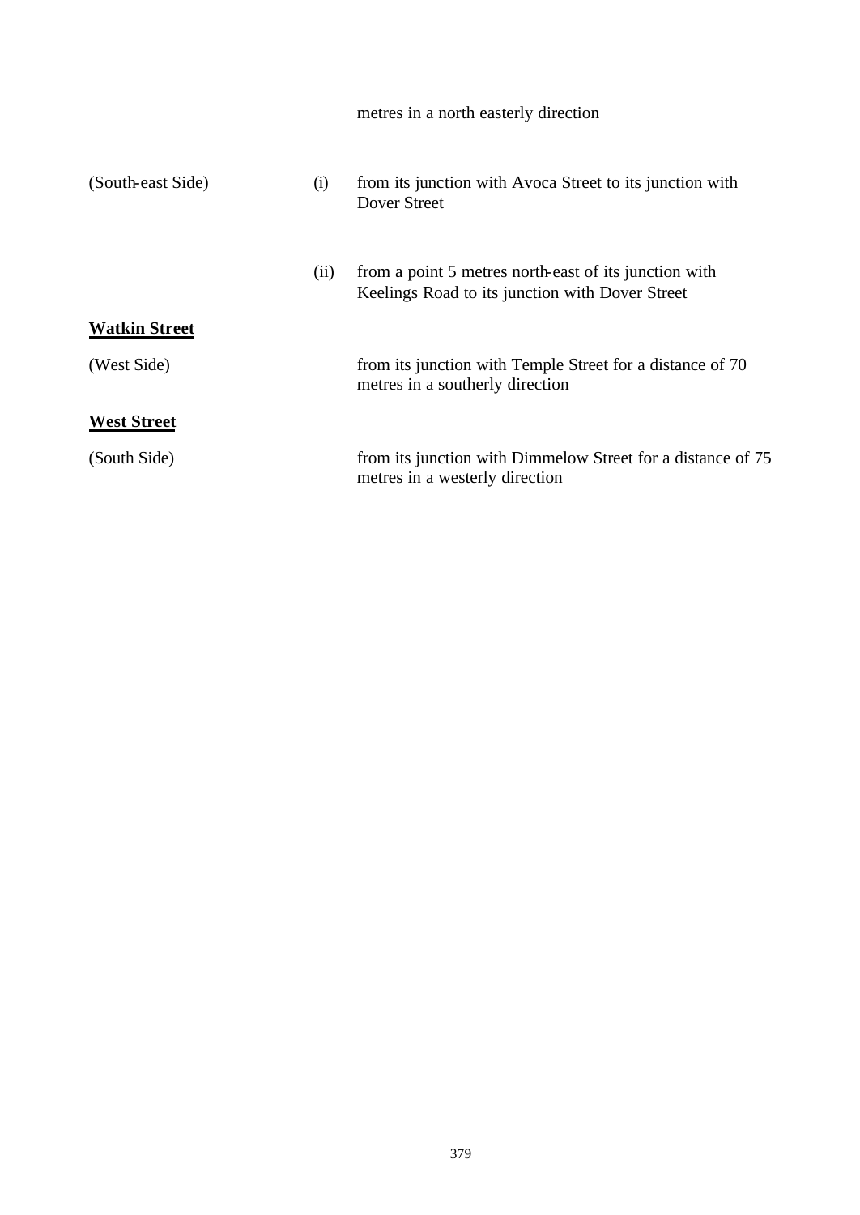| | | |
|---|---|---|
| | | metres in a north easterly direction |
| (South-east Side) | (i) | from its junction with Avoca Street to its junction with Dover Street |
| | (ii) | from a point 5 metres north-east of its junction with Keelings Road to its junction with Dover Street |
| **Watkin Street** | | |
| (West Side) | | from its junction with Temple Street for a distance of 70 metres in a southerly direction |
| **West Street** | | |
| (South Side) | | from its junction with Dimmelow Street for a distance of 75 metres in a westerly direction |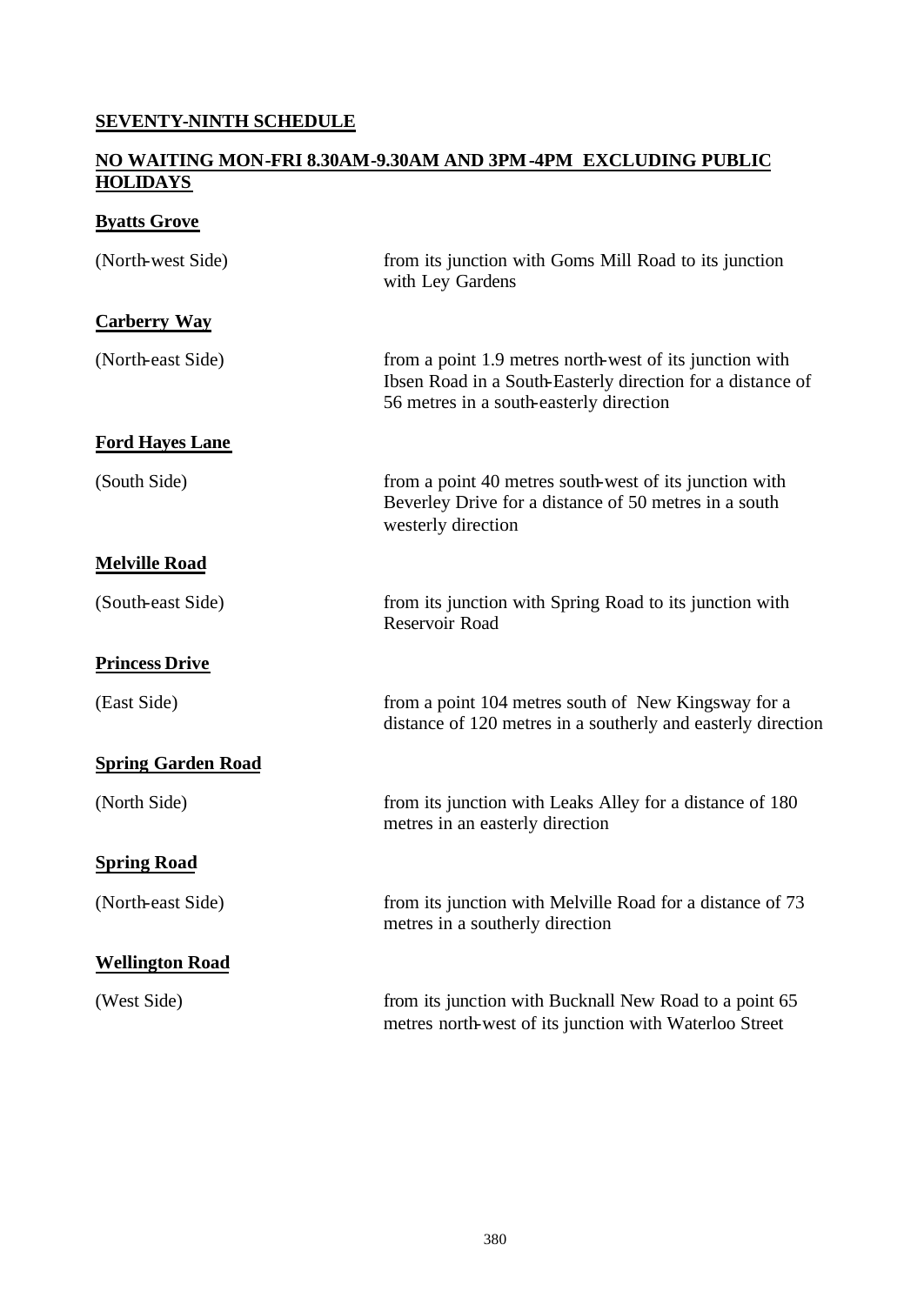## SEVENTY-NINTH SCHEDULE

## NO WAITING MON-FRI 8.30AM-9.30AM AND 3PM-4PM EXCLUDING PUBLIC HOLIDAYS

### Byatts Grove

| | |
|---|---|
| (North-west Side) | from its junction with Goms Mill Road to its junction with Ley Gardens |

### Carberry Way

| | |
|---|---|
| (North-east Side) | from a point 1.9 metres north-west of its junction with Ibsen Road in a South-Easterly direction for a distance of 56 metres in a south-easterly direction |

### Ford Hayes Lane

| | |
|---|---|
| (South Side) | from a point 40 metres south-west of its junction with Beverley Drive for a distance of 50 metres in a south westerly direction |

### Melville Road

| | |
|---|---|
| (South-east Side) | from its junction with Spring Road to its junction with Reservoir Road |

### Princess Drive

| | |
|---|---|
| (East Side) | from a point 104 metres south of New Kingsway for a distance of 120 metres in a southerly and easterly direction |

### Spring Garden Road

| | |
|---|---|
| (North Side) | from its junction with Leaks Alley for a distance of 180 metres in an easterly direction |

### Spring Road

| | |
|---|---|
| (North-east Side) | from its junction with Melville Road for a distance of 73 metres in a southerly direction |

### Wellington Road

| | |
|---|---|
| (West Side) | from its junction with Bucknall New Road to a point 65 metres north-west of its junction with Waterloo Street |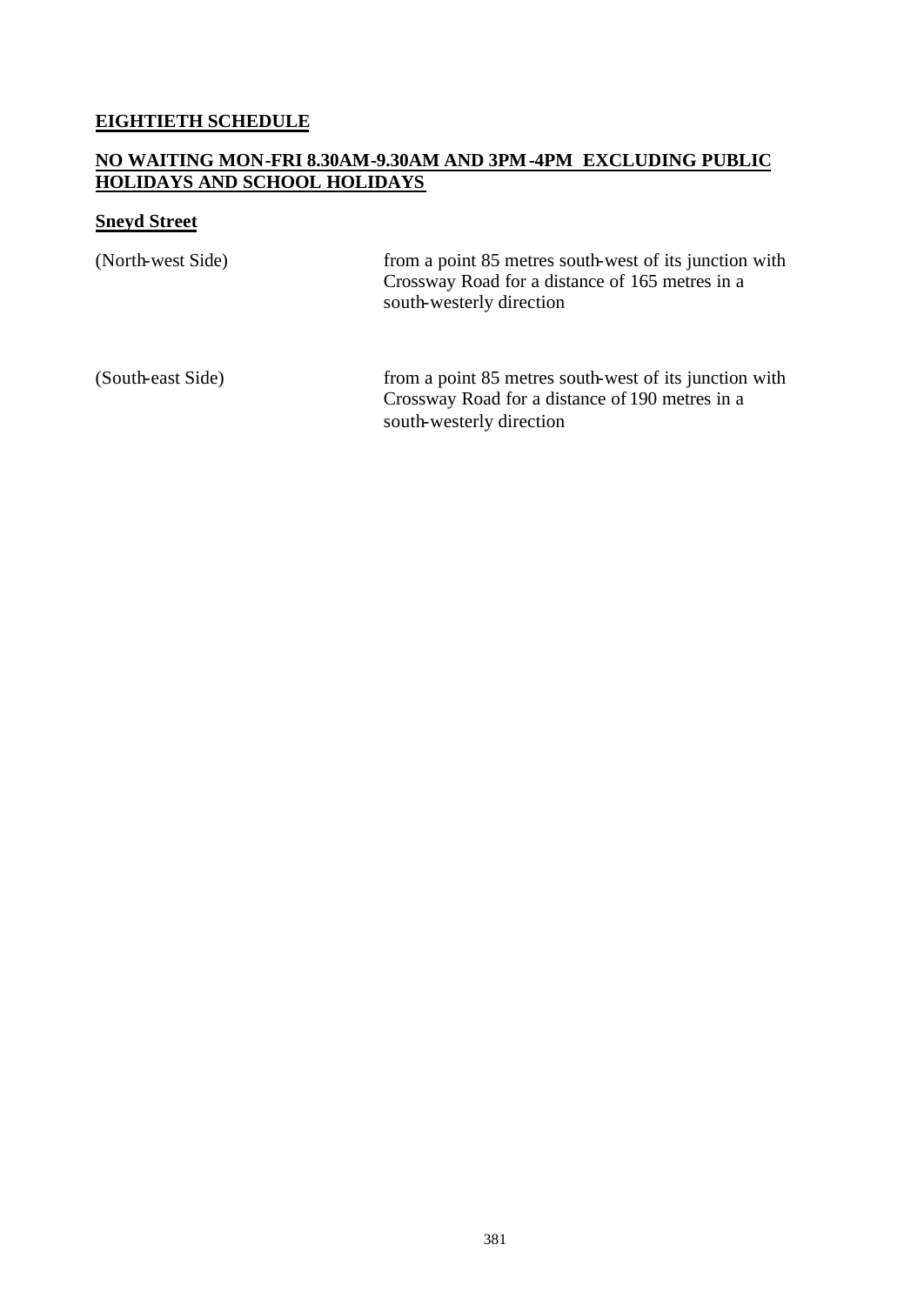## EIGHTIETH SCHEDULE

## NO WAITING MON-FRI 8.30AM-9.30AM AND 3PM-4PM EXCLUDING PUBLIC HOLIDAYS AND SCHOOL HOLIDAYS

### Sneyd Street

| | |
|---|---|
| (North-west Side) | from a point 85 metres south-west of its junction with Crossway Road for a distance of 165 metres in a south-westerly direction |
| (South-east Side) | from a point 85 metres south-west of its junction with Crossway Road for a distance of 190 metres in a south-westerly direction |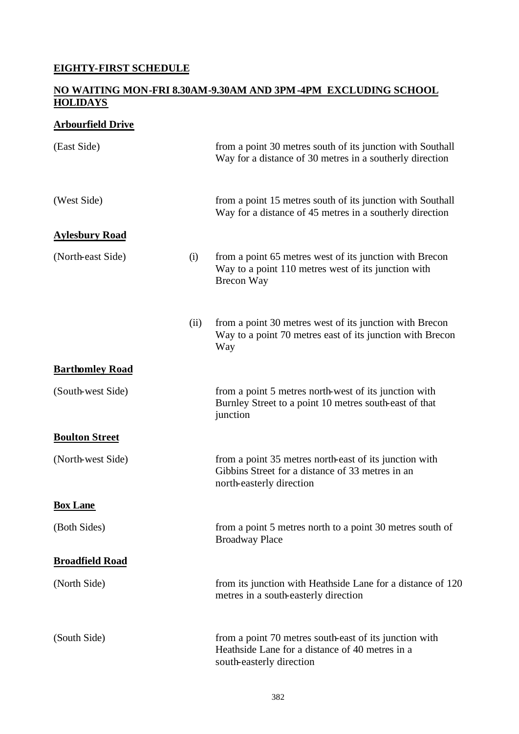## EIGHTY-FIRST SCHEDULE

## NO WAITING MON-FRI 8.30AM-9.30AM AND 3PM-4PM EXCLUDING SCHOOL HOLIDAYS

### Arbourfield Drive

| | | |
|---|---|---|
| (East Side) | | from a point 30 metres south of its junction with Southall Way for a distance of 30 metres in a southerly direction |
| (West Side) | | from a point 15 metres south of its junction with Southall Way for a distance of 45 metres in a southerly direction |

### Aylesbury Road

| | | |
|---|---|---|
| (North-east Side) | (i) | from a point 65 metres west of its junction with Brecon Way to a point 110 metres west of its junction with Brecon Way |
| | (ii) | from a point 30 metres west of its junction with Brecon Way to a point 70 metres east of its junction with Brecon Way |

### Barthomley Road

| | | |
|---|---|---|
| (South-west Side) | | from a point 5 metres north-west of its junction with Burnley Street to a point 10 metres south-east of that junction |

### Boulton Street

| | | |
|---|---|---|
| (North-west Side) | | from a point 35 metres north-east of its junction with Gibbins Street for a distance of 33 metres in an north-easterly direction |

### Box Lane

| | | |
|---|---|---|
| (Both Sides) | | from a point 5 metres north to a point 30 metres south of Broadway Place |

### Broadfield Road

| | | |
|---|---|---|
| (North Side) | | from its junction with Heathside Lane for a distance of 120 metres in a south-easterly direction |
| (South Side) | | from a point 70 metres south-east of its junction with Heathside Lane for a distance of 40 metres in a south-easterly direction |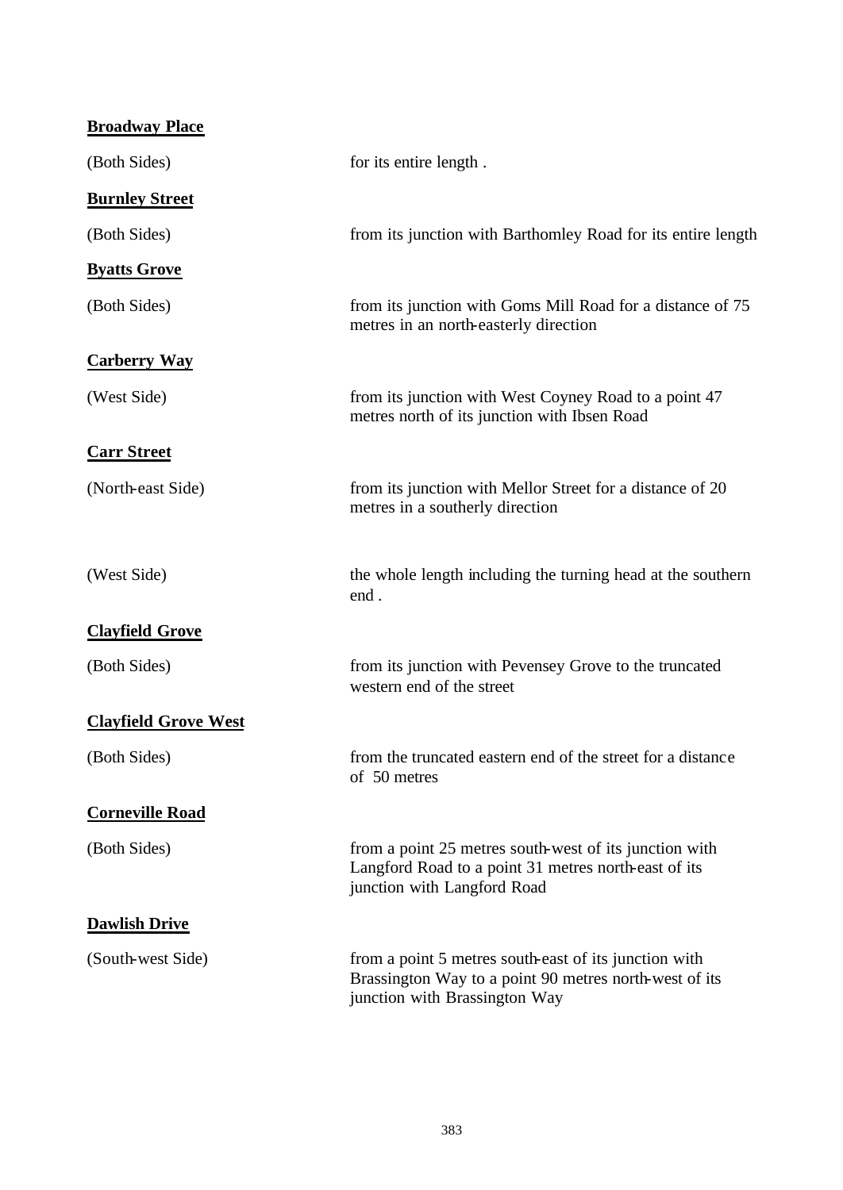**Broadway Place**

(Both Sides) for its entire length .

**Burnley Street**

(Both Sides) from its junction with Barthomley Road for its entire length

**Byatts Grove**

(Both Sides) from its junction with Goms Mill Road for a distance of 75 metres in an north-easterly direction

**Carberry Way**

(West Side) from its junction with West Coyney Road to a point 47 metres north of its junction with Ibsen Road

**Carr Street**

(North-east Side) from its junction with Mellor Street for a distance of 20 metres in a southerly direction

(West Side) the whole length including the turning head at the southern end .

**Clayfield Grove**

(Both Sides) from its junction with Pevensey Grove to the truncated western end of the street

**Clayfield Grove West**

(Both Sides) from the truncated eastern end of the street for a distance of 50 metres

**Corneville Road**

(Both Sides) from a point 25 metres south-west of its junction with Langford Road to a point 31 metres north-east of its junction with Langford Road

**Dawlish Drive**

(South-west Side) from a point 5 metres south-east of its junction with Brassington Way to a point 90 metres north-west of its junction with Brassington Way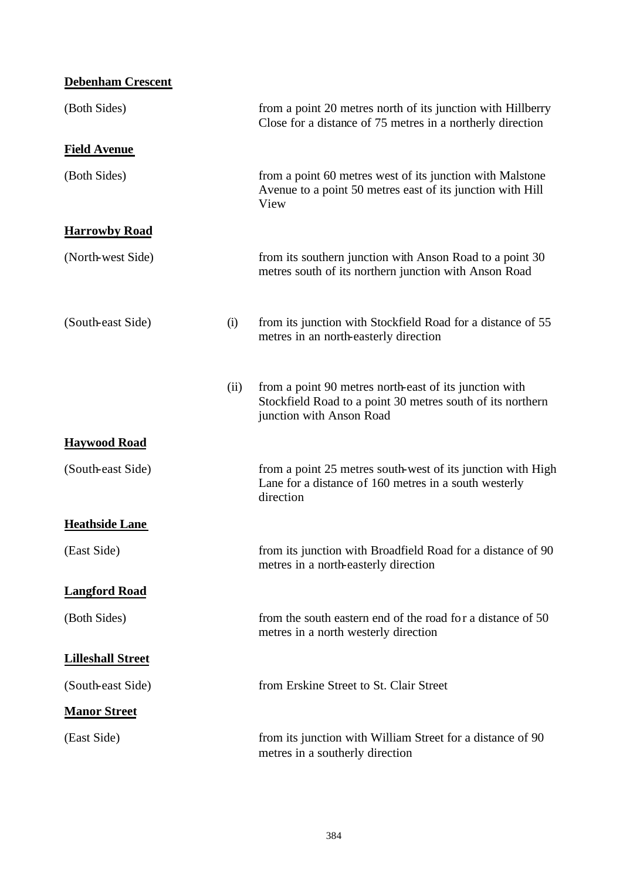**Debenham Crescent**

| | | |
|---|---|---|
| (Both Sides) | | from a point 20 metres north of its junction with Hillberry Close for a distance of 75 metres in a northerly direction |

**Field Avenue**

| | | |
|---|---|---|
| (Both Sides) | | from a point 60 metres west of its junction with Malstone Avenue to a point 50 metres east of its junction with Hill View |

**Harrowby Road**

| | | |
|---|---|---|
| (North-west Side) | | from its southern junction with Anson Road to a point 30 metres south of its northern junction with Anson Road |
| (South-east Side) | (i) | from its junction with Stockfield Road for a distance of 55 metres in an north-easterly direction |
| | (ii) | from a point 90 metres north-east of its junction with Stockfield Road to a point 30 metres south of its northern junction with Anson Road |

**Haywood Road**

| | | |
|---|---|---|
| (South-east Side) | | from a point 25 metres south-west of its junction with High Lane for a distance of 160 metres in a south westerly direction |

**Heathside Lane**

| | | |
|---|---|---|
| (East Side) | | from its junction with Broadfield Road for a distance of 90 metres in a north-easterly direction |

**Langford Road**

| | | |
|---|---|---|
| (Both Sides) | | from the south eastern end of the road for a distance of 50 metres in a north westerly direction |

**Lilleshall Street**

| | | |
|---|---|---|
| (South-east Side) | | from Erskine Street to St. Clair Street |

**Manor Street**

| | | |
|---|---|---|
| (East Side) | | from its junction with William Street for a distance of 90 metres in a southerly direction |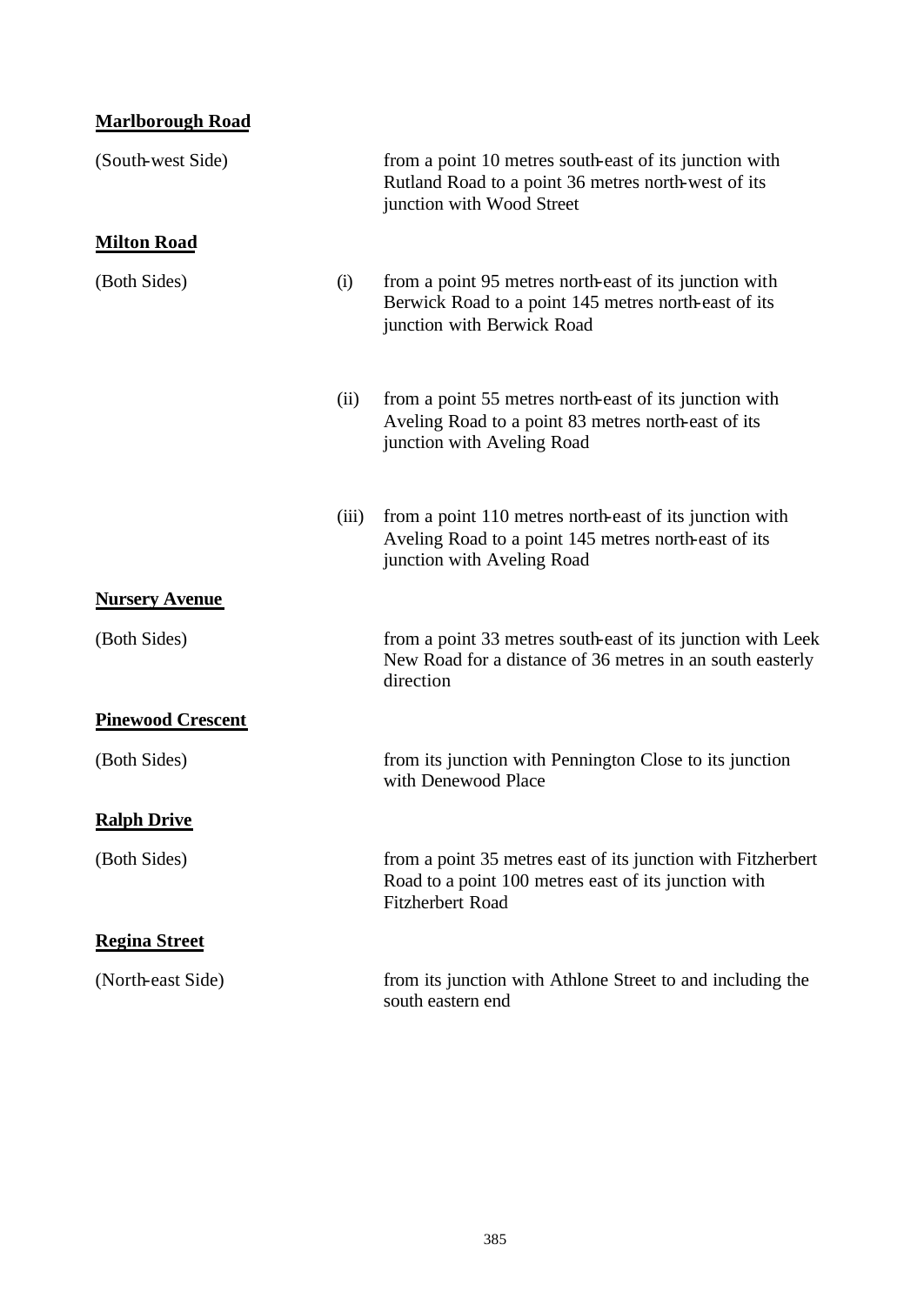**Marlborough Road**

| | | |
|---|---|---|
| (South-west Side) | | from a point 10 metres south-east of its junction with Rutland Road to a point 36 metres north-west of its junction with Wood Street |

**Milton Road**

| | | |
|---|---|---|
| (Both Sides) | (i) | from a point 95 metres north-east of its junction with Berwick Road to a point 145 metres north-east of its junction with Berwick Road |
| | (ii) | from a point 55 metres north-east of its junction with Aveling Road to a point 83 metres north-east of its junction with Aveling Road |
| | (iii) | from a point 110 metres north-east of its junction with Aveling Road to a point 145 metres north-east of its junction with Aveling Road |

**Nursery Avenue**

| | | |
|---|---|---|
| (Both Sides) | | from a point 33 metres south-east of its junction with Leek New Road for a distance of 36 metres in an south easterly direction |

**Pinewood Crescent**

| | | |
|---|---|---|
| (Both Sides) | | from its junction with Pennington Close to its junction with Denewood Place |

**Ralph Drive**

| | | |
|---|---|---|
| (Both Sides) | | from a point 35 metres east of its junction with Fitzherbert Road to a point 100 metres east of its junction with Fitzherbert Road |

**Regina Street**

| | | |
|---|---|---|
| (North-east Side) | | from its junction with Athlone Street to and including the south eastern end |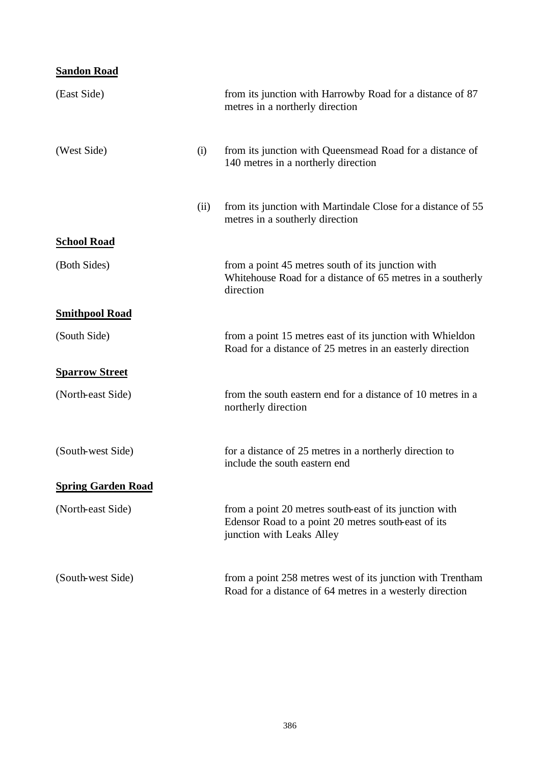**Sandon Road**

| | | |
|---|---|---|
| (East Side) | | from its junction with Harrowby Road for a distance of 87 metres in a northerly direction |
| (West Side) | (i) | from its junction with Queensmead Road for a distance of 140 metres in a northerly direction |
| | (ii) | from its junction with Martindale Close for a distance of 55 metres in a southerly direction |

**School Road**

| | | |
|---|---|---|
| (Both Sides) | | from a point 45 metres south of its junction with Whitehouse Road for a distance of 65 metres in a southerly direction |

**Smithpool Road**

| | | |
|---|---|---|
| (South Side) | | from a point 15 metres east of its junction with Whieldon Road for a distance of 25 metres in an easterly direction |

**Sparrow Street**

| | | |
|---|---|---|
| (North-east Side) | | from the south eastern end for a distance of 10 metres in a northerly direction |
| (South-west Side) | | for a distance of 25 metres in a northerly direction to include the south eastern end |

**Spring Garden Road**

| | | |
|---|---|---|
| (North-east Side) | | from a point 20 metres south-east of its junction with Edensor Road to a point 20 metres south-east of its junction with Leaks Alley |
| (South-west Side) | | from a point 258 metres west of its junction with Trentham Road for a distance of 64 metres in a westerly direction |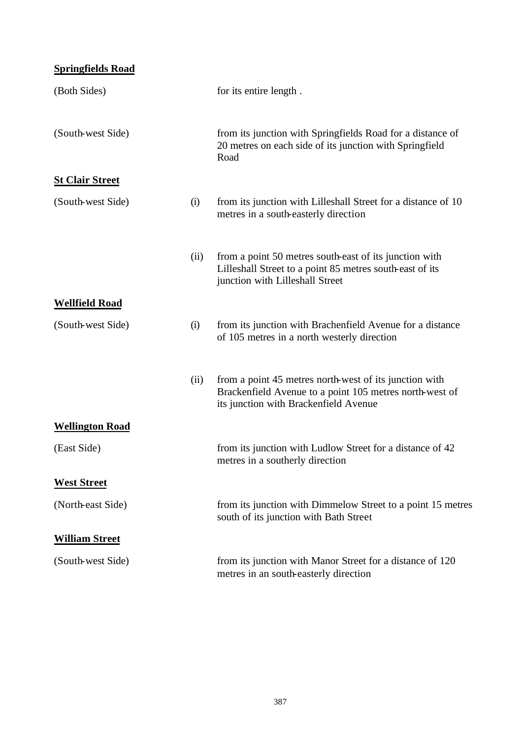**<u>Springfields Road</u>**

| | | |
|---|---|---|
| (Both Sides) | | for its entire length . |
| (South-west Side) | | from its junction with Springfields Road for a distance of 20 metres on each side of its junction with Springfield Road |

**<u>St Clair Street</u>**

| | | |
|---|---|---|
| (South-west Side) | (i) | from its junction with Lilleshall Street for a distance of 10 metres in a south-easterly direction |
| | (ii) | from a point 50 metres south-east of its junction with Lilleshall Street to a point 85 metres south-east of its junction with Lilleshall Street |

**<u>Wellfield Road</u>**

| | | |
|---|---|---|
| (South-west Side) | (i) | from its junction with Brachenfield Avenue for a distance of 105 metres in a north westerly direction |
| | (ii) | from a point 45 metres north-west of its junction with Brackenfield Avenue to a point 105 metres north-west of its junction with Brackenfield Avenue |

**<u>Wellington Road</u>**

| | | |
|---|---|---|
| (East Side) | | from its junction with Ludlow Street for a distance of 42 metres in a southerly direction |

**<u>West Street</u>**

| | | |
|---|---|---|
| (North-east Side) | | from its junction with Dimmelow Street to a point 15 metres south of its junction with Bath Street |

**<u>William Street</u>**

| | | |
|---|---|---|
| (South-west Side) | | from its junction with Manor Street for a distance of 120 metres in an south-easterly direction |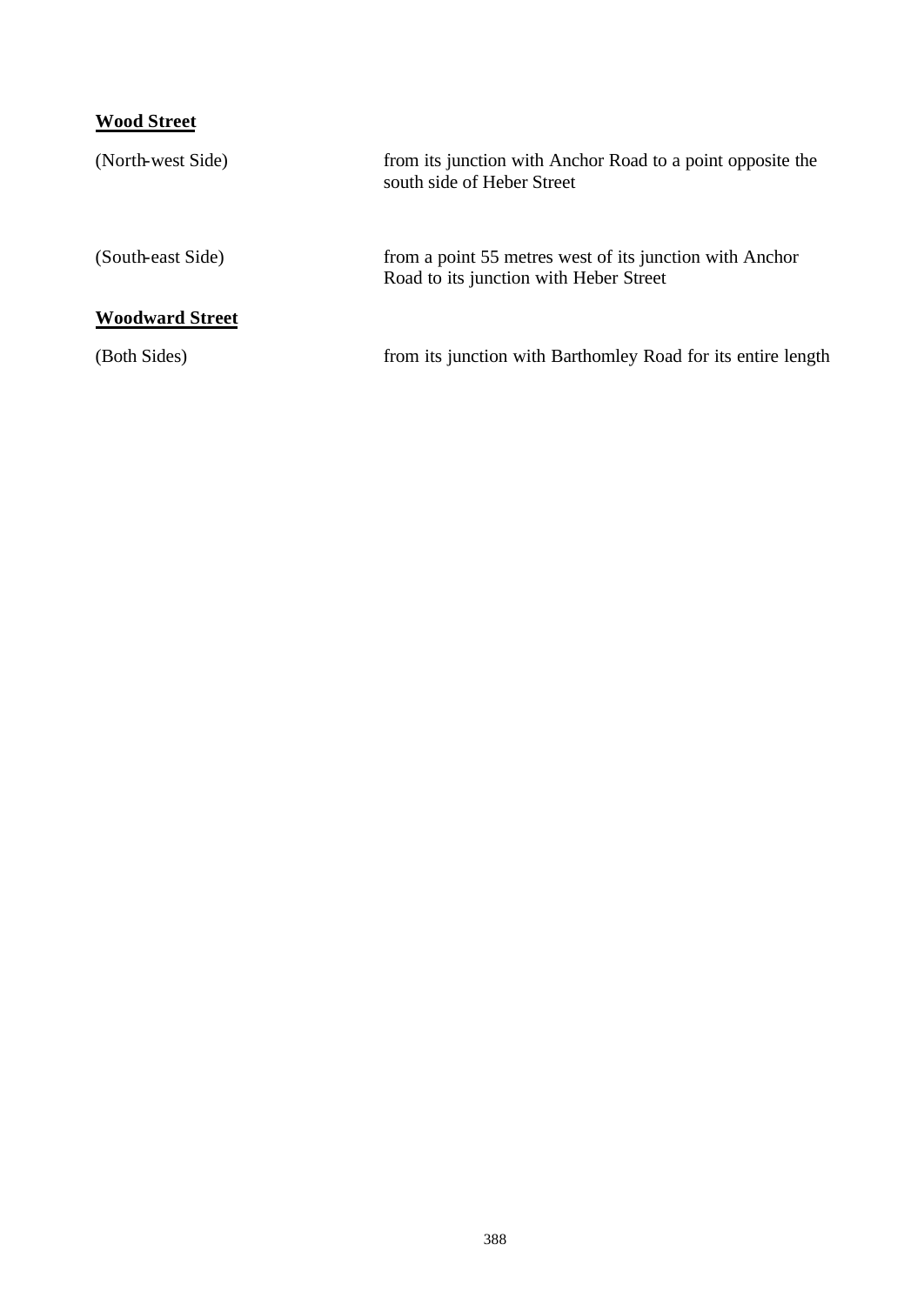**Wood Street**

| | |
|---|---|
| (North-west Side) | from its junction with Anchor Road to a point opposite the south side of Heber Street |
| (South-east Side) | from a point 55 metres west of its junction with Anchor Road to its junction with Heber Street |

**Woodward Street**

| | |
|---|---|
| (Both Sides) | from its junction with Barthomley Road for its entire length |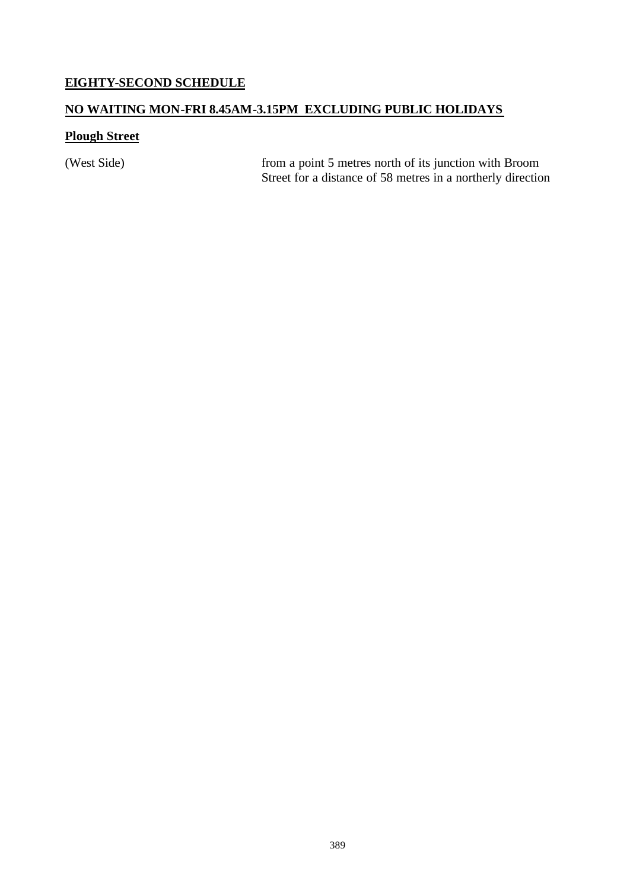**EIGHTY-SECOND SCHEDULE**

**NO WAITING MON-FRI 8.45AM-3.15PM EXCLUDING PUBLIC HOLIDAYS**

**Plough Street**

| | |
|---|---|
| (West Side) | from a point 5 metres north of its junction with Broom Street for a distance of 58 metres in a northerly direction |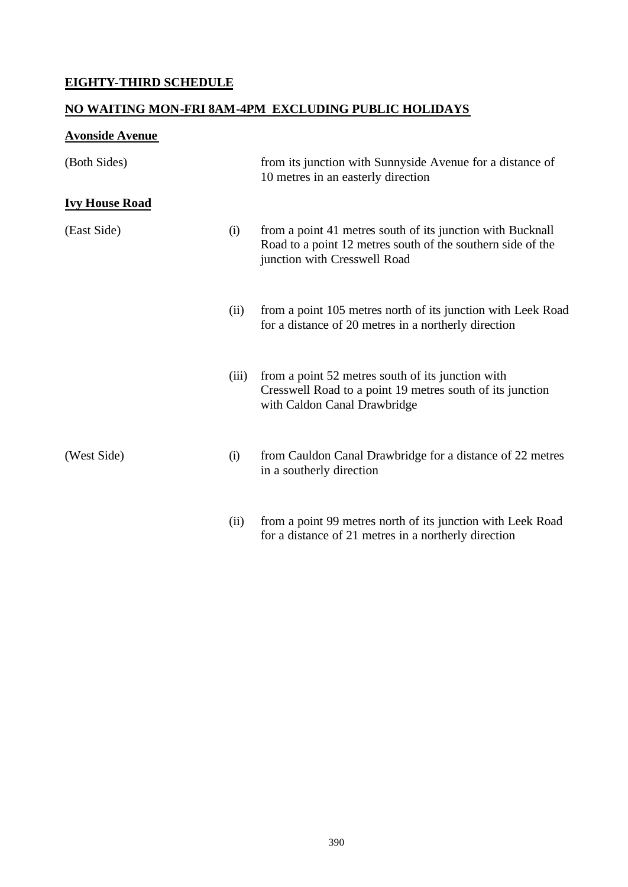**EIGHTY-THIRD SCHEDULE**

**NO WAITING MON-FRI 8AM-4PM EXCLUDING PUBLIC HOLIDAYS**

**Avonside Avenue**

| | | |
|---|---|---|
| (Both Sides) | | from its junction with Sunnyside Avenue for a distance of 10 metres in an easterly direction |

**Ivy House Road**

| | | |
|---|---|---|
| (East Side) | (i) | from a point 41 metres south of its junction with Bucknall Road to a point 12 metres south of the southern side of the junction with Cresswell Road |
| | (ii) | from a point 105 metres north of its junction with Leek Road for a distance of 20 metres in a northerly direction |
| | (iii) | from a point 52 metres south of its junction with Cresswell Road to a point 19 metres south of its junction with Caldon Canal Drawbridge |
| (West Side) | (i) | from Cauldon Canal Drawbridge for a distance of 22 metres in a southerly direction |
| | (ii) | from a point 99 metres north of its junction with Leek Road for a distance of 21 metres in a northerly direction |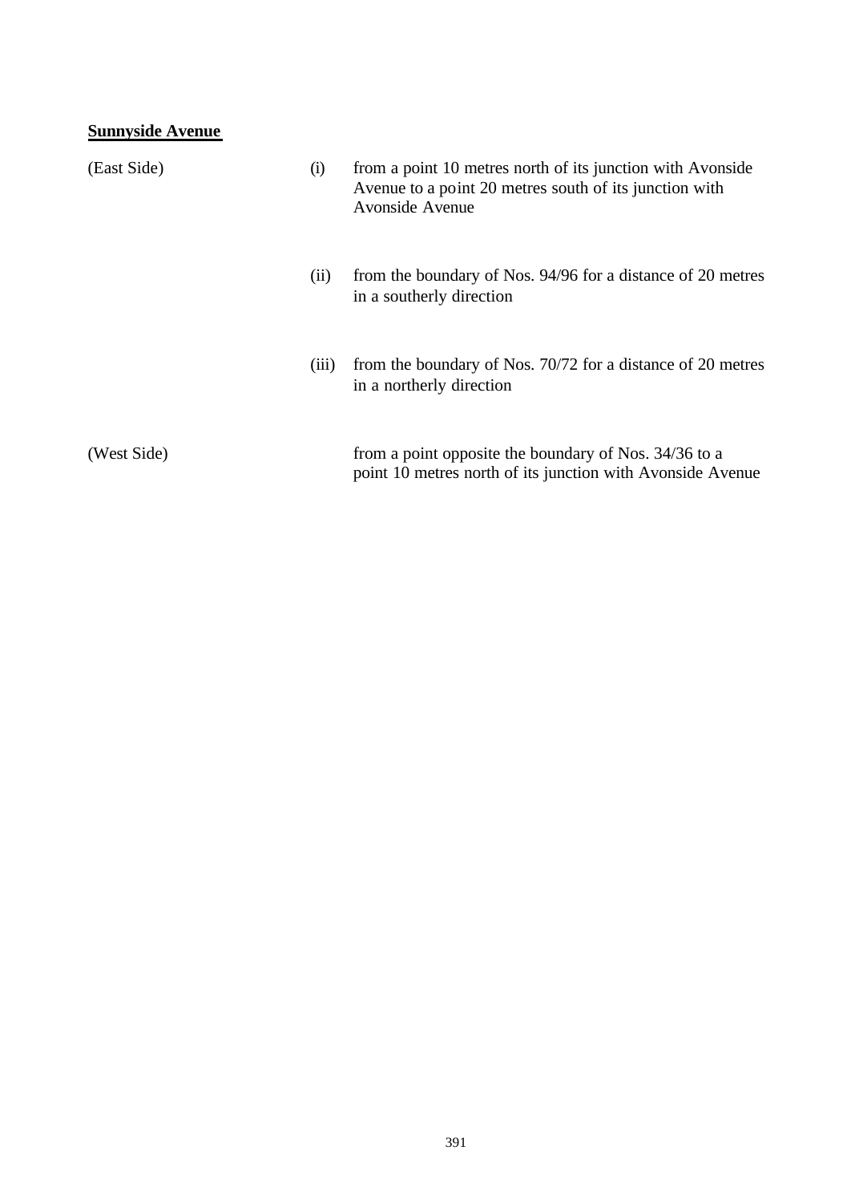**Sunnyside Avenue**

| | | |
|---|---|---|
| (East Side) | (i) | from a point 10 metres north of its junction with Avonside Avenue to a point 20 metres south of its junction with Avonside Avenue |
| | (ii) | from the boundary of Nos. 94/96 for a distance of 20 metres in a southerly direction |
| | (iii) | from the boundary of Nos. 70/72 for a distance of 20 metres in a northerly direction |
| (West Side) | | from a point opposite the boundary of Nos. 34/36 to a point 10 metres north of its junction with Avonside Avenue |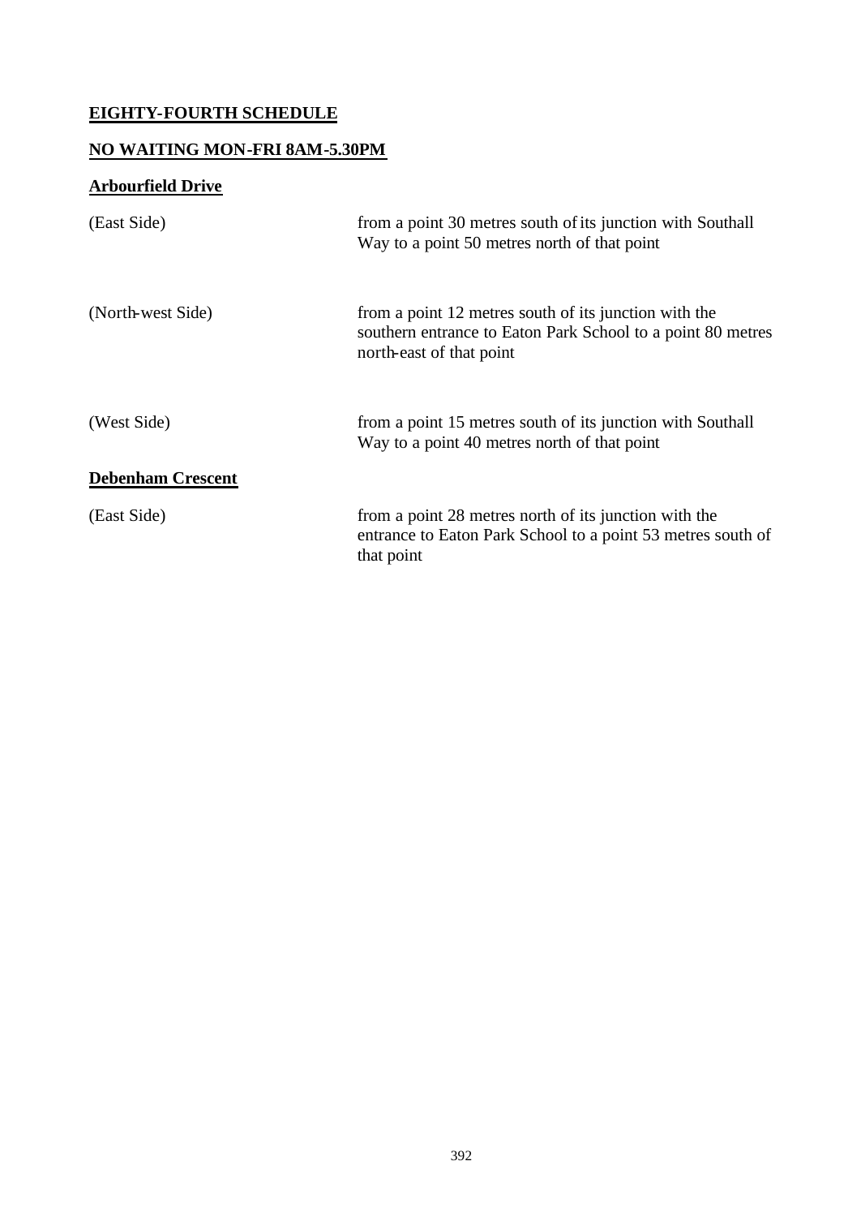## EIGHTY-FOURTH SCHEDULE

## NO WAITING MON-FRI 8AM-5.30PM

### Arbourfield Drive

| | |
|---|---|
| (East Side) | from a point 30 metres south of its junction with Southall Way to a point 50 metres north of that point |
| (North-west Side) | from a point 12 metres south of its junction with the southern entrance to Eaton Park School to a point 80 metres north-east of that point |
| (West Side) | from a point 15 metres south of its junction with Southall Way to a point 40 metres north of that point |

### Debenham Crescent

| | |
|---|---|
| (East Side) | from a point 28 metres north of its junction with the entrance to Eaton Park School to a point 53 metres south of that point |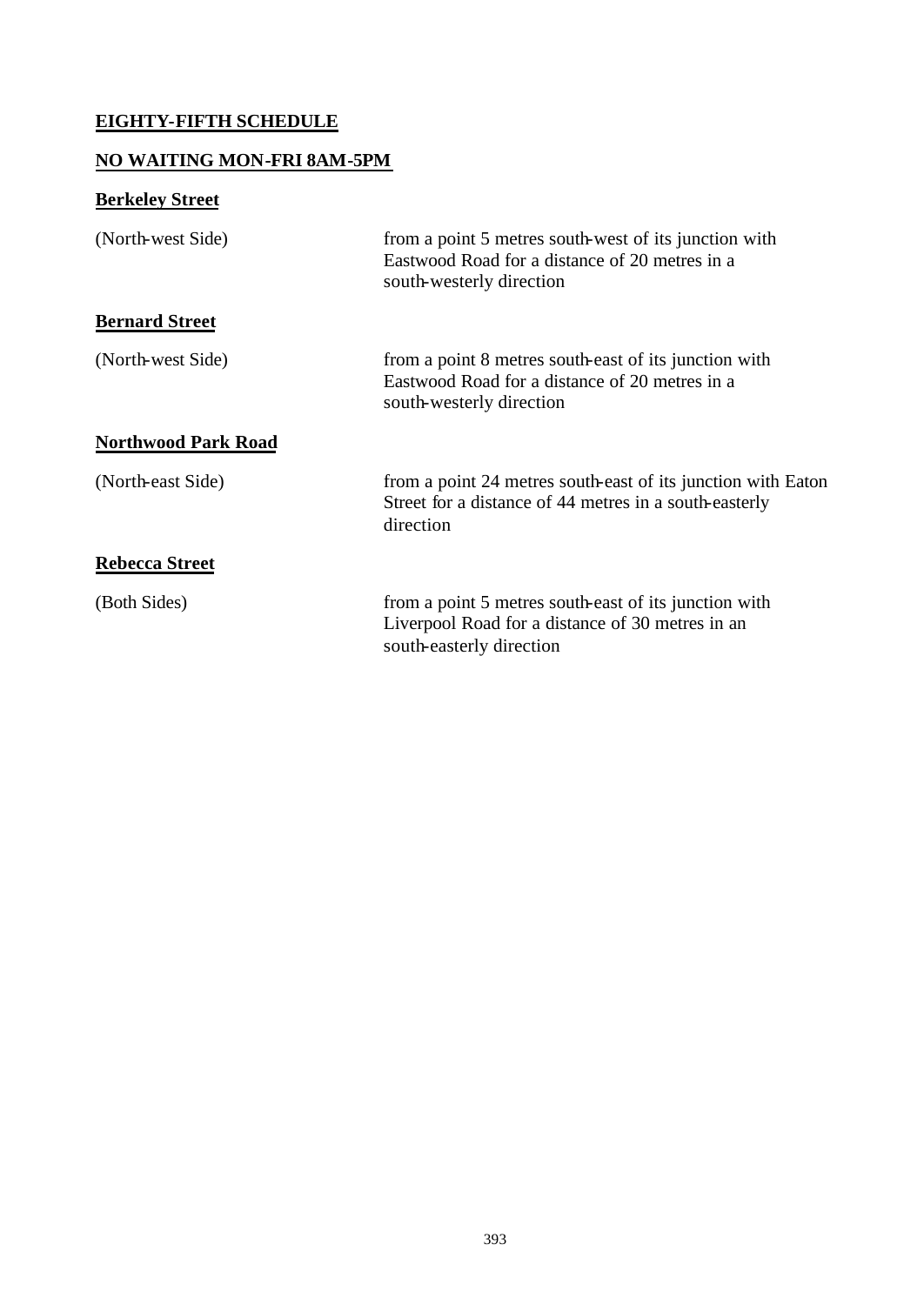## EIGHTY-FIFTH SCHEDULE

## NO WAITING MON-FRI 8AM-5PM

**Berkeley Street**

| | |
|---|---|
| (North-west Side) | from a point 5 metres south-west of its junction with Eastwood Road for a distance of 20 metres in a south-westerly direction |

**Bernard Street**

| | |
|---|---|
| (North-west Side) | from a point 8 metres south-east of its junction with Eastwood Road for a distance of 20 metres in a south-westerly direction |

**Northwood Park Road**

| | |
|---|---|
| (North-east Side) | from a point 24 metres south-east of its junction with Eaton Street for a distance of 44 metres in a south-easterly direction |

**Rebecca Street**

| | |
|---|---|
| (Both Sides) | from a point 5 metres south-east of its junction with Liverpool Road for a distance of 30 metres in an south-easterly direction |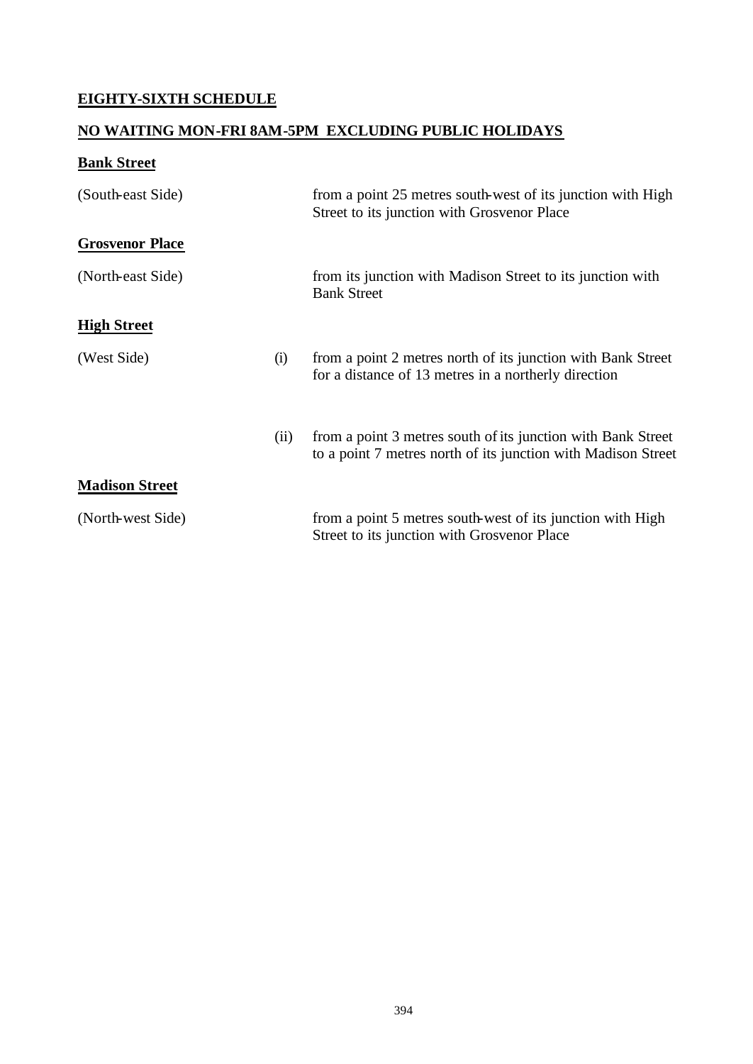**EIGHTY-SIXTH SCHEDULE**

**NO WAITING MON-FRI 8AM-5PM EXCLUDING PUBLIC HOLIDAYS**

**Bank Street**

| | | |
|---|---|---|
| (South-east Side) | | from a point 25 metres south-west of its junction with High Street to its junction with Grosvenor Place |

**Grosvenor Place**

| | | |
|---|---|---|
| (North-east Side) | | from its junction with Madison Street to its junction with Bank Street |

**High Street**

| | | |
|---|---|---|
| (West Side) | (i) | from a point 2 metres north of its junction with Bank Street for a distance of 13 metres in a northerly direction |
| | (ii) | from a point 3 metres south of its junction with Bank Street to a point 7 metres north of its junction with Madison Street |

**Madison Street**

| | | |
|---|---|---|
| (North-west Side) | | from a point 5 metres south-west of its junction with High Street to its junction with Grosvenor Place |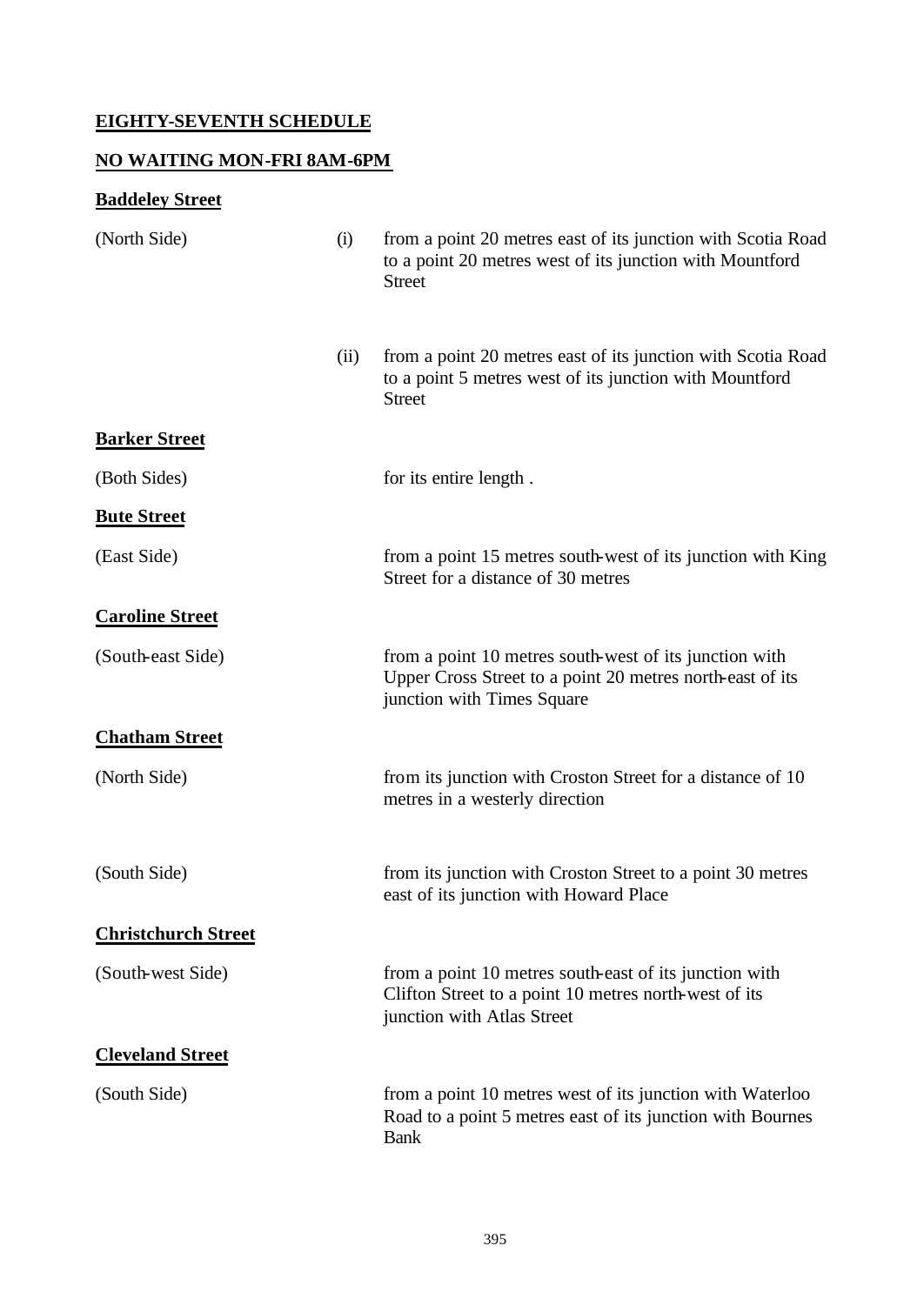**EIGHTY-SEVENTH SCHEDULE**

**NO WAITING MON-FRI 8AM-6PM**

**Baddeley Street**

| | | |
|---|---|---|
| (North Side) | (i) | from a point 20 metres east of its junction with Scotia Road to a point 20 metres west of its junction with Mountford Street |
| | (ii) | from a point 20 metres east of its junction with Scotia Road to a point 5 metres west of its junction with Mountford Street |

**Barker Street**

| | |
|---|---|
| (Both Sides) | for its entire length . |

**Bute Street**

| | |
|---|---|
| (East Side) | from a point 15 metres south-west of its junction with King Street for a distance of 30 metres |

**Caroline Street**

| | |
|---|---|
| (South-east Side) | from a point 10 metres south-west of its junction with Upper Cross Street to a point 20 metres north-east of its junction with Times Square |

**Chatham Street**

| | |
|---|---|
| (North Side) | from its junction with Croston Street for a distance of 10 metres in a westerly direction |
| (South Side) | from its junction with Croston Street to a point 30 metres east of its junction with Howard Place |

**Christchurch Street**

| | |
|---|---|
| (South-west Side) | from a point 10 metres south-east of its junction with Clifton Street to a point 10 metres north-west of its junction with Atlas Street |

**Cleveland Street**

| | |
|---|---|
| (South Side) | from a point 10 metres west of its junction with Waterloo Road to a point 5 metres east of its junction with Bournes Bank |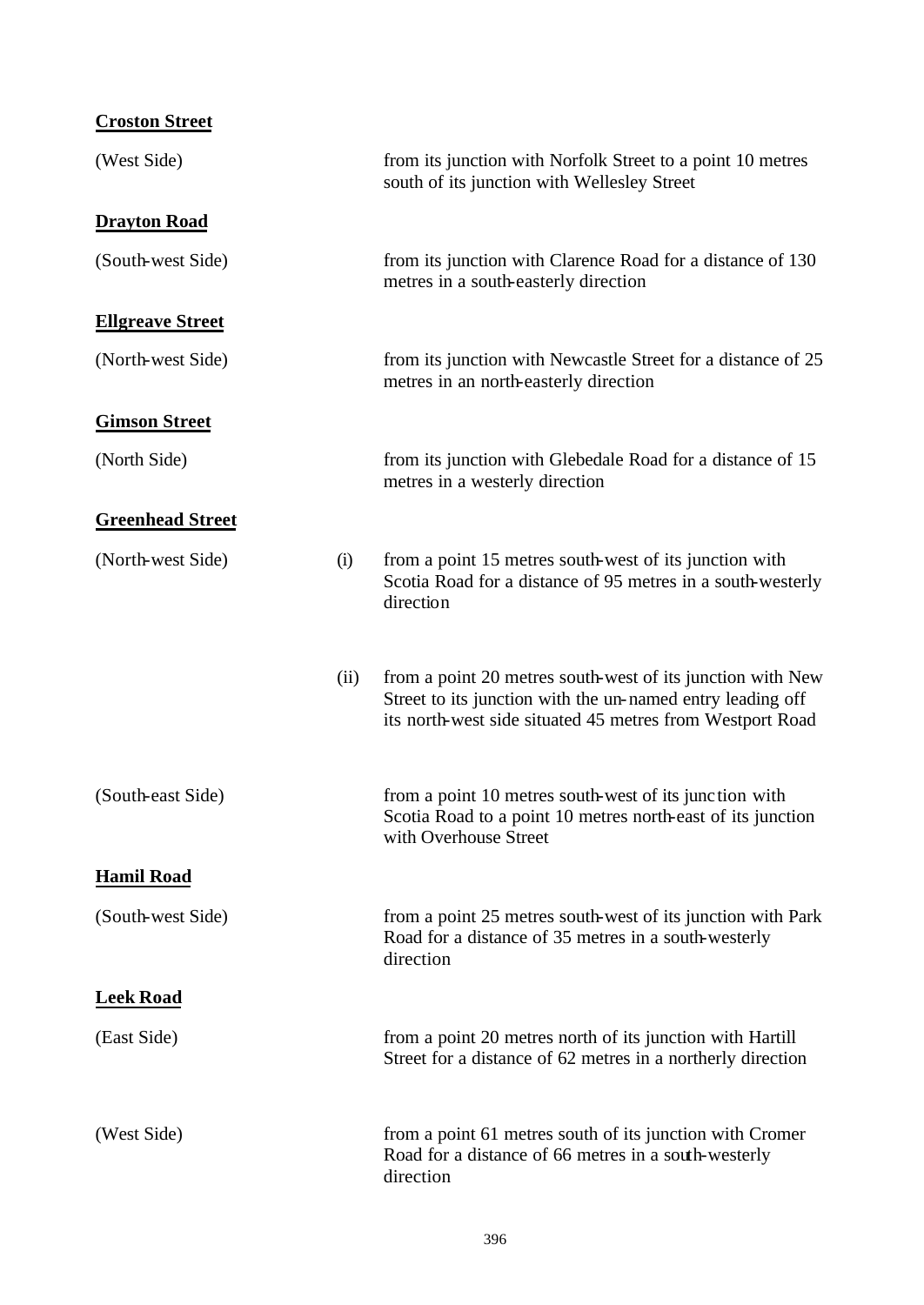**Croston Street**

| | | |
|---|---|---|
| (West Side) | | from its junction with Norfolk Street to a point 10 metres south of its junction with Wellesley Street |

**Drayton Road**

| | | |
|---|---|---|
| (South-west Side) | | from its junction with Clarence Road for a distance of 130 metres in a south-easterly direction |

**Ellgreave Street**

| | | |
|---|---|---|
| (North-west Side) | | from its junction with Newcastle Street for a distance of 25 metres in an north-easterly direction |

**Gimson Street**

| | | |
|---|---|---|
| (North Side) | | from its junction with Glebedale Road for a distance of 15 metres in a westerly direction |

**Greenhead Street**

| | | |
|---|---|---|
| (North-west Side) | (i) | from a point 15 metres south-west of its junction with Scotia Road for a distance of 95 metres in a south-westerly direction |
| | (ii) | from a point 20 metres south-west of its junction with New Street to its junction with the un-named entry leading off its north-west side situated 45 metres from Westport Road |
| (South-east Side) | | from a point 10 metres south-west of its junction with Scotia Road to a point 10 metres north-east of its junction with Overhouse Street |

**Hamil Road**

| | | |
|---|---|---|
| (South-west Side) | | from a point 25 metres south-west of its junction with Park Road for a distance of 35 metres in a south-westerly direction |

**Leek Road**

| | | |
|---|---|---|
| (East Side) | | from a point 20 metres north of its junction with Hartill Street for a distance of 62 metres in a northerly direction |
| (West Side) | | from a point 61 metres south of its junction with Cromer Road for a distance of 66 metres in a south-westerly direction |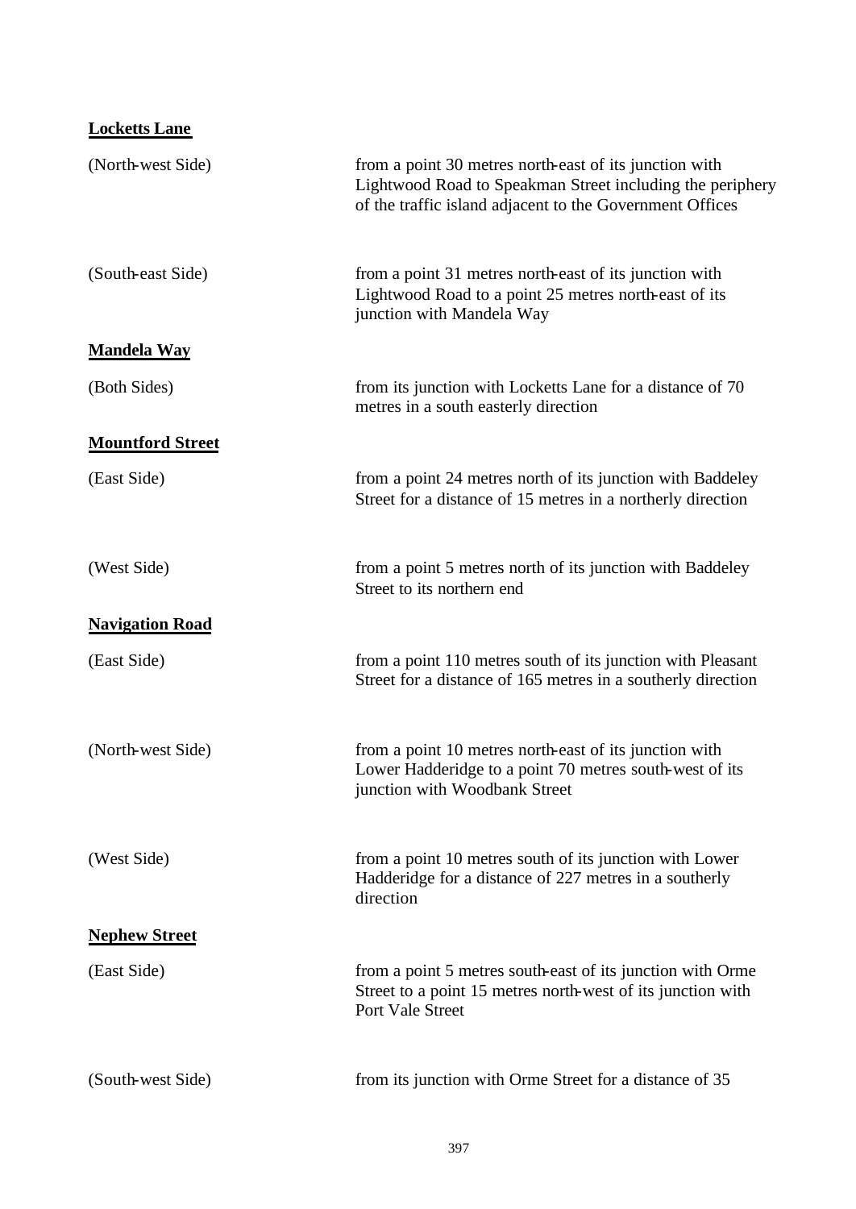**Locketts Lane**

| | |
|---|---|
| (North-west Side) | from a point 30 metres north-east of its junction with Lightwood Road to Speakman Street including the periphery of the traffic island adjacent to the Government Offices |
| (South-east Side) | from a point 31 metres north-east of its junction with Lightwood Road to a point 25 metres north-east of its junction with Mandela Way |

**Mandela Way**

| | |
|---|---|
| (Both Sides) | from its junction with Locketts Lane for a distance of 70 metres in a south easterly direction |

**Mountford Street**

| | |
|---|---|
| (East Side) | from a point 24 metres north of its junction with Baddeley Street for a distance of 15 metres in a northerly direction |
| (West Side) | from a point 5 metres north of its junction with Baddeley Street to its northern end |

**Navigation Road**

| | |
|---|---|
| (East Side) | from a point 110 metres south of its junction with Pleasant Street for a distance of 165 metres in a southerly direction |
| (North-west Side) | from a point 10 metres north-east of its junction with Lower Hadderidge to a point 70 metres south-west of its junction with Woodbank Street |
| (West Side) | from a point 10 metres south of its junction with Lower Hadderidge for a distance of 227 metres in a southerly direction |

**Nephew Street**

| | |
|---|---|
| (East Side) | from a point 5 metres south-east of its junction with Orme Street to a point 15 metres north-west of its junction with Port Vale Street |
| (South-west Side) | from its junction with Orme Street for a distance of 35 |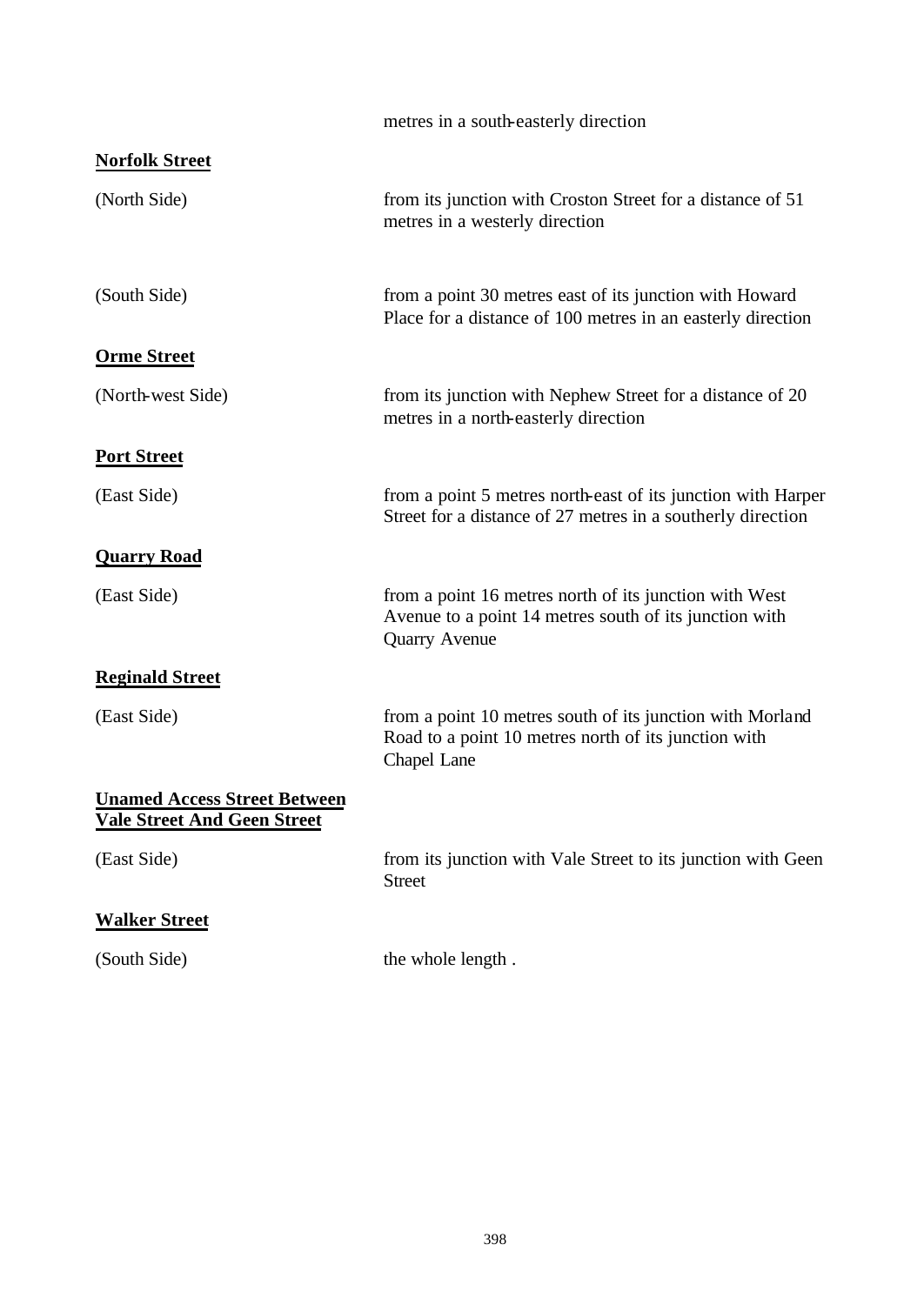metres in a south-easterly direction

**Norfolk Street**

| | |
|---|---|
| (North Side) | from its junction with Croston Street for a distance of 51 metres in a westerly direction |
| (South Side) | from a point 30 metres east of its junction with Howard Place for a distance of 100 metres in an easterly direction |

**Orme Street**

| | |
|---|---|
| (North-west Side) | from its junction with Nephew Street for a distance of 20 metres in a north-easterly direction |

**Port Street**

| | |
|---|---|
| (East Side) | from a point 5 metres north-east of its junction with Harper Street for a distance of 27 metres in a southerly direction |

**Quarry Road**

| | |
|---|---|
| (East Side) | from a point 16 metres north of its junction with West Avenue to a point 14 metres south of its junction with Quarry Avenue |

**Reginald Street**

| | |
|---|---|
| (East Side) | from a point 10 metres south of its junction with Morland Road to a point 10 metres north of its junction with Chapel Lane |

**Unamed Access Street Between Vale Street And Geen Street**

| | |
|---|---|
| (East Side) | from its junction with Vale Street to its junction with Geen Street |

**Walker Street**

| | |
|---|---|
| (South Side) | the whole length . |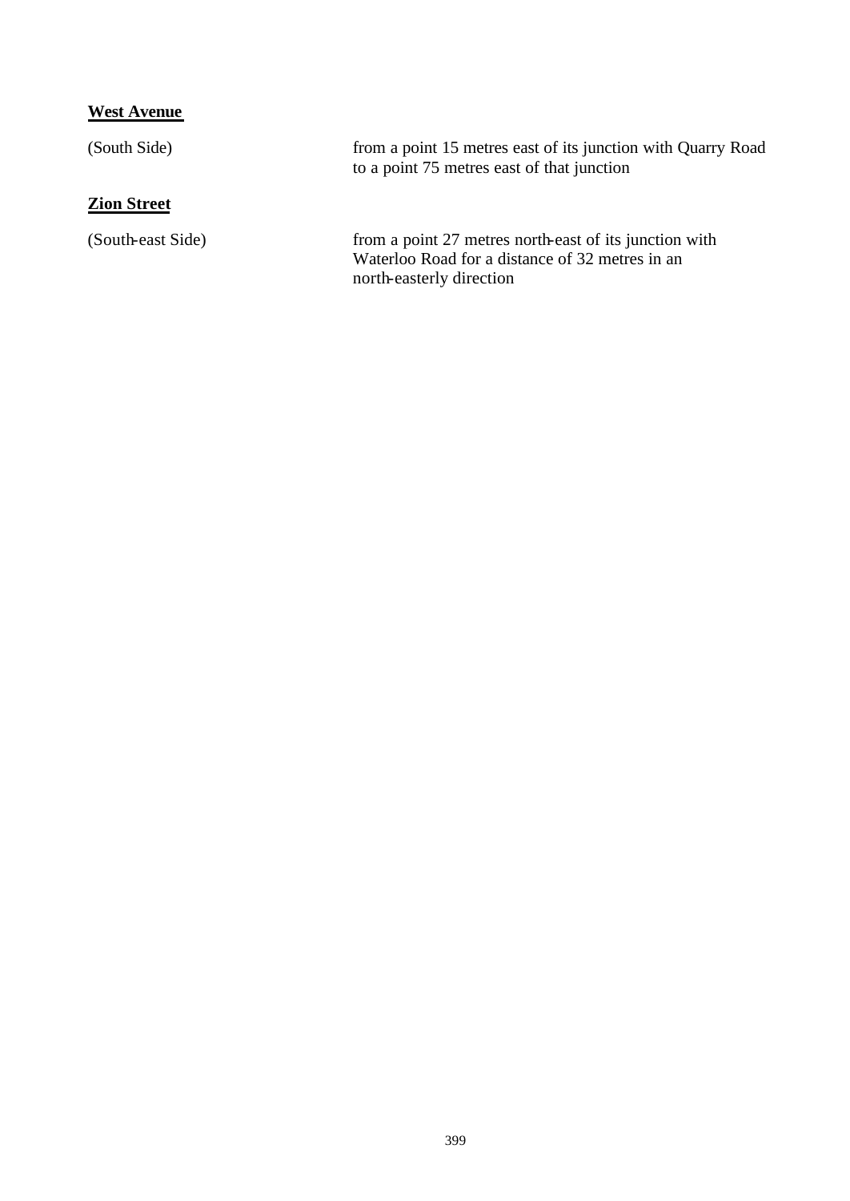**West Avenue**

| | |
|---|---|
| (South Side) | from a point 15 metres east of its junction with Quarry Road to a point 75 metres east of that junction |

**Zion Street**

| | |
|---|---|
| (South-east Side) | from a point 27 metres north-east of its junction with Waterloo Road for a distance of 32 metres in an north-easterly direction |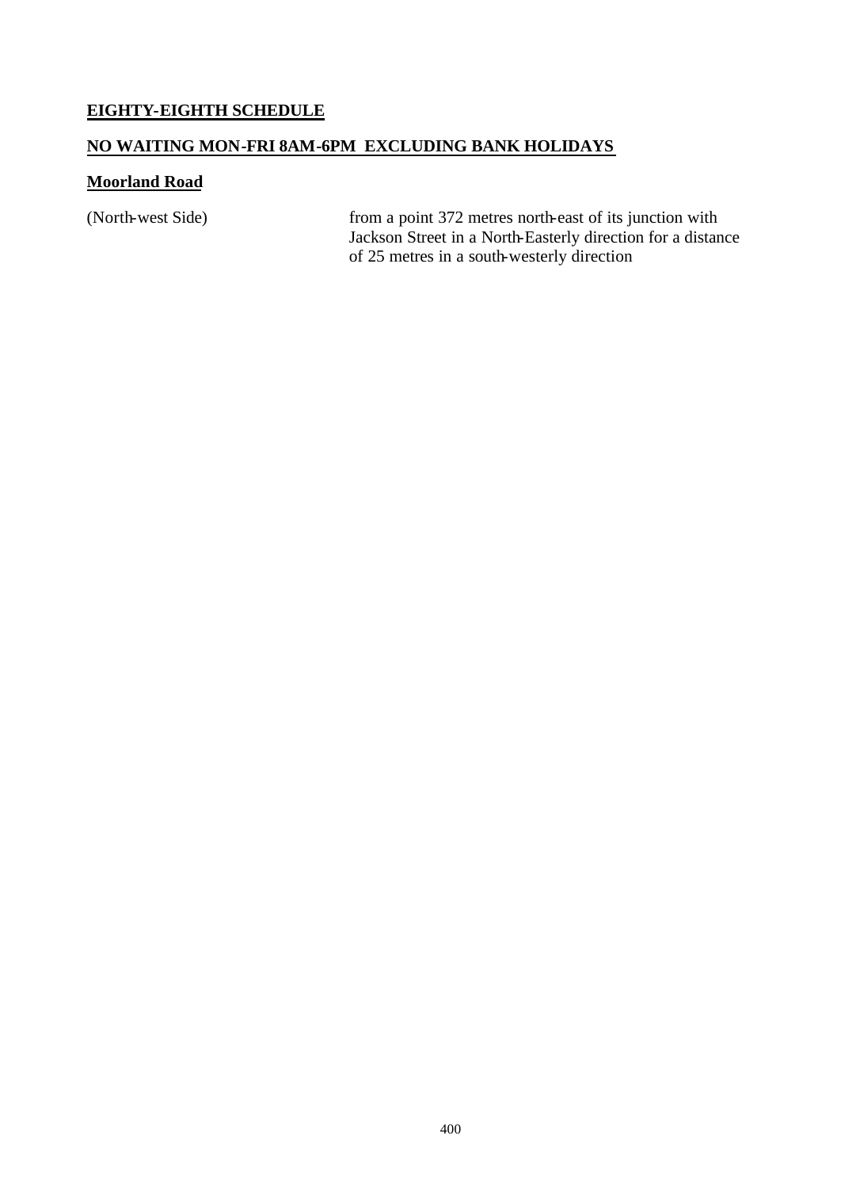**EIGHTY-EIGHTH SCHEDULE**

**NO WAITING MON-FRI 8AM-6PM EXCLUDING BANK HOLIDAYS**

**Moorland Road**

| | |
|---|---|
| (North-west Side) | from a point 372 metres north-east of its junction with Jackson Street in a North-Easterly direction for a distance of 25 metres in a south-westerly direction |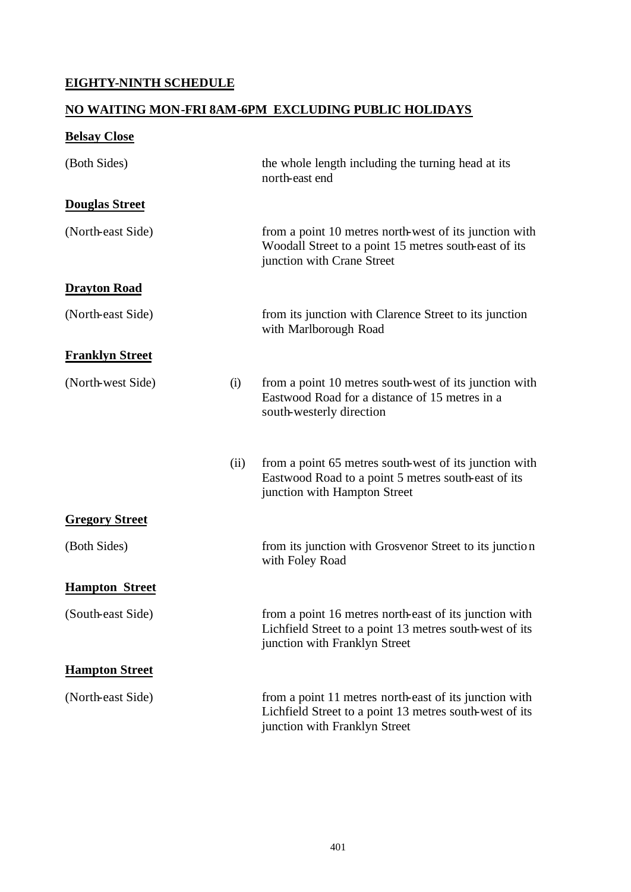**EIGHTY-NINTH SCHEDULE**

**NO WAITING MON-FRI 8AM-6PM EXCLUDING PUBLIC HOLIDAYS**

**Belsay Close**

| | | |
|---|---|---|
| (Both Sides) | | the whole length including the turning head at its north-east end |

**Douglas Street**

| | | |
|---|---|---|
| (North-east Side) | | from a point 10 metres north-west of its junction with Woodall Street to a point 15 metres south-east of its junction with Crane Street |

**Drayton Road**

| | | |
|---|---|---|
| (North-east Side) | | from its junction with Clarence Street to its junction with Marlborough Road |

**Franklyn Street**

| | | |
|---|---|---|
| (North-west Side) | (i) | from a point 10 metres south-west of its junction with Eastwood Road for a distance of 15 metres in a south-westerly direction |
| | (ii) | from a point 65 metres south-west of its junction with Eastwood Road to a point 5 metres south-east of its junction with Hampton Street |

**Gregory Street**

| | | |
|---|---|---|
| (Both Sides) | | from its junction with Grosvenor Street to its junction with Foley Road |

**Hampton Street**

| | | |
|---|---|---|
| (South-east Side) | | from a point 16 metres north-east of its junction with Lichfield Street to a point 13 metres south-west of its junction with Franklyn Street |

**Hampton Street**

| | | |
|---|---|---|
| (North-east Side) | | from a point 11 metres north-east of its junction with Lichfield Street to a point 13 metres south-west of its junction with Franklyn Street |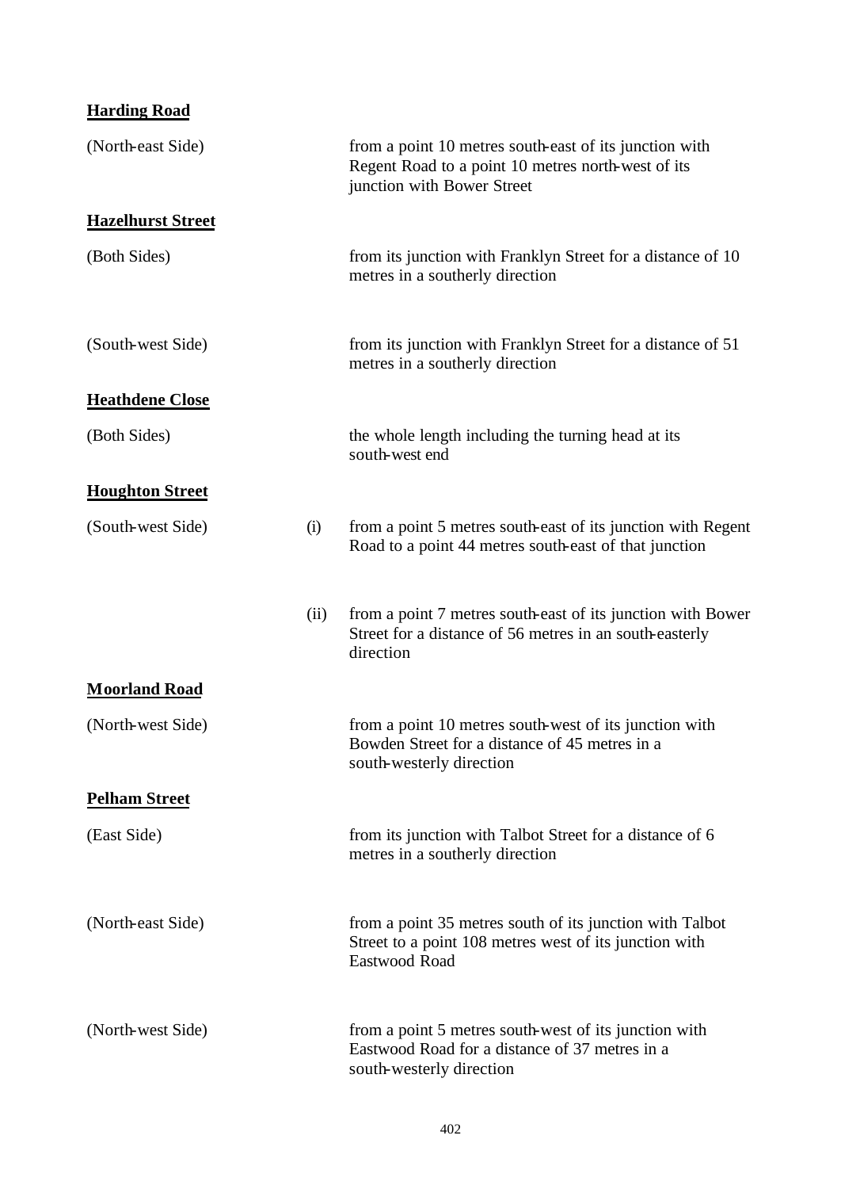**Harding Road**

| | | |
|---|---|---|
| (North-east Side) | | from a point 10 metres south-east of its junction with Regent Road to a point 10 metres north-west of its junction with Bower Street |

**Hazelhurst Street**

| | | |
|---|---|---|
| (Both Sides) | | from its junction with Franklyn Street for a distance of 10 metres in a southerly direction |
| (South-west Side) | | from its junction with Franklyn Street for a distance of 51 metres in a southerly direction |

**Heathdene Close**

| | | |
|---|---|---|
| (Both Sides) | | the whole length including the turning head at its south-west end |

**Houghton Street**

| | | |
|---|---|---|
| (South-west Side) | (i) | from a point 5 metres south-east of its junction with Regent Road to a point 44 metres south-east of that junction |
| | (ii) | from a point 7 metres south-east of its junction with Bower Street for a distance of 56 metres in an south-easterly direction |

**Moorland Road**

| | | |
|---|---|---|
| (North-west Side) | | from a point 10 metres south-west of its junction with Bowden Street for a distance of 45 metres in a south-westerly direction |

**Pelham Street**

| | | |
|---|---|---|
| (East Side) | | from its junction with Talbot Street for a distance of 6 metres in a southerly direction |
| (North-east Side) | | from a point 35 metres south of its junction with Talbot Street to a point 108 metres west of its junction with Eastwood Road |
| (North-west Side) | | from a point 5 metres south-west of its junction with Eastwood Road for a distance of 37 metres in a south-westerly direction |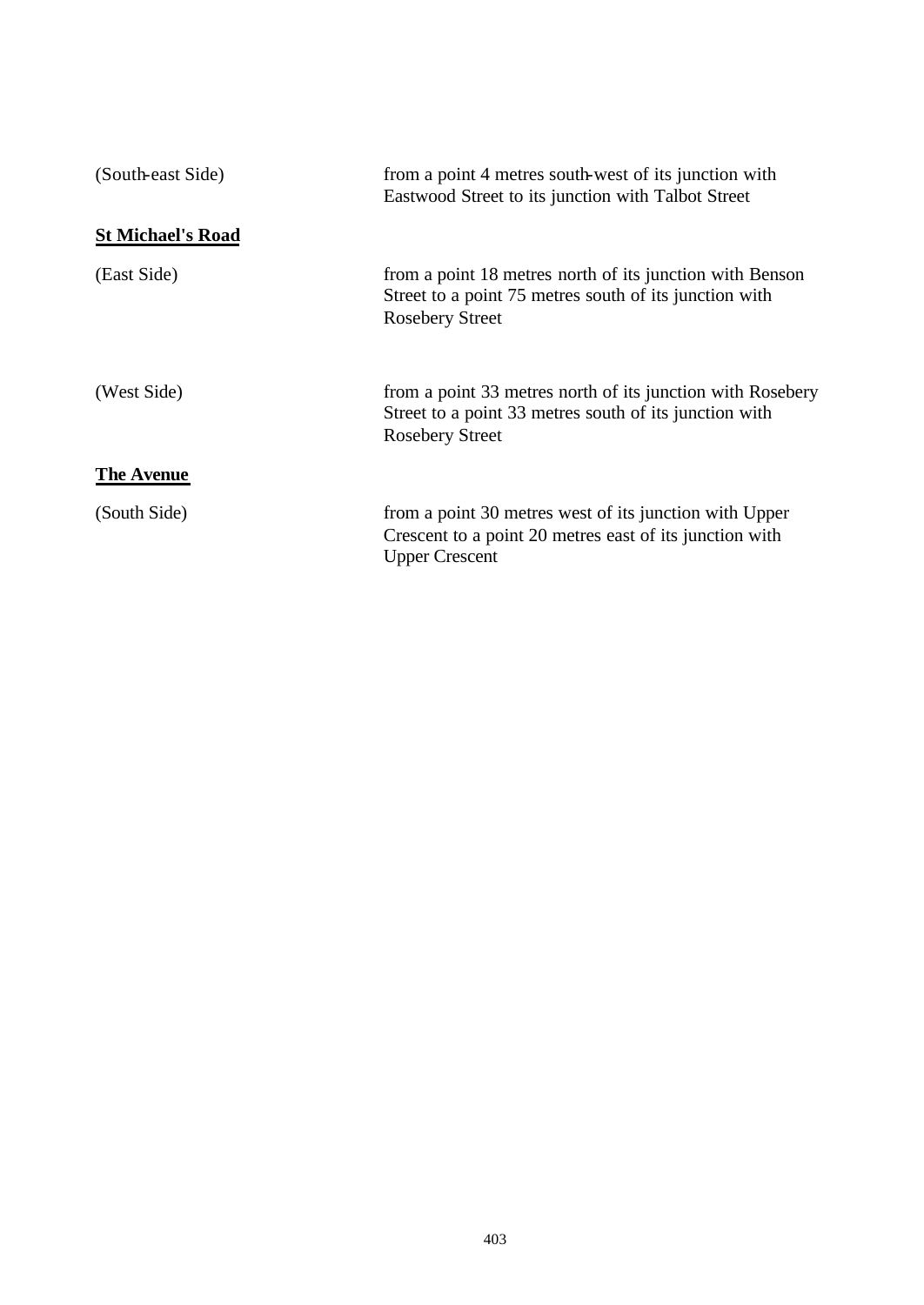| | |
|---|---|
| (South-east Side) | from a point 4 metres south-west of its junction with Eastwood Street to its junction with Talbot Street |

**St Michael's Road**

| | |
|---|---|
| (East Side) | from a point 18 metres north of its junction with Benson Street to a point 75 metres south of its junction with Rosebery Street |
| (West Side) | from a point 33 metres north of its junction with Rosebery Street to a point 33 metres south of its junction with Rosebery Street |

**The Avenue**

| | |
|---|---|
| (South Side) | from a point 30 metres west of its junction with Upper Crescent to a point 20 metres east of its junction with Upper Crescent |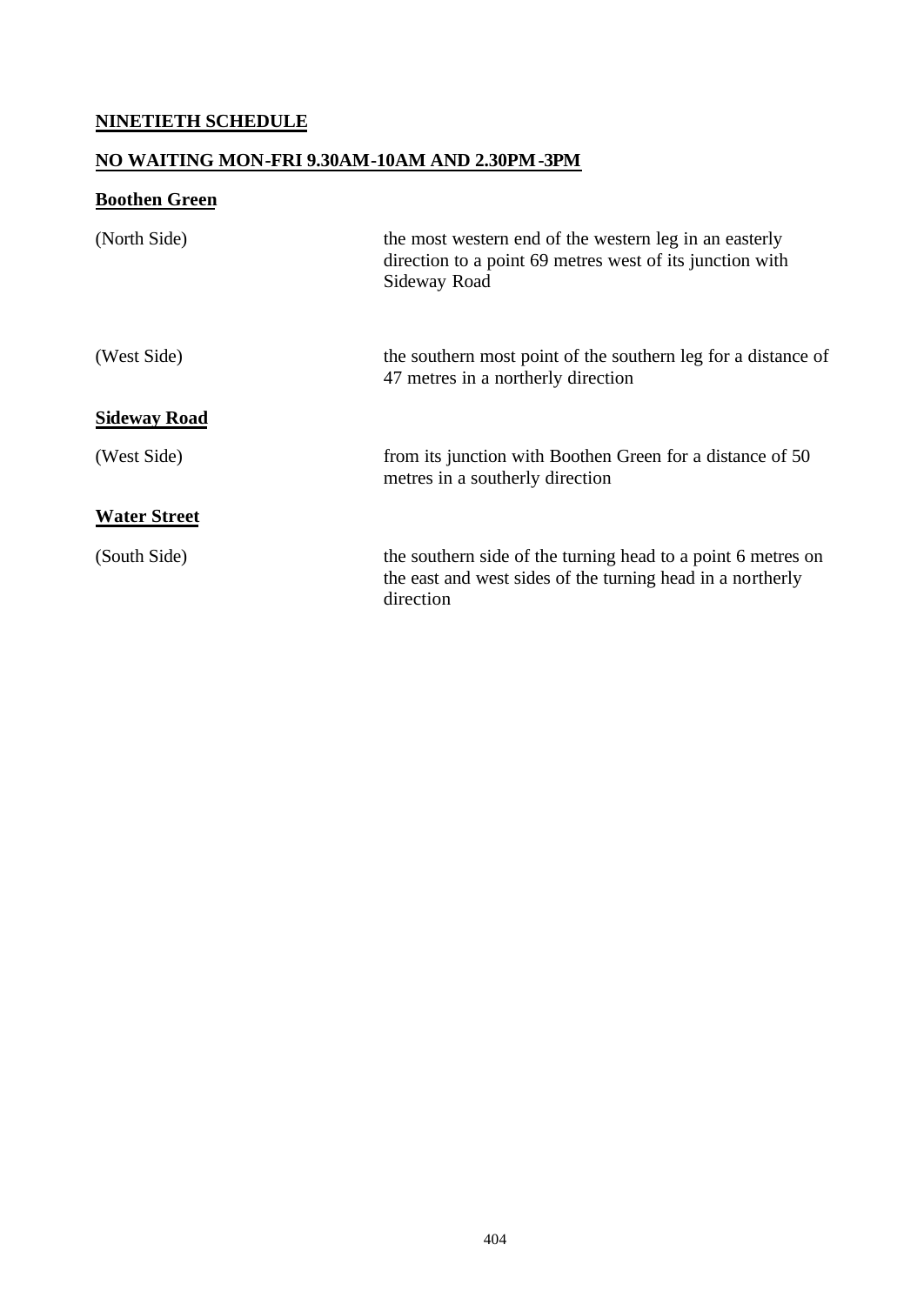# NINETIETH SCHEDULE

## NO WAITING MON-FRI 9.30AM-10AM AND 2.30PM-3PM

### Boothen Green

| | |
|---|---|
| (North Side) | the most western end of the western leg in an easterly direction to a point 69 metres west of its junction with Sideway Road |
| (West Side) | the southern most point of the southern leg for a distance of 47 metres in a northerly direction |

### Sideway Road

| | |
|---|---|
| (West Side) | from its junction with Boothen Green for a distance of 50 metres in a southerly direction |

### Water Street

| | |
|---|---|
| (South Side) | the southern side of the turning head to a point 6 metres on the east and west sides of the turning head in a northerly direction |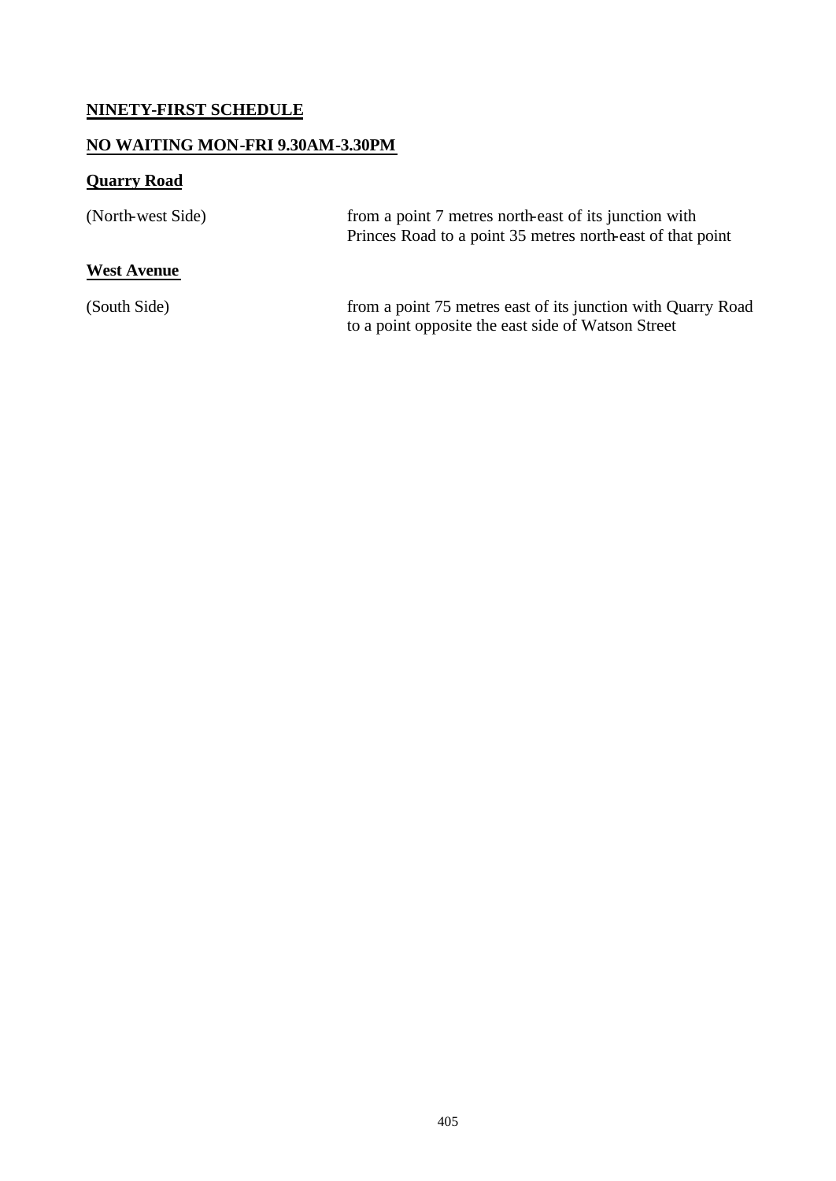## NINETY-FIRST SCHEDULE

## NO WAITING MON-FRI 9.30AM-3.30PM

### Quarry Road

| | |
|---|---|
| (North-west Side) | from a point 7 metres north-east of its junction with Princes Road to a point 35 metres north-east of that point |

### West Avenue

| | |
|---|---|
| (South Side) | from a point 75 metres east of its junction with Quarry Road to a point opposite the east side of Watson Street |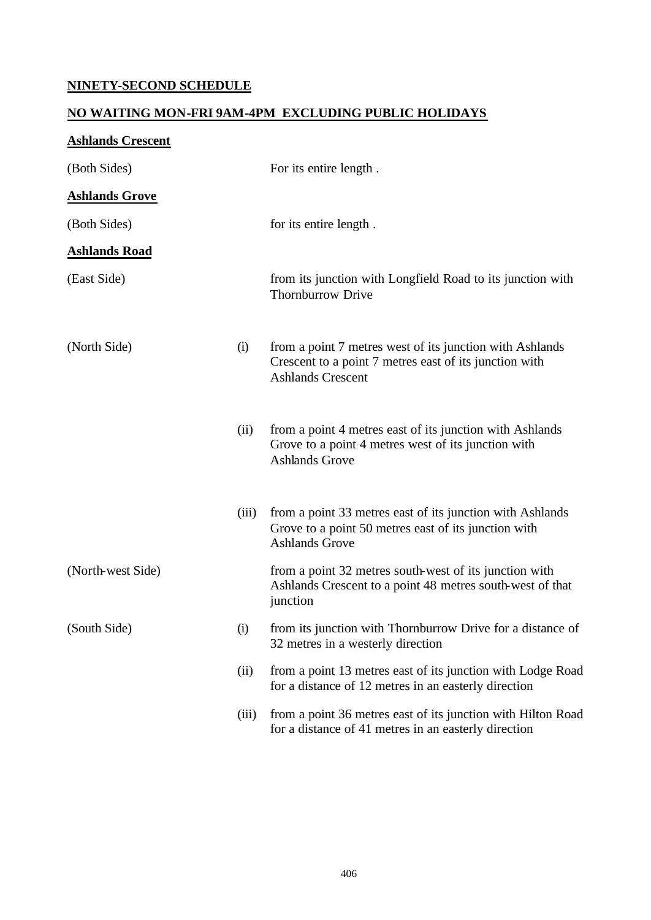## NINETY-SECOND SCHEDULE

## NO WAITING MON-FRI 9AM-4PM EXCLUDING PUBLIC HOLIDAYS

### Ashlands Crescent

| | | |
|---|---|---|
| (Both Sides) | | For its entire length . |

### Ashlands Grove

| | | |
|---|---|---|
| (Both Sides) | | for its entire length . |

### Ashlands Road

| | | |
|---|---|---|
| (East Side) | | from its junction with Longfield Road to its junction with Thornburrow Drive |
| (North Side) | (i) | from a point 7 metres west of its junction with Ashlands Crescent to a point 7 metres east of its junction with Ashlands Crescent |
| | (ii) | from a point 4 metres east of its junction with Ashlands Grove to a point 4 metres west of its junction with Ashlands Grove |
| | (iii) | from a point 33 metres east of its junction with Ashlands Grove to a point 50 metres east of its junction with Ashlands Grove |
| (North-west Side) | | from a point 32 metres south-west of its junction with Ashlands Crescent to a point 48 metres south-west of that junction |
| (South Side) | (i) | from its junction with Thornburrow Drive for a distance of 32 metres in a westerly direction |
| | (ii) | from a point 13 metres east of its junction with Lodge Road for a distance of 12 metres in an easterly direction |
| | (iii) | from a point 36 metres east of its junction with Hilton Road for a distance of 41 metres in an easterly direction |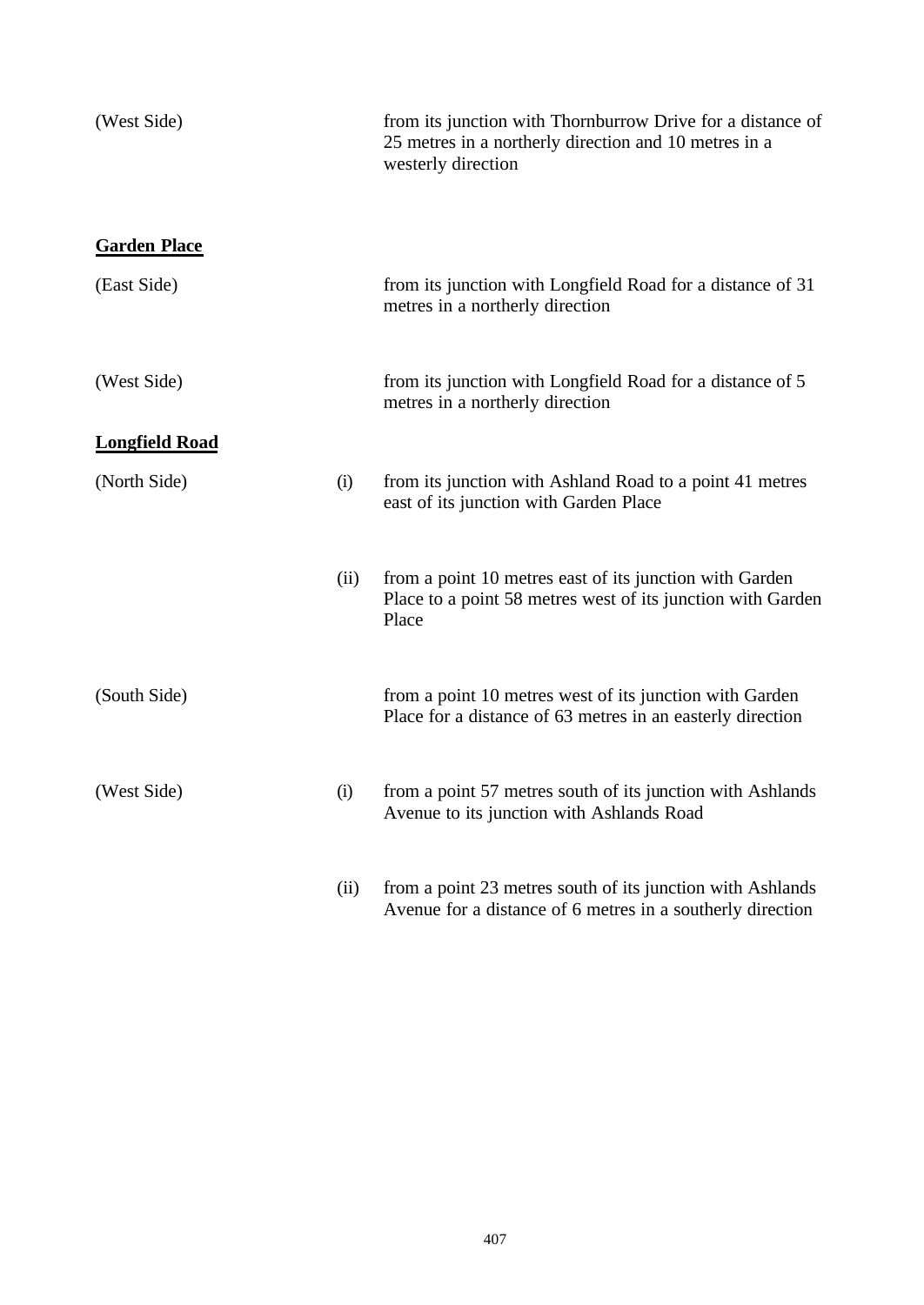| | | |
|---|---|---|
| (West Side) | | from its junction with Thornburrow Drive for a distance of 25 metres in a northerly direction and 10 metres in a westerly direction |

**Garden Place**

| | | |
|---|---|---|
| (East Side) | | from its junction with Longfield Road for a distance of 31 metres in a northerly direction |
| (West Side) | | from its junction with Longfield Road for a distance of 5 metres in a northerly direction |

**Longfield Road**

| | | |
|---|---|---|
| (North Side) | (i) | from its junction with Ashland Road to a point 41 metres east of its junction with Garden Place |
| | (ii) | from a point 10 metres east of its junction with Garden Place to a point 58 metres west of its junction with Garden Place |
| (South Side) | | from a point 10 metres west of its junction with Garden Place for a distance of 63 metres in an easterly direction |
| (West Side) | (i) | from a point 57 metres south of its junction with Ashlands Avenue to its junction with Ashlands Road |
| | (ii) | from a point 23 metres south of its junction with Ashlands Avenue for a distance of 6 metres in a southerly direction |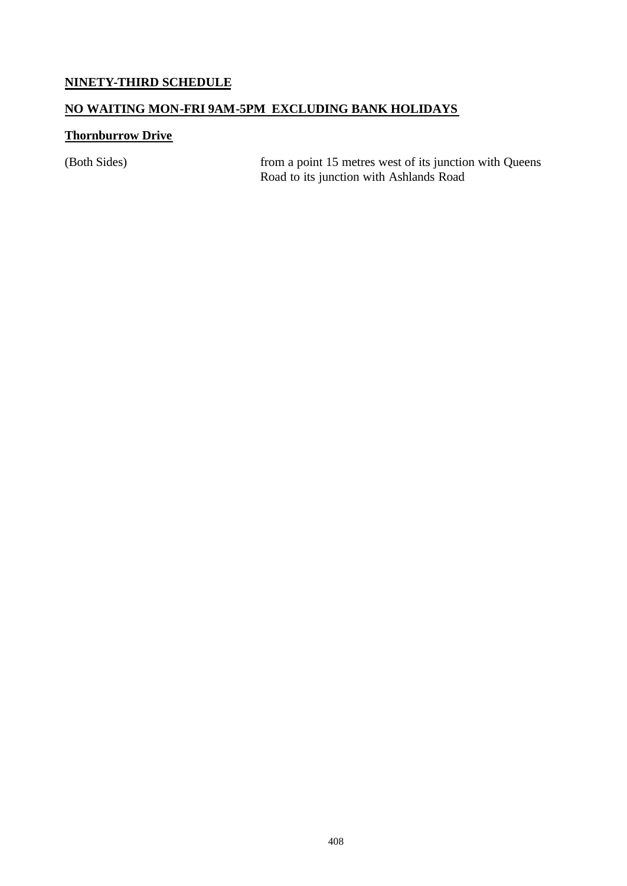**NINETY-THIRD SCHEDULE**

**NO WAITING MON-FRI 9AM-5PM EXCLUDING BANK HOLIDAYS**

**Thornburrow Drive**

| | |
|---|---|
| (Both Sides) | from a point 15 metres west of its junction with Queens Road to its junction with Ashlands Road |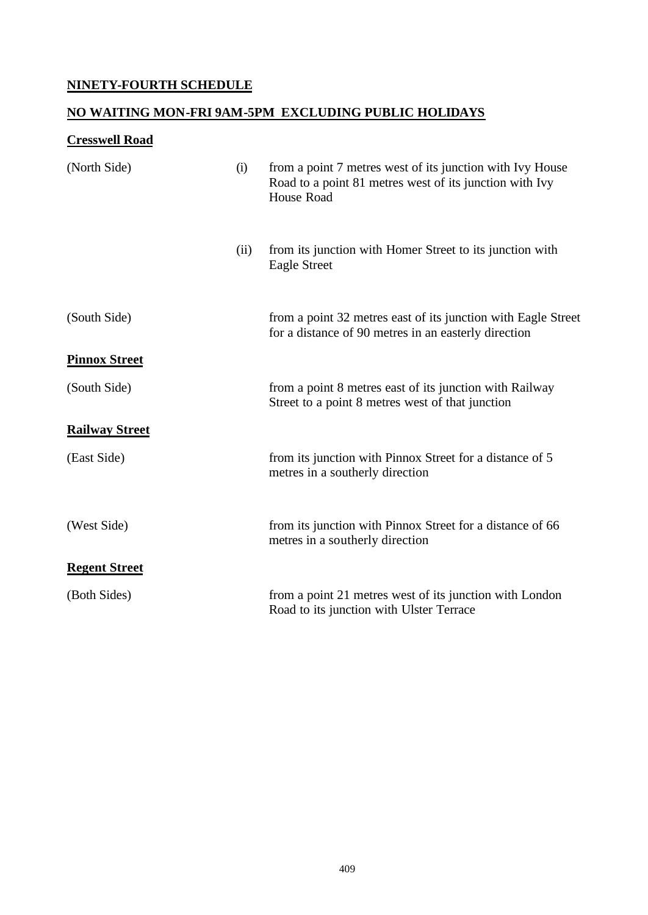## NINETY-FOURTH SCHEDULE

## NO WAITING MON-FRI 9AM-5PM EXCLUDING PUBLIC HOLIDAYS

### Cresswell Road

| | | |
|---|---|---|
| (North Side) | (i) | from a point 7 metres west of its junction with Ivy House Road to a point 81 metres west of its junction with Ivy House Road |
| | (ii) | from its junction with Homer Street to its junction with Eagle Street |
| (South Side) | | from a point 32 metres east of its junction with Eagle Street for a distance of 90 metres in an easterly direction |

### Pinnox Street

| | |
|---|---|
| (South Side) | from a point 8 metres east of its junction with Railway Street to a point 8 metres west of that junction |

### Railway Street

| | |
|---|---|
| (East Side) | from its junction with Pinnox Street for a distance of 5 metres in a southerly direction |
| (West Side) | from its junction with Pinnox Street for a distance of 66 metres in a southerly direction |

### Regent Street

| | |
|---|---|
| (Both Sides) | from a point 21 metres west of its junction with London Road to its junction with Ulster Terrace |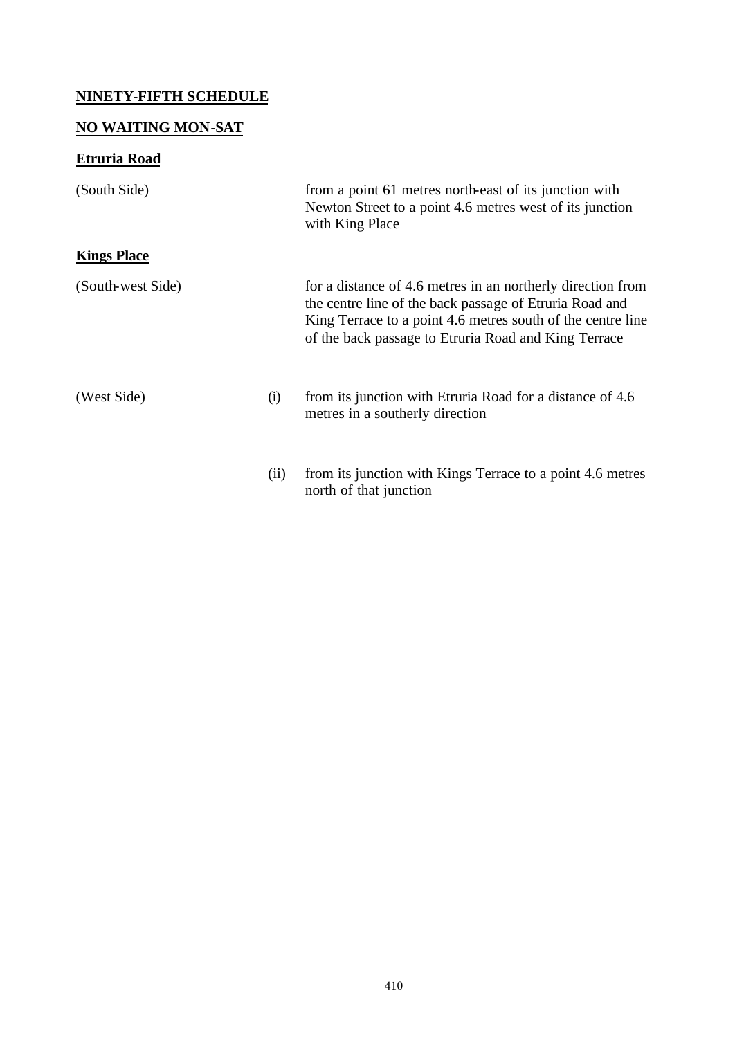**NINETY-FIFTH SCHEDULE**

**NO WAITING MON-SAT**

**Etruria Road**

| | | |
|---|---|---|
| (South Side) | | from a point 61 metres north-east of its junction with Newton Street to a point 4.6 metres west of its junction with King Place |

**Kings Place**

| | | |
|---|---|---|
| (South-west Side) | | for a distance of 4.6 metres in an northerly direction from the centre line of the back passage of Etruria Road and King Terrace to a point 4.6 metres south of the centre line of the back passage to Etruria Road and King Terrace |
| (West Side) | (i) | from its junction with Etruria Road for a distance of 4.6 metres in a southerly direction |
| | (ii) | from its junction with Kings Terrace to a point 4.6 metres north of that junction |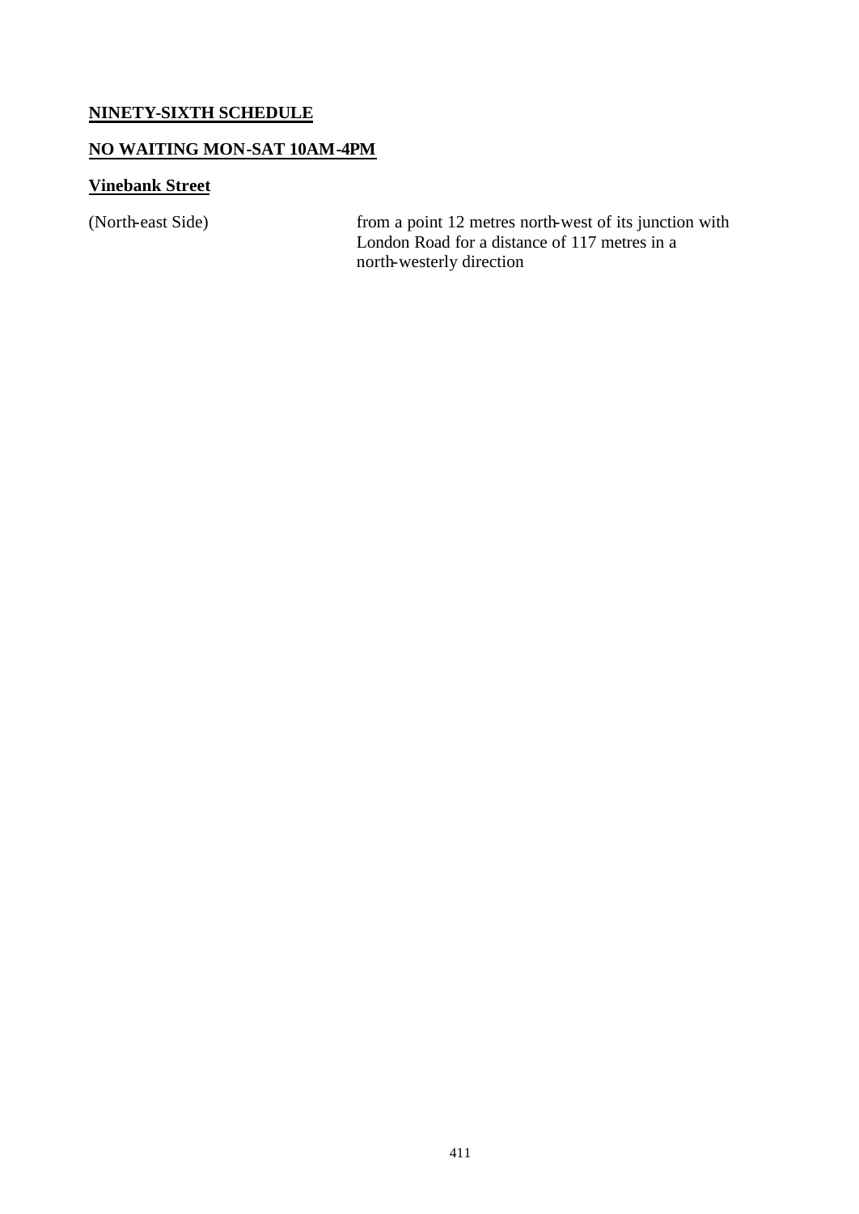**NINETY-SIXTH SCHEDULE**

**NO WAITING MON-SAT 10AM-4PM**

**Vinebank Street**

| | |
|---|---|
| (North-east Side) | from a point 12 metres north-west of its junction with London Road for a distance of 117 metres in a north-westerly direction |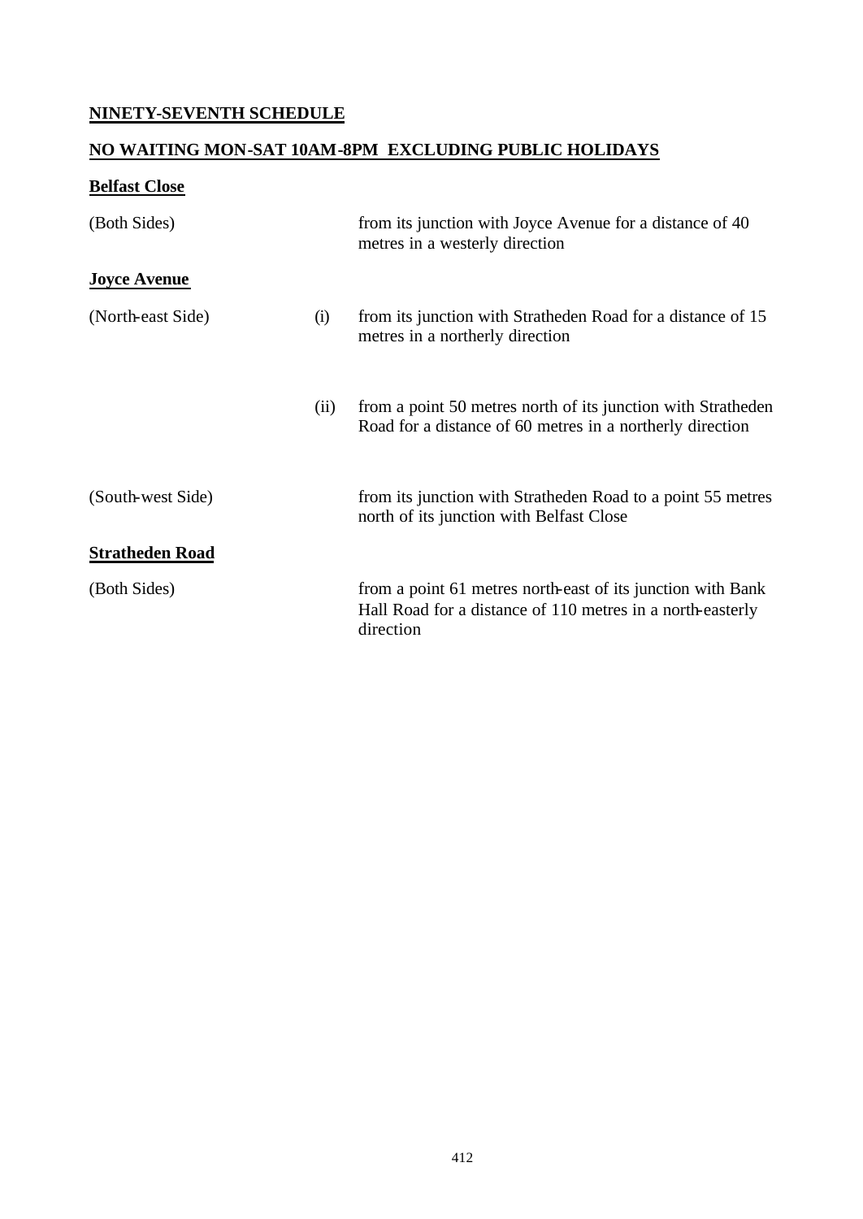**NINETY-SEVENTH SCHEDULE**

**NO WAITING MON-SAT 10AM-8PM EXCLUDING PUBLIC HOLIDAYS**

**Belfast Close**

| | | |
|---|---|---|
| (Both Sides) | | from its junction with Joyce Avenue for a distance of 40 metres in a westerly direction |

**Joyce Avenue**

| | | |
|---|---|---|
| (North-east Side) | (i) | from its junction with Stratheden Road for a distance of 15 metres in a northerly direction |
| | (ii) | from a point 50 metres north of its junction with Stratheden Road for a distance of 60 metres in a northerly direction |
| (South-west Side) | | from its junction with Stratheden Road to a point 55 metres north of its junction with Belfast Close |

**Stratheden Road**

| | | |
|---|---|---|
| (Both Sides) | | from a point 61 metres north-east of its junction with Bank Hall Road for a distance of 110 metres in a north-easterly direction |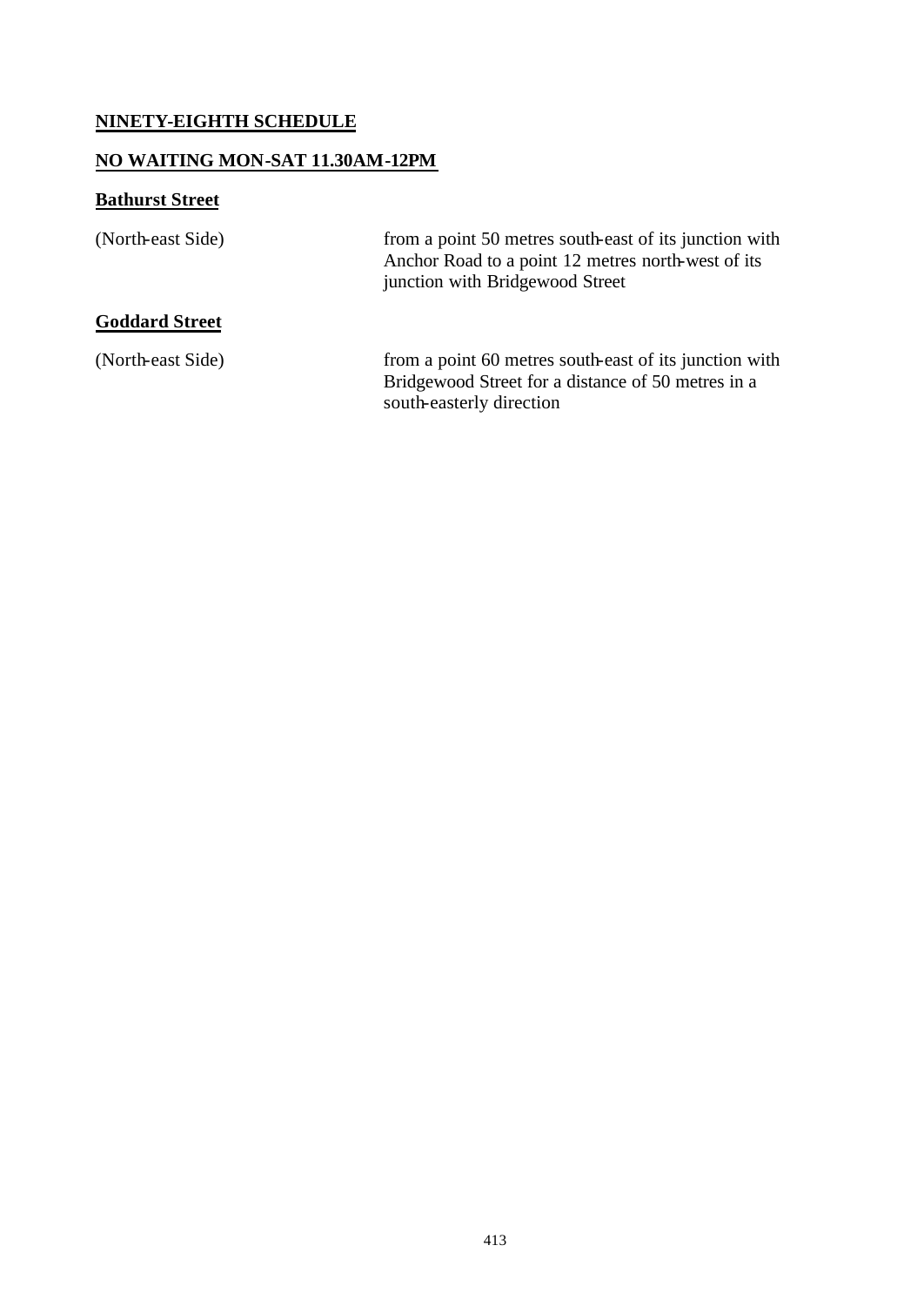## NINETY-EIGHTH SCHEDULE

### NO WAITING MON-SAT 11.30AM-12PM

**Bathurst Street**

| | |
|---|---|
| (North-east Side) | from a point 50 metres south-east of its junction with Anchor Road to a point 12 metres north-west of its junction with Bridgewood Street |

**Goddard Street**

| | |
|---|---|
| (North-east Side) | from a point 60 metres south-east of its junction with Bridgewood Street for a distance of 50 metres in a south-easterly direction |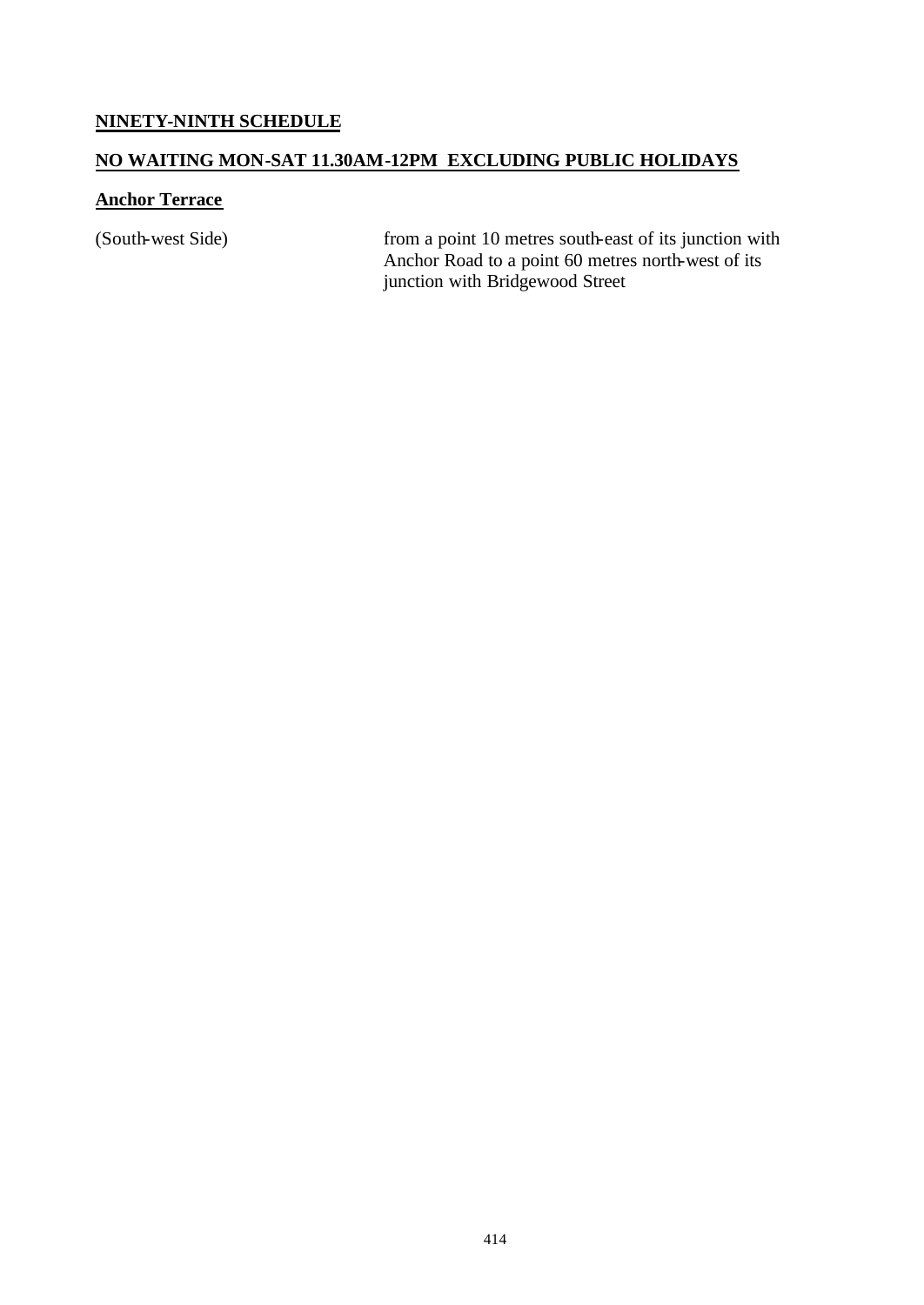**NINETY-NINTH SCHEDULE**

**NO WAITING MON-SAT 11.30AM-12PM EXCLUDING PUBLIC HOLIDAYS**

**Anchor Terrace**

| | |
|---|---|
| (South-west Side) | from a point 10 metres south-east of its junction with Anchor Road to a point 60 metres north-west of its junction with Bridgewood Street |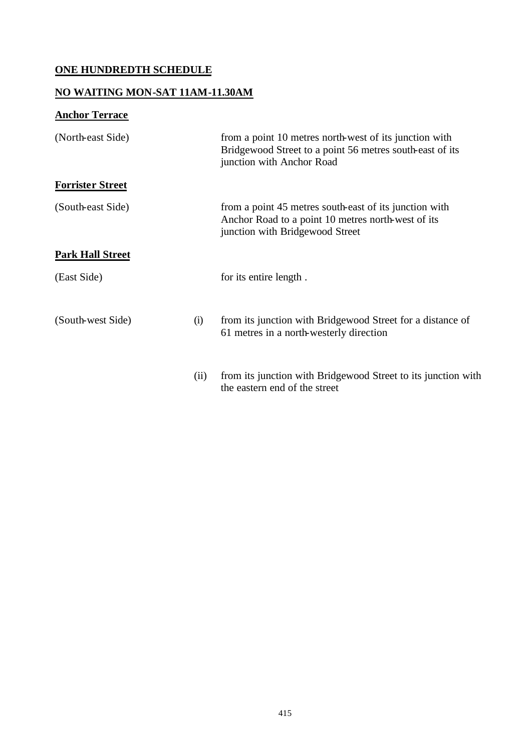**ONE HUNDREDTH SCHEDULE**

**NO WAITING MON-SAT 11AM-11.30AM**

**Anchor Terrace**

| | | |
|---|---|---|
| (North-east Side) | | from a point 10 metres north-west of its junction with Bridgewood Street to a point 56 metres south-east of its junction with Anchor Road |

**Forrister Street**

| | | |
|---|---|---|
| (South-east Side) | | from a point 45 metres south-east of its junction with Anchor Road to a point 10 metres north-west of its junction with Bridgewood Street |

**Park Hall Street**

| | | |
|---|---|---|
| (East Side) | | for its entire length . |
| (South-west Side) | (i) | from its junction with Bridgewood Street for a distance of 61 metres in a north-westerly direction |
| | (ii) | from its junction with Bridgewood Street to its junction with the eastern end of the street |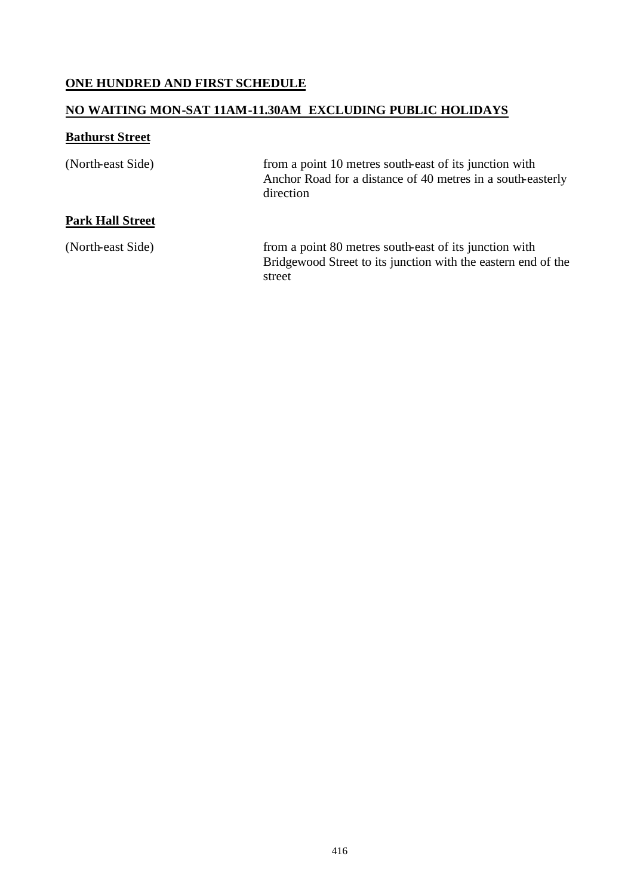## ONE HUNDRED AND FIRST SCHEDULE

## NO WAITING MON-SAT 11AM-11.30AM EXCLUDING PUBLIC HOLIDAYS

### Bathurst Street

| | |
|---|---|
| (North-east Side) | from a point 10 metres south-east of its junction with Anchor Road for a distance of 40 metres in a south-easterly direction |

### Park Hall Street

| | |
|---|---|
| (North-east Side) | from a point 80 metres south-east of its junction with Bridgewood Street to its junction with the eastern end of the street |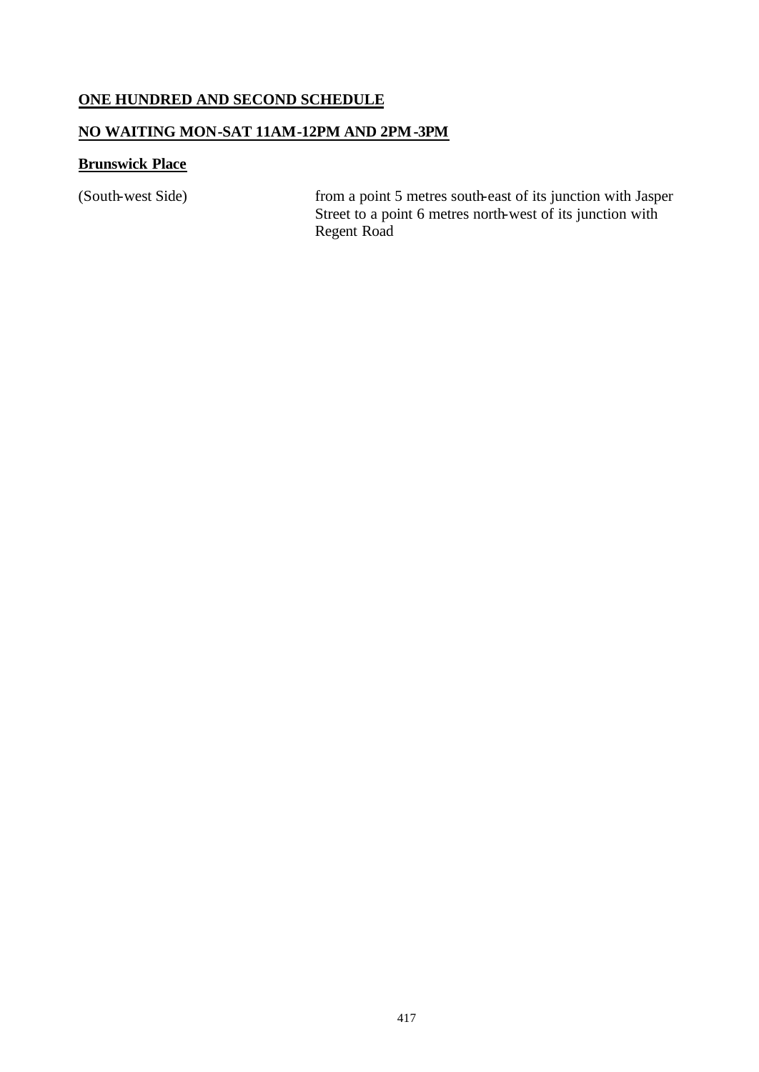## ONE HUNDRED AND SECOND SCHEDULE

## NO WAITING MON-SAT 11AM-12PM AND 2PM-3PM

### Brunswick Place

| | |
|---|---|
| (South-west Side) | from a point 5 metres south-east of its junction with Jasper Street to a point 6 metres north-west of its junction with Regent Road |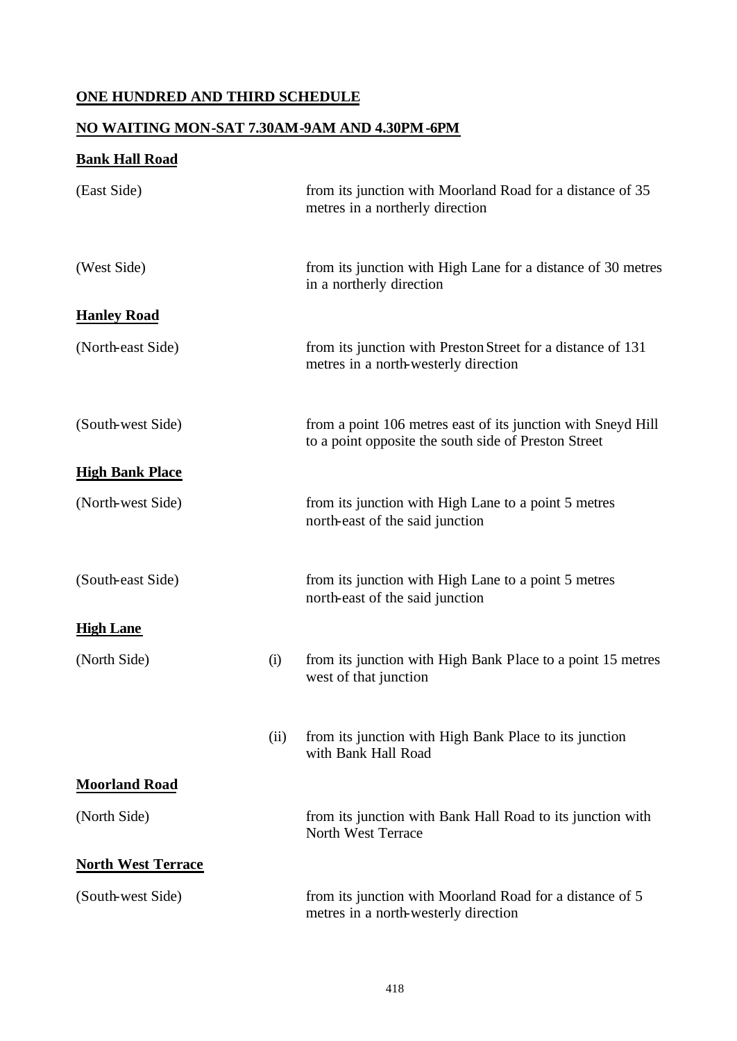## ONE HUNDRED AND THIRD SCHEDULE

## NO WAITING MON-SAT 7.30AM-9AM AND 4.30PM-6PM

**Bank Hall Road**

| | | |
|---|---|---|
| (East Side) | | from its junction with Moorland Road for a distance of 35 metres in a northerly direction |
| (West Side) | | from its junction with High Lane for a distance of 30 metres in a northerly direction |

**Hanley Road**

| | | |
|---|---|---|
| (North-east Side) | | from its junction with Preston Street for a distance of 131 metres in a north-westerly direction |
| (South-west Side) | | from a point 106 metres east of its junction with Sneyd Hill to a point opposite the south side of Preston Street |

**High Bank Place**

| | | |
|---|---|---|
| (North-west Side) | | from its junction with High Lane to a point 5 metres north-east of the said junction |
| (South-east Side) | | from its junction with High Lane to a point 5 metres north-east of the said junction |

**High Lane**

| | | |
|---|---|---|
| (North Side) | (i) | from its junction with High Bank Place to a point 15 metres west of that junction |
| | (ii) | from its junction with High Bank Place to its junction with Bank Hall Road |

**Moorland Road**

| | | |
|---|---|---|
| (North Side) | | from its junction with Bank Hall Road to its junction with North West Terrace |

**North West Terrace**

| | | |
|---|---|---|
| (South-west Side) | | from its junction with Moorland Road for a distance of 5 metres in a north-westerly direction |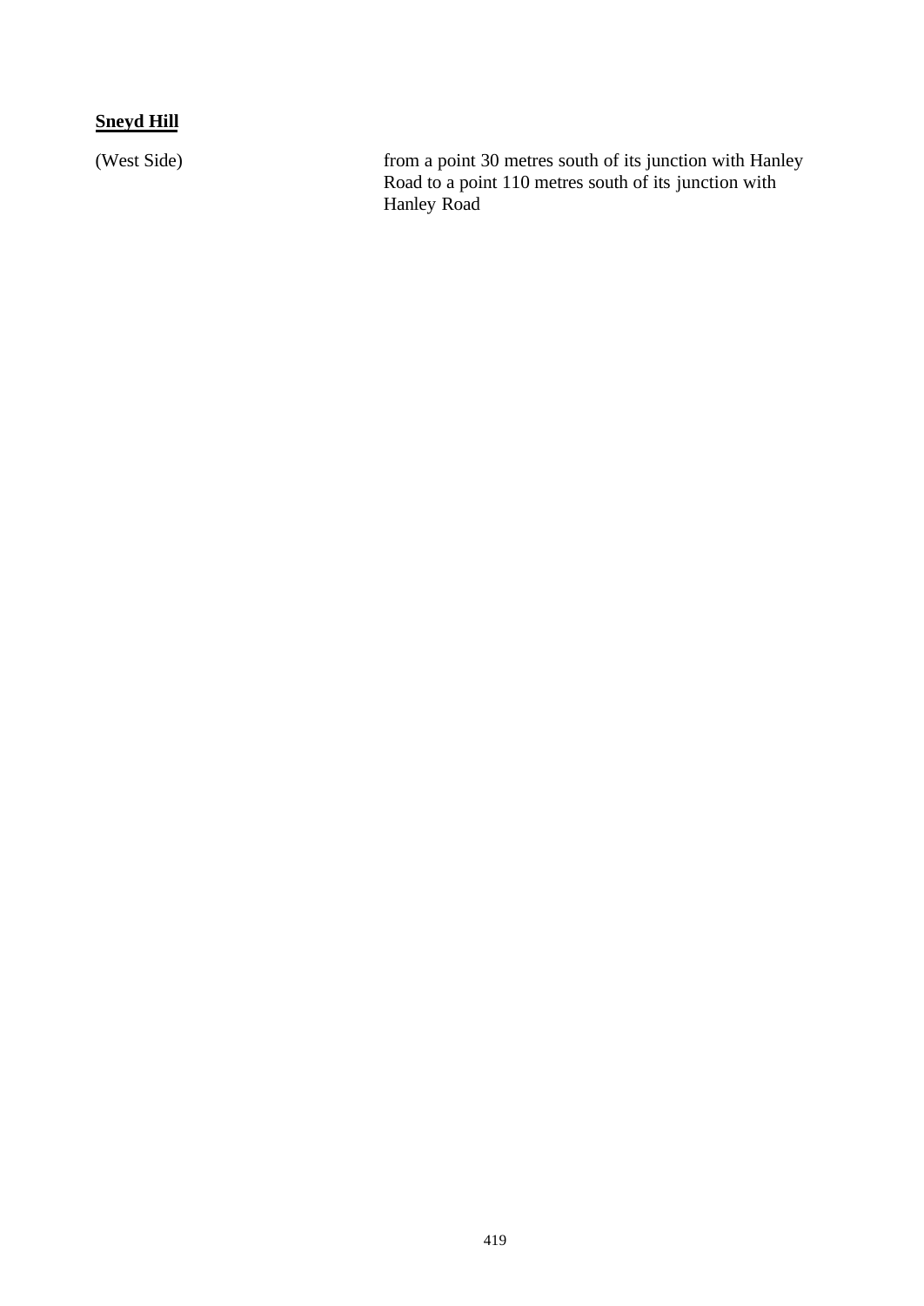**Sneyd Hill**

| | |
|---|---|
| (West Side) | from a point 30 metres south of its junction with Hanley Road to a point 110 metres south of its junction with Hanley Road |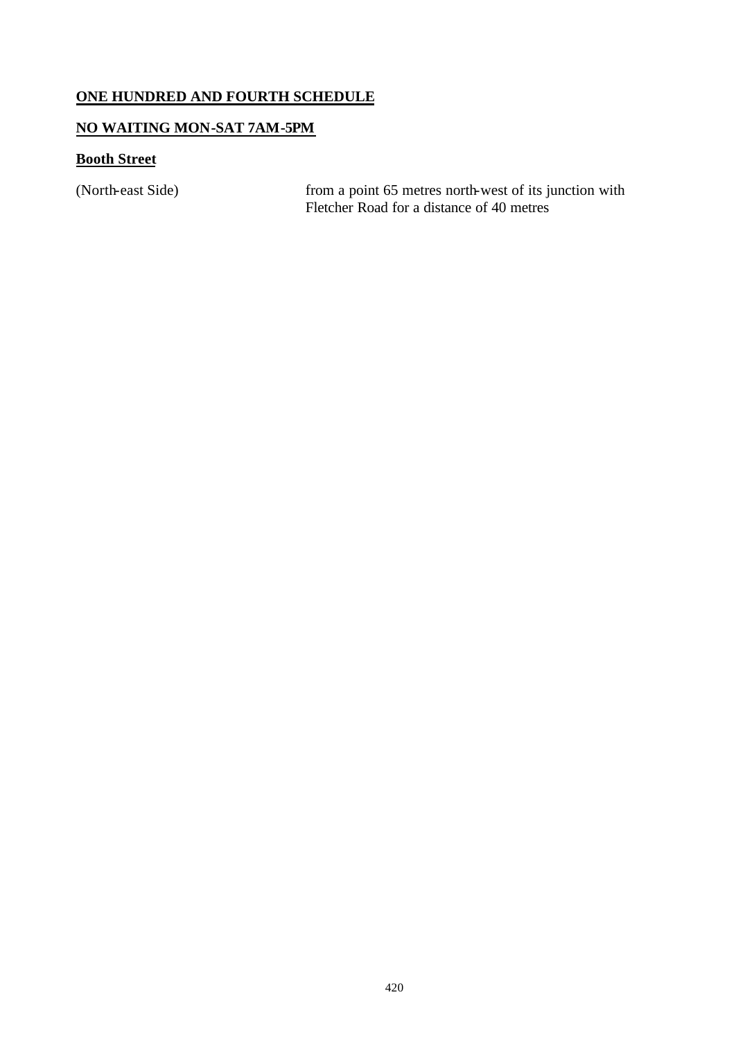## ONE HUNDRED AND FOURTH SCHEDULE

## NO WAITING MON-SAT 7AM-5PM

### Booth Street

| | |
|---|---|
| (North-east Side) | from a point 65 metres north-west of its junction with Fletcher Road for a distance of 40 metres |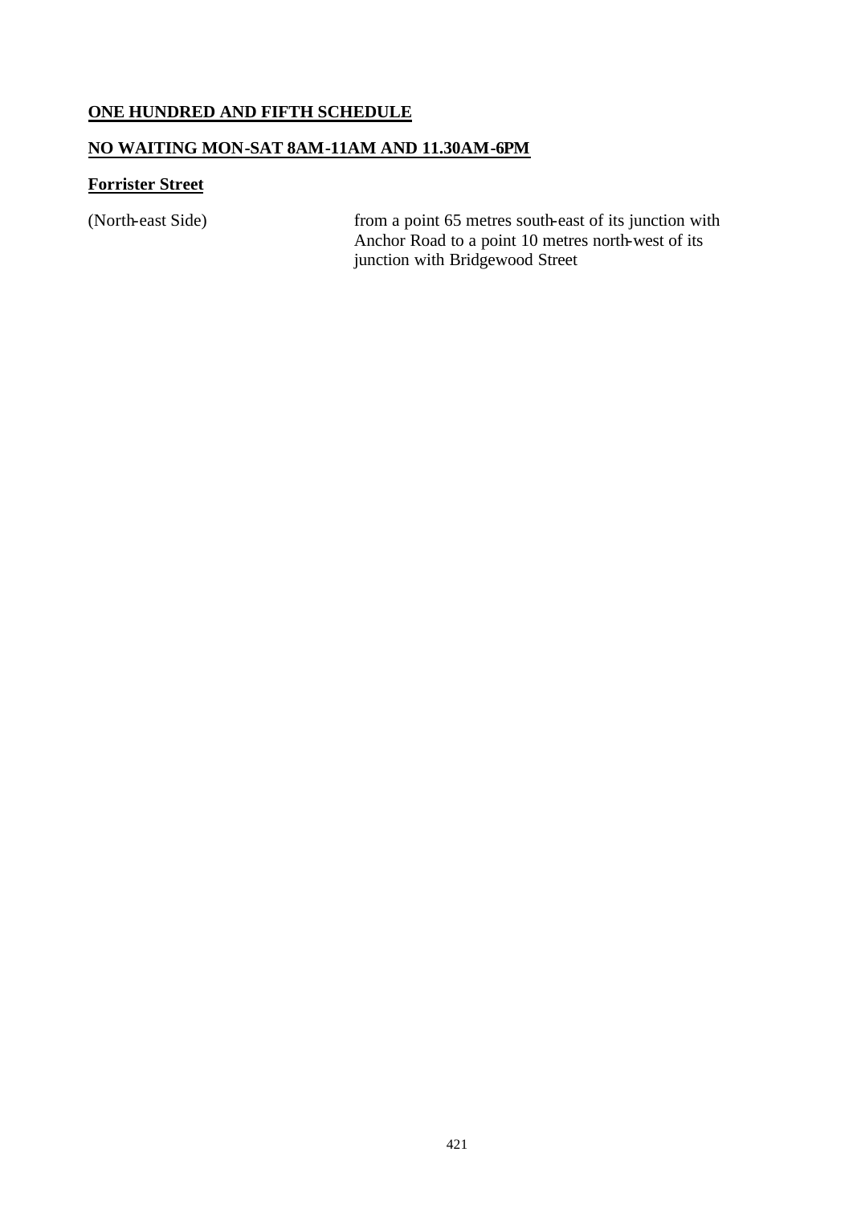## ONE HUNDRED AND FIFTH SCHEDULE

## NO WAITING MON-SAT 8AM-11AM AND 11.30AM-6PM

### Forrister Street

| | |
|---|---|
| (North-east Side) | from a point 65 metres south-east of its junction with Anchor Road to a point 10 metres north-west of its junction with Bridgewood Street |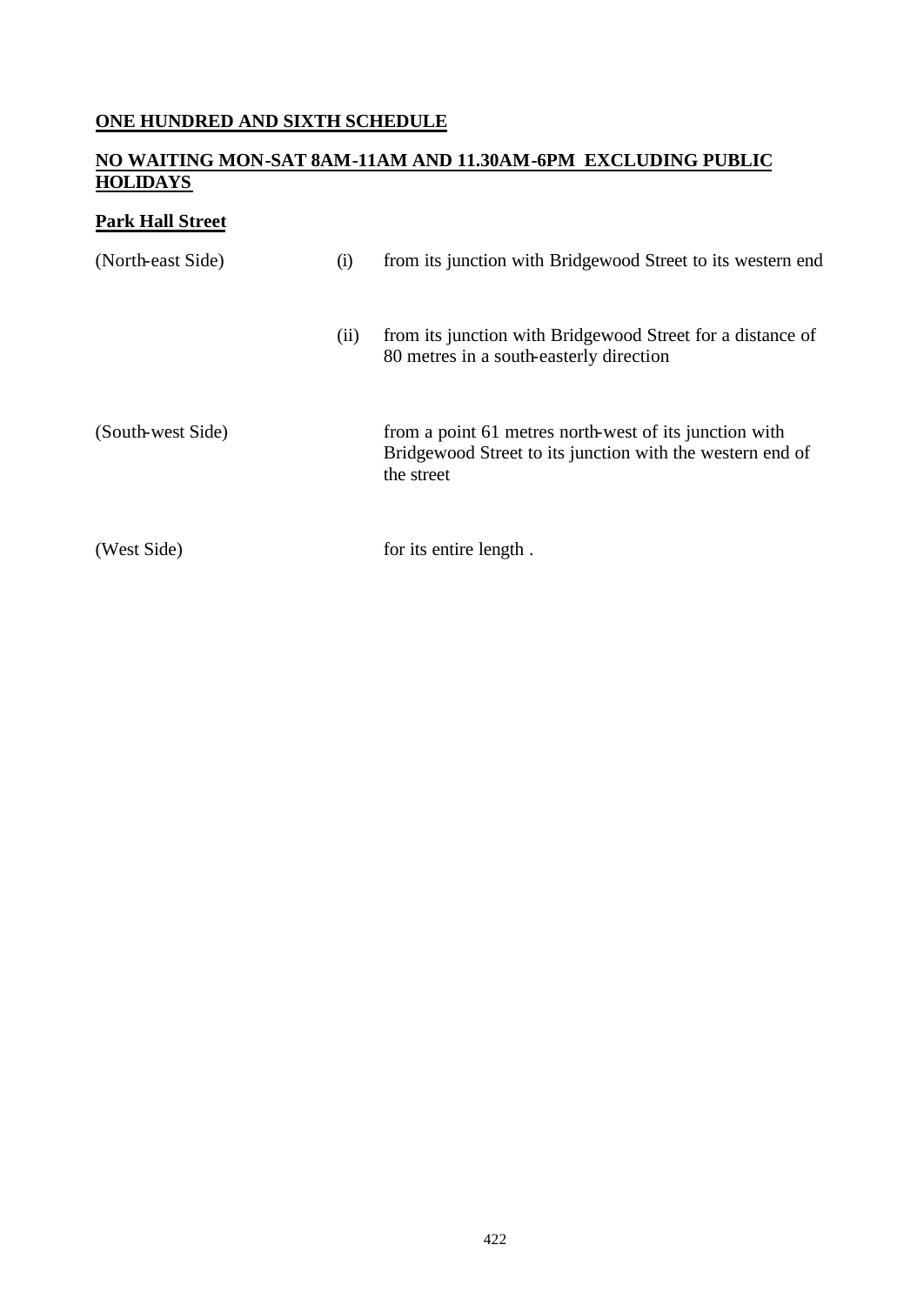**ONE HUNDRED AND SIXTH SCHEDULE**

**NO WAITING MON-SAT 8AM-11AM AND 11.30AM-6PM EXCLUDING PUBLIC HOLIDAYS**

**Park Hall Street**

| | | |
|---|---|---|
| (North-east Side) | (i) | from its junction with Bridgewood Street to its western end |
| | (ii) | from its junction with Bridgewood Street for a distance of 80 metres in a south-easterly direction |
| (South-west Side) | | from a point 61 metres north-west of its junction with Bridgewood Street to its junction with the western end of the street |
| (West Side) | | for its entire length . |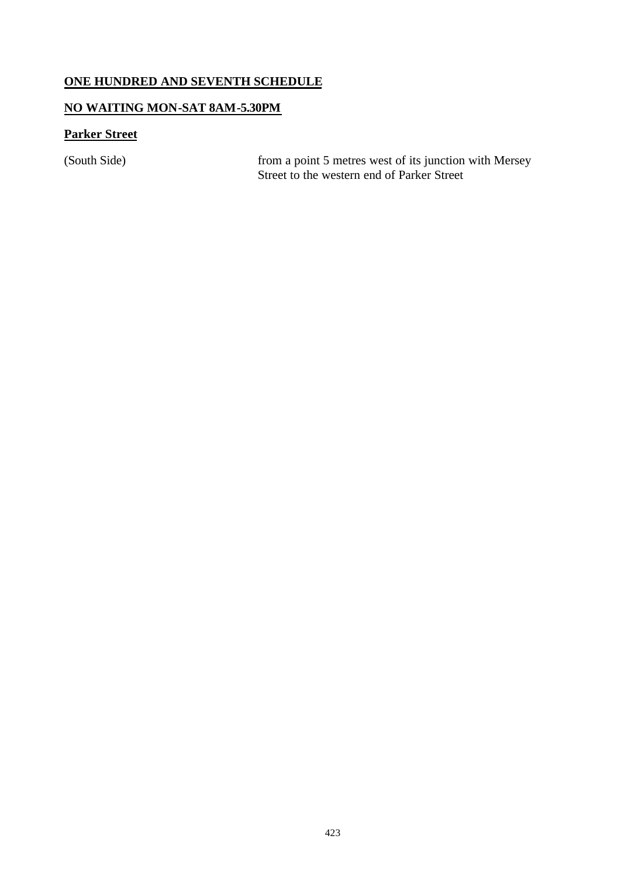## ONE HUNDRED AND SEVENTH SCHEDULE

## NO WAITING MON-SAT 8AM-5.30PM

### Parker Street

| | |
|---|---|
| (South Side) | from a point 5 metres west of its junction with Mersey Street to the western end of Parker Street |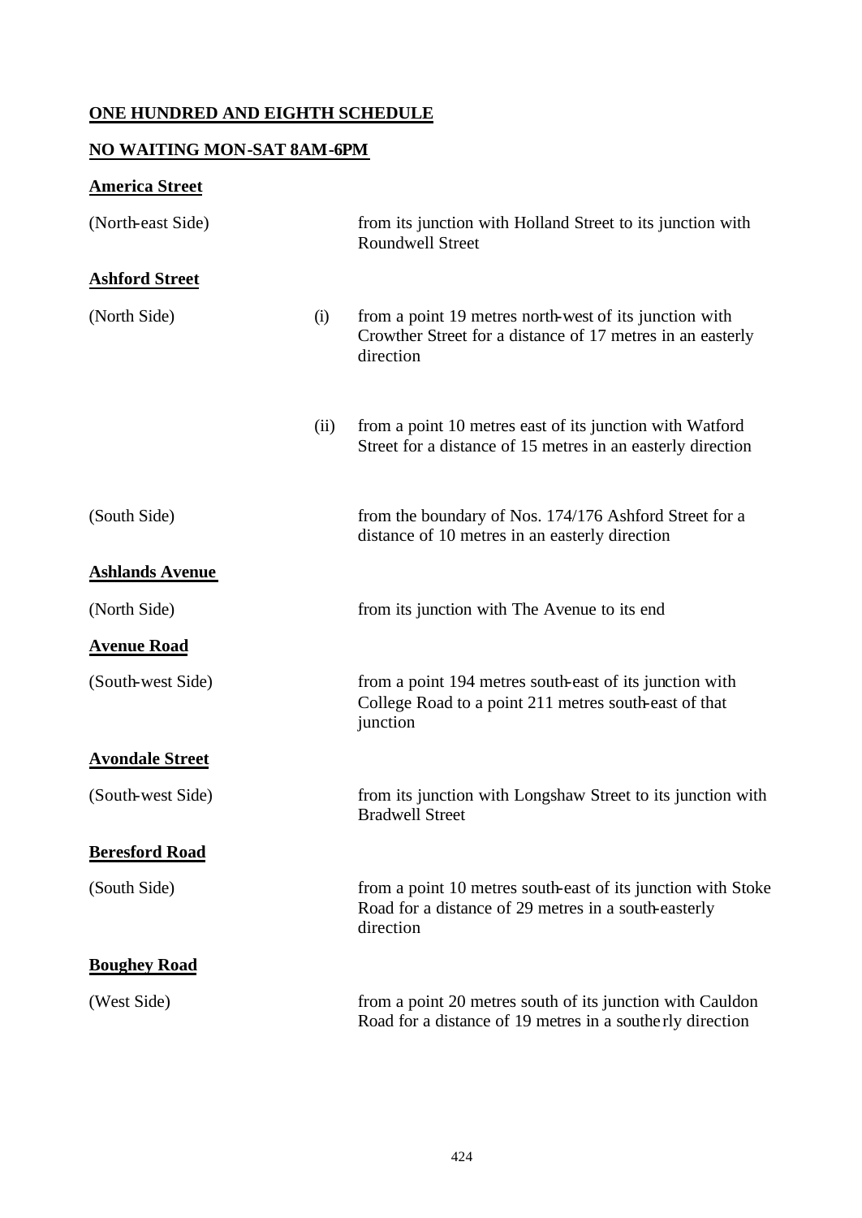## ONE HUNDRED AND EIGHTH SCHEDULE

## NO WAITING MON-SAT 8AM-6PM

**America Street**

| | | |
|---|---|---|
| (North-east Side) | | from its junction with Holland Street to its junction with Roundwell Street |

**Ashford Street**

| | | |
|---|---|---|
| (North Side) | (i) | from a point 19 metres north-west of its junction with Crowther Street for a distance of 17 metres in an easterly direction |
| | (ii) | from a point 10 metres east of its junction with Watford Street for a distance of 15 metres in an easterly direction |
| (South Side) | | from the boundary of Nos. 174/176 Ashford Street for a distance of 10 metres in an easterly direction |

**Ashlands Avenue**

| | | |
|---|---|---|
| (North Side) | | from its junction with The Avenue to its end |

**Avenue Road**

| | | |
|---|---|---|
| (South-west Side) | | from a point 194 metres south-east of its junction with College Road to a point 211 metres south-east of that junction |

**Avondale Street**

| | | |
|---|---|---|
| (South-west Side) | | from its junction with Longshaw Street to its junction with Bradwell Street |

**Beresford Road**

| | | |
|---|---|---|
| (South Side) | | from a point 10 metres south-east of its junction with Stoke Road for a distance of 29 metres in a south-easterly direction |

**Boughey Road**

| | | |
|---|---|---|
| (West Side) | | from a point 20 metres south of its junction with Cauldon Road for a distance of 19 metres in a southerly direction |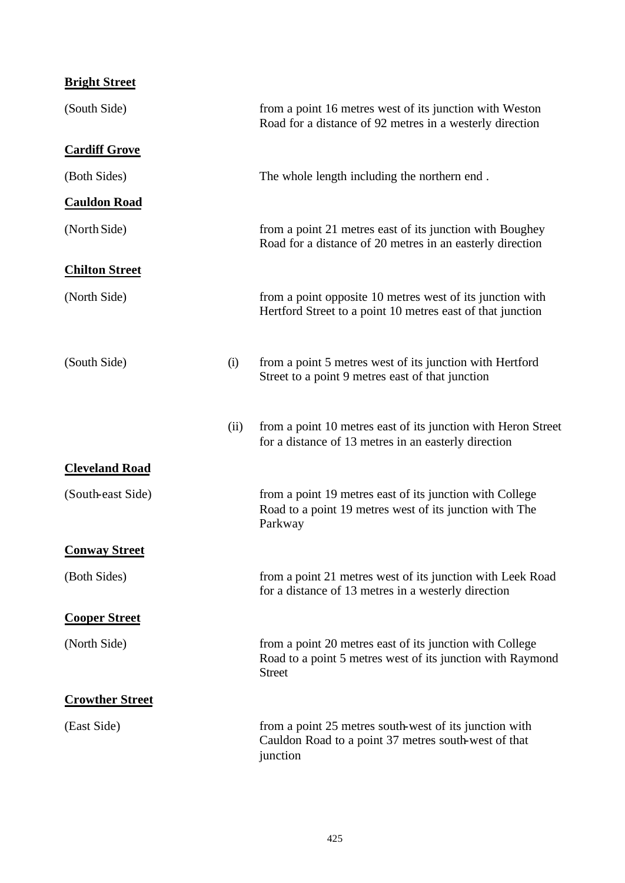**Bright Street**

| | | |
|---|---|---|
| (South Side) | | from a point 16 metres west of its junction with Weston Road for a distance of 92 metres in a westerly direction |

**Cardiff Grove**

| | | |
|---|---|---|
| (Both Sides) | | The whole length including the northern end . |

**Cauldon Road**

| | | |
|---|---|---|
| (North Side) | | from a point 21 metres east of its junction with Boughey Road for a distance of 20 metres in an easterly direction |

**Chilton Street**

| | | |
|---|---|---|
| (North Side) | | from a point opposite 10 metres west of its junction with Hertford Street to a point 10 metres east of that junction |
| (South Side) | (i) | from a point 5 metres west of its junction with Hertford Street to a point 9 metres east of that junction |
| | (ii) | from a point 10 metres east of its junction with Heron Street for a distance of 13 metres in an easterly direction |

**Cleveland Road**

| | | |
|---|---|---|
| (South-east Side) | | from a point 19 metres east of its junction with College Road to a point 19 metres west of its junction with The Parkway |

**Conway Street**

| | | |
|---|---|---|
| (Both Sides) | | from a point 21 metres west of its junction with Leek Road for a distance of 13 metres in a westerly direction |

**Cooper Street**

| | | |
|---|---|---|
| (North Side) | | from a point 20 metres east of its junction with College Road to a point 5 metres west of its junction with Raymond Street |

**Crowther Street**

| | | |
|---|---|---|
| (East Side) | | from a point 25 metres south-west of its junction with Cauldon Road to a point 37 metres south-west of that junction |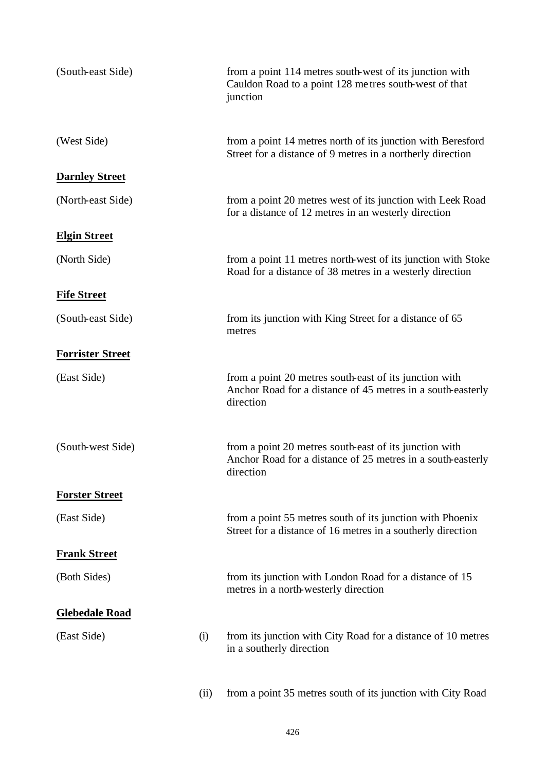(South-east Side) from a point 114 metres south-west of its junction with Cauldon Road to a point 128 metres south-west of that junction

(West Side) from a point 14 metres north of its junction with Beresford Street for a distance of 9 metres in a northerly direction

**Darnley Street**

(North-east Side) from a point 20 metres west of its junction with Leek Road for a distance of 12 metres in an westerly direction

**Elgin Street**

(North Side) from a point 11 metres north-west of its junction with Stoke Road for a distance of 38 metres in a westerly direction

**Fife Street**

(South-east Side) from its junction with King Street for a distance of 65 metres

**Forrister Street**

(East Side) from a point 20 metres south-east of its junction with Anchor Road for a distance of 45 metres in a south-easterly direction

(South-west Side) from a point 20 metres south-east of its junction with Anchor Road for a distance of 25 metres in a south-easterly direction

**Forster Street**

(East Side) from a point 55 metres south of its junction with Phoenix Street for a distance of 16 metres in a southerly direction

**Frank Street**

(Both Sides) from its junction with London Road for a distance of 15 metres in a north-westerly direction

**Glebedale Road**

(East Side) (i) from its junction with City Road for a distance of 10 metres in a southerly direction

(ii) from a point 35 metres south of its junction with City Road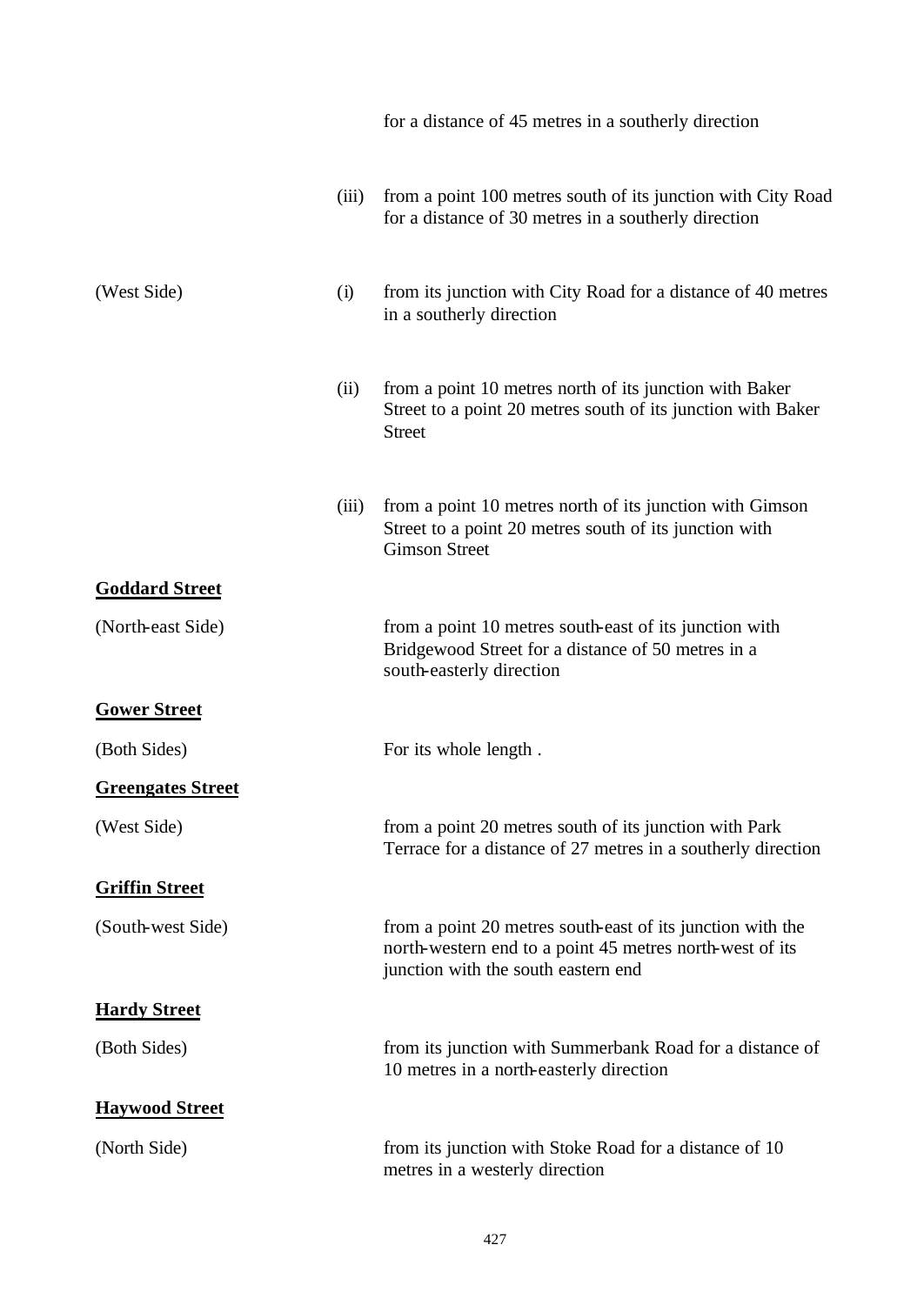| | | |
|---|---|---|
| | | for a distance of 45 metres in a southerly direction |
| | (iii) | from a point 100 metres south of its junction with City Road for a distance of 30 metres in a southerly direction |
| (West Side) | (i) | from its junction with City Road for a distance of 40 metres in a southerly direction |
| | (ii) | from a point 10 metres north of its junction with Baker Street to a point 20 metres south of its junction with Baker Street |
| | (iii) | from a point 10 metres north of its junction with Gimson Street to a point 20 metres south of its junction with Gimson Street |

**Goddard Street**

| | |
|---|---|
| (North-east Side) | from a point 10 metres south-east of its junction with Bridgewood Street for a distance of 50 metres in a south-easterly direction |

**Gower Street**

| | |
|---|---|
| (Both Sides) | For its whole length . |

**Greengates Street**

| | |
|---|---|
| (West Side) | from a point 20 metres south of its junction with Park Terrace for a distance of 27 metres in a southerly direction |

**Griffin Street**

| | |
|---|---|
| (South-west Side) | from a point 20 metres south-east of its junction with the north-western end to a point 45 metres north-west of its junction with the south eastern end |

**Hardy Street**

| | |
|---|---|
| (Both Sides) | from its junction with Summerbank Road for a distance of 10 metres in a north-easterly direction |

**Haywood Street**

| | |
|---|---|
| (North Side) | from its junction with Stoke Road for a distance of 10 metres in a westerly direction |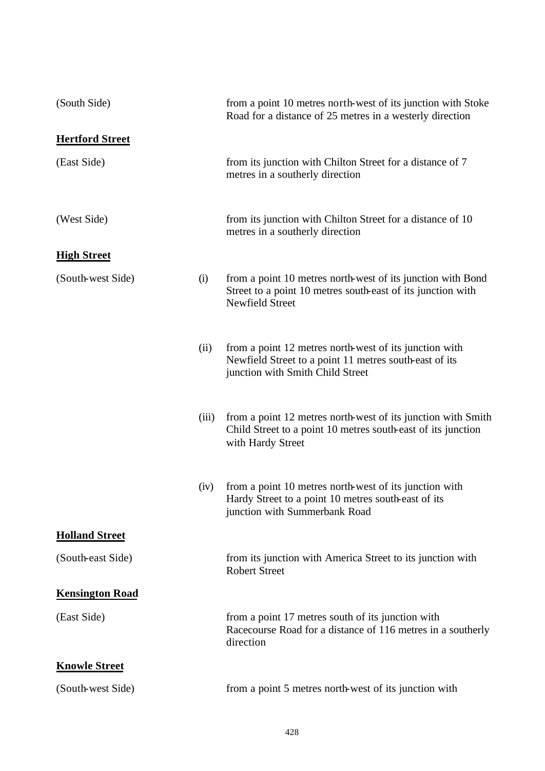| | | |
|---|---|---|
| (South Side) | | from a point 10 metres north-west of its junction with Stoke Road for a distance of 25 metres in a westerly direction |
| **Hertford Street** | | |
| (East Side) | | from its junction with Chilton Street for a distance of 7 metres in a southerly direction |
| (West Side) | | from its junction with Chilton Street for a distance of 10 metres in a southerly direction |
| **High Street** | | |
| (South-west Side) | (i) | from a point 10 metres north-west of its junction with Bond Street to a point 10 metres south-east of its junction with Newfield Street |
| | (ii) | from a point 12 metres north-west of its junction with Newfield Street to a point 11 metres south-east of its junction with Smith Child Street |
| | (iii) | from a point 12 metres north-west of its junction with Smith Child Street to a point 10 metres south-east of its junction with Hardy Street |
| | (iv) | from a point 10 metres north-west of its junction with Hardy Street to a point 10 metres south-east of its junction with Summerbank Road |
| **Holland Street** | | |
| (South-east Side) | | from its junction with America Street to its junction with Robert Street |
| **Kensington Road** | | |
| (East Side) | | from a point 17 metres south of its junction with Racecourse Road for a distance of 116 metres in a southerly direction |
| **Knowle Street** | | |
| (South-west Side) | | from a point 5 metres north-west of its junction with |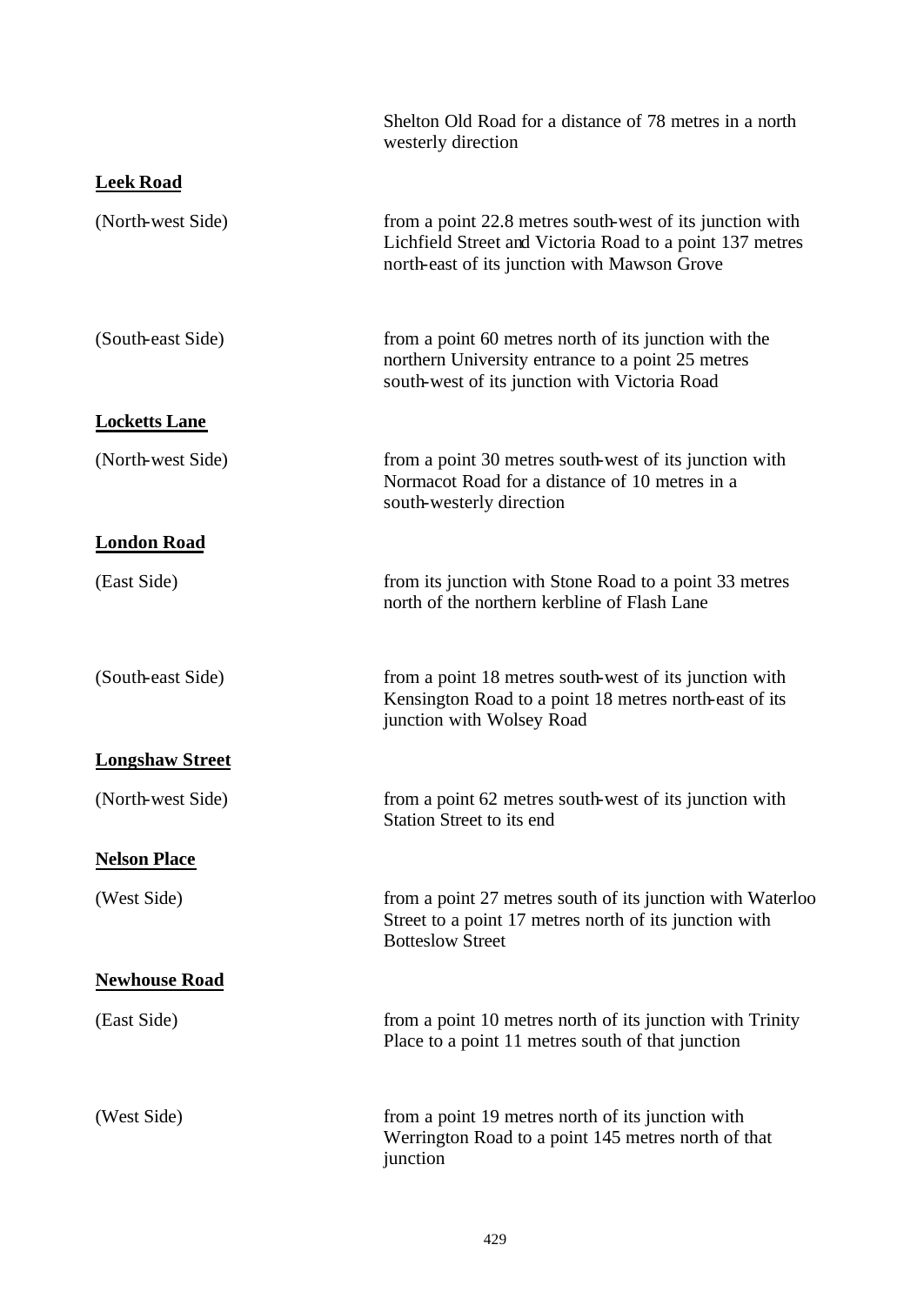| | |
|---|---|
| | Shelton Old Road for a distance of 78 metres in a north westerly direction |

**Leek Road**

| | |
|---|---|
| (North-west Side) | from a point 22.8 metres south-west of its junction with Lichfield Street and Victoria Road to a point 137 metres north-east of its junction with Mawson Grove |
| (South-east Side) | from a point 60 metres north of its junction with the northern University entrance to a point 25 metres south-west of its junction with Victoria Road |

**Locketts Lane**

| | |
|---|---|
| (North-west Side) | from a point 30 metres south-west of its junction with Normacot Road for a distance of 10 metres in a south-westerly direction |

**London Road**

| | |
|---|---|
| (East Side) | from its junction with Stone Road to a point 33 metres north of the northern kerbline of Flash Lane |
| (South-east Side) | from a point 18 metres south-west of its junction with Kensington Road to a point 18 metres north-east of its junction with Wolsey Road |

**Longshaw Street**

| | |
|---|---|
| (North-west Side) | from a point 62 metres south-west of its junction with Station Street to its end |

**Nelson Place**

| | |
|---|---|
| (West Side) | from a point 27 metres south of its junction with Waterloo Street to a point 17 metres north of its junction with Botteslow Street |

**Newhouse Road**

| | |
|---|---|
| (East Side) | from a point 10 metres north of its junction with Trinity Place to a point 11 metres south of that junction |
| (West Side) | from a point 19 metres north of its junction with Werrington Road to a point 145 metres north of that junction |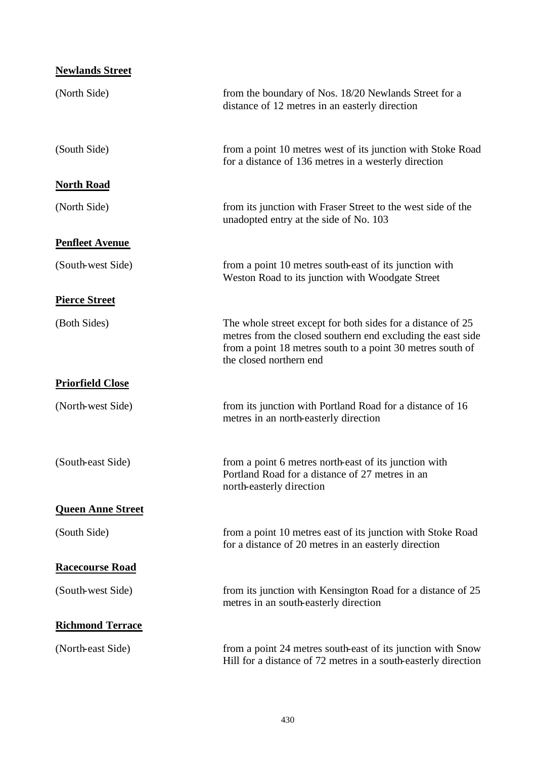**Newlands Street**

(North Side) from the boundary of Nos. 18/20 Newlands Street for a distance of 12 metres in an easterly direction

(South Side) from a point 10 metres west of its junction with Stoke Road for a distance of 136 metres in a westerly direction

**North Road**

(North Side) from its junction with Fraser Street to the west side of the unadopted entry at the side of No. 103

**Penfleet Avenue**

(South-west Side) from a point 10 metres south-east of its junction with Weston Road to its junction with Woodgate Street

**Pierce Street**

(Both Sides) The whole street except for both sides for a distance of 25 metres from the closed southern end excluding the east side from a point 18 metres south to a point 30 metres south of the closed northern end

**Priorfield Close**

(North-west Side) from its junction with Portland Road for a distance of 16 metres in an north-easterly direction

(South-east Side) from a point 6 metres north-east of its junction with Portland Road for a distance of 27 metres in an north-easterly direction

**Queen Anne Street**

(South Side) from a point 10 metres east of its junction with Stoke Road for a distance of 20 metres in an easterly direction

**Racecourse Road**

(South-west Side) from its junction with Kensington Road for a distance of 25 metres in an south-easterly direction

**Richmond Terrace**

(North-east Side) from a point 24 metres south-east of its junction with Snow Hill for a distance of 72 metres in a south-easterly direction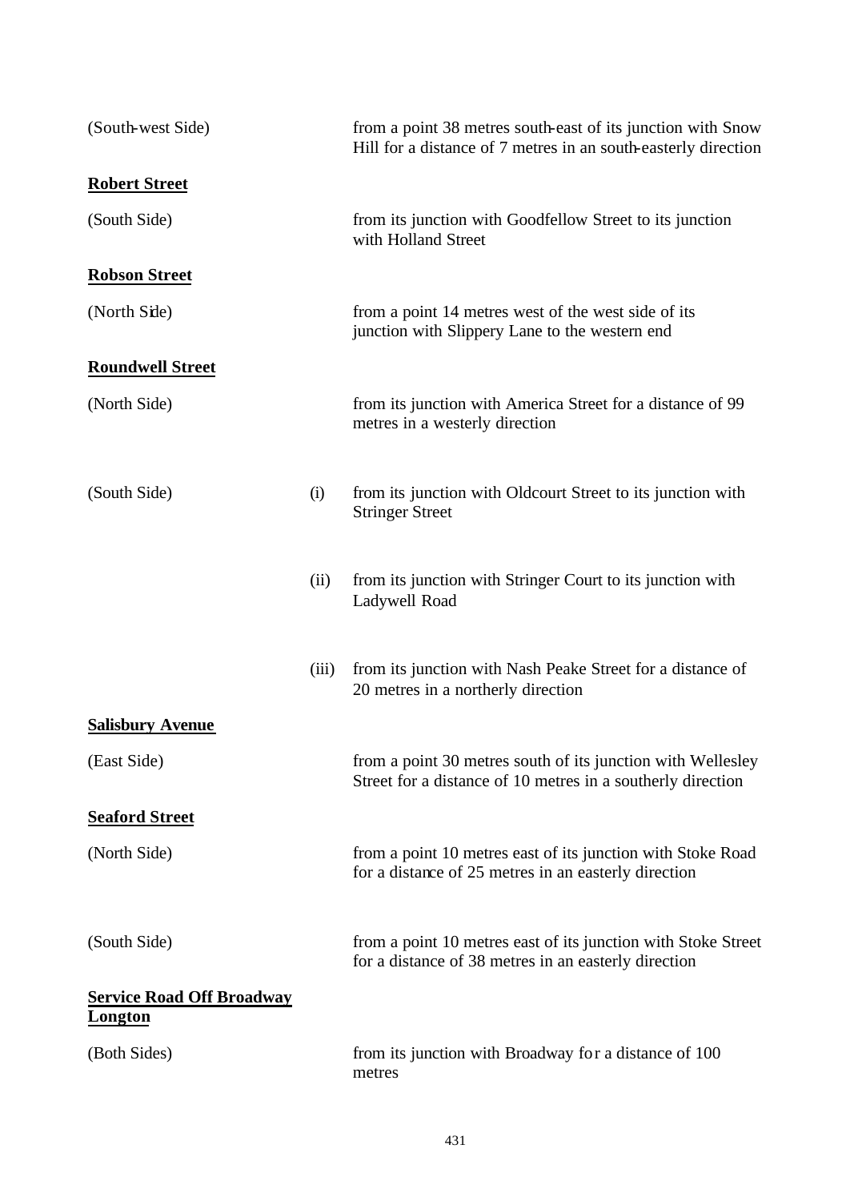(South-west Side) from a point 38 metres south-east of its junction with Snow Hill for a distance of 7 metres in an south-easterly direction

**Robert Street**

(South Side) from its junction with Goodfellow Street to its junction with Holland Street

**Robson Street**

(North Side) from a point 14 metres west of the west side of its junction with Slippery Lane to the western end

**Roundwell Street**

(North Side) from its junction with America Street for a distance of 99 metres in a westerly direction

(South Side) (i) from its junction with Oldcourt Street to its junction with Stringer Street

(ii) from its junction with Stringer Court to its junction with Ladywell Road

(iii) from its junction with Nash Peake Street for a distance of 20 metres in a northerly direction

**Salisbury Avenue**

(East Side) from a point 30 metres south of its junction with Wellesley Street for a distance of 10 metres in a southerly direction

**Seaford Street**

(North Side) from a point 10 metres east of its junction with Stoke Road for a distance of 25 metres in an easterly direction

(South Side) from a point 10 metres east of its junction with Stoke Street for a distance of 38 metres in an easterly direction

**Service Road Off Broadway Longton**

(Both Sides) from its junction with Broadway for a distance of 100 metres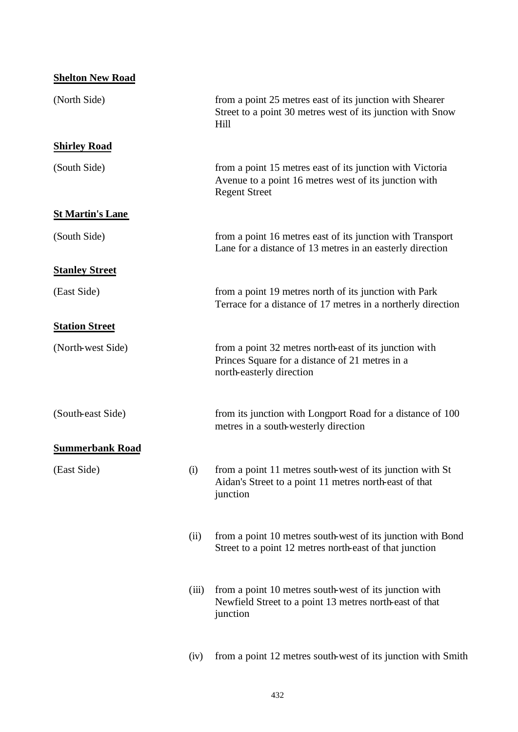**Shelton New Road**

(North Side) from a point 25 metres east of its junction with Shearer Street to a point 30 metres west of its junction with Snow Hill

**Shirley Road**

(South Side) from a point 15 metres east of its junction with Victoria Avenue to a point 16 metres west of its junction with Regent Street

**St Martin's Lane**

(South Side) from a point 16 metres east of its junction with Transport Lane for a distance of 13 metres in an easterly direction

**Stanley Street**

(East Side) from a point 19 metres north of its junction with Park Terrace for a distance of 17 metres in a northerly direction

**Station Street**

(North-west Side) from a point 32 metres north-east of its junction with Princes Square for a distance of 21 metres in a north-easterly direction

(South-east Side) from its junction with Longport Road for a distance of 100 metres in a south-westerly direction

**Summerbank Road**

(East Side)

(i) from a point 11 metres south-west of its junction with St Aidan's Street to a point 11 metres north-east of that junction

(ii) from a point 10 metres south-west of its junction with Bond Street to a point 12 metres north-east of that junction

(iii) from a point 10 metres south-west of its junction with Newfield Street to a point 13 metres north-east of that junction

(iv) from a point 12 metres south-west of its junction with Smith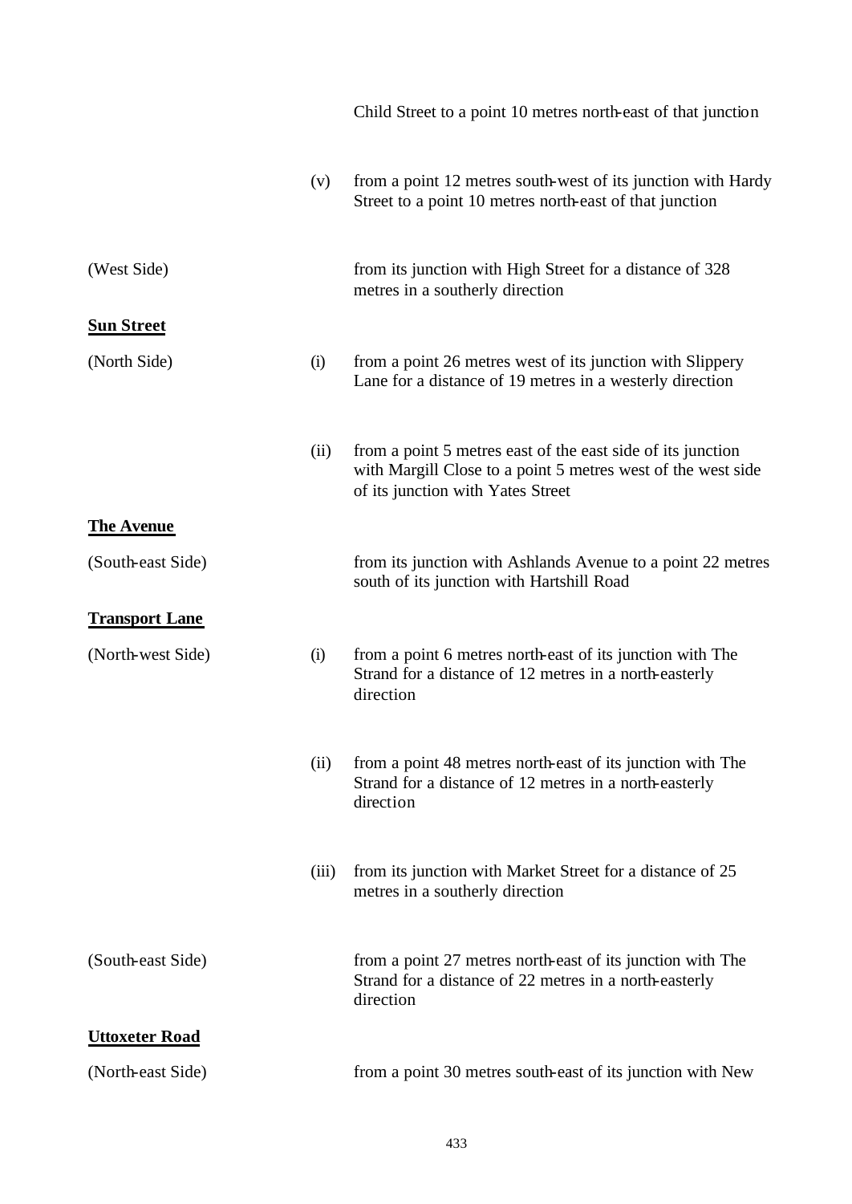| | | |
|---|---|---|
| | | Child Street to a point 10 metres north-east of that junction |
| | (v) | from a point 12 metres south-west of its junction with Hardy Street to a point 10 metres north-east of that junction |
| (West Side) | | from its junction with High Street for a distance of 328 metres in a southerly direction |

**Sun Street**

| | | |
|---|---|---|
| (North Side) | (i) | from a point 26 metres west of its junction with Slippery Lane for a distance of 19 metres in a westerly direction |
| | (ii) | from a point 5 metres east of the east side of its junction with Margill Close to a point 5 metres west of the west side of its junction with Yates Street |

**The Avenue**

| | | |
|---|---|---|
| (South-east Side) | | from its junction with Ashlands Avenue to a point 22 metres south of its junction with Hartshill Road |

**Transport Lane**

| | | |
|---|---|---|
| (North-west Side) | (i) | from a point 6 metres north-east of its junction with The Strand for a distance of 12 metres in a north-easterly direction |
| | (ii) | from a point 48 metres north-east of its junction with The Strand for a distance of 12 metres in a north-easterly direction |
| | (iii) | from its junction with Market Street for a distance of 25 metres in a southerly direction |
| (South-east Side) | | from a point 27 metres north-east of its junction with The Strand for a distance of 22 metres in a north-easterly direction |

**Uttoxeter Road**

| | | |
|---|---|---|
| (North-east Side) | | from a point 30 metres south-east of its junction with New |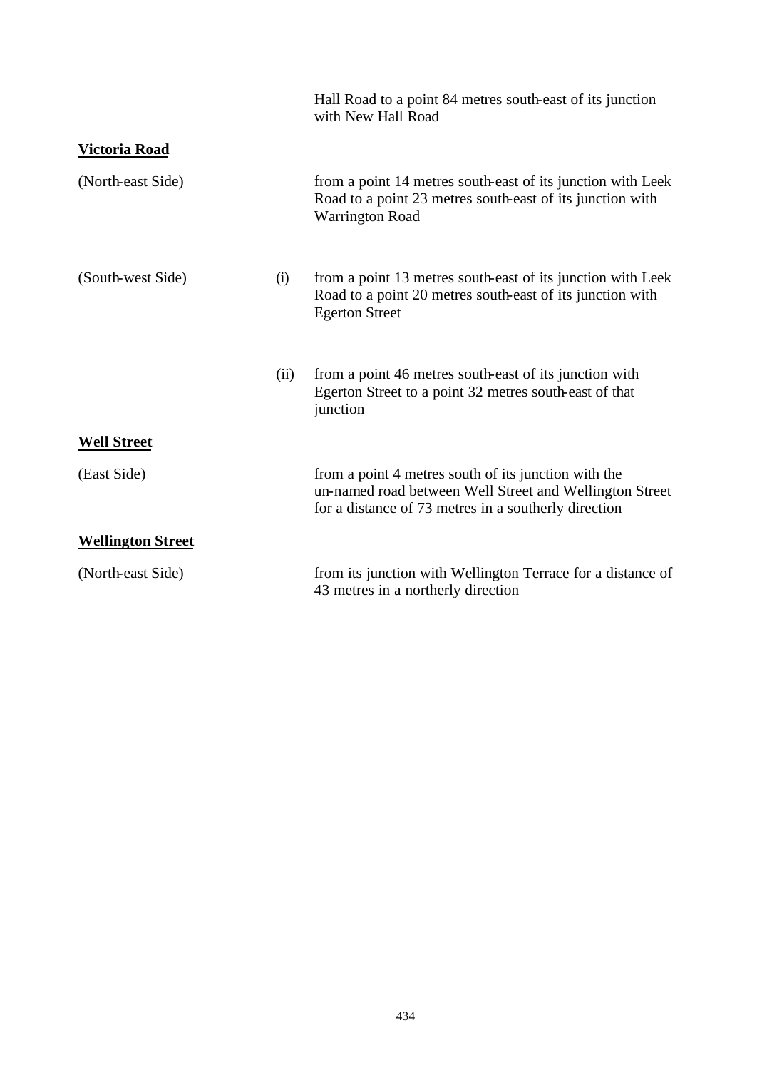Hall Road to a point 84 metres south-east of its junction with New Hall Road

**Victoria Road**

| | | |
|---|---|---|
| (North-east Side) | | from a point 14 metres south-east of its junction with Leek Road to a point 23 metres south-east of its junction with Warrington Road |
| (South-west Side) | (i) | from a point 13 metres south-east of its junction with Leek Road to a point 20 metres south-east of its junction with Egerton Street |
| | (ii) | from a point 46 metres south-east of its junction with Egerton Street to a point 32 metres south-east of that junction |

**Well Street**

| | |
|---|---|
| (East Side) | from a point 4 metres south of its junction with the un-named road between Well Street and Wellington Street for a distance of 73 metres in a southerly direction |

**Wellington Street**

| | |
|---|---|
| (North-east Side) | from its junction with Wellington Terrace for a distance of 43 metres in a northerly direction |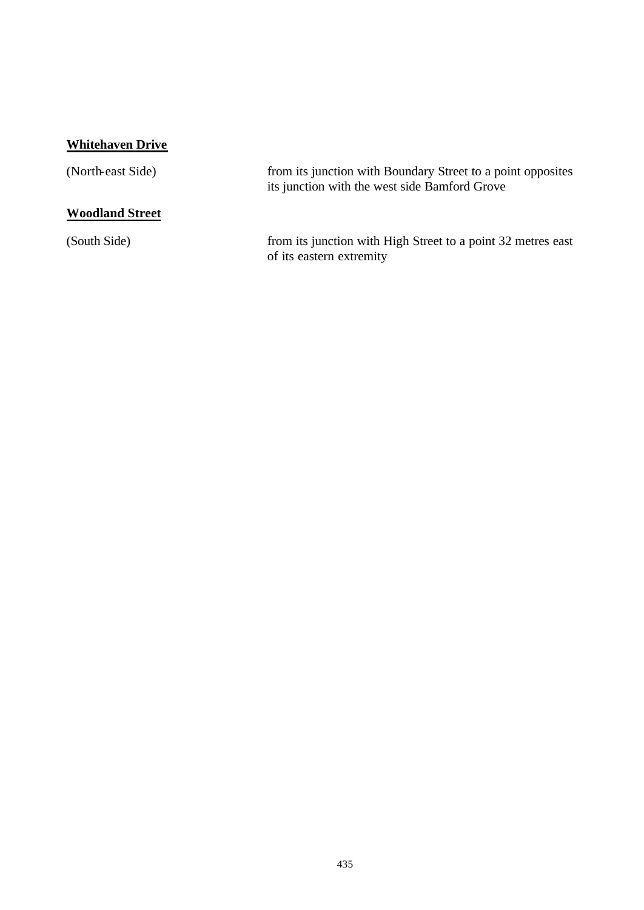**Whitehaven Drive**

| | |
|---|---|
| (North-east Side) | from its junction with Boundary Street to a point opposites its junction with the west side Bamford Grove |

**Woodland Street**

| | |
|---|---|
| (South Side) | from its junction with High Street to a point 32 metres east of its eastern extremity |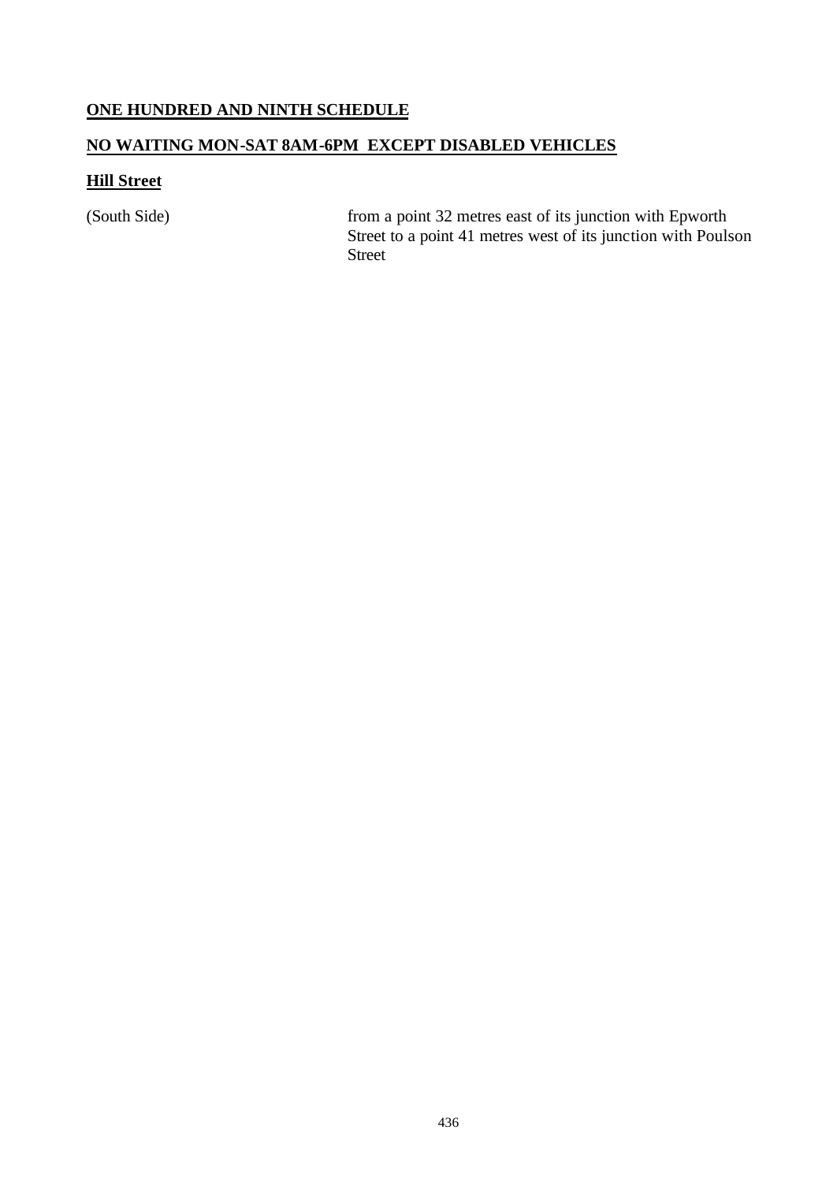**ONE HUNDRED AND NINTH SCHEDULE**

**NO WAITING MON-SAT 8AM-6PM EXCEPT DISABLED VEHICLES**

**Hill Street**

| | |
|---|---|
| (South Side) | from a point 32 metres east of its junction with Epworth Street to a point 41 metres west of its junction with Poulson Street |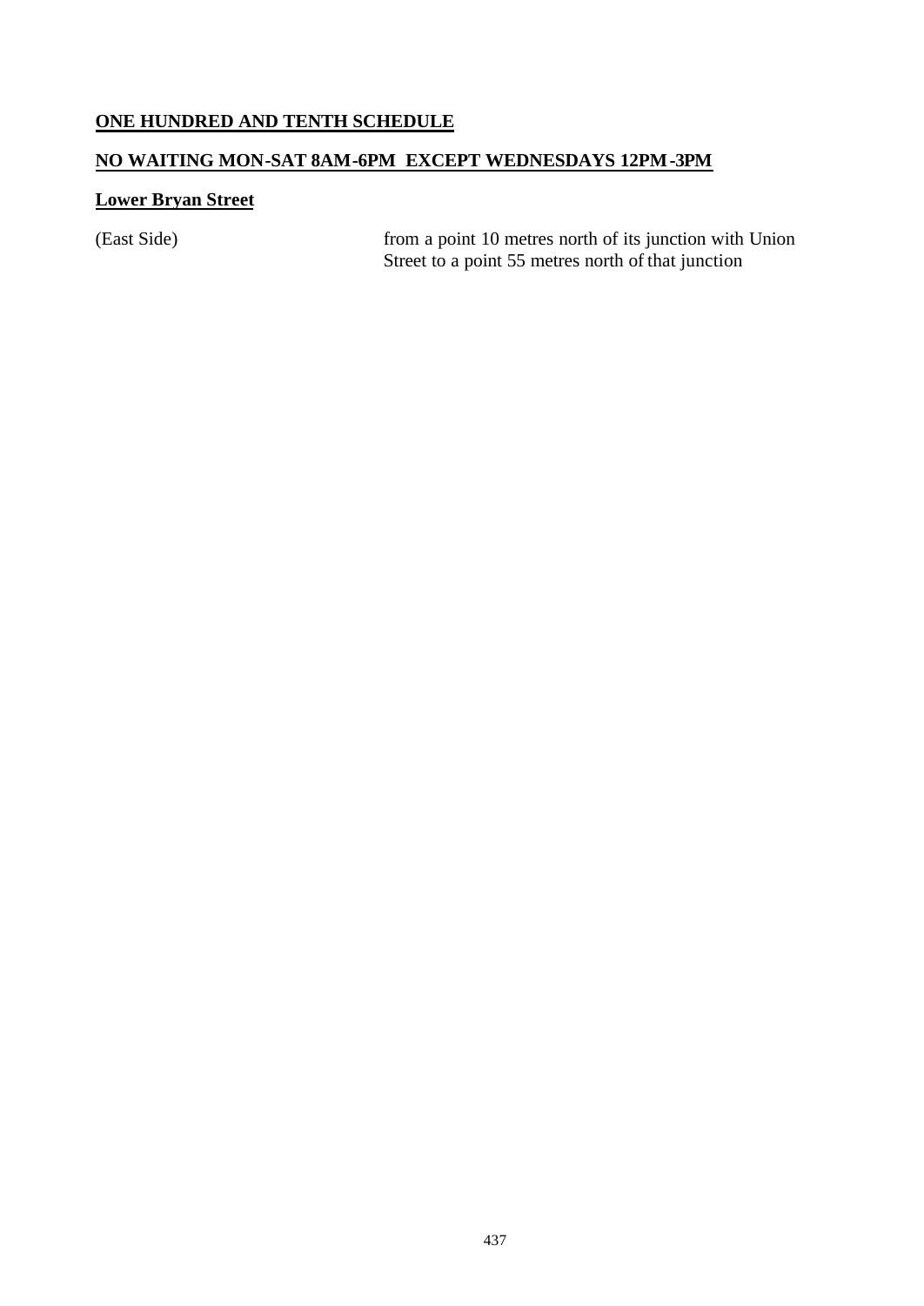## ONE HUNDRED AND TENTH SCHEDULE

## NO WAITING MON-SAT 8AM-6PM EXCEPT WEDNESDAYS 12PM-3PM

### Lower Bryan Street

(East Side) from a point 10 metres north of its junction with Union Street to a point 55 metres north of that junction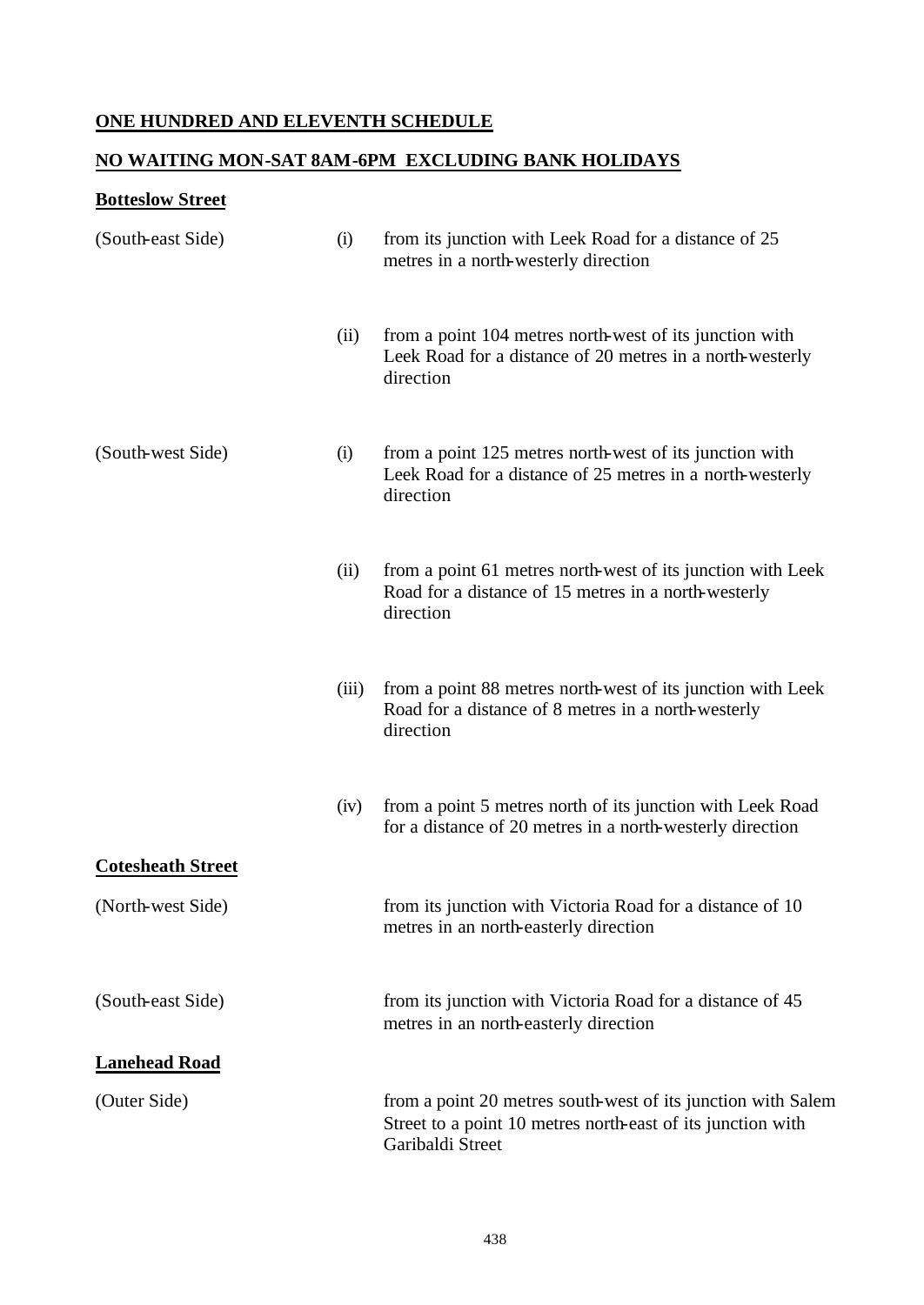**ONE HUNDRED AND ELEVENTH SCHEDULE**

**NO WAITING MON-SAT 8AM-6PM EXCLUDING BANK HOLIDAYS**

**Botteslow Street**

| | | |
|---|---|---|
| (South-east Side) | (i) | from its junction with Leek Road for a distance of 25 metres in a north-westerly direction |
| | (ii) | from a point 104 metres north-west of its junction with Leek Road for a distance of 20 metres in a north-westerly direction |
| (South-west Side) | (i) | from a point 125 metres north-west of its junction with Leek Road for a distance of 25 metres in a north-westerly direction |
| | (ii) | from a point 61 metres north-west of its junction with Leek Road for a distance of 15 metres in a north-westerly direction |
| | (iii) | from a point 88 metres north-west of its junction with Leek Road for a distance of 8 metres in a north-westerly direction |
| | (iv) | from a point 5 metres north of its junction with Leek Road for a distance of 20 metres in a north-westerly direction |

**Cotesheath Street**

| | |
|---|---|
| (North-west Side) | from its junction with Victoria Road for a distance of 10 metres in an north-easterly direction |
| (South-east Side) | from its junction with Victoria Road for a distance of 45 metres in an north-easterly direction |

**Lanehead Road**

| | |
|---|---|
| (Outer Side) | from a point 20 metres south-west of its junction with Salem Street to a point 10 metres north-east of its junction with Garibaldi Street |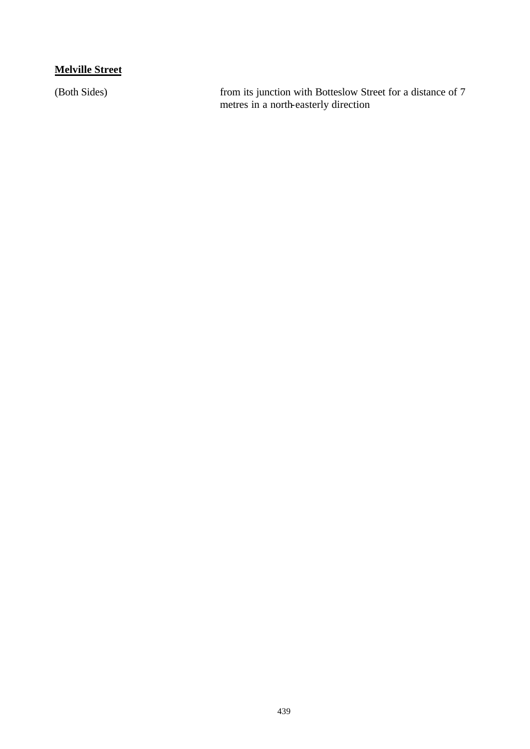**Melville Street**

| | |
|---|---|
| (Both Sides) | from its junction with Botteslow Street for a distance of 7 metres in a north-easterly direction |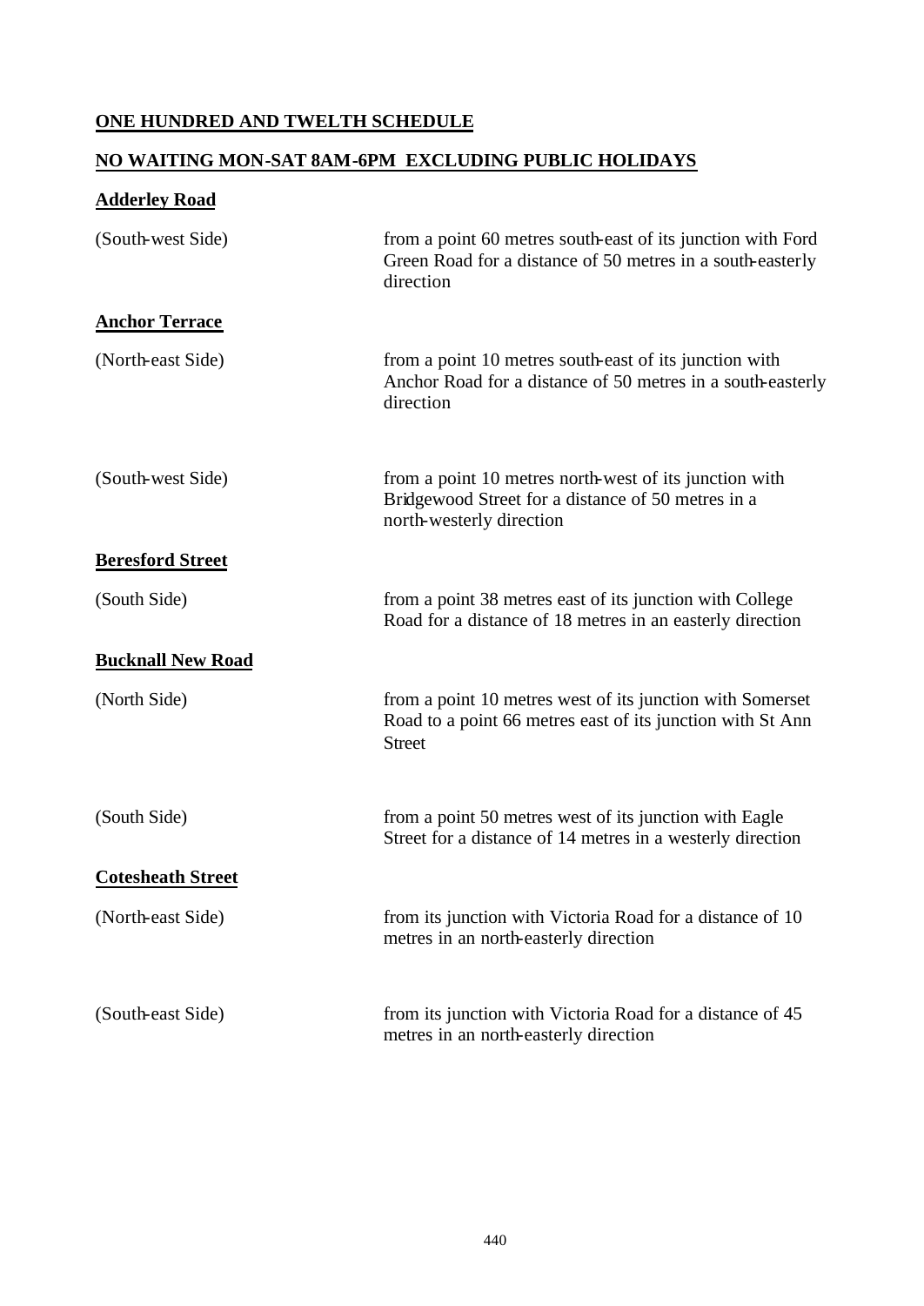**ONE HUNDRED AND TWELTH SCHEDULE**

**NO WAITING MON-SAT 8AM-6PM EXCLUDING PUBLIC HOLIDAYS**

**Adderley Road**

| | |
|---|---|
| (South-west Side) | from a point 60 metres south-east of its junction with Ford Green Road for a distance of 50 metres in a south-easterly direction |

**Anchor Terrace**

| | |
|---|---|
| (North-east Side) | from a point 10 metres south-east of its junction with Anchor Road for a distance of 50 metres in a south-easterly direction |
| (South-west Side) | from a point 10 metres north-west of its junction with Bridgewood Street for a distance of 50 metres in a north-westerly direction |

**Beresford Street**

| | |
|---|---|
| (South Side) | from a point 38 metres east of its junction with College Road for a distance of 18 metres in an easterly direction |

**Bucknall New Road**

| | |
|---|---|
| (North Side) | from a point 10 metres west of its junction with Somerset Road to a point 66 metres east of its junction with St Ann Street |
| (South Side) | from a point 50 metres west of its junction with Eagle Street for a distance of 14 metres in a westerly direction |

**Cotesheath Street**

| | |
|---|---|
| (North-east Side) | from its junction with Victoria Road for a distance of 10 metres in an north-easterly direction |
| (South-east Side) | from its junction with Victoria Road for a distance of 45 metres in an north-easterly direction |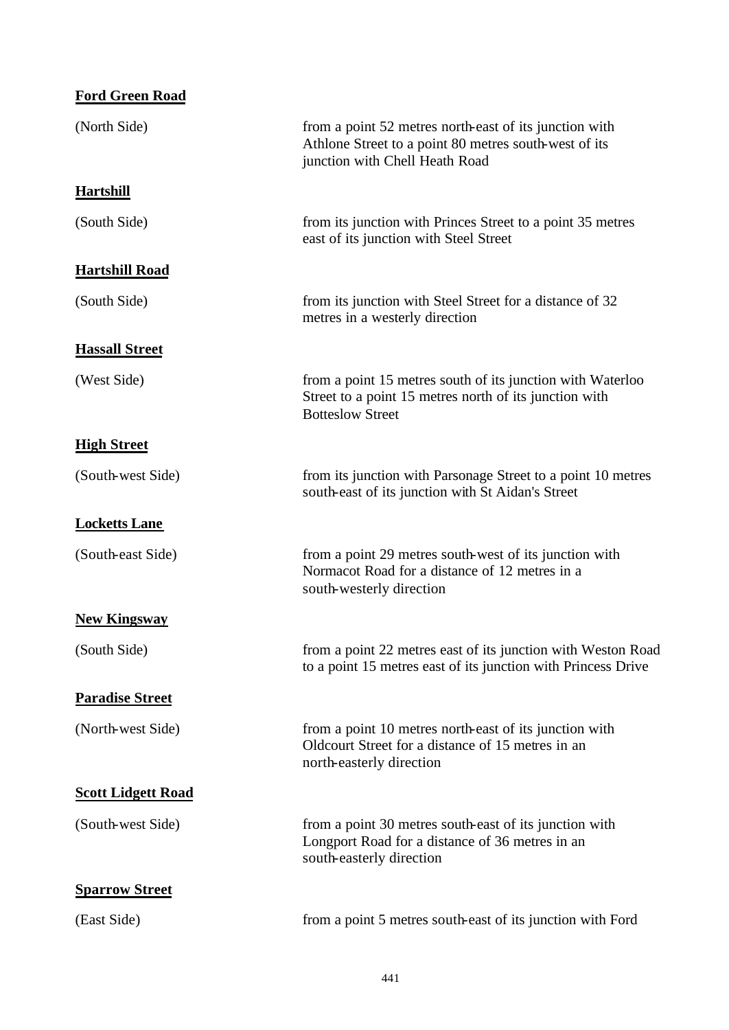**Ford Green Road**

(North Side) from a point 52 metres north-east of its junction with Athlone Street to a point 80 metres south-west of its junction with Chell Heath Road

**Hartshill**

(South Side) from its junction with Princes Street to a point 35 metres east of its junction with Steel Street

**Hartshill Road**

(South Side) from its junction with Steel Street for a distance of 32 metres in a westerly direction

**Hassall Street**

(West Side) from a point 15 metres south of its junction with Waterloo Street to a point 15 metres north of its junction with Botteslow Street

**High Street**

(South-west Side) from its junction with Parsonage Street to a point 10 metres south-east of its junction with St Aidan's Street

**Locketts Lane**

(South-east Side) from a point 29 metres south-west of its junction with Normacot Road for a distance of 12 metres in a south-westerly direction

**New Kingsway**

(South Side) from a point 22 metres east of its junction with Weston Road to a point 15 metres east of its junction with Princess Drive

**Paradise Street**

(North-west Side) from a point 10 metres north-east of its junction with Oldcourt Street for a distance of 15 metres in an north-easterly direction

**Scott Lidgett Road**

(South-west Side) from a point 30 metres south-east of its junction with Longport Road for a distance of 36 metres in an south-easterly direction

**Sparrow Street**

(East Side) from a point 5 metres south-east of its junction with Ford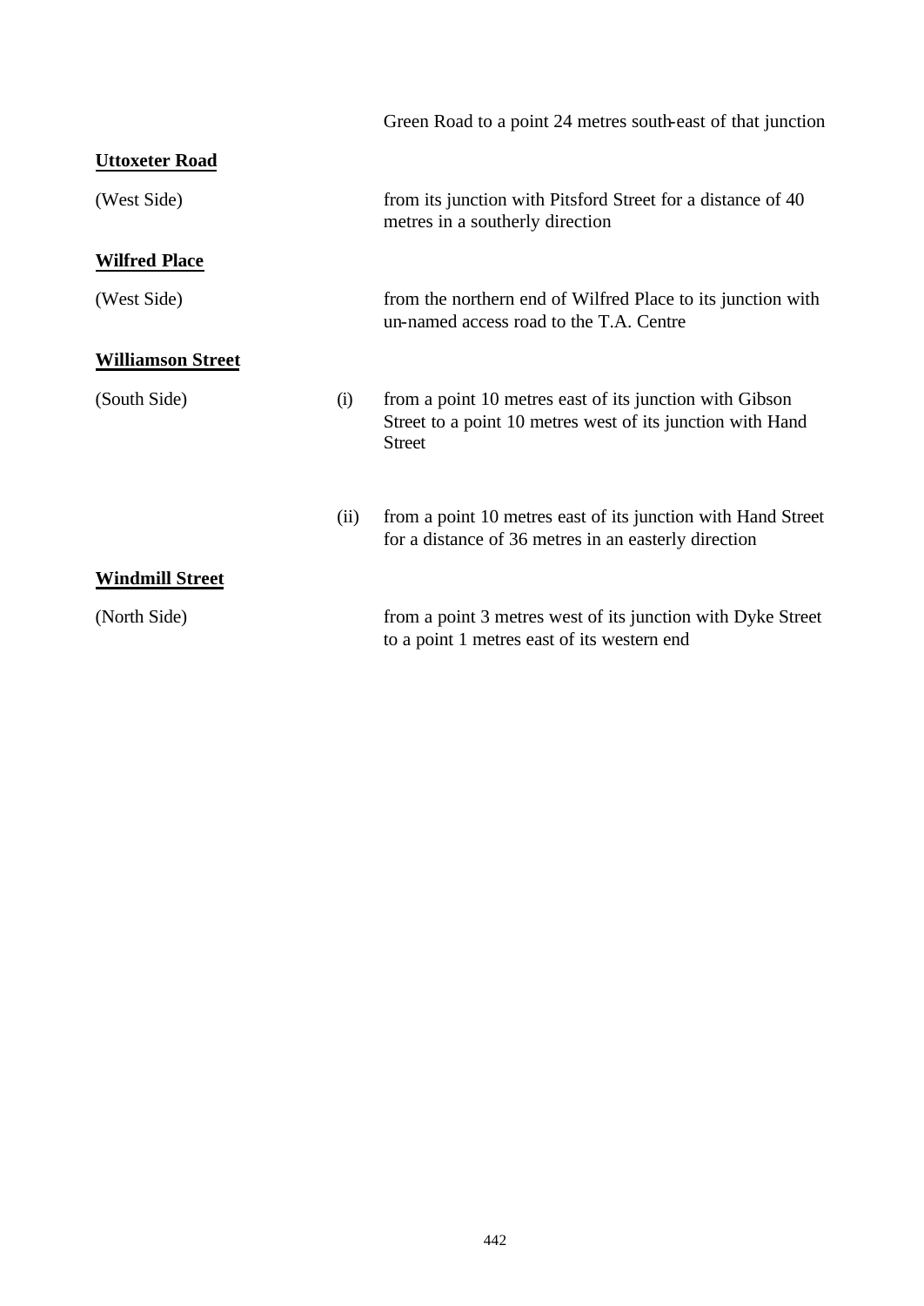Green Road to a point 24 metres south-east of that junction

**Uttoxeter Road**

(West Side) from its junction with Pitsford Street for a distance of 40 metres in a southerly direction

**Wilfred Place**

(West Side) from the northern end of Wilfred Place to its junction with un-named access road to the T.A. Centre

**Williamson Street**

(South Side) (i) from a point 10 metres east of its junction with Gibson Street to a point 10 metres west of its junction with Hand Street

(ii) from a point 10 metres east of its junction with Hand Street for a distance of 36 metres in an easterly direction

**Windmill Street**

(North Side) from a point 3 metres west of its junction with Dyke Street to a point 1 metres east of its western end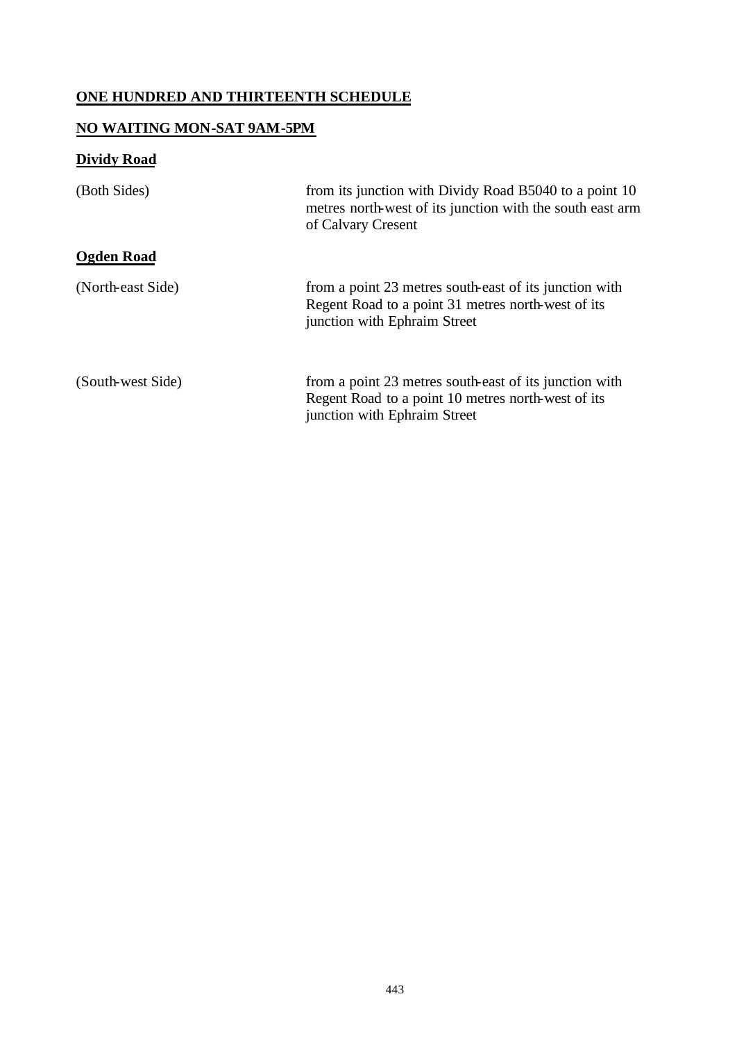**ONE HUNDRED AND THIRTEENTH SCHEDULE**

**NO WAITING MON-SAT 9AM-5PM**

**Dividy Road**

| | |
|---|---|
| (Both Sides) | from its junction with Dividy Road B5040 to a point 10 metres north-west of its junction with the south east arm of Calvary Cresent |

**Ogden Road**

| | |
|---|---|
| (North-east Side) | from a point 23 metres south-east of its junction with Regent Road to a point 31 metres north-west of its junction with Ephraim Street |
| (South-west Side) | from a point 23 metres south-east of its junction with Regent Road to a point 10 metres north-west of its junction with Ephraim Street |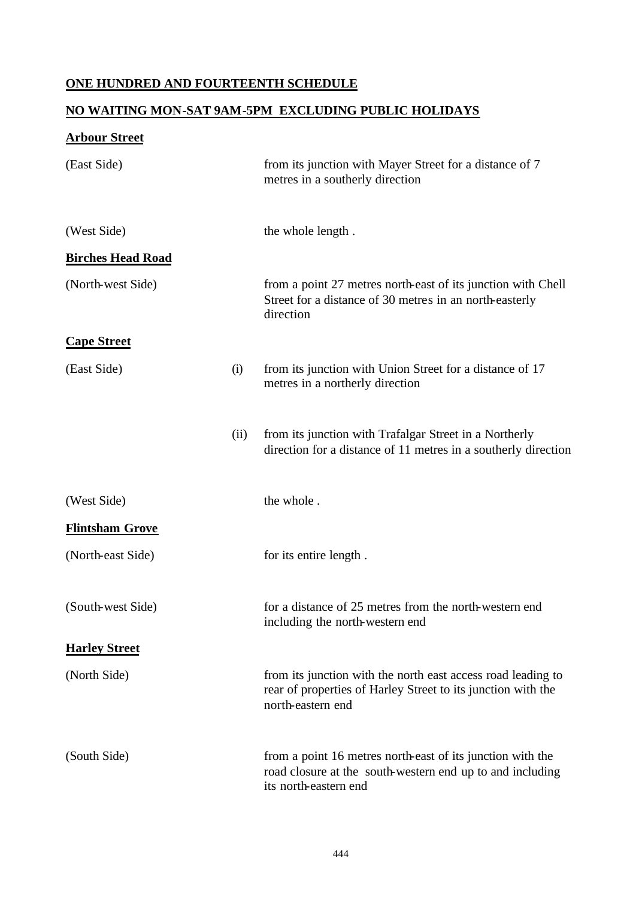**ONE HUNDRED AND FOURTEENTH SCHEDULE**

**NO WAITING MON-SAT 9AM-5PM EXCLUDING PUBLIC HOLIDAYS**

**Arbour Street**

| | | |
|---|---|---|
| (East Side) | | from its junction with Mayer Street for a distance of 7 metres in a southerly direction |
| (West Side) | | the whole length . |

**Birches Head Road**

| | | |
|---|---|---|
| (North-west Side) | | from a point 27 metres north-east of its junction with Chell Street for a distance of 30 metres in an north-easterly direction |

**Cape Street**

| | | |
|---|---|---|
| (East Side) | (i) | from its junction with Union Street for a distance of 17 metres in a northerly direction |
| | (ii) | from its junction with Trafalgar Street in a Northerly direction for a distance of 11 metres in a southerly direction |
| (West Side) | | the whole . |

**Flintsham Grove**

| | | |
|---|---|---|
| (North-east Side) | | for its entire length . |
| (South-west Side) | | for a distance of 25 metres from the north-western end including the north-western end |

**Harley Street**

| | | |
|---|---|---|
| (North Side) | | from its junction with the north east access road leading to rear of properties of Harley Street to its junction with the north-eastern end |
| (South Side) | | from a point 16 metres north-east of its junction with the road closure at the south-western end up to and including its north-eastern end |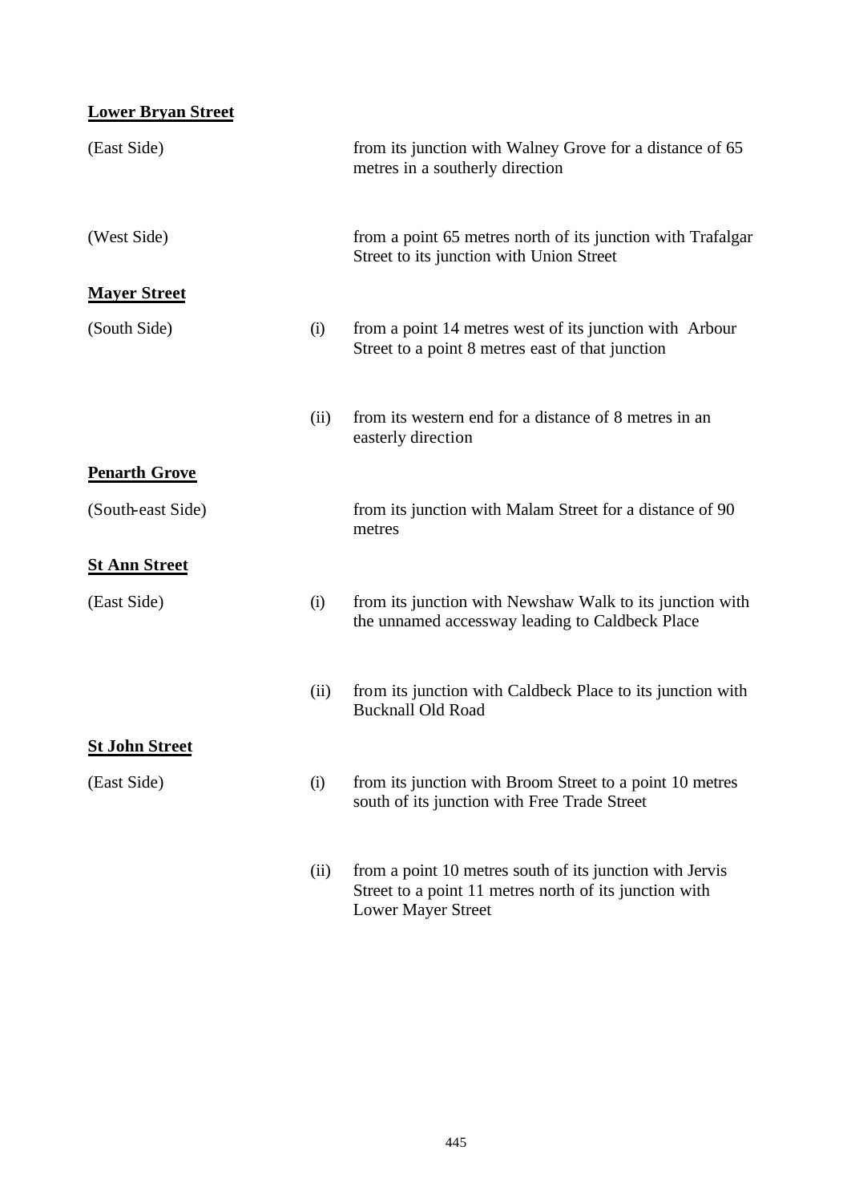**Lower Bryan Street**

| | | |
|---|---|---|
| (East Side) | | from its junction with Walney Grove for a distance of 65 metres in a southerly direction |
| (West Side) | | from a point 65 metres north of its junction with Trafalgar Street to its junction with Union Street |

**Mayer Street**

| | | |
|---|---|---|
| (South Side) | (i) | from a point 14 metres west of its junction with Arbour Street to a point 8 metres east of that junction |
| | (ii) | from its western end for a distance of 8 metres in an easterly direction |

**Penarth Grove**

| | | |
|---|---|---|
| (South-east Side) | | from its junction with Malam Street for a distance of 90 metres |

**St Ann Street**

| | | |
|---|---|---|
| (East Side) | (i) | from its junction with Newshaw Walk to its junction with the unnamed accessway leading to Caldbeck Place |
| | (ii) | from its junction with Caldbeck Place to its junction with Bucknall Old Road |

**St John Street**

| | | |
|---|---|---|
| (East Side) | (i) | from its junction with Broom Street to a point 10 metres south of its junction with Free Trade Street |
| | (ii) | from a point 10 metres south of its junction with Jervis Street to a point 11 metres north of its junction with Lower Mayer Street |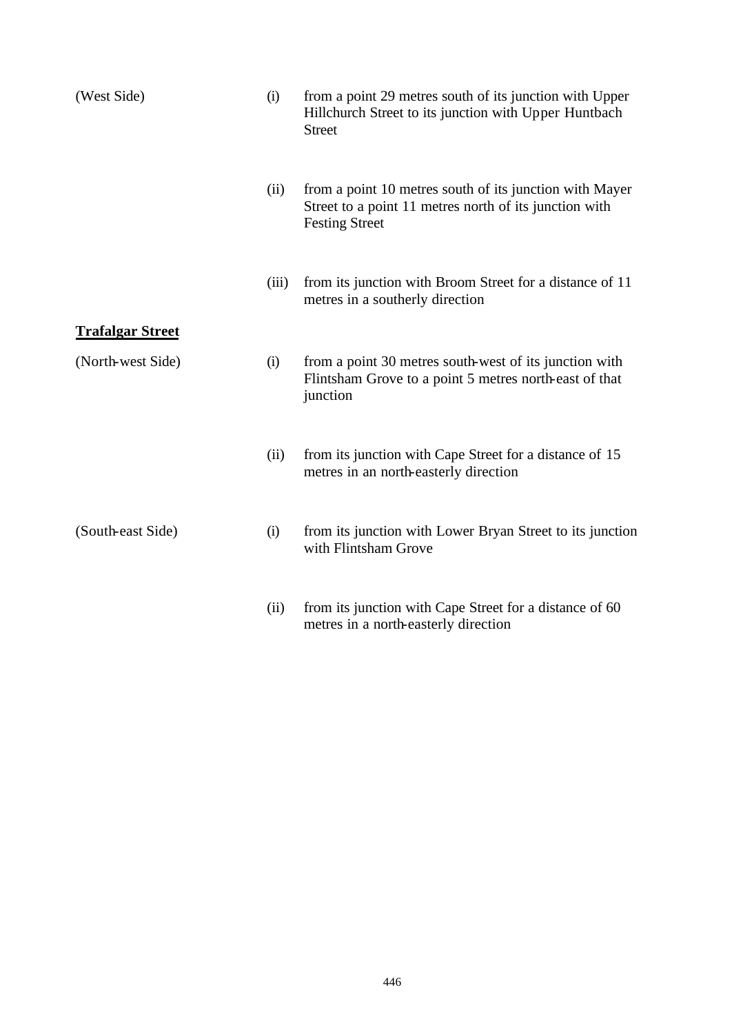(West Side)

(i) from a point 29 metres south of its junction with Upper Hillchurch Street to its junction with Upper Huntbach Street

(ii) from a point 10 metres south of its junction with Mayer Street to a point 11 metres north of its junction with Festing Street

(iii) from its junction with Broom Street for a distance of 11 metres in a southerly direction

**Trafalgar Street**

(North-west Side)

(i) from a point 30 metres south-west of its junction with Flintsham Grove to a point 5 metres north-east of that junction

(ii) from its junction with Cape Street for a distance of 15 metres in an north-easterly direction

(South-east Side)

(i) from its junction with Lower Bryan Street to its junction with Flintsham Grove

(ii) from its junction with Cape Street for a distance of 60 metres in a north-easterly direction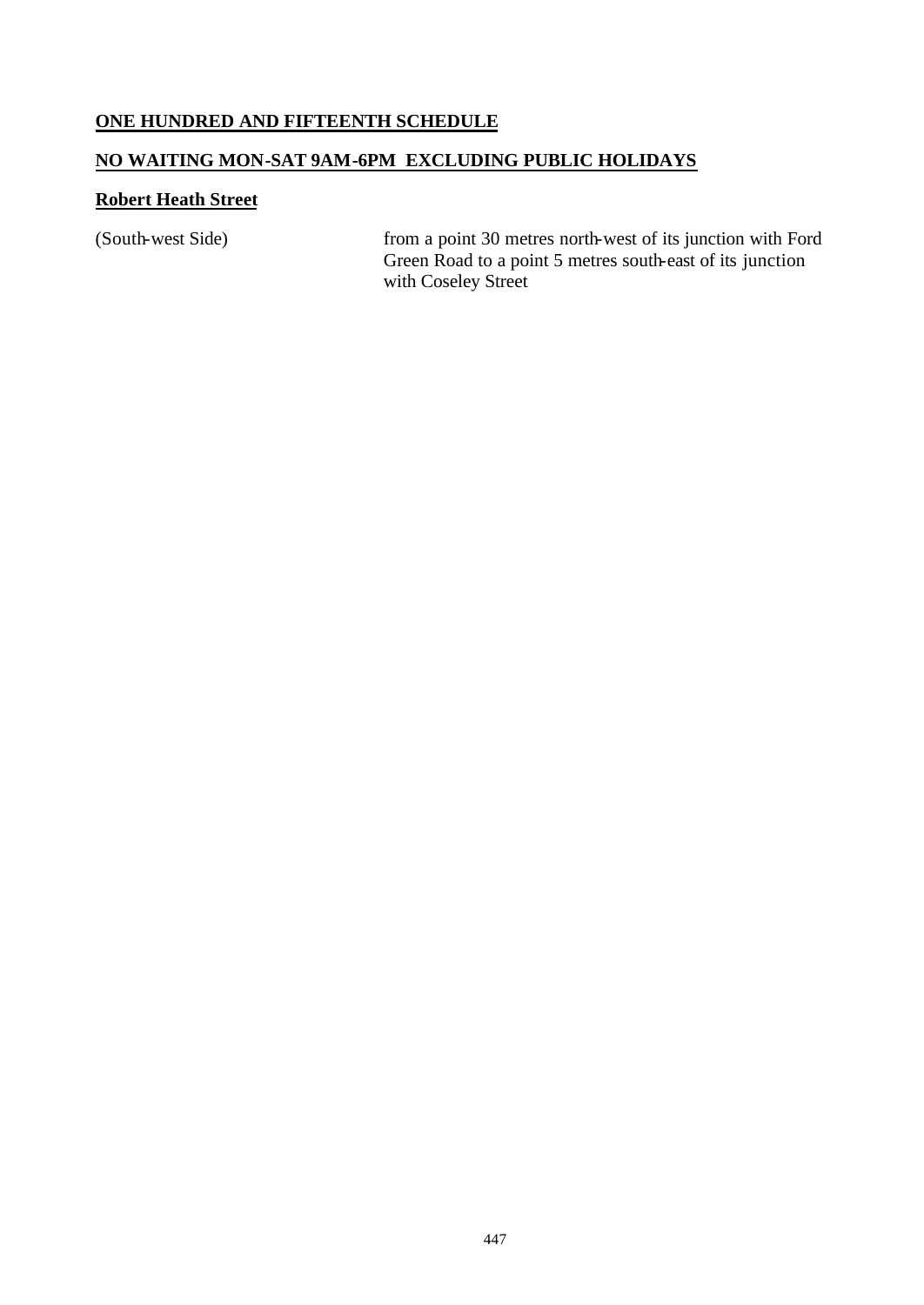**ONE HUNDRED AND FIFTEENTH SCHEDULE**

**NO WAITING MON-SAT 9AM-6PM EXCLUDING PUBLIC HOLIDAYS**

**Robert Heath Street**

| | |
|---|---|
| (South-west Side) | from a point 30 metres north-west of its junction with Ford Green Road to a point 5 metres south-east of its junction with Coseley Street |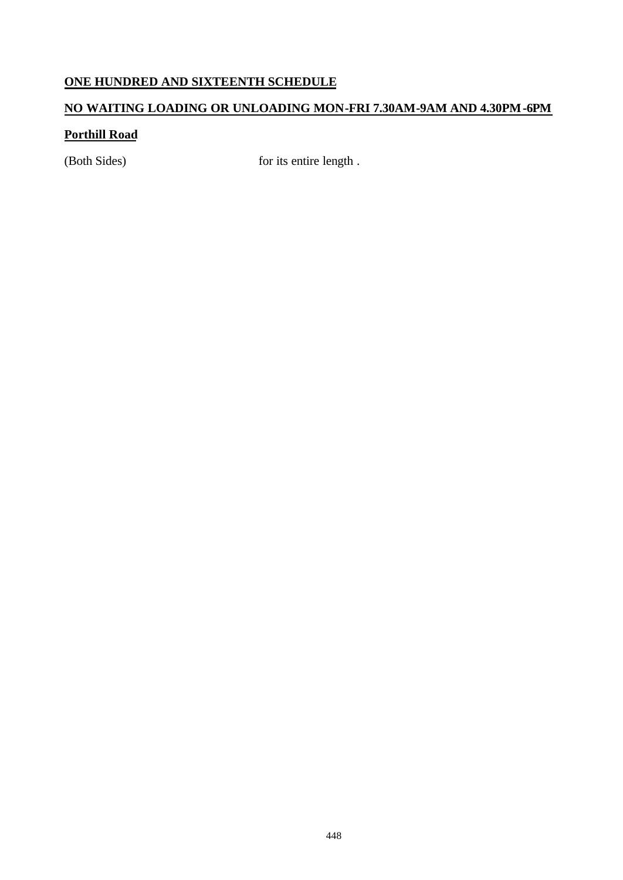## ONE HUNDRED AND SIXTEENTH SCHEDULE

## NO WAITING LOADING OR UNLOADING MON-FRI 7.30AM-9AM AND 4.30PM-6PM

### Porthill Road

(Both Sides) for its entire length .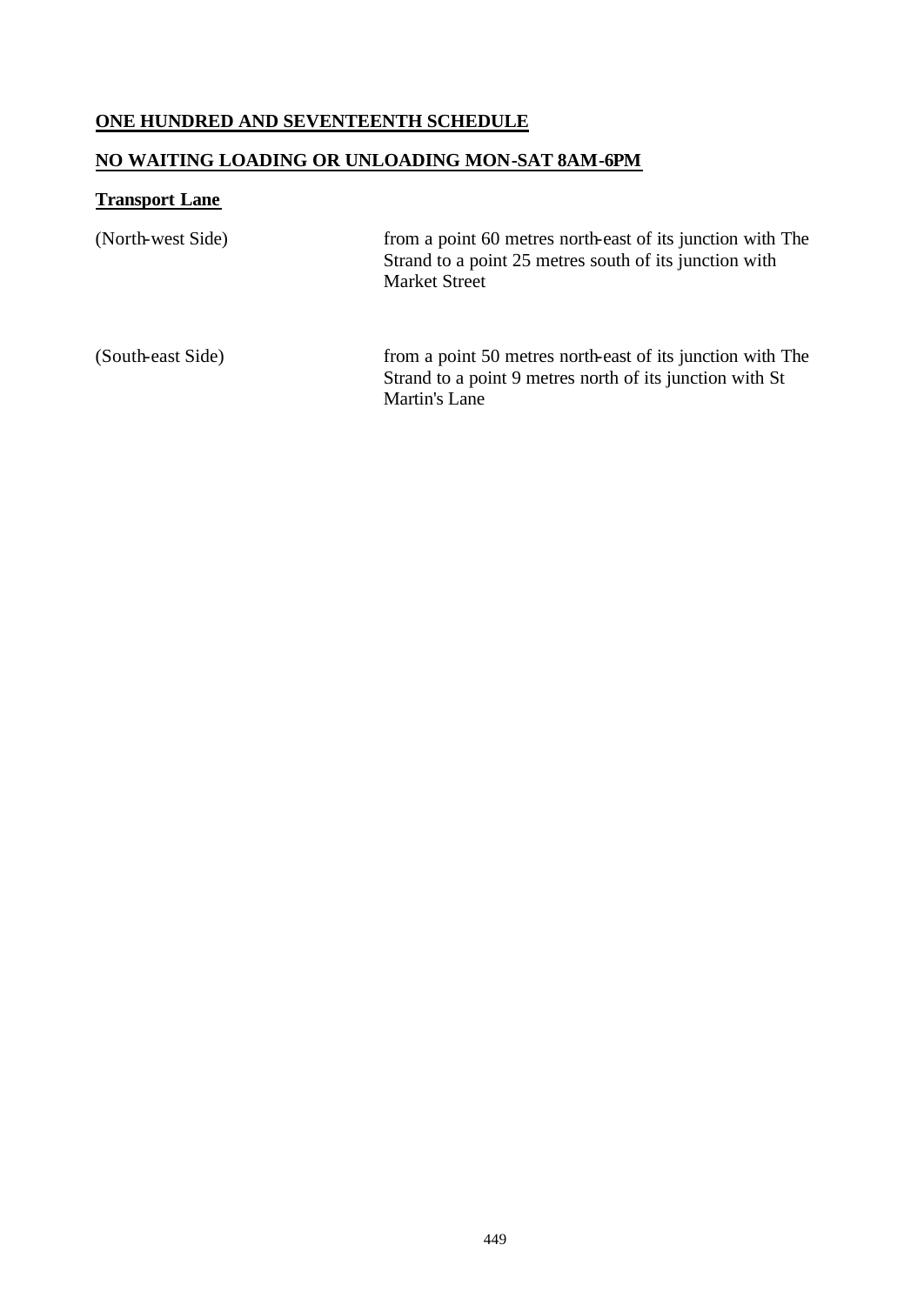## ONE HUNDRED AND SEVENTEENTH SCHEDULE

## NO WAITING LOADING OR UNLOADING MON-SAT 8AM-6PM

### Transport Lane

| | |
|---|---|
| (North-west Side) | from a point 60 metres north-east of its junction with The Strand to a point 25 metres south of its junction with Market Street |
| (South-east Side) | from a point 50 metres north-east of its junction with The Strand to a point 9 metres north of its junction with St Martin's Lane |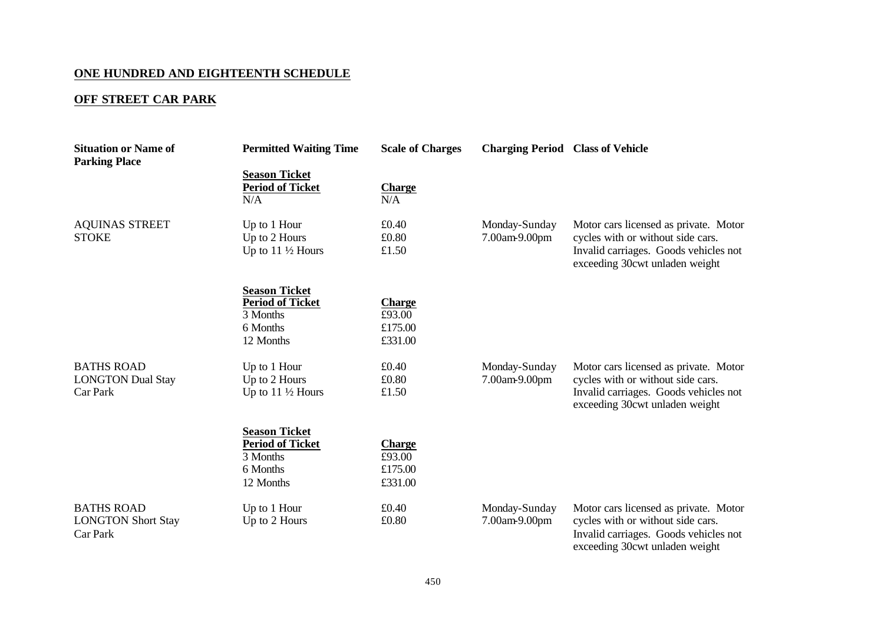## ONE HUNDRED AND EIGHTEENTH SCHEDULE

## OFF STREET CAR PARK

| Situation or Name of Parking Place | Permitted Waiting Time | Scale of Charges | Charging Period | Class of Vehicle |
|---|---|---|---|---|
| | **Season Ticket** **Period of Ticket** | **Charge** | | |
| | N/A | N/A | | |
| AQUINAS STREET STOKE | Up to 1 Hour | £0.40 | Monday-Sunday 7.00am-9.00pm | Motor cars licensed as private. Motor cycles with or without side cars. Invalid carriages. Goods vehicles not exceeding 30cwt unladen weight |
| | Up to 2 Hours | £0.80 | | |
| | Up to 11 ½ Hours | £1.50 | | |
| | **Season Ticket** **Period of Ticket** | **Charge** | | |
| | 3 Months | £93.00 | | |
| | 6 Months | £175.00 | | |
| | 12 Months | £331.00 | | |
| BATHS ROAD LONGTON Dual Stay Car Park | Up to 1 Hour | £0.40 | Monday-Sunday 7.00am-9.00pm | Motor cars licensed as private. Motor cycles with or without side cars. Invalid carriages. Goods vehicles not exceeding 30cwt unladen weight |
| | Up to 2 Hours | £0.80 | | |
| | Up to 11 ½ Hours | £1.50 | | |
| | **Season Ticket** **Period of Ticket** | **Charge** | | |
| | 3 Months | £93.00 | | |
| | 6 Months | £175.00 | | |
| | 12 Months | £331.00 | | |
| BATHS ROAD LONGTON Short Stay Car Park | Up to 1 Hour | £0.40 | Monday-Sunday 7.00am-9.00pm | Motor cars licensed as private. Motor cycles with or without side cars. Invalid carriages. Goods vehicles not exceeding 30cwt unladen weight |
| | Up to 2 Hours | £0.80 | | |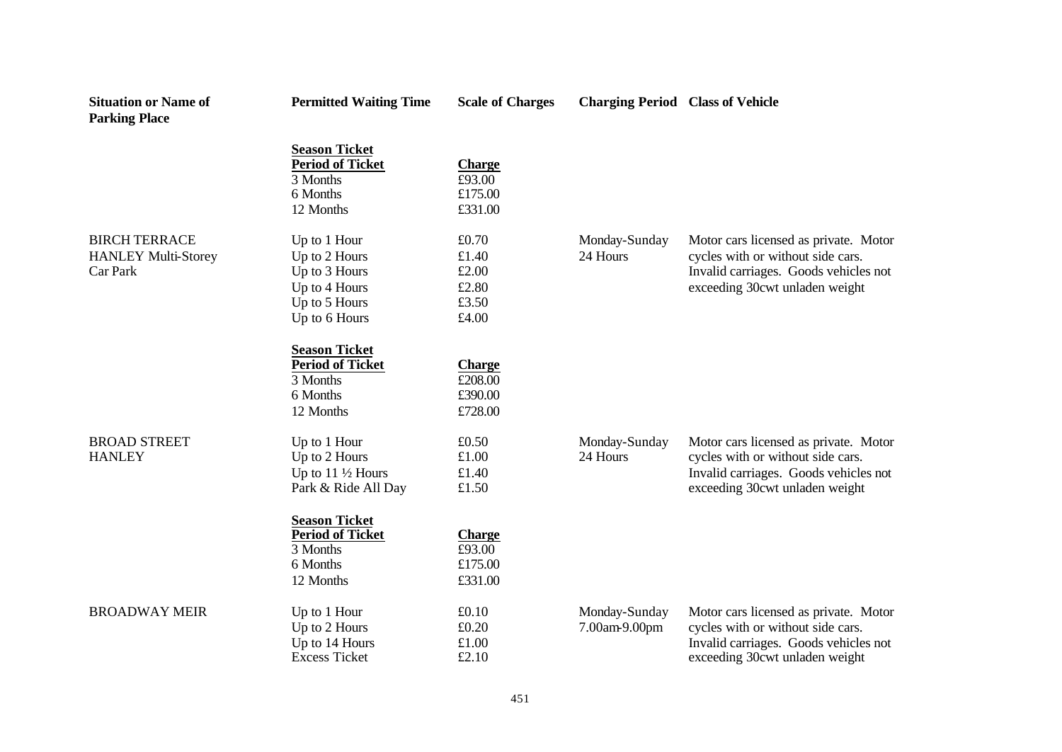| Situation or Name of Parking Place | Permitted Waiting Time | Scale of Charges | Charging Period | Class of Vehicle |
|---|---|---|---|---|
| | **Season Ticket** | | | |
| | **Period of Ticket** | **Charge** | | |
| | 3 Months | £93.00 | | |
| | 6 Months | £175.00 | | |
| | 12 Months | £331.00 | | |
| BIRCH TERRACE HANLEY Multi-Storey Car Park | Up to 1 Hour | £0.70 | Monday-Sunday 24 Hours | Motor cars licensed as private. Motor cycles with or without side cars. Invalid carriages. Goods vehicles not exceeding 30cwt unladen weight |
| | Up to 2 Hours | £1.40 | | |
| | Up to 3 Hours | £2.00 | | |
| | Up to 4 Hours | £2.80 | | |
| | Up to 5 Hours | £3.50 | | |
| | Up to 6 Hours | £4.00 | | |
| | **Season Ticket** | | | |
| | **Period of Ticket** | **Charge** | | |
| | 3 Months | £208.00 | | |
| | 6 Months | £390.00 | | |
| | 12 Months | £728.00 | | |
| BROAD STREET HANLEY | Up to 1 Hour | £0.50 | Monday-Sunday 24 Hours | Motor cars licensed as private. Motor cycles with or without side cars. Invalid carriages. Goods vehicles not exceeding 30cwt unladen weight |
| | Up to 2 Hours | £1.00 | | |
| | Up to 11 ½ Hours | £1.40 | | |
| | Park & Ride All Day | £1.50 | | |
| | **Season Ticket** | | | |
| | **Period of Ticket** | **Charge** | | |
| | 3 Months | £93.00 | | |
| | 6 Months | £175.00 | | |
| | 12 Months | £331.00 | | |
| BROADWAY MEIR | Up to 1 Hour | £0.10 | Monday-Sunday 7.00am-9.00pm | Motor cars licensed as private. Motor cycles with or without side cars. Invalid carriages. Goods vehicles not exceeding 30cwt unladen weight |
| | Up to 2 Hours | £0.20 | | |
| | Up to 14 Hours | £1.00 | | |
| | Excess Ticket | £2.10 | | |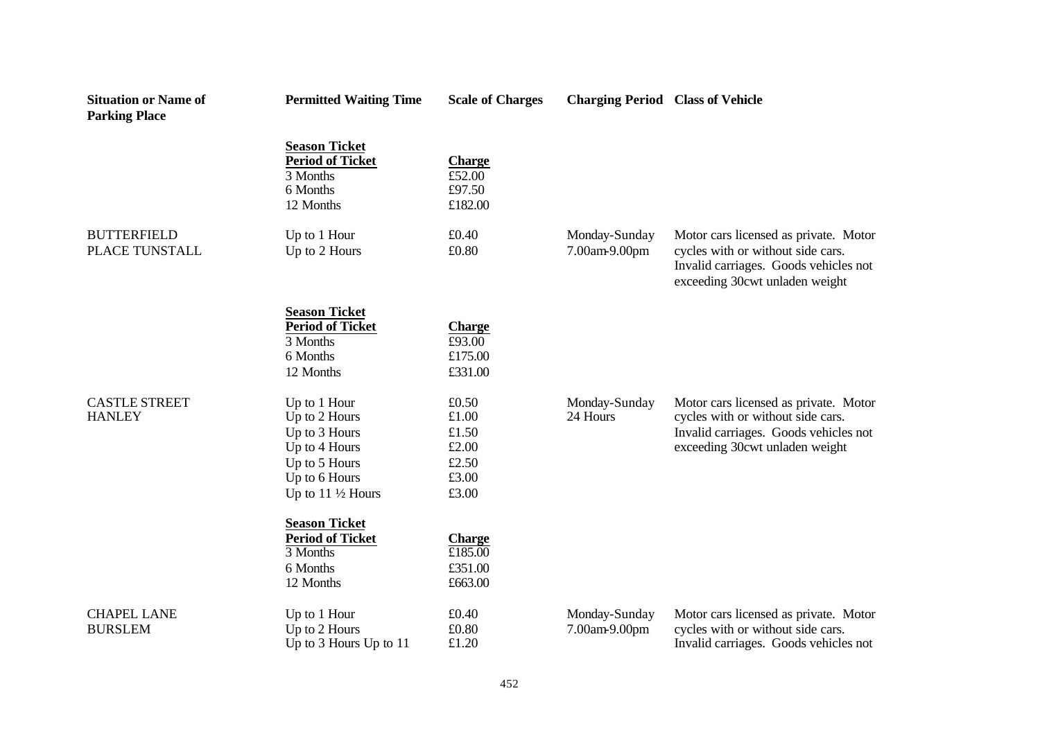| Situation or Name of Parking Place | Permitted Waiting Time | Scale of Charges | Charging Period | Class of Vehicle |
|---|---|---|---|---|
| | **Season Ticket** | | | |
| | **Period of Ticket** | **Charge** | | |
| | 3 Months | £52.00 | | |
| | 6 Months | £97.50 | | |
| | 12 Months | £182.00 | | |
| BUTTERFIELD PLACE TUNSTALL | Up to 1 Hour | £0.40 | Monday-Sunday 7.00am-9.00pm | Motor cars licensed as private. Motor cycles with or without side cars. Invalid carriages. Goods vehicles not exceeding 30cwt unladen weight |
| | Up to 2 Hours | £0.80 | | |
| | **Season Ticket** | | | |
| | **Period of Ticket** | **Charge** | | |
| | 3 Months | £93.00 | | |
| | 6 Months | £175.00 | | |
| | 12 Months | £331.00 | | |
| CASTLE STREET HANLEY | Up to 1 Hour | £0.50 | Monday-Sunday 24 Hours | Motor cars licensed as private. Motor cycles with or without side cars. Invalid carriages. Goods vehicles not exceeding 30cwt unladen weight |
| | Up to 2 Hours | £1.00 | | |
| | Up to 3 Hours | £1.50 | | |
| | Up to 4 Hours | £2.00 | | |
| | Up to 5 Hours | £2.50 | | |
| | Up to 6 Hours | £3.00 | | |
| | Up to 11 ½ Hours | £3.00 | | |
| | **Season Ticket** | | | |
| | **Period of Ticket** | **Charge** | | |
| | 3 Months | £185.00 | | |
| | 6 Months | £351.00 | | |
| | 12 Months | £663.00 | | |
| CHAPEL LANE BURSLEM | Up to 1 Hour | £0.40 | Monday-Sunday 7.00am-9.00pm | Motor cars licensed as private. Motor cycles with or without side cars. Invalid carriages. Goods vehicles not |
| | Up to 2 Hours | £0.80 | | |
| | Up to 3 Hours Up to 11 | £1.20 | | |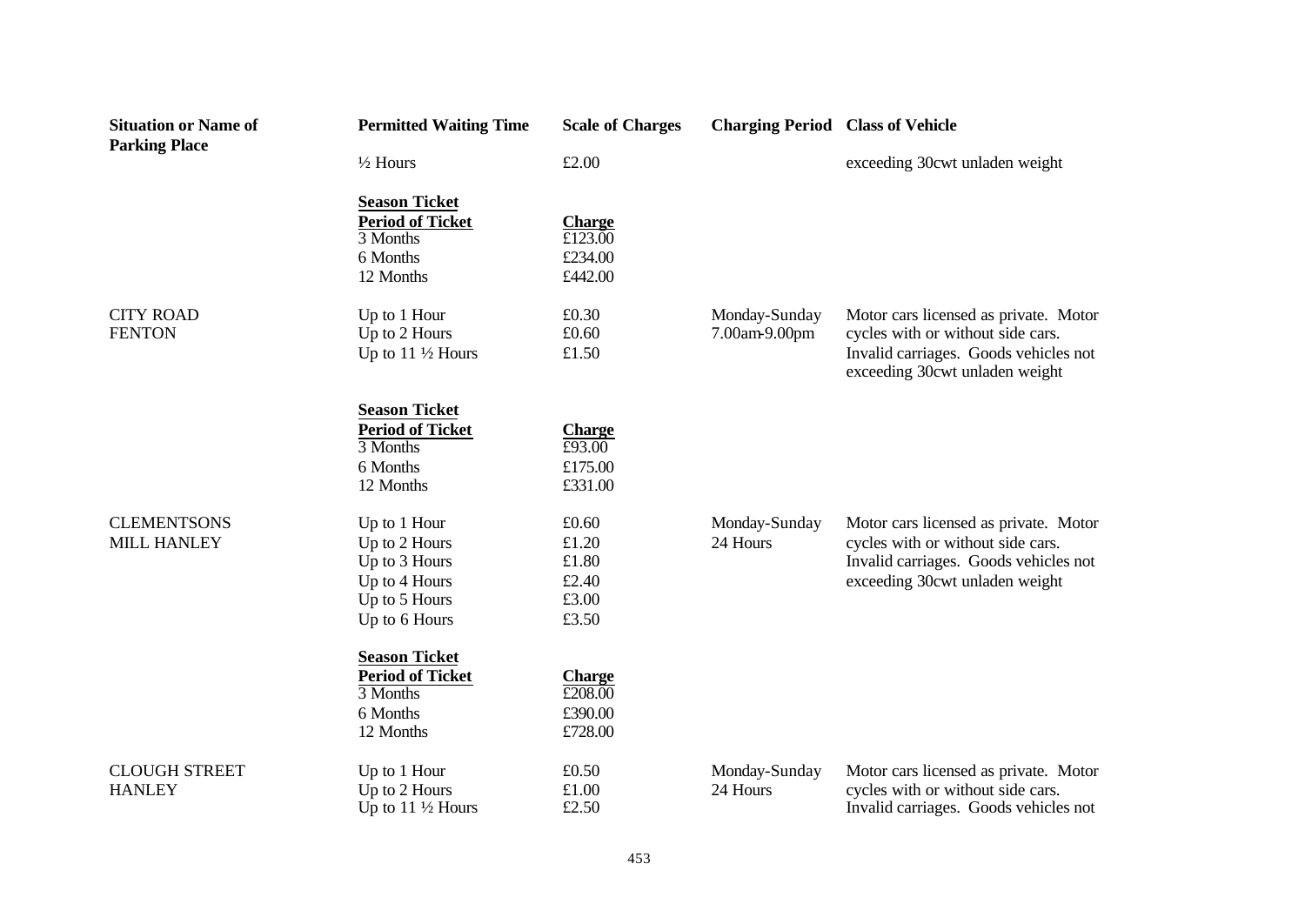| Situation or Name of Parking Place | Permitted Waiting Time | Scale of Charges | Charging Period | Class of Vehicle |
|---|---|---|---|---|
| | ½ Hours | £2.00 | | exceeding 30cwt unladen weight |
| | **Season Ticket** | | | |
| | **Period of Ticket** | **Charge** | | |
| | 3 Months | £123.00 | | |
| | 6 Months | £234.00 | | |
| | 12 Months | £442.00 | | |
| CITY ROAD FENTON | Up to 1 Hour<br>Up to 2 Hours<br>Up to 11 ½ Hours | £0.30<br>£0.60<br>£1.50 | Monday-Sunday 7.00am-9.00pm | Motor cars licensed as private. Motor cycles with or without side cars. Invalid carriages. Goods vehicles not exceeding 30cwt unladen weight |
| | **Season Ticket** | | | |
| | **Period of Ticket** | **Charge** | | |
| | 3 Months | £93.00 | | |
| | 6 Months | £175.00 | | |
| | 12 Months | £331.00 | | |
| CLEMENTSONS MILL HANLEY | Up to 1 Hour<br>Up to 2 Hours<br>Up to 3 Hours<br>Up to 4 Hours<br>Up to 5 Hours<br>Up to 6 Hours | £0.60<br>£1.20<br>£1.80<br>£2.40<br>£3.00<br>£3.50 | Monday-Sunday 24 Hours | Motor cars licensed as private. Motor cycles with or without side cars. Invalid carriages. Goods vehicles not exceeding 30cwt unladen weight |
| | **Season Ticket** | | | |
| | **Period of Ticket** | **Charge** | | |
| | 3 Months | £208.00 | | |
| | 6 Months | £390.00 | | |
| | 12 Months | £728.00 | | |
| CLOUGH STREET HANLEY | Up to 1 Hour<br>Up to 2 Hours<br>Up to 11 ½ Hours | £0.50<br>£1.00<br>£2.50 | Monday-Sunday 24 Hours | Motor cars licensed as private. Motor cycles with or without side cars. Invalid carriages. Goods vehicles not |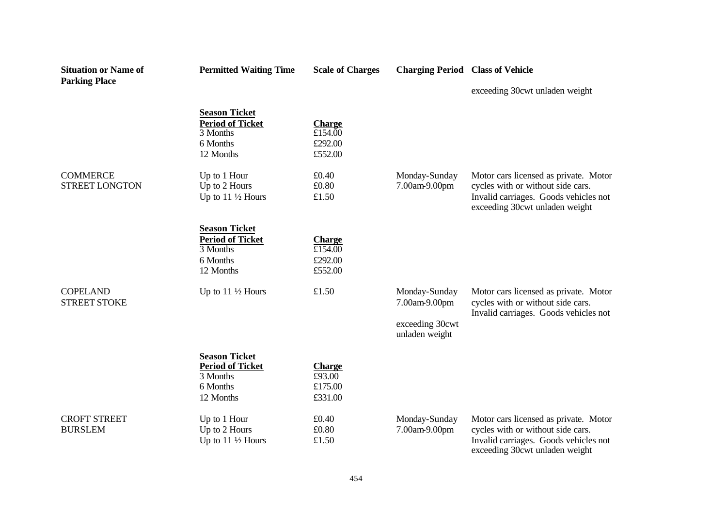| Situation or Name of Parking Place | Permitted Waiting Time | Scale of Charges | Charging Period | Class of Vehicle |
|---|---|---|---|---|
| | | | | exceeding 30cwt unladen weight |
| | **Season Ticket** | | | |
| | **Period of Ticket** | **Charge** | | |
| | 3 Months | £154.00 | | |
| | 6 Months | £292.00 | | |
| | 12 Months | £552.00 | | |
| COMMERCE STREET LONGTON | Up to 1 Hour | £0.40 | Monday-Sunday 7.00am-9.00pm | Motor cars licensed as private. Motor cycles with or without side cars. Invalid carriages. Goods vehicles not exceeding 30cwt unladen weight |
| | Up to 2 Hours | £0.80 | | |
| | Up to 11 ½ Hours | £1.50 | | |
| | **Season Ticket** | | | |
| | **Period of Ticket** | **Charge** | | |
| | 3 Months | £154.00 | | |
| | 6 Months | £292.00 | | |
| | 12 Months | £552.00 | | |
| COPELAND STREET STOKE | Up to 11 ½ Hours | £1.50 | Monday-Sunday 7.00am-9.00pm | Motor cars licensed as private. Motor cycles with or without side cars. Invalid carriages. Goods vehicles not |
| | | | exceeding 30cwt unladen weight | |
| | **Season Ticket** | | | |
| | **Period of Ticket** | **Charge** | | |
| | 3 Months | £93.00 | | |
| | 6 Months | £175.00 | | |
| | 12 Months | £331.00 | | |
| CROFT STREET BURSLEM | Up to 1 Hour | £0.40 | Monday-Sunday 7.00am-9.00pm | Motor cars licensed as private. Motor cycles with or without side cars. Invalid carriages. Goods vehicles not exceeding 30cwt unladen weight |
| | Up to 2 Hours | £0.80 | | |
| | Up to 11 ½ Hours | £1.50 | | |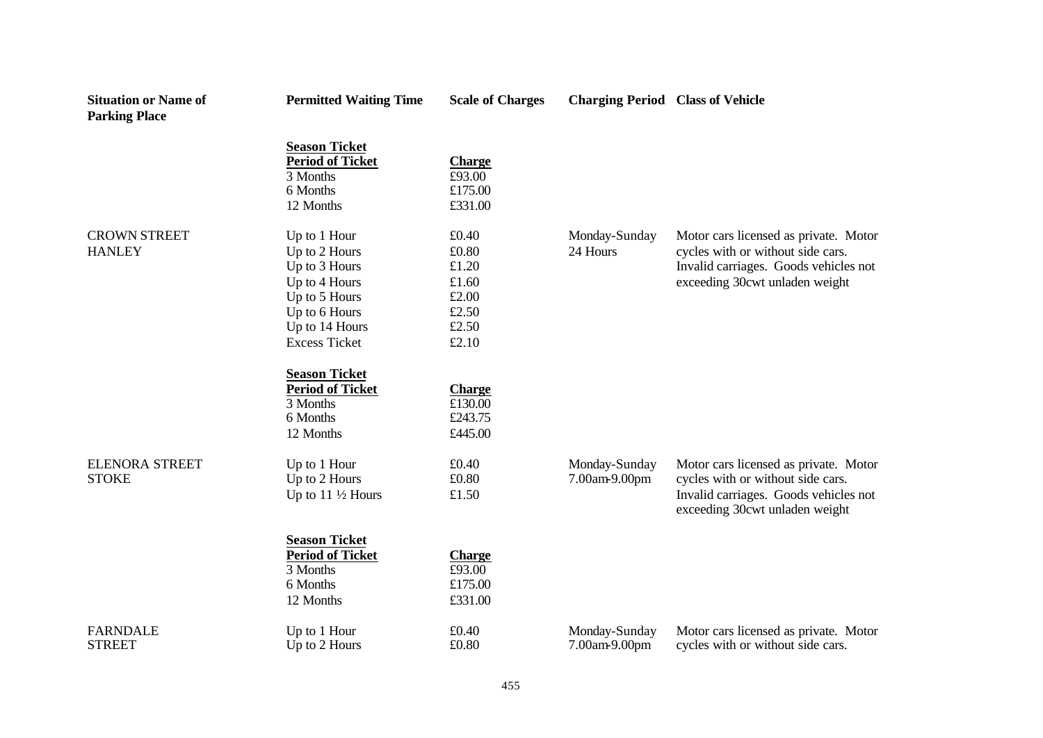| Situation or Name of Parking Place | Permitted Waiting Time | Scale of Charges | Charging Period | Class of Vehicle |
|---|---|---|---|---|
| | **Season Ticket** | | | |
| | **Period of Ticket** | **Charge** | | |
| | 3 Months | £93.00 | | |
| | 6 Months | £175.00 | | |
| | 12 Months | £331.00 | | |
| CROWN STREET HANLEY | Up to 1 Hour | £0.40 | Monday-Sunday 24 Hours | Motor cars licensed as private. Motor cycles with or without side cars. Invalid carriages. Goods vehicles not exceeding 30cwt unladen weight |
| | Up to 2 Hours | £0.80 | | |
| | Up to 3 Hours | £1.20 | | |
| | Up to 4 Hours | £1.60 | | |
| | Up to 5 Hours | £2.00 | | |
| | Up to 6 Hours | £2.50 | | |
| | Up to 14 Hours | £2.50 | | |
| | Excess Ticket | £2.10 | | |
| | **Season Ticket** | | | |
| | **Period of Ticket** | **Charge** | | |
| | 3 Months | £130.00 | | |
| | 6 Months | £243.75 | | |
| | 12 Months | £445.00 | | |
| ELENORA STREET STOKE | Up to 1 Hour | £0.40 | Monday-Sunday 7.00am-9.00pm | Motor cars licensed as private. Motor cycles with or without side cars. Invalid carriages. Goods vehicles not exceeding 30cwt unladen weight |
| | Up to 2 Hours | £0.80 | | |
| | Up to 11 ½ Hours | £1.50 | | |
| | **Season Ticket** | | | |
| | **Period of Ticket** | **Charge** | | |
| | 3 Months | £93.00 | | |
| | 6 Months | £175.00 | | |
| | 12 Months | £331.00 | | |
| FARNDALE STREET | Up to 1 Hour | £0.40 | Monday-Sunday 7.00am-9.00pm | Motor cars licensed as private. Motor cycles with or without side cars. |
| | Up to 2 Hours | £0.80 | | |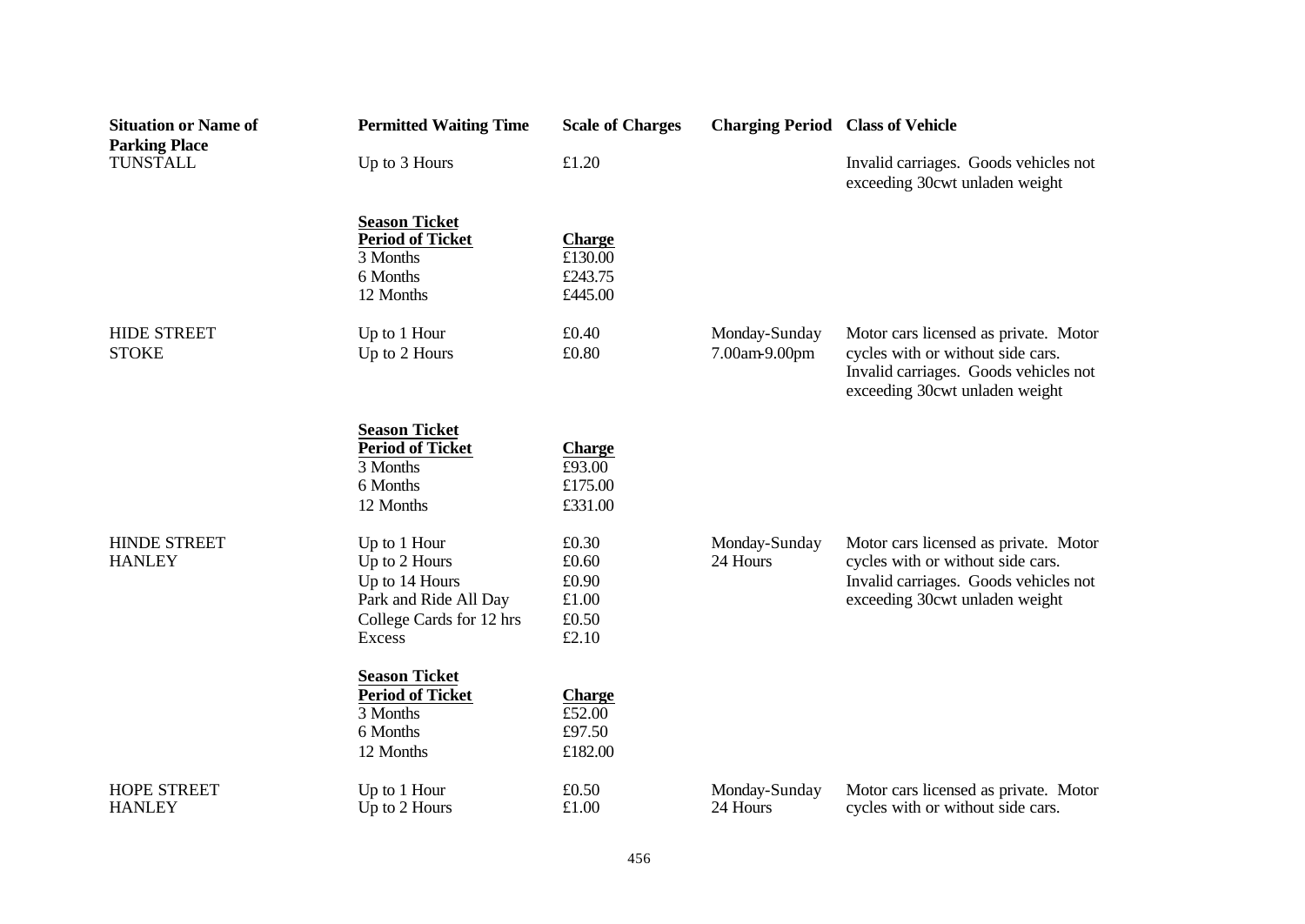| Situation or Name of Parking Place | Permitted Waiting Time | Scale of Charges | Charging Period | Class of Vehicle |
|---|---|---|---|---|
| TUNSTALL | Up to 3 Hours | £1.20 | | Invalid carriages. Goods vehicles not exceeding 30cwt unladen weight |
| | **Season Ticket** | | | |
| | **Period of Ticket** | **Charge** | | |
| | 3 Months | £130.00 | | |
| | 6 Months | £243.75 | | |
| | 12 Months | £445.00 | | |
| HIDE STREET STOKE | Up to 1 Hour | £0.40 | Monday-Sunday 7.00am-9.00pm | Motor cars licensed as private. Motor cycles with or without side cars. Invalid carriages. Goods vehicles not exceeding 30cwt unladen weight |
| | Up to 2 Hours | £0.80 | | |
| | **Season Ticket** | | | |
| | **Period of Ticket** | **Charge** | | |
| | 3 Months | £93.00 | | |
| | 6 Months | £175.00 | | |
| | 12 Months | £331.00 | | |
| HINDE STREET HANLEY | Up to 1 Hour | £0.30 | Monday-Sunday 24 Hours | Motor cars licensed as private. Motor cycles with or without side cars. Invalid carriages. Goods vehicles not exceeding 30cwt unladen weight |
| | Up to 2 Hours | £0.60 | | |
| | Up to 14 Hours | £0.90 | | |
| | Park and Ride All Day | £1.00 | | |
| | College Cards for 12 hrs | £0.50 | | |
| | Excess | £2.10 | | |
| | **Season Ticket** | | | |
| | **Period of Ticket** | **Charge** | | |
| | 3 Months | £52.00 | | |
| | 6 Months | £97.50 | | |
| | 12 Months | £182.00 | | |
| HOPE STREET HANLEY | Up to 1 Hour | £0.50 | Monday-Sunday 24 Hours | Motor cars licensed as private. Motor cycles with or without side cars. |
| | Up to 2 Hours | £1.00 | | |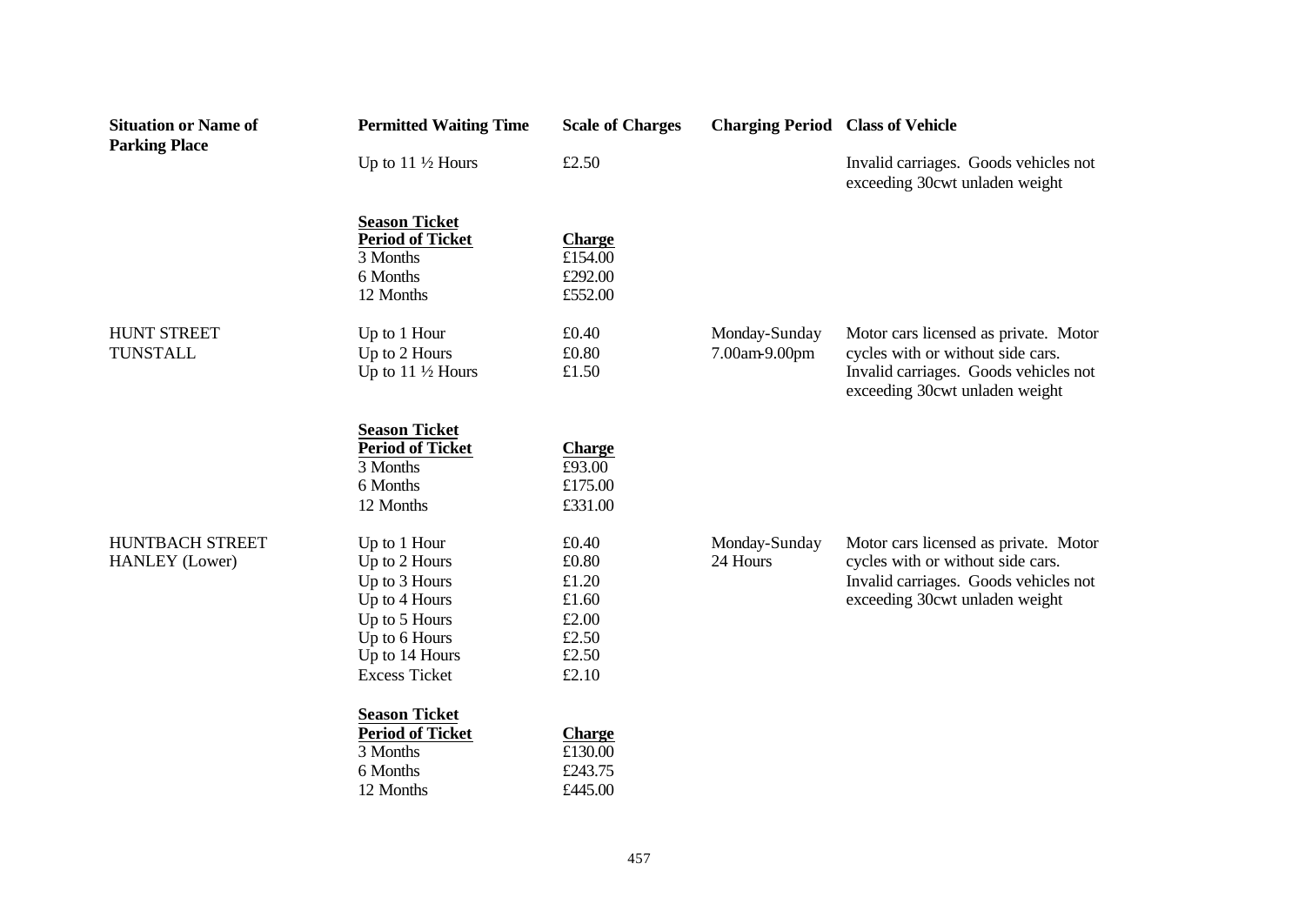| Situation or Name of Parking Place | Permitted Waiting Time | Scale of Charges | Charging Period | Class of Vehicle |
|---|---|---|---|---|
| | Up to 11 ½ Hours | £2.50 | | Invalid carriages. Goods vehicles not exceeding 30cwt unladen weight |
| | **Season Ticket** | | | |
| | **Period of Ticket** | **Charge** | | |
| | 3 Months | £154.00 | | |
| | 6 Months | £292.00 | | |
| | 12 Months | £552.00 | | |
| HUNT STREET TUNSTALL | Up to 1 Hour | £0.40 | Monday-Sunday 7.00am-9.00pm | Motor cars licensed as private. Motor cycles with or without side cars. Invalid carriages. Goods vehicles not exceeding 30cwt unladen weight |
| | Up to 2 Hours | £0.80 | | |
| | Up to 11 ½ Hours | £1.50 | | |
| | **Season Ticket** | | | |
| | **Period of Ticket** | **Charge** | | |
| | 3 Months | £93.00 | | |
| | 6 Months | £175.00 | | |
| | 12 Months | £331.00 | | |
| HUNTBACH STREET HANLEY (Lower) | Up to 1 Hour | £0.40 | Monday-Sunday 24 Hours | Motor cars licensed as private. Motor cycles with or without side cars. Invalid carriages. Goods vehicles not exceeding 30cwt unladen weight |
| | Up to 2 Hours | £0.80 | | |
| | Up to 3 Hours | £1.20 | | |
| | Up to 4 Hours | £1.60 | | |
| | Up to 5 Hours | £2.00 | | |
| | Up to 6 Hours | £2.50 | | |
| | Up to 14 Hours | £2.50 | | |
| | Excess Ticket | £2.10 | | |
| | **Season Ticket** | | | |
| | **Period of Ticket** | **Charge** | | |
| | 3 Months | £130.00 | | |
| | 6 Months | £243.75 | | |
| | 12 Months | £445.00 | | |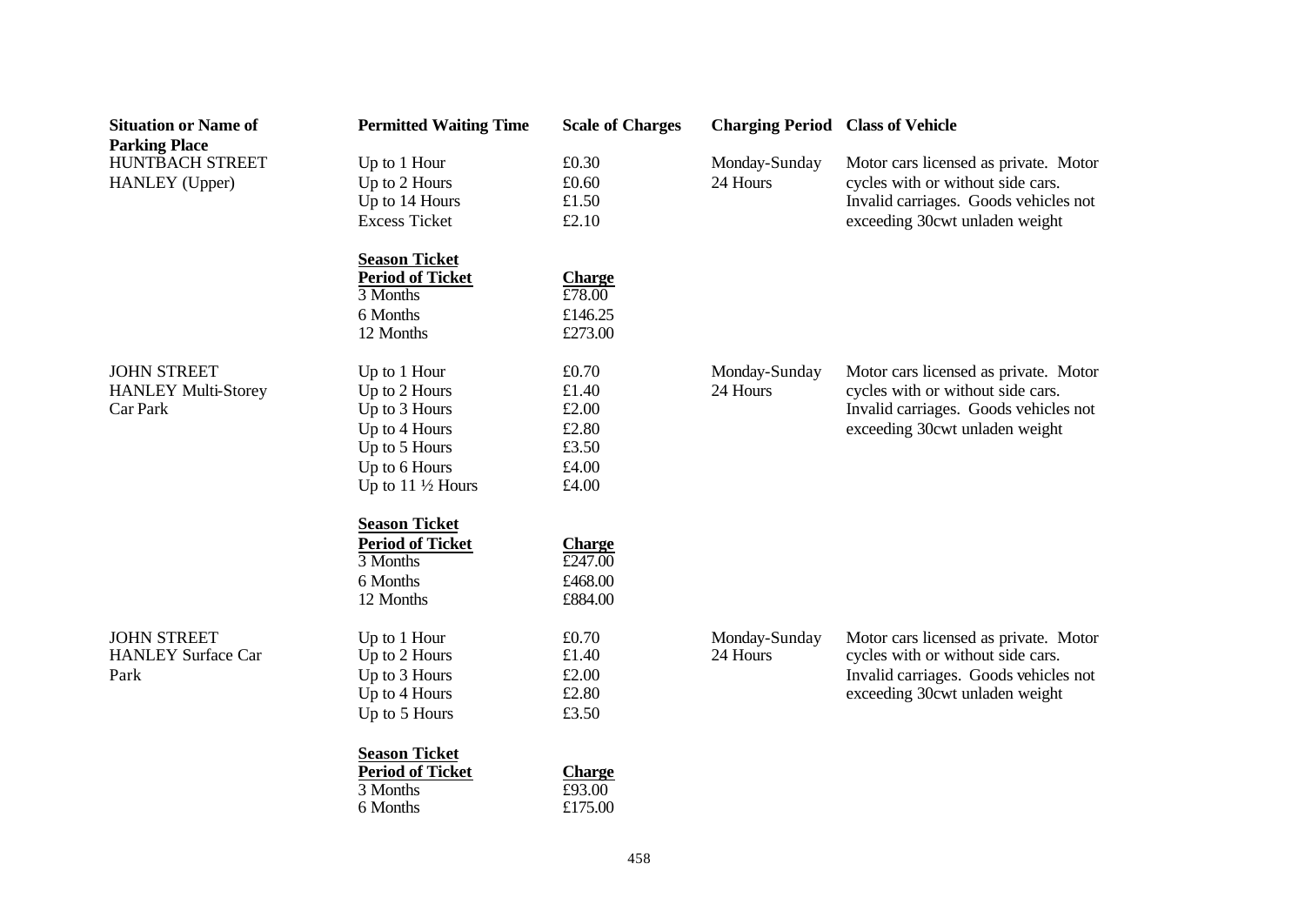| Situation or Name of Parking Place | Permitted Waiting Time | Scale of Charges | Charging Period | Class of Vehicle |
|---|---|---|---|---|
| HUNTBACH STREET HANLEY (Upper) | Up to 1 Hour | £0.30 | Monday-Sunday 24 Hours | Motor cars licensed as private. Motor cycles with or without side cars. Invalid carriages. Goods vehicles not exceeding 30cwt unladen weight |
| | Up to 2 Hours | £0.60 | | |
| | Up to 14 Hours | £1.50 | | |
| | Excess Ticket | £2.10 | | |
| | **Season Ticket** | | | |
| | **Period of Ticket** | **Charge** | | |
| | 3 Months | £78.00 | | |
| | 6 Months | £146.25 | | |
| | 12 Months | £273.00 | | |
| JOHN STREET HANLEY Multi-Storey Car Park | Up to 1 Hour | £0.70 | Monday-Sunday 24 Hours | Motor cars licensed as private. Motor cycles with or without side cars. Invalid carriages. Goods vehicles not exceeding 30cwt unladen weight |
| | Up to 2 Hours | £1.40 | | |
| | Up to 3 Hours | £2.00 | | |
| | Up to 4 Hours | £2.80 | | |
| | Up to 5 Hours | £3.50 | | |
| | Up to 6 Hours | £4.00 | | |
| | Up to 11 ½ Hours | £4.00 | | |
| | **Season Ticket** | | | |
| | **Period of Ticket** | **Charge** | | |
| | 3 Months | £247.00 | | |
| | 6 Months | £468.00 | | |
| | 12 Months | £884.00 | | |
| JOHN STREET HANLEY Surface Car Park | Up to 1 Hour | £0.70 | Monday-Sunday 24 Hours | Motor cars licensed as private. Motor cycles with or without side cars. Invalid carriages. Goods vehicles not exceeding 30cwt unladen weight |
| | Up to 2 Hours | £1.40 | | |
| | Up to 3 Hours | £2.00 | | |
| | Up to 4 Hours | £2.80 | | |
| | Up to 5 Hours | £3.50 | | |
| | **Season Ticket** | | | |
| | **Period of Ticket** | **Charge** | | |
| | 3 Months | £93.00 | | |
| | 6 Months | £175.00 | | |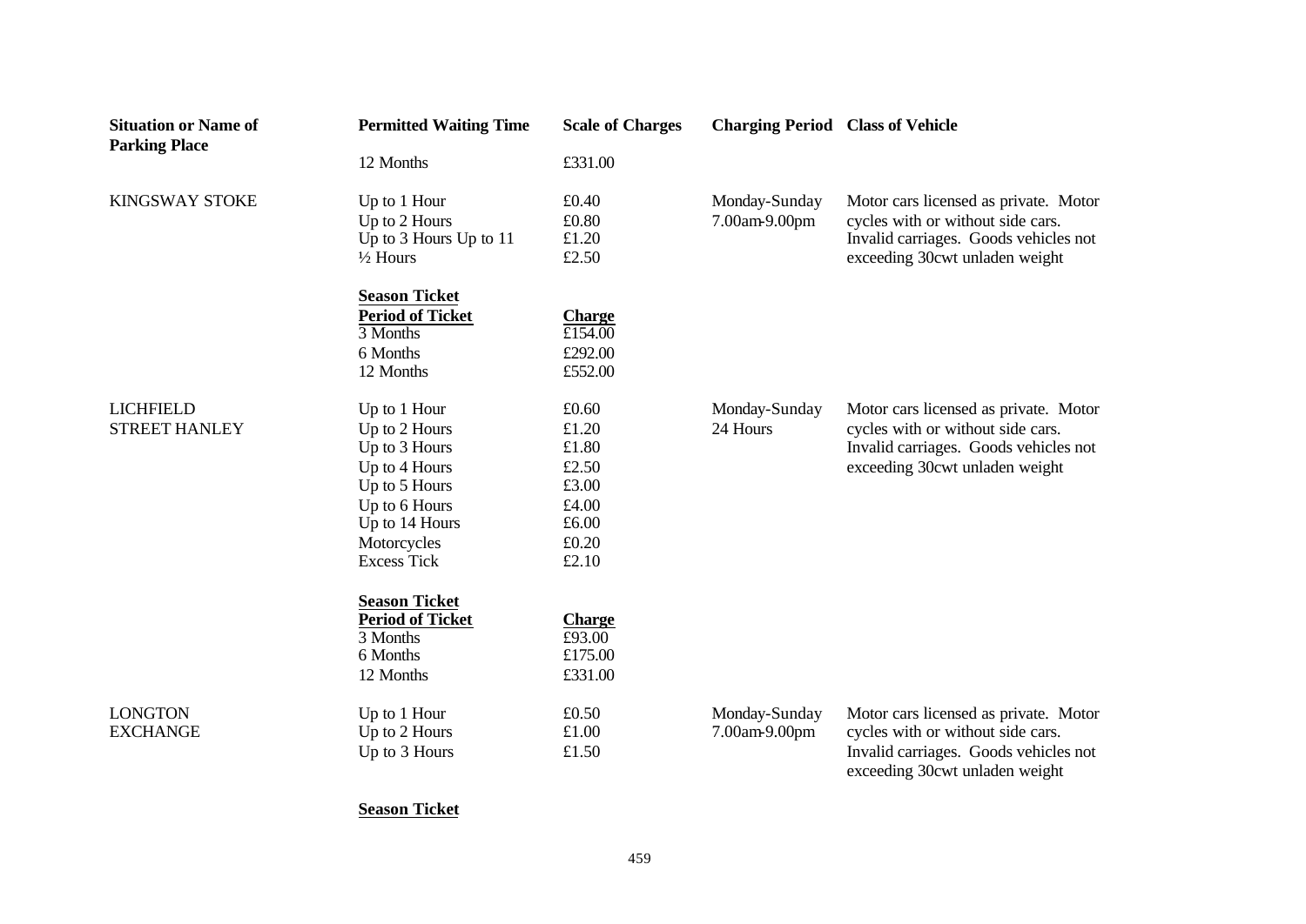| Situation or Name of Parking Place | Permitted Waiting Time | Scale of Charges | Charging Period | Class of Vehicle |
|---|---|---|---|---|
| | 12 Months | £331.00 | | |
| KINGSWAY STOKE | Up to 1 Hour | £0.40 | Monday-Sunday | Motor cars licensed as private. Motor cycles with or without side cars. Invalid carriages. Goods vehicles not exceeding 30cwt unladen weight |
| | Up to 2 Hours | £0.80 | 7.00am-9.00pm | |
| | Up to 3 Hours Up to 11 | £1.20 | | |
| | ½ Hours | £2.50 | | |
| | **Season Ticket** | | | |
| | **Period of Ticket** | **Charge** | | |
| | 3 Months | £154.00 | | |
| | 6 Months | £292.00 | | |
| | 12 Months | £552.00 | | |
| LICHFIELD STREET HANLEY | Up to 1 Hour | £0.60 | Monday-Sunday | Motor cars licensed as private. Motor cycles with or without side cars. Invalid carriages. Goods vehicles not exceeding 30cwt unladen weight |
| | Up to 2 Hours | £1.20 | 24 Hours | |
| | Up to 3 Hours | £1.80 | | |
| | Up to 4 Hours | £2.50 | | |
| | Up to 5 Hours | £3.00 | | |
| | Up to 6 Hours | £4.00 | | |
| | Up to 14 Hours | £6.00 | | |
| | Motorcycles | £0.20 | | |
| | Excess Tick | £2.10 | | |
| | **Season Ticket** | | | |
| | **Period of Ticket** | **Charge** | | |
| | 3 Months | £93.00 | | |
| | 6 Months | £175.00 | | |
| | 12 Months | £331.00 | | |
| LONGTON EXCHANGE | Up to 1 Hour | £0.50 | Monday-Sunday | Motor cars licensed as private. Motor cycles with or without side cars. Invalid carriages. Goods vehicles not exceeding 30cwt unladen weight |
| | Up to 2 Hours | £1.00 | 7.00am-9.00pm | |
| | Up to 3 Hours | £1.50 | | |
| | **Season Ticket** | | | |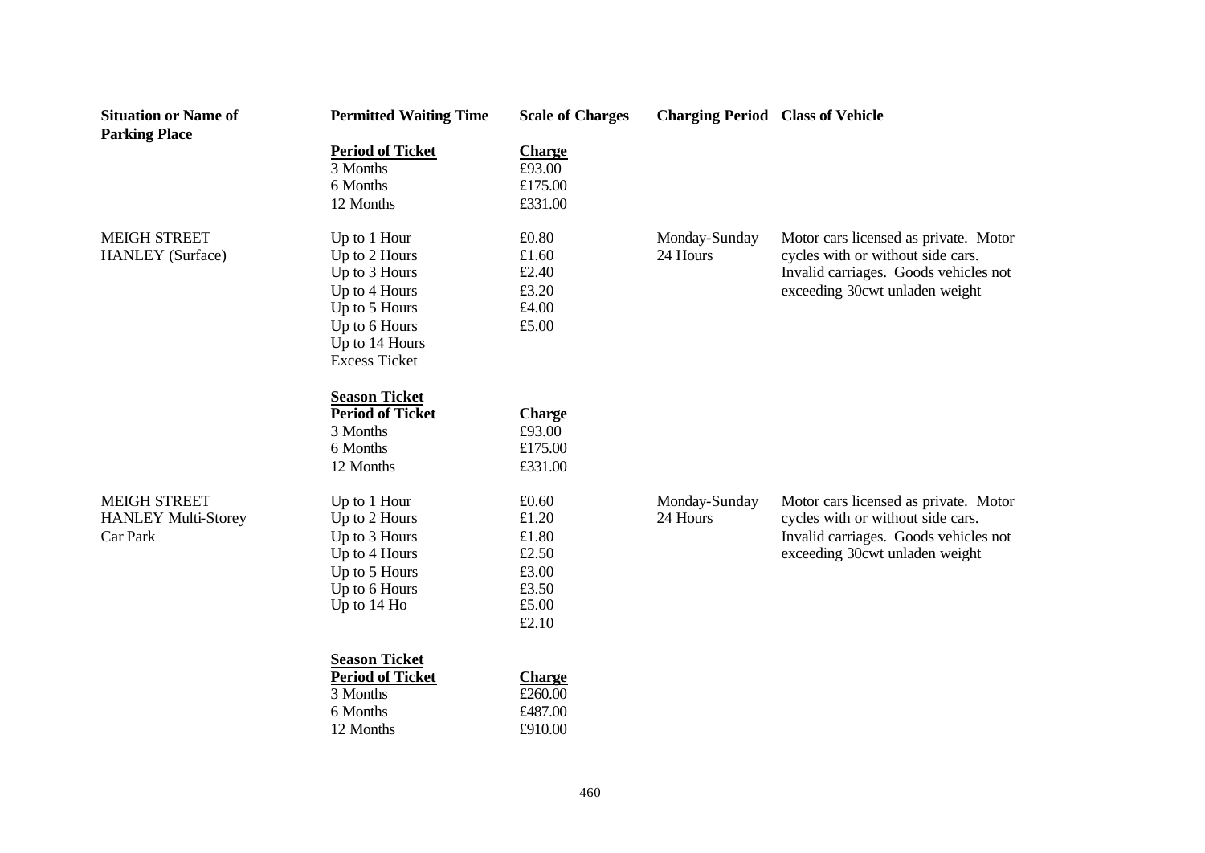| Situation or Name of Parking Place | Permitted Waiting Time | Scale of Charges | Charging Period | Class of Vehicle |
|---|---|---|---|---|
| | **Period of Ticket** | **Charge** | | |
| | 3 Months | £93.00 | | |
| | 6 Months | £175.00 | | |
| | 12 Months | £331.00 | | |
| MEIGH STREET HANLEY (Surface) | Up to 1 Hour | £0.80 | Monday-Sunday 24 Hours | Motor cars licensed as private. Motor cycles with or without side cars. Invalid carriages. Goods vehicles not exceeding 30cwt unladen weight |
| | Up to 2 Hours | £1.60 | | |
| | Up to 3 Hours | £2.40 | | |
| | Up to 4 Hours | £3.20 | | |
| | Up to 5 Hours | £4.00 | | |
| | Up to 6 Hours | £5.00 | | |
| | Up to 14 Hours | | | |
| | Excess Ticket | | | |
| | **Season Ticket** | | | |
| | **Period of Ticket** | **Charge** | | |
| | 3 Months | £93.00 | | |
| | 6 Months | £175.00 | | |
| | 12 Months | £331.00 | | |
| MEIGH STREET HANLEY Multi-Storey Car Park | Up to 1 Hour | £0.60 | Monday-Sunday 24 Hours | Motor cars licensed as private. Motor cycles with or without side cars. Invalid carriages. Goods vehicles not exceeding 30cwt unladen weight |
| | Up to 2 Hours | £1.20 | | |
| | Up to 3 Hours | £1.80 | | |
| | Up to 4 Hours | £2.50 | | |
| | Up to 5 Hours | £3.00 | | |
| | Up to 6 Hours | £3.50 | | |
| | Up to 14 Ho | £5.00 | | |
| | | £2.10 | | |
| | **Season Ticket** | | | |
| | **Period of Ticket** | **Charge** | | |
| | 3 Months | £260.00 | | |
| | 6 Months | £487.00 | | |
| | 12 Months | £910.00 | | |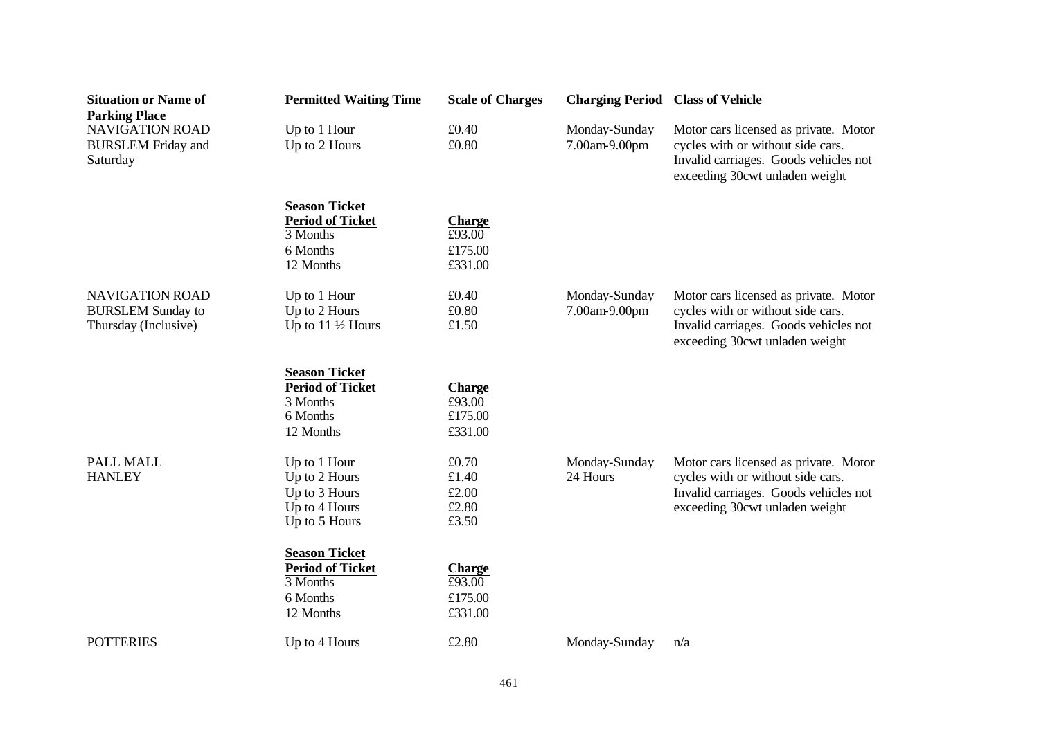| Situation or Name of Parking Place | Permitted Waiting Time | Scale of Charges | Charging Period | Class of Vehicle |
|---|---|---|---|---|
| NAVIGATION ROAD BURSLEM Friday and Saturday | Up to 1 Hour | £0.40 | Monday-Sunday 7.00am-9.00pm | Motor cars licensed as private. Motor cycles with or without side cars. Invalid carriages. Goods vehicles not exceeding 30cwt unladen weight |
| | Up to 2 Hours | £0.80 | | |
| | **Season Ticket** | | | |
| | **Period of Ticket** | **Charge** | | |
| | 3 Months | £93.00 | | |
| | 6 Months | £175.00 | | |
| | 12 Months | £331.00 | | |
| NAVIGATION ROAD BURSLEM Sunday to Thursday (Inclusive) | Up to 1 Hour | £0.40 | Monday-Sunday 7.00am-9.00pm | Motor cars licensed as private. Motor cycles with or without side cars. Invalid carriages. Goods vehicles not exceeding 30cwt unladen weight |
| | Up to 2 Hours | £0.80 | | |
| | Up to 11 ½ Hours | £1.50 | | |
| | **Season Ticket** | | | |
| | **Period of Ticket** | **Charge** | | |
| | 3 Months | £93.00 | | |
| | 6 Months | £175.00 | | |
| | 12 Months | £331.00 | | |
| PALL MALL HANLEY | Up to 1 Hour | £0.70 | Monday-Sunday 24 Hours | Motor cars licensed as private. Motor cycles with or without side cars. Invalid carriages. Goods vehicles not exceeding 30cwt unladen weight |
| | Up to 2 Hours | £1.40 | | |
| | Up to 3 Hours | £2.00 | | |
| | Up to 4 Hours | £2.80 | | |
| | Up to 5 Hours | £3.50 | | |
| | **Season Ticket** | | | |
| | **Period of Ticket** | **Charge** | | |
| | 3 Months | £93.00 | | |
| | 6 Months | £175.00 | | |
| | 12 Months | £331.00 | | |
| POTTERIES | Up to 4 Hours | £2.80 | Monday-Sunday | n/a |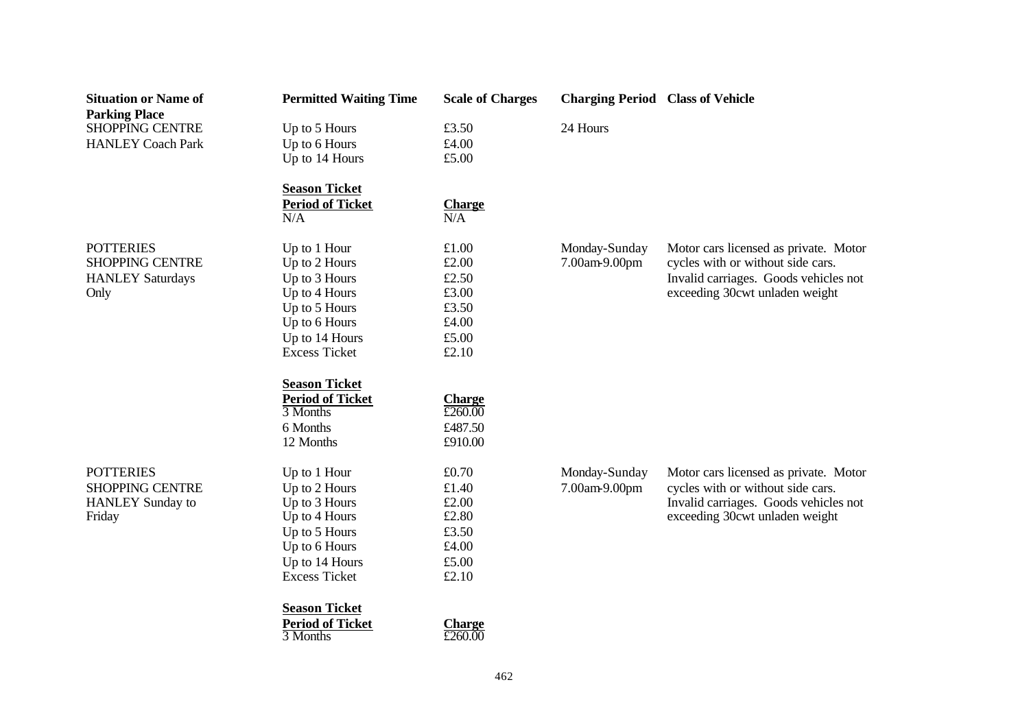| Situation or Name of Parking Place | Permitted Waiting Time | Scale of Charges | Charging Period | Class of Vehicle |
|---|---|---|---|---|
| SHOPPING CENTRE HANLEY Coach Park | Up to 5 Hours | £3.50 | 24 Hours | |
| | Up to 6 Hours | £4.00 | | |
| | Up to 14 Hours | £5.00 | | |
| | **Season Ticket** | | | |
| | **Period of Ticket** | **Charge** | | |
| | N/A | N/A | | |
| POTTERIES SHOPPING CENTRE HANLEY Saturdays Only | Up to 1 Hour | £1.00 | Monday-Sunday 7.00am-9.00pm | Motor cars licensed as private. Motor cycles with or without side cars. Invalid carriages. Goods vehicles not exceeding 30cwt unladen weight |
| | Up to 2 Hours | £2.00 | | |
| | Up to 3 Hours | £2.50 | | |
| | Up to 4 Hours | £3.00 | | |
| | Up to 5 Hours | £3.50 | | |
| | Up to 6 Hours | £4.00 | | |
| | Up to 14 Hours | £5.00 | | |
| | Excess Ticket | £2.10 | | |
| | **Season Ticket** | | | |
| | **Period of Ticket** | **Charge** | | |
| | 3 Months | £260.00 | | |
| | 6 Months | £487.50 | | |
| | 12 Months | £910.00 | | |
| POTTERIES SHOPPING CENTRE HANLEY Sunday to Friday | Up to 1 Hour | £0.70 | Monday-Sunday 7.00am-9.00pm | Motor cars licensed as private. Motor cycles with or without side cars. Invalid carriages. Goods vehicles not exceeding 30cwt unladen weight |
| | Up to 2 Hours | £1.40 | | |
| | Up to 3 Hours | £2.00 | | |
| | Up to 4 Hours | £2.80 | | |
| | Up to 5 Hours | £3.50 | | |
| | Up to 6 Hours | £4.00 | | |
| | Up to 14 Hours | £5.00 | | |
| | Excess Ticket | £2.10 | | |
| | **Season Ticket** | | | |
| | **Period of Ticket** | **Charge** | | |
| | 3 Months | £260.00 | | |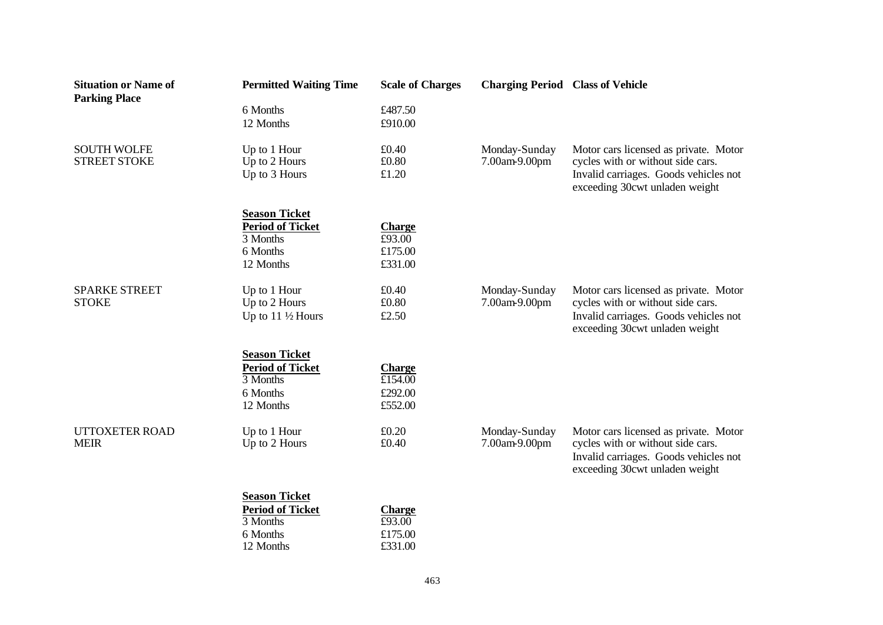| Situation or Name of Parking Place | Permitted Waiting Time | Scale of Charges | Charging Period | Class of Vehicle |
|---|---|---|---|---|
| | 6 Months | £487.50 | | |
| | 12 Months | £910.00 | | |
| SOUTH WOLFE STREET STOKE | Up to 1 Hour<br>Up to 2 Hours<br>Up to 3 Hours | £0.40<br>£0.80<br>£1.20 | Monday-Sunday 7.00am-9.00pm | Motor cars licensed as private. Motor cycles with or without side cars. Invalid carriages. Goods vehicles not exceeding 30cwt unladen weight |
| | **Season Ticket** | | | |
| | **Period of Ticket** | **Charge** | | |
| | 3 Months | £93.00 | | |
| | 6 Months | £175.00 | | |
| | 12 Months | £331.00 | | |
| SPARKE STREET STOKE | Up to 1 Hour<br>Up to 2 Hours<br>Up to 11 ½ Hours | £0.40<br>£0.80<br>£2.50 | Monday-Sunday 7.00am-9.00pm | Motor cars licensed as private. Motor cycles with or without side cars. Invalid carriages. Goods vehicles not exceeding 30cwt unladen weight |
| | **Season Ticket** | | | |
| | **Period of Ticket** | **Charge** | | |
| | 3 Months | £154.00 | | |
| | 6 Months | £292.00 | | |
| | 12 Months | £552.00 | | |
| UTTOXETER ROAD MEIR | Up to 1 Hour<br>Up to 2 Hours | £0.20<br>£0.40 | Monday-Sunday 7.00am-9.00pm | Motor cars licensed as private. Motor cycles with or without side cars. Invalid carriages. Goods vehicles not exceeding 30cwt unladen weight |
| | **Season Ticket** | | | |
| | **Period of Ticket** | **Charge** | | |
| | 3 Months | £93.00 | | |
| | 6 Months | £175.00 | | |
| | 12 Months | £331.00 | | |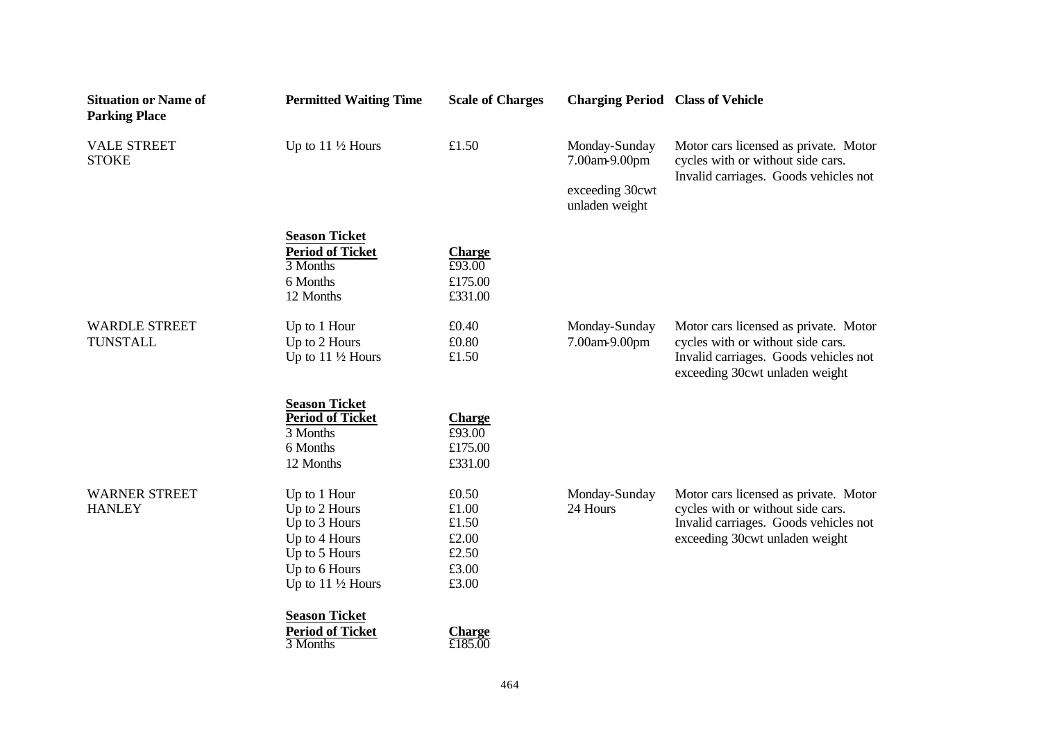| Situation or Name of Parking Place | Permitted Waiting Time | Scale of Charges | Charging Period | Class of Vehicle |
|---|---|---|---|---|
| VALE STREET STOKE | Up to 11 ½ Hours | £1.50 | Monday-Sunday 7.00am-9.00pm | Motor cars licensed as private. Motor cycles with or without side cars. Invalid carriages. Goods vehicles not exceeding 30cwt unladen weight |
| | **Season Ticket** | | | |
| | **Period of Ticket** | **Charge** | | |
| | 3 Months | £93.00 | | |
| | 6 Months | £175.00 | | |
| | 12 Months | £331.00 | | |
| WARDLE STREET TUNSTALL | Up to 1 Hour | £0.40 | Monday-Sunday 7.00am-9.00pm | Motor cars licensed as private. Motor cycles with or without side cars. Invalid carriages. Goods vehicles not exceeding 30cwt unladen weight |
| | Up to 2 Hours | £0.80 | | |
| | Up to 11 ½ Hours | £1.50 | | |
| | **Season Ticket** | | | |
| | **Period of Ticket** | **Charge** | | |
| | 3 Months | £93.00 | | |
| | 6 Months | £175.00 | | |
| | 12 Months | £331.00 | | |
| WARNER STREET HANLEY | Up to 1 Hour | £0.50 | Monday-Sunday 24 Hours | Motor cars licensed as private. Motor cycles with or without side cars. Invalid carriages. Goods vehicles not exceeding 30cwt unladen weight |
| | Up to 2 Hours | £1.00 | | |
| | Up to 3 Hours | £1.50 | | |
| | Up to 4 Hours | £2.00 | | |
| | Up to 5 Hours | £2.50 | | |
| | Up to 6 Hours | £3.00 | | |
| | Up to 11 ½ Hours | £3.00 | | |
| | **Season Ticket** | | | |
| | **Period of Ticket** | **Charge** | | |
| | 3 Months | £185.00 | | |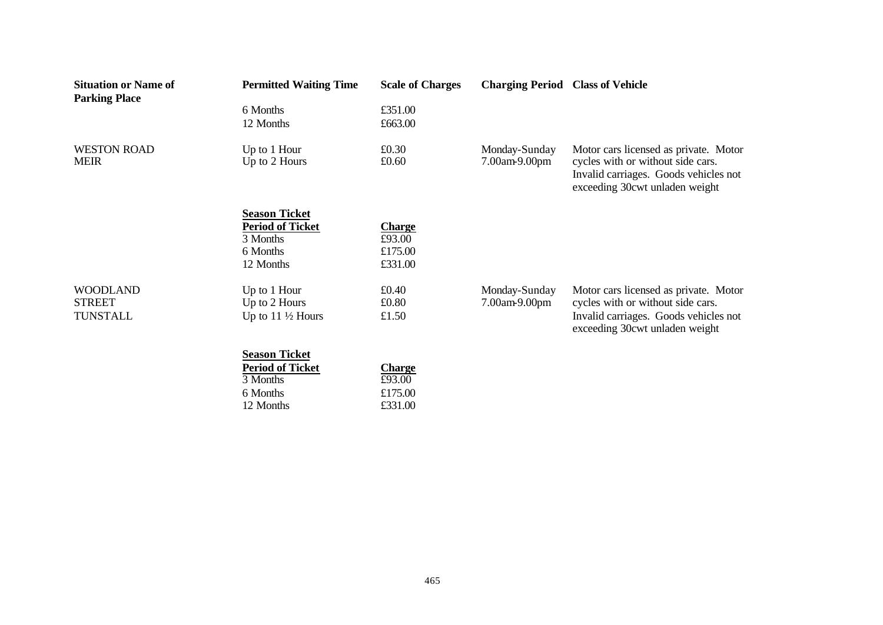| Situation or Name of Parking Place | Permitted Waiting Time | Scale of Charges | Charging Period | Class of Vehicle |
|---|---|---|---|---|
| | 6 Months | £351.00 | | |
| | 12 Months | £663.00 | | |
| WESTON ROAD MEIR | Up to 1 Hour | £0.30 | Monday-Sunday 7.00am-9.00pm | Motor cars licensed as private. Motor cycles with or without side cars. Invalid carriages. Goods vehicles not exceeding 30cwt unladen weight |
| | Up to 2 Hours | £0.60 | | |
| | **Season Ticket** | | | |
| | **Period of Ticket** | **Charge** | | |
| | 3 Months | £93.00 | | |
| | 6 Months | £175.00 | | |
| | 12 Months | £331.00 | | |
| WOODLAND STREET TUNSTALL | Up to 1 Hour | £0.40 | Monday-Sunday 7.00am-9.00pm | Motor cars licensed as private. Motor cycles with or without side cars. Invalid carriages. Goods vehicles not exceeding 30cwt unladen weight |
| | Up to 2 Hours | £0.80 | | |
| | Up to 11 ½ Hours | £1.50 | | |
| | **Season Ticket** | | | |
| | **Period of Ticket** | **Charge** | | |
| | 3 Months | £93.00 | | |
| | 6 Months | £175.00 | | |
| | 12 Months | £331.00 | | |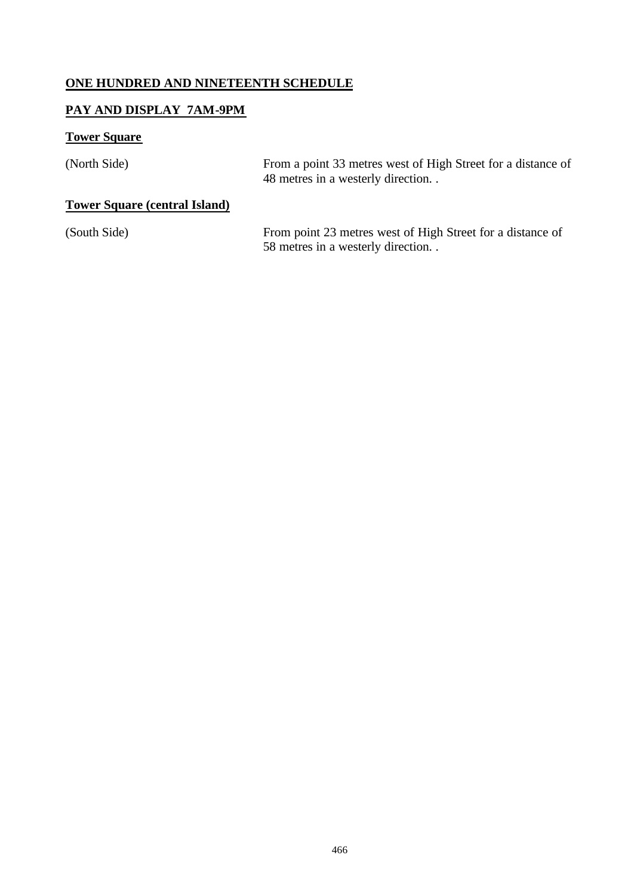**ONE HUNDRED AND NINETEENTH SCHEDULE**

**PAY AND DISPLAY 7AM-9PM**

**Tower Square**

(North Side) From a point 33 metres west of High Street for a distance of 48 metres in a westerly direction. .

**Tower Square (central Island)**

(South Side) From point 23 metres west of High Street for a distance of 58 metres in a westerly direction. .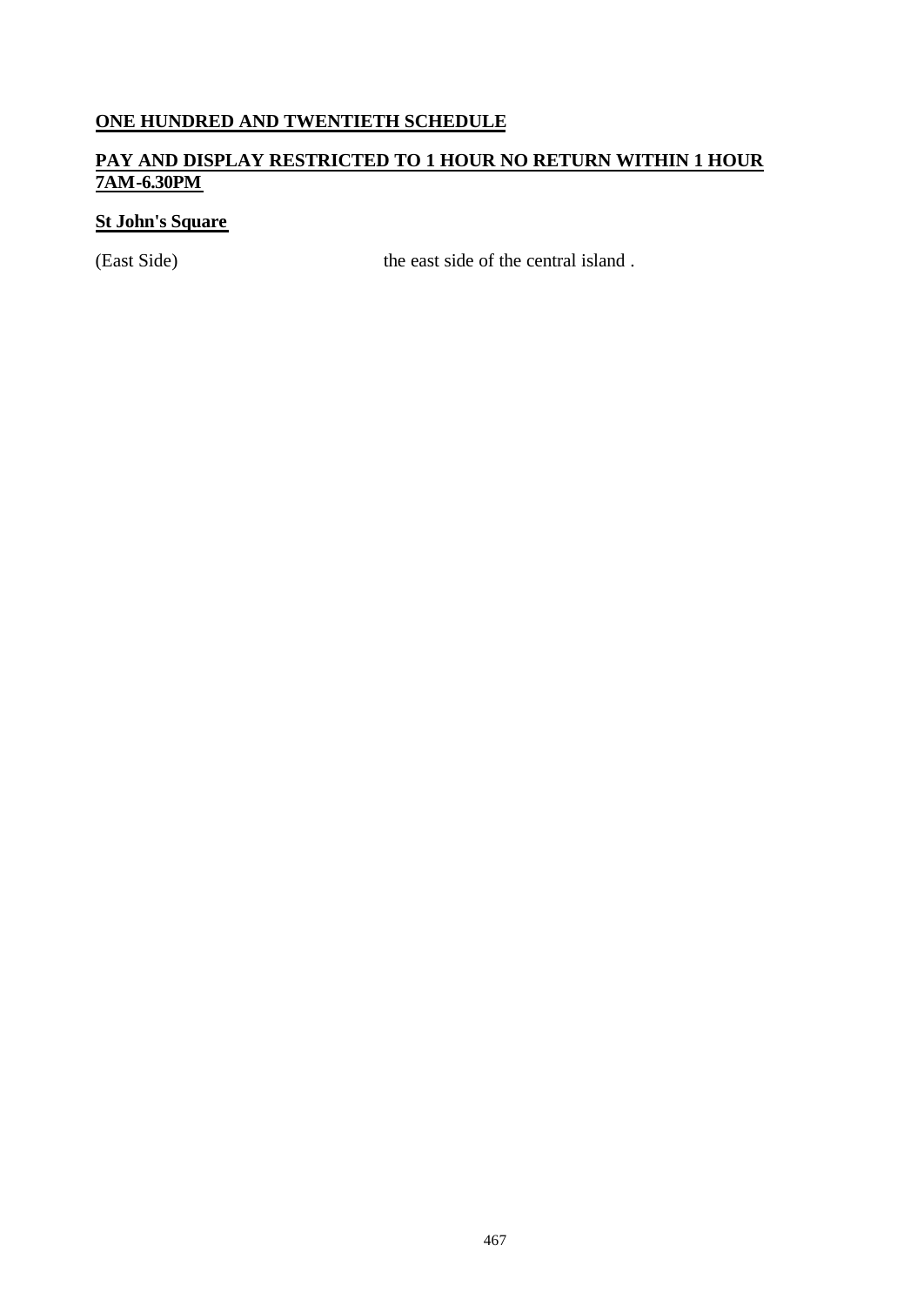## ONE HUNDRED AND TWENTIETH SCHEDULE

## PAY AND DISPLAY RESTRICTED TO 1 HOUR NO RETURN WITHIN 1 HOUR 7AM-6.30PM

### St John's Square

(East Side) the east side of the central island .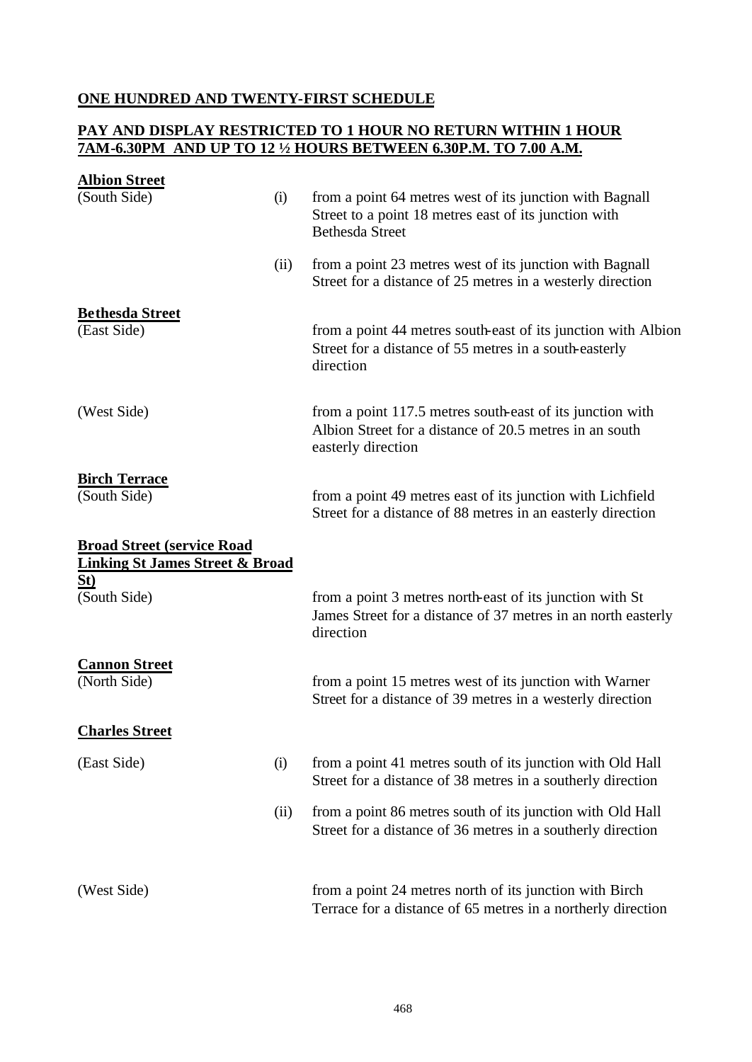## ONE HUNDRED AND TWENTY-FIRST SCHEDULE

## PAY AND DISPLAY RESTRICTED TO 1 HOUR NO RETURN WITHIN 1 HOUR 7AM-6.30PM AND UP TO 12 ½ HOURS BETWEEN 6.30P.M. TO 7.00 A.M.

**Albion Street**

| | | |
|---|---|---|
| (South Side) | (i) | from a point 64 metres west of its junction with Bagnall Street to a point 18 metres east of its junction with Bethesda Street |
| | (ii) | from a point 23 metres west of its junction with Bagnall Street for a distance of 25 metres in a westerly direction |

**Bethesda Street**

| | | |
|---|---|---|
| (East Side) | | from a point 44 metres south-east of its junction with Albion Street for a distance of 55 metres in a south-easterly direction |
| (West Side) | | from a point 117.5 metres south-east of its junction with Albion Street for a distance of 20.5 metres in an south easterly direction |

**Birch Terrace**

| | | |
|---|---|---|
| (South Side) | | from a point 49 metres east of its junction with Lichfield Street for a distance of 88 metres in an easterly direction |

**Broad Street (service Road Linking St James Street & Broad St)**

| | | |
|---|---|---|
| (South Side) | | from a point 3 metres north-east of its junction with St James Street for a distance of 37 metres in an north easterly direction |

**Cannon Street**

| | | |
|---|---|---|
| (North Side) | | from a point 15 metres west of its junction with Warner Street for a distance of 39 metres in a westerly direction |

**Charles Street**

| | | |
|---|---|---|
| (East Side) | (i) | from a point 41 metres south of its junction with Old Hall Street for a distance of 38 metres in a southerly direction |
| | (ii) | from a point 86 metres south of its junction with Old Hall Street for a distance of 36 metres in a southerly direction |
| (West Side) | | from a point 24 metres north of its junction with Birch Terrace for a distance of 65 metres in a northerly direction |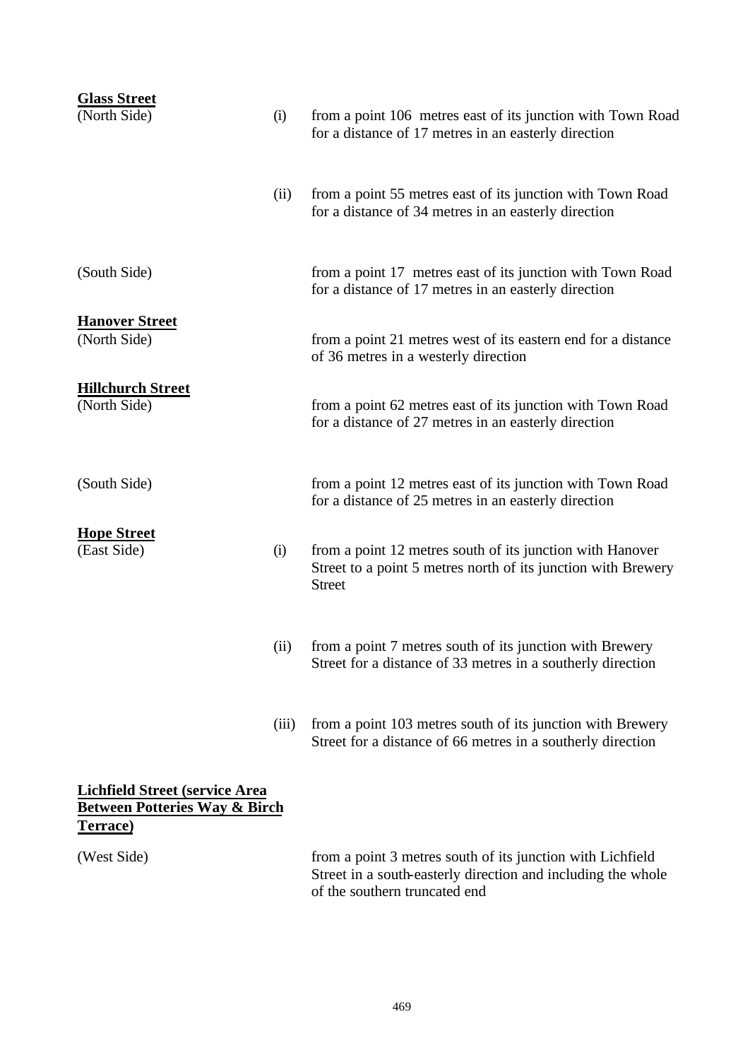**Glass Street**

| | | |
|---|---|---|
| (North Side) | (i) | from a point 106 metres east of its junction with Town Road for a distance of 17 metres in an easterly direction |
| | (ii) | from a point 55 metres east of its junction with Town Road for a distance of 34 metres in an easterly direction |
| (South Side) | | from a point 17 metres east of its junction with Town Road for a distance of 17 metres in an easterly direction |

**Hanover Street**

| | | |
|---|---|---|
| (North Side) | | from a point 21 metres west of its eastern end for a distance of 36 metres in a westerly direction |

**Hillchurch Street**

| | | |
|---|---|---|
| (North Side) | | from a point 62 metres east of its junction with Town Road for a distance of 27 metres in an easterly direction |
| (South Side) | | from a point 12 metres east of its junction with Town Road for a distance of 25 metres in an easterly direction |

**Hope Street**

| | | |
|---|---|---|
| (East Side) | (i) | from a point 12 metres south of its junction with Hanover Street to a point 5 metres north of its junction with Brewery Street |
| | (ii) | from a point 7 metres south of its junction with Brewery Street for a distance of 33 metres in a southerly direction |
| | (iii) | from a point 103 metres south of its junction with Brewery Street for a distance of 66 metres in a southerly direction |

**Lichfield Street (service Area Between Potteries Way & Birch Terrace)**

| | | |
|---|---|---|
| (West Side) | | from a point 3 metres south of its junction with Lichfield Street in a south-easterly direction and including the whole of the southern truncated end |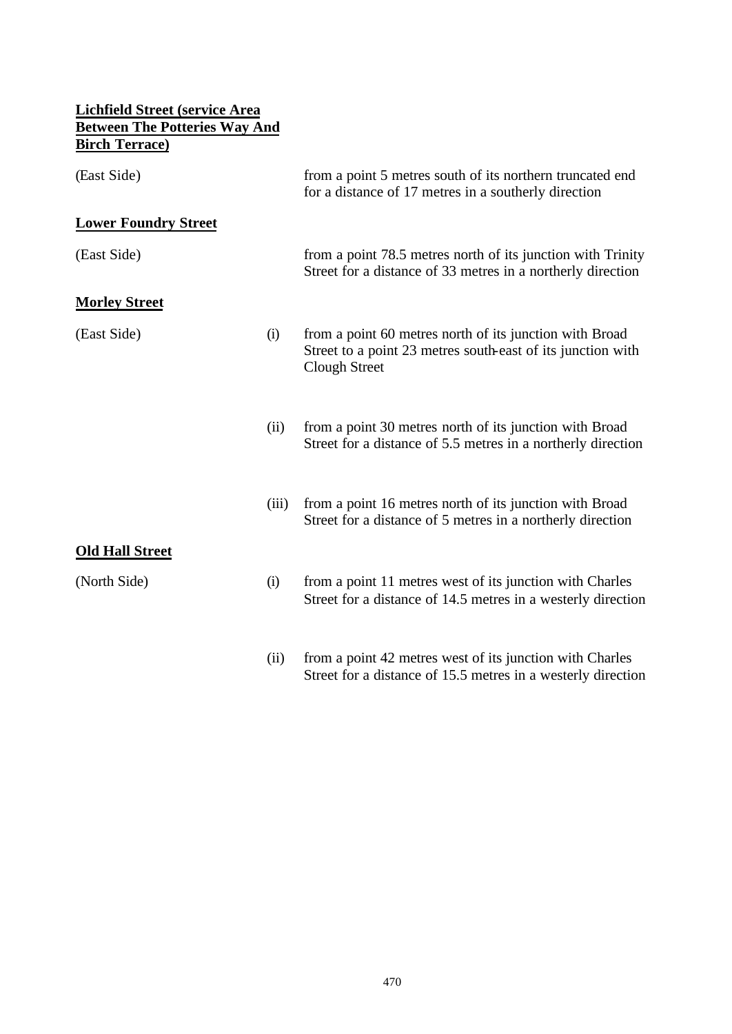**Lichfield Street (service Area Between The Potteries Way And Birch Terrace)**

| | | |
|---|---|---|
| (East Side) | | from a point 5 metres south of its northern truncated end for a distance of 17 metres in a southerly direction |

**Lower Foundry Street**

| | | |
|---|---|---|
| (East Side) | | from a point 78.5 metres north of its junction with Trinity Street for a distance of 33 metres in a northerly direction |

**Morley Street**

| | | |
|---|---|---|
| (East Side) | (i) | from a point 60 metres north of its junction with Broad Street to a point 23 metres south-east of its junction with Clough Street |
| | (ii) | from a point 30 metres north of its junction with Broad Street for a distance of 5.5 metres in a northerly direction |
| | (iii) | from a point 16 metres north of its junction with Broad Street for a distance of 5 metres in a northerly direction |

**Old Hall Street**

| | | |
|---|---|---|
| (North Side) | (i) | from a point 11 metres west of its junction with Charles Street for a distance of 14.5 metres in a westerly direction |
| | (ii) | from a point 42 metres west of its junction with Charles Street for a distance of 15.5 metres in a westerly direction |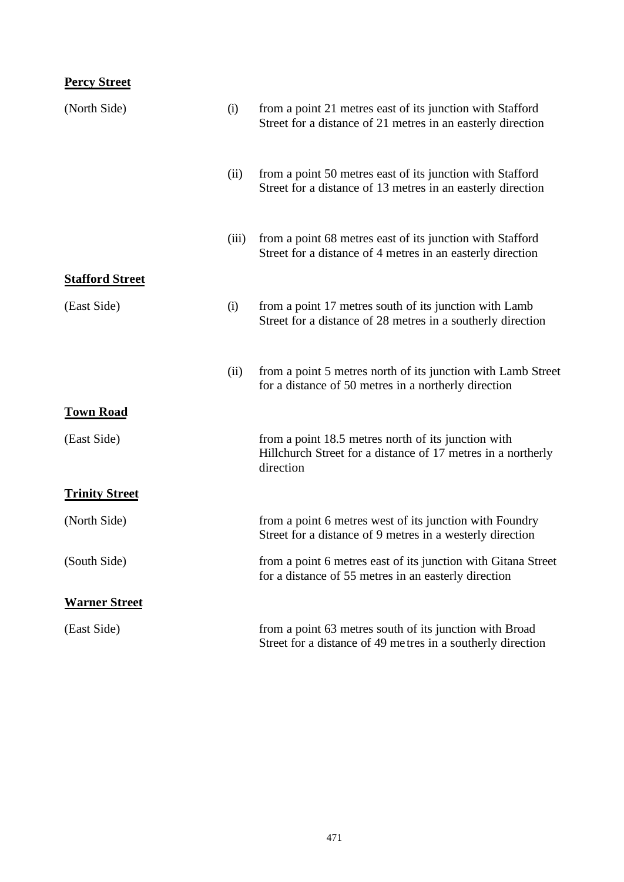**Percy Street**

| | | |
|---|---|---|
| (North Side) | (i) | from a point 21 metres east of its junction with Stafford Street for a distance of 21 metres in an easterly direction |
| | (ii) | from a point 50 metres east of its junction with Stafford Street for a distance of 13 metres in an easterly direction |
| | (iii) | from a point 68 metres east of its junction with Stafford Street for a distance of 4 metres in an easterly direction |

**Stafford Street**

| | | |
|---|---|---|
| (East Side) | (i) | from a point 17 metres south of its junction with Lamb Street for a distance of 28 metres in a southerly direction |
| | (ii) | from a point 5 metres north of its junction with Lamb Street for a distance of 50 metres in a northerly direction |

**Town Road**

| | |
|---|---|
| (East Side) | from a point 18.5 metres north of its junction with Hillchurch Street for a distance of 17 metres in a northerly direction |

**Trinity Street**

| | |
|---|---|
| (North Side) | from a point 6 metres west of its junction with Foundry Street for a distance of 9 metres in a westerly direction |
| (South Side) | from a point 6 metres east of its junction with Gitana Street for a distance of 55 metres in an easterly direction |

**Warner Street**

| | |
|---|---|
| (East Side) | from a point 63 metres south of its junction with Broad Street for a distance of 49 metres in a southerly direction |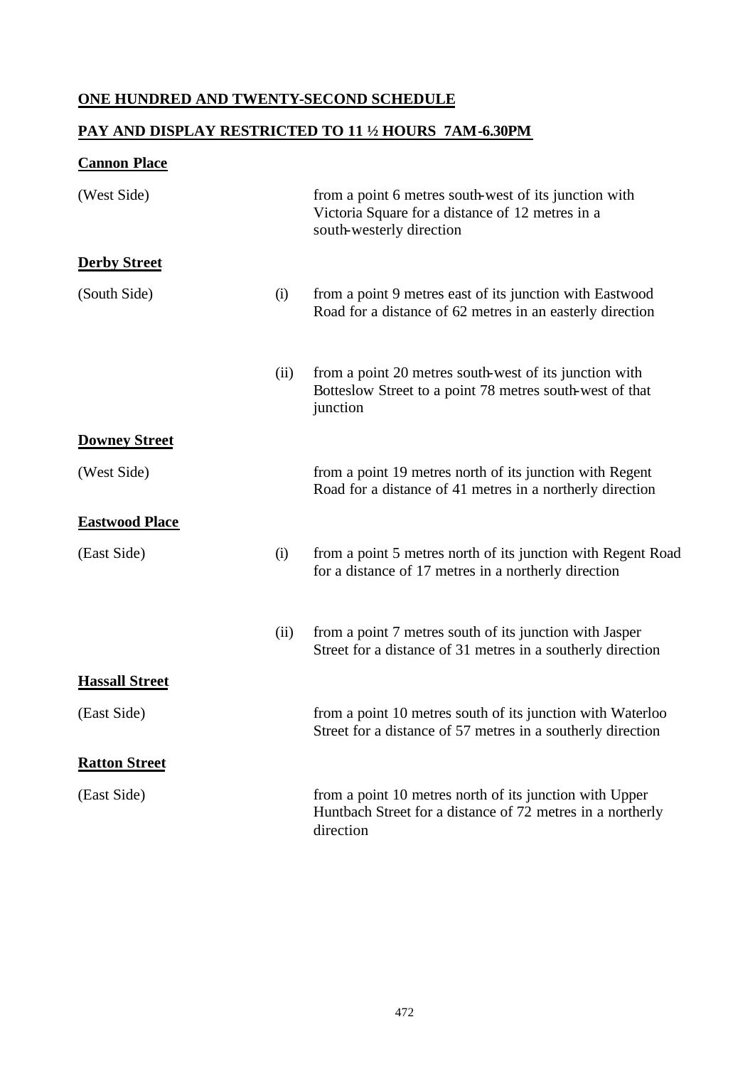**ONE HUNDRED AND TWENTY-SECOND SCHEDULE**

**PAY AND DISPLAY RESTRICTED TO 11 ½ HOURS 7AM-6.30PM**

**Cannon Place**

| | | |
|---|---|---|
| (West Side) | | from a point 6 metres south-west of its junction with Victoria Square for a distance of 12 metres in a south-westerly direction |

**Derby Street**

| | | |
|---|---|---|
| (South Side) | (i) | from a point 9 metres east of its junction with Eastwood Road for a distance of 62 metres in an easterly direction |
| | (ii) | from a point 20 metres south-west of its junction with Botteslow Street to a point 78 metres south-west of that junction |

**Downey Street**

| | | |
|---|---|---|
| (West Side) | | from a point 19 metres north of its junction with Regent Road for a distance of 41 metres in a northerly direction |

**Eastwood Place**

| | | |
|---|---|---|
| (East Side) | (i) | from a point 5 metres north of its junction with Regent Road for a distance of 17 metres in a northerly direction |
| | (ii) | from a point 7 metres south of its junction with Jasper Street for a distance of 31 metres in a southerly direction |

**Hassall Street**

| | | |
|---|---|---|
| (East Side) | | from a point 10 metres south of its junction with Waterloo Street for a distance of 57 metres in a southerly direction |

**Ratton Street**

| | | |
|---|---|---|
| (East Side) | | from a point 10 metres north of its junction with Upper Huntbach Street for a distance of 72 metres in a northerly direction |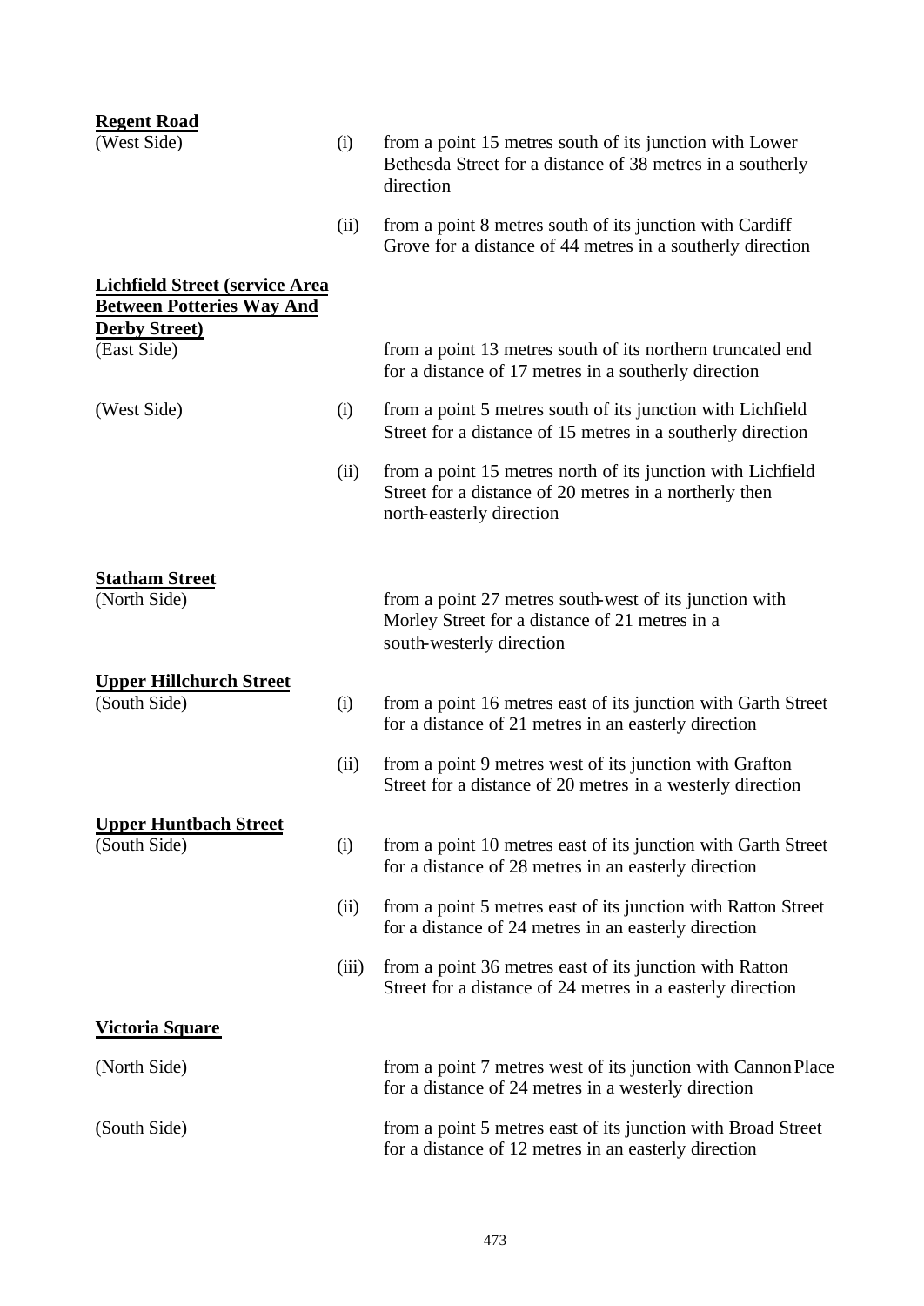**Regent Road**

| | | |
|---|---|---|
| (West Side) | (i) | from a point 15 metres south of its junction with Lower Bethesda Street for a distance of 38 metres in a southerly direction |
| | (ii) | from a point 8 metres south of its junction with Cardiff Grove for a distance of 44 metres in a southerly direction |

**Lichfield Street (service Area Between Potteries Way And Derby Street)**

| | | |
|---|---|---|
| (East Side) | | from a point 13 metres south of its northern truncated end for a distance of 17 metres in a southerly direction |
| (West Side) | (i) | from a point 5 metres south of its junction with Lichfield Street for a distance of 15 metres in a southerly direction |
| | (ii) | from a point 15 metres north of its junction with Lichfield Street for a distance of 20 metres in a northerly then north-easterly direction |

**Statham Street**

| | | |
|---|---|---|
| (North Side) | | from a point 27 metres south-west of its junction with Morley Street for a distance of 21 metres in a south-westerly direction |

**Upper Hillchurch Street**

| | | |
|---|---|---|
| (South Side) | (i) | from a point 16 metres east of its junction with Garth Street for a distance of 21 metres in an easterly direction |
| | (ii) | from a point 9 metres west of its junction with Grafton Street for a distance of 20 metres in a westerly direction |

**Upper Huntbach Street**

| | | |
|---|---|---|
| (South Side) | (i) | from a point 10 metres east of its junction with Garth Street for a distance of 28 metres in an easterly direction |
| | (ii) | from a point 5 metres east of its junction with Ratton Street for a distance of 24 metres in an easterly direction |
| | (iii) | from a point 36 metres east of its junction with Ratton Street for a distance of 24 metres in a easterly direction |

**Victoria Square**

| | | |
|---|---|---|
| (North Side) | | from a point 7 metres west of its junction with Cannon Place for a distance of 24 metres in a westerly direction |
| (South Side) | | from a point 5 metres east of its junction with Broad Street for a distance of 12 metres in an easterly direction |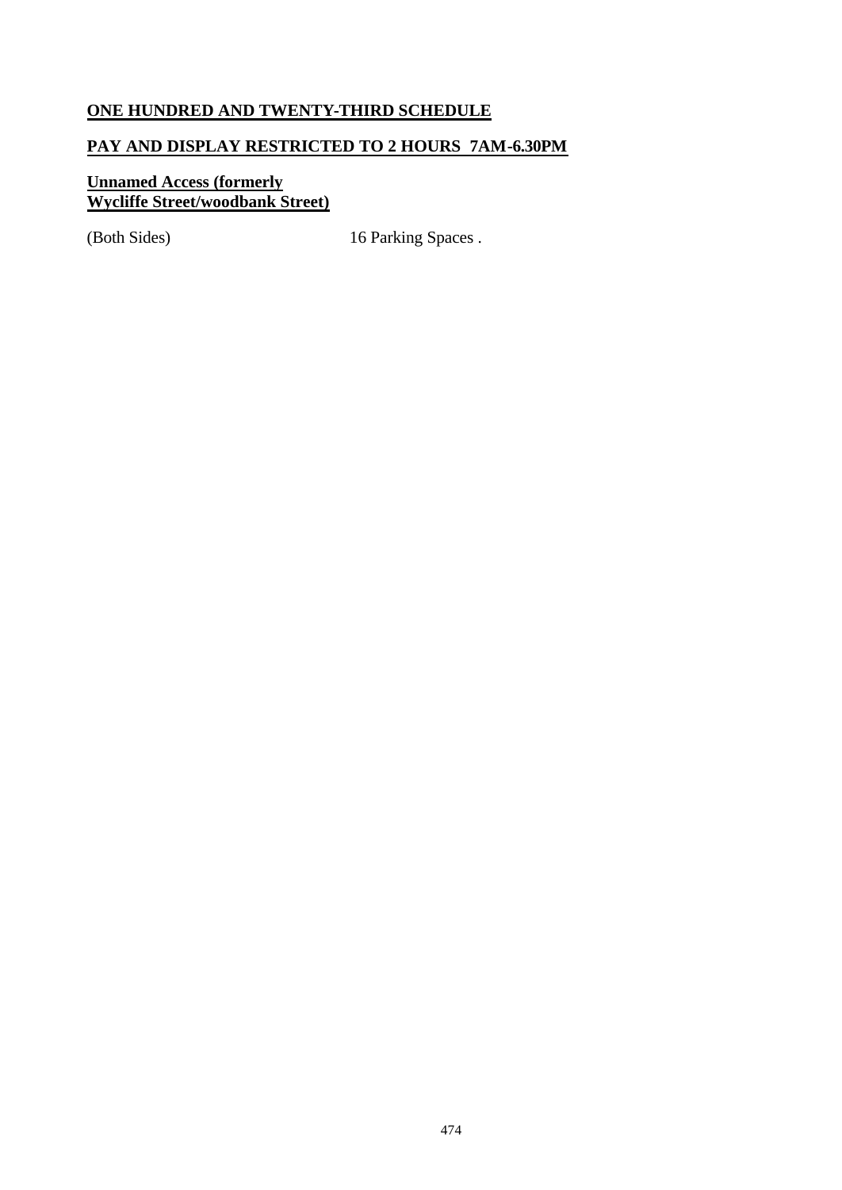## ONE HUNDRED AND TWENTY-THIRD SCHEDULE

## PAY AND DISPLAY RESTRICTED TO 2 HOURS 7AM-6.30PM

**Unnamed Access (formerly Wycliffe Street/woodbank Street)**

| | |
|---|---|
| (Both Sides) | 16 Parking Spaces . |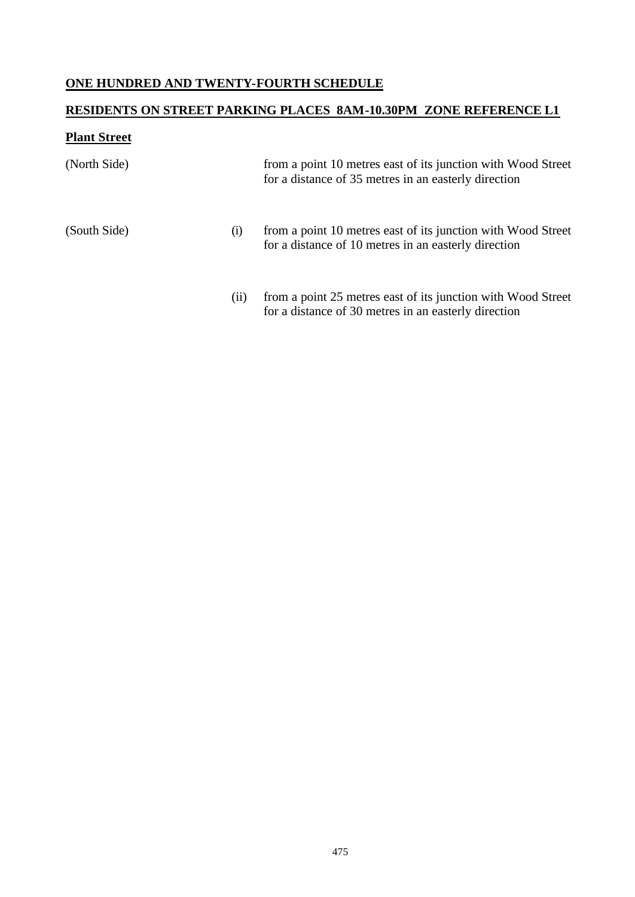## ONE HUNDRED AND TWENTY-FOURTH SCHEDULE

## RESIDENTS ON STREET PARKING PLACES 8AM-10.30PM ZONE REFERENCE L1

### Plant Street

| | | |
|---|---|---|
| (North Side) | | from a point 10 metres east of its junction with Wood Street for a distance of 35 metres in an easterly direction |
| (South Side) | (i) | from a point 10 metres east of its junction with Wood Street for a distance of 10 metres in an easterly direction |
| | (ii) | from a point 25 metres east of its junction with Wood Street for a distance of 30 metres in an easterly direction |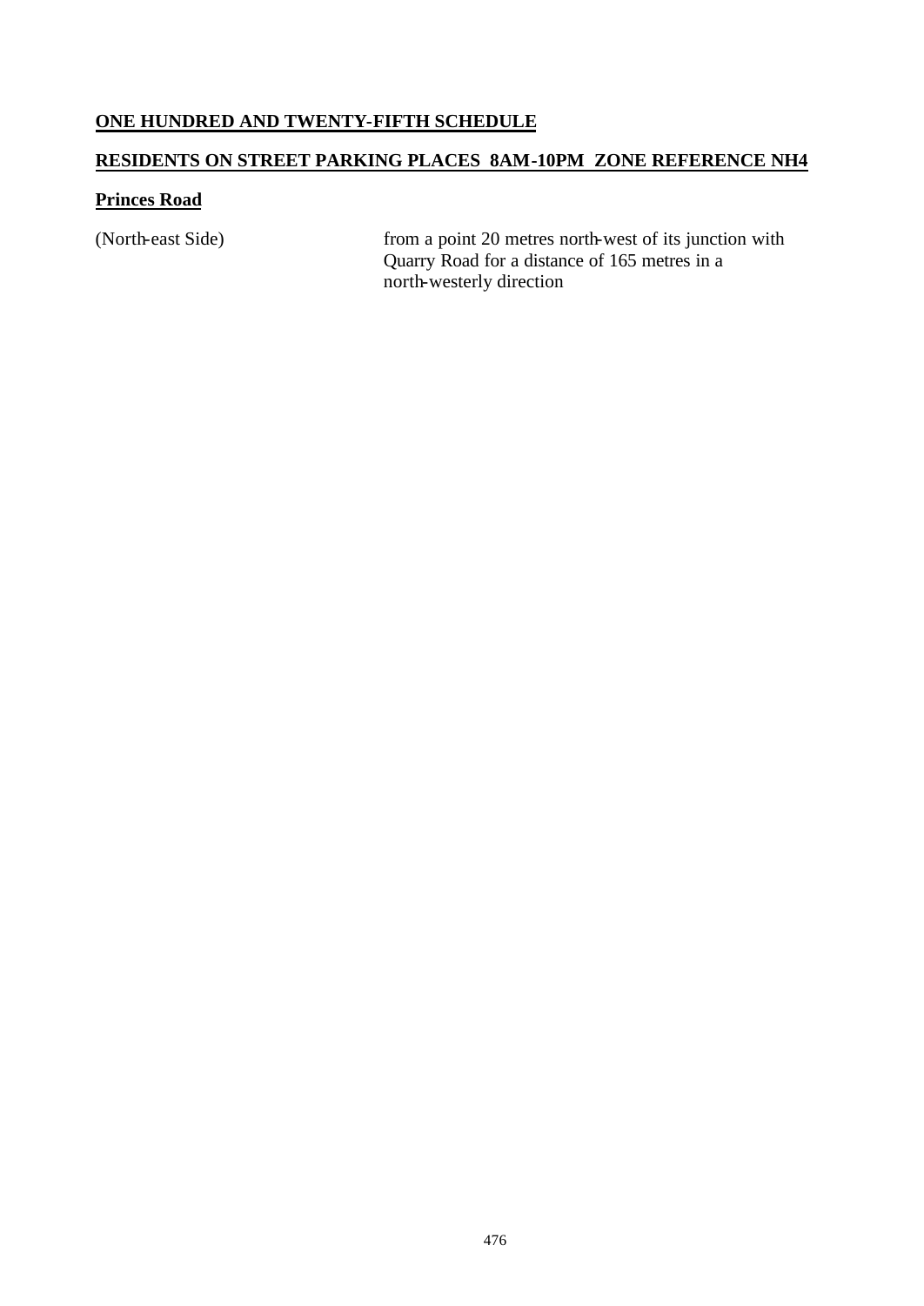## ONE HUNDRED AND TWENTY-FIFTH SCHEDULE

## RESIDENTS ON STREET PARKING PLACES 8AM-10PM ZONE REFERENCE NH4

### Princes Road

| | |
|---|---|
| (North-east Side) | from a point 20 metres north-west of its junction with Quarry Road for a distance of 165 metres in a north-westerly direction |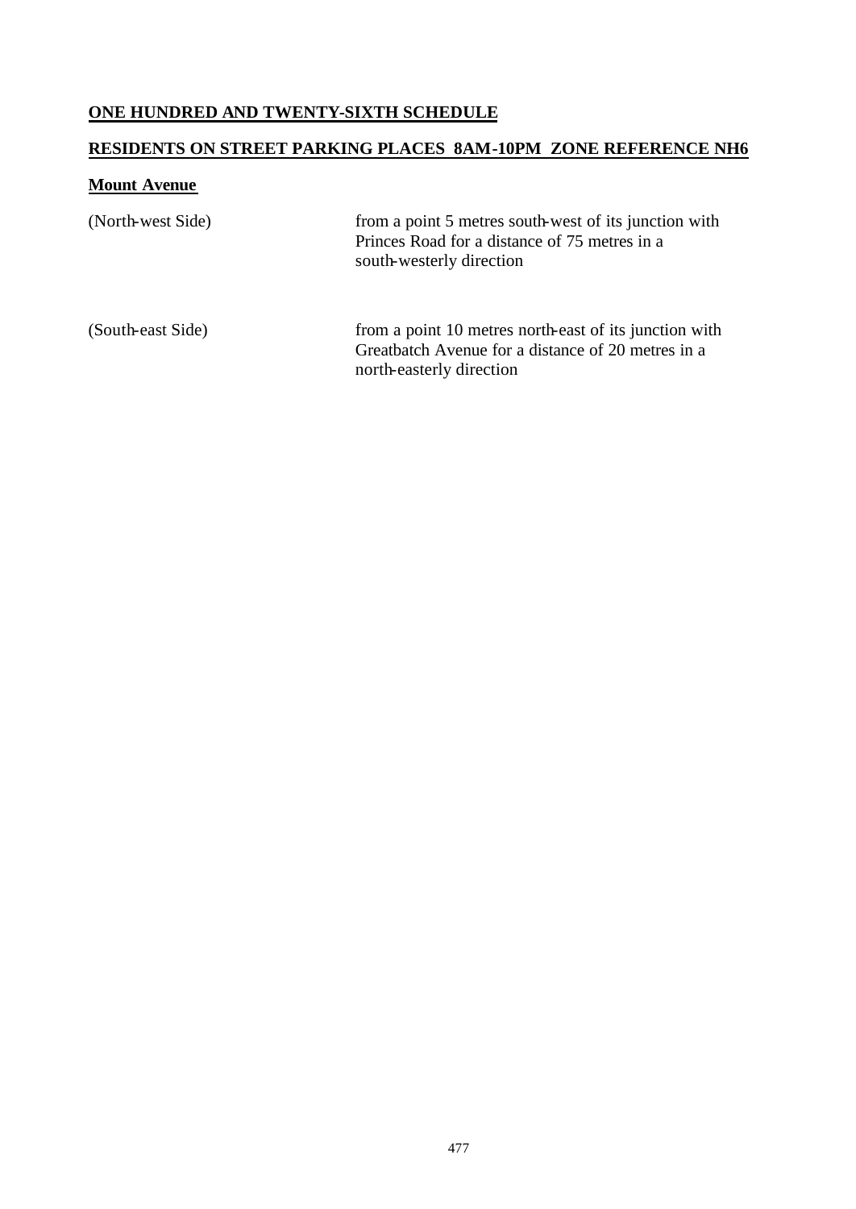## ONE HUNDRED AND TWENTY-SIXTH SCHEDULE

## RESIDENTS ON STREET PARKING PLACES 8AM-10PM ZONE REFERENCE NH6

### Mount Avenue

| | |
|---|---|
| (North-west Side) | from a point 5 metres south-west of its junction with Princes Road for a distance of 75 metres in a south-westerly direction |
| (South-east Side) | from a point 10 metres north-east of its junction with Greatbatch Avenue for a distance of 20 metres in a north-easterly direction |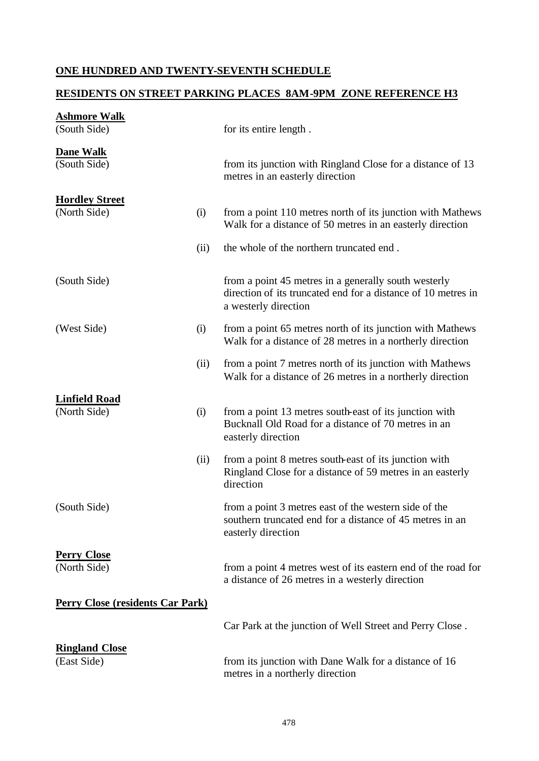**ONE HUNDRED AND TWENTY-SEVENTH SCHEDULE**

**RESIDENTS ON STREET PARKING PLACES 8AM-9PM ZONE REFERENCE H3**

**Ashmore Walk**
(South Side) — for its entire length .

**Dane Walk**
(South Side) — from its junction with Ringland Close for a distance of 13 metres in an easterly direction

**Hordley Street**
(North Side)
(i) from a point 110 metres north of its junction with Mathews Walk for a distance of 50 metres in an easterly direction
(ii) the whole of the northern truncated end .

(South Side) — from a point 45 metres in a generally south westerly direction of its truncated end for a distance of 10 metres in a westerly direction

(West Side)
(i) from a point 65 metres north of its junction with Mathews Walk for a distance of 28 metres in a northerly direction
(ii) from a point 7 metres north of its junction with Mathews Walk for a distance of 26 metres in a northerly direction

**Linfield Road**
(North Side)
(i) from a point 13 metres south-east of its junction with Bucknall Old Road for a distance of 70 metres in an easterly direction
(ii) from a point 8 metres south-east of its junction with Ringland Close for a distance of 59 metres in an easterly direction

(South Side) — from a point 3 metres east of the western side of the southern truncated end for a distance of 45 metres in an easterly direction

**Perry Close**
(North Side) — from a point 4 metres west of its eastern end of the road for a distance of 26 metres in a westerly direction

**Perry Close (residents Car Park)**

Car Park at the junction of Well Street and Perry Close .

**Ringland Close**
(East Side) — from its junction with Dane Walk for a distance of 16 metres in a northerly direction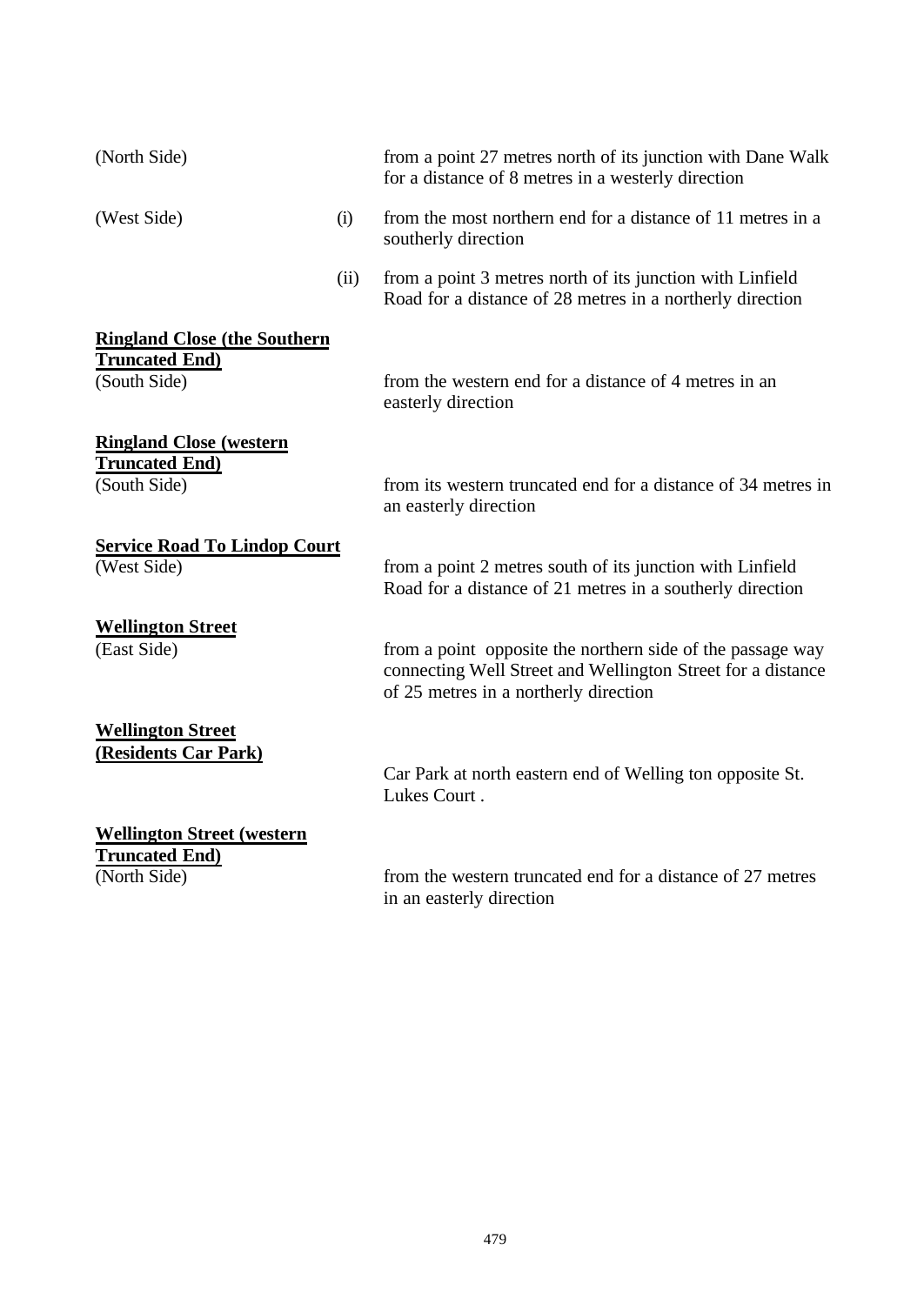(North Side) from a point 27 metres north of its junction with Dane Walk for a distance of 8 metres in a westerly direction

(West Side)

(i) from the most northern end for a distance of 11 metres in a southerly direction

(ii) from a point 3 metres north of its junction with Linfield Road for a distance of 28 metres in a northerly direction

**Ringland Close (the Southern Truncated End)**

(South Side) from the western end for a distance of 4 metres in an easterly direction

**Ringland Close (western Truncated End)**

(South Side) from its western truncated end for a distance of 34 metres in an easterly direction

**Service Road To Lindop Court**

(West Side) from a point 2 metres south of its junction with Linfield Road for a distance of 21 metres in a southerly direction

**Wellington Street**

(East Side) from a point opposite the northern side of the passage way connecting Well Street and Wellington Street for a distance of 25 metres in a northerly direction

**Wellington Street (Residents Car Park)**

Car Park at north eastern end of Welling ton opposite St. Lukes Court .

**Wellington Street (western Truncated End)**

(North Side) from the western truncated end for a distance of 27 metres in an easterly direction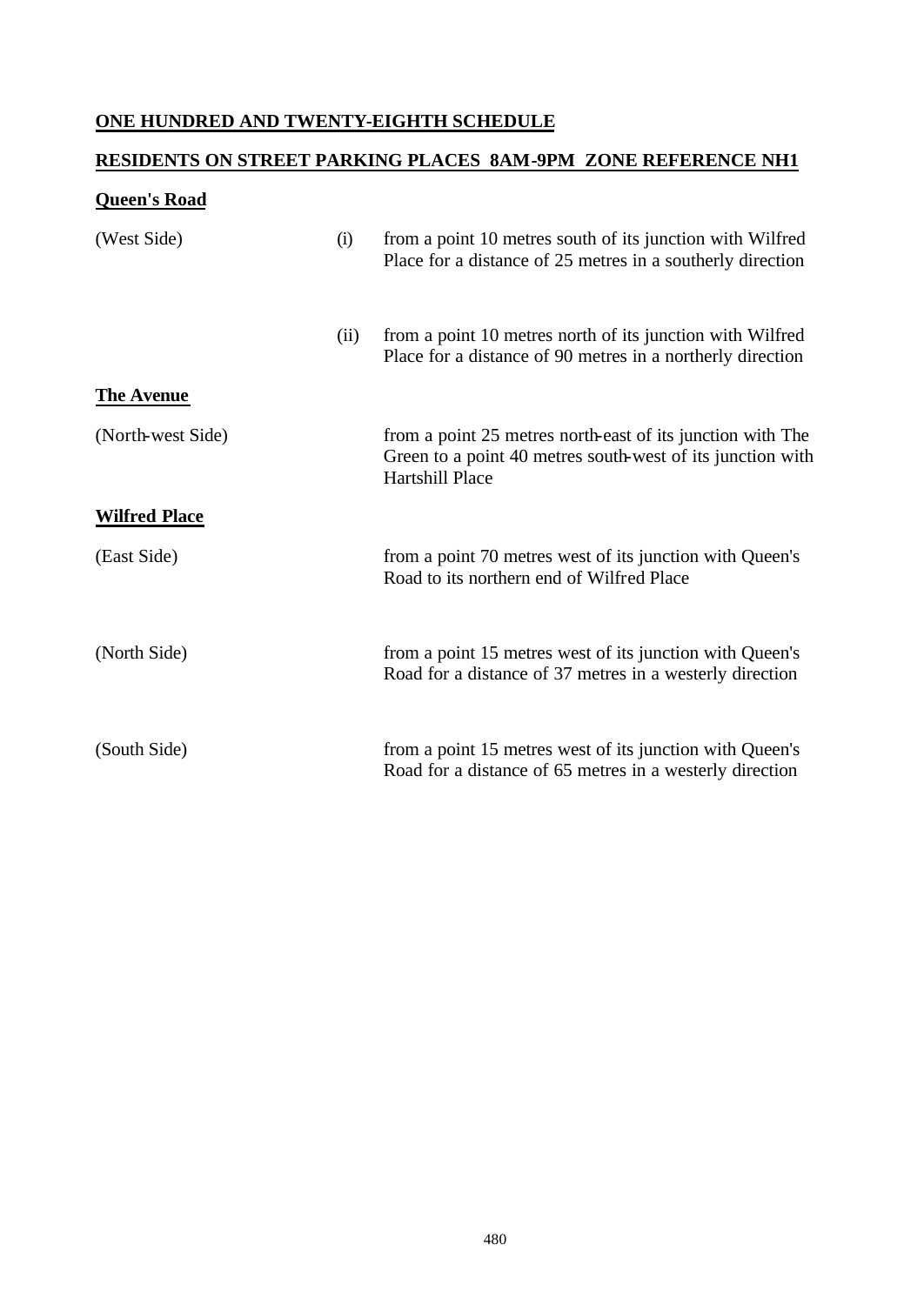**ONE HUNDRED AND TWENTY-EIGHTH SCHEDULE**

**RESIDENTS ON STREET PARKING PLACES 8AM-9PM ZONE REFERENCE NH1**

**Queen's Road**

| | | |
|---|---|---|
| (West Side) | (i) | from a point 10 metres south of its junction with Wilfred Place for a distance of 25 metres in a southerly direction |
| | (ii) | from a point 10 metres north of its junction with Wilfred Place for a distance of 90 metres in a northerly direction |

**The Avenue**

| | |
|---|---|
| (North-west Side) | from a point 25 metres north-east of its junction with The Green to a point 40 metres south-west of its junction with Hartshill Place |

**Wilfred Place**

| | |
|---|---|
| (East Side) | from a point 70 metres west of its junction with Queen's Road to its northern end of Wilfred Place |
| (North Side) | from a point 15 metres west of its junction with Queen's Road for a distance of 37 metres in a westerly direction |
| (South Side) | from a point 15 metres west of its junction with Queen's Road for a distance of 65 metres in a westerly direction |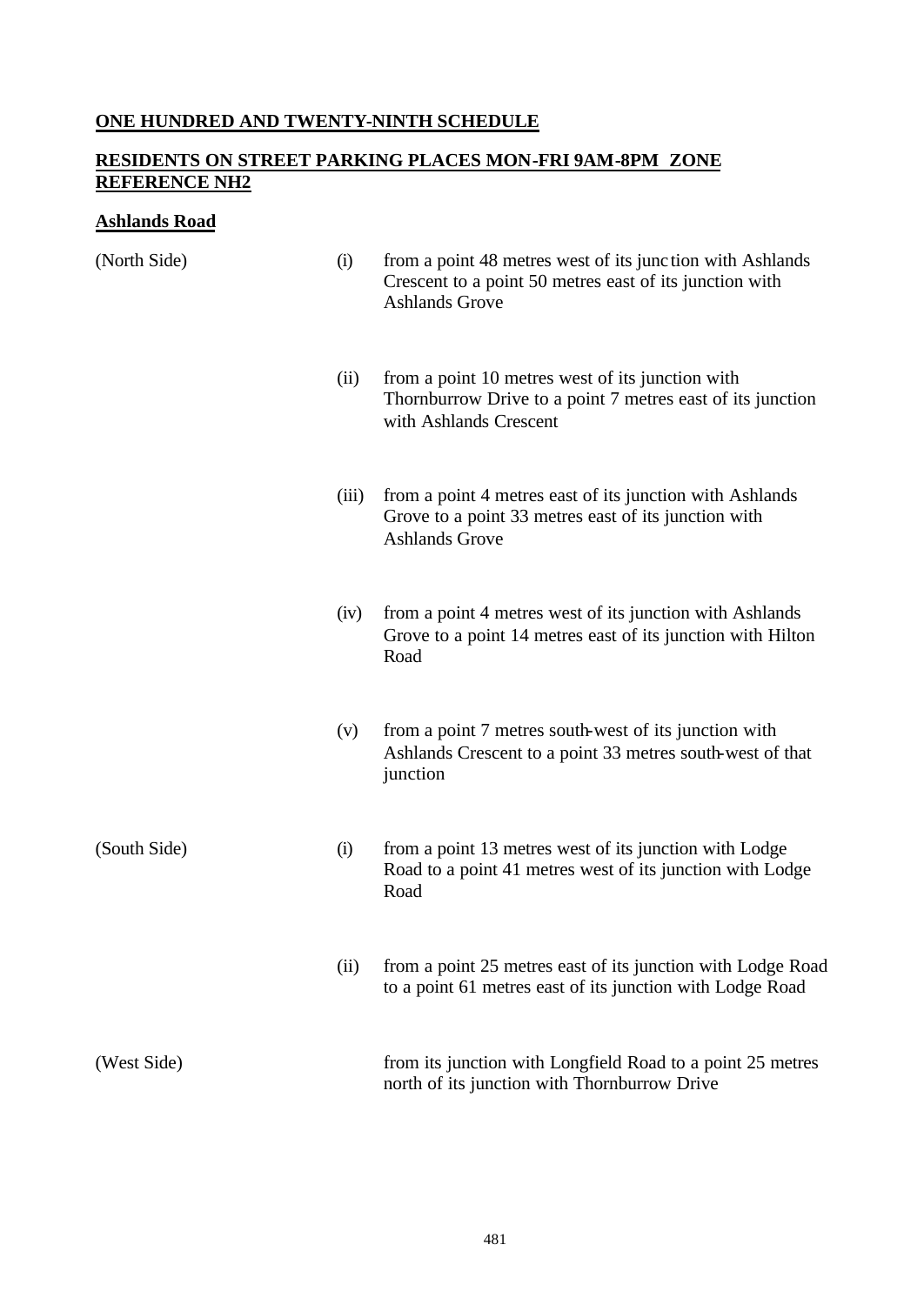**ONE HUNDRED AND TWENTY-NINTH SCHEDULE**

**RESIDENTS ON STREET PARKING PLACES MON-FRI 9AM-8PM ZONE REFERENCE NH2**

**Ashlands Road**

| | | |
|---|---|---|
| (North Side) | (i) | from a point 48 metres west of its junction with Ashlands Crescent to a point 50 metres east of its junction with Ashlands Grove |
| | (ii) | from a point 10 metres west of its junction with Thornburrow Drive to a point 7 metres east of its junction with Ashlands Crescent |
| | (iii) | from a point 4 metres east of its junction with Ashlands Grove to a point 33 metres east of its junction with Ashlands Grove |
| | (iv) | from a point 4 metres west of its junction with Ashlands Grove to a point 14 metres east of its junction with Hilton Road |
| | (v) | from a point 7 metres south-west of its junction with Ashlands Crescent to a point 33 metres south-west of that junction |
| (South Side) | (i) | from a point 13 metres west of its junction with Lodge Road to a point 41 metres west of its junction with Lodge Road |
| | (ii) | from a point 25 metres east of its junction with Lodge Road to a point 61 metres east of its junction with Lodge Road |
| (West Side) | | from its junction with Longfield Road to a point 25 metres north of its junction with Thornburrow Drive |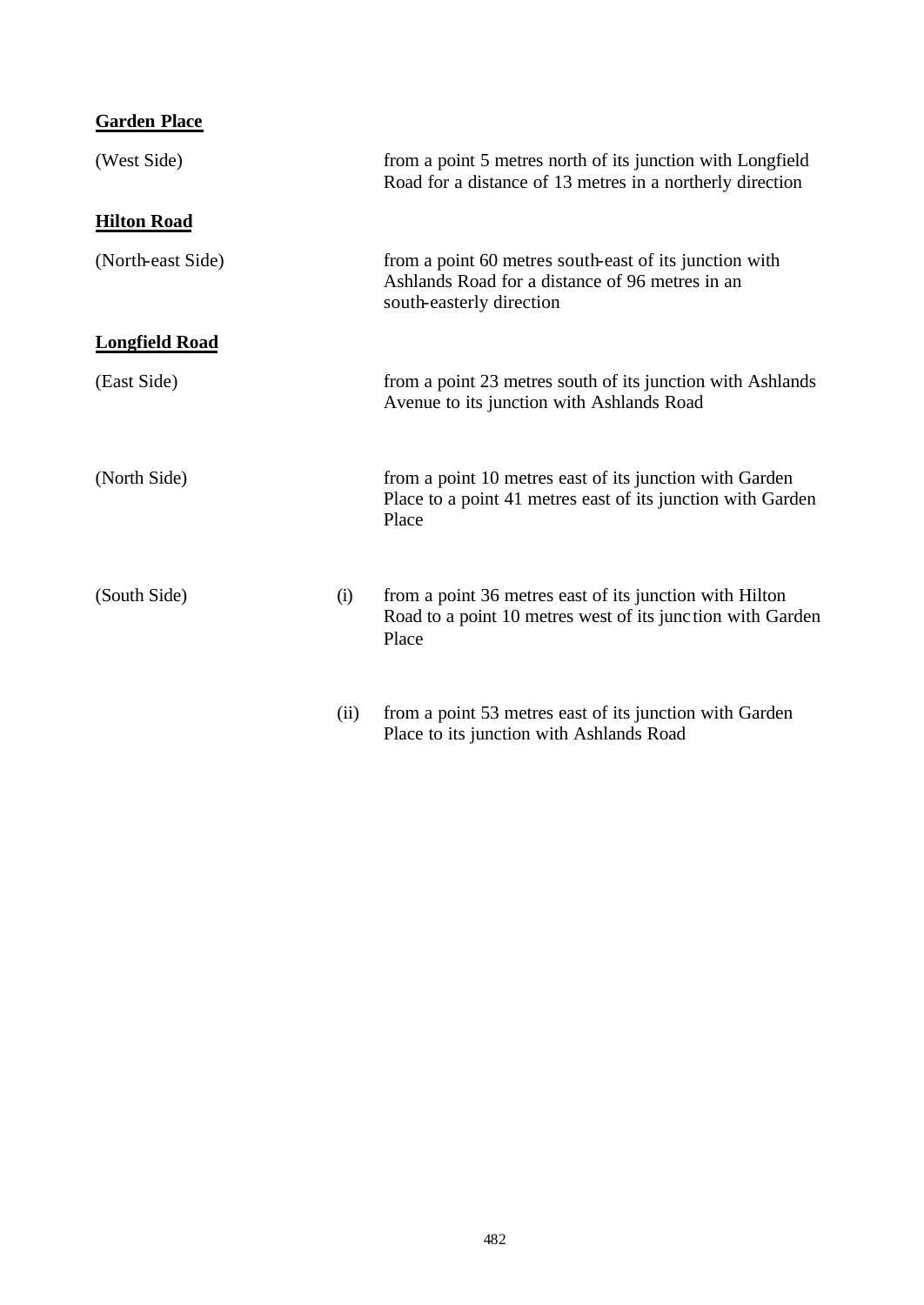**Garden Place**

(West Side) from a point 5 metres north of its junction with Longfield Road for a distance of 13 metres in a northerly direction

**Hilton Road**

(North-east Side) from a point 60 metres south-east of its junction with Ashlands Road for a distance of 96 metres in an south-easterly direction

**Longfield Road**

(East Side) from a point 23 metres south of its junction with Ashlands Avenue to its junction with Ashlands Road

(North Side) from a point 10 metres east of its junction with Garden Place to a point 41 metres east of its junction with Garden Place

(South Side)

(i) from a point 36 metres east of its junction with Hilton Road to a point 10 metres west of its junction with Garden Place

(ii) from a point 53 metres east of its junction with Garden Place to its junction with Ashlands Road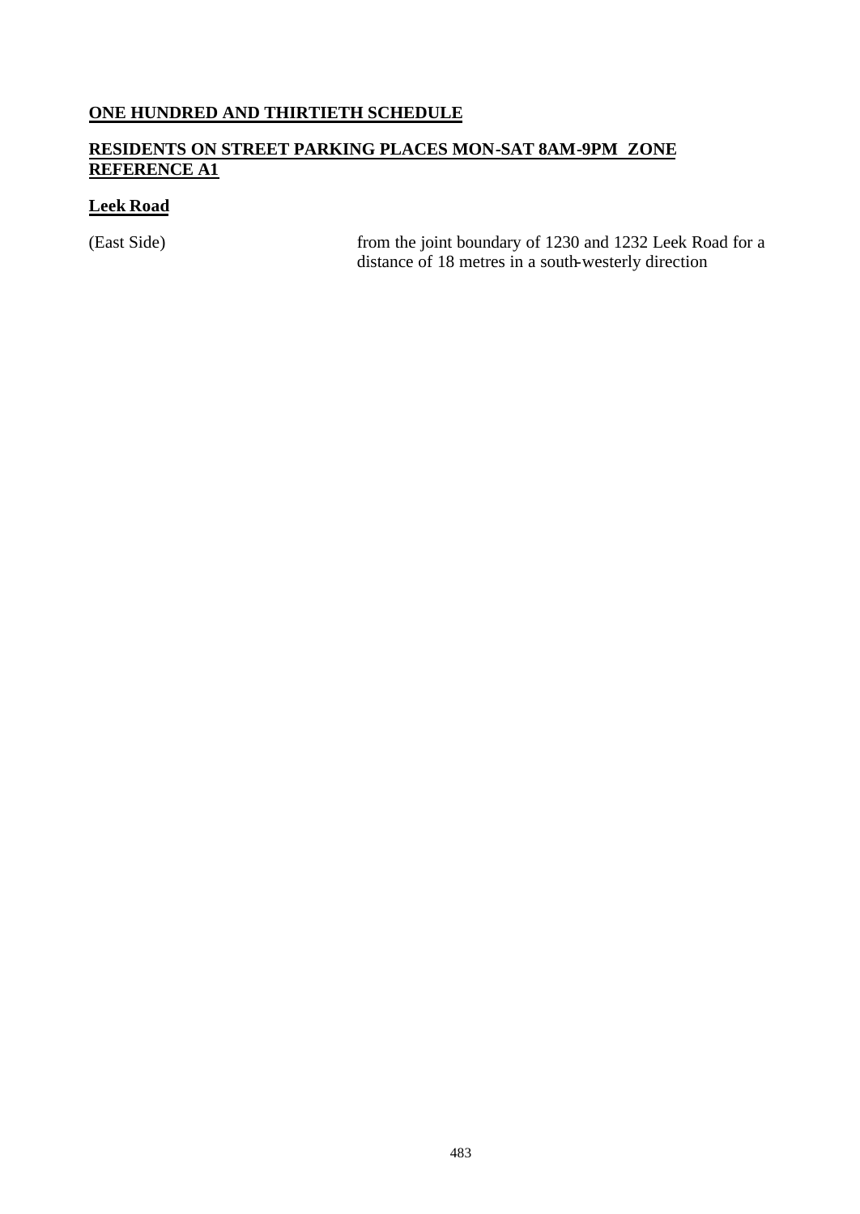## ONE HUNDRED AND THIRTIETH SCHEDULE

## RESIDENTS ON STREET PARKING PLACES MON-SAT 8AM-9PM ZONE REFERENCE A1

### Leek Road

| | |
|---|---|
| (East Side) | from the joint boundary of 1230 and 1232 Leek Road for a distance of 18 metres in a south-westerly direction |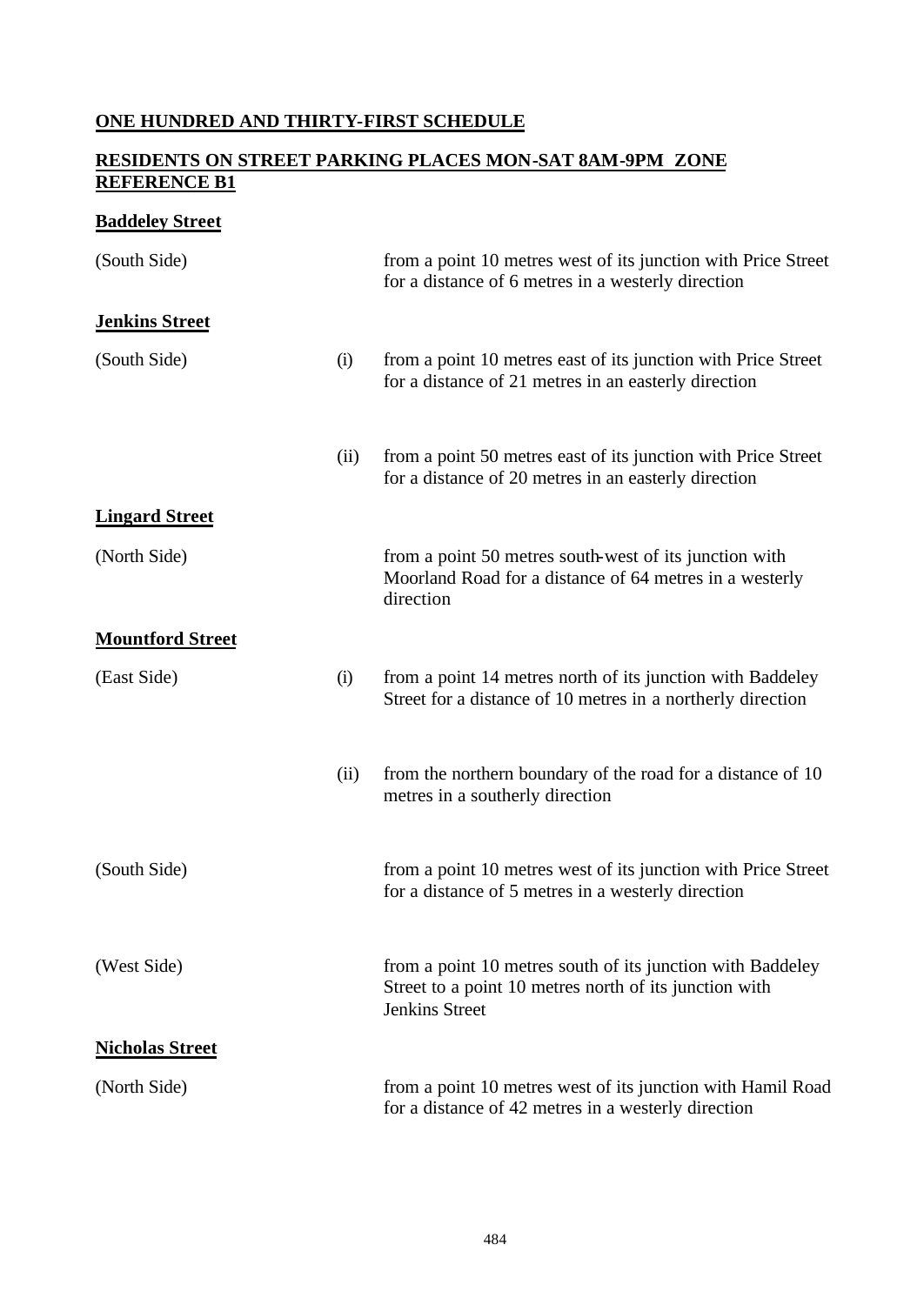**ONE HUNDRED AND THIRTY-FIRST SCHEDULE**

**RESIDENTS ON STREET PARKING PLACES MON-SAT 8AM-9PM ZONE REFERENCE B1**

**Baddeley Street**

| | | |
|---|---|---|
| (South Side) | | from a point 10 metres west of its junction with Price Street for a distance of 6 metres in a westerly direction |

**Jenkins Street**

| | | |
|---|---|---|
| (South Side) | (i) | from a point 10 metres east of its junction with Price Street for a distance of 21 metres in an easterly direction |
| | (ii) | from a point 50 metres east of its junction with Price Street for a distance of 20 metres in an easterly direction |

**Lingard Street**

| | | |
|---|---|---|
| (North Side) | | from a point 50 metres south-west of its junction with Moorland Road for a distance of 64 metres in a westerly direction |

**Mountford Street**

| | | |
|---|---|---|
| (East Side) | (i) | from a point 14 metres north of its junction with Baddeley Street for a distance of 10 metres in a northerly direction |
| | (ii) | from the northern boundary of the road for a distance of 10 metres in a southerly direction |
| (South Side) | | from a point 10 metres west of its junction with Price Street for a distance of 5 metres in a westerly direction |
| (West Side) | | from a point 10 metres south of its junction with Baddeley Street to a point 10 metres north of its junction with Jenkins Street |

**Nicholas Street**

| | | |
|---|---|---|
| (North Side) | | from a point 10 metres west of its junction with Hamil Road for a distance of 42 metres in a westerly direction |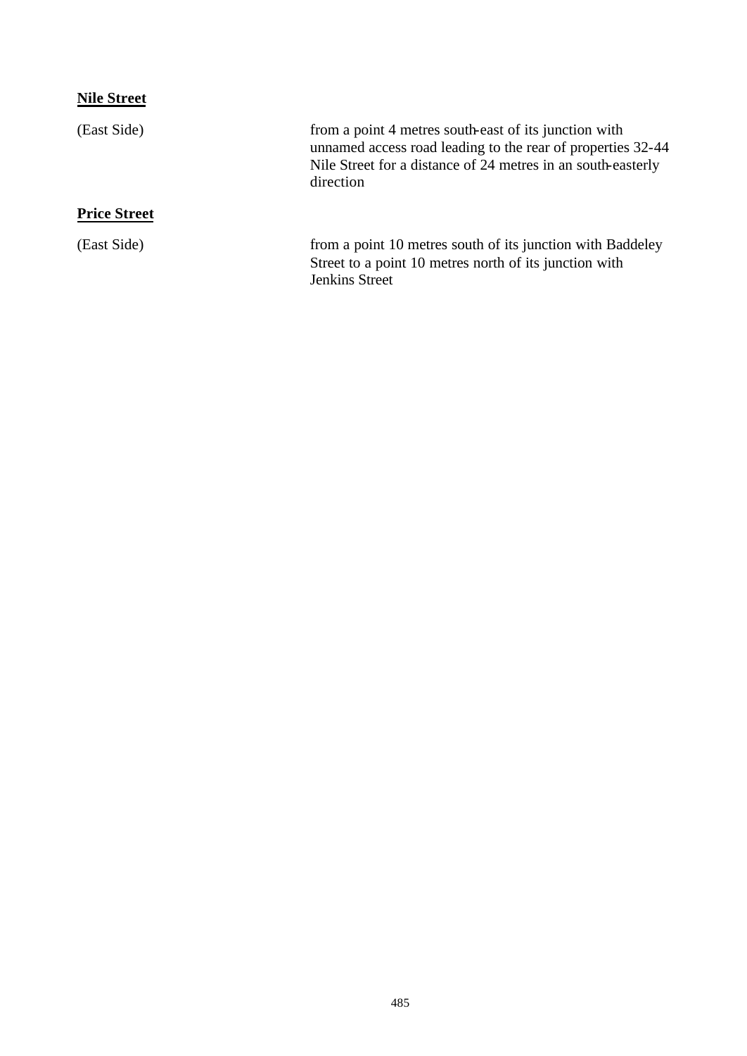**Nile Street**

| | |
|---|---|
| (East Side) | from a point 4 metres south-east of its junction with unnamed access road leading to the rear of properties 32-44 Nile Street for a distance of 24 metres in an south-easterly direction |

**Price Street**

| | |
|---|---|
| (East Side) | from a point 10 metres south of its junction with Baddeley Street to a point 10 metres north of its junction with Jenkins Street |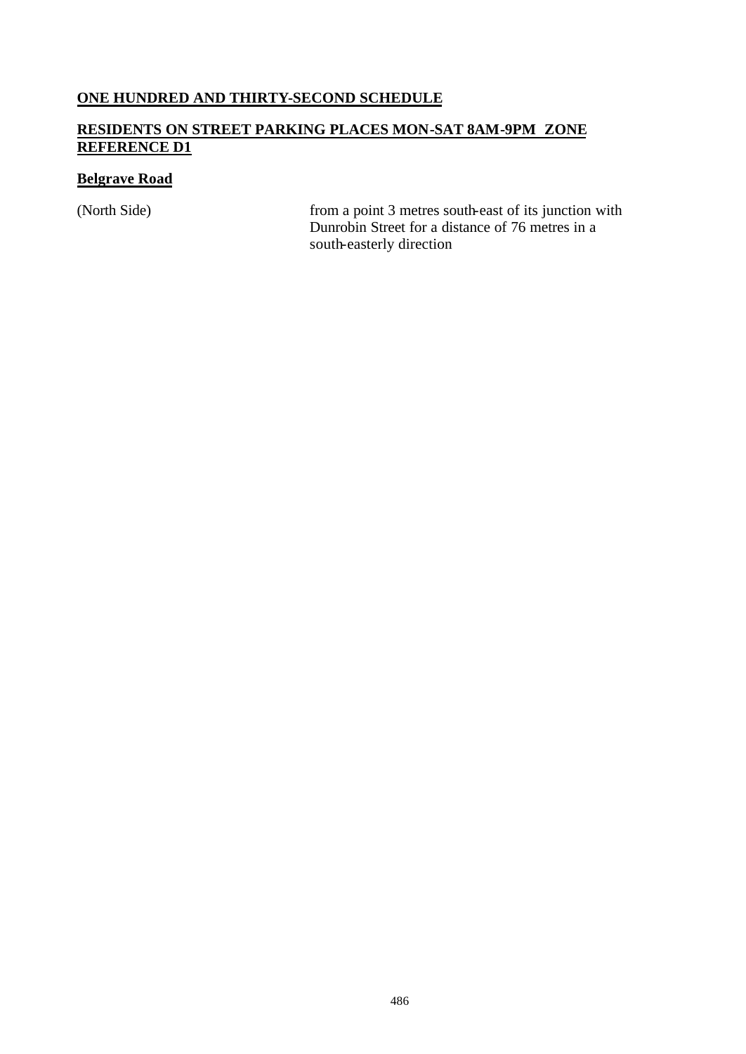## ONE HUNDRED AND THIRTY-SECOND SCHEDULE

## RESIDENTS ON STREET PARKING PLACES MON-SAT 8AM-9PM ZONE REFERENCE D1

### Belgrave Road

| | |
|---|---|
| (North Side) | from a point 3 metres south-east of its junction with Dunrobin Street for a distance of 76 metres in a south-easterly direction |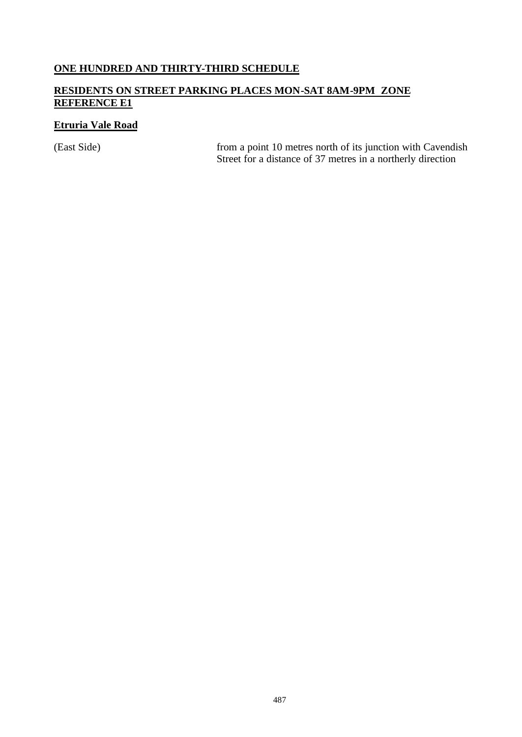## ONE HUNDRED AND THIRTY-THIRD SCHEDULE

## RESIDENTS ON STREET PARKING PLACES MON-SAT 8AM-9PM ZONE REFERENCE E1

### Etruria Vale Road

| | |
|---|---|
| (East Side) | from a point 10 metres north of its junction with Cavendish Street for a distance of 37 metres in a northerly direction |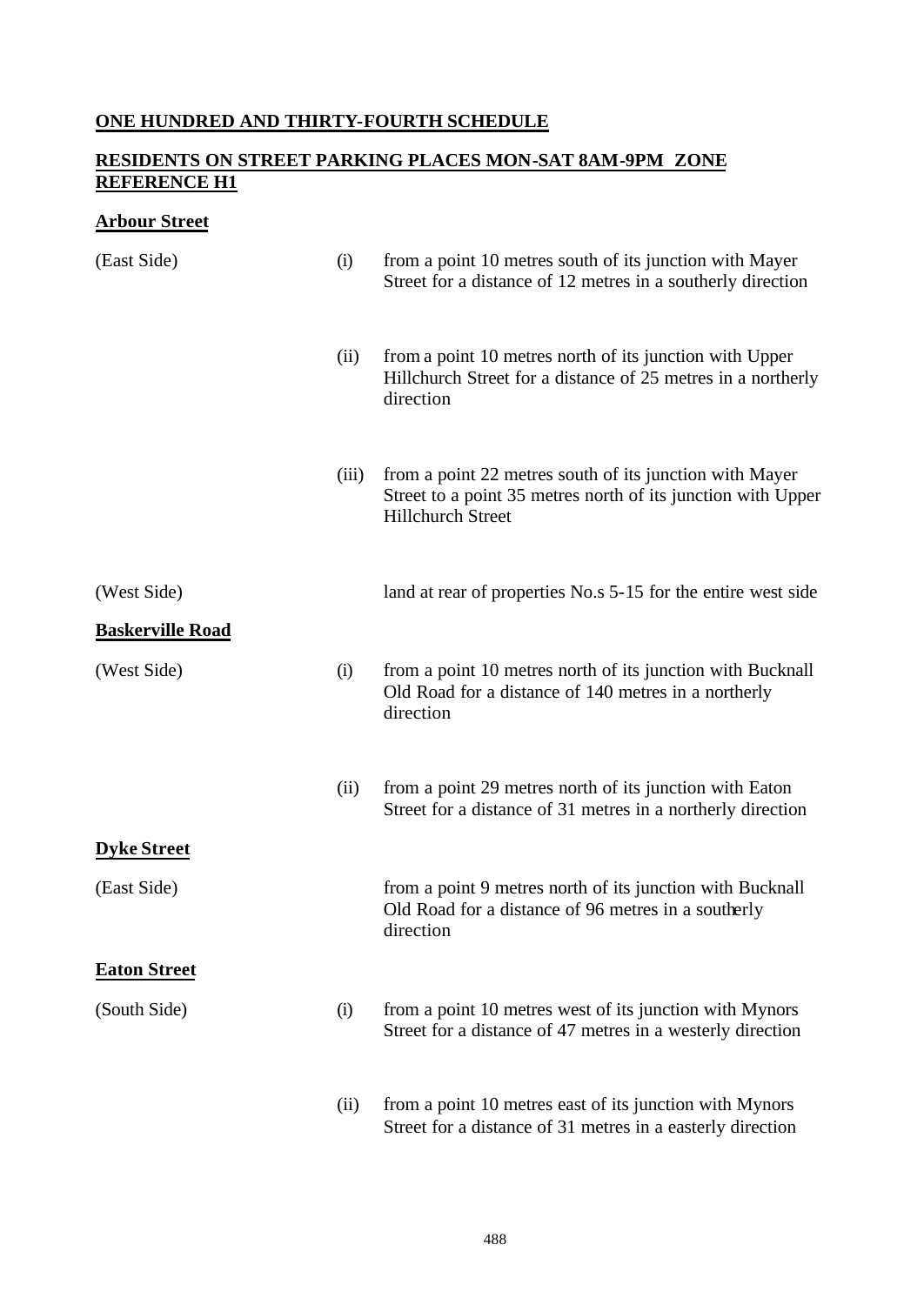**ONE HUNDRED AND THIRTY-FOURTH SCHEDULE**

**RESIDENTS ON STREET PARKING PLACES MON-SAT 8AM-9PM ZONE REFERENCE H1**

**Arbour Street**

| | | |
|---|---|---|
| (East Side) | (i) | from a point 10 metres south of its junction with Mayer Street for a distance of 12 metres in a southerly direction |
| | (ii) | from a point 10 metres north of its junction with Upper Hillchurch Street for a distance of 25 metres in a northerly direction |
| | (iii) | from a point 22 metres south of its junction with Mayer Street to a point 35 metres north of its junction with Upper Hillchurch Street |
| (West Side) | | land at rear of properties No.s 5-15 for the entire west side |

**Baskerville Road**

| | | |
|---|---|---|
| (West Side) | (i) | from a point 10 metres north of its junction with Bucknall Old Road for a distance of 140 metres in a northerly direction |
| | (ii) | from a point 29 metres north of its junction with Eaton Street for a distance of 31 metres in a northerly direction |

**Dyke Street**

| | | |
|---|---|---|
| (East Side) | | from a point 9 metres north of its junction with Bucknall Old Road for a distance of 96 metres in a southerly direction |

**Eaton Street**

| | | |
|---|---|---|
| (South Side) | (i) | from a point 10 metres west of its junction with Mynors Street for a distance of 47 metres in a westerly direction |
| | (ii) | from a point 10 metres east of its junction with Mynors Street for a distance of 31 metres in a easterly direction |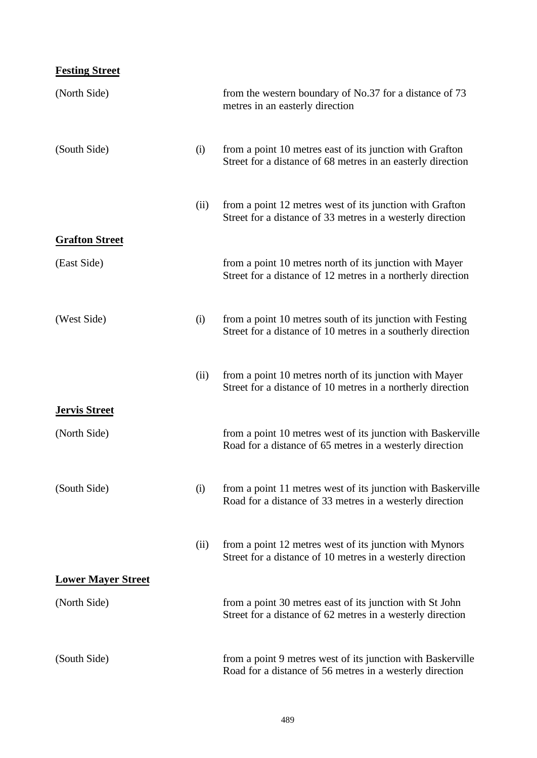**Festing Street**

| | | |
|---|---|---|
| (North Side) | | from the western boundary of No.37 for a distance of 73 metres in an easterly direction |
| (South Side) | (i) | from a point 10 metres east of its junction with Grafton Street for a distance of 68 metres in an easterly direction |
| | (ii) | from a point 12 metres west of its junction with Grafton Street for a distance of 33 metres in a westerly direction |

**Grafton Street**

| | | |
|---|---|---|
| (East Side) | | from a point 10 metres north of its junction with Mayer Street for a distance of 12 metres in a northerly direction |
| (West Side) | (i) | from a point 10 metres south of its junction with Festing Street for a distance of 10 metres in a southerly direction |
| | (ii) | from a point 10 metres north of its junction with Mayer Street for a distance of 10 metres in a northerly direction |

**Jervis Street**

| | | |
|---|---|---|
| (North Side) | | from a point 10 metres west of its junction with Baskerville Road for a distance of 65 metres in a westerly direction |
| (South Side) | (i) | from a point 11 metres west of its junction with Baskerville Road for a distance of 33 metres in a westerly direction |
| | (ii) | from a point 12 metres west of its junction with Mynors Street for a distance of 10 metres in a westerly direction |

**Lower Mayer Street**

| | | |
|---|---|---|
| (North Side) | | from a point 30 metres east of its junction with St John Street for a distance of 62 metres in a westerly direction |
| (South Side) | | from a point 9 metres west of its junction with Baskerville Road for a distance of 56 metres in a westerly direction |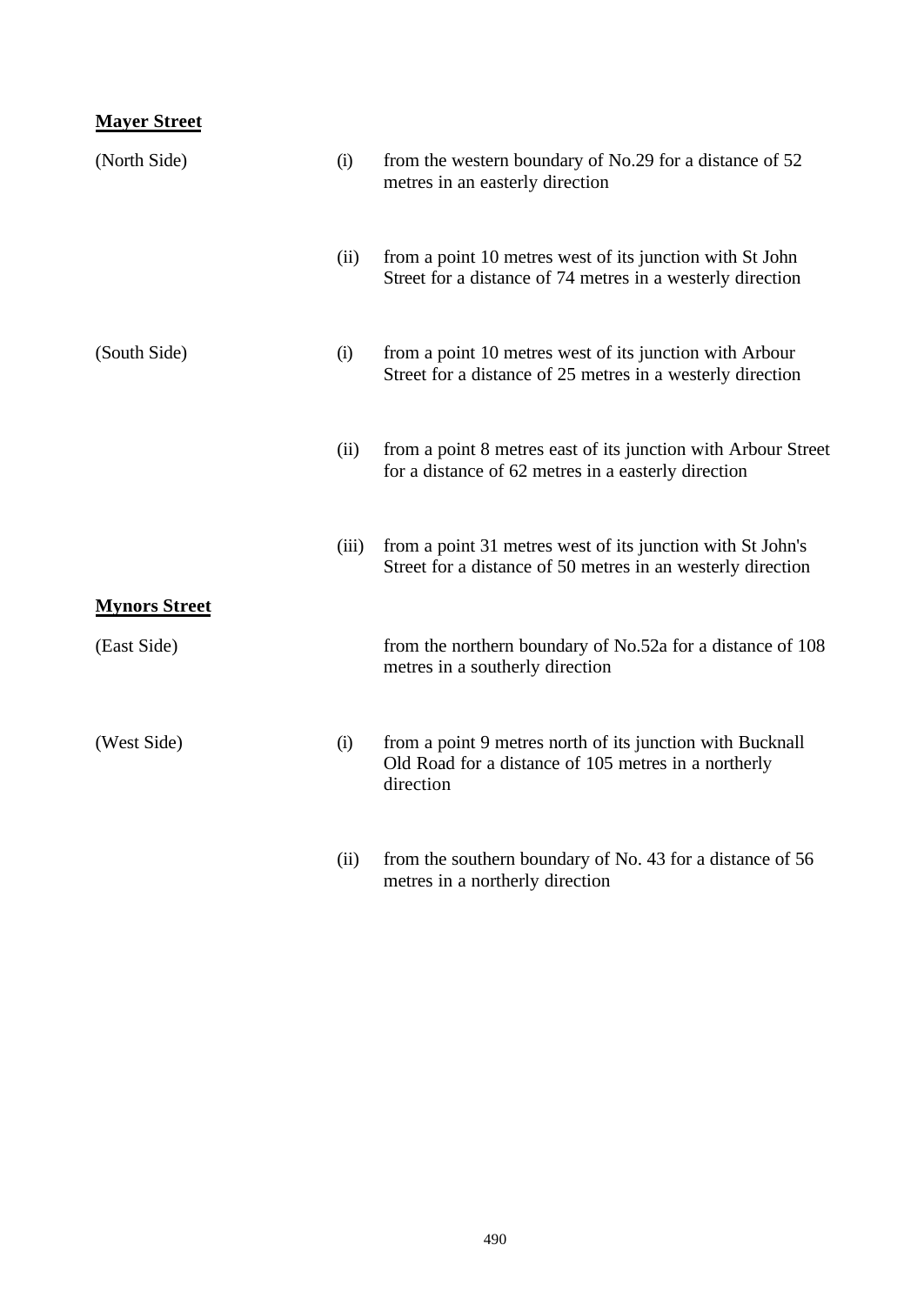**Mayer Street**

(North Side)

(i) from the western boundary of No.29 for a distance of 52 metres in an easterly direction

(ii) from a point 10 metres west of its junction with St John Street for a distance of 74 metres in a westerly direction

(South Side)

(i) from a point 10 metres west of its junction with Arbour Street for a distance of 25 metres in a westerly direction

(ii) from a point 8 metres east of its junction with Arbour Street for a distance of 62 metres in a easterly direction

(iii) from a point 31 metres west of its junction with St John's Street for a distance of 50 metres in an westerly direction

**Mynors Street**

(East Side)

from the northern boundary of No.52a for a distance of 108 metres in a southerly direction

(West Side)

(i) from a point 9 metres north of its junction with Bucknall Old Road for a distance of 105 metres in a northerly direction

(ii) from the southern boundary of No. 43 for a distance of 56 metres in a northerly direction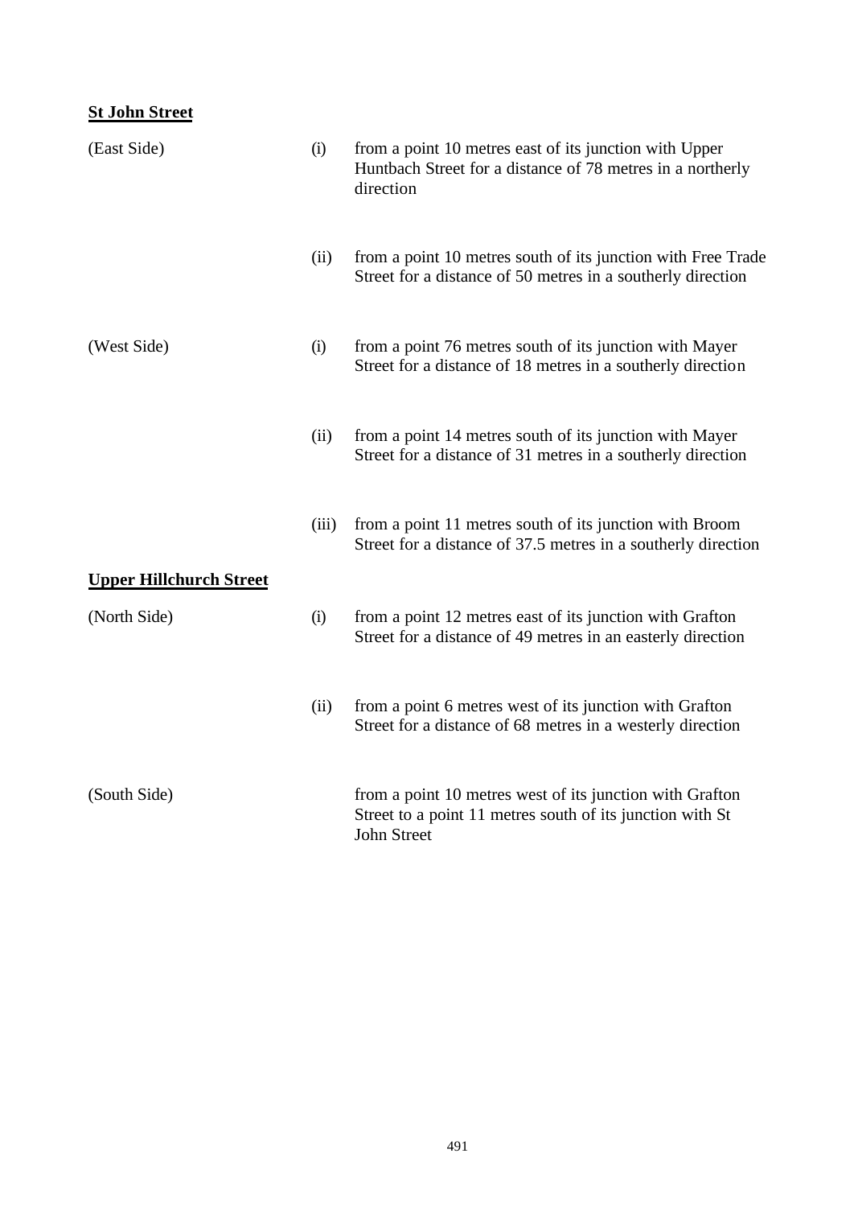**St John Street**

| | | |
|---|---|---|
| (East Side) | (i) | from a point 10 metres east of its junction with Upper Huntbach Street for a distance of 78 metres in a northerly direction |
| | (ii) | from a point 10 metres south of its junction with Free Trade Street for a distance of 50 metres in a southerly direction |
| (West Side) | (i) | from a point 76 metres south of its junction with Mayer Street for a distance of 18 metres in a southerly direction |
| | (ii) | from a point 14 metres south of its junction with Mayer Street for a distance of 31 metres in a southerly direction |
| | (iii) | from a point 11 metres south of its junction with Broom Street for a distance of 37.5 metres in a southerly direction |

**Upper Hillchurch Street**

| | | |
|---|---|---|
| (North Side) | (i) | from a point 12 metres east of its junction with Grafton Street for a distance of 49 metres in an easterly direction |
| | (ii) | from a point 6 metres west of its junction with Grafton Street for a distance of 68 metres in a westerly direction |
| (South Side) | | from a point 10 metres west of its junction with Grafton Street to a point 11 metres south of its junction with St John Street |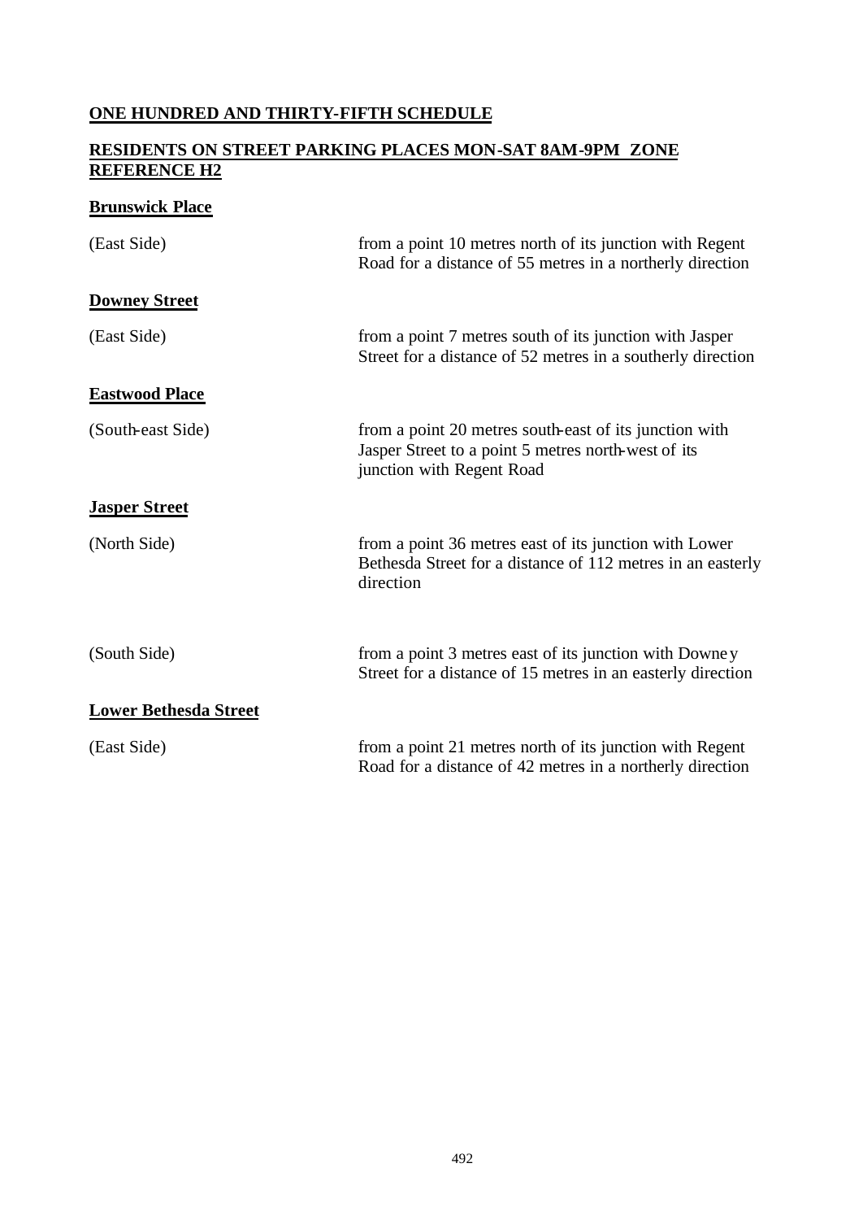## ONE HUNDRED AND THIRTY-FIFTH SCHEDULE

## RESIDENTS ON STREET PARKING PLACES MON-SAT 8AM-9PM ZONE REFERENCE H2

### Brunswick Place

| | |
|---|---|
| (East Side) | from a point 10 metres north of its junction with Regent Road for a distance of 55 metres in a northerly direction |

### Downey Street

| | |
|---|---|
| (East Side) | from a point 7 metres south of its junction with Jasper Street for a distance of 52 metres in a southerly direction |

### Eastwood Place

| | |
|---|---|
| (South-east Side) | from a point 20 metres south-east of its junction with Jasper Street to a point 5 metres north-west of its junction with Regent Road |

### Jasper Street

| | |
|---|---|
| (North Side) | from a point 36 metres east of its junction with Lower Bethesda Street for a distance of 112 metres in an easterly direction |
| (South Side) | from a point 3 metres east of its junction with Downey Street for a distance of 15 metres in an easterly direction |

### Lower Bethesda Street

| | |
|---|---|
| (East Side) | from a point 21 metres north of its junction with Regent Road for a distance of 42 metres in a northerly direction |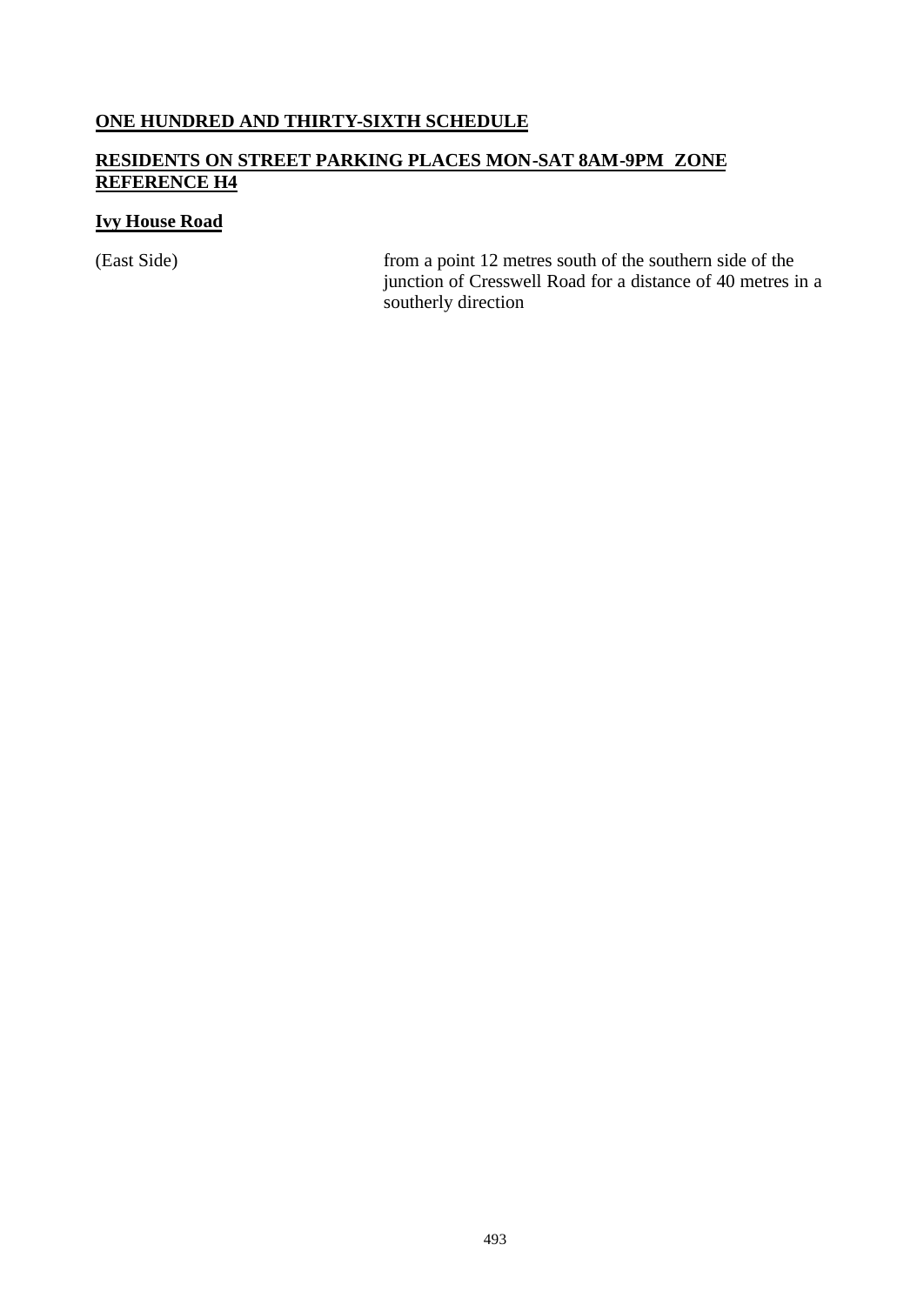## ONE HUNDRED AND THIRTY-SIXTH SCHEDULE

## RESIDENTS ON STREET PARKING PLACES MON-SAT 8AM-9PM ZONE REFERENCE H4

### Ivy House Road

| | |
|---|---|
| (East Side) | from a point 12 metres south of the southern side of the junction of Cresswell Road for a distance of 40 metres in a southerly direction |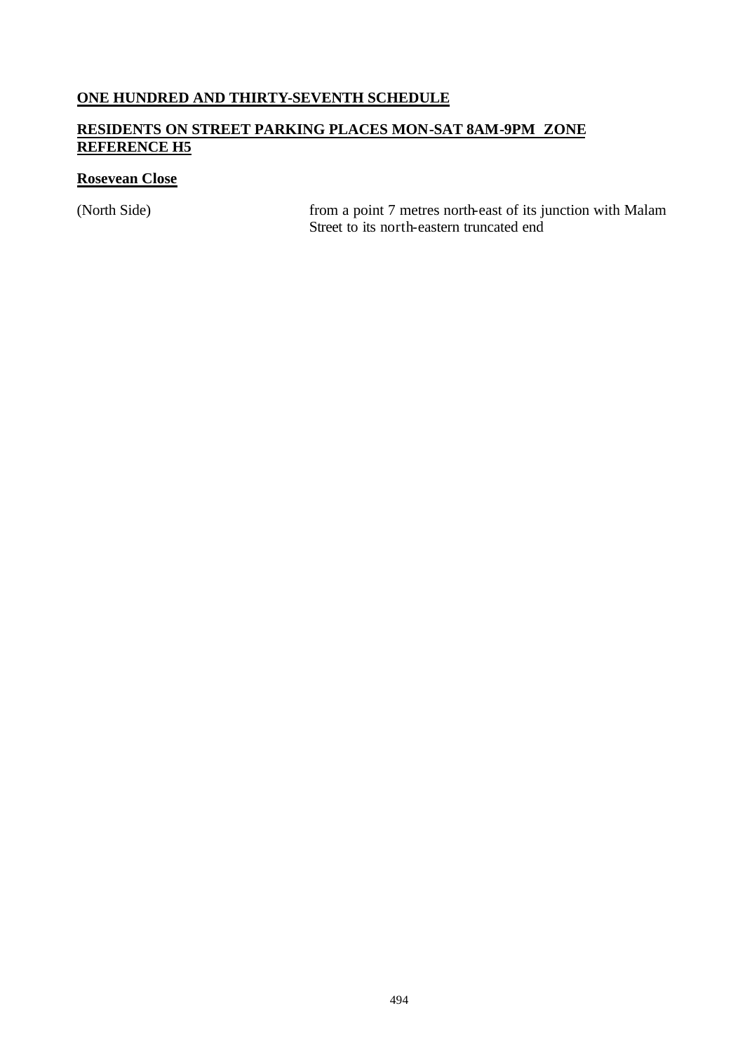**ONE HUNDRED AND THIRTY-SEVENTH SCHEDULE**

**RESIDENTS ON STREET PARKING PLACES MON-SAT 8AM-9PM ZONE REFERENCE H5**

**Rosevean Close**

| | |
|---|---|
| (North Side) | from a point 7 metres north-east of its junction with Malam Street to its north-eastern truncated end |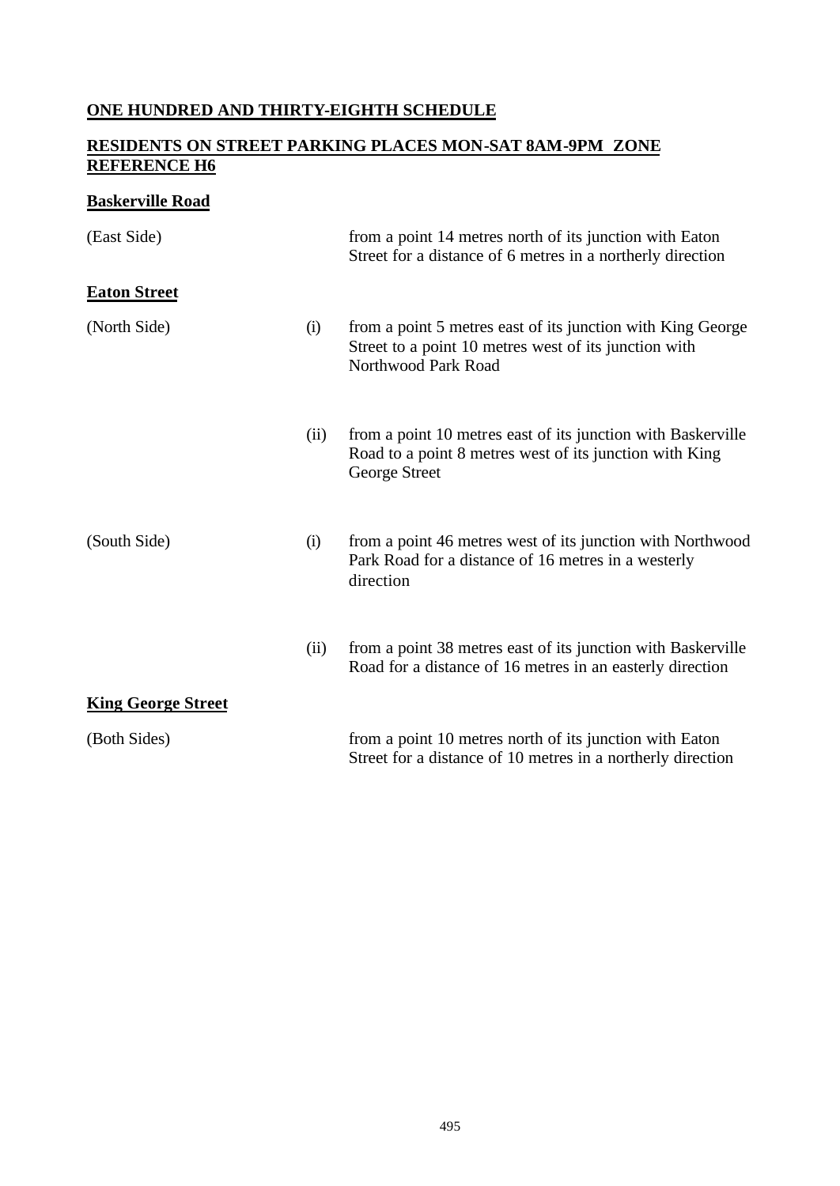**ONE HUNDRED AND THIRTY-EIGHTH SCHEDULE**

**RESIDENTS ON STREET PARKING PLACES MON-SAT 8AM-9PM ZONE REFERENCE H6**

**Baskerville Road**

| | | |
|---|---|---|
| (East Side) | | from a point 14 metres north of its junction with Eaton Street for a distance of 6 metres in a northerly direction |

**Eaton Street**

| | | |
|---|---|---|
| (North Side) | (i) | from a point 5 metres east of its junction with King George Street to a point 10 metres west of its junction with Northwood Park Road |
| | (ii) | from a point 10 metres east of its junction with Baskerville Road to a point 8 metres west of its junction with King George Street |
| (South Side) | (i) | from a point 46 metres west of its junction with Northwood Park Road for a distance of 16 metres in a westerly direction |
| | (ii) | from a point 38 metres east of its junction with Baskerville Road for a distance of 16 metres in an easterly direction |

**King George Street**

| | | |
|---|---|---|
| (Both Sides) | | from a point 10 metres north of its junction with Eaton Street for a distance of 10 metres in a northerly direction |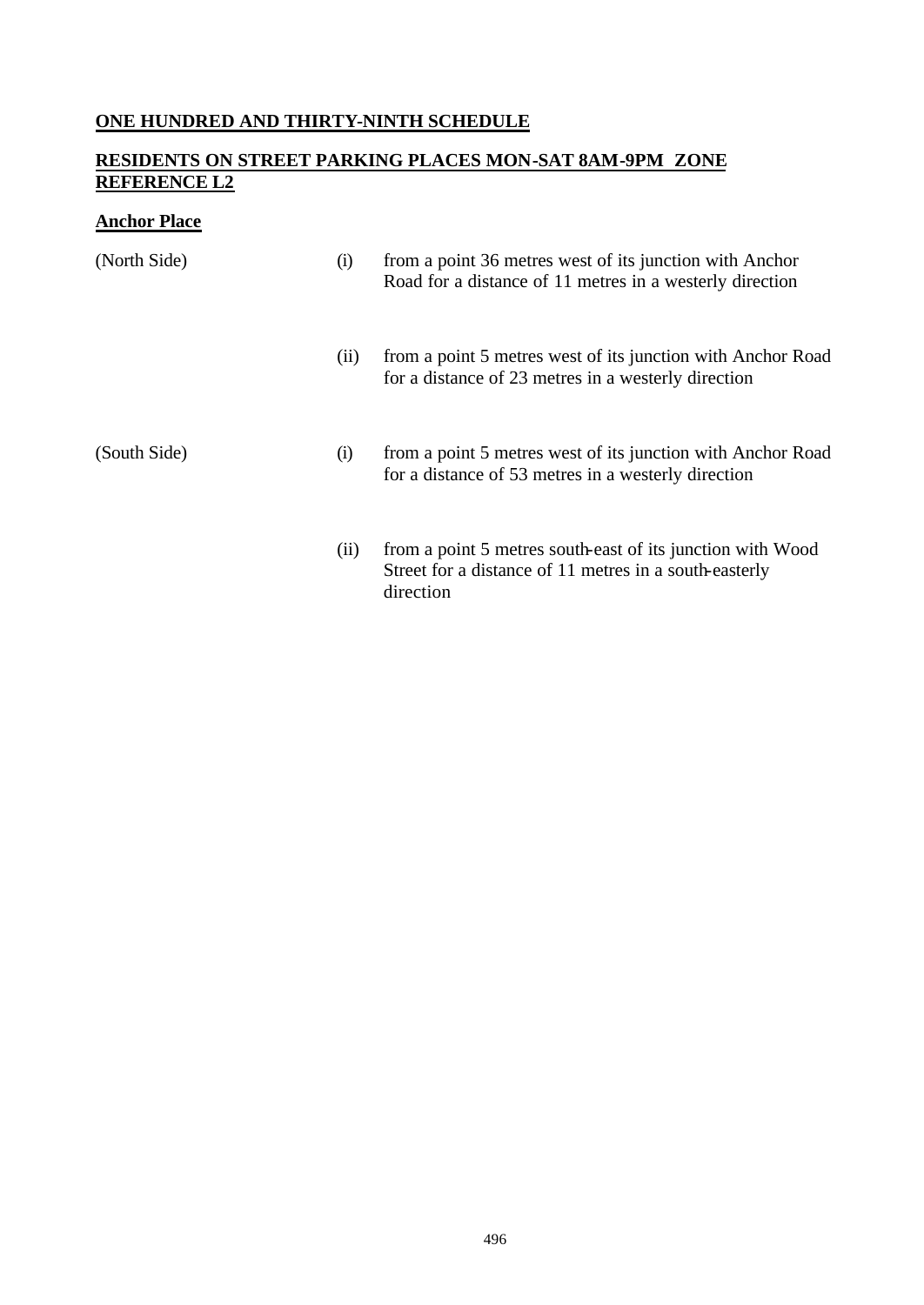## ONE HUNDRED AND THIRTY-NINTH SCHEDULE

## RESIDENTS ON STREET PARKING PLACES MON-SAT 8AM-9PM ZONE REFERENCE L2

### Anchor Place

(North Side)

(i) from a point 36 metres west of its junction with Anchor Road for a distance of 11 metres in a westerly direction

(ii) from a point 5 metres west of its junction with Anchor Road for a distance of 23 metres in a westerly direction

(South Side)

(i) from a point 5 metres west of its junction with Anchor Road for a distance of 53 metres in a westerly direction

(ii) from a point 5 metres south-east of its junction with Wood Street for a distance of 11 metres in a south-easterly direction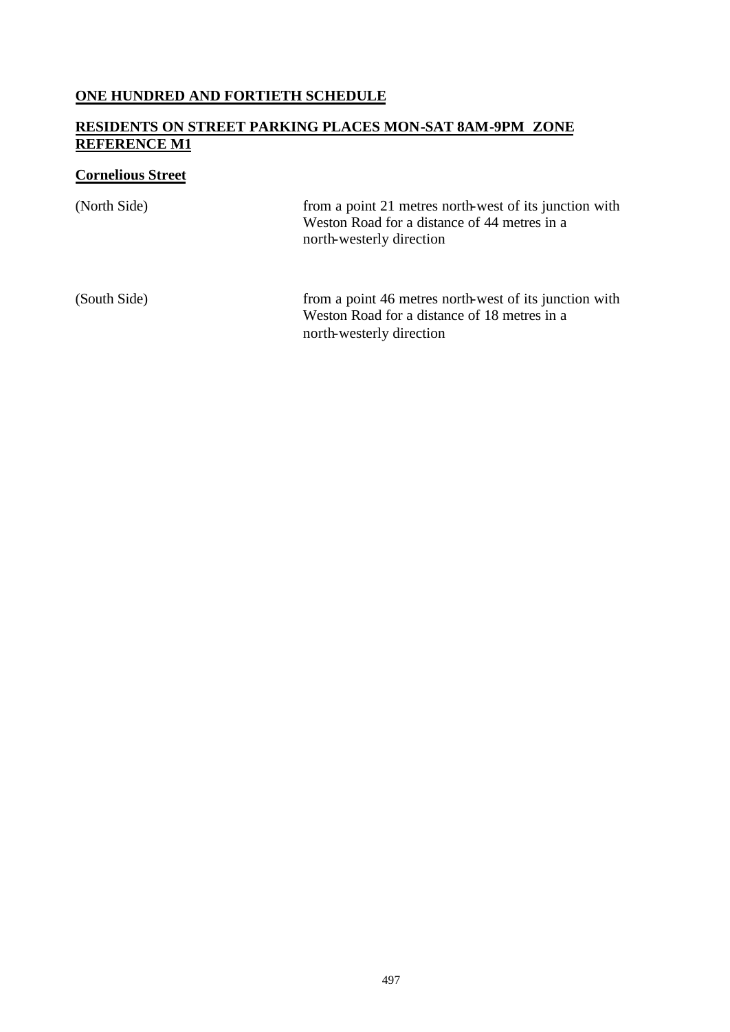## ONE HUNDRED AND FORTIETH SCHEDULE

## RESIDENTS ON STREET PARKING PLACES MON-SAT 8AM-9PM ZONE REFERENCE M1

### Cornelious Street

| | |
|---|---|
| (North Side) | from a point 21 metres north-west of its junction with Weston Road for a distance of 44 metres in a north-westerly direction |
| (South Side) | from a point 46 metres north-west of its junction with Weston Road for a distance of 18 metres in a north-westerly direction |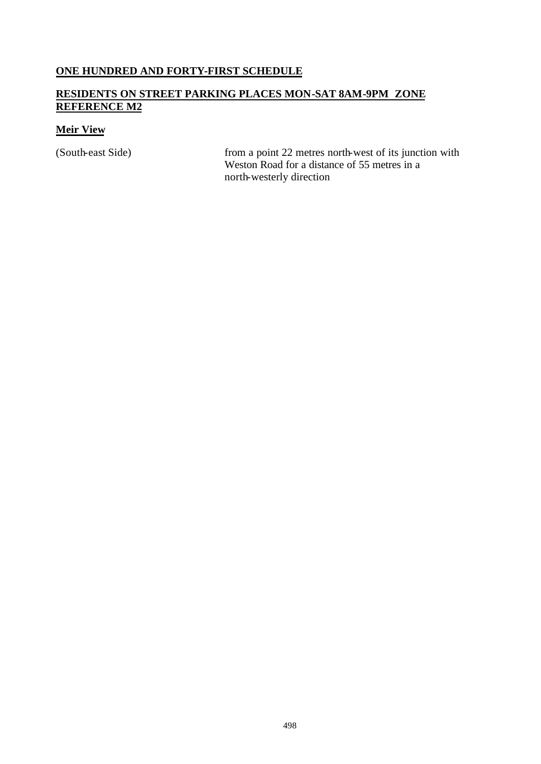## ONE HUNDRED AND FORTY-FIRST SCHEDULE

## RESIDENTS ON STREET PARKING PLACES MON-SAT 8AM-9PM ZONE REFERENCE M2

### Meir View

| | |
|---|---|
| (South-east Side) | from a point 22 metres north-west of its junction with Weston Road for a distance of 55 metres in a north-westerly direction |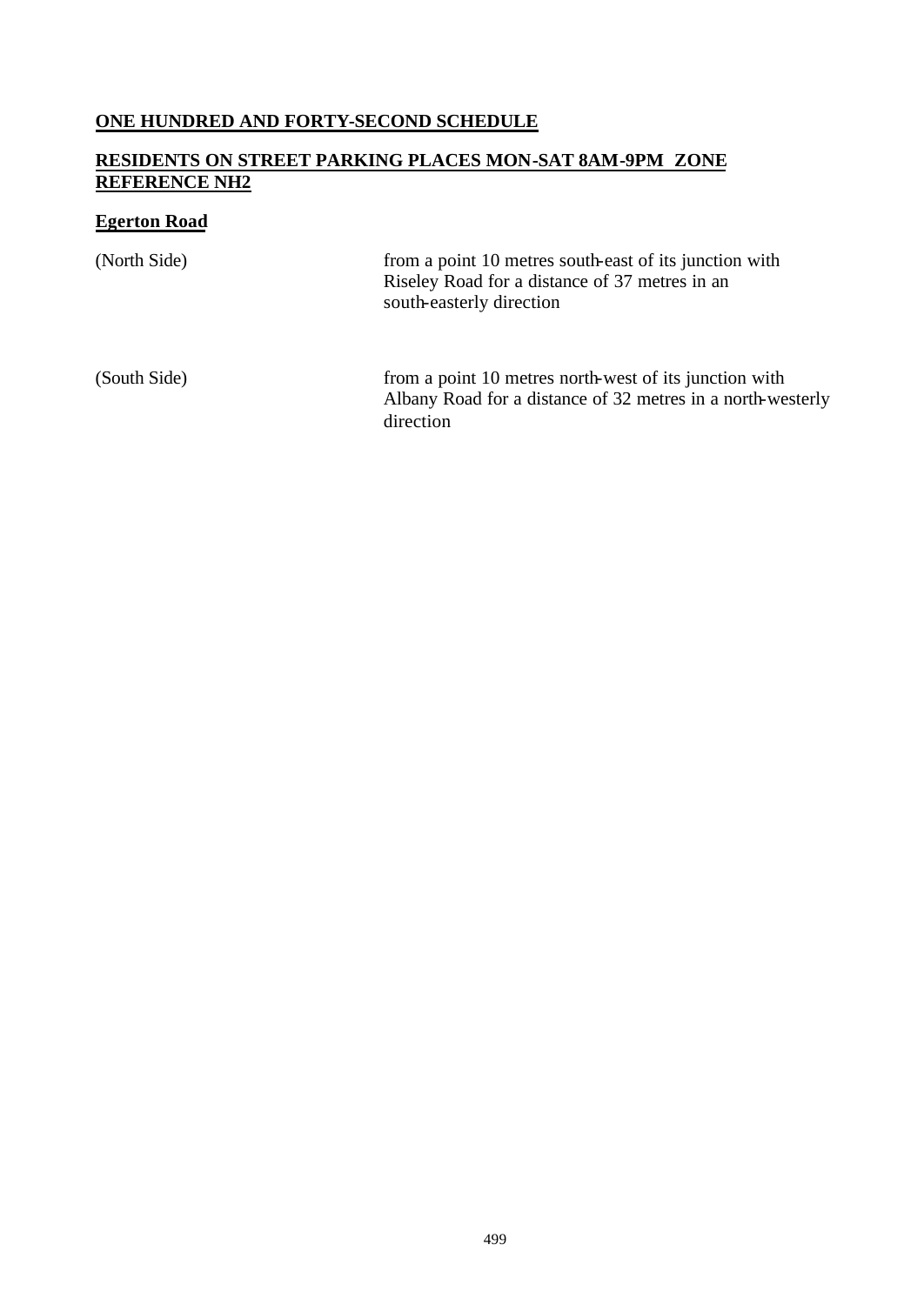## ONE HUNDRED AND FORTY-SECOND SCHEDULE

## RESIDENTS ON STREET PARKING PLACES MON-SAT 8AM-9PM ZONE REFERENCE NH2

### Egerton Road

| | |
|---|---|
| (North Side) | from a point 10 metres south-east of its junction with Riseley Road for a distance of 37 metres in an south-easterly direction |
| (South Side) | from a point 10 metres north-west of its junction with Albany Road for a distance of 32 metres in a north-westerly direction |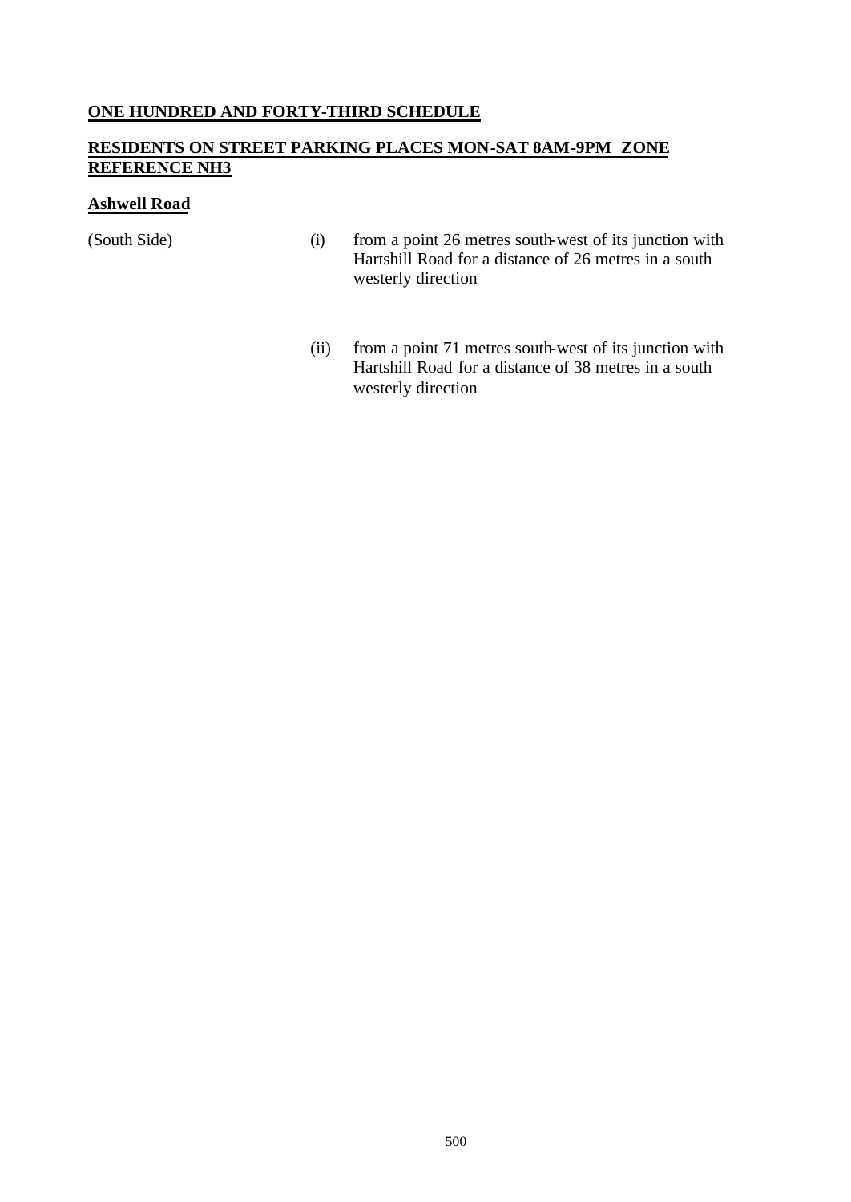## ONE HUNDRED AND FORTY-THIRD SCHEDULE

## RESIDENTS ON STREET PARKING PLACES MON-SAT 8AM-9PM ZONE REFERENCE NH3

### Ashwell Road

(South Side)

(i) from a point 26 metres south-west of its junction with Hartshill Road for a distance of 26 metres in a south westerly direction

(ii) from a point 71 metres south-west of its junction with Hartshill Road for a distance of 38 metres in a south westerly direction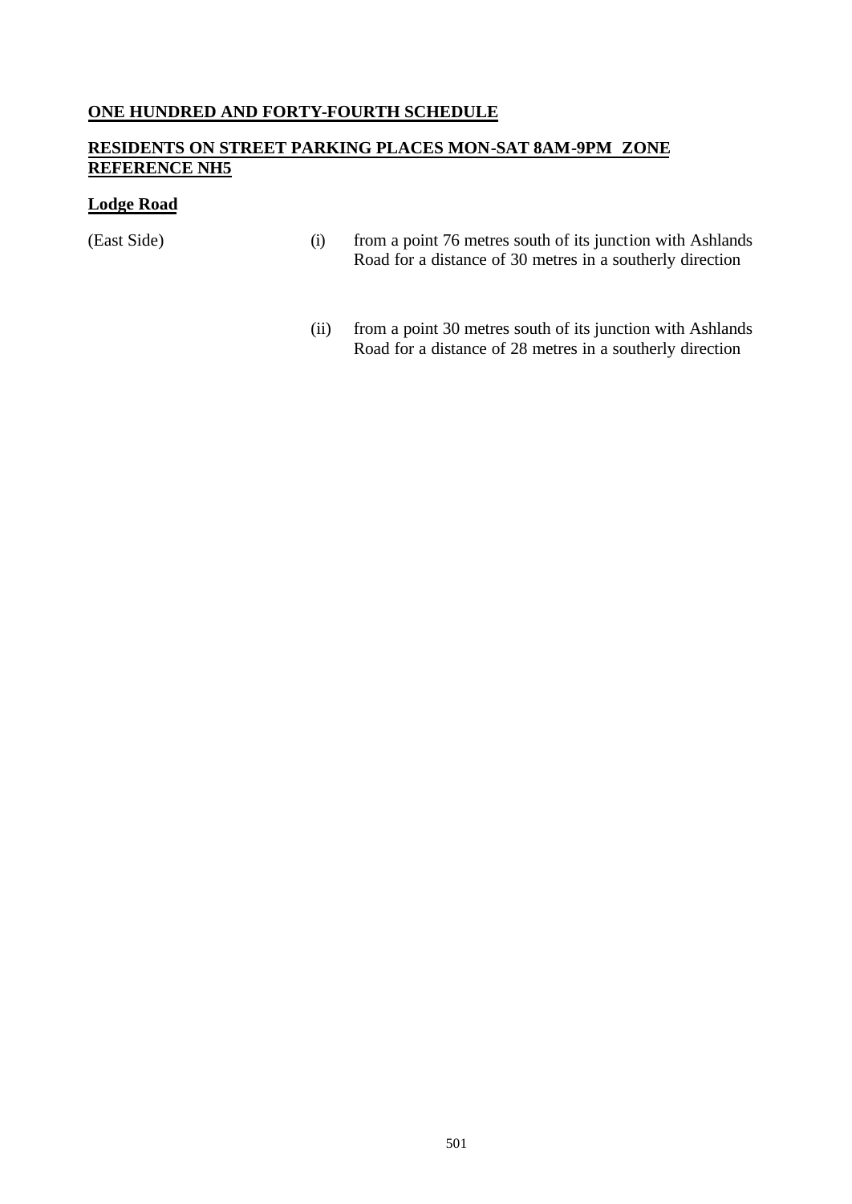## ONE HUNDRED AND FORTY-FOURTH SCHEDULE

## RESIDENTS ON STREET PARKING PLACES MON-SAT 8AM-9PM ZONE REFERENCE NH5

### Lodge Road

(East Side)

(i) from a point 76 metres south of its junction with Ashlands Road for a distance of 30 metres in a southerly direction

(ii) from a point 30 metres south of its junction with Ashlands Road for a distance of 28 metres in a southerly direction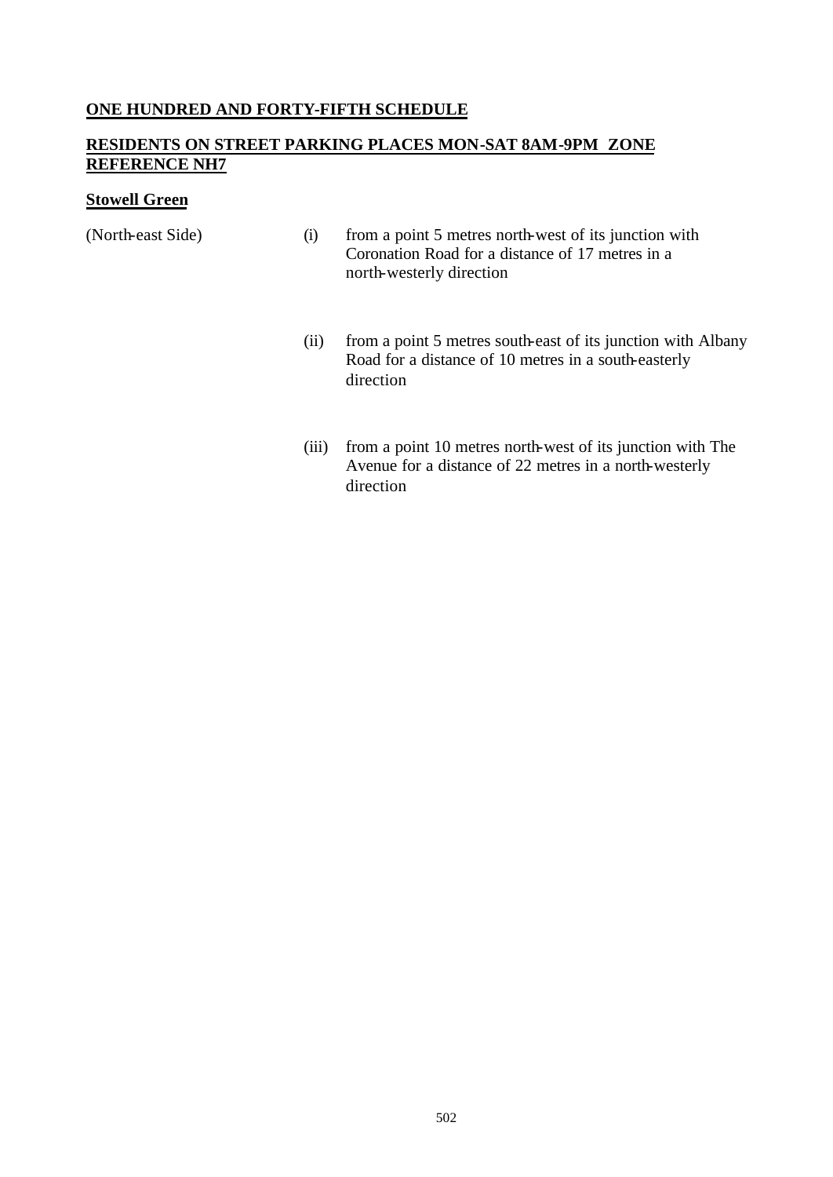**ONE HUNDRED AND FORTY-FIFTH SCHEDULE**

**RESIDENTS ON STREET PARKING PLACES MON-SAT 8AM-9PM ZONE REFERENCE NH7**

**Stowell Green**

(North-east Side)

(i) from a point 5 metres north-west of its junction with Coronation Road for a distance of 17 metres in a north-westerly direction

(ii) from a point 5 metres south-east of its junction with Albany Road for a distance of 10 metres in a south-easterly direction

(iii) from a point 10 metres north-west of its junction with The Avenue for a distance of 22 metres in a north-westerly direction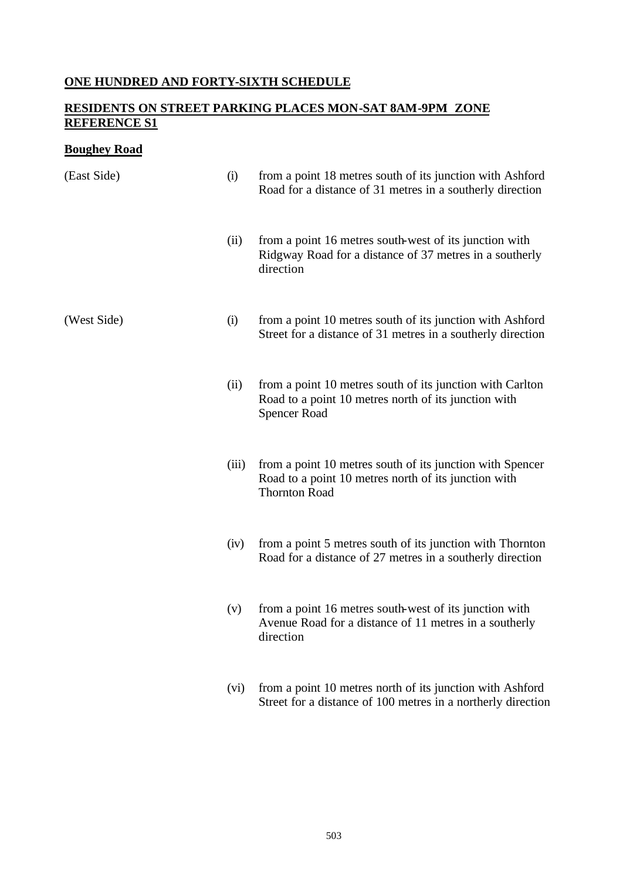**ONE HUNDRED AND FORTY-SIXTH SCHEDULE**

**RESIDENTS ON STREET PARKING PLACES MON-SAT 8AM-9PM ZONE REFERENCE S1**

**Boughey Road**

| | | |
|---|---|---|
| (East Side) | (i) | from a point 18 metres south of its junction with Ashford Road for a distance of 31 metres in a southerly direction |
| | (ii) | from a point 16 metres south-west of its junction with Ridgway Road for a distance of 37 metres in a southerly direction |
| (West Side) | (i) | from a point 10 metres south of its junction with Ashford Street for a distance of 31 metres in a southerly direction |
| | (ii) | from a point 10 metres south of its junction with Carlton Road to a point 10 metres north of its junction with Spencer Road |
| | (iii) | from a point 10 metres south of its junction with Spencer Road to a point 10 metres north of its junction with Thornton Road |
| | (iv) | from a point 5 metres south of its junction with Thornton Road for a distance of 27 metres in a southerly direction |
| | (v) | from a point 16 metres south-west of its junction with Avenue Road for a distance of 11 metres in a southerly direction |
| | (vi) | from a point 10 metres north of its junction with Ashford Street for a distance of 100 metres in a northerly direction |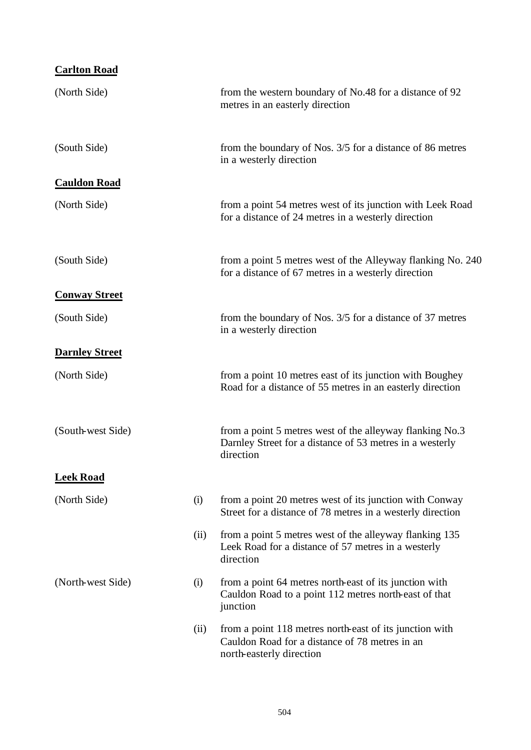**Carlton Road**

| | | |
|---|---|---|
| (North Side) | | from the western boundary of No.48 for a distance of 92 metres in an easterly direction |
| (South Side) | | from the boundary of Nos. 3/5 for a distance of 86 metres in a westerly direction |

**Cauldon Road**

| | | |
|---|---|---|
| (North Side) | | from a point 54 metres west of its junction with Leek Road for a distance of 24 metres in a westerly direction |
| (South Side) | | from a point 5 metres west of the Alleyway flanking No. 240 for a distance of 67 metres in a westerly direction |

**Conway Street**

| | | |
|---|---|---|
| (South Side) | | from the boundary of Nos. 3/5 for a distance of 37 metres in a westerly direction |

**Darnley Street**

| | | |
|---|---|---|
| (North Side) | | from a point 10 metres east of its junction with Boughey Road for a distance of 55 metres in an easterly direction |
| (South-west Side) | | from a point 5 metres west of the alleyway flanking No.3 Darnley Street for a distance of 53 metres in a westerly direction |

**Leek Road**

| | | |
|---|---|---|
| (North Side) | (i) | from a point 20 metres west of its junction with Conway Street for a distance of 78 metres in a westerly direction |
| | (ii) | from a point 5 metres west of the alleyway flanking 135 Leek Road for a distance of 57 metres in a westerly direction |
| (North-west Side) | (i) | from a point 64 metres north-east of its junction with Cauldon Road to a point 112 metres north-east of that junction |
| | (ii) | from a point 118 metres north-east of its junction with Cauldon Road for a distance of 78 metres in an north-easterly direction |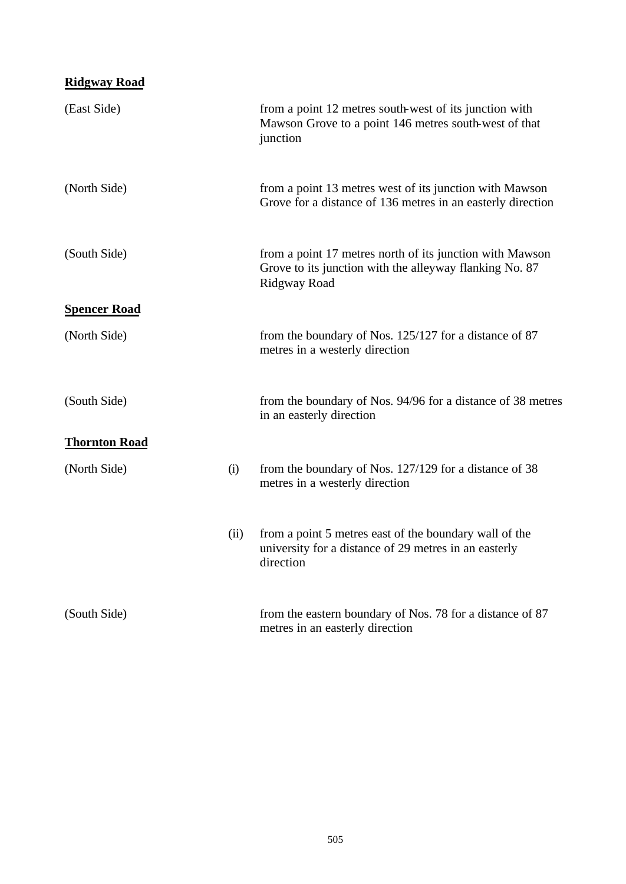**Ridgway Road**

| | | |
|---|---|---|
| (East Side) | | from a point 12 metres south-west of its junction with Mawson Grove to a point 146 metres south-west of that junction |
| (North Side) | | from a point 13 metres west of its junction with Mawson Grove for a distance of 136 metres in an easterly direction |
| (South Side) | | from a point 17 metres north of its junction with Mawson Grove to its junction with the alleyway flanking No. 87 Ridgway Road |

**Spencer Road**

| | | |
|---|---|---|
| (North Side) | | from the boundary of Nos. 125/127 for a distance of 87 metres in a westerly direction |
| (South Side) | | from the boundary of Nos. 94/96 for a distance of 38 metres in an easterly direction |

**Thornton Road**

| | | |
|---|---|---|
| (North Side) | (i) | from the boundary of Nos. 127/129 for a distance of 38 metres in a westerly direction |
| | (ii) | from a point 5 metres east of the boundary wall of the university for a distance of 29 metres in an easterly direction |
| (South Side) | | from the eastern boundary of Nos. 78 for a distance of 87 metres in an easterly direction |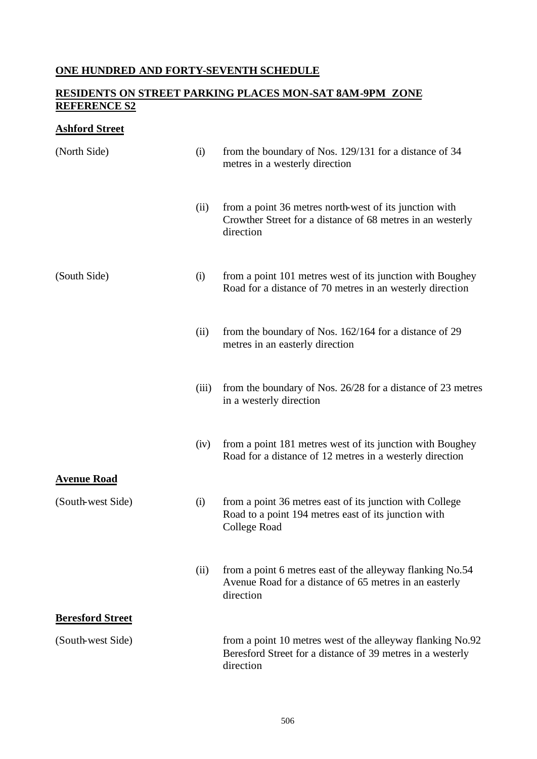## ONE HUNDRED AND FORTY-SEVENTH SCHEDULE

## RESIDENTS ON STREET PARKING PLACES MON-SAT 8AM-9PM ZONE REFERENCE S2

### Ashford Street

| | | |
|---|---|---|
| (North Side) | (i) | from the boundary of Nos. 129/131 for a distance of 34 metres in a westerly direction |
| | (ii) | from a point 36 metres north-west of its junction with Crowther Street for a distance of 68 metres in an westerly direction |
| (South Side) | (i) | from a point 101 metres west of its junction with Boughey Road for a distance of 70 metres in an westerly direction |
| | (ii) | from the boundary of Nos. 162/164 for a distance of 29 metres in an easterly direction |
| | (iii) | from the boundary of Nos. 26/28 for a distance of 23 metres in a westerly direction |
| | (iv) | from a point 181 metres west of its junction with Boughey Road for a distance of 12 metres in a westerly direction |

### Avenue Road

| | | |
|---|---|---|
| (South-west Side) | (i) | from a point 36 metres east of its junction with College Road to a point 194 metres east of its junction with College Road |
| | (ii) | from a point 6 metres east of the alleyway flanking No.54 Avenue Road for a distance of 65 metres in an easterly direction |

### Beresford Street

| | | |
|---|---|---|
| (South-west Side) | | from a point 10 metres west of the alleyway flanking No.92 Beresford Street for a distance of 39 metres in a westerly direction |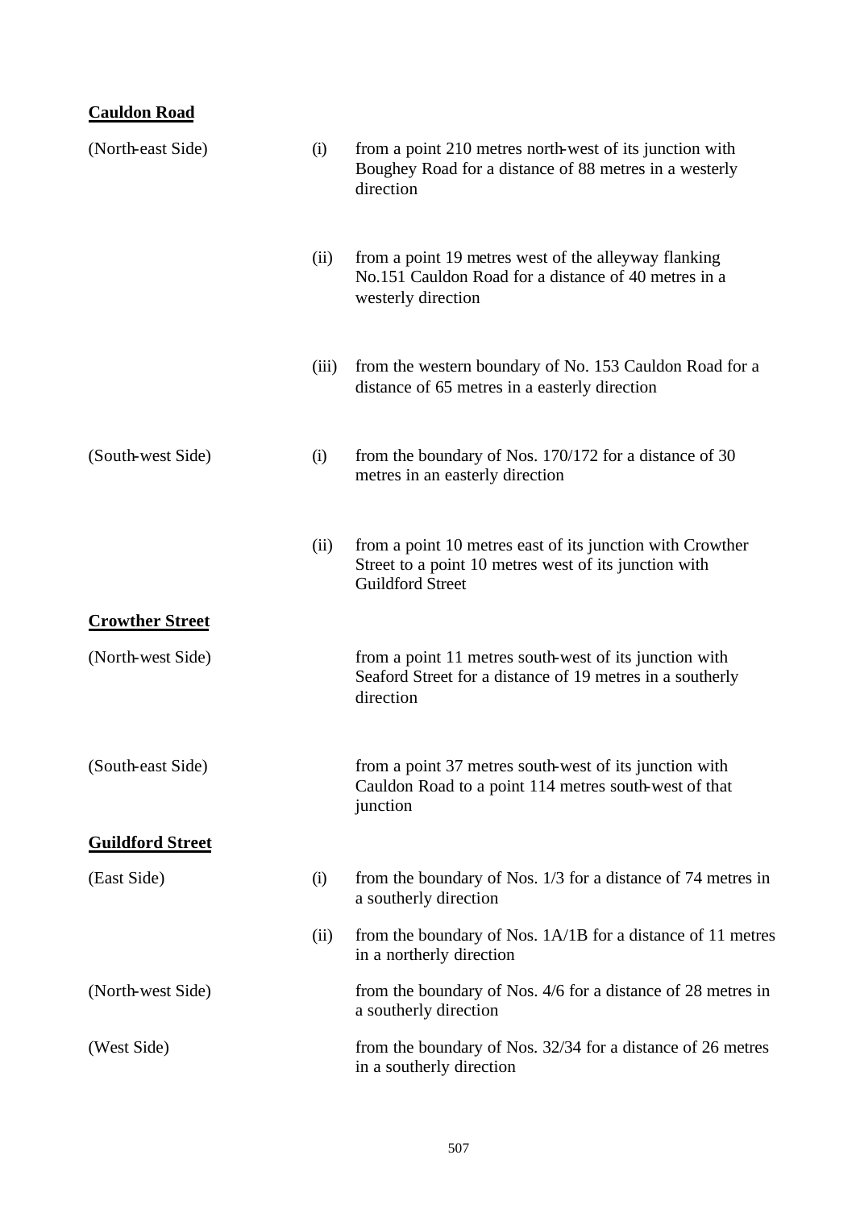**Cauldon Road**

| | | |
|---|---|---|
| (North-east Side) | (i) | from a point 210 metres north-west of its junction with Boughey Road for a distance of 88 metres in a westerly direction |
| | (ii) | from a point 19 metres west of the alleyway flanking No.151 Cauldon Road for a distance of 40 metres in a westerly direction |
| | (iii) | from the western boundary of No. 153 Cauldon Road for a distance of 65 metres in a easterly direction |
| (South-west Side) | (i) | from the boundary of Nos. 170/172 for a distance of 30 metres in an easterly direction |
| | (ii) | from a point 10 metres east of its junction with Crowther Street to a point 10 metres west of its junction with Guildford Street |

**Crowther Street**

| | | |
|---|---|---|
| (North-west Side) | | from a point 11 metres south-west of its junction with Seaford Street for a distance of 19 metres in a southerly direction |
| (South-east Side) | | from a point 37 metres south-west of its junction with Cauldon Road to a point 114 metres south-west of that junction |

**Guildford Street**

| | | |
|---|---|---|
| (East Side) | (i) | from the boundary of Nos. 1/3 for a distance of 74 metres in a southerly direction |
| | (ii) | from the boundary of Nos. 1A/1B for a distance of 11 metres in a northerly direction |
| (North-west Side) | | from the boundary of Nos. 4/6 for a distance of 28 metres in a southerly direction |
| (West Side) | | from the boundary of Nos. 32/34 for a distance of 26 metres in a southerly direction |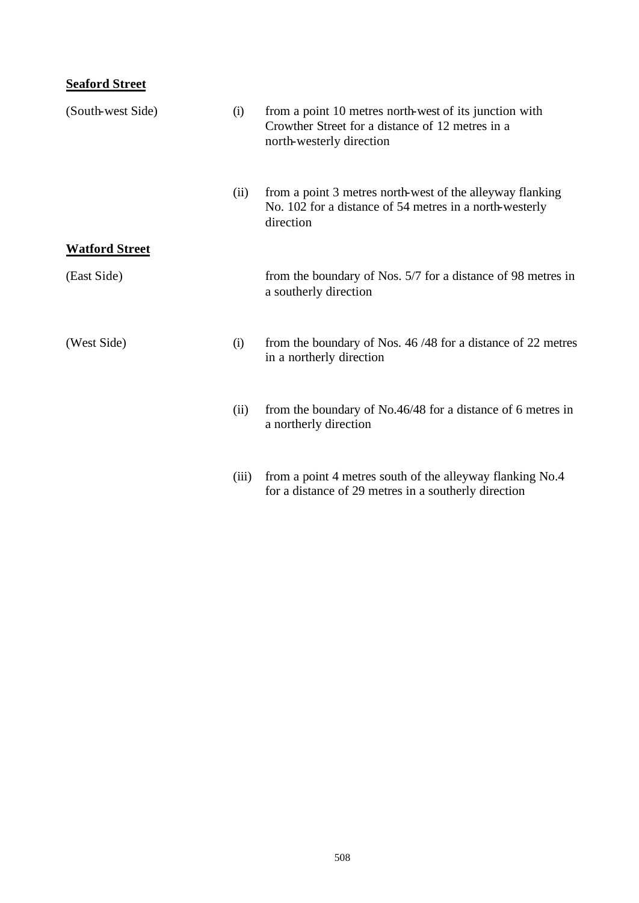**Seaford Street**

| | | |
|---|---|---|
| (South-west Side) | (i) | from a point 10 metres north-west of its junction with Crowther Street for a distance of 12 metres in a north-westerly direction |
| | (ii) | from a point 3 metres north-west of the alleyway flanking No. 102 for a distance of 54 metres in a north-westerly direction |

**Watford Street**

| | | |
|---|---|---|
| (East Side) | | from the boundary of Nos. 5/7 for a distance of 98 metres in a southerly direction |
| (West Side) | (i) | from the boundary of Nos. 46 /48 for a distance of 22 metres in a northerly direction |
| | (ii) | from the boundary of No.46/48 for a distance of 6 metres in a northerly direction |
| | (iii) | from a point 4 metres south of the alleyway flanking No.4 for a distance of 29 metres in a southerly direction |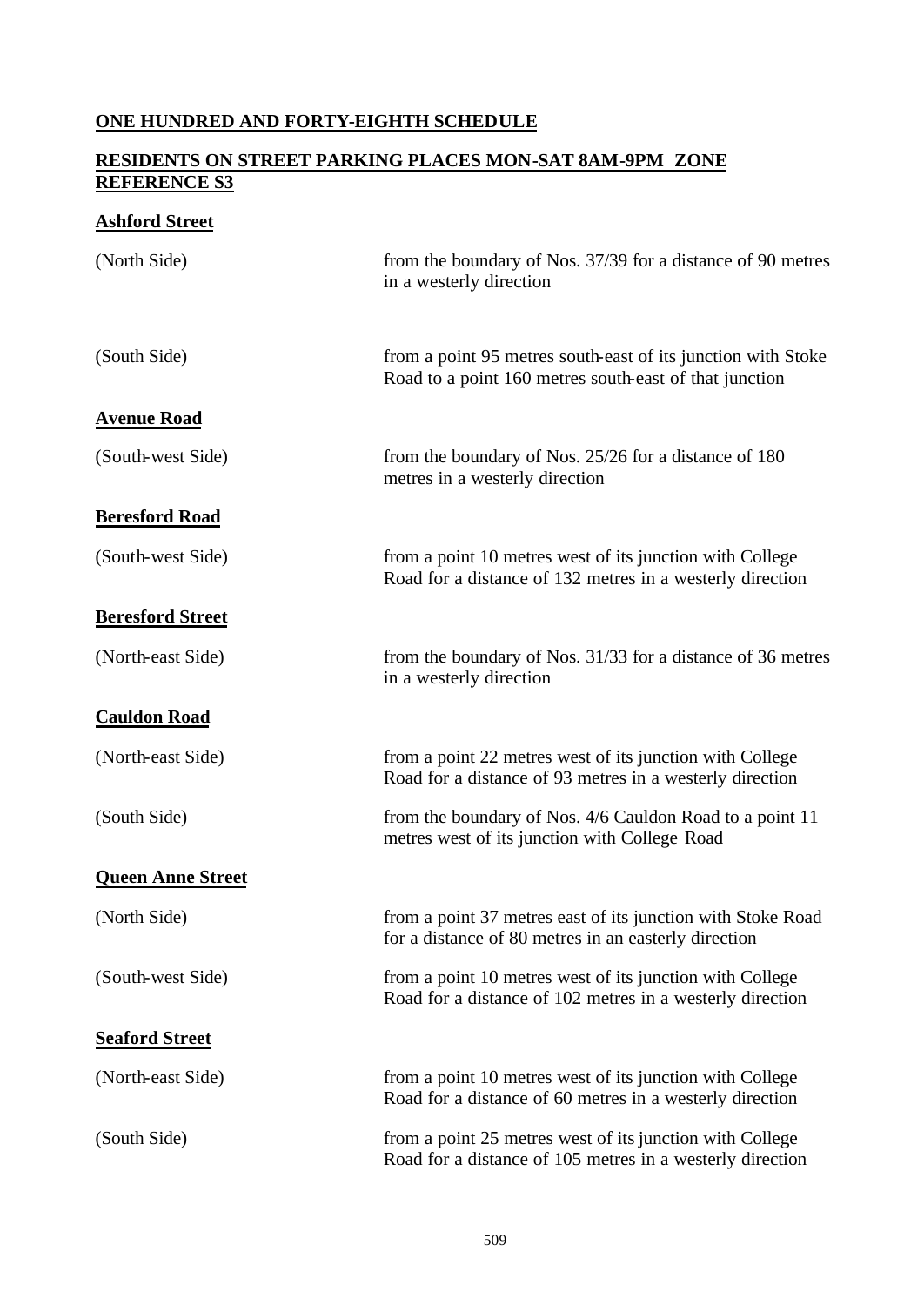## ONE HUNDRED AND FORTY-EIGHTH SCHEDULE

## RESIDENTS ON STREET PARKING PLACES MON-SAT 8AM-9PM ZONE REFERENCE S3

### Ashford Street

| | |
|---|---|
| (North Side) | from the boundary of Nos. 37/39 for a distance of 90 metres in a westerly direction |
| (South Side) | from a point 95 metres south-east of its junction with Stoke Road to a point 160 metres south-east of that junction |

### Avenue Road

| | |
|---|---|
| (South-west Side) | from the boundary of Nos. 25/26 for a distance of 180 metres in a westerly direction |

### Beresford Road

| | |
|---|---|
| (South-west Side) | from a point 10 metres west of its junction with College Road for a distance of 132 metres in a westerly direction |

### Beresford Street

| | |
|---|---|
| (North-east Side) | from the boundary of Nos. 31/33 for a distance of 36 metres in a westerly direction |

### Cauldon Road

| | |
|---|---|
| (North-east Side) | from a point 22 metres west of its junction with College Road for a distance of 93 metres in a westerly direction |
| (South Side) | from the boundary of Nos. 4/6 Cauldon Road to a point 11 metres west of its junction with College Road |

### Queen Anne Street

| | |
|---|---|
| (North Side) | from a point 37 metres east of its junction with Stoke Road for a distance of 80 metres in an easterly direction |
| (South-west Side) | from a point 10 metres west of its junction with College Road for a distance of 102 metres in a westerly direction |

### Seaford Street

| | |
|---|---|
| (North-east Side) | from a point 10 metres west of its junction with College Road for a distance of 60 metres in a westerly direction |
| (South Side) | from a point 25 metres west of its junction with College Road for a distance of 105 metres in a westerly direction |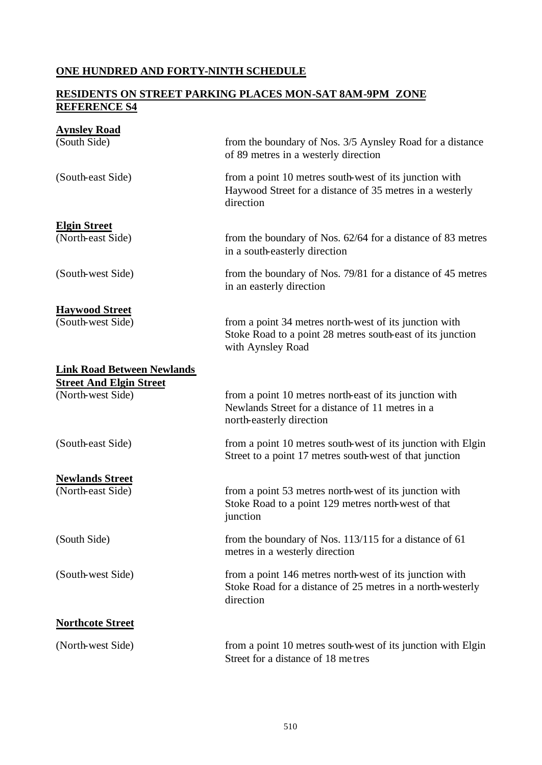## ONE HUNDRED AND FORTY-NINTH SCHEDULE

## RESIDENTS ON STREET PARKING PLACES MON-SAT 8AM-9PM ZONE REFERENCE S4

| | |
|---|---|
| **Aynsley Road** | |
| (South Side) | from the boundary of Nos. 3/5 Aynsley Road for a distance of 89 metres in a westerly direction |
| (South-east Side) | from a point 10 metres south-west of its junction with Haywood Street for a distance of 35 metres in a westerly direction |
| **Elgin Street** | |
| (North-east Side) | from the boundary of Nos. 62/64 for a distance of 83 metres in a south-easterly direction |
| (South-west Side) | from the boundary of Nos. 79/81 for a distance of 45 metres in an easterly direction |
| **Haywood Street** | |
| (South-west Side) | from a point 34 metres north-west of its junction with Stoke Road to a point 28 metres south-east of its junction with Aynsley Road |
| **Link Road Between Newlands Street And Elgin Street** | |
| (North-west Side) | from a point 10 metres north-east of its junction with Newlands Street for a distance of 11 metres in a north-easterly direction |
| (South-east Side) | from a point 10 metres south-west of its junction with Elgin Street to a point 17 metres south-west of that junction |
| **Newlands Street** | |
| (North-east Side) | from a point 53 metres north-west of its junction with Stoke Road to a point 129 metres north-west of that junction |
| (South Side) | from the boundary of Nos. 113/115 for a distance of 61 metres in a westerly direction |
| (South-west Side) | from a point 146 metres north-west of its junction with Stoke Road for a distance of 25 metres in a north-westerly direction |
| **Northcote Street** | |
| (North-west Side) | from a point 10 metres south-west of its junction with Elgin Street for a distance of 18 metres |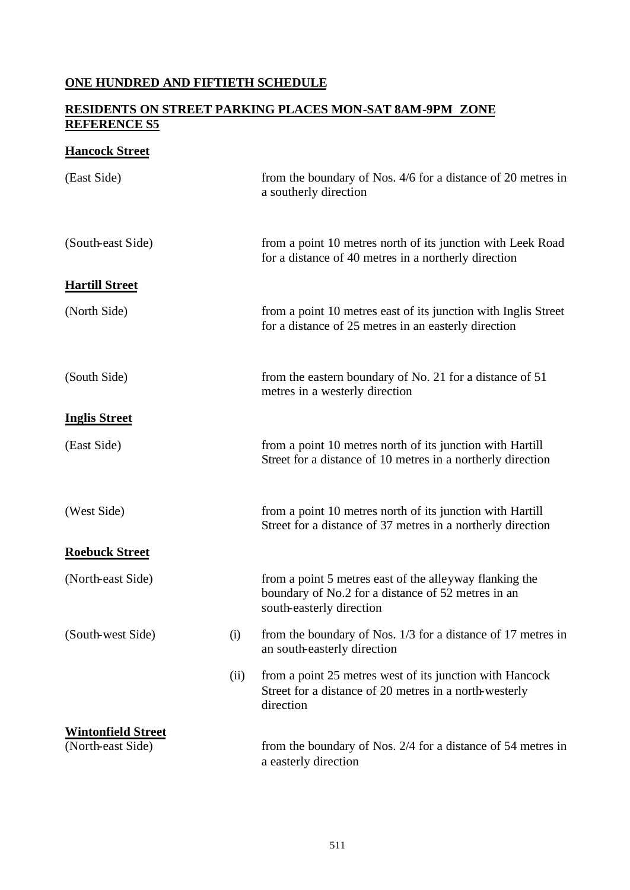## ONE HUNDRED AND FIFTIETH SCHEDULE

## RESIDENTS ON STREET PARKING PLACES MON-SAT 8AM-9PM ZONE REFERENCE S5

### Hancock Street

| | | |
|---|---|---|
| (East Side) | | from the boundary of Nos. 4/6 for a distance of 20 metres in a southerly direction |
| (South-east Side) | | from a point 10 metres north of its junction with Leek Road for a distance of 40 metres in a northerly direction |

### Hartill Street

| | | |
|---|---|---|
| (North Side) | | from a point 10 metres east of its junction with Inglis Street for a distance of 25 metres in an easterly direction |
| (South Side) | | from the eastern boundary of No. 21 for a distance of 51 metres in a westerly direction |

### Inglis Street

| | | |
|---|---|---|
| (East Side) | | from a point 10 metres north of its junction with Hartill Street for a distance of 10 metres in a northerly direction |
| (West Side) | | from a point 10 metres north of its junction with Hartill Street for a distance of 37 metres in a northerly direction |

### Roebuck Street

| | | |
|---|---|---|
| (North-east Side) | | from a point 5 metres east of the alleyway flanking the boundary of No.2 for a distance of 52 metres in an south-easterly direction |
| (South-west Side) | (i) | from the boundary of Nos. 1/3 for a distance of 17 metres in an south-easterly direction |
| | (ii) | from a point 25 metres west of its junction with Hancock Street for a distance of 20 metres in a north-westerly direction |

### Wintonfield Street

| | | |
|---|---|---|
| (North-east Side) | | from the boundary of Nos. 2/4 for a distance of 54 metres in a easterly direction |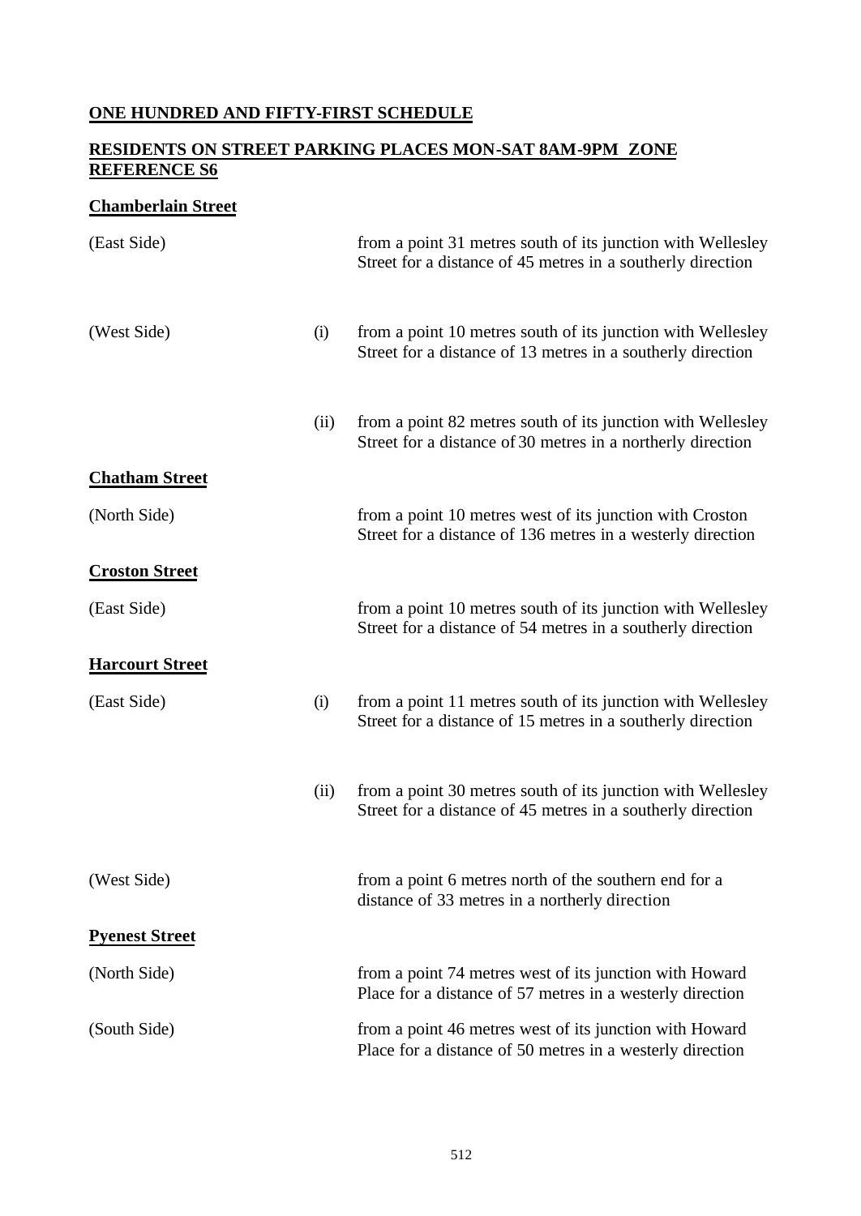**ONE HUNDRED AND FIFTY-FIRST SCHEDULE**

**RESIDENTS ON STREET PARKING PLACES MON-SAT 8AM-9PM ZONE REFERENCE S6**

**Chamberlain Street**

| | | |
|---|---|---|
| (East Side) | | from a point 31 metres south of its junction with Wellesley Street for a distance of 45 metres in a southerly direction |
| (West Side) | (i) | from a point 10 metres south of its junction with Wellesley Street for a distance of 13 metres in a southerly direction |
| | (ii) | from a point 82 metres south of its junction with Wellesley Street for a distance of 30 metres in a northerly direction |

**Chatham Street**

| | | |
|---|---|---|
| (North Side) | | from a point 10 metres west of its junction with Croston Street for a distance of 136 metres in a westerly direction |

**Croston Street**

| | | |
|---|---|---|
| (East Side) | | from a point 10 metres south of its junction with Wellesley Street for a distance of 54 metres in a southerly direction |

**Harcourt Street**

| | | |
|---|---|---|
| (East Side) | (i) | from a point 11 metres south of its junction with Wellesley Street for a distance of 15 metres in a southerly direction |
| | (ii) | from a point 30 metres south of its junction with Wellesley Street for a distance of 45 metres in a southerly direction |
| (West Side) | | from a point 6 metres north of the southern end for a distance of 33 metres in a northerly direction |

**Pyenest Street**

| | | |
|---|---|---|
| (North Side) | | from a point 74 metres west of its junction with Howard Place for a distance of 57 metres in a westerly direction |
| (South Side) | | from a point 46 metres west of its junction with Howard Place for a distance of 50 metres in a westerly direction |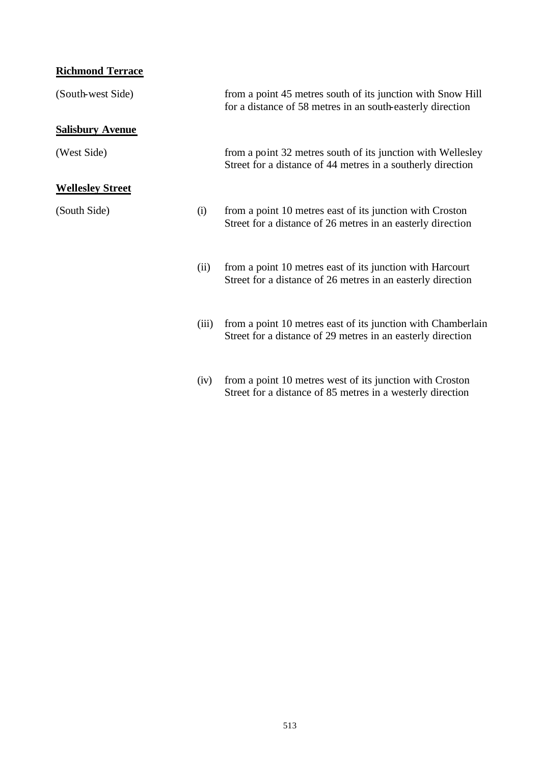**Richmond Terrace**

(South-west Side) from a point 45 metres south of its junction with Snow Hill for a distance of 58 metres in an south-easterly direction

**Salisbury Avenue**

(West Side) from a point 32 metres south of its junction with Wellesley Street for a distance of 44 metres in a southerly direction

**Wellesley Street**

(South Side)

(i) from a point 10 metres east of its junction with Croston Street for a distance of 26 metres in an easterly direction

(ii) from a point 10 metres east of its junction with Harcourt Street for a distance of 26 metres in an easterly direction

(iii) from a point 10 metres east of its junction with Chamberlain Street for a distance of 29 metres in an easterly direction

(iv) from a point 10 metres west of its junction with Croston Street for a distance of 85 metres in a westerly direction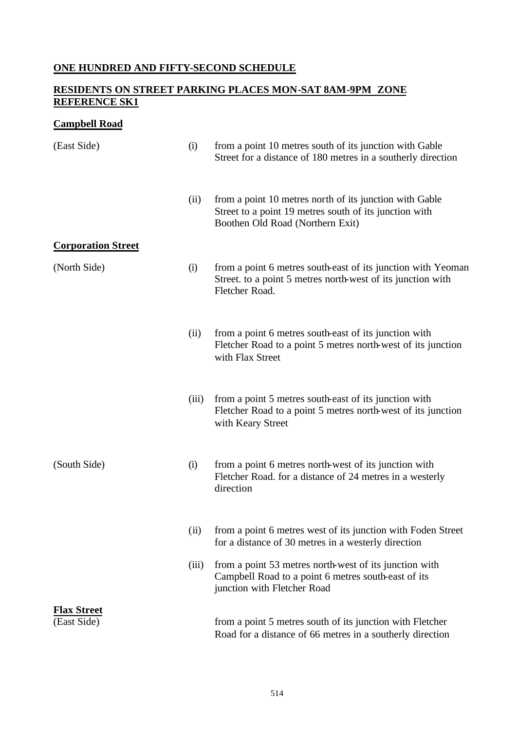**ONE HUNDRED AND FIFTY-SECOND SCHEDULE**

**RESIDENTS ON STREET PARKING PLACES MON-SAT 8AM-9PM ZONE REFERENCE SK1**

**Campbell Road**

(East Side)

(i) from a point 10 metres south of its junction with Gable Street for a distance of 180 metres in a southerly direction

(ii) from a point 10 metres north of its junction with Gable Street to a point 19 metres south of its junction with Boothen Old Road (Northern Exit)

**Corporation Street**

(North Side)

(i) from a point 6 metres south-east of its junction with Yeoman Street. to a point 5 metres north-west of its junction with Fletcher Road.

(ii) from a point 6 metres south-east of its junction with Fletcher Road to a point 5 metres north-west of its junction with Flax Street

(iii) from a point 5 metres south-east of its junction with Fletcher Road to a point 5 metres north-west of its junction with Keary Street

(South Side)

(i) from a point 6 metres north-west of its junction with Fletcher Road. for a distance of 24 metres in a westerly direction

(ii) from a point 6 metres west of its junction with Foden Street for a distance of 30 metres in a westerly direction

(iii) from a point 53 metres north-west of its junction with Campbell Road to a point 6 metres south-east of its junction with Fletcher Road

**Flax Street**

(East Side)

from a point 5 metres south of its junction with Fletcher Road for a distance of 66 metres in a southerly direction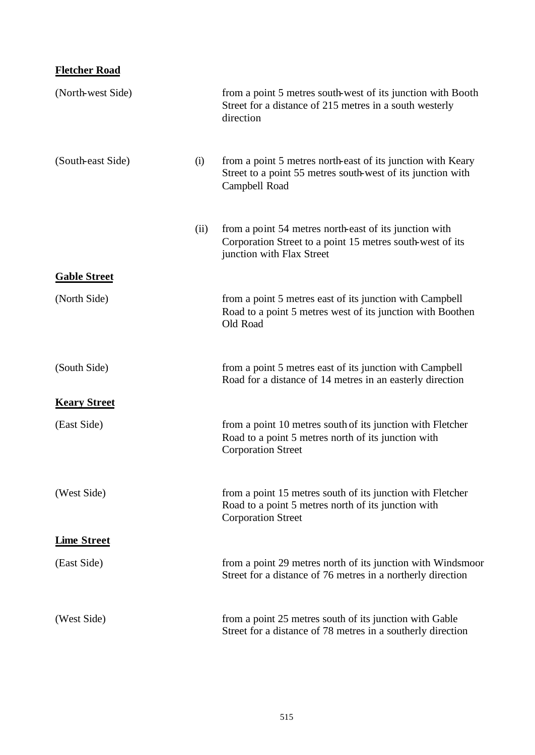**Fletcher Road**

| | | |
|---|---|---|
| (North-west Side) | | from a point 5 metres south-west of its junction with Booth Street for a distance of 215 metres in a south westerly direction |
| (South-east Side) | (i) | from a point 5 metres north-east of its junction with Keary Street to a point 55 metres south-west of its junction with Campbell Road |
| | (ii) | from a point 54 metres north-east of its junction with Corporation Street to a point 15 metres south-west of its junction with Flax Street |

**Gable Street**

| | |
|---|---|
| (North Side) | from a point 5 metres east of its junction with Campbell Road to a point 5 metres west of its junction with Boothen Old Road |
| (South Side) | from a point 5 metres east of its junction with Campbell Road for a distance of 14 metres in an easterly direction |

**Keary Street**

| | |
|---|---|
| (East Side) | from a point 10 metres south of its junction with Fletcher Road to a point 5 metres north of its junction with Corporation Street |
| (West Side) | from a point 15 metres south of its junction with Fletcher Road to a point 5 metres north of its junction with Corporation Street |

**Lime Street**

| | |
|---|---|
| (East Side) | from a point 29 metres north of its junction with Windsmoor Street for a distance of 76 metres in a northerly direction |
| (West Side) | from a point 25 metres south of its junction with Gable Street for a distance of 78 metres in a southerly direction |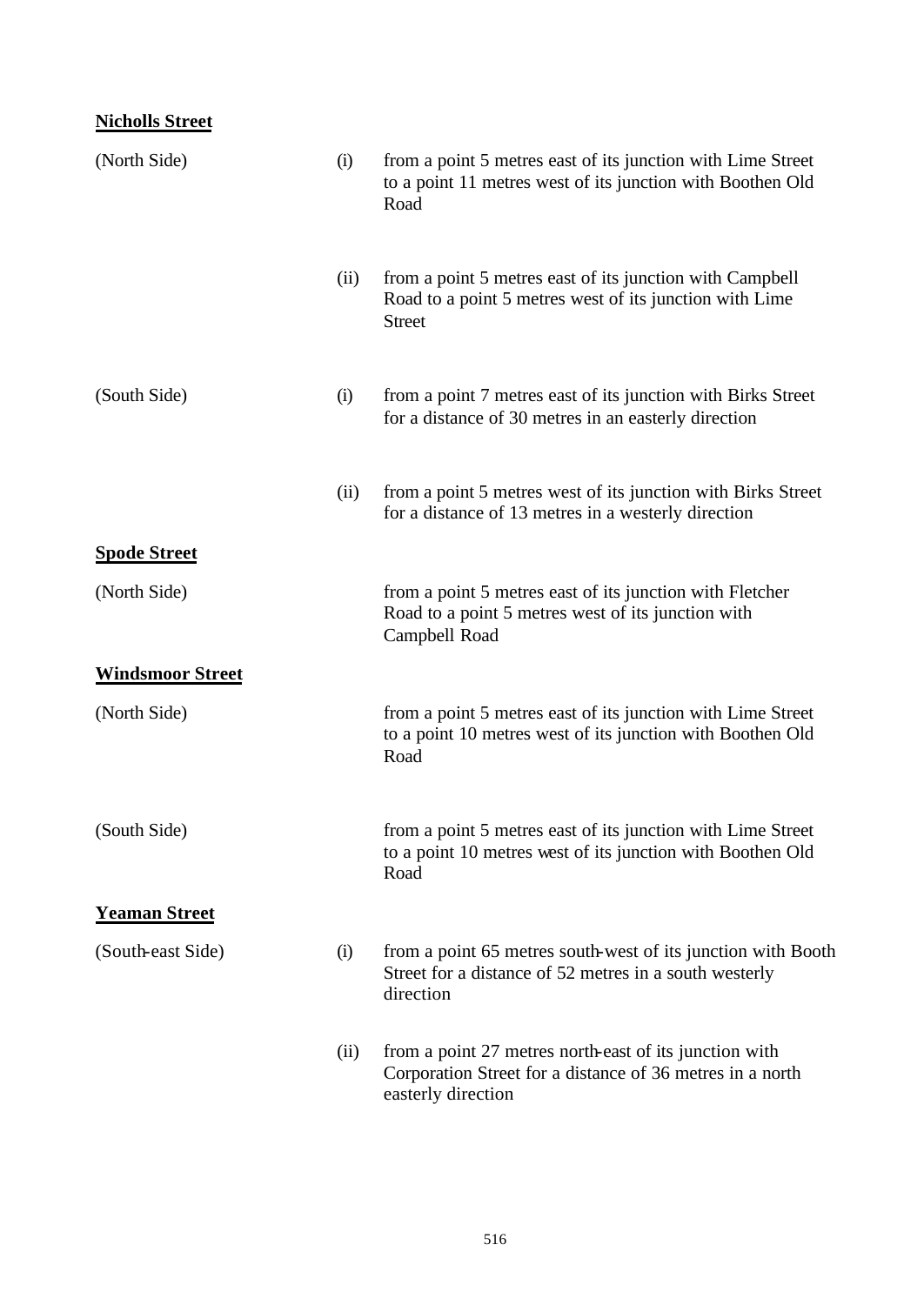**Nicholls Street**

| | | |
|---|---|---|
| (North Side) | (i) | from a point 5 metres east of its junction with Lime Street to a point 11 metres west of its junction with Boothen Old Road |
| | (ii) | from a point 5 metres east of its junction with Campbell Road to a point 5 metres west of its junction with Lime Street |
| (South Side) | (i) | from a point 7 metres east of its junction with Birks Street for a distance of 30 metres in an easterly direction |
| | (ii) | from a point 5 metres west of its junction with Birks Street for a distance of 13 metres in a westerly direction |

**Spode Street**

| | | |
|---|---|---|
| (North Side) | | from a point 5 metres east of its junction with Fletcher Road to a point 5 metres west of its junction with Campbell Road |

**Windsmoor Street**

| | | |
|---|---|---|
| (North Side) | | from a point 5 metres east of its junction with Lime Street to a point 10 metres west of its junction with Boothen Old Road |
| (South Side) | | from a point 5 metres east of its junction with Lime Street to a point 10 metres west of its junction with Boothen Old Road |

**Yeaman Street**

| | | |
|---|---|---|
| (South-east Side) | (i) | from a point 65 metres south-west of its junction with Booth Street for a distance of 52 metres in a south westerly direction |
| | (ii) | from a point 27 metres north-east of its junction with Corporation Street for a distance of 36 metres in a north easterly direction |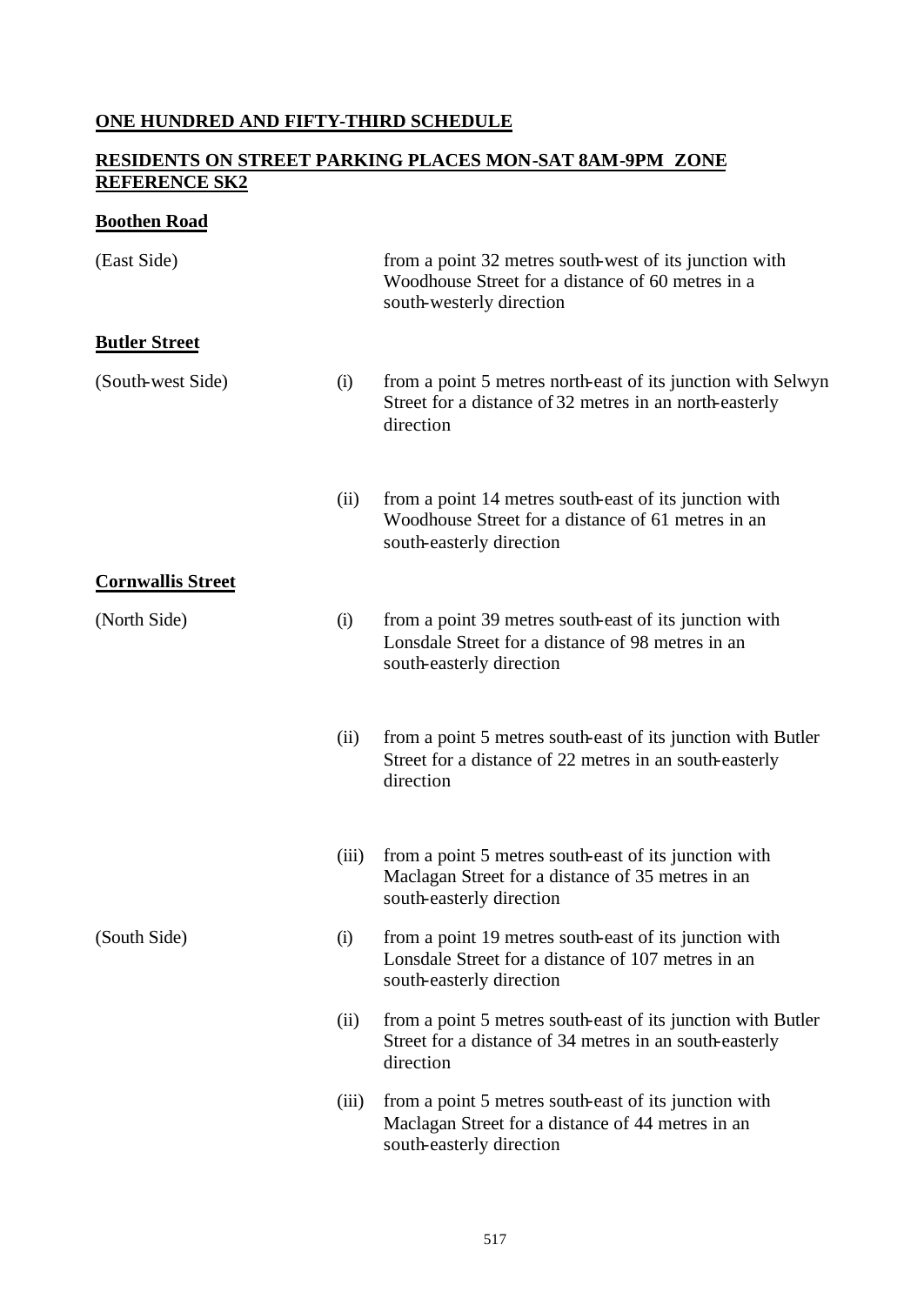## ONE HUNDRED AND FIFTY-THIRD SCHEDULE

## RESIDENTS ON STREET PARKING PLACES MON-SAT 8AM-9PM ZONE REFERENCE SK2

### Boothen Road

| | | |
|---|---|---|
| (East Side) | | from a point 32 metres south-west of its junction with Woodhouse Street for a distance of 60 metres in a south-westerly direction |

### Butler Street

| | | |
|---|---|---|
| (South-west Side) | (i) | from a point 5 metres north-east of its junction with Selwyn Street for a distance of 32 metres in an north-easterly direction |
| | (ii) | from a point 14 metres south-east of its junction with Woodhouse Street for a distance of 61 metres in an south-easterly direction |

### Cornwallis Street

| | | |
|---|---|---|
| (North Side) | (i) | from a point 39 metres south-east of its junction with Lonsdale Street for a distance of 98 metres in an south-easterly direction |
| | (ii) | from a point 5 metres south-east of its junction with Butler Street for a distance of 22 metres in an south-easterly direction |
| | (iii) | from a point 5 metres south-east of its junction with Maclagan Street for a distance of 35 metres in an south-easterly direction |
| (South Side) | (i) | from a point 19 metres south-east of its junction with Lonsdale Street for a distance of 107 metres in an south-easterly direction |
| | (ii) | from a point 5 metres south-east of its junction with Butler Street for a distance of 34 metres in an south-easterly direction |
| | (iii) | from a point 5 metres south-east of its junction with Maclagan Street for a distance of 44 metres in an south-easterly direction |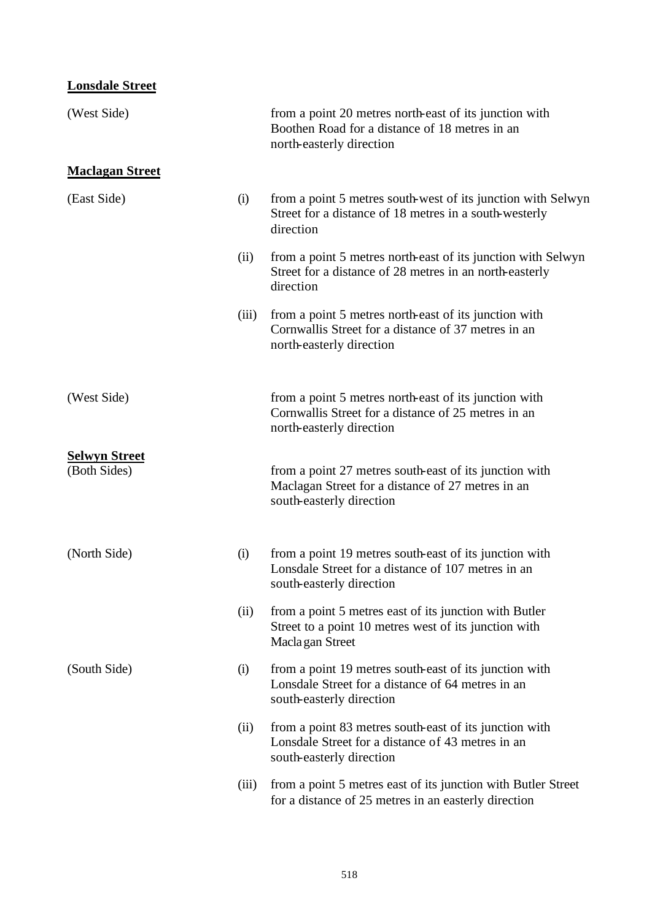**Lonsdale Street**

| | | |
|---|---|---|
| (West Side) | | from a point 20 metres north-east of its junction with Boothen Road for a distance of 18 metres in an north-easterly direction |

**Maclagan Street**

| | | |
|---|---|---|
| (East Side) | (i) | from a point 5 metres south-west of its junction with Selwyn Street for a distance of 18 metres in a south-westerly direction |
| | (ii) | from a point 5 metres north-east of its junction with Selwyn Street for a distance of 28 metres in an north-easterly direction |
| | (iii) | from a point 5 metres north-east of its junction with Cornwallis Street for a distance of 37 metres in an north-easterly direction |
| (West Side) | | from a point 5 metres north-east of its junction with Cornwallis Street for a distance of 25 metres in an north-easterly direction |

**Selwyn Street**

| | | |
|---|---|---|
| (Both Sides) | | from a point 27 metres south-east of its junction with Maclagan Street for a distance of 27 metres in an south-easterly direction |
| (North Side) | (i) | from a point 19 metres south-east of its junction with Lonsdale Street for a distance of 107 metres in an south-easterly direction |
| | (ii) | from a point 5 metres east of its junction with Butler Street to a point 10 metres west of its junction with Maclagan Street |
| (South Side) | (i) | from a point 19 metres south-east of its junction with Lonsdale Street for a distance of 64 metres in an south-easterly direction |
| | (ii) | from a point 83 metres south-east of its junction with Lonsdale Street for a distance of 43 metres in an south-easterly direction |
| | (iii) | from a point 5 metres east of its junction with Butler Street for a distance of 25 metres in an easterly direction |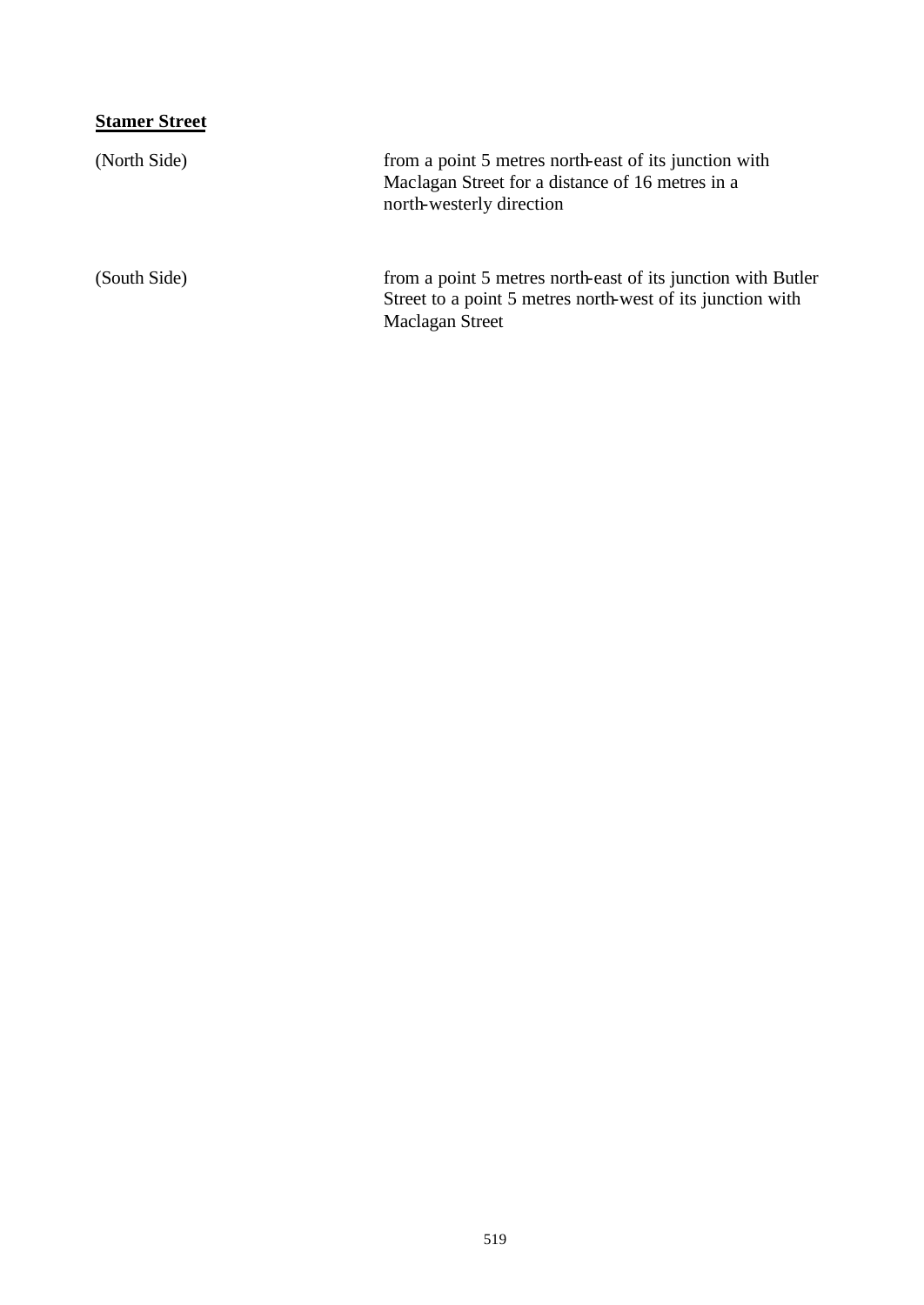**Stamer Street**

| | |
|---|---|
| (North Side) | from a point 5 metres north-east of its junction with Maclagan Street for a distance of 16 metres in a north-westerly direction |
| (South Side) | from a point 5 metres north-east of its junction with Butler Street to a point 5 metres north-west of its junction with Maclagan Street |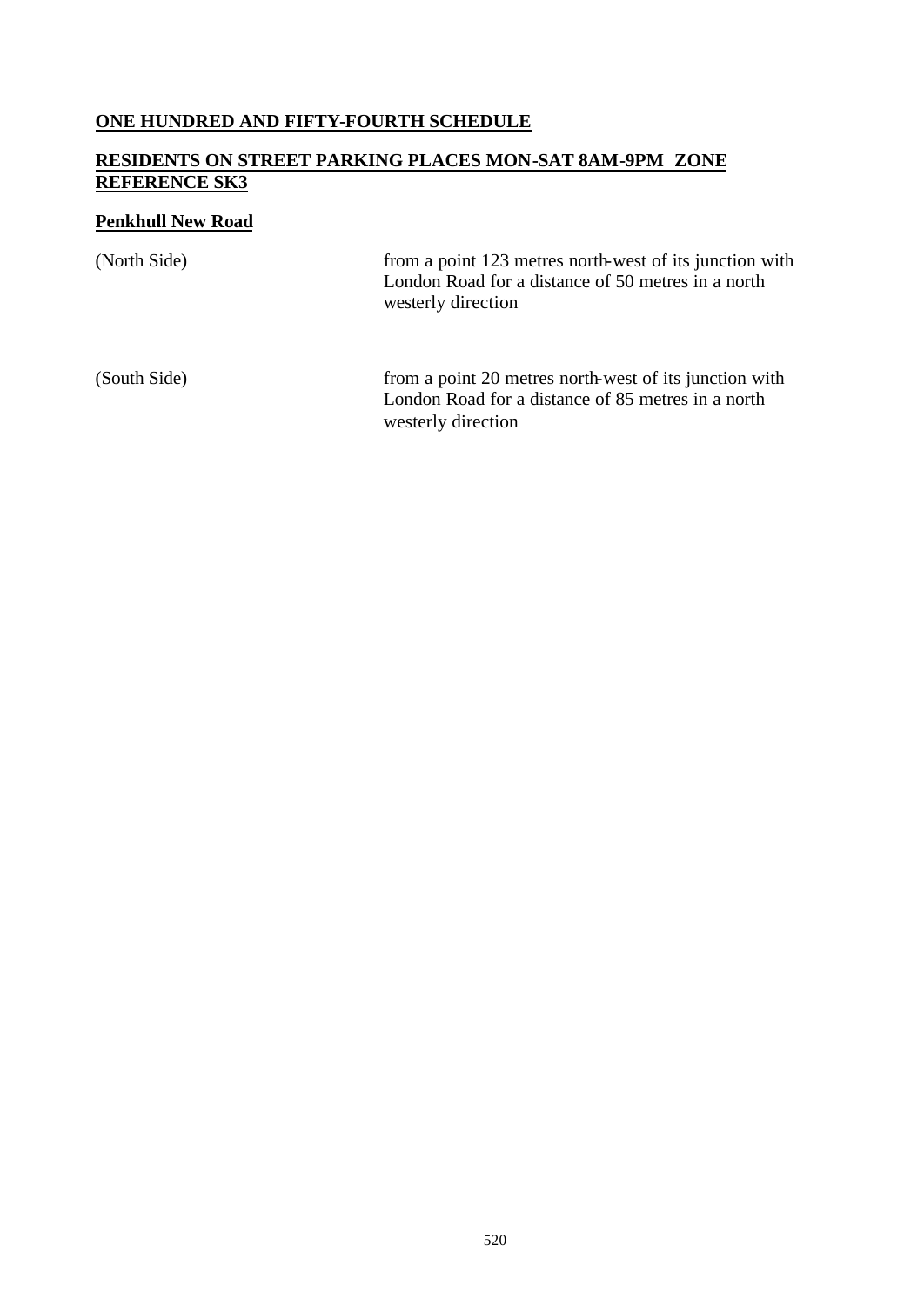## ONE HUNDRED AND FIFTY-FOURTH SCHEDULE

## RESIDENTS ON STREET PARKING PLACES MON-SAT 8AM-9PM ZONE REFERENCE SK3

### Penkhull New Road

(North Side) from a point 123 metres north-west of its junction with London Road for a distance of 50 metres in a north westerly direction

(South Side) from a point 20 metres north-west of its junction with London Road for a distance of 85 metres in a north westerly direction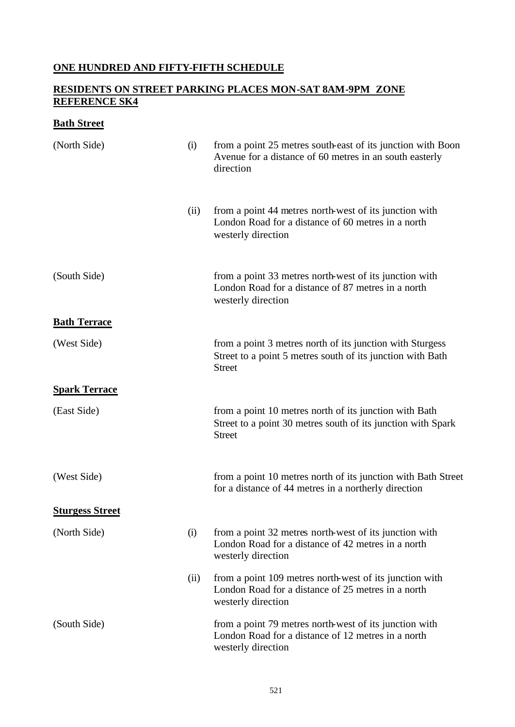## ONE HUNDRED AND FIFTY-FIFTH SCHEDULE

## RESIDENTS ON STREET PARKING PLACES MON-SAT 8AM-9PM ZONE REFERENCE SK4

**Bath Street**

| | | |
|---|---|---|
| (North Side) | (i) | from a point 25 metres south-east of its junction with Boon Avenue for a distance of 60 metres in an south easterly direction |
| | (ii) | from a point 44 metres north-west of its junction with London Road for a distance of 60 metres in a north westerly direction |
| (South Side) | | from a point 33 metres north-west of its junction with London Road for a distance of 87 metres in a north westerly direction |

**Bath Terrace**

| | | |
|---|---|---|
| (West Side) | | from a point 3 metres north of its junction with Sturgess Street to a point 5 metres south of its junction with Bath Street |

**Spark Terrace**

| | | |
|---|---|---|
| (East Side) | | from a point 10 metres north of its junction with Bath Street to a point 30 metres south of its junction with Spark Street |
| (West Side) | | from a point 10 metres north of its junction with Bath Street for a distance of 44 metres in a northerly direction |

**Sturgess Street**

| | | |
|---|---|---|
| (North Side) | (i) | from a point 32 metres north-west of its junction with London Road for a distance of 42 metres in a north westerly direction |
| | (ii) | from a point 109 metres north-west of its junction with London Road for a distance of 25 metres in a north westerly direction |
| (South Side) | | from a point 79 metres north-west of its junction with London Road for a distance of 12 metres in a north westerly direction |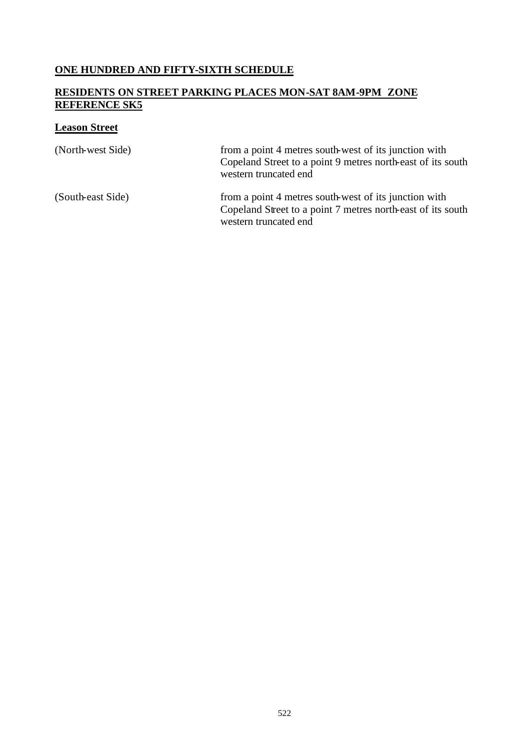## ONE HUNDRED AND FIFTY-SIXTH SCHEDULE

## RESIDENTS ON STREET PARKING PLACES MON-SAT 8AM-9PM ZONE REFERENCE SK5

### Leason Street

| | |
|---|---|
| (North-west Side) | from a point 4 metres south-west of its junction with Copeland Street to a point 9 metres north-east of its south western truncated end |
| (South-east Side) | from a point 4 metres south-west of its junction with Copeland Street to a point 7 metres north-east of its south western truncated end |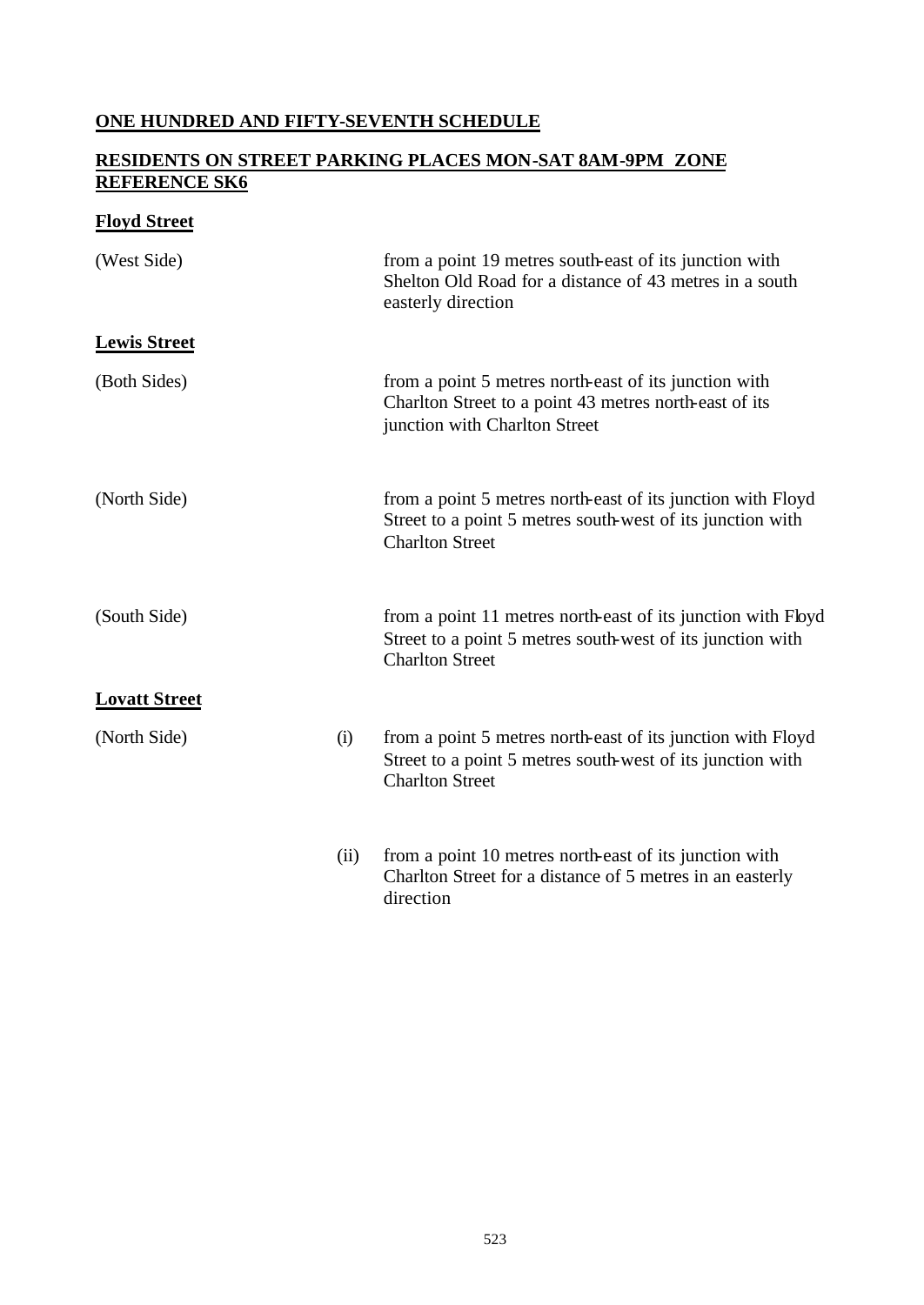## ONE HUNDRED AND FIFTY-SEVENTH SCHEDULE

## RESIDENTS ON STREET PARKING PLACES MON-SAT 8AM-9PM ZONE REFERENCE SK6

### Floyd Street

(West Side) from a point 19 metres south-east of its junction with Shelton Old Road for a distance of 43 metres in a south easterly direction

### Lewis Street

(Both Sides) from a point 5 metres north-east of its junction with Charlton Street to a point 43 metres north-east of its junction with Charlton Street

(North Side) from a point 5 metres north-east of its junction with Floyd Street to a point 5 metres south-west of its junction with Charlton Street

(South Side) from a point 11 metres north-east of its junction with Floyd Street to a point 5 metres south-west of its junction with Charlton Street

### Lovatt Street

(North Side)

(i) from a point 5 metres north-east of its junction with Floyd Street to a point 5 metres south-west of its junction with Charlton Street

(ii) from a point 10 metres north-east of its junction with Charlton Street for a distance of 5 metres in an easterly direction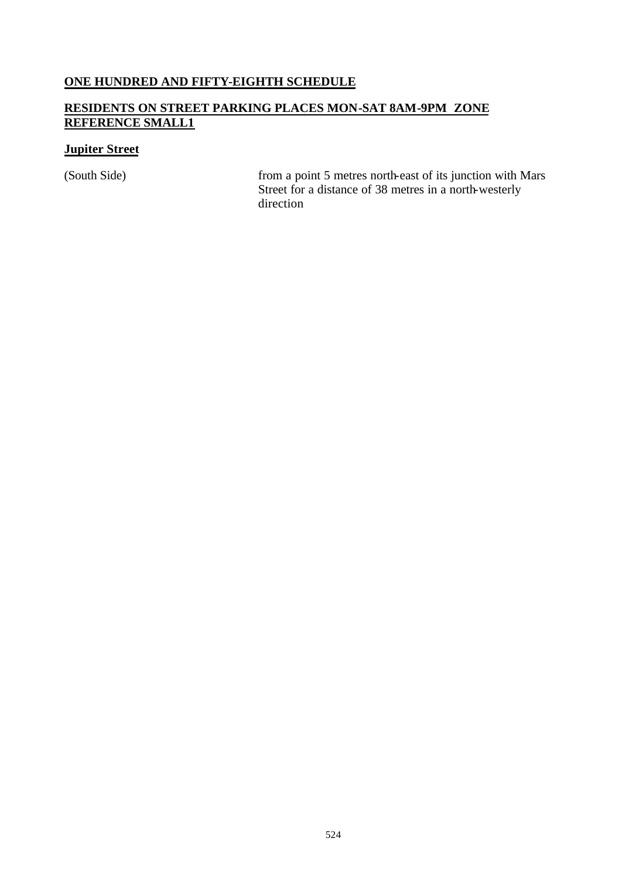## ONE HUNDRED AND FIFTY-EIGHTH SCHEDULE

## RESIDENTS ON STREET PARKING PLACES MON-SAT 8AM-9PM ZONE REFERENCE SMALL1

### Jupiter Street

| | |
|---|---|
| (South Side) | from a point 5 metres north-east of its junction with Mars Street for a distance of 38 metres in a north-westerly direction |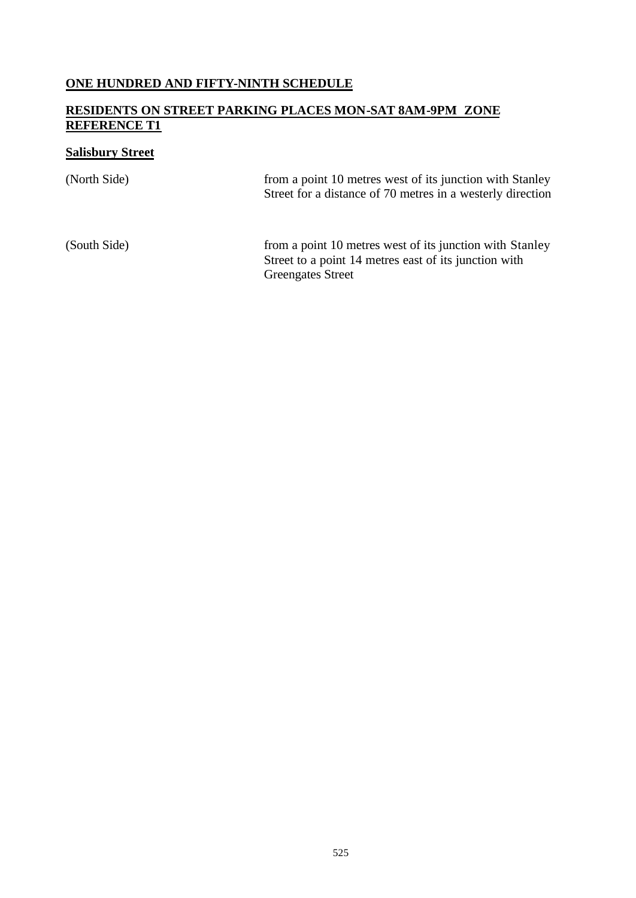**ONE HUNDRED AND FIFTY-NINTH SCHEDULE**

**RESIDENTS ON STREET PARKING PLACES MON-SAT 8AM-9PM ZONE REFERENCE T1**

**Salisbury Street**

| | |
|---|---|
| (North Side) | from a point 10 metres west of its junction with Stanley Street for a distance of 70 metres in a westerly direction |
| (South Side) | from a point 10 metres west of its junction with Stanley Street to a point 14 metres east of its junction with Greengates Street |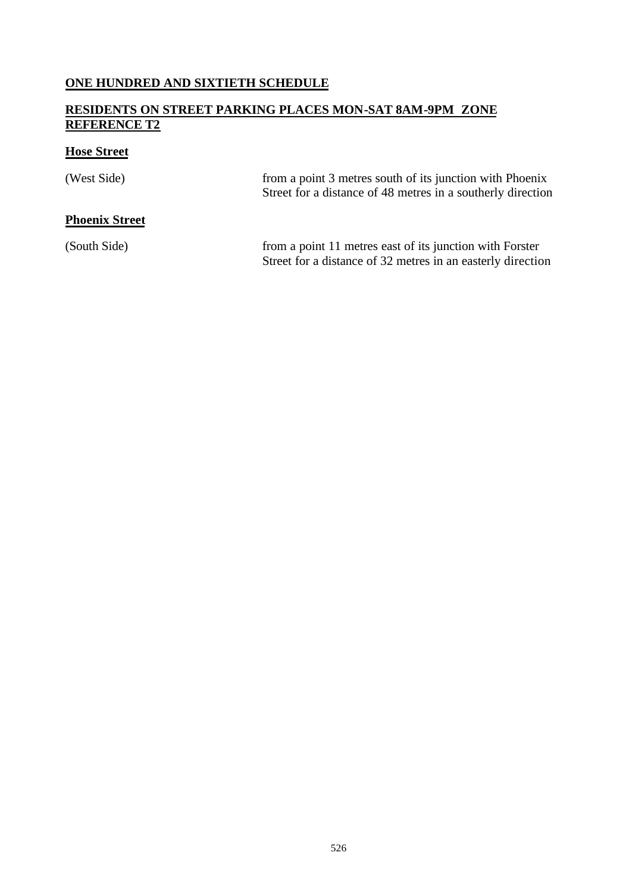## ONE HUNDRED AND SIXTIETH SCHEDULE

## RESIDENTS ON STREET PARKING PLACES MON-SAT 8AM-9PM ZONE REFERENCE T2

### Hose Street

| | |
|---|---|
| (West Side) | from a point 3 metres south of its junction with Phoenix Street for a distance of 48 metres in a southerly direction |

### Phoenix Street

| | |
|---|---|
| (South Side) | from a point 11 metres east of its junction with Forster Street for a distance of 32 metres in an easterly direction |